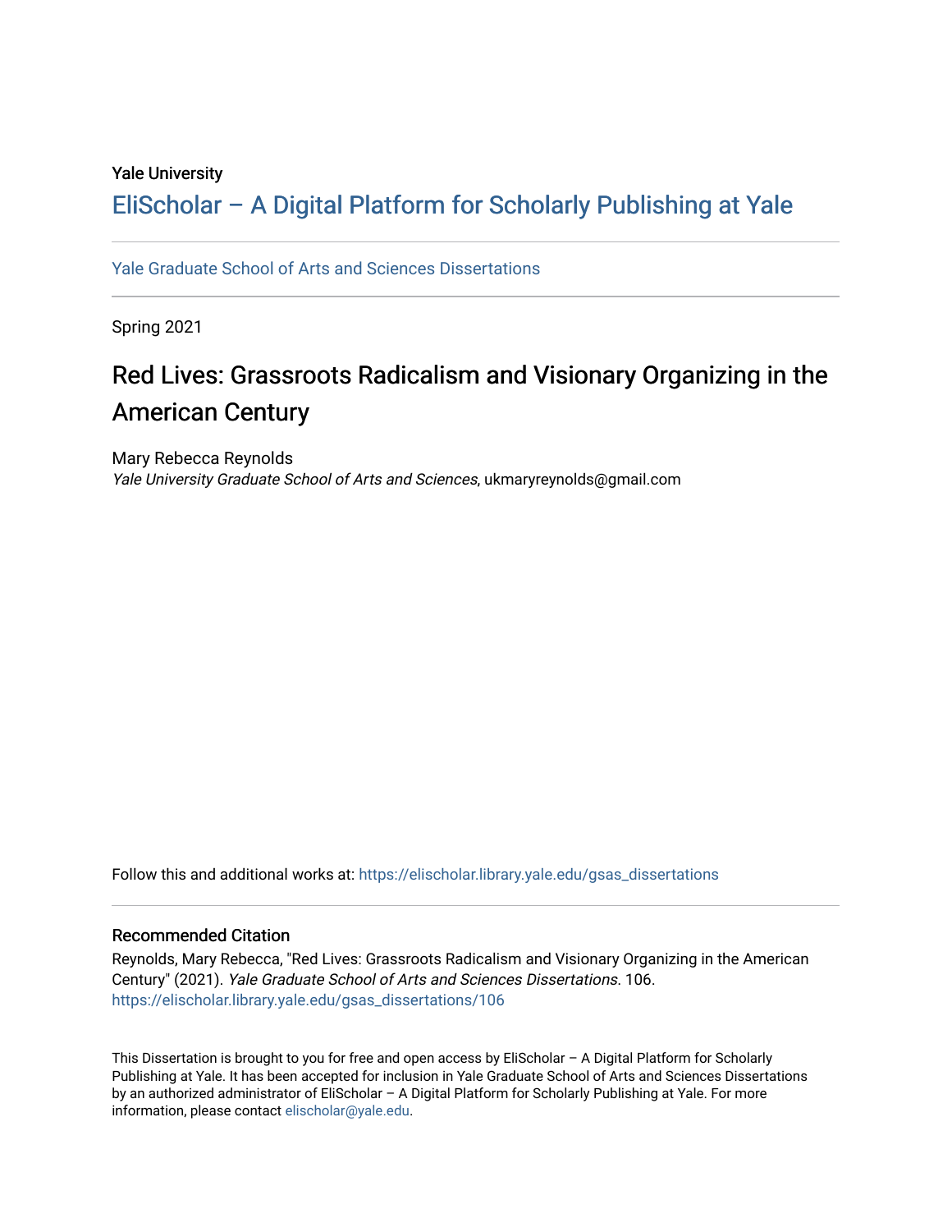Yale University

# EliScholar – A Digital Platform for Scholarly Publishing at Yale

Yale Graduate School of Arts and Sciences Dissertations

Spring 2021

## Red Lives: Grassroots Radicalism and Visionary Organizing in the American Century

Mary Rebecca Reynolds
*Yale University Graduate School of Arts and Sciences*, ukmaryreynolds@gmail.com

Follow this and additional works at: https://elischolar.library.yale.edu/gsas_dissertations

### Recommended Citation

Reynolds, Mary Rebecca, "Red Lives: Grassroots Radicalism and Visionary Organizing in the American Century" (2021). *Yale Graduate School of Arts and Sciences Dissertations*. 106.
https://elischolar.library.yale.edu/gsas_dissertations/106

This Dissertation is brought to you for free and open access by EliScholar – A Digital Platform for Scholarly Publishing at Yale. It has been accepted for inclusion in Yale Graduate School of Arts and Sciences Dissertations by an authorized administrator of EliScholar – A Digital Platform for Scholarly Publishing at Yale. For more information, please contact elischolar@yale.edu.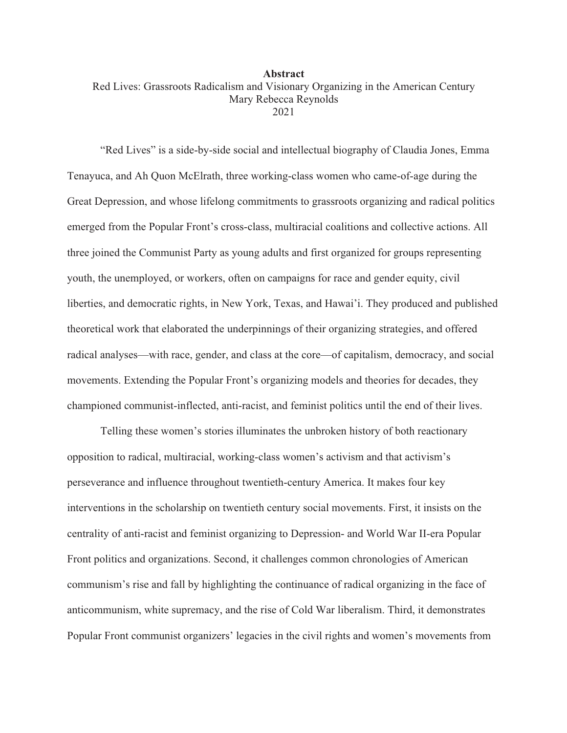# Abstract

Red Lives: Grassroots Radicalism and Visionary Organizing in the American Century
Mary Rebecca Reynolds
2021

"Red Lives" is a side-by-side social and intellectual biography of Claudia Jones, Emma Tenayuca, and Ah Quon McElrath, three working-class women who came-of-age during the Great Depression, and whose lifelong commitments to grassroots organizing and radical politics emerged from the Popular Front's cross-class, multiracial coalitions and collective actions. All three joined the Communist Party as young adults and first organized for groups representing youth, the unemployed, or workers, often on campaigns for race and gender equity, civil liberties, and democratic rights, in New York, Texas, and Hawai'i. They produced and published theoretical work that elaborated the underpinnings of their organizing strategies, and offered radical analyses—with race, gender, and class at the core—of capitalism, democracy, and social movements. Extending the Popular Front's organizing models and theories for decades, they championed communist-inflected, anti-racist, and feminist politics until the end of their lives.

Telling these women's stories illuminates the unbroken history of both reactionary opposition to radical, multiracial, working-class women's activism and that activism's perseverance and influence throughout twentieth-century America. It makes four key interventions in the scholarship on twentieth century social movements. First, it insists on the centrality of anti-racist and feminist organizing to Depression- and World War II-era Popular Front politics and organizations. Second, it challenges common chronologies of American communism's rise and fall by highlighting the continuance of radical organizing in the face of anticommunism, white supremacy, and the rise of Cold War liberalism. Third, it demonstrates Popular Front communist organizers' legacies in the civil rights and women's movements from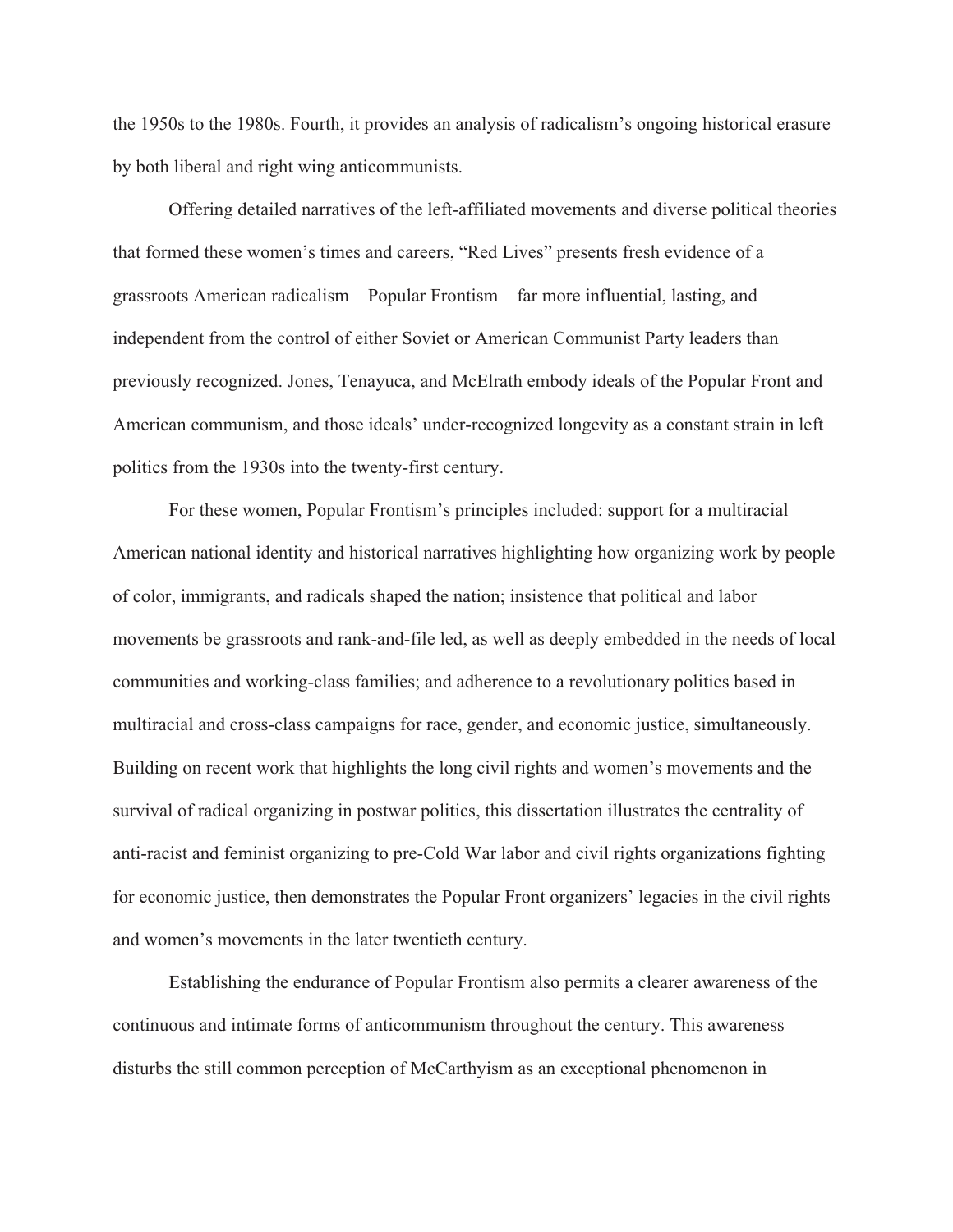the 1950s to the 1980s. Fourth, it provides an analysis of radicalism's ongoing historical erasure by both liberal and right wing anticommunists.

Offering detailed narratives of the left-affiliated movements and diverse political theories that formed these women's times and careers, "Red Lives" presents fresh evidence of a grassroots American radicalism—Popular Frontism—far more influential, lasting, and independent from the control of either Soviet or American Communist Party leaders than previously recognized. Jones, Tenayuca, and McElrath embody ideals of the Popular Front and American communism, and those ideals' under-recognized longevity as a constant strain in left politics from the 1930s into the twenty-first century.

For these women, Popular Frontism's principles included: support for a multiracial American national identity and historical narratives highlighting how organizing work by people of color, immigrants, and radicals shaped the nation; insistence that political and labor movements be grassroots and rank-and-file led, as well as deeply embedded in the needs of local communities and working-class families; and adherence to a revolutionary politics based in multiracial and cross-class campaigns for race, gender, and economic justice, simultaneously. Building on recent work that highlights the long civil rights and women's movements and the survival of radical organizing in postwar politics, this dissertation illustrates the centrality of anti-racist and feminist organizing to pre-Cold War labor and civil rights organizations fighting for economic justice, then demonstrates the Popular Front organizers' legacies in the civil rights and women's movements in the later twentieth century.

Establishing the endurance of Popular Frontism also permits a clearer awareness of the continuous and intimate forms of anticommunism throughout the century. This awareness disturbs the still common perception of McCarthyism as an exceptional phenomenon in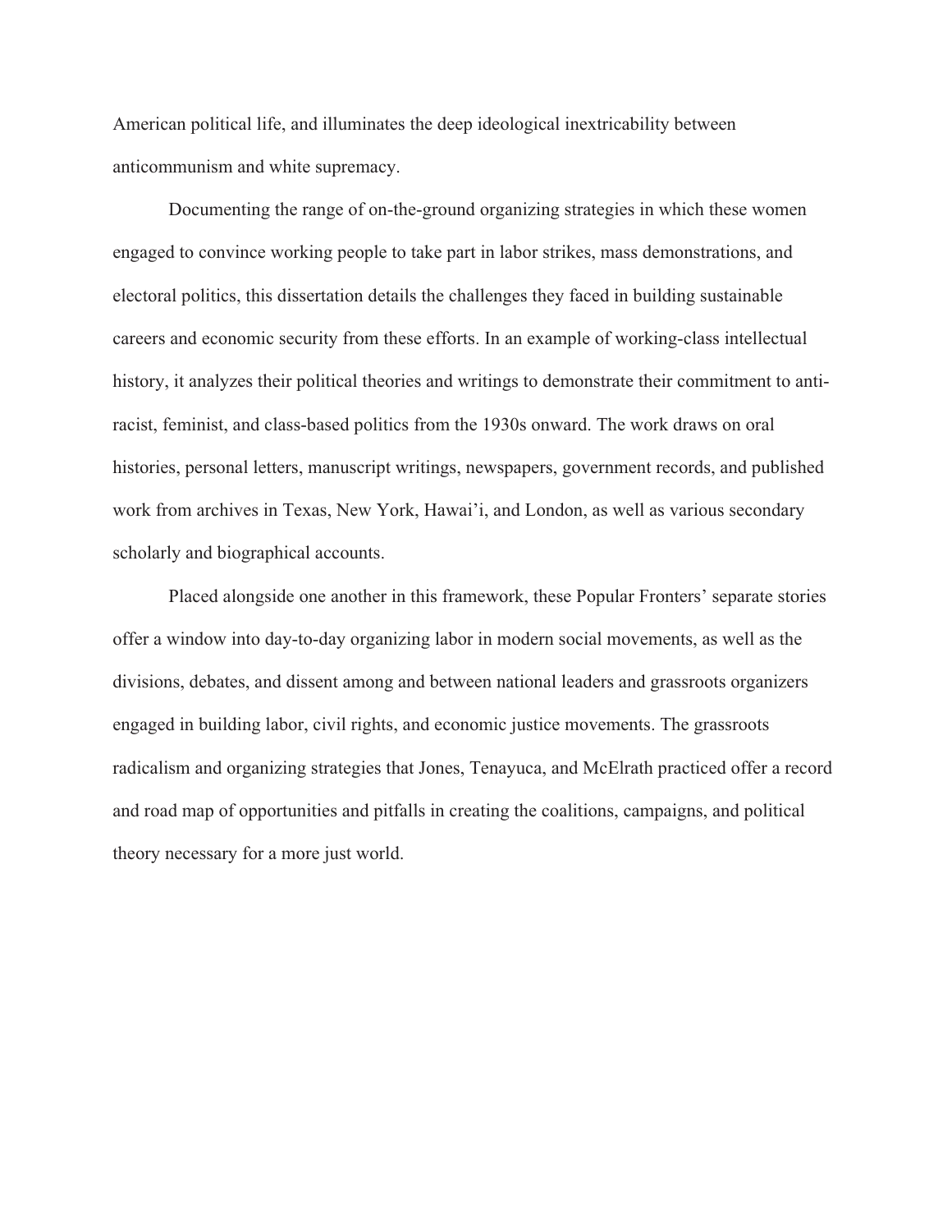American political life, and illuminates the deep ideological inextricability between anticommunism and white supremacy.

Documenting the range of on-the-ground organizing strategies in which these women engaged to convince working people to take part in labor strikes, mass demonstrations, and electoral politics, this dissertation details the challenges they faced in building sustainable careers and economic security from these efforts. In an example of working-class intellectual history, it analyzes their political theories and writings to demonstrate their commitment to anti-racist, feminist, and class-based politics from the 1930s onward. The work draws on oral histories, personal letters, manuscript writings, newspapers, government records, and published work from archives in Texas, New York, Hawai'i, and London, as well as various secondary scholarly and biographical accounts.

Placed alongside one another in this framework, these Popular Fronters' separate stories offer a window into day-to-day organizing labor in modern social movements, as well as the divisions, debates, and dissent among and between national leaders and grassroots organizers engaged in building labor, civil rights, and economic justice movements. The grassroots radicalism and organizing strategies that Jones, Tenayuca, and McElrath practiced offer a record and road map of opportunities and pitfalls in creating the coalitions, campaigns, and political theory necessary for a more just world.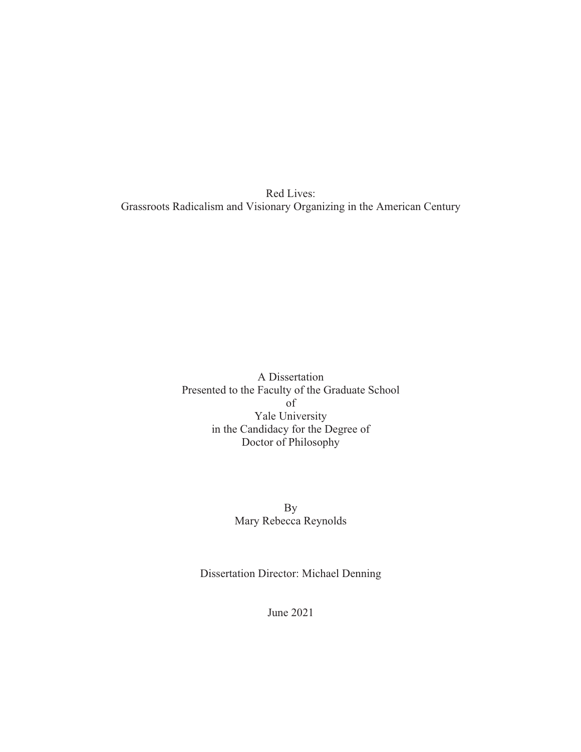# Red Lives:
## Grassroots Radicalism and Visionary Organizing in the American Century

A Dissertation
Presented to the Faculty of the Graduate School
of
Yale University
in the Candidacy for the Degree of
Doctor of Philosophy

By
Mary Rebecca Reynolds

Dissertation Director: Michael Denning

June 2021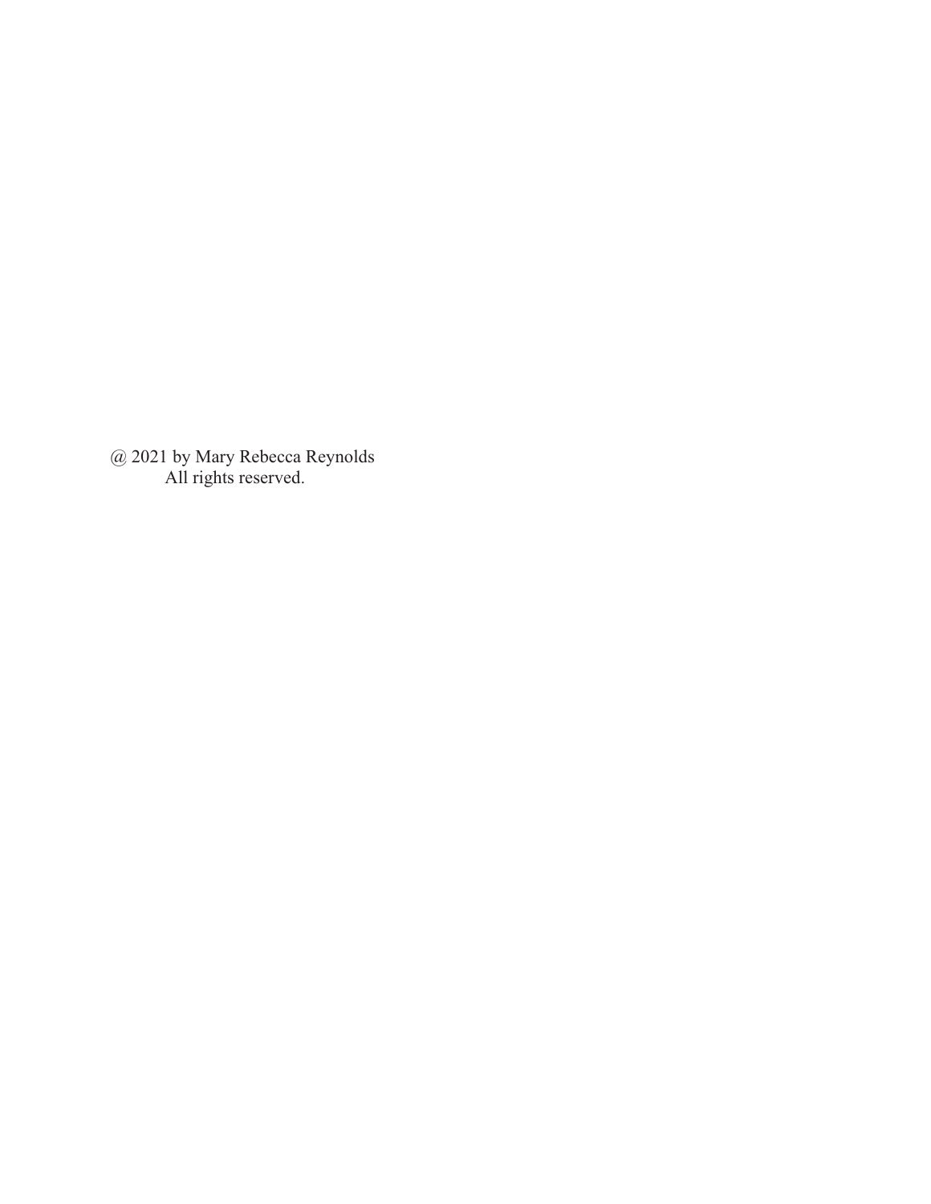@ 2021 by Mary Rebecca Reynolds
All rights reserved.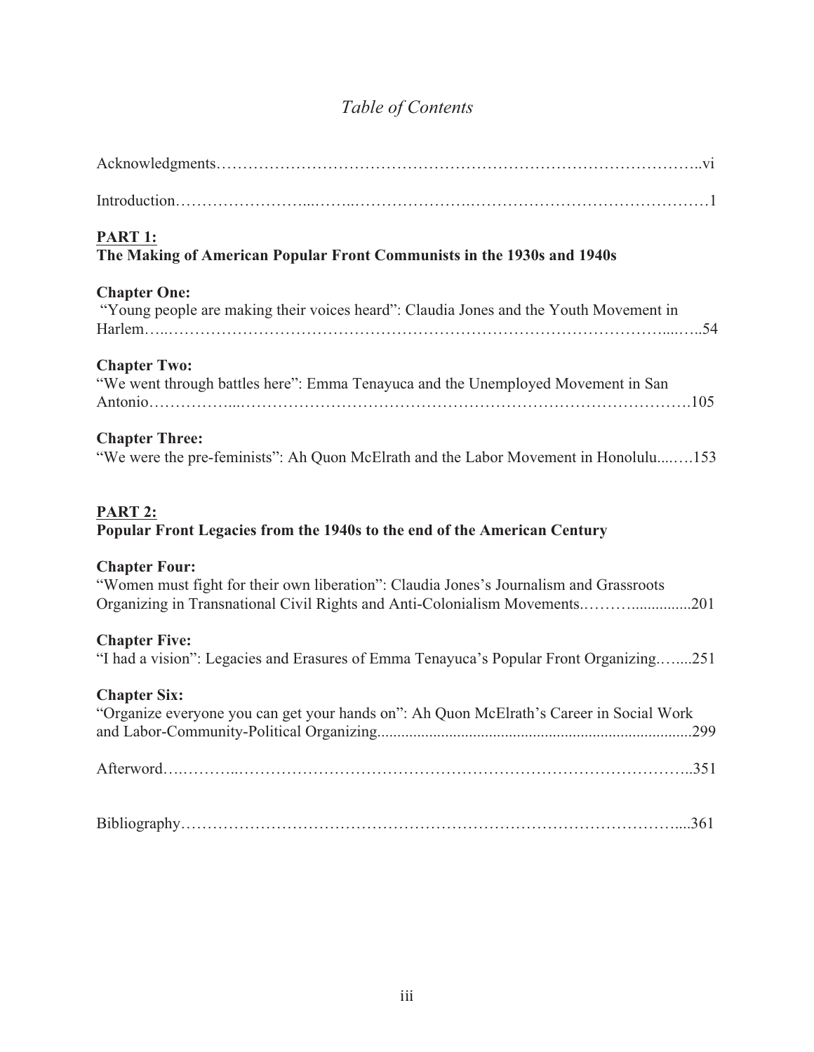# *Table of Contents*

Acknowledgments……………………………………………………………………………..vi

Introduction……………………...……..…………………….………………………………………1

**PART 1:**
**The Making of American Popular Front Communists in the 1930s and 1940s**

**Chapter One:**
"Young people are making their voices heard": Claudia Jones and the Youth Movement in Harlem…..…………………………………………………………………………………....…..54

**Chapter Two:**
"We went through battles here": Emma Tenayuca and the Unemployed Movement in San Antonio……………...……………………………………………………………………………….105

**Chapter Three:**
"We were the pre-feminists": Ah Quon McElrath and the Labor Movement in Honolulu....….153

**PART 2:**
**Popular Front Legacies from the 1940s to the end of the American Century**

**Chapter Four:**
"Women must fight for their own liberation": Claudia Jones's Journalism and Grassroots Organizing in Transnational Civil Rights and Anti-Colonialism Movements.……….............201

**Chapter Five:**
"I had a vision": Legacies and Erasures of Emma Tenayuca's Popular Front Organizing.…....251

**Chapter Six:**
"Organize everyone you can get your hands on": Ah Quon McElrath's Career in Social Work and Labor-Community-Political Organizing..............................................................................299

Afterword….………..……………………………………………………………………………..351

Bibliography…………………………………………………………………………………....361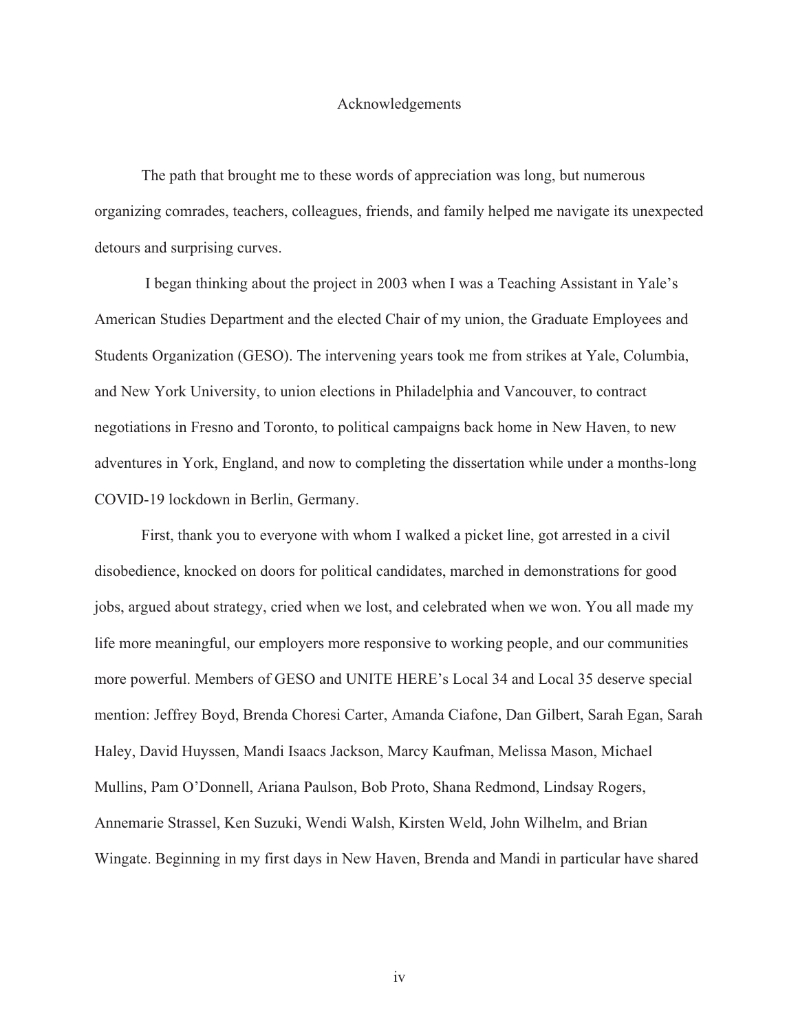# Acknowledgements

The path that brought me to these words of appreciation was long, but numerous organizing comrades, teachers, colleagues, friends, and family helped me navigate its unexpected detours and surprising curves.

I began thinking about the project in 2003 when I was a Teaching Assistant in Yale's American Studies Department and the elected Chair of my union, the Graduate Employees and Students Organization (GESO). The intervening years took me from strikes at Yale, Columbia, and New York University, to union elections in Philadelphia and Vancouver, to contract negotiations in Fresno and Toronto, to political campaigns back home in New Haven, to new adventures in York, England, and now to completing the dissertation while under a months-long COVID-19 lockdown in Berlin, Germany.

First, thank you to everyone with whom I walked a picket line, got arrested in a civil disobedience, knocked on doors for political candidates, marched in demonstrations for good jobs, argued about strategy, cried when we lost, and celebrated when we won. You all made my life more meaningful, our employers more responsive to working people, and our communities more powerful. Members of GESO and UNITE HERE's Local 34 and Local 35 deserve special mention: Jeffrey Boyd, Brenda Choresi Carter, Amanda Ciafone, Dan Gilbert, Sarah Egan, Sarah Haley, David Huyssen, Mandi Isaacs Jackson, Marcy Kaufman, Melissa Mason, Michael Mullins, Pam O'Donnell, Ariana Paulson, Bob Proto, Shana Redmond, Lindsay Rogers, Annemarie Strassel, Ken Suzuki, Wendi Walsh, Kirsten Weld, John Wilhelm, and Brian Wingate. Beginning in my first days in New Haven, Brenda and Mandi in particular have shared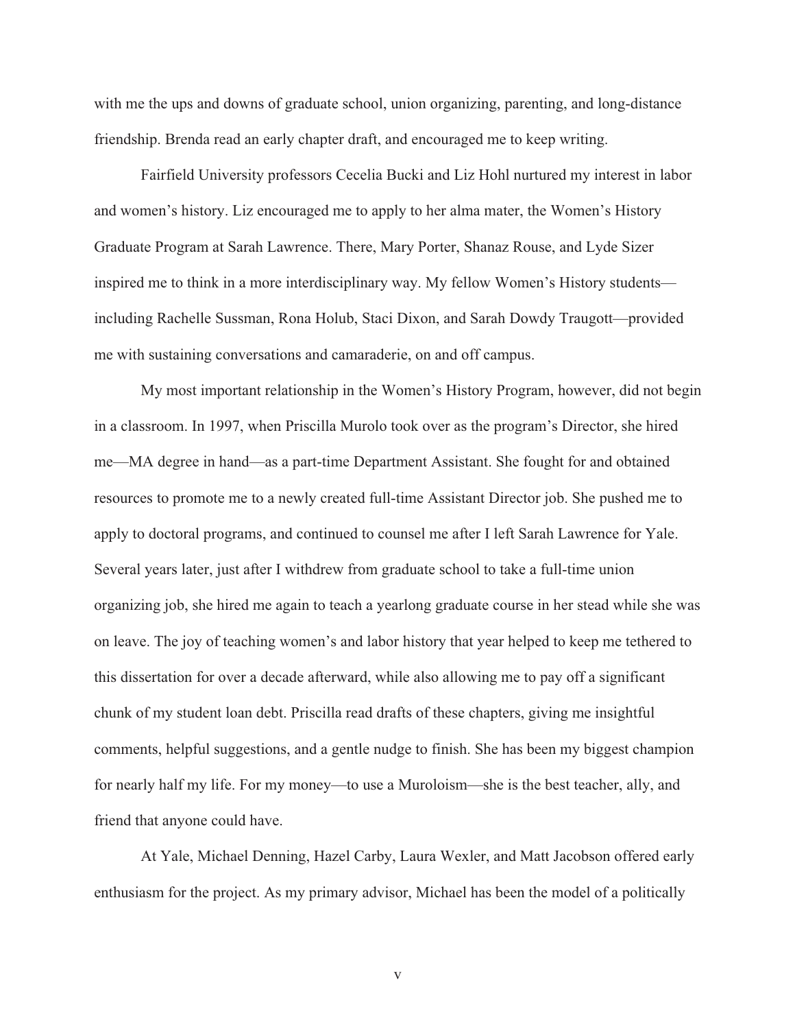with me the ups and downs of graduate school, union organizing, parenting, and long-distance friendship. Brenda read an early chapter draft, and encouraged me to keep writing.

Fairfield University professors Cecelia Bucki and Liz Hohl nurtured my interest in labor and women's history. Liz encouraged me to apply to her alma mater, the Women's History Graduate Program at Sarah Lawrence. There, Mary Porter, Shanaz Rouse, and Lyde Sizer inspired me to think in a more interdisciplinary way. My fellow Women's History students—including Rachelle Sussman, Rona Holub, Staci Dixon, and Sarah Dowdy Traugott—provided me with sustaining conversations and camaraderie, on and off campus.

My most important relationship in the Women's History Program, however, did not begin in a classroom. In 1997, when Priscilla Murolo took over as the program's Director, she hired me—MA degree in hand—as a part-time Department Assistant. She fought for and obtained resources to promote me to a newly created full-time Assistant Director job. She pushed me to apply to doctoral programs, and continued to counsel me after I left Sarah Lawrence for Yale. Several years later, just after I withdrew from graduate school to take a full-time union organizing job, she hired me again to teach a yearlong graduate course in her stead while she was on leave. The joy of teaching women's and labor history that year helped to keep me tethered to this dissertation for over a decade afterward, while also allowing me to pay off a significant chunk of my student loan debt. Priscilla read drafts of these chapters, giving me insightful comments, helpful suggestions, and a gentle nudge to finish. She has been my biggest champion for nearly half my life. For my money—to use a Muroloism—she is the best teacher, ally, and friend that anyone could have.

At Yale, Michael Denning, Hazel Carby, Laura Wexler, and Matt Jacobson offered early enthusiasm for the project. As my primary advisor, Michael has been the model of a politically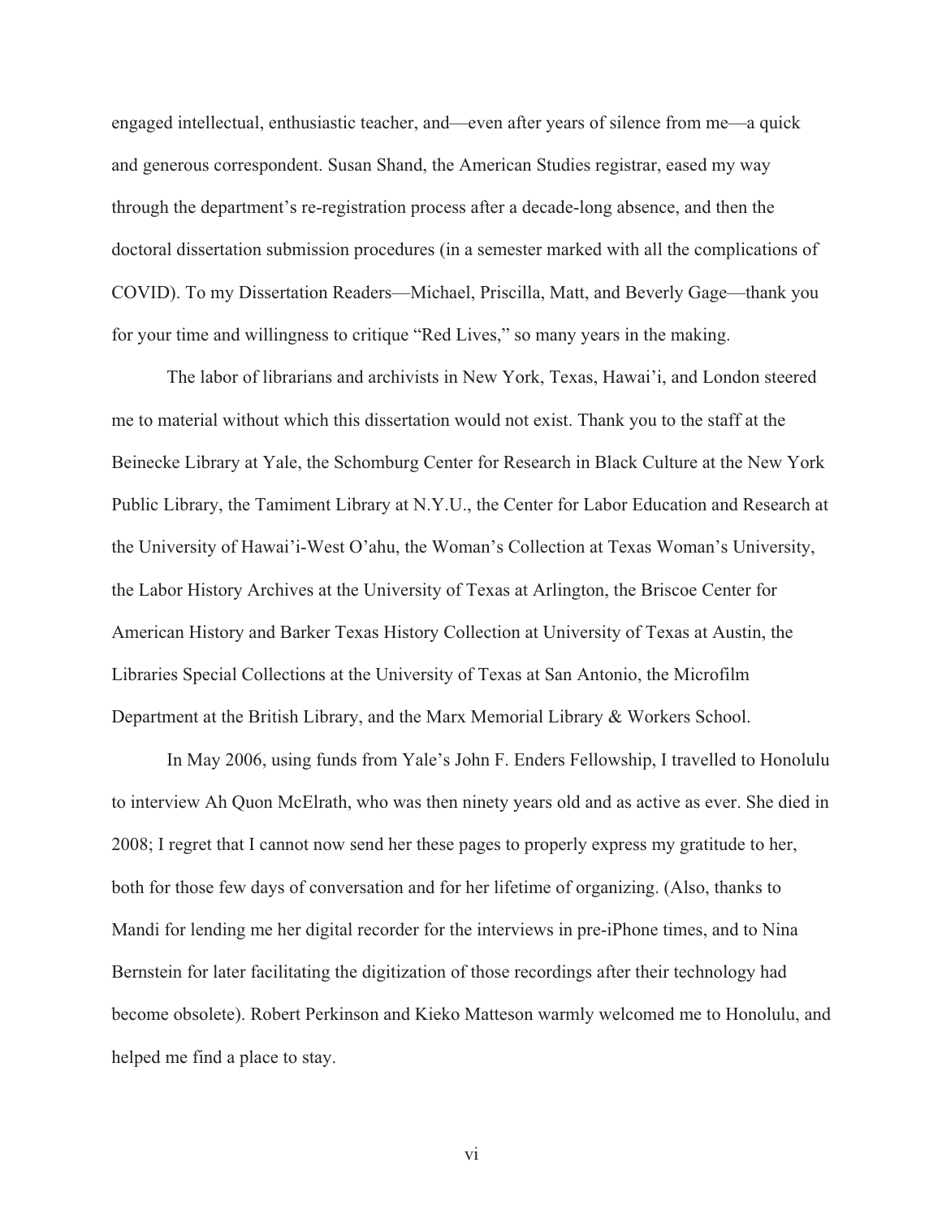engaged intellectual, enthusiastic teacher, and—even after years of silence from me—a quick and generous correspondent. Susan Shand, the American Studies registrar, eased my way through the department's re-registration process after a decade-long absence, and then the doctoral dissertation submission procedures (in a semester marked with all the complications of COVID). To my Dissertation Readers—Michael, Priscilla, Matt, and Beverly Gage—thank you for your time and willingness to critique "Red Lives," so many years in the making.

The labor of librarians and archivists in New York, Texas, Hawai'i, and London steered me to material without which this dissertation would not exist. Thank you to the staff at the Beinecke Library at Yale, the Schomburg Center for Research in Black Culture at the New York Public Library, the Tamiment Library at N.Y.U., the Center for Labor Education and Research at the University of Hawai'i-West O'ahu, the Woman's Collection at Texas Woman's University, the Labor History Archives at the University of Texas at Arlington, the Briscoe Center for American History and Barker Texas History Collection at University of Texas at Austin, the Libraries Special Collections at the University of Texas at San Antonio, the Microfilm Department at the British Library, and the Marx Memorial Library & Workers School.

In May 2006, using funds from Yale's John F. Enders Fellowship, I travelled to Honolulu to interview Ah Quon McElrath, who was then ninety years old and as active as ever. She died in 2008; I regret that I cannot now send her these pages to properly express my gratitude to her, both for those few days of conversation and for her lifetime of organizing. (Also, thanks to Mandi for lending me her digital recorder for the interviews in pre-iPhone times, and to Nina Bernstein for later facilitating the digitization of those recordings after their technology had become obsolete). Robert Perkinson and Kieko Matteson warmly welcomed me to Honolulu, and helped me find a place to stay.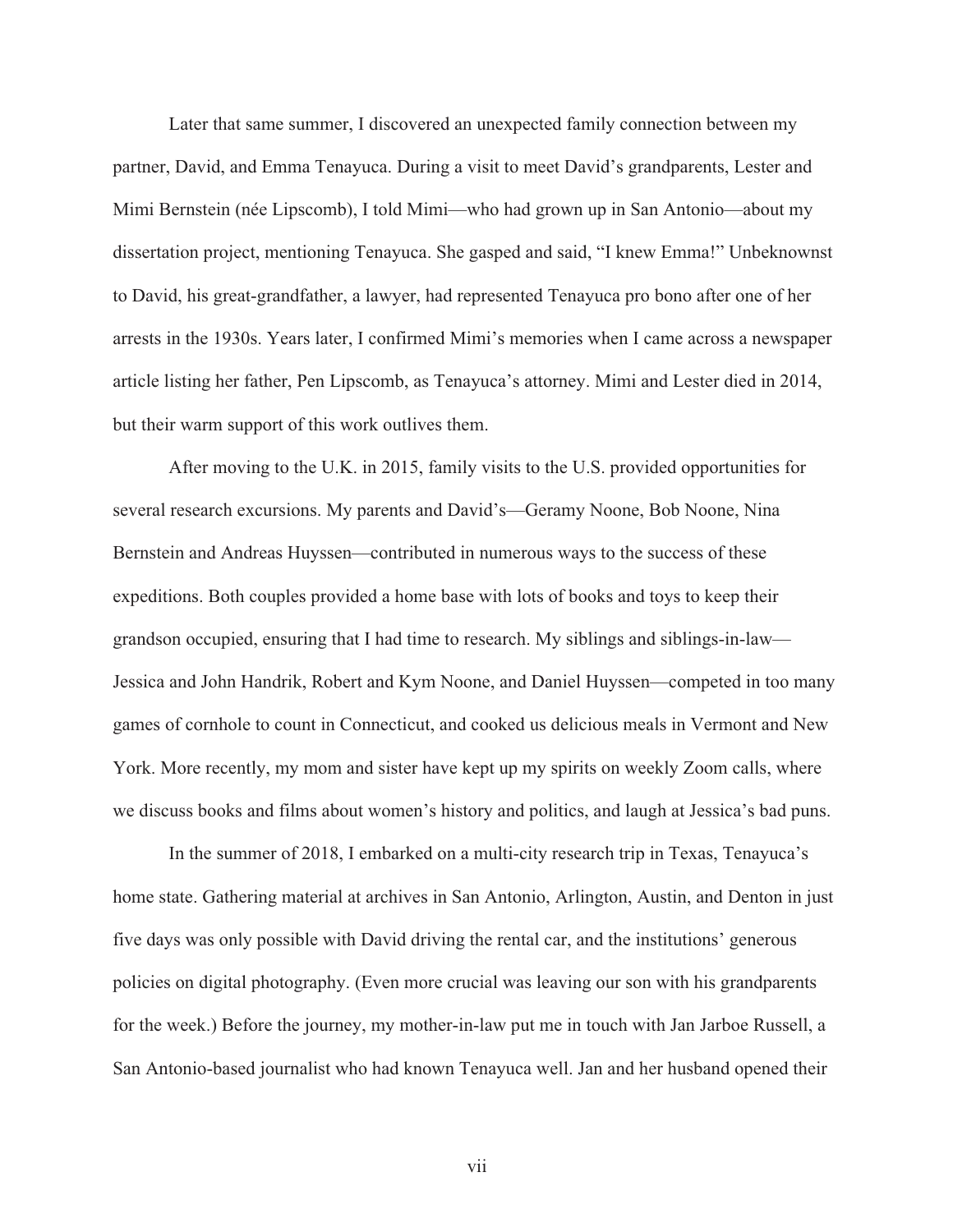Later that same summer, I discovered an unexpected family connection between my partner, David, and Emma Tenayuca. During a visit to meet David's grandparents, Lester and Mimi Bernstein (née Lipscomb), I told Mimi—who had grown up in San Antonio—about my dissertation project, mentioning Tenayuca. She gasped and said, "I knew Emma!" Unbeknownst to David, his great-grandfather, a lawyer, had represented Tenayuca pro bono after one of her arrests in the 1930s. Years later, I confirmed Mimi's memories when I came across a newspaper article listing her father, Pen Lipscomb, as Tenayuca's attorney. Mimi and Lester died in 2014, but their warm support of this work outlives them.

After moving to the U.K. in 2015, family visits to the U.S. provided opportunities for several research excursions. My parents and David's—Geramy Noone, Bob Noone, Nina Bernstein and Andreas Huyssen—contributed in numerous ways to the success of these expeditions. Both couples provided a home base with lots of books and toys to keep their grandson occupied, ensuring that I had time to research. My siblings and siblings-in-law—Jessica and John Handrik, Robert and Kym Noone, and Daniel Huyssen—competed in too many games of cornhole to count in Connecticut, and cooked us delicious meals in Vermont and New York. More recently, my mom and sister have kept up my spirits on weekly Zoom calls, where we discuss books and films about women's history and politics, and laugh at Jessica's bad puns.

In the summer of 2018, I embarked on a multi-city research trip in Texas, Tenayuca's home state. Gathering material at archives in San Antonio, Arlington, Austin, and Denton in just five days was only possible with David driving the rental car, and the institutions' generous policies on digital photography. (Even more crucial was leaving our son with his grandparents for the week.) Before the journey, my mother-in-law put me in touch with Jan Jarboe Russell, a San Antonio-based journalist who had known Tenayuca well. Jan and her husband opened their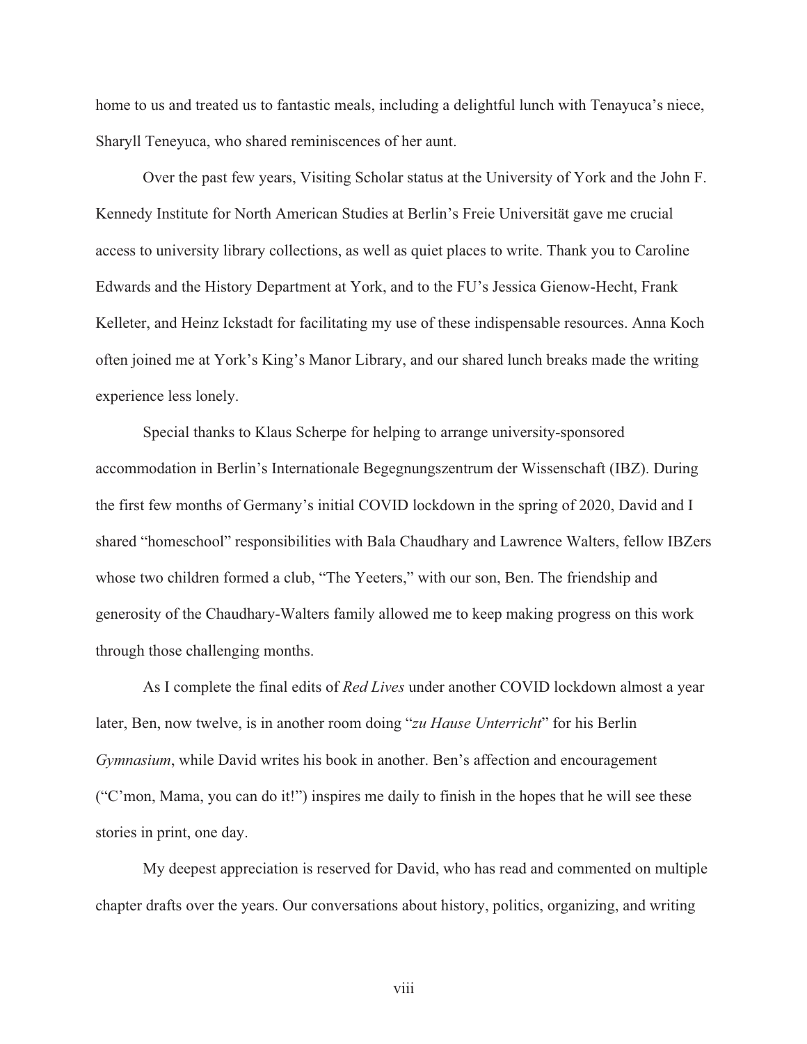home to us and treated us to fantastic meals, including a delightful lunch with Tenayuca's niece, Sharyll Teneyuca, who shared reminiscences of her aunt.

Over the past few years, Visiting Scholar status at the University of York and the John F. Kennedy Institute for North American Studies at Berlin's Freie Universität gave me crucial access to university library collections, as well as quiet places to write. Thank you to Caroline Edwards and the History Department at York, and to the FU's Jessica Gienow-Hecht, Frank Kelleter, and Heinz Ickstadt for facilitating my use of these indispensable resources. Anna Koch often joined me at York's King's Manor Library, and our shared lunch breaks made the writing experience less lonely.

Special thanks to Klaus Scherpe for helping to arrange university-sponsored accommodation in Berlin's Internationale Begegnungszentrum der Wissenschaft (IBZ). During the first few months of Germany's initial COVID lockdown in the spring of 2020, David and I shared "homeschool" responsibilities with Bala Chaudhary and Lawrence Walters, fellow IBZers whose two children formed a club, "The Yeeters," with our son, Ben. The friendship and generosity of the Chaudhary-Walters family allowed me to keep making progress on this work through those challenging months.

As I complete the final edits of *Red Lives* under another COVID lockdown almost a year later, Ben, now twelve, is in another room doing "*zu Hause Unterricht*" for his Berlin *Gymnasium*, while David writes his book in another. Ben's affection and encouragement ("C'mon, Mama, you can do it!") inspires me daily to finish in the hopes that he will see these stories in print, one day.

My deepest appreciation is reserved for David, who has read and commented on multiple chapter drafts over the years. Our conversations about history, politics, organizing, and writing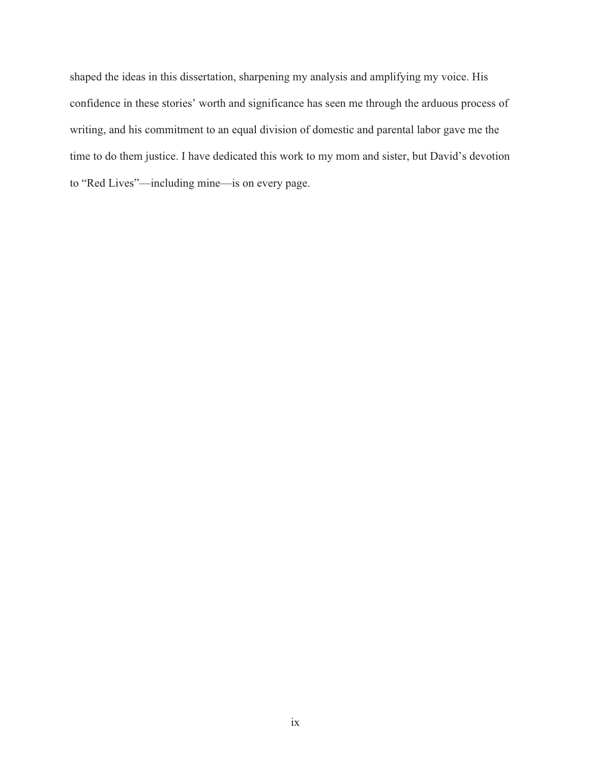shaped the ideas in this dissertation, sharpening my analysis and amplifying my voice. His confidence in these stories' worth and significance has seen me through the arduous process of writing, and his commitment to an equal division of domestic and parental labor gave me the time to do them justice. I have dedicated this work to my mom and sister, but David's devotion to "Red Lives"—including mine—is on every page.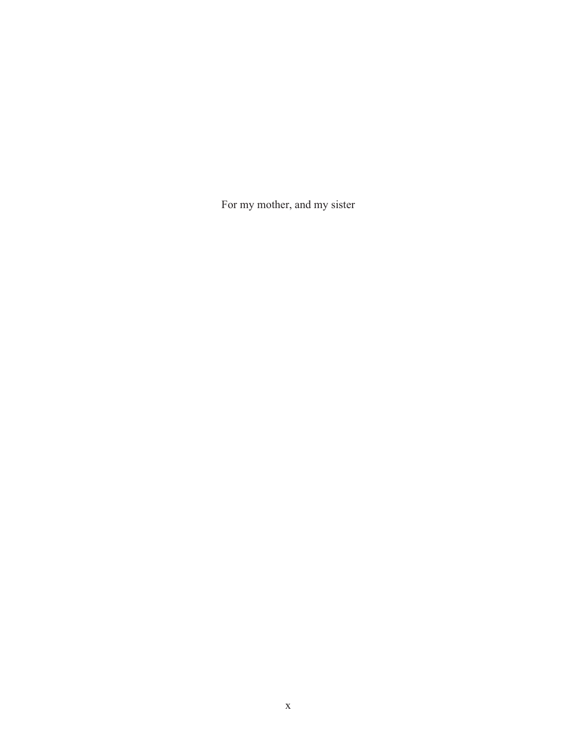For my mother, and my sister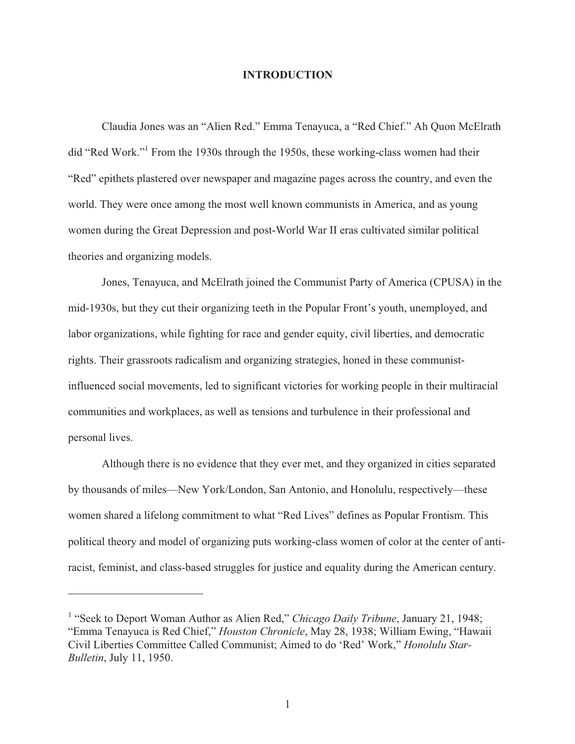# INTRODUCTION

Claudia Jones was an "Alien Red." Emma Tenayuca, a "Red Chief." Ah Quon McElrath did "Red Work."[1] From the 1930s through the 1950s, these working-class women had their "Red" epithets plastered over newspaper and magazine pages across the country, and even the world. They were once among the most well known communists in America, and as young women during the Great Depression and post-World War II eras cultivated similar political theories and organizing models.

Jones, Tenayuca, and McElrath joined the Communist Party of America (CPUSA) in the mid-1930s, but they cut their organizing teeth in the Popular Front's youth, unemployed, and labor organizations, while fighting for race and gender equity, civil liberties, and democratic rights. Their grassroots radicalism and organizing strategies, honed in these communist-influenced social movements, led to significant victories for working people in their multiracial communities and workplaces, as well as tensions and turbulence in their professional and personal lives.

Although there is no evidence that they ever met, and they organized in cities separated by thousands of miles—New York/London, San Antonio, and Honolulu, respectively—these women shared a lifelong commitment to what "Red Lives" defines as Popular Frontism. This political theory and model of organizing puts working-class women of color at the center of anti-racist, feminist, and class-based struggles for justice and equality during the American century.

---

[1] "Seek to Deport Woman Author as Alien Red," *Chicago Daily Tribune*, January 21, 1948; "Emma Tenayuca is Red Chief," *Houston Chronicle*, May 28, 1938; William Ewing, "Hawaii Civil Liberties Committee Called Communist; Aimed to do 'Red' Work," *Honolulu Star-Bulletin*, July 11, 1950.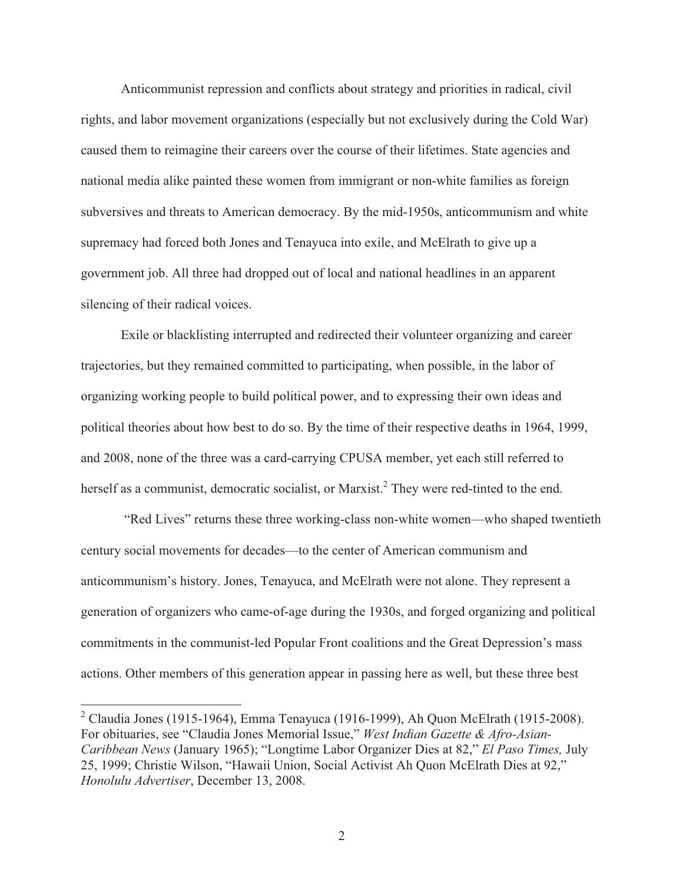Anticommunist repression and conflicts about strategy and priorities in radical, civil rights, and labor movement organizations (especially but not exclusively during the Cold War) caused them to reimagine their careers over the course of their lifetimes. State agencies and national media alike painted these women from immigrant or non-white families as foreign subversives and threats to American democracy. By the mid-1950s, anticommunism and white supremacy had forced both Jones and Tenayuca into exile, and McElrath to give up a government job. All three had dropped out of local and national headlines in an apparent silencing of their radical voices.

Exile or blacklisting interrupted and redirected their volunteer organizing and career trajectories, but they remained committed to participating, when possible, in the labor of organizing working people to build political power, and to expressing their own ideas and political theories about how best to do so. By the time of their respective deaths in 1964, 1999, and 2008, none of the three was a card-carrying CPUSA member, yet each still referred to herself as a communist, democratic socialist, or Marxist.[2] They were red-tinted to the end.

"Red Lives" returns these three working-class non-white women—who shaped twentieth century social movements for decades—to the center of American communism and anticommunism's history. Jones, Tenayuca, and McElrath were not alone. They represent a generation of organizers who came-of-age during the 1930s, and forged organizing and political commitments in the communist-led Popular Front coalitions and the Great Depression's mass actions. Other members of this generation appear in passing here as well, but these three best

---

[2] Claudia Jones (1915-1964), Emma Tenayuca (1916-1999), Ah Quon McElrath (1915-2008). For obituaries, see "Claudia Jones Memorial Issue," *West Indian Gazette & Afro-Asian-Caribbean News* (January 1965); "Longtime Labor Organizer Dies at 82," *El Paso Times,* July 25, 1999; Christie Wilson, "Hawaii Union, Social Activist Ah Quon McElrath Dies at 92," *Honolulu Advertiser*, December 13, 2008.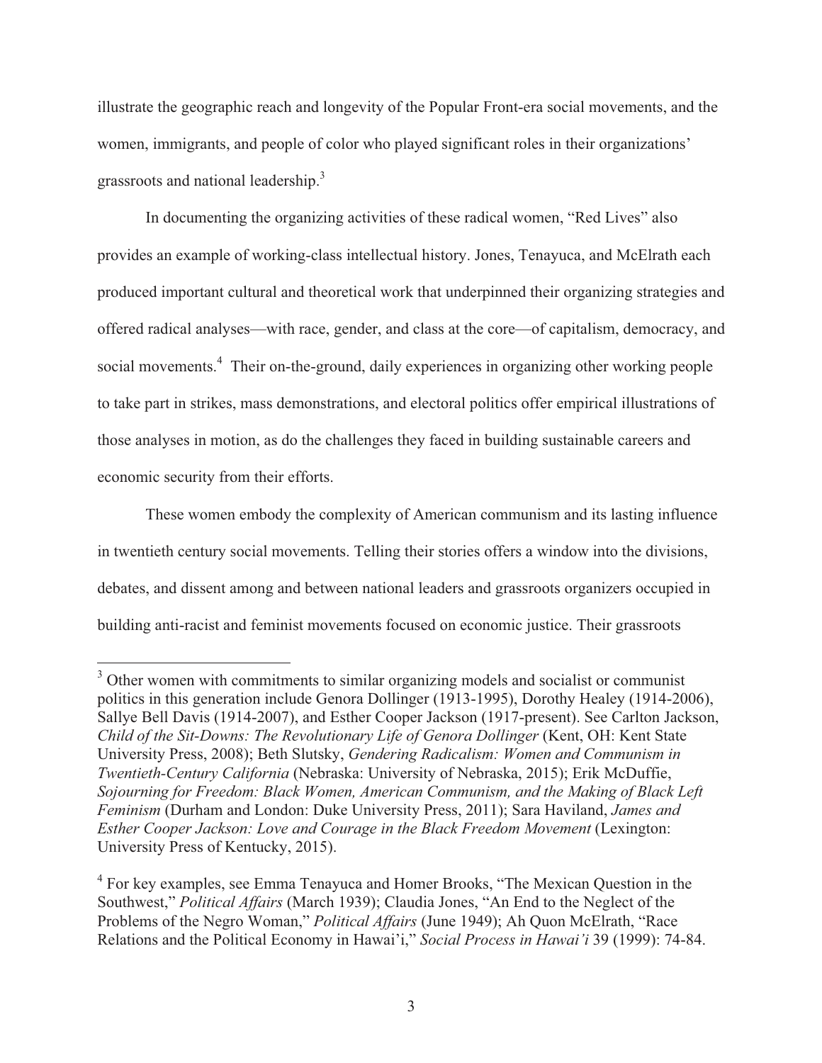illustrate the geographic reach and longevity of the Popular Front-era social movements, and the women, immigrants, and people of color who played significant roles in their organizations' grassroots and national leadership.[3]

In documenting the organizing activities of these radical women, "Red Lives" also provides an example of working-class intellectual history. Jones, Tenayuca, and McElrath each produced important cultural and theoretical work that underpinned their organizing strategies and offered radical analyses—with race, gender, and class at the core—of capitalism, democracy, and social movements.[4] Their on-the-ground, daily experiences in organizing other working people to take part in strikes, mass demonstrations, and electoral politics offer empirical illustrations of those analyses in motion, as do the challenges they faced in building sustainable careers and economic security from their efforts.

These women embody the complexity of American communism and its lasting influence in twentieth century social movements. Telling their stories offers a window into the divisions, debates, and dissent among and between national leaders and grassroots organizers occupied in building anti-racist and feminist movements focused on economic justice. Their grassroots

---

[3] Other women with commitments to similar organizing models and socialist or communist politics in this generation include Genora Dollinger (1913-1995), Dorothy Healey (1914-2006), Sallye Bell Davis (1914-2007), and Esther Cooper Jackson (1917-present). See Carlton Jackson, *Child of the Sit-Downs: The Revolutionary Life of Genora Dollinger* (Kent, OH: Kent State University Press, 2008); Beth Slutsky, *Gendering Radicalism: Women and Communism in Twentieth-Century California* (Nebraska: University of Nebraska, 2015); Erik McDuffie, *Sojourning for Freedom: Black Women, American Communism, and the Making of Black Left Feminism* (Durham and London: Duke University Press, 2011); Sara Haviland, *James and Esther Cooper Jackson: Love and Courage in the Black Freedom Movement* (Lexington: University Press of Kentucky, 2015).

[4] For key examples, see Emma Tenayuca and Homer Brooks, "The Mexican Question in the Southwest," *Political Affairs* (March 1939); Claudia Jones, "An End to the Neglect of the Problems of the Negro Woman," *Political Affairs* (June 1949); Ah Quon McElrath, "Race Relations and the Political Economy in Hawai'i," *Social Process in Hawai'i* 39 (1999): 74-84.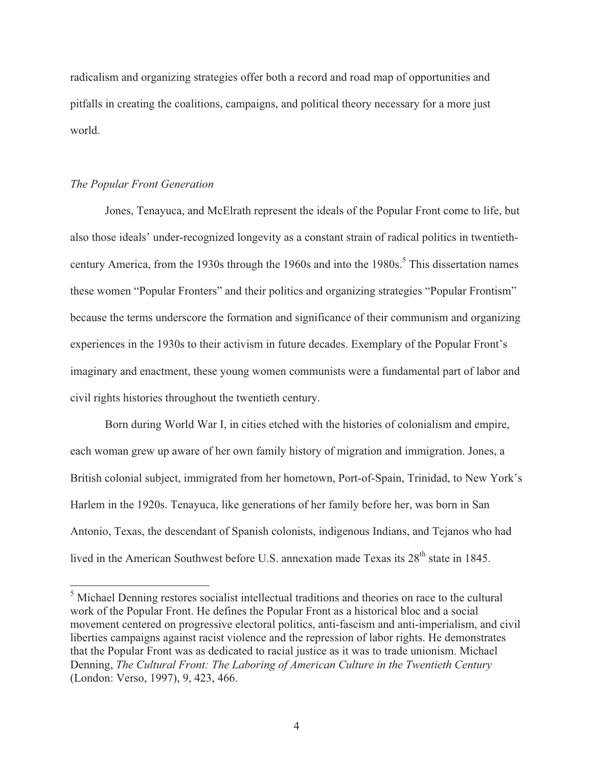radicalism and organizing strategies offer both a record and road map of opportunities and pitfalls in creating the coalitions, campaigns, and political theory necessary for a more just world.

### *The Popular Front Generation*

Jones, Tenayuca, and McElrath represent the ideals of the Popular Front come to life, but also those ideals' under-recognized longevity as a constant strain of radical politics in twentieth-century America, from the 1930s through the 1960s and into the 1980s.[5] This dissertation names these women "Popular Fronters" and their politics and organizing strategies "Popular Frontism" because the terms underscore the formation and significance of their communism and organizing experiences in the 1930s to their activism in future decades. Exemplary of the Popular Front's imaginary and enactment, these young women communists were a fundamental part of labor and civil rights histories throughout the twentieth century.

Born during World War I, in cities etched with the histories of colonialism and empire, each woman grew up aware of her own family history of migration and immigration. Jones, a British colonial subject, immigrated from her hometown, Port-of-Spain, Trinidad, to New York's Harlem in the 1920s. Tenayuca, like generations of her family before her, was born in San Antonio, Texas, the descendant of Spanish colonists, indigenous Indians, and Tejanos who had lived in the American Southwest before U.S. annexation made Texas its 28th state in 1845.

---

[5] Michael Denning restores socialist intellectual traditions and theories on race to the cultural work of the Popular Front. He defines the Popular Front as a historical bloc and a social movement centered on progressive electoral politics, anti-fascism and anti-imperialism, and civil liberties campaigns against racist violence and the repression of labor rights. He demonstrates that the Popular Front was as dedicated to racial justice as it was to trade unionism. Michael Denning, *The Cultural Front: The Laboring of American Culture in the Twentieth Century* (London: Verso, 1997), 9, 423, 466.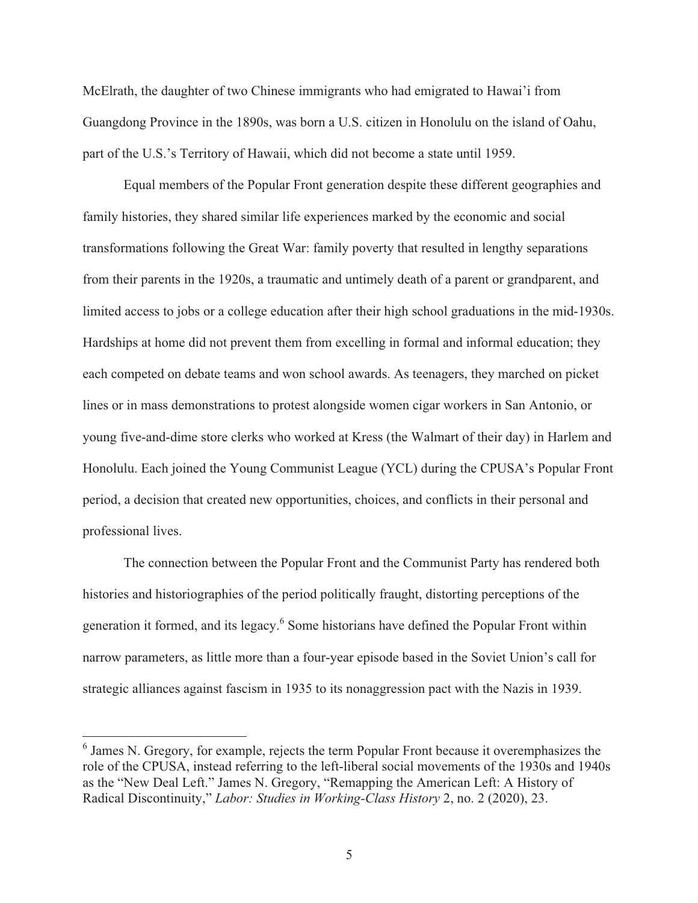McElrath, the daughter of two Chinese immigrants who had emigrated to Hawai'i from Guangdong Province in the 1890s, was born a U.S. citizen in Honolulu on the island of Oahu, part of the U.S.'s Territory of Hawaii, which did not become a state until 1959.

Equal members of the Popular Front generation despite these different geographies and family histories, they shared similar life experiences marked by the economic and social transformations following the Great War: family poverty that resulted in lengthy separations from their parents in the 1920s, a traumatic and untimely death of a parent or grandparent, and limited access to jobs or a college education after their high school graduations in the mid-1930s. Hardships at home did not prevent them from excelling in formal and informal education; they each competed on debate teams and won school awards. As teenagers, they marched on picket lines or in mass demonstrations to protest alongside women cigar workers in San Antonio, or young five-and-dime store clerks who worked at Kress (the Walmart of their day) in Harlem and Honolulu. Each joined the Young Communist League (YCL) during the CPUSA's Popular Front period, a decision that created new opportunities, choices, and conflicts in their personal and professional lives.

The connection between the Popular Front and the Communist Party has rendered both histories and historiographies of the period politically fraught, distorting perceptions of the generation it formed, and its legacy.[6] Some historians have defined the Popular Front within narrow parameters, as little more than a four-year episode based in the Soviet Union's call for strategic alliances against fascism in 1935 to its nonaggression pact with the Nazis in 1939.

---

[6] James N. Gregory, for example, rejects the term Popular Front because it overemphasizes the role of the CPUSA, instead referring to the left-liberal social movements of the 1930s and 1940s as the "New Deal Left." James N. Gregory, "Remapping the American Left: A History of Radical Discontinuity," *Labor: Studies in Working-Class History* 2, no. 2 (2020), 23.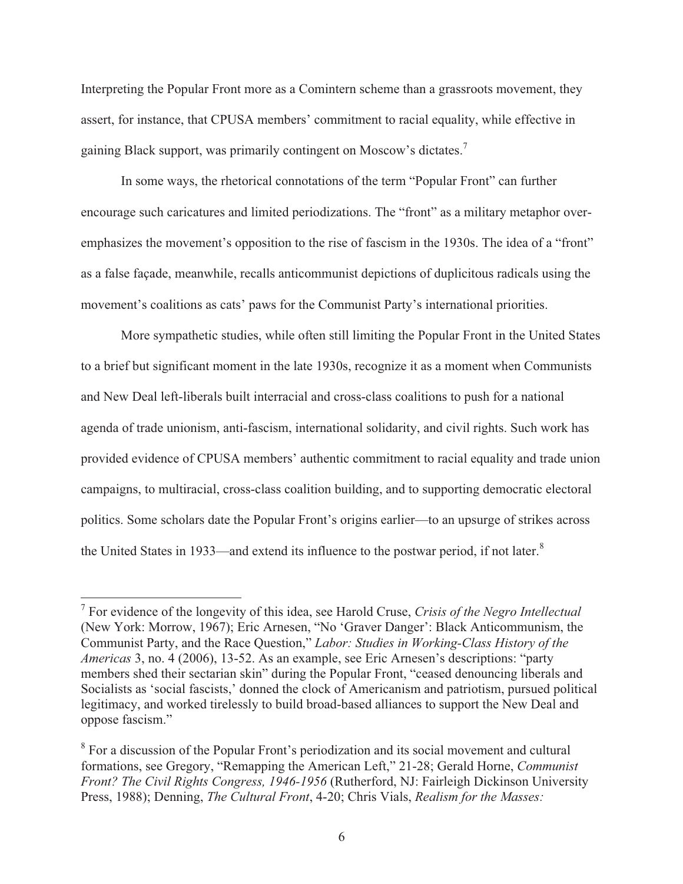Interpreting the Popular Front more as a Comintern scheme than a grassroots movement, they assert, for instance, that CPUSA members' commitment to racial equality, while effective in gaining Black support, was primarily contingent on Moscow's dictates.[7]

In some ways, the rhetorical connotations of the term "Popular Front" can further encourage such caricatures and limited periodizations. The "front" as a military metaphor over-emphasizes the movement's opposition to the rise of fascism in the 1930s. The idea of a "front" as a false façade, meanwhile, recalls anticommunist depictions of duplicitous radicals using the movement's coalitions as cats' paws for the Communist Party's international priorities.

More sympathetic studies, while often still limiting the Popular Front in the United States to a brief but significant moment in the late 1930s, recognize it as a moment when Communists and New Deal left-liberals built interracial and cross-class coalitions to push for a national agenda of trade unionism, anti-fascism, international solidarity, and civil rights. Such work has provided evidence of CPUSA members' authentic commitment to racial equality and trade union campaigns, to multiracial, cross-class coalition building, and to supporting democratic electoral politics. Some scholars date the Popular Front's origins earlier—to an upsurge of strikes across the United States in 1933—and extend its influence to the postwar period, if not later.[8]

---

[7] For evidence of the longevity of this idea, see Harold Cruse, *Crisis of the Negro Intellectual* (New York: Morrow, 1967); Eric Arnesen, "No 'Graver Danger': Black Anticommunism, the Communist Party, and the Race Question," *Labor: Studies in Working-Class History of the Americas* 3, no. 4 (2006), 13-52. As an example, see Eric Arnesen's descriptions: "party members shed their sectarian skin" during the Popular Front, "ceased denouncing liberals and Socialists as 'social fascists,' donned the clock of Americanism and patriotism, pursued political legitimacy, and worked tirelessly to build broad-based alliances to support the New Deal and oppose fascism."

[8] For a discussion of the Popular Front's periodization and its social movement and cultural formations, see Gregory, "Remapping the American Left," 21-28; Gerald Horne, *Communist Front? The Civil Rights Congress, 1946-1956* (Rutherford, NJ: Fairleigh Dickinson University Press, 1988); Denning, *The Cultural Front*, 4-20; Chris Vials, *Realism for the Masses:*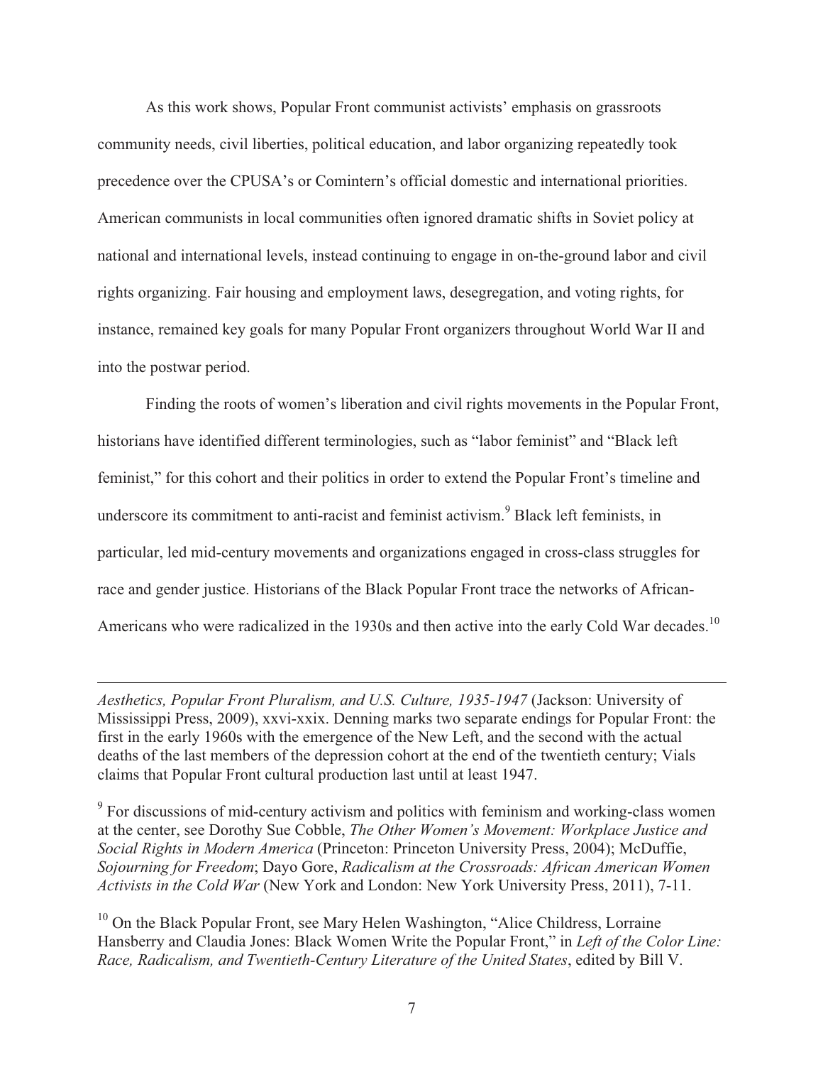As this work shows, Popular Front communist activists' emphasis on grassroots community needs, civil liberties, political education, and labor organizing repeatedly took precedence over the CPUSA's or Comintern's official domestic and international priorities. American communists in local communities often ignored dramatic shifts in Soviet policy at national and international levels, instead continuing to engage in on-the-ground labor and civil rights organizing. Fair housing and employment laws, desegregation, and voting rights, for instance, remained key goals for many Popular Front organizers throughout World War II and into the postwar period.

Finding the roots of women's liberation and civil rights movements in the Popular Front, historians have identified different terminologies, such as "labor feminist" and "Black left feminist," for this cohort and their politics in order to extend the Popular Front's timeline and underscore its commitment to anti-racist and feminist activism.[9] Black left feminists, in particular, led mid-century movements and organizations engaged in cross-class struggles for race and gender justice. Historians of the Black Popular Front trace the networks of African-Americans who were radicalized in the 1930s and then active into the early Cold War decades.[10]

---

*Aesthetics, Popular Front Pluralism, and U.S. Culture, 1935-1947* (Jackson: University of Mississippi Press, 2009), xxvi-xxix. Denning marks two separate endings for Popular Front: the first in the early 1960s with the emergence of the New Left, and the second with the actual deaths of the last members of the depression cohort at the end of the twentieth century; Vials claims that Popular Front cultural production last until at least 1947.

[9] For discussions of mid-century activism and politics with feminism and working-class women at the center, see Dorothy Sue Cobble, *The Other Women's Movement: Workplace Justice and Social Rights in Modern America* (Princeton: Princeton University Press, 2004); McDuffie, *Sojourning for Freedom*; Dayo Gore, *Radicalism at the Crossroads: African American Women Activists in the Cold War* (New York and London: New York University Press, 2011), 7-11.

[10] On the Black Popular Front, see Mary Helen Washington, "Alice Childress, Lorraine Hansberry and Claudia Jones: Black Women Write the Popular Front," in *Left of the Color Line: Race, Radicalism, and Twentieth-Century Literature of the United States*, edited by Bill V.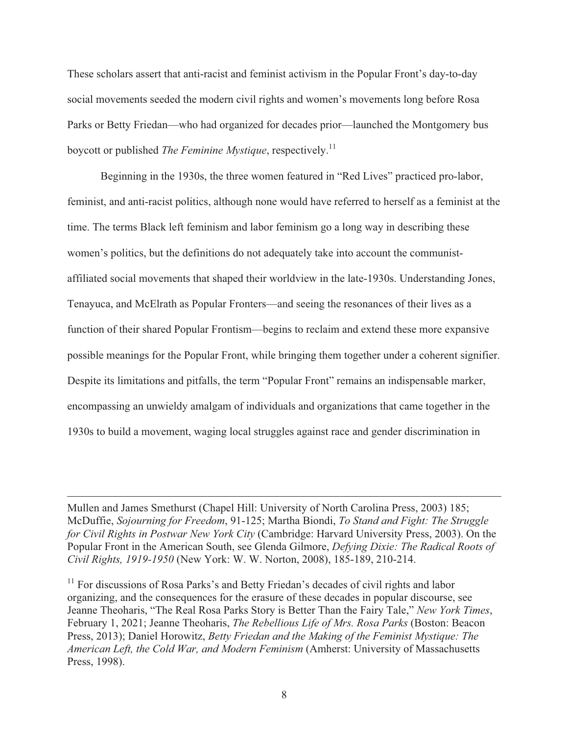These scholars assert that anti-racist and feminist activism in the Popular Front's day-to-day social movements seeded the modern civil rights and women's movements long before Rosa Parks or Betty Friedan—who had organized for decades prior—launched the Montgomery bus boycott or published *The Feminine Mystique*, respectively.[11]

Beginning in the 1930s, the three women featured in "Red Lives" practiced pro-labor, feminist, and anti-racist politics, although none would have referred to herself as a feminist at the time. The terms Black left feminism and labor feminism go a long way in describing these women's politics, but the definitions do not adequately take into account the communist-affiliated social movements that shaped their worldview in the late-1930s. Understanding Jones, Tenayuca, and McElrath as Popular Fronters—and seeing the resonances of their lives as a function of their shared Popular Frontism—begins to reclaim and extend these more expansive possible meanings for the Popular Front, while bringing them together under a coherent signifier. Despite its limitations and pitfalls, the term "Popular Front" remains an indispensable marker, encompassing an unwieldy amalgam of individuals and organizations that came together in the 1930s to build a movement, waging local struggles against race and gender discrimination in

---

Mullen and James Smethurst (Chapel Hill: University of North Carolina Press, 2003) 185; McDuffie, *Sojourning for Freedom*, 91-125; Martha Biondi, *To Stand and Fight: The Struggle for Civil Rights in Postwar New York City* (Cambridge: Harvard University Press, 2003). On the Popular Front in the American South, see Glenda Gilmore, *Defying Dixie: The Radical Roots of Civil Rights, 1919-1950* (New York: W. W. Norton, 2008), 185-189, 210-214.

[11] For discussions of Rosa Parks's and Betty Friedan's decades of civil rights and labor organizing, and the consequences for the erasure of these decades in popular discourse, see Jeanne Theoharis, "The Real Rosa Parks Story is Better Than the Fairy Tale," *New York Times*, February 1, 2021; Jeanne Theoharis, *The Rebellious Life of Mrs. Rosa Parks* (Boston: Beacon Press, 2013); Daniel Horowitz, *Betty Friedan and the Making of the Feminist Mystique: The American Left, the Cold War, and Modern Feminism* (Amherst: University of Massachusetts Press, 1998).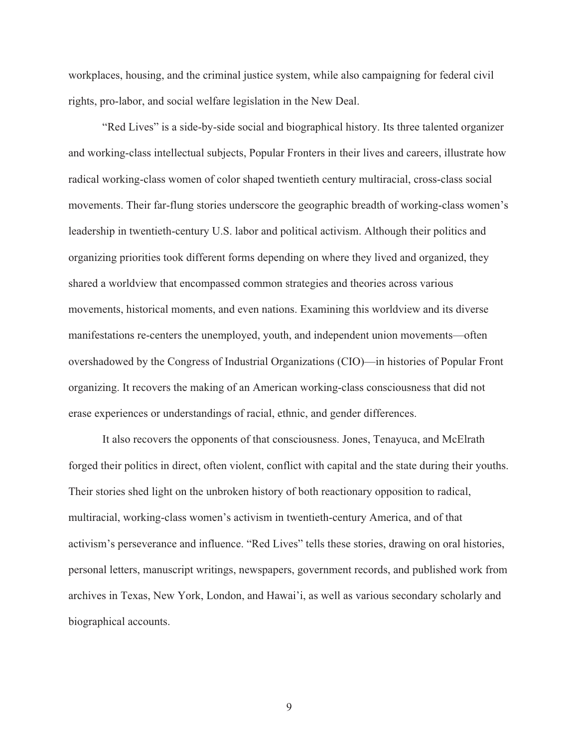workplaces, housing, and the criminal justice system, while also campaigning for federal civil rights, pro-labor, and social welfare legislation in the New Deal.

"Red Lives" is a side-by-side social and biographical history. Its three talented organizer and working-class intellectual subjects, Popular Fronters in their lives and careers, illustrate how radical working-class women of color shaped twentieth century multiracial, cross-class social movements. Their far-flung stories underscore the geographic breadth of working-class women's leadership in twentieth-century U.S. labor and political activism. Although their politics and organizing priorities took different forms depending on where they lived and organized, they shared a worldview that encompassed common strategies and theories across various movements, historical moments, and even nations. Examining this worldview and its diverse manifestations re-centers the unemployed, youth, and independent union movements—often overshadowed by the Congress of Industrial Organizations (CIO)—in histories of Popular Front organizing. It recovers the making of an American working-class consciousness that did not erase experiences or understandings of racial, ethnic, and gender differences.

It also recovers the opponents of that consciousness. Jones, Tenayuca, and McElrath forged their politics in direct, often violent, conflict with capital and the state during their youths. Their stories shed light on the unbroken history of both reactionary opposition to radical, multiracial, working-class women's activism in twentieth-century America, and of that activism's perseverance and influence. "Red Lives" tells these stories, drawing on oral histories, personal letters, manuscript writings, newspapers, government records, and published work from archives in Texas, New York, London, and Hawai'i, as well as various secondary scholarly and biographical accounts.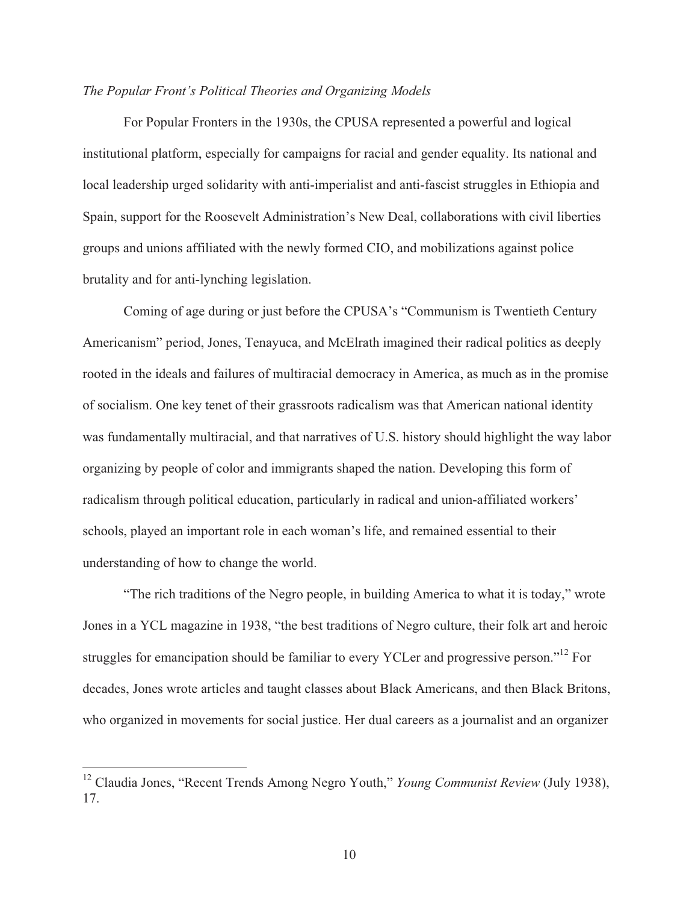*The Popular Front's Political Theories and Organizing Models*

For Popular Fronters in the 1930s, the CPUSA represented a powerful and logical institutional platform, especially for campaigns for racial and gender equality. Its national and local leadership urged solidarity with anti-imperialist and anti-fascist struggles in Ethiopia and Spain, support for the Roosevelt Administration's New Deal, collaborations with civil liberties groups and unions affiliated with the newly formed CIO, and mobilizations against police brutality and for anti-lynching legislation.

Coming of age during or just before the CPUSA's "Communism is Twentieth Century Americanism" period, Jones, Tenayuca, and McElrath imagined their radical politics as deeply rooted in the ideals and failures of multiracial democracy in America, as much as in the promise of socialism. One key tenet of their grassroots radicalism was that American national identity was fundamentally multiracial, and that narratives of U.S. history should highlight the way labor organizing by people of color and immigrants shaped the nation. Developing this form of radicalism through political education, particularly in radical and union-affiliated workers' schools, played an important role in each woman's life, and remained essential to their understanding of how to change the world.

"The rich traditions of the Negro people, in building America to what it is today," wrote Jones in a YCL magazine in 1938, "the best traditions of Negro culture, their folk art and heroic struggles for emancipation should be familiar to every YCLer and progressive person."[12] For decades, Jones wrote articles and taught classes about Black Americans, and then Black Britons, who organized in movements for social justice. Her dual careers as a journalist and an organizer

---

[12] Claudia Jones, "Recent Trends Among Negro Youth," *Young Communist Review* (July 1938), 17.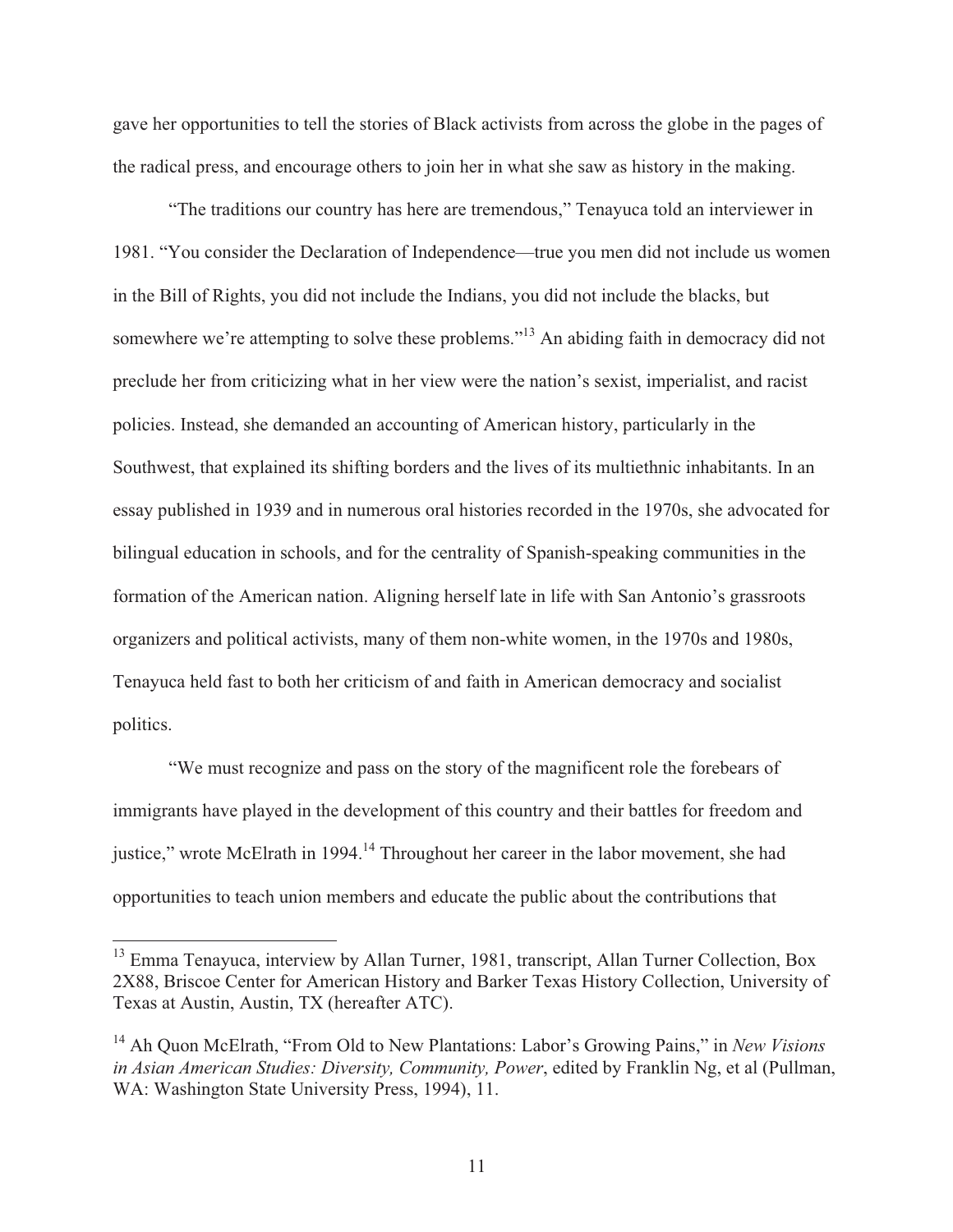gave her opportunities to tell the stories of Black activists from across the globe in the pages of the radical press, and encourage others to join her in what she saw as history in the making.

"The traditions our country has here are tremendous," Tenayuca told an interviewer in 1981. "You consider the Declaration of Independence—true you men did not include us women in the Bill of Rights, you did not include the Indians, you did not include the blacks, but somewhere we're attempting to solve these problems."[13] An abiding faith in democracy did not preclude her from criticizing what in her view were the nation's sexist, imperialist, and racist policies. Instead, she demanded an accounting of American history, particularly in the Southwest, that explained its shifting borders and the lives of its multiethnic inhabitants. In an essay published in 1939 and in numerous oral histories recorded in the 1970s, she advocated for bilingual education in schools, and for the centrality of Spanish-speaking communities in the formation of the American nation. Aligning herself late in life with San Antonio's grassroots organizers and political activists, many of them non-white women, in the 1970s and 1980s, Tenayuca held fast to both her criticism of and faith in American democracy and socialist politics.

"We must recognize and pass on the story of the magnificent role the forebears of immigrants have played in the development of this country and their battles for freedom and justice," wrote McElrath in 1994.[14] Throughout her career in the labor movement, she had opportunities to teach union members and educate the public about the contributions that

---

[13] Emma Tenayuca, interview by Allan Turner, 1981, transcript, Allan Turner Collection, Box 2X88, Briscoe Center for American History and Barker Texas History Collection, University of Texas at Austin, Austin, TX (hereafter ATC).

[14] Ah Quon McElrath, "From Old to New Plantations: Labor's Growing Pains," in *New Visions in Asian American Studies: Diversity, Community, Power*, edited by Franklin Ng, et al (Pullman, WA: Washington State University Press, 1994), 11.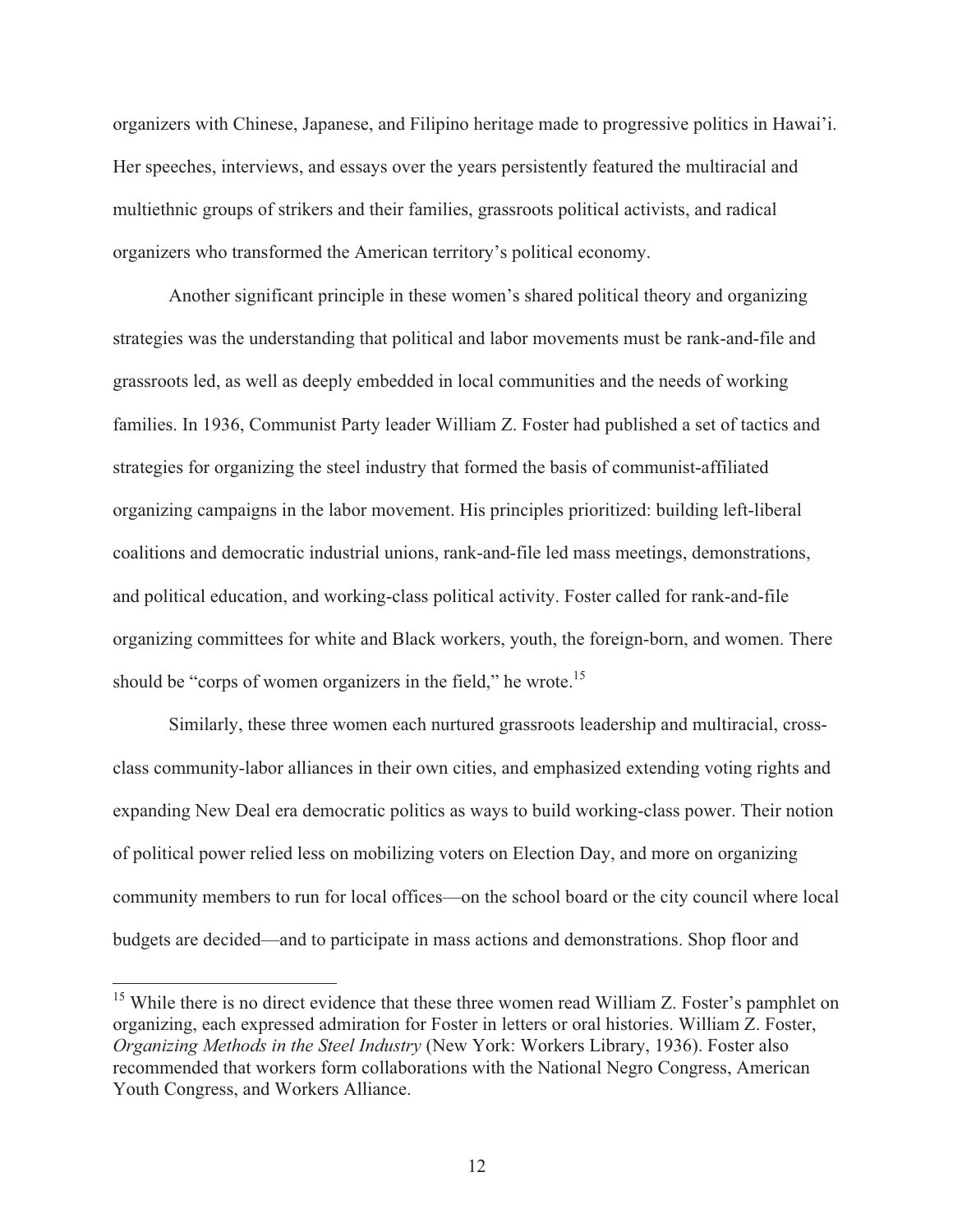organizers with Chinese, Japanese, and Filipino heritage made to progressive politics in Hawai'i. Her speeches, interviews, and essays over the years persistently featured the multiracial and multiethnic groups of strikers and their families, grassroots political activists, and radical organizers who transformed the American territory's political economy.

Another significant principle in these women's shared political theory and organizing strategies was the understanding that political and labor movements must be rank-and-file and grassroots led, as well as deeply embedded in local communities and the needs of working families. In 1936, Communist Party leader William Z. Foster had published a set of tactics and strategies for organizing the steel industry that formed the basis of communist-affiliated organizing campaigns in the labor movement. His principles prioritized: building left-liberal coalitions and democratic industrial unions, rank-and-file led mass meetings, demonstrations, and political education, and working-class political activity. Foster called for rank-and-file organizing committees for white and Black workers, youth, the foreign-born, and women. There should be "corps of women organizers in the field," he wrote.[15]

Similarly, these three women each nurtured grassroots leadership and multiracial, cross-class community-labor alliances in their own cities, and emphasized extending voting rights and expanding New Deal era democratic politics as ways to build working-class power. Their notion of political power relied less on mobilizing voters on Election Day, and more on organizing community members to run for local offices—on the school board or the city council where local budgets are decided—and to participate in mass actions and demonstrations. Shop floor and

---

[15] While there is no direct evidence that these three women read William Z. Foster's pamphlet on organizing, each expressed admiration for Foster in letters or oral histories. William Z. Foster, *Organizing Methods in the Steel Industry* (New York: Workers Library, 1936). Foster also recommended that workers form collaborations with the National Negro Congress, American Youth Congress, and Workers Alliance.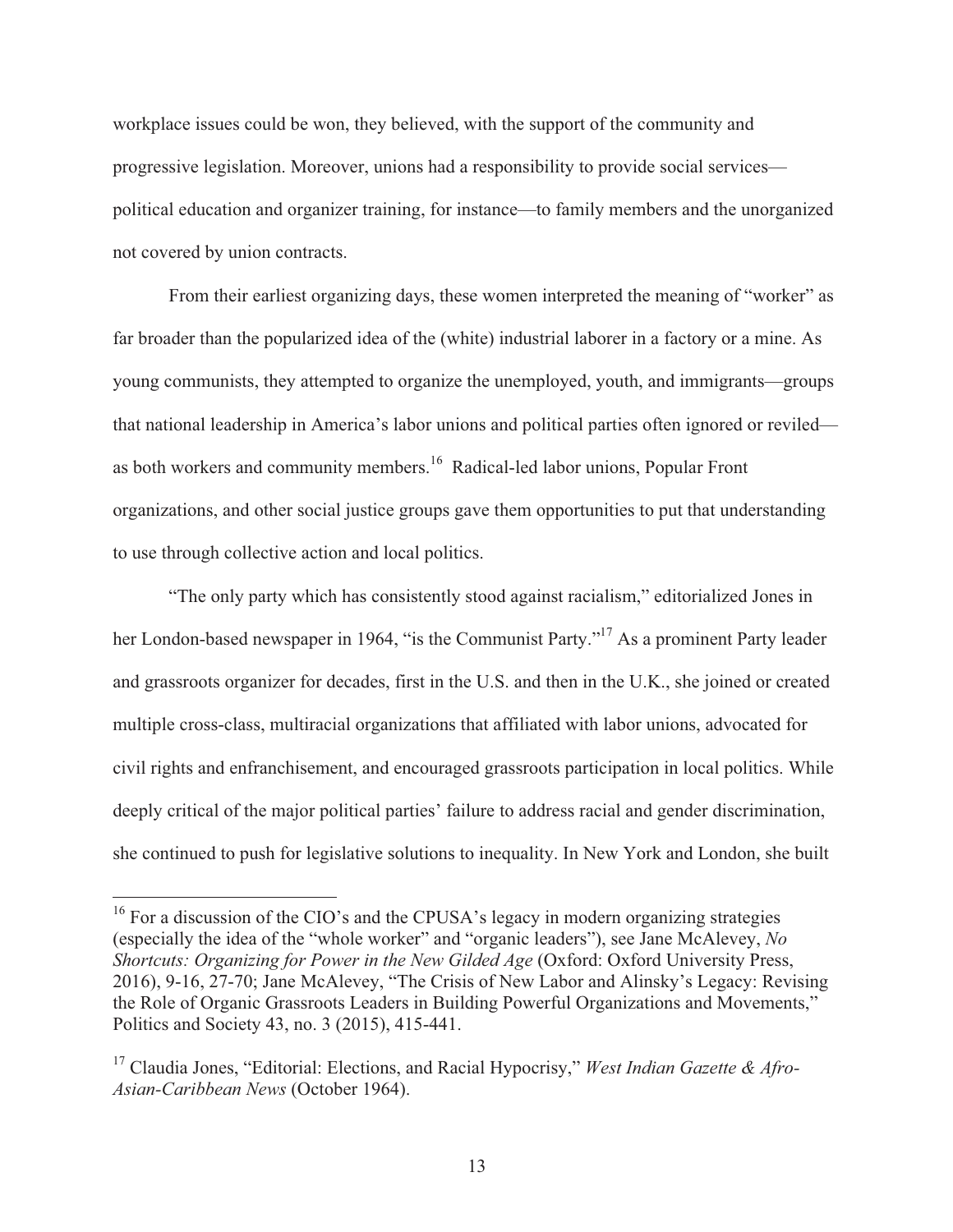workplace issues could be won, they believed, with the support of the community and progressive legislation. Moreover, unions had a responsibility to provide social services—political education and organizer training, for instance—to family members and the unorganized not covered by union contracts.

From their earliest organizing days, these women interpreted the meaning of "worker" as far broader than the popularized idea of the (white) industrial laborer in a factory or a mine. As young communists, they attempted to organize the unemployed, youth, and immigrants—groups that national leadership in America's labor unions and political parties often ignored or reviled—as both workers and community members.[16] Radical-led labor unions, Popular Front organizations, and other social justice groups gave them opportunities to put that understanding to use through collective action and local politics.

"The only party which has consistently stood against racialism," editorialized Jones in her London-based newspaper in 1964, "is the Communist Party."[17] As a prominent Party leader and grassroots organizer for decades, first in the U.S. and then in the U.K., she joined or created multiple cross-class, multiracial organizations that affiliated with labor unions, advocated for civil rights and enfranchisement, and encouraged grassroots participation in local politics. While deeply critical of the major political parties' failure to address racial and gender discrimination, she continued to push for legislative solutions to inequality. In New York and London, she built

---

[16] For a discussion of the CIO's and the CPUSA's legacy in modern organizing strategies (especially the idea of the "whole worker" and "organic leaders"), see Jane McAlevey, *No Shortcuts: Organizing for Power in the New Gilded Age* (Oxford: Oxford University Press, 2016), 9-16, 27-70; Jane McAlevey, "The Crisis of New Labor and Alinsky's Legacy: Revising the Role of Organic Grassroots Leaders in Building Powerful Organizations and Movements," Politics and Society 43, no. 3 (2015), 415-441.

[17] Claudia Jones, "Editorial: Elections, and Racial Hypocrisy," *West Indian Gazette & Afro-Asian-Caribbean News* (October 1964).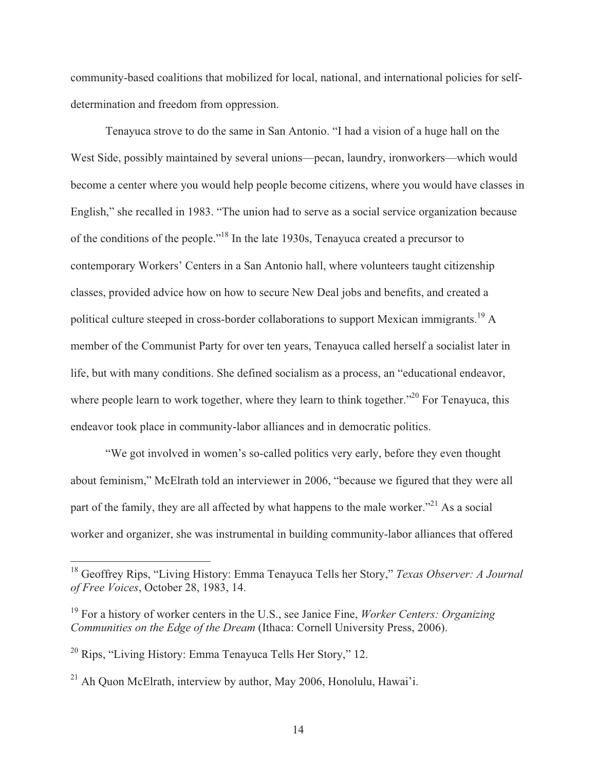community-based coalitions that mobilized for local, national, and international policies for self-determination and freedom from oppression.

Tenayuca strove to do the same in San Antonio. "I had a vision of a huge hall on the West Side, possibly maintained by several unions—pecan, laundry, ironworkers—which would become a center where you would help people become citizens, where you would have classes in English," she recalled in 1983. "The union had to serve as a social service organization because of the conditions of the people."[18] In the late 1930s, Tenayuca created a precursor to contemporary Workers' Centers in a San Antonio hall, where volunteers taught citizenship classes, provided advice how on how to secure New Deal jobs and benefits, and created a political culture steeped in cross-border collaborations to support Mexican immigrants.[19] A member of the Communist Party for over ten years, Tenayuca called herself a socialist later in life, but with many conditions. She defined socialism as a process, an "educational endeavor, where people learn to work together, where they learn to think together."[20] For Tenayuca, this endeavor took place in community-labor alliances and in democratic politics.

"We got involved in women's so-called politics very early, before they even thought about feminism," McElrath told an interviewer in 2006, "because we figured that they were all part of the family, they are all affected by what happens to the male worker."[21] As a social worker and organizer, she was instrumental in building community-labor alliances that offered

---

[18] Geoffrey Rips, "Living History: Emma Tenayuca Tells her Story," *Texas Observer: A Journal of Free Voices*, October 28, 1983, 14.

[19] For a history of worker centers in the U.S., see Janice Fine, *Worker Centers: Organizing Communities on the Edge of the Dream* (Ithaca: Cornell University Press, 2006).

[20] Rips, "Living History: Emma Tenayuca Tells Her Story," 12.

[21] Ah Quon McElrath, interview by author, May 2006, Honolulu, Hawai'i.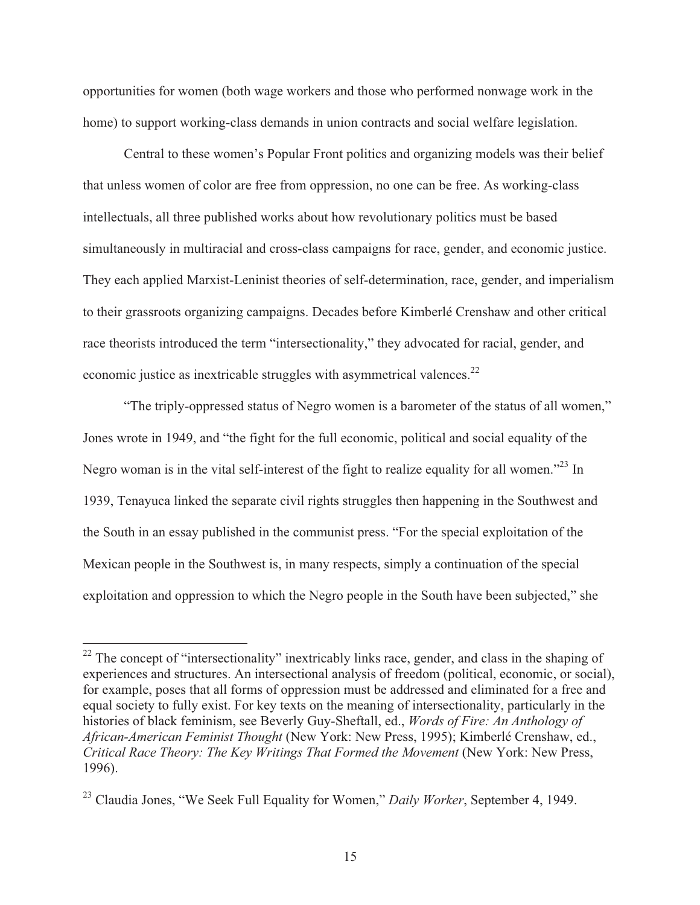opportunities for women (both wage workers and those who performed nonwage work in the home) to support working-class demands in union contracts and social welfare legislation.

Central to these women's Popular Front politics and organizing models was their belief that unless women of color are free from oppression, no one can be free. As working-class intellectuals, all three published works about how revolutionary politics must be based simultaneously in multiracial and cross-class campaigns for race, gender, and economic justice. They each applied Marxist-Leninist theories of self-determination, race, gender, and imperialism to their grassroots organizing campaigns. Decades before Kimberlé Crenshaw and other critical race theorists introduced the term "intersectionality," they advocated for racial, gender, and economic justice as inextricable struggles with asymmetrical valences.[22]

"The triply-oppressed status of Negro women is a barometer of the status of all women," Jones wrote in 1949, and "the fight for the full economic, political and social equality of the Negro woman is in the vital self-interest of the fight to realize equality for all women."[23] In 1939, Tenayuca linked the separate civil rights struggles then happening in the Southwest and the South in an essay published in the communist press. "For the special exploitation of the Mexican people in the Southwest is, in many respects, simply a continuation of the special exploitation and oppression to which the Negro people in the South have been subjected," she

---

[22] The concept of "intersectionality" inextricably links race, gender, and class in the shaping of experiences and structures. An intersectional analysis of freedom (political, economic, or social), for example, poses that all forms of oppression must be addressed and eliminated for a free and equal society to fully exist. For key texts on the meaning of intersectionality, particularly in the histories of black feminism, see Beverly Guy-Sheftall, ed., *Words of Fire: An Anthology of African-American Feminist Thought* (New York: New Press, 1995); Kimberlé Crenshaw, ed., *Critical Race Theory: The Key Writings That Formed the Movement* (New York: New Press, 1996).

[23] Claudia Jones, "We Seek Full Equality for Women," *Daily Worker*, September 4, 1949.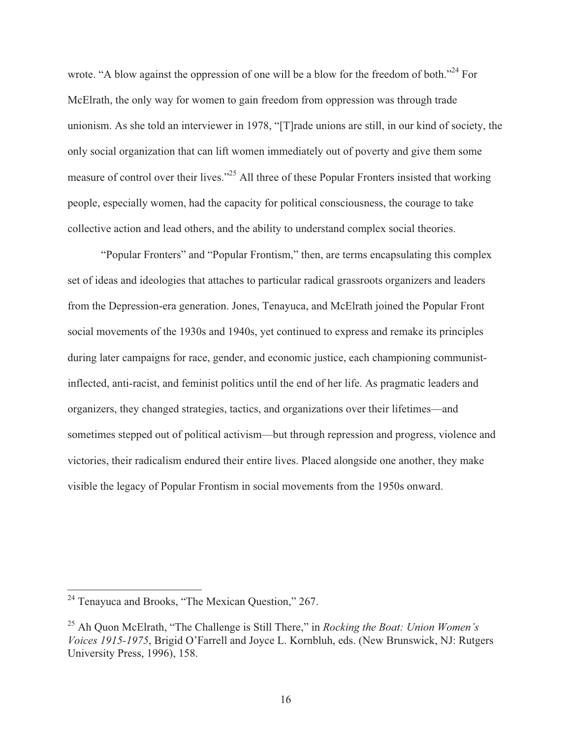wrote. "A blow against the oppression of one will be a blow for the freedom of both."[24] For McElrath, the only way for women to gain freedom from oppression was through trade unionism. As she told an interviewer in 1978, "[T]rade unions are still, in our kind of society, the only social organization that can lift women immediately out of poverty and give them some measure of control over their lives."[25] All three of these Popular Fronters insisted that working people, especially women, had the capacity for political consciousness, the courage to take collective action and lead others, and the ability to understand complex social theories.

"Popular Fronters" and "Popular Frontism," then, are terms encapsulating this complex set of ideas and ideologies that attaches to particular radical grassroots organizers and leaders from the Depression-era generation. Jones, Tenayuca, and McElrath joined the Popular Front social movements of the 1930s and 1940s, yet continued to express and remake its principles during later campaigns for race, gender, and economic justice, each championing communist-inflected, anti-racist, and feminist politics until the end of her life. As pragmatic leaders and organizers, they changed strategies, tactics, and organizations over their lifetimes—and sometimes stepped out of political activism—but through repression and progress, violence and victories, their radicalism endured their entire lives. Placed alongside one another, they make visible the legacy of Popular Frontism in social movements from the 1950s onward.

---

[24] Tenayuca and Brooks, "The Mexican Question," 267.

[25] Ah Quon McElrath, "The Challenge is Still There," in *Rocking the Boat: Union Women's Voices 1915-1975*, Brigid O'Farrell and Joyce L. Kornbluh, eds. (New Brunswick, NJ: Rutgers University Press, 1996), 158.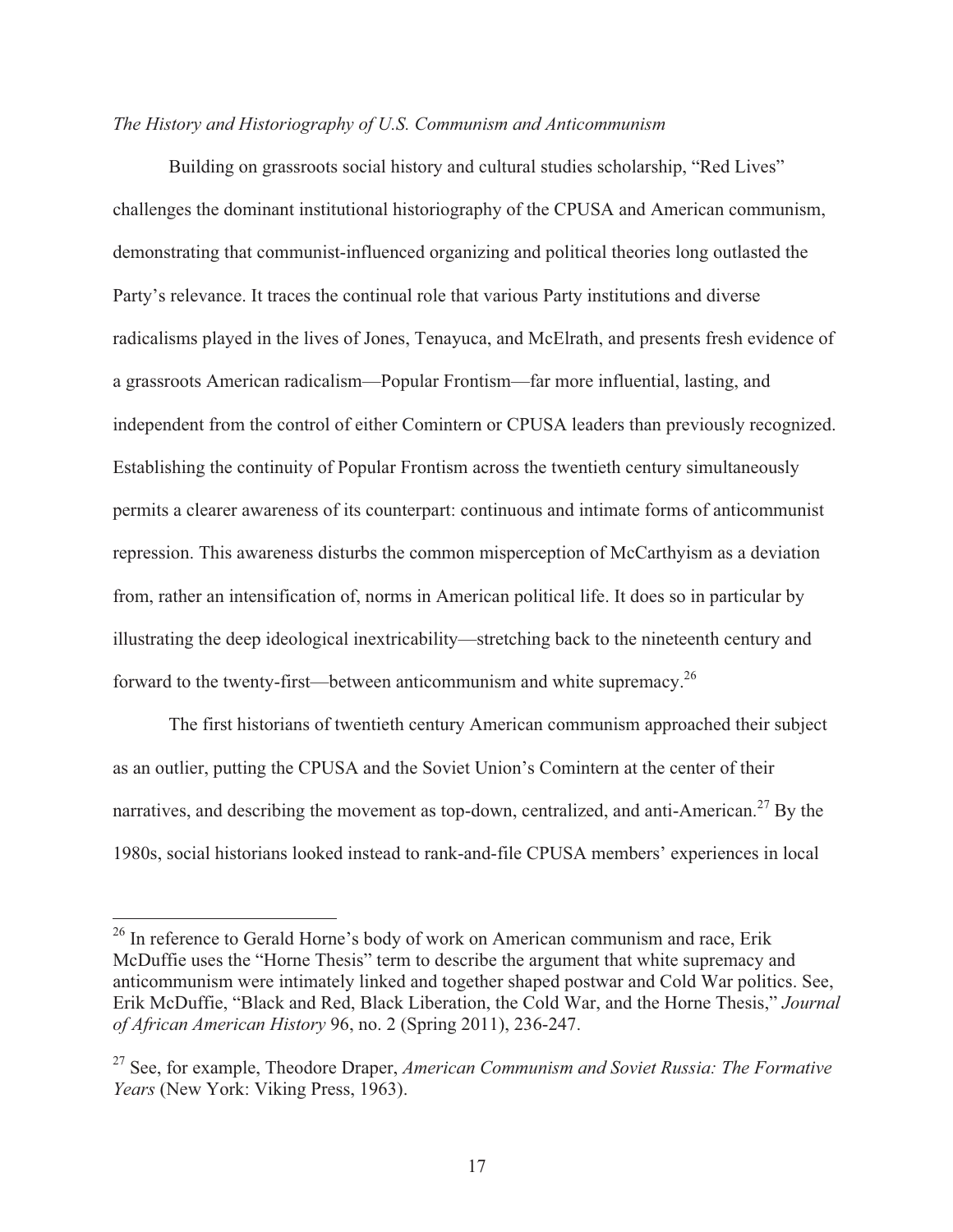*The History and Historiography of U.S. Communism and Anticommunism*

Building on grassroots social history and cultural studies scholarship, "Red Lives" challenges the dominant institutional historiography of the CPUSA and American communism, demonstrating that communist-influenced organizing and political theories long outlasted the Party's relevance. It traces the continual role that various Party institutions and diverse radicalisms played in the lives of Jones, Tenayuca, and McElrath, and presents fresh evidence of a grassroots American radicalism—Popular Frontism—far more influential, lasting, and independent from the control of either Comintern or CPUSA leaders than previously recognized. Establishing the continuity of Popular Frontism across the twentieth century simultaneously permits a clearer awareness of its counterpart: continuous and intimate forms of anticommunist repression. This awareness disturbs the common misperception of McCarthyism as a deviation from, rather an intensification of, norms in American political life. It does so in particular by illustrating the deep ideological inextricability—stretching back to the nineteenth century and forward to the twenty-first—between anticommunism and white supremacy.[26]

The first historians of twentieth century American communism approached their subject as an outlier, putting the CPUSA and the Soviet Union's Comintern at the center of their narratives, and describing the movement as top-down, centralized, and anti-American.[27] By the 1980s, social historians looked instead to rank-and-file CPUSA members' experiences in local

---

[26] In reference to Gerald Horne's body of work on American communism and race, Erik McDuffie uses the "Horne Thesis" term to describe the argument that white supremacy and anticommunism were intimately linked and together shaped postwar and Cold War politics. See, Erik McDuffie, "Black and Red, Black Liberation, the Cold War, and the Horne Thesis," *Journal of African American History* 96, no. 2 (Spring 2011), 236-247.

[27] See, for example, Theodore Draper, *American Communism and Soviet Russia: The Formative Years* (New York: Viking Press, 1963).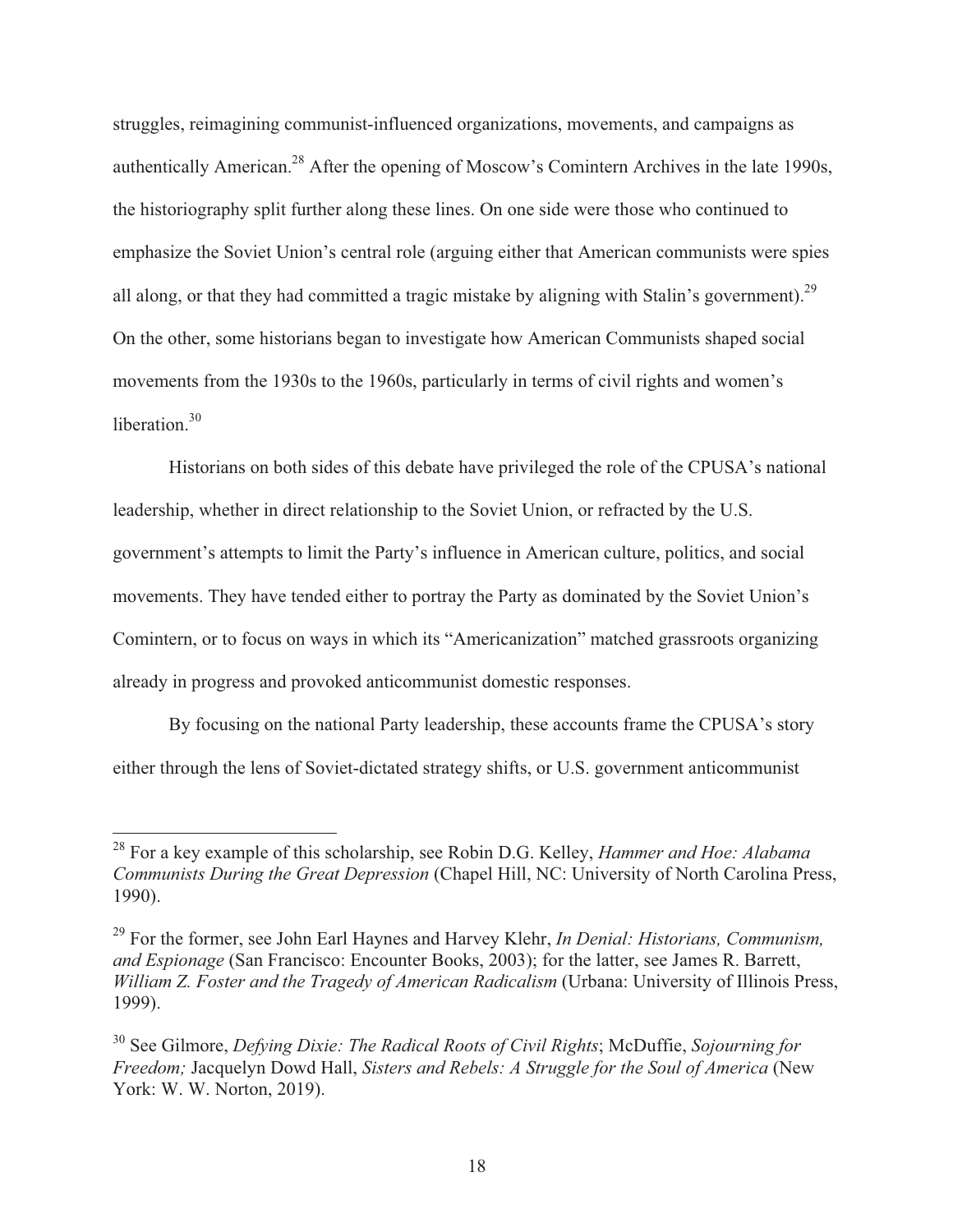struggles, reimagining communist-influenced organizations, movements, and campaigns as authentically American.[28] After the opening of Moscow's Comintern Archives in the late 1990s, the historiography split further along these lines. On one side were those who continued to emphasize the Soviet Union's central role (arguing either that American communists were spies all along, or that they had committed a tragic mistake by aligning with Stalin's government).[29] On the other, some historians began to investigate how American Communists shaped social movements from the 1930s to the 1960s, particularly in terms of civil rights and women's liberation.[30]

Historians on both sides of this debate have privileged the role of the CPUSA's national leadership, whether in direct relationship to the Soviet Union, or refracted by the U.S. government's attempts to limit the Party's influence in American culture, politics, and social movements. They have tended either to portray the Party as dominated by the Soviet Union's Comintern, or to focus on ways in which its "Americanization" matched grassroots organizing already in progress and provoked anticommunist domestic responses.

By focusing on the national Party leadership, these accounts frame the CPUSA's story either through the lens of Soviet-dictated strategy shifts, or U.S. government anticommunist

---

[28] For a key example of this scholarship, see Robin D.G. Kelley, *Hammer and Hoe: Alabama Communists During the Great Depression* (Chapel Hill, NC: University of North Carolina Press, 1990).

[29] For the former, see John Earl Haynes and Harvey Klehr, *In Denial: Historians, Communism, and Espionage* (San Francisco: Encounter Books, 2003); for the latter, see James R. Barrett, *William Z. Foster and the Tragedy of American Radicalism* (Urbana: University of Illinois Press, 1999).

[30] See Gilmore, *Defying Dixie: The Radical Roots of Civil Rights*; McDuffie, *Sojourning for Freedom;* Jacquelyn Dowd Hall, *Sisters and Rebels: A Struggle for the Soul of America* (New York: W. W. Norton, 2019).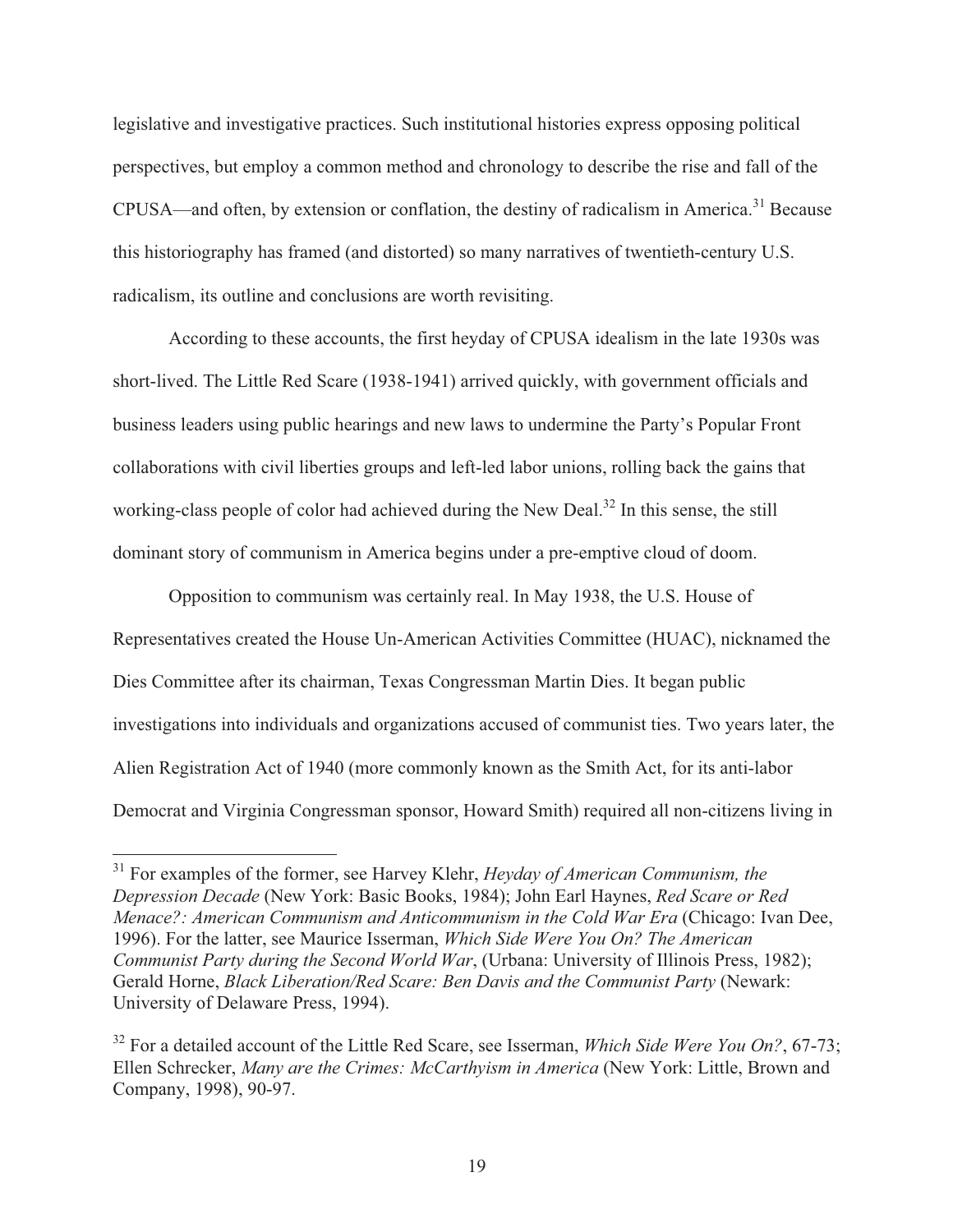legislative and investigative practices. Such institutional histories express opposing political perspectives, but employ a common method and chronology to describe the rise and fall of the CPUSA—and often, by extension or conflation, the destiny of radicalism in America.[31] Because this historiography has framed (and distorted) so many narratives of twentieth-century U.S. radicalism, its outline and conclusions are worth revisiting.

According to these accounts, the first heyday of CPUSA idealism in the late 1930s was short-lived. The Little Red Scare (1938-1941) arrived quickly, with government officials and business leaders using public hearings and new laws to undermine the Party's Popular Front collaborations with civil liberties groups and left-led labor unions, rolling back the gains that working-class people of color had achieved during the New Deal.[32] In this sense, the still dominant story of communism in America begins under a pre-emptive cloud of doom.

Opposition to communism was certainly real. In May 1938, the U.S. House of Representatives created the House Un-American Activities Committee (HUAC), nicknamed the Dies Committee after its chairman, Texas Congressman Martin Dies. It began public investigations into individuals and organizations accused of communist ties. Two years later, the Alien Registration Act of 1940 (more commonly known as the Smith Act, for its anti-labor Democrat and Virginia Congressman sponsor, Howard Smith) required all non-citizens living in

---

[31] For examples of the former, see Harvey Klehr, *Heyday of American Communism, the Depression Decade* (New York: Basic Books, 1984); John Earl Haynes, *Red Scare or Red Menace?: American Communism and Anticommunism in the Cold War Era* (Chicago: Ivan Dee, 1996). For the latter, see Maurice Isserman, *Which Side Were You On? The American Communist Party during the Second World War*, (Urbana: University of Illinois Press, 1982); Gerald Horne, *Black Liberation/Red Scare: Ben Davis and the Communist Party* (Newark: University of Delaware Press, 1994).

[32] For a detailed account of the Little Red Scare, see Isserman, *Which Side Were You On?*, 67-73; Ellen Schrecker, *Many are the Crimes: McCarthyism in America* (New York: Little, Brown and Company, 1998), 90-97.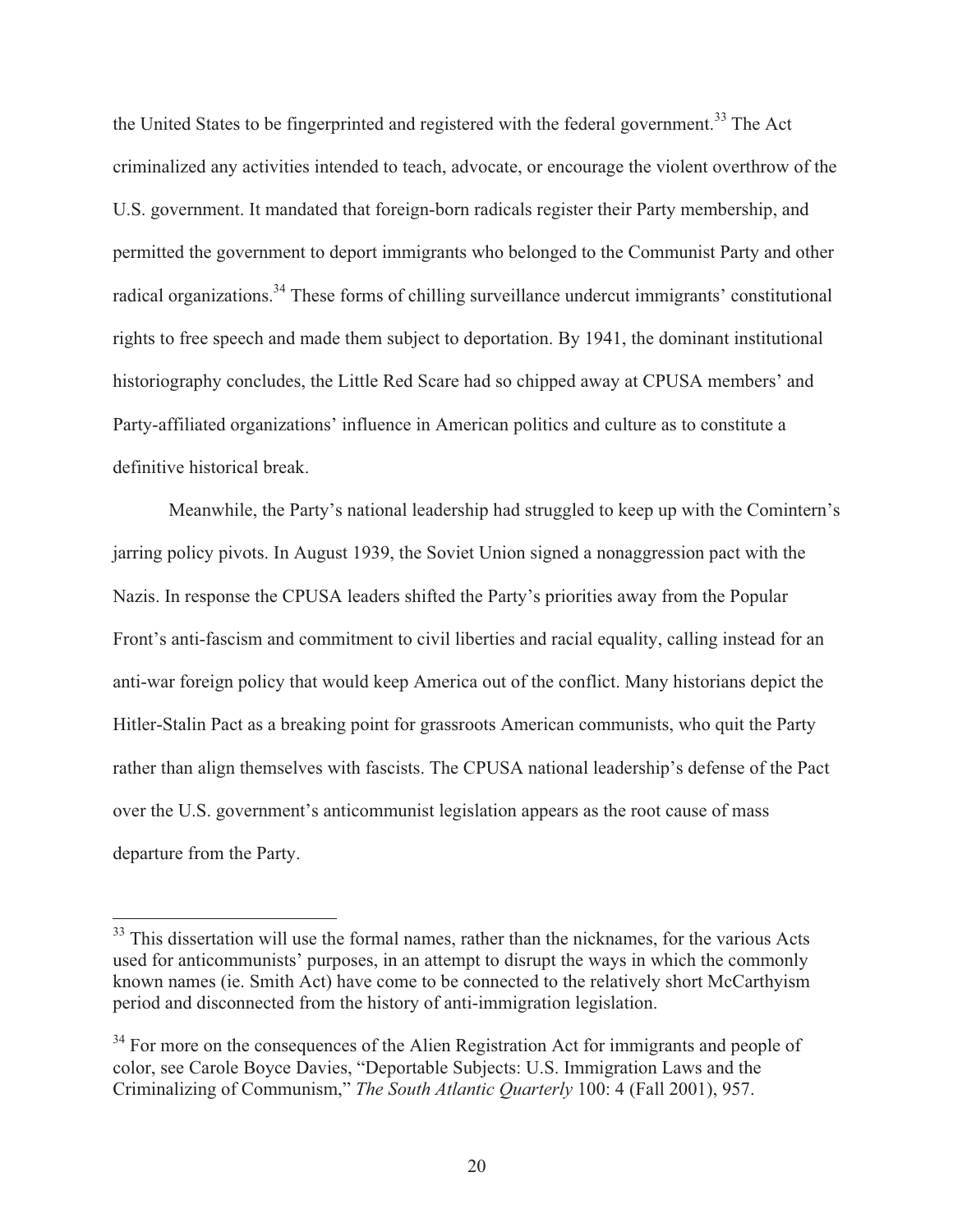the United States to be fingerprinted and registered with the federal government.[33] The Act criminalized any activities intended to teach, advocate, or encourage the violent overthrow of the U.S. government. It mandated that foreign-born radicals register their Party membership, and permitted the government to deport immigrants who belonged to the Communist Party and other radical organizations.[34] These forms of chilling surveillance undercut immigrants' constitutional rights to free speech and made them subject to deportation. By 1941, the dominant institutional historiography concludes, the Little Red Scare had so chipped away at CPUSA members' and Party-affiliated organizations' influence in American politics and culture as to constitute a definitive historical break.

Meanwhile, the Party's national leadership had struggled to keep up with the Comintern's jarring policy pivots. In August 1939, the Soviet Union signed a nonaggression pact with the Nazis. In response the CPUSA leaders shifted the Party's priorities away from the Popular Front's anti-fascism and commitment to civil liberties and racial equality, calling instead for an anti-war foreign policy that would keep America out of the conflict. Many historians depict the Hitler-Stalin Pact as a breaking point for grassroots American communists, who quit the Party rather than align themselves with fascists. The CPUSA national leadership's defense of the Pact over the U.S. government's anticommunist legislation appears as the root cause of mass departure from the Party.

---

[33] This dissertation will use the formal names, rather than the nicknames, for the various Acts used for anticommunists' purposes, in an attempt to disrupt the ways in which the commonly known names (ie. Smith Act) have come to be connected to the relatively short McCarthyism period and disconnected from the history of anti-immigration legislation.

[34] For more on the consequences of the Alien Registration Act for immigrants and people of color, see Carole Boyce Davies, "Deportable Subjects: U.S. Immigration Laws and the Criminalizing of Communism," *The South Atlantic Quarterly* 100: 4 (Fall 2001), 957.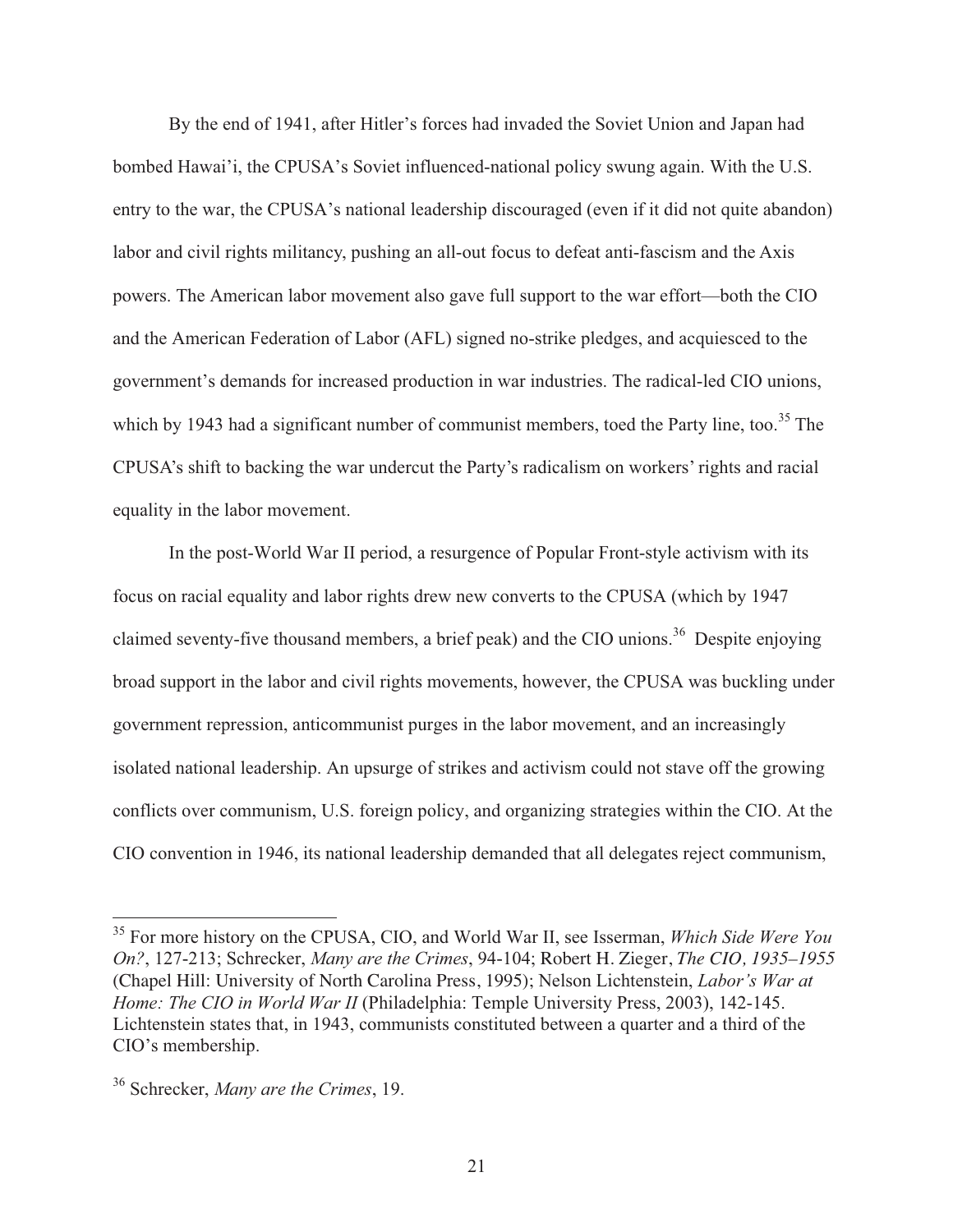By the end of 1941, after Hitler's forces had invaded the Soviet Union and Japan had bombed Hawai'i, the CPUSA's Soviet influenced-national policy swung again. With the U.S. entry to the war, the CPUSA's national leadership discouraged (even if it did not quite abandon) labor and civil rights militancy, pushing an all-out focus to defeat anti-fascism and the Axis powers. The American labor movement also gave full support to the war effort—both the CIO and the American Federation of Labor (AFL) signed no-strike pledges, and acquiesced to the government's demands for increased production in war industries. The radical-led CIO unions, which by 1943 had a significant number of communist members, toed the Party line, too.[35] The CPUSA's shift to backing the war undercut the Party's radicalism on workers' rights and racial equality in the labor movement.

In the post-World War II period, a resurgence of Popular Front-style activism with its focus on racial equality and labor rights drew new converts to the CPUSA (which by 1947 claimed seventy-five thousand members, a brief peak) and the CIO unions.[36] Despite enjoying broad support in the labor and civil rights movements, however, the CPUSA was buckling under government repression, anticommunist purges in the labor movement, and an increasingly isolated national leadership. An upsurge of strikes and activism could not stave off the growing conflicts over communism, U.S. foreign policy, and organizing strategies within the CIO. At the CIO convention in 1946, its national leadership demanded that all delegates reject communism,

---

[35] For more history on the CPUSA, CIO, and World War II, see Isserman, *Which Side Were You On?*, 127-213; Schrecker, *Many are the Crimes*, 94-104; Robert H. Zieger, *The CIO, 1935–1955* (Chapel Hill: University of North Carolina Press, 1995); Nelson Lichtenstein, *Labor's War at Home: The CIO in World War II* (Philadelphia: Temple University Press, 2003), 142-145. Lichtenstein states that, in 1943, communists constituted between a quarter and a third of the CIO's membership.

[36] Schrecker, *Many are the Crimes*, 19.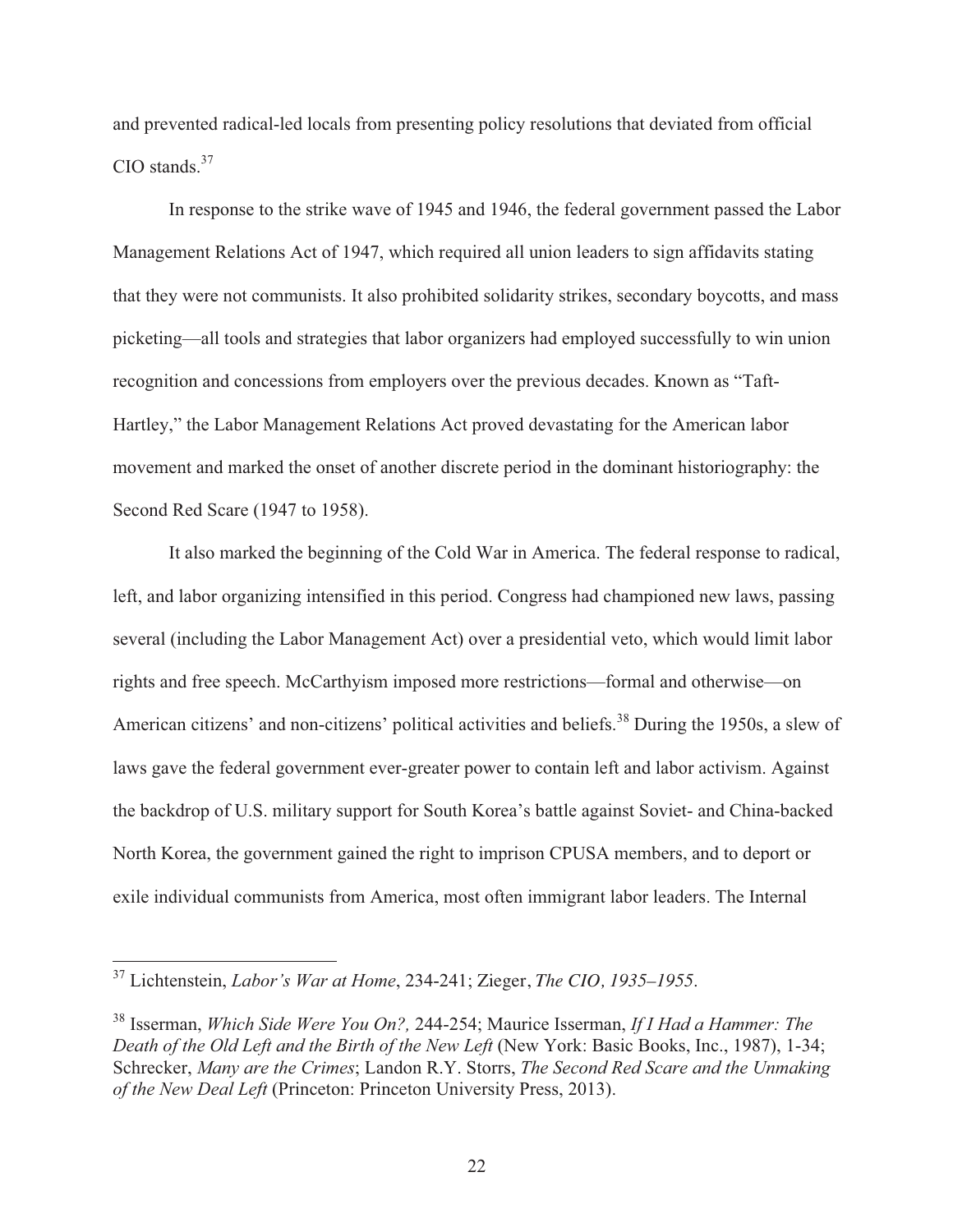and prevented radical-led locals from presenting policy resolutions that deviated from official CIO stands.[37]

In response to the strike wave of 1945 and 1946, the federal government passed the Labor Management Relations Act of 1947, which required all union leaders to sign affidavits stating that they were not communists. It also prohibited solidarity strikes, secondary boycotts, and mass picketing—all tools and strategies that labor organizers had employed successfully to win union recognition and concessions from employers over the previous decades. Known as "Taft-Hartley," the Labor Management Relations Act proved devastating for the American labor movement and marked the onset of another discrete period in the dominant historiography: the Second Red Scare (1947 to 1958).

It also marked the beginning of the Cold War in America. The federal response to radical, left, and labor organizing intensified in this period. Congress had championed new laws, passing several (including the Labor Management Act) over a presidential veto, which would limit labor rights and free speech. McCarthyism imposed more restrictions—formal and otherwise—on American citizens' and non-citizens' political activities and beliefs.[38] During the 1950s, a slew of laws gave the federal government ever-greater power to contain left and labor activism. Against the backdrop of U.S. military support for South Korea's battle against Soviet- and China-backed North Korea, the government gained the right to imprison CPUSA members, and to deport or exile individual communists from America, most often immigrant labor leaders. The Internal

---

[37] Lichtenstein, *Labor's War at Home*, 234-241; Zieger, *The CIO, 1935–1955*.

[38] Isserman, *Which Side Were You On?,* 244-254; Maurice Isserman, *If I Had a Hammer: The Death of the Old Left and the Birth of the New Left* (New York: Basic Books, Inc., 1987), 1-34; Schrecker, *Many are the Crimes*; Landon R.Y. Storrs, *The Second Red Scare and the Unmaking of the New Deal Left* (Princeton: Princeton University Press, 2013).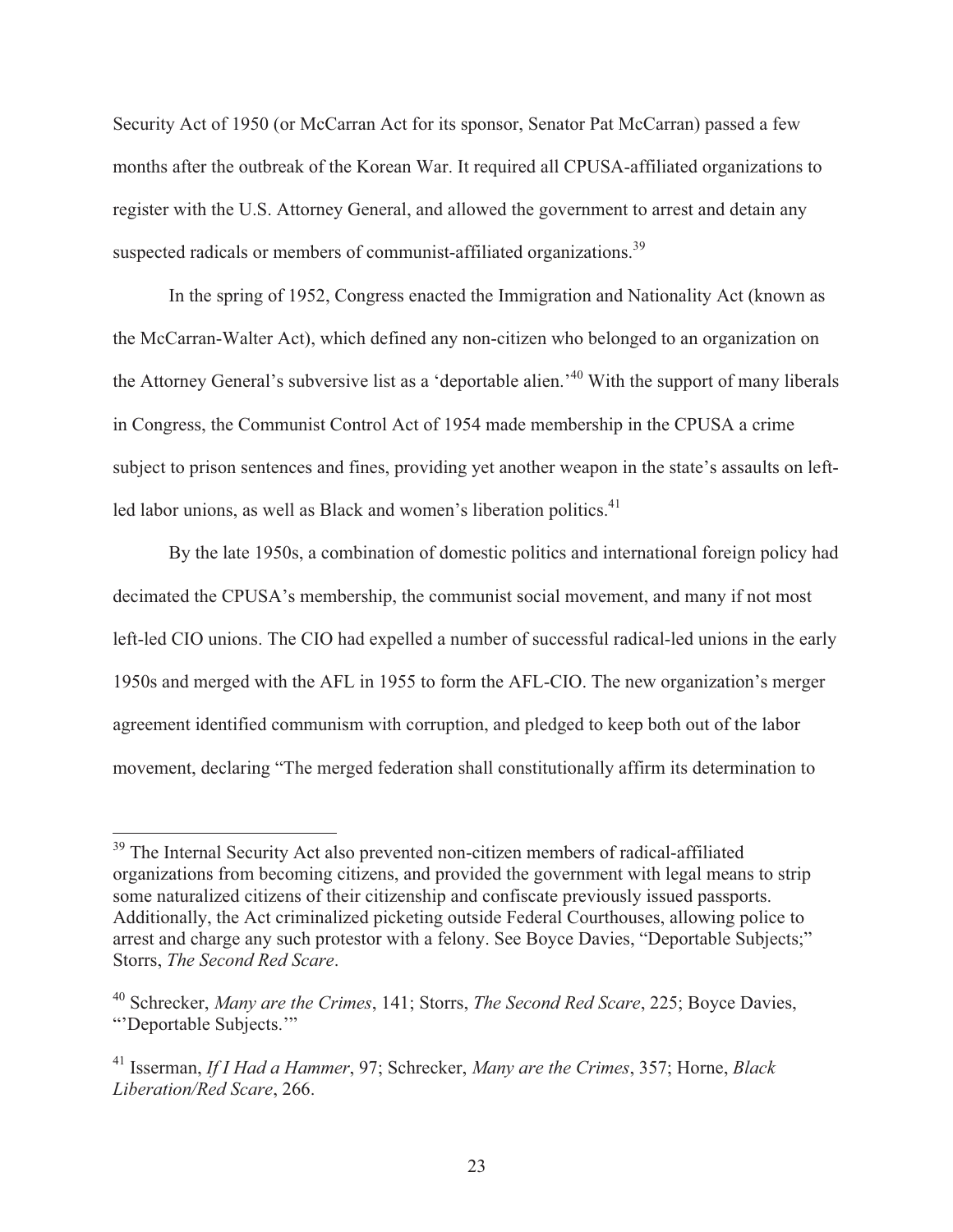Security Act of 1950 (or McCarran Act for its sponsor, Senator Pat McCarran) passed a few months after the outbreak of the Korean War. It required all CPUSA-affiliated organizations to register with the U.S. Attorney General, and allowed the government to arrest and detain any suspected radicals or members of communist-affiliated organizations.[39]

In the spring of 1952, Congress enacted the Immigration and Nationality Act (known as the McCarran-Walter Act), which defined any non-citizen who belonged to an organization on the Attorney General's subversive list as a 'deportable alien.'[40] With the support of many liberals in Congress, the Communist Control Act of 1954 made membership in the CPUSA a crime subject to prison sentences and fines, providing yet another weapon in the state's assaults on left-led labor unions, as well as Black and women's liberation politics.[41]

By the late 1950s, a combination of domestic politics and international foreign policy had decimated the CPUSA's membership, the communist social movement, and many if not most left-led CIO unions. The CIO had expelled a number of successful radical-led unions in the early 1950s and merged with the AFL in 1955 to form the AFL-CIO. The new organization's merger agreement identified communism with corruption, and pledged to keep both out of the labor movement, declaring "The merged federation shall constitutionally affirm its determination to

---

[39] The Internal Security Act also prevented non-citizen members of radical-affiliated organizations from becoming citizens, and provided the government with legal means to strip some naturalized citizens of their citizenship and confiscate previously issued passports. Additionally, the Act criminalized picketing outside Federal Courthouses, allowing police to arrest and charge any such protestor with a felony. See Boyce Davies, "Deportable Subjects;" Storrs, *The Second Red Scare*.

[40] Schrecker, *Many are the Crimes*, 141; Storrs, *The Second Red Scare*, 225; Boyce Davies, "'Deportable Subjects.'"

[41] Isserman, *If I Had a Hammer*, 97; Schrecker, *Many are the Crimes*, 357; Horne, *Black Liberation/Red Scare*, 266.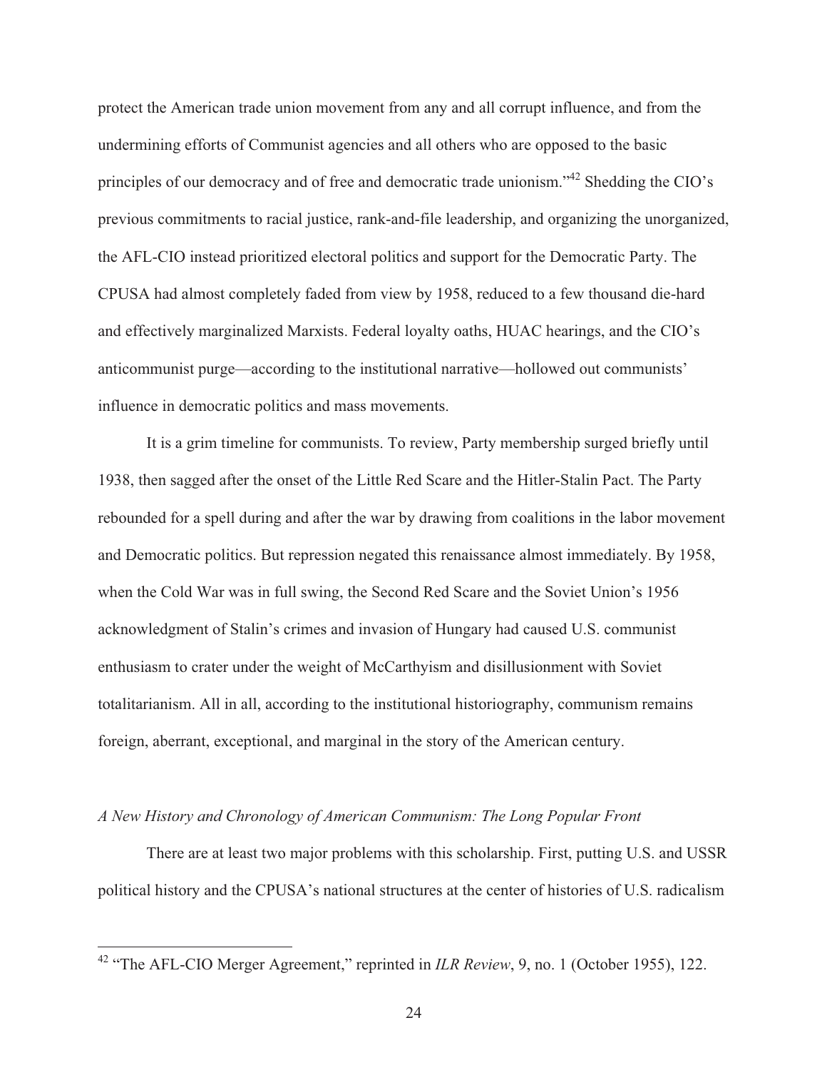protect the American trade union movement from any and all corrupt influence, and from the undermining efforts of Communist agencies and all others who are opposed to the basic principles of our democracy and of free and democratic trade unionism."[42] Shedding the CIO's previous commitments to racial justice, rank-and-file leadership, and organizing the unorganized, the AFL-CIO instead prioritized electoral politics and support for the Democratic Party. The CPUSA had almost completely faded from view by 1958, reduced to a few thousand die-hard and effectively marginalized Marxists. Federal loyalty oaths, HUAC hearings, and the CIO's anticommunist purge—according to the institutional narrative—hollowed out communists' influence in democratic politics and mass movements.

It is a grim timeline for communists. To review, Party membership surged briefly until 1938, then sagged after the onset of the Little Red Scare and the Hitler-Stalin Pact. The Party rebounded for a spell during and after the war by drawing from coalitions in the labor movement and Democratic politics. But repression negated this renaissance almost immediately. By 1958, when the Cold War was in full swing, the Second Red Scare and the Soviet Union's 1956 acknowledgment of Stalin's crimes and invasion of Hungary had caused U.S. communist enthusiasm to crater under the weight of McCarthyism and disillusionment with Soviet totalitarianism. All in all, according to the institutional historiography, communism remains foreign, aberrant, exceptional, and marginal in the story of the American century.

### *A New History and Chronology of American Communism: The Long Popular Front*

There are at least two major problems with this scholarship. First, putting U.S. and USSR political history and the CPUSA's national structures at the center of histories of U.S. radicalism

---

[42] "The AFL-CIO Merger Agreement," reprinted in *ILR Review*, 9, no. 1 (October 1955), 122.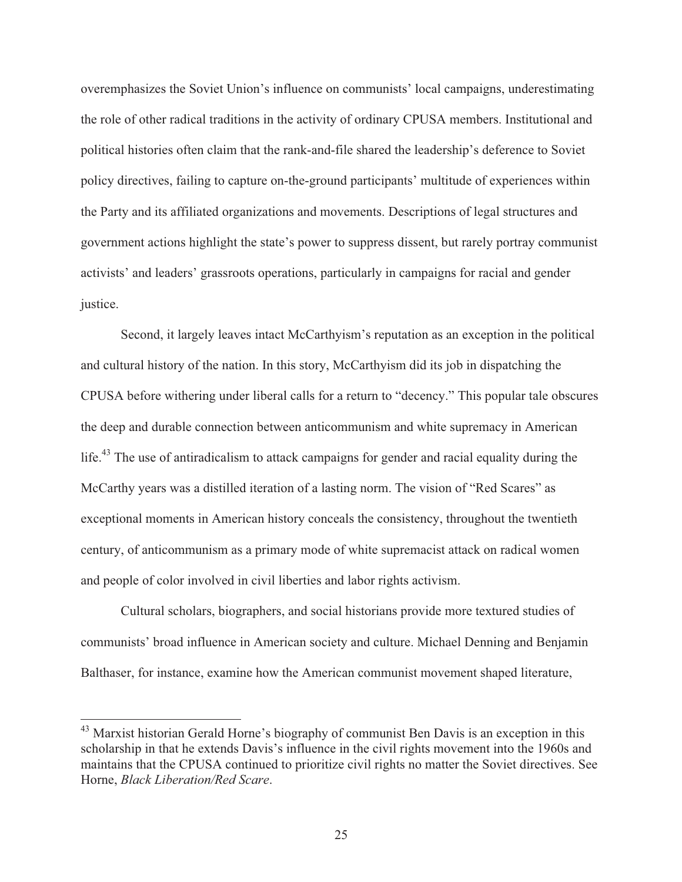overemphasizes the Soviet Union's influence on communists' local campaigns, underestimating the role of other radical traditions in the activity of ordinary CPUSA members. Institutional and political histories often claim that the rank-and-file shared the leadership's deference to Soviet policy directives, failing to capture on-the-ground participants' multitude of experiences within the Party and its affiliated organizations and movements. Descriptions of legal structures and government actions highlight the state's power to suppress dissent, but rarely portray communist activists' and leaders' grassroots operations, particularly in campaigns for racial and gender justice.

Second, it largely leaves intact McCarthyism's reputation as an exception in the political and cultural history of the nation. In this story, McCarthyism did its job in dispatching the CPUSA before withering under liberal calls for a return to "decency." This popular tale obscures the deep and durable connection between anticommunism and white supremacy in American life.[43] The use of antiradicalism to attack campaigns for gender and racial equality during the McCarthy years was a distilled iteration of a lasting norm. The vision of "Red Scares" as exceptional moments in American history conceals the consistency, throughout the twentieth century, of anticommunism as a primary mode of white supremacist attack on radical women and people of color involved in civil liberties and labor rights activism.

Cultural scholars, biographers, and social historians provide more textured studies of communists' broad influence in American society and culture. Michael Denning and Benjamin Balthaser, for instance, examine how the American communist movement shaped literature,

---

[43] Marxist historian Gerald Horne's biography of communist Ben Davis is an exception in this scholarship in that he extends Davis's influence in the civil rights movement into the 1960s and maintains that the CPUSA continued to prioritize civil rights no matter the Soviet directives. See Horne, *Black Liberation/Red Scare*.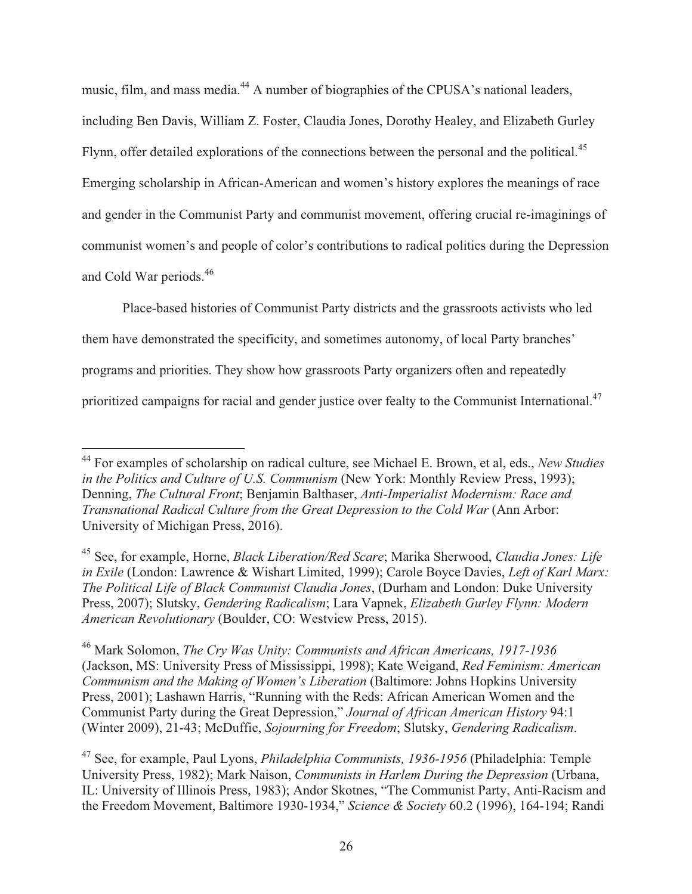music, film, and mass media.[44] A number of biographies of the CPUSA's national leaders, including Ben Davis, William Z. Foster, Claudia Jones, Dorothy Healey, and Elizabeth Gurley Flynn, offer detailed explorations of the connections between the personal and the political.[45] Emerging scholarship in African-American and women's history explores the meanings of race and gender in the Communist Party and communist movement, offering crucial re-imaginings of communist women's and people of color's contributions to radical politics during the Depression and Cold War periods.[46]

Place-based histories of Communist Party districts and the grassroots activists who led them have demonstrated the specificity, and sometimes autonomy, of local Party branches' programs and priorities. They show how grassroots Party organizers often and repeatedly prioritized campaigns for racial and gender justice over fealty to the Communist International.[47]

---

[44] For examples of scholarship on radical culture, see Michael E. Brown, et al, eds., *New Studies in the Politics and Culture of U.S. Communism* (New York: Monthly Review Press, 1993); Denning, *The Cultural Front*; Benjamin Balthaser, *Anti-Imperialist Modernism: Race and Transnational Radical Culture from the Great Depression to the Cold War* (Ann Arbor: University of Michigan Press, 2016).

[45] See, for example, Horne, *Black Liberation/Red Scare*; Marika Sherwood, *Claudia Jones: Life in Exile* (London: Lawrence & Wishart Limited, 1999); Carole Boyce Davies, *Left of Karl Marx: The Political Life of Black Communist Claudia Jones*, (Durham and London: Duke University Press, 2007); Slutsky, *Gendering Radicalism*; Lara Vapnek, *Elizabeth Gurley Flynn: Modern American Revolutionary* (Boulder, CO: Westview Press, 2015).

[46] Mark Solomon, *The Cry Was Unity: Communists and African Americans, 1917-1936* (Jackson, MS: University Press of Mississippi, 1998); Kate Weigand, *Red Feminism: American Communism and the Making of Women's Liberation* (Baltimore: Johns Hopkins University Press, 2001); Lashawn Harris, "Running with the Reds: African American Women and the Communist Party during the Great Depression," *Journal of African American History* 94:1 (Winter 2009), 21-43; McDuffie, *Sojourning for Freedom*; Slutsky, *Gendering Radicalism*.

[47] See, for example, Paul Lyons, *Philadelphia Communists, 1936-1956* (Philadelphia: Temple University Press, 1982); Mark Naison, *Communists in Harlem During the Depression* (Urbana, IL: University of Illinois Press, 1983); Andor Skotnes, "The Communist Party, Anti-Racism and the Freedom Movement, Baltimore 1930-1934," *Science & Society* 60.2 (1996), 164-194; Randi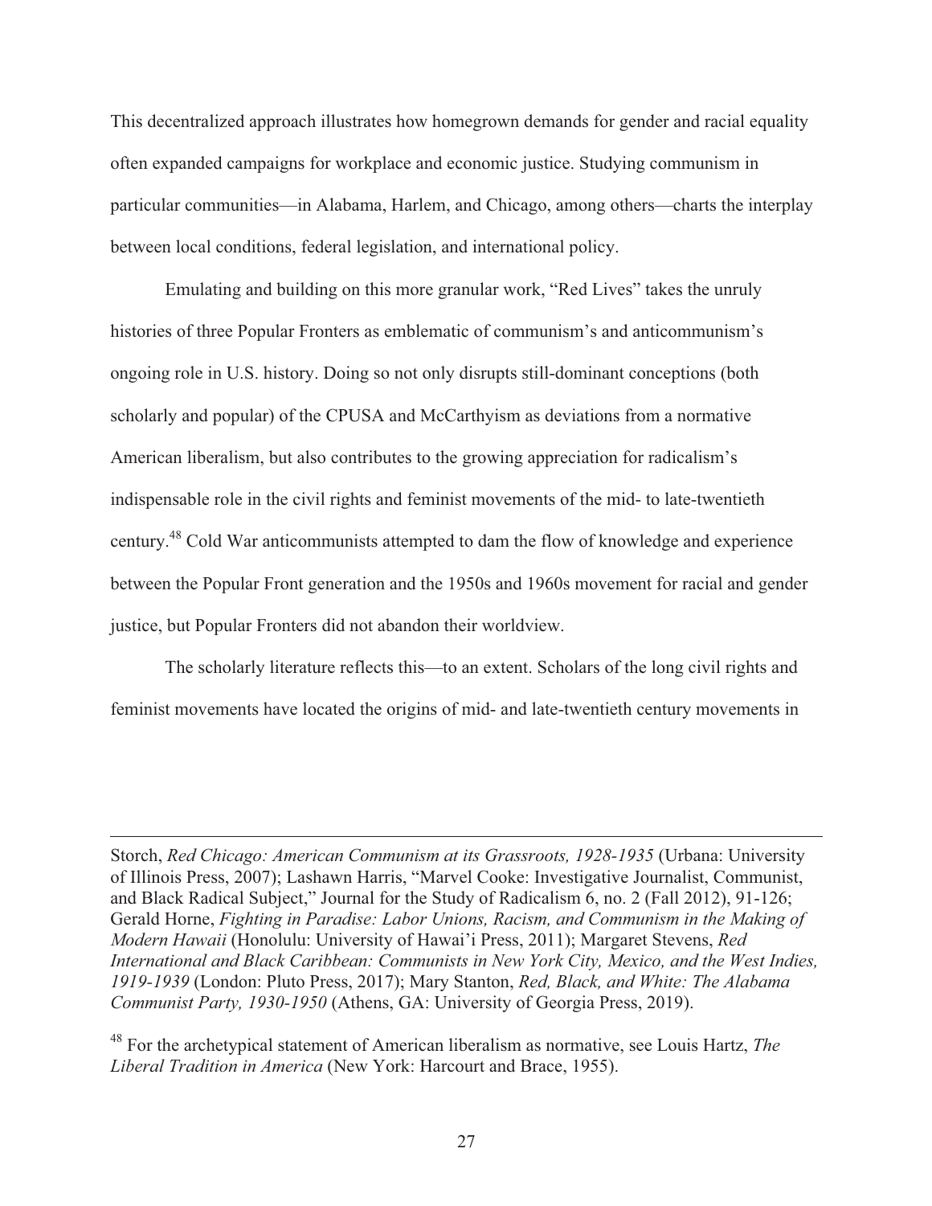This decentralized approach illustrates how homegrown demands for gender and racial equality often expanded campaigns for workplace and economic justice. Studying communism in particular communities—in Alabama, Harlem, and Chicago, among others—charts the interplay between local conditions, federal legislation, and international policy.

Emulating and building on this more granular work, "Red Lives" takes the unruly histories of three Popular Fronters as emblematic of communism's and anticommunism's ongoing role in U.S. history. Doing so not only disrupts still-dominant conceptions (both scholarly and popular) of the CPUSA and McCarthyism as deviations from a normative American liberalism, but also contributes to the growing appreciation for radicalism's indispensable role in the civil rights and feminist movements of the mid- to late-twentieth century.[48] Cold War anticommunists attempted to dam the flow of knowledge and experience between the Popular Front generation and the 1950s and 1960s movement for racial and gender justice, but Popular Fronters did not abandon their worldview.

The scholarly literature reflects this—to an extent. Scholars of the long civil rights and feminist movements have located the origins of mid- and late-twentieth century movements in

---

Storch, *Red Chicago: American Communism at its Grassroots, 1928-1935* (Urbana: University of Illinois Press, 2007); Lashawn Harris, "Marvel Cooke: Investigative Journalist, Communist, and Black Radical Subject," Journal for the Study of Radicalism 6, no. 2 (Fall 2012), 91-126; Gerald Horne, *Fighting in Paradise: Labor Unions, Racism, and Communism in the Making of Modern Hawaii* (Honolulu: University of Hawai'i Press, 2011); Margaret Stevens, *Red International and Black Caribbean: Communists in New York City, Mexico, and the West Indies, 1919-1939* (London: Pluto Press, 2017); Mary Stanton, *Red, Black, and White: The Alabama Communist Party, 1930-1950* (Athens, GA: University of Georgia Press, 2019).

[48] For the archetypical statement of American liberalism as normative, see Louis Hartz, *The Liberal Tradition in America* (New York: Harcourt and Brace, 1955).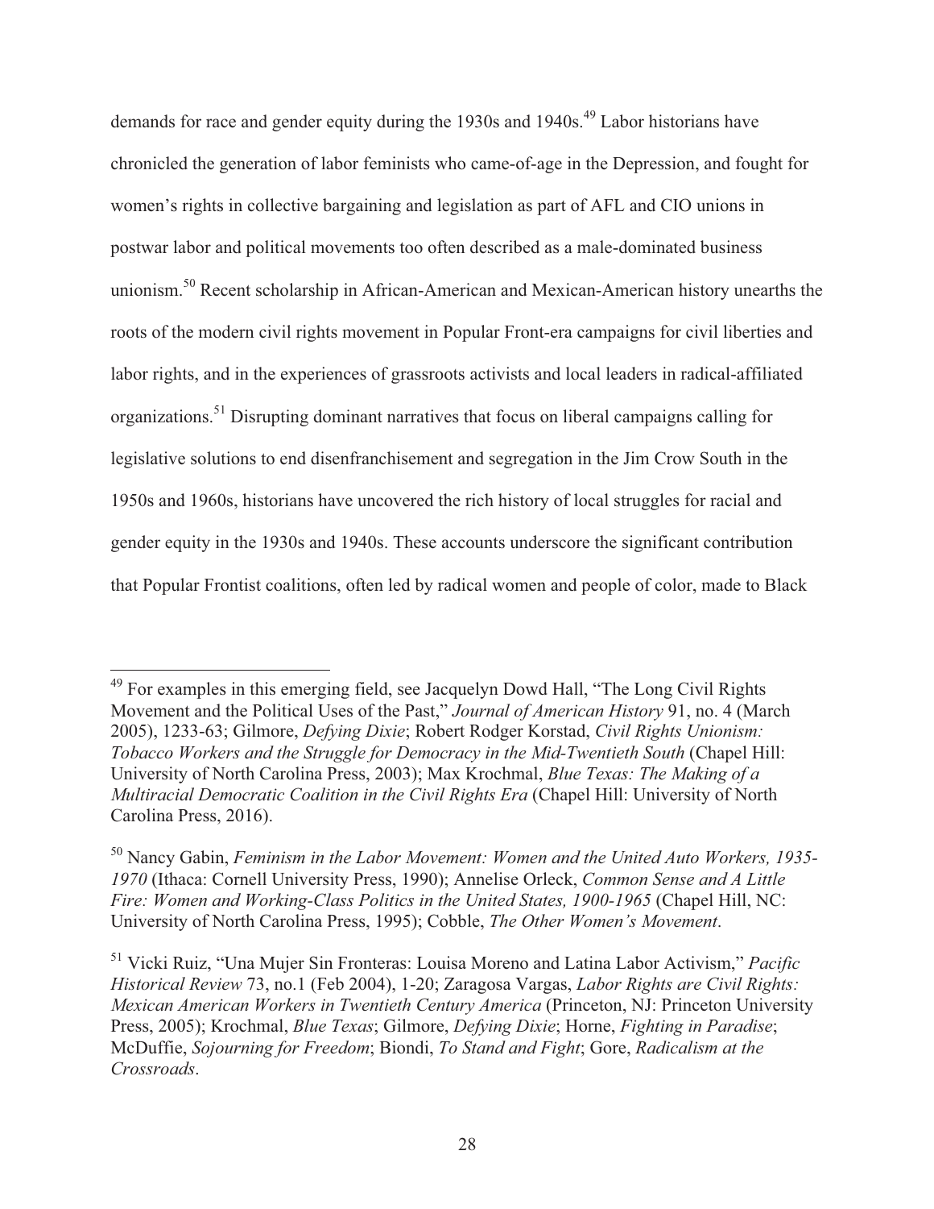demands for race and gender equity during the 1930s and 1940s.[49] Labor historians have chronicled the generation of labor feminists who came-of-age in the Depression, and fought for women's rights in collective bargaining and legislation as part of AFL and CIO unions in postwar labor and political movements too often described as a male-dominated business unionism.[50] Recent scholarship in African-American and Mexican-American history unearths the roots of the modern civil rights movement in Popular Front-era campaigns for civil liberties and labor rights, and in the experiences of grassroots activists and local leaders in radical-affiliated organizations.[51] Disrupting dominant narratives that focus on liberal campaigns calling for legislative solutions to end disenfranchisement and segregation in the Jim Crow South in the 1950s and 1960s, historians have uncovered the rich history of local struggles for racial and gender equity in the 1930s and 1940s. These accounts underscore the significant contribution that Popular Frontist coalitions, often led by radical women and people of color, made to Black

---

[49] For examples in this emerging field, see Jacquelyn Dowd Hall, "The Long Civil Rights Movement and the Political Uses of the Past," *Journal of American History* 91, no. 4 (March 2005), 1233-63; Gilmore, *Defying Dixie*; Robert Rodger Korstad, *Civil Rights Unionism: Tobacco Workers and the Struggle for Democracy in the Mid-Twentieth South* (Chapel Hill: University of North Carolina Press, 2003); Max Krochmal, *Blue Texas: The Making of a Multiracial Democratic Coalition in the Civil Rights Era* (Chapel Hill: University of North Carolina Press, 2016).

[50] Nancy Gabin, *Feminism in the Labor Movement: Women and the United Auto Workers, 1935-1970* (Ithaca: Cornell University Press, 1990); Annelise Orleck, *Common Sense and A Little Fire: Women and Working-Class Politics in the United States, 1900-1965* (Chapel Hill, NC: University of North Carolina Press, 1995); Cobble, *The Other Women's Movement*.

[51] Vicki Ruiz, "Una Mujer Sin Fronteras: Louisa Moreno and Latina Labor Activism," *Pacific Historical Review* 73, no.1 (Feb 2004), 1-20; Zaragosa Vargas, *Labor Rights are Civil Rights: Mexican American Workers in Twentieth Century America* (Princeton, NJ: Princeton University Press, 2005); Krochmal, *Blue Texas*; Gilmore, *Defying Dixie*; Horne, *Fighting in Paradise*; McDuffie, *Sojourning for Freedom*; Biondi, *To Stand and Fight*; Gore, *Radicalism at the Crossroads*.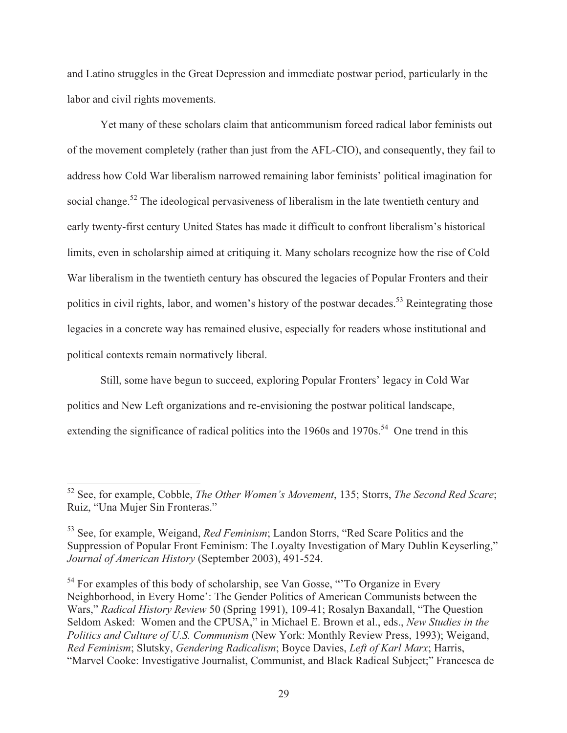and Latino struggles in the Great Depression and immediate postwar period, particularly in the labor and civil rights movements.

Yet many of these scholars claim that anticommunism forced radical labor feminists out of the movement completely (rather than just from the AFL-CIO), and consequently, they fail to address how Cold War liberalism narrowed remaining labor feminists' political imagination for social change.[52] The ideological pervasiveness of liberalism in the late twentieth century and early twenty-first century United States has made it difficult to confront liberalism's historical limits, even in scholarship aimed at critiquing it. Many scholars recognize how the rise of Cold War liberalism in the twentieth century has obscured the legacies of Popular Fronters and their politics in civil rights, labor, and women's history of the postwar decades.[53] Reintegrating those legacies in a concrete way has remained elusive, especially for readers whose institutional and political contexts remain normatively liberal.

Still, some have begun to succeed, exploring Popular Fronters' legacy in Cold War politics and New Left organizations and re-envisioning the postwar political landscape, extending the significance of radical politics into the 1960s and 1970s.[54] One trend in this

---

[52] See, for example, Cobble, *The Other Women's Movement*, 135; Storrs, *The Second Red Scare*; Ruiz, "Una Mujer Sin Fronteras."

[53] See, for example, Weigand, *Red Feminism*; Landon Storrs, "Red Scare Politics and the Suppression of Popular Front Feminism: The Loyalty Investigation of Mary Dublin Keyserling," *Journal of American History* (September 2003), 491-524.

[54] For examples of this body of scholarship, see Van Gosse, "'To Organize in Every Neighborhood, in Every Home': The Gender Politics of American Communists between the Wars," *Radical History Review* 50 (Spring 1991), 109-41; Rosalyn Baxandall, "The Question Seldom Asked: Women and the CPUSA," in Michael E. Brown et al., eds., *New Studies in the Politics and Culture of U.S. Communism* (New York: Monthly Review Press, 1993); Weigand, *Red Feminism*; Slutsky, *Gendering Radicalism*; Boyce Davies, *Left of Karl Marx*; Harris, "Marvel Cooke: Investigative Journalist, Communist, and Black Radical Subject;" Francesca de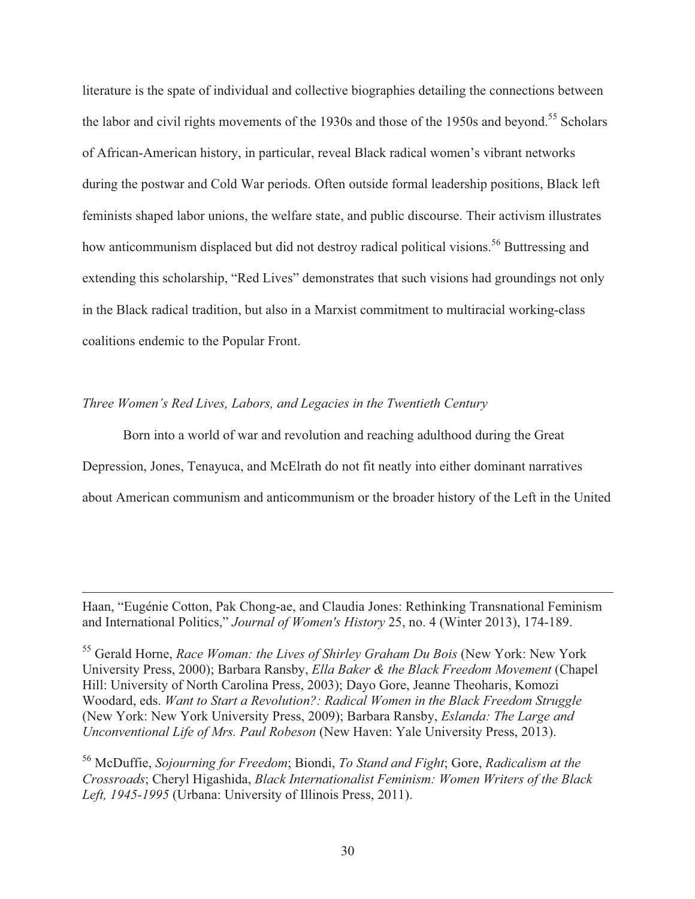literature is the spate of individual and collective biographies detailing the connections between the labor and civil rights movements of the 1930s and those of the 1950s and beyond.[55] Scholars of African-American history, in particular, reveal Black radical women's vibrant networks during the postwar and Cold War periods. Often outside formal leadership positions, Black left feminists shaped labor unions, the welfare state, and public discourse. Their activism illustrates how anticommunism displaced but did not destroy radical political visions.[56] Buttressing and extending this scholarship, "Red Lives" demonstrates that such visions had groundings not only in the Black radical tradition, but also in a Marxist commitment to multiracial working-class coalitions endemic to the Popular Front.

*Three Women's Red Lives, Labors, and Legacies in the Twentieth Century*

Born into a world of war and revolution and reaching adulthood during the Great Depression, Jones, Tenayuca, and McElrath do not fit neatly into either dominant narratives about American communism and anticommunism or the broader history of the Left in the United

---

Haan, "Eugénie Cotton, Pak Chong-ae, and Claudia Jones: Rethinking Transnational Feminism and International Politics," *Journal of Women's History* 25, no. 4 (Winter 2013), 174-189.

[55] Gerald Horne, *Race Woman: the Lives of Shirley Graham Du Bois* (New York: New York University Press, 2000); Barbara Ransby, *Ella Baker & the Black Freedom Movement* (Chapel Hill: University of North Carolina Press, 2003); Dayo Gore, Jeanne Theoharis, Komozi Woodard, eds. *Want to Start a Revolution?: Radical Women in the Black Freedom Struggle* (New York: New York University Press, 2009); Barbara Ransby, *Eslanda: The Large and Unconventional Life of Mrs. Paul Robeson* (New Haven: Yale University Press, 2013).

[56] McDuffie, *Sojourning for Freedom*; Biondi, *To Stand and Fight*; Gore, *Radicalism at the Crossroads*; Cheryl Higashida, *Black Internationalist Feminism: Women Writers of the Black Left, 1945-1995* (Urbana: University of Illinois Press, 2011).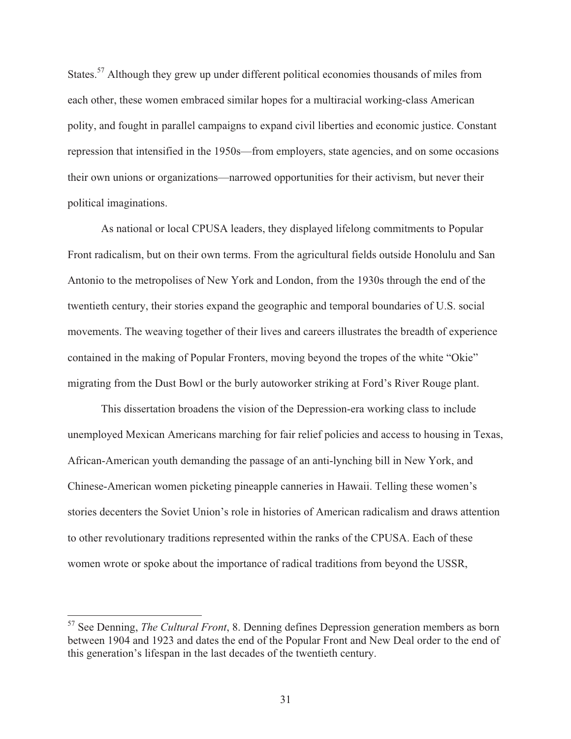States.[57] Although they grew up under different political economies thousands of miles from each other, these women embraced similar hopes for a multiracial working-class American polity, and fought in parallel campaigns to expand civil liberties and economic justice. Constant repression that intensified in the 1950s—from employers, state agencies, and on some occasions their own unions or organizations—narrowed opportunities for their activism, but never their political imaginations.

As national or local CPUSA leaders, they displayed lifelong commitments to Popular Front radicalism, but on their own terms. From the agricultural fields outside Honolulu and San Antonio to the metropolises of New York and London, from the 1930s through the end of the twentieth century, their stories expand the geographic and temporal boundaries of U.S. social movements. The weaving together of their lives and careers illustrates the breadth of experience contained in the making of Popular Fronters, moving beyond the tropes of the white "Okie" migrating from the Dust Bowl or the burly autoworker striking at Ford's River Rouge plant.

This dissertation broadens the vision of the Depression-era working class to include unemployed Mexican Americans marching for fair relief policies and access to housing in Texas, African-American youth demanding the passage of an anti-lynching bill in New York, and Chinese-American women picketing pineapple canneries in Hawaii. Telling these women's stories decenters the Soviet Union's role in histories of American radicalism and draws attention to other revolutionary traditions represented within the ranks of the CPUSA. Each of these women wrote or spoke about the importance of radical traditions from beyond the USSR,

---

[57] See Denning, *The Cultural Front*, 8. Denning defines Depression generation members as born between 1904 and 1923 and dates the end of the Popular Front and New Deal order to the end of this generation's lifespan in the last decades of the twentieth century.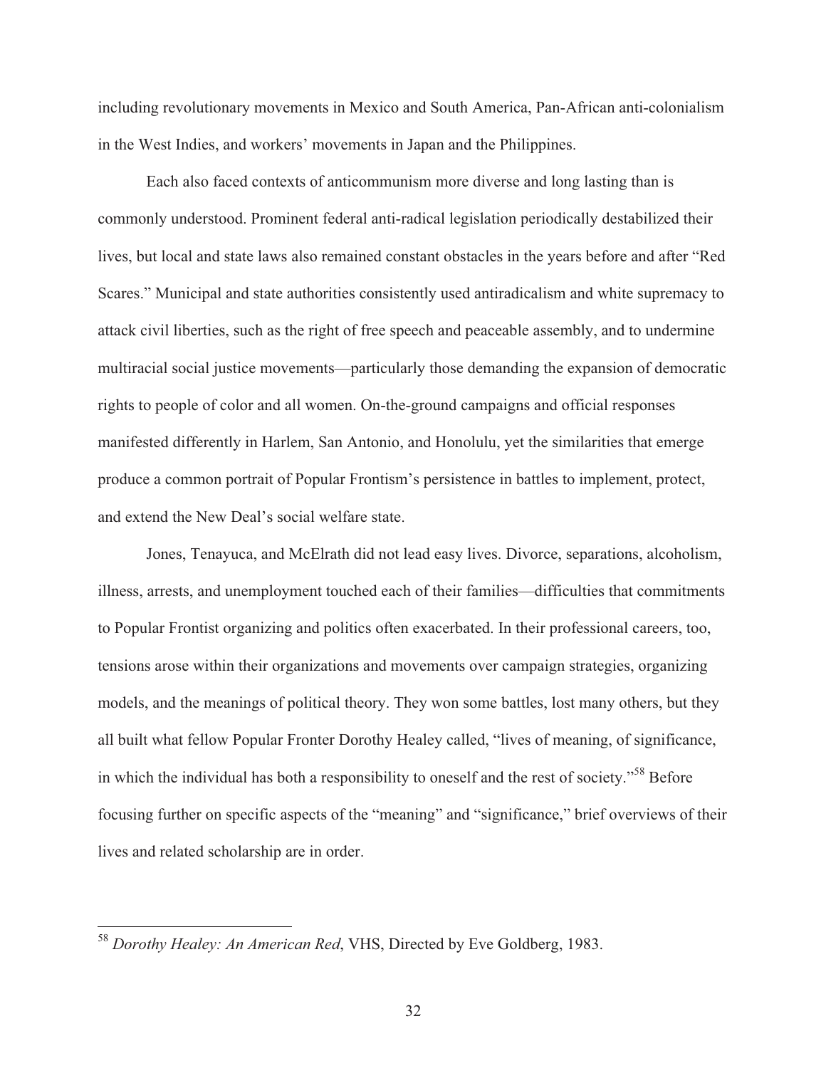including revolutionary movements in Mexico and South America, Pan-African anti-colonialism in the West Indies, and workers' movements in Japan and the Philippines.

Each also faced contexts of anticommunism more diverse and long lasting than is commonly understood. Prominent federal anti-radical legislation periodically destabilized their lives, but local and state laws also remained constant obstacles in the years before and after "Red Scares." Municipal and state authorities consistently used antiradicalism and white supremacy to attack civil liberties, such as the right of free speech and peaceable assembly, and to undermine multiracial social justice movements—particularly those demanding the expansion of democratic rights to people of color and all women. On-the-ground campaigns and official responses manifested differently in Harlem, San Antonio, and Honolulu, yet the similarities that emerge produce a common portrait of Popular Frontism's persistence in battles to implement, protect, and extend the New Deal's social welfare state.

Jones, Tenayuca, and McElrath did not lead easy lives. Divorce, separations, alcoholism, illness, arrests, and unemployment touched each of their families—difficulties that commitments to Popular Frontist organizing and politics often exacerbated. In their professional careers, too, tensions arose within their organizations and movements over campaign strategies, organizing models, and the meanings of political theory. They won some battles, lost many others, but they all built what fellow Popular Fronter Dorothy Healey called, "lives of meaning, of significance, in which the individual has both a responsibility to oneself and the rest of society."[58] Before focusing further on specific aspects of the "meaning" and "significance," brief overviews of their lives and related scholarship are in order.

---

[58] *Dorothy Healey: An American Red*, VHS, Directed by Eve Goldberg, 1983.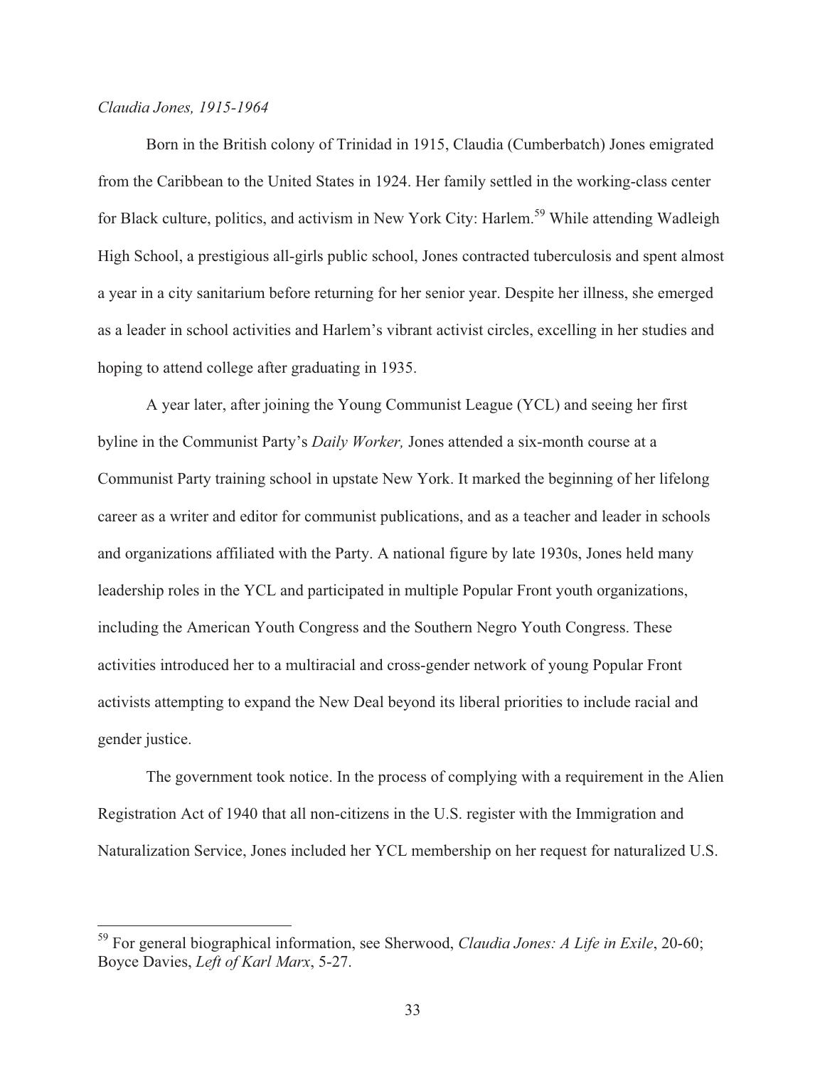*Claudia Jones, 1915-1964*

Born in the British colony of Trinidad in 1915, Claudia (Cumberbatch) Jones emigrated from the Caribbean to the United States in 1924. Her family settled in the working-class center for Black culture, politics, and activism in New York City: Harlem.[59] While attending Wadleigh High School, a prestigious all-girls public school, Jones contracted tuberculosis and spent almost a year in a city sanitarium before returning for her senior year. Despite her illness, she emerged as a leader in school activities and Harlem's vibrant activist circles, excelling in her studies and hoping to attend college after graduating in 1935.

A year later, after joining the Young Communist League (YCL) and seeing her first byline in the Communist Party's *Daily Worker,* Jones attended a six-month course at a Communist Party training school in upstate New York. It marked the beginning of her lifelong career as a writer and editor for communist publications, and as a teacher and leader in schools and organizations affiliated with the Party. A national figure by late 1930s, Jones held many leadership roles in the YCL and participated in multiple Popular Front youth organizations, including the American Youth Congress and the Southern Negro Youth Congress. These activities introduced her to a multiracial and cross-gender network of young Popular Front activists attempting to expand the New Deal beyond its liberal priorities to include racial and gender justice.

The government took notice. In the process of complying with a requirement in the Alien Registration Act of 1940 that all non-citizens in the U.S. register with the Immigration and Naturalization Service, Jones included her YCL membership on her request for naturalized U.S.

---

[59] For general biographical information, see Sherwood, *Claudia Jones: A Life in Exile*, 20-60; Boyce Davies, *Left of Karl Marx*, 5-27.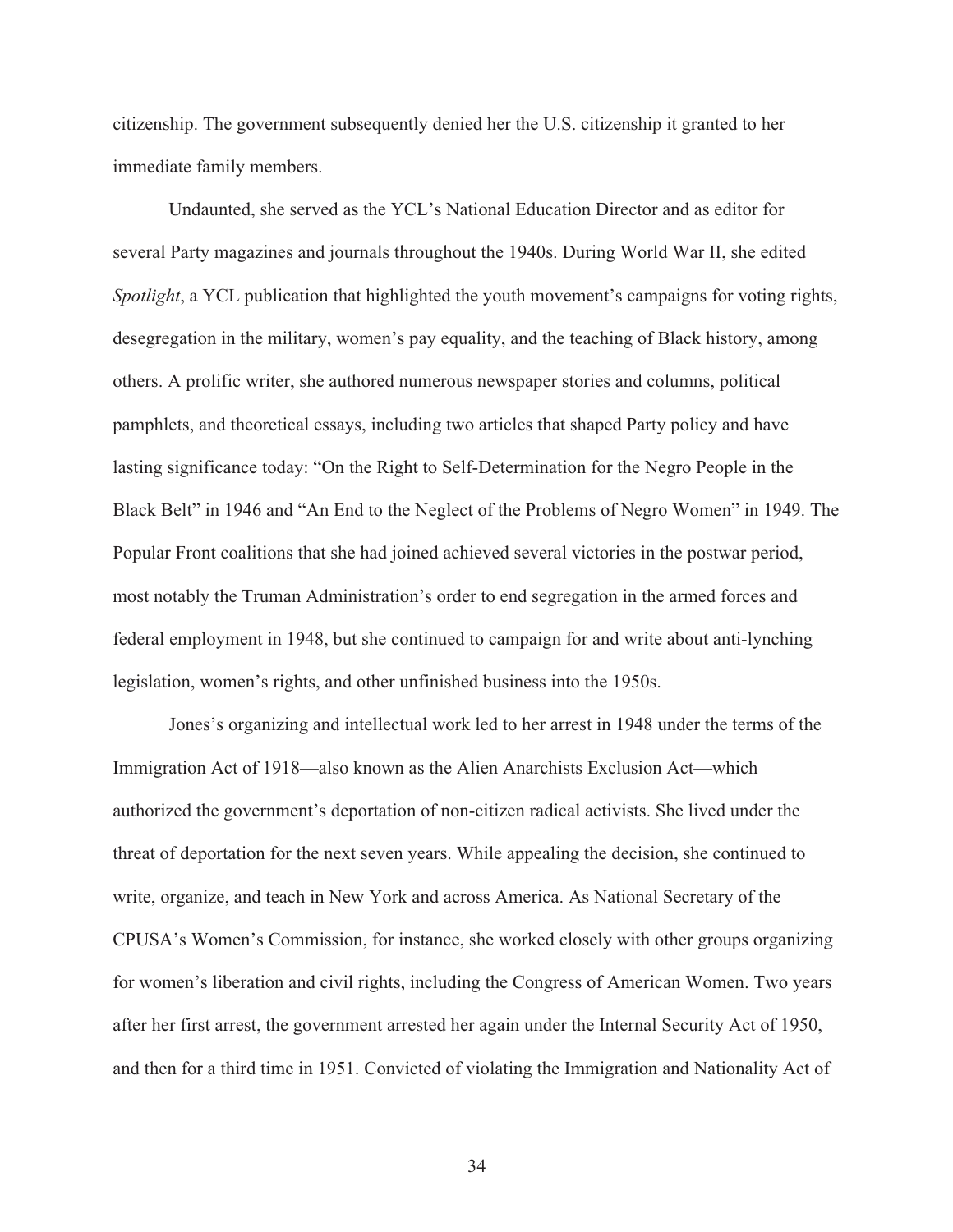citizenship. The government subsequently denied her the U.S. citizenship it granted to her immediate family members.

Undaunted, she served as the YCL's National Education Director and as editor for several Party magazines and journals throughout the 1940s. During World War II, she edited *Spotlight*, a YCL publication that highlighted the youth movement's campaigns for voting rights, desegregation in the military, women's pay equality, and the teaching of Black history, among others. A prolific writer, she authored numerous newspaper stories and columns, political pamphlets, and theoretical essays, including two articles that shaped Party policy and have lasting significance today: "On the Right to Self-Determination for the Negro People in the Black Belt" in 1946 and "An End to the Neglect of the Problems of Negro Women" in 1949. The Popular Front coalitions that she had joined achieved several victories in the postwar period, most notably the Truman Administration's order to end segregation in the armed forces and federal employment in 1948, but she continued to campaign for and write about anti-lynching legislation, women's rights, and other unfinished business into the 1950s.

Jones's organizing and intellectual work led to her arrest in 1948 under the terms of the Immigration Act of 1918—also known as the Alien Anarchists Exclusion Act—which authorized the government's deportation of non-citizen radical activists. She lived under the threat of deportation for the next seven years. While appealing the decision, she continued to write, organize, and teach in New York and across America. As National Secretary of the CPUSA's Women's Commission, for instance, she worked closely with other groups organizing for women's liberation and civil rights, including the Congress of American Women. Two years after her first arrest, the government arrested her again under the Internal Security Act of 1950, and then for a third time in 1951. Convicted of violating the Immigration and Nationality Act of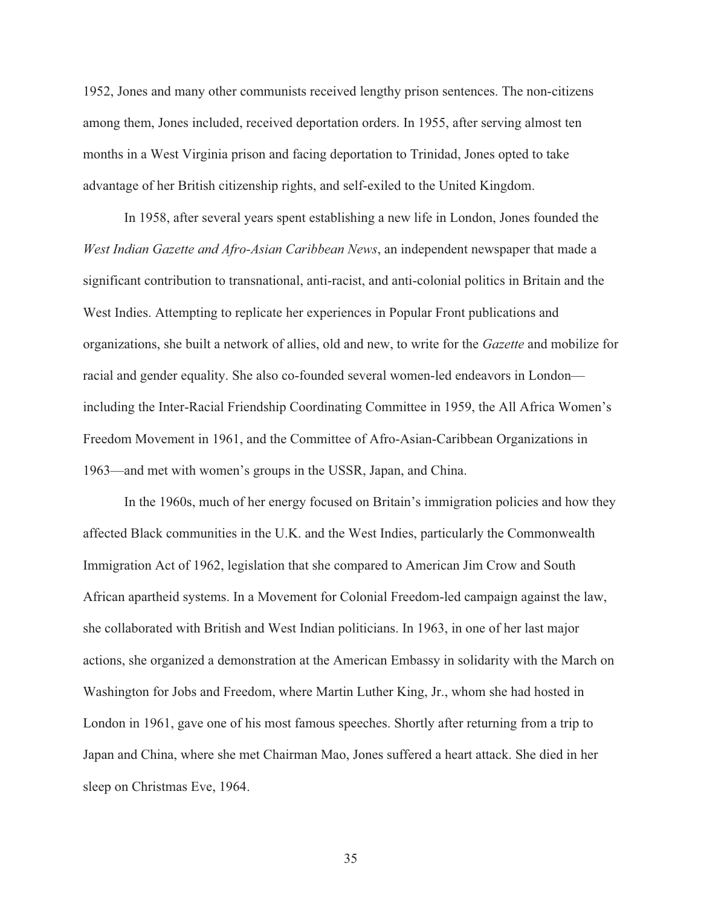1952, Jones and many other communists received lengthy prison sentences. The non-citizens among them, Jones included, received deportation orders. In 1955, after serving almost ten months in a West Virginia prison and facing deportation to Trinidad, Jones opted to take advantage of her British citizenship rights, and self-exiled to the United Kingdom.

In 1958, after several years spent establishing a new life in London, Jones founded the *West Indian Gazette and Afro-Asian Caribbean News*, an independent newspaper that made a significant contribution to transnational, anti-racist, and anti-colonial politics in Britain and the West Indies. Attempting to replicate her experiences in Popular Front publications and organizations, she built a network of allies, old and new, to write for the *Gazette* and mobilize for racial and gender equality. She also co-founded several women-led endeavors in London—including the Inter-Racial Friendship Coordinating Committee in 1959, the All Africa Women's Freedom Movement in 1961, and the Committee of Afro-Asian-Caribbean Organizations in 1963—and met with women's groups in the USSR, Japan, and China.

In the 1960s, much of her energy focused on Britain's immigration policies and how they affected Black communities in the U.K. and the West Indies, particularly the Commonwealth Immigration Act of 1962, legislation that she compared to American Jim Crow and South African apartheid systems. In a Movement for Colonial Freedom-led campaign against the law, she collaborated with British and West Indian politicians. In 1963, in one of her last major actions, she organized a demonstration at the American Embassy in solidarity with the March on Washington for Jobs and Freedom, where Martin Luther King, Jr., whom she had hosted in London in 1961, gave one of his most famous speeches. Shortly after returning from a trip to Japan and China, where she met Chairman Mao, Jones suffered a heart attack. She died in her sleep on Christmas Eve, 1964.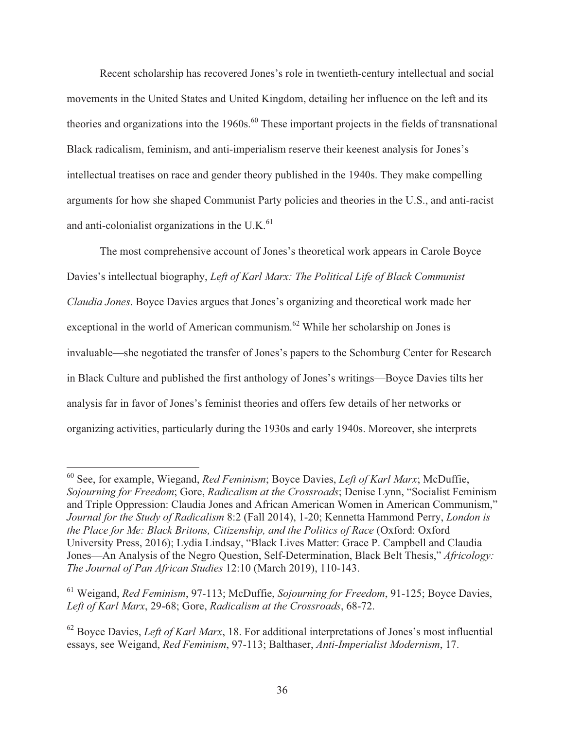Recent scholarship has recovered Jones's role in twentieth-century intellectual and social movements in the United States and United Kingdom, detailing her influence on the left and its theories and organizations into the 1960s.[60] These important projects in the fields of transnational Black radicalism, feminism, and anti-imperialism reserve their keenest analysis for Jones's intellectual treatises on race and gender theory published in the 1940s. They make compelling arguments for how she shaped Communist Party policies and theories in the U.S., and anti-racist and anti-colonialist organizations in the U.K.[61]

The most comprehensive account of Jones's theoretical work appears in Carole Boyce Davies's intellectual biography, *Left of Karl Marx: The Political Life of Black Communist Claudia Jones*. Boyce Davies argues that Jones's organizing and theoretical work made her exceptional in the world of American communism.[62] While her scholarship on Jones is invaluable—she negotiated the transfer of Jones's papers to the Schomburg Center for Research in Black Culture and published the first anthology of Jones's writings—Boyce Davies tilts her analysis far in favor of Jones's feminist theories and offers few details of her networks or organizing activities, particularly during the 1930s and early 1940s. Moreover, she interprets

---

[60] See, for example, Wiegand, *Red Feminism*; Boyce Davies, *Left of Karl Marx*; McDuffie, *Sojourning for Freedom*; Gore, *Radicalism at the Crossroads*; Denise Lynn, "Socialist Feminism and Triple Oppression: Claudia Jones and African American Women in American Communism," *Journal for the Study of Radicalism* 8:2 (Fall 2014), 1-20; Kennetta Hammond Perry, *London is the Place for Me: Black Britons, Citizenship, and the Politics of Race* (Oxford: Oxford University Press, 2016); Lydia Lindsay, "Black Lives Matter: Grace P. Campbell and Claudia Jones—An Analysis of the Negro Question, Self-Determination, Black Belt Thesis," *Africology: The Journal of Pan African Studies* 12:10 (March 2019), 110-143.

[61] Weigand, *Red Feminism*, 97-113; McDuffie, *Sojourning for Freedom*, 91-125; Boyce Davies, *Left of Karl Marx*, 29-68; Gore, *Radicalism at the Crossroads*, 68-72.

[62] Boyce Davies, *Left of Karl Marx*, 18. For additional interpretations of Jones's most influential essays, see Weigand, *Red Feminism*, 97-113; Balthaser, *Anti-Imperialist Modernism*, 17.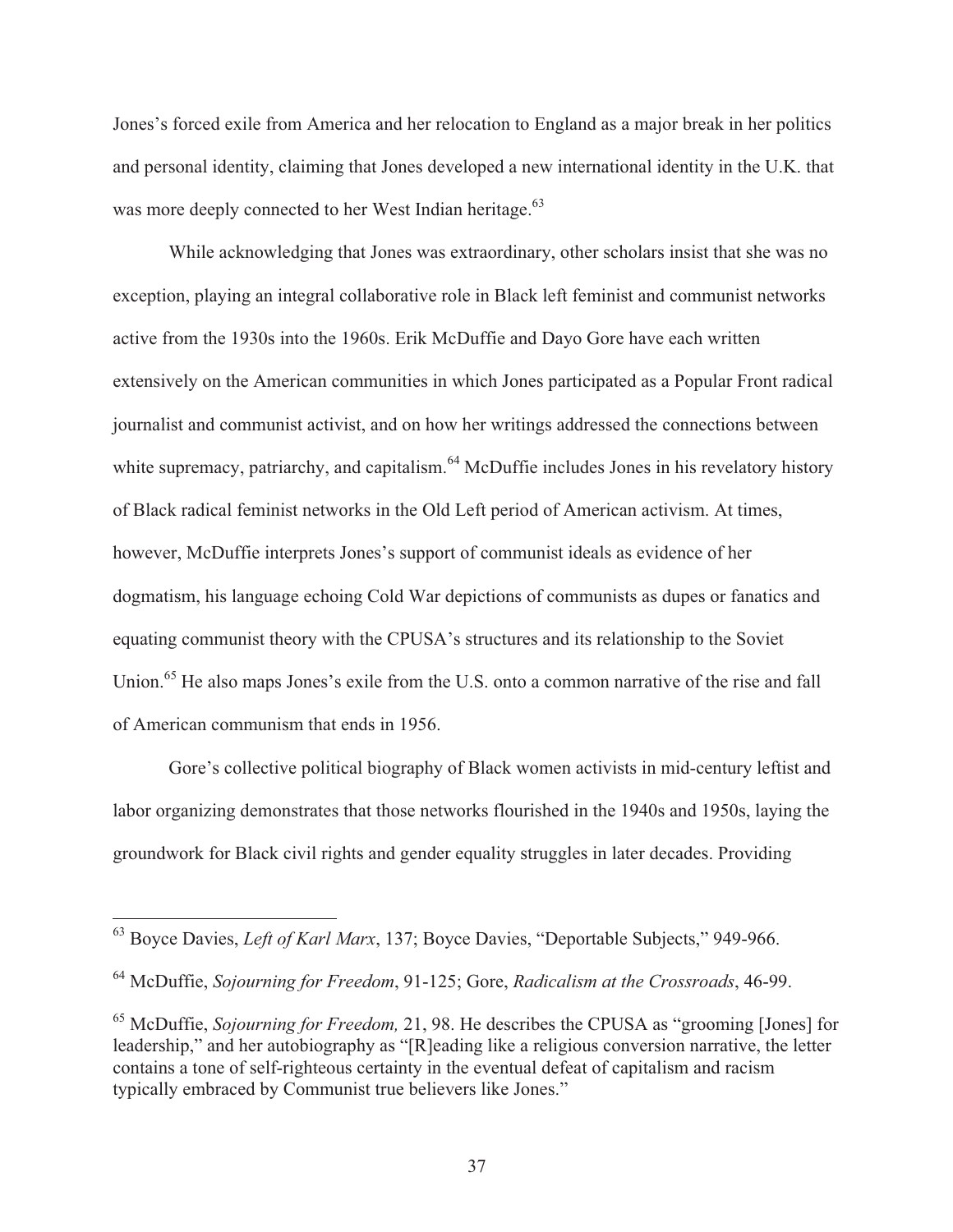Jones's forced exile from America and her relocation to England as a major break in her politics and personal identity, claiming that Jones developed a new international identity in the U.K. that was more deeply connected to her West Indian heritage.[63]

While acknowledging that Jones was extraordinary, other scholars insist that she was no exception, playing an integral collaborative role in Black left feminist and communist networks active from the 1930s into the 1960s. Erik McDuffie and Dayo Gore have each written extensively on the American communities in which Jones participated as a Popular Front radical journalist and communist activist, and on how her writings addressed the connections between white supremacy, patriarchy, and capitalism.[64] McDuffie includes Jones in his revelatory history of Black radical feminist networks in the Old Left period of American activism. At times, however, McDuffie interprets Jones's support of communist ideals as evidence of her dogmatism, his language echoing Cold War depictions of communists as dupes or fanatics and equating communist theory with the CPUSA's structures and its relationship to the Soviet Union.[65] He also maps Jones's exile from the U.S. onto a common narrative of the rise and fall of American communism that ends in 1956.

Gore's collective political biography of Black women activists in mid-century leftist and labor organizing demonstrates that those networks flourished in the 1940s and 1950s, laying the groundwork for Black civil rights and gender equality struggles in later decades. Providing

---

[63] Boyce Davies, *Left of Karl Marx*, 137; Boyce Davies, "Deportable Subjects," 949-966.

[64] McDuffie, *Sojourning for Freedom*, 91-125; Gore, *Radicalism at the Crossroads*, 46-99.

[65] McDuffie, *Sojourning for Freedom,* 21, 98. He describes the CPUSA as "grooming [Jones] for leadership," and her autobiography as "[R]eading like a religious conversion narrative, the letter contains a tone of self-righteous certainty in the eventual defeat of capitalism and racism typically embraced by Communist true believers like Jones."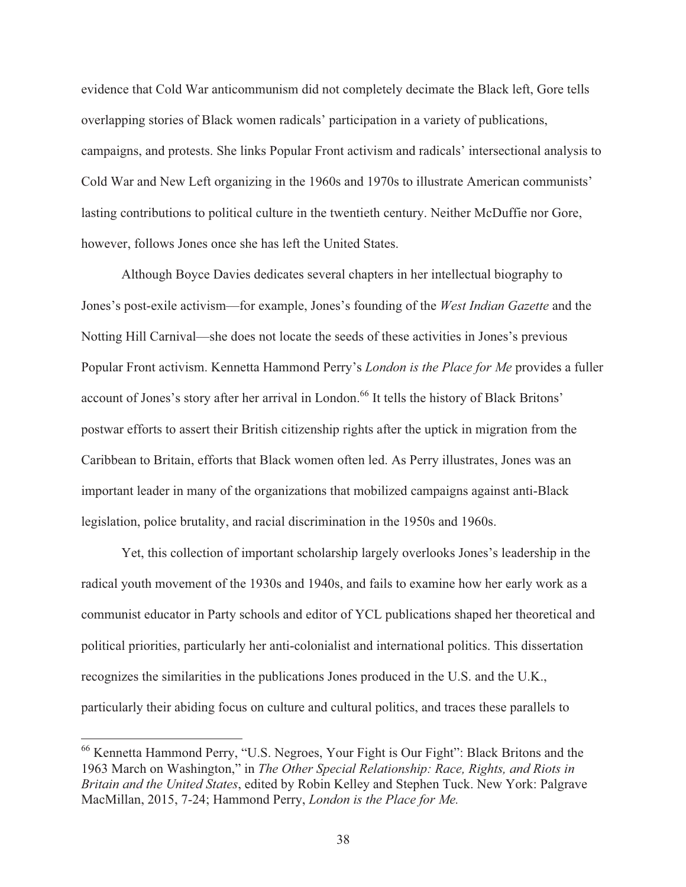evidence that Cold War anticommunism did not completely decimate the Black left, Gore tells overlapping stories of Black women radicals' participation in a variety of publications, campaigns, and protests. She links Popular Front activism and radicals' intersectional analysis to Cold War and New Left organizing in the 1960s and 1970s to illustrate American communists' lasting contributions to political culture in the twentieth century. Neither McDuffie nor Gore, however, follows Jones once she has left the United States.

Although Boyce Davies dedicates several chapters in her intellectual biography to Jones's post-exile activism—for example, Jones's founding of the *West Indian Gazette* and the Notting Hill Carnival—she does not locate the seeds of these activities in Jones's previous Popular Front activism. Kennetta Hammond Perry's *London is the Place for Me* provides a fuller account of Jones's story after her arrival in London.[66] It tells the history of Black Britons' postwar efforts to assert their British citizenship rights after the uptick in migration from the Caribbean to Britain, efforts that Black women often led. As Perry illustrates, Jones was an important leader in many of the organizations that mobilized campaigns against anti-Black legislation, police brutality, and racial discrimination in the 1950s and 1960s.

Yet, this collection of important scholarship largely overlooks Jones's leadership in the radical youth movement of the 1930s and 1940s, and fails to examine how her early work as a communist educator in Party schools and editor of YCL publications shaped her theoretical and political priorities, particularly her anti-colonialist and international politics. This dissertation recognizes the similarities in the publications Jones produced in the U.S. and the U.K., particularly their abiding focus on culture and cultural politics, and traces these parallels to

---

[66] Kennetta Hammond Perry, "U.S. Negroes, Your Fight is Our Fight": Black Britons and the 1963 March on Washington," in *The Other Special Relationship: Race, Rights, and Riots in Britain and the United States*, edited by Robin Kelley and Stephen Tuck. New York: Palgrave MacMillan, 2015, 7-24; Hammond Perry, *London is the Place for Me.*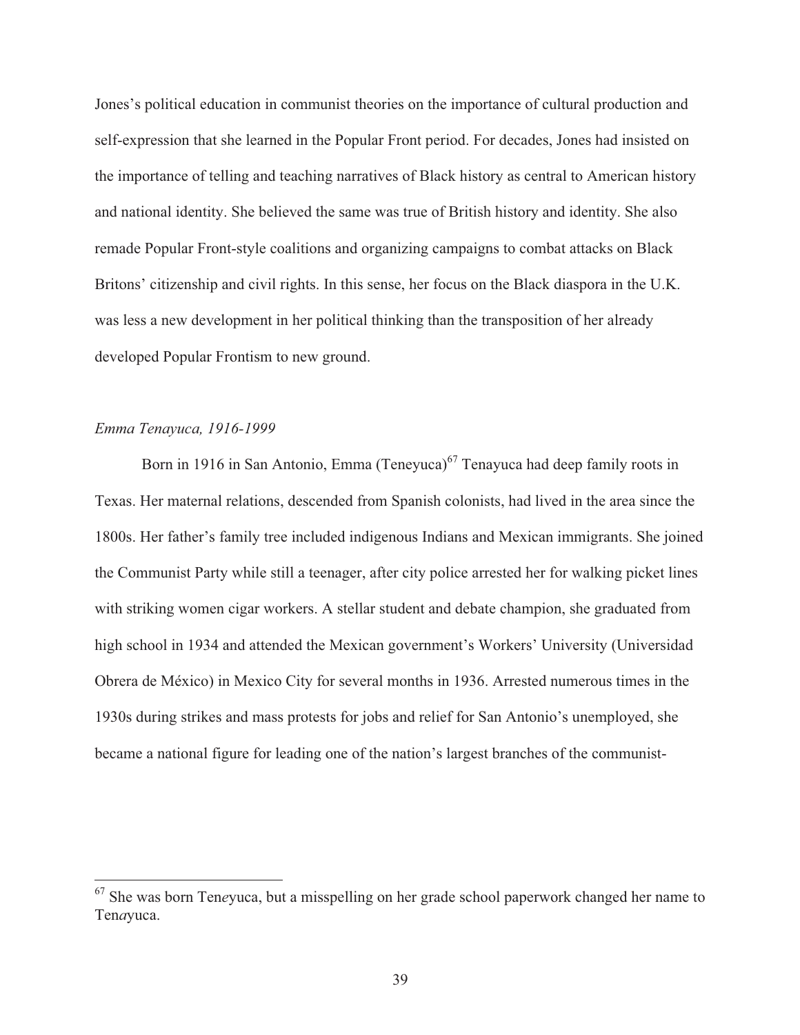Jones's political education in communist theories on the importance of cultural production and self-expression that she learned in the Popular Front period. For decades, Jones had insisted on the importance of telling and teaching narratives of Black history as central to American history and national identity. She believed the same was true of British history and identity. She also remade Popular Front-style coalitions and organizing campaigns to combat attacks on Black Britons' citizenship and civil rights. In this sense, her focus on the Black diaspora in the U.K. was less a new development in her political thinking than the transposition of her already developed Popular Frontism to new ground.

*Emma Tenayuca, 1916-1999*

Born in 1916 in San Antonio, Emma (Teneyuca)[67] Tenayuca had deep family roots in Texas. Her maternal relations, descended from Spanish colonists, had lived in the area since the 1800s. Her father's family tree included indigenous Indians and Mexican immigrants. She joined the Communist Party while still a teenager, after city police arrested her for walking picket lines with striking women cigar workers. A stellar student and debate champion, she graduated from high school in 1934 and attended the Mexican government's Workers' University (Universidad Obrera de México) in Mexico City for several months in 1936. Arrested numerous times in the 1930s during strikes and mass protests for jobs and relief for San Antonio's unemployed, she became a national figure for leading one of the nation's largest branches of the communist-

[67] She was born Ten*e*yuca, but a misspelling on her grade school paperwork changed her name to Ten*a*yuca.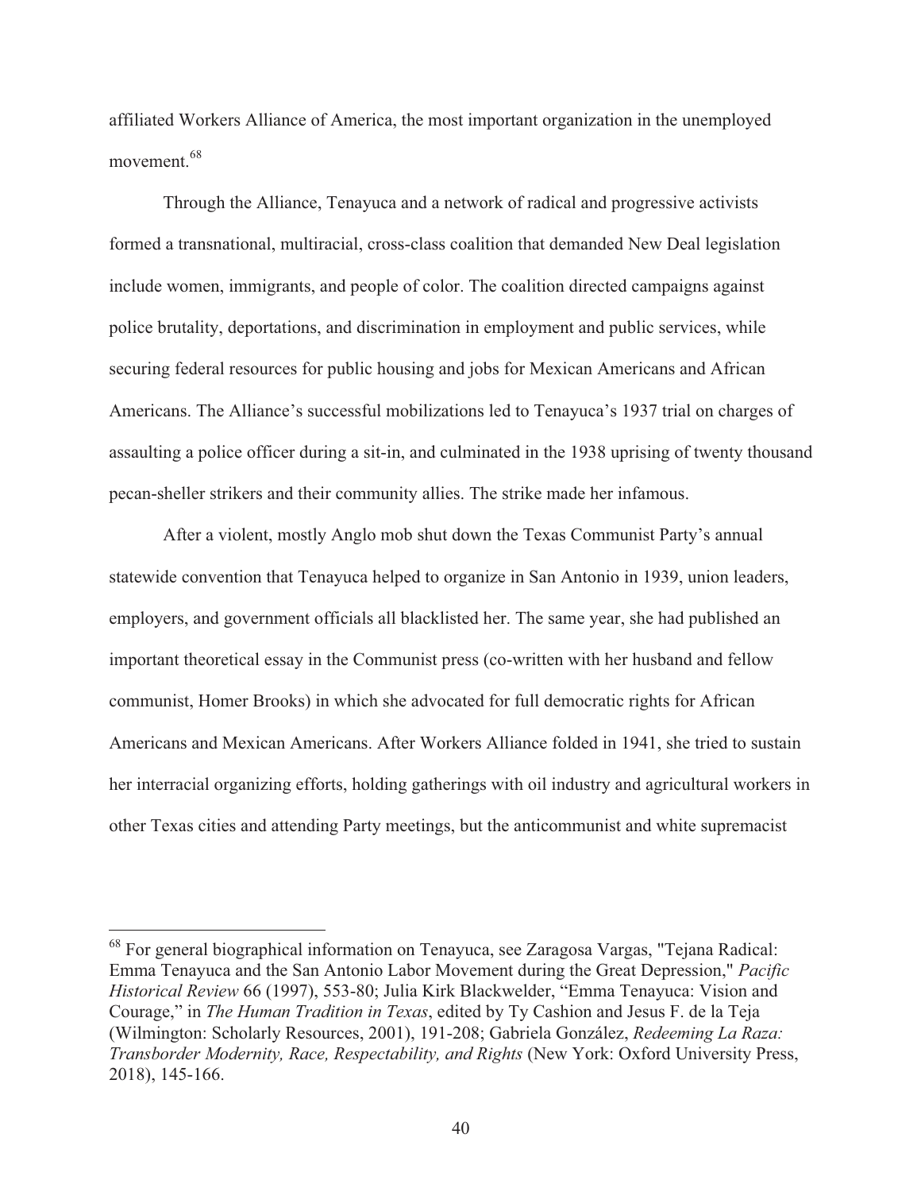affiliated Workers Alliance of America, the most important organization in the unemployed movement.[68]

Through the Alliance, Tenayuca and a network of radical and progressive activists formed a transnational, multiracial, cross-class coalition that demanded New Deal legislation include women, immigrants, and people of color. The coalition directed campaigns against police brutality, deportations, and discrimination in employment and public services, while securing federal resources for public housing and jobs for Mexican Americans and African Americans. The Alliance's successful mobilizations led to Tenayuca's 1937 trial on charges of assaulting a police officer during a sit-in, and culminated in the 1938 uprising of twenty thousand pecan-sheller strikers and their community allies. The strike made her infamous.

After a violent, mostly Anglo mob shut down the Texas Communist Party's annual statewide convention that Tenayuca helped to organize in San Antonio in 1939, union leaders, employers, and government officials all blacklisted her. The same year, she had published an important theoretical essay in the Communist press (co-written with her husband and fellow communist, Homer Brooks) in which she advocated for full democratic rights for African Americans and Mexican Americans. After Workers Alliance folded in 1941, she tried to sustain her interracial organizing efforts, holding gatherings with oil industry and agricultural workers in other Texas cities and attending Party meetings, but the anticommunist and white supremacist

---

[68] For general biographical information on Tenayuca, see Zaragosa Vargas, "Tejana Radical: Emma Tenayuca and the San Antonio Labor Movement during the Great Depression," *Pacific Historical Review* 66 (1997), 553-80; Julia Kirk Blackwelder, "Emma Tenayuca: Vision and Courage," in *The Human Tradition in Texas*, edited by Ty Cashion and Jesus F. de la Teja (Wilmington: Scholarly Resources, 2001), 191-208; Gabriela González, *Redeeming La Raza: Transborder Modernity, Race, Respectability, and Rights* (New York: Oxford University Press, 2018), 145-166.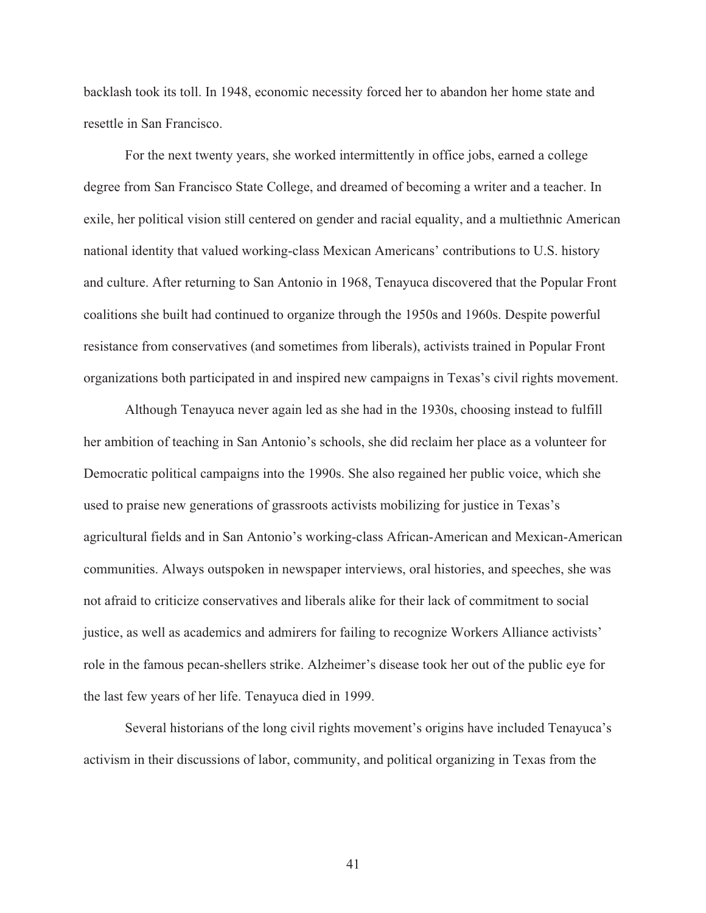backlash took its toll. In 1948, economic necessity forced her to abandon her home state and resettle in San Francisco.

For the next twenty years, she worked intermittently in office jobs, earned a college degree from San Francisco State College, and dreamed of becoming a writer and a teacher. In exile, her political vision still centered on gender and racial equality, and a multiethnic American national identity that valued working-class Mexican Americans' contributions to U.S. history and culture. After returning to San Antonio in 1968, Tenayuca discovered that the Popular Front coalitions she built had continued to organize through the 1950s and 1960s. Despite powerful resistance from conservatives (and sometimes from liberals), activists trained in Popular Front organizations both participated in and inspired new campaigns in Texas's civil rights movement.

Although Tenayuca never again led as she had in the 1930s, choosing instead to fulfill her ambition of teaching in San Antonio's schools, she did reclaim her place as a volunteer for Democratic political campaigns into the 1990s. She also regained her public voice, which she used to praise new generations of grassroots activists mobilizing for justice in Texas's agricultural fields and in San Antonio's working-class African-American and Mexican-American communities. Always outspoken in newspaper interviews, oral histories, and speeches, she was not afraid to criticize conservatives and liberals alike for their lack of commitment to social justice, as well as academics and admirers for failing to recognize Workers Alliance activists' role in the famous pecan-shellers strike. Alzheimer's disease took her out of the public eye for the last few years of her life. Tenayuca died in 1999.

Several historians of the long civil rights movement's origins have included Tenayuca's activism in their discussions of labor, community, and political organizing in Texas from the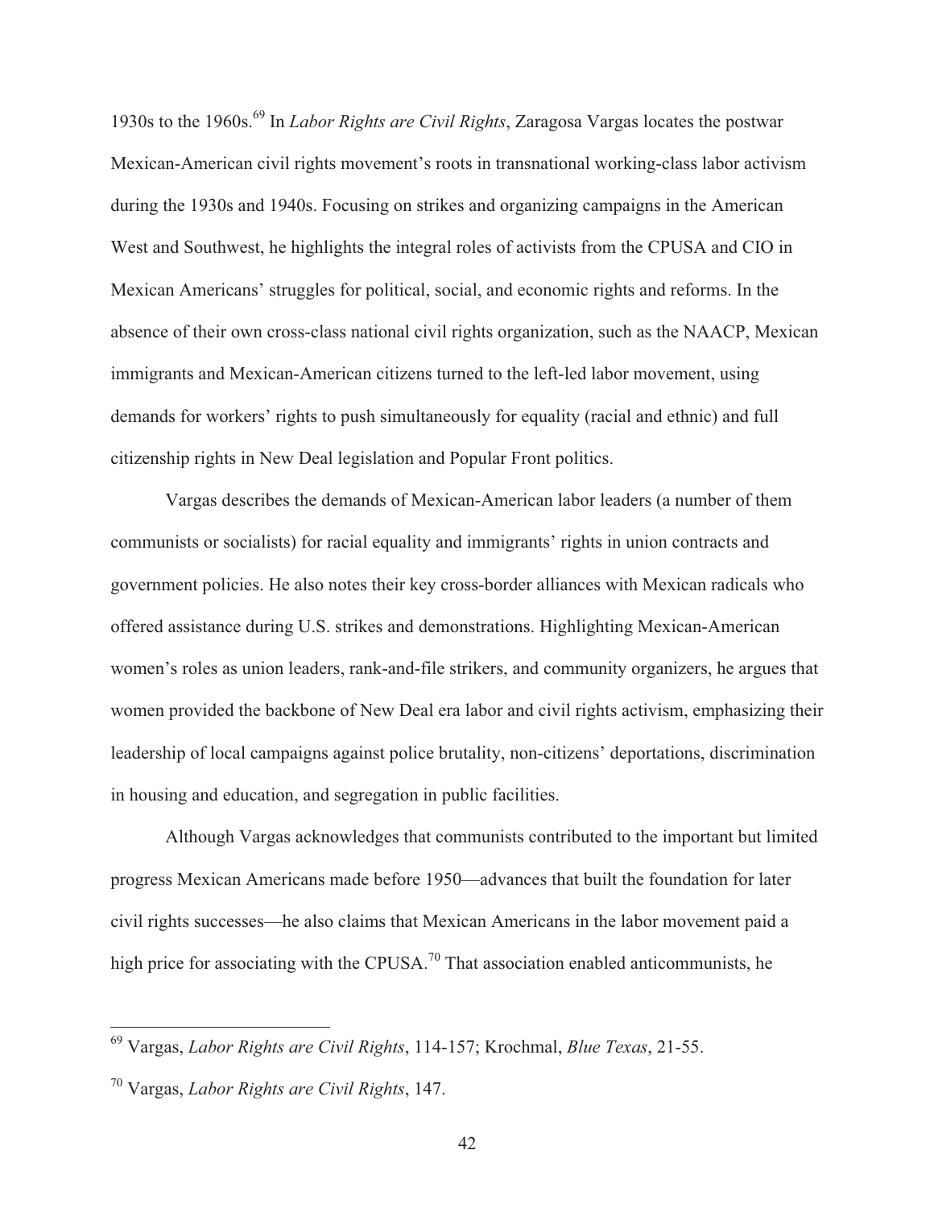1930s to the 1960s.[69] In *Labor Rights are Civil Rights*, Zaragosa Vargas locates the postwar Mexican-American civil rights movement's roots in transnational working-class labor activism during the 1930s and 1940s. Focusing on strikes and organizing campaigns in the American West and Southwest, he highlights the integral roles of activists from the CPUSA and CIO in Mexican Americans' struggles for political, social, and economic rights and reforms. In the absence of their own cross-class national civil rights organization, such as the NAACP, Mexican immigrants and Mexican-American citizens turned to the left-led labor movement, using demands for workers' rights to push simultaneously for equality (racial and ethnic) and full citizenship rights in New Deal legislation and Popular Front politics.

Vargas describes the demands of Mexican-American labor leaders (a number of them communists or socialists) for racial equality and immigrants' rights in union contracts and government policies. He also notes their key cross-border alliances with Mexican radicals who offered assistance during U.S. strikes and demonstrations. Highlighting Mexican-American women's roles as union leaders, rank-and-file strikers, and community organizers, he argues that women provided the backbone of New Deal era labor and civil rights activism, emphasizing their leadership of local campaigns against police brutality, non-citizens' deportations, discrimination in housing and education, and segregation in public facilities.

Although Vargas acknowledges that communists contributed to the important but limited progress Mexican Americans made before 1950—advances that built the foundation for later civil rights successes—he also claims that Mexican Americans in the labor movement paid a high price for associating with the CPUSA.[70] That association enabled anticommunists, he

---

[69] Vargas, *Labor Rights are Civil Rights*, 114-157; Krochmal, *Blue Texas*, 21-55.

[70] Vargas, *Labor Rights are Civil Rights*, 147.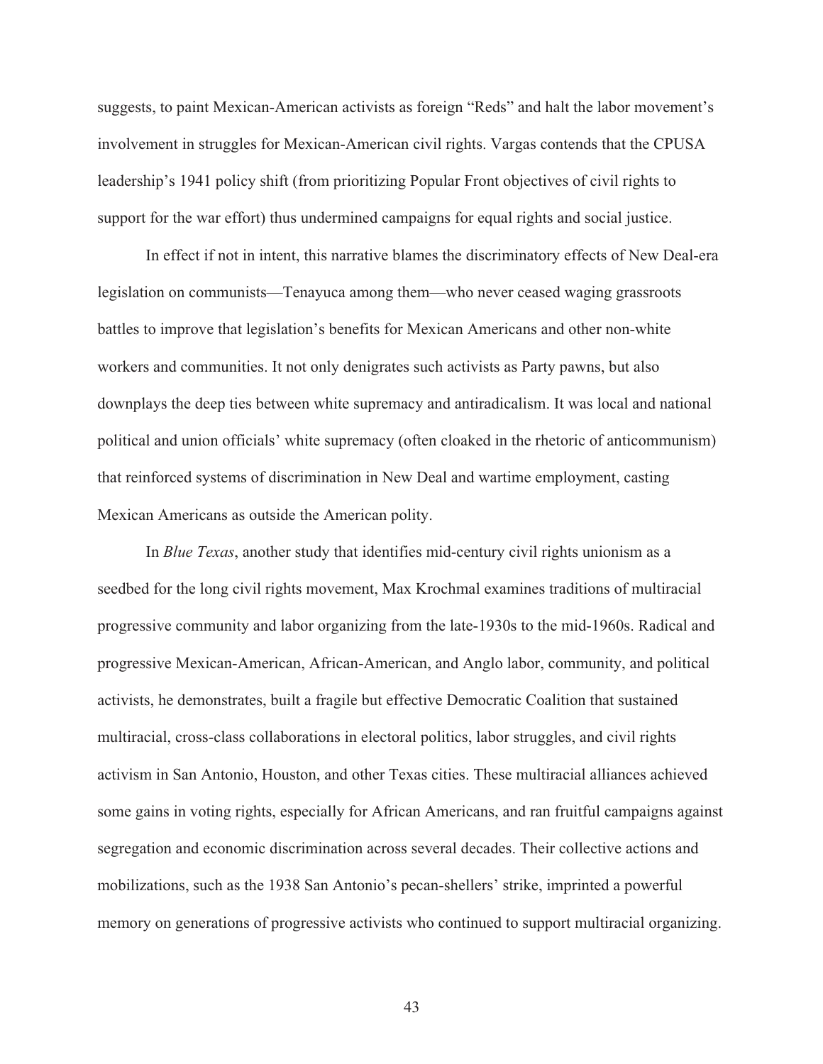suggests, to paint Mexican-American activists as foreign "Reds" and halt the labor movement's involvement in struggles for Mexican-American civil rights. Vargas contends that the CPUSA leadership's 1941 policy shift (from prioritizing Popular Front objectives of civil rights to support for the war effort) thus undermined campaigns for equal rights and social justice.

In effect if not in intent, this narrative blames the discriminatory effects of New Deal-era legislation on communists—Tenayuca among them—who never ceased waging grassroots battles to improve that legislation's benefits for Mexican Americans and other non-white workers and communities. It not only denigrates such activists as Party pawns, but also downplays the deep ties between white supremacy and antiradicalism. It was local and national political and union officials' white supremacy (often cloaked in the rhetoric of anticommunism) that reinforced systems of discrimination in New Deal and wartime employment, casting Mexican Americans as outside the American polity.

In *Blue Texas*, another study that identifies mid-century civil rights unionism as a seedbed for the long civil rights movement, Max Krochmal examines traditions of multiracial progressive community and labor organizing from the late-1930s to the mid-1960s. Radical and progressive Mexican-American, African-American, and Anglo labor, community, and political activists, he demonstrates, built a fragile but effective Democratic Coalition that sustained multiracial, cross-class collaborations in electoral politics, labor struggles, and civil rights activism in San Antonio, Houston, and other Texas cities. These multiracial alliances achieved some gains in voting rights, especially for African Americans, and ran fruitful campaigns against segregation and economic discrimination across several decades. Their collective actions and mobilizations, such as the 1938 San Antonio's pecan-shellers' strike, imprinted a powerful memory on generations of progressive activists who continued to support multiracial organizing.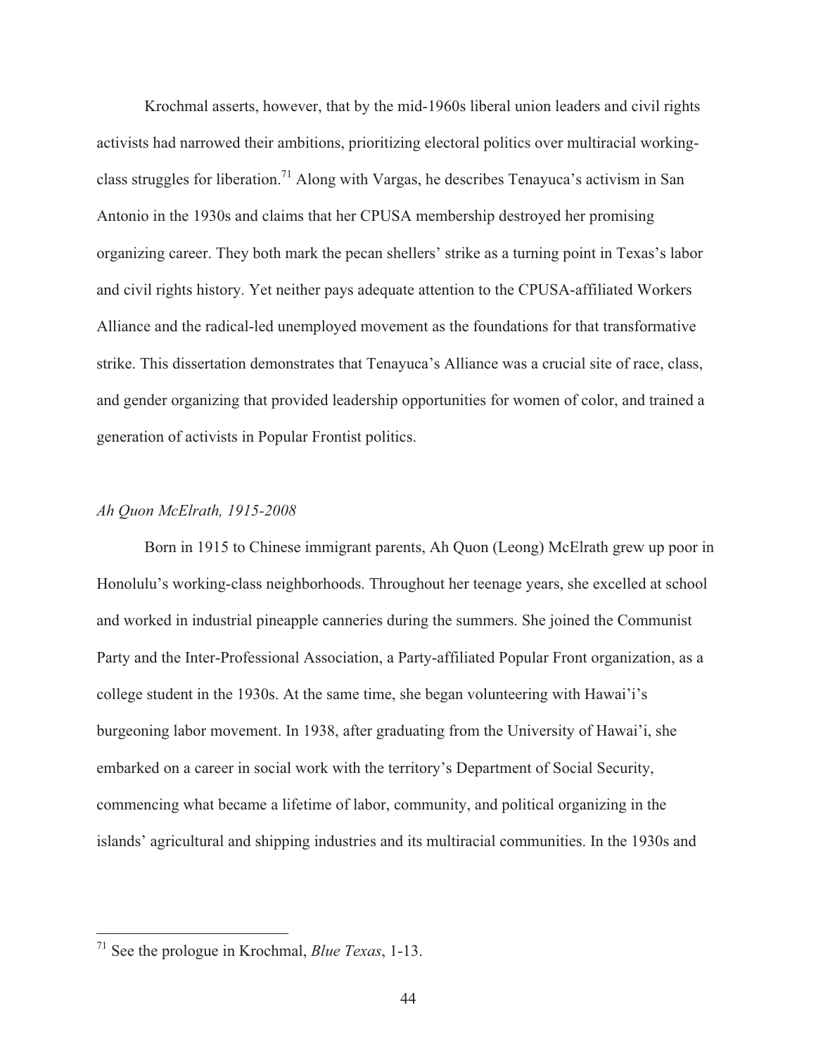Krochmal asserts, however, that by the mid-1960s liberal union leaders and civil rights activists had narrowed their ambitions, prioritizing electoral politics over multiracial working-class struggles for liberation.[71] Along with Vargas, he describes Tenayuca's activism in San Antonio in the 1930s and claims that her CPUSA membership destroyed her promising organizing career. They both mark the pecan shellers' strike as a turning point in Texas's labor and civil rights history. Yet neither pays adequate attention to the CPUSA-affiliated Workers Alliance and the radical-led unemployed movement as the foundations for that transformative strike. This dissertation demonstrates that Tenayuca's Alliance was a crucial site of race, class, and gender organizing that provided leadership opportunities for women of color, and trained a generation of activists in Popular Frontist politics.

### *Ah Quon McElrath, 1915-2008*

Born in 1915 to Chinese immigrant parents, Ah Quon (Leong) McElrath grew up poor in Honolulu's working-class neighborhoods. Throughout her teenage years, she excelled at school and worked in industrial pineapple canneries during the summers. She joined the Communist Party and the Inter-Professional Association, a Party-affiliated Popular Front organization, as a college student in the 1930s. At the same time, she began volunteering with Hawai'i's burgeoning labor movement. In 1938, after graduating from the University of Hawai'i, she embarked on a career in social work with the territory's Department of Social Security, commencing what became a lifetime of labor, community, and political organizing in the islands' agricultural and shipping industries and its multiracial communities. In the 1930s and

[71] See the prologue in Krochmal, *Blue Texas*, 1-13.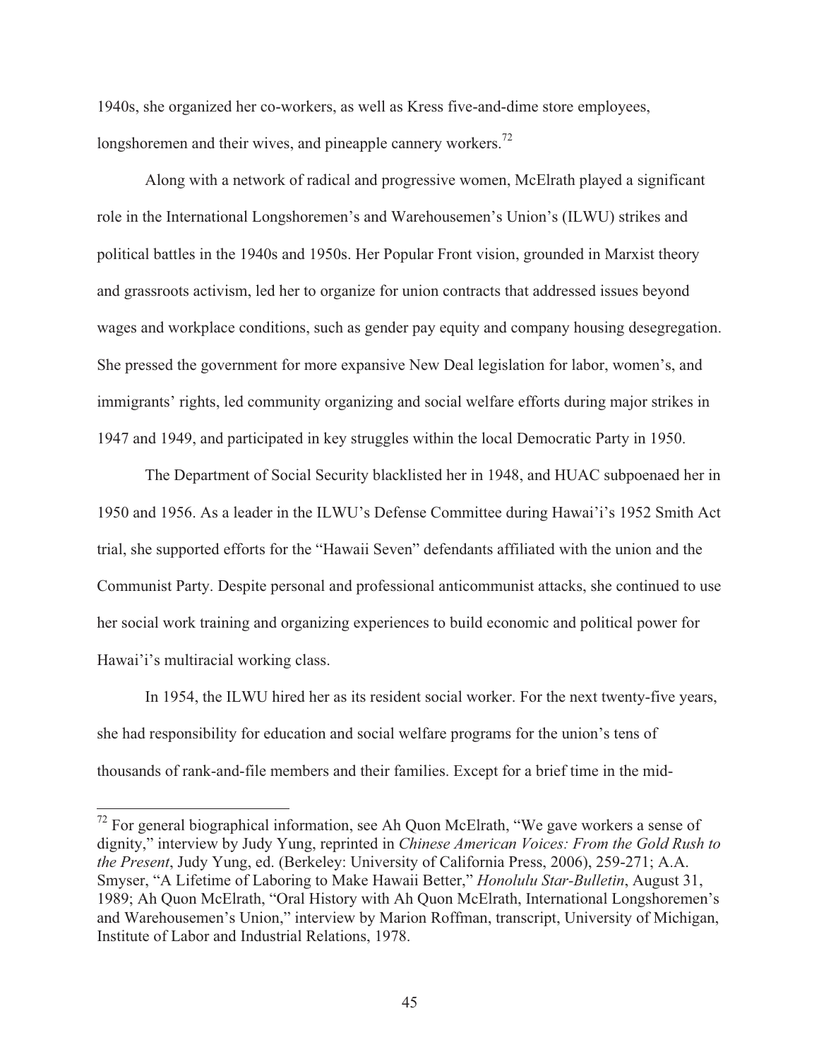1940s, she organized her co-workers, as well as Kress five-and-dime store employees, longshoremen and their wives, and pineapple cannery workers.[72]

Along with a network of radical and progressive women, McElrath played a significant role in the International Longshoremen's and Warehousemen's Union's (ILWU) strikes and political battles in the 1940s and 1950s. Her Popular Front vision, grounded in Marxist theory and grassroots activism, led her to organize for union contracts that addressed issues beyond wages and workplace conditions, such as gender pay equity and company housing desegregation. She pressed the government for more expansive New Deal legislation for labor, women's, and immigrants' rights, led community organizing and social welfare efforts during major strikes in 1947 and 1949, and participated in key struggles within the local Democratic Party in 1950.

The Department of Social Security blacklisted her in 1948, and HUAC subpoenaed her in 1950 and 1956. As a leader in the ILWU's Defense Committee during Hawai'i's 1952 Smith Act trial, she supported efforts for the "Hawaii Seven" defendants affiliated with the union and the Communist Party. Despite personal and professional anticommunist attacks, she continued to use her social work training and organizing experiences to build economic and political power for Hawai'i's multiracial working class.

In 1954, the ILWU hired her as its resident social worker. For the next twenty-five years, she had responsibility for education and social welfare programs for the union's tens of thousands of rank-and-file members and their families. Except for a brief time in the mid-

---

[72] For general biographical information, see Ah Quon McElrath, "We gave workers a sense of dignity," interview by Judy Yung, reprinted in *Chinese American Voices: From the Gold Rush to the Present*, Judy Yung, ed. (Berkeley: University of California Press, 2006), 259-271; A.A. Smyser, "A Lifetime of Laboring to Make Hawaii Better," *Honolulu Star-Bulletin*, August 31, 1989; Ah Quon McElrath, "Oral History with Ah Quon McElrath, International Longshoremen's and Warehousemen's Union," interview by Marion Roffman, transcript, University of Michigan, Institute of Labor and Industrial Relations, 1978.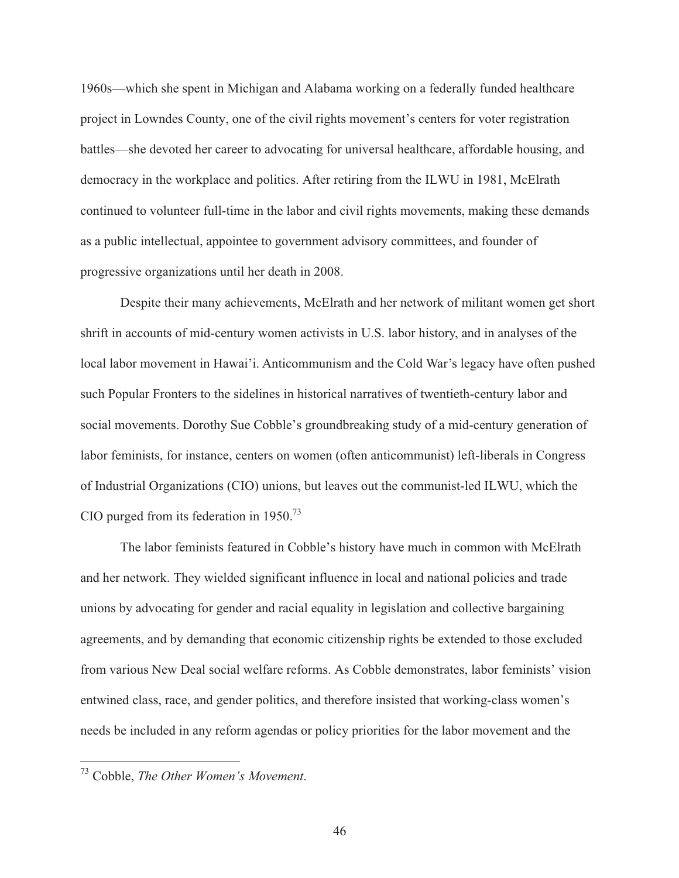1960s—which she spent in Michigan and Alabama working on a federally funded healthcare project in Lowndes County, one of the civil rights movement's centers for voter registration battles—she devoted her career to advocating for universal healthcare, affordable housing, and democracy in the workplace and politics. After retiring from the ILWU in 1981, McElrath continued to volunteer full-time in the labor and civil rights movements, making these demands as a public intellectual, appointee to government advisory committees, and founder of progressive organizations until her death in 2008.

Despite their many achievements, McElrath and her network of militant women get short shrift in accounts of mid-century women activists in U.S. labor history, and in analyses of the local labor movement in Hawai'i. Anticommunism and the Cold War's legacy have often pushed such Popular Fronters to the sidelines in historical narratives of twentieth-century labor and social movements. Dorothy Sue Cobble's groundbreaking study of a mid-century generation of labor feminists, for instance, centers on women (often anticommunist) left-liberals in Congress of Industrial Organizations (CIO) unions, but leaves out the communist-led ILWU, which the CIO purged from its federation in 1950.[73]

The labor feminists featured in Cobble's history have much in common with McElrath and her network. They wielded significant influence in local and national policies and trade unions by advocating for gender and racial equality in legislation and collective bargaining agreements, and by demanding that economic citizenship rights be extended to those excluded from various New Deal social welfare reforms. As Cobble demonstrates, labor feminists' vision entwined class, race, and gender politics, and therefore insisted that working-class women's needs be included in any reform agendas or policy priorities for the labor movement and the

---

[73] Cobble, *The Other Women's Movement*.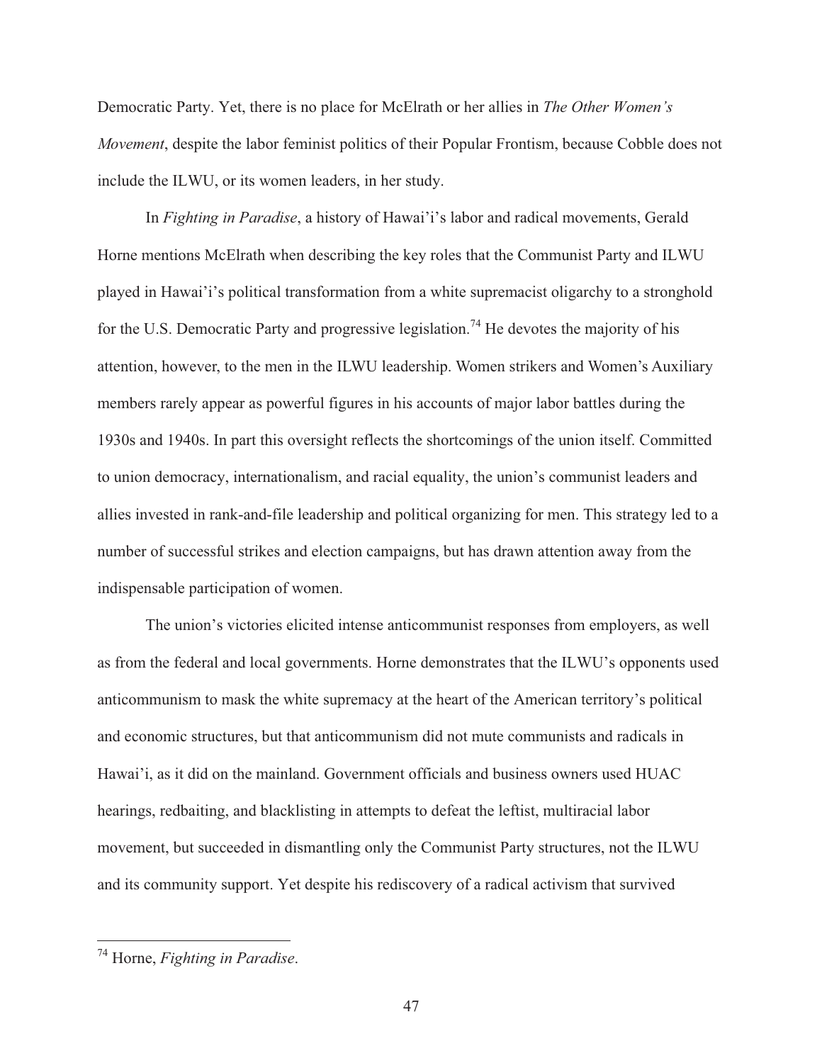Democratic Party. Yet, there is no place for McElrath or her allies in *The Other Women's Movement*, despite the labor feminist politics of their Popular Frontism, because Cobble does not include the ILWU, or its women leaders, in her study.

In *Fighting in Paradise*, a history of Hawai'i's labor and radical movements, Gerald Horne mentions McElrath when describing the key roles that the Communist Party and ILWU played in Hawai'i's political transformation from a white supremacist oligarchy to a stronghold for the U.S. Democratic Party and progressive legislation.[74] He devotes the majority of his attention, however, to the men in the ILWU leadership. Women strikers and Women's Auxiliary members rarely appear as powerful figures in his accounts of major labor battles during the 1930s and 1940s. In part this oversight reflects the shortcomings of the union itself. Committed to union democracy, internationalism, and racial equality, the union's communist leaders and allies invested in rank-and-file leadership and political organizing for men. This strategy led to a number of successful strikes and election campaigns, but has drawn attention away from the indispensable participation of women.

The union's victories elicited intense anticommunist responses from employers, as well as from the federal and local governments. Horne demonstrates that the ILWU's opponents used anticommunism to mask the white supremacy at the heart of the American territory's political and economic structures, but that anticommunism did not mute communists and radicals in Hawai'i, as it did on the mainland. Government officials and business owners used HUAC hearings, redbaiting, and blacklisting in attempts to defeat the leftist, multiracial labor movement, but succeeded in dismantling only the Communist Party structures, not the ILWU and its community support. Yet despite his rediscovery of a radical activism that survived

[74] Horne, *Fighting in Paradise*.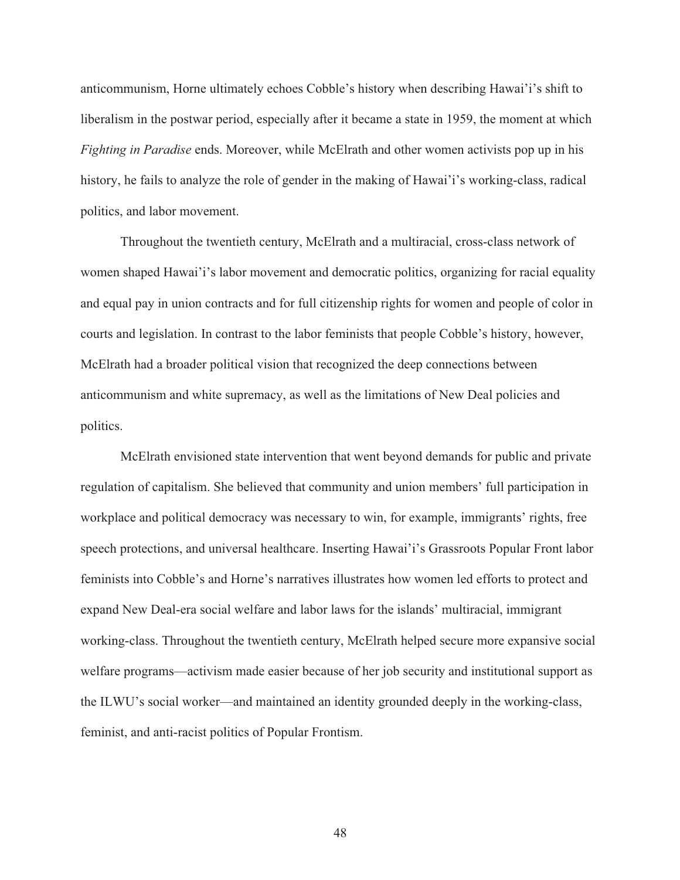anticommunism, Horne ultimately echoes Cobble's history when describing Hawai'i's shift to liberalism in the postwar period, especially after it became a state in 1959, the moment at which *Fighting in Paradise* ends. Moreover, while McElrath and other women activists pop up in his history, he fails to analyze the role of gender in the making of Hawai'i's working-class, radical politics, and labor movement.

Throughout the twentieth century, McElrath and a multiracial, cross-class network of women shaped Hawai'i's labor movement and democratic politics, organizing for racial equality and equal pay in union contracts and for full citizenship rights for women and people of color in courts and legislation. In contrast to the labor feminists that people Cobble's history, however, McElrath had a broader political vision that recognized the deep connections between anticommunism and white supremacy, as well as the limitations of New Deal policies and politics.

McElrath envisioned state intervention that went beyond demands for public and private regulation of capitalism. She believed that community and union members' full participation in workplace and political democracy was necessary to win, for example, immigrants' rights, free speech protections, and universal healthcare. Inserting Hawai'i's Grassroots Popular Front labor feminists into Cobble's and Horne's narratives illustrates how women led efforts to protect and expand New Deal-era social welfare and labor laws for the islands' multiracial, immigrant working-class. Throughout the twentieth century, McElrath helped secure more expansive social welfare programs—activism made easier because of her job security and institutional support as the ILWU's social worker—and maintained an identity grounded deeply in the working-class, feminist, and anti-racist politics of Popular Frontism.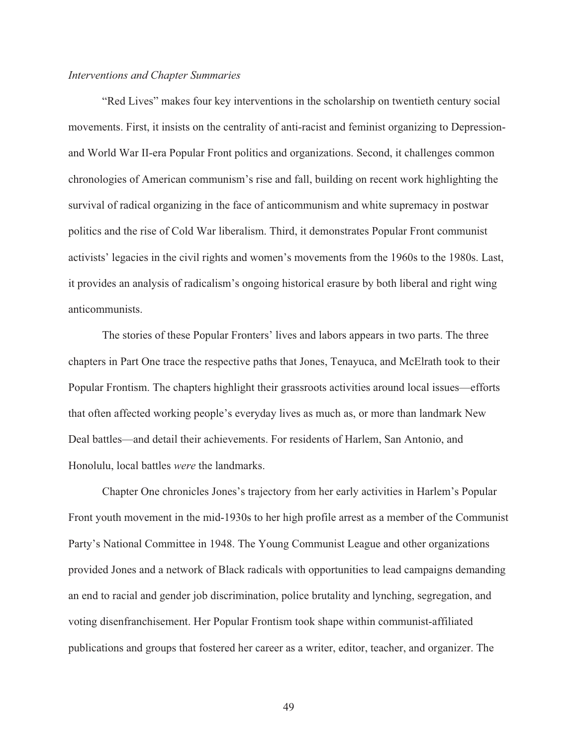*Interventions and Chapter Summaries*

"Red Lives" makes four key interventions in the scholarship on twentieth century social movements. First, it insists on the centrality of anti-racist and feminist organizing to Depression- and World War II-era Popular Front politics and organizations. Second, it challenges common chronologies of American communism's rise and fall, building on recent work highlighting the survival of radical organizing in the face of anticommunism and white supremacy in postwar politics and the rise of Cold War liberalism. Third, it demonstrates Popular Front communist activists' legacies in the civil rights and women's movements from the 1960s to the 1980s. Last, it provides an analysis of radicalism's ongoing historical erasure by both liberal and right wing anticommunists.

The stories of these Popular Fronters' lives and labors appears in two parts. The three chapters in Part One trace the respective paths that Jones, Tenayuca, and McElrath took to their Popular Frontism. The chapters highlight their grassroots activities around local issues—efforts that often affected working people's everyday lives as much as, or more than landmark New Deal battles—and detail their achievements. For residents of Harlem, San Antonio, and Honolulu, local battles *were* the landmarks.

Chapter One chronicles Jones's trajectory from her early activities in Harlem's Popular Front youth movement in the mid-1930s to her high profile arrest as a member of the Communist Party's National Committee in 1948. The Young Communist League and other organizations provided Jones and a network of Black radicals with opportunities to lead campaigns demanding an end to racial and gender job discrimination, police brutality and lynching, segregation, and voting disenfranchisement. Her Popular Frontism took shape within communist-affiliated publications and groups that fostered her career as a writer, editor, teacher, and organizer. The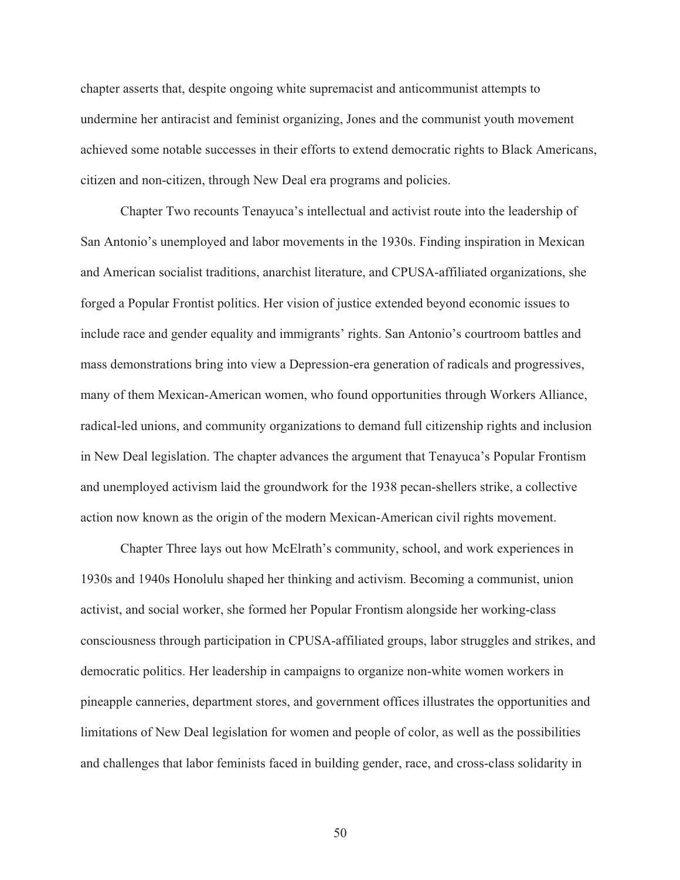chapter asserts that, despite ongoing white supremacist and anticommunist attempts to undermine her antiracist and feminist organizing, Jones and the communist youth movement achieved some notable successes in their efforts to extend democratic rights to Black Americans, citizen and non-citizen, through New Deal era programs and policies.

Chapter Two recounts Tenayuca's intellectual and activist route into the leadership of San Antonio's unemployed and labor movements in the 1930s. Finding inspiration in Mexican and American socialist traditions, anarchist literature, and CPUSA-affiliated organizations, she forged a Popular Frontist politics. Her vision of justice extended beyond economic issues to include race and gender equality and immigrants' rights. San Antonio's courtroom battles and mass demonstrations bring into view a Depression-era generation of radicals and progressives, many of them Mexican-American women, who found opportunities through Workers Alliance, radical-led unions, and community organizations to demand full citizenship rights and inclusion in New Deal legislation. The chapter advances the argument that Tenayuca's Popular Frontism and unemployed activism laid the groundwork for the 1938 pecan-shellers strike, a collective action now known as the origin of the modern Mexican-American civil rights movement.

Chapter Three lays out how McElrath's community, school, and work experiences in 1930s and 1940s Honolulu shaped her thinking and activism. Becoming a communist, union activist, and social worker, she formed her Popular Frontism alongside her working-class consciousness through participation in CPUSA-affiliated groups, labor struggles and strikes, and democratic politics. Her leadership in campaigns to organize non-white women workers in pineapple canneries, department stores, and government offices illustrates the opportunities and limitations of New Deal legislation for women and people of color, as well as the possibilities and challenges that labor feminists faced in building gender, race, and cross-class solidarity in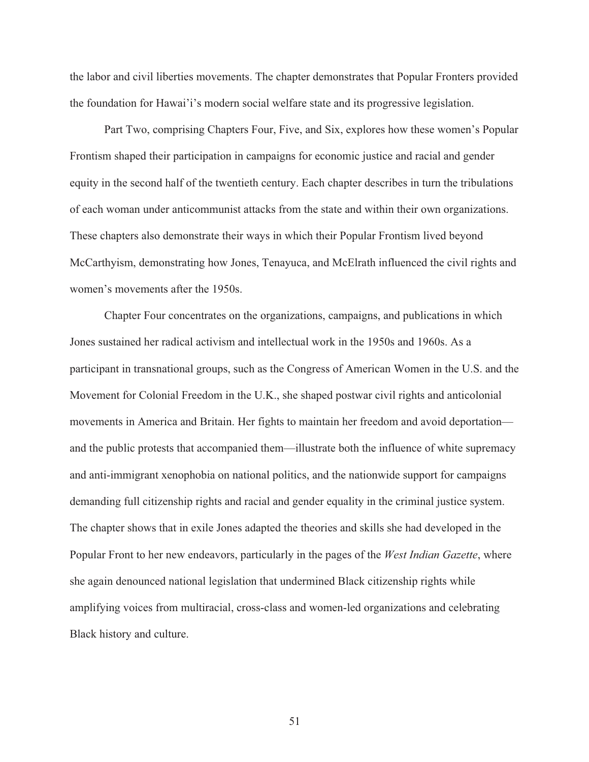the labor and civil liberties movements. The chapter demonstrates that Popular Fronters provided the foundation for Hawai'i's modern social welfare state and its progressive legislation.

Part Two, comprising Chapters Four, Five, and Six, explores how these women's Popular Frontism shaped their participation in campaigns for economic justice and racial and gender equity in the second half of the twentieth century. Each chapter describes in turn the tribulations of each woman under anticommunist attacks from the state and within their own organizations. These chapters also demonstrate their ways in which their Popular Frontism lived beyond McCarthyism, demonstrating how Jones, Tenayuca, and McElrath influenced the civil rights and women's movements after the 1950s.

Chapter Four concentrates on the organizations, campaigns, and publications in which Jones sustained her radical activism and intellectual work in the 1950s and 1960s. As a participant in transnational groups, such as the Congress of American Women in the U.S. and the Movement for Colonial Freedom in the U.K., she shaped postwar civil rights and anticolonial movements in America and Britain. Her fights to maintain her freedom and avoid deportation—and the public protests that accompanied them—illustrate both the influence of white supremacy and anti-immigrant xenophobia on national politics, and the nationwide support for campaigns demanding full citizenship rights and racial and gender equality in the criminal justice system. The chapter shows that in exile Jones adapted the theories and skills she had developed in the Popular Front to her new endeavors, particularly in the pages of the *West Indian Gazette*, where she again denounced national legislation that undermined Black citizenship rights while amplifying voices from multiracial, cross-class and women-led organizations and celebrating Black history and culture.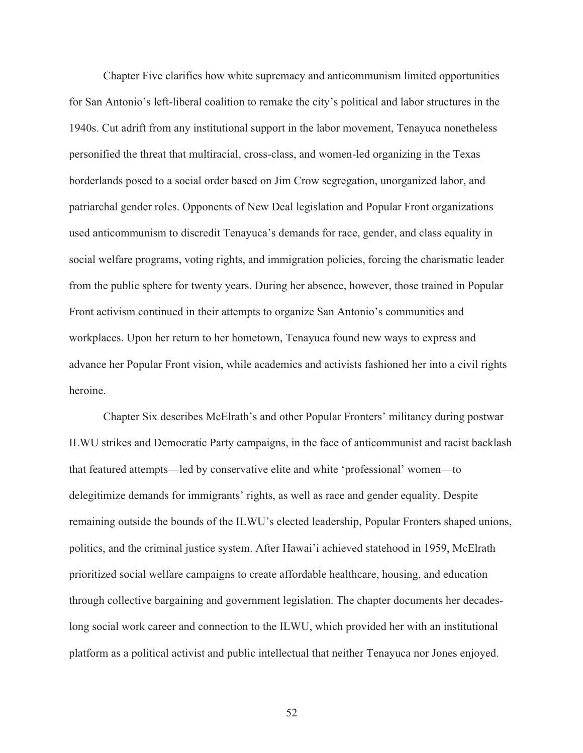Chapter Five clarifies how white supremacy and anticommunism limited opportunities for San Antonio's left-liberal coalition to remake the city's political and labor structures in the 1940s. Cut adrift from any institutional support in the labor movement, Tenayuca nonetheless personified the threat that multiracial, cross-class, and women-led organizing in the Texas borderlands posed to a social order based on Jim Crow segregation, unorganized labor, and patriarchal gender roles. Opponents of New Deal legislation and Popular Front organizations used anticommunism to discredit Tenayuca's demands for race, gender, and class equality in social welfare programs, voting rights, and immigration policies, forcing the charismatic leader from the public sphere for twenty years. During her absence, however, those trained in Popular Front activism continued in their attempts to organize San Antonio's communities and workplaces. Upon her return to her hometown, Tenayuca found new ways to express and advance her Popular Front vision, while academics and activists fashioned her into a civil rights heroine.

Chapter Six describes McElrath's and other Popular Fronters' militancy during postwar ILWU strikes and Democratic Party campaigns, in the face of anticommunist and racist backlash that featured attempts—led by conservative elite and white 'professional' women—to delegitimize demands for immigrants' rights, as well as race and gender equality. Despite remaining outside the bounds of the ILWU's elected leadership, Popular Fronters shaped unions, politics, and the criminal justice system. After Hawai'i achieved statehood in 1959, McElrath prioritized social welfare campaigns to create affordable healthcare, housing, and education through collective bargaining and government legislation. The chapter documents her decades-long social work career and connection to the ILWU, which provided her with an institutional platform as a political activist and public intellectual that neither Tenayuca nor Jones enjoyed.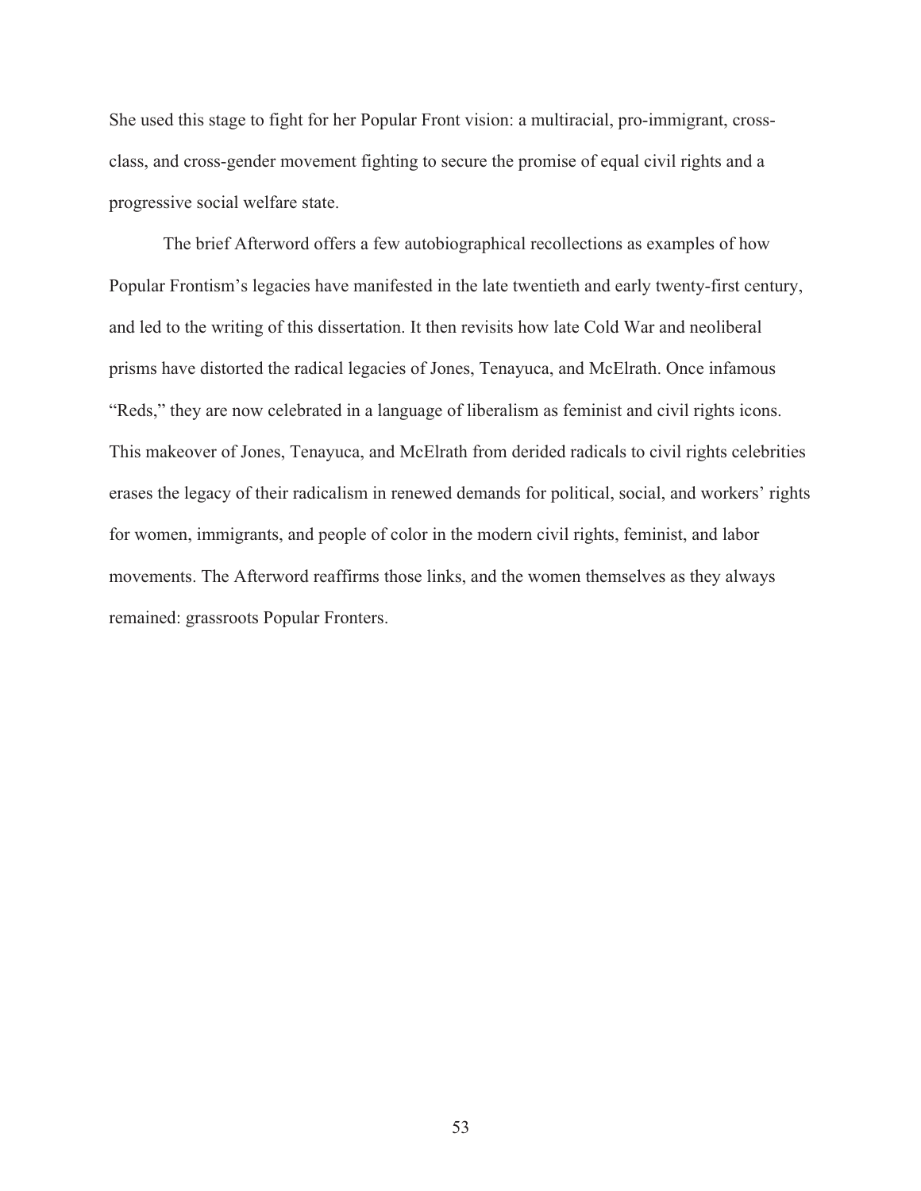She used this stage to fight for her Popular Front vision: a multiracial, pro-immigrant, cross-class, and cross-gender movement fighting to secure the promise of equal civil rights and a progressive social welfare state.

The brief Afterword offers a few autobiographical recollections as examples of how Popular Frontism's legacies have manifested in the late twentieth and early twenty-first century, and led to the writing of this dissertation. It then revisits how late Cold War and neoliberal prisms have distorted the radical legacies of Jones, Tenayuca, and McElrath. Once infamous "Reds," they are now celebrated in a language of liberalism as feminist and civil rights icons. This makeover of Jones, Tenayuca, and McElrath from derided radicals to civil rights celebrities erases the legacy of their radicalism in renewed demands for political, social, and workers' rights for women, immigrants, and people of color in the modern civil rights, feminist, and labor movements. The Afterword reaffirms those links, and the women themselves as they always remained: grassroots Popular Fronters.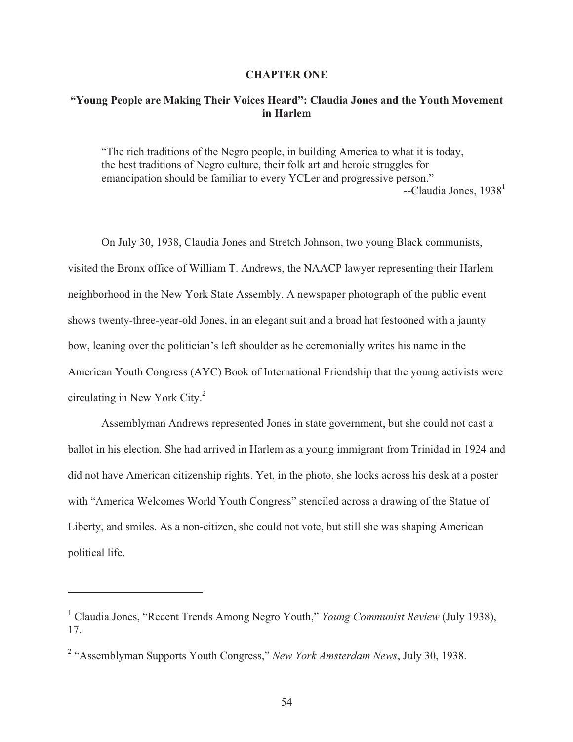# CHAPTER ONE

## "Young People are Making Their Voices Heard": Claudia Jones and the Youth Movement in Harlem

> "The rich traditions of the Negro people, in building America to what it is today, the best traditions of Negro culture, their folk art and heroic struggles for emancipation should be familiar to every YCLer and progressive person."
>
> --Claudia Jones, 1938[1]

On July 30, 1938, Claudia Jones and Stretch Johnson, two young Black communists, visited the Bronx office of William T. Andrews, the NAACP lawyer representing their Harlem neighborhood in the New York State Assembly. A newspaper photograph of the public event shows twenty-three-year-old Jones, in an elegant suit and a broad hat festooned with a jaunty bow, leaning over the politician's left shoulder as he ceremonially writes his name in the American Youth Congress (AYC) Book of International Friendship that the young activists were circulating in New York City.[2]

Assemblyman Andrews represented Jones in state government, but she could not cast a ballot in his election. She had arrived in Harlem as a young immigrant from Trinidad in 1924 and did not have American citizenship rights. Yet, in the photo, she looks across his desk at a poster with "America Welcomes World Youth Congress" stenciled across a drawing of the Statue of Liberty, and smiles. As a non-citizen, she could not vote, but still she was shaping American political life.

---

[1] Claudia Jones, "Recent Trends Among Negro Youth," *Young Communist Review* (July 1938), 17.

[2] "Assemblyman Supports Youth Congress," *New York Amsterdam News*, July 30, 1938.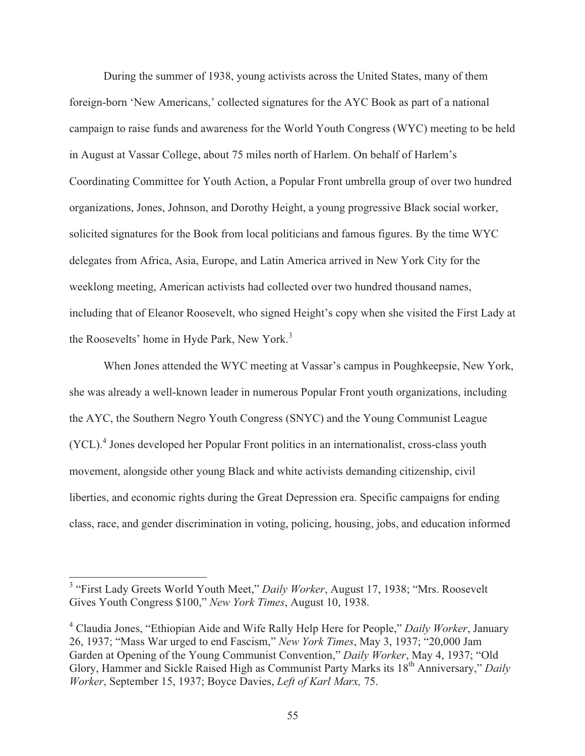During the summer of 1938, young activists across the United States, many of them foreign-born 'New Americans,' collected signatures for the AYC Book as part of a national campaign to raise funds and awareness for the World Youth Congress (WYC) meeting to be held in August at Vassar College, about 75 miles north of Harlem. On behalf of Harlem's Coordinating Committee for Youth Action, a Popular Front umbrella group of over two hundred organizations, Jones, Johnson, and Dorothy Height, a young progressive Black social worker, solicited signatures for the Book from local politicians and famous figures. By the time WYC delegates from Africa, Asia, Europe, and Latin America arrived in New York City for the weeklong meeting, American activists had collected over two hundred thousand names, including that of Eleanor Roosevelt, who signed Height's copy when she visited the First Lady at the Roosevelts' home in Hyde Park, New York.[3]

When Jones attended the WYC meeting at Vassar's campus in Poughkeepsie, New York, she was already a well-known leader in numerous Popular Front youth organizations, including the AYC, the Southern Negro Youth Congress (SNYC) and the Young Communist League (YCL).[4] Jones developed her Popular Front politics in an internationalist, cross-class youth movement, alongside other young Black and white activists demanding citizenship, civil liberties, and economic rights during the Great Depression era. Specific campaigns for ending class, race, and gender discrimination in voting, policing, housing, jobs, and education informed

---

[3] "First Lady Greets World Youth Meet," *Daily Worker*, August 17, 1938; "Mrs. Roosevelt Gives Youth Congress $100," *New York Times*, August 10, 1938.

[4] Claudia Jones, "Ethiopian Aide and Wife Rally Help Here for People," *Daily Worker*, January 26, 1937; "Mass War urged to end Fascism," *New York Times*, May 3, 1937; "20,000 Jam Garden at Opening of the Young Communist Convention," *Daily Worker*, May 4, 1937; "Old Glory, Hammer and Sickle Raised High as Communist Party Marks its 18th Anniversary," *Daily Worker*, September 15, 1937; Boyce Davies, *Left of Karl Marx,* 75.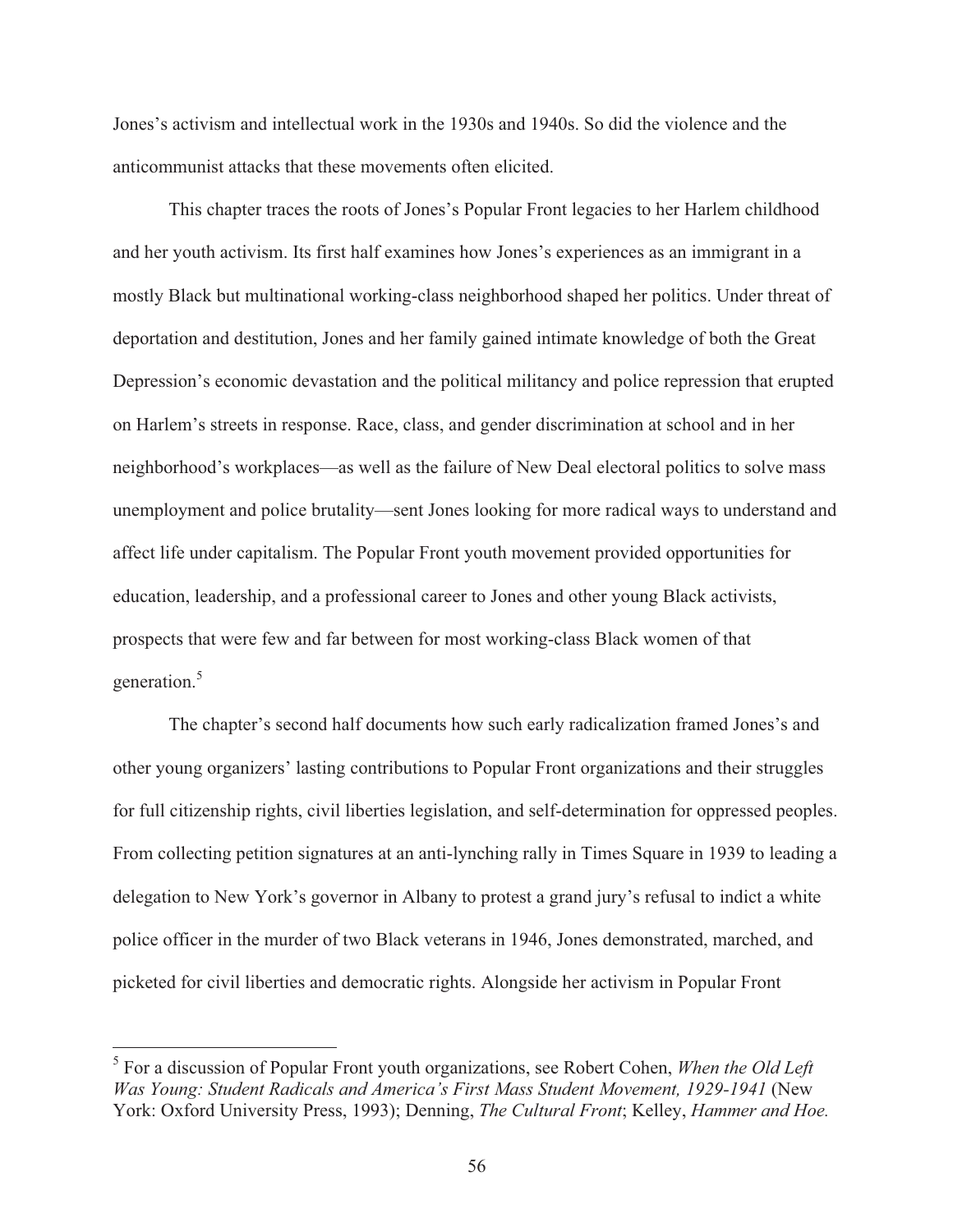Jones's activism and intellectual work in the 1930s and 1940s. So did the violence and the anticommunist attacks that these movements often elicited.

This chapter traces the roots of Jones's Popular Front legacies to her Harlem childhood and her youth activism. Its first half examines how Jones's experiences as an immigrant in a mostly Black but multinational working-class neighborhood shaped her politics. Under threat of deportation and destitution, Jones and her family gained intimate knowledge of both the Great Depression's economic devastation and the political militancy and police repression that erupted on Harlem's streets in response. Race, class, and gender discrimination at school and in her neighborhood's workplaces—as well as the failure of New Deal electoral politics to solve mass unemployment and police brutality—sent Jones looking for more radical ways to understand and affect life under capitalism. The Popular Front youth movement provided opportunities for education, leadership, and a professional career to Jones and other young Black activists, prospects that were few and far between for most working-class Black women of that generation.[5]

The chapter's second half documents how such early radicalization framed Jones's and other young organizers' lasting contributions to Popular Front organizations and their struggles for full citizenship rights, civil liberties legislation, and self-determination for oppressed peoples. From collecting petition signatures at an anti-lynching rally in Times Square in 1939 to leading a delegation to New York's governor in Albany to protest a grand jury's refusal to indict a white police officer in the murder of two Black veterans in 1946, Jones demonstrated, marched, and picketed for civil liberties and democratic rights. Alongside her activism in Popular Front

---

[5] For a discussion of Popular Front youth organizations, see Robert Cohen, *When the Old Left Was Young: Student Radicals and America's First Mass Student Movement, 1929-1941* (New York: Oxford University Press, 1993); Denning, *The Cultural Front*; Kelley, *Hammer and Hoe.*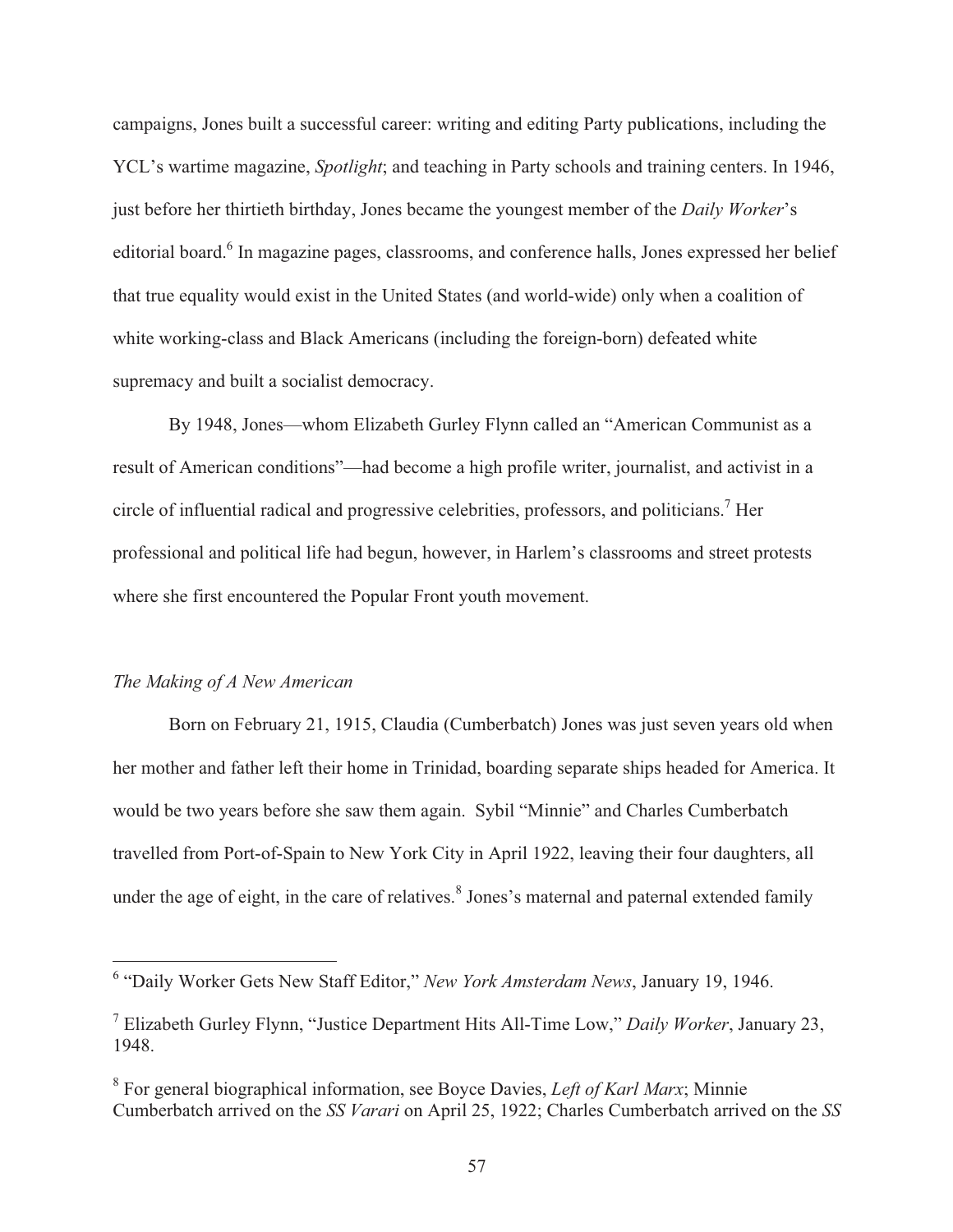campaigns, Jones built a successful career: writing and editing Party publications, including the YCL's wartime magazine, *Spotlight*; and teaching in Party schools and training centers. In 1946, just before her thirtieth birthday, Jones became the youngest member of the *Daily Worker*'s editorial board.[6] In magazine pages, classrooms, and conference halls, Jones expressed her belief that true equality would exist in the United States (and world-wide) only when a coalition of white working-class and Black Americans (including the foreign-born) defeated white supremacy and built a socialist democracy.

By 1948, Jones—whom Elizabeth Gurley Flynn called an "American Communist as a result of American conditions"—had become a high profile writer, journalist, and activist in a circle of influential radical and progressive celebrities, professors, and politicians.[7] Her professional and political life had begun, however, in Harlem's classrooms and street protests where she first encountered the Popular Front youth movement.

*The Making of A New American*

Born on February 21, 1915, Claudia (Cumberbatch) Jones was just seven years old when her mother and father left their home in Trinidad, boarding separate ships headed for America. It would be two years before she saw them again. Sybil "Minnie" and Charles Cumberbatch travelled from Port-of-Spain to New York City in April 1922, leaving their four daughters, all under the age of eight, in the care of relatives.[8] Jones's maternal and paternal extended family

---

[6] "Daily Worker Gets New Staff Editor," *New York Amsterdam News*, January 19, 1946.

[7] Elizabeth Gurley Flynn, "Justice Department Hits All-Time Low," *Daily Worker*, January 23, 1948.

[8] For general biographical information, see Boyce Davies, *Left of Karl Marx*; Minnie Cumberbatch arrived on the *SS Varari* on April 25, 1922; Charles Cumberbatch arrived on the *SS*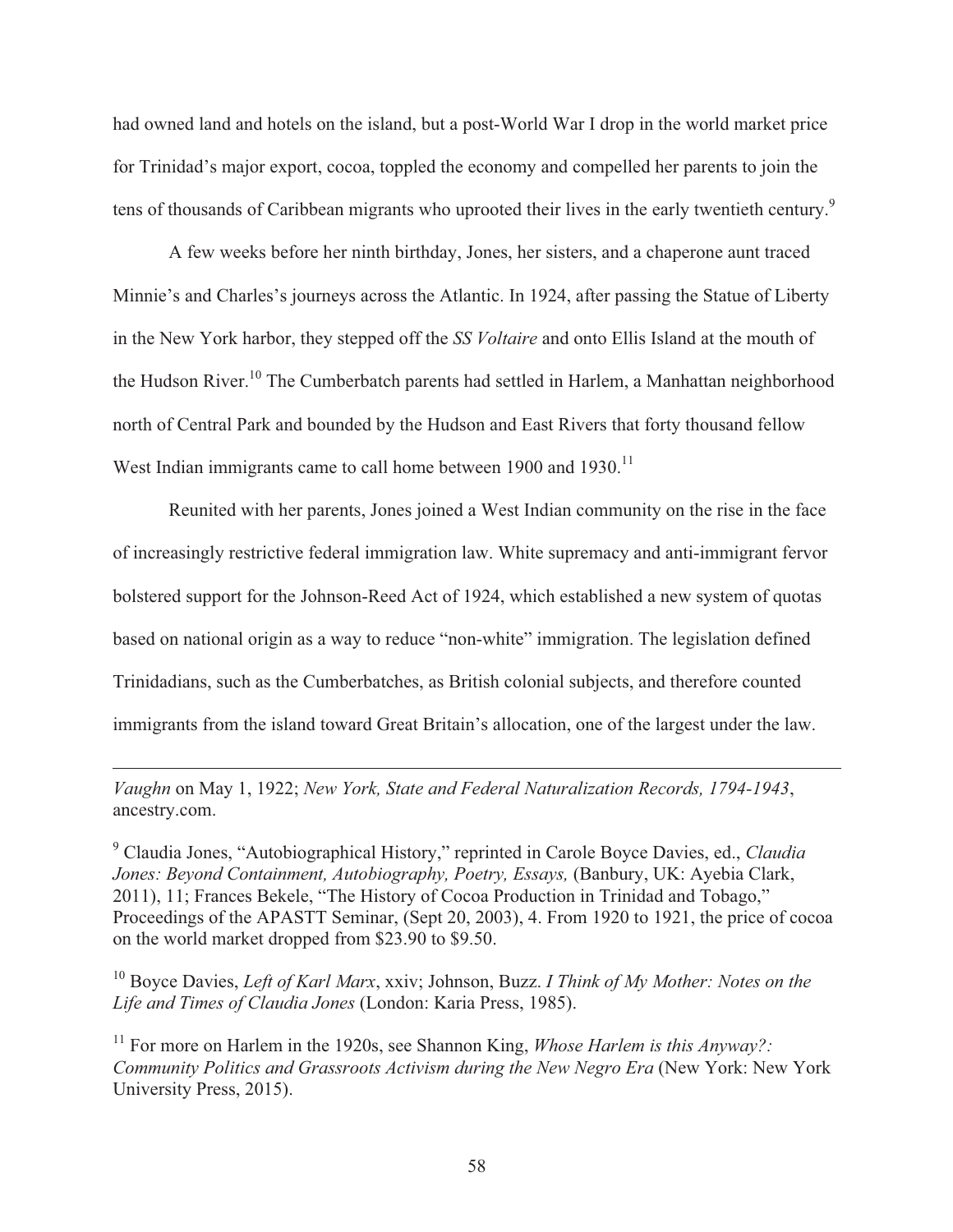had owned land and hotels on the island, but a post-World War I drop in the world market price for Trinidad's major export, cocoa, toppled the economy and compelled her parents to join the tens of thousands of Caribbean migrants who uprooted their lives in the early twentieth century.[9]

A few weeks before her ninth birthday, Jones, her sisters, and a chaperone aunt traced Minnie's and Charles's journeys across the Atlantic. In 1924, after passing the Statue of Liberty in the New York harbor, they stepped off the *SS Voltaire* and onto Ellis Island at the mouth of the Hudson River.[10] The Cumberbatch parents had settled in Harlem, a Manhattan neighborhood north of Central Park and bounded by the Hudson and East Rivers that forty thousand fellow West Indian immigrants came to call home between 1900 and 1930.[11]

Reunited with her parents, Jones joined a West Indian community on the rise in the face of increasingly restrictive federal immigration law. White supremacy and anti-immigrant fervor bolstered support for the Johnson-Reed Act of 1924, which established a new system of quotas based on national origin as a way to reduce "non-white" immigration. The legislation defined Trinidadians, such as the Cumberbatches, as British colonial subjects, and therefore counted immigrants from the island toward Great Britain's allocation, one of the largest under the law.

---

*Vaughn* on May 1, 1922; *New York, State and Federal Naturalization Records, 1794-1943*, ancestry.com.

[9] Claudia Jones, "Autobiographical History," reprinted in Carole Boyce Davies, ed., *Claudia Jones: Beyond Containment, Autobiography, Poetry, Essays,* (Banbury, UK: Ayebia Clark, 2011), 11; Frances Bekele, "The History of Cocoa Production in Trinidad and Tobago," Proceedings of the APASTT Seminar, (Sept 20, 2003), 4. From 1920 to 1921, the price of cocoa on the world market dropped from $23.90 to $9.50.

[10] Boyce Davies, *Left of Karl Marx*, xxiv; Johnson, Buzz. *I Think of My Mother: Notes on the Life and Times of Claudia Jones* (London: Karia Press, 1985).

[11] For more on Harlem in the 1920s, see Shannon King, *Whose Harlem is this Anyway?: Community Politics and Grassroots Activism during the New Negro Era* (New York: New York University Press, 2015).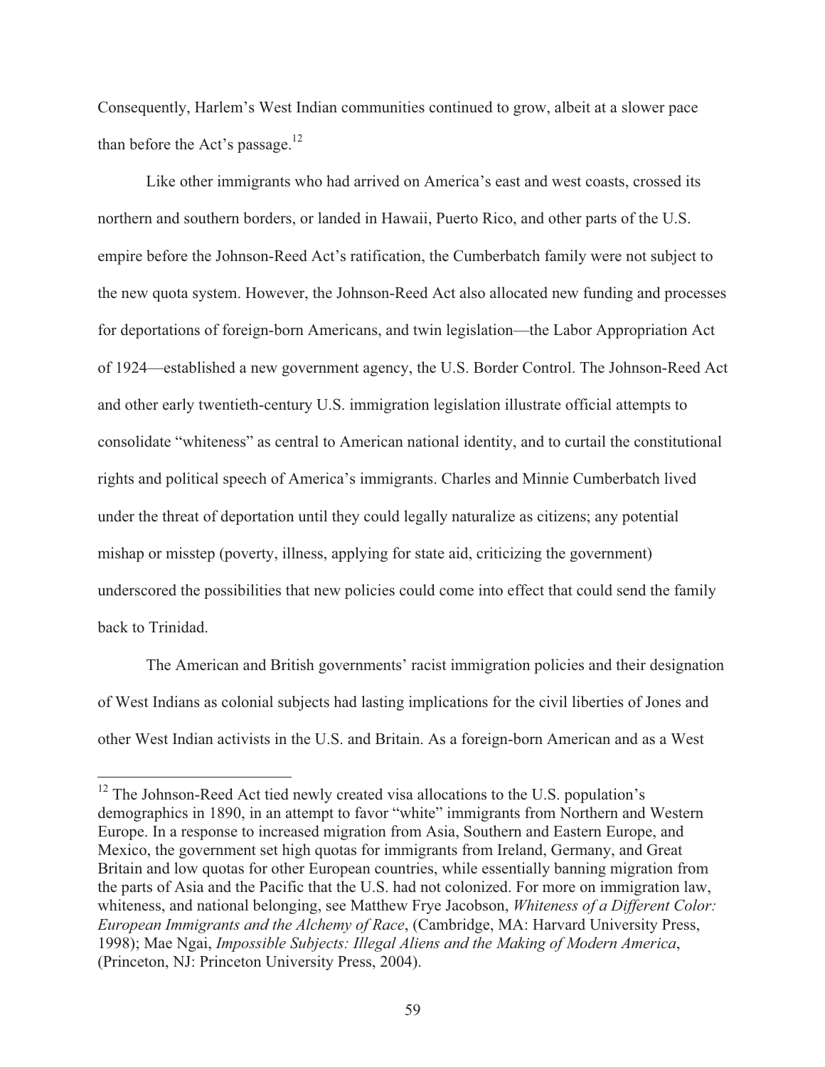Consequently, Harlem's West Indian communities continued to grow, albeit at a slower pace than before the Act's passage.[12]

Like other immigrants who had arrived on America's east and west coasts, crossed its northern and southern borders, or landed in Hawaii, Puerto Rico, and other parts of the U.S. empire before the Johnson-Reed Act's ratification, the Cumberbatch family were not subject to the new quota system. However, the Johnson-Reed Act also allocated new funding and processes for deportations of foreign-born Americans, and twin legislation—the Labor Appropriation Act of 1924—established a new government agency, the U.S. Border Control. The Johnson-Reed Act and other early twentieth-century U.S. immigration legislation illustrate official attempts to consolidate "whiteness" as central to American national identity, and to curtail the constitutional rights and political speech of America's immigrants. Charles and Minnie Cumberbatch lived under the threat of deportation until they could legally naturalize as citizens; any potential mishap or misstep (poverty, illness, applying for state aid, criticizing the government) underscored the possibilities that new policies could come into effect that could send the family back to Trinidad.

The American and British governments' racist immigration policies and their designation of West Indians as colonial subjects had lasting implications for the civil liberties of Jones and other West Indian activists in the U.S. and Britain. As a foreign-born American and as a West

---

[12] The Johnson-Reed Act tied newly created visa allocations to the U.S. population's demographics in 1890, in an attempt to favor "white" immigrants from Northern and Western Europe. In a response to increased migration from Asia, Southern and Eastern Europe, and Mexico, the government set high quotas for immigrants from Ireland, Germany, and Great Britain and low quotas for other European countries, while essentially banning migration from the parts of Asia and the Pacific that the U.S. had not colonized. For more on immigration law, whiteness, and national belonging, see Matthew Frye Jacobson, *Whiteness of a Different Color: European Immigrants and the Alchemy of Race*, (Cambridge, MA: Harvard University Press, 1998); Mae Ngai, *Impossible Subjects: Illegal Aliens and the Making of Modern America*, (Princeton, NJ: Princeton University Press, 2004).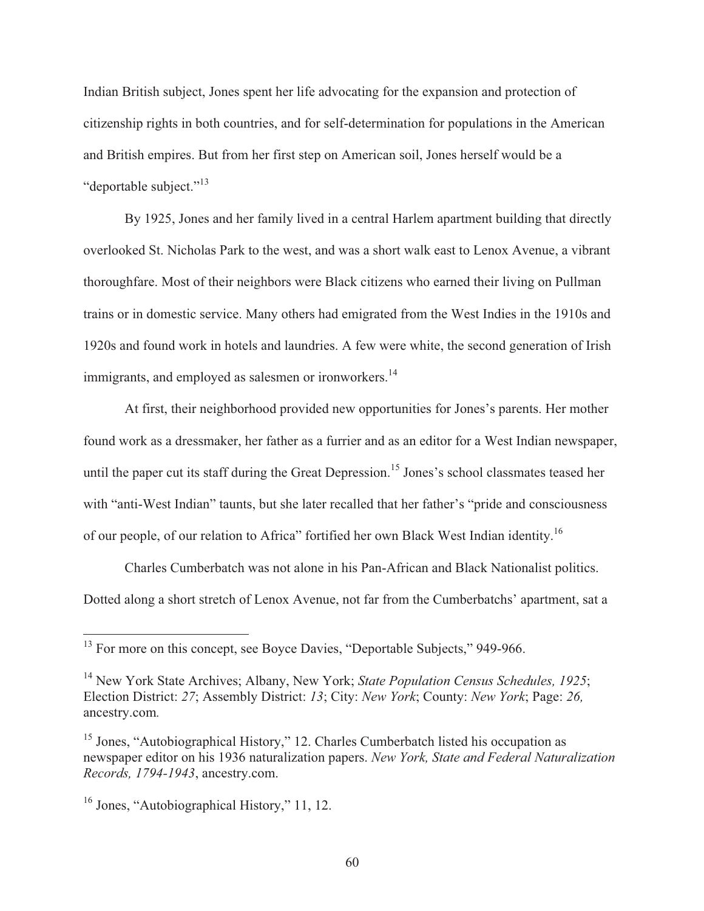Indian British subject, Jones spent her life advocating for the expansion and protection of citizenship rights in both countries, and for self-determination for populations in the American and British empires. But from her first step on American soil, Jones herself would be a "deportable subject."[13]

By 1925, Jones and her family lived in a central Harlem apartment building that directly overlooked St. Nicholas Park to the west, and was a short walk east to Lenox Avenue, a vibrant thoroughfare. Most of their neighbors were Black citizens who earned their living on Pullman trains or in domestic service. Many others had emigrated from the West Indies in the 1910s and 1920s and found work in hotels and laundries. A few were white, the second generation of Irish immigrants, and employed as salesmen or ironworkers.[14]

At first, their neighborhood provided new opportunities for Jones's parents. Her mother found work as a dressmaker, her father as a furrier and as an editor for a West Indian newspaper, until the paper cut its staff during the Great Depression.[15] Jones's school classmates teased her with "anti-West Indian" taunts, but she later recalled that her father's "pride and consciousness of our people, of our relation to Africa" fortified her own Black West Indian identity.[16]

Charles Cumberbatch was not alone in his Pan-African and Black Nationalist politics. Dotted along a short stretch of Lenox Avenue, not far from the Cumberbatchs' apartment, sat a

---

[13] For more on this concept, see Boyce Davies, "Deportable Subjects," 949-966.

[14] New York State Archives; Albany, New York; *State Population Census Schedules, 1925*; Election District: *27*; Assembly District: *13*; City: *New York*; County: *New York*; Page: *26,* ancestry.com*.*

[15] Jones, "Autobiographical History," 12. Charles Cumberbatch listed his occupation as newspaper editor on his 1936 naturalization papers. *New York, State and Federal Naturalization Records, 1794-1943*, ancestry.com.

[16] Jones, "Autobiographical History," 11, 12.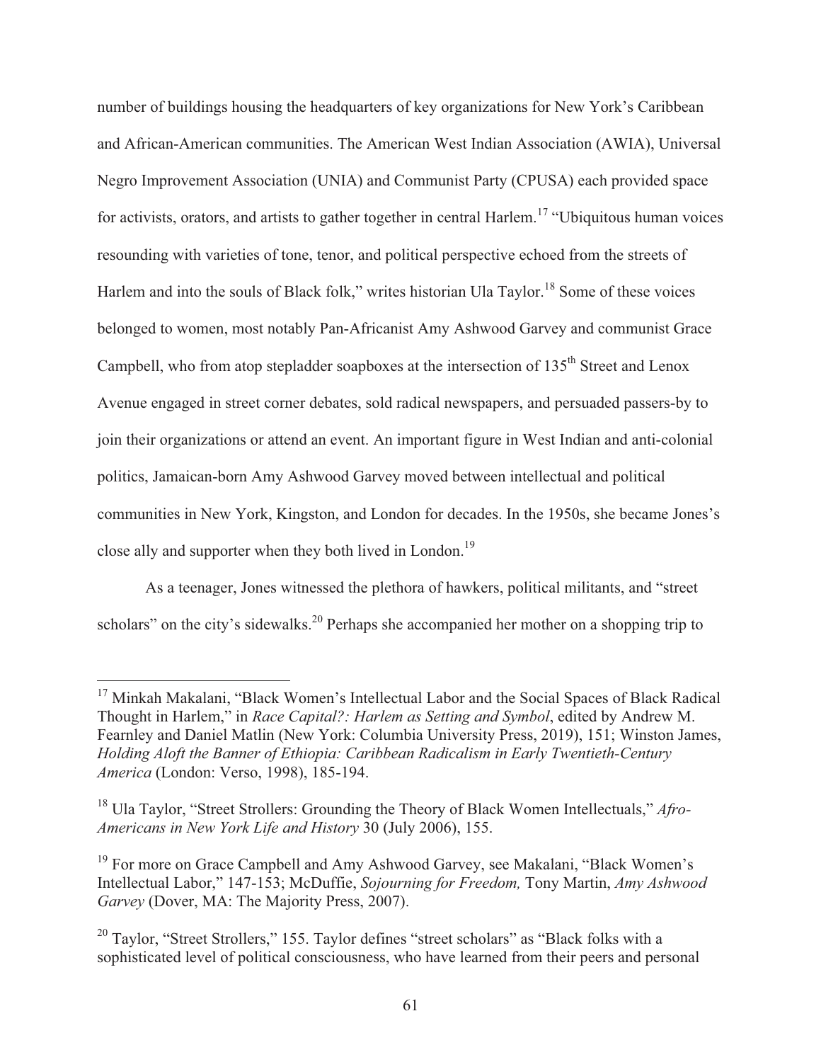number of buildings housing the headquarters of key organizations for New York's Caribbean and African-American communities. The American West Indian Association (AWIA), Universal Negro Improvement Association (UNIA) and Communist Party (CPUSA) each provided space for activists, orators, and artists to gather together in central Harlem.[17] "Ubiquitous human voices resounding with varieties of tone, tenor, and political perspective echoed from the streets of Harlem and into the souls of Black folk," writes historian Ula Taylor.[18] Some of these voices belonged to women, most notably Pan-Africanist Amy Ashwood Garvey and communist Grace Campbell, who from atop stepladder soapboxes at the intersection of 135th Street and Lenox Avenue engaged in street corner debates, sold radical newspapers, and persuaded passers-by to join their organizations or attend an event. An important figure in West Indian and anti-colonial politics, Jamaican-born Amy Ashwood Garvey moved between intellectual and political communities in New York, Kingston, and London for decades. In the 1950s, she became Jones's close ally and supporter when they both lived in London.[19]

As a teenager, Jones witnessed the plethora of hawkers, political militants, and "street scholars" on the city's sidewalks.[20] Perhaps she accompanied her mother on a shopping trip to

---

[17] Minkah Makalani, "Black Women's Intellectual Labor and the Social Spaces of Black Radical Thought in Harlem," in *Race Capital?: Harlem as Setting and Symbol*, edited by Andrew M. Fearnley and Daniel Matlin (New York: Columbia University Press, 2019), 151; Winston James, *Holding Aloft the Banner of Ethiopia: Caribbean Radicalism in Early Twentieth-Century America* (London: Verso, 1998), 185-194.

[18] Ula Taylor, "Street Strollers: Grounding the Theory of Black Women Intellectuals," *Afro-Americans in New York Life and History* 30 (July 2006), 155.

[19] For more on Grace Campbell and Amy Ashwood Garvey, see Makalani, "Black Women's Intellectual Labor," 147-153; McDuffie, *Sojourning for Freedom,* Tony Martin, *Amy Ashwood Garvey* (Dover, MA: The Majority Press, 2007).

[20] Taylor, "Street Strollers," 155. Taylor defines "street scholars" as "Black folks with a sophisticated level of political consciousness, who have learned from their peers and personal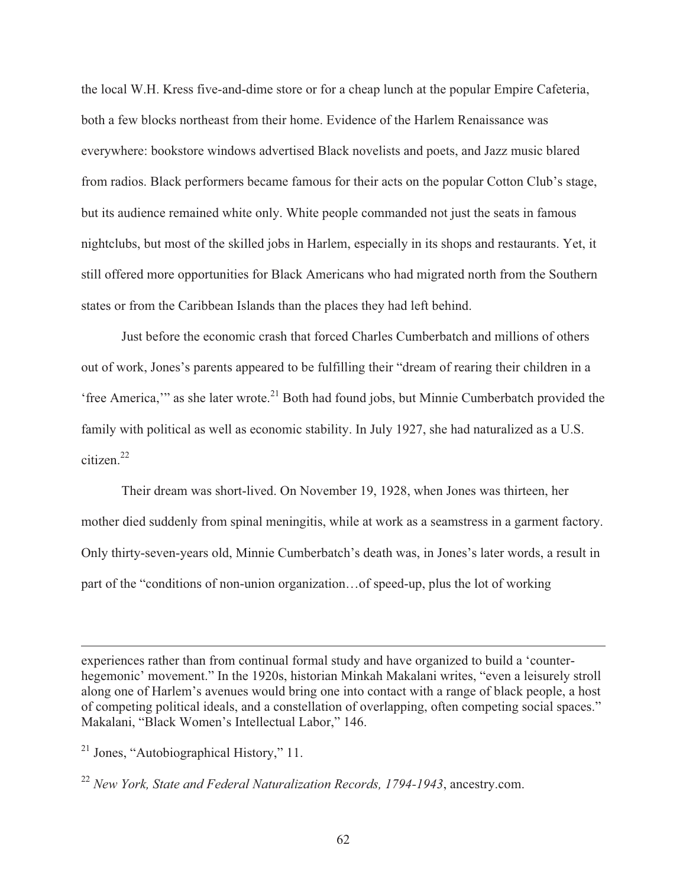the local W.H. Kress five-and-dime store or for a cheap lunch at the popular Empire Cafeteria, both a few blocks northeast from their home. Evidence of the Harlem Renaissance was everywhere: bookstore windows advertised Black novelists and poets, and Jazz music blared from radios. Black performers became famous for their acts on the popular Cotton Club's stage, but its audience remained white only. White people commanded not just the seats in famous nightclubs, but most of the skilled jobs in Harlem, especially in its shops and restaurants. Yet, it still offered more opportunities for Black Americans who had migrated north from the Southern states or from the Caribbean Islands than the places they had left behind.

Just before the economic crash that forced Charles Cumberbatch and millions of others out of work, Jones's parents appeared to be fulfilling their "dream of rearing their children in a 'free America,'" as she later wrote.[21] Both had found jobs, but Minnie Cumberbatch provided the family with political as well as economic stability. In July 1927, she had naturalized as a U.S. citizen.[22]

Their dream was short-lived. On November 19, 1928, when Jones was thirteen, her mother died suddenly from spinal meningitis, while at work as a seamstress in a garment factory. Only thirty-seven-years old, Minnie Cumberbatch's death was, in Jones's later words, a result in part of the "conditions of non-union organization…of speed-up, plus the lot of working

---

experiences rather than from continual formal study and have organized to build a 'counter-hegemonic' movement." In the 1920s, historian Minkah Makalani writes, "even a leisurely stroll along one of Harlem's avenues would bring one into contact with a range of black people, a host of competing political ideals, and a constellation of overlapping, often competing social spaces." Makalani, "Black Women's Intellectual Labor," 146.

[21] Jones, "Autobiographical History," 11.

[22] *New York, State and Federal Naturalization Records, 1794-1943*, ancestry.com.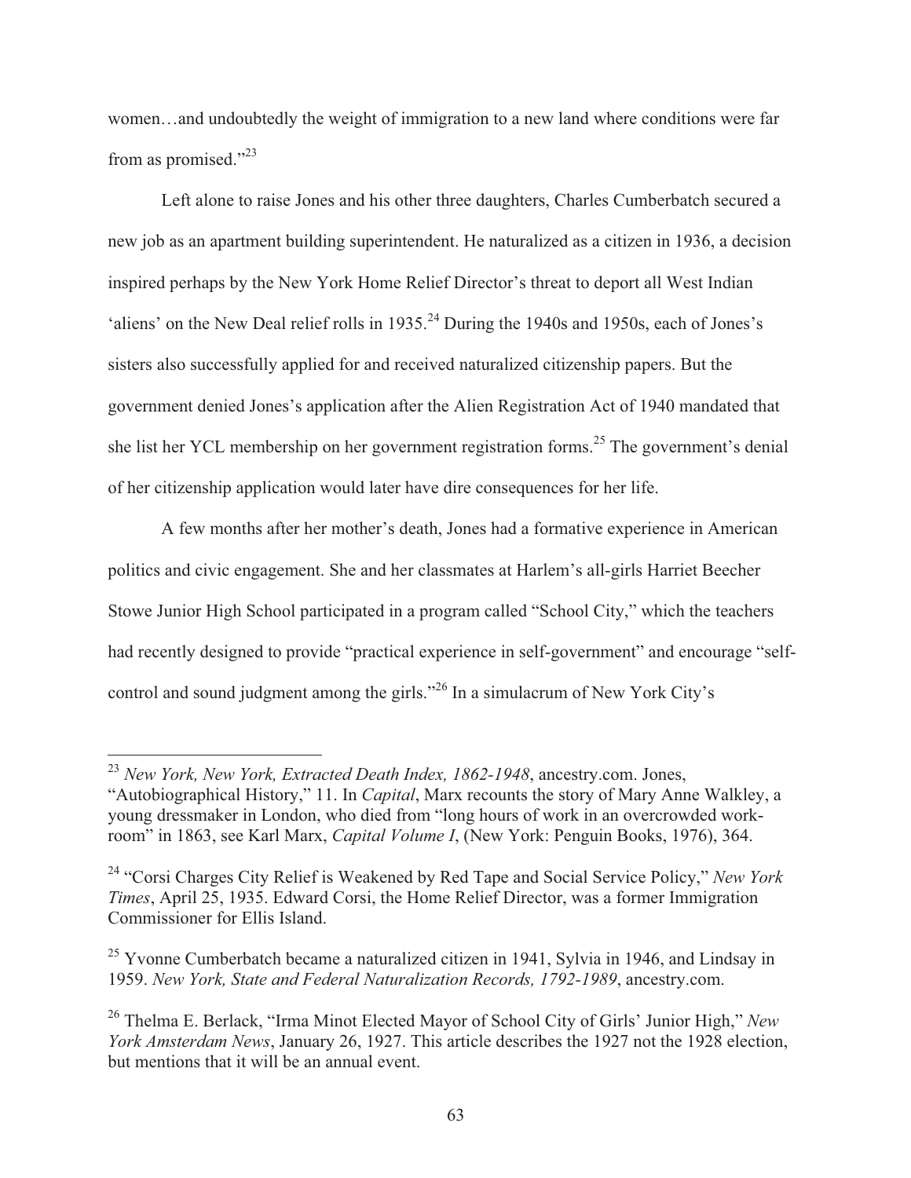women…and undoubtedly the weight of immigration to a new land where conditions were far from as promised."[23]

Left alone to raise Jones and his other three daughters, Charles Cumberbatch secured a new job as an apartment building superintendent. He naturalized as a citizen in 1936, a decision inspired perhaps by the New York Home Relief Director's threat to deport all West Indian 'aliens' on the New Deal relief rolls in 1935.[24] During the 1940s and 1950s, each of Jones's sisters also successfully applied for and received naturalized citizenship papers. But the government denied Jones's application after the Alien Registration Act of 1940 mandated that she list her YCL membership on her government registration forms.[25] The government's denial of her citizenship application would later have dire consequences for her life.

A few months after her mother's death, Jones had a formative experience in American politics and civic engagement. She and her classmates at Harlem's all-girls Harriet Beecher Stowe Junior High School participated in a program called "School City," which the teachers had recently designed to provide "practical experience in self-government" and encourage "self-control and sound judgment among the girls."[26] In a simulacrum of New York City's

---

[23] *New York, New York, Extracted Death Index, 1862-1948*, ancestry.com. Jones, "Autobiographical History," 11. In *Capital*, Marx recounts the story of Mary Anne Walkley, a young dressmaker in London, who died from "long hours of work in an overcrowded work-room" in 1863, see Karl Marx, *Capital Volume I*, (New York: Penguin Books, 1976), 364.

[24] "Corsi Charges City Relief is Weakened by Red Tape and Social Service Policy," *New York Times*, April 25, 1935. Edward Corsi, the Home Relief Director, was a former Immigration Commissioner for Ellis Island.

[25] Yvonne Cumberbatch became a naturalized citizen in 1941, Sylvia in 1946, and Lindsay in 1959. *New York, State and Federal Naturalization Records, 1792-1989*, ancestry.com.

[26] Thelma E. Berlack, "Irma Minot Elected Mayor of School City of Girls' Junior High," *New York Amsterdam News*, January 26, 1927. This article describes the 1927 not the 1928 election, but mentions that it will be an annual event.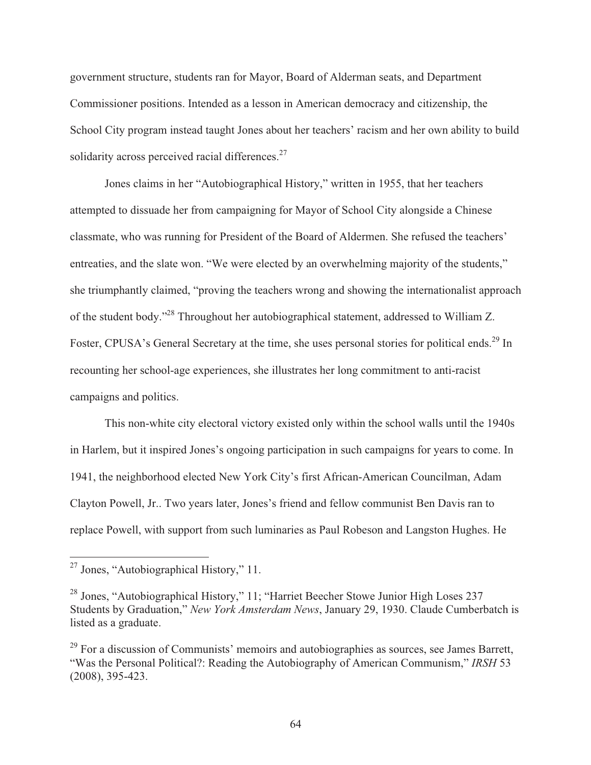government structure, students ran for Mayor, Board of Alderman seats, and Department Commissioner positions. Intended as a lesson in American democracy and citizenship, the School City program instead taught Jones about her teachers' racism and her own ability to build solidarity across perceived racial differences.[27]

Jones claims in her "Autobiographical History," written in 1955, that her teachers attempted to dissuade her from campaigning for Mayor of School City alongside a Chinese classmate, who was running for President of the Board of Aldermen. She refused the teachers' entreaties, and the slate won. "We were elected by an overwhelming majority of the students," she triumphantly claimed, "proving the teachers wrong and showing the internationalist approach of the student body."[28] Throughout her autobiographical statement, addressed to William Z. Foster, CPUSA's General Secretary at the time, she uses personal stories for political ends.[29] In recounting her school-age experiences, she illustrates her long commitment to anti-racist campaigns and politics.

This non-white city electoral victory existed only within the school walls until the 1940s in Harlem, but it inspired Jones's ongoing participation in such campaigns for years to come. In 1941, the neighborhood elected New York City's first African-American Councilman, Adam Clayton Powell, Jr.. Two years later, Jones's friend and fellow communist Ben Davis ran to replace Powell, with support from such luminaries as Paul Robeson and Langston Hughes. He

---

[27] Jones, "Autobiographical History," 11.

[28] Jones, "Autobiographical History," 11; "Harriet Beecher Stowe Junior High Loses 237 Students by Graduation," *New York Amsterdam News*, January 29, 1930. Claude Cumberbatch is listed as a graduate.

[29] For a discussion of Communists' memoirs and autobiographies as sources, see James Barrett, "Was the Personal Political?: Reading the Autobiography of American Communism," *IRSH* 53 (2008), 395-423.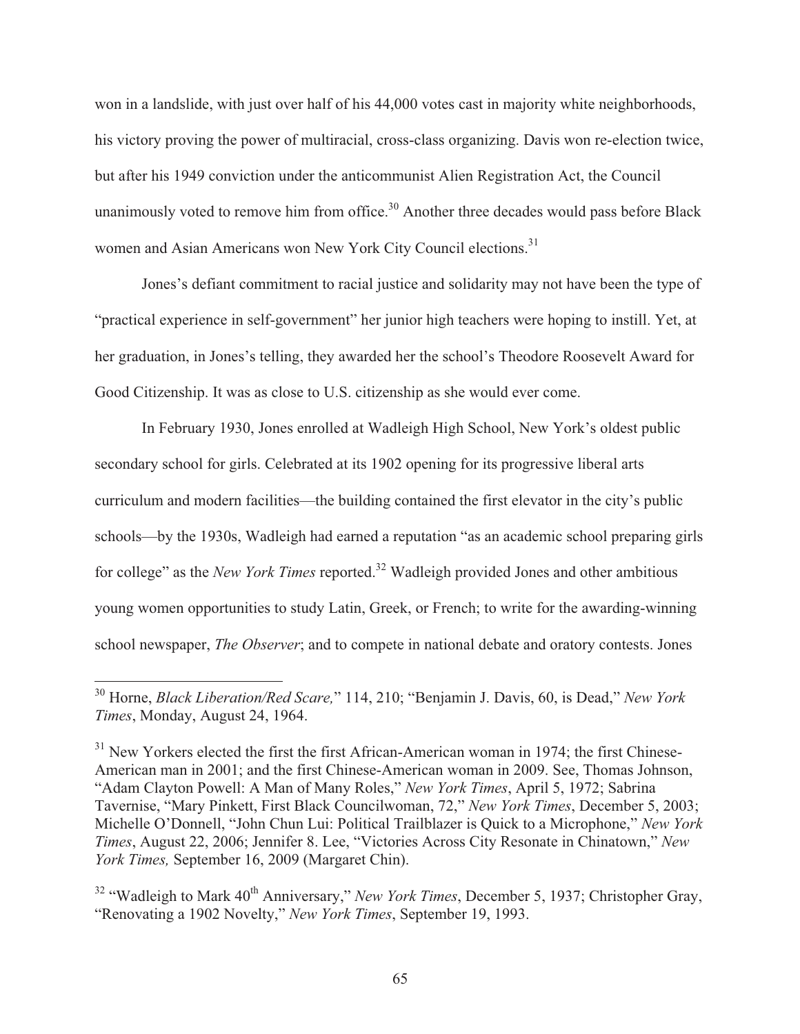won in a landslide, with just over half of his 44,000 votes cast in majority white neighborhoods, his victory proving the power of multiracial, cross-class organizing. Davis won re-election twice, but after his 1949 conviction under the anticommunist Alien Registration Act, the Council unanimously voted to remove him from office.[30] Another three decades would pass before Black women and Asian Americans won New York City Council elections.[31]

Jones's defiant commitment to racial justice and solidarity may not have been the type of "practical experience in self-government" her junior high teachers were hoping to instill. Yet, at her graduation, in Jones's telling, they awarded her the school's Theodore Roosevelt Award for Good Citizenship. It was as close to U.S. citizenship as she would ever come.

In February 1930, Jones enrolled at Wadleigh High School, New York's oldest public secondary school for girls. Celebrated at its 1902 opening for its progressive liberal arts curriculum and modern facilities—the building contained the first elevator in the city's public schools—by the 1930s, Wadleigh had earned a reputation "as an academic school preparing girls for college" as the *New York Times* reported.[32] Wadleigh provided Jones and other ambitious young women opportunities to study Latin, Greek, or French; to write for the awarding-winning school newspaper, *The Observer*; and to compete in national debate and oratory contests. Jones

---

[30] Horne, *Black Liberation/Red Scare,*" 114, 210; "Benjamin J. Davis, 60, is Dead," *New York Times*, Monday, August 24, 1964.

[31] New Yorkers elected the first the first African-American woman in 1974; the first Chinese-American man in 2001; and the first Chinese-American woman in 2009. See, Thomas Johnson, "Adam Clayton Powell: A Man of Many Roles," *New York Times*, April 5, 1972; Sabrina Tavernise, "Mary Pinkett, First Black Councilwoman, 72," *New York Times*, December 5, 2003; Michelle O'Donnell, "John Chun Lui: Political Trailblazer is Quick to a Microphone," *New York Times*, August 22, 2006; Jennifer 8. Lee, "Victories Across City Resonate in Chinatown," *New York Times,* September 16, 2009 (Margaret Chin).

[32] "Wadleigh to Mark 40th Anniversary," *New York Times*, December 5, 1937; Christopher Gray, "Renovating a 1902 Novelty," *New York Times*, September 19, 1993.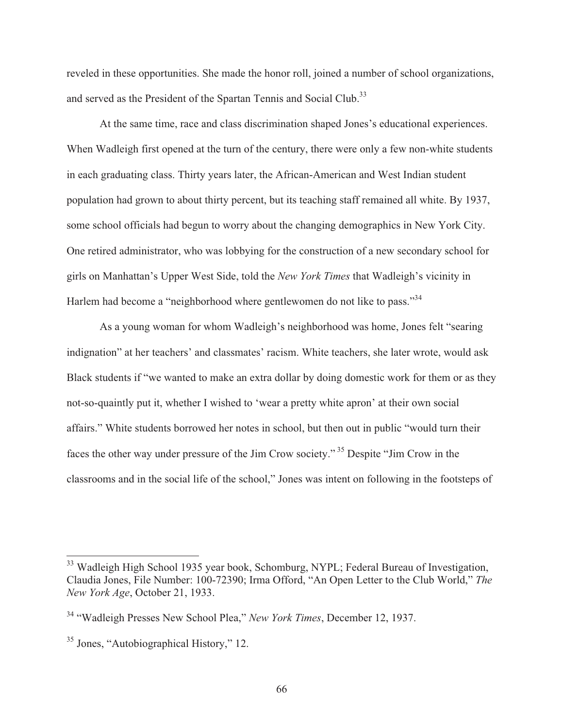reveled in these opportunities. She made the honor roll, joined a number of school organizations, and served as the President of the Spartan Tennis and Social Club.[33]

At the same time, race and class discrimination shaped Jones's educational experiences. When Wadleigh first opened at the turn of the century, there were only a few non-white students in each graduating class. Thirty years later, the African-American and West Indian student population had grown to about thirty percent, but its teaching staff remained all white. By 1937, some school officials had begun to worry about the changing demographics in New York City. One retired administrator, who was lobbying for the construction of a new secondary school for girls on Manhattan's Upper West Side, told the *New York Times* that Wadleigh's vicinity in Harlem had become a "neighborhood where gentlewomen do not like to pass."[34]

As a young woman for whom Wadleigh's neighborhood was home, Jones felt "searing indignation" at her teachers' and classmates' racism. White teachers, she later wrote, would ask Black students if "we wanted to make an extra dollar by doing domestic work for them or as they not-so-quaintly put it, whether I wished to 'wear a pretty white apron' at their own social affairs." White students borrowed her notes in school, but then out in public "would turn their faces the other way under pressure of the Jim Crow society."[35] Despite "Jim Crow in the classrooms and in the social life of the school," Jones was intent on following in the footsteps of

---

[33] Wadleigh High School 1935 year book, Schomburg, NYPL; Federal Bureau of Investigation, Claudia Jones, File Number: 100-72390; Irma Offord, "An Open Letter to the Club World," *The New York Age*, October 21, 1933.

[34] "Wadleigh Presses New School Plea," *New York Times*, December 12, 1937.

[35] Jones, "Autobiographical History," 12.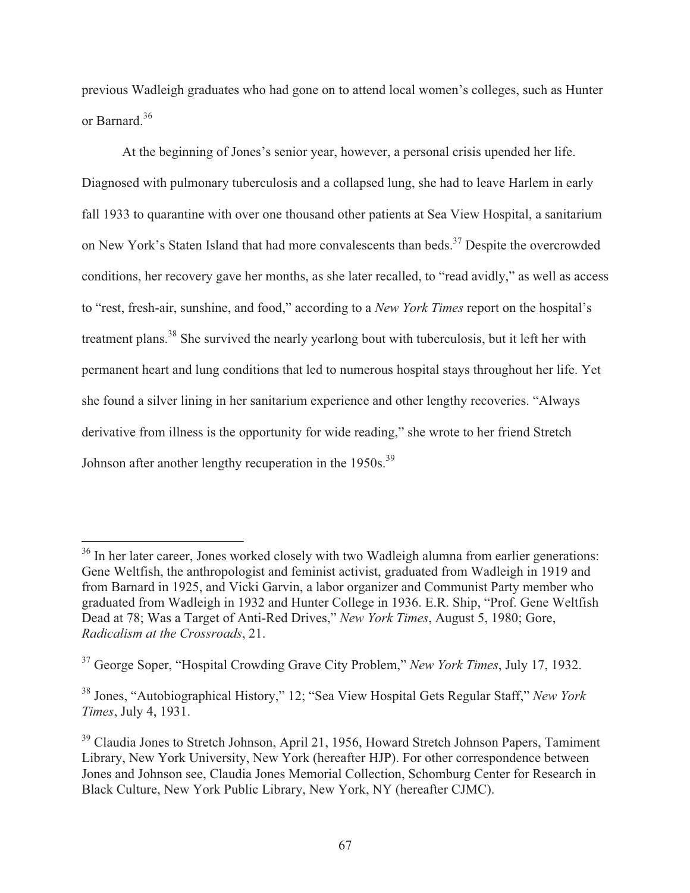previous Wadleigh graduates who had gone on to attend local women's colleges, such as Hunter or Barnard.[36]

At the beginning of Jones's senior year, however, a personal crisis upended her life. Diagnosed with pulmonary tuberculosis and a collapsed lung, she had to leave Harlem in early fall 1933 to quarantine with over one thousand other patients at Sea View Hospital, a sanitarium on New York's Staten Island that had more convalescents than beds.[37] Despite the overcrowded conditions, her recovery gave her months, as she later recalled, to "read avidly," as well as access to "rest, fresh-air, sunshine, and food," according to a *New York Times* report on the hospital's treatment plans.[38] She survived the nearly yearlong bout with tuberculosis, but it left her with permanent heart and lung conditions that led to numerous hospital stays throughout her life. Yet she found a silver lining in her sanitarium experience and other lengthy recoveries. "Always derivative from illness is the opportunity for wide reading," she wrote to her friend Stretch Johnson after another lengthy recuperation in the 1950s.[39]

---

[36] In her later career, Jones worked closely with two Wadleigh alumna from earlier generations: Gene Weltfish, the anthropologist and feminist activist, graduated from Wadleigh in 1919 and from Barnard in 1925, and Vicki Garvin, a labor organizer and Communist Party member who graduated from Wadleigh in 1932 and Hunter College in 1936. E.R. Ship, "Prof. Gene Weltfish Dead at 78; Was a Target of Anti-Red Drives," *New York Times*, August 5, 1980; Gore, *Radicalism at the Crossroads*, 21.

[37] George Soper, "Hospital Crowding Grave City Problem," *New York Times*, July 17, 1932.

[38] Jones, "Autobiographical History," 12; "Sea View Hospital Gets Regular Staff," *New York Times*, July 4, 1931.

[39] Claudia Jones to Stretch Johnson, April 21, 1956, Howard Stretch Johnson Papers, Tamiment Library, New York University, New York (hereafter HJP). For other correspondence between Jones and Johnson see, Claudia Jones Memorial Collection, Schomburg Center for Research in Black Culture, New York Public Library, New York, NY (hereafter CJMC).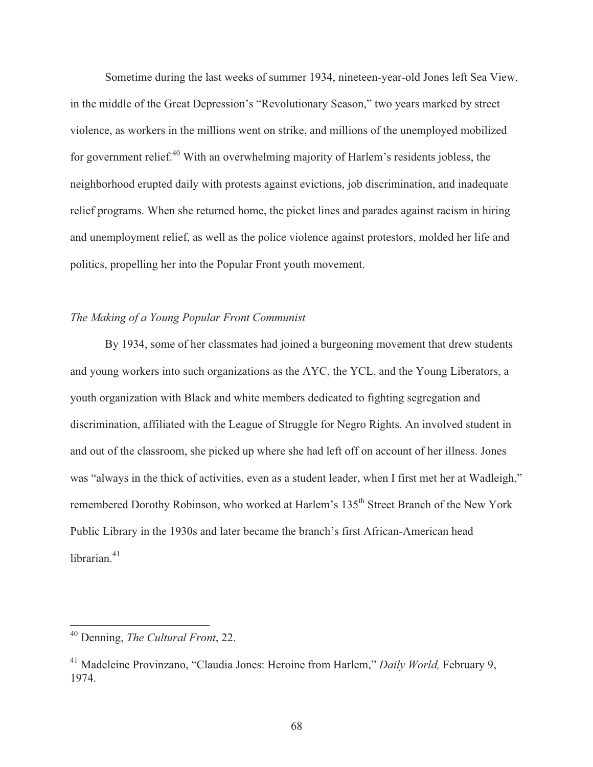Sometime during the last weeks of summer 1934, nineteen-year-old Jones left Sea View, in the middle of the Great Depression's "Revolutionary Season," two years marked by street violence, as workers in the millions went on strike, and millions of the unemployed mobilized for government relief.[40] With an overwhelming majority of Harlem's residents jobless, the neighborhood erupted daily with protests against evictions, job discrimination, and inadequate relief programs. When she returned home, the picket lines and parades against racism in hiring and unemployment relief, as well as the police violence against protestors, molded her life and politics, propelling her into the Popular Front youth movement.

*The Making of a Young Popular Front Communist*

By 1934, some of her classmates had joined a burgeoning movement that drew students and young workers into such organizations as the AYC, the YCL, and the Young Liberators, a youth organization with Black and white members dedicated to fighting segregation and discrimination, affiliated with the League of Struggle for Negro Rights. An involved student in and out of the classroom, she picked up where she had left off on account of her illness. Jones was "always in the thick of activities, even as a student leader, when I first met her at Wadleigh," remembered Dorothy Robinson, who worked at Harlem's 135th Street Branch of the New York Public Library in the 1930s and later became the branch's first African-American head librarian.[41]

---

[40] Denning, *The Cultural Front*, 22.

[41] Madeleine Provinzano, "Claudia Jones: Heroine from Harlem," *Daily World,* February 9, 1974.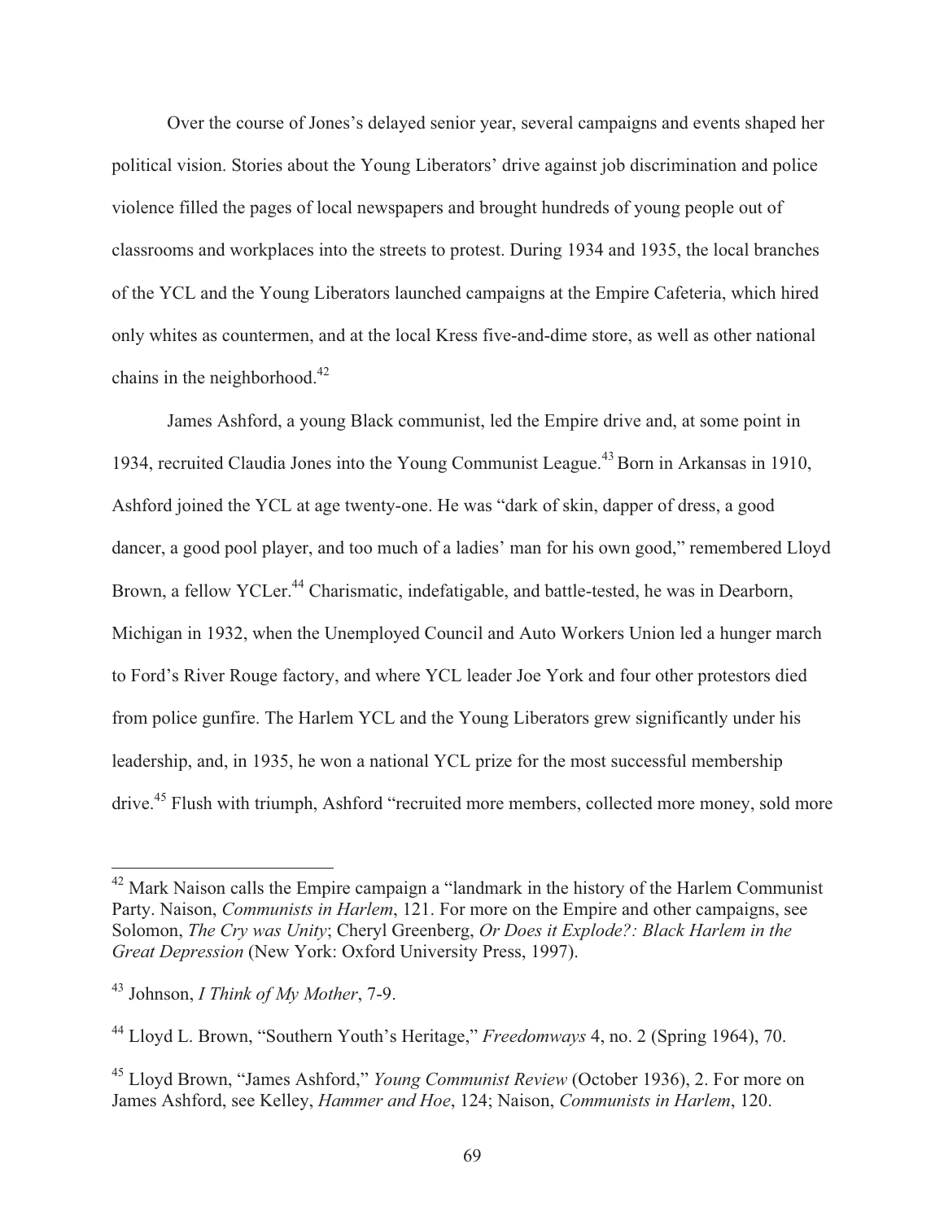Over the course of Jones's delayed senior year, several campaigns and events shaped her political vision. Stories about the Young Liberators' drive against job discrimination and police violence filled the pages of local newspapers and brought hundreds of young people out of classrooms and workplaces into the streets to protest. During 1934 and 1935, the local branches of the YCL and the Young Liberators launched campaigns at the Empire Cafeteria, which hired only whites as countermen, and at the local Kress five-and-dime store, as well as other national chains in the neighborhood.[42]

James Ashford, a young Black communist, led the Empire drive and, at some point in 1934, recruited Claudia Jones into the Young Communist League.[43] Born in Arkansas in 1910, Ashford joined the YCL at age twenty-one. He was "dark of skin, dapper of dress, a good dancer, a good pool player, and too much of a ladies' man for his own good," remembered Lloyd Brown, a fellow YCLer.[44] Charismatic, indefatigable, and battle-tested, he was in Dearborn, Michigan in 1932, when the Unemployed Council and Auto Workers Union led a hunger march to Ford's River Rouge factory, and where YCL leader Joe York and four other protestors died from police gunfire. The Harlem YCL and the Young Liberators grew significantly under his leadership, and, in 1935, he won a national YCL prize for the most successful membership drive.[45] Flush with triumph, Ashford "recruited more members, collected more money, sold more

---

[42] Mark Naison calls the Empire campaign a "landmark in the history of the Harlem Communist Party. Naison, *Communists in Harlem*, 121. For more on the Empire and other campaigns, see Solomon, *The Cry was Unity*; Cheryl Greenberg, *Or Does it Explode?: Black Harlem in the Great Depression* (New York: Oxford University Press, 1997).

[43] Johnson, *I Think of My Mother*, 7-9.

[44] Lloyd L. Brown, "Southern Youth's Heritage," *Freedomways* 4, no. 2 (Spring 1964), 70.

[45] Lloyd Brown, "James Ashford," *Young Communist Review* (October 1936), 2. For more on James Ashford, see Kelley, *Hammer and Hoe*, 124; Naison, *Communists in Harlem*, 120.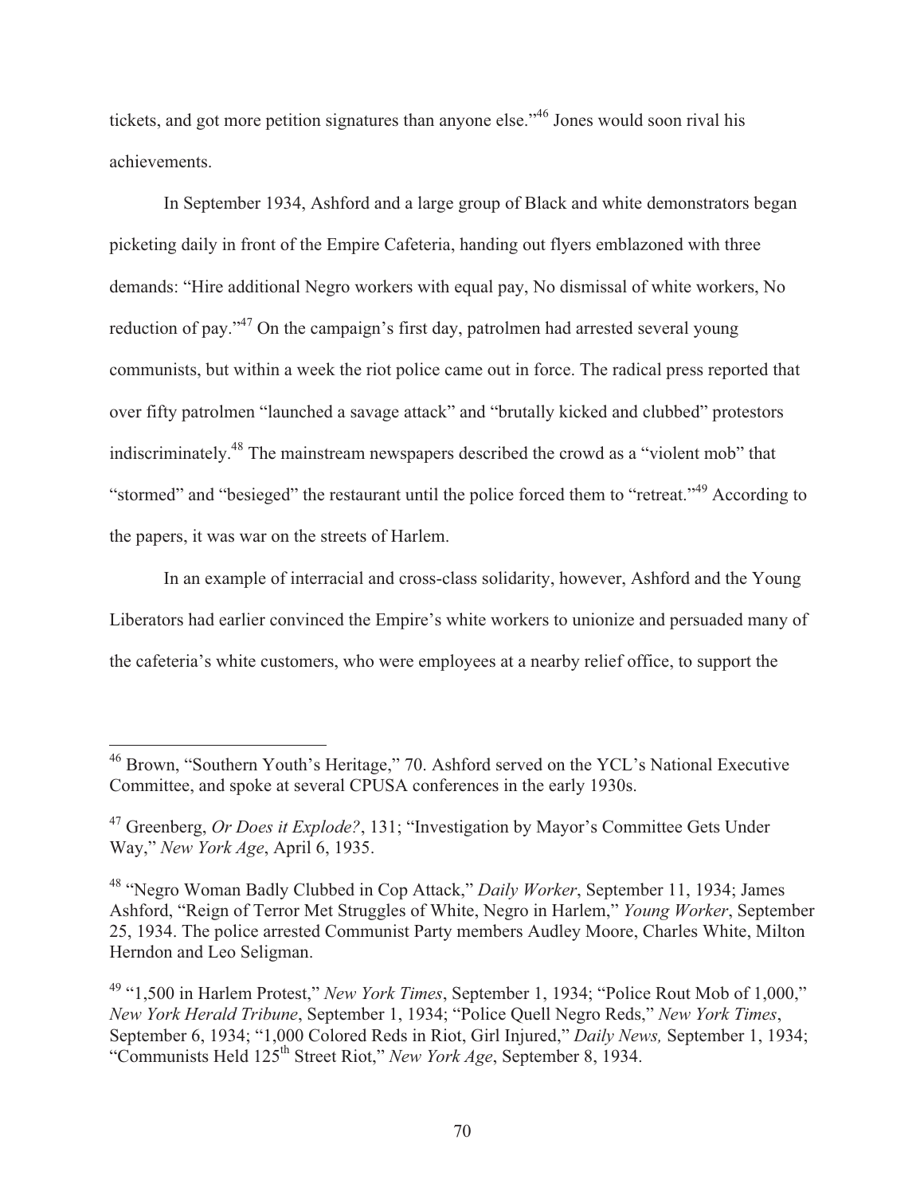tickets, and got more petition signatures than anyone else."[46] Jones would soon rival his achievements.

In September 1934, Ashford and a large group of Black and white demonstrators began picketing daily in front of the Empire Cafeteria, handing out flyers emblazoned with three demands: "Hire additional Negro workers with equal pay, No dismissal of white workers, No reduction of pay."[47] On the campaign's first day, patrolmen had arrested several young communists, but within a week the riot police came out in force. The radical press reported that over fifty patrolmen "launched a savage attack" and "brutally kicked and clubbed" protestors indiscriminately.[48] The mainstream newspapers described the crowd as a "violent mob" that "stormed" and "besieged" the restaurant until the police forced them to "retreat."[49] According to the papers, it was war on the streets of Harlem.

In an example of interracial and cross-class solidarity, however, Ashford and the Young Liberators had earlier convinced the Empire's white workers to unionize and persuaded many of the cafeteria's white customers, who were employees at a nearby relief office, to support the

---

[46] Brown, "Southern Youth's Heritage," 70. Ashford served on the YCL's National Executive Committee, and spoke at several CPUSA conferences in the early 1930s.

[47] Greenberg, *Or Does it Explode?*, 131; "Investigation by Mayor's Committee Gets Under Way," *New York Age*, April 6, 1935.

[48] "Negro Woman Badly Clubbed in Cop Attack," *Daily Worker*, September 11, 1934; James Ashford, "Reign of Terror Met Struggles of White, Negro in Harlem," *Young Worker*, September 25, 1934. The police arrested Communist Party members Audley Moore, Charles White, Milton Herndon and Leo Seligman.

[49] "1,500 in Harlem Protest," *New York Times*, September 1, 1934; "Police Rout Mob of 1,000," *New York Herald Tribune*, September 1, 1934; "Police Quell Negro Reds," *New York Times*, September 6, 1934; "1,000 Colored Reds in Riot, Girl Injured," *Daily News,* September 1, 1934; "Communists Held 125th Street Riot," *New York Age*, September 8, 1934.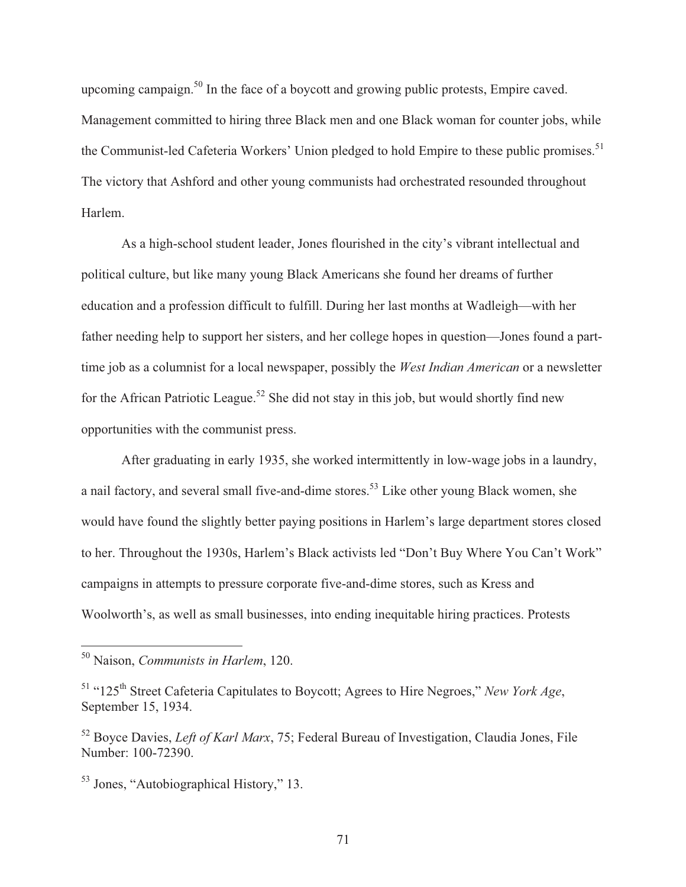upcoming campaign.[50] In the face of a boycott and growing public protests, Empire caved. Management committed to hiring three Black men and one Black woman for counter jobs, while the Communist-led Cafeteria Workers' Union pledged to hold Empire to these public promises.[51] The victory that Ashford and other young communists had orchestrated resounded throughout Harlem.

As a high-school student leader, Jones flourished in the city's vibrant intellectual and political culture, but like many young Black Americans she found her dreams of further education and a profession difficult to fulfill. During her last months at Wadleigh—with her father needing help to support her sisters, and her college hopes in question—Jones found a part-time job as a columnist for a local newspaper, possibly the *West Indian American* or a newsletter for the African Patriotic League.[52] She did not stay in this job, but would shortly find new opportunities with the communist press.

After graduating in early 1935, she worked intermittently in low-wage jobs in a laundry, a nail factory, and several small five-and-dime stores.[53] Like other young Black women, she would have found the slightly better paying positions in Harlem's large department stores closed to her. Throughout the 1930s, Harlem's Black activists led "Don't Buy Where You Can't Work" campaigns in attempts to pressure corporate five-and-dime stores, such as Kress and Woolworth's, as well as small businesses, into ending inequitable hiring practices. Protests

---

[50] Naison, *Communists in Harlem*, 120.

[51] "125th Street Cafeteria Capitulates to Boycott; Agrees to Hire Negroes," *New York Age*, September 15, 1934.

[52] Boyce Davies, *Left of Karl Marx*, 75; Federal Bureau of Investigation, Claudia Jones, File Number: 100-72390.

[53] Jones, "Autobiographical History," 13.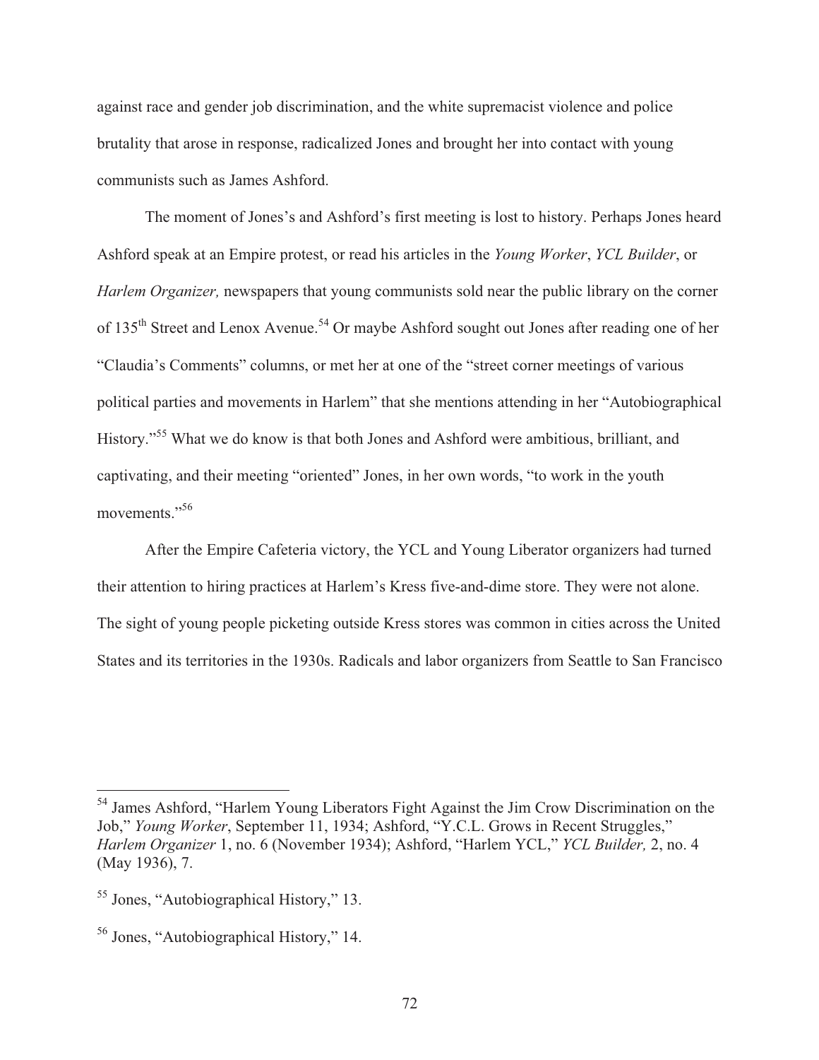against race and gender job discrimination, and the white supremacist violence and police brutality that arose in response, radicalized Jones and brought her into contact with young communists such as James Ashford.

The moment of Jones's and Ashford's first meeting is lost to history. Perhaps Jones heard Ashford speak at an Empire protest, or read his articles in the *Young Worker*, *YCL Builder*, or *Harlem Organizer,* newspapers that young communists sold near the public library on the corner of 135th Street and Lenox Avenue.[54] Or maybe Ashford sought out Jones after reading one of her "Claudia's Comments" columns, or met her at one of the "street corner meetings of various political parties and movements in Harlem" that she mentions attending in her "Autobiographical History."[55] What we do know is that both Jones and Ashford were ambitious, brilliant, and captivating, and their meeting "oriented" Jones, in her own words, "to work in the youth movements."[56]

After the Empire Cafeteria victory, the YCL and Young Liberator organizers had turned their attention to hiring practices at Harlem's Kress five-and-dime store. They were not alone. The sight of young people picketing outside Kress stores was common in cities across the United States and its territories in the 1930s. Radicals and labor organizers from Seattle to San Francisco

---

[54] James Ashford, "Harlem Young Liberators Fight Against the Jim Crow Discrimination on the Job," *Young Worker*, September 11, 1934; Ashford, "Y.C.L. Grows in Recent Struggles," *Harlem Organizer* 1, no. 6 (November 1934); Ashford, "Harlem YCL," *YCL Builder,* 2, no. 4 (May 1936), 7.

[55] Jones, "Autobiographical History," 13.

[56] Jones, "Autobiographical History," 14.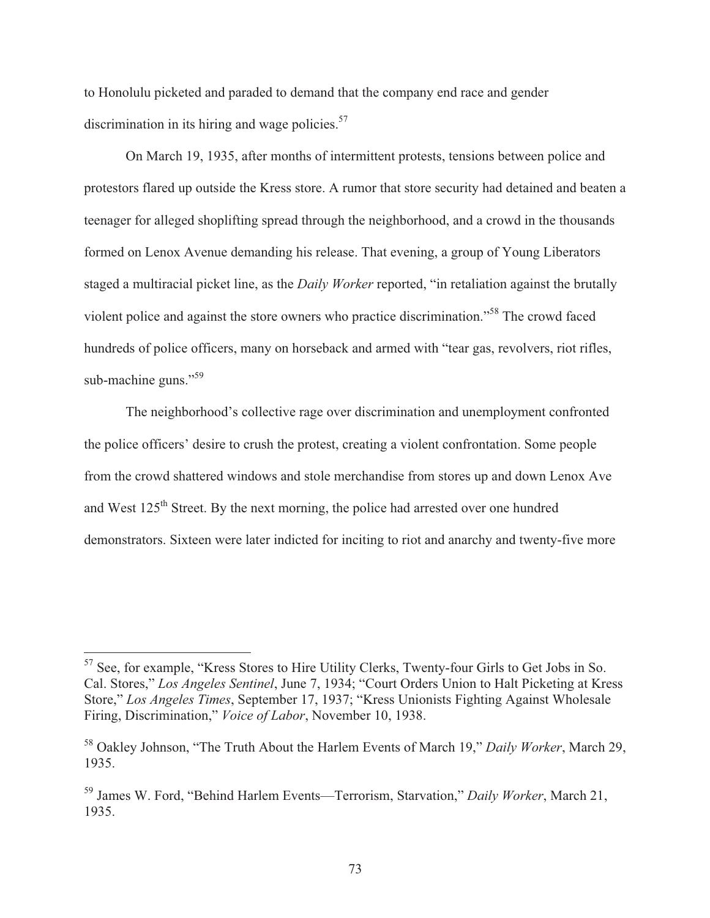to Honolulu picketed and paraded to demand that the company end race and gender discrimination in its hiring and wage policies.[57]

On March 19, 1935, after months of intermittent protests, tensions between police and protestors flared up outside the Kress store. A rumor that store security had detained and beaten a teenager for alleged shoplifting spread through the neighborhood, and a crowd in the thousands formed on Lenox Avenue demanding his release. That evening, a group of Young Liberators staged a multiracial picket line, as the *Daily Worker* reported, "in retaliation against the brutally violent police and against the store owners who practice discrimination."[58] The crowd faced hundreds of police officers, many on horseback and armed with "tear gas, revolvers, riot rifles, sub-machine guns."[59]

The neighborhood's collective rage over discrimination and unemployment confronted the police officers' desire to crush the protest, creating a violent confrontation. Some people from the crowd shattered windows and stole merchandise from stores up and down Lenox Ave and West 125th Street. By the next morning, the police had arrested over one hundred demonstrators. Sixteen were later indicted for inciting to riot and anarchy and twenty-five more

---

[57] See, for example, "Kress Stores to Hire Utility Clerks, Twenty-four Girls to Get Jobs in So. Cal. Stores," *Los Angeles Sentinel*, June 7, 1934; "Court Orders Union to Halt Picketing at Kress Store," *Los Angeles Times*, September 17, 1937; "Kress Unionists Fighting Against Wholesale Firing, Discrimination," *Voice of Labor*, November 10, 1938.

[58] Oakley Johnson, "The Truth About the Harlem Events of March 19," *Daily Worker*, March 29, 1935.

[59] James W. Ford, "Behind Harlem Events—Terrorism, Starvation," *Daily Worker*, March 21, 1935.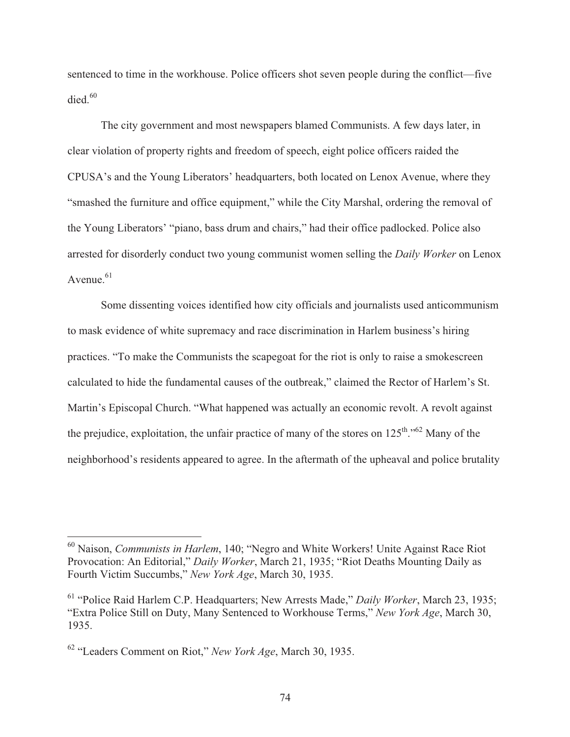sentenced to time in the workhouse. Police officers shot seven people during the conflict—five died.[60]

The city government and most newspapers blamed Communists. A few days later, in clear violation of property rights and freedom of speech, eight police officers raided the CPUSA's and the Young Liberators' headquarters, both located on Lenox Avenue, where they "smashed the furniture and office equipment," while the City Marshal, ordering the removal of the Young Liberators' "piano, bass drum and chairs," had their office padlocked. Police also arrested for disorderly conduct two young communist women selling the *Daily Worker* on Lenox Avenue.[61]

Some dissenting voices identified how city officials and journalists used anticommunism to mask evidence of white supremacy and race discrimination in Harlem business's hiring practices. "To make the Communists the scapegoat for the riot is only to raise a smokescreen calculated to hide the fundamental causes of the outbreak," claimed the Rector of Harlem's St. Martin's Episcopal Church. "What happened was actually an economic revolt. A revolt against the prejudice, exploitation, the unfair practice of many of the stores on 125th."[62] Many of the neighborhood's residents appeared to agree. In the aftermath of the upheaval and police brutality

---

[60] Naison, *Communists in Harlem*, 140; "Negro and White Workers! Unite Against Race Riot Provocation: An Editorial," *Daily Worker*, March 21, 1935; "Riot Deaths Mounting Daily as Fourth Victim Succumbs," *New York Age*, March 30, 1935.

[61] "Police Raid Harlem C.P. Headquarters; New Arrests Made," *Daily Worker*, March 23, 1935; "Extra Police Still on Duty, Many Sentenced to Workhouse Terms," *New York Age*, March 30, 1935.

[62] "Leaders Comment on Riot," *New York Age*, March 30, 1935.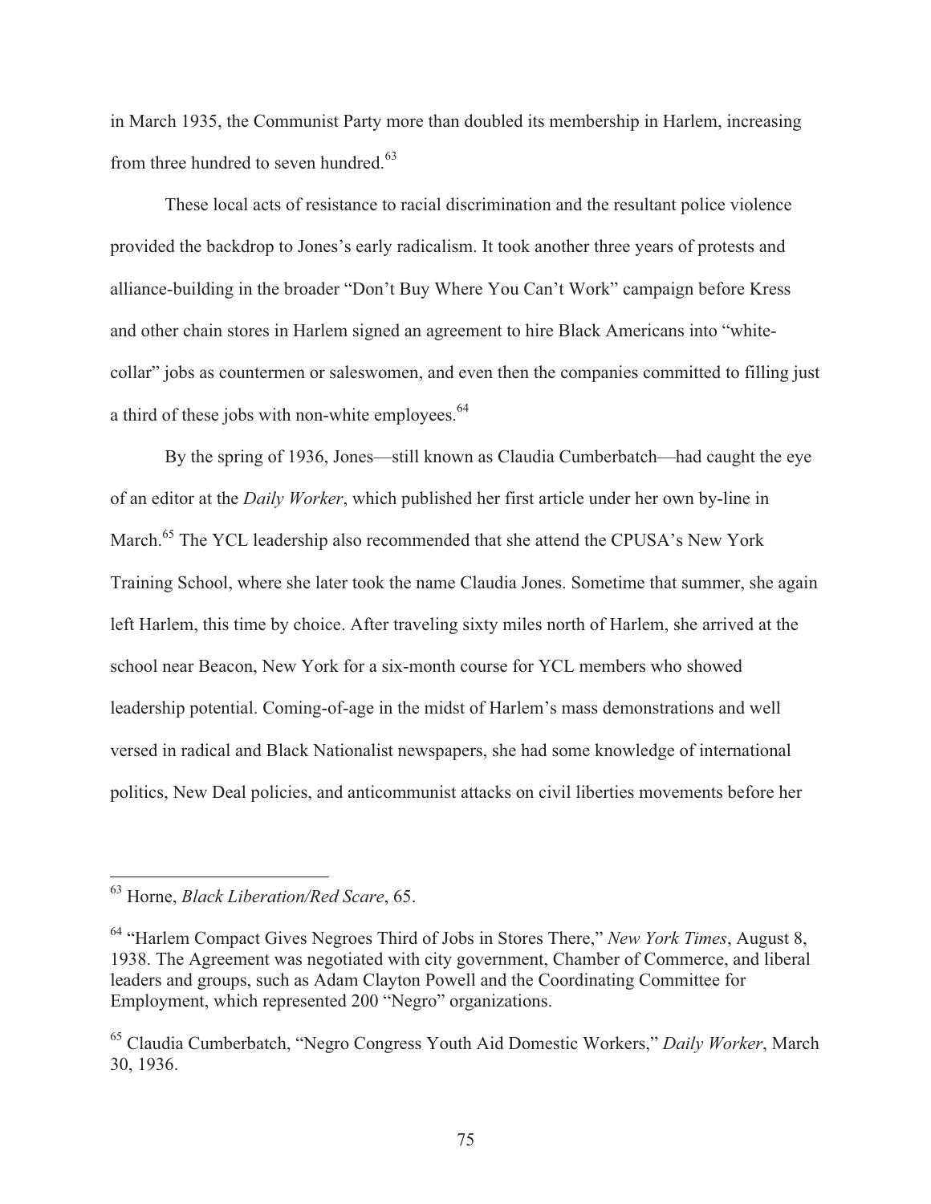in March 1935, the Communist Party more than doubled its membership in Harlem, increasing from three hundred to seven hundred.[63]

These local acts of resistance to racial discrimination and the resultant police violence provided the backdrop to Jones's early radicalism. It took another three years of protests and alliance-building in the broader "Don't Buy Where You Can't Work" campaign before Kress and other chain stores in Harlem signed an agreement to hire Black Americans into "white-collar" jobs as countermen or saleswomen, and even then the companies committed to filling just a third of these jobs with non-white employees.[64]

By the spring of 1936, Jones—still known as Claudia Cumberbatch—had caught the eye of an editor at the *Daily Worker*, which published her first article under her own by-line in March.[65] The YCL leadership also recommended that she attend the CPUSA's New York Training School, where she later took the name Claudia Jones. Sometime that summer, she again left Harlem, this time by choice. After traveling sixty miles north of Harlem, she arrived at the school near Beacon, New York for a six-month course for YCL members who showed leadership potential. Coming-of-age in the midst of Harlem's mass demonstrations and well versed in radical and Black Nationalist newspapers, she had some knowledge of international politics, New Deal policies, and anticommunist attacks on civil liberties movements before her

---

[63] Horne, *Black Liberation/Red Scare*, 65.

[64] "Harlem Compact Gives Negroes Third of Jobs in Stores There," *New York Times*, August 8, 1938. The Agreement was negotiated with city government, Chamber of Commerce, and liberal leaders and groups, such as Adam Clayton Powell and the Coordinating Committee for Employment, which represented 200 "Negro" organizations.

[65] Claudia Cumberbatch, "Negro Congress Youth Aid Domestic Workers," *Daily Worker*, March 30, 1936.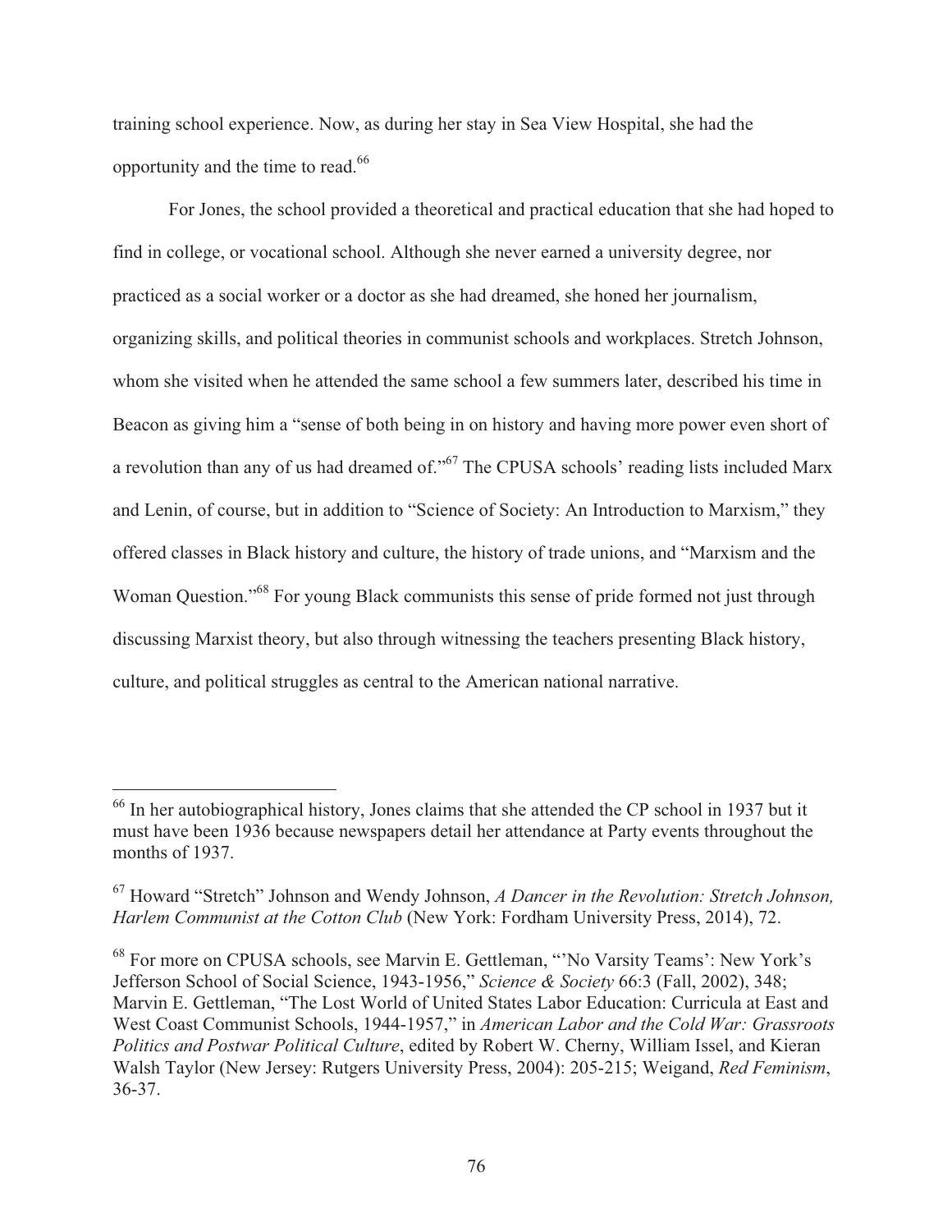training school experience. Now, as during her stay in Sea View Hospital, she had the opportunity and the time to read.[66]

For Jones, the school provided a theoretical and practical education that she had hoped to find in college, or vocational school. Although she never earned a university degree, nor practiced as a social worker or a doctor as she had dreamed, she honed her journalism, organizing skills, and political theories in communist schools and workplaces. Stretch Johnson, whom she visited when he attended the same school a few summers later, described his time in Beacon as giving him a "sense of both being in on history and having more power even short of a revolution than any of us had dreamed of."[67] The CPUSA schools' reading lists included Marx and Lenin, of course, but in addition to "Science of Society: An Introduction to Marxism," they offered classes in Black history and culture, the history of trade unions, and "Marxism and the Woman Question."[68] For young Black communists this sense of pride formed not just through discussing Marxist theory, but also through witnessing the teachers presenting Black history, culture, and political struggles as central to the American national narrative.

---

[66] In her autobiographical history, Jones claims that she attended the CP school in 1937 but it must have been 1936 because newspapers detail her attendance at Party events throughout the months of 1937.

[67] Howard "Stretch" Johnson and Wendy Johnson, *A Dancer in the Revolution: Stretch Johnson, Harlem Communist at the Cotton Club* (New York: Fordham University Press, 2014), 72.

[68] For more on CPUSA schools, see Marvin E. Gettleman, "'No Varsity Teams': New York's Jefferson School of Social Science, 1943-1956," *Science & Society* 66:3 (Fall, 2002), 348; Marvin E. Gettleman, "The Lost World of United States Labor Education: Curricula at East and West Coast Communist Schools, 1944-1957," in *American Labor and the Cold War: Grassroots Politics and Postwar Political Culture*, edited by Robert W. Cherny, William Issel, and Kieran Walsh Taylor (New Jersey: Rutgers University Press, 2004): 205-215; Weigand, *Red Feminism*, 36-37.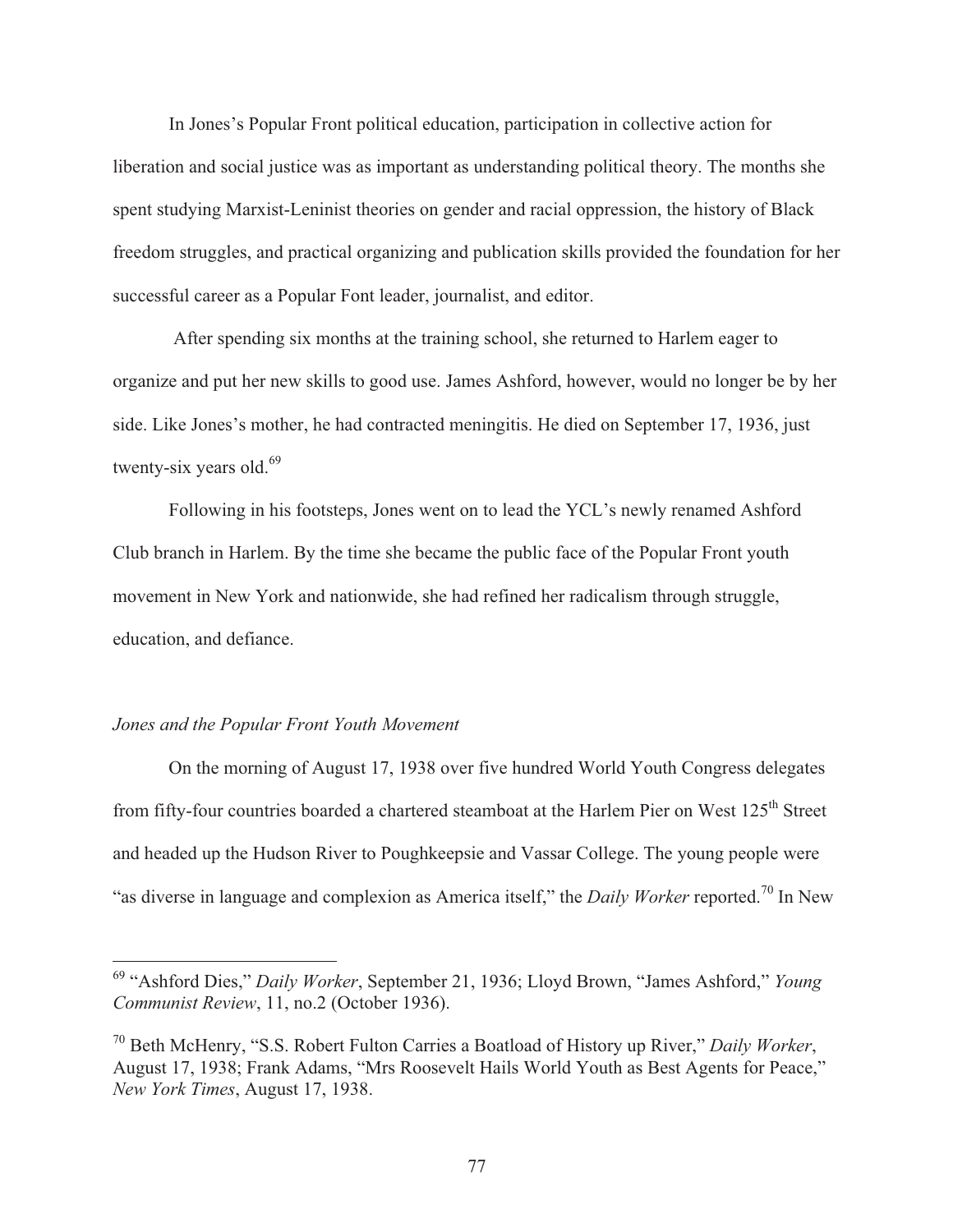In Jones's Popular Front political education, participation in collective action for liberation and social justice was as important as understanding political theory. The months she spent studying Marxist-Leninist theories on gender and racial oppression, the history of Black freedom struggles, and practical organizing and publication skills provided the foundation for her successful career as a Popular Font leader, journalist, and editor.

After spending six months at the training school, she returned to Harlem eager to organize and put her new skills to good use. James Ashford, however, would no longer be by her side. Like Jones's mother, he had contracted meningitis. He died on September 17, 1936, just twenty-six years old.[69]

Following in his footsteps, Jones went on to lead the YCL's newly renamed Ashford Club branch in Harlem. By the time she became the public face of the Popular Front youth movement in New York and nationwide, she had refined her radicalism through struggle, education, and defiance.

*Jones and the Popular Front Youth Movement*

On the morning of August 17, 1938 over five hundred World Youth Congress delegates from fifty-four countries boarded a chartered steamboat at the Harlem Pier on West 125th Street and headed up the Hudson River to Poughkeepsie and Vassar College. The young people were "as diverse in language and complexion as America itself," the *Daily Worker* reported.[70] In New

---

[69] "Ashford Dies," *Daily Worker*, September 21, 1936; Lloyd Brown, "James Ashford," *Young Communist Review*, 11, no.2 (October 1936).

[70] Beth McHenry, "S.S. Robert Fulton Carries a Boatload of History up River," *Daily Worker*, August 17, 1938; Frank Adams, "Mrs Roosevelt Hails World Youth as Best Agents for Peace," *New York Times*, August 17, 1938.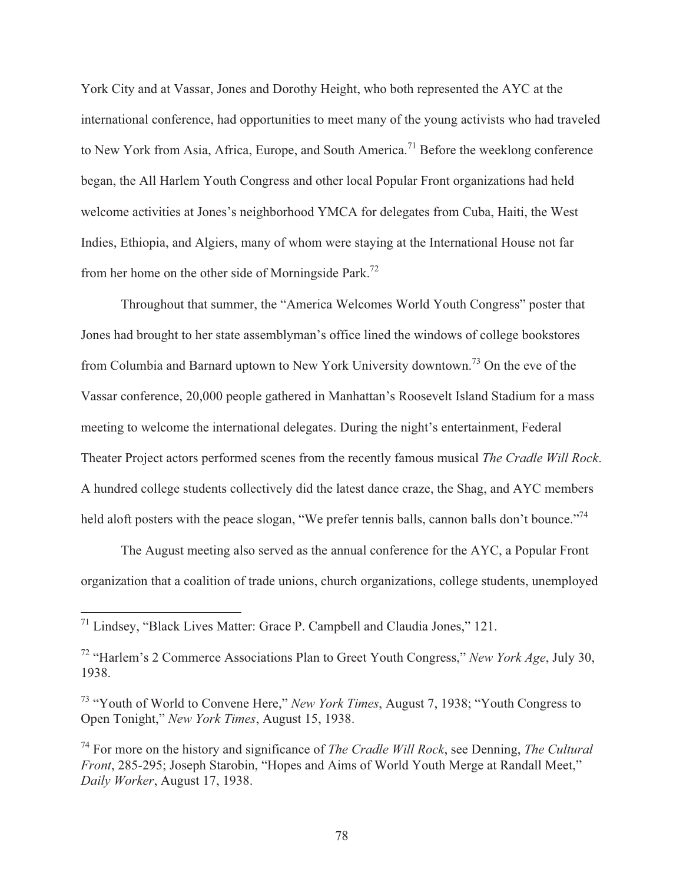York City and at Vassar, Jones and Dorothy Height, who both represented the AYC at the international conference, had opportunities to meet many of the young activists who had traveled to New York from Asia, Africa, Europe, and South America.[71] Before the weeklong conference began, the All Harlem Youth Congress and other local Popular Front organizations had held welcome activities at Jones's neighborhood YMCA for delegates from Cuba, Haiti, the West Indies, Ethiopia, and Algiers, many of whom were staying at the International House not far from her home on the other side of Morningside Park.[72]

Throughout that summer, the "America Welcomes World Youth Congress" poster that Jones had brought to her state assemblyman's office lined the windows of college bookstores from Columbia and Barnard uptown to New York University downtown.[73] On the eve of the Vassar conference, 20,000 people gathered in Manhattan's Roosevelt Island Stadium for a mass meeting to welcome the international delegates. During the night's entertainment, Federal Theater Project actors performed scenes from the recently famous musical *The Cradle Will Rock*. A hundred college students collectively did the latest dance craze, the Shag, and AYC members held aloft posters with the peace slogan, "We prefer tennis balls, cannon balls don't bounce."[74]

The August meeting also served as the annual conference for the AYC, a Popular Front organization that a coalition of trade unions, church organizations, college students, unemployed

---

[71] Lindsey, "Black Lives Matter: Grace P. Campbell and Claudia Jones," 121.

[72] "Harlem's 2 Commerce Associations Plan to Greet Youth Congress," *New York Age*, July 30, 1938.

[73] "Youth of World to Convene Here," *New York Times*, August 7, 1938; "Youth Congress to Open Tonight," *New York Times*, August 15, 1938.

[74] For more on the history and significance of *The Cradle Will Rock*, see Denning, *The Cultural Front*, 285-295; Joseph Starobin, "Hopes and Aims of World Youth Merge at Randall Meet," *Daily Worker*, August 17, 1938.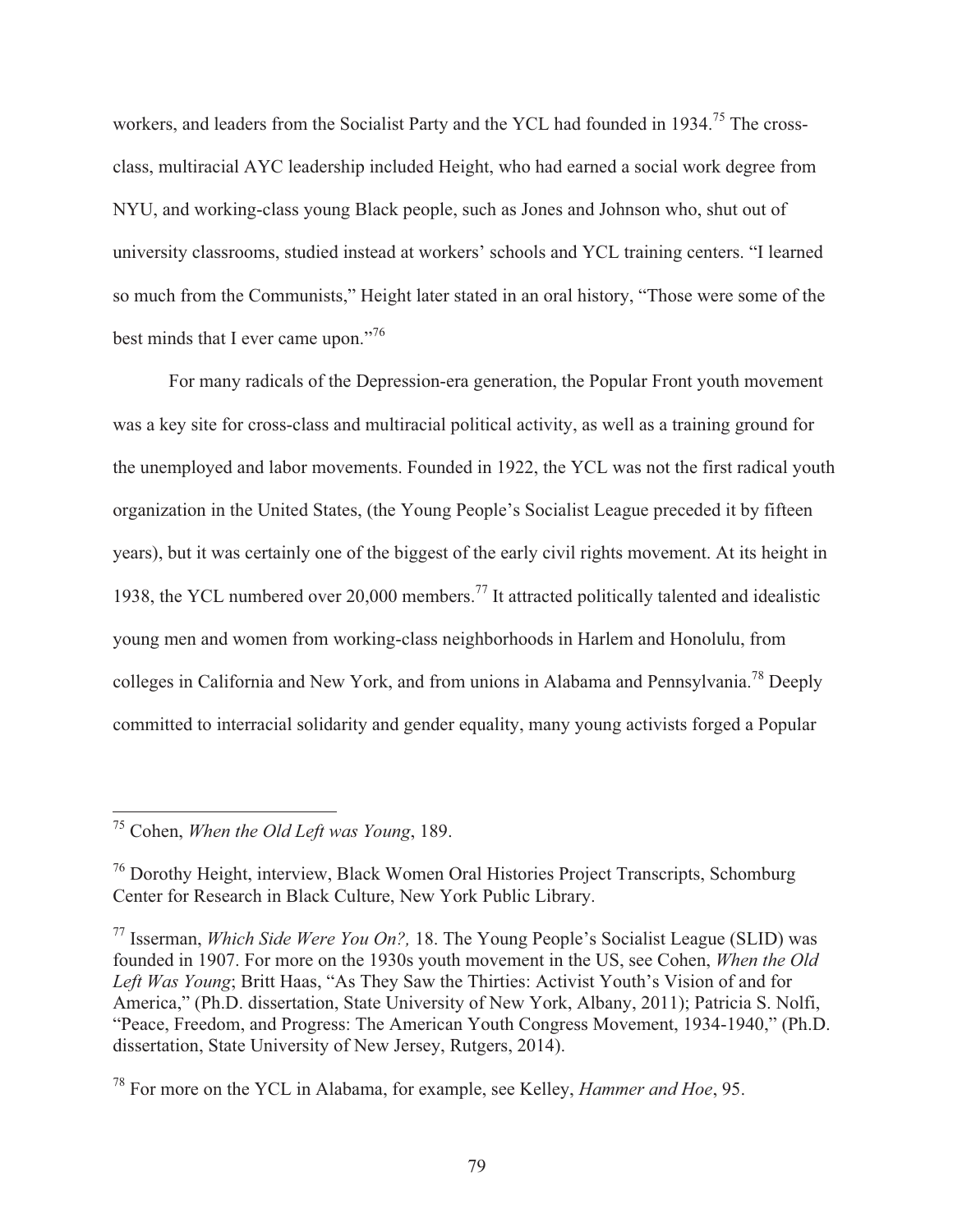workers, and leaders from the Socialist Party and the YCL had founded in 1934.[75] The cross-class, multiracial AYC leadership included Height, who had earned a social work degree from NYU, and working-class young Black people, such as Jones and Johnson who, shut out of university classrooms, studied instead at workers' schools and YCL training centers. "I learned so much from the Communists," Height later stated in an oral history, "Those were some of the best minds that I ever came upon."[76]

For many radicals of the Depression-era generation, the Popular Front youth movement was a key site for cross-class and multiracial political activity, as well as a training ground for the unemployed and labor movements. Founded in 1922, the YCL was not the first radical youth organization in the United States, (the Young People's Socialist League preceded it by fifteen years), but it was certainly one of the biggest of the early civil rights movement. At its height in 1938, the YCL numbered over 20,000 members.[77] It attracted politically talented and idealistic young men and women from working-class neighborhoods in Harlem and Honolulu, from colleges in California and New York, and from unions in Alabama and Pennsylvania.[78] Deeply committed to interracial solidarity and gender equality, many young activists forged a Popular

---

[75] Cohen, *When the Old Left was Young*, 189.

[76] Dorothy Height, interview, Black Women Oral Histories Project Transcripts, Schomburg Center for Research in Black Culture, New York Public Library.

[77] Isserman, *Which Side Were You On?,* 18. The Young People's Socialist League (SLID) was founded in 1907. For more on the 1930s youth movement in the US, see Cohen, *When the Old Left Was Young*; Britt Haas, "As They Saw the Thirties: Activist Youth's Vision of and for America," (Ph.D. dissertation, State University of New York, Albany, 2011); Patricia S. Nolfi, "Peace, Freedom, and Progress: The American Youth Congress Movement, 1934-1940," (Ph.D. dissertation, State University of New Jersey, Rutgers, 2014).

[78] For more on the YCL in Alabama, for example, see Kelley, *Hammer and Hoe*, 95.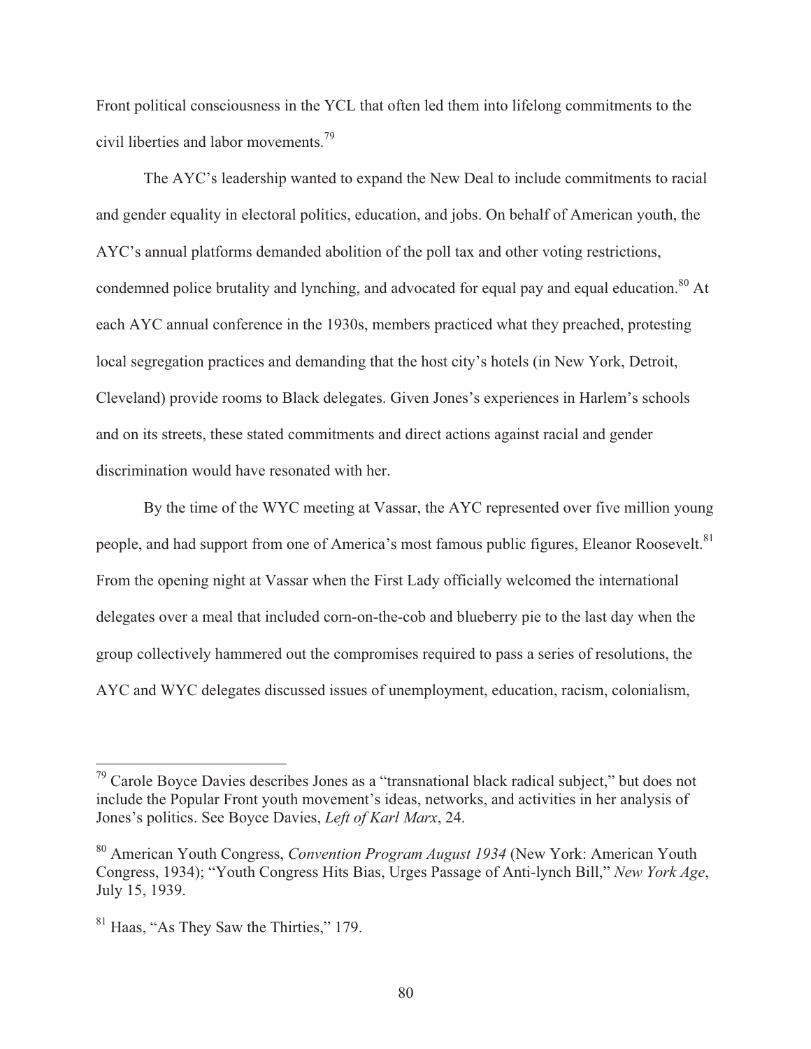Front political consciousness in the YCL that often led them into lifelong commitments to the civil liberties and labor movements.[79]

The AYC's leadership wanted to expand the New Deal to include commitments to racial and gender equality in electoral politics, education, and jobs. On behalf of American youth, the AYC's annual platforms demanded abolition of the poll tax and other voting restrictions, condemned police brutality and lynching, and advocated for equal pay and equal education.[80] At each AYC annual conference in the 1930s, members practiced what they preached, protesting local segregation practices and demanding that the host city's hotels (in New York, Detroit, Cleveland) provide rooms to Black delegates. Given Jones's experiences in Harlem's schools and on its streets, these stated commitments and direct actions against racial and gender discrimination would have resonated with her.

By the time of the WYC meeting at Vassar, the AYC represented over five million young people, and had support from one of America's most famous public figures, Eleanor Roosevelt.[81] From the opening night at Vassar when the First Lady officially welcomed the international delegates over a meal that included corn-on-the-cob and blueberry pie to the last day when the group collectively hammered out the compromises required to pass a series of resolutions, the AYC and WYC delegates discussed issues of unemployment, education, racism, colonialism,

---

[79] Carole Boyce Davies describes Jones as a "transnational black radical subject," but does not include the Popular Front youth movement's ideas, networks, and activities in her analysis of Jones's politics. See Boyce Davies, *Left of Karl Marx*, 24.

[80] American Youth Congress, *Convention Program August 1934* (New York: American Youth Congress, 1934); "Youth Congress Hits Bias, Urges Passage of Anti-lynch Bill," *New York Age*, July 15, 1939.

[81] Haas, "As They Saw the Thirties," 179.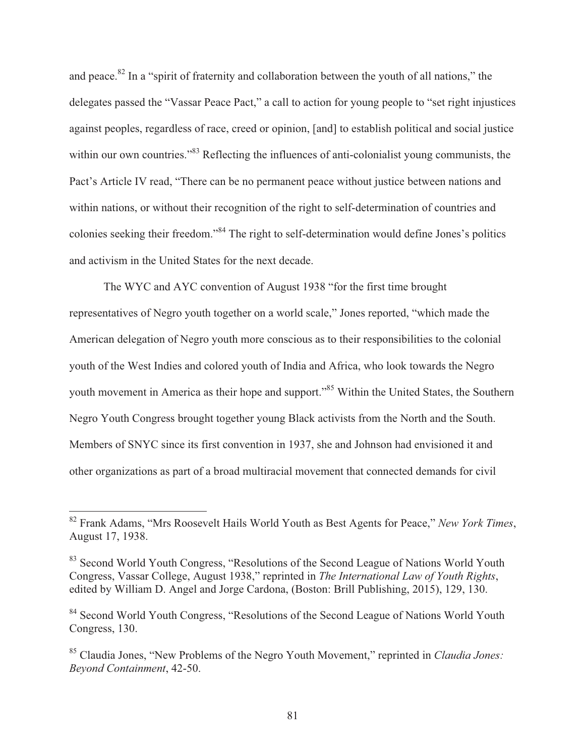and peace.[82] In a "spirit of fraternity and collaboration between the youth of all nations," the delegates passed the "Vassar Peace Pact," a call to action for young people to "set right injustices against peoples, regardless of race, creed or opinion, [and] to establish political and social justice within our own countries."[83] Reflecting the influences of anti-colonialist young communists, the Pact's Article IV read, "There can be no permanent peace without justice between nations and within nations, or without their recognition of the right to self-determination of countries and colonies seeking their freedom."[84] The right to self-determination would define Jones's politics and activism in the United States for the next decade.

The WYC and AYC convention of August 1938 "for the first time brought representatives of Negro youth together on a world scale," Jones reported, "which made the American delegation of Negro youth more conscious as to their responsibilities to the colonial youth of the West Indies and colored youth of India and Africa, who look towards the Negro youth movement in America as their hope and support."[85] Within the United States, the Southern Negro Youth Congress brought together young Black activists from the North and the South. Members of SNYC since its first convention in 1937, she and Johnson had envisioned it and other organizations as part of a broad multiracial movement that connected demands for civil

---

[82] Frank Adams, "Mrs Roosevelt Hails World Youth as Best Agents for Peace," *New York Times*, August 17, 1938.

[83] Second World Youth Congress, "Resolutions of the Second League of Nations World Youth Congress, Vassar College, August 1938," reprinted in *The International Law of Youth Rights*, edited by William D. Angel and Jorge Cardona, (Boston: Brill Publishing, 2015), 129, 130.

[84] Second World Youth Congress, "Resolutions of the Second League of Nations World Youth Congress, 130.

[85] Claudia Jones, "New Problems of the Negro Youth Movement," reprinted in *Claudia Jones: Beyond Containment*, 42-50.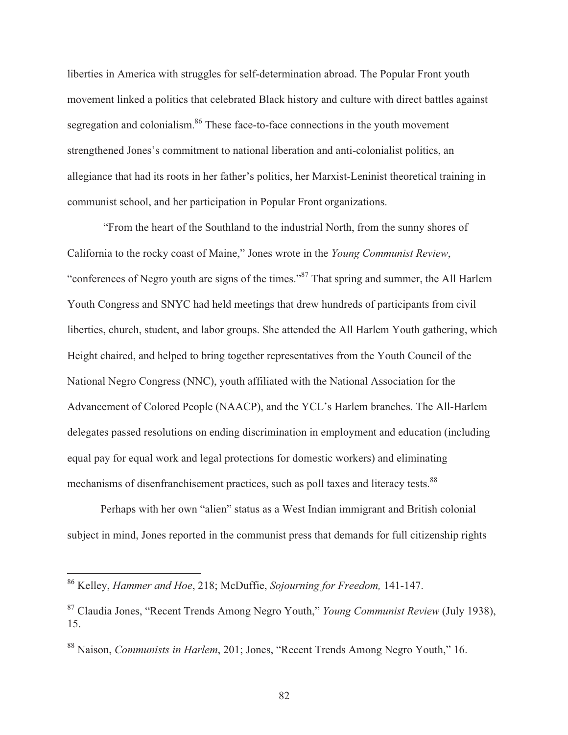liberties in America with struggles for self-determination abroad. The Popular Front youth movement linked a politics that celebrated Black history and culture with direct battles against segregation and colonialism.[86] These face-to-face connections in the youth movement strengthened Jones's commitment to national liberation and anti-colonialist politics, an allegiance that had its roots in her father's politics, her Marxist-Leninist theoretical training in communist school, and her participation in Popular Front organizations.

"From the heart of the Southland to the industrial North, from the sunny shores of California to the rocky coast of Maine," Jones wrote in the *Young Communist Review*, "conferences of Negro youth are signs of the times."[87] That spring and summer, the All Harlem Youth Congress and SNYC had held meetings that drew hundreds of participants from civil liberties, church, student, and labor groups. She attended the All Harlem Youth gathering, which Height chaired, and helped to bring together representatives from the Youth Council of the National Negro Congress (NNC), youth affiliated with the National Association for the Advancement of Colored People (NAACP), and the YCL's Harlem branches. The All-Harlem delegates passed resolutions on ending discrimination in employment and education (including equal pay for equal work and legal protections for domestic workers) and eliminating mechanisms of disenfranchisement practices, such as poll taxes and literacy tests.[88]

Perhaps with her own "alien" status as a West Indian immigrant and British colonial subject in mind, Jones reported in the communist press that demands for full citizenship rights

---

[86] Kelley, *Hammer and Hoe*, 218; McDuffie, *Sojourning for Freedom,* 141-147.

[87] Claudia Jones, "Recent Trends Among Negro Youth," *Young Communist Review* (July 1938), 15.

[88] Naison, *Communists in Harlem*, 201; Jones, "Recent Trends Among Negro Youth," 16.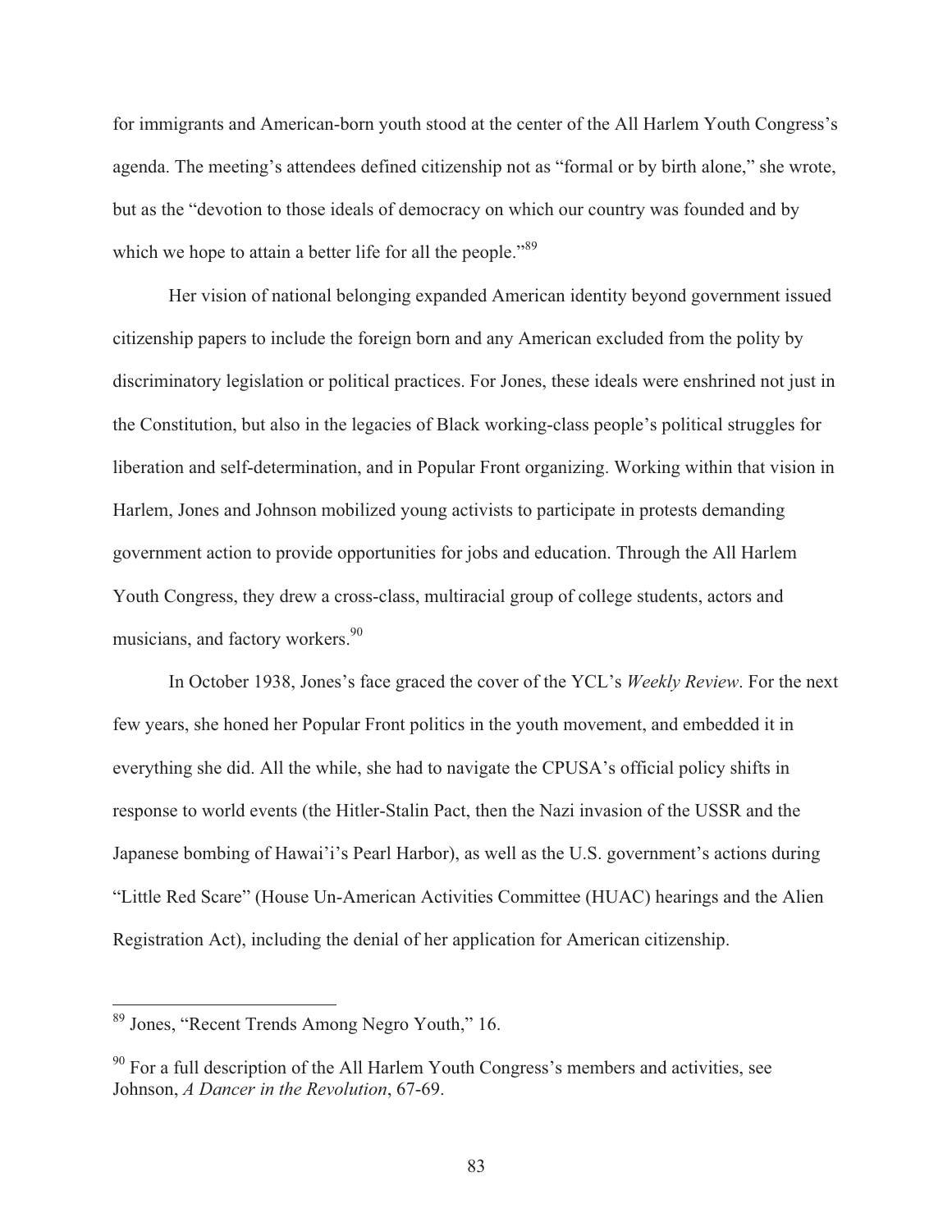for immigrants and American-born youth stood at the center of the All Harlem Youth Congress's agenda. The meeting's attendees defined citizenship not as "formal or by birth alone," she wrote, but as the "devotion to those ideals of democracy on which our country was founded and by which we hope to attain a better life for all the people."[89]

Her vision of national belonging expanded American identity beyond government issued citizenship papers to include the foreign born and any American excluded from the polity by discriminatory legislation or political practices. For Jones, these ideals were enshrined not just in the Constitution, but also in the legacies of Black working-class people's political struggles for liberation and self-determination, and in Popular Front organizing. Working within that vision in Harlem, Jones and Johnson mobilized young activists to participate in protests demanding government action to provide opportunities for jobs and education. Through the All Harlem Youth Congress, they drew a cross-class, multiracial group of college students, actors and musicians, and factory workers.[90]

In October 1938, Jones's face graced the cover of the YCL's *Weekly Review*. For the next few years, she honed her Popular Front politics in the youth movement, and embedded it in everything she did. All the while, she had to navigate the CPUSA's official policy shifts in response to world events (the Hitler-Stalin Pact, then the Nazi invasion of the USSR and the Japanese bombing of Hawai'i's Pearl Harbor), as well as the U.S. government's actions during "Little Red Scare" (House Un-American Activities Committee (HUAC) hearings and the Alien Registration Act), including the denial of her application for American citizenship.

---

[89] Jones, "Recent Trends Among Negro Youth," 16.

[90] For a full description of the All Harlem Youth Congress's members and activities, see Johnson, *A Dancer in the Revolution*, 67-69.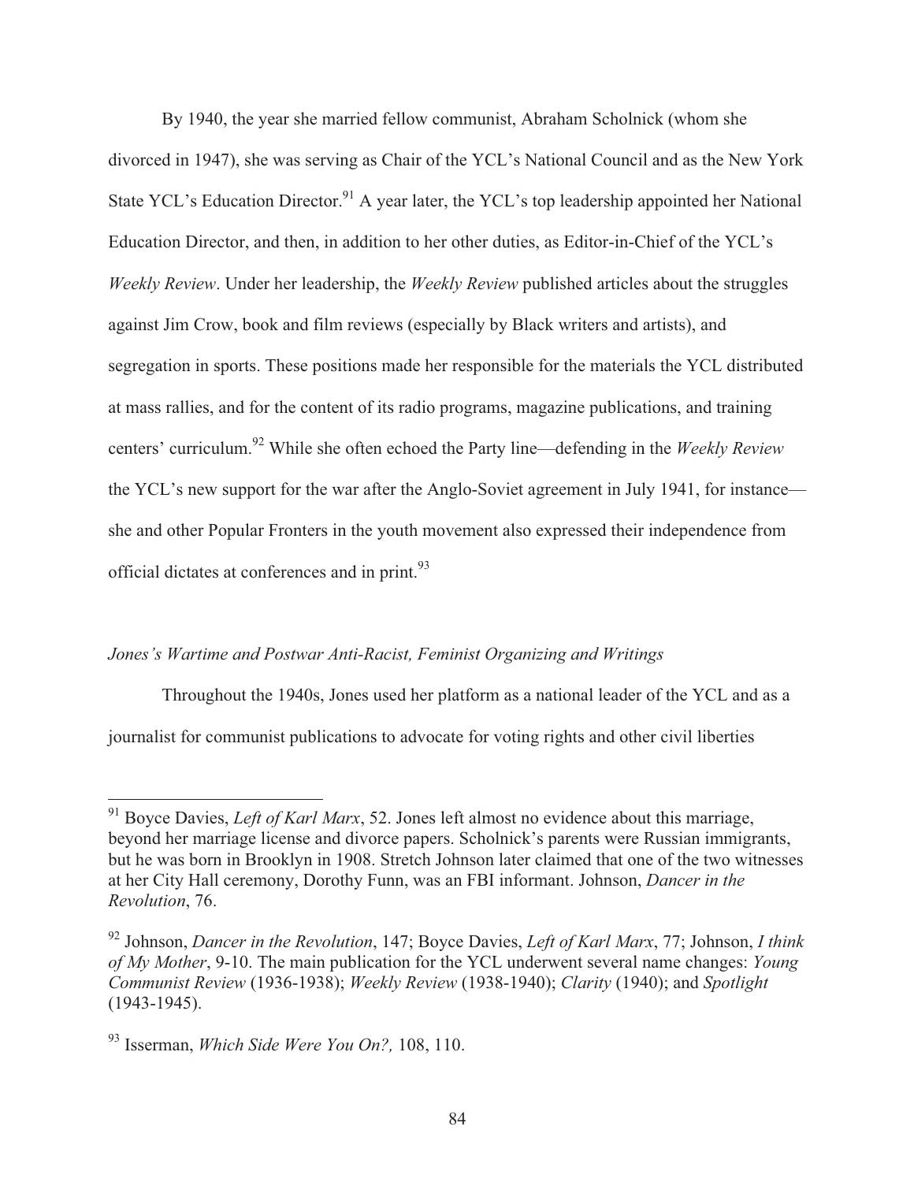By 1940, the year she married fellow communist, Abraham Scholnick (whom she divorced in 1947), she was serving as Chair of the YCL's National Council and as the New York State YCL's Education Director.[91] A year later, the YCL's top leadership appointed her National Education Director, and then, in addition to her other duties, as Editor-in-Chief of the YCL's *Weekly Review*. Under her leadership, the *Weekly Review* published articles about the struggles against Jim Crow, book and film reviews (especially by Black writers and artists), and segregation in sports. These positions made her responsible for the materials the YCL distributed at mass rallies, and for the content of its radio programs, magazine publications, and training centers' curriculum.[92] While she often echoed the Party line—defending in the *Weekly Review* the YCL's new support for the war after the Anglo-Soviet agreement in July 1941, for instance—she and other Popular Fronters in the youth movement also expressed their independence from official dictates at conferences and in print.[93]

### *Jones's Wartime and Postwar Anti-Racist, Feminist Organizing and Writings*

Throughout the 1940s, Jones used her platform as a national leader of the YCL and as a journalist for communist publications to advocate for voting rights and other civil liberties

---

[91] Boyce Davies, *Left of Karl Marx*, 52. Jones left almost no evidence about this marriage, beyond her marriage license and divorce papers. Scholnick's parents were Russian immigrants, but he was born in Brooklyn in 1908. Stretch Johnson later claimed that one of the two witnesses at her City Hall ceremony, Dorothy Funn, was an FBI informant. Johnson, *Dancer in the Revolution*, 76.

[92] Johnson, *Dancer in the Revolution*, 147; Boyce Davies, *Left of Karl Marx*, 77; Johnson, *I think of My Mother*, 9-10. The main publication for the YCL underwent several name changes: *Young Communist Review* (1936-1938); *Weekly Review* (1938-1940); *Clarity* (1940); and *Spotlight* (1943-1945).

[93] Isserman, *Which Side Were You On?,* 108, 110.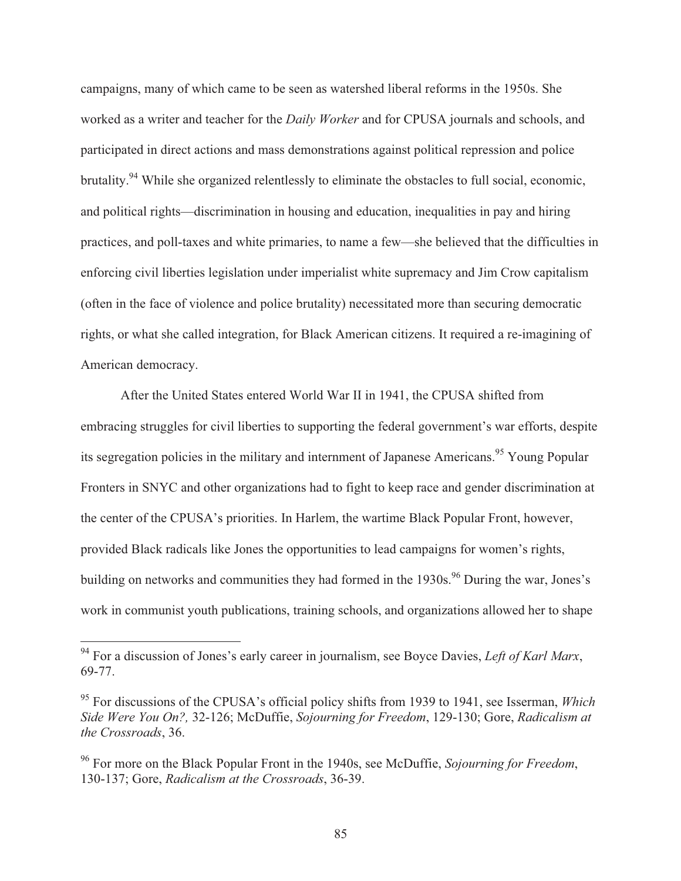campaigns, many of which came to be seen as watershed liberal reforms in the 1950s. She worked as a writer and teacher for the *Daily Worker* and for CPUSA journals and schools, and participated in direct actions and mass demonstrations against political repression and police brutality.[94] While she organized relentlessly to eliminate the obstacles to full social, economic, and political rights—discrimination in housing and education, inequalities in pay and hiring practices, and poll-taxes and white primaries, to name a few—she believed that the difficulties in enforcing civil liberties legislation under imperialist white supremacy and Jim Crow capitalism (often in the face of violence and police brutality) necessitated more than securing democratic rights, or what she called integration, for Black American citizens. It required a re-imagining of American democracy.

After the United States entered World War II in 1941, the CPUSA shifted from embracing struggles for civil liberties to supporting the federal government's war efforts, despite its segregation policies in the military and internment of Japanese Americans.[95] Young Popular Fronters in SNYC and other organizations had to fight to keep race and gender discrimination at the center of the CPUSA's priorities. In Harlem, the wartime Black Popular Front, however, provided Black radicals like Jones the opportunities to lead campaigns for women's rights, building on networks and communities they had formed in the 1930s.[96] During the war, Jones's work in communist youth publications, training schools, and organizations allowed her to shape

---

[94] For a discussion of Jones's early career in journalism, see Boyce Davies, *Left of Karl Marx*, 69-77.

[95] For discussions of the CPUSA's official policy shifts from 1939 to 1941, see Isserman, *Which Side Were You On?,* 32-126; McDuffie, *Sojourning for Freedom*, 129-130; Gore, *Radicalism at the Crossroads*, 36.

[96] For more on the Black Popular Front in the 1940s, see McDuffie, *Sojourning for Freedom*, 130-137; Gore, *Radicalism at the Crossroads*, 36-39.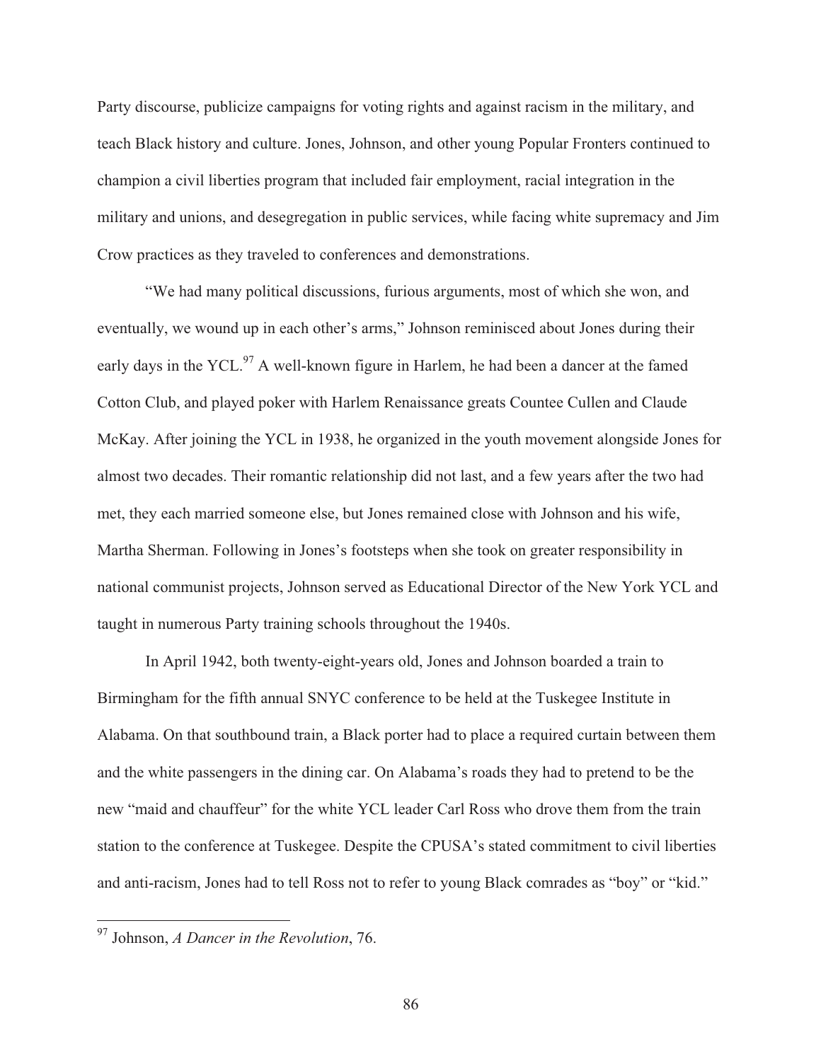Party discourse, publicize campaigns for voting rights and against racism in the military, and teach Black history and culture. Jones, Johnson, and other young Popular Fronters continued to champion a civil liberties program that included fair employment, racial integration in the military and unions, and desegregation in public services, while facing white supremacy and Jim Crow practices as they traveled to conferences and demonstrations.

"We had many political discussions, furious arguments, most of which she won, and eventually, we wound up in each other's arms," Johnson reminisced about Jones during their early days in the YCL.[97] A well-known figure in Harlem, he had been a dancer at the famed Cotton Club, and played poker with Harlem Renaissance greats Countee Cullen and Claude McKay. After joining the YCL in 1938, he organized in the youth movement alongside Jones for almost two decades. Their romantic relationship did not last, and a few years after the two had met, they each married someone else, but Jones remained close with Johnson and his wife, Martha Sherman. Following in Jones's footsteps when she took on greater responsibility in national communist projects, Johnson served as Educational Director of the New York YCL and taught in numerous Party training schools throughout the 1940s.

In April 1942, both twenty-eight-years old, Jones and Johnson boarded a train to Birmingham for the fifth annual SNYC conference to be held at the Tuskegee Institute in Alabama. On that southbound train, a Black porter had to place a required curtain between them and the white passengers in the dining car. On Alabama's roads they had to pretend to be the new "maid and chauffeur" for the white YCL leader Carl Ross who drove them from the train station to the conference at Tuskegee. Despite the CPUSA's stated commitment to civil liberties and anti-racism, Jones had to tell Ross not to refer to young Black comrades as "boy" or "kid."

---

[97] Johnson, *A Dancer in the Revolution*, 76.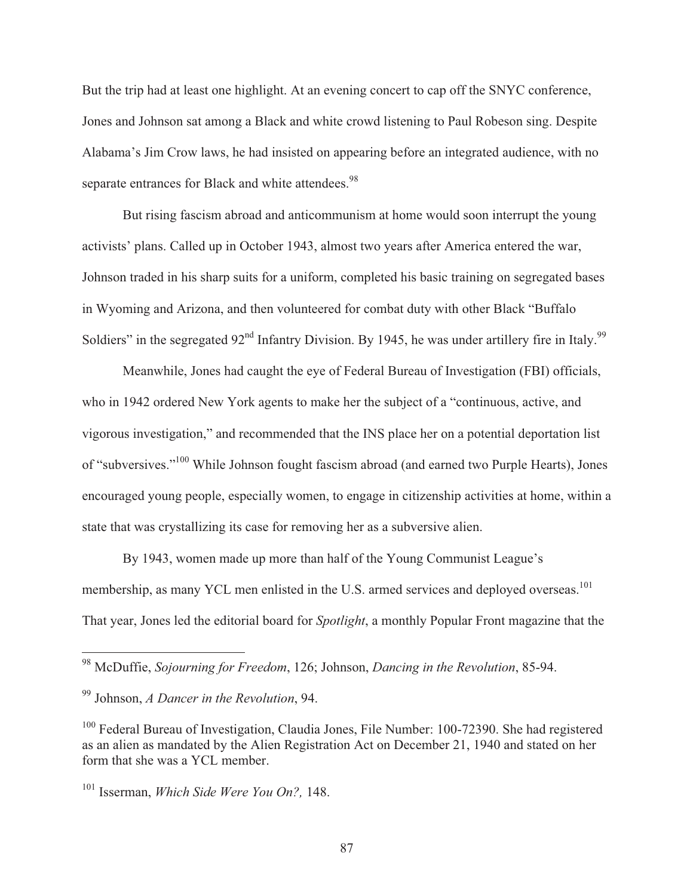But the trip had at least one highlight. At an evening concert to cap off the SNYC conference, Jones and Johnson sat among a Black and white crowd listening to Paul Robeson sing. Despite Alabama's Jim Crow laws, he had insisted on appearing before an integrated audience, with no separate entrances for Black and white attendees.[98]

But rising fascism abroad and anticommunism at home would soon interrupt the young activists' plans. Called up in October 1943, almost two years after America entered the war, Johnson traded in his sharp suits for a uniform, completed his basic training on segregated bases in Wyoming and Arizona, and then volunteered for combat duty with other Black "Buffalo Soldiers" in the segregated 92nd Infantry Division. By 1945, he was under artillery fire in Italy.[99]

Meanwhile, Jones had caught the eye of Federal Bureau of Investigation (FBI) officials, who in 1942 ordered New York agents to make her the subject of a "continuous, active, and vigorous investigation," and recommended that the INS place her on a potential deportation list of "subversives."[100] While Johnson fought fascism abroad (and earned two Purple Hearts), Jones encouraged young people, especially women, to engage in citizenship activities at home, within a state that was crystallizing its case for removing her as a subversive alien.

By 1943, women made up more than half of the Young Communist League's membership, as many YCL men enlisted in the U.S. armed services and deployed overseas.[101] That year, Jones led the editorial board for *Spotlight*, a monthly Popular Front magazine that the

---

[98] McDuffie, *Sojourning for Freedom*, 126; Johnson, *Dancing in the Revolution*, 85-94.

[99] Johnson, *A Dancer in the Revolution*, 94.

[100] Federal Bureau of Investigation, Claudia Jones, File Number: 100-72390. She had registered as an alien as mandated by the Alien Registration Act on December 21, 1940 and stated on her form that she was a YCL member.

[101] Isserman, *Which Side Were You On?,* 148.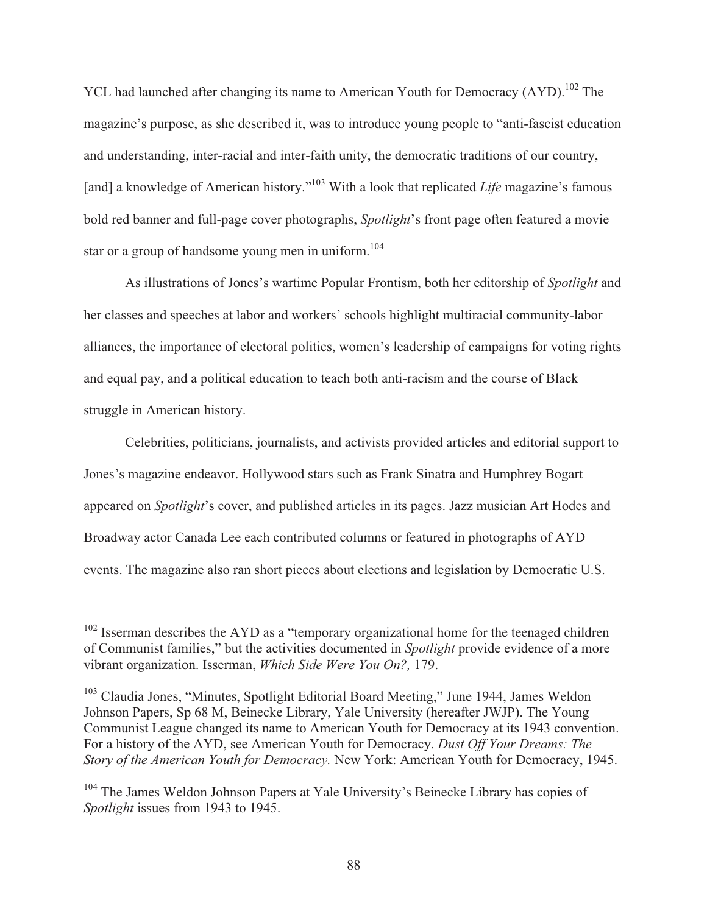YCL had launched after changing its name to American Youth for Democracy (AYD).[102] The magazine's purpose, as she described it, was to introduce young people to "anti-fascist education and understanding, inter-racial and inter-faith unity, the democratic traditions of our country, [and] a knowledge of American history."[103] With a look that replicated *Life* magazine's famous bold red banner and full-page cover photographs, *Spotlight*'s front page often featured a movie star or a group of handsome young men in uniform.[104]

As illustrations of Jones's wartime Popular Frontism, both her editorship of *Spotlight* and her classes and speeches at labor and workers' schools highlight multiracial community-labor alliances, the importance of electoral politics, women's leadership of campaigns for voting rights and equal pay, and a political education to teach both anti-racism and the course of Black struggle in American history.

Celebrities, politicians, journalists, and activists provided articles and editorial support to Jones's magazine endeavor. Hollywood stars such as Frank Sinatra and Humphrey Bogart appeared on *Spotlight*'s cover, and published articles in its pages. Jazz musician Art Hodes and Broadway actor Canada Lee each contributed columns or featured in photographs of AYD events. The magazine also ran short pieces about elections and legislation by Democratic U.S.

---

[102] Isserman describes the AYD as a "temporary organizational home for the teenaged children of Communist families," but the activities documented in *Spotlight* provide evidence of a more vibrant organization. Isserman, *Which Side Were You On?,* 179.

[103] Claudia Jones, "Minutes, Spotlight Editorial Board Meeting," June 1944, James Weldon Johnson Papers, Sp 68 M, Beinecke Library, Yale University (hereafter JWJP). The Young Communist League changed its name to American Youth for Democracy at its 1943 convention. For a history of the AYD, see American Youth for Democracy. *Dust Off Your Dreams: The Story of the American Youth for Democracy.* New York: American Youth for Democracy, 1945.

[104] The James Weldon Johnson Papers at Yale University's Beinecke Library has copies of *Spotlight* issues from 1943 to 1945.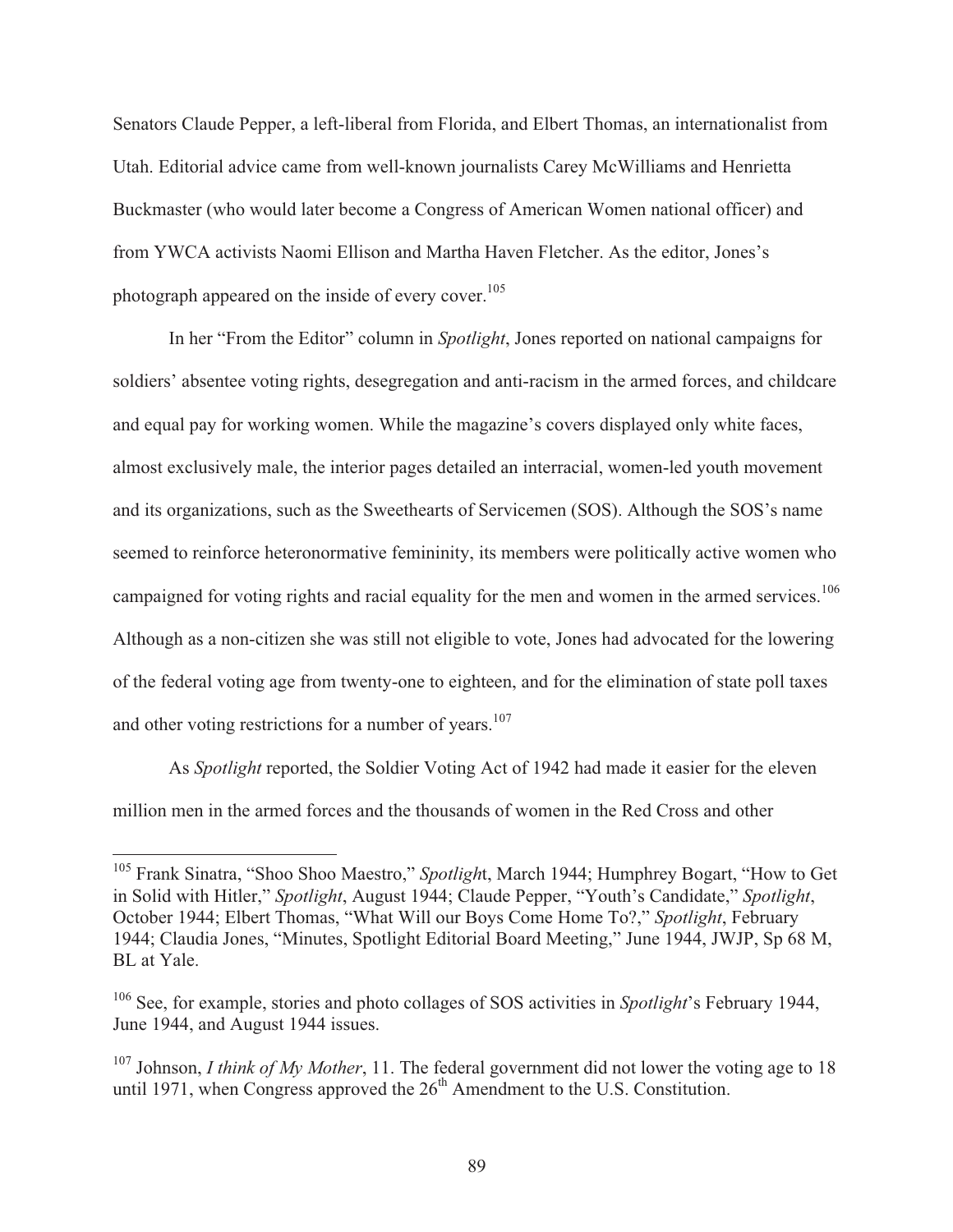Senators Claude Pepper, a left-liberal from Florida, and Elbert Thomas, an internationalist from Utah. Editorial advice came from well-known journalists Carey McWilliams and Henrietta Buckmaster (who would later become a Congress of American Women national officer) and from YWCA activists Naomi Ellison and Martha Haven Fletcher. As the editor, Jones's photograph appeared on the inside of every cover.[105]

In her "From the Editor" column in *Spotlight*, Jones reported on national campaigns for soldiers' absentee voting rights, desegregation and anti-racism in the armed forces, and childcare and equal pay for working women. While the magazine's covers displayed only white faces, almost exclusively male, the interior pages detailed an interracial, women-led youth movement and its organizations, such as the Sweethearts of Servicemen (SOS). Although the SOS's name seemed to reinforce heteronormative femininity, its members were politically active women who campaigned for voting rights and racial equality for the men and women in the armed services.[106] Although as a non-citizen she was still not eligible to vote, Jones had advocated for the lowering of the federal voting age from twenty-one to eighteen, and for the elimination of state poll taxes and other voting restrictions for a number of years.[107]

As *Spotlight* reported, the Soldier Voting Act of 1942 had made it easier for the eleven million men in the armed forces and the thousands of women in the Red Cross and other

---

[105] Frank Sinatra, "Shoo Shoo Maestro," *Spotligh*t, March 1944; Humphrey Bogart, "How to Get in Solid with Hitler," *Spotlight*, August 1944; Claude Pepper, "Youth's Candidate," *Spotlight*, October 1944; Elbert Thomas, "What Will our Boys Come Home To?," *Spotlight*, February 1944; Claudia Jones, "Minutes, Spotlight Editorial Board Meeting," June 1944, JWJP, Sp 68 M, BL at Yale.

[106] See, for example, stories and photo collages of SOS activities in *Spotlight*'s February 1944, June 1944, and August 1944 issues.

[107] Johnson, *I think of My Mother*, 11. The federal government did not lower the voting age to 18 until 1971, when Congress approved the 26th Amendment to the U.S. Constitution.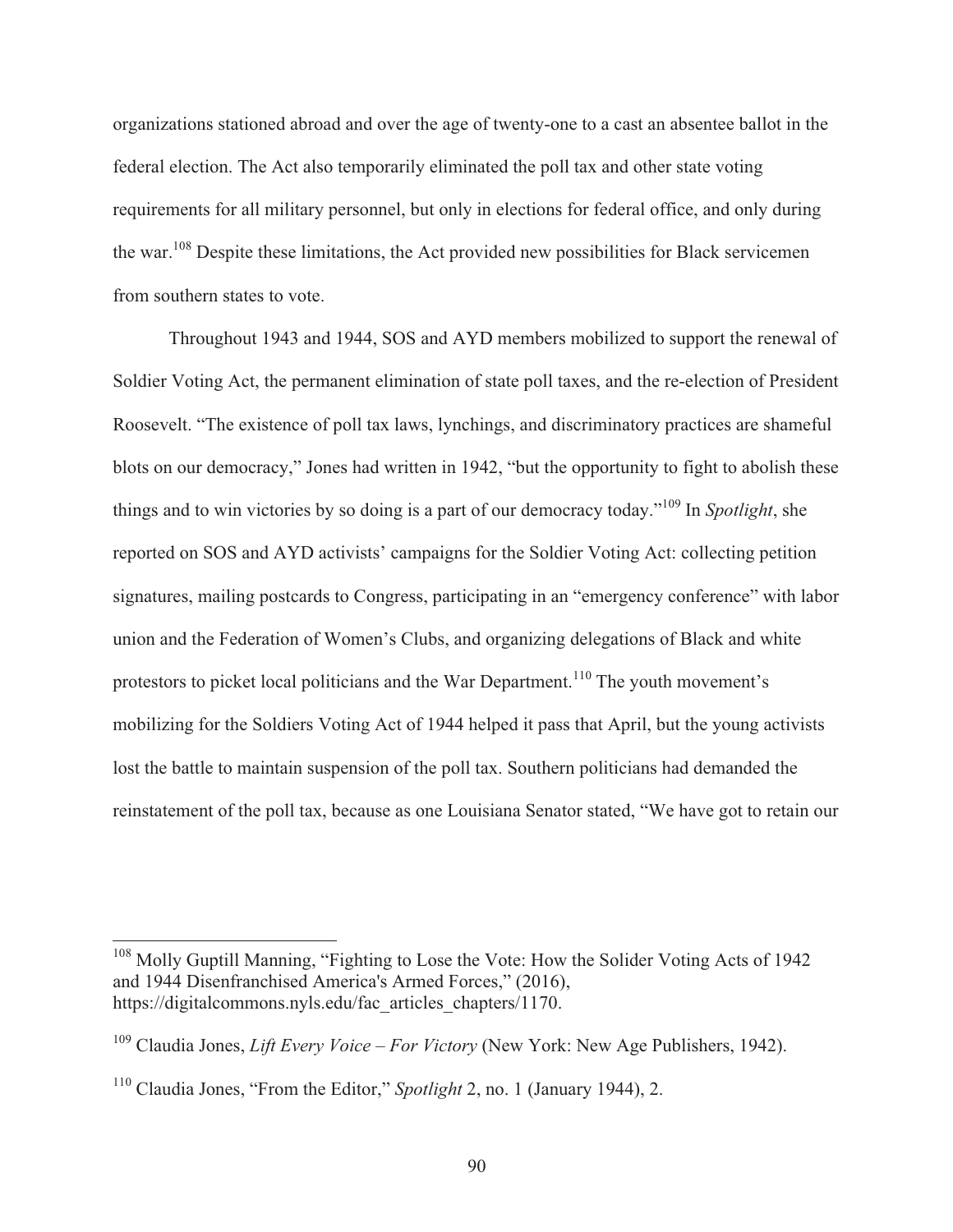organizations stationed abroad and over the age of twenty-one to a cast an absentee ballot in the federal election. The Act also temporarily eliminated the poll tax and other state voting requirements for all military personnel, but only in elections for federal office, and only during the war.[108] Despite these limitations, the Act provided new possibilities for Black servicemen from southern states to vote.

Throughout 1943 and 1944, SOS and AYD members mobilized to support the renewal of Soldier Voting Act, the permanent elimination of state poll taxes, and the re-election of President Roosevelt. "The existence of poll tax laws, lynchings, and discriminatory practices are shameful blots on our democracy," Jones had written in 1942, "but the opportunity to fight to abolish these things and to win victories by so doing is a part of our democracy today."[109] In *Spotlight*, she reported on SOS and AYD activists' campaigns for the Soldier Voting Act: collecting petition signatures, mailing postcards to Congress, participating in an "emergency conference" with labor union and the Federation of Women's Clubs, and organizing delegations of Black and white protestors to picket local politicians and the War Department.[110] The youth movement's mobilizing for the Soldiers Voting Act of 1944 helped it pass that April, but the young activists lost the battle to maintain suspension of the poll tax. Southern politicians had demanded the reinstatement of the poll tax, because as one Louisiana Senator stated, "We have got to retain our

---

[108] Molly Guptill Manning, "Fighting to Lose the Vote: How the Solider Voting Acts of 1942 and 1944 Disenfranchised America's Armed Forces," (2016), https://digitalcommons.nyls.edu/fac_articles_chapters/1170.

[109] Claudia Jones, *Lift Every Voice – For Victory* (New York: New Age Publishers, 1942).

[110] Claudia Jones, "From the Editor," *Spotlight* 2, no. 1 (January 1944), 2.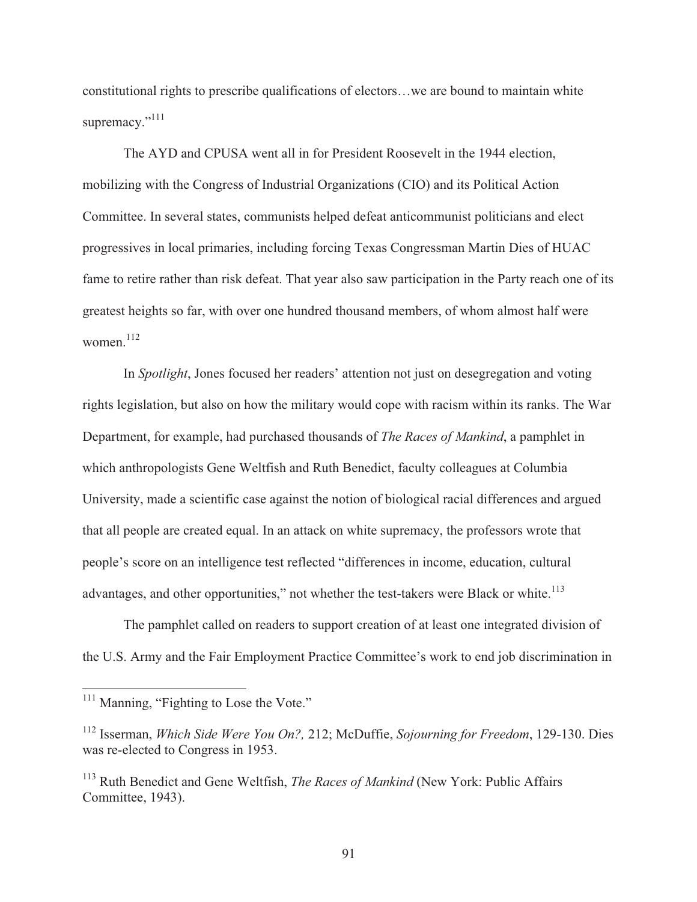constitutional rights to prescribe qualifications of electors…we are bound to maintain white supremacy."[111]

The AYD and CPUSA went all in for President Roosevelt in the 1944 election, mobilizing with the Congress of Industrial Organizations (CIO) and its Political Action Committee. In several states, communists helped defeat anticommunist politicians and elect progressives in local primaries, including forcing Texas Congressman Martin Dies of HUAC fame to retire rather than risk defeat. That year also saw participation in the Party reach one of its greatest heights so far, with over one hundred thousand members, of whom almost half were women.[112]

In *Spotlight*, Jones focused her readers' attention not just on desegregation and voting rights legislation, but also on how the military would cope with racism within its ranks. The War Department, for example, had purchased thousands of *The Races of Mankind*, a pamphlet in which anthropologists Gene Weltfish and Ruth Benedict, faculty colleagues at Columbia University, made a scientific case against the notion of biological racial differences and argued that all people are created equal. In an attack on white supremacy, the professors wrote that people's score on an intelligence test reflected "differences in income, education, cultural advantages, and other opportunities," not whether the test-takers were Black or white.[113]

The pamphlet called on readers to support creation of at least one integrated division of the U.S. Army and the Fair Employment Practice Committee's work to end job discrimination in

---

[111] Manning, "Fighting to Lose the Vote."

[112] Isserman, *Which Side Were You On?,* 212; McDuffie, *Sojourning for Freedom*, 129-130. Dies was re-elected to Congress in 1953.

[113] Ruth Benedict and Gene Weltfish, *The Races of Mankind* (New York: Public Affairs Committee, 1943).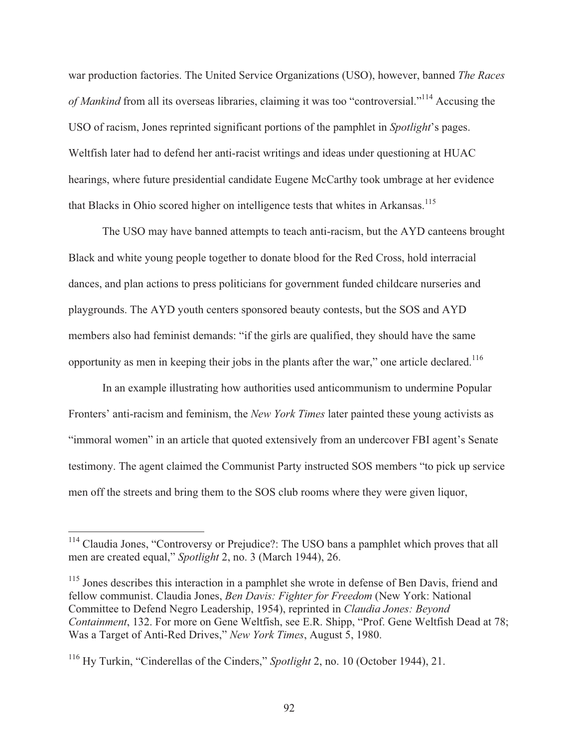war production factories. The United Service Organizations (USO), however, banned *The Races of Mankind* from all its overseas libraries, claiming it was too "controversial."[114] Accusing the USO of racism, Jones reprinted significant portions of the pamphlet in *Spotlight*'s pages. Weltfish later had to defend her anti-racist writings and ideas under questioning at HUAC hearings, where future presidential candidate Eugene McCarthy took umbrage at her evidence that Blacks in Ohio scored higher on intelligence tests that whites in Arkansas.[115]

The USO may have banned attempts to teach anti-racism, but the AYD canteens brought Black and white young people together to donate blood for the Red Cross, hold interracial dances, and plan actions to press politicians for government funded childcare nurseries and playgrounds. The AYD youth centers sponsored beauty contests, but the SOS and AYD members also had feminist demands: "if the girls are qualified, they should have the same opportunity as men in keeping their jobs in the plants after the war," one article declared.[116]

In an example illustrating how authorities used anticommunism to undermine Popular Fronters' anti-racism and feminism, the *New York Times* later painted these young activists as "immoral women" in an article that quoted extensively from an undercover FBI agent's Senate testimony. The agent claimed the Communist Party instructed SOS members "to pick up service men off the streets and bring them to the SOS club rooms where they were given liquor,

---

[114] Claudia Jones, "Controversy or Prejudice?: The USO bans a pamphlet which proves that all men are created equal," *Spotlight* 2, no. 3 (March 1944), 26.

[115] Jones describes this interaction in a pamphlet she wrote in defense of Ben Davis, friend and fellow communist. Claudia Jones, *Ben Davis: Fighter for Freedom* (New York: National Committee to Defend Negro Leadership, 1954), reprinted in *Claudia Jones: Beyond Containment*, 132. For more on Gene Weltfish, see E.R. Shipp, "Prof. Gene Weltfish Dead at 78; Was a Target of Anti-Red Drives," *New York Times*, August 5, 1980.

[116] Hy Turkin, "Cinderellas of the Cinders," *Spotlight* 2, no. 10 (October 1944), 21.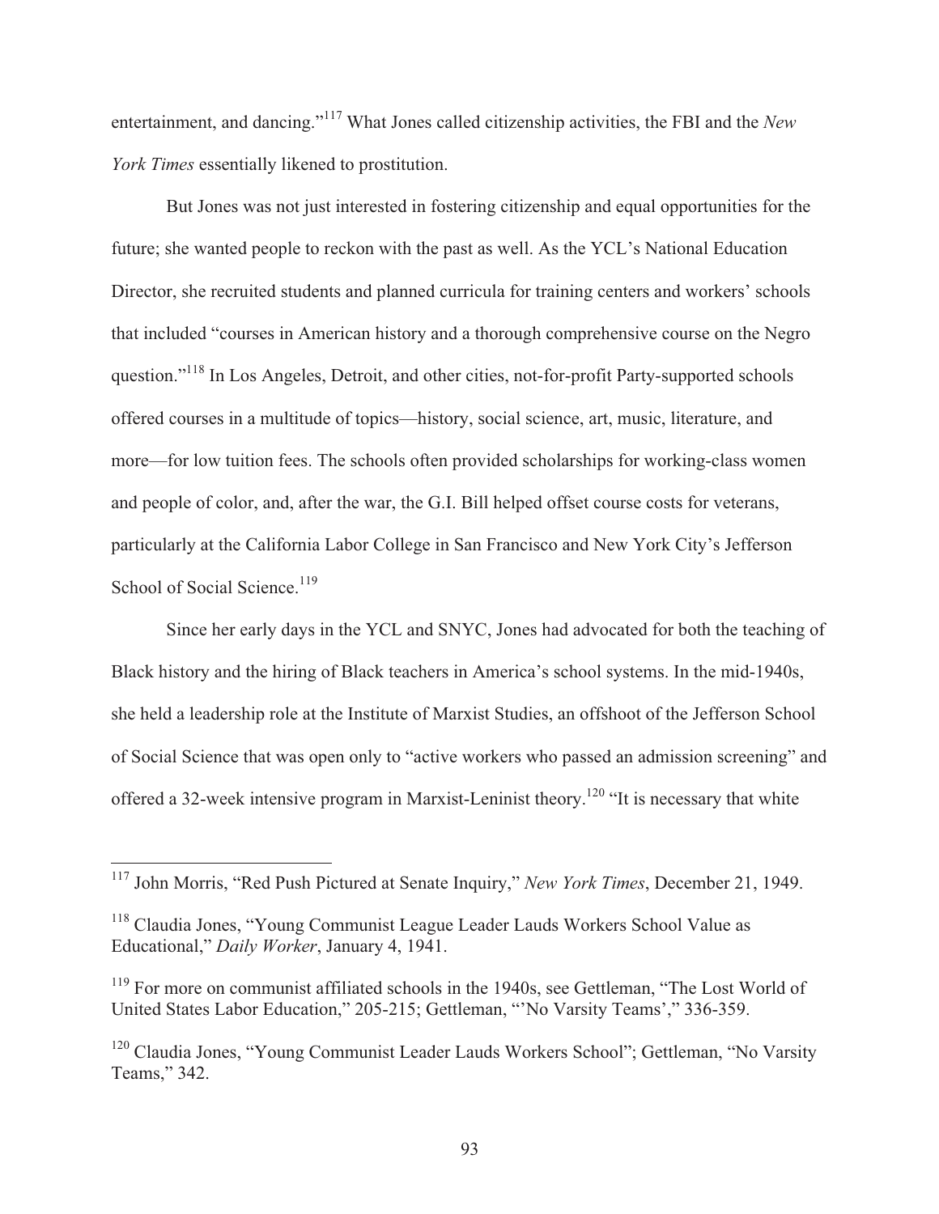entertainment, and dancing."[117] What Jones called citizenship activities, the FBI and the *New York Times* essentially likened to prostitution.

But Jones was not just interested in fostering citizenship and equal opportunities for the future; she wanted people to reckon with the past as well. As the YCL's National Education Director, she recruited students and planned curricula for training centers and workers' schools that included "courses in American history and a thorough comprehensive course on the Negro question."[118] In Los Angeles, Detroit, and other cities, not-for-profit Party-supported schools offered courses in a multitude of topics—history, social science, art, music, literature, and more—for low tuition fees. The schools often provided scholarships for working-class women and people of color, and, after the war, the G.I. Bill helped offset course costs for veterans, particularly at the California Labor College in San Francisco and New York City's Jefferson School of Social Science.[119]

Since her early days in the YCL and SNYC, Jones had advocated for both the teaching of Black history and the hiring of Black teachers in America's school systems. In the mid-1940s, she held a leadership role at the Institute of Marxist Studies, an offshoot of the Jefferson School of Social Science that was open only to "active workers who passed an admission screening" and offered a 32-week intensive program in Marxist-Leninist theory.[120] "It is necessary that white

---

[117] John Morris, "Red Push Pictured at Senate Inquiry," *New York Times*, December 21, 1949.

[118] Claudia Jones, "Young Communist League Leader Lauds Workers School Value as Educational," *Daily Worker*, January 4, 1941.

[119] For more on communist affiliated schools in the 1940s, see Gettleman, "The Lost World of United States Labor Education," 205-215; Gettleman, "'No Varsity Teams'," 336-359.

[120] Claudia Jones, "Young Communist Leader Lauds Workers School"; Gettleman, "No Varsity Teams," 342.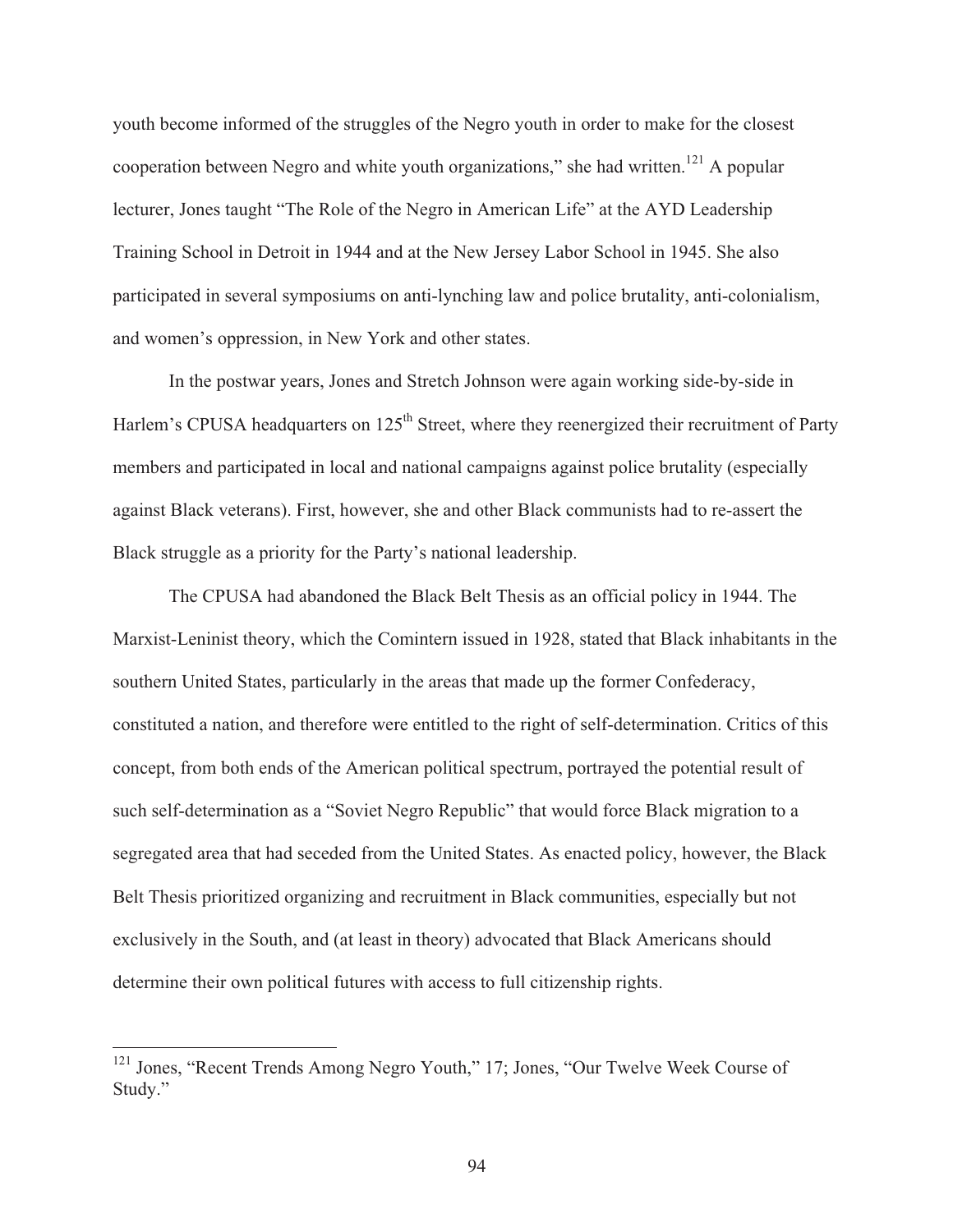youth become informed of the struggles of the Negro youth in order to make for the closest cooperation between Negro and white youth organizations," she had written.[121] A popular lecturer, Jones taught "The Role of the Negro in American Life" at the AYD Leadership Training School in Detroit in 1944 and at the New Jersey Labor School in 1945. She also participated in several symposiums on anti-lynching law and police brutality, anti-colonialism, and women's oppression, in New York and other states.

In the postwar years, Jones and Stretch Johnson were again working side-by-side in Harlem's CPUSA headquarters on 125th Street, where they reenergized their recruitment of Party members and participated in local and national campaigns against police brutality (especially against Black veterans). First, however, she and other Black communists had to re-assert the Black struggle as a priority for the Party's national leadership.

The CPUSA had abandoned the Black Belt Thesis as an official policy in 1944. The Marxist-Leninist theory, which the Comintern issued in 1928, stated that Black inhabitants in the southern United States, particularly in the areas that made up the former Confederacy, constituted a nation, and therefore were entitled to the right of self-determination. Critics of this concept, from both ends of the American political spectrum, portrayed the potential result of such self-determination as a "Soviet Negro Republic" that would force Black migration to a segregated area that had seceded from the United States. As enacted policy, however, the Black Belt Thesis prioritized organizing and recruitment in Black communities, especially but not exclusively in the South, and (at least in theory) advocated that Black Americans should determine their own political futures with access to full citizenship rights.

---

[121] Jones, "Recent Trends Among Negro Youth," 17; Jones, "Our Twelve Week Course of Study."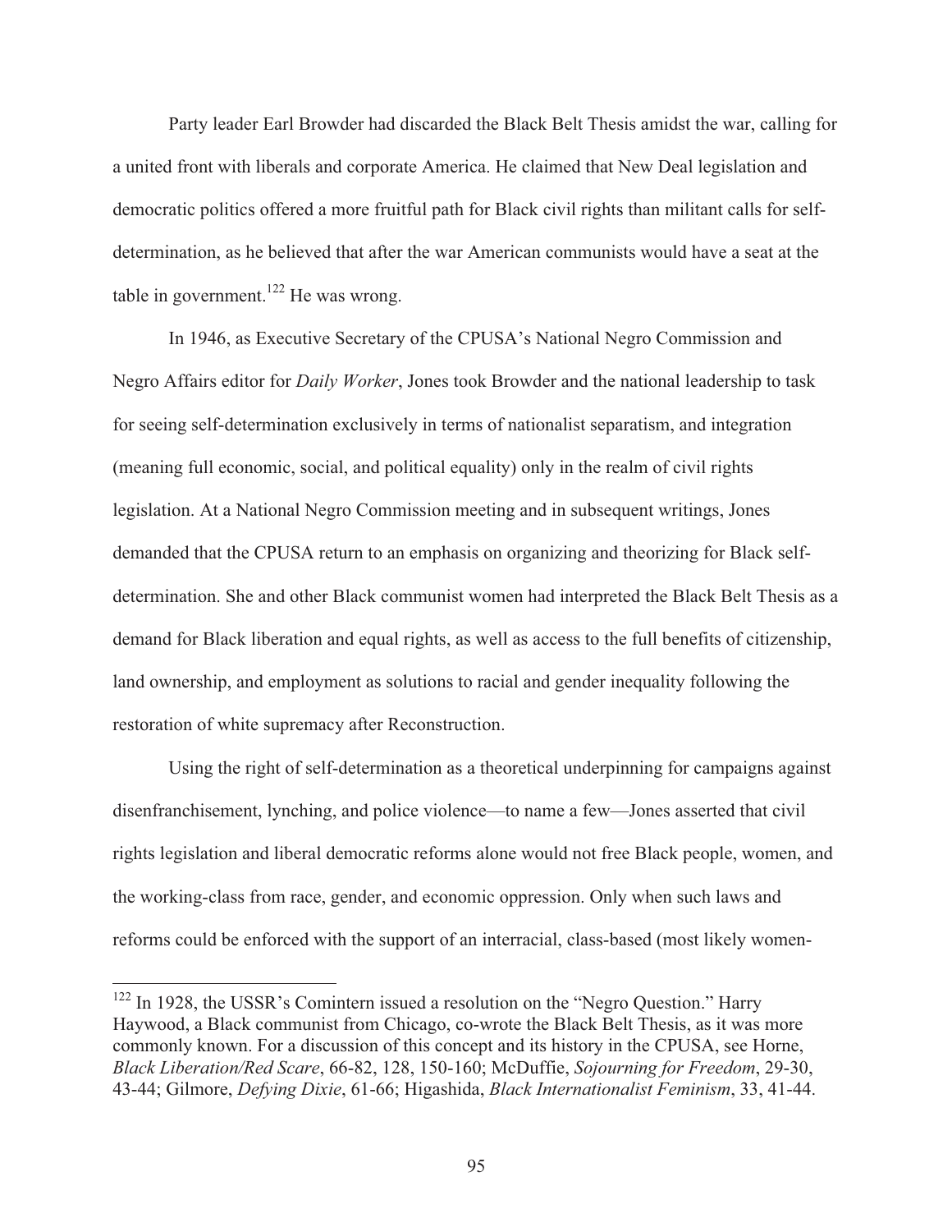Party leader Earl Browder had discarded the Black Belt Thesis amidst the war, calling for a united front with liberals and corporate America. He claimed that New Deal legislation and democratic politics offered a more fruitful path for Black civil rights than militant calls for self-determination, as he believed that after the war American communists would have a seat at the table in government.[122] He was wrong.

In 1946, as Executive Secretary of the CPUSA's National Negro Commission and Negro Affairs editor for *Daily Worker*, Jones took Browder and the national leadership to task for seeing self-determination exclusively in terms of nationalist separatism, and integration (meaning full economic, social, and political equality) only in the realm of civil rights legislation. At a National Negro Commission meeting and in subsequent writings, Jones demanded that the CPUSA return to an emphasis on organizing and theorizing for Black self-determination. She and other Black communist women had interpreted the Black Belt Thesis as a demand for Black liberation and equal rights, as well as access to the full benefits of citizenship, land ownership, and employment as solutions to racial and gender inequality following the restoration of white supremacy after Reconstruction.

Using the right of self-determination as a theoretical underpinning for campaigns against disenfranchisement, lynching, and police violence—to name a few—Jones asserted that civil rights legislation and liberal democratic reforms alone would not free Black people, women, and the working-class from race, gender, and economic oppression. Only when such laws and reforms could be enforced with the support of an interracial, class-based (most likely women-

---

[122] In 1928, the USSR's Comintern issued a resolution on the "Negro Question." Harry Haywood, a Black communist from Chicago, co-wrote the Black Belt Thesis, as it was more commonly known. For a discussion of this concept and its history in the CPUSA, see Horne, *Black Liberation/Red Scare*, 66-82, 128, 150-160; McDuffie, *Sojourning for Freedom*, 29-30, 43-44; Gilmore, *Defying Dixie*, 61-66; Higashida, *Black Internationalist Feminism*, 33, 41-44.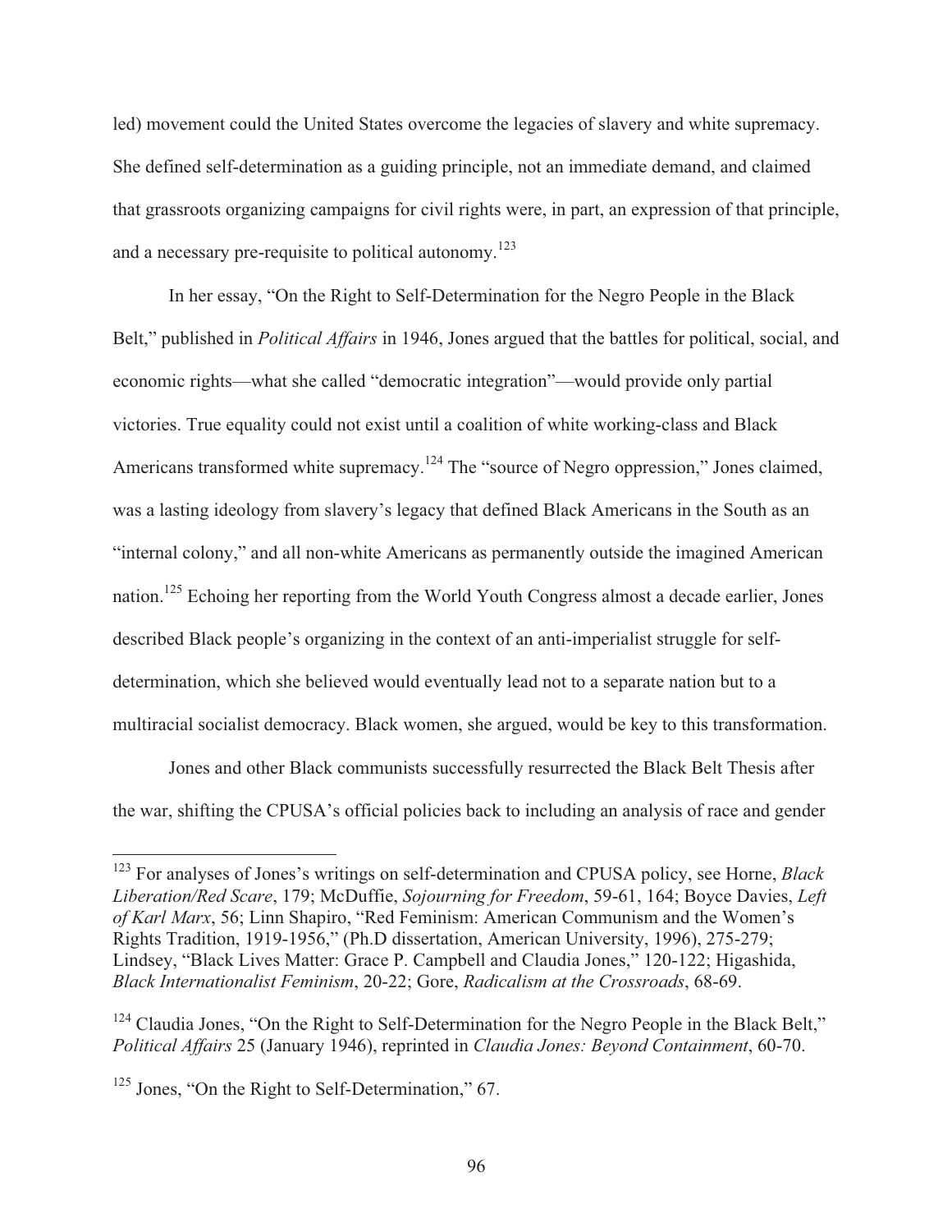led) movement could the United States overcome the legacies of slavery and white supremacy. She defined self-determination as a guiding principle, not an immediate demand, and claimed that grassroots organizing campaigns for civil rights were, in part, an expression of that principle, and a necessary pre-requisite to political autonomy.[123]

In her essay, "On the Right to Self-Determination for the Negro People in the Black Belt," published in *Political Affairs* in 1946, Jones argued that the battles for political, social, and economic rights—what she called "democratic integration"—would provide only partial victories. True equality could not exist until a coalition of white working-class and Black Americans transformed white supremacy.[124] The "source of Negro oppression," Jones claimed, was a lasting ideology from slavery's legacy that defined Black Americans in the South as an "internal colony," and all non-white Americans as permanently outside the imagined American nation.[125] Echoing her reporting from the World Youth Congress almost a decade earlier, Jones described Black people's organizing in the context of an anti-imperialist struggle for self-determination, which she believed would eventually lead not to a separate nation but to a multiracial socialist democracy. Black women, she argued, would be key to this transformation.

Jones and other Black communists successfully resurrected the Black Belt Thesis after the war, shifting the CPUSA's official policies back to including an analysis of race and gender

---

[123] For analyses of Jones's writings on self-determination and CPUSA policy, see Horne, *Black Liberation/Red Scare*, 179; McDuffie, *Sojourning for Freedom*, 59-61, 164; Boyce Davies, *Left of Karl Marx*, 56; Linn Shapiro, "Red Feminism: American Communism and the Women's Rights Tradition, 1919-1956," (Ph.D dissertation, American University, 1996), 275-279; Lindsey, "Black Lives Matter: Grace P. Campbell and Claudia Jones," 120-122; Higashida, *Black Internationalist Feminism*, 20-22; Gore, *Radicalism at the Crossroads*, 68-69.

[124] Claudia Jones, "On the Right to Self-Determination for the Negro People in the Black Belt," *Political Affairs* 25 (January 1946), reprinted in *Claudia Jones: Beyond Containment*, 60-70.

[125] Jones, "On the Right to Self-Determination," 67.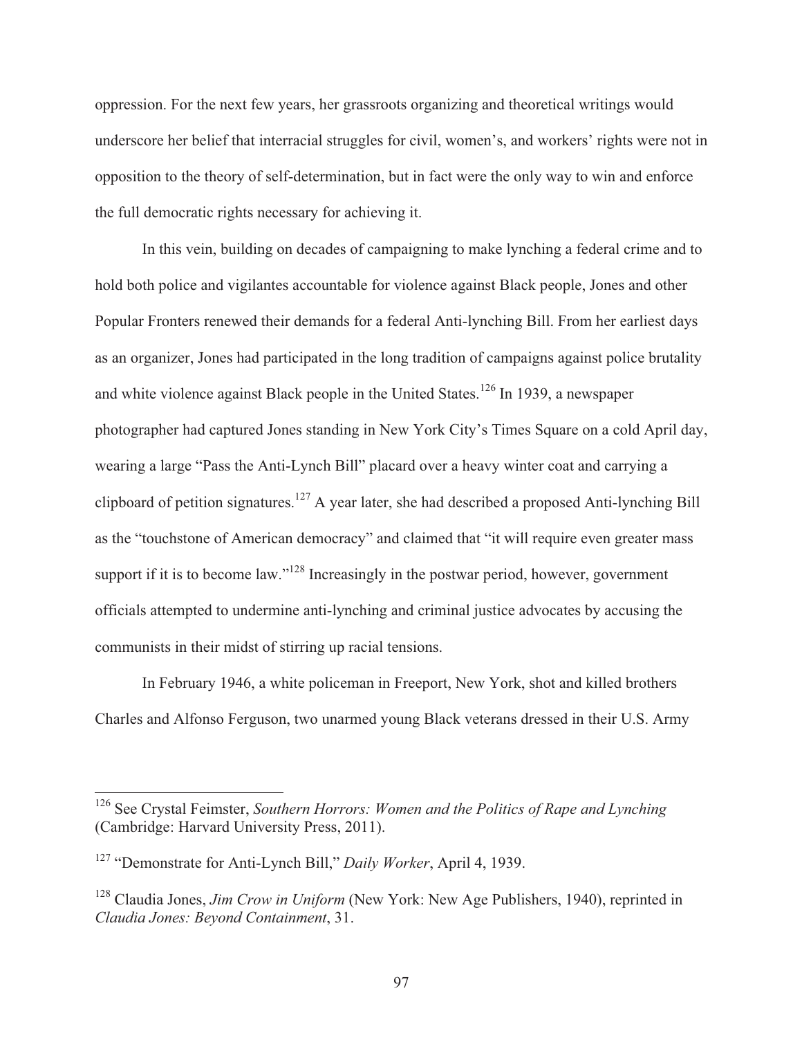oppression. For the next few years, her grassroots organizing and theoretical writings would underscore her belief that interracial struggles for civil, women's, and workers' rights were not in opposition to the theory of self-determination, but in fact were the only way to win and enforce the full democratic rights necessary for achieving it.

In this vein, building on decades of campaigning to make lynching a federal crime and to hold both police and vigilantes accountable for violence against Black people, Jones and other Popular Fronters renewed their demands for a federal Anti-lynching Bill. From her earliest days as an organizer, Jones had participated in the long tradition of campaigns against police brutality and white violence against Black people in the United States.[126] In 1939, a newspaper photographer had captured Jones standing in New York City's Times Square on a cold April day, wearing a large "Pass the Anti-Lynch Bill" placard over a heavy winter coat and carrying a clipboard of petition signatures.[127] A year later, she had described a proposed Anti-lynching Bill as the "touchstone of American democracy" and claimed that "it will require even greater mass support if it is to become law."[128] Increasingly in the postwar period, however, government officials attempted to undermine anti-lynching and criminal justice advocates by accusing the communists in their midst of stirring up racial tensions.

In February 1946, a white policeman in Freeport, New York, shot and killed brothers Charles and Alfonso Ferguson, two unarmed young Black veterans dressed in their U.S. Army

---

[126] See Crystal Feimster, *Southern Horrors: Women and the Politics of Rape and Lynching* (Cambridge: Harvard University Press, 2011).

[127] "Demonstrate for Anti-Lynch Bill," *Daily Worker*, April 4, 1939.

[128] Claudia Jones, *Jim Crow in Uniform* (New York: New Age Publishers, 1940), reprinted in *Claudia Jones: Beyond Containment*, 31.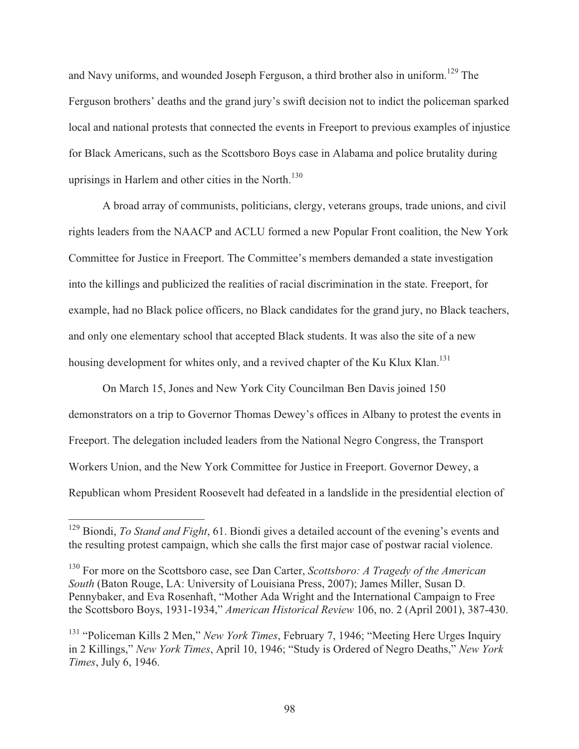and Navy uniforms, and wounded Joseph Ferguson, a third brother also in uniform.[129] The Ferguson brothers' deaths and the grand jury's swift decision not to indict the policeman sparked local and national protests that connected the events in Freeport to previous examples of injustice for Black Americans, such as the Scottsboro Boys case in Alabama and police brutality during uprisings in Harlem and other cities in the North.[130]

A broad array of communists, politicians, clergy, veterans groups, trade unions, and civil rights leaders from the NAACP and ACLU formed a new Popular Front coalition, the New York Committee for Justice in Freeport. The Committee's members demanded a state investigation into the killings and publicized the realities of racial discrimination in the state. Freeport, for example, had no Black police officers, no Black candidates for the grand jury, no Black teachers, and only one elementary school that accepted Black students. It was also the site of a new housing development for whites only, and a revived chapter of the Ku Klux Klan.[131]

On March 15, Jones and New York City Councilman Ben Davis joined 150 demonstrators on a trip to Governor Thomas Dewey's offices in Albany to protest the events in Freeport. The delegation included leaders from the National Negro Congress, the Transport Workers Union, and the New York Committee for Justice in Freeport. Governor Dewey, a Republican whom President Roosevelt had defeated in a landslide in the presidential election of

---

[129] Biondi, *To Stand and Fight*, 61. Biondi gives a detailed account of the evening's events and the resulting protest campaign, which she calls the first major case of postwar racial violence.

[130] For more on the Scottsboro case, see Dan Carter, *Scottsboro: A Tragedy of the American South* (Baton Rouge, LA: University of Louisiana Press, 2007); James Miller, Susan D. Pennybaker, and Eva Rosenhaft, "Mother Ada Wright and the International Campaign to Free the Scottsboro Boys, 1931-1934," *American Historical Review* 106, no. 2 (April 2001), 387-430.

[131] "Policeman Kills 2 Men," *New York Times*, February 7, 1946; "Meeting Here Urges Inquiry in 2 Killings," *New York Times*, April 10, 1946; "Study is Ordered of Negro Deaths," *New York Times*, July 6, 1946.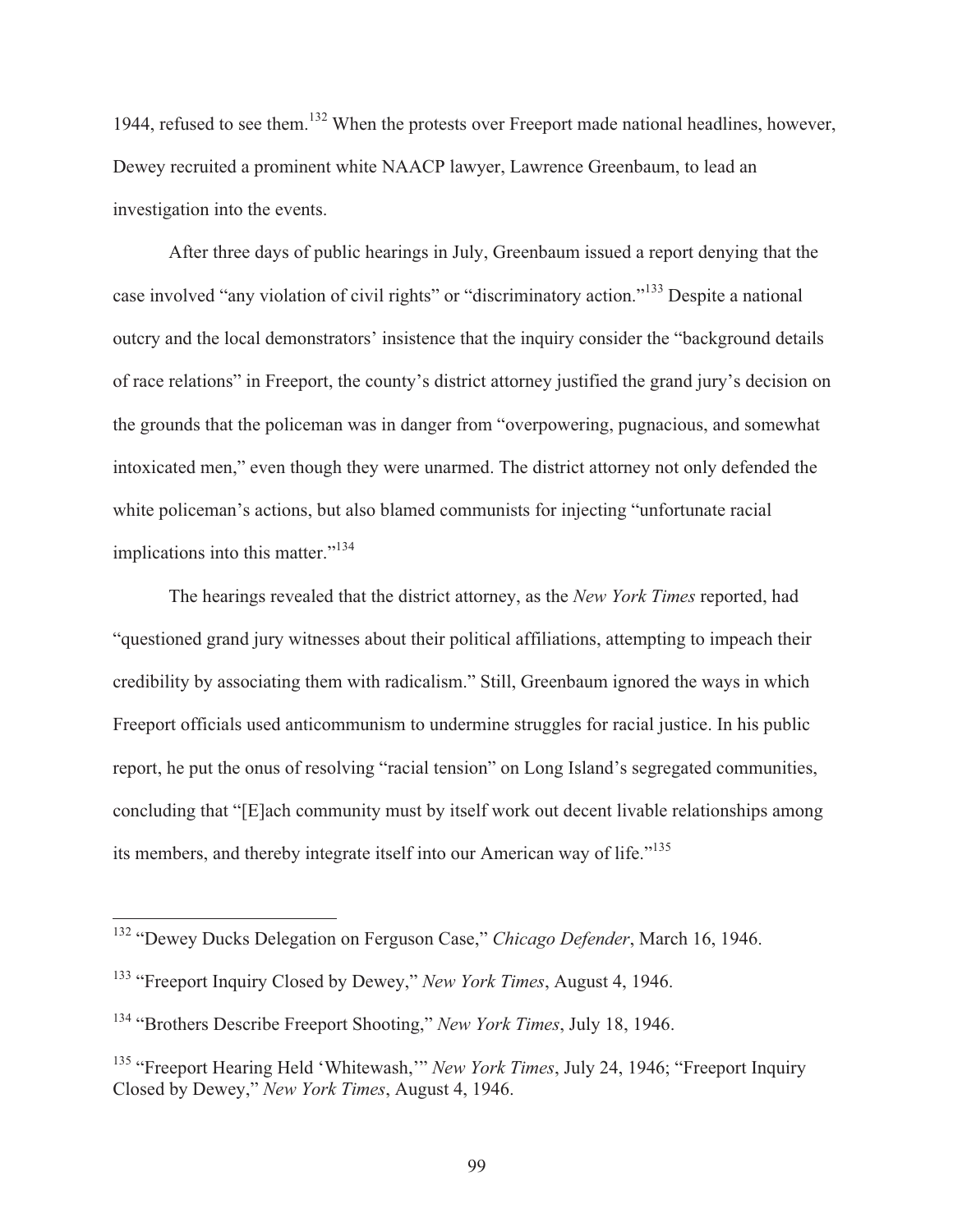1944, refused to see them.[132] When the protests over Freeport made national headlines, however, Dewey recruited a prominent white NAACP lawyer, Lawrence Greenbaum, to lead an investigation into the events.

After three days of public hearings in July, Greenbaum issued a report denying that the case involved "any violation of civil rights" or "discriminatory action."[133] Despite a national outcry and the local demonstrators' insistence that the inquiry consider the "background details of race relations" in Freeport, the county's district attorney justified the grand jury's decision on the grounds that the policeman was in danger from "overpowering, pugnacious, and somewhat intoxicated men," even though they were unarmed. The district attorney not only defended the white policeman's actions, but also blamed communists for injecting "unfortunate racial implications into this matter."[134]

The hearings revealed that the district attorney, as the *New York Times* reported, had "questioned grand jury witnesses about their political affiliations, attempting to impeach their credibility by associating them with radicalism." Still, Greenbaum ignored the ways in which Freeport officials used anticommunism to undermine struggles for racial justice. In his public report, he put the onus of resolving "racial tension" on Long Island's segregated communities, concluding that "[E]ach community must by itself work out decent livable relationships among its members, and thereby integrate itself into our American way of life."[135]

---

[132] "Dewey Ducks Delegation on Ferguson Case," *Chicago Defender*, March 16, 1946.

[133] "Freeport Inquiry Closed by Dewey," *New York Times*, August 4, 1946.

[134] "Brothers Describe Freeport Shooting," *New York Times*, July 18, 1946.

[135] "Freeport Hearing Held 'Whitewash,'" *New York Times*, July 24, 1946; "Freeport Inquiry Closed by Dewey," *New York Times*, August 4, 1946.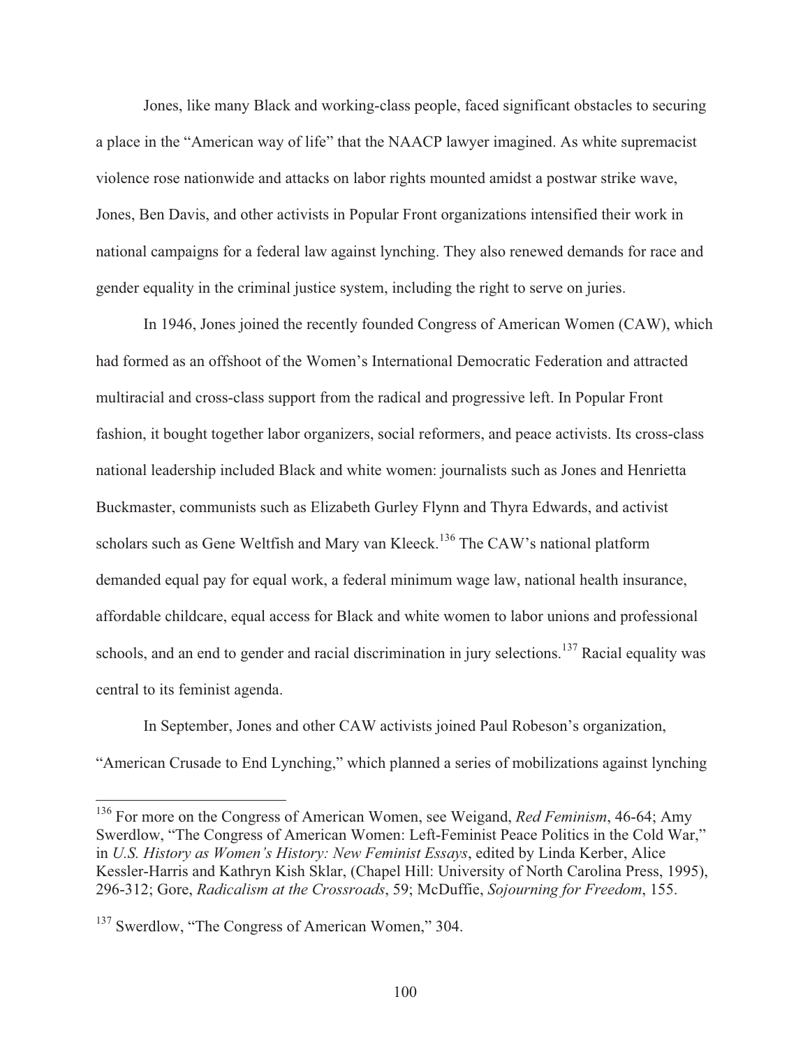Jones, like many Black and working-class people, faced significant obstacles to securing a place in the "American way of life" that the NAACP lawyer imagined. As white supremacist violence rose nationwide and attacks on labor rights mounted amidst a postwar strike wave, Jones, Ben Davis, and other activists in Popular Front organizations intensified their work in national campaigns for a federal law against lynching. They also renewed demands for race and gender equality in the criminal justice system, including the right to serve on juries.

In 1946, Jones joined the recently founded Congress of American Women (CAW), which had formed as an offshoot of the Women's International Democratic Federation and attracted multiracial and cross-class support from the radical and progressive left. In Popular Front fashion, it bought together labor organizers, social reformers, and peace activists. Its cross-class national leadership included Black and white women: journalists such as Jones and Henrietta Buckmaster, communists such as Elizabeth Gurley Flynn and Thyra Edwards, and activist scholars such as Gene Weltfish and Mary van Kleeck.[136] The CAW's national platform demanded equal pay for equal work, a federal minimum wage law, national health insurance, affordable childcare, equal access for Black and white women to labor unions and professional schools, and an end to gender and racial discrimination in jury selections.[137] Racial equality was central to its feminist agenda.

In September, Jones and other CAW activists joined Paul Robeson's organization, "American Crusade to End Lynching," which planned a series of mobilizations against lynching

---

[136] For more on the Congress of American Women, see Weigand, *Red Feminism*, 46-64; Amy Swerdlow, "The Congress of American Women: Left-Feminist Peace Politics in the Cold War," in *U.S. History as Women's History: New Feminist Essays*, edited by Linda Kerber, Alice Kessler-Harris and Kathryn Kish Sklar, (Chapel Hill: University of North Carolina Press, 1995), 296-312; Gore, *Radicalism at the Crossroads*, 59; McDuffie, *Sojourning for Freedom*, 155.

[137] Swerdlow, "The Congress of American Women," 304.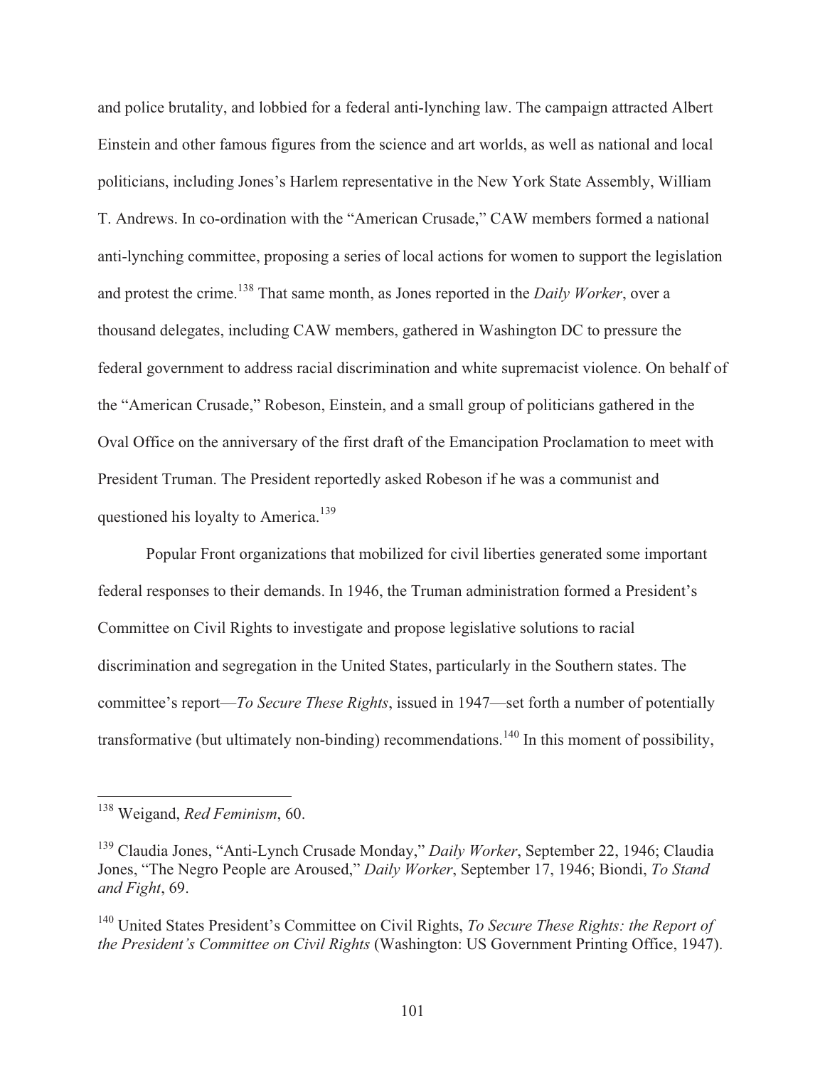and police brutality, and lobbied for a federal anti-lynching law. The campaign attracted Albert Einstein and other famous figures from the science and art worlds, as well as national and local politicians, including Jones's Harlem representative in the New York State Assembly, William T. Andrews. In co-ordination with the "American Crusade," CAW members formed a national anti-lynching committee, proposing a series of local actions for women to support the legislation and protest the crime.[138] That same month, as Jones reported in the *Daily Worker*, over a thousand delegates, including CAW members, gathered in Washington DC to pressure the federal government to address racial discrimination and white supremacist violence. On behalf of the "American Crusade," Robeson, Einstein, and a small group of politicians gathered in the Oval Office on the anniversary of the first draft of the Emancipation Proclamation to meet with President Truman. The President reportedly asked Robeson if he was a communist and questioned his loyalty to America.[139]

Popular Front organizations that mobilized for civil liberties generated some important federal responses to their demands. In 1946, the Truman administration formed a President's Committee on Civil Rights to investigate and propose legislative solutions to racial discrimination and segregation in the United States, particularly in the Southern states. The committee's report—*To Secure These Rights*, issued in 1947—set forth a number of potentially transformative (but ultimately non-binding) recommendations.[140] In this moment of possibility,

---

[138] Weigand, *Red Feminism*, 60.

[139] Claudia Jones, "Anti-Lynch Crusade Monday," *Daily Worker*, September 22, 1946; Claudia Jones, "The Negro People are Aroused," *Daily Worker*, September 17, 1946; Biondi, *To Stand and Fight*, 69.

[140] United States President's Committee on Civil Rights, *To Secure These Rights: the Report of the President's Committee on Civil Rights* (Washington: US Government Printing Office, 1947).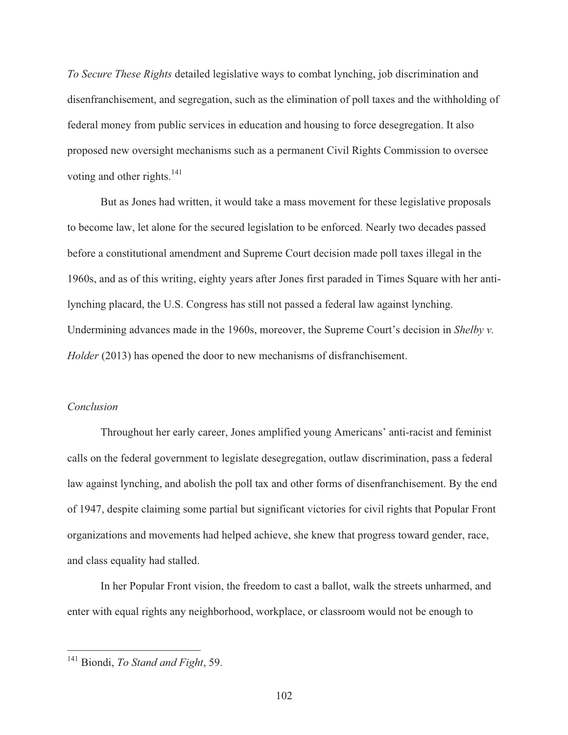*To Secure These Rights* detailed legislative ways to combat lynching, job discrimination and disenfranchisement, and segregation, such as the elimination of poll taxes and the withholding of federal money from public services in education and housing to force desegregation. It also proposed new oversight mechanisms such as a permanent Civil Rights Commission to oversee voting and other rights.[141]

But as Jones had written, it would take a mass movement for these legislative proposals to become law, let alone for the secured legislation to be enforced. Nearly two decades passed before a constitutional amendment and Supreme Court decision made poll taxes illegal in the 1960s, and as of this writing, eighty years after Jones first paraded in Times Square with her anti-lynching placard, the U.S. Congress has still not passed a federal law against lynching. Undermining advances made in the 1960s, moreover, the Supreme Court's decision in *Shelby v. Holder* (2013) has opened the door to new mechanisms of disfranchisement.

*Conclusion*

Throughout her early career, Jones amplified young Americans' anti-racist and feminist calls on the federal government to legislate desegregation, outlaw discrimination, pass a federal law against lynching, and abolish the poll tax and other forms of disenfranchisement. By the end of 1947, despite claiming some partial but significant victories for civil rights that Popular Front organizations and movements had helped achieve, she knew that progress toward gender, race, and class equality had stalled.

In her Popular Front vision, the freedom to cast a ballot, walk the streets unharmed, and enter with equal rights any neighborhood, workplace, or classroom would not be enough to

---

[141] Biondi, *To Stand and Fight*, 59.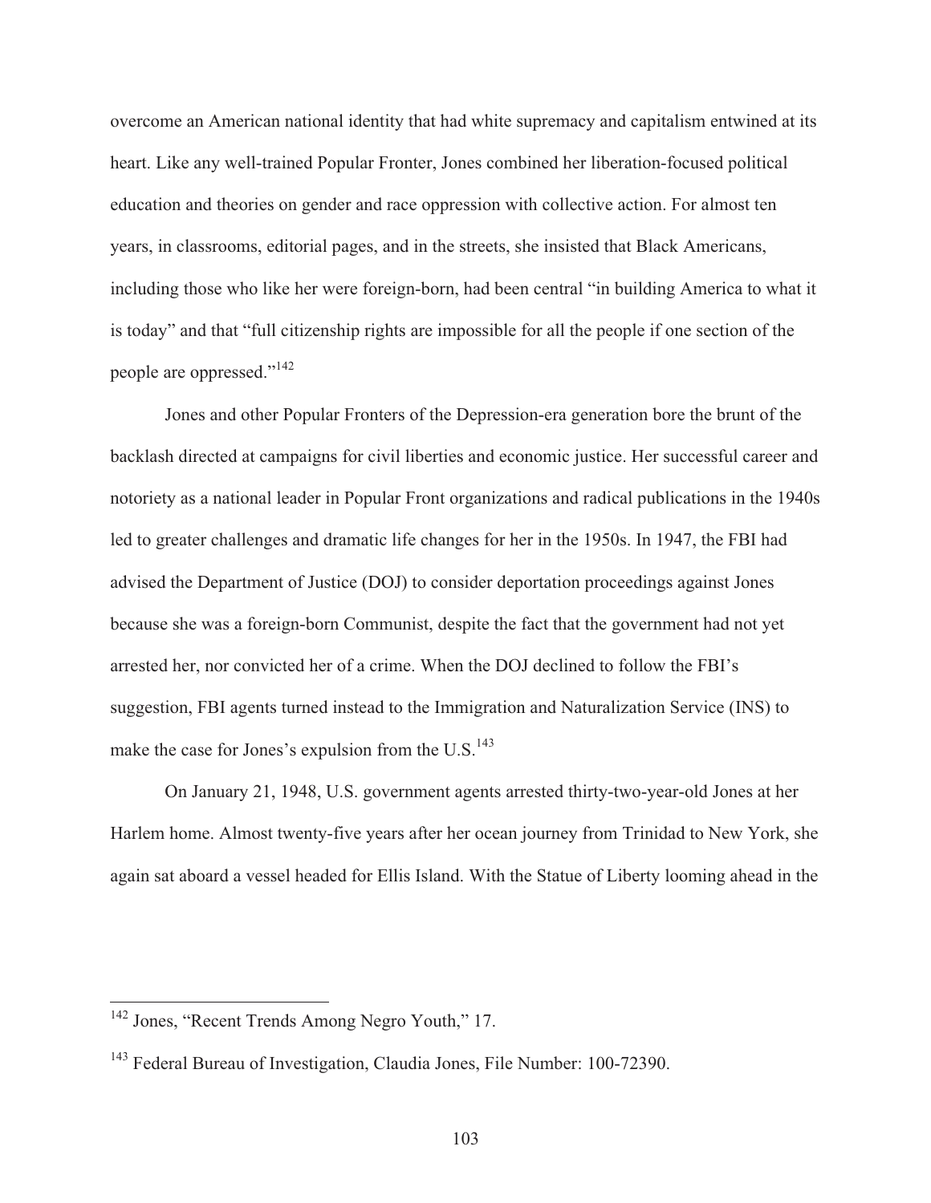overcome an American national identity that had white supremacy and capitalism entwined at its heart. Like any well-trained Popular Fronter, Jones combined her liberation-focused political education and theories on gender and race oppression with collective action. For almost ten years, in classrooms, editorial pages, and in the streets, she insisted that Black Americans, including those who like her were foreign-born, had been central "in building America to what it is today" and that "full citizenship rights are impossible for all the people if one section of the people are oppressed."[142]

Jones and other Popular Fronters of the Depression-era generation bore the brunt of the backlash directed at campaigns for civil liberties and economic justice. Her successful career and notoriety as a national leader in Popular Front organizations and radical publications in the 1940s led to greater challenges and dramatic life changes for her in the 1950s. In 1947, the FBI had advised the Department of Justice (DOJ) to consider deportation proceedings against Jones because she was a foreign-born Communist, despite the fact that the government had not yet arrested her, nor convicted her of a crime. When the DOJ declined to follow the FBI's suggestion, FBI agents turned instead to the Immigration and Naturalization Service (INS) to make the case for Jones's expulsion from the U.S.[143]

On January 21, 1948, U.S. government agents arrested thirty-two-year-old Jones at her Harlem home. Almost twenty-five years after her ocean journey from Trinidad to New York, she again sat aboard a vessel headed for Ellis Island. With the Statue of Liberty looming ahead in the

---

[142] Jones, "Recent Trends Among Negro Youth," 17.

[143] Federal Bureau of Investigation, Claudia Jones, File Number: 100-72390.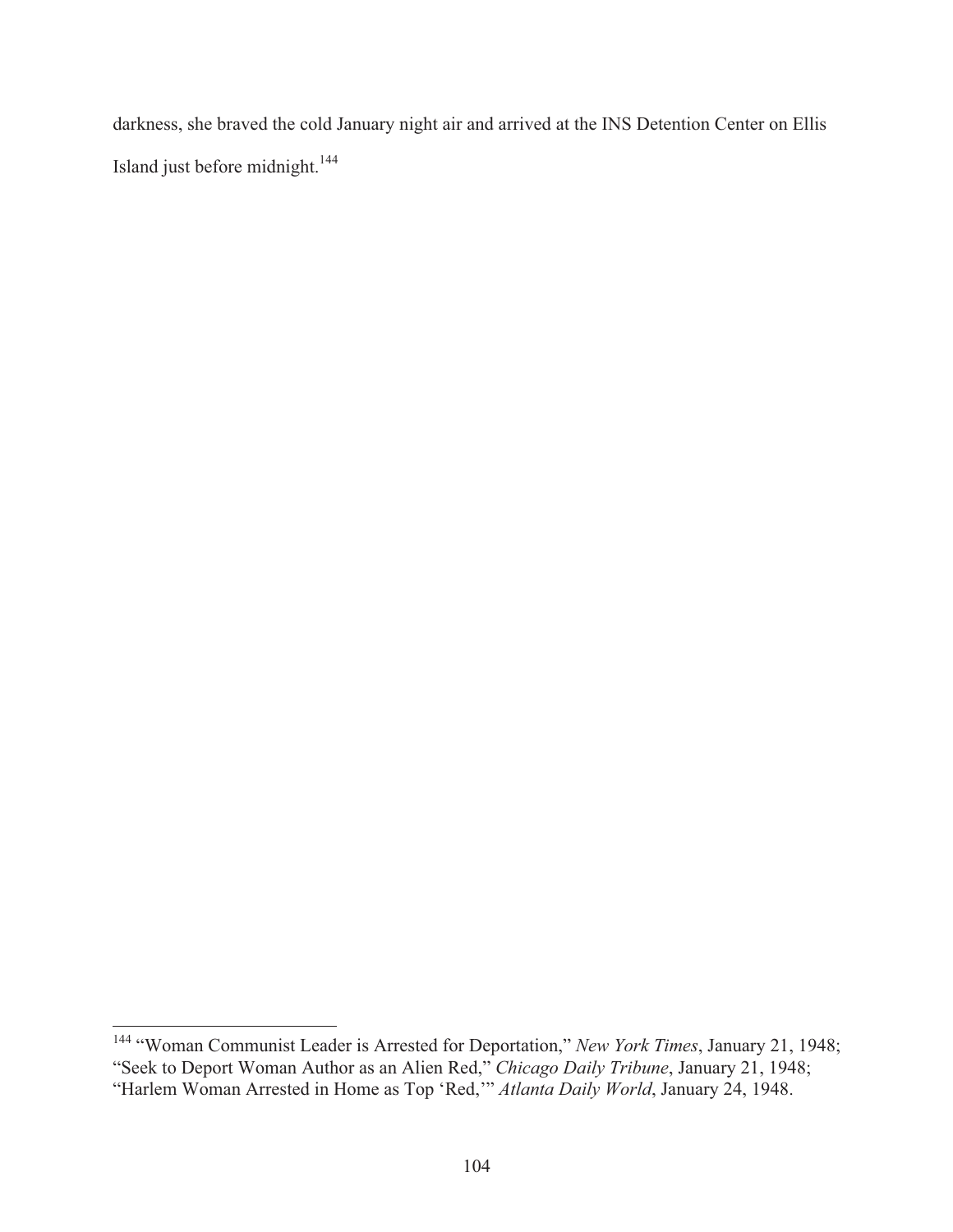darkness, she braved the cold January night air and arrived at the INS Detention Center on Ellis Island just before midnight.[144]

---

[144] "Woman Communist Leader is Arrested for Deportation," *New York Times*, January 21, 1948; "Seek to Deport Woman Author as an Alien Red," *Chicago Daily Tribune*, January 21, 1948; "Harlem Woman Arrested in Home as Top 'Red,'" *Atlanta Daily World*, January 24, 1948.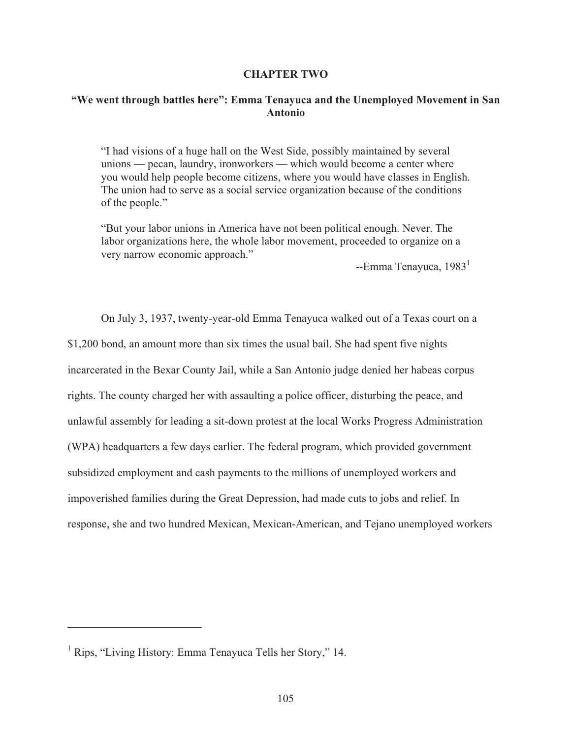# CHAPTER TWO

## "We went through battles here": Emma Tenayuca and the Unemployed Movement in San Antonio

> "I had visions of a huge hall on the West Side, possibly maintained by several unions — pecan, laundry, ironworkers — which would become a center where you would help people become citizens, where you would have classes in English. The union had to serve as a social service organization because of the conditions of the people."
>
> "But your labor unions in America have not been political enough. Never. The labor organizations here, the whole labor movement, proceeded to organize on a very narrow economic approach."
>
> --Emma Tenayuca, 1983[1]

On July 3, 1937, twenty-year-old Emma Tenayuca walked out of a Texas court on a $1,200 bond, an amount more than six times the usual bail. She had spent five nights incarcerated in the Bexar County Jail, while a San Antonio judge denied her habeas corpus rights. The county charged her with assaulting a police officer, disturbing the peace, and unlawful assembly for leading a sit-down protest at the local Works Progress Administration (WPA) headquarters a few days earlier. The federal program, which provided government subsidized employment and cash payments to the millions of unemployed workers and impoverished families during the Great Depression, had made cuts to jobs and relief. In response, she and two hundred Mexican, Mexican-American, and Tejano unemployed workers

---

[1] Rips, "Living History: Emma Tenayuca Tells her Story," 14.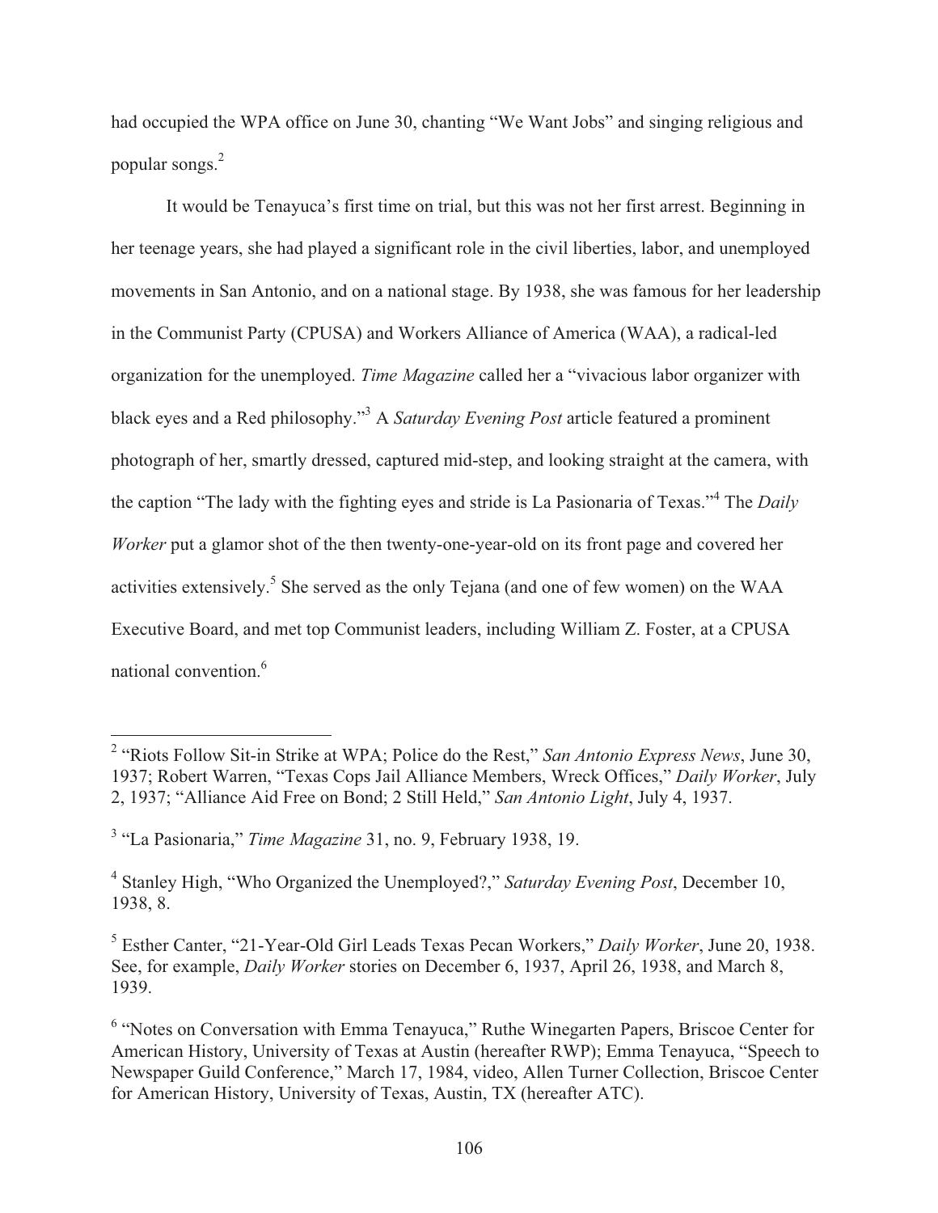had occupied the WPA office on June 30, chanting "We Want Jobs" and singing religious and popular songs.[2]

It would be Tenayuca's first time on trial, but this was not her first arrest. Beginning in her teenage years, she had played a significant role in the civil liberties, labor, and unemployed movements in San Antonio, and on a national stage. By 1938, she was famous for her leadership in the Communist Party (CPUSA) and Workers Alliance of America (WAA), a radical-led organization for the unemployed. *Time Magazine* called her a "vivacious labor organizer with black eyes and a Red philosophy."[3] A *Saturday Evening Post* article featured a prominent photograph of her, smartly dressed, captured mid-step, and looking straight at the camera, with the caption "The lady with the fighting eyes and stride is La Pasionaria of Texas."[4] The *Daily Worker* put a glamor shot of the then twenty-one-year-old on its front page and covered her activities extensively.[5] She served as the only Tejana (and one of few women) on the WAA Executive Board, and met top Communist leaders, including William Z. Foster, at a CPUSA national convention.[6]

---

[2] "Riots Follow Sit-in Strike at WPA; Police do the Rest," *San Antonio Express News*, June 30, 1937; Robert Warren, "Texas Cops Jail Alliance Members, Wreck Offices," *Daily Worker*, July 2, 1937; "Alliance Aid Free on Bond; 2 Still Held," *San Antonio Light*, July 4, 1937.

[3] "La Pasionaria," *Time Magazine* 31, no. 9, February 1938, 19.

[4] Stanley High, "Who Organized the Unemployed?," *Saturday Evening Post*, December 10, 1938, 8.

[5] Esther Canter, "21-Year-Old Girl Leads Texas Pecan Workers," *Daily Worker*, June 20, 1938. See, for example, *Daily Worker* stories on December 6, 1937, April 26, 1938, and March 8, 1939.

[6] "Notes on Conversation with Emma Tenayuca," Ruthe Winegarten Papers, Briscoe Center for American History, University of Texas at Austin (hereafter RWP); Emma Tenayuca, "Speech to Newspaper Guild Conference," March 17, 1984, video, Allen Turner Collection, Briscoe Center for American History, University of Texas, Austin, TX (hereafter ATC).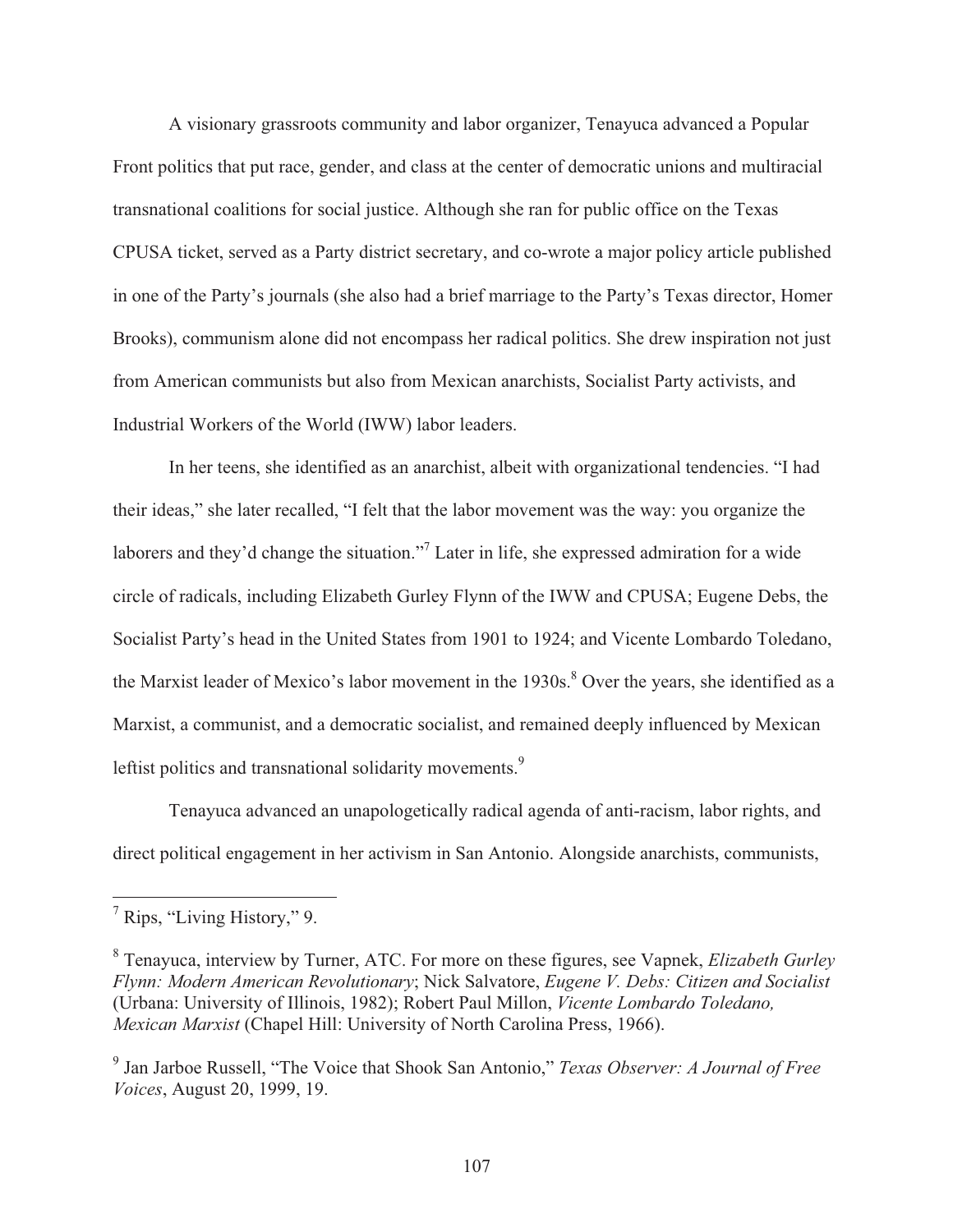A visionary grassroots community and labor organizer, Tenayuca advanced a Popular Front politics that put race, gender, and class at the center of democratic unions and multiracial transnational coalitions for social justice. Although she ran for public office on the Texas CPUSA ticket, served as a Party district secretary, and co-wrote a major policy article published in one of the Party's journals (she also had a brief marriage to the Party's Texas director, Homer Brooks), communism alone did not encompass her radical politics. She drew inspiration not just from American communists but also from Mexican anarchists, Socialist Party activists, and Industrial Workers of the World (IWW) labor leaders.

In her teens, she identified as an anarchist, albeit with organizational tendencies. "I had their ideas," she later recalled, "I felt that the labor movement was the way: you organize the laborers and they'd change the situation."[7] Later in life, she expressed admiration for a wide circle of radicals, including Elizabeth Gurley Flynn of the IWW and CPUSA; Eugene Debs, the Socialist Party's head in the United States from 1901 to 1924; and Vicente Lombardo Toledano, the Marxist leader of Mexico's labor movement in the 1930s.[8] Over the years, she identified as a Marxist, a communist, and a democratic socialist, and remained deeply influenced by Mexican leftist politics and transnational solidarity movements.[9]

Tenayuca advanced an unapologetically radical agenda of anti-racism, labor rights, and direct political engagement in her activism in San Antonio. Alongside anarchists, communists,

---

[7] Rips, "Living History," 9.

[8] Tenayuca, interview by Turner, ATC. For more on these figures, see Vapnek, *Elizabeth Gurley Flynn: Modern American Revolutionary*; Nick Salvatore, *Eugene V. Debs: Citizen and Socialist* (Urbana: University of Illinois, 1982); Robert Paul Millon, *Vicente Lombardo Toledano, Mexican Marxist* (Chapel Hill: University of North Carolina Press, 1966).

[9] Jan Jarboe Russell, "The Voice that Shook San Antonio," *Texas Observer: A Journal of Free Voices*, August 20, 1999, 19.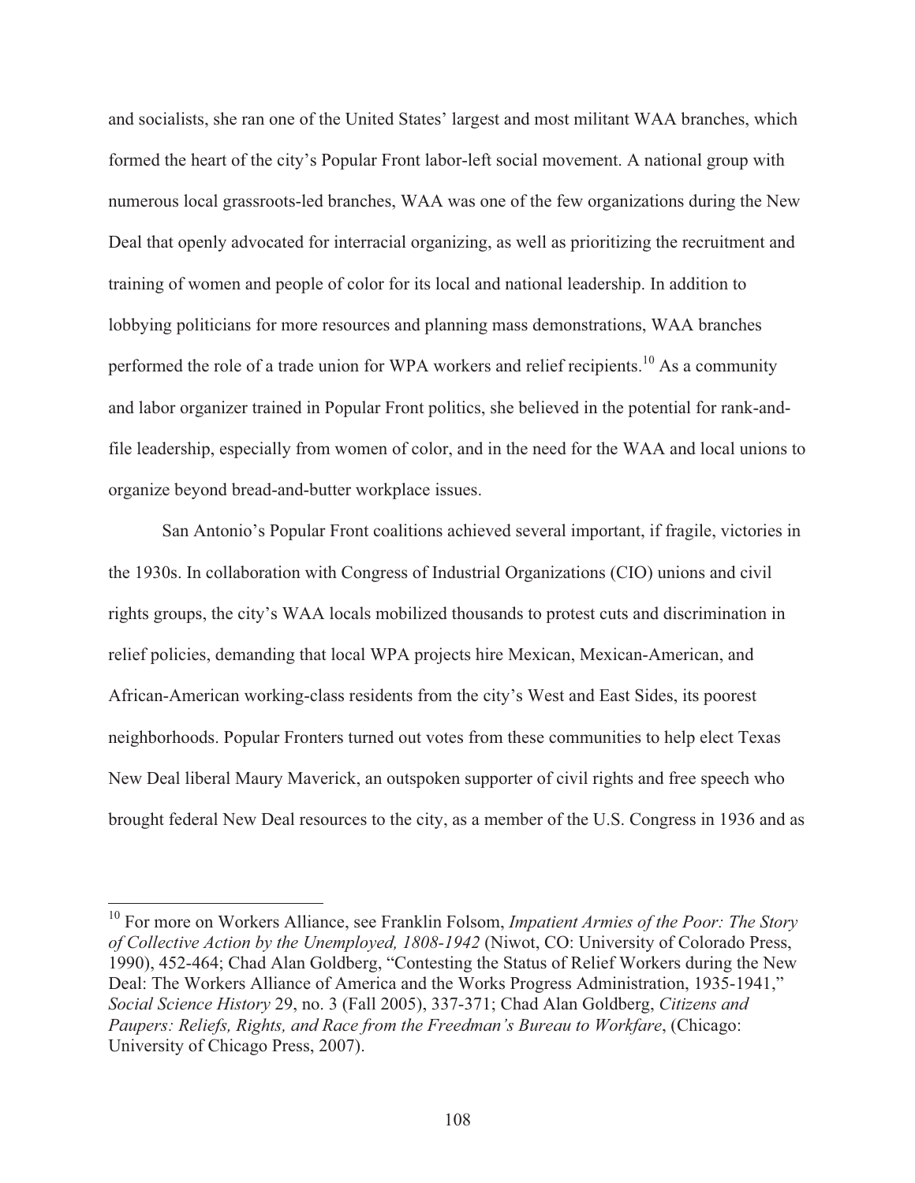and socialists, she ran one of the United States' largest and most militant WAA branches, which formed the heart of the city's Popular Front labor-left social movement. A national group with numerous local grassroots-led branches, WAA was one of the few organizations during the New Deal that openly advocated for interracial organizing, as well as prioritizing the recruitment and training of women and people of color for its local and national leadership. In addition to lobbying politicians for more resources and planning mass demonstrations, WAA branches performed the role of a trade union for WPA workers and relief recipients.[10] As a community and labor organizer trained in Popular Front politics, she believed in the potential for rank-and-file leadership, especially from women of color, and in the need for the WAA and local unions to organize beyond bread-and-butter workplace issues.

San Antonio's Popular Front coalitions achieved several important, if fragile, victories in the 1930s. In collaboration with Congress of Industrial Organizations (CIO) unions and civil rights groups, the city's WAA locals mobilized thousands to protest cuts and discrimination in relief policies, demanding that local WPA projects hire Mexican, Mexican-American, and African-American working-class residents from the city's West and East Sides, its poorest neighborhoods. Popular Fronters turned out votes from these communities to help elect Texas New Deal liberal Maury Maverick, an outspoken supporter of civil rights and free speech who brought federal New Deal resources to the city, as a member of the U.S. Congress in 1936 and as

---

[10] For more on Workers Alliance, see Franklin Folsom, *Impatient Armies of the Poor: The Story of Collective Action by the Unemployed, 1808-1942* (Niwot, CO: University of Colorado Press, 1990), 452-464; Chad Alan Goldberg, "Contesting the Status of Relief Workers during the New Deal: The Workers Alliance of America and the Works Progress Administration, 1935-1941," *Social Science History* 29, no. 3 (Fall 2005), 337-371; Chad Alan Goldberg, *Citizens and Paupers: Reliefs, Rights, and Race from the Freedman's Bureau to Workfare*, (Chicago: University of Chicago Press, 2007).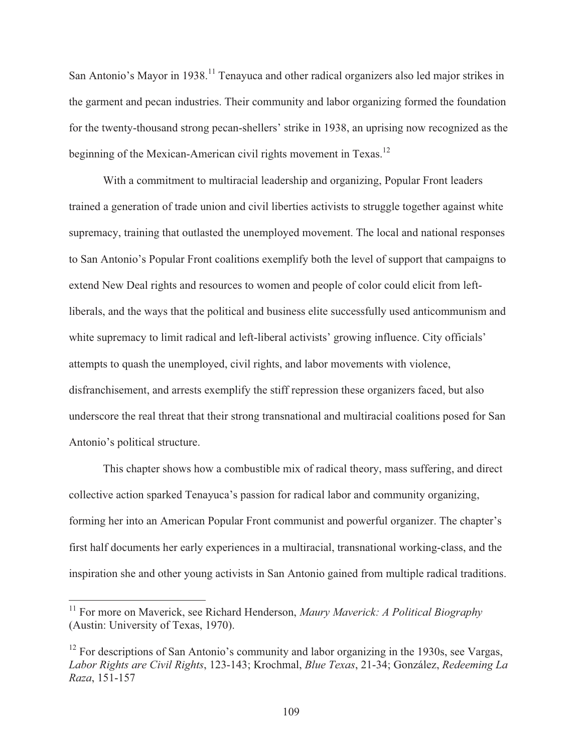San Antonio's Mayor in 1938.[11] Tenayuca and other radical organizers also led major strikes in the garment and pecan industries. Their community and labor organizing formed the foundation for the twenty-thousand strong pecan-shellers' strike in 1938, an uprising now recognized as the beginning of the Mexican-American civil rights movement in Texas.[12]

With a commitment to multiracial leadership and organizing, Popular Front leaders trained a generation of trade union and civil liberties activists to struggle together against white supremacy, training that outlasted the unemployed movement. The local and national responses to San Antonio's Popular Front coalitions exemplify both the level of support that campaigns to extend New Deal rights and resources to women and people of color could elicit from left-liberals, and the ways that the political and business elite successfully used anticommunism and white supremacy to limit radical and left-liberal activists' growing influence. City officials' attempts to quash the unemployed, civil rights, and labor movements with violence, disfranchisement, and arrests exemplify the stiff repression these organizers faced, but also underscore the real threat that their strong transnational and multiracial coalitions posed for San Antonio's political structure.

This chapter shows how a combustible mix of radical theory, mass suffering, and direct collective action sparked Tenayuca's passion for radical labor and community organizing, forming her into an American Popular Front communist and powerful organizer. The chapter's first half documents her early experiences in a multiracial, transnational working-class, and the inspiration she and other young activists in San Antonio gained from multiple radical traditions.

---

[11] For more on Maverick, see Richard Henderson, *Maury Maverick: A Political Biography* (Austin: University of Texas, 1970).

[12] For descriptions of San Antonio's community and labor organizing in the 1930s, see Vargas, *Labor Rights are Civil Rights*, 123-143; Krochmal, *Blue Texas*, 21-34; González, *Redeeming La Raza*, 151-157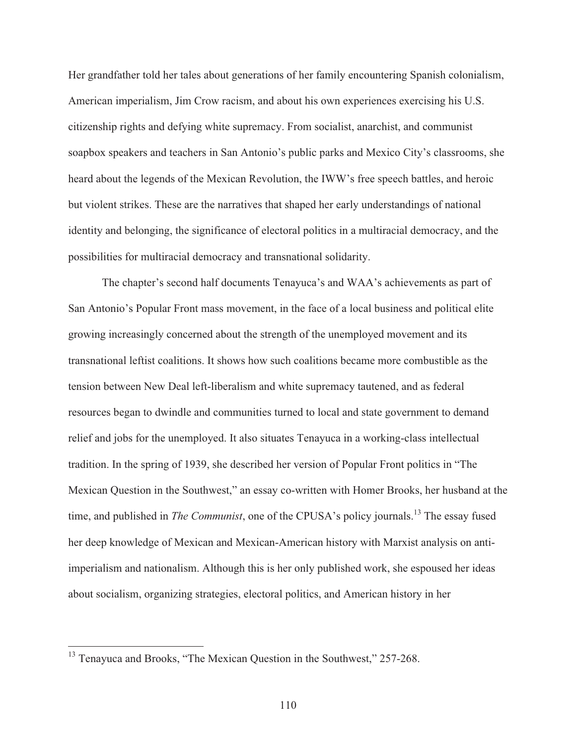Her grandfather told her tales about generations of her family encountering Spanish colonialism, American imperialism, Jim Crow racism, and about his own experiences exercising his U.S. citizenship rights and defying white supremacy. From socialist, anarchist, and communist soapbox speakers and teachers in San Antonio's public parks and Mexico City's classrooms, she heard about the legends of the Mexican Revolution, the IWW's free speech battles, and heroic but violent strikes. These are the narratives that shaped her early understandings of national identity and belonging, the significance of electoral politics in a multiracial democracy, and the possibilities for multiracial democracy and transnational solidarity.

The chapter's second half documents Tenayuca's and WAA's achievements as part of San Antonio's Popular Front mass movement, in the face of a local business and political elite growing increasingly concerned about the strength of the unemployed movement and its transnational leftist coalitions. It shows how such coalitions became more combustible as the tension between New Deal left-liberalism and white supremacy tautened, and as federal resources began to dwindle and communities turned to local and state government to demand relief and jobs for the unemployed. It also situates Tenayuca in a working-class intellectual tradition. In the spring of 1939, she described her version of Popular Front politics in "The Mexican Question in the Southwest," an essay co-written with Homer Brooks, her husband at the time, and published in *The Communist*, one of the CPUSA's policy journals.[13] The essay fused her deep knowledge of Mexican and Mexican-American history with Marxist analysis on anti-imperialism and nationalism. Although this is her only published work, she espoused her ideas about socialism, organizing strategies, electoral politics, and American history in her

[13] Tenayuca and Brooks, "The Mexican Question in the Southwest," 257-268.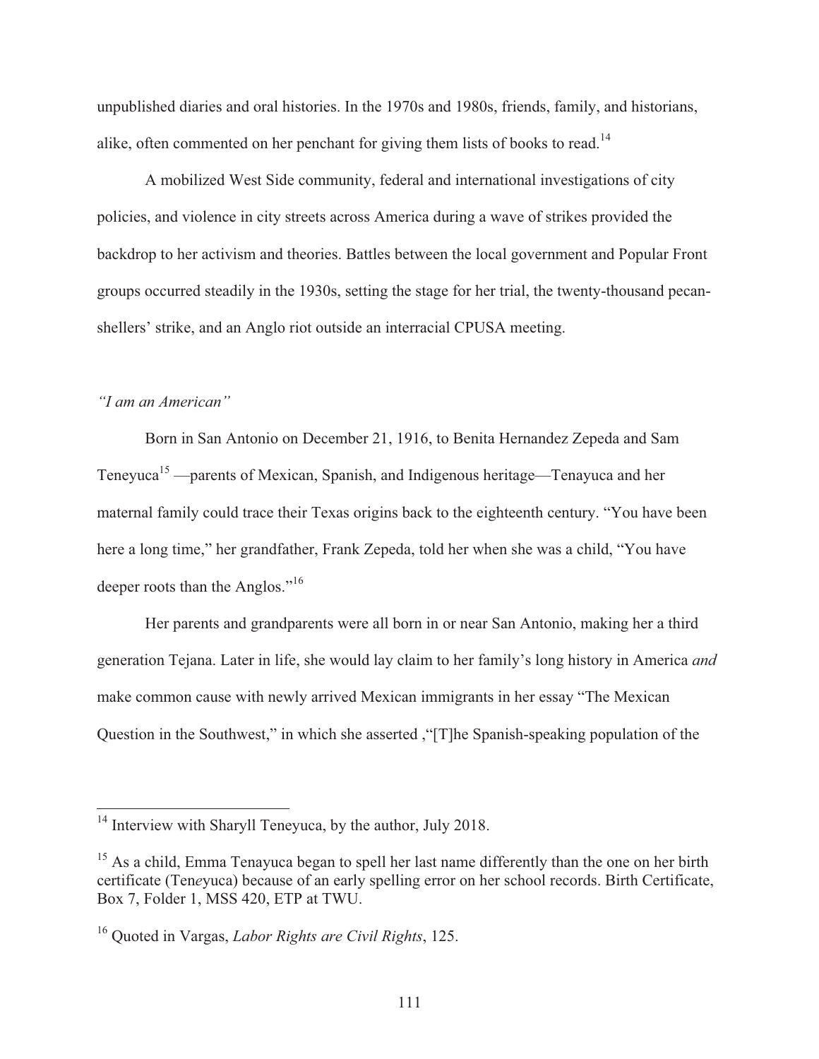unpublished diaries and oral histories. In the 1970s and 1980s, friends, family, and historians, alike, often commented on her penchant for giving them lists of books to read.[14]

A mobilized West Side community, federal and international investigations of city policies, and violence in city streets across America during a wave of strikes provided the backdrop to her activism and theories. Battles between the local government and Popular Front groups occurred steadily in the 1930s, setting the stage for her trial, the twenty-thousand pecan-shellers' strike, and an Anglo riot outside an interracial CPUSA meeting.

*"I am an American"*

Born in San Antonio on December 21, 1916, to Benita Hernandez Zepeda and Sam Teneyuca[15] —parents of Mexican, Spanish, and Indigenous heritage—Tenayuca and her maternal family could trace their Texas origins back to the eighteenth century. "You have been here a long time," her grandfather, Frank Zepeda, told her when she was a child, "You have deeper roots than the Anglos."[16]

Her parents and grandparents were all born in or near San Antonio, making her a third generation Tejana. Later in life, she would lay claim to her family's long history in America *and* make common cause with newly arrived Mexican immigrants in her essay "The Mexican Question in the Southwest," in which she asserted ,"[T]he Spanish-speaking population of the

---

[14] Interview with Sharyll Teneyuca, by the author, July 2018.

[15] As a child, Emma Tenayuca began to spell her last name differently than the one on her birth certificate (Ten*e*yuca) because of an early spelling error on her school records. Birth Certificate, Box 7, Folder 1, MSS 420, ETP at TWU.

[16] Quoted in Vargas, *Labor Rights are Civil Rights*, 125.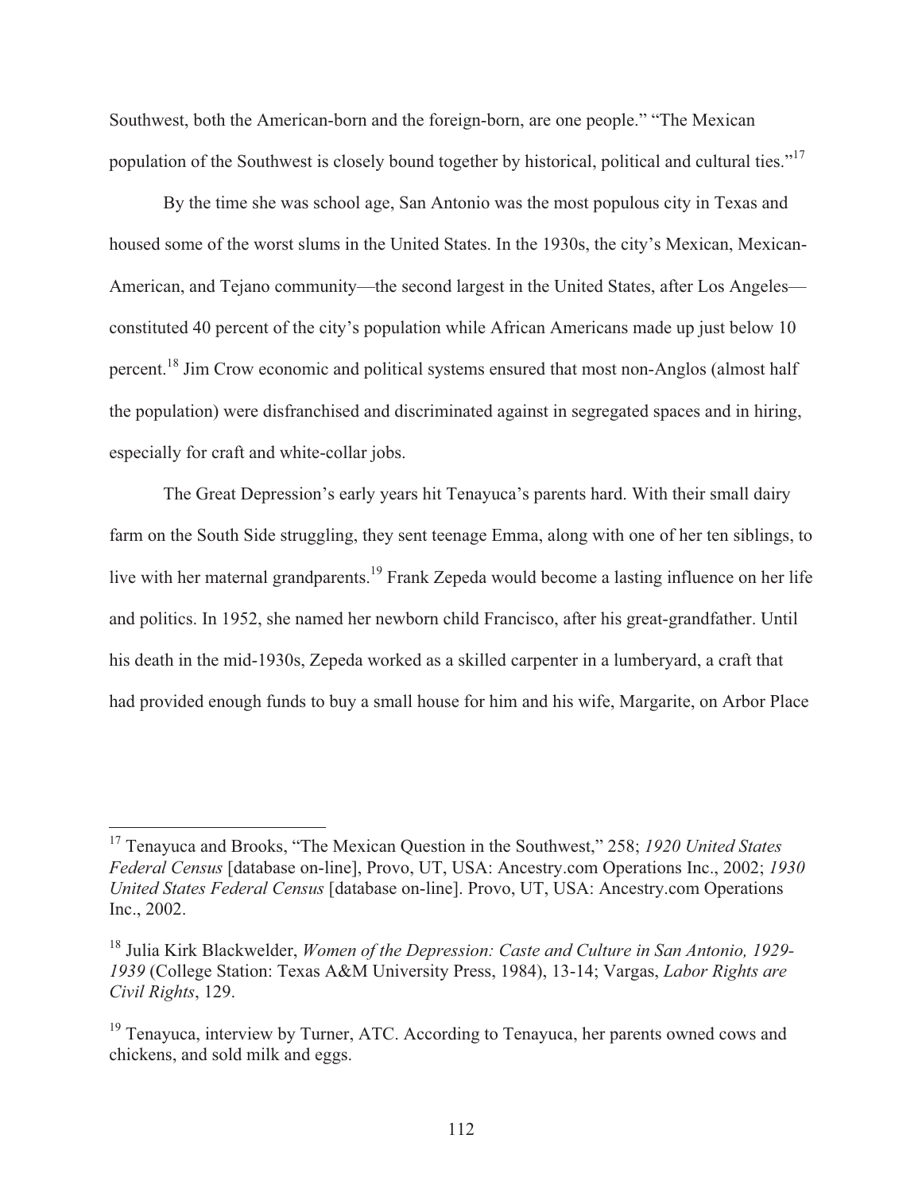Southwest, both the American-born and the foreign-born, are one people." "The Mexican population of the Southwest is closely bound together by historical, political and cultural ties."[17]

By the time she was school age, San Antonio was the most populous city in Texas and housed some of the worst slums in the United States. In the 1930s, the city's Mexican, Mexican-American, and Tejano community—the second largest in the United States, after Los Angeles—constituted 40 percent of the city's population while African Americans made up just below 10 percent.[18] Jim Crow economic and political systems ensured that most non-Anglos (almost half the population) were disfranchised and discriminated against in segregated spaces and in hiring, especially for craft and white-collar jobs.

The Great Depression's early years hit Tenayuca's parents hard. With their small dairy farm on the South Side struggling, they sent teenage Emma, along with one of her ten siblings, to live with her maternal grandparents.[19] Frank Zepeda would become a lasting influence on her life and politics. In 1952, she named her newborn child Francisco, after his great-grandfather. Until his death in the mid-1930s, Zepeda worked as a skilled carpenter in a lumberyard, a craft that had provided enough funds to buy a small house for him and his wife, Margarite, on Arbor Place

---

[17] Tenayuca and Brooks, "The Mexican Question in the Southwest," 258; *1920 United States Federal Census* [database on-line], Provo, UT, USA: Ancestry.com Operations Inc., 2002; *1930 United States Federal Census* [database on-line]. Provo, UT, USA: Ancestry.com Operations Inc., 2002.

[18] Julia Kirk Blackwelder, *Women of the Depression: Caste and Culture in San Antonio, 1929-1939* (College Station: Texas A&M University Press, 1984), 13-14; Vargas, *Labor Rights are Civil Rights*, 129.

[19] Tenayuca, interview by Turner, ATC. According to Tenayuca, her parents owned cows and chickens, and sold milk and eggs.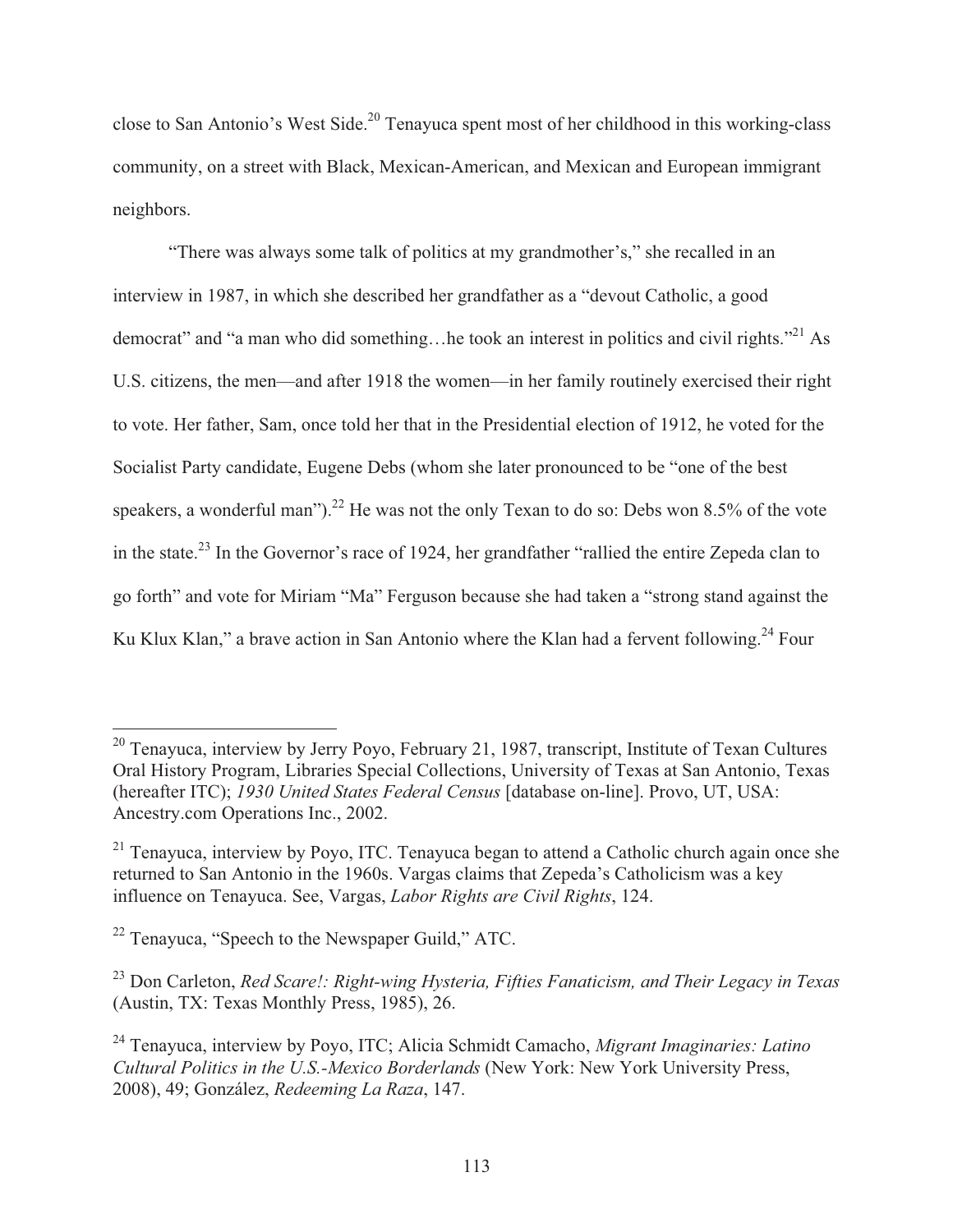close to San Antonio's West Side.[20] Tenayuca spent most of her childhood in this working-class community, on a street with Black, Mexican-American, and Mexican and European immigrant neighbors.

"There was always some talk of politics at my grandmother's," she recalled in an interview in 1987, in which she described her grandfather as a "devout Catholic, a good democrat" and "a man who did something…he took an interest in politics and civil rights."[21] As U.S. citizens, the men—and after 1918 the women—in her family routinely exercised their right to vote. Her father, Sam, once told her that in the Presidential election of 1912, he voted for the Socialist Party candidate, Eugene Debs (whom she later pronounced to be "one of the best speakers, a wonderful man").[22] He was not the only Texan to do so: Debs won 8.5% of the vote in the state.[23] In the Governor's race of 1924, her grandfather "rallied the entire Zepeda clan to go forth" and vote for Miriam "Ma" Ferguson because she had taken a "strong stand against the Ku Klux Klan," a brave action in San Antonio where the Klan had a fervent following.[24] Four

---

[20] Tenayuca, interview by Jerry Poyo, February 21, 1987, transcript, Institute of Texan Cultures Oral History Program, Libraries Special Collections, University of Texas at San Antonio, Texas (hereafter ITC); *1930 United States Federal Census* [database on-line]. Provo, UT, USA: Ancestry.com Operations Inc., 2002.

[21] Tenayuca, interview by Poyo, ITC. Tenayuca began to attend a Catholic church again once she returned to San Antonio in the 1960s. Vargas claims that Zepeda's Catholicism was a key influence on Tenayuca. See, Vargas, *Labor Rights are Civil Rights*, 124.

[22] Tenayuca, "Speech to the Newspaper Guild," ATC.

[23] Don Carleton, *Red Scare!: Right-wing Hysteria, Fifties Fanaticism, and Their Legacy in Texas* (Austin, TX: Texas Monthly Press, 1985), 26.

[24] Tenayuca, interview by Poyo, ITC; Alicia Schmidt Camacho, *Migrant Imaginaries: Latino Cultural Politics in the U.S.-Mexico Borderlands* (New York: New York University Press, 2008), 49; González, *Redeeming La Raza*, 147.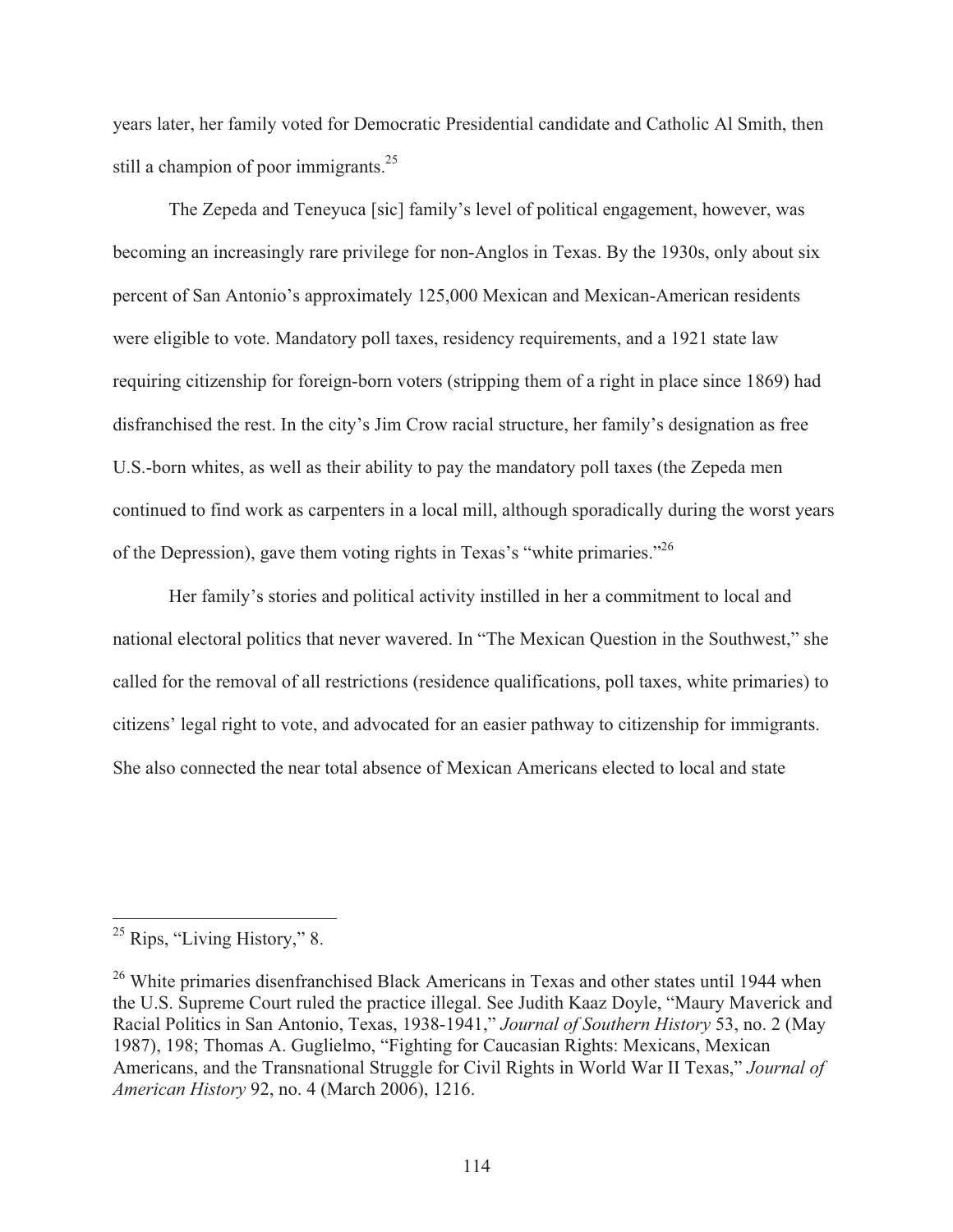years later, her family voted for Democratic Presidential candidate and Catholic Al Smith, then still a champion of poor immigrants.[25]

The Zepeda and Teneyuca [sic] family's level of political engagement, however, was becoming an increasingly rare privilege for non-Anglos in Texas. By the 1930s, only about six percent of San Antonio's approximately 125,000 Mexican and Mexican-American residents were eligible to vote. Mandatory poll taxes, residency requirements, and a 1921 state law requiring citizenship for foreign-born voters (stripping them of a right in place since 1869) had disfranchised the rest. In the city's Jim Crow racial structure, her family's designation as free U.S.-born whites, as well as their ability to pay the mandatory poll taxes (the Zepeda men continued to find work as carpenters in a local mill, although sporadically during the worst years of the Depression), gave them voting rights in Texas's "white primaries."[26]

Her family's stories and political activity instilled in her a commitment to local and national electoral politics that never wavered. In "The Mexican Question in the Southwest," she called for the removal of all restrictions (residence qualifications, poll taxes, white primaries) to citizens' legal right to vote, and advocated for an easier pathway to citizenship for immigrants. She also connected the near total absence of Mexican Americans elected to local and state

---

[25] Rips, "Living History," 8.

[26] White primaries disenfranchised Black Americans in Texas and other states until 1944 when the U.S. Supreme Court ruled the practice illegal. See Judith Kaaz Doyle, "Maury Maverick and Racial Politics in San Antonio, Texas, 1938-1941," *Journal of Southern History* 53, no. 2 (May 1987), 198; Thomas A. Guglielmo, "Fighting for Caucasian Rights: Mexicans, Mexican Americans, and the Transnational Struggle for Civil Rights in World War II Texas," *Journal of American History* 92, no. 4 (March 2006), 1216.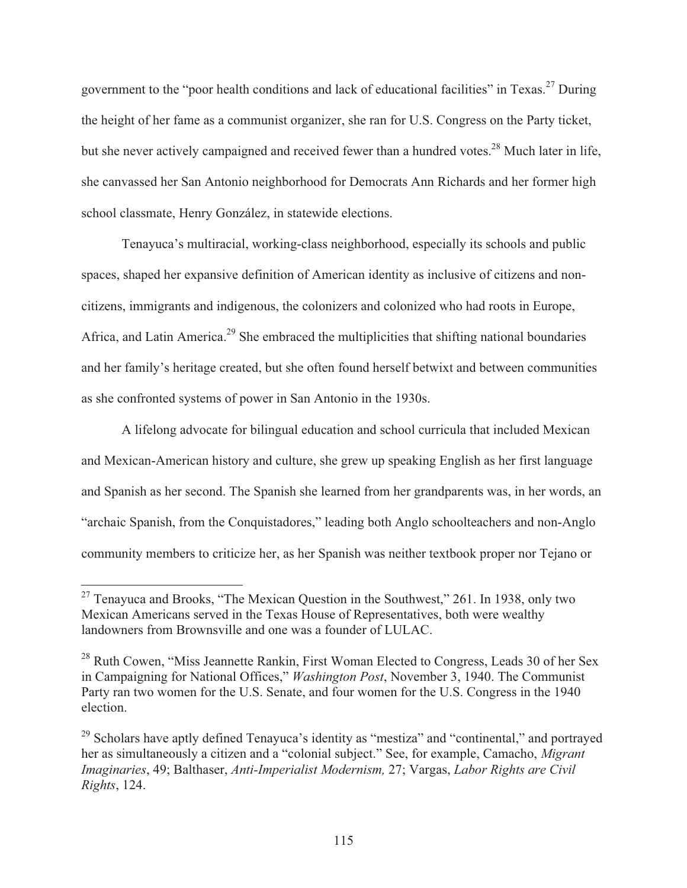government to the "poor health conditions and lack of educational facilities" in Texas.[27] During the height of her fame as a communist organizer, she ran for U.S. Congress on the Party ticket, but she never actively campaigned and received fewer than a hundred votes.[28] Much later in life, she canvassed her San Antonio neighborhood for Democrats Ann Richards and her former high school classmate, Henry González, in statewide elections.

Tenayuca's multiracial, working-class neighborhood, especially its schools and public spaces, shaped her expansive definition of American identity as inclusive of citizens and non-citizens, immigrants and indigenous, the colonizers and colonized who had roots in Europe, Africa, and Latin America.[29] She embraced the multiplicities that shifting national boundaries and her family's heritage created, but she often found herself betwixt and between communities as she confronted systems of power in San Antonio in the 1930s.

A lifelong advocate for bilingual education and school curricula that included Mexican and Mexican-American history and culture, she grew up speaking English as her first language and Spanish as her second. The Spanish she learned from her grandparents was, in her words, an "archaic Spanish, from the Conquistadores," leading both Anglo schoolteachers and non-Anglo community members to criticize her, as her Spanish was neither textbook proper nor Tejano or

---

[27] Tenayuca and Brooks, "The Mexican Question in the Southwest," 261. In 1938, only two Mexican Americans served in the Texas House of Representatives, both were wealthy landowners from Brownsville and one was a founder of LULAC.

[28] Ruth Cowen, "Miss Jeannette Rankin, First Woman Elected to Congress, Leads 30 of her Sex in Campaigning for National Offices," *Washington Post*, November 3, 1940. The Communist Party ran two women for the U.S. Senate, and four women for the U.S. Congress in the 1940 election.

[29] Scholars have aptly defined Tenayuca's identity as "mestiza" and "continental," and portrayed her as simultaneously a citizen and a "colonial subject." See, for example, Camacho, *Migrant Imaginaries*, 49; Balthaser, *Anti-Imperialist Modernism,* 27; Vargas, *Labor Rights are Civil Rights*, 124.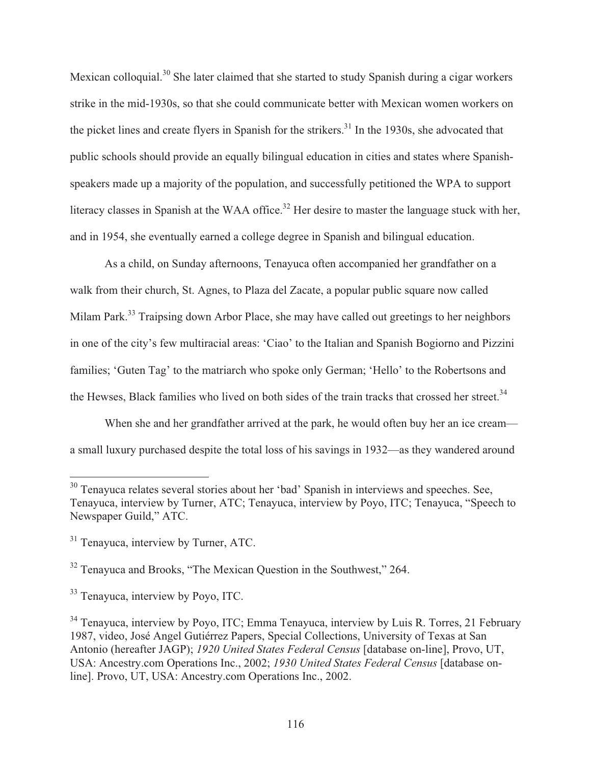Mexican colloquial.[30] She later claimed that she started to study Spanish during a cigar workers strike in the mid-1930s, so that she could communicate better with Mexican women workers on the picket lines and create flyers in Spanish for the strikers.[31] In the 1930s, she advocated that public schools should provide an equally bilingual education in cities and states where Spanish-speakers made up a majority of the population, and successfully petitioned the WPA to support literacy classes in Spanish at the WAA office.[32] Her desire to master the language stuck with her, and in 1954, she eventually earned a college degree in Spanish and bilingual education.

As a child, on Sunday afternoons, Tenayuca often accompanied her grandfather on a walk from their church, St. Agnes, to Plaza del Zacate, a popular public square now called Milam Park.[33] Traipsing down Arbor Place, she may have called out greetings to her neighbors in one of the city's few multiracial areas: 'Ciao' to the Italian and Spanish Bogiorno and Pizzini families; 'Guten Tag' to the matriarch who spoke only German; 'Hello' to the Robertsons and the Hewses, Black families who lived on both sides of the train tracks that crossed her street.[34]

When she and her grandfather arrived at the park, he would often buy her an ice cream—a small luxury purchased despite the total loss of his savings in 1932—as they wandered around

---

[30] Tenayuca relates several stories about her 'bad' Spanish in interviews and speeches. See, Tenayuca, interview by Turner, ATC; Tenayuca, interview by Poyo, ITC; Tenayuca, "Speech to Newspaper Guild," ATC.

[31] Tenayuca, interview by Turner, ATC.

[32] Tenayuca and Brooks, "The Mexican Question in the Southwest," 264.

[33] Tenayuca, interview by Poyo, ITC.

[34] Tenayuca, interview by Poyo, ITC; Emma Tenayuca, interview by Luis R. Torres, 21 February 1987, video, José Angel Gutiérrez Papers, Special Collections, University of Texas at San Antonio (hereafter JAGP); *1920 United States Federal Census* [database on-line], Provo, UT, USA: Ancestry.com Operations Inc., 2002; *1930 United States Federal Census* [database on-line]. Provo, UT, USA: Ancestry.com Operations Inc., 2002.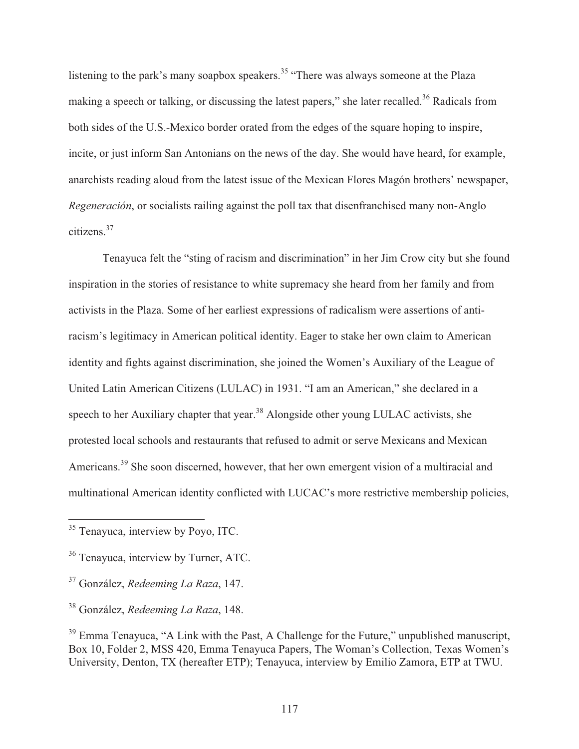listening to the park's many soapbox speakers.[35] "There was always someone at the Plaza making a speech or talking, or discussing the latest papers," she later recalled.[36] Radicals from both sides of the U.S.-Mexico border orated from the edges of the square hoping to inspire, incite, or just inform San Antonians on the news of the day. She would have heard, for example, anarchists reading aloud from the latest issue of the Mexican Flores Magón brothers' newspaper, *Regeneración*, or socialists railing against the poll tax that disenfranchised many non-Anglo citizens.[37]

Tenayuca felt the "sting of racism and discrimination" in her Jim Crow city but she found inspiration in the stories of resistance to white supremacy she heard from her family and from activists in the Plaza. Some of her earliest expressions of radicalism were assertions of anti-racism's legitimacy in American political identity. Eager to stake her own claim to American identity and fights against discrimination, she joined the Women's Auxiliary of the League of United Latin American Citizens (LULAC) in 1931. "I am an American," she declared in a speech to her Auxiliary chapter that year.[38] Alongside other young LULAC activists, she protested local schools and restaurants that refused to admit or serve Mexicans and Mexican Americans.[39] She soon discerned, however, that her own emergent vision of a multiracial and multinational American identity conflicted with LUCAC's more restrictive membership policies,

---

[35] Tenayuca, interview by Poyo, ITC.

[36] Tenayuca, interview by Turner, ATC.

[37] González, *Redeeming La Raza*, 147.

[38] González, *Redeeming La Raza*, 148.

[39] Emma Tenayuca, "A Link with the Past, A Challenge for the Future," unpublished manuscript, Box 10, Folder 2, MSS 420, Emma Tenayuca Papers, The Woman's Collection, Texas Women's University, Denton, TX (hereafter ETP); Tenayuca, interview by Emilio Zamora, ETP at TWU.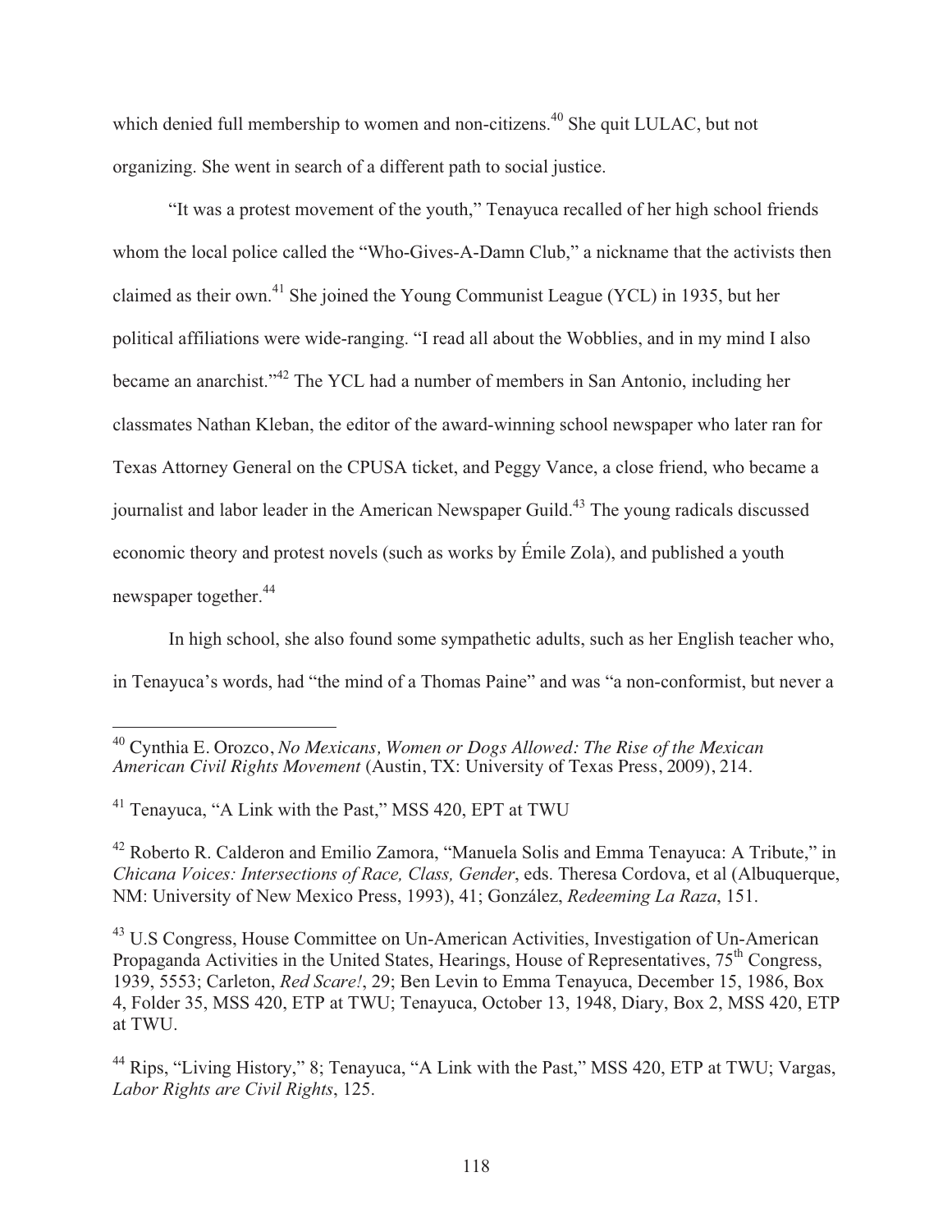which denied full membership to women and non-citizens.[40] She quit LULAC, but not organizing. She went in search of a different path to social justice.

"It was a protest movement of the youth," Tenayuca recalled of her high school friends whom the local police called the "Who-Gives-A-Damn Club," a nickname that the activists then claimed as their own.[41] She joined the Young Communist League (YCL) in 1935, but her political affiliations were wide-ranging. "I read all about the Wobblies, and in my mind I also became an anarchist."[42] The YCL had a number of members in San Antonio, including her classmates Nathan Kleban, the editor of the award-winning school newspaper who later ran for Texas Attorney General on the CPUSA ticket, and Peggy Vance, a close friend, who became a journalist and labor leader in the American Newspaper Guild.[43] The young radicals discussed economic theory and protest novels (such as works by Émile Zola), and published a youth newspaper together.[44]

In high school, she also found some sympathetic adults, such as her English teacher who, in Tenayuca's words, had "the mind of a Thomas Paine" and was "a non-conformist, but never a

---

[40] Cynthia E. Orozco, *No Mexicans, Women or Dogs Allowed: The Rise of the Mexican American Civil Rights Movement* (Austin, TX: University of Texas Press, 2009), 214.

[41] Tenayuca, "A Link with the Past," MSS 420, EPT at TWU

[42] Roberto R. Calderon and Emilio Zamora, "Manuela Solis and Emma Tenayuca: A Tribute," in *Chicana Voices: Intersections of Race, Class, Gender*, eds. Theresa Cordova, et al (Albuquerque, NM: University of New Mexico Press, 1993), 41; González, *Redeeming La Raza*, 151.

[43] U.S Congress, House Committee on Un-American Activities, Investigation of Un-American Propaganda Activities in the United States, Hearings, House of Representatives, 75th Congress, 1939, 5553; Carleton, *Red Scare!*, 29; Ben Levin to Emma Tenayuca, December 15, 1986, Box 4, Folder 35, MSS 420, ETP at TWU; Tenayuca, October 13, 1948, Diary, Box 2, MSS 420, ETP at TWU.

[44] Rips, "Living History," 8; Tenayuca, "A Link with the Past," MSS 420, ETP at TWU; Vargas, *Labor Rights are Civil Rights*, 125.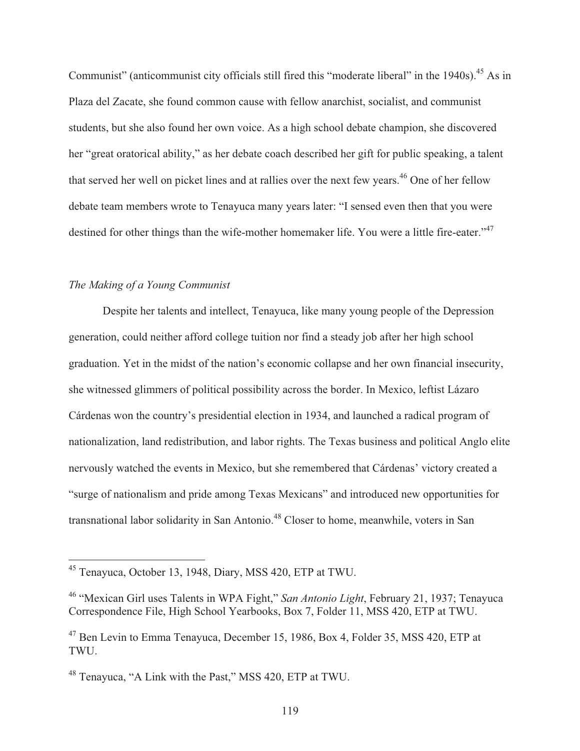Communist" (anticommunist city officials still fired this "moderate liberal" in the 1940s).[45] As in Plaza del Zacate, she found common cause with fellow anarchist, socialist, and communist students, but she also found her own voice. As a high school debate champion, she discovered her "great oratorical ability," as her debate coach described her gift for public speaking, a talent that served her well on picket lines and at rallies over the next few years.[46] One of her fellow debate team members wrote to Tenayuca many years later: "I sensed even then that you were destined for other things than the wife-mother homemaker life. You were a little fire-eater."[47]

### *The Making of a Young Communist*

Despite her talents and intellect, Tenayuca, like many young people of the Depression generation, could neither afford college tuition nor find a steady job after her high school graduation. Yet in the midst of the nation's economic collapse and her own financial insecurity, she witnessed glimmers of political possibility across the border. In Mexico, leftist Lázaro Cárdenas won the country's presidential election in 1934, and launched a radical program of nationalization, land redistribution, and labor rights. The Texas business and political Anglo elite nervously watched the events in Mexico, but she remembered that Cárdenas' victory created a "surge of nationalism and pride among Texas Mexicans" and introduced new opportunities for transnational labor solidarity in San Antonio.[48] Closer to home, meanwhile, voters in San

---

[45] Tenayuca, October 13, 1948, Diary, MSS 420, ETP at TWU.

[46] "Mexican Girl uses Talents in WPA Fight," *San Antonio Light*, February 21, 1937; Tenayuca Correspondence File, High School Yearbooks, Box 7, Folder 11, MSS 420, ETP at TWU.

[47] Ben Levin to Emma Tenayuca, December 15, 1986, Box 4, Folder 35, MSS 420, ETP at TWU.

[48] Tenayuca, "A Link with the Past," MSS 420, ETP at TWU.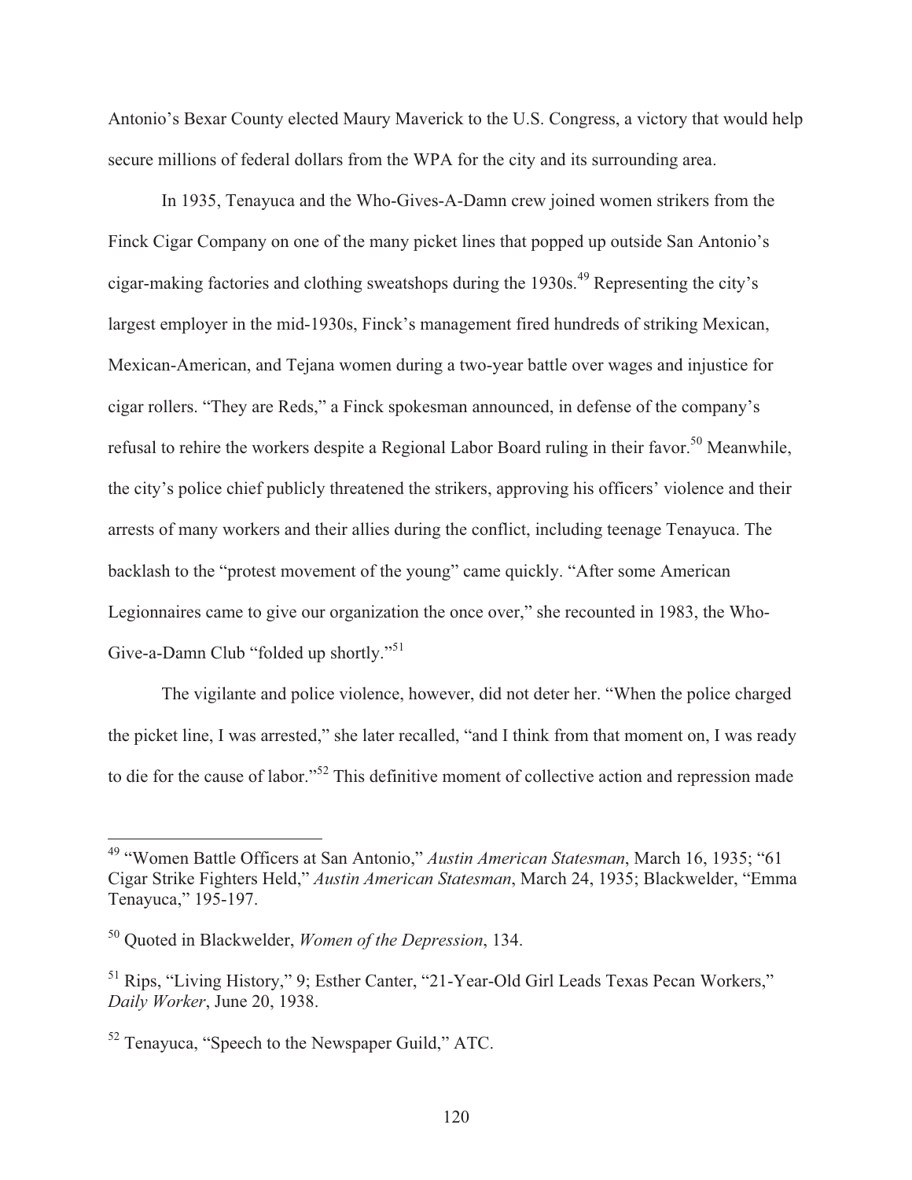Antonio's Bexar County elected Maury Maverick to the U.S. Congress, a victory that would help secure millions of federal dollars from the WPA for the city and its surrounding area.

In 1935, Tenayuca and the Who-Gives-A-Damn crew joined women strikers from the Finck Cigar Company on one of the many picket lines that popped up outside San Antonio's cigar-making factories and clothing sweatshops during the 1930s.[49] Representing the city's largest employer in the mid-1930s, Finck's management fired hundreds of striking Mexican, Mexican-American, and Tejana women during a two-year battle over wages and injustice for cigar rollers. "They are Reds," a Finck spokesman announced, in defense of the company's refusal to rehire the workers despite a Regional Labor Board ruling in their favor.[50] Meanwhile, the city's police chief publicly threatened the strikers, approving his officers' violence and their arrests of many workers and their allies during the conflict, including teenage Tenayuca. The backlash to the "protest movement of the young" came quickly. "After some American Legionnaires came to give our organization the once over," she recounted in 1983, the Who-Give-a-Damn Club "folded up shortly."[51]

The vigilante and police violence, however, did not deter her. "When the police charged the picket line, I was arrested," she later recalled, "and I think from that moment on, I was ready to die for the cause of labor."[52] This definitive moment of collective action and repression made

---

[49] "Women Battle Officers at San Antonio," *Austin American Statesman*, March 16, 1935; "61 Cigar Strike Fighters Held," *Austin American Statesman*, March 24, 1935; Blackwelder, "Emma Tenayuca," 195-197.

[50] Quoted in Blackwelder, *Women of the Depression*, 134.

[51] Rips, "Living History," 9; Esther Canter, "21-Year-Old Girl Leads Texas Pecan Workers," *Daily Worker*, June 20, 1938.

[52] Tenayuca, "Speech to the Newspaper Guild," ATC.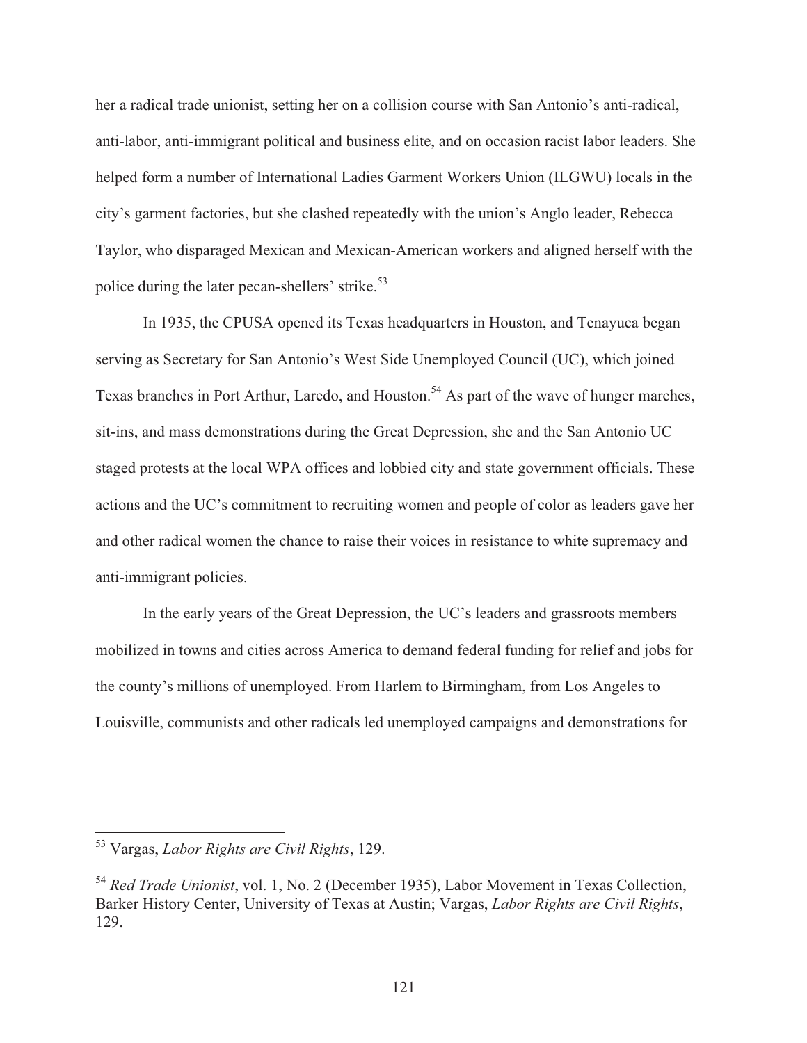her a radical trade unionist, setting her on a collision course with San Antonio's anti-radical, anti-labor, anti-immigrant political and business elite, and on occasion racist labor leaders. She helped form a number of International Ladies Garment Workers Union (ILGWU) locals in the city's garment factories, but she clashed repeatedly with the union's Anglo leader, Rebecca Taylor, who disparaged Mexican and Mexican-American workers and aligned herself with the police during the later pecan-shellers' strike.[53]

In 1935, the CPUSA opened its Texas headquarters in Houston, and Tenayuca began serving as Secretary for San Antonio's West Side Unemployed Council (UC), which joined Texas branches in Port Arthur, Laredo, and Houston.[54] As part of the wave of hunger marches, sit-ins, and mass demonstrations during the Great Depression, she and the San Antonio UC staged protests at the local WPA offices and lobbied city and state government officials. These actions and the UC's commitment to recruiting women and people of color as leaders gave her and other radical women the chance to raise their voices in resistance to white supremacy and anti-immigrant policies.

In the early years of the Great Depression, the UC's leaders and grassroots members mobilized in towns and cities across America to demand federal funding for relief and jobs for the county's millions of unemployed. From Harlem to Birmingham, from Los Angeles to Louisville, communists and other radicals led unemployed campaigns and demonstrations for

---

[53] Vargas, *Labor Rights are Civil Rights*, 129.

[54] *Red Trade Unionist*, vol. 1, No. 2 (December 1935), Labor Movement in Texas Collection, Barker History Center, University of Texas at Austin; Vargas, *Labor Rights are Civil Rights*, 129.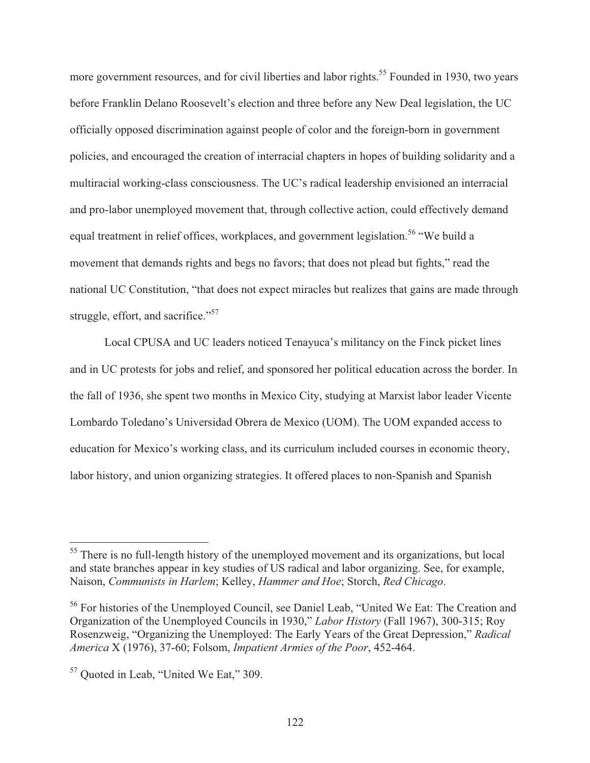more government resources, and for civil liberties and labor rights.[55] Founded in 1930, two years before Franklin Delano Roosevelt's election and three before any New Deal legislation, the UC officially opposed discrimination against people of color and the foreign-born in government policies, and encouraged the creation of interracial chapters in hopes of building solidarity and a multiracial working-class consciousness. The UC's radical leadership envisioned an interracial and pro-labor unemployed movement that, through collective action, could effectively demand equal treatment in relief offices, workplaces, and government legislation.[56] "We build a movement that demands rights and begs no favors; that does not plead but fights," read the national UC Constitution, "that does not expect miracles but realizes that gains are made through struggle, effort, and sacrifice."[57]

Local CPUSA and UC leaders noticed Tenayuca's militancy on the Finck picket lines and in UC protests for jobs and relief, and sponsored her political education across the border. In the fall of 1936, she spent two months in Mexico City, studying at Marxist labor leader Vicente Lombardo Toledano's Universidad Obrera de Mexico (UOM). The UOM expanded access to education for Mexico's working class, and its curriculum included courses in economic theory, labor history, and union organizing strategies. It offered places to non-Spanish and Spanish

---

[55] There is no full-length history of the unemployed movement and its organizations, but local and state branches appear in key studies of US radical and labor organizing. See, for example, Naison, *Communists in Harlem*; Kelley, *Hammer and Hoe*; Storch, *Red Chicago*.

[56] For histories of the Unemployed Council, see Daniel Leab, "United We Eat: The Creation and Organization of the Unemployed Councils in 1930," *Labor History* (Fall 1967), 300-315; Roy Rosenzweig, "Organizing the Unemployed: The Early Years of the Great Depression," *Radical America* X (1976), 37-60; Folsom, *Impatient Armies of the Poor*, 452-464.

[57] Quoted in Leab, "United We Eat," 309.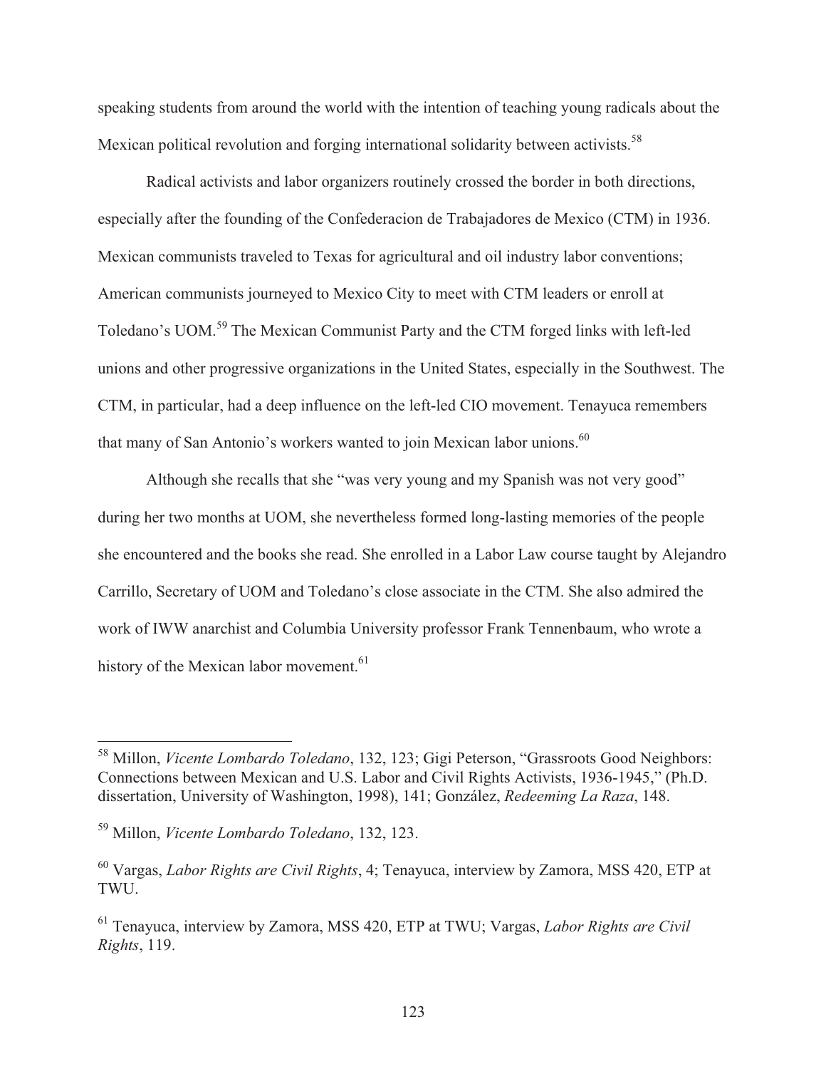speaking students from around the world with the intention of teaching young radicals about the Mexican political revolution and forging international solidarity between activists.[58]

Radical activists and labor organizers routinely crossed the border in both directions, especially after the founding of the Confederacion de Trabajadores de Mexico (CTM) in 1936. Mexican communists traveled to Texas for agricultural and oil industry labor conventions; American communists journeyed to Mexico City to meet with CTM leaders or enroll at Toledano's UOM.[59] The Mexican Communist Party and the CTM forged links with left-led unions and other progressive organizations in the United States, especially in the Southwest. The CTM, in particular, had a deep influence on the left-led CIO movement. Tenayuca remembers that many of San Antonio's workers wanted to join Mexican labor unions.[60]

Although she recalls that she "was very young and my Spanish was not very good" during her two months at UOM, she nevertheless formed long-lasting memories of the people she encountered and the books she read. She enrolled in a Labor Law course taught by Alejandro Carrillo, Secretary of UOM and Toledano's close associate in the CTM. She also admired the work of IWW anarchist and Columbia University professor Frank Tennenbaum, who wrote a history of the Mexican labor movement.[61]

---

[58] Millon, *Vicente Lombardo Toledano*, 132, 123; Gigi Peterson, "Grassroots Good Neighbors: Connections between Mexican and U.S. Labor and Civil Rights Activists, 1936-1945," (Ph.D. dissertation, University of Washington, 1998), 141; González, *Redeeming La Raza*, 148.

[59] Millon, *Vicente Lombardo Toledano*, 132, 123.

[60] Vargas, *Labor Rights are Civil Rights*, 4; Tenayuca, interview by Zamora, MSS 420, ETP at TWU.

[61] Tenayuca, interview by Zamora, MSS 420, ETP at TWU; Vargas, *Labor Rights are Civil Rights*, 119.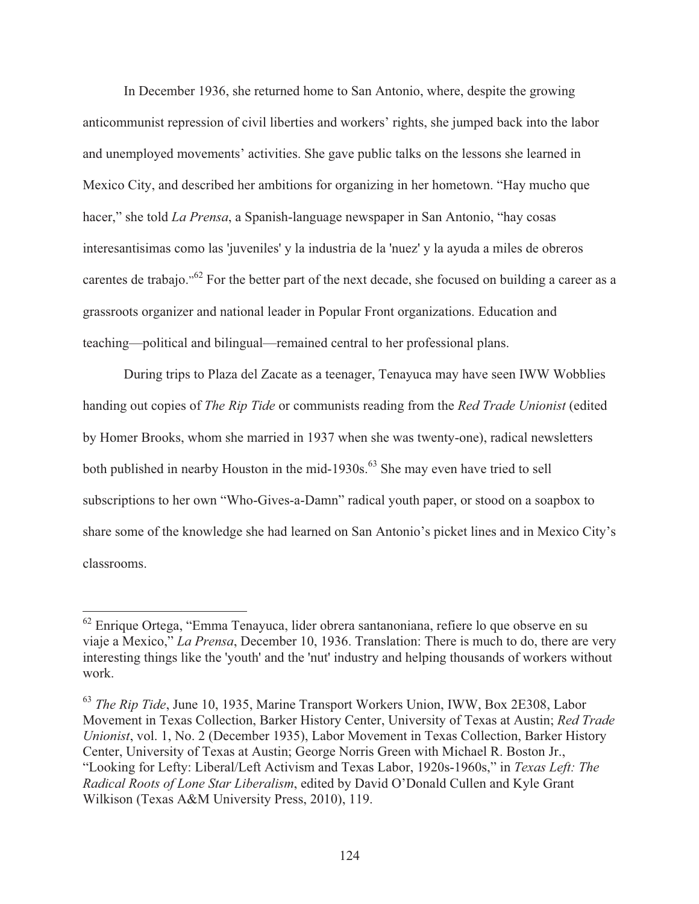In December 1936, she returned home to San Antonio, where, despite the growing anticommunist repression of civil liberties and workers' rights, she jumped back into the labor and unemployed movements' activities. She gave public talks on the lessons she learned in Mexico City, and described her ambitions for organizing in her hometown. "Hay mucho que hacer," she told *La Prensa*, a Spanish-language newspaper in San Antonio, "hay cosas interesantisimas como las 'juveniles' y la industria de la 'nuez' y la ayuda a miles de obreros carentes de trabajo."[62] For the better part of the next decade, she focused on building a career as a grassroots organizer and national leader in Popular Front organizations. Education and teaching—political and bilingual—remained central to her professional plans.

During trips to Plaza del Zacate as a teenager, Tenayuca may have seen IWW Wobblies handing out copies of *The Rip Tide* or communists reading from the *Red Trade Unionist* (edited by Homer Brooks, whom she married in 1937 when she was twenty-one), radical newsletters both published in nearby Houston in the mid-1930s.[63] She may even have tried to sell subscriptions to her own "Who-Gives-a-Damn" radical youth paper, or stood on a soapbox to share some of the knowledge she had learned on San Antonio's picket lines and in Mexico City's classrooms.

---

[62] Enrique Ortega, "Emma Tenayuca, lider obrera santanoniana, refiere lo que observe en su viaje a Mexico," *La Prensa*, December 10, 1936. Translation: There is much to do, there are very interesting things like the 'youth' and the 'nut' industry and helping thousands of workers without work.

[63] *The Rip Tide*, June 10, 1935, Marine Transport Workers Union, IWW, Box 2E308, Labor Movement in Texas Collection, Barker History Center, University of Texas at Austin; *Red Trade Unionist*, vol. 1, No. 2 (December 1935), Labor Movement in Texas Collection, Barker History Center, University of Texas at Austin; George Norris Green with Michael R. Boston Jr., "Looking for Lefty: Liberal/Left Activism and Texas Labor, 1920s-1960s," in *Texas Left: The Radical Roots of Lone Star Liberalism*, edited by David O'Donald Cullen and Kyle Grant Wilkison (Texas A&M University Press, 2010), 119.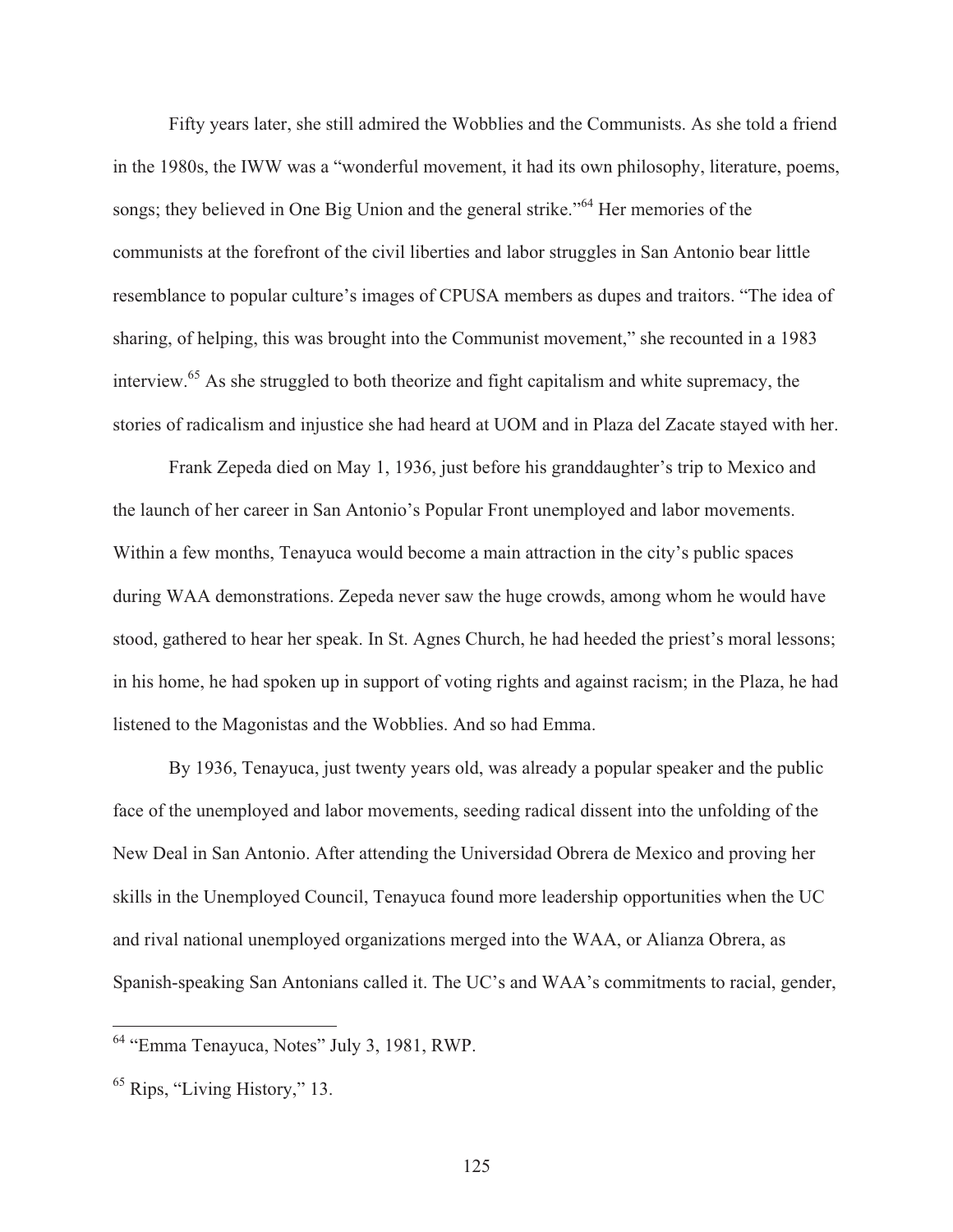Fifty years later, she still admired the Wobblies and the Communists. As she told a friend in the 1980s, the IWW was a "wonderful movement, it had its own philosophy, literature, poems, songs; they believed in One Big Union and the general strike."[64] Her memories of the communists at the forefront of the civil liberties and labor struggles in San Antonio bear little resemblance to popular culture's images of CPUSA members as dupes and traitors. "The idea of sharing, of helping, this was brought into the Communist movement," she recounted in a 1983 interview.[65] As she struggled to both theorize and fight capitalism and white supremacy, the stories of radicalism and injustice she had heard at UOM and in Plaza del Zacate stayed with her.

Frank Zepeda died on May 1, 1936, just before his granddaughter's trip to Mexico and the launch of her career in San Antonio's Popular Front unemployed and labor movements. Within a few months, Tenayuca would become a main attraction in the city's public spaces during WAA demonstrations. Zepeda never saw the huge crowds, among whom he would have stood, gathered to hear her speak. In St. Agnes Church, he had heeded the priest's moral lessons; in his home, he had spoken up in support of voting rights and against racism; in the Plaza, he had listened to the Magonistas and the Wobblies. And so had Emma.

By 1936, Tenayuca, just twenty years old, was already a popular speaker and the public face of the unemployed and labor movements, seeding radical dissent into the unfolding of the New Deal in San Antonio. After attending the Universidad Obrera de Mexico and proving her skills in the Unemployed Council, Tenayuca found more leadership opportunities when the UC and rival national unemployed organizations merged into the WAA, or Alianza Obrera, as Spanish-speaking San Antonians called it. The UC's and WAA's commitments to racial, gender,

---

[64] "Emma Tenayuca, Notes" July 3, 1981, RWP.

[65] Rips, "Living History," 13.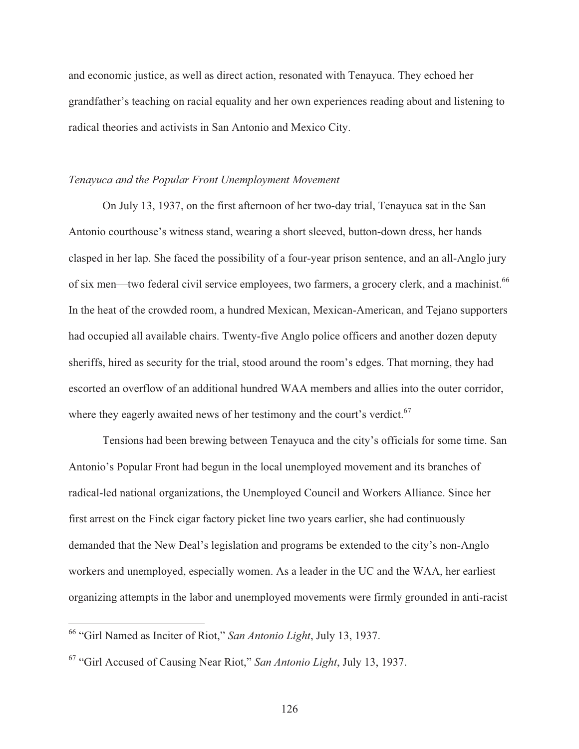and economic justice, as well as direct action, resonated with Tenayuca. They echoed her grandfather's teaching on racial equality and her own experiences reading about and listening to radical theories and activists in San Antonio and Mexico City.

### *Tenayuca and the Popular Front Unemployment Movement*

On July 13, 1937, on the first afternoon of her two-day trial, Tenayuca sat in the San Antonio courthouse's witness stand, wearing a short sleeved, button-down dress, her hands clasped in her lap. She faced the possibility of a four-year prison sentence, and an all-Anglo jury of six men—two federal civil service employees, two farmers, a grocery clerk, and a machinist.[66] In the heat of the crowded room, a hundred Mexican, Mexican-American, and Tejano supporters had occupied all available chairs. Twenty-five Anglo police officers and another dozen deputy sheriffs, hired as security for the trial, stood around the room's edges. That morning, they had escorted an overflow of an additional hundred WAA members and allies into the outer corridor, where they eagerly awaited news of her testimony and the court's verdict.[67]

Tensions had been brewing between Tenayuca and the city's officials for some time. San Antonio's Popular Front had begun in the local unemployed movement and its branches of radical-led national organizations, the Unemployed Council and Workers Alliance. Since her first arrest on the Finck cigar factory picket line two years earlier, she had continuously demanded that the New Deal's legislation and programs be extended to the city's non-Anglo workers and unemployed, especially women. As a leader in the UC and the WAA, her earliest organizing attempts in the labor and unemployed movements were firmly grounded in anti-racist

---

[66] "Girl Named as Inciter of Riot," *San Antonio Light*, July 13, 1937.

[67] "Girl Accused of Causing Near Riot," *San Antonio Light*, July 13, 1937.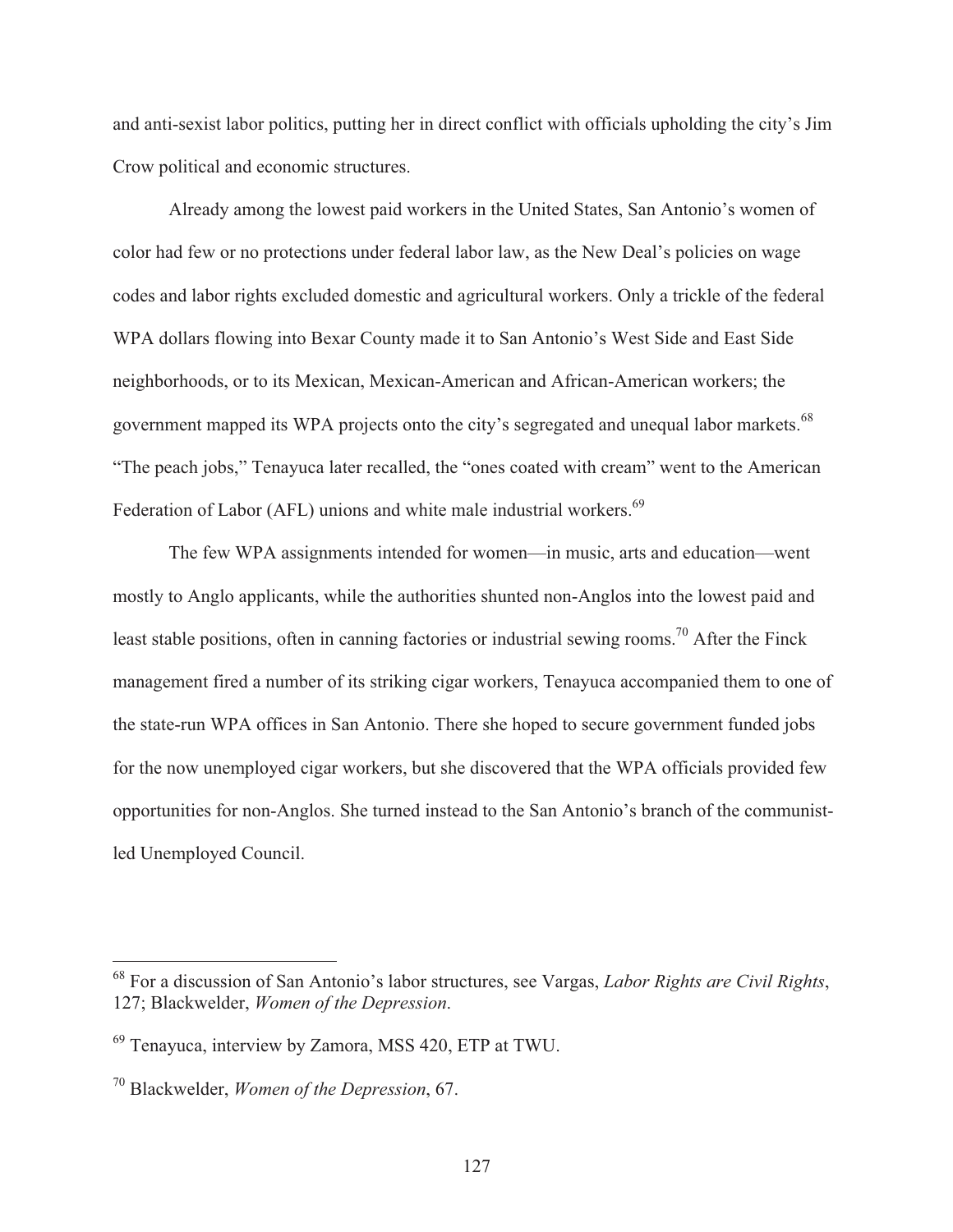and anti-sexist labor politics, putting her in direct conflict with officials upholding the city's Jim Crow political and economic structures.

Already among the lowest paid workers in the United States, San Antonio's women of color had few or no protections under federal labor law, as the New Deal's policies on wage codes and labor rights excluded domestic and agricultural workers. Only a trickle of the federal WPA dollars flowing into Bexar County made it to San Antonio's West Side and East Side neighborhoods, or to its Mexican, Mexican-American and African-American workers; the government mapped its WPA projects onto the city's segregated and unequal labor markets.[68] "The peach jobs," Tenayuca later recalled, the "ones coated with cream" went to the American Federation of Labor (AFL) unions and white male industrial workers.[69]

The few WPA assignments intended for women—in music, arts and education—went mostly to Anglo applicants, while the authorities shunted non-Anglos into the lowest paid and least stable positions, often in canning factories or industrial sewing rooms.[70] After the Finck management fired a number of its striking cigar workers, Tenayuca accompanied them to one of the state-run WPA offices in San Antonio. There she hoped to secure government funded jobs for the now unemployed cigar workers, but she discovered that the WPA officials provided few opportunities for non-Anglos. She turned instead to the San Antonio's branch of the communist-led Unemployed Council.

---

[68] For a discussion of San Antonio's labor structures, see Vargas, *Labor Rights are Civil Rights*, 127; Blackwelder, *Women of the Depression*.

[69] Tenayuca, interview by Zamora, MSS 420, ETP at TWU.

[70] Blackwelder, *Women of the Depression*, 67.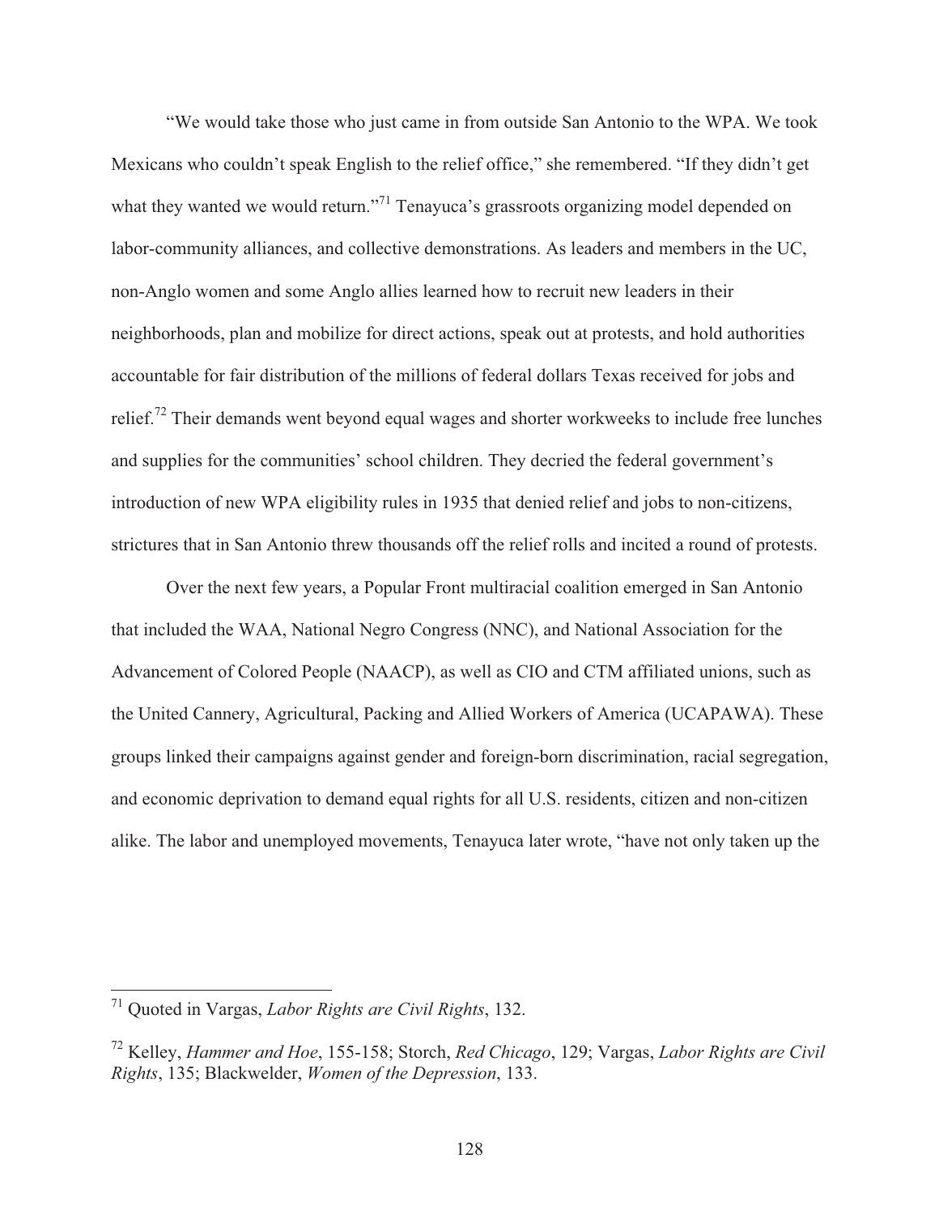"We would take those who just came in from outside San Antonio to the WPA. We took Mexicans who couldn't speak English to the relief office," she remembered. "If they didn't get what they wanted we would return."[71] Tenayuca's grassroots organizing model depended on labor-community alliances, and collective demonstrations. As leaders and members in the UC, non-Anglo women and some Anglo allies learned how to recruit new leaders in their neighborhoods, plan and mobilize for direct actions, speak out at protests, and hold authorities accountable for fair distribution of the millions of federal dollars Texas received for jobs and relief.[72] Their demands went beyond equal wages and shorter workweeks to include free lunches and supplies for the communities' school children. They decried the federal government's introduction of new WPA eligibility rules in 1935 that denied relief and jobs to non-citizens, strictures that in San Antonio threw thousands off the relief rolls and incited a round of protests.

Over the next few years, a Popular Front multiracial coalition emerged in San Antonio that included the WAA, National Negro Congress (NNC), and National Association for the Advancement of Colored People (NAACP), as well as CIO and CTM affiliated unions, such as the United Cannery, Agricultural, Packing and Allied Workers of America (UCAPAWA). These groups linked their campaigns against gender and foreign-born discrimination, racial segregation, and economic deprivation to demand equal rights for all U.S. residents, citizen and non-citizen alike. The labor and unemployed movements, Tenayuca later wrote, "have not only taken up the

---

[71] Quoted in Vargas, *Labor Rights are Civil Rights*, 132.

[72] Kelley, *Hammer and Hoe*, 155-158; Storch, *Red Chicago*, 129; Vargas, *Labor Rights are Civil Rights*, 135; Blackwelder, *Women of the Depression*, 133.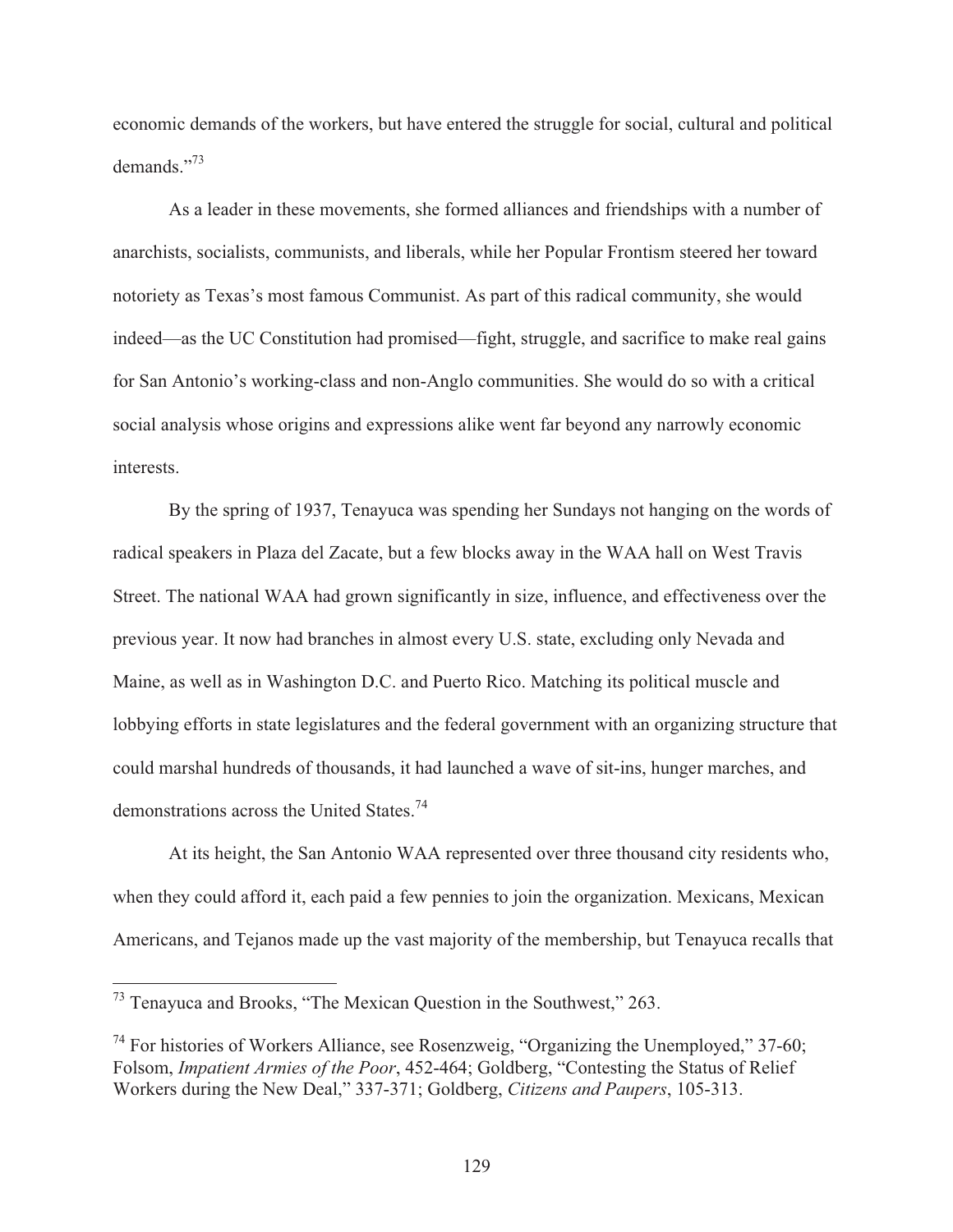economic demands of the workers, but have entered the struggle for social, cultural and political demands."[73]

As a leader in these movements, she formed alliances and friendships with a number of anarchists, socialists, communists, and liberals, while her Popular Frontism steered her toward notoriety as Texas's most famous Communist. As part of this radical community, she would indeed—as the UC Constitution had promised—fight, struggle, and sacrifice to make real gains for San Antonio's working-class and non-Anglo communities. She would do so with a critical social analysis whose origins and expressions alike went far beyond any narrowly economic interests.

By the spring of 1937, Tenayuca was spending her Sundays not hanging on the words of radical speakers in Plaza del Zacate, but a few blocks away in the WAA hall on West Travis Street. The national WAA had grown significantly in size, influence, and effectiveness over the previous year. It now had branches in almost every U.S. state, excluding only Nevada and Maine, as well as in Washington D.C. and Puerto Rico. Matching its political muscle and lobbying efforts in state legislatures and the federal government with an organizing structure that could marshal hundreds of thousands, it had launched a wave of sit-ins, hunger marches, and demonstrations across the United States.[74]

At its height, the San Antonio WAA represented over three thousand city residents who, when they could afford it, each paid a few pennies to join the organization. Mexicans, Mexican Americans, and Tejanos made up the vast majority of the membership, but Tenayuca recalls that

---

[73] Tenayuca and Brooks, "The Mexican Question in the Southwest," 263.

[74] For histories of Workers Alliance, see Rosenzweig, "Organizing the Unemployed," 37-60; Folsom, *Impatient Armies of the Poor*, 452-464; Goldberg, "Contesting the Status of Relief Workers during the New Deal," 337-371; Goldberg, *Citizens and Paupers*, 105-313.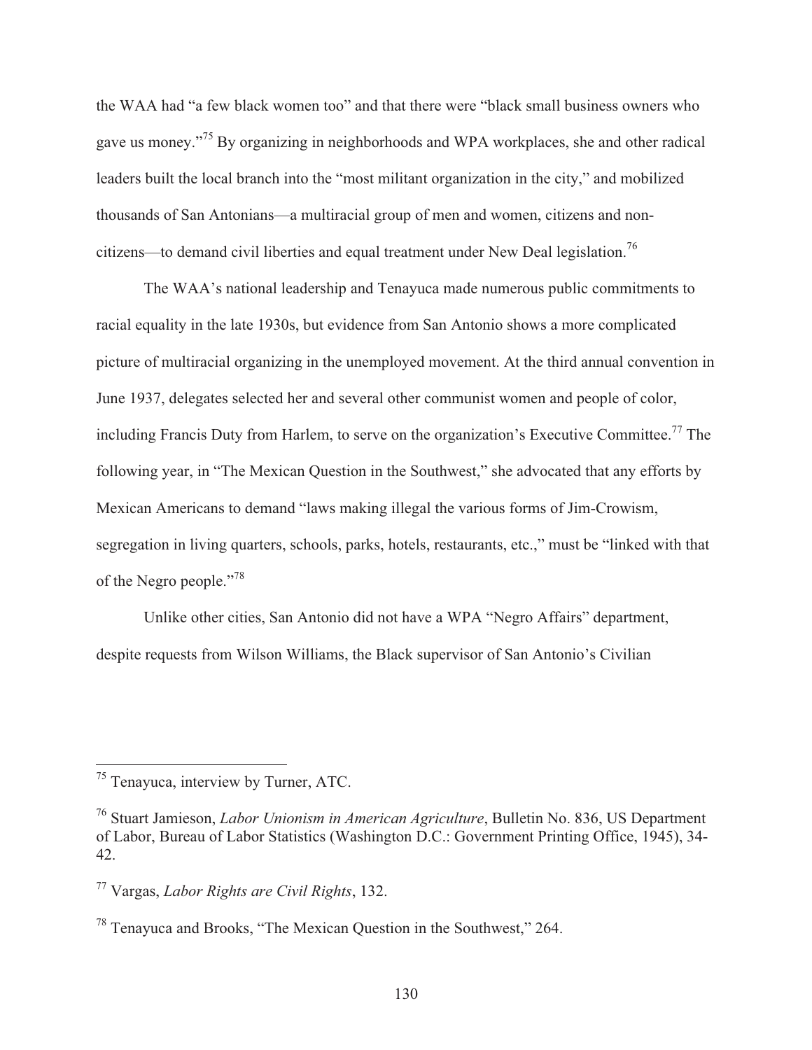the WAA had "a few black women too" and that there were "black small business owners who gave us money."[75] By organizing in neighborhoods and WPA workplaces, she and other radical leaders built the local branch into the "most militant organization in the city," and mobilized thousands of San Antonians—a multiracial group of men and women, citizens and non-citizens—to demand civil liberties and equal treatment under New Deal legislation.[76]

The WAA's national leadership and Tenayuca made numerous public commitments to racial equality in the late 1930s, but evidence from San Antonio shows a more complicated picture of multiracial organizing in the unemployed movement. At the third annual convention in June 1937, delegates selected her and several other communist women and people of color, including Francis Duty from Harlem, to serve on the organization's Executive Committee.[77] The following year, in "The Mexican Question in the Southwest," she advocated that any efforts by Mexican Americans to demand "laws making illegal the various forms of Jim-Crowism, segregation in living quarters, schools, parks, hotels, restaurants, etc.," must be "linked with that of the Negro people."[78]

Unlike other cities, San Antonio did not have a WPA "Negro Affairs" department, despite requests from Wilson Williams, the Black supervisor of San Antonio's Civilian

---

[75] Tenayuca, interview by Turner, ATC.

[76] Stuart Jamieson, *Labor Unionism in American Agriculture*, Bulletin No. 836, US Department of Labor, Bureau of Labor Statistics (Washington D.C.: Government Printing Office, 1945), 34-42.

[77] Vargas, *Labor Rights are Civil Rights*, 132.

[78] Tenayuca and Brooks, "The Mexican Question in the Southwest," 264.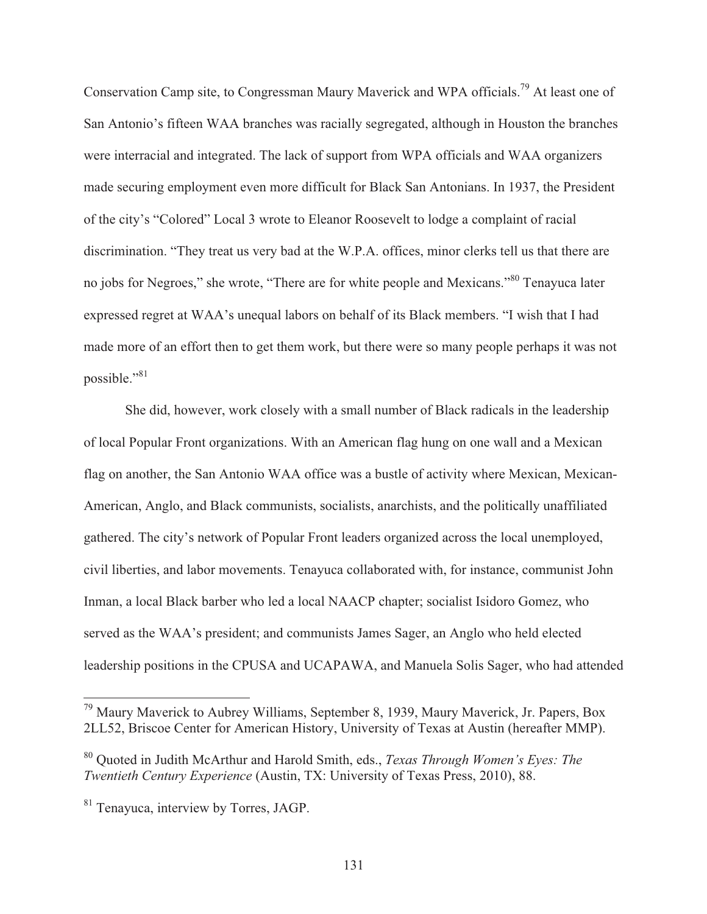Conservation Camp site, to Congressman Maury Maverick and WPA officials.[79] At least one of San Antonio's fifteen WAA branches was racially segregated, although in Houston the branches were interracial and integrated. The lack of support from WPA officials and WAA organizers made securing employment even more difficult for Black San Antonians. In 1937, the President of the city's "Colored" Local 3 wrote to Eleanor Roosevelt to lodge a complaint of racial discrimination. "They treat us very bad at the W.P.A. offices, minor clerks tell us that there are no jobs for Negroes," she wrote, "There are for white people and Mexicans."[80] Tenayuca later expressed regret at WAA's unequal labors on behalf of its Black members. "I wish that I had made more of an effort then to get them work, but there were so many people perhaps it was not possible."[81]

She did, however, work closely with a small number of Black radicals in the leadership of local Popular Front organizations. With an American flag hung on one wall and a Mexican flag on another, the San Antonio WAA office was a bustle of activity where Mexican, Mexican-American, Anglo, and Black communists, socialists, anarchists, and the politically unaffiliated gathered. The city's network of Popular Front leaders organized across the local unemployed, civil liberties, and labor movements. Tenayuca collaborated with, for instance, communist John Inman, a local Black barber who led a local NAACP chapter; socialist Isidoro Gomez, who served as the WAA's president; and communists James Sager, an Anglo who held elected leadership positions in the CPUSA and UCAPAWA, and Manuela Solis Sager, who had attended

---

[79] Maury Maverick to Aubrey Williams, September 8, 1939, Maury Maverick, Jr. Papers, Box 2LL52, Briscoe Center for American History, University of Texas at Austin (hereafter MMP).

[80] Quoted in Judith McArthur and Harold Smith, eds., *Texas Through Women's Eyes: The Twentieth Century Experience* (Austin, TX: University of Texas Press, 2010), 88.

[81] Tenayuca, interview by Torres, JAGP.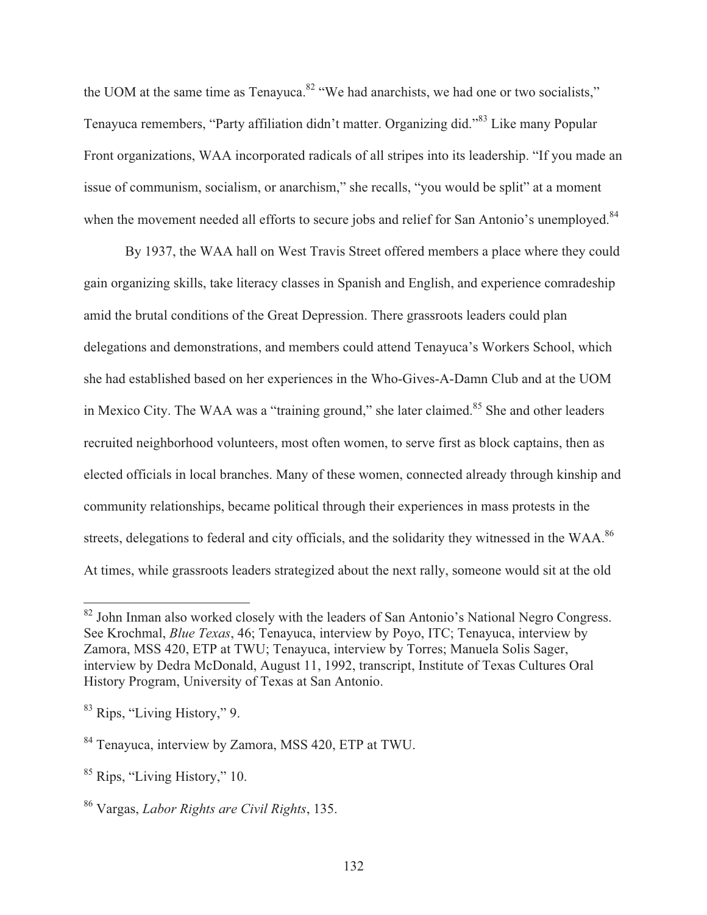the UOM at the same time as Tenayuca.[82] "We had anarchists, we had one or two socialists," Tenayuca remembers, "Party affiliation didn't matter. Organizing did."[83] Like many Popular Front organizations, WAA incorporated radicals of all stripes into its leadership. "If you made an issue of communism, socialism, or anarchism," she recalls, "you would be split" at a moment when the movement needed all efforts to secure jobs and relief for San Antonio's unemployed.[84]

By 1937, the WAA hall on West Travis Street offered members a place where they could gain organizing skills, take literacy classes in Spanish and English, and experience comradeship amid the brutal conditions of the Great Depression. There grassroots leaders could plan delegations and demonstrations, and members could attend Tenayuca's Workers School, which she had established based on her experiences in the Who-Gives-A-Damn Club and at the UOM in Mexico City. The WAA was a "training ground," she later claimed.[85] She and other leaders recruited neighborhood volunteers, most often women, to serve first as block captains, then as elected officials in local branches. Many of these women, connected already through kinship and community relationships, became political through their experiences in mass protests in the streets, delegations to federal and city officials, and the solidarity they witnessed in the WAA.[86] At times, while grassroots leaders strategized about the next rally, someone would sit at the old

---

[82] John Inman also worked closely with the leaders of San Antonio's National Negro Congress. See Krochmal, *Blue Texas*, 46; Tenayuca, interview by Poyo, ITC; Tenayuca, interview by Zamora, MSS 420, ETP at TWU; Tenayuca, interview by Torres; Manuela Solis Sager, interview by Dedra McDonald, August 11, 1992, transcript, Institute of Texas Cultures Oral History Program, University of Texas at San Antonio.

[83] Rips, "Living History," 9.

[84] Tenayuca, interview by Zamora, MSS 420, ETP at TWU.

[85] Rips, "Living History," 10.

[86] Vargas, *Labor Rights are Civil Rights*, 135.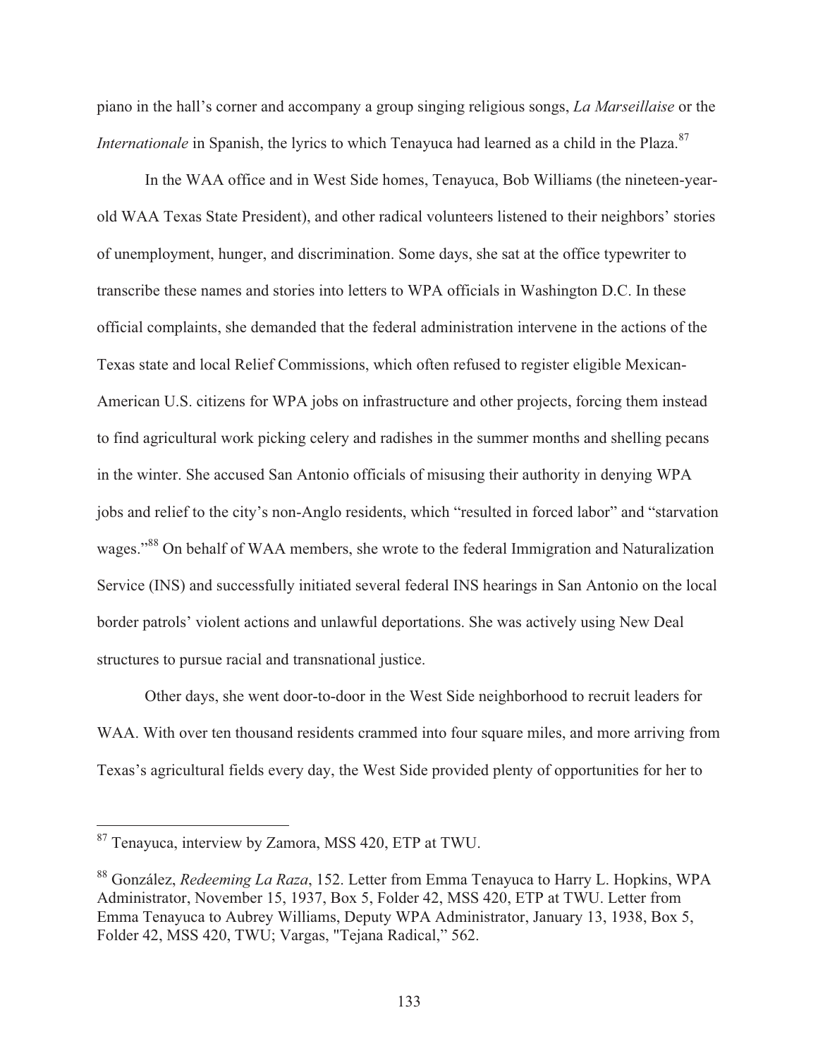piano in the hall's corner and accompany a group singing religious songs, *La Marseillaise* or the *Internationale* in Spanish, the lyrics to which Tenayuca had learned as a child in the Plaza.[87]

In the WAA office and in West Side homes, Tenayuca, Bob Williams (the nineteen-year-old WAA Texas State President), and other radical volunteers listened to their neighbors' stories of unemployment, hunger, and discrimination. Some days, she sat at the office typewriter to transcribe these names and stories into letters to WPA officials in Washington D.C. In these official complaints, she demanded that the federal administration intervene in the actions of the Texas state and local Relief Commissions, which often refused to register eligible Mexican-American U.S. citizens for WPA jobs on infrastructure and other projects, forcing them instead to find agricultural work picking celery and radishes in the summer months and shelling pecans in the winter. She accused San Antonio officials of misusing their authority in denying WPA jobs and relief to the city's non-Anglo residents, which "resulted in forced labor" and "starvation wages."[88] On behalf of WAA members, she wrote to the federal Immigration and Naturalization Service (INS) and successfully initiated several federal INS hearings in San Antonio on the local border patrols' violent actions and unlawful deportations. She was actively using New Deal structures to pursue racial and transnational justice.

Other days, she went door-to-door in the West Side neighborhood to recruit leaders for WAA. With over ten thousand residents crammed into four square miles, and more arriving from Texas's agricultural fields every day, the West Side provided plenty of opportunities for her to

---

[87] Tenayuca, interview by Zamora, MSS 420, ETP at TWU.

[88] González, *Redeeming La Raza*, 152. Letter from Emma Tenayuca to Harry L. Hopkins, WPA Administrator, November 15, 1937, Box 5, Folder 42, MSS 420, ETP at TWU. Letter from Emma Tenayuca to Aubrey Williams, Deputy WPA Administrator, January 13, 1938, Box 5, Folder 42, MSS 420, TWU; Vargas, "Tejana Radical," 562.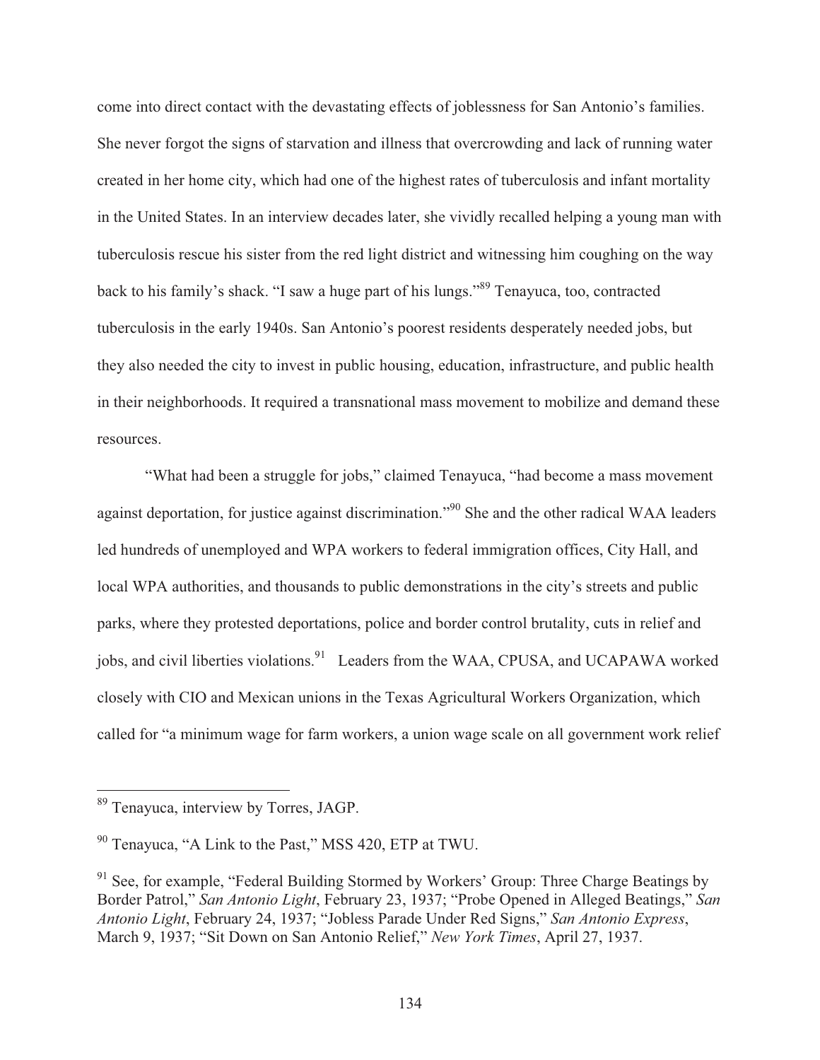come into direct contact with the devastating effects of joblessness for San Antonio's families. She never forgot the signs of starvation and illness that overcrowding and lack of running water created in her home city, which had one of the highest rates of tuberculosis and infant mortality in the United States. In an interview decades later, she vividly recalled helping a young man with tuberculosis rescue his sister from the red light district and witnessing him coughing on the way back to his family's shack. "I saw a huge part of his lungs."[89] Tenayuca, too, contracted tuberculosis in the early 1940s. San Antonio's poorest residents desperately needed jobs, but they also needed the city to invest in public housing, education, infrastructure, and public health in their neighborhoods. It required a transnational mass movement to mobilize and demand these resources.

"What had been a struggle for jobs," claimed Tenayuca, "had become a mass movement against deportation, for justice against discrimination."[90] She and the other radical WAA leaders led hundreds of unemployed and WPA workers to federal immigration offices, City Hall, and local WPA authorities, and thousands to public demonstrations in the city's streets and public parks, where they protested deportations, police and border control brutality, cuts in relief and jobs, and civil liberties violations.[91] Leaders from the WAA, CPUSA, and UCAPAWA worked closely with CIO and Mexican unions in the Texas Agricultural Workers Organization, which called for "a minimum wage for farm workers, a union wage scale on all government work relief

---

[89] Tenayuca, interview by Torres, JAGP.

[90] Tenayuca, "A Link to the Past," MSS 420, ETP at TWU.

[91] See, for example, "Federal Building Stormed by Workers' Group: Three Charge Beatings by Border Patrol," *San Antonio Light*, February 23, 1937; "Probe Opened in Alleged Beatings," *San Antonio Light*, February 24, 1937; "Jobless Parade Under Red Signs," *San Antonio Express*, March 9, 1937; "Sit Down on San Antonio Relief," *New York Times*, April 27, 1937.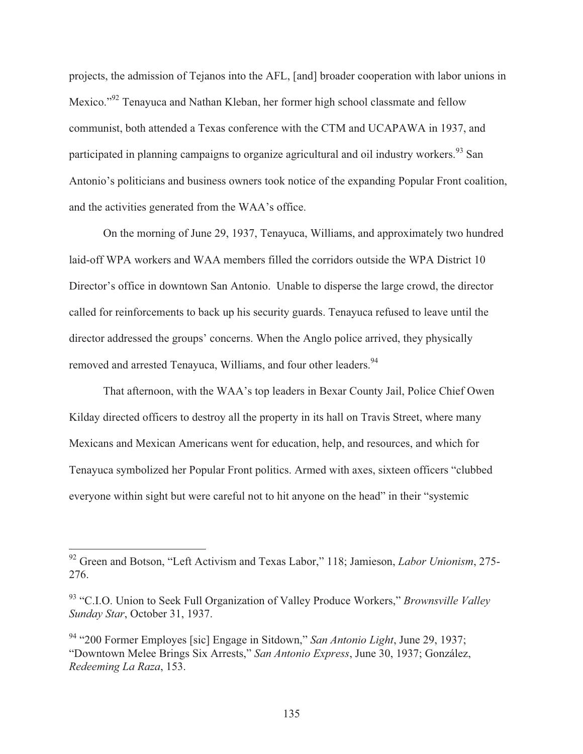projects, the admission of Tejanos into the AFL, [and] broader cooperation with labor unions in Mexico."[92] Tenayuca and Nathan Kleban, her former high school classmate and fellow communist, both attended a Texas conference with the CTM and UCAPAWA in 1937, and participated in planning campaigns to organize agricultural and oil industry workers.[93] San Antonio's politicians and business owners took notice of the expanding Popular Front coalition, and the activities generated from the WAA's office.

On the morning of June 29, 1937, Tenayuca, Williams, and approximately two hundred laid-off WPA workers and WAA members filled the corridors outside the WPA District 10 Director's office in downtown San Antonio. Unable to disperse the large crowd, the director called for reinforcements to back up his security guards. Tenayuca refused to leave until the director addressed the groups' concerns. When the Anglo police arrived, they physically removed and arrested Tenayuca, Williams, and four other leaders.[94]

That afternoon, with the WAA's top leaders in Bexar County Jail, Police Chief Owen Kilday directed officers to destroy all the property in its hall on Travis Street, where many Mexicans and Mexican Americans went for education, help, and resources, and which for Tenayuca symbolized her Popular Front politics. Armed with axes, sixteen officers "clubbed everyone within sight but were careful not to hit anyone on the head" in their "systemic

---

[92] Green and Botson, "Left Activism and Texas Labor," 118; Jamieson, *Labor Unionism*, 275-276.

[93] "C.I.O. Union to Seek Full Organization of Valley Produce Workers," *Brownsville Valley Sunday Star*, October 31, 1937.

[94] "200 Former Employes [sic] Engage in Sitdown," *San Antonio Light*, June 29, 1937; "Downtown Melee Brings Six Arrests," *San Antonio Express*, June 30, 1937; González, *Redeeming La Raza*, 153.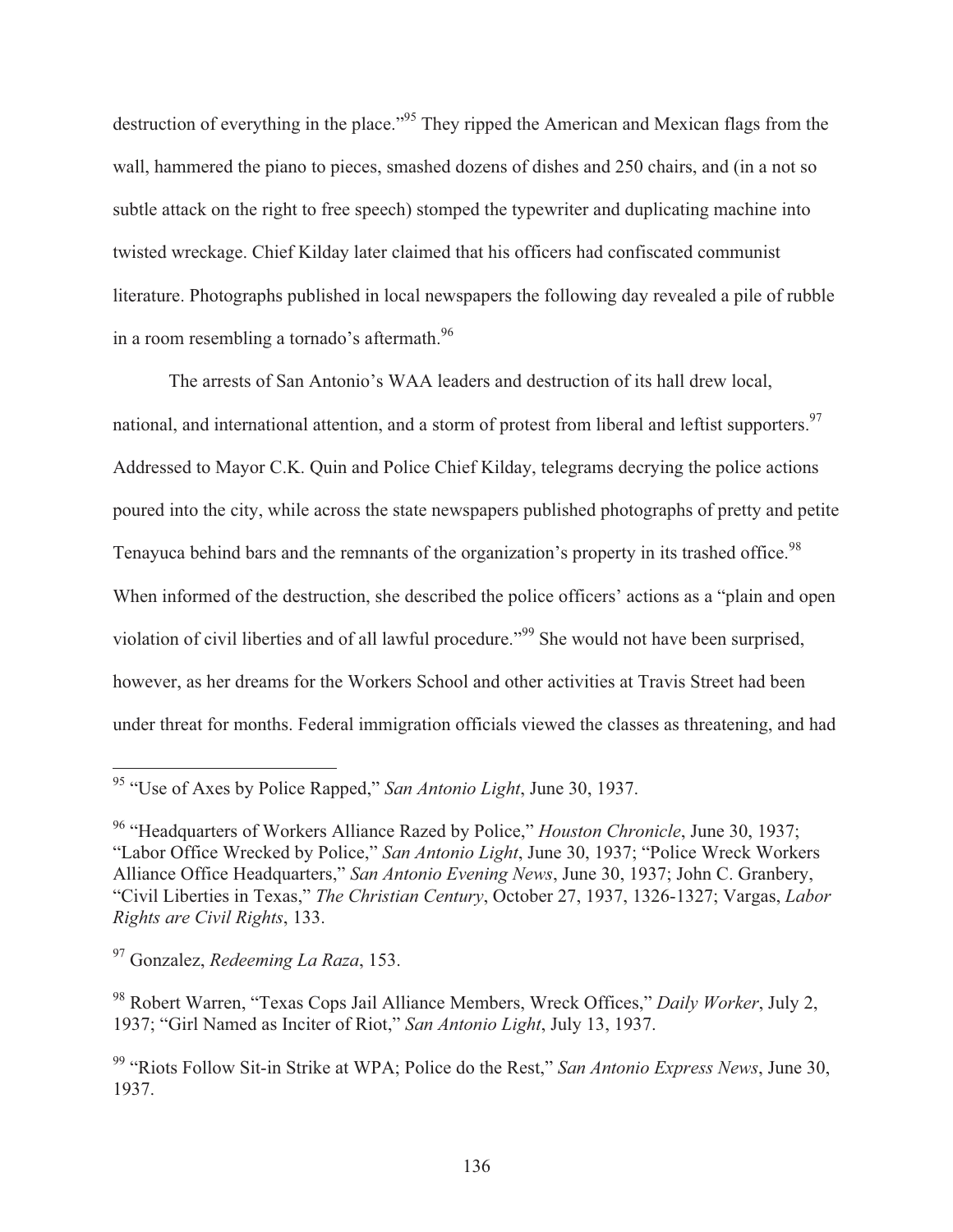destruction of everything in the place."[95] They ripped the American and Mexican flags from the wall, hammered the piano to pieces, smashed dozens of dishes and 250 chairs, and (in a not so subtle attack on the right to free speech) stomped the typewriter and duplicating machine into twisted wreckage. Chief Kilday later claimed that his officers had confiscated communist literature. Photographs published in local newspapers the following day revealed a pile of rubble in a room resembling a tornado's aftermath.[96]

The arrests of San Antonio's WAA leaders and destruction of its hall drew local, national, and international attention, and a storm of protest from liberal and leftist supporters.[97] Addressed to Mayor C.K. Quin and Police Chief Kilday, telegrams decrying the police actions poured into the city, while across the state newspapers published photographs of pretty and petite Tenayuca behind bars and the remnants of the organization's property in its trashed office.[98] When informed of the destruction, she described the police officers' actions as a "plain and open violation of civil liberties and of all lawful procedure."[99] She would not have been surprised, however, as her dreams for the Workers School and other activities at Travis Street had been under threat for months. Federal immigration officials viewed the classes as threatening, and had

---

[95] "Use of Axes by Police Rapped," *San Antonio Light*, June 30, 1937.

[96] "Headquarters of Workers Alliance Razed by Police," *Houston Chronicle*, June 30, 1937; "Labor Office Wrecked by Police," *San Antonio Light*, June 30, 1937; "Police Wreck Workers Alliance Office Headquarters," *San Antonio Evening News*, June 30, 1937; John C. Granbery, "Civil Liberties in Texas," *The Christian Century*, October 27, 1937, 1326-1327; Vargas, *Labor Rights are Civil Rights*, 133.

[97] Gonzalez, *Redeeming La Raza*, 153.

[98] Robert Warren, "Texas Cops Jail Alliance Members, Wreck Offices," *Daily Worker*, July 2, 1937; "Girl Named as Inciter of Riot," *San Antonio Light*, July 13, 1937.

[99] "Riots Follow Sit-in Strike at WPA; Police do the Rest," *San Antonio Express News*, June 30, 1937.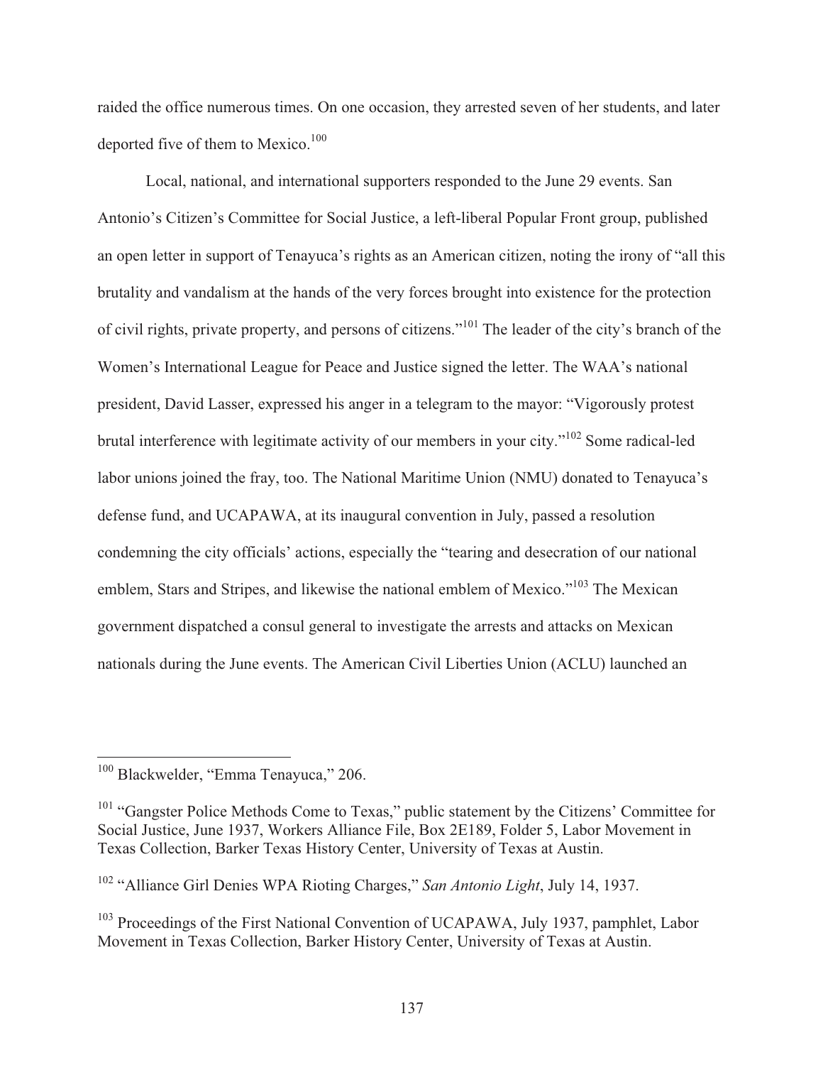raided the office numerous times. On one occasion, they arrested seven of her students, and later deported five of them to Mexico.[100]

Local, national, and international supporters responded to the June 29 events. San Antonio's Citizen's Committee for Social Justice, a left-liberal Popular Front group, published an open letter in support of Tenayuca's rights as an American citizen, noting the irony of "all this brutality and vandalism at the hands of the very forces brought into existence for the protection of civil rights, private property, and persons of citizens."[101] The leader of the city's branch of the Women's International League for Peace and Justice signed the letter. The WAA's national president, David Lasser, expressed his anger in a telegram to the mayor: "Vigorously protest brutal interference with legitimate activity of our members in your city."[102] Some radical-led labor unions joined the fray, too. The National Maritime Union (NMU) donated to Tenayuca's defense fund, and UCAPAWA, at its inaugural convention in July, passed a resolution condemning the city officials' actions, especially the "tearing and desecration of our national emblem, Stars and Stripes, and likewise the national emblem of Mexico."[103] The Mexican government dispatched a consul general to investigate the arrests and attacks on Mexican nationals during the June events. The American Civil Liberties Union (ACLU) launched an

---

[100] Blackwelder, "Emma Tenayuca," 206.

[101] "Gangster Police Methods Come to Texas," public statement by the Citizens' Committee for Social Justice, June 1937, Workers Alliance File, Box 2E189, Folder 5, Labor Movement in Texas Collection, Barker Texas History Center, University of Texas at Austin.

[102] "Alliance Girl Denies WPA Rioting Charges," *San Antonio Light*, July 14, 1937.

[103] Proceedings of the First National Convention of UCAPAWA, July 1937, pamphlet, Labor Movement in Texas Collection, Barker History Center, University of Texas at Austin.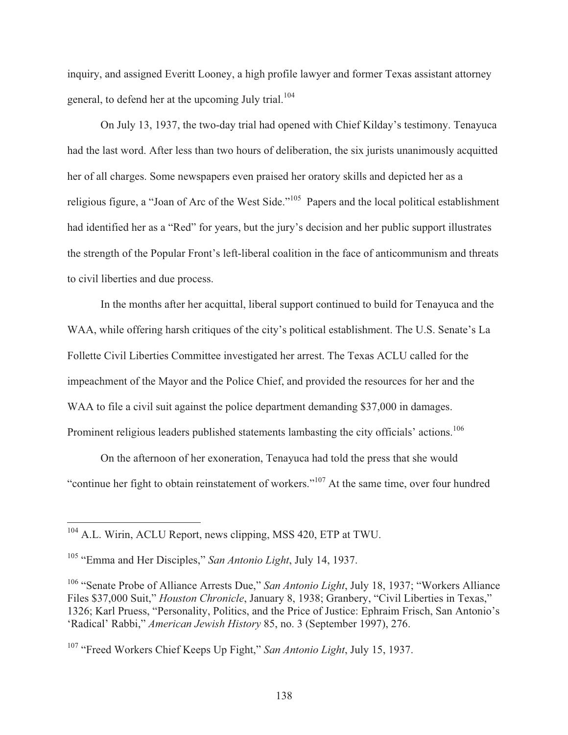inquiry, and assigned Everitt Looney, a high profile lawyer and former Texas assistant attorney general, to defend her at the upcoming July trial.[104]

On July 13, 1937, the two-day trial had opened with Chief Kilday's testimony. Tenayuca had the last word. After less than two hours of deliberation, the six jurists unanimously acquitted her of all charges. Some newspapers even praised her oratory skills and depicted her as a religious figure, a "Joan of Arc of the West Side."[105] Papers and the local political establishment had identified her as a "Red" for years, but the jury's decision and her public support illustrates the strength of the Popular Front's left-liberal coalition in the face of anticommunism and threats to civil liberties and due process.

In the months after her acquittal, liberal support continued to build for Tenayuca and the WAA, while offering harsh critiques of the city's political establishment. The U.S. Senate's La Follette Civil Liberties Committee investigated her arrest. The Texas ACLU called for the impeachment of the Mayor and the Police Chief, and provided the resources for her and the WAA to file a civil suit against the police department demanding $37,000 in damages. Prominent religious leaders published statements lambasting the city officials' actions.[106]

On the afternoon of her exoneration, Tenayuca had told the press that she would "continue her fight to obtain reinstatement of workers."[107] At the same time, over four hundred

---

[104] A.L. Wirin, ACLU Report, news clipping, MSS 420, ETP at TWU.

[105] "Emma and Her Disciples," *San Antonio Light*, July 14, 1937.

[106] "Senate Probe of Alliance Arrests Due," *San Antonio Light*, July 18, 1937; "Workers Alliance Files $37,000 Suit," *Houston Chronicle*, January 8, 1938; Granbery, "Civil Liberties in Texas," 1326; Karl Pruess, "Personality, Politics, and the Price of Justice: Ephraim Frisch, San Antonio's 'Radical' Rabbi," *American Jewish History* 85, no. 3 (September 1997), 276.

[107] "Freed Workers Chief Keeps Up Fight," *San Antonio Light*, July 15, 1937.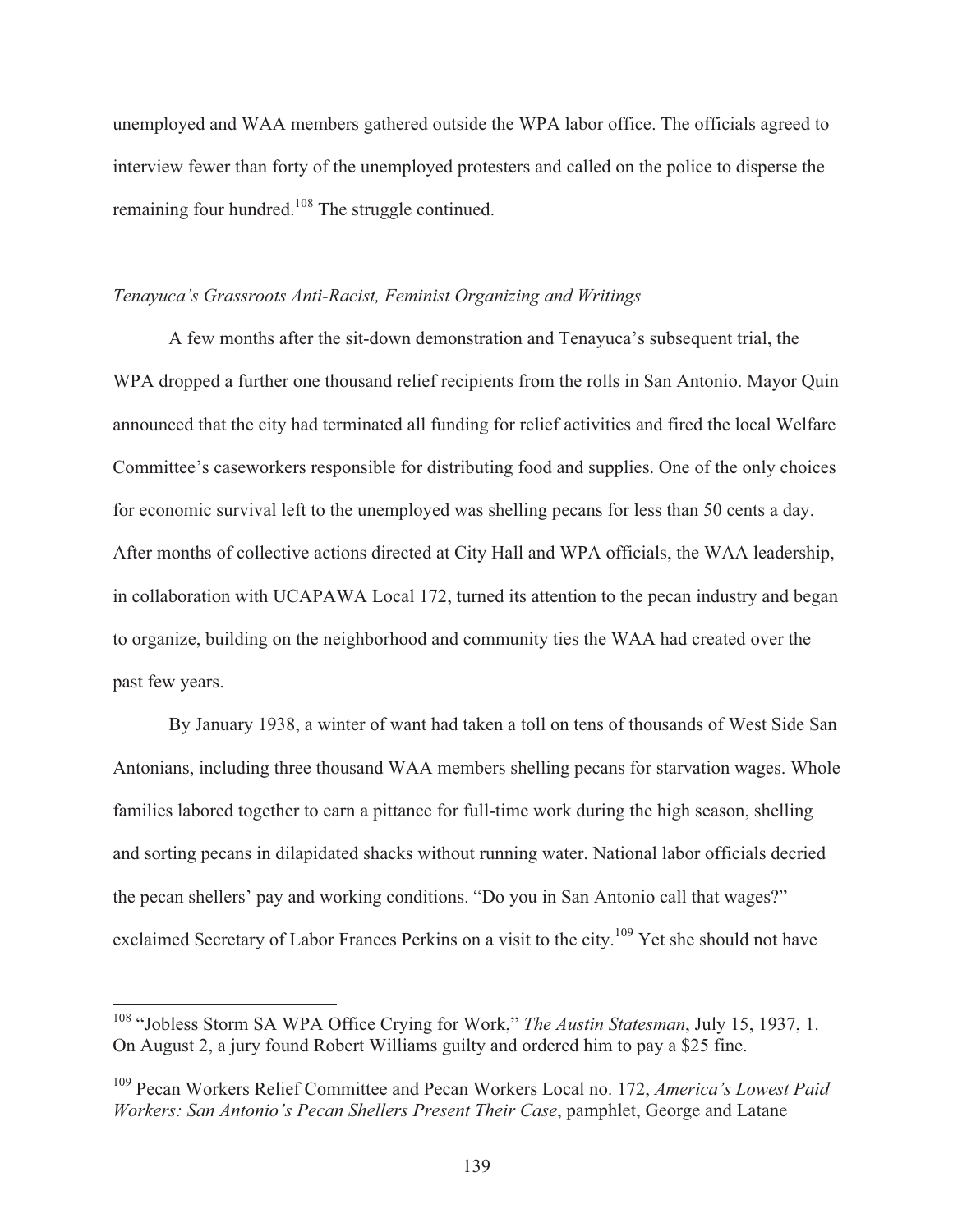unemployed and WAA members gathered outside the WPA labor office. The officials agreed to interview fewer than forty of the unemployed protesters and called on the police to disperse the remaining four hundred.[108] The struggle continued.

### *Tenayuca's Grassroots Anti-Racist, Feminist Organizing and Writings*

A few months after the sit-down demonstration and Tenayuca's subsequent trial, the WPA dropped a further one thousand relief recipients from the rolls in San Antonio. Mayor Quin announced that the city had terminated all funding for relief activities and fired the local Welfare Committee's caseworkers responsible for distributing food and supplies. One of the only choices for economic survival left to the unemployed was shelling pecans for less than 50 cents a day. After months of collective actions directed at City Hall and WPA officials, the WAA leadership, in collaboration with UCAPAWA Local 172, turned its attention to the pecan industry and began to organize, building on the neighborhood and community ties the WAA had created over the past few years.

By January 1938, a winter of want had taken a toll on tens of thousands of West Side San Antonians, including three thousand WAA members shelling pecans for starvation wages. Whole families labored together to earn a pittance for full-time work during the high season, shelling and sorting pecans in dilapidated shacks without running water. National labor officials decried the pecan shellers' pay and working conditions. "Do you in San Antonio call that wages?" exclaimed Secretary of Labor Frances Perkins on a visit to the city.[109] Yet she should not have

---

[108] "Jobless Storm SA WPA Office Crying for Work," *The Austin Statesman*, July 15, 1937, 1. On August 2, a jury found Robert Williams guilty and ordered him to pay a $25 fine.

[109] Pecan Workers Relief Committee and Pecan Workers Local no. 172, *America's Lowest Paid Workers: San Antonio's Pecan Shellers Present Their Case*, pamphlet, George and Latane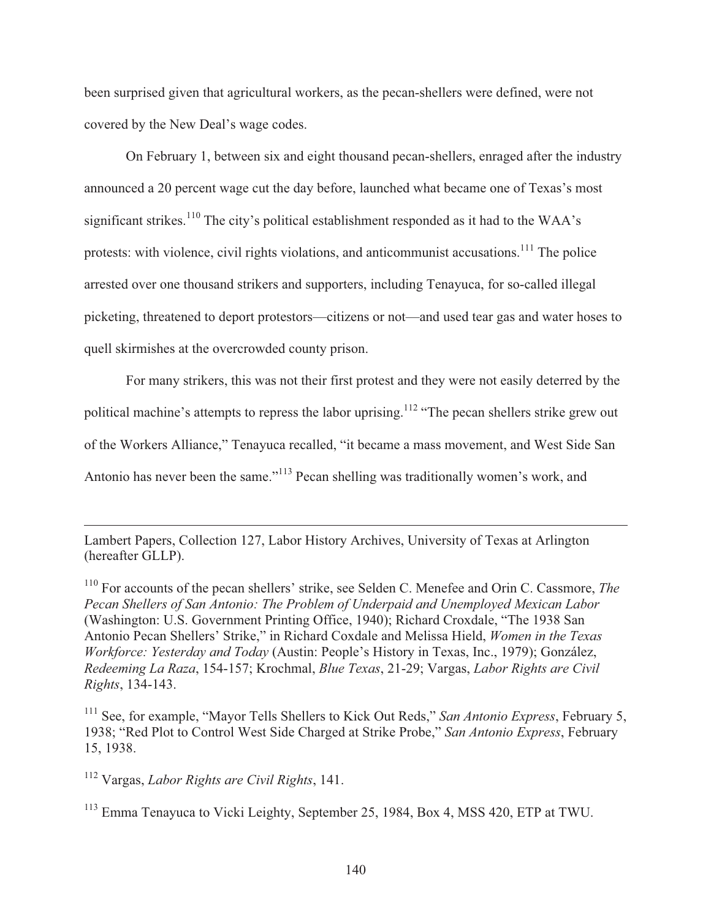been surprised given that agricultural workers, as the pecan-shellers were defined, were not covered by the New Deal's wage codes.

On February 1, between six and eight thousand pecan-shellers, enraged after the industry announced a 20 percent wage cut the day before, launched what became one of Texas's most significant strikes.[110] The city's political establishment responded as it had to the WAA's protests: with violence, civil rights violations, and anticommunist accusations.[111] The police arrested over one thousand strikers and supporters, including Tenayuca, for so-called illegal picketing, threatened to deport protestors—citizens or not—and used tear gas and water hoses to quell skirmishes at the overcrowded county prison.

For many strikers, this was not their first protest and they were not easily deterred by the political machine's attempts to repress the labor uprising.[112] "The pecan shellers strike grew out of the Workers Alliance," Tenayuca recalled, "it became a mass movement, and West Side San Antonio has never been the same."[113] Pecan shelling was traditionally women's work, and

---

Lambert Papers, Collection 127, Labor History Archives, University of Texas at Arlington (hereafter GLLP).

[110] For accounts of the pecan shellers' strike, see Selden C. Menefee and Orin C. Cassmore, *The Pecan Shellers of San Antonio: The Problem of Underpaid and Unemployed Mexican Labor* (Washington: U.S. Government Printing Office, 1940); Richard Croxdale, "The 1938 San Antonio Pecan Shellers' Strike," in Richard Coxdale and Melissa Hield, *Women in the Texas Workforce: Yesterday and Today* (Austin: People's History in Texas, Inc., 1979); González, *Redeeming La Raza*, 154-157; Krochmal, *Blue Texas*, 21-29; Vargas, *Labor Rights are Civil Rights*, 134-143.

[111] See, for example, "Mayor Tells Shellers to Kick Out Reds," *San Antonio Express*, February 5, 1938; "Red Plot to Control West Side Charged at Strike Probe," *San Antonio Express*, February 15, 1938.

[112] Vargas, *Labor Rights are Civil Rights*, 141.

[113] Emma Tenayuca to Vicki Leighty, September 25, 1984, Box 4, MSS 420, ETP at TWU.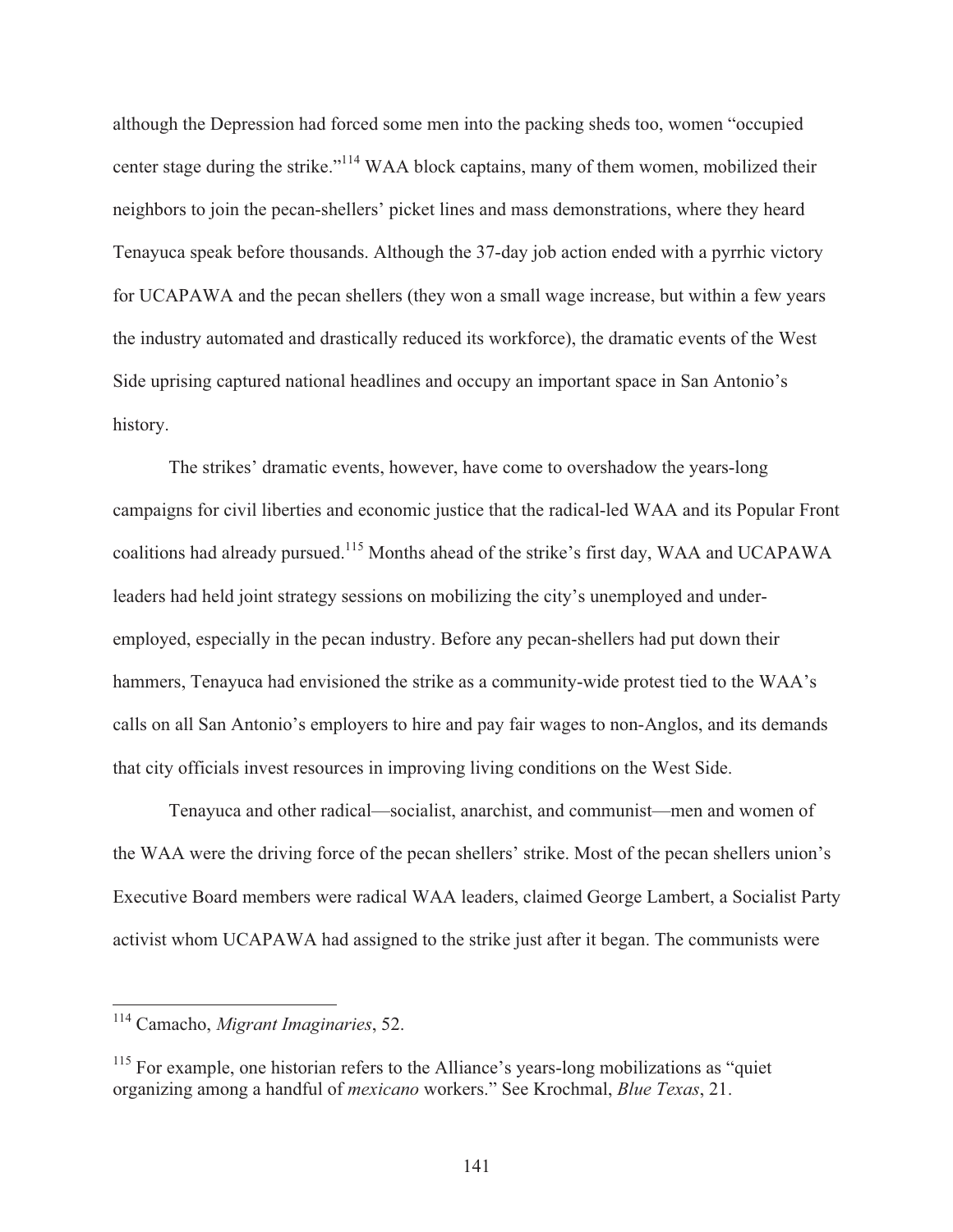although the Depression had forced some men into the packing sheds too, women "occupied center stage during the strike."[114] WAA block captains, many of them women, mobilized their neighbors to join the pecan-shellers' picket lines and mass demonstrations, where they heard Tenayuca speak before thousands. Although the 37-day job action ended with a pyrrhic victory for UCAPAWA and the pecan shellers (they won a small wage increase, but within a few years the industry automated and drastically reduced its workforce), the dramatic events of the West Side uprising captured national headlines and occupy an important space in San Antonio's history.

The strikes' dramatic events, however, have come to overshadow the years-long campaigns for civil liberties and economic justice that the radical-led WAA and its Popular Front coalitions had already pursued.[115] Months ahead of the strike's first day, WAA and UCAPAWA leaders had held joint strategy sessions on mobilizing the city's unemployed and under-employed, especially in the pecan industry. Before any pecan-shellers had put down their hammers, Tenayuca had envisioned the strike as a community-wide protest tied to the WAA's calls on all San Antonio's employers to hire and pay fair wages to non-Anglos, and its demands that city officials invest resources in improving living conditions on the West Side.

Tenayuca and other radical—socialist, anarchist, and communist—men and women of the WAA were the driving force of the pecan shellers' strike. Most of the pecan shellers union's Executive Board members were radical WAA leaders, claimed George Lambert, a Socialist Party activist whom UCAPAWA had assigned to the strike just after it began. The communists were

---

[114] Camacho, *Migrant Imaginaries*, 52.

[115] For example, one historian refers to the Alliance's years-long mobilizations as "quiet organizing among a handful of *mexicano* workers." See Krochmal, *Blue Texas*, 21.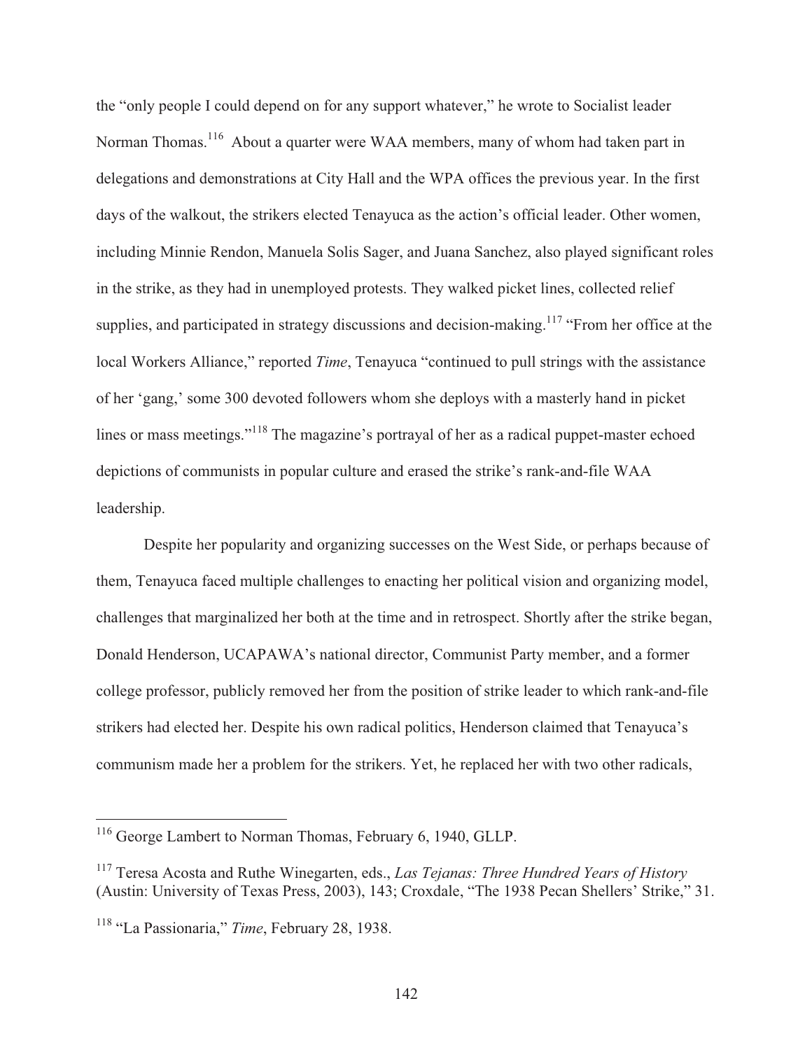the "only people I could depend on for any support whatever," he wrote to Socialist leader Norman Thomas.[116] About a quarter were WAA members, many of whom had taken part in delegations and demonstrations at City Hall and the WPA offices the previous year. In the first days of the walkout, the strikers elected Tenayuca as the action's official leader. Other women, including Minnie Rendon, Manuela Solis Sager, and Juana Sanchez, also played significant roles in the strike, as they had in unemployed protests. They walked picket lines, collected relief supplies, and participated in strategy discussions and decision-making.[117] "From her office at the local Workers Alliance," reported *Time*, Tenayuca "continued to pull strings with the assistance of her 'gang,' some 300 devoted followers whom she deploys with a masterly hand in picket lines or mass meetings."[118] The magazine's portrayal of her as a radical puppet-master echoed depictions of communists in popular culture and erased the strike's rank-and-file WAA leadership.

Despite her popularity and organizing successes on the West Side, or perhaps because of them, Tenayuca faced multiple challenges to enacting her political vision and organizing model, challenges that marginalized her both at the time and in retrospect. Shortly after the strike began, Donald Henderson, UCAPAWA's national director, Communist Party member, and a former college professor, publicly removed her from the position of strike leader to which rank-and-file strikers had elected her. Despite his own radical politics, Henderson claimed that Tenayuca's communism made her a problem for the strikers. Yet, he replaced her with two other radicals,

---

[116] George Lambert to Norman Thomas, February 6, 1940, GLLP.

[117] Teresa Acosta and Ruthe Winegarten, eds., *Las Tejanas: Three Hundred Years of History* (Austin: University of Texas Press, 2003), 143; Croxdale, "The 1938 Pecan Shellers' Strike," 31.

[118] "La Passionaria," *Time*, February 28, 1938.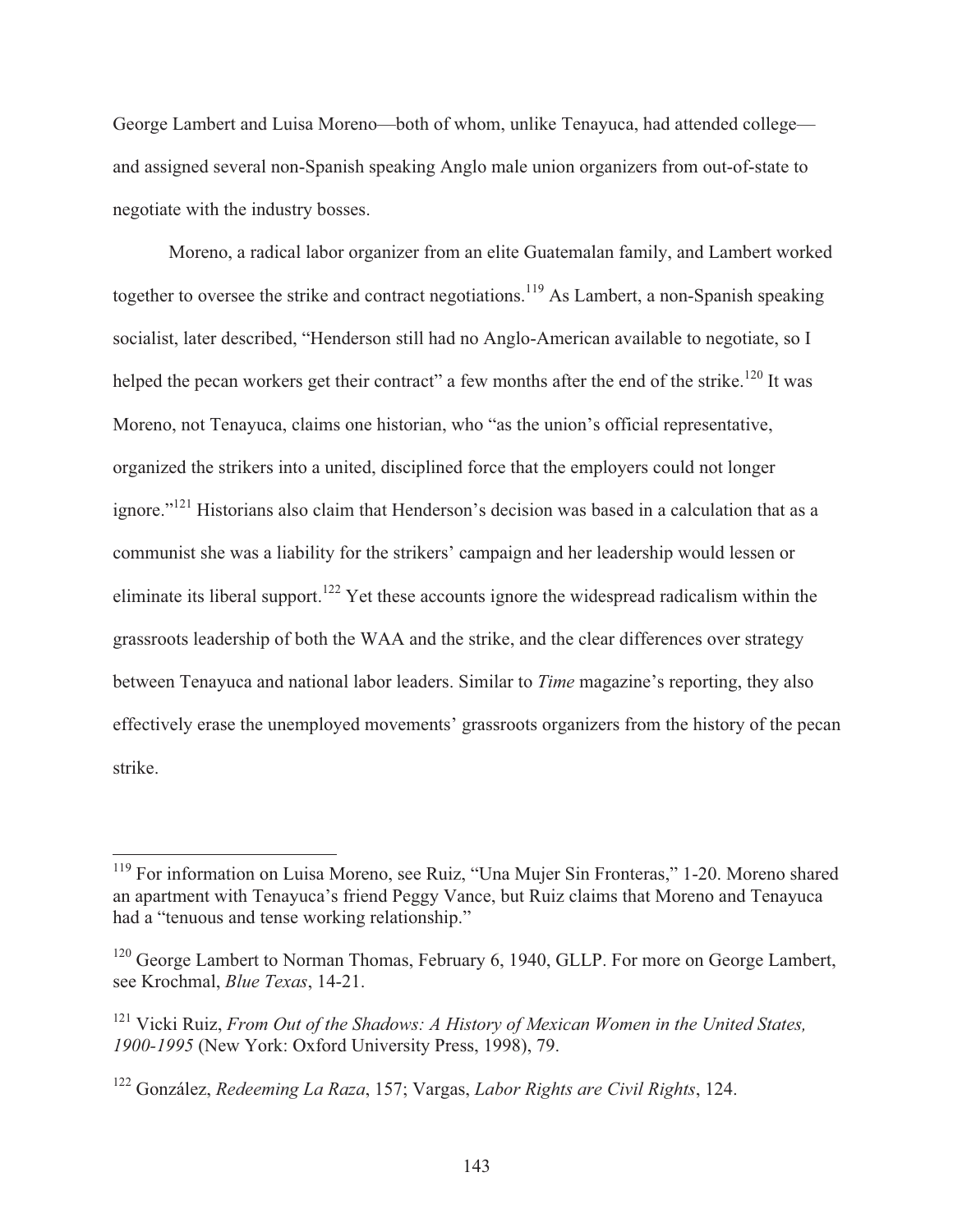George Lambert and Luisa Moreno—both of whom, unlike Tenayuca, had attended college—and assigned several non-Spanish speaking Anglo male union organizers from out-of-state to negotiate with the industry bosses.

Moreno, a radical labor organizer from an elite Guatemalan family, and Lambert worked together to oversee the strike and contract negotiations.[119] As Lambert, a non-Spanish speaking socialist, later described, "Henderson still had no Anglo-American available to negotiate, so I helped the pecan workers get their contract" a few months after the end of the strike.[120] It was Moreno, not Tenayuca, claims one historian, who "as the union's official representative, organized the strikers into a united, disciplined force that the employers could not longer ignore."[121] Historians also claim that Henderson's decision was based in a calculation that as a communist she was a liability for the strikers' campaign and her leadership would lessen or eliminate its liberal support.[122] Yet these accounts ignore the widespread radicalism within the grassroots leadership of both the WAA and the strike, and the clear differences over strategy between Tenayuca and national labor leaders. Similar to *Time* magazine's reporting, they also effectively erase the unemployed movements' grassroots organizers from the history of the pecan strike.

---

[119] For information on Luisa Moreno, see Ruiz, "Una Mujer Sin Fronteras," 1-20. Moreno shared an apartment with Tenayuca's friend Peggy Vance, but Ruiz claims that Moreno and Tenayuca had a "tenuous and tense working relationship."

[120] George Lambert to Norman Thomas, February 6, 1940, GLLP. For more on George Lambert, see Krochmal, *Blue Texas*, 14-21.

[121] Vicki Ruiz, *From Out of the Shadows: A History of Mexican Women in the United States, 1900-1995* (New York: Oxford University Press, 1998), 79.

[122] González, *Redeeming La Raza*, 157; Vargas, *Labor Rights are Civil Rights*, 124.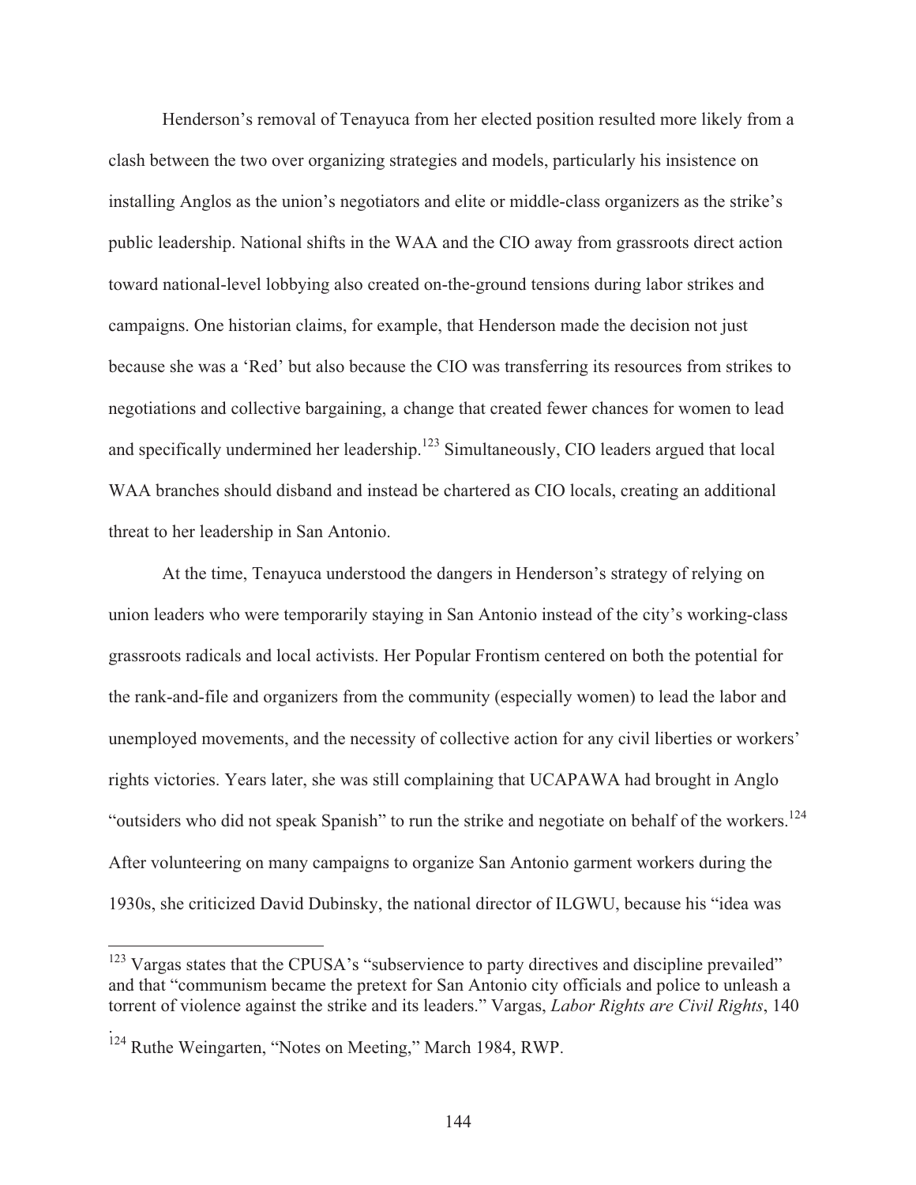Henderson's removal of Tenayuca from her elected position resulted more likely from a clash between the two over organizing strategies and models, particularly his insistence on installing Anglos as the union's negotiators and elite or middle-class organizers as the strike's public leadership. National shifts in the WAA and the CIO away from grassroots direct action toward national-level lobbying also created on-the-ground tensions during labor strikes and campaigns. One historian claims, for example, that Henderson made the decision not just because she was a 'Red' but also because the CIO was transferring its resources from strikes to negotiations and collective bargaining, a change that created fewer chances for women to lead and specifically undermined her leadership.[123] Simultaneously, CIO leaders argued that local WAA branches should disband and instead be chartered as CIO locals, creating an additional threat to her leadership in San Antonio.

At the time, Tenayuca understood the dangers in Henderson's strategy of relying on union leaders who were temporarily staying in San Antonio instead of the city's working-class grassroots radicals and local activists. Her Popular Frontism centered on both the potential for the rank-and-file and organizers from the community (especially women) to lead the labor and unemployed movements, and the necessity of collective action for any civil liberties or workers' rights victories. Years later, she was still complaining that UCAPAWA had brought in Anglo "outsiders who did not speak Spanish" to run the strike and negotiate on behalf of the workers.[124] After volunteering on many campaigns to organize San Antonio garment workers during the 1930s, she criticized David Dubinsky, the national director of ILGWU, because his "idea was

---

[123] Vargas states that the CPUSA's "subservience to party directives and discipline prevailed" and that "communism became the pretext for San Antonio city officials and police to unleash a torrent of violence against the strike and its leaders." Vargas, *Labor Rights are Civil Rights*, 140 .

[124] Ruthe Weingarten, "Notes on Meeting," March 1984, RWP.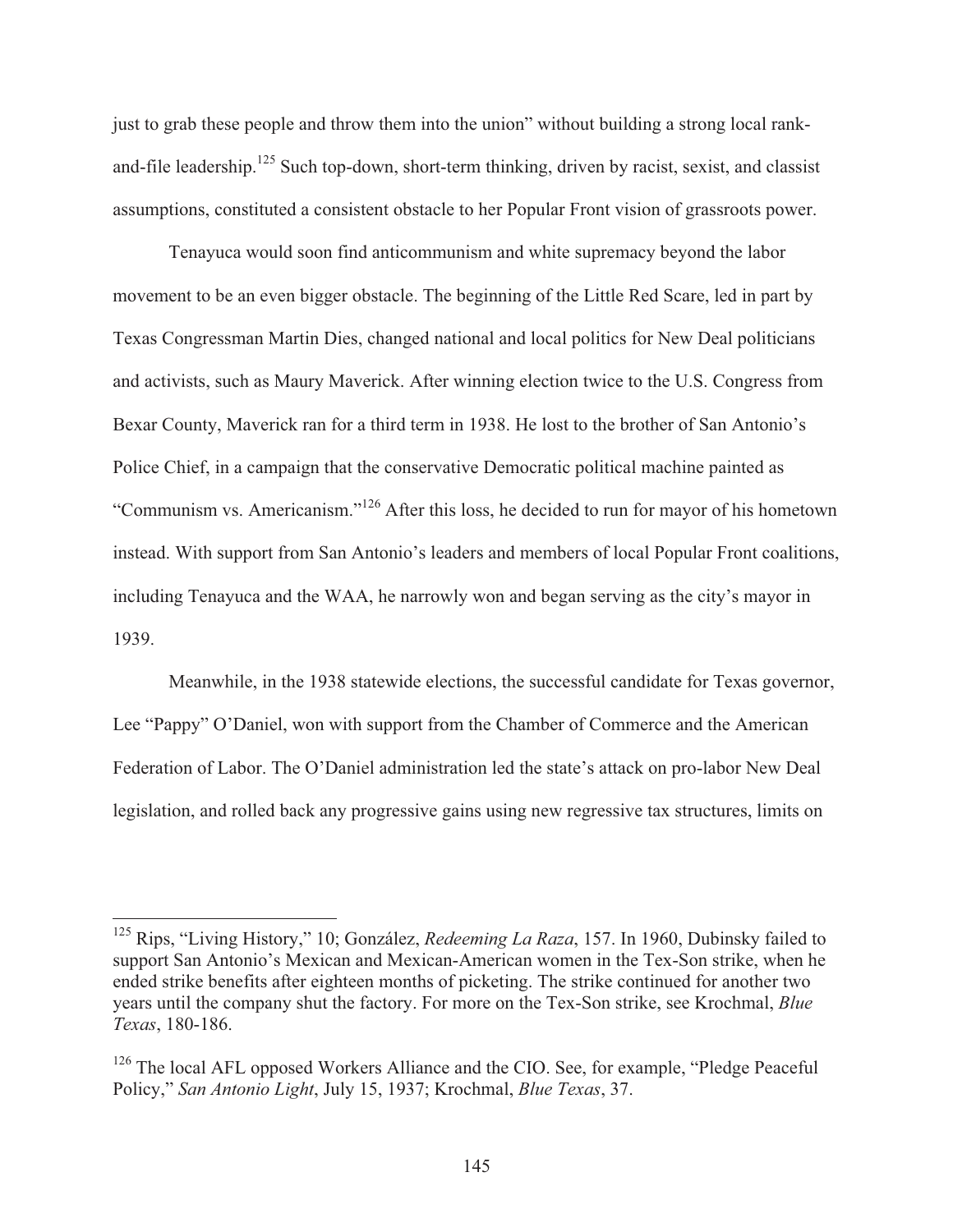just to grab these people and throw them into the union" without building a strong local rank-and-file leadership.[125] Such top-down, short-term thinking, driven by racist, sexist, and classist assumptions, constituted a consistent obstacle to her Popular Front vision of grassroots power.

Tenayuca would soon find anticommunism and white supremacy beyond the labor movement to be an even bigger obstacle. The beginning of the Little Red Scare, led in part by Texas Congressman Martin Dies, changed national and local politics for New Deal politicians and activists, such as Maury Maverick. After winning election twice to the U.S. Congress from Bexar County, Maverick ran for a third term in 1938. He lost to the brother of San Antonio's Police Chief, in a campaign that the conservative Democratic political machine painted as "Communism vs. Americanism."[126] After this loss, he decided to run for mayor of his hometown instead. With support from San Antonio's leaders and members of local Popular Front coalitions, including Tenayuca and the WAA, he narrowly won and began serving as the city's mayor in 1939.

Meanwhile, in the 1938 statewide elections, the successful candidate for Texas governor, Lee "Pappy" O'Daniel, won with support from the Chamber of Commerce and the American Federation of Labor. The O'Daniel administration led the state's attack on pro-labor New Deal legislation, and rolled back any progressive gains using new regressive tax structures, limits on

---

[125] Rips, "Living History," 10; González, *Redeeming La Raza*, 157. In 1960, Dubinsky failed to support San Antonio's Mexican and Mexican-American women in the Tex-Son strike, when he ended strike benefits after eighteen months of picketing. The strike continued for another two years until the company shut the factory. For more on the Tex-Son strike, see Krochmal, *Blue Texas*, 180-186.

[126] The local AFL opposed Workers Alliance and the CIO. See, for example, "Pledge Peaceful Policy," *San Antonio Light*, July 15, 1937; Krochmal, *Blue Texas*, 37.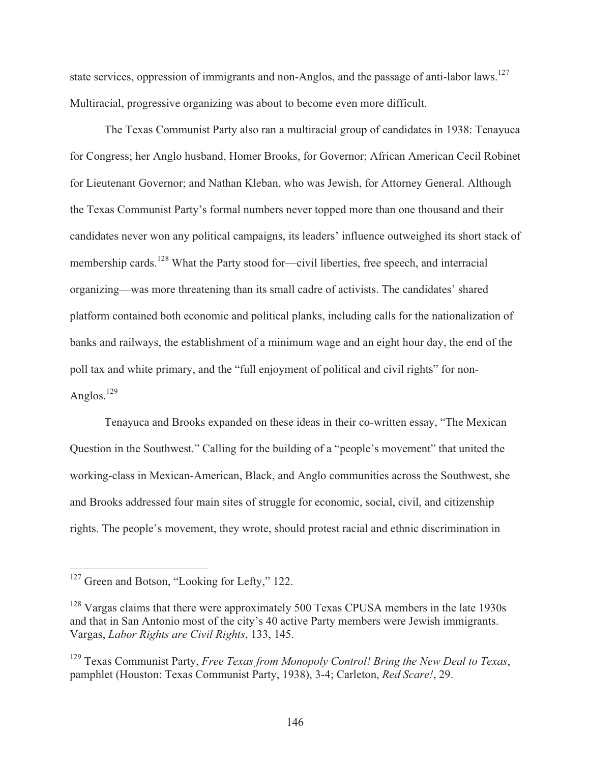state services, oppression of immigrants and non-Anglos, and the passage of anti-labor laws.[127] Multiracial, progressive organizing was about to become even more difficult.

The Texas Communist Party also ran a multiracial group of candidates in 1938: Tenayuca for Congress; her Anglo husband, Homer Brooks, for Governor; African American Cecil Robinet for Lieutenant Governor; and Nathan Kleban, who was Jewish, for Attorney General. Although the Texas Communist Party's formal numbers never topped more than one thousand and their candidates never won any political campaigns, its leaders' influence outweighed its short stack of membership cards.[128] What the Party stood for—civil liberties, free speech, and interracial organizing—was more threatening than its small cadre of activists. The candidates' shared platform contained both economic and political planks, including calls for the nationalization of banks and railways, the establishment of a minimum wage and an eight hour day, the end of the poll tax and white primary, and the "full enjoyment of political and civil rights" for non-Anglos.[129]

Tenayuca and Brooks expanded on these ideas in their co-written essay, "The Mexican Question in the Southwest." Calling for the building of a "people's movement" that united the working-class in Mexican-American, Black, and Anglo communities across the Southwest, she and Brooks addressed four main sites of struggle for economic, social, civil, and citizenship rights. The people's movement, they wrote, should protest racial and ethnic discrimination in

---

[127] Green and Botson, "Looking for Lefty," 122.

[128] Vargas claims that there were approximately 500 Texas CPUSA members in the late 1930s and that in San Antonio most of the city's 40 active Party members were Jewish immigrants. Vargas, *Labor Rights are Civil Rights*, 133, 145.

[129] Texas Communist Party, *Free Texas from Monopoly Control! Bring the New Deal to Texas*, pamphlet (Houston: Texas Communist Party, 1938), 3-4; Carleton, *Red Scare!*, 29.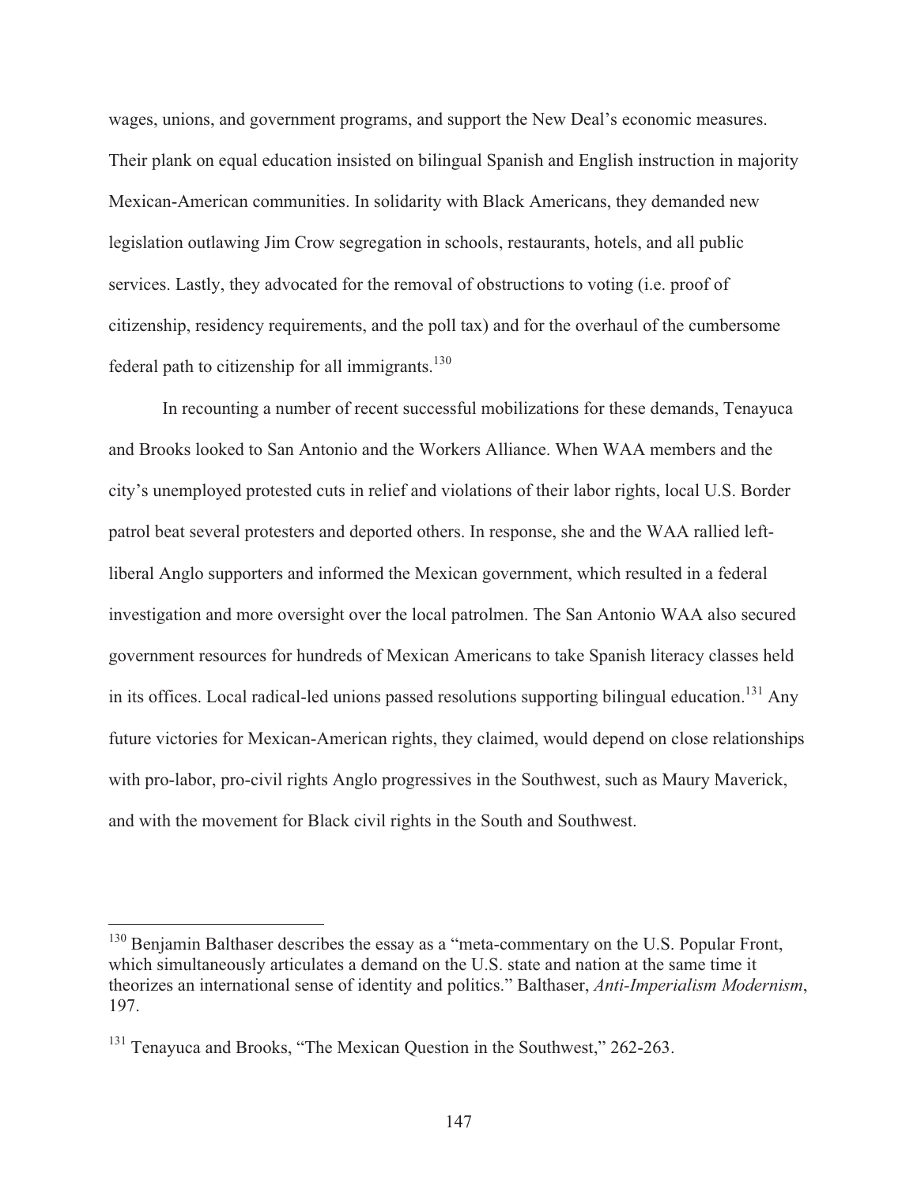wages, unions, and government programs, and support the New Deal's economic measures. Their plank on equal education insisted on bilingual Spanish and English instruction in majority Mexican-American communities. In solidarity with Black Americans, they demanded new legislation outlawing Jim Crow segregation in schools, restaurants, hotels, and all public services. Lastly, they advocated for the removal of obstructions to voting (i.e. proof of citizenship, residency requirements, and the poll tax) and for the overhaul of the cumbersome federal path to citizenship for all immigrants.[130]

In recounting a number of recent successful mobilizations for these demands, Tenayuca and Brooks looked to San Antonio and the Workers Alliance. When WAA members and the city's unemployed protested cuts in relief and violations of their labor rights, local U.S. Border patrol beat several protesters and deported others. In response, she and the WAA rallied left-liberal Anglo supporters and informed the Mexican government, which resulted in a federal investigation and more oversight over the local patrolmen. The San Antonio WAA also secured government resources for hundreds of Mexican Americans to take Spanish literacy classes held in its offices. Local radical-led unions passed resolutions supporting bilingual education.[131] Any future victories for Mexican-American rights, they claimed, would depend on close relationships with pro-labor, pro-civil rights Anglo progressives in the Southwest, such as Maury Maverick, and with the movement for Black civil rights in the South and Southwest.

---

[130] Benjamin Balthaser describes the essay as a "meta-commentary on the U.S. Popular Front, which simultaneously articulates a demand on the U.S. state and nation at the same time it theorizes an international sense of identity and politics." Balthaser, *Anti-Imperialism Modernism*, 197.

[131] Tenayuca and Brooks, "The Mexican Question in the Southwest," 262-263.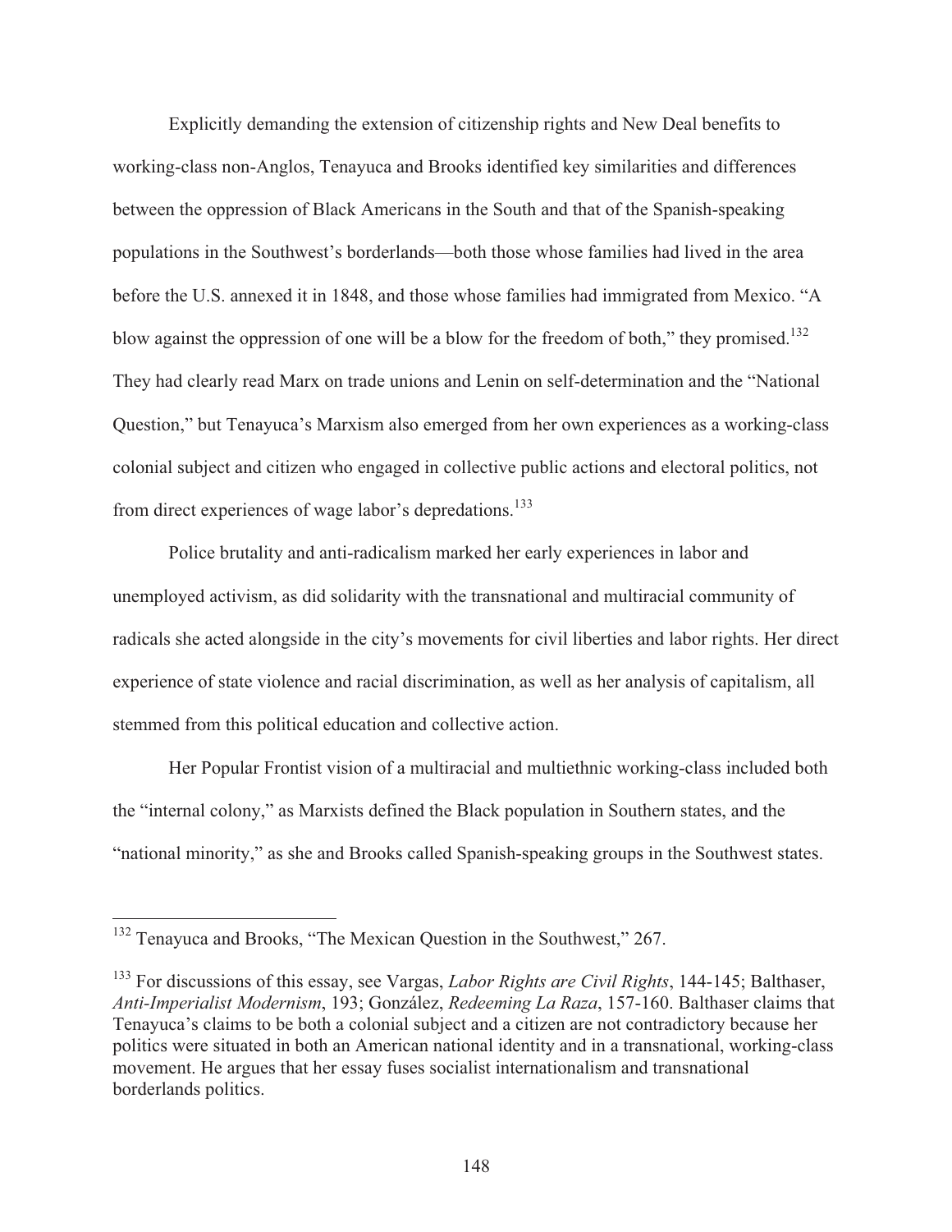Explicitly demanding the extension of citizenship rights and New Deal benefits to working-class non-Anglos, Tenayuca and Brooks identified key similarities and differences between the oppression of Black Americans in the South and that of the Spanish-speaking populations in the Southwest's borderlands—both those whose families had lived in the area before the U.S. annexed it in 1848, and those whose families had immigrated from Mexico. "A blow against the oppression of one will be a blow for the freedom of both," they promised.[132] They had clearly read Marx on trade unions and Lenin on self-determination and the "National Question," but Tenayuca's Marxism also emerged from her own experiences as a working-class colonial subject and citizen who engaged in collective public actions and electoral politics, not from direct experiences of wage labor's depredations.[133]

Police brutality and anti-radicalism marked her early experiences in labor and unemployed activism, as did solidarity with the transnational and multiracial community of radicals she acted alongside in the city's movements for civil liberties and labor rights. Her direct experience of state violence and racial discrimination, as well as her analysis of capitalism, all stemmed from this political education and collective action.

Her Popular Frontist vision of a multiracial and multiethnic working-class included both the "internal colony," as Marxists defined the Black population in Southern states, and the "national minority," as she and Brooks called Spanish-speaking groups in the Southwest states.

---

[132] Tenayuca and Brooks, "The Mexican Question in the Southwest," 267.

[133] For discussions of this essay, see Vargas, *Labor Rights are Civil Rights*, 144-145; Balthaser, *Anti-Imperialist Modernism*, 193; González, *Redeeming La Raza*, 157-160. Balthaser claims that Tenayuca's claims to be both a colonial subject and a citizen are not contradictory because her politics were situated in both an American national identity and in a transnational, working-class movement. He argues that her essay fuses socialist internationalism and transnational borderlands politics.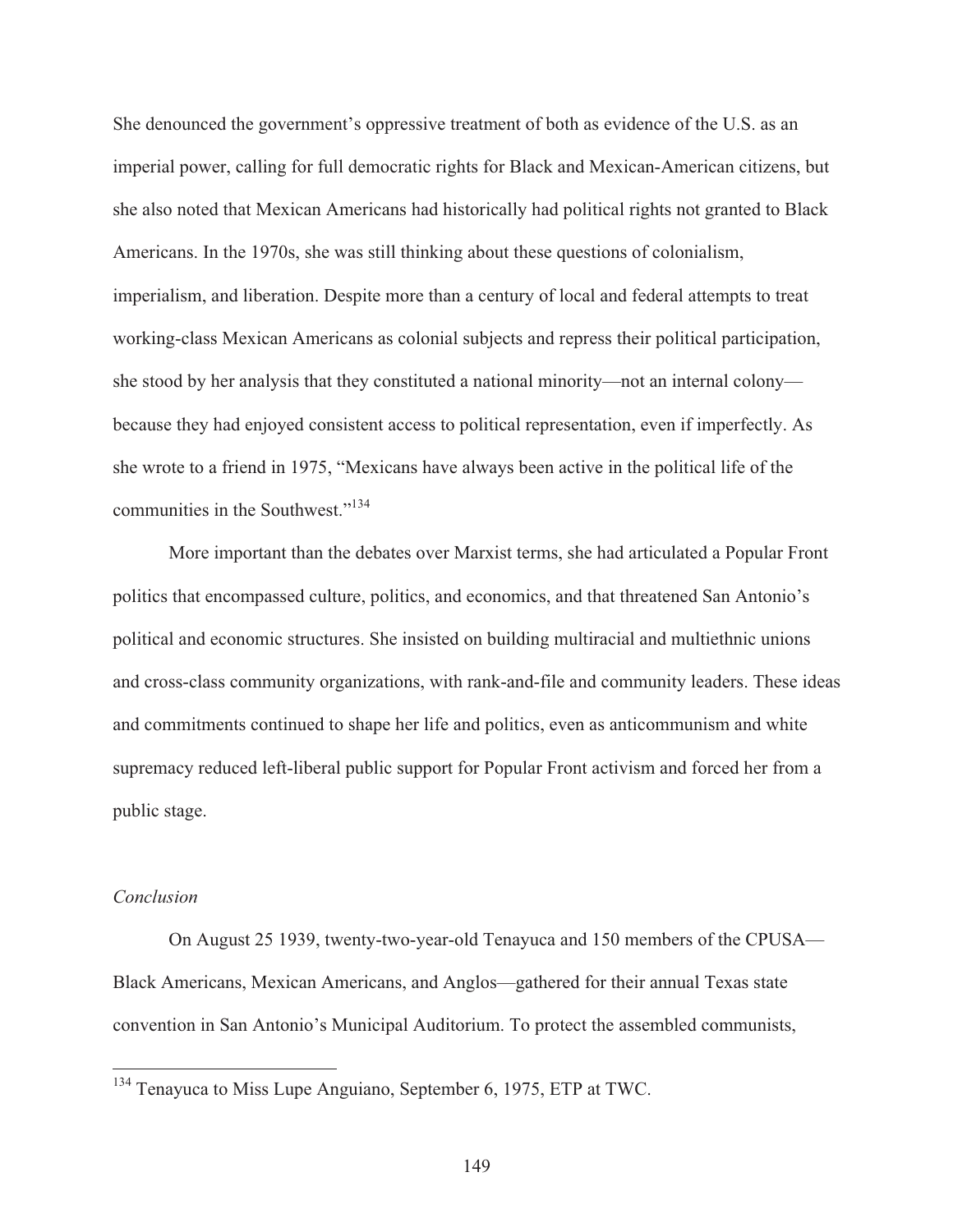She denounced the government's oppressive treatment of both as evidence of the U.S. as an imperial power, calling for full democratic rights for Black and Mexican-American citizens, but she also noted that Mexican Americans had historically had political rights not granted to Black Americans. In the 1970s, she was still thinking about these questions of colonialism, imperialism, and liberation. Despite more than a century of local and federal attempts to treat working-class Mexican Americans as colonial subjects and repress their political participation, she stood by her analysis that they constituted a national minority—not an internal colony—because they had enjoyed consistent access to political representation, even if imperfectly. As she wrote to a friend in 1975, "Mexicans have always been active in the political life of the communities in the Southwest."[134]

More important than the debates over Marxist terms, she had articulated a Popular Front politics that encompassed culture, politics, and economics, and that threatened San Antonio's political and economic structures. She insisted on building multiracial and multiethnic unions and cross-class community organizations, with rank-and-file and community leaders. These ideas and commitments continued to shape her life and politics, even as anticommunism and white supremacy reduced left-liberal public support for Popular Front activism and forced her from a public stage.

### *Conclusion*

On August 25 1939, twenty-two-year-old Tenayuca and 150 members of the CPUSA—Black Americans, Mexican Americans, and Anglos—gathered for their annual Texas state convention in San Antonio's Municipal Auditorium. To protect the assembled communists,

---

[134] Tenayuca to Miss Lupe Anguiano, September 6, 1975, ETP at TWC.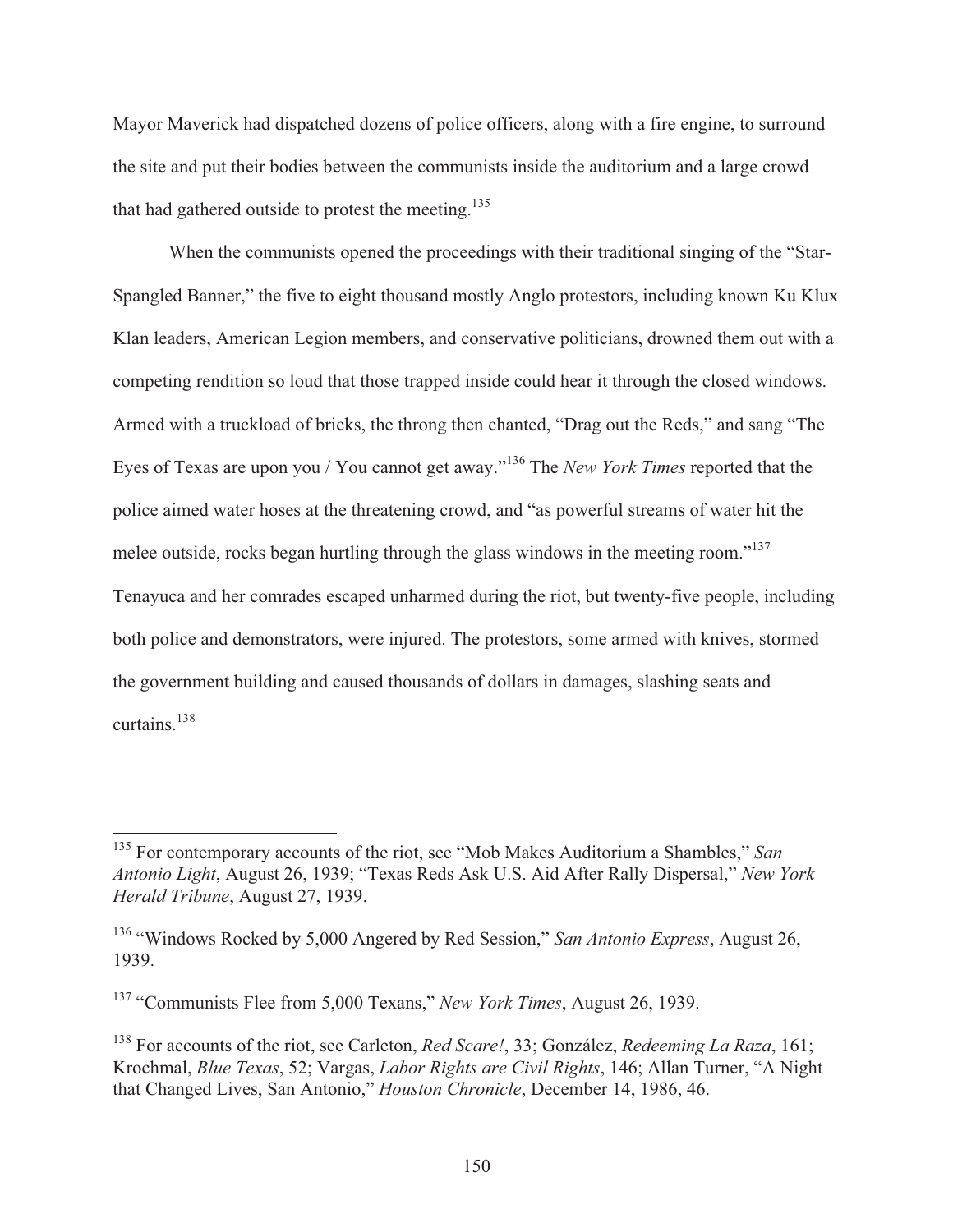Mayor Maverick had dispatched dozens of police officers, along with a fire engine, to surround the site and put their bodies between the communists inside the auditorium and a large crowd that had gathered outside to protest the meeting.[135]

When the communists opened the proceedings with their traditional singing of the "Star-Spangled Banner," the five to eight thousand mostly Anglo protestors, including known Ku Klux Klan leaders, American Legion members, and conservative politicians, drowned them out with a competing rendition so loud that those trapped inside could hear it through the closed windows. Armed with a truckload of bricks, the throng then chanted, "Drag out the Reds," and sang "The Eyes of Texas are upon you / You cannot get away."[136] The *New York Times* reported that the police aimed water hoses at the threatening crowd, and "as powerful streams of water hit the melee outside, rocks began hurtling through the glass windows in the meeting room."[137] Tenayuca and her comrades escaped unharmed during the riot, but twenty-five people, including both police and demonstrators, were injured. The protestors, some armed with knives, stormed the government building and caused thousands of dollars in damages, slashing seats and curtains.[138]

---

[135] For contemporary accounts of the riot, see "Mob Makes Auditorium a Shambles," *San Antonio Light*, August 26, 1939; "Texas Reds Ask U.S. Aid After Rally Dispersal," *New York Herald Tribune*, August 27, 1939.

[136] "Windows Rocked by 5,000 Angered by Red Session," *San Antonio Express*, August 26, 1939.

[137] "Communists Flee from 5,000 Texans," *New York Times*, August 26, 1939.

[138] For accounts of the riot, see Carleton, *Red Scare!*, 33; González, *Redeeming La Raza*, 161; Krochmal, *Blue Texas*, 52; Vargas, *Labor Rights are Civil Rights*, 146; Allan Turner, "A Night that Changed Lives, San Antonio," *Houston Chronicle*, December 14, 1986, 46.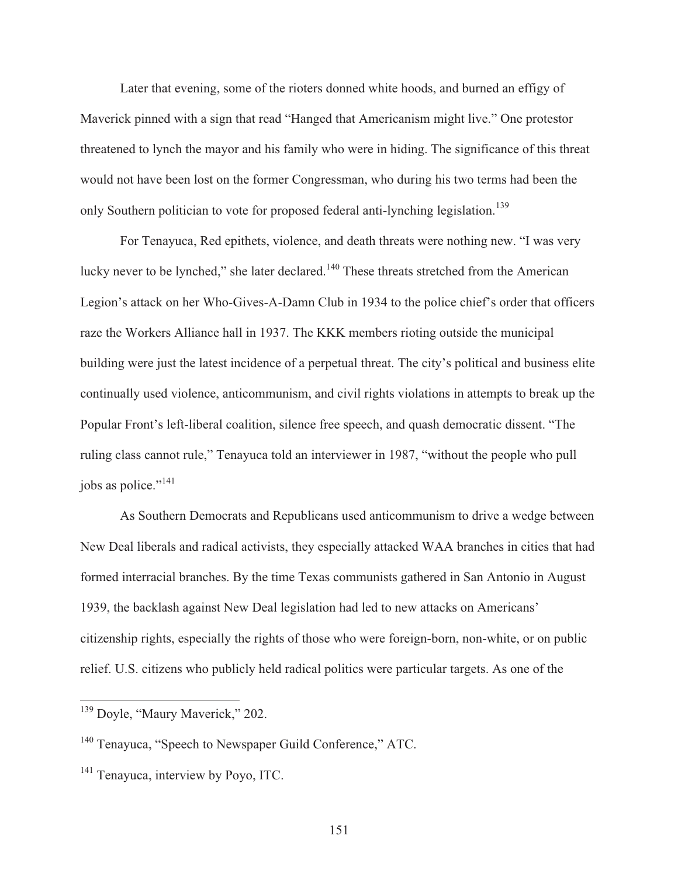Later that evening, some of the rioters donned white hoods, and burned an effigy of Maverick pinned with a sign that read "Hanged that Americanism might live." One protestor threatened to lynch the mayor and his family who were in hiding. The significance of this threat would not have been lost on the former Congressman, who during his two terms had been the only Southern politician to vote for proposed federal anti-lynching legislation.[139]

For Tenayuca, Red epithets, violence, and death threats were nothing new. "I was very lucky never to be lynched," she later declared.[140] These threats stretched from the American Legion's attack on her Who-Gives-A-Damn Club in 1934 to the police chief's order that officers raze the Workers Alliance hall in 1937. The KKK members rioting outside the municipal building were just the latest incidence of a perpetual threat. The city's political and business elite continually used violence, anticommunism, and civil rights violations in attempts to break up the Popular Front's left-liberal coalition, silence free speech, and quash democratic dissent. "The ruling class cannot rule," Tenayuca told an interviewer in 1987, "without the people who pull jobs as police."[141]

As Southern Democrats and Republicans used anticommunism to drive a wedge between New Deal liberals and radical activists, they especially attacked WAA branches in cities that had formed interracial branches. By the time Texas communists gathered in San Antonio in August 1939, the backlash against New Deal legislation had led to new attacks on Americans' citizenship rights, especially the rights of those who were foreign-born, non-white, or on public relief. U.S. citizens who publicly held radical politics were particular targets. As one of the

---

[139] Doyle, "Maury Maverick," 202.

[140] Tenayuca, "Speech to Newspaper Guild Conference," ATC.

[141] Tenayuca, interview by Poyo, ITC.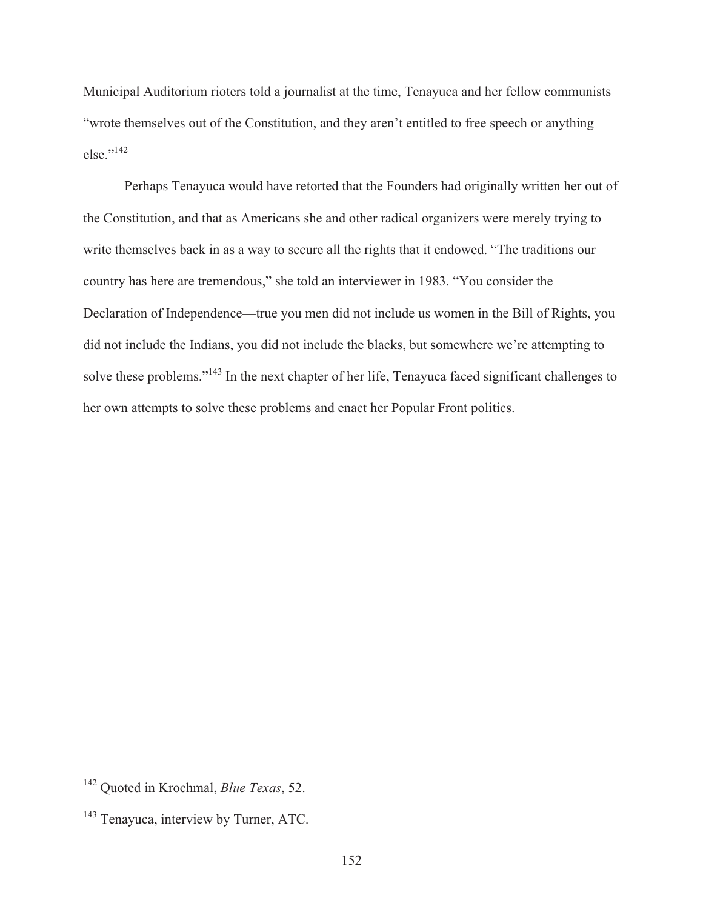Municipal Auditorium rioters told a journalist at the time, Tenayuca and her fellow communists "wrote themselves out of the Constitution, and they aren't entitled to free speech or anything else."[142]

Perhaps Tenayuca would have retorted that the Founders had originally written her out of the Constitution, and that as Americans she and other radical organizers were merely trying to write themselves back in as a way to secure all the rights that it endowed. "The traditions our country has here are tremendous," she told an interviewer in 1983. "You consider the Declaration of Independence—true you men did not include us women in the Bill of Rights, you did not include the Indians, you did not include the blacks, but somewhere we're attempting to solve these problems."[143] In the next chapter of her life, Tenayuca faced significant challenges to her own attempts to solve these problems and enact her Popular Front politics.

---

[142] Quoted in Krochmal, *Blue Texas*, 52.

[143] Tenayuca, interview by Turner, ATC.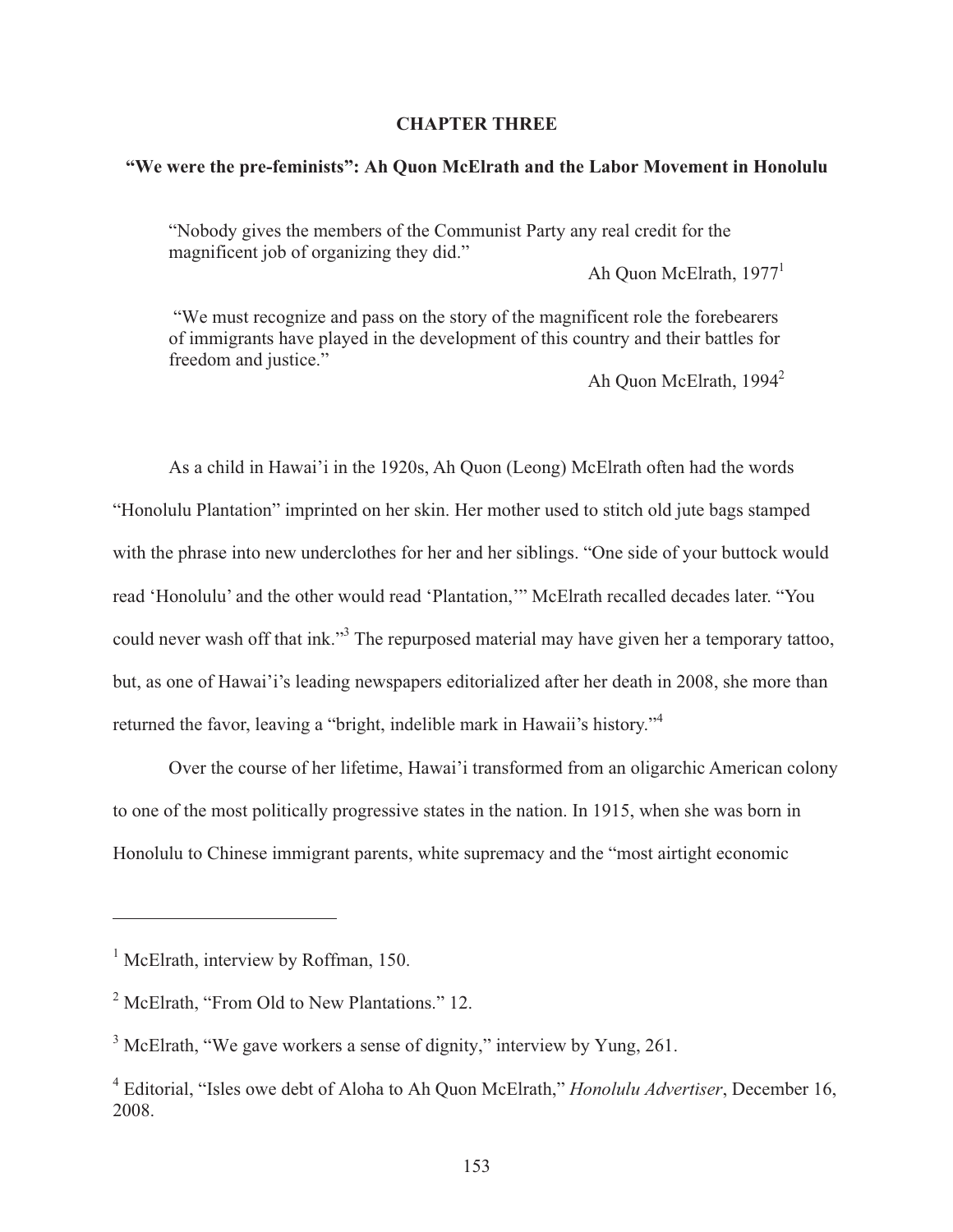## CHAPTER THREE

### "We were the pre-feminists": Ah Quon McElrath and the Labor Movement in Honolulu

> "Nobody gives the members of the Communist Party any real credit for the magnificent job of organizing they did."
>
> Ah Quon McElrath, 1977[1]

> "We must recognize and pass on the story of the magnificent role the forebearers of immigrants have played in the development of this country and their battles for freedom and justice."
>
> Ah Quon McElrath, 1994[2]

As a child in Hawai'i in the 1920s, Ah Quon (Leong) McElrath often had the words "Honolulu Plantation" imprinted on her skin. Her mother used to stitch old jute bags stamped with the phrase into new underclothes for her and her siblings. "One side of your buttock would read 'Honolulu' and the other would read 'Plantation,'" McElrath recalled decades later. "You could never wash off that ink."[3] The repurposed material may have given her a temporary tattoo, but, as one of Hawai'i's leading newspapers editorialized after her death in 2008, she more than returned the favor, leaving a "bright, indelible mark in Hawaii's history."[4]

Over the course of her lifetime, Hawai'i transformed from an oligarchic American colony to one of the most politically progressive states in the nation. In 1915, when she was born in Honolulu to Chinese immigrant parents, white supremacy and the "most airtight economic

---

[1] McElrath, interview by Roffman, 150.

[2] McElrath, "From Old to New Plantations." 12.

[3] McElrath, "We gave workers a sense of dignity," interview by Yung, 261.

[4] Editorial, "Isles owe debt of Aloha to Ah Quon McElrath," *Honolulu Advertiser*, December 16, 2008.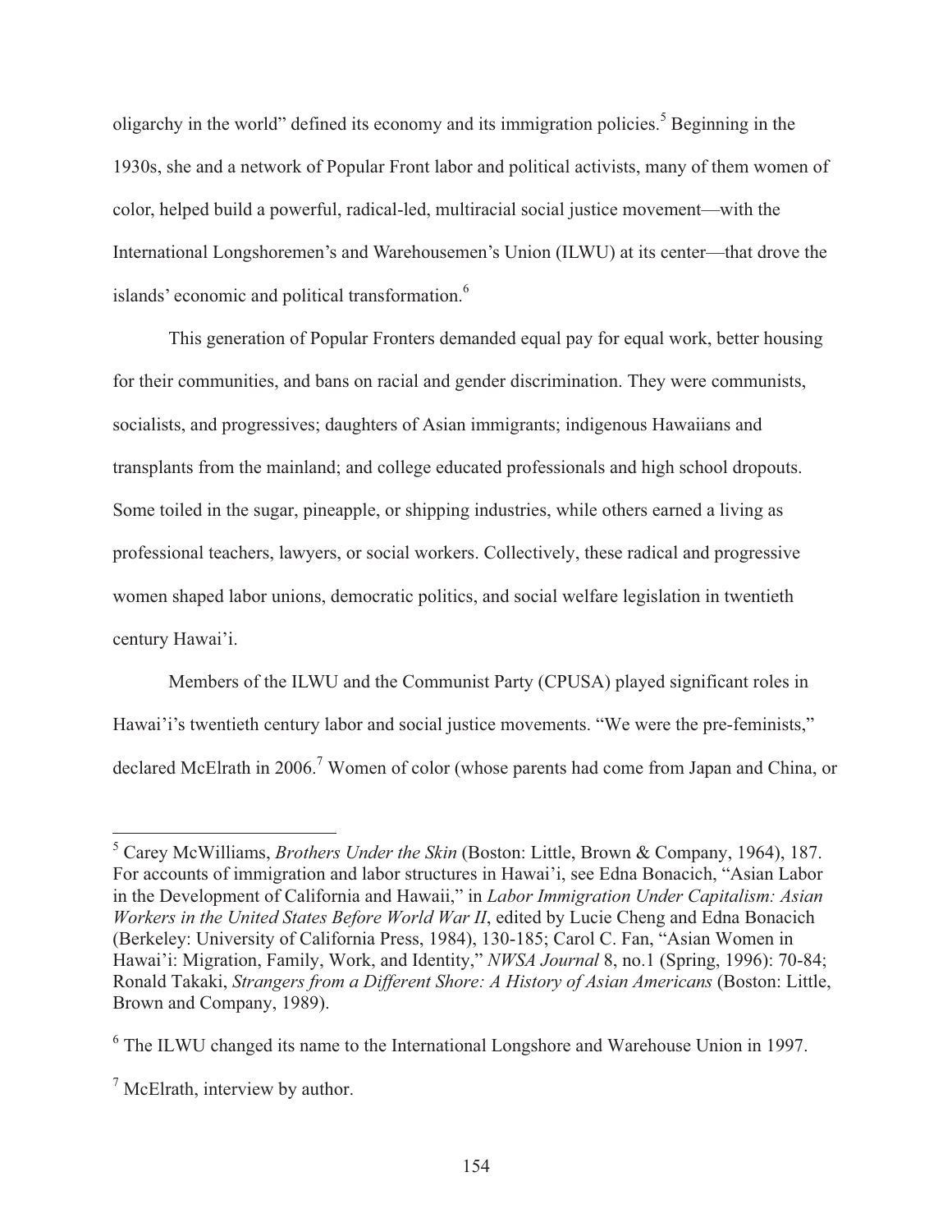oligarchy in the world" defined its economy and its immigration policies.[5] Beginning in the 1930s, she and a network of Popular Front labor and political activists, many of them women of color, helped build a powerful, radical-led, multiracial social justice movement—with the International Longshoremen's and Warehousemen's Union (ILWU) at its center—that drove the islands' economic and political transformation.[6]

This generation of Popular Fronters demanded equal pay for equal work, better housing for their communities, and bans on racial and gender discrimination. They were communists, socialists, and progressives; daughters of Asian immigrants; indigenous Hawaiians and transplants from the mainland; and college educated professionals and high school dropouts. Some toiled in the sugar, pineapple, or shipping industries, while others earned a living as professional teachers, lawyers, or social workers. Collectively, these radical and progressive women shaped labor unions, democratic politics, and social welfare legislation in twentieth century Hawai'i.

Members of the ILWU and the Communist Party (CPUSA) played significant roles in Hawai'i's twentieth century labor and social justice movements. "We were the pre-feminists," declared McElrath in 2006.[7] Women of color (whose parents had come from Japan and China, or

---

[5] Carey McWilliams, *Brothers Under the Skin* (Boston: Little, Brown & Company, 1964), 187. For accounts of immigration and labor structures in Hawai'i, see Edna Bonacich, "Asian Labor in the Development of California and Hawaii," in *Labor Immigration Under Capitalism: Asian Workers in the United States Before World War II*, edited by Lucie Cheng and Edna Bonacich (Berkeley: University of California Press, 1984), 130-185; Carol C. Fan, "Asian Women in Hawai'i: Migration, Family, Work, and Identity," *NWSA Journal* 8, no.1 (Spring, 1996): 70-84; Ronald Takaki, *Strangers from a Different Shore: A History of Asian Americans* (Boston: Little, Brown and Company, 1989).

[6] The ILWU changed its name to the International Longshore and Warehouse Union in 1997.

[7] McElrath, interview by author.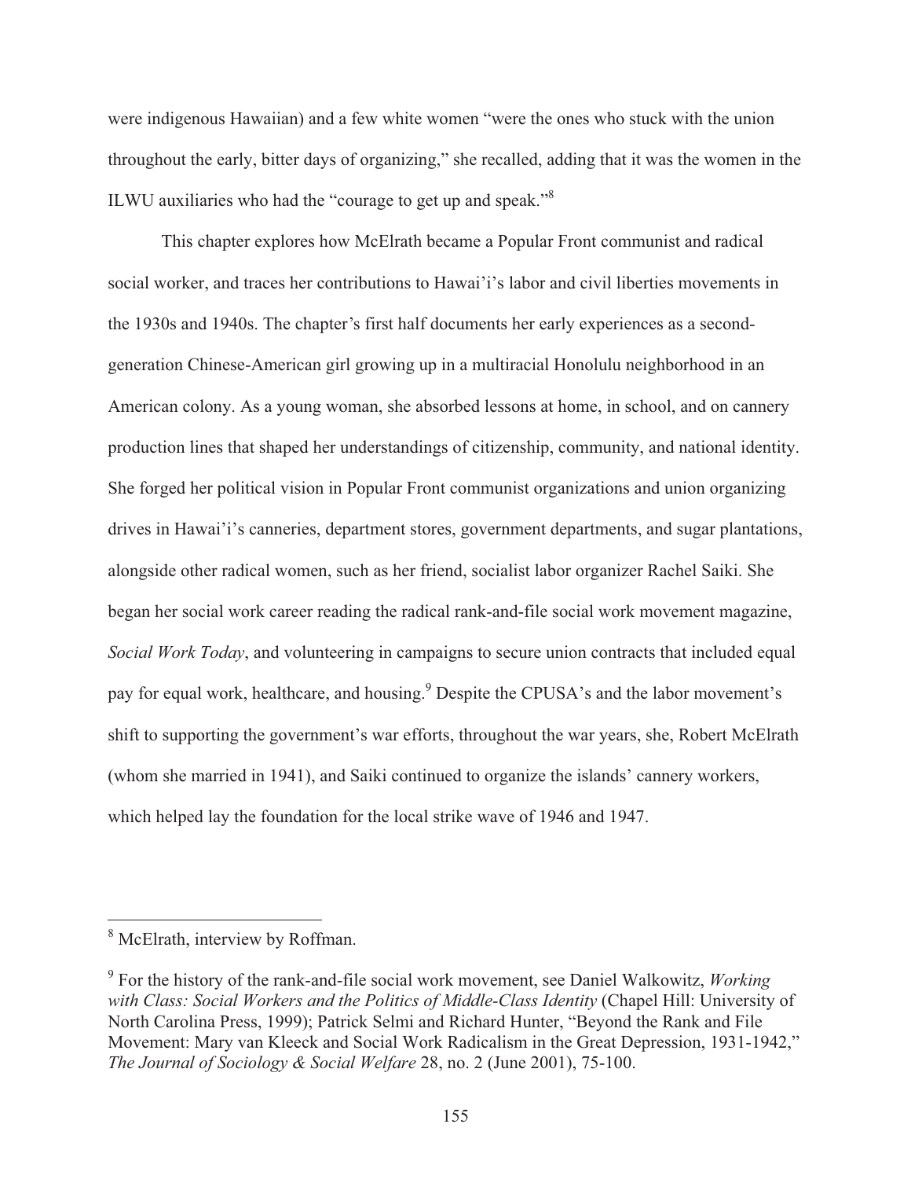were indigenous Hawaiian) and a few white women "were the ones who stuck with the union throughout the early, bitter days of organizing," she recalled, adding that it was the women in the ILWU auxiliaries who had the "courage to get up and speak."[8]

This chapter explores how McElrath became a Popular Front communist and radical social worker, and traces her contributions to Hawai'i's labor and civil liberties movements in the 1930s and 1940s. The chapter's first half documents her early experiences as a second-generation Chinese-American girl growing up in a multiracial Honolulu neighborhood in an American colony. As a young woman, she absorbed lessons at home, in school, and on cannery production lines that shaped her understandings of citizenship, community, and national identity. She forged her political vision in Popular Front communist organizations and union organizing drives in Hawai'i's canneries, department stores, government departments, and sugar plantations, alongside other radical women, such as her friend, socialist labor organizer Rachel Saiki. She began her social work career reading the radical rank-and-file social work movement magazine, *Social Work Today*, and volunteering in campaigns to secure union contracts that included equal pay for equal work, healthcare, and housing.[9] Despite the CPUSA's and the labor movement's shift to supporting the government's war efforts, throughout the war years, she, Robert McElrath (whom she married in 1941), and Saiki continued to organize the islands' cannery workers, which helped lay the foundation for the local strike wave of 1946 and 1947.

---

[8] McElrath, interview by Roffman.

[9] For the history of the rank-and-file social work movement, see Daniel Walkowitz, *Working with Class: Social Workers and the Politics of Middle-Class Identity* (Chapel Hill: University of North Carolina Press, 1999); Patrick Selmi and Richard Hunter, "Beyond the Rank and File Movement: Mary van Kleeck and Social Work Radicalism in the Great Depression, 1931-1942," *The Journal of Sociology & Social Welfare* 28, no. 2 (June 2001), 75-100.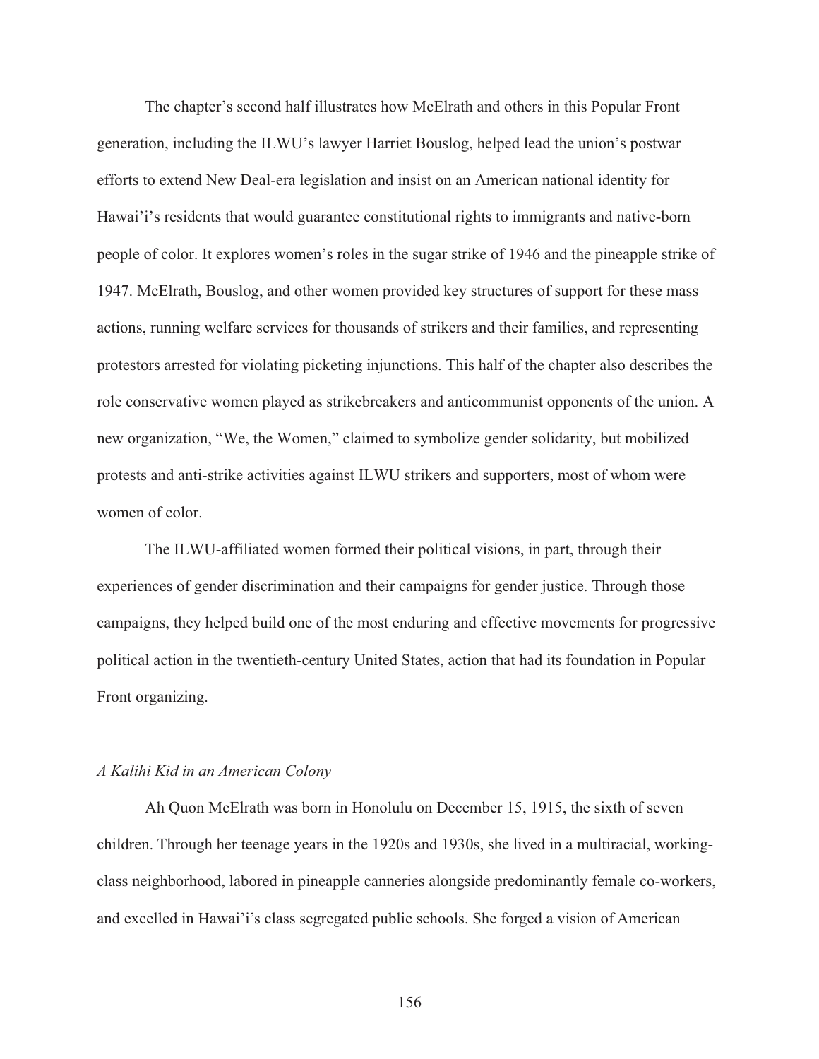The chapter's second half illustrates how McElrath and others in this Popular Front generation, including the ILWU's lawyer Harriet Bouslog, helped lead the union's postwar efforts to extend New Deal-era legislation and insist on an American national identity for Hawai'i's residents that would guarantee constitutional rights to immigrants and native-born people of color. It explores women's roles in the sugar strike of 1946 and the pineapple strike of 1947. McElrath, Bouslog, and other women provided key structures of support for these mass actions, running welfare services for thousands of strikers and their families, and representing protestors arrested for violating picketing injunctions. This half of the chapter also describes the role conservative women played as strikebreakers and anticommunist opponents of the union. A new organization, "We, the Women," claimed to symbolize gender solidarity, but mobilized protests and anti-strike activities against ILWU strikers and supporters, most of whom were women of color.

The ILWU-affiliated women formed their political visions, in part, through their experiences of gender discrimination and their campaigns for gender justice. Through those campaigns, they helped build one of the most enduring and effective movements for progressive political action in the twentieth-century United States, action that had its foundation in Popular Front organizing.

### *A Kalihi Kid in an American Colony*

Ah Quon McElrath was born in Honolulu on December 15, 1915, the sixth of seven children. Through her teenage years in the 1920s and 1930s, she lived in a multiracial, working-class neighborhood, labored in pineapple canneries alongside predominantly female co-workers, and excelled in Hawai'i's class segregated public schools. She forged a vision of American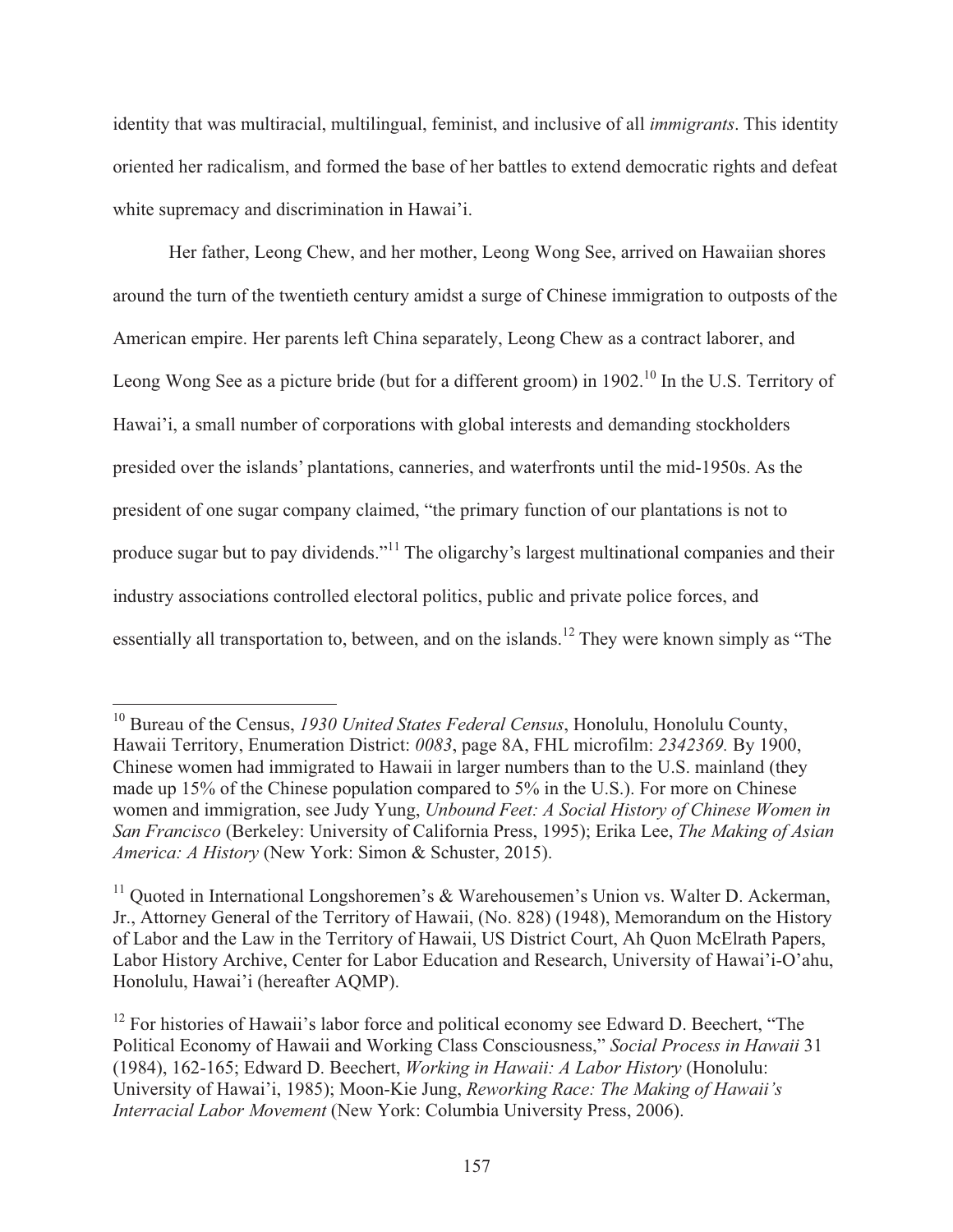identity that was multiracial, multilingual, feminist, and inclusive of all *immigrants*. This identity oriented her radicalism, and formed the base of her battles to extend democratic rights and defeat white supremacy and discrimination in Hawai'i.

Her father, Leong Chew, and her mother, Leong Wong See, arrived on Hawaiian shores around the turn of the twentieth century amidst a surge of Chinese immigration to outposts of the American empire. Her parents left China separately, Leong Chew as a contract laborer, and Leong Wong See as a picture bride (but for a different groom) in 1902.[10] In the U.S. Territory of Hawai'i, a small number of corporations with global interests and demanding stockholders presided over the islands' plantations, canneries, and waterfronts until the mid-1950s. As the president of one sugar company claimed, "the primary function of our plantations is not to produce sugar but to pay dividends."[11] The oligarchy's largest multinational companies and their industry associations controlled electoral politics, public and private police forces, and essentially all transportation to, between, and on the islands.[12] They were known simply as "The

---

[10] Bureau of the Census, *1930 United States Federal Census*, Honolulu, Honolulu County, Hawaii Territory, Enumeration District: *0083*, page 8A, FHL microfilm: *2342369.* By 1900, Chinese women had immigrated to Hawaii in larger numbers than to the U.S. mainland (they made up 15% of the Chinese population compared to 5% in the U.S.). For more on Chinese women and immigration, see Judy Yung, *Unbound Feet: A Social History of Chinese Women in San Francisco* (Berkeley: University of California Press, 1995); Erika Lee, *The Making of Asian America: A History* (New York: Simon & Schuster, 2015).

[11] Quoted in International Longshoremen's & Warehousemen's Union vs. Walter D. Ackerman, Jr., Attorney General of the Territory of Hawaii, (No. 828) (1948), Memorandum on the History of Labor and the Law in the Territory of Hawaii, US District Court, Ah Quon McElrath Papers, Labor History Archive, Center for Labor Education and Research, University of Hawai'i-O'ahu, Honolulu, Hawai'i (hereafter AQMP).

[12] For histories of Hawaii's labor force and political economy see Edward D. Beechert, "The Political Economy of Hawaii and Working Class Consciousness," *Social Process in Hawaii* 31 (1984), 162-165; Edward D. Beechert, *Working in Hawaii: A Labor History* (Honolulu: University of Hawai'i, 1985); Moon-Kie Jung, *Reworking Race: The Making of Hawaii's Interracial Labor Movement* (New York: Columbia University Press, 2006).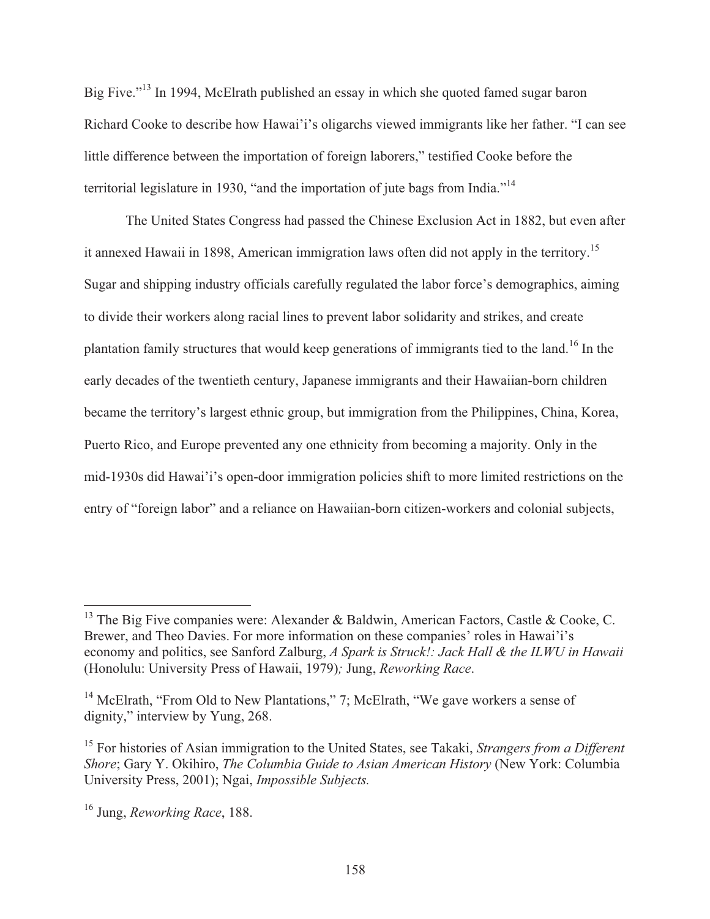Big Five."[13] In 1994, McElrath published an essay in which she quoted famed sugar baron Richard Cooke to describe how Hawai'i's oligarchs viewed immigrants like her father. "I can see little difference between the importation of foreign laborers," testified Cooke before the territorial legislature in 1930, "and the importation of jute bags from India."[14]

The United States Congress had passed the Chinese Exclusion Act in 1882, but even after it annexed Hawaii in 1898, American immigration laws often did not apply in the territory.[15] Sugar and shipping industry officials carefully regulated the labor force's demographics, aiming to divide their workers along racial lines to prevent labor solidarity and strikes, and create plantation family structures that would keep generations of immigrants tied to the land.[16] In the early decades of the twentieth century, Japanese immigrants and their Hawaiian-born children became the territory's largest ethnic group, but immigration from the Philippines, China, Korea, Puerto Rico, and Europe prevented any one ethnicity from becoming a majority. Only in the mid-1930s did Hawai'i's open-door immigration policies shift to more limited restrictions on the entry of "foreign labor" and a reliance on Hawaiian-born citizen-workers and colonial subjects,

---

[13] The Big Five companies were: Alexander & Baldwin, American Factors, Castle & Cooke, C. Brewer, and Theo Davies. For more information on these companies' roles in Hawai'i's economy and politics, see Sanford Zalburg, *A Spark is Struck!: Jack Hall & the ILWU in Hawaii* (Honolulu: University Press of Hawaii, 1979); Jung, *Reworking Race*.

[14] McElrath, "From Old to New Plantations," 7; McElrath, "We gave workers a sense of dignity," interview by Yung, 268.

[15] For histories of Asian immigration to the United States, see Takaki, *Strangers from a Different Shore*; Gary Y. Okihiro, *The Columbia Guide to Asian American History* (New York: Columbia University Press, 2001); Ngai, *Impossible Subjects.*

[16] Jung, *Reworking Race*, 188.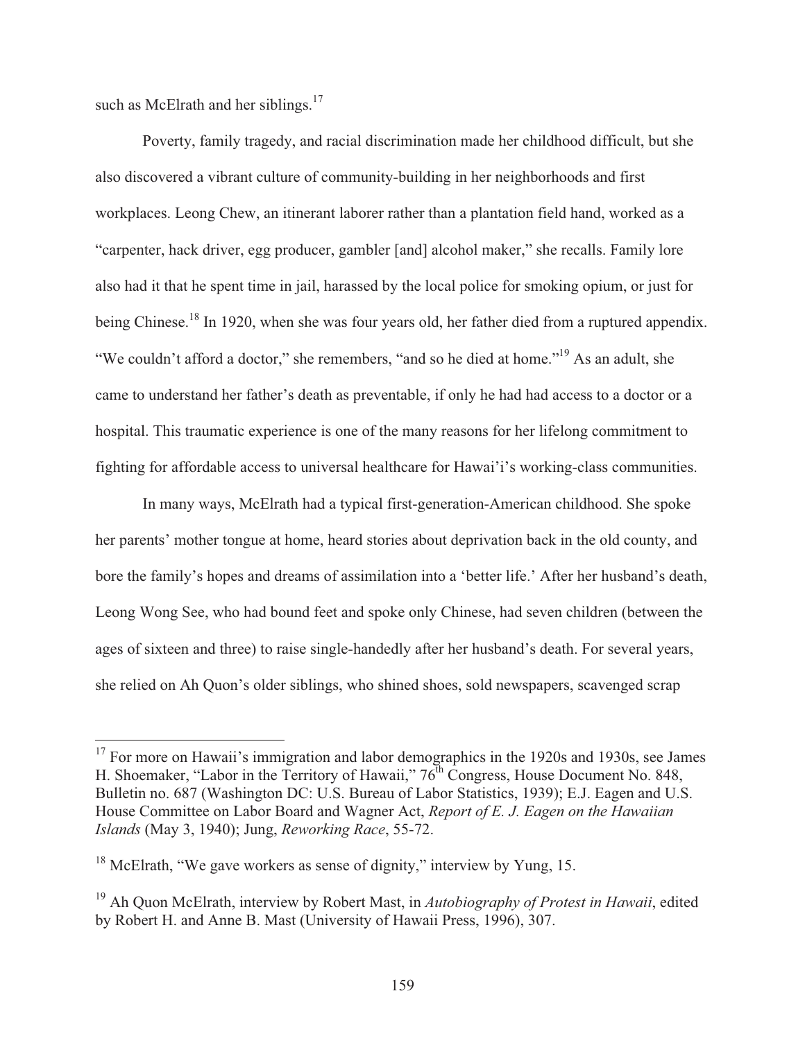such as McElrath and her siblings.[17]

Poverty, family tragedy, and racial discrimination made her childhood difficult, but she also discovered a vibrant culture of community-building in her neighborhoods and first workplaces. Leong Chew, an itinerant laborer rather than a plantation field hand, worked as a "carpenter, hack driver, egg producer, gambler [and] alcohol maker," she recalls. Family lore also had it that he spent time in jail, harassed by the local police for smoking opium, or just for being Chinese.[18] In 1920, when she was four years old, her father died from a ruptured appendix. "We couldn't afford a doctor," she remembers, "and so he died at home."[19] As an adult, she came to understand her father's death as preventable, if only he had had access to a doctor or a hospital. This traumatic experience is one of the many reasons for her lifelong commitment to fighting for affordable access to universal healthcare for Hawai'i's working-class communities.

In many ways, McElrath had a typical first-generation-American childhood. She spoke her parents' mother tongue at home, heard stories about deprivation back in the old county, and bore the family's hopes and dreams of assimilation into a 'better life.' After her husband's death, Leong Wong See, who had bound feet and spoke only Chinese, had seven children (between the ages of sixteen and three) to raise single-handedly after her husband's death. For several years, she relied on Ah Quon's older siblings, who shined shoes, sold newspapers, scavenged scrap

---

[17] For more on Hawaii's immigration and labor demographics in the 1920s and 1930s, see James H. Shoemaker, "Labor in the Territory of Hawaii," 76th Congress, House Document No. 848, Bulletin no. 687 (Washington DC: U.S. Bureau of Labor Statistics, 1939); E.J. Eagen and U.S. House Committee on Labor Board and Wagner Act, *Report of E. J. Eagen on the Hawaiian Islands* (May 3, 1940); Jung, *Reworking Race*, 55-72.

[18] McElrath, "We gave workers as sense of dignity," interview by Yung, 15.

[19] Ah Quon McElrath, interview by Robert Mast, in *Autobiography of Protest in Hawaii*, edited by Robert H. and Anne B. Mast (University of Hawaii Press, 1996), 307.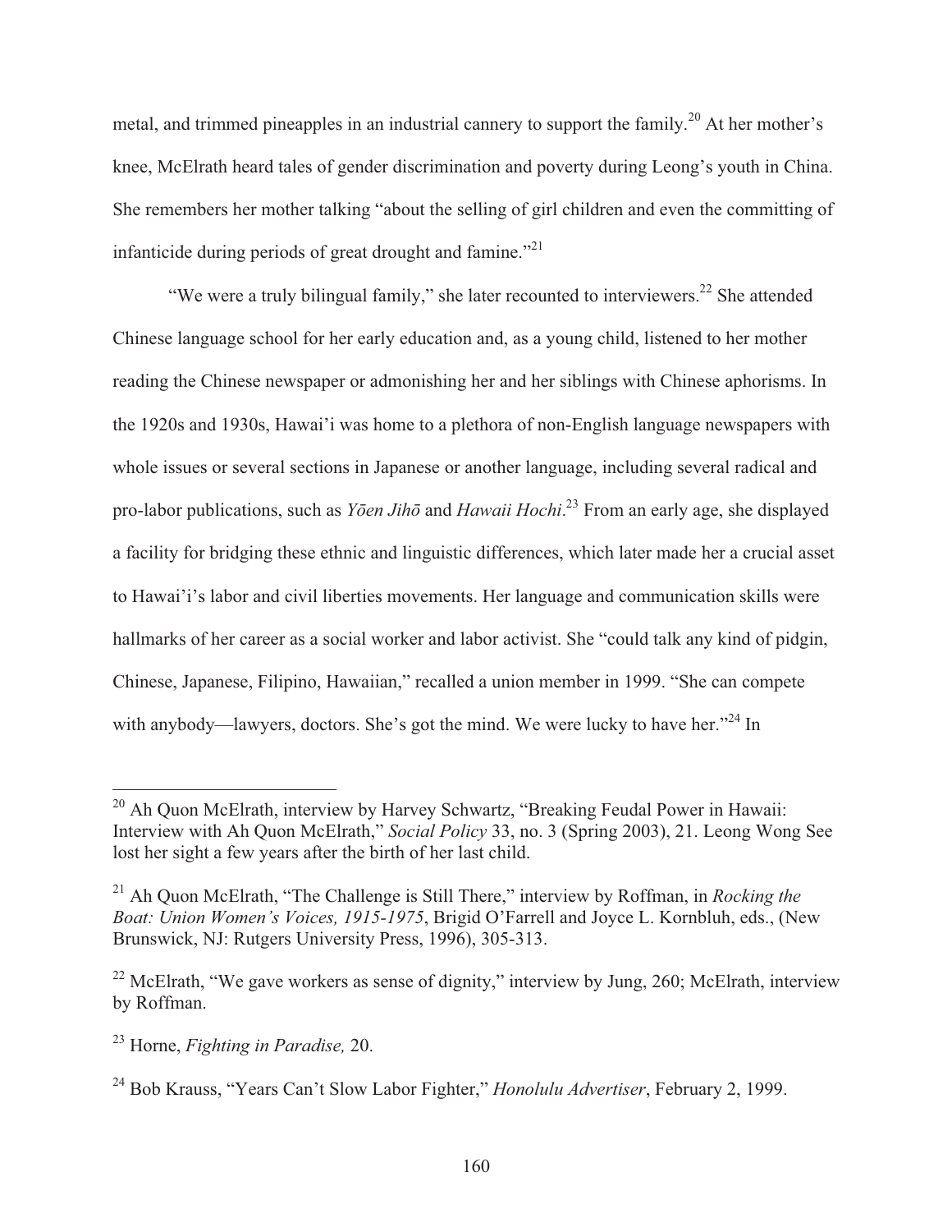metal, and trimmed pineapples in an industrial cannery to support the family.[20] At her mother's knee, McElrath heard tales of gender discrimination and poverty during Leong's youth in China. She remembers her mother talking "about the selling of girl children and even the committing of infanticide during periods of great drought and famine."[21]

"We were a truly bilingual family," she later recounted to interviewers.[22] She attended Chinese language school for her early education and, as a young child, listened to her mother reading the Chinese newspaper or admonishing her and her siblings with Chinese aphorisms. In the 1920s and 1930s, Hawai'i was home to a plethora of non-English language newspapers with whole issues or several sections in Japanese or another language, including several radical and pro-labor publications, such as *Yōen Jihō* and *Hawaii Hochi*.[23] From an early age, she displayed a facility for bridging these ethnic and linguistic differences, which later made her a crucial asset to Hawai'i's labor and civil liberties movements. Her language and communication skills were hallmarks of her career as a social worker and labor activist. She "could talk any kind of pidgin, Chinese, Japanese, Filipino, Hawaiian," recalled a union member in 1999. "She can compete with anybody—lawyers, doctors. She's got the mind. We were lucky to have her."[24] In

---

[20] Ah Quon McElrath, interview by Harvey Schwartz, "Breaking Feudal Power in Hawaii: Interview with Ah Quon McElrath," *Social Policy* 33, no. 3 (Spring 2003), 21. Leong Wong See lost her sight a few years after the birth of her last child.

[21] Ah Quon McElrath, "The Challenge is Still There," interview by Roffman, in *Rocking the Boat: Union Women's Voices, 1915-1975*, Brigid O'Farrell and Joyce L. Kornbluh, eds., (New Brunswick, NJ: Rutgers University Press, 1996), 305-313.

[22] McElrath, "We gave workers as sense of dignity," interview by Jung, 260; McElrath, interview by Roffman.

[23] Horne, *Fighting in Paradise,* 20.

[24] Bob Krauss, "Years Can't Slow Labor Fighter," *Honolulu Advertiser*, February 2, 1999.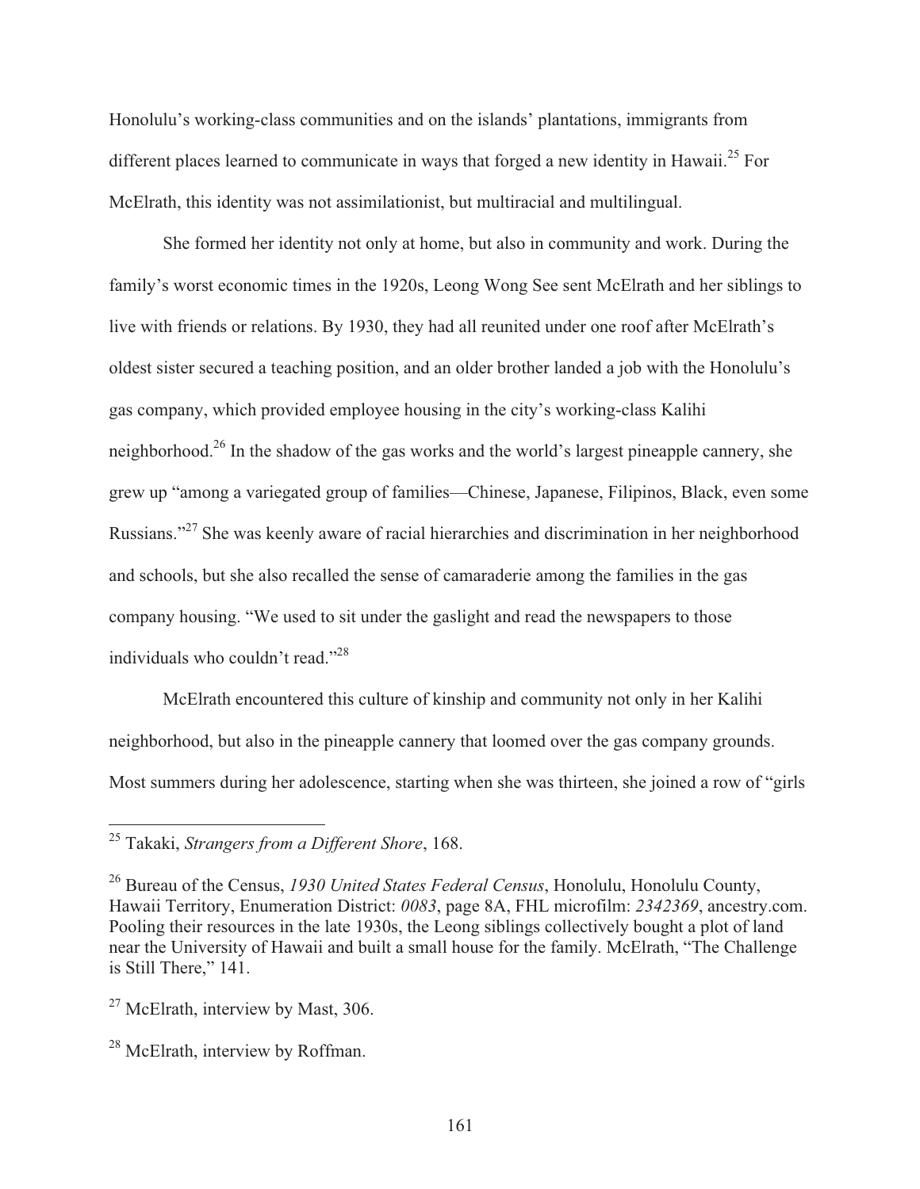Honolulu's working-class communities and on the islands' plantations, immigrants from different places learned to communicate in ways that forged a new identity in Hawaii.[25] For McElrath, this identity was not assimilationist, but multiracial and multilingual.

She formed her identity not only at home, but also in community and work. During the family's worst economic times in the 1920s, Leong Wong See sent McElrath and her siblings to live with friends or relations. By 1930, they had all reunited under one roof after McElrath's oldest sister secured a teaching position, and an older brother landed a job with the Honolulu's gas company, which provided employee housing in the city's working-class Kalihi neighborhood.[26] In the shadow of the gas works and the world's largest pineapple cannery, she grew up "among a variegated group of families—Chinese, Japanese, Filipinos, Black, even some Russians."[27] She was keenly aware of racial hierarchies and discrimination in her neighborhood and schools, but she also recalled the sense of camaraderie among the families in the gas company housing. "We used to sit under the gaslight and read the newspapers to those individuals who couldn't read."[28]

McElrath encountered this culture of kinship and community not only in her Kalihi neighborhood, but also in the pineapple cannery that loomed over the gas company grounds. Most summers during her adolescence, starting when she was thirteen, she joined a row of "girls

---

[25] Takaki, *Strangers from a Different Shore*, 168.

[26] Bureau of the Census, *1930 United States Federal Census*, Honolulu, Honolulu County, Hawaii Territory, Enumeration District: *0083*, page 8A, FHL microfilm: *2342369*, ancestry.com. Pooling their resources in the late 1930s, the Leong siblings collectively bought a plot of land near the University of Hawaii and built a small house for the family. McElrath, "The Challenge is Still There," 141.

[27] McElrath, interview by Mast, 306.

[28] McElrath, interview by Roffman.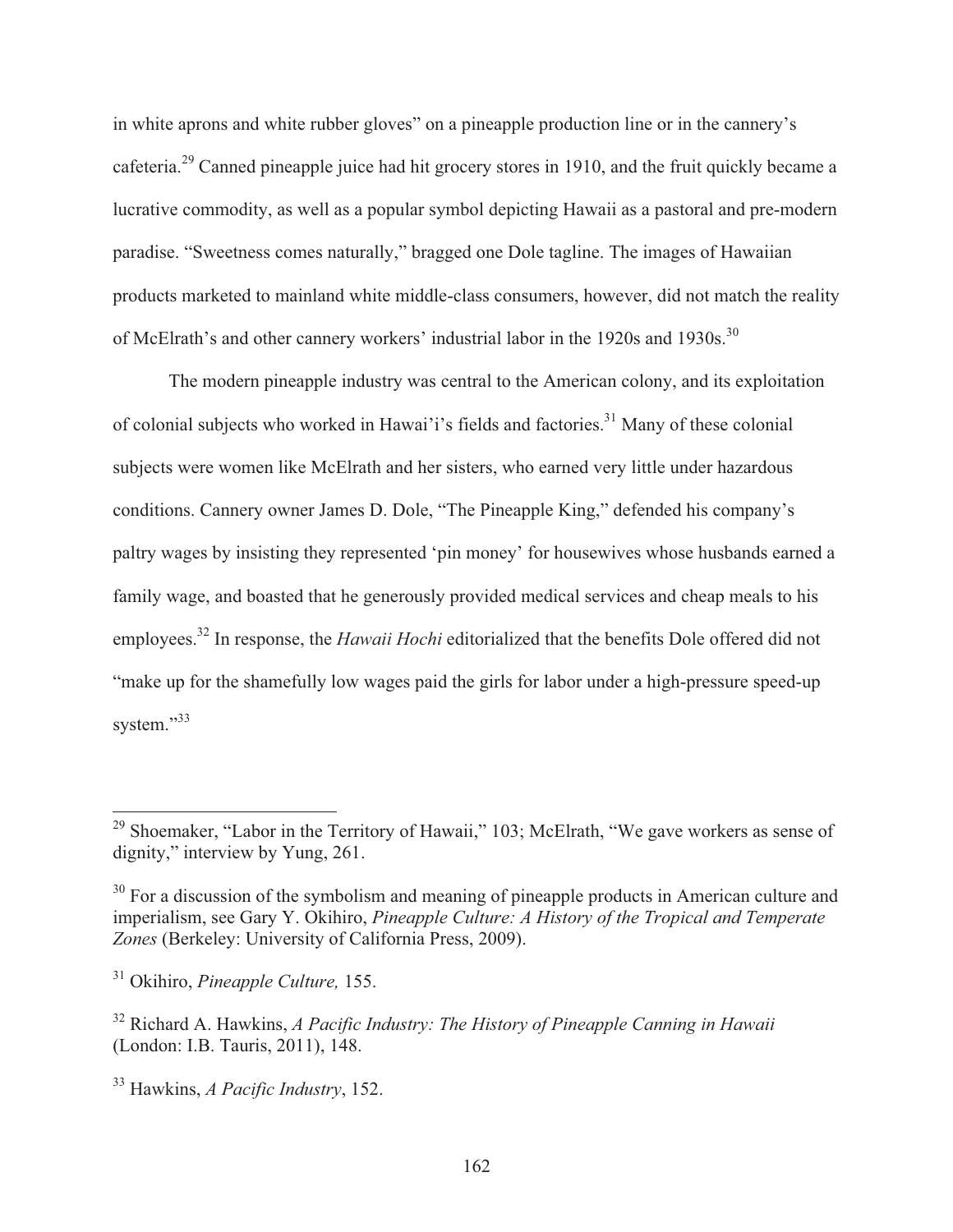in white aprons and white rubber gloves" on a pineapple production line or in the cannery's cafeteria.[29] Canned pineapple juice had hit grocery stores in 1910, and the fruit quickly became a lucrative commodity, as well as a popular symbol depicting Hawaii as a pastoral and pre-modern paradise. "Sweetness comes naturally," bragged one Dole tagline. The images of Hawaiian products marketed to mainland white middle-class consumers, however, did not match the reality of McElrath's and other cannery workers' industrial labor in the 1920s and 1930s.[30]

The modern pineapple industry was central to the American colony, and its exploitation of colonial subjects who worked in Hawai'i's fields and factories.[31] Many of these colonial subjects were women like McElrath and her sisters, who earned very little under hazardous conditions. Cannery owner James D. Dole, "The Pineapple King," defended his company's paltry wages by insisting they represented 'pin money' for housewives whose husbands earned a family wage, and boasted that he generously provided medical services and cheap meals to his employees.[32] In response, the *Hawaii Hochi* editorialized that the benefits Dole offered did not "make up for the shamefully low wages paid the girls for labor under a high-pressure speed-up system."[33]

---

[29] Shoemaker, "Labor in the Territory of Hawaii," 103; McElrath, "We gave workers as sense of dignity," interview by Yung, 261.

[30] For a discussion of the symbolism and meaning of pineapple products in American culture and imperialism, see Gary Y. Okihiro, *Pineapple Culture: A History of the Tropical and Temperate Zones* (Berkeley: University of California Press, 2009).

[31] Okihiro, *Pineapple Culture,* 155.

[32] Richard A. Hawkins, *A Pacific Industry: The History of Pineapple Canning in Hawaii* (London: I.B. Tauris, 2011), 148.

[33] Hawkins, *A Pacific Industry*, 152.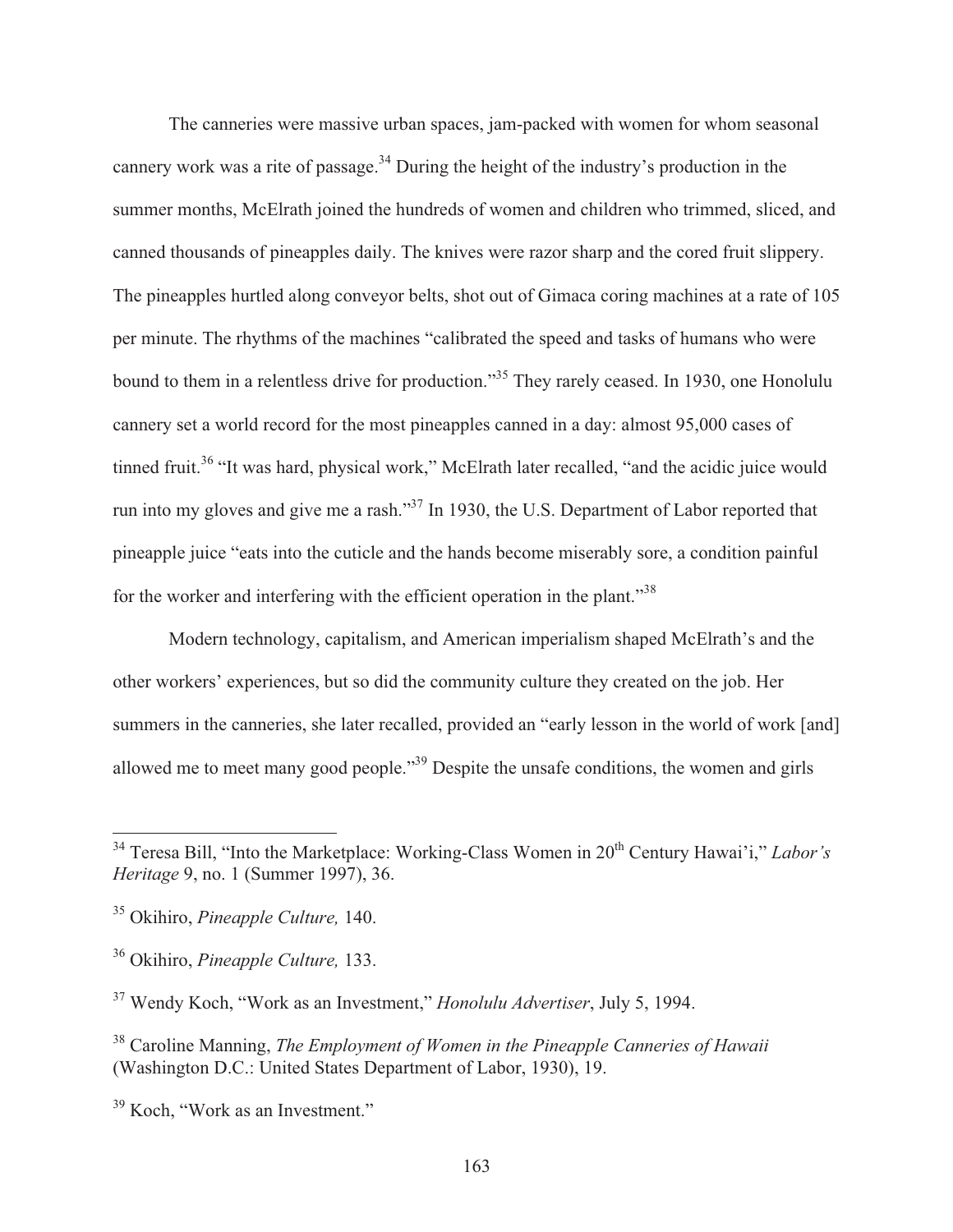The canneries were massive urban spaces, jam-packed with women for whom seasonal cannery work was a rite of passage.[34] During the height of the industry's production in the summer months, McElrath joined the hundreds of women and children who trimmed, sliced, and canned thousands of pineapples daily. The knives were razor sharp and the cored fruit slippery. The pineapples hurtled along conveyor belts, shot out of Gimaca coring machines at a rate of 105 per minute. The rhythms of the machines "calibrated the speed and tasks of humans who were bound to them in a relentless drive for production."[35] They rarely ceased. In 1930, one Honolulu cannery set a world record for the most pineapples canned in a day: almost 95,000 cases of tinned fruit.[36] "It was hard, physical work," McElrath later recalled, "and the acidic juice would run into my gloves and give me a rash."[37] In 1930, the U.S. Department of Labor reported that pineapple juice "eats into the cuticle and the hands become miserably sore, a condition painful for the worker and interfering with the efficient operation in the plant."[38]

Modern technology, capitalism, and American imperialism shaped McElrath's and the other workers' experiences, but so did the community culture they created on the job. Her summers in the canneries, she later recalled, provided an "early lesson in the world of work [and] allowed me to meet many good people."[39] Despite the unsafe conditions, the women and girls

---

[34] Teresa Bill, "Into the Marketplace: Working-Class Women in 20th Century Hawai'i," *Labor's Heritage* 9, no. 1 (Summer 1997), 36.

[35] Okihiro, *Pineapple Culture,* 140.

[36] Okihiro, *Pineapple Culture,* 133.

[37] Wendy Koch, "Work as an Investment," *Honolulu Advertiser*, July 5, 1994.

[38] Caroline Manning, *The Employment of Women in the Pineapple Canneries of Hawaii* (Washington D.C.: United States Department of Labor, 1930), 19.

[39] Koch, "Work as an Investment."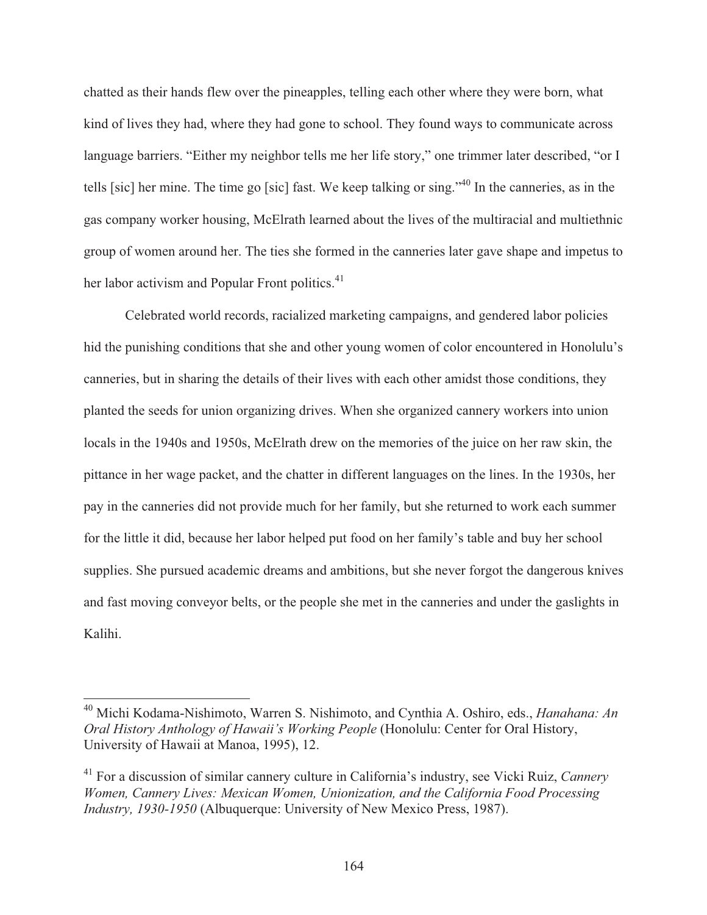chatted as their hands flew over the pineapples, telling each other where they were born, what kind of lives they had, where they had gone to school. They found ways to communicate across language barriers. "Either my neighbor tells me her life story," one trimmer later described, "or I tells [sic] her mine. The time go [sic] fast. We keep talking or sing."[40] In the canneries, as in the gas company worker housing, McElrath learned about the lives of the multiracial and multiethnic group of women around her. The ties she formed in the canneries later gave shape and impetus to her labor activism and Popular Front politics.[41]

Celebrated world records, racialized marketing campaigns, and gendered labor policies hid the punishing conditions that she and other young women of color encountered in Honolulu's canneries, but in sharing the details of their lives with each other amidst those conditions, they planted the seeds for union organizing drives. When she organized cannery workers into union locals in the 1940s and 1950s, McElrath drew on the memories of the juice on her raw skin, the pittance in her wage packet, and the chatter in different languages on the lines. In the 1930s, her pay in the canneries did not provide much for her family, but she returned to work each summer for the little it did, because her labor helped put food on her family's table and buy her school supplies. She pursued academic dreams and ambitions, but she never forgot the dangerous knives and fast moving conveyor belts, or the people she met in the canneries and under the gaslights in Kalihi.

---

[40] Michi Kodama-Nishimoto, Warren S. Nishimoto, and Cynthia A. Oshiro, eds., *Hanahana: An Oral History Anthology of Hawaii's Working People* (Honolulu: Center for Oral History, University of Hawaii at Manoa, 1995), 12.

[41] For a discussion of similar cannery culture in California's industry, see Vicki Ruiz, *Cannery Women, Cannery Lives: Mexican Women, Unionization, and the California Food Processing Industry, 1930-1950* (Albuquerque: University of New Mexico Press, 1987).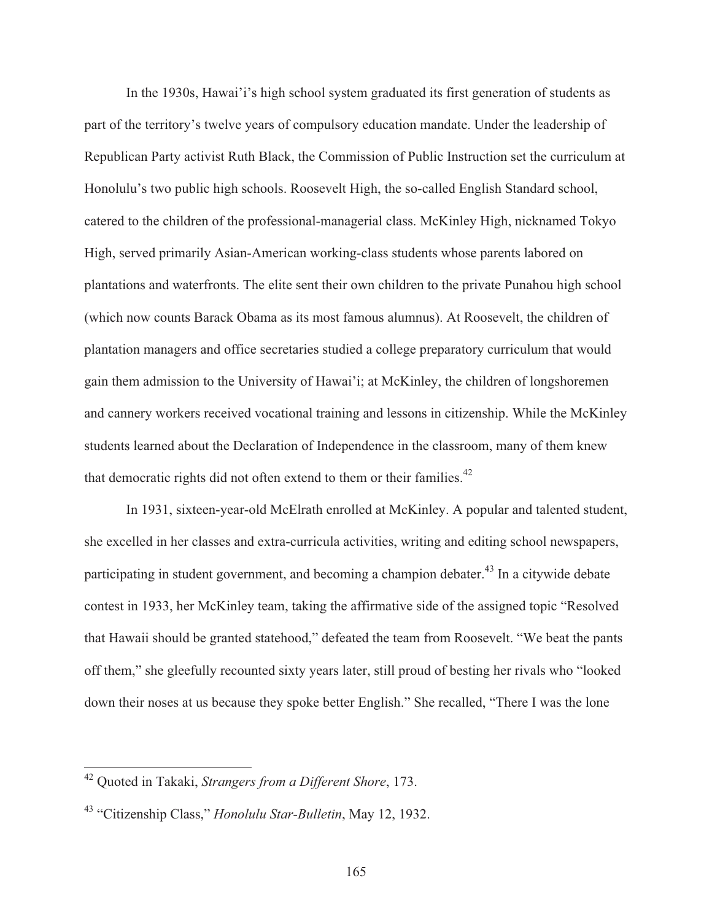In the 1930s, Hawai'i's high school system graduated its first generation of students as part of the territory's twelve years of compulsory education mandate. Under the leadership of Republican Party activist Ruth Black, the Commission of Public Instruction set the curriculum at Honolulu's two public high schools. Roosevelt High, the so-called English Standard school, catered to the children of the professional-managerial class. McKinley High, nicknamed Tokyo High, served primarily Asian-American working-class students whose parents labored on plantations and waterfronts. The elite sent their own children to the private Punahou high school (which now counts Barack Obama as its most famous alumnus). At Roosevelt, the children of plantation managers and office secretaries studied a college preparatory curriculum that would gain them admission to the University of Hawai'i; at McKinley, the children of longshoremen and cannery workers received vocational training and lessons in citizenship. While the McKinley students learned about the Declaration of Independence in the classroom, many of them knew that democratic rights did not often extend to them or their families.[42]

In 1931, sixteen-year-old McElrath enrolled at McKinley. A popular and talented student, she excelled in her classes and extra-curricula activities, writing and editing school newspapers, participating in student government, and becoming a champion debater.[43] In a citywide debate contest in 1933, her McKinley team, taking the affirmative side of the assigned topic "Resolved that Hawaii should be granted statehood," defeated the team from Roosevelt. "We beat the pants off them," she gleefully recounted sixty years later, still proud of besting her rivals who "looked down their noses at us because they spoke better English." She recalled, "There I was the lone

---

[42] Quoted in Takaki, *Strangers from a Different Shore*, 173.

[43] "Citizenship Class," *Honolulu Star-Bulletin*, May 12, 1932.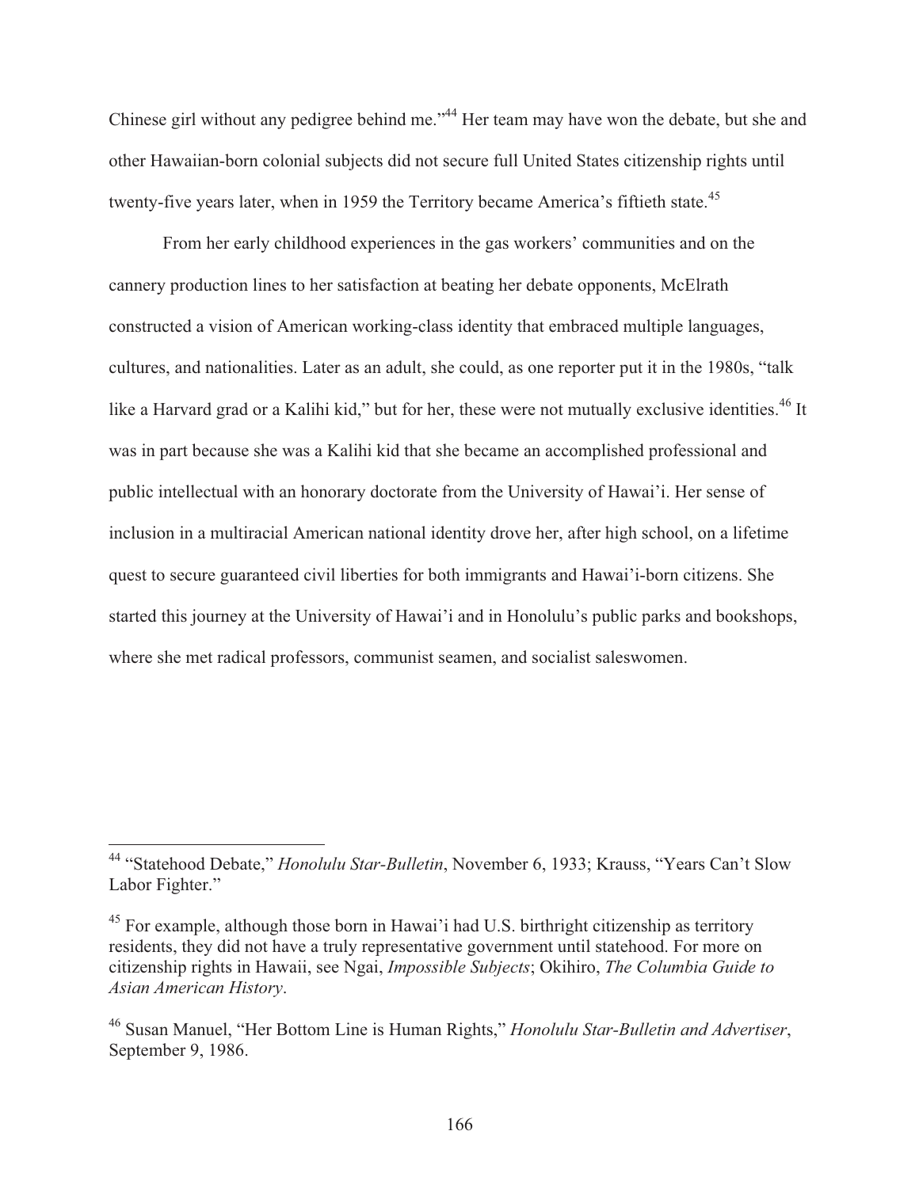Chinese girl without any pedigree behind me."[44] Her team may have won the debate, but she and other Hawaiian-born colonial subjects did not secure full United States citizenship rights until twenty-five years later, when in 1959 the Territory became America's fiftieth state.[45]

From her early childhood experiences in the gas workers' communities and on the cannery production lines to her satisfaction at beating her debate opponents, McElrath constructed a vision of American working-class identity that embraced multiple languages, cultures, and nationalities. Later as an adult, she could, as one reporter put it in the 1980s, "talk like a Harvard grad or a Kalihi kid," but for her, these were not mutually exclusive identities.[46] It was in part because she was a Kalihi kid that she became an accomplished professional and public intellectual with an honorary doctorate from the University of Hawai'i. Her sense of inclusion in a multiracial American national identity drove her, after high school, on a lifetime quest to secure guaranteed civil liberties for both immigrants and Hawai'i-born citizens. She started this journey at the University of Hawai'i and in Honolulu's public parks and bookshops, where she met radical professors, communist seamen, and socialist saleswomen.

---

[44] "Statehood Debate," *Honolulu Star-Bulletin*, November 6, 1933; Krauss, "Years Can't Slow Labor Fighter."

[45] For example, although those born in Hawai'i had U.S. birthright citizenship as territory residents, they did not have a truly representative government until statehood. For more on citizenship rights in Hawaii, see Ngai, *Impossible Subjects*; Okihiro, *The Columbia Guide to Asian American History*.

[46] Susan Manuel, "Her Bottom Line is Human Rights," *Honolulu Star-Bulletin and Advertiser*, September 9, 1986.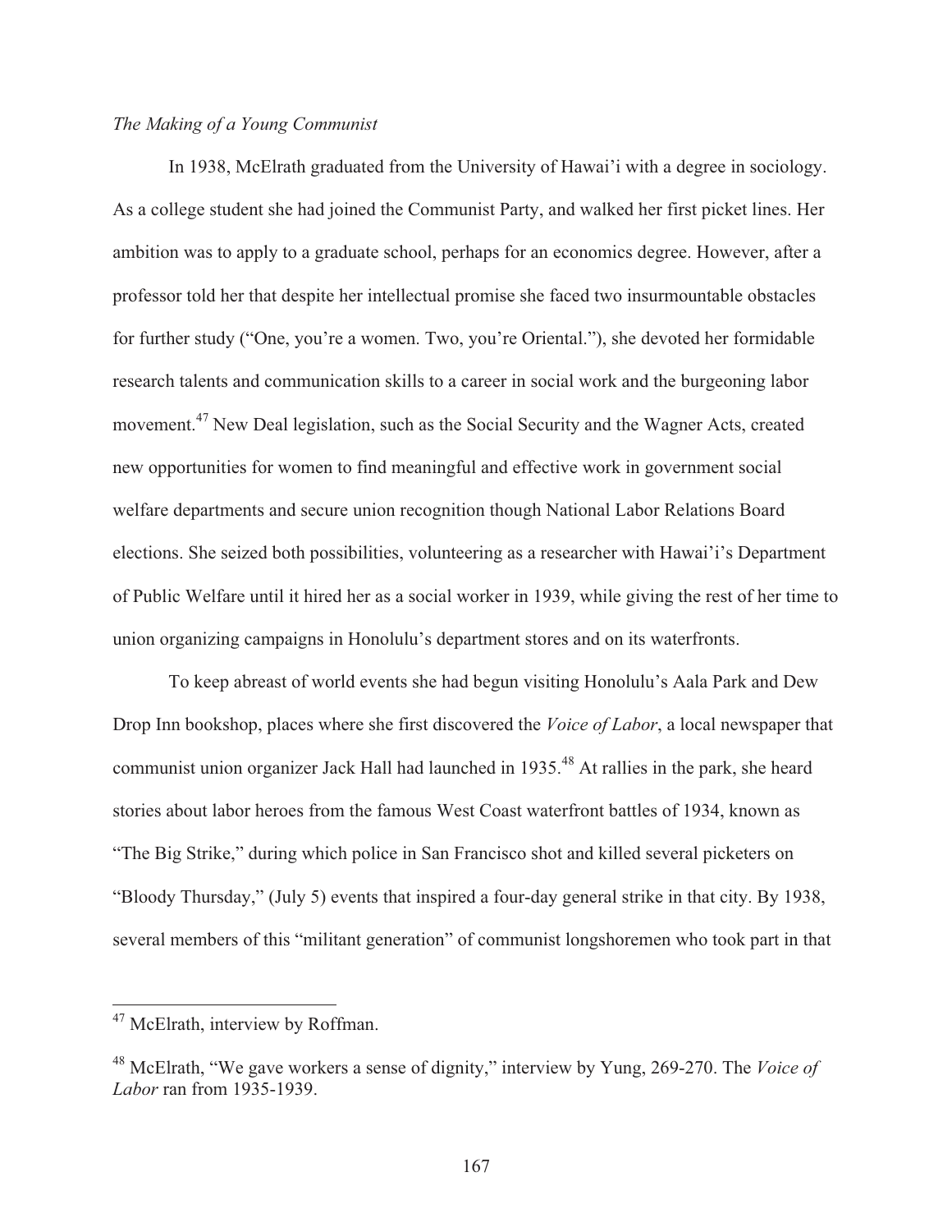*The Making of a Young Communist*

In 1938, McElrath graduated from the University of Hawai'i with a degree in sociology. As a college student she had joined the Communist Party, and walked her first picket lines. Her ambition was to apply to a graduate school, perhaps for an economics degree. However, after a professor told her that despite her intellectual promise she faced two insurmountable obstacles for further study ("One, you're a women. Two, you're Oriental."), she devoted her formidable research talents and communication skills to a career in social work and the burgeoning labor movement.[47] New Deal legislation, such as the Social Security and the Wagner Acts, created new opportunities for women to find meaningful and effective work in government social welfare departments and secure union recognition though National Labor Relations Board elections. She seized both possibilities, volunteering as a researcher with Hawai'i's Department of Public Welfare until it hired her as a social worker in 1939, while giving the rest of her time to union organizing campaigns in Honolulu's department stores and on its waterfronts.

To keep abreast of world events she had begun visiting Honolulu's Aala Park and Dew Drop Inn bookshop, places where she first discovered the *Voice of Labor*, a local newspaper that communist union organizer Jack Hall had launched in 1935.[48] At rallies in the park, she heard stories about labor heroes from the famous West Coast waterfront battles of 1934, known as "The Big Strike," during which police in San Francisco shot and killed several picketers on "Bloody Thursday," (July 5) events that inspired a four-day general strike in that city. By 1938, several members of this "militant generation" of communist longshoremen who took part in that

---

[47] McElrath, interview by Roffman.

[48] McElrath, "We gave workers a sense of dignity," interview by Yung, 269-270. The *Voice of Labor* ran from 1935-1939.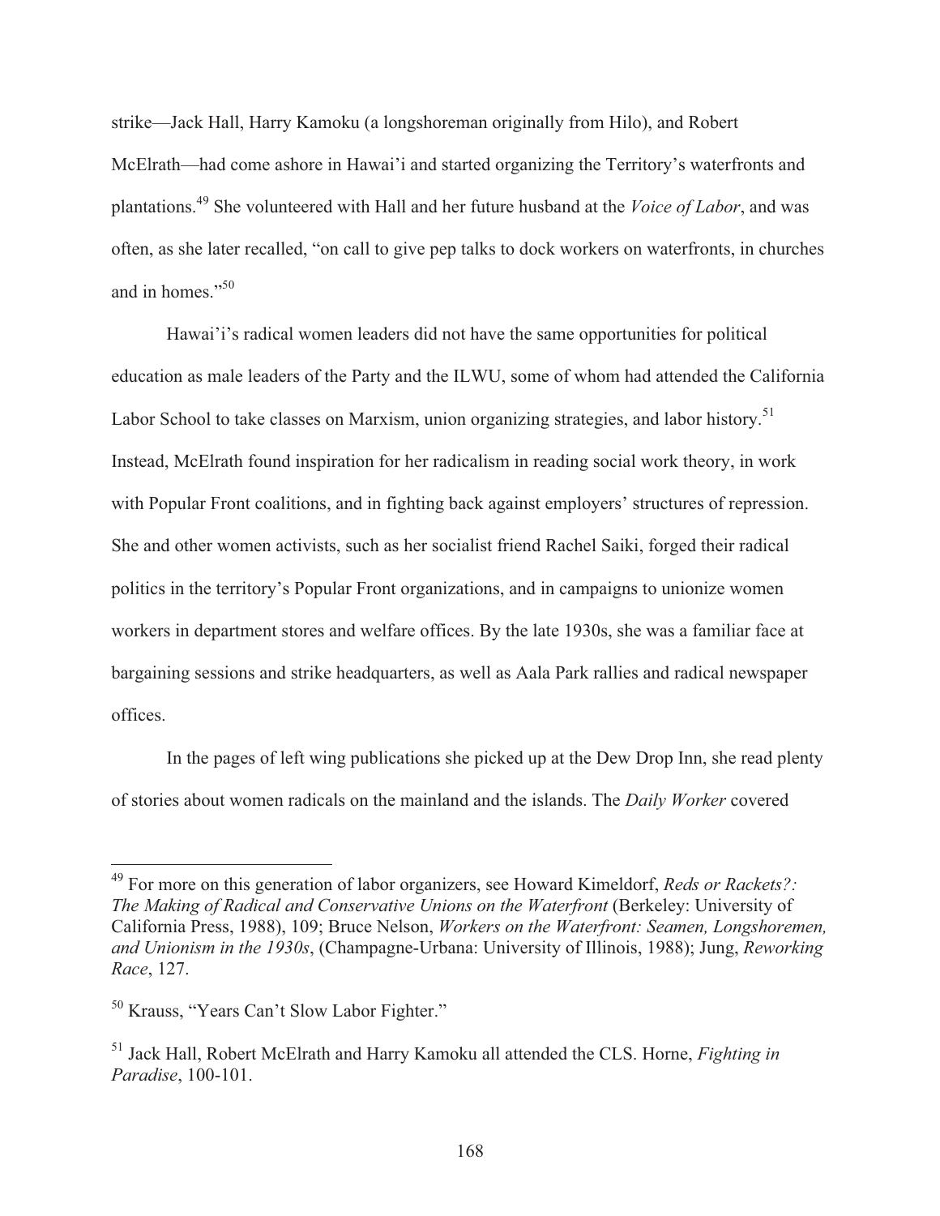strike—Jack Hall, Harry Kamoku (a longshoreman originally from Hilo), and Robert McElrath—had come ashore in Hawai'i and started organizing the Territory's waterfronts and plantations.[49] She volunteered with Hall and her future husband at the *Voice of Labor*, and was often, as she later recalled, "on call to give pep talks to dock workers on waterfronts, in churches and in homes."[50]

Hawai'i's radical women leaders did not have the same opportunities for political education as male leaders of the Party and the ILWU, some of whom had attended the California Labor School to take classes on Marxism, union organizing strategies, and labor history.[51] Instead, McElrath found inspiration for her radicalism in reading social work theory, in work with Popular Front coalitions, and in fighting back against employers' structures of repression. She and other women activists, such as her socialist friend Rachel Saiki, forged their radical politics in the territory's Popular Front organizations, and in campaigns to unionize women workers in department stores and welfare offices. By the late 1930s, she was a familiar face at bargaining sessions and strike headquarters, as well as Aala Park rallies and radical newspaper offices.

In the pages of left wing publications she picked up at the Dew Drop Inn, she read plenty of stories about women radicals on the mainland and the islands. The *Daily Worker* covered

---

[49] For more on this generation of labor organizers, see Howard Kimeldorf, *Reds or Rackets?: The Making of Radical and Conservative Unions on the Waterfront* (Berkeley: University of California Press, 1988), 109; Bruce Nelson, *Workers on the Waterfront: Seamen, Longshoremen, and Unionism in the 1930s*, (Champagne-Urbana: University of Illinois, 1988); Jung, *Reworking Race*, 127.

[50] Krauss, "Years Can't Slow Labor Fighter."

[51] Jack Hall, Robert McElrath and Harry Kamoku all attended the CLS. Horne, *Fighting in Paradise*, 100-101.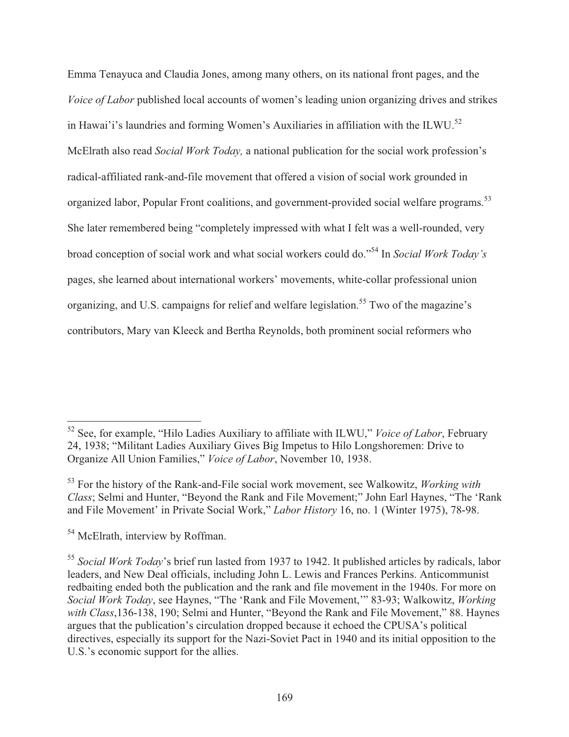Emma Tenayuca and Claudia Jones, among many others, on its national front pages, and the *Voice of Labor* published local accounts of women's leading union organizing drives and strikes in Hawai'i's laundries and forming Women's Auxiliaries in affiliation with the ILWU.[52] McElrath also read *Social Work Today,* a national publication for the social work profession's radical-affiliated rank-and-file movement that offered a vision of social work grounded in organized labor, Popular Front coalitions, and government-provided social welfare programs.[53] She later remembered being "completely impressed with what I felt was a well-rounded, very broad conception of social work and what social workers could do."[54] In *Social Work Today's* pages, she learned about international workers' movements, white-collar professional union organizing, and U.S. campaigns for relief and welfare legislation.[55] Two of the magazine's contributors, Mary van Kleeck and Bertha Reynolds, both prominent social reformers who

---

[52] See, for example, "Hilo Ladies Auxiliary to affiliate with ILWU," *Voice of Labor*, February 24, 1938; "Militant Ladies Auxiliary Gives Big Impetus to Hilo Longshoremen: Drive to Organize All Union Families," *Voice of Labor*, November 10, 1938.

[53] For the history of the Rank-and-File social work movement, see Walkowitz, *Working with Class*; Selmi and Hunter, "Beyond the Rank and File Movement;" John Earl Haynes, "The 'Rank and File Movement' in Private Social Work," *Labor History* 16, no. 1 (Winter 1975), 78-98.

[54] McElrath, interview by Roffman.

[55] *Social Work Today*'s brief run lasted from 1937 to 1942. It published articles by radicals, labor leaders, and New Deal officials, including John L. Lewis and Frances Perkins. Anticommunist redbaiting ended both the publication and the rank and file movement in the 1940s. For more on *Social Work Today*, see Haynes, "The 'Rank and File Movement,'" 83-93; Walkowitz, *Working with Class*,136-138, 190; Selmi and Hunter, "Beyond the Rank and File Movement," 88. Haynes argues that the publication's circulation dropped because it echoed the CPUSA's political directives, especially its support for the Nazi-Soviet Pact in 1940 and its initial opposition to the U.S.'s economic support for the allies.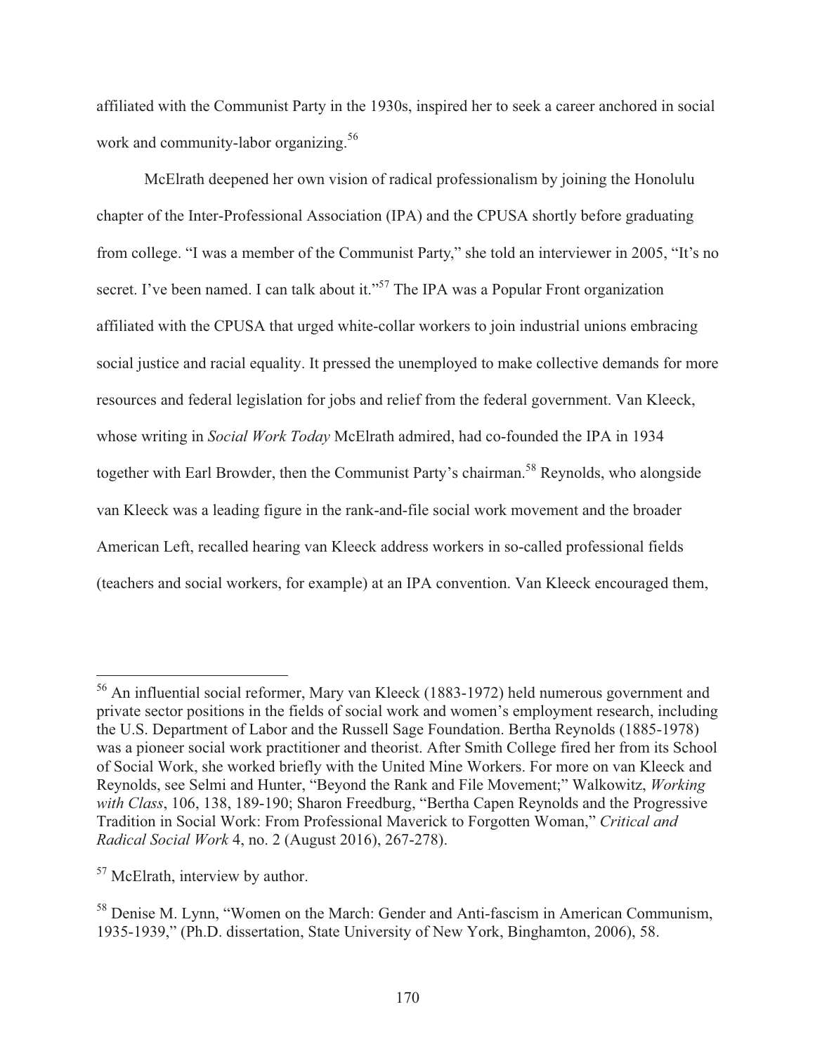affiliated with the Communist Party in the 1930s, inspired her to seek a career anchored in social work and community-labor organizing.[56]

McElrath deepened her own vision of radical professionalism by joining the Honolulu chapter of the Inter-Professional Association (IPA) and the CPUSA shortly before graduating from college. "I was a member of the Communist Party," she told an interviewer in 2005, "It's no secret. I've been named. I can talk about it."[57] The IPA was a Popular Front organization affiliated with the CPUSA that urged white-collar workers to join industrial unions embracing social justice and racial equality. It pressed the unemployed to make collective demands for more resources and federal legislation for jobs and relief from the federal government. Van Kleeck, whose writing in *Social Work Today* McElrath admired, had co-founded the IPA in 1934 together with Earl Browder, then the Communist Party's chairman.[58] Reynolds, who alongside van Kleeck was a leading figure in the rank-and-file social work movement and the broader American Left, recalled hearing van Kleeck address workers in so-called professional fields (teachers and social workers, for example) at an IPA convention. Van Kleeck encouraged them,

---

[56] An influential social reformer, Mary van Kleeck (1883-1972) held numerous government and private sector positions in the fields of social work and women's employment research, including the U.S. Department of Labor and the Russell Sage Foundation. Bertha Reynolds (1885-1978) was a pioneer social work practitioner and theorist. After Smith College fired her from its School of Social Work, she worked briefly with the United Mine Workers. For more on van Kleeck and Reynolds, see Selmi and Hunter, "Beyond the Rank and File Movement;" Walkowitz, *Working with Class*, 106, 138, 189-190; Sharon Freedburg, "Bertha Capen Reynolds and the Progressive Tradition in Social Work: From Professional Maverick to Forgotten Woman," *Critical and Radical Social Work* 4, no. 2 (August 2016), 267-278).

[57] McElrath, interview by author.

[58] Denise M. Lynn, "Women on the March: Gender and Anti-fascism in American Communism, 1935-1939," (Ph.D. dissertation, State University of New York, Binghamton, 2006), 58.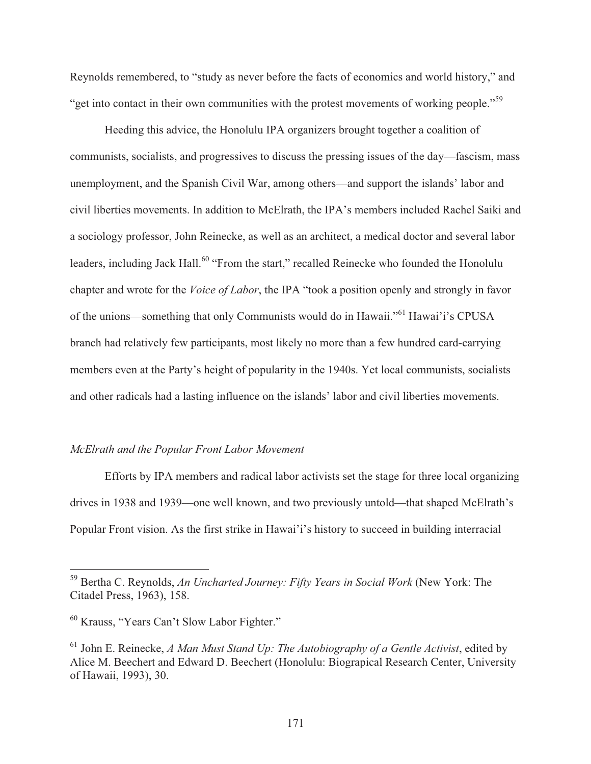Reynolds remembered, to "study as never before the facts of economics and world history," and "get into contact in their own communities with the protest movements of working people."[59]

Heeding this advice, the Honolulu IPA organizers brought together a coalition of communists, socialists, and progressives to discuss the pressing issues of the day—fascism, mass unemployment, and the Spanish Civil War, among others—and support the islands' labor and civil liberties movements. In addition to McElrath, the IPA's members included Rachel Saiki and a sociology professor, John Reinecke, as well as an architect, a medical doctor and several labor leaders, including Jack Hall.[60] "From the start," recalled Reinecke who founded the Honolulu chapter and wrote for the *Voice of Labor*, the IPA "took a position openly and strongly in favor of the unions—something that only Communists would do in Hawaii."[61] Hawai'i's CPUSA branch had relatively few participants, most likely no more than a few hundred card-carrying members even at the Party's height of popularity in the 1940s. Yet local communists, socialists and other radicals had a lasting influence on the islands' labor and civil liberties movements.

### *McElrath and the Popular Front Labor Movement*

Efforts by IPA members and radical labor activists set the stage for three local organizing drives in 1938 and 1939—one well known, and two previously untold—that shaped McElrath's Popular Front vision. As the first strike in Hawai'i's history to succeed in building interracial

---

[59] Bertha C. Reynolds, *An Uncharted Journey: Fifty Years in Social Work* (New York: The Citadel Press, 1963), 158.

[60] Krauss, "Years Can't Slow Labor Fighter."

[61] John E. Reinecke, *A Man Must Stand Up: The Autobiography of a Gentle Activist*, edited by Alice M. Beechert and Edward D. Beechert (Honolulu: Biograpical Research Center, University of Hawaii, 1993), 30.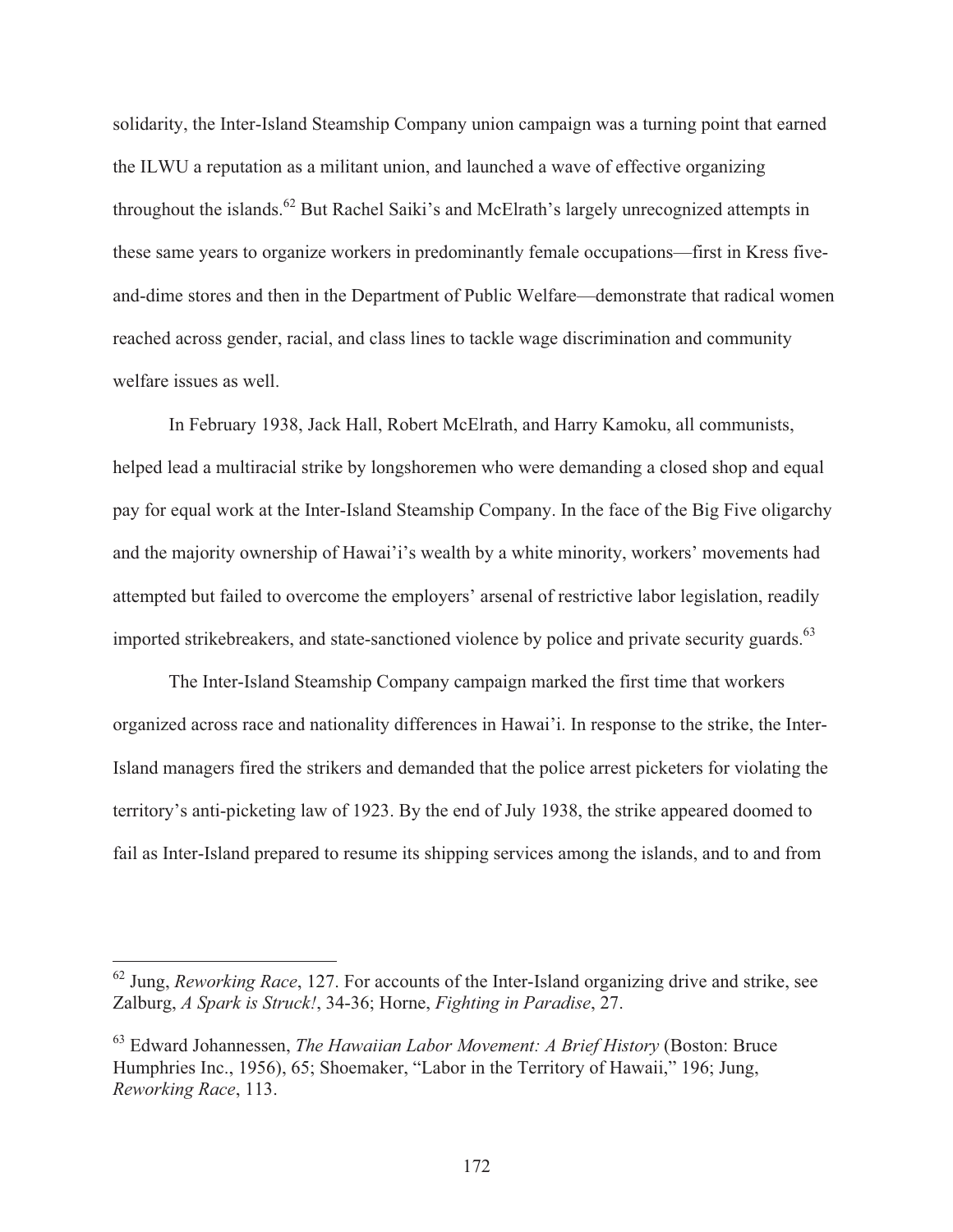solidarity, the Inter-Island Steamship Company union campaign was a turning point that earned the ILWU a reputation as a militant union, and launched a wave of effective organizing throughout the islands.[62] But Rachel Saiki's and McElrath's largely unrecognized attempts in these same years to organize workers in predominantly female occupations—first in Kress five-and-dime stores and then in the Department of Public Welfare—demonstrate that radical women reached across gender, racial, and class lines to tackle wage discrimination and community welfare issues as well.

In February 1938, Jack Hall, Robert McElrath, and Harry Kamoku, all communists, helped lead a multiracial strike by longshoremen who were demanding a closed shop and equal pay for equal work at the Inter-Island Steamship Company. In the face of the Big Five oligarchy and the majority ownership of Hawai'i's wealth by a white minority, workers' movements had attempted but failed to overcome the employers' arsenal of restrictive labor legislation, readily imported strikebreakers, and state-sanctioned violence by police and private security guards.[63]

The Inter-Island Steamship Company campaign marked the first time that workers organized across race and nationality differences in Hawai'i. In response to the strike, the Inter-Island managers fired the strikers and demanded that the police arrest picketers for violating the territory's anti-picketing law of 1923. By the end of July 1938, the strike appeared doomed to fail as Inter-Island prepared to resume its shipping services among the islands, and to and from

---

[62] Jung, *Reworking Race*, 127. For accounts of the Inter-Island organizing drive and strike, see Zalburg, *A Spark is Struck!*, 34-36; Horne, *Fighting in Paradise*, 27.

[63] Edward Johannessen, *The Hawaiian Labor Movement: A Brief History* (Boston: Bruce Humphries Inc., 1956), 65; Shoemaker, "Labor in the Territory of Hawaii," 196; Jung, *Reworking Race*, 113.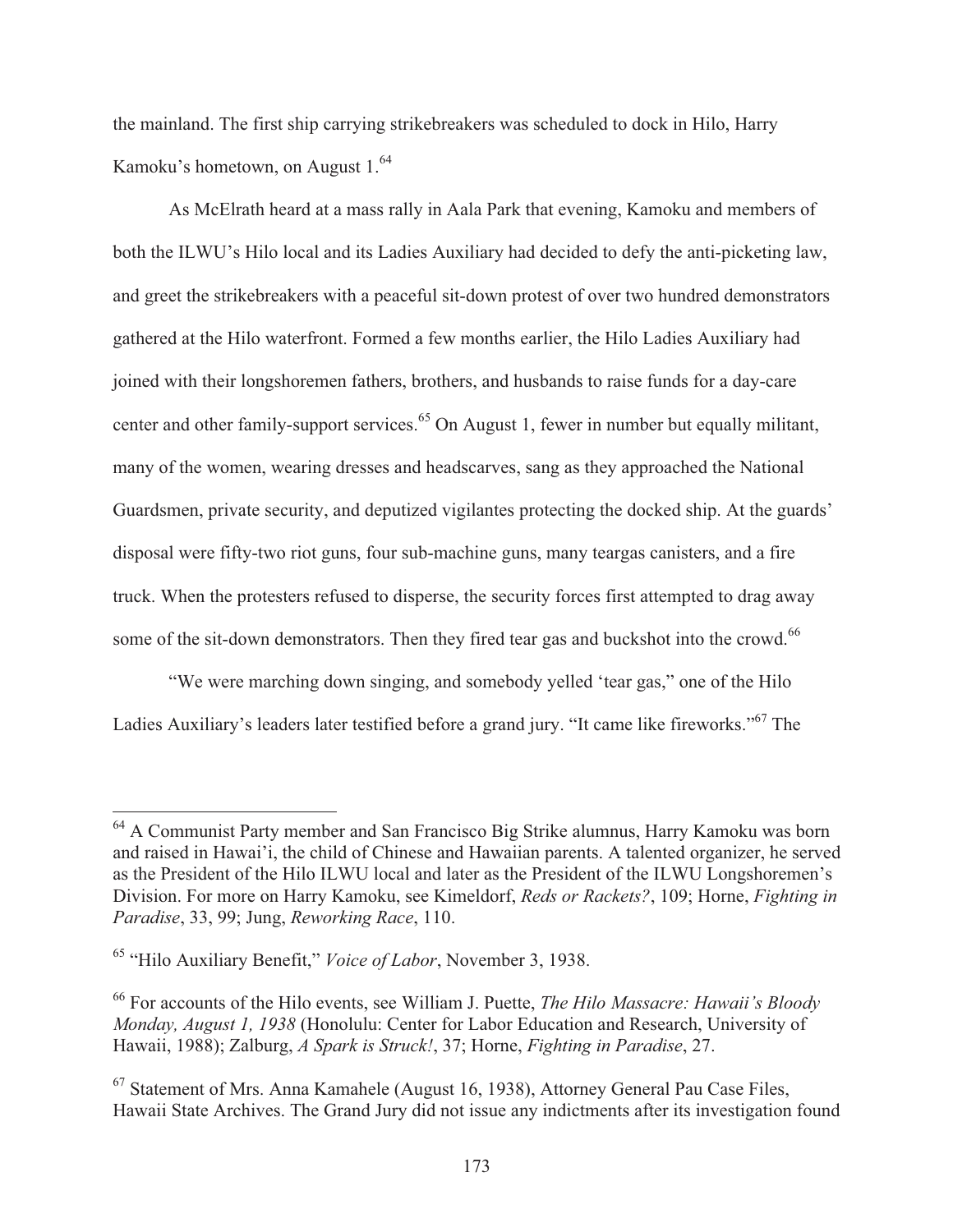the mainland. The first ship carrying strikebreakers was scheduled to dock in Hilo, Harry Kamoku's hometown, on August 1.[64]

As McElrath heard at a mass rally in Aala Park that evening, Kamoku and members of both the ILWU's Hilo local and its Ladies Auxiliary had decided to defy the anti-picketing law, and greet the strikebreakers with a peaceful sit-down protest of over two hundred demonstrators gathered at the Hilo waterfront. Formed a few months earlier, the Hilo Ladies Auxiliary had joined with their longshoremen fathers, brothers, and husbands to raise funds for a day-care center and other family-support services.[65] On August 1, fewer in number but equally militant, many of the women, wearing dresses and headscarves, sang as they approached the National Guardsmen, private security, and deputized vigilantes protecting the docked ship. At the guards' disposal were fifty-two riot guns, four sub-machine guns, many teargas canisters, and a fire truck. When the protesters refused to disperse, the security forces first attempted to drag away some of the sit-down demonstrators. Then they fired tear gas and buckshot into the crowd.[66]

"We were marching down singing, and somebody yelled 'tear gas," one of the Hilo Ladies Auxiliary's leaders later testified before a grand jury. "It came like fireworks."[67] The

---

[64] A Communist Party member and San Francisco Big Strike alumnus, Harry Kamoku was born and raised in Hawai'i, the child of Chinese and Hawaiian parents. A talented organizer, he served as the President of the Hilo ILWU local and later as the President of the ILWU Longshoremen's Division. For more on Harry Kamoku, see Kimeldorf, *Reds or Rackets?*, 109; Horne, *Fighting in Paradise*, 33, 99; Jung, *Reworking Race*, 110.

[65] "Hilo Auxiliary Benefit," *Voice of Labor*, November 3, 1938.

[66] For accounts of the Hilo events, see William J. Puette, *The Hilo Massacre: Hawaii's Bloody Monday, August 1, 1938* (Honolulu: Center for Labor Education and Research, University of Hawaii, 1988); Zalburg, *A Spark is Struck!*, 37; Horne, *Fighting in Paradise*, 27.

[67] Statement of Mrs. Anna Kamahele (August 16, 1938), Attorney General Pau Case Files, Hawaii State Archives. The Grand Jury did not issue any indictments after its investigation found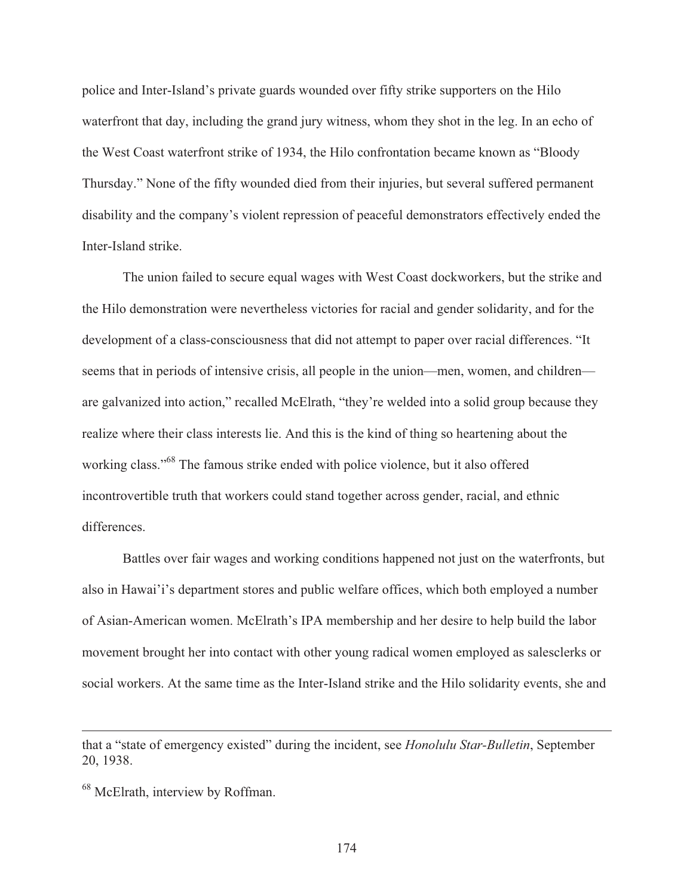police and Inter-Island's private guards wounded over fifty strike supporters on the Hilo waterfront that day, including the grand jury witness, whom they shot in the leg. In an echo of the West Coast waterfront strike of 1934, the Hilo confrontation became known as "Bloody Thursday." None of the fifty wounded died from their injuries, but several suffered permanent disability and the company's violent repression of peaceful demonstrators effectively ended the Inter-Island strike.

The union failed to secure equal wages with West Coast dockworkers, but the strike and the Hilo demonstration were nevertheless victories for racial and gender solidarity, and for the development of a class-consciousness that did not attempt to paper over racial differences. "It seems that in periods of intensive crisis, all people in the union—men, women, and children—are galvanized into action," recalled McElrath, "they're welded into a solid group because they realize where their class interests lie. And this is the kind of thing so heartening about the working class."[68] The famous strike ended with police violence, but it also offered incontrovertible truth that workers could stand together across gender, racial, and ethnic differences.

Battles over fair wages and working conditions happened not just on the waterfronts, but also in Hawai'i's department stores and public welfare offices, which both employed a number of Asian-American women. McElrath's IPA membership and her desire to help build the labor movement brought her into contact with other young radical women employed as salesclerks or social workers. At the same time as the Inter-Island strike and the Hilo solidarity events, she and

---

that a "state of emergency existed" during the incident, see *Honolulu Star-Bulletin*, September 20, 1938.

[68] McElrath, interview by Roffman.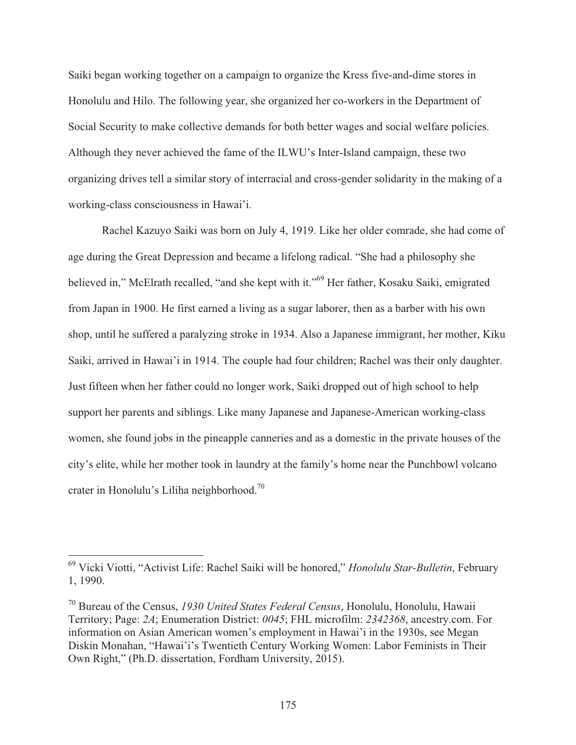Saiki began working together on a campaign to organize the Kress five-and-dime stores in Honolulu and Hilo. The following year, she organized her co-workers in the Department of Social Security to make collective demands for both better wages and social welfare policies. Although they never achieved the fame of the ILWU's Inter-Island campaign, these two organizing drives tell a similar story of interracial and cross-gender solidarity in the making of a working-class consciousness in Hawai'i.

Rachel Kazuyo Saiki was born on July 4, 1919. Like her older comrade, she had come of age during the Great Depression and became a lifelong radical. "She had a philosophy she believed in," McElrath recalled, "and she kept with it."[69] Her father, Kosaku Saiki, emigrated from Japan in 1900. He first earned a living as a sugar laborer, then as a barber with his own shop, until he suffered a paralyzing stroke in 1934. Also a Japanese immigrant, her mother, Kiku Saiki, arrived in Hawai'i in 1914. The couple had four children; Rachel was their only daughter. Just fifteen when her father could no longer work, Saiki dropped out of high school to help support her parents and siblings. Like many Japanese and Japanese-American working-class women, she found jobs in the pineapple canneries and as a domestic in the private houses of the city's elite, while her mother took in laundry at the family's home near the Punchbowl volcano crater in Honolulu's Liliha neighborhood.[70]

---

[69] Vicki Viotti, "Activist Life: Rachel Saiki will be honored," *Honolulu Star-Bulletin*, February 1, 1990.

[70] Bureau of the Census, *1930 United States Federal Census*, Honolulu, Honolulu, Hawaii Territory; Page: *2A*; Enumeration District: *0045*; FHL microfilm: *2342368*, ancestry.com. For information on Asian American women's employment in Hawai'i in the 1930s, see Megan Diskin Monahan, "Hawai'i's Twentieth Century Working Women: Labor Feminists in Their Own Right," (Ph.D. dissertation, Fordham University, 2015).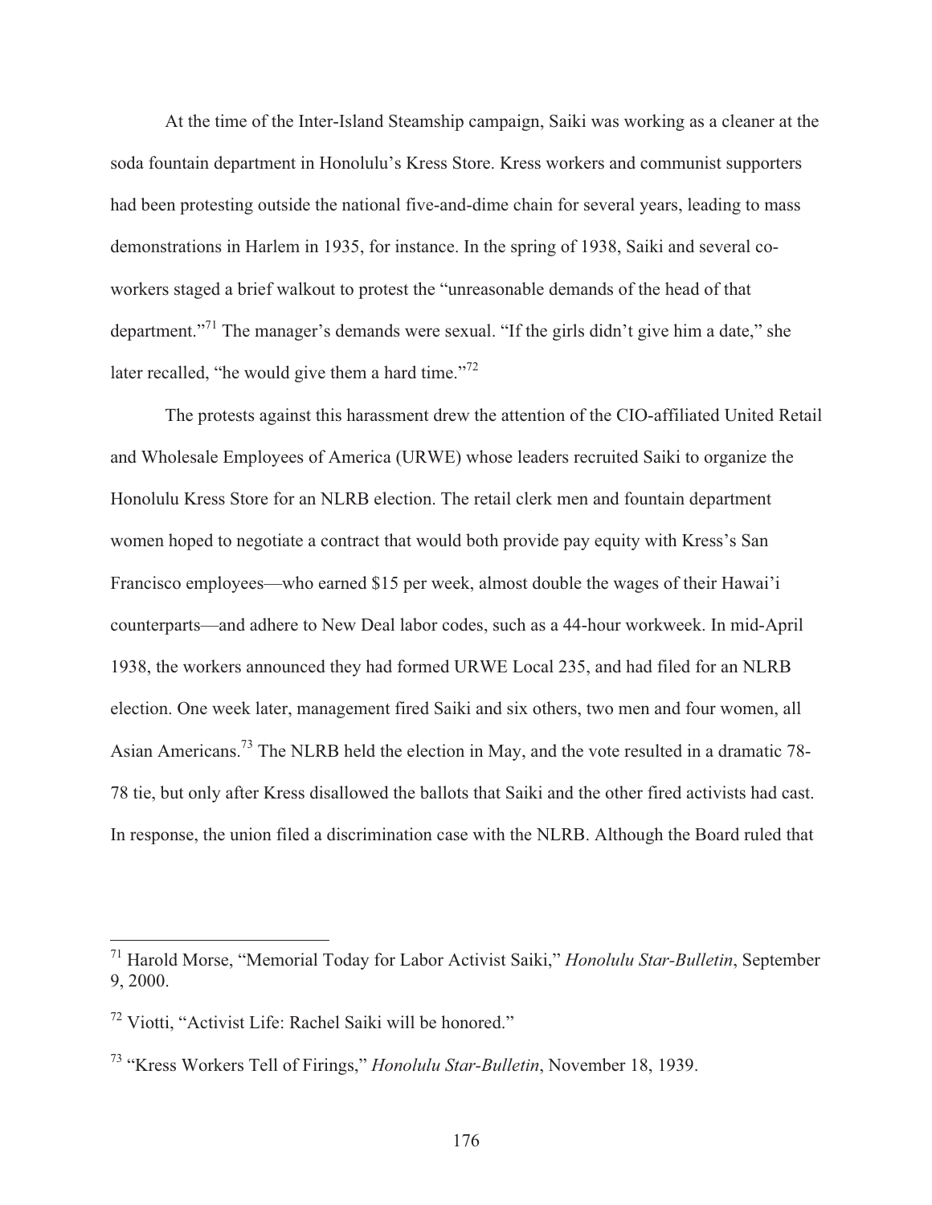At the time of the Inter-Island Steamship campaign, Saiki was working as a cleaner at the soda fountain department in Honolulu's Kress Store. Kress workers and communist supporters had been protesting outside the national five-and-dime chain for several years, leading to mass demonstrations in Harlem in 1935, for instance. In the spring of 1938, Saiki and several co-workers staged a brief walkout to protest the "unreasonable demands of the head of that department."[71] The manager's demands were sexual. "If the girls didn't give him a date," she later recalled, "he would give them a hard time."[72]

The protests against this harassment drew the attention of the CIO-affiliated United Retail and Wholesale Employees of America (URWE) whose leaders recruited Saiki to organize the Honolulu Kress Store for an NLRB election. The retail clerk men and fountain department women hoped to negotiate a contract that would both provide pay equity with Kress's San Francisco employees—who earned $15 per week, almost double the wages of their Hawai'i counterparts—and adhere to New Deal labor codes, such as a 44-hour workweek. In mid-April 1938, the workers announced they had formed URWE Local 235, and had filed for an NLRB election. One week later, management fired Saiki and six others, two men and four women, all Asian Americans.[73] The NLRB held the election in May, and the vote resulted in a dramatic 78-78 tie, but only after Kress disallowed the ballots that Saiki and the other fired activists had cast. In response, the union filed a discrimination case with the NLRB. Although the Board ruled that

---

[71] Harold Morse, "Memorial Today for Labor Activist Saiki," *Honolulu Star-Bulletin*, September 9, 2000.

[72] Viotti, "Activist Life: Rachel Saiki will be honored."

[73] "Kress Workers Tell of Firings," *Honolulu Star-Bulletin*, November 18, 1939.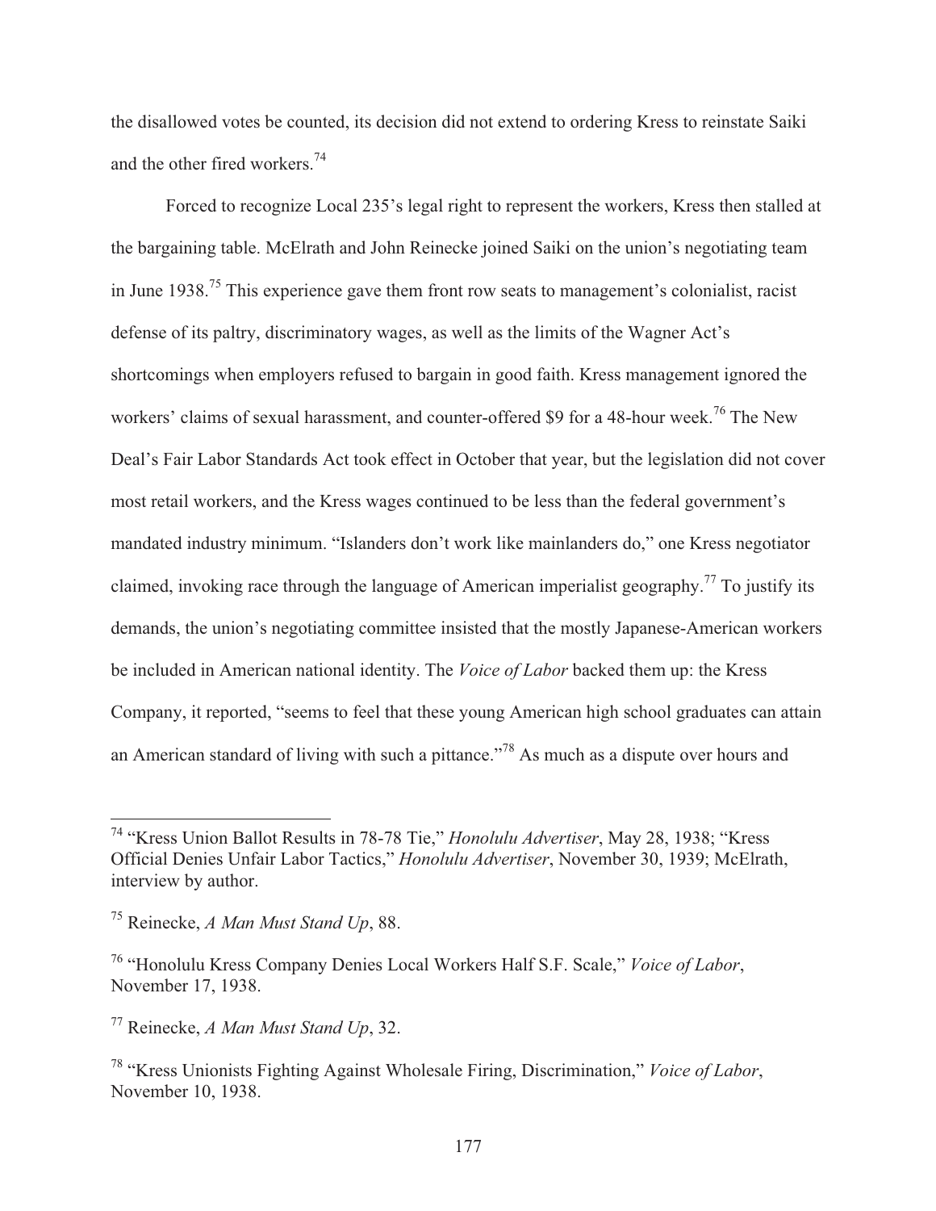the disallowed votes be counted, its decision did not extend to ordering Kress to reinstate Saiki and the other fired workers.[74]

Forced to recognize Local 235's legal right to represent the workers, Kress then stalled at the bargaining table. McElrath and John Reinecke joined Saiki on the union's negotiating team in June 1938.[75] This experience gave them front row seats to management's colonialist, racist defense of its paltry, discriminatory wages, as well as the limits of the Wagner Act's shortcomings when employers refused to bargain in good faith. Kress management ignored the workers' claims of sexual harassment, and counter-offered $9 for a 48-hour week.[76] The New Deal's Fair Labor Standards Act took effect in October that year, but the legislation did not cover most retail workers, and the Kress wages continued to be less than the federal government's mandated industry minimum. "Islanders don't work like mainlanders do," one Kress negotiator claimed, invoking race through the language of American imperialist geography.[77] To justify its demands, the union's negotiating committee insisted that the mostly Japanese-American workers be included in American national identity. The *Voice of Labor* backed them up: the Kress Company, it reported, "seems to feel that these young American high school graduates can attain an American standard of living with such a pittance."[78] As much as a dispute over hours and

---

[74] "Kress Union Ballot Results in 78-78 Tie," *Honolulu Advertiser*, May 28, 1938; "Kress Official Denies Unfair Labor Tactics," *Honolulu Advertiser*, November 30, 1939; McElrath, interview by author.

[75] Reinecke, *A Man Must Stand Up*, 88.

[76] "Honolulu Kress Company Denies Local Workers Half S.F. Scale," *Voice of Labor*, November 17, 1938.

[77] Reinecke, *A Man Must Stand Up*, 32.

[78] "Kress Unionists Fighting Against Wholesale Firing, Discrimination," *Voice of Labor*, November 10, 1938.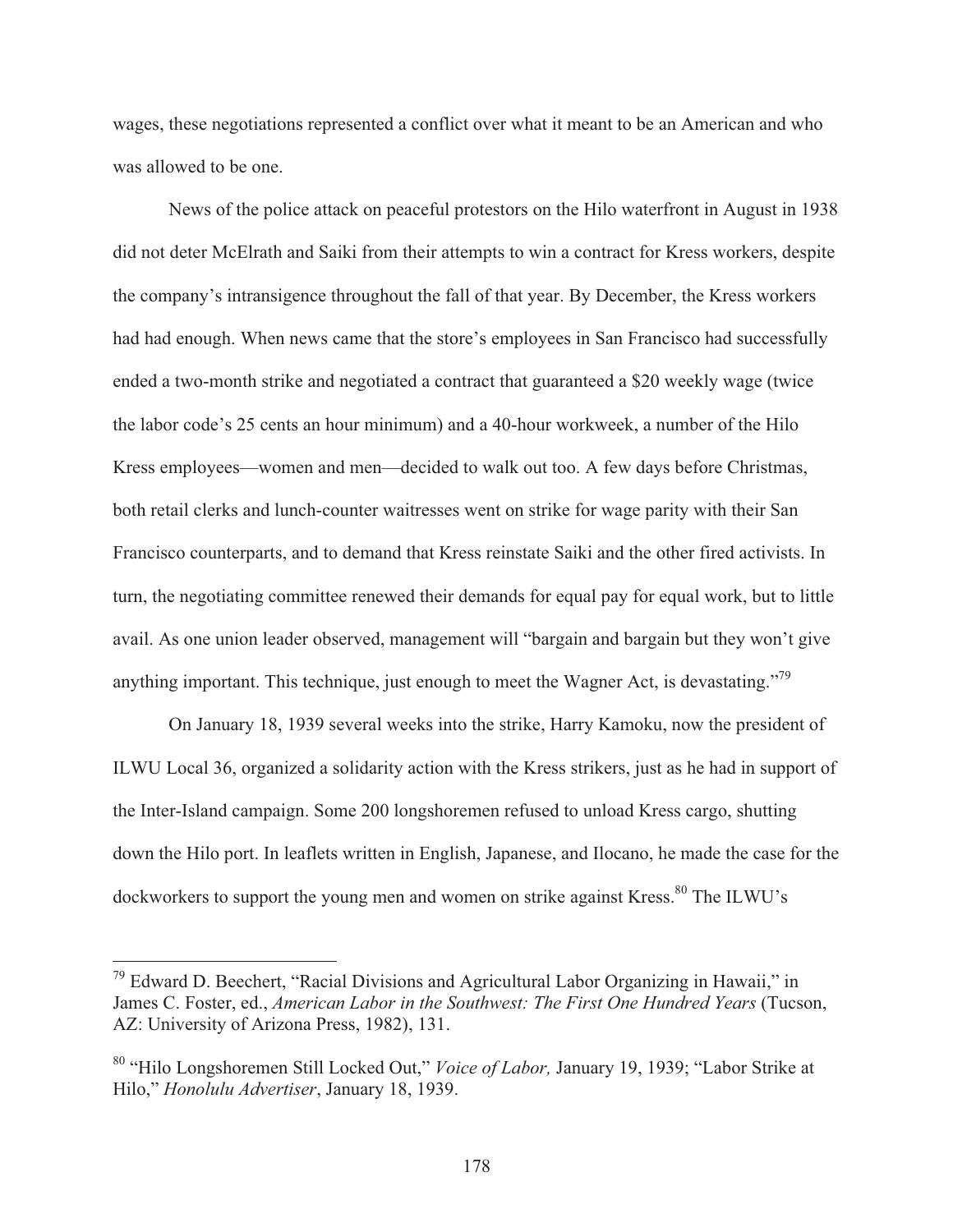wages, these negotiations represented a conflict over what it meant to be an American and who was allowed to be one.

News of the police attack on peaceful protestors on the Hilo waterfront in August in 1938 did not deter McElrath and Saiki from their attempts to win a contract for Kress workers, despite the company's intransigence throughout the fall of that year. By December, the Kress workers had had enough. When news came that the store's employees in San Francisco had successfully ended a two-month strike and negotiated a contract that guaranteed a $20 weekly wage (twice the labor code's 25 cents an hour minimum) and a 40-hour workweek, a number of the Hilo Kress employees—women and men—decided to walk out too. A few days before Christmas, both retail clerks and lunch-counter waitresses went on strike for wage parity with their San Francisco counterparts, and to demand that Kress reinstate Saiki and the other fired activists. In turn, the negotiating committee renewed their demands for equal pay for equal work, but to little avail. As one union leader observed, management will "bargain and bargain but they won't give anything important. This technique, just enough to meet the Wagner Act, is devastating."[79]

On January 18, 1939 several weeks into the strike, Harry Kamoku, now the president of ILWU Local 36, organized a solidarity action with the Kress strikers, just as he had in support of the Inter-Island campaign. Some 200 longshoremen refused to unload Kress cargo, shutting down the Hilo port. In leaflets written in English, Japanese, and Ilocano, he made the case for the dockworkers to support the young men and women on strike against Kress.[80] The ILWU's

---

[79] Edward D. Beechert, "Racial Divisions and Agricultural Labor Organizing in Hawaii," in James C. Foster, ed., *American Labor in the Southwest: The First One Hundred Years* (Tucson, AZ: University of Arizona Press, 1982), 131.

[80] "Hilo Longshoremen Still Locked Out," *Voice of Labor,* January 19, 1939; "Labor Strike at Hilo," *Honolulu Advertiser*, January 18, 1939.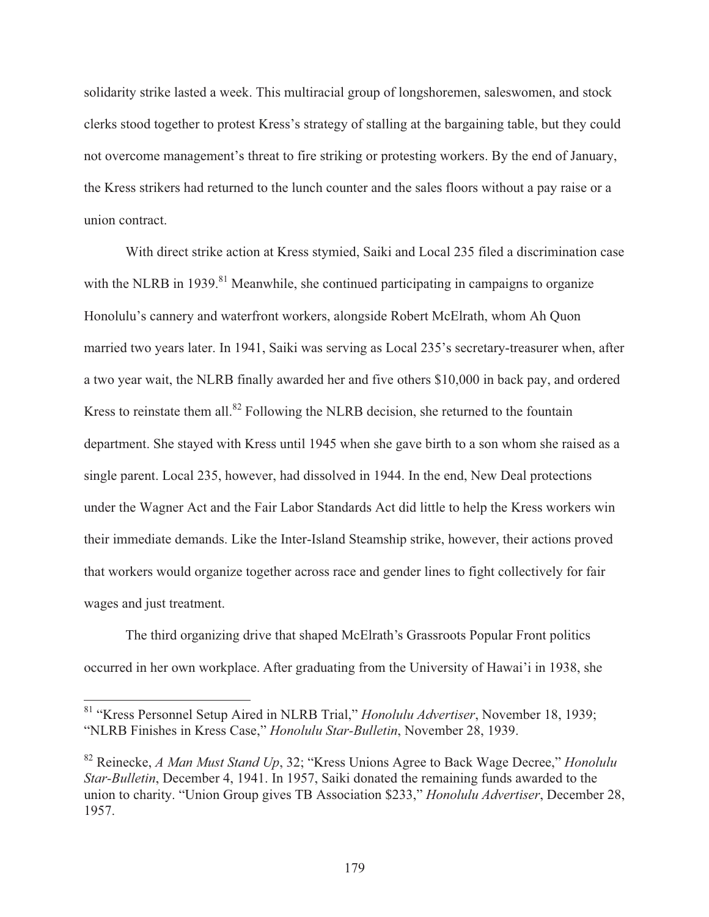solidarity strike lasted a week. This multiracial group of longshoremen, saleswomen, and stock clerks stood together to protest Kress's strategy of stalling at the bargaining table, but they could not overcome management's threat to fire striking or protesting workers. By the end of January, the Kress strikers had returned to the lunch counter and the sales floors without a pay raise or a union contract.

With direct strike action at Kress stymied, Saiki and Local 235 filed a discrimination case with the NLRB in 1939.[81] Meanwhile, she continued participating in campaigns to organize Honolulu's cannery and waterfront workers, alongside Robert McElrath, whom Ah Quon married two years later. In 1941, Saiki was serving as Local 235's secretary-treasurer when, after a two year wait, the NLRB finally awarded her and five others $10,000 in back pay, and ordered Kress to reinstate them all.[82] Following the NLRB decision, she returned to the fountain department. She stayed with Kress until 1945 when she gave birth to a son whom she raised as a single parent. Local 235, however, had dissolved in 1944. In the end, New Deal protections under the Wagner Act and the Fair Labor Standards Act did little to help the Kress workers win their immediate demands. Like the Inter-Island Steamship strike, however, their actions proved that workers would organize together across race and gender lines to fight collectively for fair wages and just treatment.

The third organizing drive that shaped McElrath's Grassroots Popular Front politics occurred in her own workplace. After graduating from the University of Hawai'i in 1938, she

---

[81] "Kress Personnel Setup Aired in NLRB Trial," *Honolulu Advertiser*, November 18, 1939; "NLRB Finishes in Kress Case," *Honolulu Star-Bulletin*, November 28, 1939.

[82] Reinecke, *A Man Must Stand Up*, 32; "Kress Unions Agree to Back Wage Decree," *Honolulu Star-Bulletin*, December 4, 1941. In 1957, Saiki donated the remaining funds awarded to the union to charity. "Union Group gives TB Association $233," *Honolulu Advertiser*, December 28, 1957.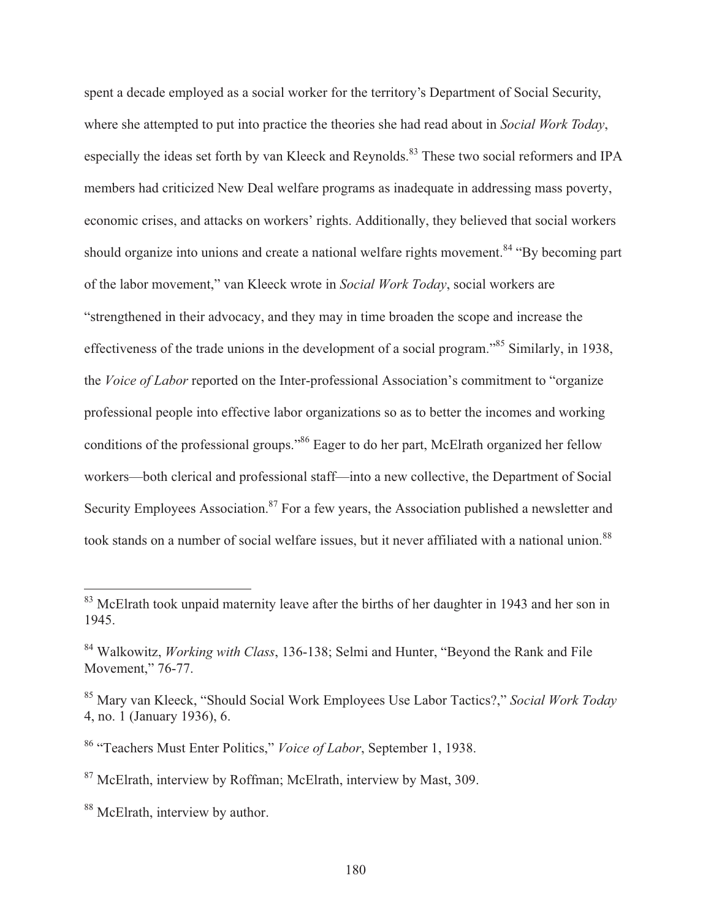spent a decade employed as a social worker for the territory's Department of Social Security, where she attempted to put into practice the theories she had read about in *Social Work Today*, especially the ideas set forth by van Kleeck and Reynolds.[83] These two social reformers and IPA members had criticized New Deal welfare programs as inadequate in addressing mass poverty, economic crises, and attacks on workers' rights. Additionally, they believed that social workers should organize into unions and create a national welfare rights movement.[84] "By becoming part of the labor movement," van Kleeck wrote in *Social Work Today*, social workers are "strengthened in their advocacy, and they may in time broaden the scope and increase the effectiveness of the trade unions in the development of a social program."[85] Similarly, in 1938, the *Voice of Labor* reported on the Inter-professional Association's commitment to "organize professional people into effective labor organizations so as to better the incomes and working conditions of the professional groups."[86] Eager to do her part, McElrath organized her fellow workers—both clerical and professional staff—into a new collective, the Department of Social Security Employees Association.[87] For a few years, the Association published a newsletter and took stands on a number of social welfare issues, but it never affiliated with a national union.[88]

---

[83] McElrath took unpaid maternity leave after the births of her daughter in 1943 and her son in 1945.

[84] Walkowitz, *Working with Class*, 136-138; Selmi and Hunter, "Beyond the Rank and File Movement," 76-77.

[85] Mary van Kleeck, "Should Social Work Employees Use Labor Tactics?," *Social Work Today* 4, no. 1 (January 1936), 6.

[86] "Teachers Must Enter Politics," *Voice of Labor*, September 1, 1938.

[87] McElrath, interview by Roffman; McElrath, interview by Mast, 309.

[88] McElrath, interview by author.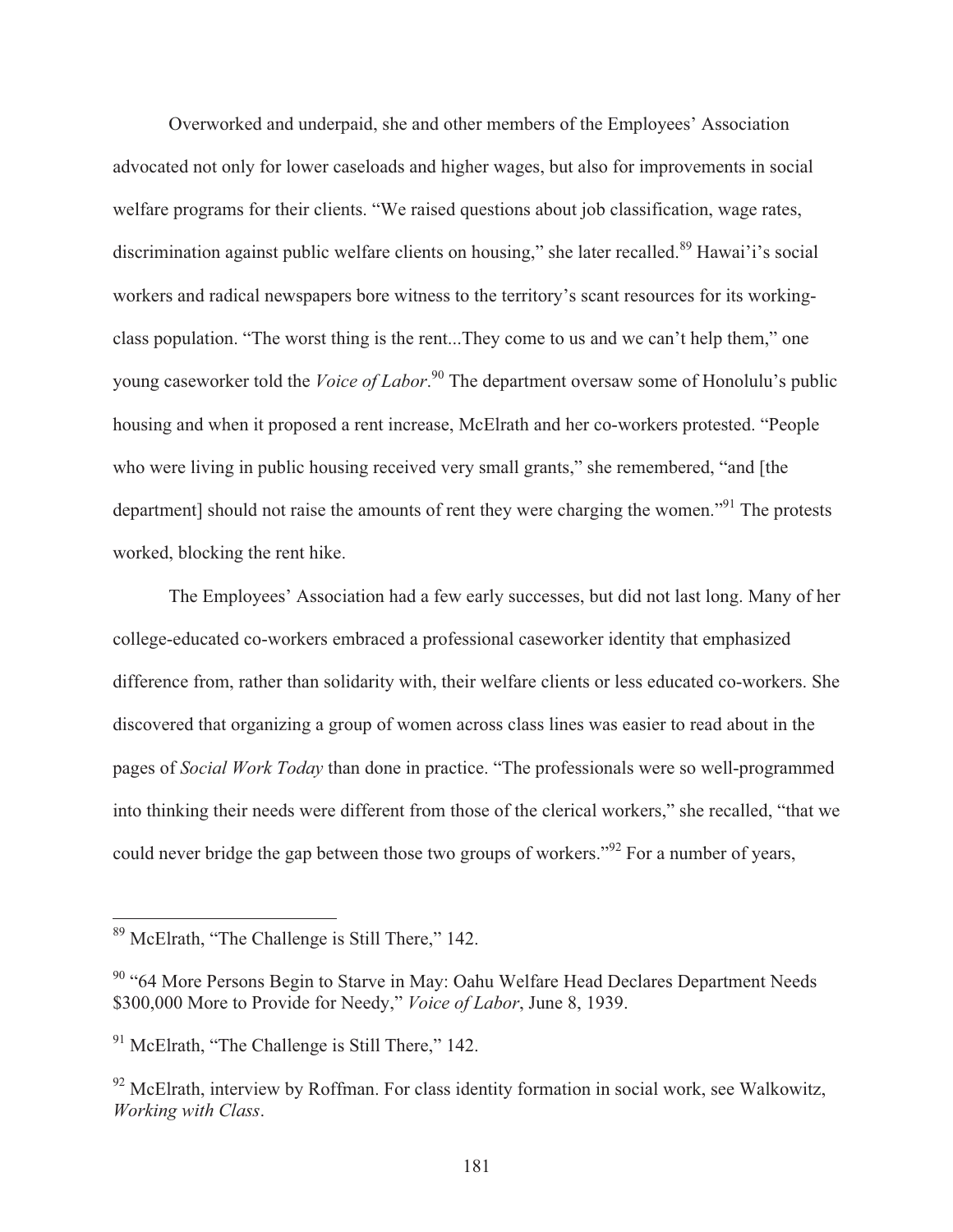Overworked and underpaid, she and other members of the Employees' Association advocated not only for lower caseloads and higher wages, but also for improvements in social welfare programs for their clients. "We raised questions about job classification, wage rates, discrimination against public welfare clients on housing," she later recalled.[89] Hawai'i's social workers and radical newspapers bore witness to the territory's scant resources for its working-class population. "The worst thing is the rent...They come to us and we can't help them," one young caseworker told the *Voice of Labor*.[90] The department oversaw some of Honolulu's public housing and when it proposed a rent increase, McElrath and her co-workers protested. "People who were living in public housing received very small grants," she remembered, "and [the department] should not raise the amounts of rent they were charging the women."[91] The protests worked, blocking the rent hike.

The Employees' Association had a few early successes, but did not last long. Many of her college-educated co-workers embraced a professional caseworker identity that emphasized difference from, rather than solidarity with, their welfare clients or less educated co-workers. She discovered that organizing a group of women across class lines was easier to read about in the pages of *Social Work Today* than done in practice. "The professionals were so well-programmed into thinking their needs were different from those of the clerical workers," she recalled, "that we could never bridge the gap between those two groups of workers."[92] For a number of years,

---

[89] McElrath, "The Challenge is Still There," 142.

[90] "64 More Persons Begin to Starve in May: Oahu Welfare Head Declares Department Needs $300,000 More to Provide for Needy," *Voice of Labor*, June 8, 1939.

[91] McElrath, "The Challenge is Still There," 142.

[92] McElrath, interview by Roffman. For class identity formation in social work, see Walkowitz, *Working with Class*.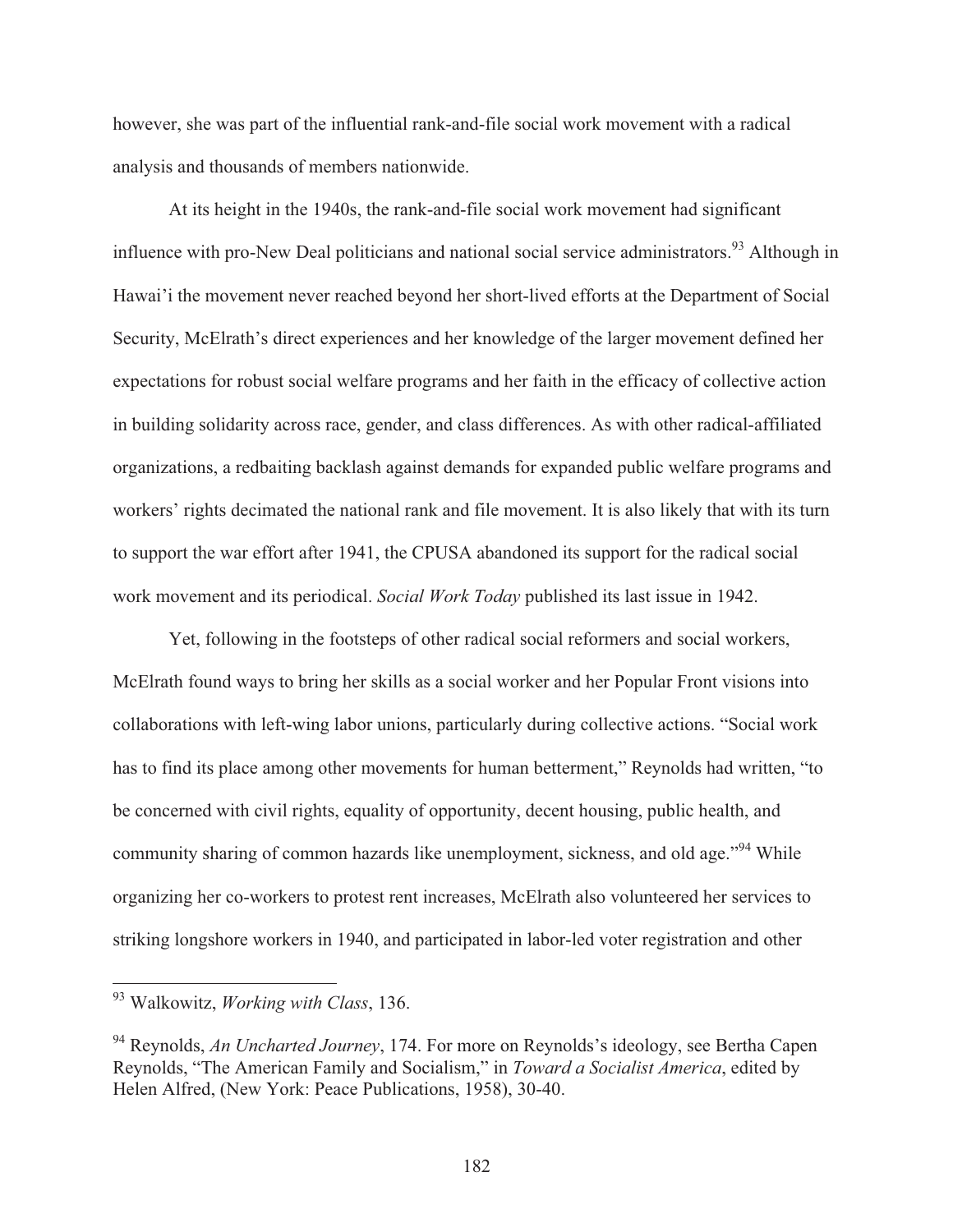however, she was part of the influential rank-and-file social work movement with a radical analysis and thousands of members nationwide.

At its height in the 1940s, the rank-and-file social work movement had significant influence with pro-New Deal politicians and national social service administrators.[93] Although in Hawai'i the movement never reached beyond her short-lived efforts at the Department of Social Security, McElrath's direct experiences and her knowledge of the larger movement defined her expectations for robust social welfare programs and her faith in the efficacy of collective action in building solidarity across race, gender, and class differences. As with other radical-affiliated organizations, a redbaiting backlash against demands for expanded public welfare programs and workers' rights decimated the national rank and file movement. It is also likely that with its turn to support the war effort after 1941, the CPUSA abandoned its support for the radical social work movement and its periodical. *Social Work Today* published its last issue in 1942.

Yet, following in the footsteps of other radical social reformers and social workers, McElrath found ways to bring her skills as a social worker and her Popular Front visions into collaborations with left-wing labor unions, particularly during collective actions. "Social work has to find its place among other movements for human betterment," Reynolds had written, "to be concerned with civil rights, equality of opportunity, decent housing, public health, and community sharing of common hazards like unemployment, sickness, and old age."[94] While organizing her co-workers to protest rent increases, McElrath also volunteered her services to striking longshore workers in 1940, and participated in labor-led voter registration and other

---

[93] Walkowitz, *Working with Class*, 136.

[94] Reynolds, *An Uncharted Journey*, 174. For more on Reynolds's ideology, see Bertha Capen Reynolds, "The American Family and Socialism," in *Toward a Socialist America*, edited by Helen Alfred, (New York: Peace Publications, 1958), 30-40.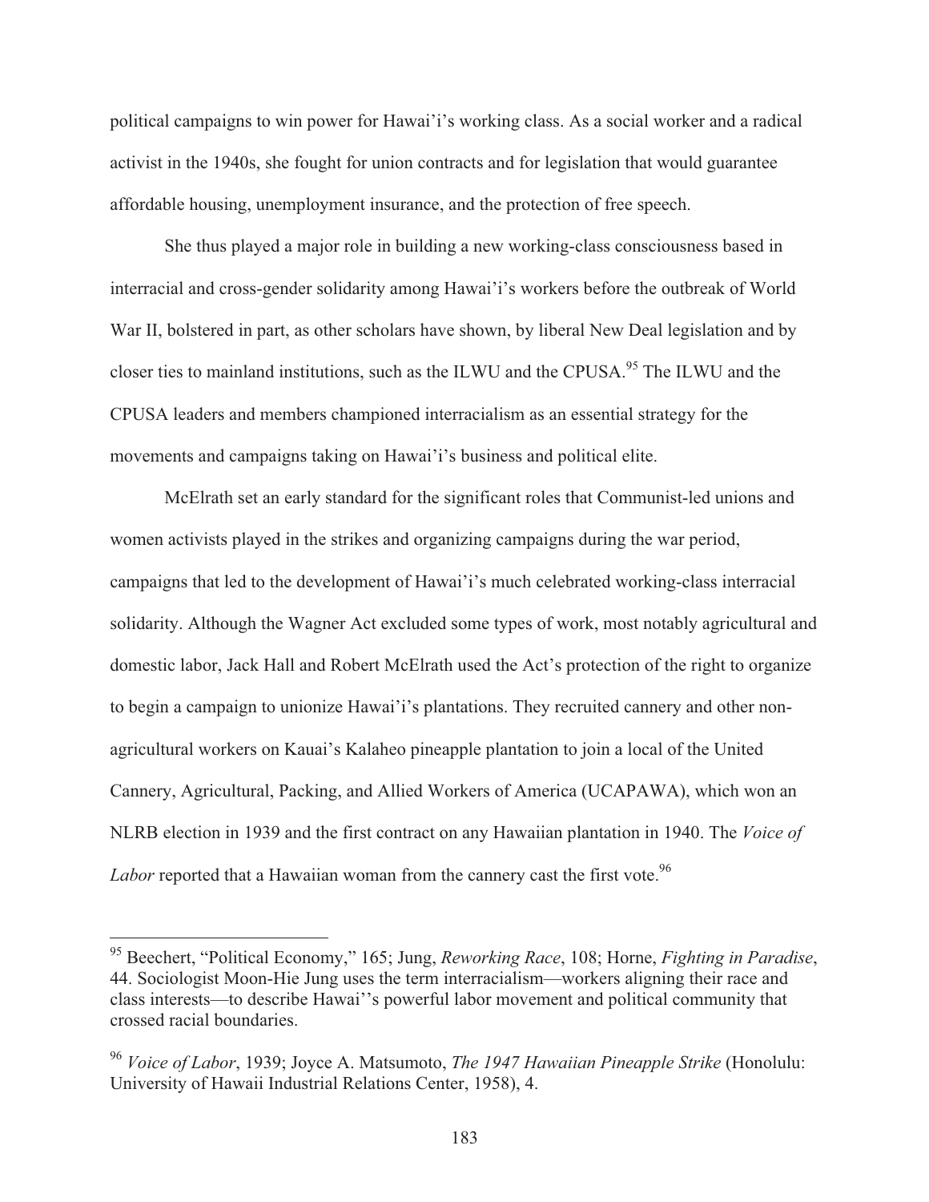political campaigns to win power for Hawai'i's working class. As a social worker and a radical activist in the 1940s, she fought for union contracts and for legislation that would guarantee affordable housing, unemployment insurance, and the protection of free speech.

She thus played a major role in building a new working-class consciousness based in interracial and cross-gender solidarity among Hawai'i's workers before the outbreak of World War II, bolstered in part, as other scholars have shown, by liberal New Deal legislation and by closer ties to mainland institutions, such as the ILWU and the CPUSA.[95] The ILWU and the CPUSA leaders and members championed interracialism as an essential strategy for the movements and campaigns taking on Hawai'i's business and political elite.

McElrath set an early standard for the significant roles that Communist-led unions and women activists played in the strikes and organizing campaigns during the war period, campaigns that led to the development of Hawai'i's much celebrated working-class interracial solidarity. Although the Wagner Act excluded some types of work, most notably agricultural and domestic labor, Jack Hall and Robert McElrath used the Act's protection of the right to organize to begin a campaign to unionize Hawai'i's plantations. They recruited cannery and other non-agricultural workers on Kauai's Kalaheo pineapple plantation to join a local of the United Cannery, Agricultural, Packing, and Allied Workers of America (UCAPAWA), which won an NLRB election in 1939 and the first contract on any Hawaiian plantation in 1940. The *Voice of Labor* reported that a Hawaiian woman from the cannery cast the first vote.[96]

---

[95] Beechert, "Political Economy," 165; Jung, *Reworking Race*, 108; Horne, *Fighting in Paradise*, 44. Sociologist Moon-Hie Jung uses the term interracialism—workers aligning their race and class interests—to describe Hawai''s powerful labor movement and political community that crossed racial boundaries.

[96] *Voice of Labor*, 1939; Joyce A. Matsumoto, *The 1947 Hawaiian Pineapple Strike* (Honolulu: University of Hawaii Industrial Relations Center, 1958), 4.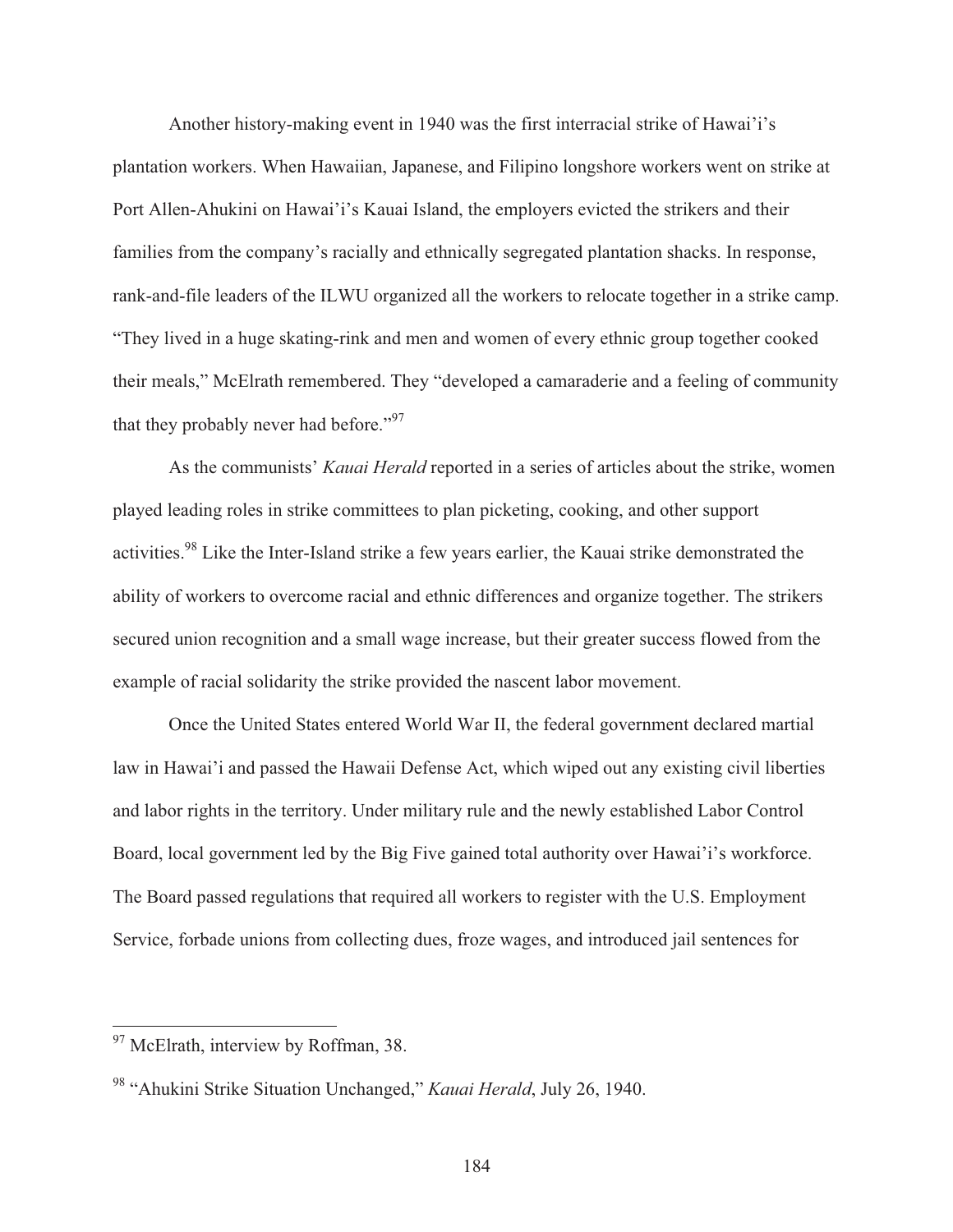Another history-making event in 1940 was the first interracial strike of Hawai'i's plantation workers. When Hawaiian, Japanese, and Filipino longshore workers went on strike at Port Allen-Ahukini on Hawai'i's Kauai Island, the employers evicted the strikers and their families from the company's racially and ethnically segregated plantation shacks. In response, rank-and-file leaders of the ILWU organized all the workers to relocate together in a strike camp. "They lived in a huge skating-rink and men and women of every ethnic group together cooked their meals," McElrath remembered. They "developed a camaraderie and a feeling of community that they probably never had before."[97]

As the communists' *Kauai Herald* reported in a series of articles about the strike, women played leading roles in strike committees to plan picketing, cooking, and other support activities.[98] Like the Inter-Island strike a few years earlier, the Kauai strike demonstrated the ability of workers to overcome racial and ethnic differences and organize together. The strikers secured union recognition and a small wage increase, but their greater success flowed from the example of racial solidarity the strike provided the nascent labor movement.

Once the United States entered World War II, the federal government declared martial law in Hawai'i and passed the Hawaii Defense Act, which wiped out any existing civil liberties and labor rights in the territory. Under military rule and the newly established Labor Control Board, local government led by the Big Five gained total authority over Hawai'i's workforce. The Board passed regulations that required all workers to register with the U.S. Employment Service, forbade unions from collecting dues, froze wages, and introduced jail sentences for

---

[97] McElrath, interview by Roffman, 38.

[98] "Ahukini Strike Situation Unchanged," *Kauai Herald*, July 26, 1940.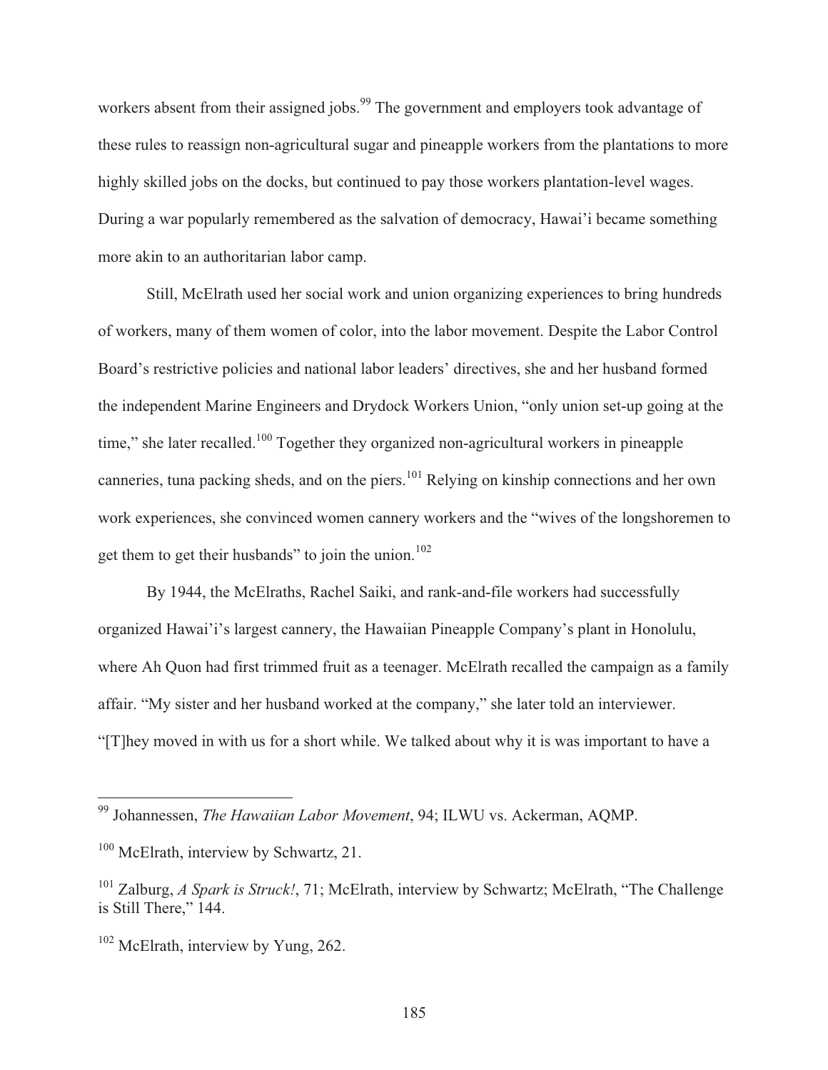workers absent from their assigned jobs.[99] The government and employers took advantage of these rules to reassign non-agricultural sugar and pineapple workers from the plantations to more highly skilled jobs on the docks, but continued to pay those workers plantation-level wages. During a war popularly remembered as the salvation of democracy, Hawai'i became something more akin to an authoritarian labor camp.

Still, McElrath used her social work and union organizing experiences to bring hundreds of workers, many of them women of color, into the labor movement. Despite the Labor Control Board's restrictive policies and national labor leaders' directives, she and her husband formed the independent Marine Engineers and Drydock Workers Union, "only union set-up going at the time," she later recalled.[100] Together they organized non-agricultural workers in pineapple canneries, tuna packing sheds, and on the piers.[101] Relying on kinship connections and her own work experiences, she convinced women cannery workers and the "wives of the longshoremen to get them to get their husbands" to join the union.[102]

By 1944, the McElraths, Rachel Saiki, and rank-and-file workers had successfully organized Hawai'i's largest cannery, the Hawaiian Pineapple Company's plant in Honolulu, where Ah Quon had first trimmed fruit as a teenager. McElrath recalled the campaign as a family affair. "My sister and her husband worked at the company," she later told an interviewer. "[T]hey moved in with us for a short while. We talked about why it is was important to have a

---

[99] Johannessen, *The Hawaiian Labor Movement*, 94; ILWU vs. Ackerman, AQMP.

[100] McElrath, interview by Schwartz, 21.

[101] Zalburg, *A Spark is Struck!*, 71; McElrath, interview by Schwartz; McElrath, "The Challenge is Still There," 144.

[102] McElrath, interview by Yung, 262.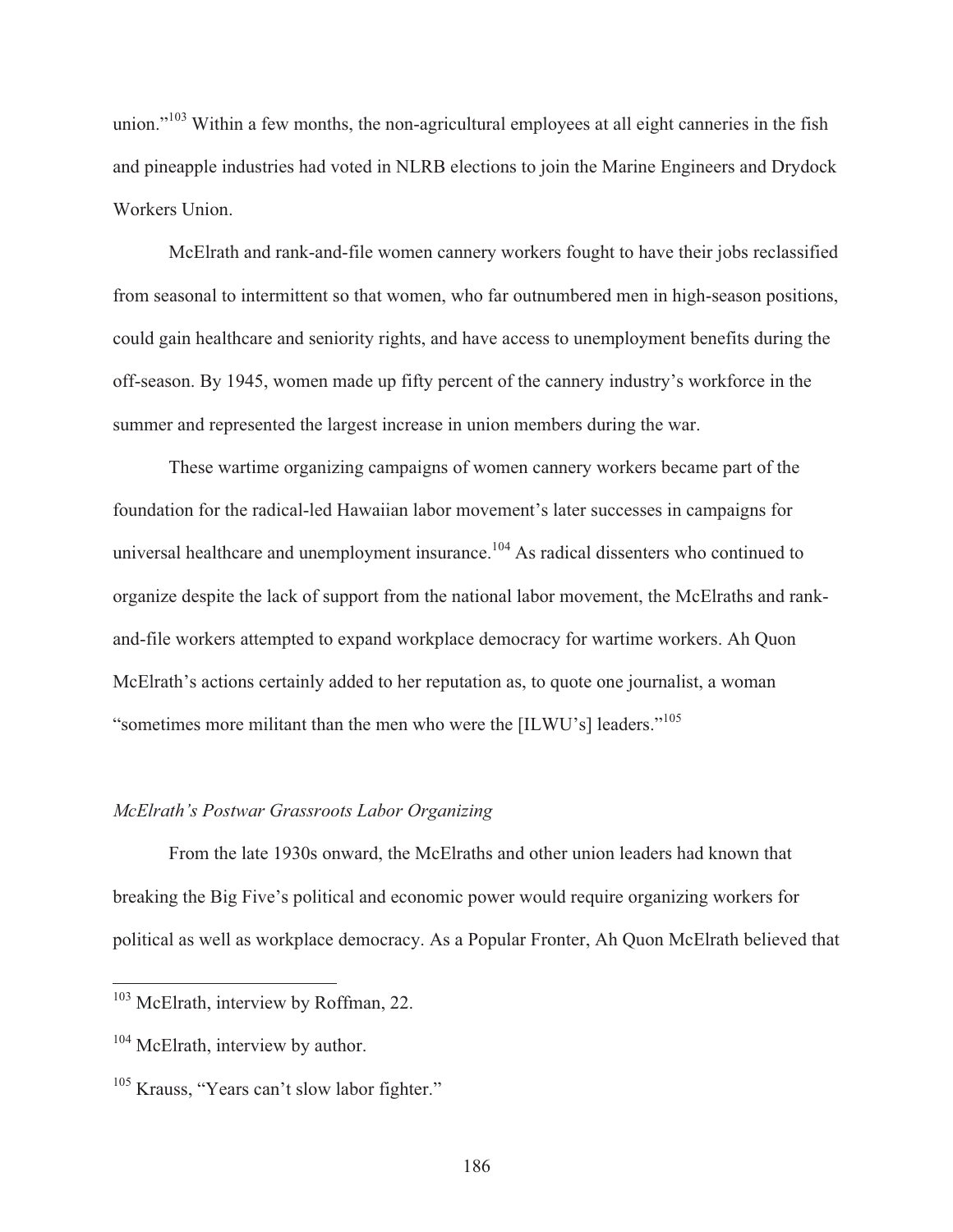union."[103] Within a few months, the non-agricultural employees at all eight canneries in the fish and pineapple industries had voted in NLRB elections to join the Marine Engineers and Drydock Workers Union.

McElrath and rank-and-file women cannery workers fought to have their jobs reclassified from seasonal to intermittent so that women, who far outnumbered men in high-season positions, could gain healthcare and seniority rights, and have access to unemployment benefits during the off-season. By 1945, women made up fifty percent of the cannery industry's workforce in the summer and represented the largest increase in union members during the war.

These wartime organizing campaigns of women cannery workers became part of the foundation for the radical-led Hawaiian labor movement's later successes in campaigns for universal healthcare and unemployment insurance.[104] As radical dissenters who continued to organize despite the lack of support from the national labor movement, the McElraths and rank-and-file workers attempted to expand workplace democracy for wartime workers. Ah Quon McElrath's actions certainly added to her reputation as, to quote one journalist, a woman "sometimes more militant than the men who were the [ILWU's] leaders."[105]

### *McElrath's Postwar Grassroots Labor Organizing*

From the late 1930s onward, the McElraths and other union leaders had known that breaking the Big Five's political and economic power would require organizing workers for political as well as workplace democracy. As a Popular Fronter, Ah Quon McElrath believed that

---

[103] McElrath, interview by Roffman, 22.

[104] McElrath, interview by author.

[105] Krauss, "Years can't slow labor fighter."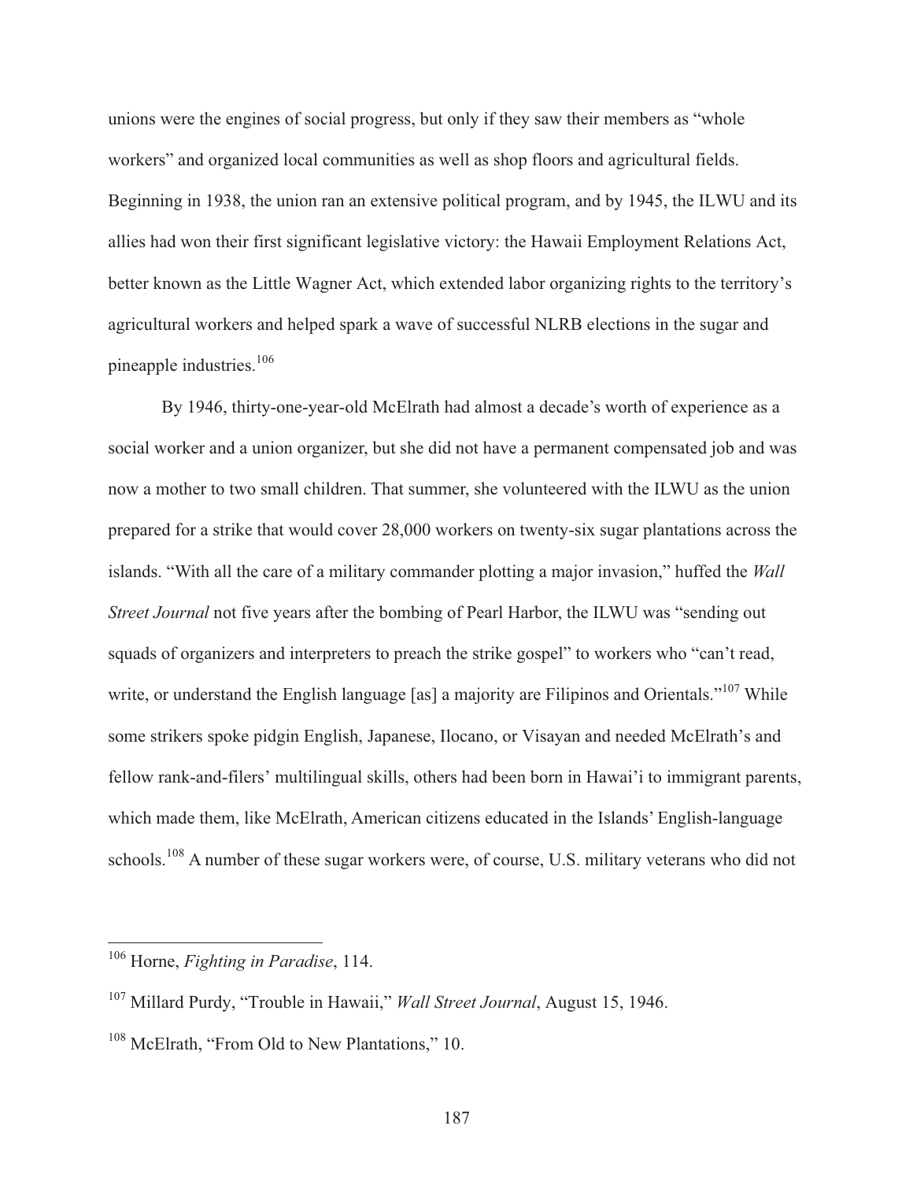unions were the engines of social progress, but only if they saw their members as "whole workers" and organized local communities as well as shop floors and agricultural fields. Beginning in 1938, the union ran an extensive political program, and by 1945, the ILWU and its allies had won their first significant legislative victory: the Hawaii Employment Relations Act, better known as the Little Wagner Act, which extended labor organizing rights to the territory's agricultural workers and helped spark a wave of successful NLRB elections in the sugar and pineapple industries.[106]

By 1946, thirty-one-year-old McElrath had almost a decade's worth of experience as a social worker and a union organizer, but she did not have a permanent compensated job and was now a mother to two small children. That summer, she volunteered with the ILWU as the union prepared for a strike that would cover 28,000 workers on twenty-six sugar plantations across the islands. "With all the care of a military commander plotting a major invasion," huffed the *Wall Street Journal* not five years after the bombing of Pearl Harbor, the ILWU was "sending out squads of organizers and interpreters to preach the strike gospel" to workers who "can't read, write, or understand the English language [as] a majority are Filipinos and Orientals."[107] While some strikers spoke pidgin English, Japanese, Ilocano, or Visayan and needed McElrath's and fellow rank-and-filers' multilingual skills, others had been born in Hawai'i to immigrant parents, which made them, like McElrath, American citizens educated in the Islands' English-language schools.[108] A number of these sugar workers were, of course, U.S. military veterans who did not

---

[106] Horne, *Fighting in Paradise*, 114.

[107] Millard Purdy, "Trouble in Hawaii," *Wall Street Journal*, August 15, 1946.

[108] McElrath, "From Old to New Plantations," 10.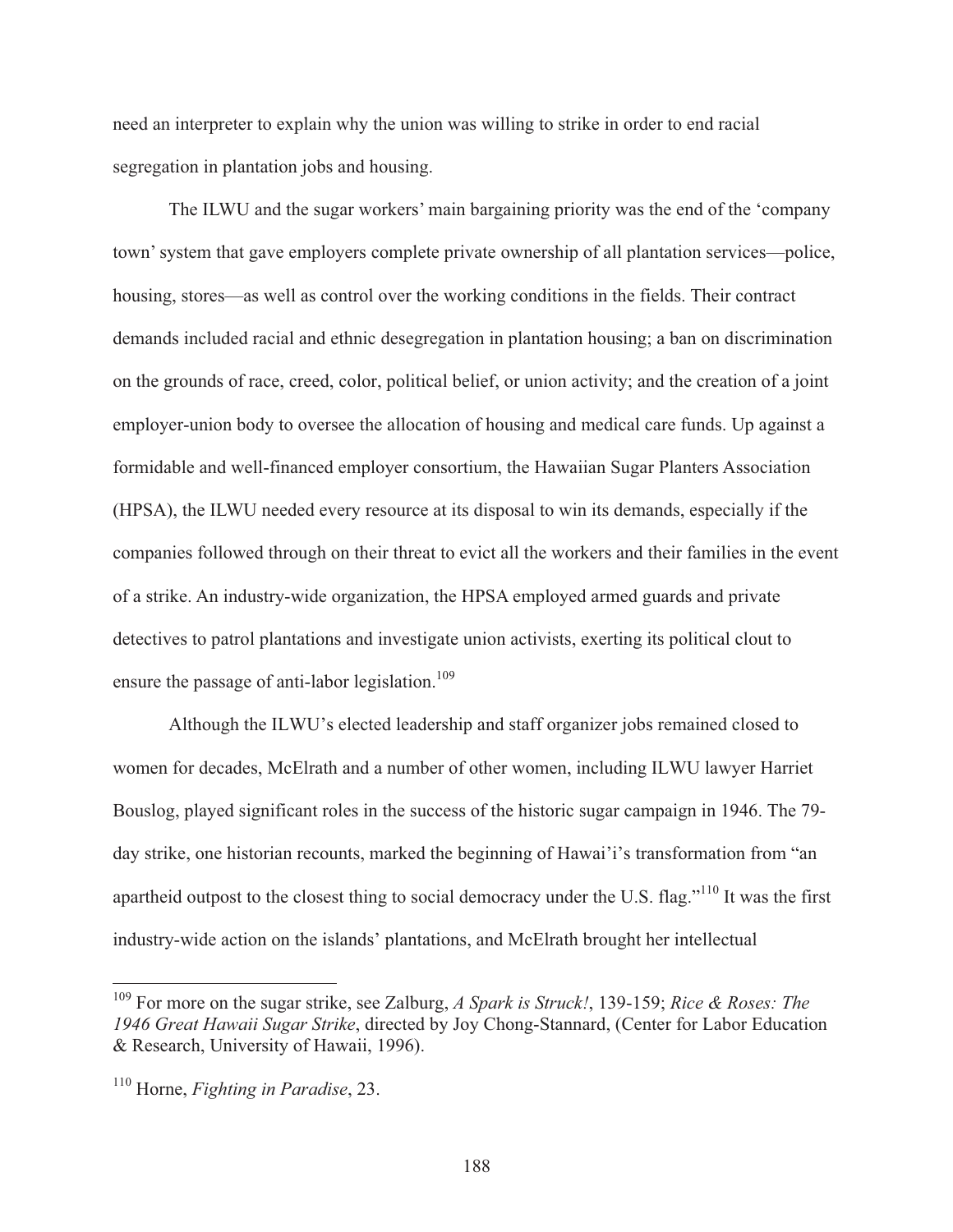need an interpreter to explain why the union was willing to strike in order to end racial segregation in plantation jobs and housing.

The ILWU and the sugar workers' main bargaining priority was the end of the 'company town' system that gave employers complete private ownership of all plantation services—police, housing, stores—as well as control over the working conditions in the fields. Their contract demands included racial and ethnic desegregation in plantation housing; a ban on discrimination on the grounds of race, creed, color, political belief, or union activity; and the creation of a joint employer-union body to oversee the allocation of housing and medical care funds. Up against a formidable and well-financed employer consortium, the Hawaiian Sugar Planters Association (HPSA), the ILWU needed every resource at its disposal to win its demands, especially if the companies followed through on their threat to evict all the workers and their families in the event of a strike. An industry-wide organization, the HPSA employed armed guards and private detectives to patrol plantations and investigate union activists, exerting its political clout to ensure the passage of anti-labor legislation.[109]

Although the ILWU's elected leadership and staff organizer jobs remained closed to women for decades, McElrath and a number of other women, including ILWU lawyer Harriet Bouslog, played significant roles in the success of the historic sugar campaign in 1946. The 79-day strike, one historian recounts, marked the beginning of Hawai'i's transformation from "an apartheid outpost to the closest thing to social democracy under the U.S. flag."[110] It was the first industry-wide action on the islands' plantations, and McElrath brought her intellectual

---

[109] For more on the sugar strike, see Zalburg, *A Spark is Struck!*, 139-159; *Rice & Roses: The 1946 Great Hawaii Sugar Strike*, directed by Joy Chong-Stannard, (Center for Labor Education & Research, University of Hawaii, 1996).

[110] Horne, *Fighting in Paradise*, 23.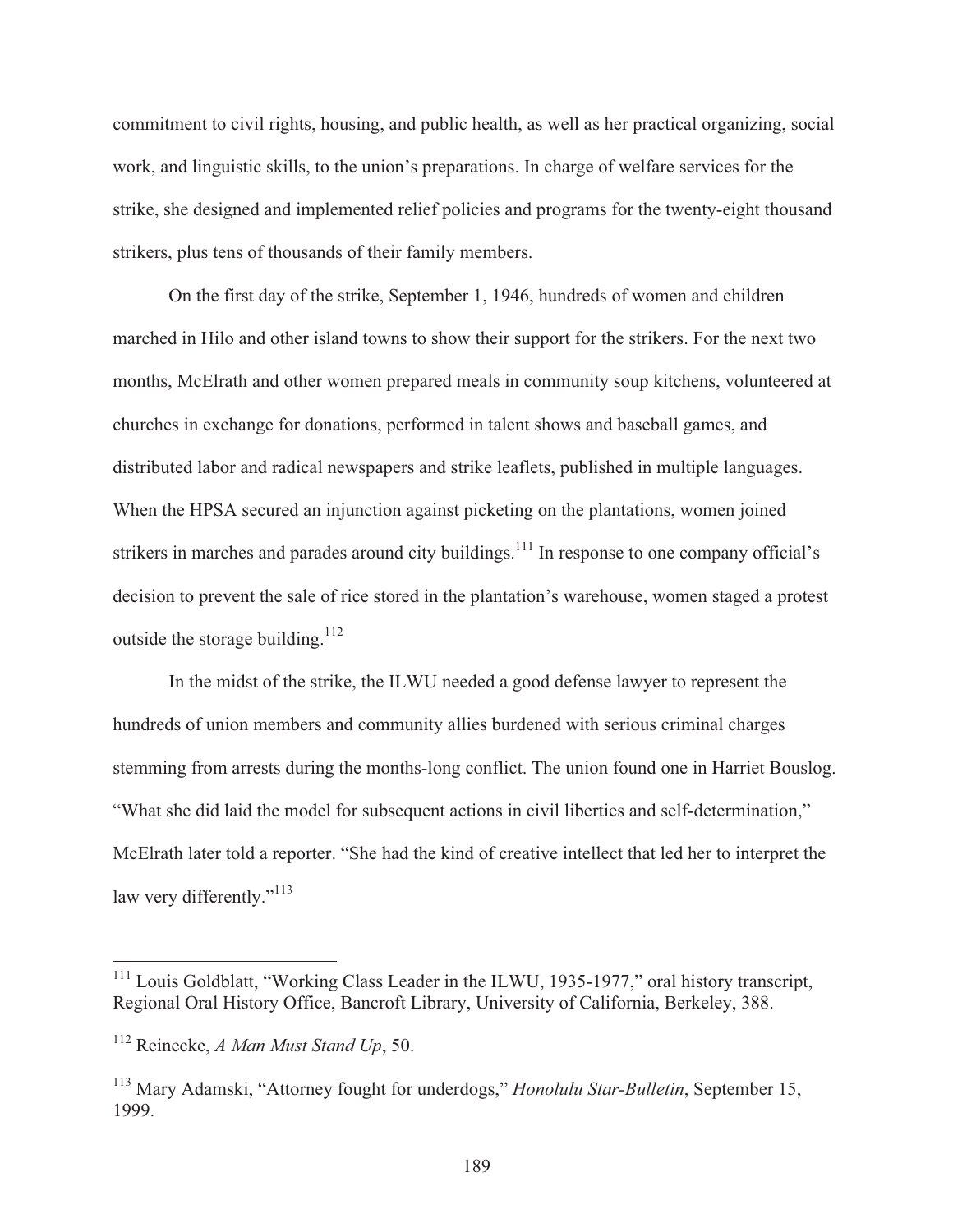commitment to civil rights, housing, and public health, as well as her practical organizing, social work, and linguistic skills, to the union's preparations. In charge of welfare services for the strike, she designed and implemented relief policies and programs for the twenty-eight thousand strikers, plus tens of thousands of their family members.

On the first day of the strike, September 1, 1946, hundreds of women and children marched in Hilo and other island towns to show their support for the strikers. For the next two months, McElrath and other women prepared meals in community soup kitchens, volunteered at churches in exchange for donations, performed in talent shows and baseball games, and distributed labor and radical newspapers and strike leaflets, published in multiple languages. When the HPSA secured an injunction against picketing on the plantations, women joined strikers in marches and parades around city buildings.[111] In response to one company official's decision to prevent the sale of rice stored in the plantation's warehouse, women staged a protest outside the storage building.[112]

In the midst of the strike, the ILWU needed a good defense lawyer to represent the hundreds of union members and community allies burdened with serious criminal charges stemming from arrests during the months-long conflict. The union found one in Harriet Bouslog. "What she did laid the model for subsequent actions in civil liberties and self-determination," McElrath later told a reporter. "She had the kind of creative intellect that led her to interpret the law very differently."[113]

---

[111] Louis Goldblatt, "Working Class Leader in the ILWU, 1935-1977," oral history transcript, Regional Oral History Office, Bancroft Library, University of California, Berkeley, 388.

[112] Reinecke, *A Man Must Stand Up*, 50.

[113] Mary Adamski, "Attorney fought for underdogs," *Honolulu Star-Bulletin*, September 15, 1999.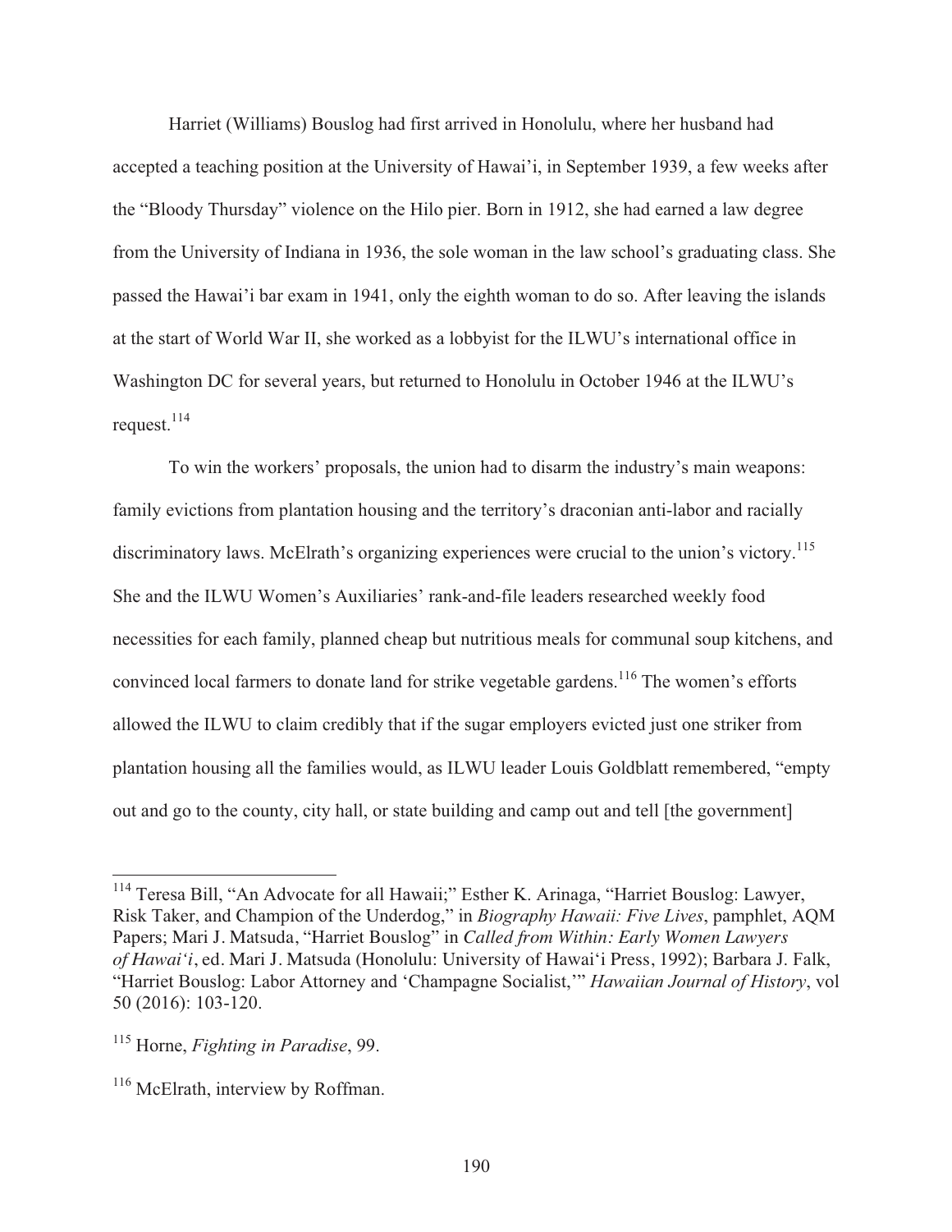Harriet (Williams) Bouslog had first arrived in Honolulu, where her husband had accepted a teaching position at the University of Hawai'i, in September 1939, a few weeks after the "Bloody Thursday" violence on the Hilo pier. Born in 1912, she had earned a law degree from the University of Indiana in 1936, the sole woman in the law school's graduating class. She passed the Hawai'i bar exam in 1941, only the eighth woman to do so. After leaving the islands at the start of World War II, she worked as a lobbyist for the ILWU's international office in Washington DC for several years, but returned to Honolulu in October 1946 at the ILWU's request.[114]

To win the workers' proposals, the union had to disarm the industry's main weapons: family evictions from plantation housing and the territory's draconian anti-labor and racially discriminatory laws. McElrath's organizing experiences were crucial to the union's victory.[115] She and the ILWU Women's Auxiliaries' rank-and-file leaders researched weekly food necessities for each family, planned cheap but nutritious meals for communal soup kitchens, and convinced local farmers to donate land for strike vegetable gardens.[116] The women's efforts allowed the ILWU to claim credibly that if the sugar employers evicted just one striker from plantation housing all the families would, as ILWU leader Louis Goldblatt remembered, "empty out and go to the county, city hall, or state building and camp out and tell [the government]

---

[114] Teresa Bill, "An Advocate for all Hawaii;" Esther K. Arinaga, "Harriet Bouslog: Lawyer, Risk Taker, and Champion of the Underdog," in *Biography Hawaii: Five Lives*, pamphlet, AQM Papers; Mari J. Matsuda, "Harriet Bouslog" in *Called from Within: Early Women Lawyers of Hawai'i*, ed. Mari J. Matsuda (Honolulu: University of Hawai'i Press, 1992); Barbara J. Falk, "Harriet Bouslog: Labor Attorney and 'Champagne Socialist,'" *Hawaiian Journal of History*, vol 50 (2016): 103-120.

[115] Horne, *Fighting in Paradise*, 99.

[116] McElrath, interview by Roffman.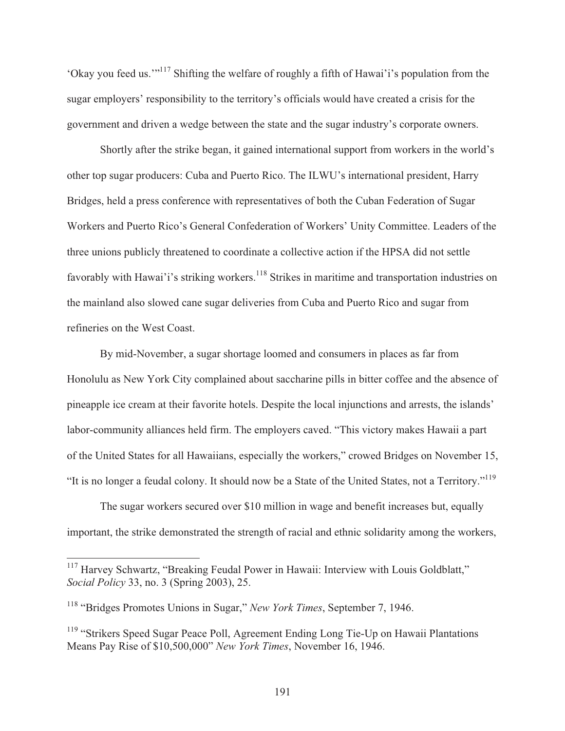'Okay you feed us.'"[117] Shifting the welfare of roughly a fifth of Hawai'i's population from the sugar employers' responsibility to the territory's officials would have created a crisis for the government and driven a wedge between the state and the sugar industry's corporate owners.

Shortly after the strike began, it gained international support from workers in the world's other top sugar producers: Cuba and Puerto Rico. The ILWU's international president, Harry Bridges, held a press conference with representatives of both the Cuban Federation of Sugar Workers and Puerto Rico's General Confederation of Workers' Unity Committee. Leaders of the three unions publicly threatened to coordinate a collective action if the HPSA did not settle favorably with Hawai'i's striking workers.[118] Strikes in maritime and transportation industries on the mainland also slowed cane sugar deliveries from Cuba and Puerto Rico and sugar from refineries on the West Coast.

By mid-November, a sugar shortage loomed and consumers in places as far from Honolulu as New York City complained about saccharine pills in bitter coffee and the absence of pineapple ice cream at their favorite hotels. Despite the local injunctions and arrests, the islands' labor-community alliances held firm. The employers caved. "This victory makes Hawaii a part of the United States for all Hawaiians, especially the workers," crowed Bridges on November 15, "It is no longer a feudal colony. It should now be a State of the United States, not a Territory."[119]

The sugar workers secured over $10 million in wage and benefit increases but, equally important, the strike demonstrated the strength of racial and ethnic solidarity among the workers,

---

[117] Harvey Schwartz, "Breaking Feudal Power in Hawaii: Interview with Louis Goldblatt," *Social Policy* 33, no. 3 (Spring 2003), 25.

[118] "Bridges Promotes Unions in Sugar," *New York Times*, September 7, 1946.

[119] "Strikers Speed Sugar Peace Poll, Agreement Ending Long Tie-Up on Hawaii Plantations Means Pay Rise of $10,500,000" *New York Times*, November 16, 1946.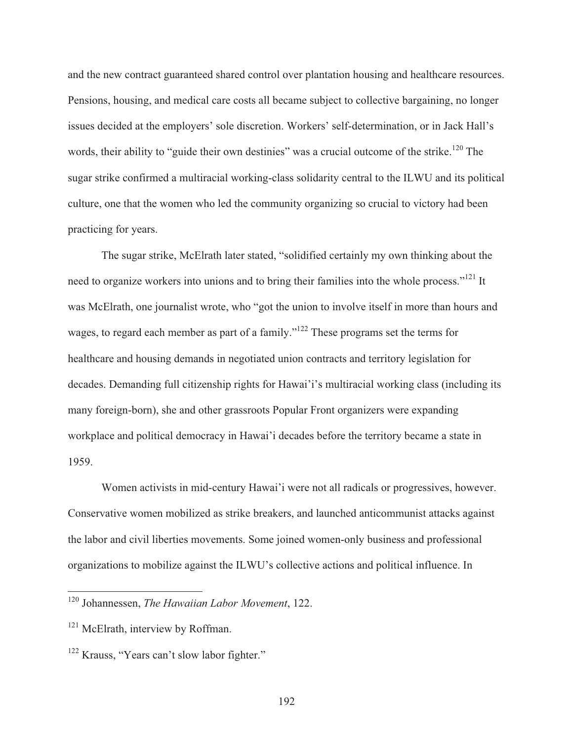and the new contract guaranteed shared control over plantation housing and healthcare resources. Pensions, housing, and medical care costs all became subject to collective bargaining, no longer issues decided at the employers' sole discretion. Workers' self-determination, or in Jack Hall's words, their ability to "guide their own destinies" was a crucial outcome of the strike.[120] The sugar strike confirmed a multiracial working-class solidarity central to the ILWU and its political culture, one that the women who led the community organizing so crucial to victory had been practicing for years.

The sugar strike, McElrath later stated, "solidified certainly my own thinking about the need to organize workers into unions and to bring their families into the whole process."[121] It was McElrath, one journalist wrote, who "got the union to involve itself in more than hours and wages, to regard each member as part of a family."[122] These programs set the terms for healthcare and housing demands in negotiated union contracts and territory legislation for decades. Demanding full citizenship rights for Hawai'i's multiracial working class (including its many foreign-born), she and other grassroots Popular Front organizers were expanding workplace and political democracy in Hawai'i decades before the territory became a state in 1959.

Women activists in mid-century Hawai'i were not all radicals or progressives, however. Conservative women mobilized as strike breakers, and launched anticommunist attacks against the labor and civil liberties movements. Some joined women-only business and professional organizations to mobilize against the ILWU's collective actions and political influence. In

---

[120] Johannessen, *The Hawaiian Labor Movement*, 122.

[121] McElrath, interview by Roffman.

[122] Krauss, "Years can't slow labor fighter."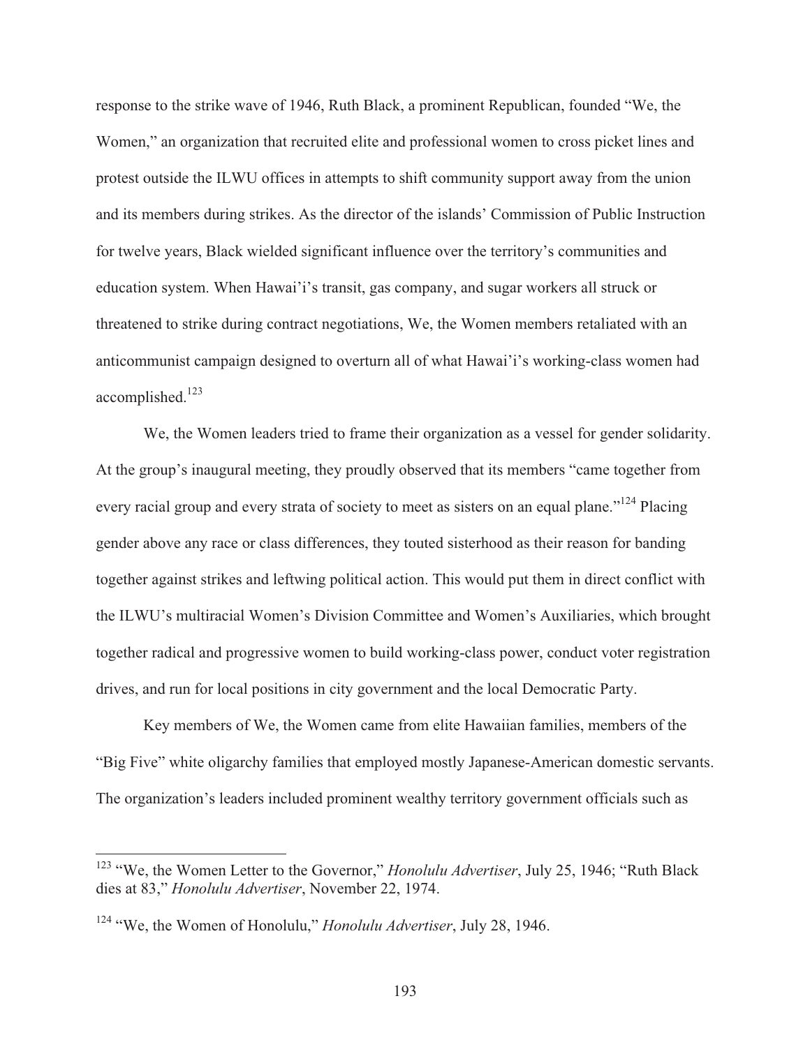response to the strike wave of 1946, Ruth Black, a prominent Republican, founded "We, the Women," an organization that recruited elite and professional women to cross picket lines and protest outside the ILWU offices in attempts to shift community support away from the union and its members during strikes. As the director of the islands' Commission of Public Instruction for twelve years, Black wielded significant influence over the territory's communities and education system. When Hawai'i's transit, gas company, and sugar workers all struck or threatened to strike during contract negotiations, We, the Women members retaliated with an anticommunist campaign designed to overturn all of what Hawai'i's working-class women had accomplished.[123]

We, the Women leaders tried to frame their organization as a vessel for gender solidarity. At the group's inaugural meeting, they proudly observed that its members "came together from every racial group and every strata of society to meet as sisters on an equal plane."[124] Placing gender above any race or class differences, they touted sisterhood as their reason for banding together against strikes and leftwing political action. This would put them in direct conflict with the ILWU's multiracial Women's Division Committee and Women's Auxiliaries, which brought together radical and progressive women to build working-class power, conduct voter registration drives, and run for local positions in city government and the local Democratic Party.

Key members of We, the Women came from elite Hawaiian families, members of the "Big Five" white oligarchy families that employed mostly Japanese-American domestic servants. The organization's leaders included prominent wealthy territory government officials such as

---

[123] "We, the Women Letter to the Governor," *Honolulu Advertiser*, July 25, 1946; "Ruth Black dies at 83," *Honolulu Advertiser*, November 22, 1974.

[124] "We, the Women of Honolulu," *Honolulu Advertiser*, July 28, 1946.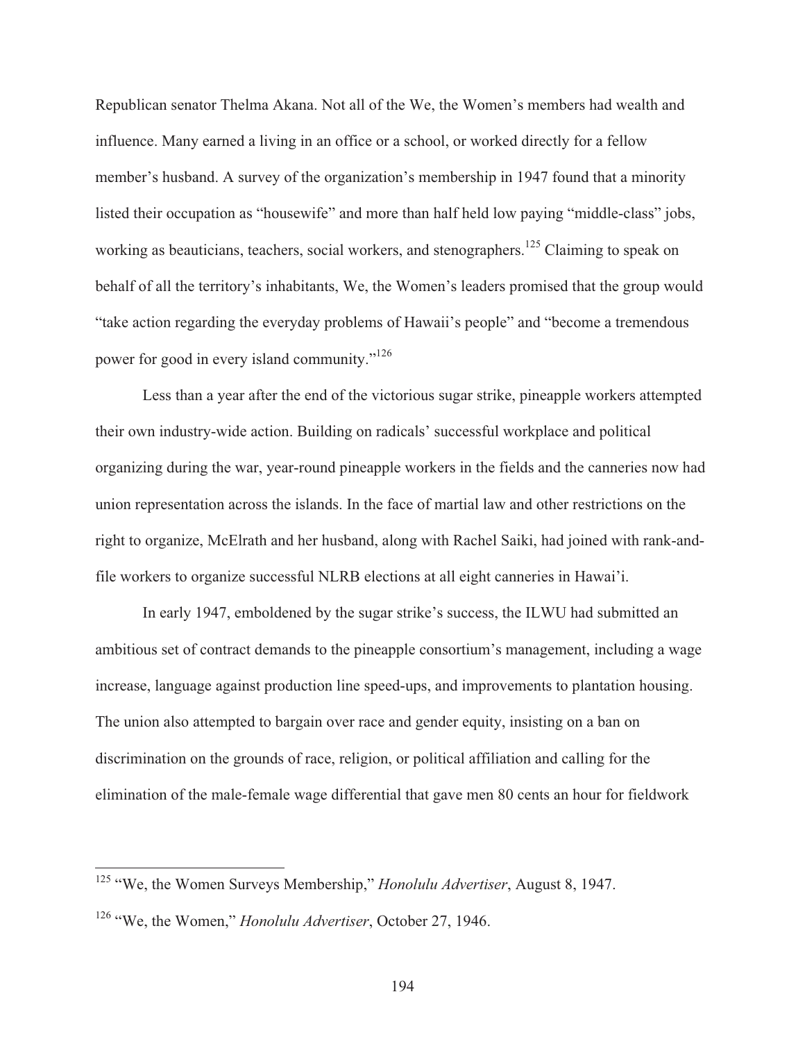Republican senator Thelma Akana. Not all of the We, the Women's members had wealth and influence. Many earned a living in an office or a school, or worked directly for a fellow member's husband. A survey of the organization's membership in 1947 found that a minority listed their occupation as "housewife" and more than half held low paying "middle-class" jobs, working as beauticians, teachers, social workers, and stenographers.[125] Claiming to speak on behalf of all the territory's inhabitants, We, the Women's leaders promised that the group would "take action regarding the everyday problems of Hawaii's people" and "become a tremendous power for good in every island community."[126]

Less than a year after the end of the victorious sugar strike, pineapple workers attempted their own industry-wide action. Building on radicals' successful workplace and political organizing during the war, year-round pineapple workers in the fields and the canneries now had union representation across the islands. In the face of martial law and other restrictions on the right to organize, McElrath and her husband, along with Rachel Saiki, had joined with rank-and-file workers to organize successful NLRB elections at all eight canneries in Hawai'i.

In early 1947, emboldened by the sugar strike's success, the ILWU had submitted an ambitious set of contract demands to the pineapple consortium's management, including a wage increase, language against production line speed-ups, and improvements to plantation housing. The union also attempted to bargain over race and gender equity, insisting on a ban on discrimination on the grounds of race, religion, or political affiliation and calling for the elimination of the male-female wage differential that gave men 80 cents an hour for fieldwork

---

[125] "We, the Women Surveys Membership," *Honolulu Advertiser*, August 8, 1947.

[126] "We, the Women," *Honolulu Advertiser*, October 27, 1946.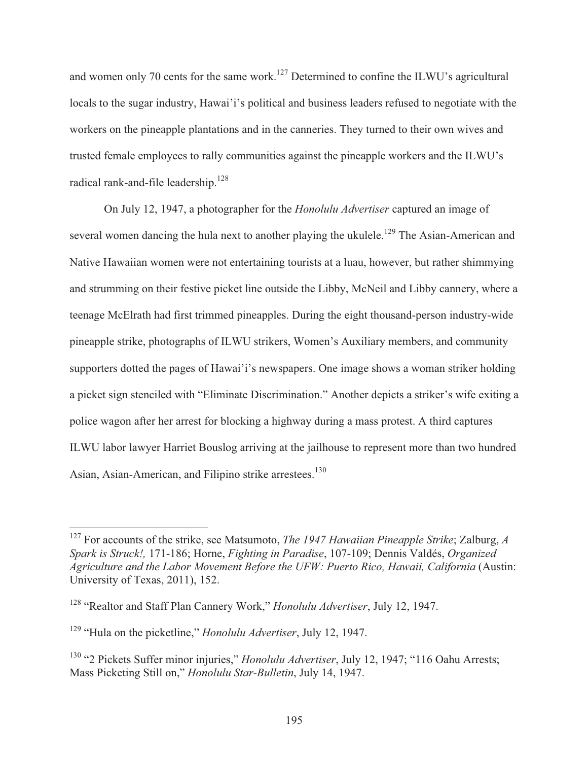and women only 70 cents for the same work.[127] Determined to confine the ILWU's agricultural locals to the sugar industry, Hawai'i's political and business leaders refused to negotiate with the workers on the pineapple plantations and in the canneries. They turned to their own wives and trusted female employees to rally communities against the pineapple workers and the ILWU's radical rank-and-file leadership.[128]

On July 12, 1947, a photographer for the *Honolulu Advertiser* captured an image of several women dancing the hula next to another playing the ukulele.[129] The Asian-American and Native Hawaiian women were not entertaining tourists at a luau, however, but rather shimmying and strumming on their festive picket line outside the Libby, McNeil and Libby cannery, where a teenage McElrath had first trimmed pineapples. During the eight thousand-person industry-wide pineapple strike, photographs of ILWU strikers, Women's Auxiliary members, and community supporters dotted the pages of Hawai'i's newspapers. One image shows a woman striker holding a picket sign stenciled with "Eliminate Discrimination." Another depicts a striker's wife exiting a police wagon after her arrest for blocking a highway during a mass protest. A third captures ILWU labor lawyer Harriet Bouslog arriving at the jailhouse to represent more than two hundred Asian, Asian-American, and Filipino strike arrestees.[130]

---

[127] For accounts of the strike, see Matsumoto, *The 1947 Hawaiian Pineapple Strike*; Zalburg, *A Spark is Struck!,* 171-186; Horne, *Fighting in Paradise*, 107-109; Dennis Valdés, *Organized Agriculture and the Labor Movement Before the UFW: Puerto Rico, Hawaii, California* (Austin: University of Texas, 2011), 152.

[128] "Realtor and Staff Plan Cannery Work," *Honolulu Advertiser*, July 12, 1947.

[129] "Hula on the picketline," *Honolulu Advertiser*, July 12, 1947.

[130] "2 Pickets Suffer minor injuries," *Honolulu Advertiser*, July 12, 1947; "116 Oahu Arrests; Mass Picketing Still on," *Honolulu Star-Bulletin*, July 14, 1947.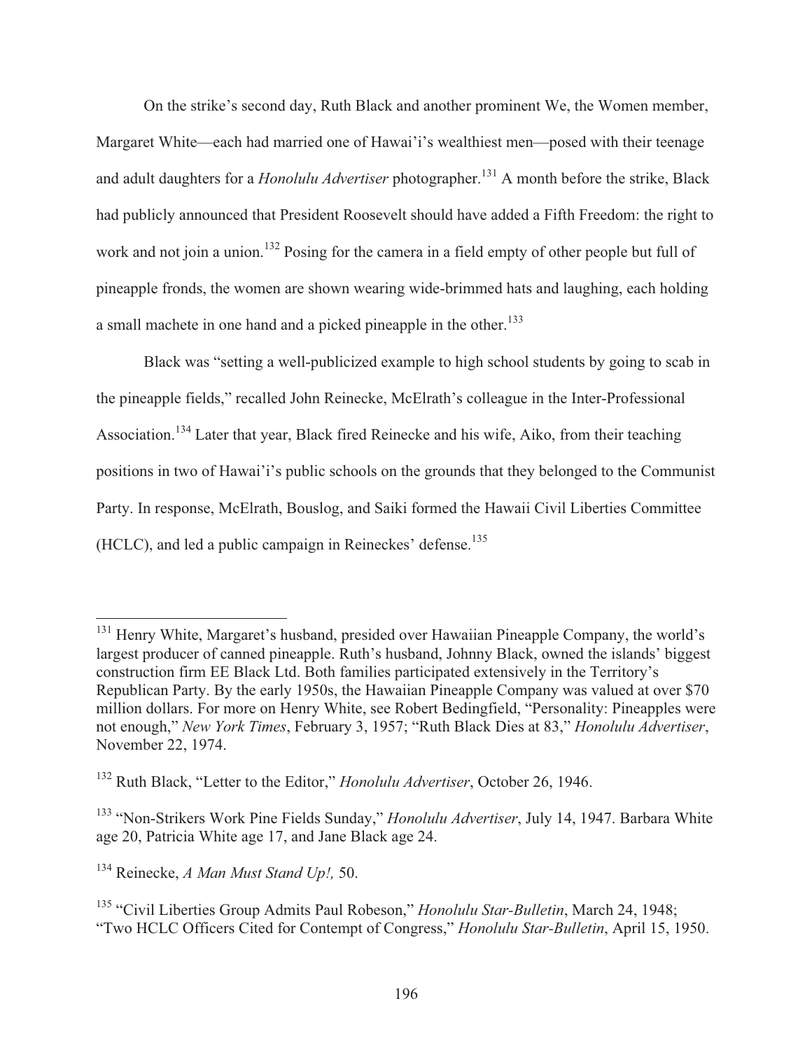On the strike's second day, Ruth Black and another prominent We, the Women member, Margaret White—each had married one of Hawai'i's wealthiest men—posed with their teenage and adult daughters for a *Honolulu Advertiser* photographer.[131] A month before the strike, Black had publicly announced that President Roosevelt should have added a Fifth Freedom: the right to work and not join a union.[132] Posing for the camera in a field empty of other people but full of pineapple fronds, the women are shown wearing wide-brimmed hats and laughing, each holding a small machete in one hand and a picked pineapple in the other.[133]

Black was "setting a well-publicized example to high school students by going to scab in the pineapple fields," recalled John Reinecke, McElrath's colleague in the Inter-Professional Association.[134] Later that year, Black fired Reinecke and his wife, Aiko, from their teaching positions in two of Hawai'i's public schools on the grounds that they belonged to the Communist Party. In response, McElrath, Bouslog, and Saiki formed the Hawaii Civil Liberties Committee (HCLC), and led a public campaign in Reineckes' defense.[135]

---

[131] Henry White, Margaret's husband, presided over Hawaiian Pineapple Company, the world's largest producer of canned pineapple. Ruth's husband, Johnny Black, owned the islands' biggest construction firm EE Black Ltd. Both families participated extensively in the Territory's Republican Party. By the early 1950s, the Hawaiian Pineapple Company was valued at over $70 million dollars. For more on Henry White, see Robert Bedingfield, "Personality: Pineapples were not enough," *New York Times*, February 3, 1957; "Ruth Black Dies at 83," *Honolulu Advertiser*, November 22, 1974.

[132] Ruth Black, "Letter to the Editor," *Honolulu Advertiser*, October 26, 1946.

[133] "Non-Strikers Work Pine Fields Sunday," *Honolulu Advertiser*, July 14, 1947. Barbara White age 20, Patricia White age 17, and Jane Black age 24.

[134] Reinecke, *A Man Must Stand Up!,* 50.

[135] "Civil Liberties Group Admits Paul Robeson," *Honolulu Star-Bulletin*, March 24, 1948; "Two HCLC Officers Cited for Contempt of Congress," *Honolulu Star-Bulletin*, April 15, 1950.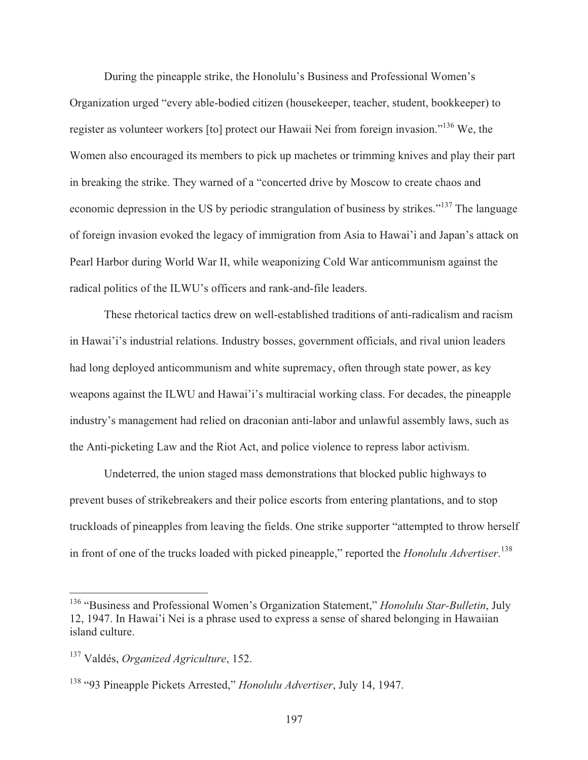During the pineapple strike, the Honolulu's Business and Professional Women's Organization urged "every able-bodied citizen (housekeeper, teacher, student, bookkeeper) to register as volunteer workers [to] protect our Hawaii Nei from foreign invasion."[136] We, the Women also encouraged its members to pick up machetes or trimming knives and play their part in breaking the strike. They warned of a "concerted drive by Moscow to create chaos and economic depression in the US by periodic strangulation of business by strikes."[137] The language of foreign invasion evoked the legacy of immigration from Asia to Hawai'i and Japan's attack on Pearl Harbor during World War II, while weaponizing Cold War anticommunism against the radical politics of the ILWU's officers and rank-and-file leaders.

These rhetorical tactics drew on well-established traditions of anti-radicalism and racism in Hawai'i's industrial relations. Industry bosses, government officials, and rival union leaders had long deployed anticommunism and white supremacy, often through state power, as key weapons against the ILWU and Hawai'i's multiracial working class. For decades, the pineapple industry's management had relied on draconian anti-labor and unlawful assembly laws, such as the Anti-picketing Law and the Riot Act, and police violence to repress labor activism.

Undeterred, the union staged mass demonstrations that blocked public highways to prevent buses of strikebreakers and their police escorts from entering plantations, and to stop truckloads of pineapples from leaving the fields. One strike supporter "attempted to throw herself in front of one of the trucks loaded with picked pineapple," reported the *Honolulu Advertiser*.[138]

---

[136] "Business and Professional Women's Organization Statement," *Honolulu Star-Bulletin*, July 12, 1947. In Hawai'i Nei is a phrase used to express a sense of shared belonging in Hawaiian island culture.

[137] Valdés, *Organized Agriculture*, 152.

[138] "93 Pineapple Pickets Arrested," *Honolulu Advertiser*, July 14, 1947.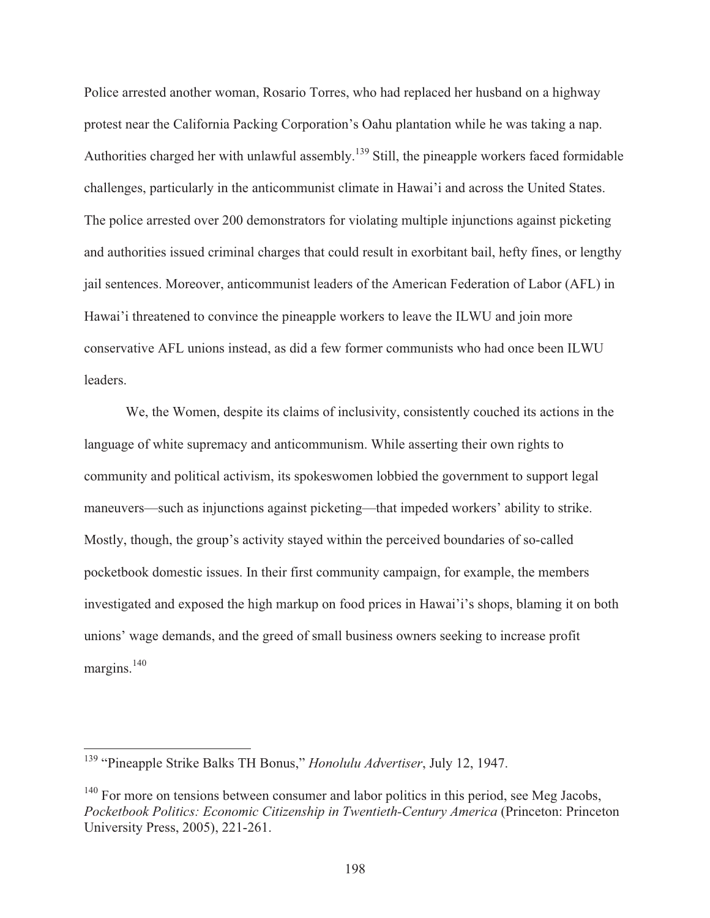Police arrested another woman, Rosario Torres, who had replaced her husband on a highway protest near the California Packing Corporation's Oahu plantation while he was taking a nap. Authorities charged her with unlawful assembly.[139] Still, the pineapple workers faced formidable challenges, particularly in the anticommunist climate in Hawai'i and across the United States. The police arrested over 200 demonstrators for violating multiple injunctions against picketing and authorities issued criminal charges that could result in exorbitant bail, hefty fines, or lengthy jail sentences. Moreover, anticommunist leaders of the American Federation of Labor (AFL) in Hawai'i threatened to convince the pineapple workers to leave the ILWU and join more conservative AFL unions instead, as did a few former communists who had once been ILWU leaders.

We, the Women, despite its claims of inclusivity, consistently couched its actions in the language of white supremacy and anticommunism. While asserting their own rights to community and political activism, its spokeswomen lobbied the government to support legal maneuvers—such as injunctions against picketing—that impeded workers' ability to strike. Mostly, though, the group's activity stayed within the perceived boundaries of so-called pocketbook domestic issues. In their first community campaign, for example, the members investigated and exposed the high markup on food prices in Hawai'i's shops, blaming it on both unions' wage demands, and the greed of small business owners seeking to increase profit margins.[140]

---

[139] "Pineapple Strike Balks TH Bonus," *Honolulu Advertiser*, July 12, 1947.

[140] For more on tensions between consumer and labor politics in this period, see Meg Jacobs, *Pocketbook Politics: Economic Citizenship in Twentieth-Century America* (Princeton: Princeton University Press, 2005), 221-261.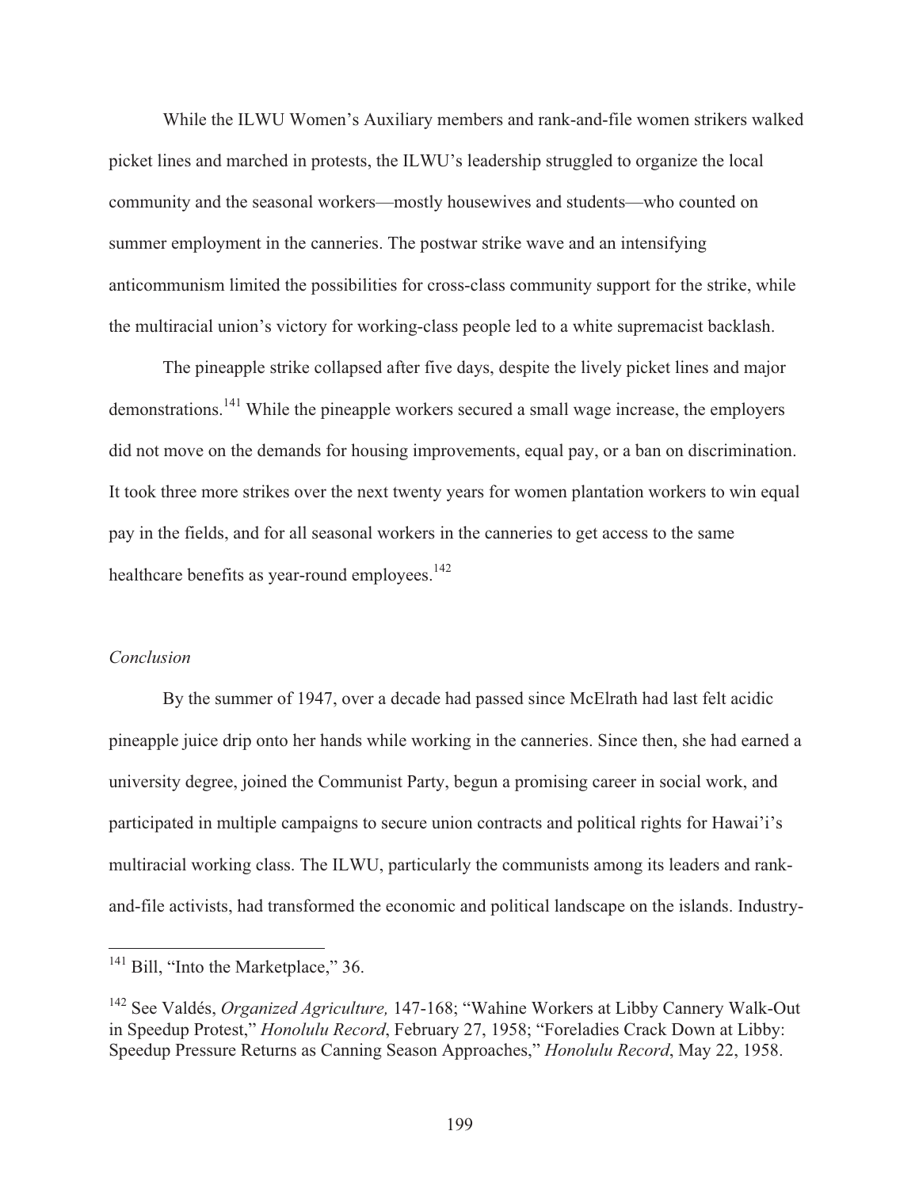While the ILWU Women's Auxiliary members and rank-and-file women strikers walked picket lines and marched in protests, the ILWU's leadership struggled to organize the local community and the seasonal workers—mostly housewives and students—who counted on summer employment in the canneries. The postwar strike wave and an intensifying anticommunism limited the possibilities for cross-class community support for the strike, while the multiracial union's victory for working-class people led to a white supremacist backlash.

The pineapple strike collapsed after five days, despite the lively picket lines and major demonstrations.[141] While the pineapple workers secured a small wage increase, the employers did not move on the demands for housing improvements, equal pay, or a ban on discrimination. It took three more strikes over the next twenty years for women plantation workers to win equal pay in the fields, and for all seasonal workers in the canneries to get access to the same healthcare benefits as year-round employees.[142]

### *Conclusion*

By the summer of 1947, over a decade had passed since McElrath had last felt acidic pineapple juice drip onto her hands while working in the canneries. Since then, she had earned a university degree, joined the Communist Party, begun a promising career in social work, and participated in multiple campaigns to secure union contracts and political rights for Hawai'i's multiracial working class. The ILWU, particularly the communists among its leaders and rank-and-file activists, had transformed the economic and political landscape on the islands. Industry-

---

[141] Bill, "Into the Marketplace," 36.

[142] See Valdés, *Organized Agriculture,* 147-168; "Wahine Workers at Libby Cannery Walk-Out in Speedup Protest," *Honolulu Record*, February 27, 1958; "Foreladies Crack Down at Libby: Speedup Pressure Returns as Canning Season Approaches," *Honolulu Record*, May 22, 1958.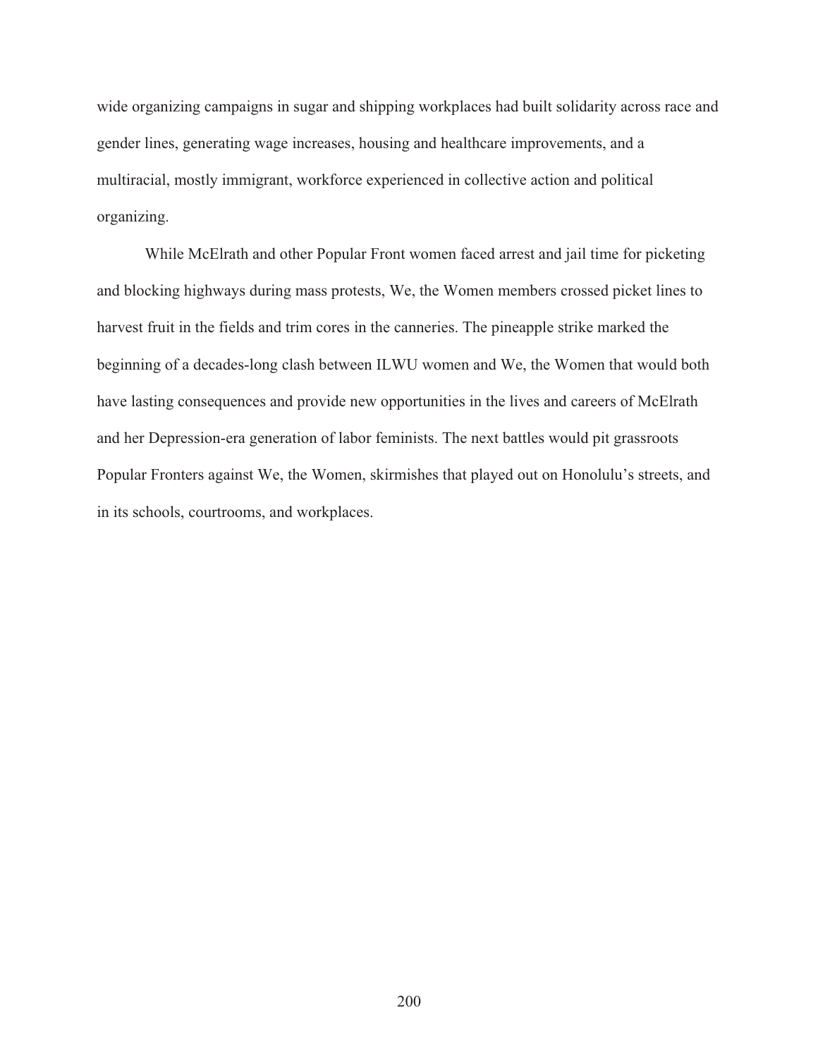wide organizing campaigns in sugar and shipping workplaces had built solidarity across race and gender lines, generating wage increases, housing and healthcare improvements, and a multiracial, mostly immigrant, workforce experienced in collective action and political organizing.

While McElrath and other Popular Front women faced arrest and jail time for picketing and blocking highways during mass protests, We, the Women members crossed picket lines to harvest fruit in the fields and trim cores in the canneries. The pineapple strike marked the beginning of a decades-long clash between ILWU women and We, the Women that would both have lasting consequences and provide new opportunities in the lives and careers of McElrath and her Depression-era generation of labor feminists. The next battles would pit grassroots Popular Fronters against We, the Women, skirmishes that played out on Honolulu's streets, and in its schools, courtrooms, and workplaces.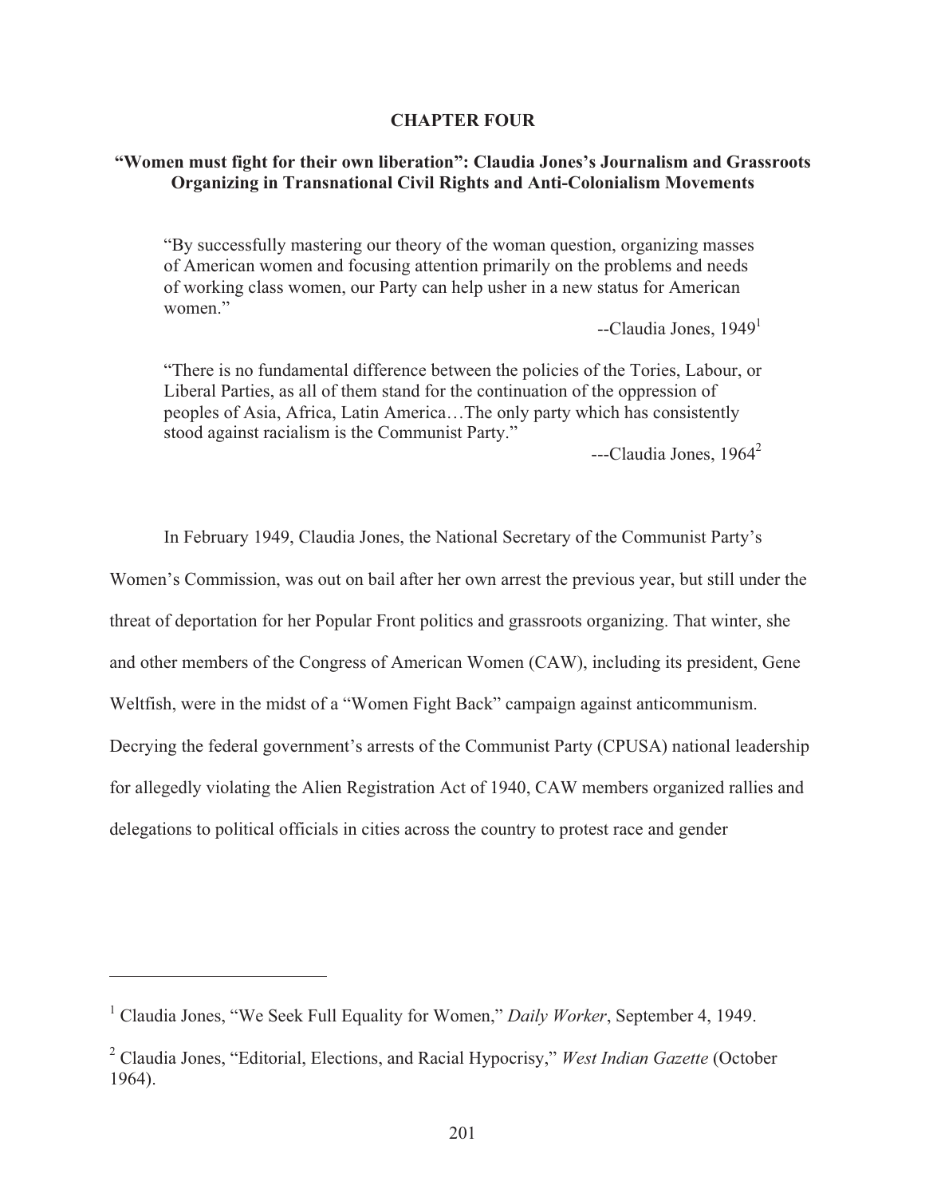# CHAPTER FOUR

## "Women must fight for their own liberation": Claudia Jones's Journalism and Grassroots Organizing in Transnational Civil Rights and Anti-Colonialism Movements

> "By successfully mastering our theory of the woman question, organizing masses of American women and focusing attention primarily on the problems and needs of working class women, our Party can help usher in a new status for American women."
>
> --Claudia Jones, 1949[1]

> "There is no fundamental difference between the policies of the Tories, Labour, or Liberal Parties, as all of them stand for the continuation of the oppression of peoples of Asia, Africa, Latin America…The only party which has consistently stood against racialism is the Communist Party."
>
> ---Claudia Jones, 1964[2]

In February 1949, Claudia Jones, the National Secretary of the Communist Party's Women's Commission, was out on bail after her own arrest the previous year, but still under the threat of deportation for her Popular Front politics and grassroots organizing. That winter, she and other members of the Congress of American Women (CAW), including its president, Gene Weltfish, were in the midst of a "Women Fight Back" campaign against anticommunism. Decrying the federal government's arrests of the Communist Party (CPUSA) national leadership for allegedly violating the Alien Registration Act of 1940, CAW members organized rallies and delegations to political officials in cities across the country to protest race and gender

---

[1] Claudia Jones, "We Seek Full Equality for Women," *Daily Worker*, September 4, 1949.

[2] Claudia Jones, "Editorial, Elections, and Racial Hypocrisy," *West Indian Gazette* (October 1964).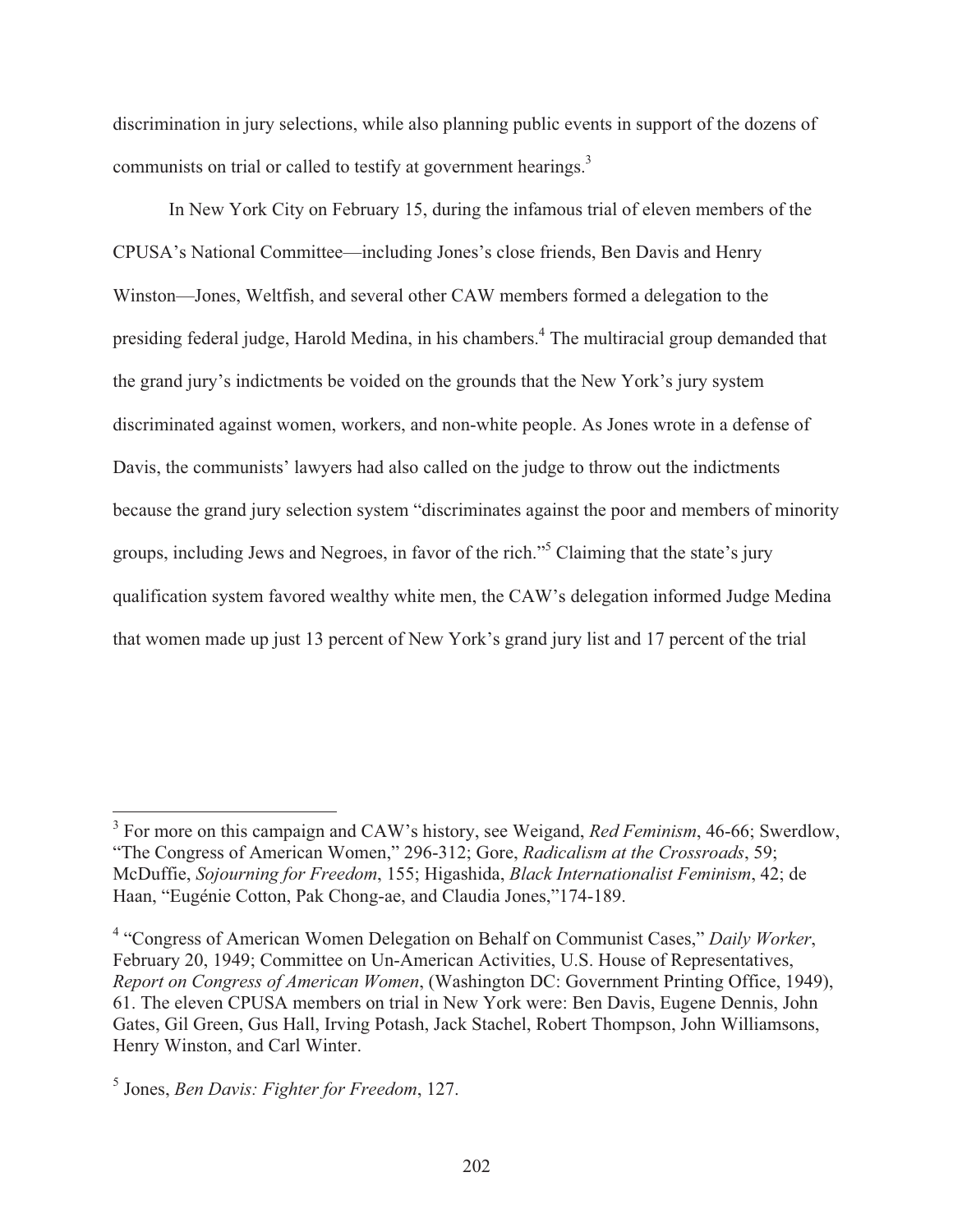discrimination in jury selections, while also planning public events in support of the dozens of communists on trial or called to testify at government hearings.[3]

In New York City on February 15, during the infamous trial of eleven members of the CPUSA's National Committee—including Jones's close friends, Ben Davis and Henry Winston—Jones, Weltfish, and several other CAW members formed a delegation to the presiding federal judge, Harold Medina, in his chambers.[4] The multiracial group demanded that the grand jury's indictments be voided on the grounds that the New York's jury system discriminated against women, workers, and non-white people. As Jones wrote in a defense of Davis, the communists' lawyers had also called on the judge to throw out the indictments because the grand jury selection system "discriminates against the poor and members of minority groups, including Jews and Negroes, in favor of the rich."[5] Claiming that the state's jury qualification system favored wealthy white men, the CAW's delegation informed Judge Medina that women made up just 13 percent of New York's grand jury list and 17 percent of the trial

---

[3] For more on this campaign and CAW's history, see Weigand, *Red Feminism*, 46-66; Swerdlow, "The Congress of American Women," 296-312; Gore, *Radicalism at the Crossroads*, 59; McDuffie, *Sojourning for Freedom*, 155; Higashida, *Black Internationalist Feminism*, 42; de Haan, "Eugénie Cotton, Pak Chong-ae, and Claudia Jones,"174-189.

[4] "Congress of American Women Delegation on Behalf on Communist Cases," *Daily Worker*, February 20, 1949; Committee on Un-American Activities, U.S. House of Representatives, *Report on Congress of American Women*, (Washington DC: Government Printing Office, 1949), 61. The eleven CPUSA members on trial in New York were: Ben Davis, Eugene Dennis, John Gates, Gil Green, Gus Hall, Irving Potash, Jack Stachel, Robert Thompson, John Williamsons, Henry Winston, and Carl Winter.

[5] Jones, *Ben Davis: Fighter for Freedom*, 127.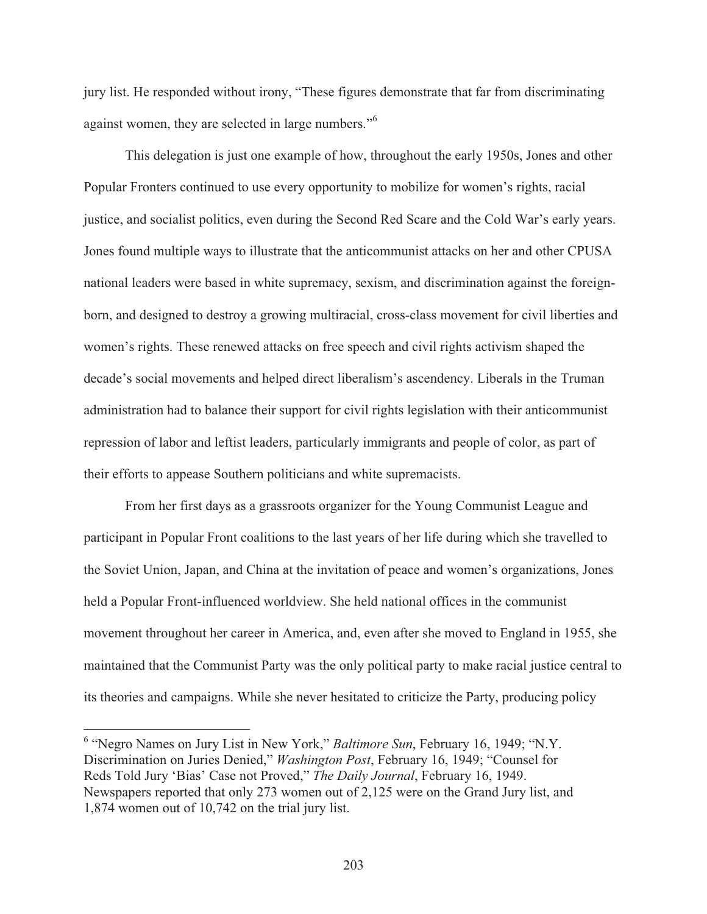jury list. He responded without irony, "These figures demonstrate that far from discriminating against women, they are selected in large numbers."[6]

This delegation is just one example of how, throughout the early 1950s, Jones and other Popular Fronters continued to use every opportunity to mobilize for women's rights, racial justice, and socialist politics, even during the Second Red Scare and the Cold War's early years. Jones found multiple ways to illustrate that the anticommunist attacks on her and other CPUSA national leaders were based in white supremacy, sexism, and discrimination against the foreign-born, and designed to destroy a growing multiracial, cross-class movement for civil liberties and women's rights. These renewed attacks on free speech and civil rights activism shaped the decade's social movements and helped direct liberalism's ascendency. Liberals in the Truman administration had to balance their support for civil rights legislation with their anticommunist repression of labor and leftist leaders, particularly immigrants and people of color, as part of their efforts to appease Southern politicians and white supremacists.

From her first days as a grassroots organizer for the Young Communist League and participant in Popular Front coalitions to the last years of her life during which she travelled to the Soviet Union, Japan, and China at the invitation of peace and women's organizations, Jones held a Popular Front-influenced worldview. She held national offices in the communist movement throughout her career in America, and, even after she moved to England in 1955, she maintained that the Communist Party was the only political party to make racial justice central to its theories and campaigns. While she never hesitated to criticize the Party, producing policy

---

[6] "Negro Names on Jury List in New York," *Baltimore Sun*, February 16, 1949; "N.Y. Discrimination on Juries Denied," *Washington Post*, February 16, 1949; "Counsel for Reds Told Jury 'Bias' Case not Proved," *The Daily Journal*, February 16, 1949. Newspapers reported that only 273 women out of 2,125 were on the Grand Jury list, and 1,874 women out of 10,742 on the trial jury list.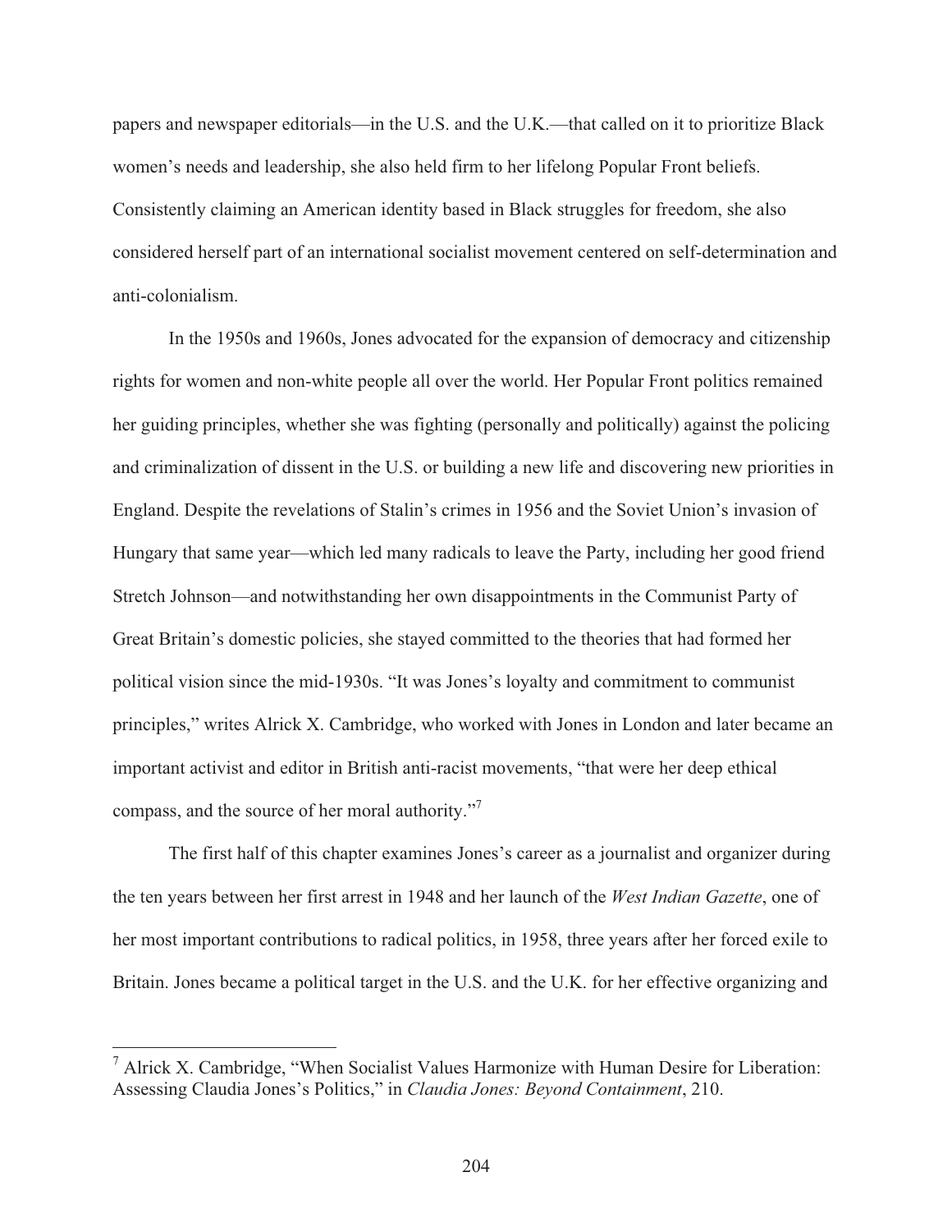papers and newspaper editorials—in the U.S. and the U.K.—that called on it to prioritize Black women's needs and leadership, she also held firm to her lifelong Popular Front beliefs. Consistently claiming an American identity based in Black struggles for freedom, she also considered herself part of an international socialist movement centered on self-determination and anti-colonialism.

In the 1950s and 1960s, Jones advocated for the expansion of democracy and citizenship rights for women and non-white people all over the world. Her Popular Front politics remained her guiding principles, whether she was fighting (personally and politically) against the policing and criminalization of dissent in the U.S. or building a new life and discovering new priorities in England. Despite the revelations of Stalin's crimes in 1956 and the Soviet Union's invasion of Hungary that same year—which led many radicals to leave the Party, including her good friend Stretch Johnson—and notwithstanding her own disappointments in the Communist Party of Great Britain's domestic policies, she stayed committed to the theories that had formed her political vision since the mid-1930s. "It was Jones's loyalty and commitment to communist principles," writes Alrick X. Cambridge, who worked with Jones in London and later became an important activist and editor in British anti-racist movements, "that were her deep ethical compass, and the source of her moral authority."[7]

The first half of this chapter examines Jones's career as a journalist and organizer during the ten years between her first arrest in 1948 and her launch of the *West Indian Gazette*, one of her most important contributions to radical politics, in 1958, three years after her forced exile to Britain. Jones became a political target in the U.S. and the U.K. for her effective organizing and

---

[7] Alrick X. Cambridge, "When Socialist Values Harmonize with Human Desire for Liberation: Assessing Claudia Jones's Politics," in *Claudia Jones: Beyond Containment*, 210.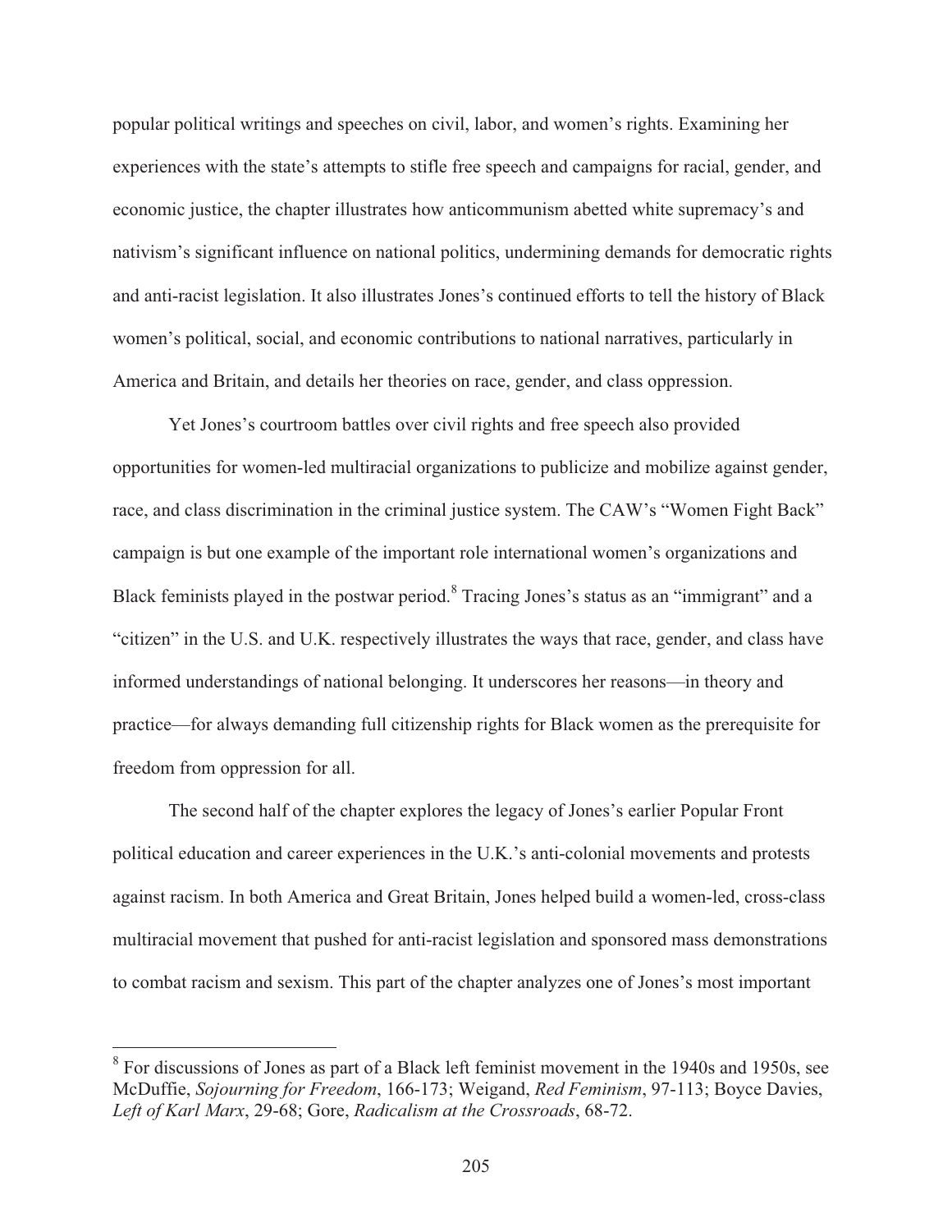popular political writings and speeches on civil, labor, and women's rights. Examining her experiences with the state's attempts to stifle free speech and campaigns for racial, gender, and economic justice, the chapter illustrates how anticommunism abetted white supremacy's and nativism's significant influence on national politics, undermining demands for democratic rights and anti-racist legislation. It also illustrates Jones's continued efforts to tell the history of Black women's political, social, and economic contributions to national narratives, particularly in America and Britain, and details her theories on race, gender, and class oppression.

Yet Jones's courtroom battles over civil rights and free speech also provided opportunities for women-led multiracial organizations to publicize and mobilize against gender, race, and class discrimination in the criminal justice system. The CAW's "Women Fight Back" campaign is but one example of the important role international women's organizations and Black feminists played in the postwar period.[8] Tracing Jones's status as an "immigrant" and a "citizen" in the U.S. and U.K. respectively illustrates the ways that race, gender, and class have informed understandings of national belonging. It underscores her reasons—in theory and practice—for always demanding full citizenship rights for Black women as the prerequisite for freedom from oppression for all.

The second half of the chapter explores the legacy of Jones's earlier Popular Front political education and career experiences in the U.K.'s anti-colonial movements and protests against racism. In both America and Great Britain, Jones helped build a women-led, cross-class multiracial movement that pushed for anti-racist legislation and sponsored mass demonstrations to combat racism and sexism. This part of the chapter analyzes one of Jones's most important

[8] For discussions of Jones as part of a Black left feminist movement in the 1940s and 1950s, see McDuffie, *Sojourning for Freedom*, 166-173; Weigand, *Red Feminism*, 97-113; Boyce Davies, *Left of Karl Marx*, 29-68; Gore, *Radicalism at the Crossroads*, 68-72.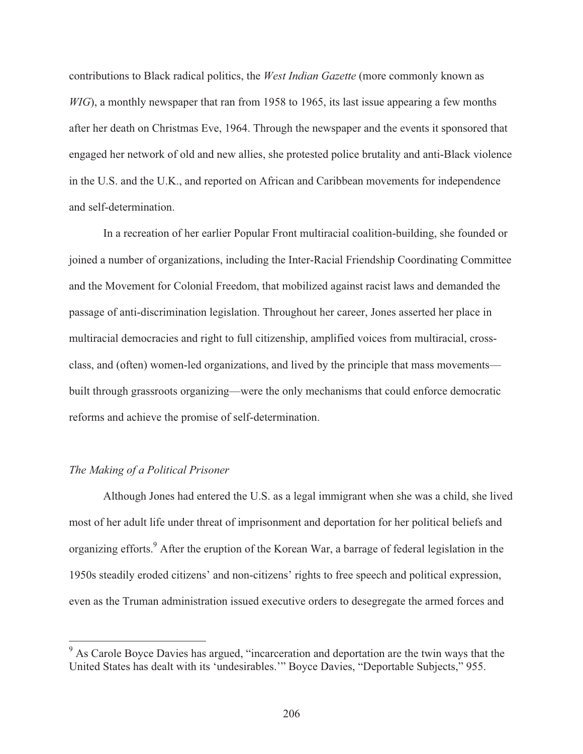contributions to Black radical politics, the *West Indian Gazette* (more commonly known as *WIG*), a monthly newspaper that ran from 1958 to 1965, its last issue appearing a few months after her death on Christmas Eve, 1964. Through the newspaper and the events it sponsored that engaged her network of old and new allies, she protested police brutality and anti-Black violence in the U.S. and the U.K., and reported on African and Caribbean movements for independence and self-determination.

In a recreation of her earlier Popular Front multiracial coalition-building, she founded or joined a number of organizations, including the Inter-Racial Friendship Coordinating Committee and the Movement for Colonial Freedom, that mobilized against racist laws and demanded the passage of anti-discrimination legislation. Throughout her career, Jones asserted her place in multiracial democracies and right to full citizenship, amplified voices from multiracial, cross-class, and (often) women-led organizations, and lived by the principle that mass movements—built through grassroots organizing—were the only mechanisms that could enforce democratic reforms and achieve the promise of self-determination.

### *The Making of a Political Prisoner*

Although Jones had entered the U.S. as a legal immigrant when she was a child, she lived most of her adult life under threat of imprisonment and deportation for her political beliefs and organizing efforts.[9] After the eruption of the Korean War, a barrage of federal legislation in the 1950s steadily eroded citizens' and non-citizens' rights to free speech and political expression, even as the Truman administration issued executive orders to desegregate the armed forces and

[9] As Carole Boyce Davies has argued, "incarceration and deportation are the twin ways that the United States has dealt with its 'undesirables.'" Boyce Davies, "Deportable Subjects," 955.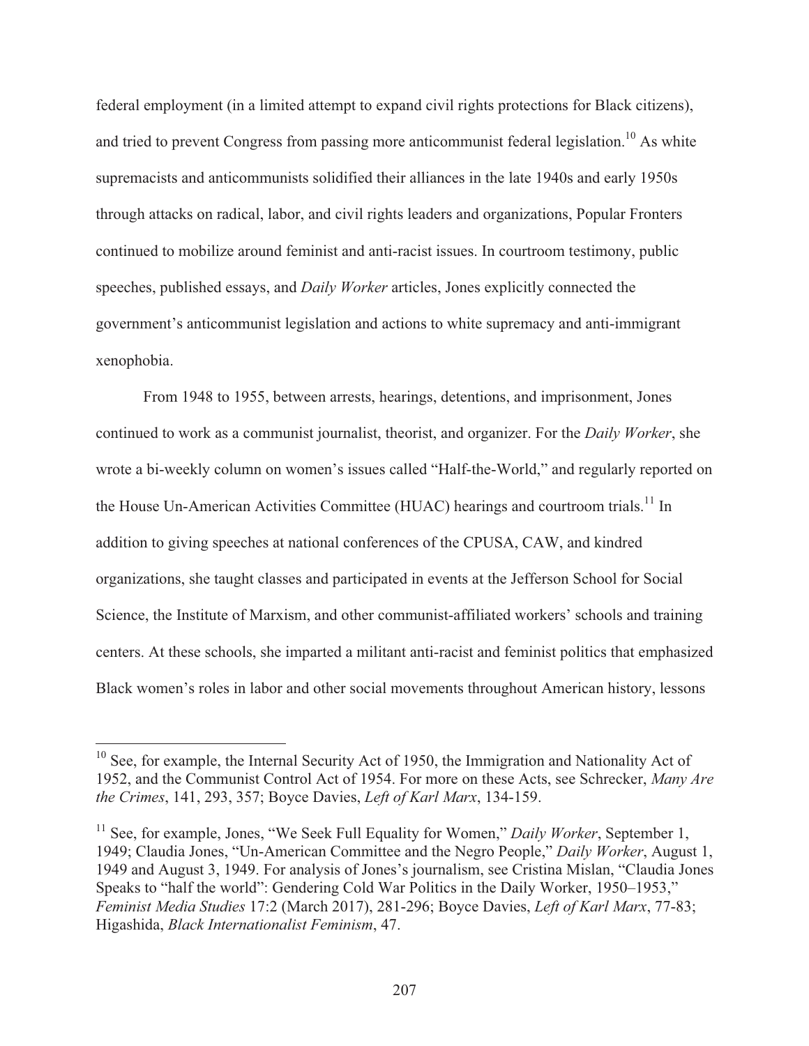federal employment (in a limited attempt to expand civil rights protections for Black citizens), and tried to prevent Congress from passing more anticommunist federal legislation.[10] As white supremacists and anticommunists solidified their alliances in the late 1940s and early 1950s through attacks on radical, labor, and civil rights leaders and organizations, Popular Fronters continued to mobilize around feminist and anti-racist issues. In courtroom testimony, public speeches, published essays, and *Daily Worker* articles, Jones explicitly connected the government's anticommunist legislation and actions to white supremacy and anti-immigrant xenophobia.

From 1948 to 1955, between arrests, hearings, detentions, and imprisonment, Jones continued to work as a communist journalist, theorist, and organizer. For the *Daily Worker*, she wrote a bi-weekly column on women's issues called "Half-the-World," and regularly reported on the House Un-American Activities Committee (HUAC) hearings and courtroom trials.[11] In addition to giving speeches at national conferences of the CPUSA, CAW, and kindred organizations, she taught classes and participated in events at the Jefferson School for Social Science, the Institute of Marxism, and other communist-affiliated workers' schools and training centers. At these schools, she imparted a militant anti-racist and feminist politics that emphasized Black women's roles in labor and other social movements throughout American history, lessons

---

[10] See, for example, the Internal Security Act of 1950, the Immigration and Nationality Act of 1952, and the Communist Control Act of 1954. For more on these Acts, see Schrecker, *Many Are the Crimes*, 141, 293, 357; Boyce Davies, *Left of Karl Marx*, 134-159.

[11] See, for example, Jones, "We Seek Full Equality for Women," *Daily Worker*, September 1, 1949; Claudia Jones, "Un-American Committee and the Negro People," *Daily Worker*, August 1, 1949 and August 3, 1949. For analysis of Jones's journalism, see Cristina Mislan, "Claudia Jones Speaks to "half the world": Gendering Cold War Politics in the Daily Worker, 1950–1953," *Feminist Media Studies* 17:2 (March 2017), 281-296; Boyce Davies, *Left of Karl Marx*, 77-83; Higashida, *Black Internationalist Feminism*, 47.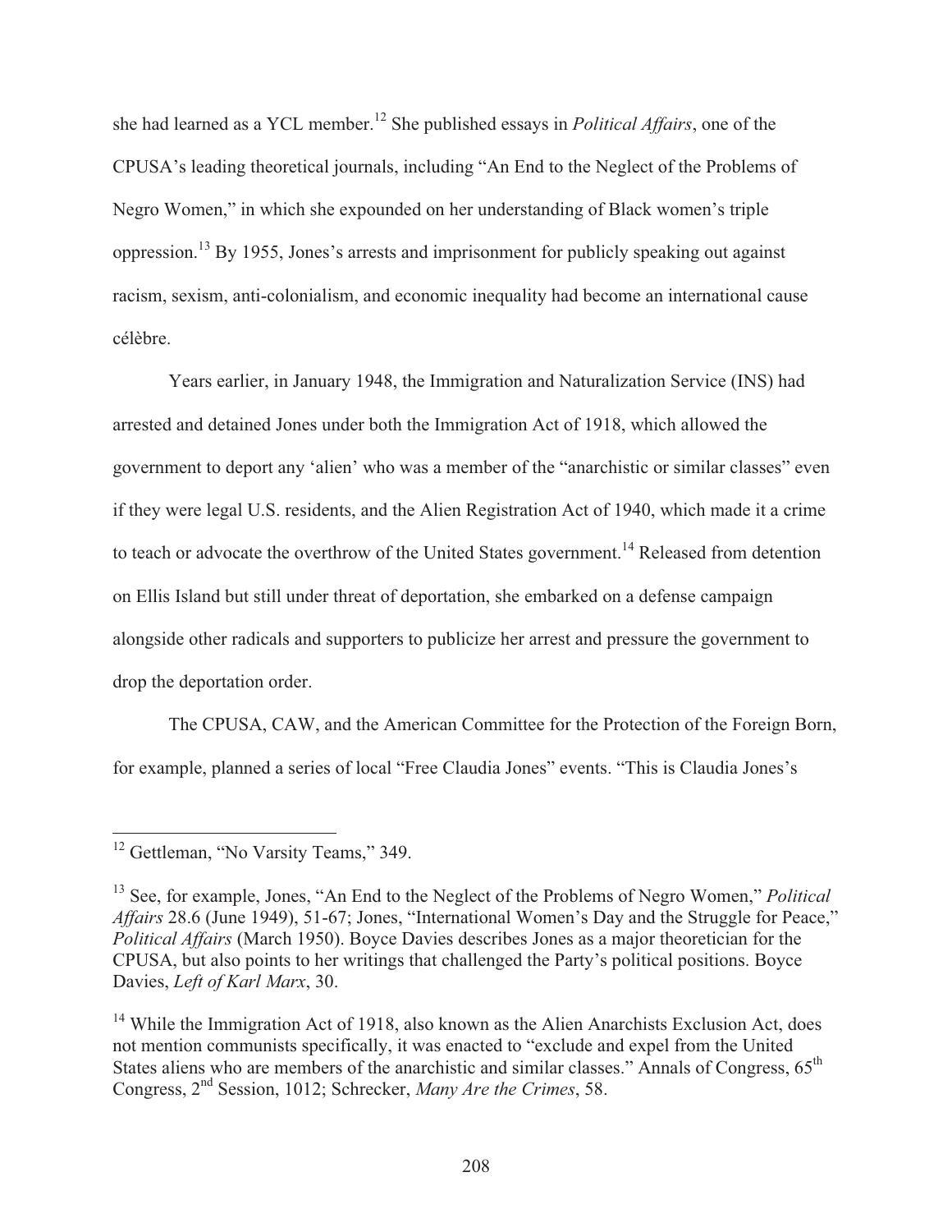she had learned as a YCL member.[12] She published essays in *Political Affairs*, one of the CPUSA's leading theoretical journals, including "An End to the Neglect of the Problems of Negro Women," in which she expounded on her understanding of Black women's triple oppression.[13] By 1955, Jones's arrests and imprisonment for publicly speaking out against racism, sexism, anti-colonialism, and economic inequality had become an international cause célèbre.

Years earlier, in January 1948, the Immigration and Naturalization Service (INS) had arrested and detained Jones under both the Immigration Act of 1918, which allowed the government to deport any 'alien' who was a member of the "anarchistic or similar classes" even if they were legal U.S. residents, and the Alien Registration Act of 1940, which made it a crime to teach or advocate the overthrow of the United States government.[14] Released from detention on Ellis Island but still under threat of deportation, she embarked on a defense campaign alongside other radicals and supporters to publicize her arrest and pressure the government to drop the deportation order.

The CPUSA, CAW, and the American Committee for the Protection of the Foreign Born, for example, planned a series of local "Free Claudia Jones" events. "This is Claudia Jones's

---

[12] Gettleman, "No Varsity Teams," 349.

[13] See, for example, Jones, "An End to the Neglect of the Problems of Negro Women," *Political Affairs* 28.6 (June 1949), 51-67; Jones, "International Women's Day and the Struggle for Peace," *Political Affairs* (March 1950). Boyce Davies describes Jones as a major theoretician for the CPUSA, but also points to her writings that challenged the Party's political positions. Boyce Davies, *Left of Karl Marx*, 30.

[14] While the Immigration Act of 1918, also known as the Alien Anarchists Exclusion Act, does not mention communists specifically, it was enacted to "exclude and expel from the United States aliens who are members of the anarchistic and similar classes." Annals of Congress, 65th Congress, 2nd Session, 1012; Schrecker, *Many Are the Crimes*, 58.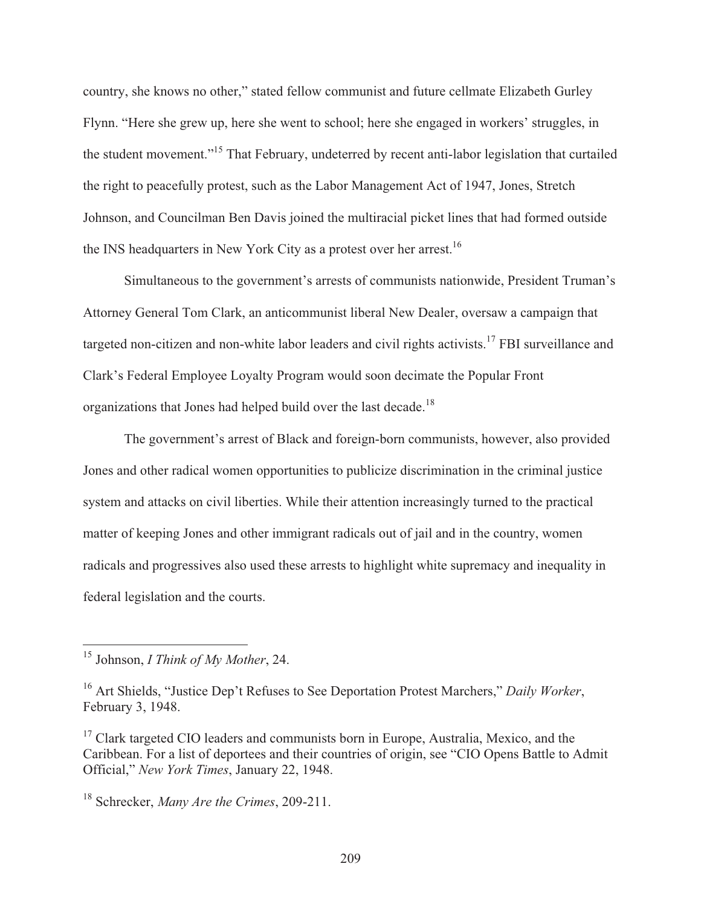country, she knows no other," stated fellow communist and future cellmate Elizabeth Gurley Flynn. "Here she grew up, here she went to school; here she engaged in workers' struggles, in the student movement."[15] That February, undeterred by recent anti-labor legislation that curtailed the right to peacefully protest, such as the Labor Management Act of 1947, Jones, Stretch Johnson, and Councilman Ben Davis joined the multiracial picket lines that had formed outside the INS headquarters in New York City as a protest over her arrest.[16]

Simultaneous to the government's arrests of communists nationwide, President Truman's Attorney General Tom Clark, an anticommunist liberal New Dealer, oversaw a campaign that targeted non-citizen and non-white labor leaders and civil rights activists.[17] FBI surveillance and Clark's Federal Employee Loyalty Program would soon decimate the Popular Front organizations that Jones had helped build over the last decade.[18]

The government's arrest of Black and foreign-born communists, however, also provided Jones and other radical women opportunities to publicize discrimination in the criminal justice system and attacks on civil liberties. While their attention increasingly turned to the practical matter of keeping Jones and other immigrant radicals out of jail and in the country, women radicals and progressives also used these arrests to highlight white supremacy and inequality in federal legislation and the courts.

---

[15] Johnson, *I Think of My Mother*, 24.

[16] Art Shields, "Justice Dep't Refuses to See Deportation Protest Marchers," *Daily Worker*, February 3, 1948.

[17] Clark targeted CIO leaders and communists born in Europe, Australia, Mexico, and the Caribbean. For a list of deportees and their countries of origin, see "CIO Opens Battle to Admit Official," *New York Times*, January 22, 1948.

[18] Schrecker, *Many Are the Crimes*, 209-211.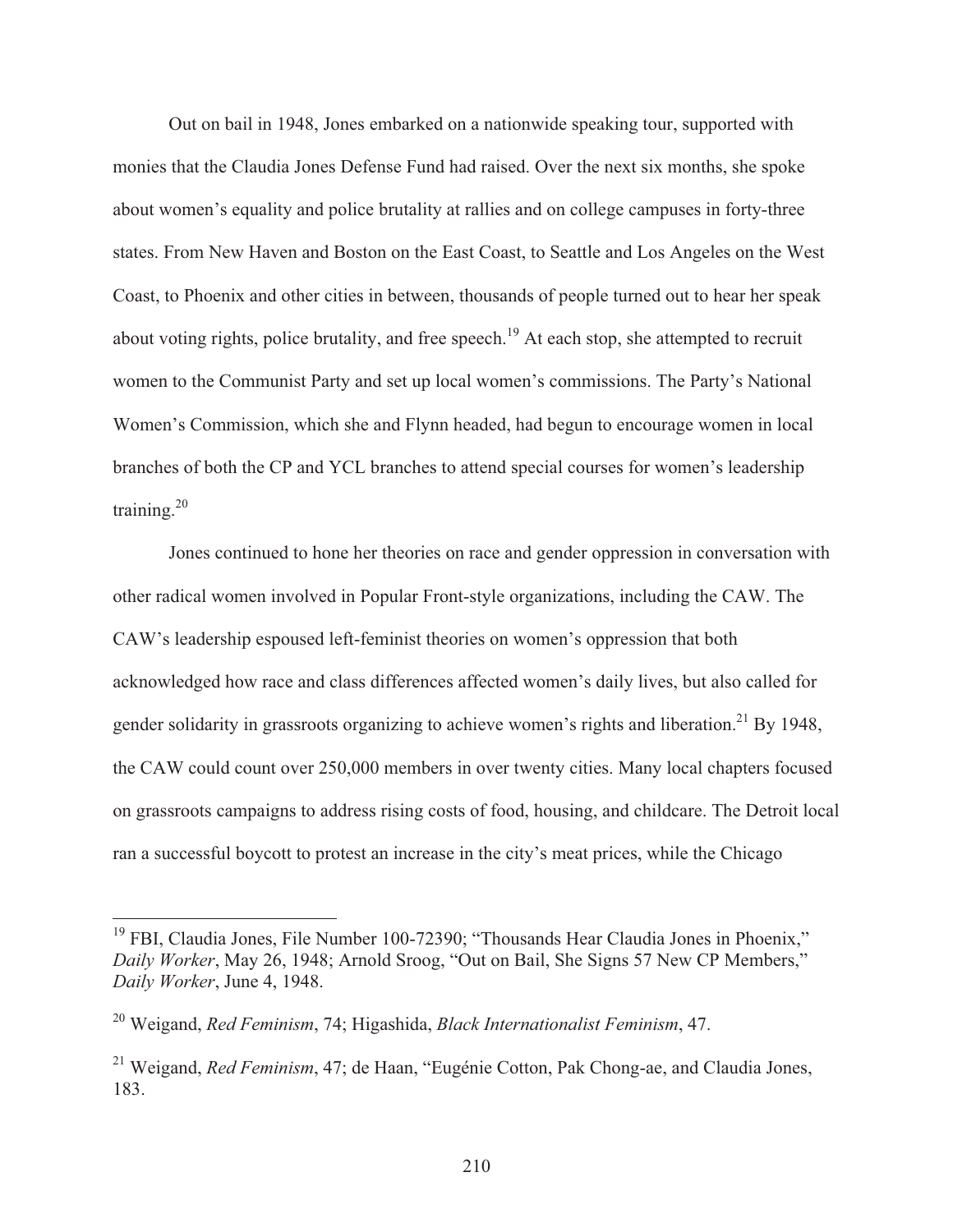Out on bail in 1948, Jones embarked on a nationwide speaking tour, supported with monies that the Claudia Jones Defense Fund had raised. Over the next six months, she spoke about women's equality and police brutality at rallies and on college campuses in forty-three states. From New Haven and Boston on the East Coast, to Seattle and Los Angeles on the West Coast, to Phoenix and other cities in between, thousands of people turned out to hear her speak about voting rights, police brutality, and free speech.[19] At each stop, she attempted to recruit women to the Communist Party and set up local women's commissions. The Party's National Women's Commission, which she and Flynn headed, had begun to encourage women in local branches of both the CP and YCL branches to attend special courses for women's leadership training.[20]

Jones continued to hone her theories on race and gender oppression in conversation with other radical women involved in Popular Front-style organizations, including the CAW. The CAW's leadership espoused left-feminist theories on women's oppression that both acknowledged how race and class differences affected women's daily lives, but also called for gender solidarity in grassroots organizing to achieve women's rights and liberation.[21] By 1948, the CAW could count over 250,000 members in over twenty cities. Many local chapters focused on grassroots campaigns to address rising costs of food, housing, and childcare. The Detroit local ran a successful boycott to protest an increase in the city's meat prices, while the Chicago

---

[19] FBI, Claudia Jones, File Number 100-72390; "Thousands Hear Claudia Jones in Phoenix," *Daily Worker*, May 26, 1948; Arnold Sroog, "Out on Bail, She Signs 57 New CP Members," *Daily Worker*, June 4, 1948.

[20] Weigand, *Red Feminism*, 74; Higashida, *Black Internationalist Feminism*, 47.

[21] Weigand, *Red Feminism*, 47; de Haan, "Eugénie Cotton, Pak Chong-ae, and Claudia Jones, 183.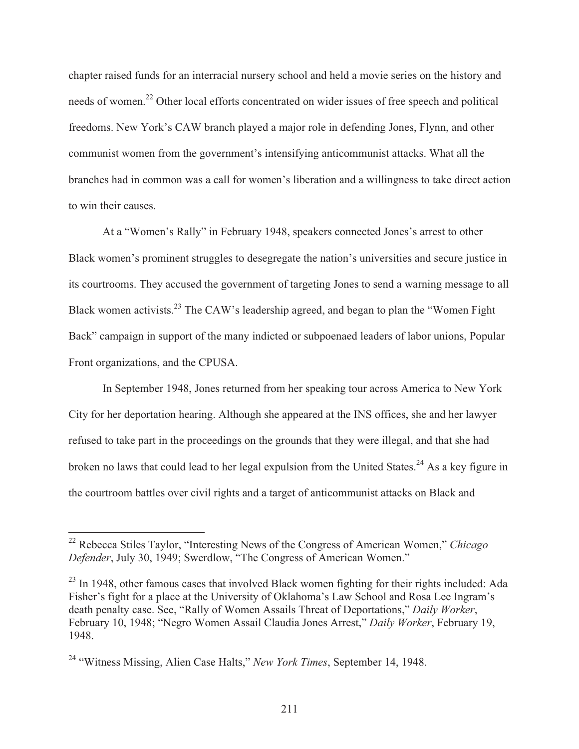chapter raised funds for an interracial nursery school and held a movie series on the history and needs of women.[22] Other local efforts concentrated on wider issues of free speech and political freedoms. New York's CAW branch played a major role in defending Jones, Flynn, and other communist women from the government's intensifying anticommunist attacks. What all the branches had in common was a call for women's liberation and a willingness to take direct action to win their causes.

At a "Women's Rally" in February 1948, speakers connected Jones's arrest to other Black women's prominent struggles to desegregate the nation's universities and secure justice in its courtrooms. They accused the government of targeting Jones to send a warning message to all Black women activists.[23] The CAW's leadership agreed, and began to plan the "Women Fight Back" campaign in support of the many indicted or subpoenaed leaders of labor unions, Popular Front organizations, and the CPUSA.

In September 1948, Jones returned from her speaking tour across America to New York City for her deportation hearing. Although she appeared at the INS offices, she and her lawyer refused to take part in the proceedings on the grounds that they were illegal, and that she had broken no laws that could lead to her legal expulsion from the United States.[24] As a key figure in the courtroom battles over civil rights and a target of anticommunist attacks on Black and

---

[22] Rebecca Stiles Taylor, "Interesting News of the Congress of American Women," *Chicago Defender*, July 30, 1949; Swerdlow, "The Congress of American Women."

[23] In 1948, other famous cases that involved Black women fighting for their rights included: Ada Fisher's fight for a place at the University of Oklahoma's Law School and Rosa Lee Ingram's death penalty case. See, "Rally of Women Assails Threat of Deportations," *Daily Worker*, February 10, 1948; "Negro Women Assail Claudia Jones Arrest," *Daily Worker*, February 19, 1948.

[24] "Witness Missing, Alien Case Halts," *New York Times*, September 14, 1948.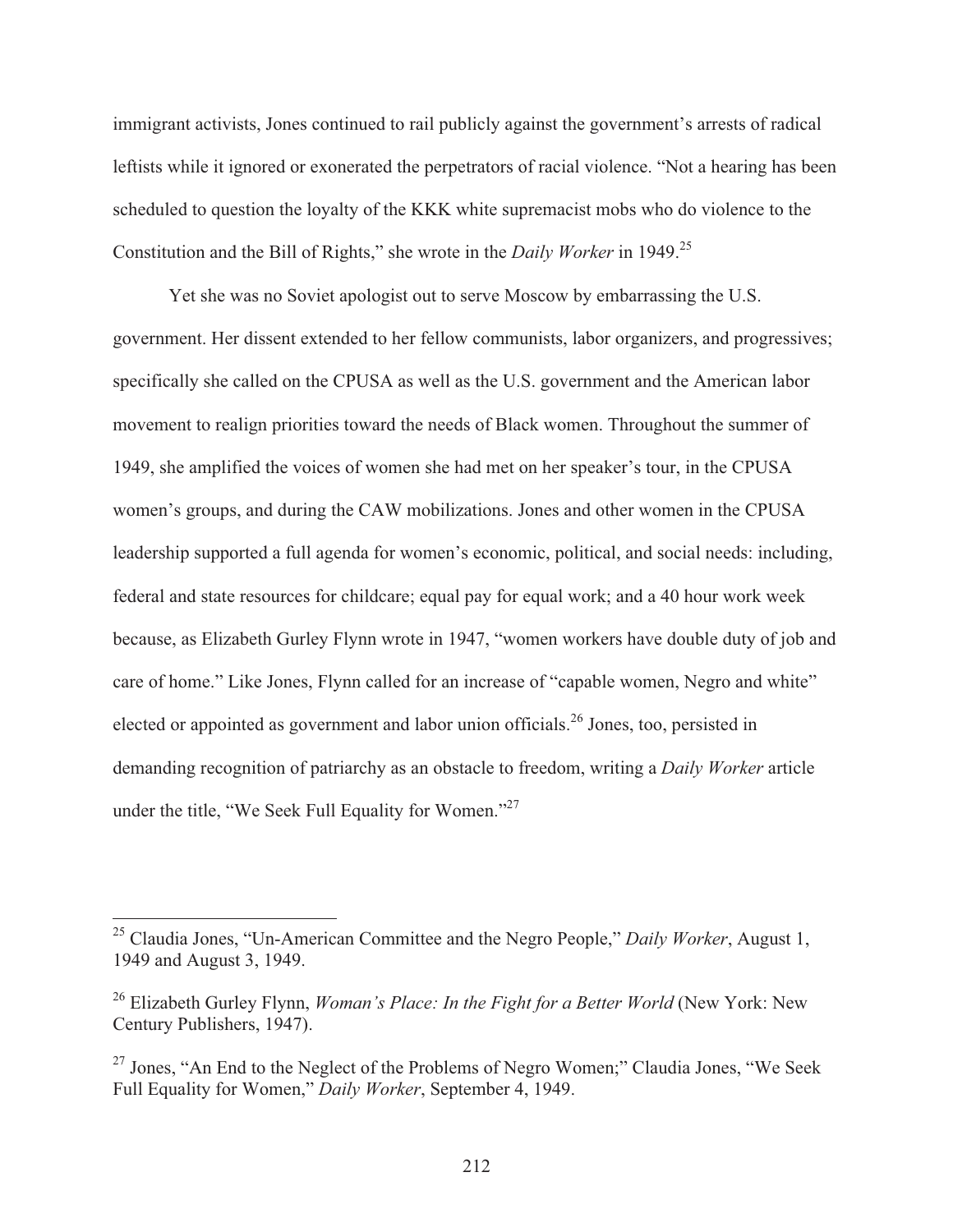immigrant activists, Jones continued to rail publicly against the government's arrests of radical leftists while it ignored or exonerated the perpetrators of racial violence. "Not a hearing has been scheduled to question the loyalty of the KKK white supremacist mobs who do violence to the Constitution and the Bill of Rights," she wrote in the *Daily Worker* in 1949.[25]

Yet she was no Soviet apologist out to serve Moscow by embarrassing the U.S. government. Her dissent extended to her fellow communists, labor organizers, and progressives; specifically she called on the CPUSA as well as the U.S. government and the American labor movement to realign priorities toward the needs of Black women. Throughout the summer of 1949, she amplified the voices of women she had met on her speaker's tour, in the CPUSA women's groups, and during the CAW mobilizations. Jones and other women in the CPUSA leadership supported a full agenda for women's economic, political, and social needs: including, federal and state resources for childcare; equal pay for equal work; and a 40 hour work week because, as Elizabeth Gurley Flynn wrote in 1947, "women workers have double duty of job and care of home." Like Jones, Flynn called for an increase of "capable women, Negro and white" elected or appointed as government and labor union officials.[26] Jones, too, persisted in demanding recognition of patriarchy as an obstacle to freedom, writing a *Daily Worker* article under the title, "We Seek Full Equality for Women."[27]

---

[25] Claudia Jones, "Un-American Committee and the Negro People," *Daily Worker*, August 1, 1949 and August 3, 1949.

[26] Elizabeth Gurley Flynn, *Woman's Place: In the Fight for a Better World* (New York: New Century Publishers, 1947).

[27] Jones, "An End to the Neglect of the Problems of Negro Women;" Claudia Jones, "We Seek Full Equality for Women," *Daily Worker*, September 4, 1949.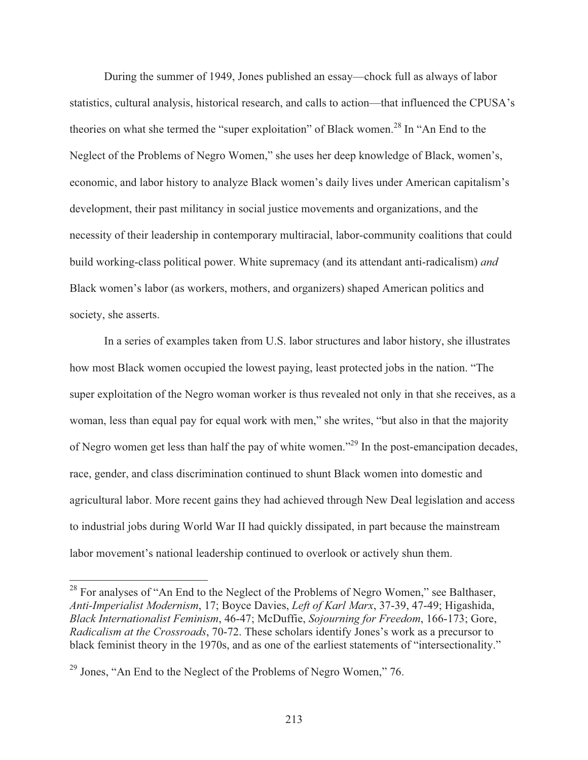During the summer of 1949, Jones published an essay—chock full as always of labor statistics, cultural analysis, historical research, and calls to action—that influenced the CPUSA's theories on what she termed the "super exploitation" of Black women.[28] In "An End to the Neglect of the Problems of Negro Women," she uses her deep knowledge of Black, women's, economic, and labor history to analyze Black women's daily lives under American capitalism's development, their past militancy in social justice movements and organizations, and the necessity of their leadership in contemporary multiracial, labor-community coalitions that could build working-class political power. White supremacy (and its attendant anti-radicalism) *and* Black women's labor (as workers, mothers, and organizers) shaped American politics and society, she asserts.

In a series of examples taken from U.S. labor structures and labor history, she illustrates how most Black women occupied the lowest paying, least protected jobs in the nation. "The super exploitation of the Negro woman worker is thus revealed not only in that she receives, as a woman, less than equal pay for equal work with men," she writes, "but also in that the majority of Negro women get less than half the pay of white women."[29] In the post-emancipation decades, race, gender, and class discrimination continued to shunt Black women into domestic and agricultural labor. More recent gains they had achieved through New Deal legislation and access to industrial jobs during World War II had quickly dissipated, in part because the mainstream labor movement's national leadership continued to overlook or actively shun them.

---

[28] For analyses of "An End to the Neglect of the Problems of Negro Women," see Balthaser, *Anti-Imperialist Modernism*, 17; Boyce Davies, *Left of Karl Marx*, 37-39, 47-49; Higashida, *Black Internationalist Feminism*, 46-47; McDuffie, *Sojourning for Freedom*, 166-173; Gore, *Radicalism at the Crossroads*, 70-72. These scholars identify Jones's work as a precursor to black feminist theory in the 1970s, and as one of the earliest statements of "intersectionality."

[29] Jones, "An End to the Neglect of the Problems of Negro Women," 76.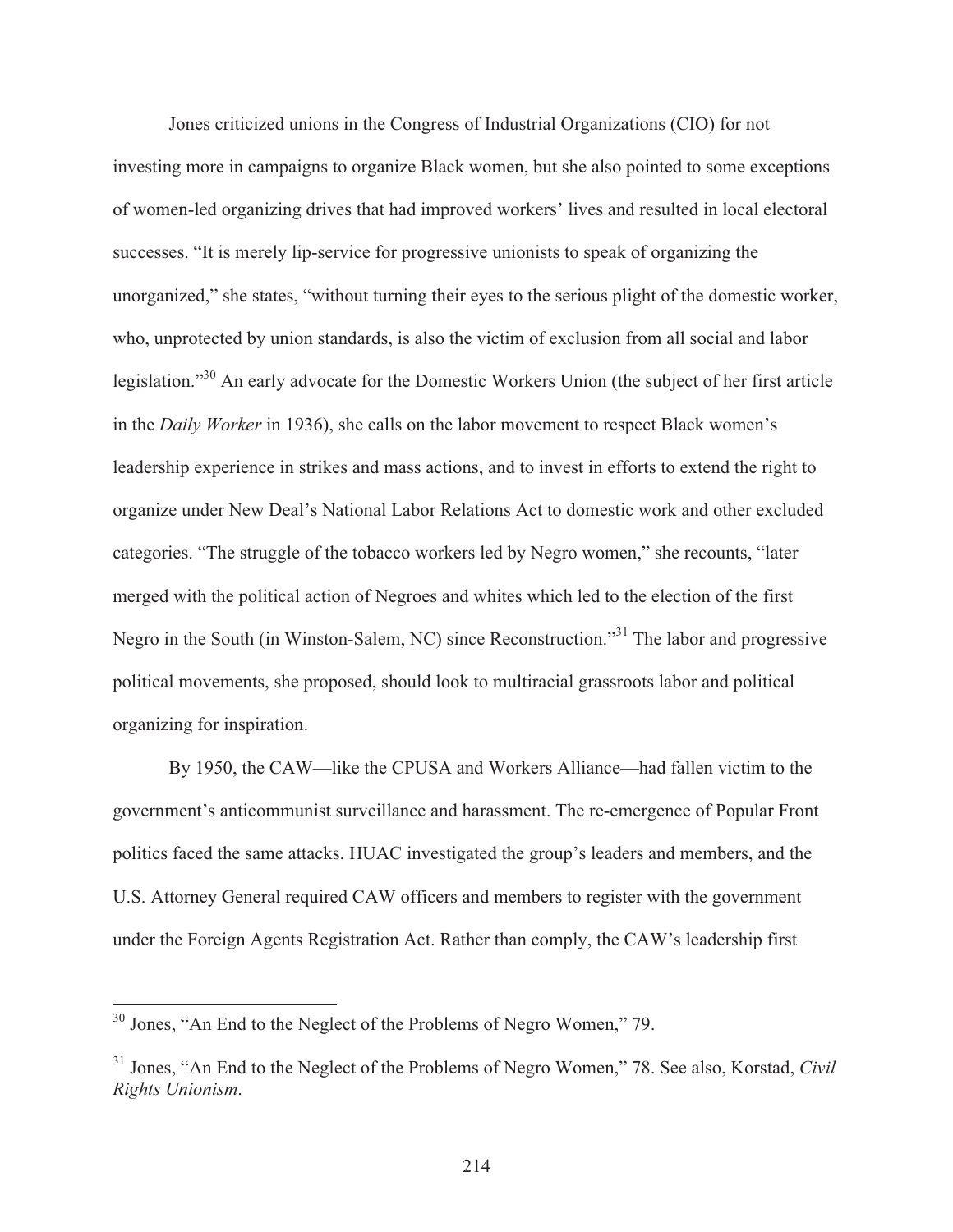Jones criticized unions in the Congress of Industrial Organizations (CIO) for not investing more in campaigns to organize Black women, but she also pointed to some exceptions of women-led organizing drives that had improved workers' lives and resulted in local electoral successes. "It is merely lip-service for progressive unionists to speak of organizing the unorganized," she states, "without turning their eyes to the serious plight of the domestic worker, who, unprotected by union standards, is also the victim of exclusion from all social and labor legislation."[30] An early advocate for the Domestic Workers Union (the subject of her first article in the *Daily Worker* in 1936), she calls on the labor movement to respect Black women's leadership experience in strikes and mass actions, and to invest in efforts to extend the right to organize under New Deal's National Labor Relations Act to domestic work and other excluded categories. "The struggle of the tobacco workers led by Negro women," she recounts, "later merged with the political action of Negroes and whites which led to the election of the first Negro in the South (in Winston-Salem, NC) since Reconstruction."[31] The labor and progressive political movements, she proposed, should look to multiracial grassroots labor and political organizing for inspiration.

By 1950, the CAW—like the CPUSA and Workers Alliance—had fallen victim to the government's anticommunist surveillance and harassment. The re-emergence of Popular Front politics faced the same attacks. HUAC investigated the group's leaders and members, and the U.S. Attorney General required CAW officers and members to register with the government under the Foreign Agents Registration Act. Rather than comply, the CAW's leadership first

---

[30] Jones, "An End to the Neglect of the Problems of Negro Women," 79.

[31] Jones, "An End to the Neglect of the Problems of Negro Women," 78. See also, Korstad, *Civil Rights Unionism*.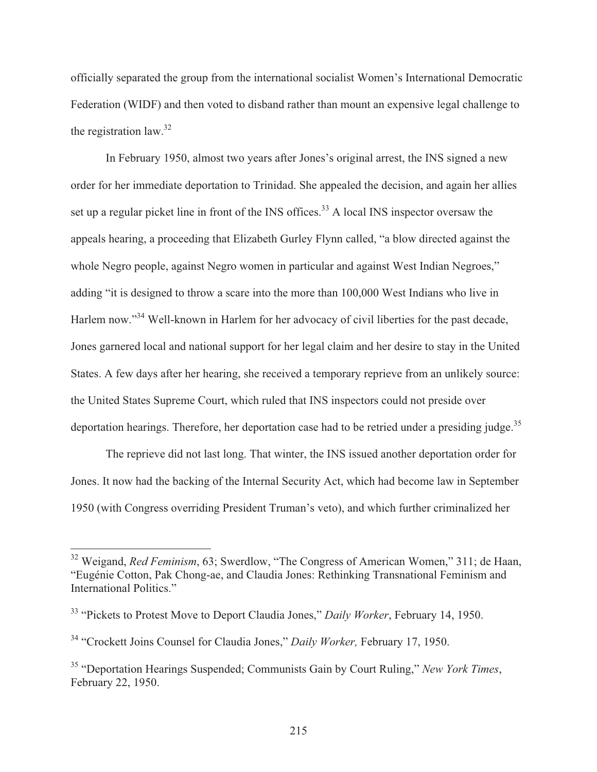officially separated the group from the international socialist Women's International Democratic Federation (WIDF) and then voted to disband rather than mount an expensive legal challenge to the registration law.[32]

In February 1950, almost two years after Jones's original arrest, the INS signed a new order for her immediate deportation to Trinidad. She appealed the decision, and again her allies set up a regular picket line in front of the INS offices.[33] A local INS inspector oversaw the appeals hearing, a proceeding that Elizabeth Gurley Flynn called, "a blow directed against the whole Negro people, against Negro women in particular and against West Indian Negroes," adding "it is designed to throw a scare into the more than 100,000 West Indians who live in Harlem now."[34] Well-known in Harlem for her advocacy of civil liberties for the past decade, Jones garnered local and national support for her legal claim and her desire to stay in the United States. A few days after her hearing, she received a temporary reprieve from an unlikely source: the United States Supreme Court, which ruled that INS inspectors could not preside over deportation hearings. Therefore, her deportation case had to be retried under a presiding judge.[35]

The reprieve did not last long. That winter, the INS issued another deportation order for Jones. It now had the backing of the Internal Security Act, which had become law in September 1950 (with Congress overriding President Truman's veto), and which further criminalized her

---

[32] Weigand, *Red Feminism*, 63; Swerdlow, "The Congress of American Women," 311; de Haan, "Eugénie Cotton, Pak Chong-ae, and Claudia Jones: Rethinking Transnational Feminism and International Politics."

[33] "Pickets to Protest Move to Deport Claudia Jones," *Daily Worker*, February 14, 1950.

[34] "Crockett Joins Counsel for Claudia Jones," *Daily Worker,* February 17, 1950.

[35] "Deportation Hearings Suspended; Communists Gain by Court Ruling," *New York Times*, February 22, 1950.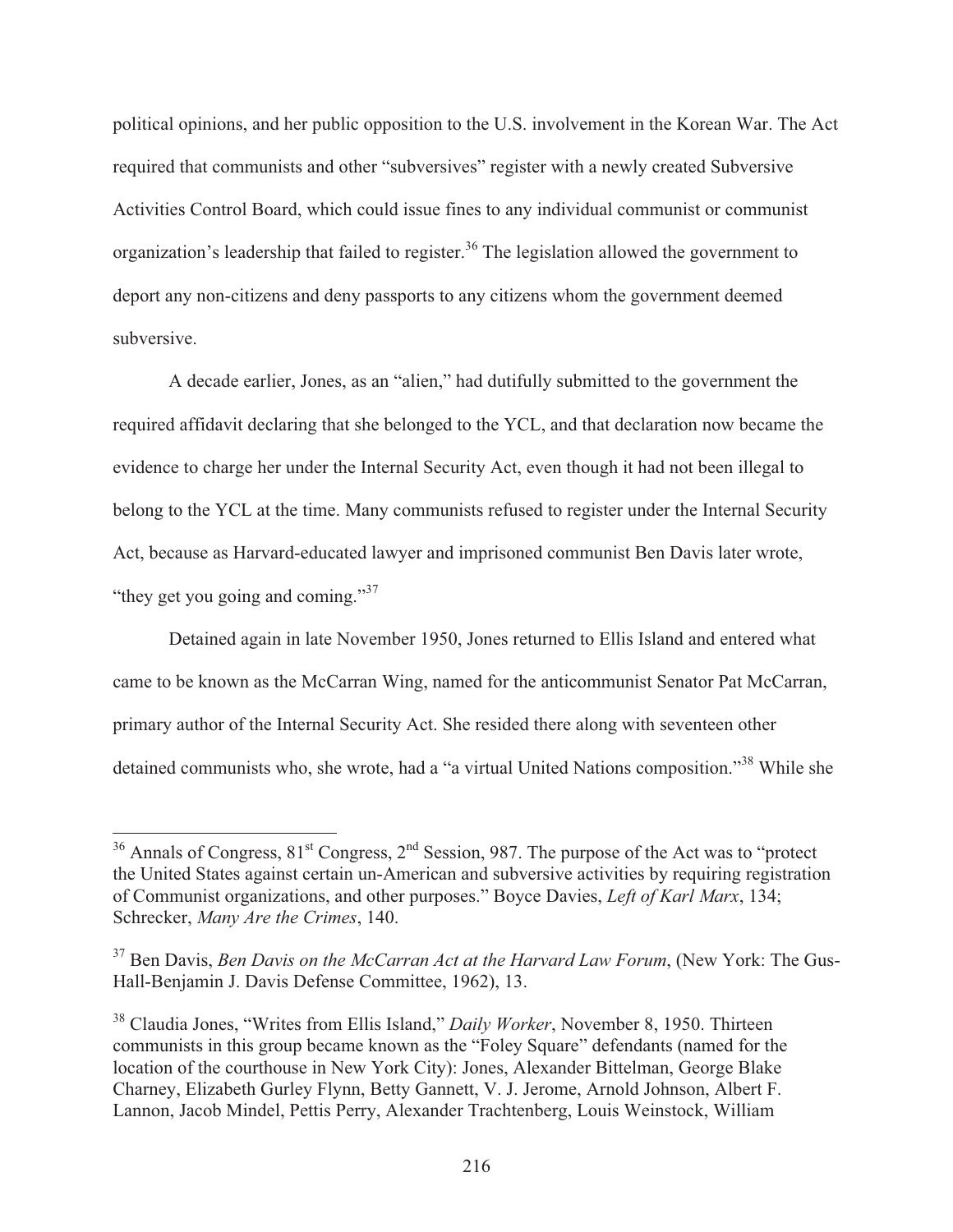political opinions, and her public opposition to the U.S. involvement in the Korean War. The Act required that communists and other "subversives" register with a newly created Subversive Activities Control Board, which could issue fines to any individual communist or communist organization's leadership that failed to register.[36] The legislation allowed the government to deport any non-citizens and deny passports to any citizens whom the government deemed subversive.

A decade earlier, Jones, as an "alien," had dutifully submitted to the government the required affidavit declaring that she belonged to the YCL, and that declaration now became the evidence to charge her under the Internal Security Act, even though it had not been illegal to belong to the YCL at the time. Many communists refused to register under the Internal Security Act, because as Harvard-educated lawyer and imprisoned communist Ben Davis later wrote, "they get you going and coming."[37]

Detained again in late November 1950, Jones returned to Ellis Island and entered what came to be known as the McCarran Wing, named for the anticommunist Senator Pat McCarran, primary author of the Internal Security Act. She resided there along with seventeen other detained communists who, she wrote, had a "a virtual United Nations composition."[38] While she

---

[36] Annals of Congress, 81st Congress, 2nd Session, 987. The purpose of the Act was to "protect the United States against certain un-American and subversive activities by requiring registration of Communist organizations, and other purposes." Boyce Davies, *Left of Karl Marx*, 134; Schrecker, *Many Are the Crimes*, 140.

[37] Ben Davis, *Ben Davis on the McCarran Act at the Harvard Law Forum*, (New York: The Gus-Hall-Benjamin J. Davis Defense Committee, 1962), 13.

[38] Claudia Jones, "Writes from Ellis Island," *Daily Worker*, November 8, 1950. Thirteen communists in this group became known as the "Foley Square" defendants (named for the location of the courthouse in New York City): Jones, Alexander Bittelman, George Blake Charney, Elizabeth Gurley Flynn, Betty Gannett, V. J. Jerome, Arnold Johnson, Albert F. Lannon, Jacob Mindel, Pettis Perry, Alexander Trachtenberg, Louis Weinstock, William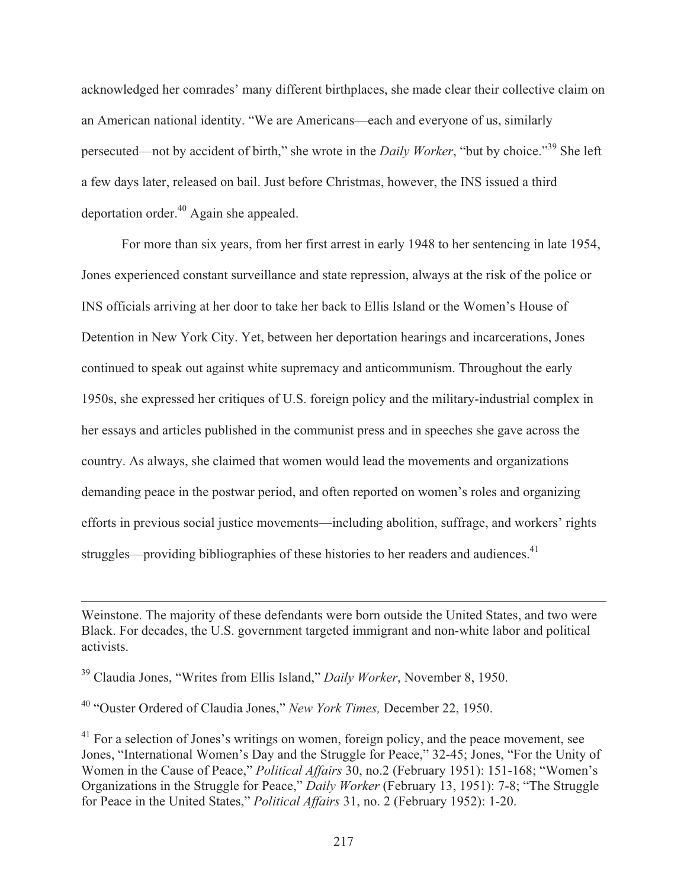acknowledged her comrades' many different birthplaces, she made clear their collective claim on an American national identity. "We are Americans—each and everyone of us, similarly persecuted—not by accident of birth," she wrote in the *Daily Worker*, "but by choice."[39] She left a few days later, released on bail. Just before Christmas, however, the INS issued a third deportation order.[40] Again she appealed.

For more than six years, from her first arrest in early 1948 to her sentencing in late 1954, Jones experienced constant surveillance and state repression, always at the risk of the police or INS officials arriving at her door to take her back to Ellis Island or the Women's House of Detention in New York City. Yet, between her deportation hearings and incarcerations, Jones continued to speak out against white supremacy and anticommunism. Throughout the early 1950s, she expressed her critiques of U.S. foreign policy and the military-industrial complex in her essays and articles published in the communist press and in speeches she gave across the country. As always, she claimed that women would lead the movements and organizations demanding peace in the postwar period, and often reported on women's roles and organizing efforts in previous social justice movements—including abolition, suffrage, and workers' rights struggles—providing bibliographies of these histories to her readers and audiences.[41]

---

Weinstone. The majority of these defendants were born outside the United States, and two were Black. For decades, the U.S. government targeted immigrant and non-white labor and political activists.

[39] Claudia Jones, "Writes from Ellis Island," *Daily Worker*, November 8, 1950.

[40] "Ouster Ordered of Claudia Jones," *New York Times,* December 22, 1950.

[41] For a selection of Jones's writings on women, foreign policy, and the peace movement, see Jones, "International Women's Day and the Struggle for Peace," 32-45; Jones, "For the Unity of Women in the Cause of Peace," *Political Affairs* 30, no.2 (February 1951): 151-168; "Women's Organizations in the Struggle for Peace," *Daily Worker* (February 13, 1951): 7-8; "The Struggle for Peace in the United States," *Political Affairs* 31, no. 2 (February 1952): 1-20.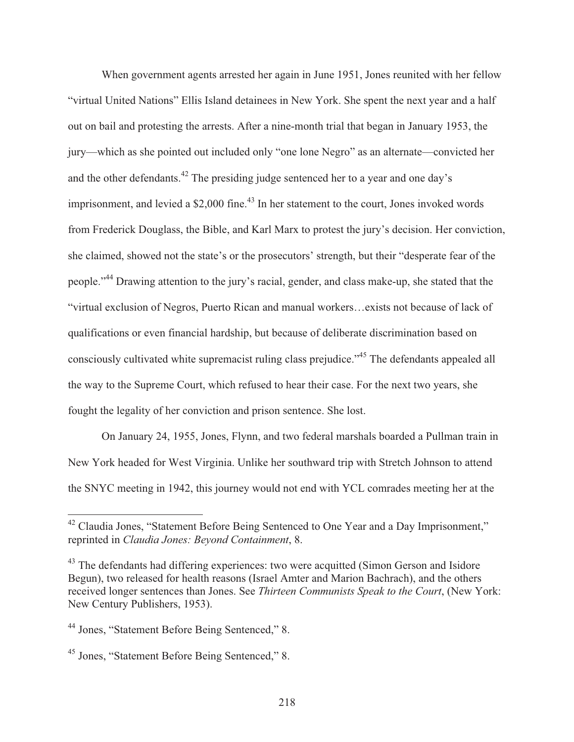When government agents arrested her again in June 1951, Jones reunited with her fellow "virtual United Nations" Ellis Island detainees in New York. She spent the next year and a half out on bail and protesting the arrests. After a nine-month trial that began in January 1953, the jury—which as she pointed out included only "one lone Negro" as an alternate—convicted her and the other defendants.[42] The presiding judge sentenced her to a year and one day's imprisonment, and levied a $2,000 fine.[43] In her statement to the court, Jones invoked words from Frederick Douglass, the Bible, and Karl Marx to protest the jury's decision. Her conviction, she claimed, showed not the state's or the prosecutors' strength, but their "desperate fear of the people."[44] Drawing attention to the jury's racial, gender, and class make-up, she stated that the "virtual exclusion of Negros, Puerto Rican and manual workers…exists not because of lack of qualifications or even financial hardship, but because of deliberate discrimination based on consciously cultivated white supremacist ruling class prejudice."[45] The defendants appealed all the way to the Supreme Court, which refused to hear their case. For the next two years, she fought the legality of her conviction and prison sentence. She lost.

On January 24, 1955, Jones, Flynn, and two federal marshals boarded a Pullman train in New York headed for West Virginia. Unlike her southward trip with Stretch Johnson to attend the SNYC meeting in 1942, this journey would not end with YCL comrades meeting her at the

---

[42] Claudia Jones, "Statement Before Being Sentenced to One Year and a Day Imprisonment," reprinted in *Claudia Jones: Beyond Containment*, 8.

[43] The defendants had differing experiences: two were acquitted (Simon Gerson and Isidore Begun), two released for health reasons (Israel Amter and Marion Bachrach), and the others received longer sentences than Jones. See *Thirteen Communists Speak to the Court*, (New York: New Century Publishers, 1953).

[44] Jones, "Statement Before Being Sentenced," 8.

[45] Jones, "Statement Before Being Sentenced," 8.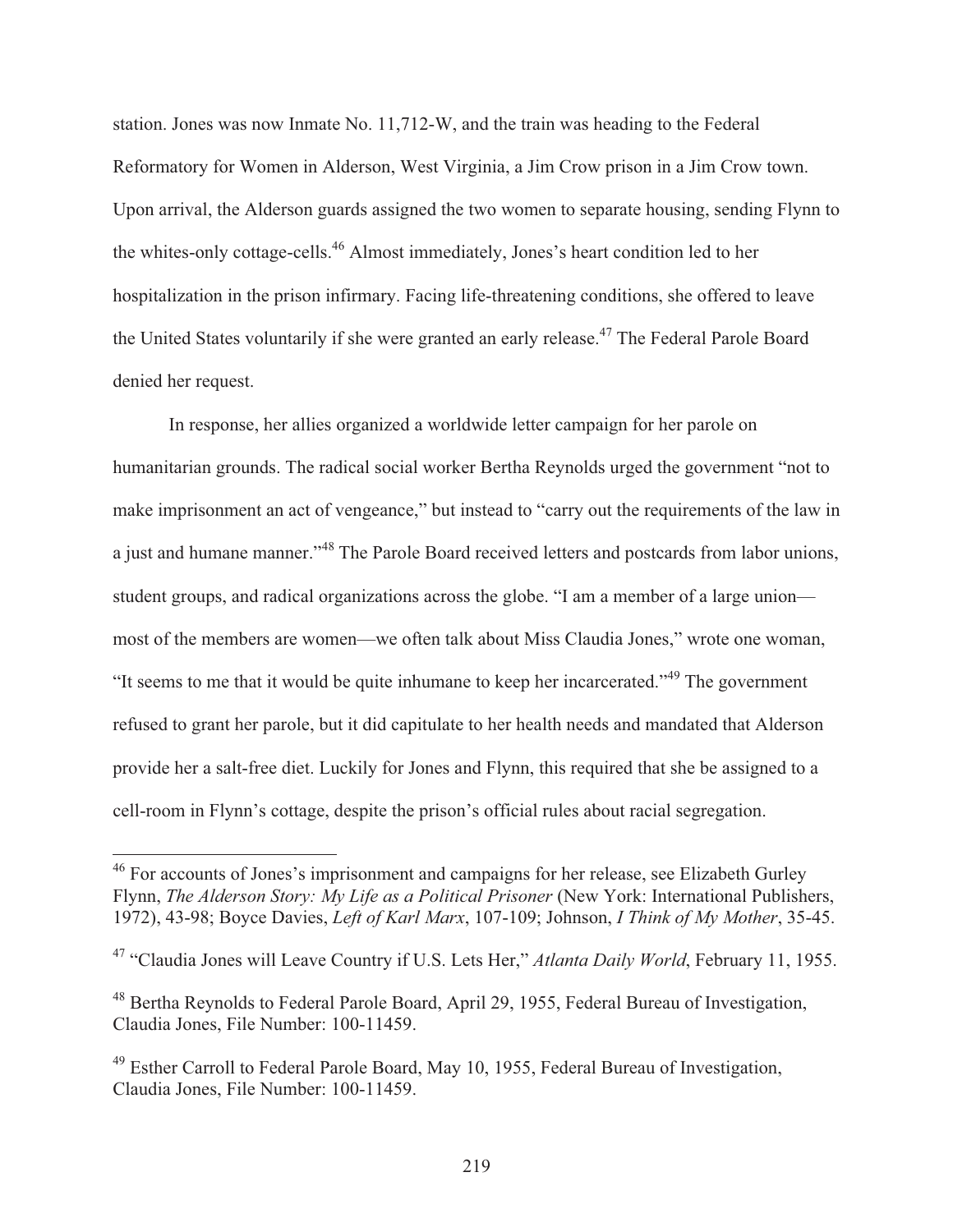station. Jones was now Inmate No. 11,712-W, and the train was heading to the Federal Reformatory for Women in Alderson, West Virginia, a Jim Crow prison in a Jim Crow town. Upon arrival, the Alderson guards assigned the two women to separate housing, sending Flynn to the whites-only cottage-cells.[46] Almost immediately, Jones's heart condition led to her hospitalization in the prison infirmary. Facing life-threatening conditions, she offered to leave the United States voluntarily if she were granted an early release.[47] The Federal Parole Board denied her request.

In response, her allies organized a worldwide letter campaign for her parole on humanitarian grounds. The radical social worker Bertha Reynolds urged the government "not to make imprisonment an act of vengeance," but instead to "carry out the requirements of the law in a just and humane manner."[48] The Parole Board received letters and postcards from labor unions, student groups, and radical organizations across the globe. "I am a member of a large union—most of the members are women—we often talk about Miss Claudia Jones," wrote one woman, "It seems to me that it would be quite inhumane to keep her incarcerated."[49] The government refused to grant her parole, but it did capitulate to her health needs and mandated that Alderson provide her a salt-free diet. Luckily for Jones and Flynn, this required that she be assigned to a cell-room in Flynn's cottage, despite the prison's official rules about racial segregation.

---

[46] For accounts of Jones's imprisonment and campaigns for her release, see Elizabeth Gurley Flynn, *The Alderson Story: My Life as a Political Prisoner* (New York: International Publishers, 1972), 43-98; Boyce Davies, *Left of Karl Marx*, 107-109; Johnson, *I Think of My Mother*, 35-45.

[47] "Claudia Jones will Leave Country if U.S. Lets Her," *Atlanta Daily World*, February 11, 1955.

[48] Bertha Reynolds to Federal Parole Board, April 29, 1955, Federal Bureau of Investigation, Claudia Jones, File Number: 100-11459.

[49] Esther Carroll to Federal Parole Board, May 10, 1955, Federal Bureau of Investigation, Claudia Jones, File Number: 100-11459.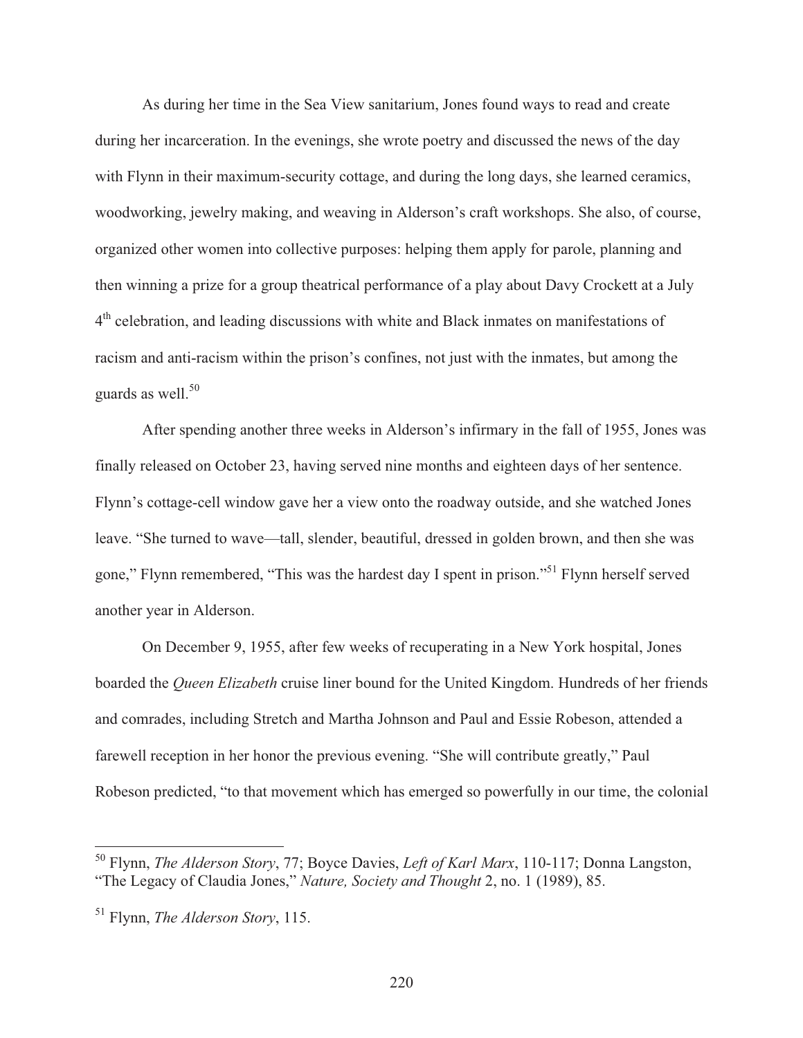As during her time in the Sea View sanitarium, Jones found ways to read and create during her incarceration. In the evenings, she wrote poetry and discussed the news of the day with Flynn in their maximum-security cottage, and during the long days, she learned ceramics, woodworking, jewelry making, and weaving in Alderson's craft workshops. She also, of course, organized other women into collective purposes: helping them apply for parole, planning and then winning a prize for a group theatrical performance of a play about Davy Crockett at a July 4th celebration, and leading discussions with white and Black inmates on manifestations of racism and anti-racism within the prison's confines, not just with the inmates, but among the guards as well.[50]

After spending another three weeks in Alderson's infirmary in the fall of 1955, Jones was finally released on October 23, having served nine months and eighteen days of her sentence. Flynn's cottage-cell window gave her a view onto the roadway outside, and she watched Jones leave. "She turned to wave—tall, slender, beautiful, dressed in golden brown, and then she was gone," Flynn remembered, "This was the hardest day I spent in prison."[51] Flynn herself served another year in Alderson.

On December 9, 1955, after few weeks of recuperating in a New York hospital, Jones boarded the *Queen Elizabeth* cruise liner bound for the United Kingdom. Hundreds of her friends and comrades, including Stretch and Martha Johnson and Paul and Essie Robeson, attended a farewell reception in her honor the previous evening. "She will contribute greatly," Paul Robeson predicted, "to that movement which has emerged so powerfully in our time, the colonial

---

[50] Flynn, *The Alderson Story*, 77; Boyce Davies, *Left of Karl Marx*, 110-117; Donna Langston, "The Legacy of Claudia Jones," *Nature, Society and Thought* 2, no. 1 (1989), 85.

[51] Flynn, *The Alderson Story*, 115.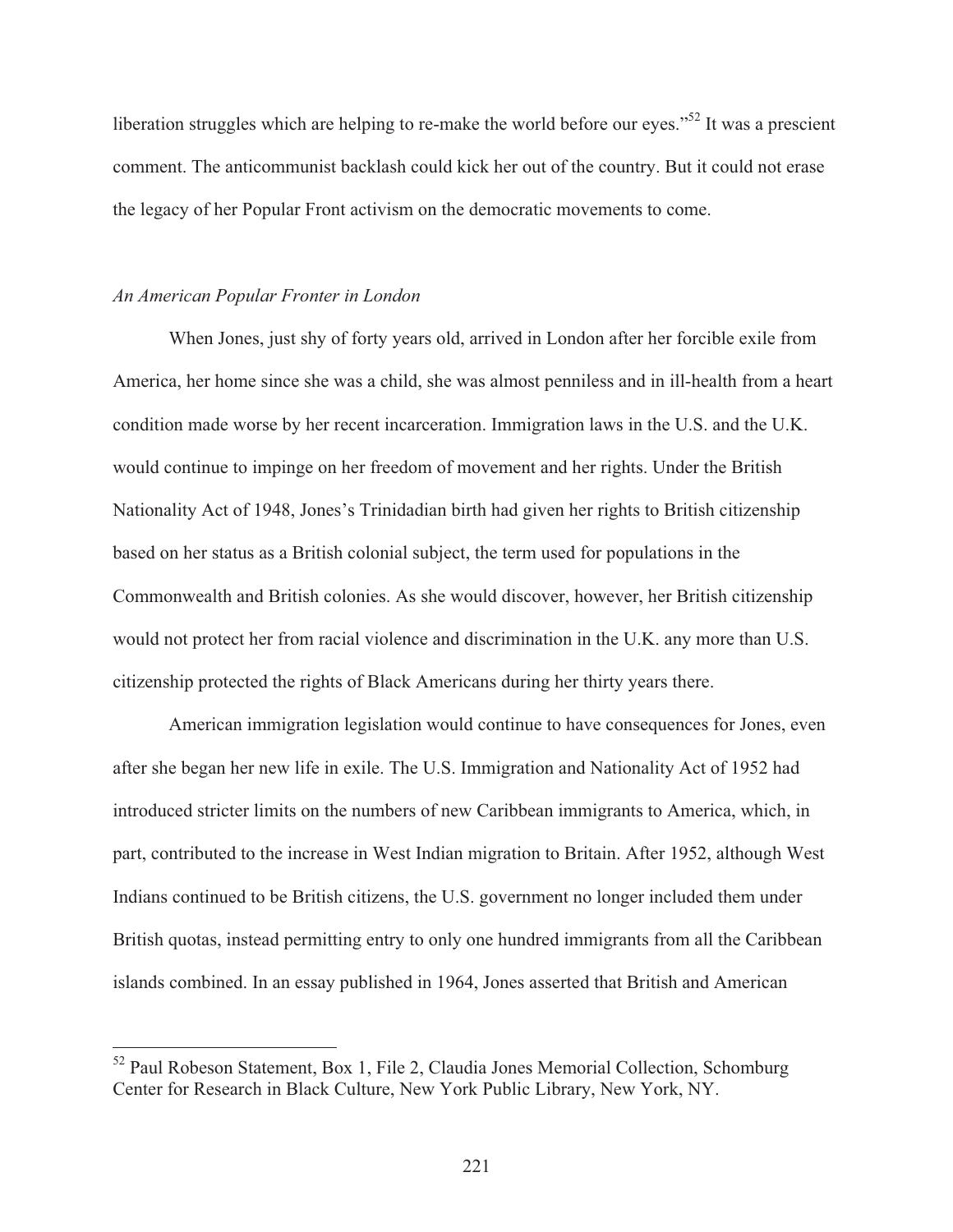liberation struggles which are helping to re-make the world before our eyes."[52] It was a prescient comment. The anticommunist backlash could kick her out of the country. But it could not erase the legacy of her Popular Front activism on the democratic movements to come.

*An American Popular Fronter in London*

When Jones, just shy of forty years old, arrived in London after her forcible exile from America, her home since she was a child, she was almost penniless and in ill-health from a heart condition made worse by her recent incarceration. Immigration laws in the U.S. and the U.K. would continue to impinge on her freedom of movement and her rights. Under the British Nationality Act of 1948, Jones's Trinidadian birth had given her rights to British citizenship based on her status as a British colonial subject, the term used for populations in the Commonwealth and British colonies. As she would discover, however, her British citizenship would not protect her from racial violence and discrimination in the U.K. any more than U.S. citizenship protected the rights of Black Americans during her thirty years there.

American immigration legislation would continue to have consequences for Jones, even after she began her new life in exile. The U.S. Immigration and Nationality Act of 1952 had introduced stricter limits on the numbers of new Caribbean immigrants to America, which, in part, contributed to the increase in West Indian migration to Britain. After 1952, although West Indians continued to be British citizens, the U.S. government no longer included them under British quotas, instead permitting entry to only one hundred immigrants from all the Caribbean islands combined. In an essay published in 1964, Jones asserted that British and American

---

[52] Paul Robeson Statement, Box 1, File 2, Claudia Jones Memorial Collection, Schomburg Center for Research in Black Culture, New York Public Library, New York, NY.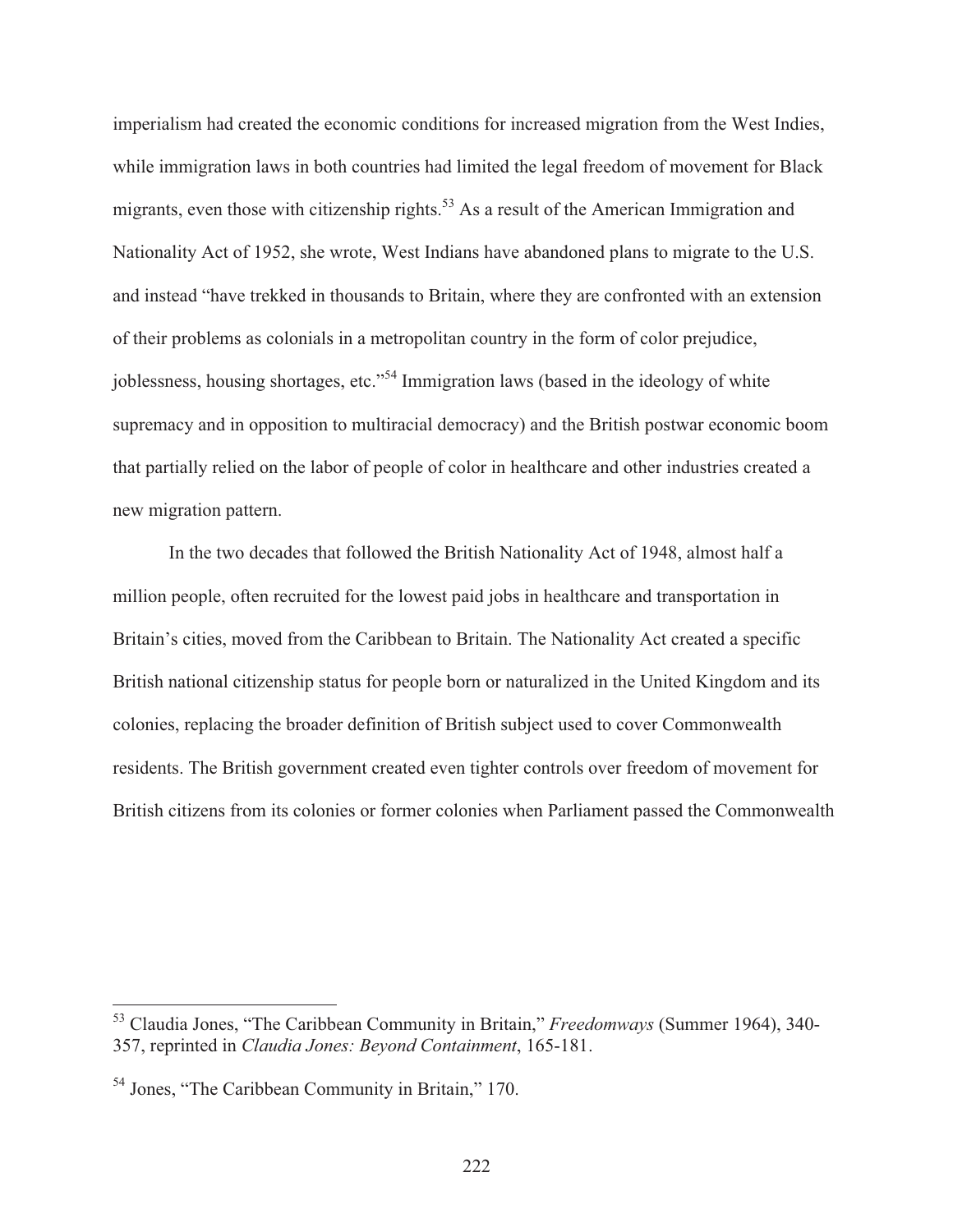imperialism had created the economic conditions for increased migration from the West Indies, while immigration laws in both countries had limited the legal freedom of movement for Black migrants, even those with citizenship rights.[53] As a result of the American Immigration and Nationality Act of 1952, she wrote, West Indians have abandoned plans to migrate to the U.S. and instead "have trekked in thousands to Britain, where they are confronted with an extension of their problems as colonials in a metropolitan country in the form of color prejudice, joblessness, housing shortages, etc."[54] Immigration laws (based in the ideology of white supremacy and in opposition to multiracial democracy) and the British postwar economic boom that partially relied on the labor of people of color in healthcare and other industries created a new migration pattern.

In the two decades that followed the British Nationality Act of 1948, almost half a million people, often recruited for the lowest paid jobs in healthcare and transportation in Britain's cities, moved from the Caribbean to Britain. The Nationality Act created a specific British national citizenship status for people born or naturalized in the United Kingdom and its colonies, replacing the broader definition of British subject used to cover Commonwealth residents. The British government created even tighter controls over freedom of movement for British citizens from its colonies or former colonies when Parliament passed the Commonwealth

---

[53] Claudia Jones, "The Caribbean Community in Britain," *Freedomways* (Summer 1964), 340-357, reprinted in *Claudia Jones: Beyond Containment*, 165-181.

[54] Jones, "The Caribbean Community in Britain," 170.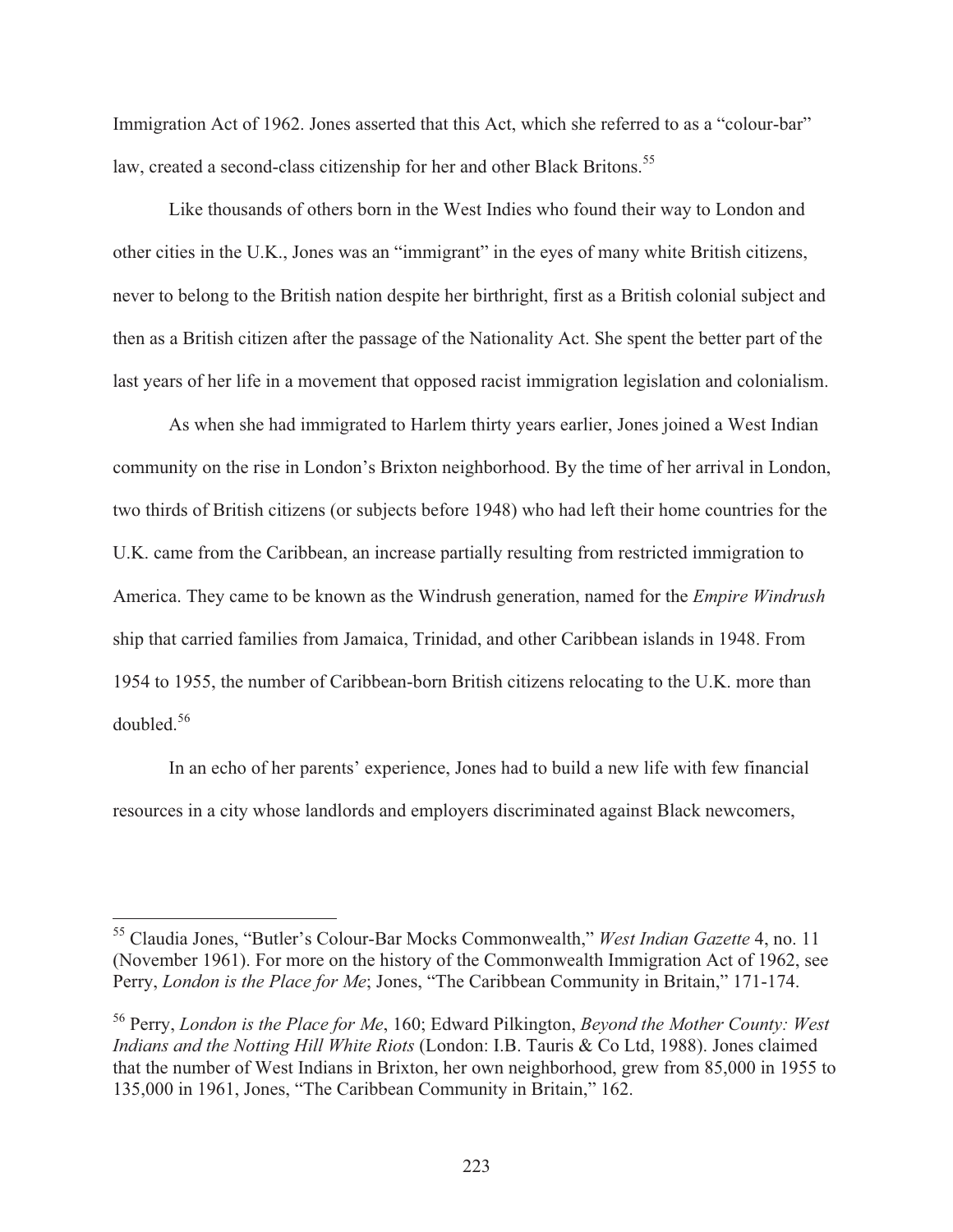Immigration Act of 1962. Jones asserted that this Act, which she referred to as a "colour-bar" law, created a second-class citizenship for her and other Black Britons.[55]

Like thousands of others born in the West Indies who found their way to London and other cities in the U.K., Jones was an "immigrant" in the eyes of many white British citizens, never to belong to the British nation despite her birthright, first as a British colonial subject and then as a British citizen after the passage of the Nationality Act. She spent the better part of the last years of her life in a movement that opposed racist immigration legislation and colonialism.

As when she had immigrated to Harlem thirty years earlier, Jones joined a West Indian community on the rise in London's Brixton neighborhood. By the time of her arrival in London, two thirds of British citizens (or subjects before 1948) who had left their home countries for the U.K. came from the Caribbean, an increase partially resulting from restricted immigration to America. They came to be known as the Windrush generation, named for the *Empire Windrush* ship that carried families from Jamaica, Trinidad, and other Caribbean islands in 1948. From 1954 to 1955, the number of Caribbean-born British citizens relocating to the U.K. more than doubled.[56]

In an echo of her parents' experience, Jones had to build a new life with few financial resources in a city whose landlords and employers discriminated against Black newcomers,

---

[55] Claudia Jones, "Butler's Colour-Bar Mocks Commonwealth," *West Indian Gazette* 4, no. 11 (November 1961). For more on the history of the Commonwealth Immigration Act of 1962, see Perry, *London is the Place for Me*; Jones, "The Caribbean Community in Britain," 171-174.

[56] Perry, *London is the Place for Me*, 160; Edward Pilkington, *Beyond the Mother County: West Indians and the Notting Hill White Riots* (London: I.B. Tauris & Co Ltd, 1988). Jones claimed that the number of West Indians in Brixton, her own neighborhood, grew from 85,000 in 1955 to 135,000 in 1961, Jones, "The Caribbean Community in Britain," 162.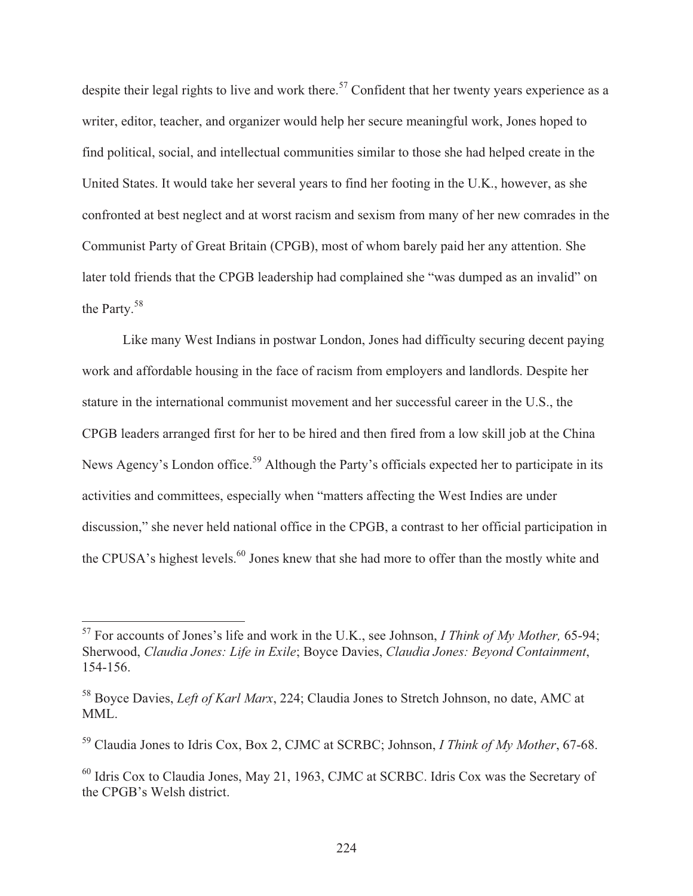despite their legal rights to live and work there.[57] Confident that her twenty years experience as a writer, editor, teacher, and organizer would help her secure meaningful work, Jones hoped to find political, social, and intellectual communities similar to those she had helped create in the United States. It would take her several years to find her footing in the U.K., however, as she confronted at best neglect and at worst racism and sexism from many of her new comrades in the Communist Party of Great Britain (CPGB), most of whom barely paid her any attention. She later told friends that the CPGB leadership had complained she "was dumped as an invalid" on the Party.[58]

Like many West Indians in postwar London, Jones had difficulty securing decent paying work and affordable housing in the face of racism from employers and landlords. Despite her stature in the international communist movement and her successful career in the U.S., the CPGB leaders arranged first for her to be hired and then fired from a low skill job at the China News Agency's London office.[59] Although the Party's officials expected her to participate in its activities and committees, especially when "matters affecting the West Indies are under discussion," she never held national office in the CPGB, a contrast to her official participation in the CPUSA's highest levels.[60] Jones knew that she had more to offer than the mostly white and

---

[57] For accounts of Jones's life and work in the U.K., see Johnson, *I Think of My Mother,* 65-94; Sherwood, *Claudia Jones: Life in Exile*; Boyce Davies, *Claudia Jones: Beyond Containment*, 154-156.

[58] Boyce Davies, *Left of Karl Marx*, 224; Claudia Jones to Stretch Johnson, no date, AMC at MML.

[59] Claudia Jones to Idris Cox, Box 2, CJMC at SCRBC; Johnson, *I Think of My Mother*, 67-68.

[60] Idris Cox to Claudia Jones, May 21, 1963, CJMC at SCRBC. Idris Cox was the Secretary of the CPGB's Welsh district.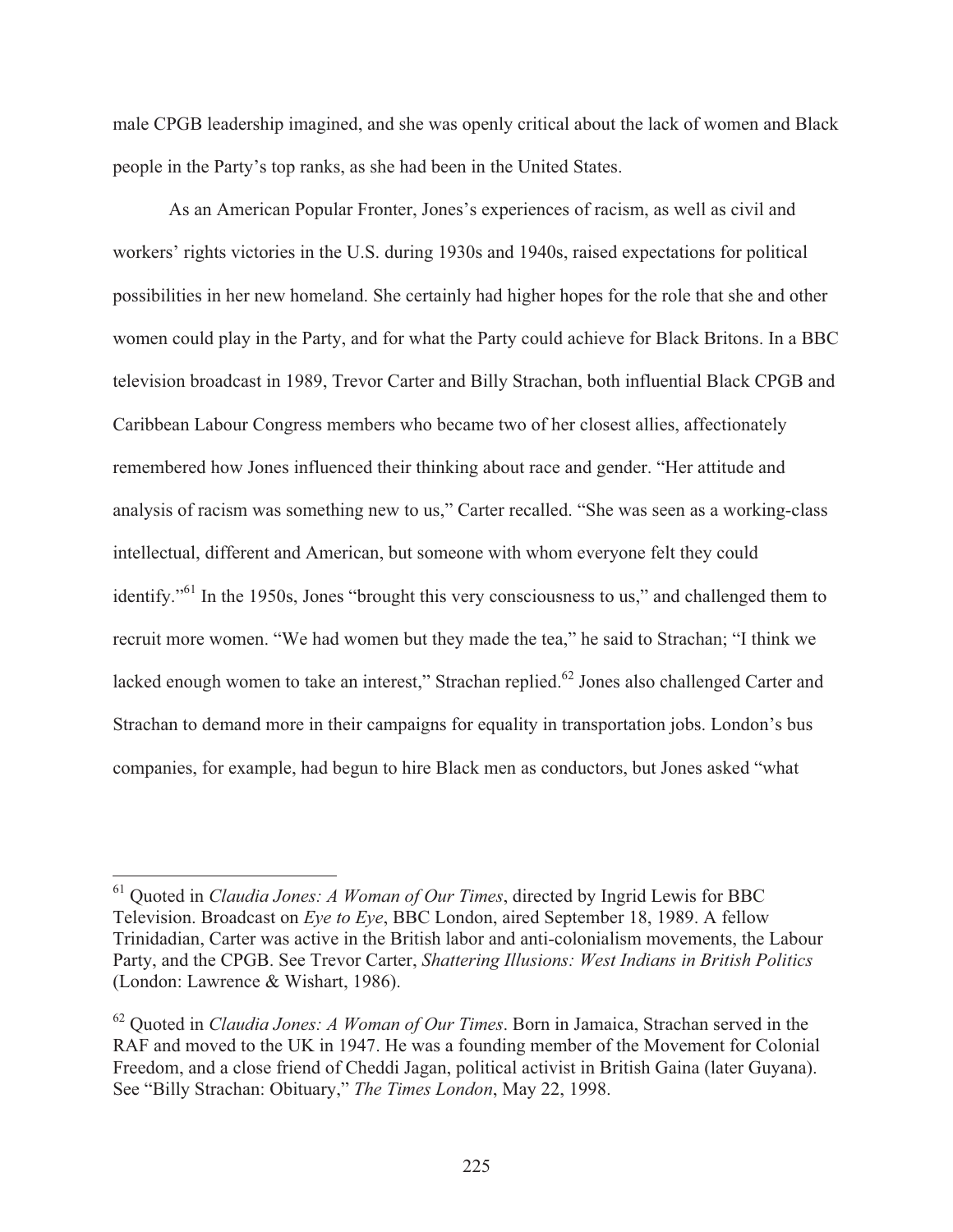male CPGB leadership imagined, and she was openly critical about the lack of women and Black people in the Party's top ranks, as she had been in the United States.

As an American Popular Fronter, Jones's experiences of racism, as well as civil and workers' rights victories in the U.S. during 1930s and 1940s, raised expectations for political possibilities in her new homeland. She certainly had higher hopes for the role that she and other women could play in the Party, and for what the Party could achieve for Black Britons. In a BBC television broadcast in 1989, Trevor Carter and Billy Strachan, both influential Black CPGB and Caribbean Labour Congress members who became two of her closest allies, affectionately remembered how Jones influenced their thinking about race and gender. "Her attitude and analysis of racism was something new to us," Carter recalled. "She was seen as a working-class intellectual, different and American, but someone with whom everyone felt they could identify."[61] In the 1950s, Jones "brought this very consciousness to us," and challenged them to recruit more women. "We had women but they made the tea," he said to Strachan; "I think we lacked enough women to take an interest," Strachan replied.[62] Jones also challenged Carter and Strachan to demand more in their campaigns for equality in transportation jobs. London's bus companies, for example, had begun to hire Black men as conductors, but Jones asked "what

---

[61] Quoted in *Claudia Jones: A Woman of Our Times*, directed by Ingrid Lewis for BBC Television. Broadcast on *Eye to Eye*, BBC London, aired September 18, 1989. A fellow Trinidadian, Carter was active in the British labor and anti-colonialism movements, the Labour Party, and the CPGB. See Trevor Carter, *Shattering Illusions: West Indians in British Politics* (London: Lawrence & Wishart, 1986).

[62] Quoted in *Claudia Jones: A Woman of Our Times*. Born in Jamaica, Strachan served in the RAF and moved to the UK in 1947. He was a founding member of the Movement for Colonial Freedom, and a close friend of Cheddi Jagan, political activist in British Gaina (later Guyana). See "Billy Strachan: Obituary," *The Times London*, May 22, 1998.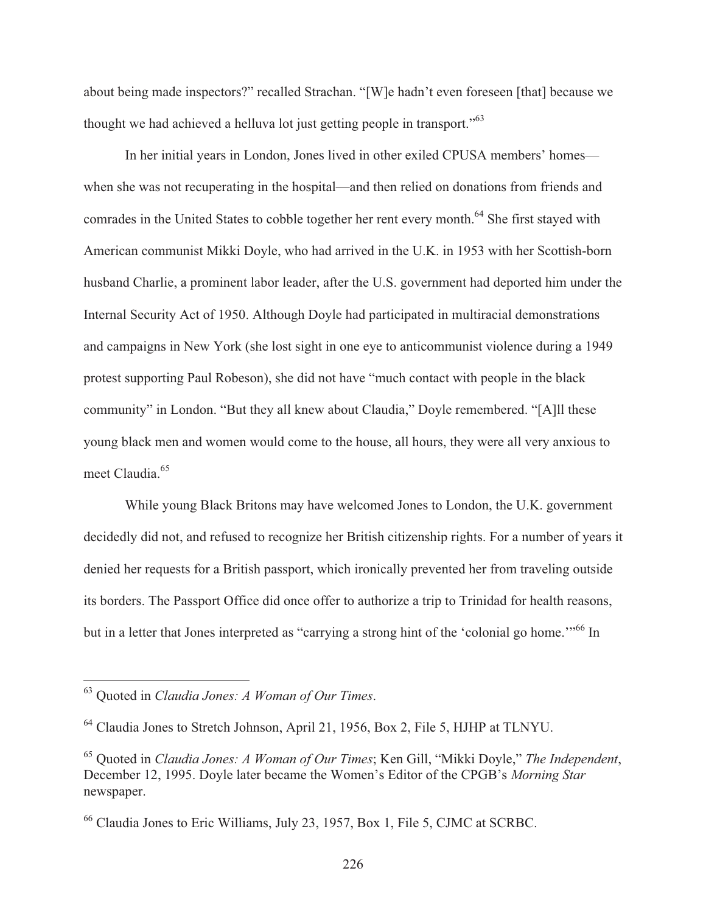about being made inspectors?" recalled Strachan. "[W]e hadn't even foreseen [that] because we thought we had achieved a helluva lot just getting people in transport."[63]

In her initial years in London, Jones lived in other exiled CPUSA members' homes—when she was not recuperating in the hospital—and then relied on donations from friends and comrades in the United States to cobble together her rent every month.[64] She first stayed with American communist Mikki Doyle, who had arrived in the U.K. in 1953 with her Scottish-born husband Charlie, a prominent labor leader, after the U.S. government had deported him under the Internal Security Act of 1950. Although Doyle had participated in multiracial demonstrations and campaigns in New York (she lost sight in one eye to anticommunist violence during a 1949 protest supporting Paul Robeson), she did not have "much contact with people in the black community" in London. "But they all knew about Claudia," Doyle remembered. "[A]ll these young black men and women would come to the house, all hours, they were all very anxious to meet Claudia.[65]

While young Black Britons may have welcomed Jones to London, the U.K. government decidedly did not, and refused to recognize her British citizenship rights. For a number of years it denied her requests for a British passport, which ironically prevented her from traveling outside its borders. The Passport Office did once offer to authorize a trip to Trinidad for health reasons, but in a letter that Jones interpreted as "carrying a strong hint of the 'colonial go home.'"[66] In

---

[63] Quoted in *Claudia Jones: A Woman of Our Times*.

[64] Claudia Jones to Stretch Johnson, April 21, 1956, Box 2, File 5, HJHP at TLNYU.

[65] Quoted in *Claudia Jones: A Woman of Our Times*; Ken Gill, "Mikki Doyle," *The Independent*, December 12, 1995. Doyle later became the Women's Editor of the CPGB's *Morning Star* newspaper.

[66] Claudia Jones to Eric Williams, July 23, 1957, Box 1, File 5, CJMC at SCRBC.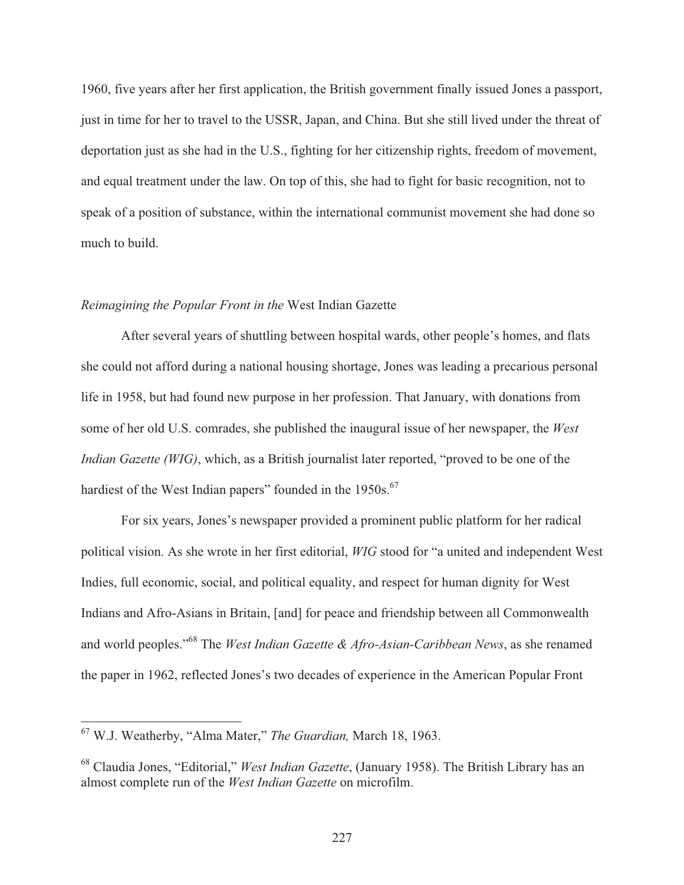1960, five years after her first application, the British government finally issued Jones a passport, just in time for her to travel to the USSR, Japan, and China. But she still lived under the threat of deportation just as she had in the U.S., fighting for her citizenship rights, freedom of movement, and equal treatment under the law. On top of this, she had to fight for basic recognition, not to speak of a position of substance, within the international communist movement she had done so much to build.

### *Reimagining the Popular Front in the* West Indian Gazette

After several years of shuttling between hospital wards, other people's homes, and flats she could not afford during a national housing shortage, Jones was leading a precarious personal life in 1958, but had found new purpose in her profession. That January, with donations from some of her old U.S. comrades, she published the inaugural issue of her newspaper, the *West Indian Gazette (WIG)*, which, as a British journalist later reported, "proved to be one of the hardiest of the West Indian papers" founded in the 1950s.[67]

For six years, Jones's newspaper provided a prominent public platform for her radical political vision. As she wrote in her first editorial, *WIG* stood for "a united and independent West Indies, full economic, social, and political equality, and respect for human dignity for West Indians and Afro-Asians in Britain, [and] for peace and friendship between all Commonwealth and world peoples."[68] The *West Indian Gazette & Afro-Asian-Caribbean News*, as she renamed the paper in 1962, reflected Jones's two decades of experience in the American Popular Front

---

[67] W.J. Weatherby, "Alma Mater," *The Guardian,* March 18, 1963.

[68] Claudia Jones, "Editorial," *West Indian Gazette*, (January 1958). The British Library has an almost complete run of the *West Indian Gazette* on microfilm.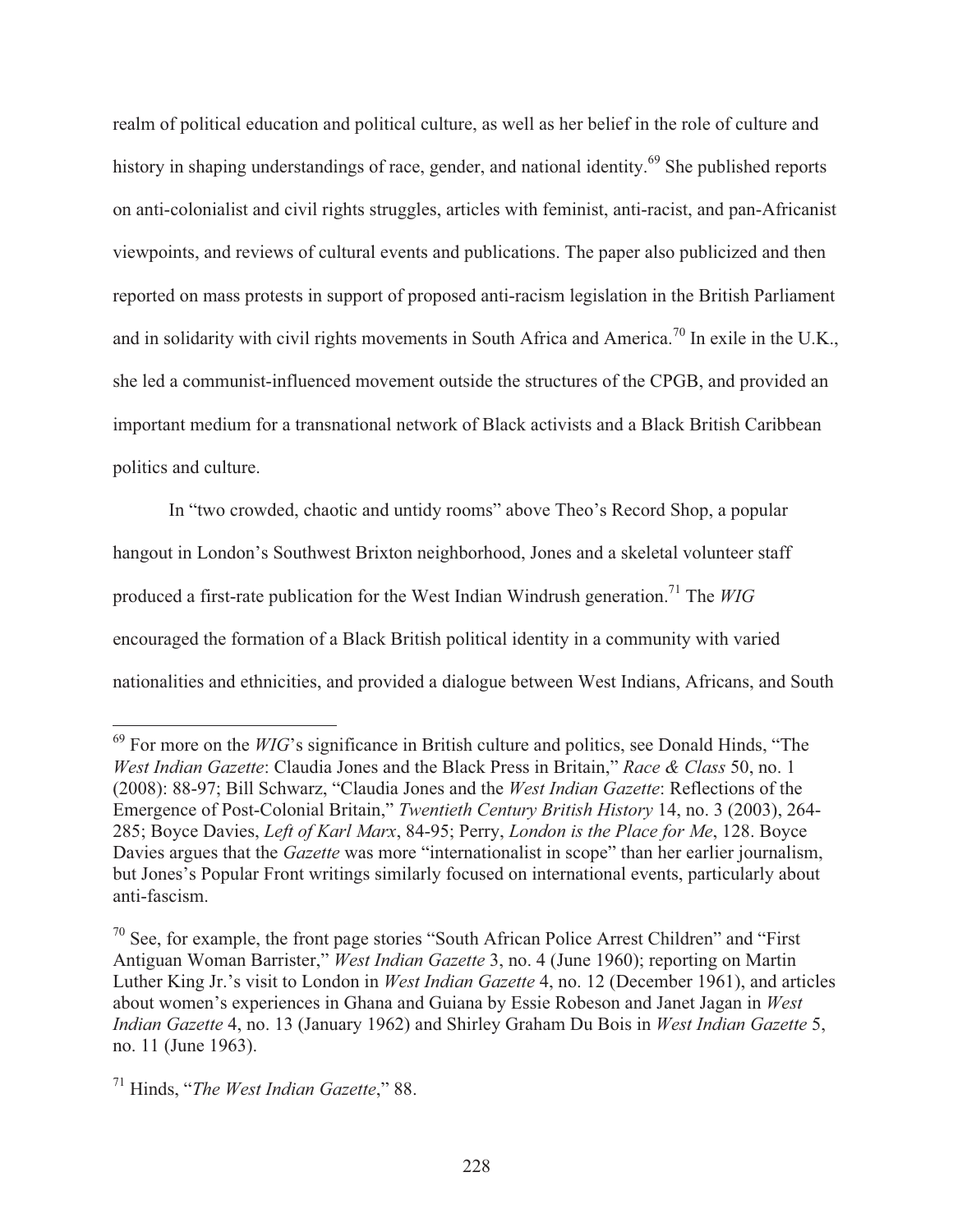realm of political education and political culture, as well as her belief in the role of culture and history in shaping understandings of race, gender, and national identity.[69] She published reports on anti-colonialist and civil rights struggles, articles with feminist, anti-racist, and pan-Africanist viewpoints, and reviews of cultural events and publications. The paper also publicized and then reported on mass protests in support of proposed anti-racism legislation in the British Parliament and in solidarity with civil rights movements in South Africa and America.[70] In exile in the U.K., she led a communist-influenced movement outside the structures of the CPGB, and provided an important medium for a transnational network of Black activists and a Black British Caribbean politics and culture.

In "two crowded, chaotic and untidy rooms" above Theo's Record Shop, a popular hangout in London's Southwest Brixton neighborhood, Jones and a skeletal volunteer staff produced a first-rate publication for the West Indian Windrush generation.[71] The *WIG* encouraged the formation of a Black British political identity in a community with varied nationalities and ethnicities, and provided a dialogue between West Indians, Africans, and South

---

[69] For more on the *WIG*'s significance in British culture and politics, see Donald Hinds, "The *West Indian Gazette*: Claudia Jones and the Black Press in Britain," *Race & Class* 50, no. 1 (2008): 88-97; Bill Schwarz, "Claudia Jones and the *West Indian Gazette*: Reflections of the Emergence of Post-Colonial Britain," *Twentieth Century British History* 14, no. 3 (2003), 264-285; Boyce Davies, *Left of Karl Marx*, 84-95; Perry, *London is the Place for Me*, 128. Boyce Davies argues that the *Gazette* was more "internationalist in scope" than her earlier journalism, but Jones's Popular Front writings similarly focused on international events, particularly about anti-fascism.

[70] See, for example, the front page stories "South African Police Arrest Children" and "First Antiguan Woman Barrister," *West Indian Gazette* 3, no. 4 (June 1960); reporting on Martin Luther King Jr.'s visit to London in *West Indian Gazette* 4, no. 12 (December 1961), and articles about women's experiences in Ghana and Guiana by Essie Robeson and Janet Jagan in *West Indian Gazette* 4, no. 13 (January 1962) and Shirley Graham Du Bois in *West Indian Gazette* 5, no. 11 (June 1963).

[71] Hinds, "*The West Indian Gazette*," 88.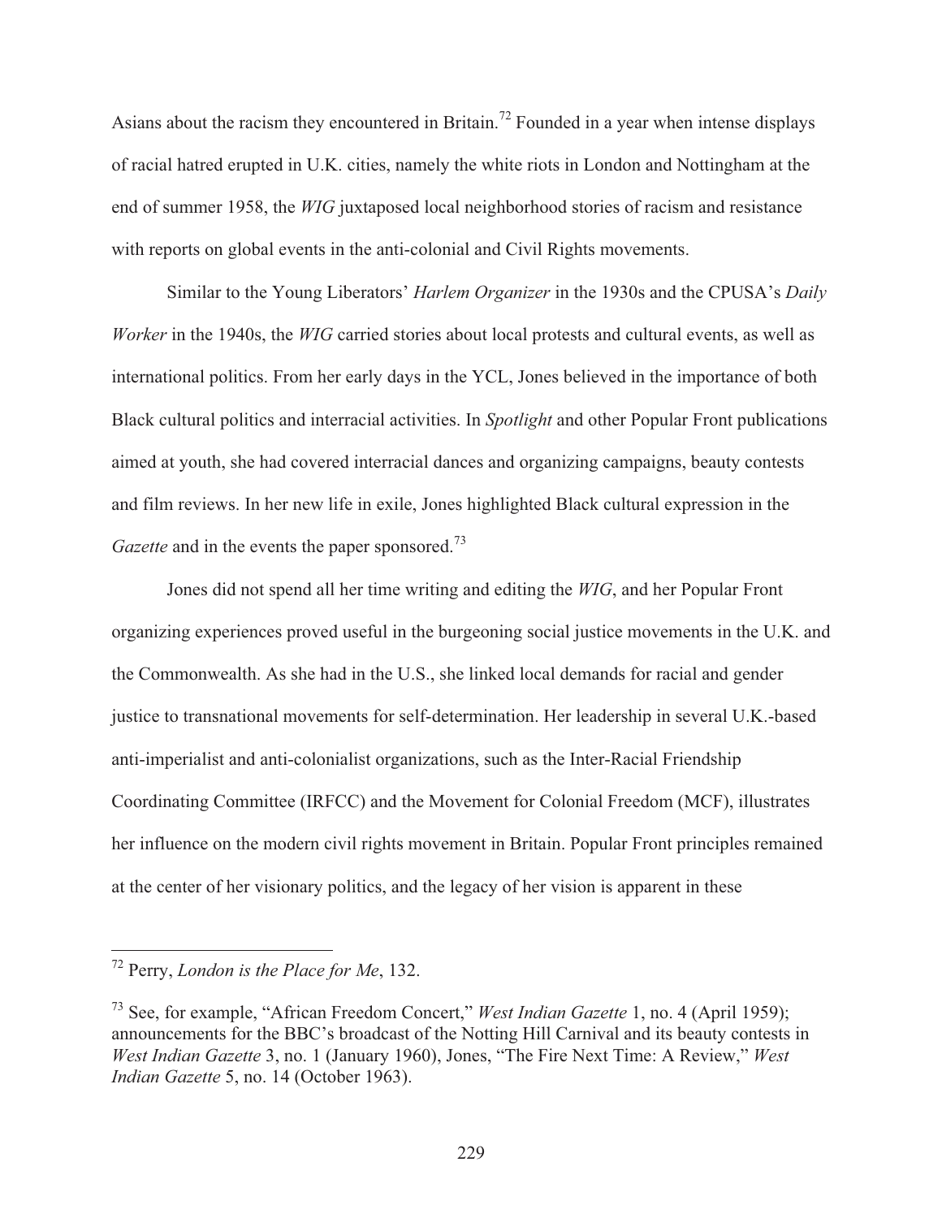Asians about the racism they encountered in Britain.[72] Founded in a year when intense displays of racial hatred erupted in U.K. cities, namely the white riots in London and Nottingham at the end of summer 1958, the *WIG* juxtaposed local neighborhood stories of racism and resistance with reports on global events in the anti-colonial and Civil Rights movements.

Similar to the Young Liberators' *Harlem Organizer* in the 1930s and the CPUSA's *Daily Worker* in the 1940s, the *WIG* carried stories about local protests and cultural events, as well as international politics. From her early days in the YCL, Jones believed in the importance of both Black cultural politics and interracial activities. In *Spotlight* and other Popular Front publications aimed at youth, she had covered interracial dances and organizing campaigns, beauty contests and film reviews. In her new life in exile, Jones highlighted Black cultural expression in the *Gazette* and in the events the paper sponsored.[73]

Jones did not spend all her time writing and editing the *WIG*, and her Popular Front organizing experiences proved useful in the burgeoning social justice movements in the U.K. and the Commonwealth. As she had in the U.S., she linked local demands for racial and gender justice to transnational movements for self-determination. Her leadership in several U.K.-based anti-imperialist and anti-colonialist organizations, such as the Inter-Racial Friendship Coordinating Committee (IRFCC) and the Movement for Colonial Freedom (MCF), illustrates her influence on the modern civil rights movement in Britain. Popular Front principles remained at the center of her visionary politics, and the legacy of her vision is apparent in these

---

[72] Perry, *London is the Place for Me*, 132.

[73] See, for example, "African Freedom Concert," *West Indian Gazette* 1, no. 4 (April 1959); announcements for the BBC's broadcast of the Notting Hill Carnival and its beauty contests in *West Indian Gazette* 3, no. 1 (January 1960), Jones, "The Fire Next Time: A Review," *West Indian Gazette* 5, no. 14 (October 1963).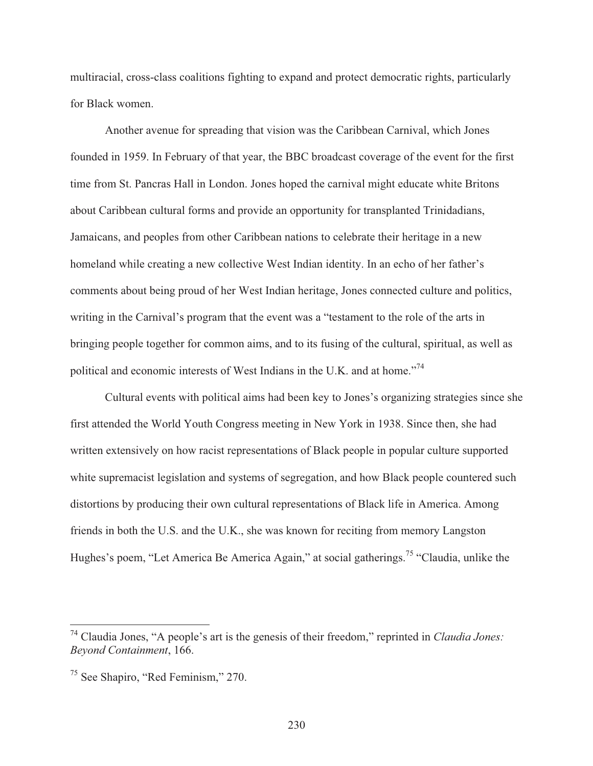multiracial, cross-class coalitions fighting to expand and protect democratic rights, particularly for Black women.

Another avenue for spreading that vision was the Caribbean Carnival, which Jones founded in 1959. In February of that year, the BBC broadcast coverage of the event for the first time from St. Pancras Hall in London. Jones hoped the carnival might educate white Britons about Caribbean cultural forms and provide an opportunity for transplanted Trinidadians, Jamaicans, and peoples from other Caribbean nations to celebrate their heritage in a new homeland while creating a new collective West Indian identity. In an echo of her father's comments about being proud of her West Indian heritage, Jones connected culture and politics, writing in the Carnival's program that the event was a "testament to the role of the arts in bringing people together for common aims, and to its fusing of the cultural, spiritual, as well as political and economic interests of West Indians in the U.K. and at home."[74]

Cultural events with political aims had been key to Jones's organizing strategies since she first attended the World Youth Congress meeting in New York in 1938. Since then, she had written extensively on how racist representations of Black people in popular culture supported white supremacist legislation and systems of segregation, and how Black people countered such distortions by producing their own cultural representations of Black life in America. Among friends in both the U.S. and the U.K., she was known for reciting from memory Langston Hughes's poem, "Let America Be America Again," at social gatherings.[75] "Claudia, unlike the

---

[74] Claudia Jones, "A people's art is the genesis of their freedom," reprinted in *Claudia Jones: Beyond Containment*, 166.

[75] See Shapiro, "Red Feminism," 270.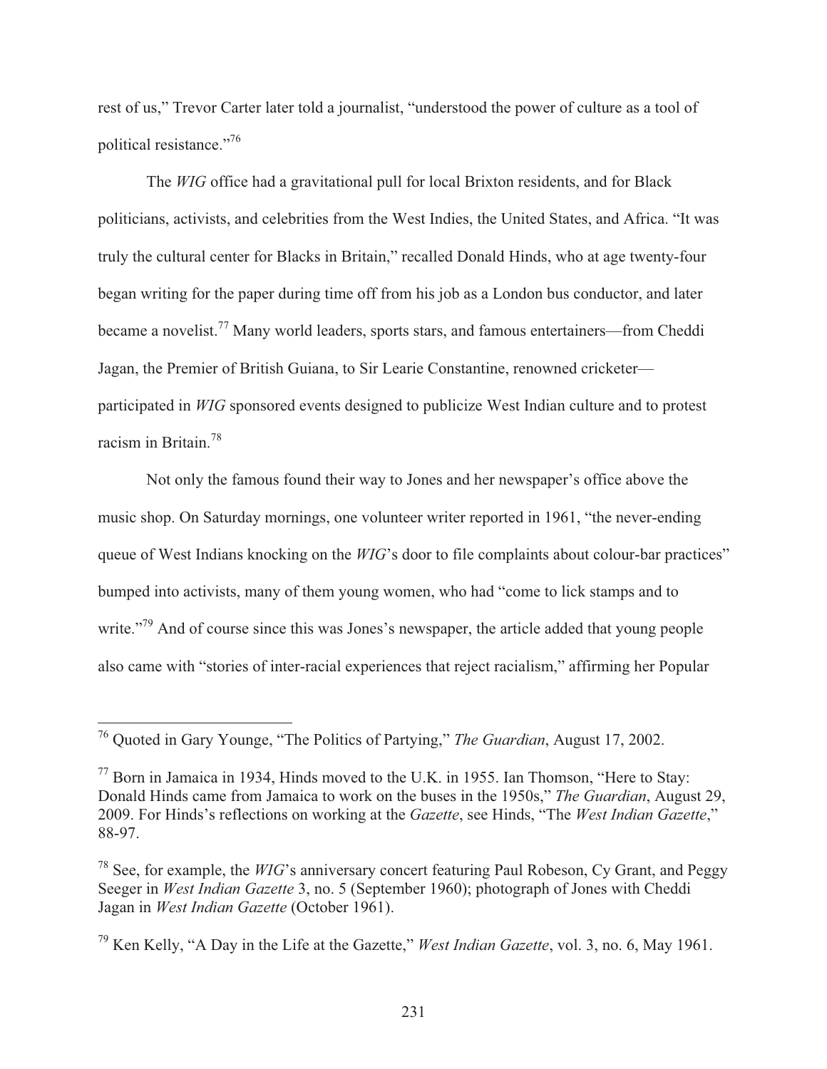rest of us," Trevor Carter later told a journalist, "understood the power of culture as a tool of political resistance."[76]

The *WIG* office had a gravitational pull for local Brixton residents, and for Black politicians, activists, and celebrities from the West Indies, the United States, and Africa. "It was truly the cultural center for Blacks in Britain," recalled Donald Hinds, who at age twenty-four began writing for the paper during time off from his job as a London bus conductor, and later became a novelist.[77] Many world leaders, sports stars, and famous entertainers—from Cheddi Jagan, the Premier of British Guiana, to Sir Learie Constantine, renowned cricketer—participated in *WIG* sponsored events designed to publicize West Indian culture and to protest racism in Britain.[78]

Not only the famous found their way to Jones and her newspaper's office above the music shop. On Saturday mornings, one volunteer writer reported in 1961, "the never-ending queue of West Indians knocking on the *WIG*'s door to file complaints about colour-bar practices" bumped into activists, many of them young women, who had "come to lick stamps and to write."[79] And of course since this was Jones's newspaper, the article added that young people also came with "stories of inter-racial experiences that reject racialism," affirming her Popular

---

[76] Quoted in Gary Younge, "The Politics of Partying," *The Guardian*, August 17, 2002.

[77] Born in Jamaica in 1934, Hinds moved to the U.K. in 1955. Ian Thomson, "Here to Stay: Donald Hinds came from Jamaica to work on the buses in the 1950s," *The Guardian*, August 29, 2009. For Hinds's reflections on working at the *Gazette*, see Hinds, "The *West Indian Gazette*," 88-97.

[78] See, for example, the *WIG*'s anniversary concert featuring Paul Robeson, Cy Grant, and Peggy Seeger in *West Indian Gazette* 3, no. 5 (September 1960); photograph of Jones with Cheddi Jagan in *West Indian Gazette* (October 1961).

[79] Ken Kelly, "A Day in the Life at the Gazette," *West Indian Gazette*, vol. 3, no. 6, May 1961.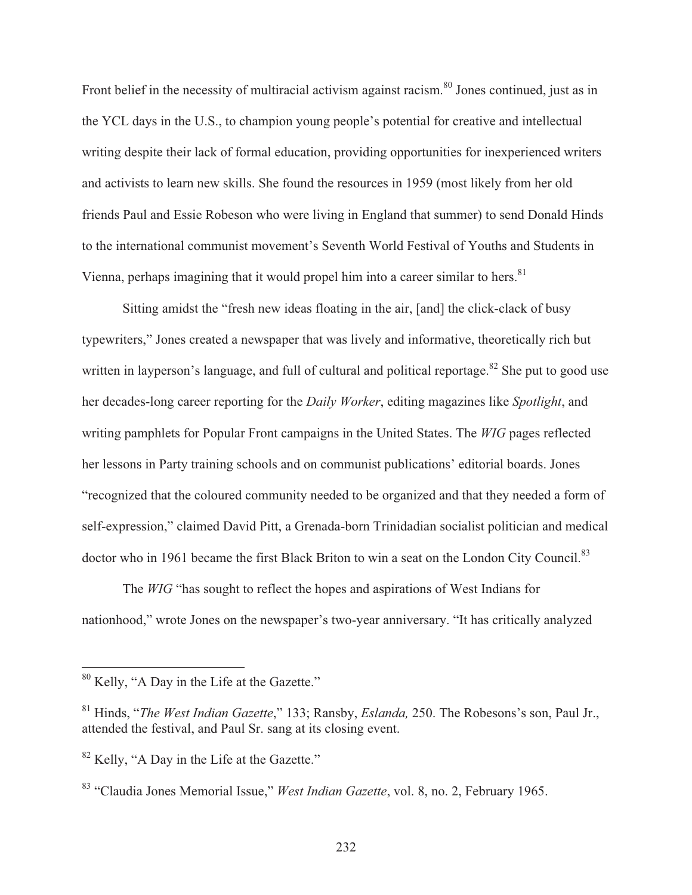Front belief in the necessity of multiracial activism against racism.[80] Jones continued, just as in the YCL days in the U.S., to champion young people's potential for creative and intellectual writing despite their lack of formal education, providing opportunities for inexperienced writers and activists to learn new skills. She found the resources in 1959 (most likely from her old friends Paul and Essie Robeson who were living in England that summer) to send Donald Hinds to the international communist movement's Seventh World Festival of Youths and Students in Vienna, perhaps imagining that it would propel him into a career similar to hers.[81]

Sitting amidst the "fresh new ideas floating in the air, [and] the click-clack of busy typewriters," Jones created a newspaper that was lively and informative, theoretically rich but written in layperson's language, and full of cultural and political reportage.[82] She put to good use her decades-long career reporting for the *Daily Worker*, editing magazines like *Spotlight*, and writing pamphlets for Popular Front campaigns in the United States. The *WIG* pages reflected her lessons in Party training schools and on communist publications' editorial boards. Jones "recognized that the coloured community needed to be organized and that they needed a form of self-expression," claimed David Pitt, a Grenada-born Trinidadian socialist politician and medical doctor who in 1961 became the first Black Briton to win a seat on the London City Council.[83]

The *WIG* "has sought to reflect the hopes and aspirations of West Indians for nationhood," wrote Jones on the newspaper's two-year anniversary. "It has critically analyzed

---

[80] Kelly, "A Day in the Life at the Gazette."

[81] Hinds, "*The West Indian Gazette*," 133; Ransby, *Eslanda,* 250. The Robesons's son, Paul Jr., attended the festival, and Paul Sr. sang at its closing event.

[82] Kelly, "A Day in the Life at the Gazette."

[83] "Claudia Jones Memorial Issue," *West Indian Gazette*, vol. 8, no. 2, February 1965.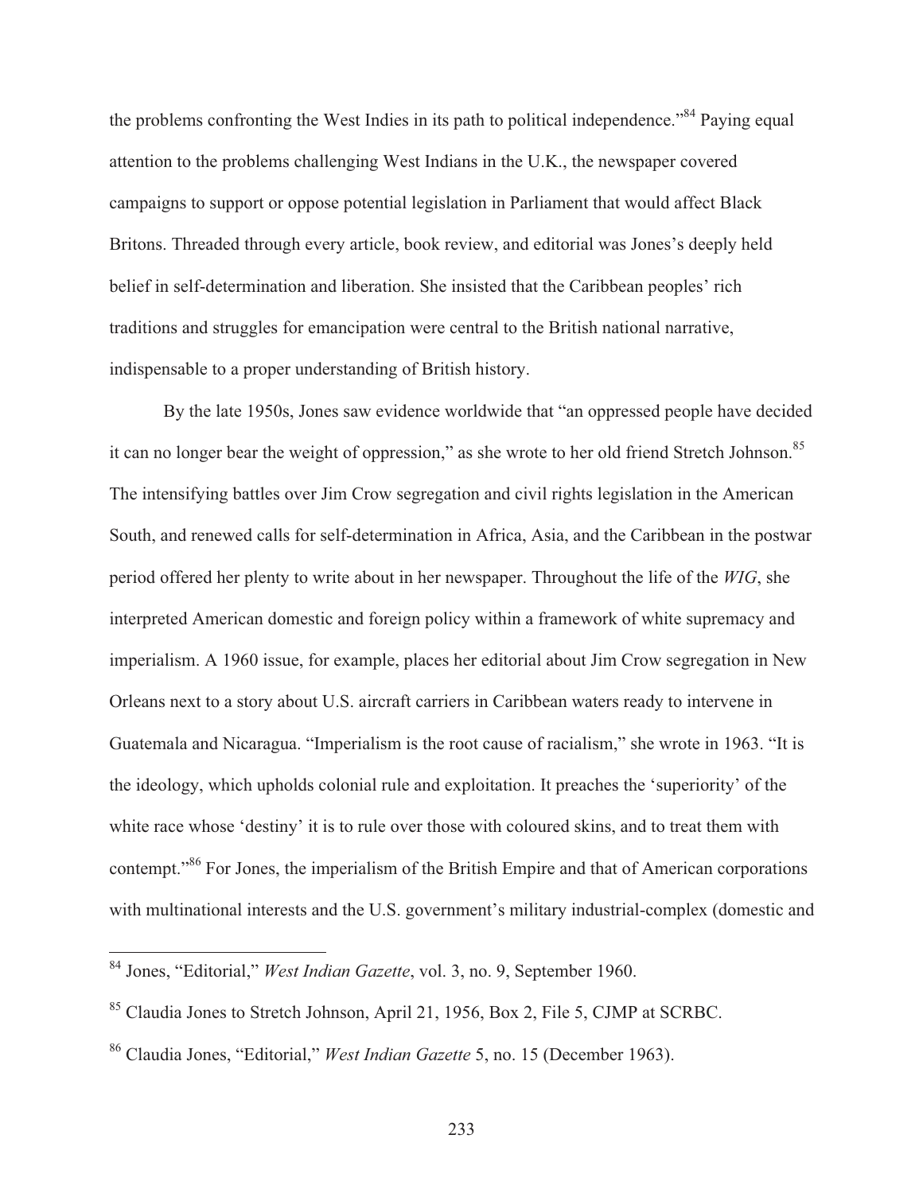the problems confronting the West Indies in its path to political independence."[84] Paying equal attention to the problems challenging West Indians in the U.K., the newspaper covered campaigns to support or oppose potential legislation in Parliament that would affect Black Britons. Threaded through every article, book review, and editorial was Jones's deeply held belief in self-determination and liberation. She insisted that the Caribbean peoples' rich traditions and struggles for emancipation were central to the British national narrative, indispensable to a proper understanding of British history.

By the late 1950s, Jones saw evidence worldwide that "an oppressed people have decided it can no longer bear the weight of oppression," as she wrote to her old friend Stretch Johnson.[85] The intensifying battles over Jim Crow segregation and civil rights legislation in the American South, and renewed calls for self-determination in Africa, Asia, and the Caribbean in the postwar period offered her plenty to write about in her newspaper. Throughout the life of the *WIG*, she interpreted American domestic and foreign policy within a framework of white supremacy and imperialism. A 1960 issue, for example, places her editorial about Jim Crow segregation in New Orleans next to a story about U.S. aircraft carriers in Caribbean waters ready to intervene in Guatemala and Nicaragua. "Imperialism is the root cause of racialism," she wrote in 1963. "It is the ideology, which upholds colonial rule and exploitation. It preaches the 'superiority' of the white race whose 'destiny' it is to rule over those with coloured skins, and to treat them with contempt."[86] For Jones, the imperialism of the British Empire and that of American corporations with multinational interests and the U.S. government's military industrial-complex (domestic and

---

[84] Jones, "Editorial," *West Indian Gazette*, vol. 3, no. 9, September 1960.

[85] Claudia Jones to Stretch Johnson, April 21, 1956, Box 2, File 5, CJMP at SCRBC.

[86] Claudia Jones, "Editorial," *West Indian Gazette* 5, no. 15 (December 1963).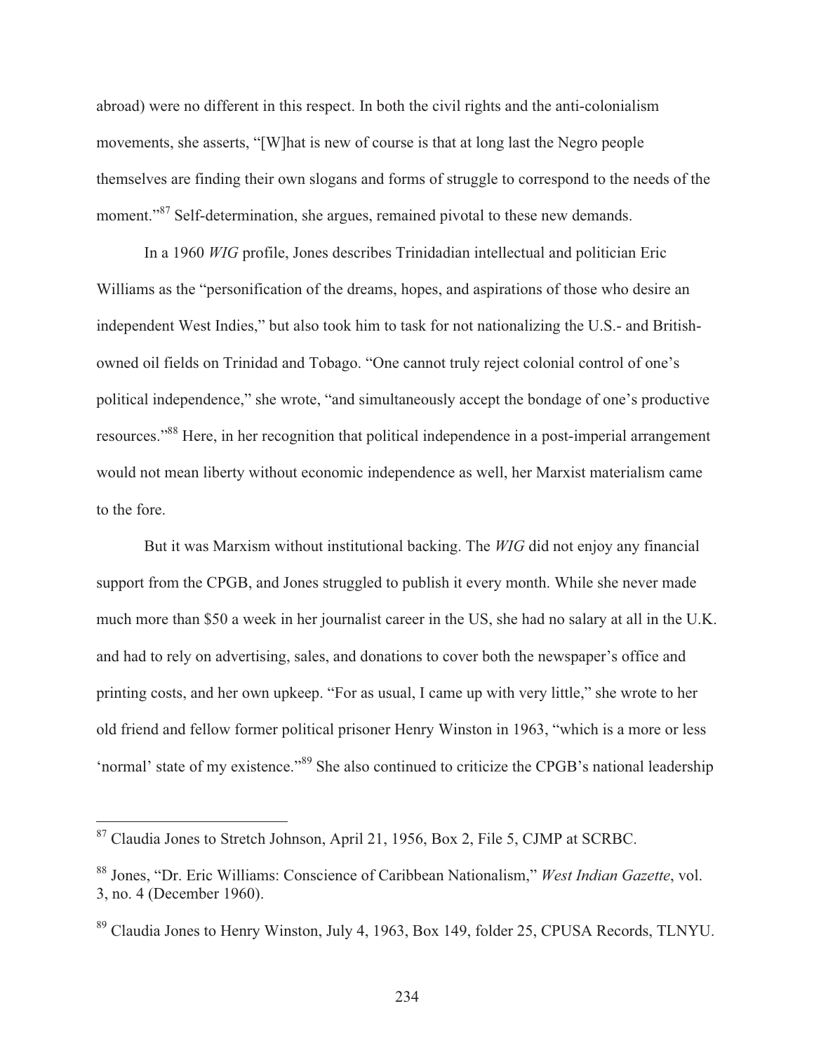abroad) were no different in this respect. In both the civil rights and the anti-colonialism movements, she asserts, "[W]hat is new of course is that at long last the Negro people themselves are finding their own slogans and forms of struggle to correspond to the needs of the moment."[87] Self-determination, she argues, remained pivotal to these new demands.

In a 1960 *WIG* profile, Jones describes Trinidadian intellectual and politician Eric Williams as the "personification of the dreams, hopes, and aspirations of those who desire an independent West Indies," but also took him to task for not nationalizing the U.S.- and British-owned oil fields on Trinidad and Tobago. "One cannot truly reject colonial control of one's political independence," she wrote, "and simultaneously accept the bondage of one's productive resources."[88] Here, in her recognition that political independence in a post-imperial arrangement would not mean liberty without economic independence as well, her Marxist materialism came to the fore.

But it was Marxism without institutional backing. The *WIG* did not enjoy any financial support from the CPGB, and Jones struggled to publish it every month. While she never made much more than $50 a week in her journalist career in the US, she had no salary at all in the U.K. and had to rely on advertising, sales, and donations to cover both the newspaper's office and printing costs, and her own upkeep. "For as usual, I came up with very little," she wrote to her old friend and fellow former political prisoner Henry Winston in 1963, "which is a more or less 'normal' state of my existence."[89] She also continued to criticize the CPGB's national leadership

---

[87] Claudia Jones to Stretch Johnson, April 21, 1956, Box 2, File 5, CJMP at SCRBC.

[88] Jones, "Dr. Eric Williams: Conscience of Caribbean Nationalism," *West Indian Gazette*, vol. 3, no. 4 (December 1960).

[89] Claudia Jones to Henry Winston, July 4, 1963, Box 149, folder 25, CPUSA Records, TLNYU.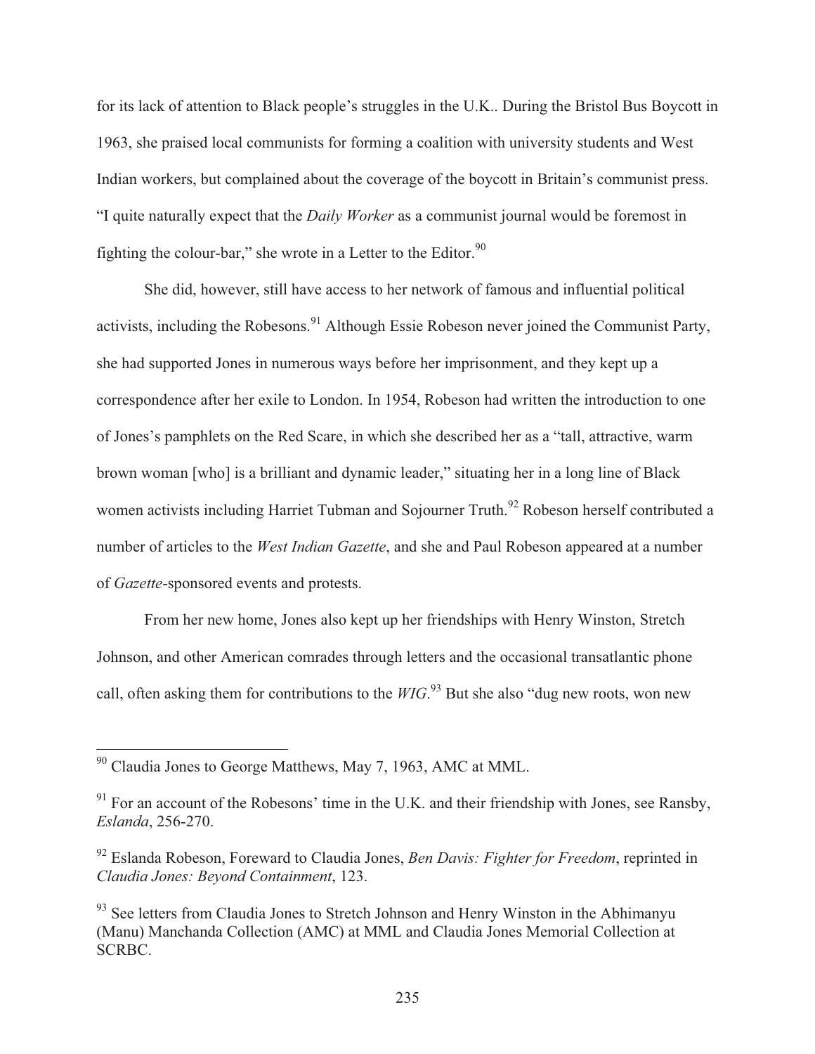for its lack of attention to Black people's struggles in the U.K.. During the Bristol Bus Boycott in 1963, she praised local communists for forming a coalition with university students and West Indian workers, but complained about the coverage of the boycott in Britain's communist press. "I quite naturally expect that the *Daily Worker* as a communist journal would be foremost in fighting the colour-bar," she wrote in a Letter to the Editor.[90]

She did, however, still have access to her network of famous and influential political activists, including the Robesons.[91] Although Essie Robeson never joined the Communist Party, she had supported Jones in numerous ways before her imprisonment, and they kept up a correspondence after her exile to London. In 1954, Robeson had written the introduction to one of Jones's pamphlets on the Red Scare, in which she described her as a "tall, attractive, warm brown woman [who] is a brilliant and dynamic leader," situating her in a long line of Black women activists including Harriet Tubman and Sojourner Truth.[92] Robeson herself contributed a number of articles to the *West Indian Gazette*, and she and Paul Robeson appeared at a number of *Gazette*-sponsored events and protests.

From her new home, Jones also kept up her friendships with Henry Winston, Stretch Johnson, and other American comrades through letters and the occasional transatlantic phone call, often asking them for contributions to the *WIG*.[93] But she also "dug new roots, won new

---

[90] Claudia Jones to George Matthews, May 7, 1963, AMC at MML.

[91] For an account of the Robesons' time in the U.K. and their friendship with Jones, see Ransby, *Eslanda*, 256-270.

[92] Eslanda Robeson, Foreward to Claudia Jones, *Ben Davis: Fighter for Freedom*, reprinted in *Claudia Jones: Beyond Containment*, 123.

[93] See letters from Claudia Jones to Stretch Johnson and Henry Winston in the Abhimanyu (Manu) Manchanda Collection (AMC) at MML and Claudia Jones Memorial Collection at SCRBC.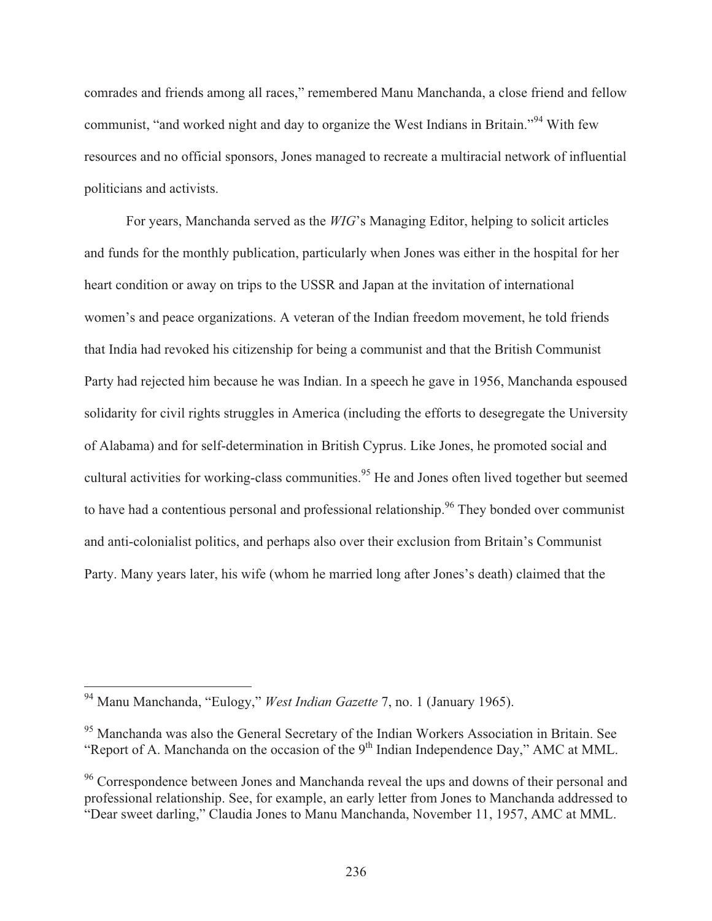comrades and friends among all races," remembered Manu Manchanda, a close friend and fellow communist, "and worked night and day to organize the West Indians in Britain."[94] With few resources and no official sponsors, Jones managed to recreate a multiracial network of influential politicians and activists.

For years, Manchanda served as the *WIG*'s Managing Editor, helping to solicit articles and funds for the monthly publication, particularly when Jones was either in the hospital for her heart condition or away on trips to the USSR and Japan at the invitation of international women's and peace organizations. A veteran of the Indian freedom movement, he told friends that India had revoked his citizenship for being a communist and that the British Communist Party had rejected him because he was Indian. In a speech he gave in 1956, Manchanda espoused solidarity for civil rights struggles in America (including the efforts to desegregate the University of Alabama) and for self-determination in British Cyprus. Like Jones, he promoted social and cultural activities for working-class communities.[95] He and Jones often lived together but seemed to have had a contentious personal and professional relationship.[96] They bonded over communist and anti-colonialist politics, and perhaps also over their exclusion from Britain's Communist Party. Many years later, his wife (whom he married long after Jones's death) claimed that the

---

[94] Manu Manchanda, "Eulogy," *West Indian Gazette* 7, no. 1 (January 1965).

[95] Manchanda was also the General Secretary of the Indian Workers Association in Britain. See "Report of A. Manchanda on the occasion of the 9th Indian Independence Day," AMC at MML.

[96] Correspondence between Jones and Manchanda reveal the ups and downs of their personal and professional relationship. See, for example, an early letter from Jones to Manchanda addressed to "Dear sweet darling," Claudia Jones to Manu Manchanda, November 11, 1957, AMC at MML.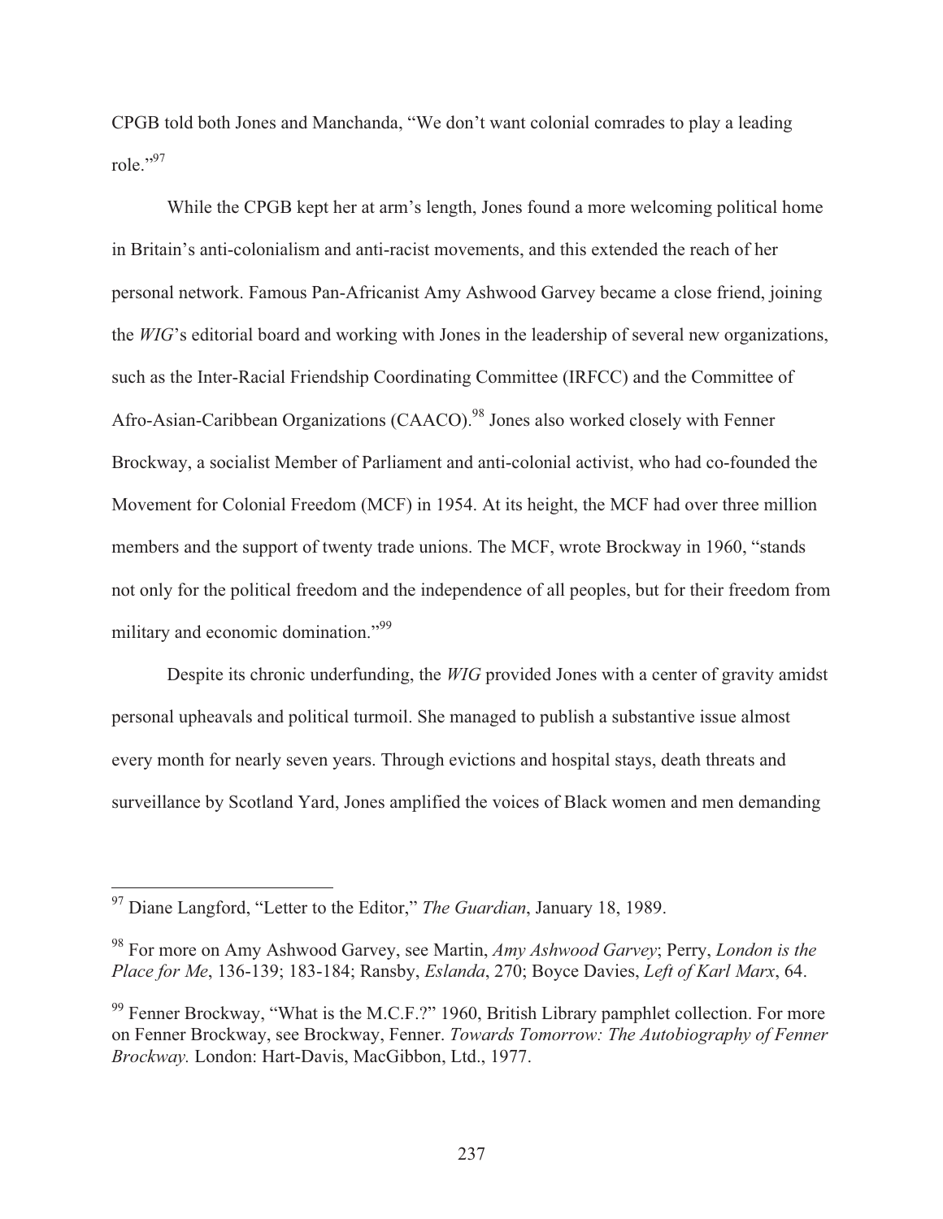CPGB told both Jones and Manchanda, "We don't want colonial comrades to play a leading role."[97]

While the CPGB kept her at arm's length, Jones found a more welcoming political home in Britain's anti-colonialism and anti-racist movements, and this extended the reach of her personal network. Famous Pan-Africanist Amy Ashwood Garvey became a close friend, joining the *WIG*'s editorial board and working with Jones in the leadership of several new organizations, such as the Inter-Racial Friendship Coordinating Committee (IRFCC) and the Committee of Afro-Asian-Caribbean Organizations (CAACO).[98] Jones also worked closely with Fenner Brockway, a socialist Member of Parliament and anti-colonial activist, who had co-founded the Movement for Colonial Freedom (MCF) in 1954. At its height, the MCF had over three million members and the support of twenty trade unions. The MCF, wrote Brockway in 1960, "stands not only for the political freedom and the independence of all peoples, but for their freedom from military and economic domination."[99]

Despite its chronic underfunding, the *WIG* provided Jones with a center of gravity amidst personal upheavals and political turmoil. She managed to publish a substantive issue almost every month for nearly seven years. Through evictions and hospital stays, death threats and surveillance by Scotland Yard, Jones amplified the voices of Black women and men demanding

---

[97] Diane Langford, "Letter to the Editor," *The Guardian*, January 18, 1989.

[98] For more on Amy Ashwood Garvey, see Martin, *Amy Ashwood Garvey*; Perry, *London is the Place for Me*, 136-139; 183-184; Ransby, *Eslanda*, 270; Boyce Davies, *Left of Karl Marx*, 64.

[99] Fenner Brockway, "What is the M.C.F.?" 1960, British Library pamphlet collection. For more on Fenner Brockway, see Brockway, Fenner. *Towards Tomorrow: The Autobiography of Fenner Brockway.* London: Hart-Davis, MacGibbon, Ltd., 1977.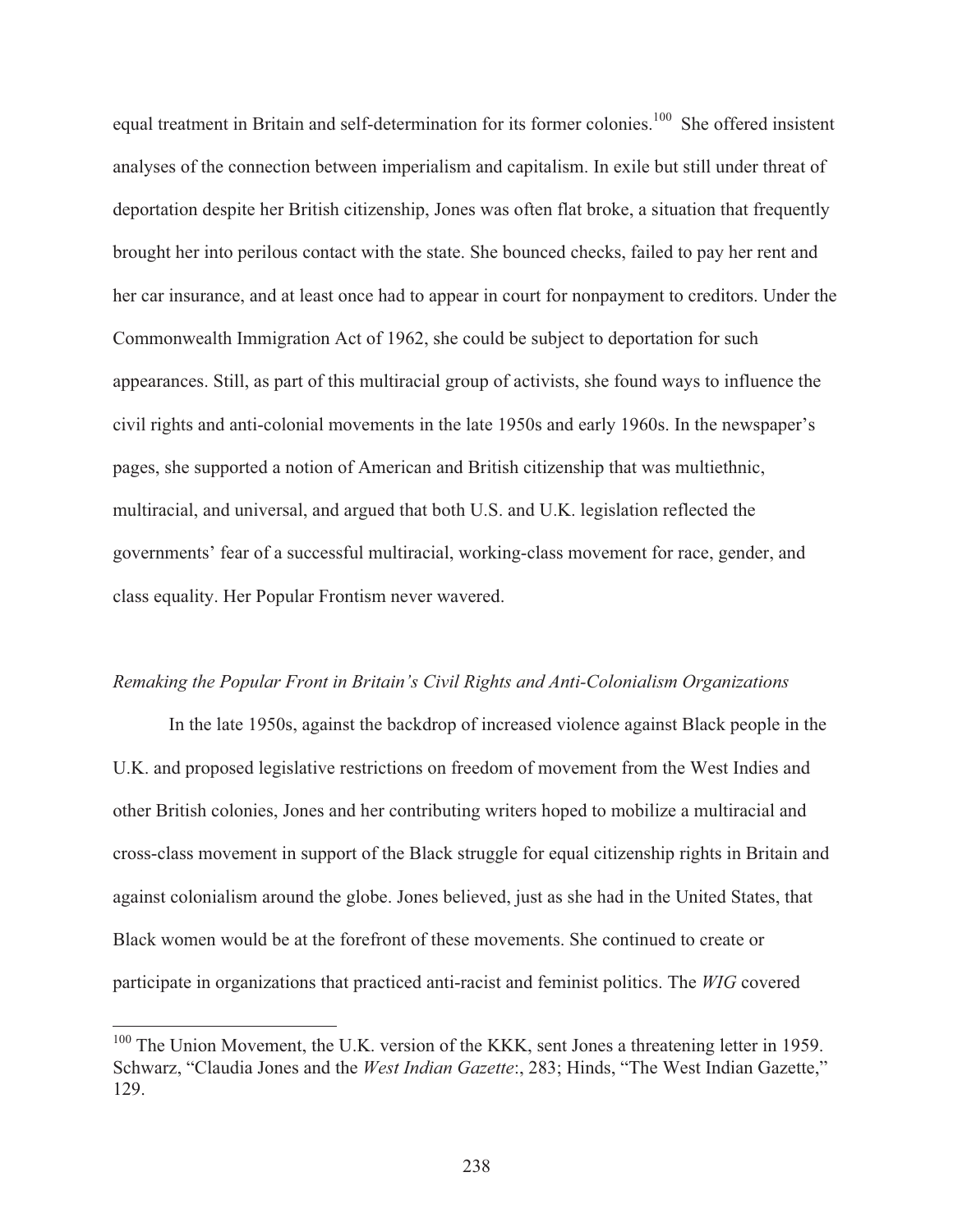equal treatment in Britain and self-determination for its former colonies.[100] She offered insistent analyses of the connection between imperialism and capitalism. In exile but still under threat of deportation despite her British citizenship, Jones was often flat broke, a situation that frequently brought her into perilous contact with the state. She bounced checks, failed to pay her rent and her car insurance, and at least once had to appear in court for nonpayment to creditors. Under the Commonwealth Immigration Act of 1962, she could be subject to deportation for such appearances. Still, as part of this multiracial group of activists, she found ways to influence the civil rights and anti-colonial movements in the late 1950s and early 1960s. In the newspaper's pages, she supported a notion of American and British citizenship that was multiethnic, multiracial, and universal, and argued that both U.S. and U.K. legislation reflected the governments' fear of a successful multiracial, working-class movement for race, gender, and class equality. Her Popular Frontism never wavered.

*Remaking the Popular Front in Britain's Civil Rights and Anti-Colonialism Organizations*

In the late 1950s, against the backdrop of increased violence against Black people in the U.K. and proposed legislative restrictions on freedom of movement from the West Indies and other British colonies, Jones and her contributing writers hoped to mobilize a multiracial and cross-class movement in support of the Black struggle for equal citizenship rights in Britain and against colonialism around the globe. Jones believed, just as she had in the United States, that Black women would be at the forefront of these movements. She continued to create or participate in organizations that practiced anti-racist and feminist politics. The *WIG* covered

---

[100] The Union Movement, the U.K. version of the KKK, sent Jones a threatening letter in 1959. Schwarz, "Claudia Jones and the *West Indian Gazette*:, 283; Hinds, "The West Indian Gazette," 129.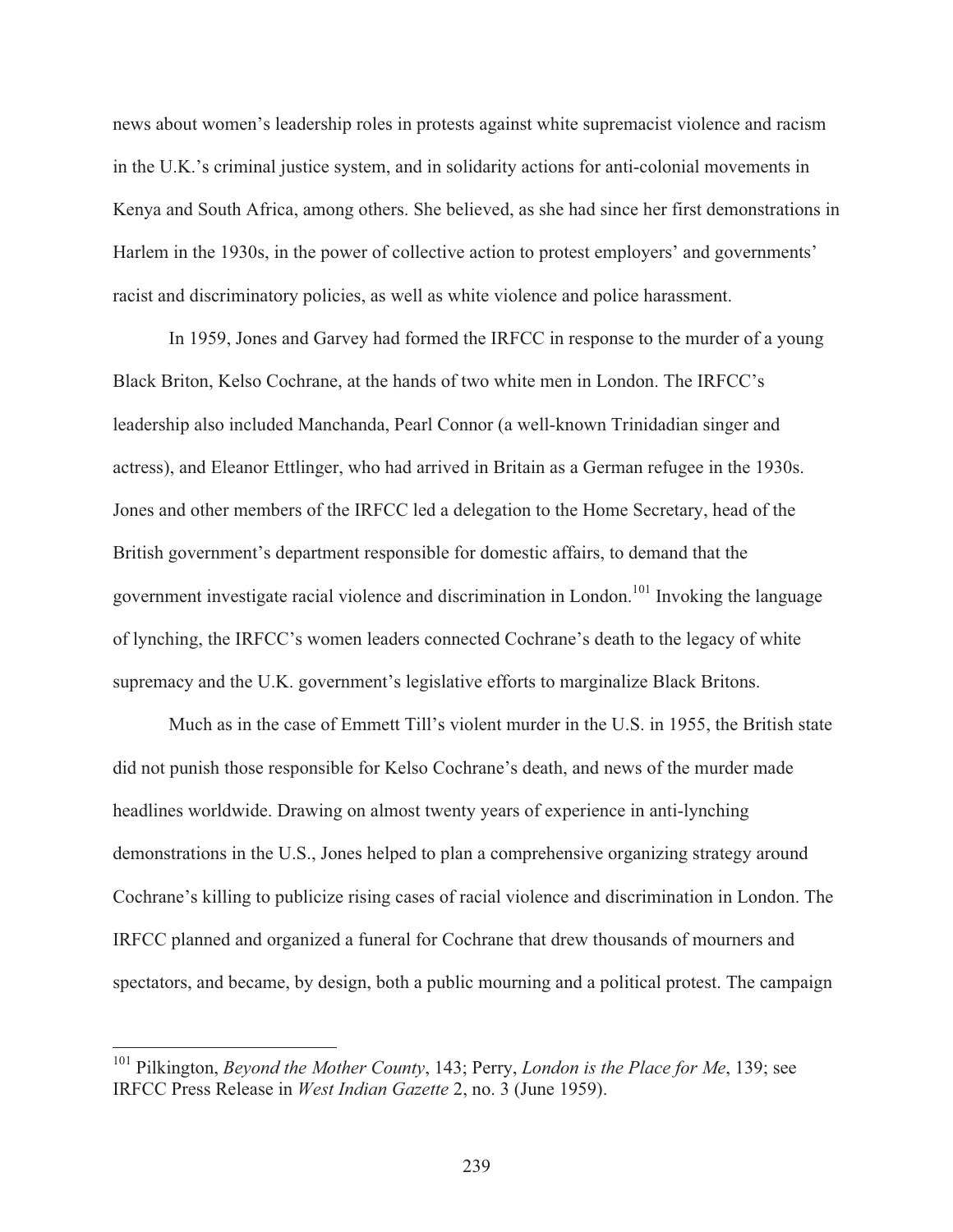news about women's leadership roles in protests against white supremacist violence and racism in the U.K.'s criminal justice system, and in solidarity actions for anti-colonial movements in Kenya and South Africa, among others. She believed, as she had since her first demonstrations in Harlem in the 1930s, in the power of collective action to protest employers' and governments' racist and discriminatory policies, as well as white violence and police harassment.

In 1959, Jones and Garvey had formed the IRFCC in response to the murder of a young Black Briton, Kelso Cochrane, at the hands of two white men in London. The IRFCC's leadership also included Manchanda, Pearl Connor (a well-known Trinidadian singer and actress), and Eleanor Ettlinger, who had arrived in Britain as a German refugee in the 1930s. Jones and other members of the IRFCC led a delegation to the Home Secretary, head of the British government's department responsible for domestic affairs, to demand that the government investigate racial violence and discrimination in London.[101] Invoking the language of lynching, the IRFCC's women leaders connected Cochrane's death to the legacy of white supremacy and the U.K. government's legislative efforts to marginalize Black Britons.

Much as in the case of Emmett Till's violent murder in the U.S. in 1955, the British state did not punish those responsible for Kelso Cochrane's death, and news of the murder made headlines worldwide. Drawing on almost twenty years of experience in anti-lynching demonstrations in the U.S., Jones helped to plan a comprehensive organizing strategy around Cochrane's killing to publicize rising cases of racial violence and discrimination in London. The IRFCC planned and organized a funeral for Cochrane that drew thousands of mourners and spectators, and became, by design, both a public mourning and a political protest. The campaign

---

[101] Pilkington, *Beyond the Mother County*, 143; Perry, *London is the Place for Me*, 139; see IRFCC Press Release in *West Indian Gazette* 2, no. 3 (June 1959).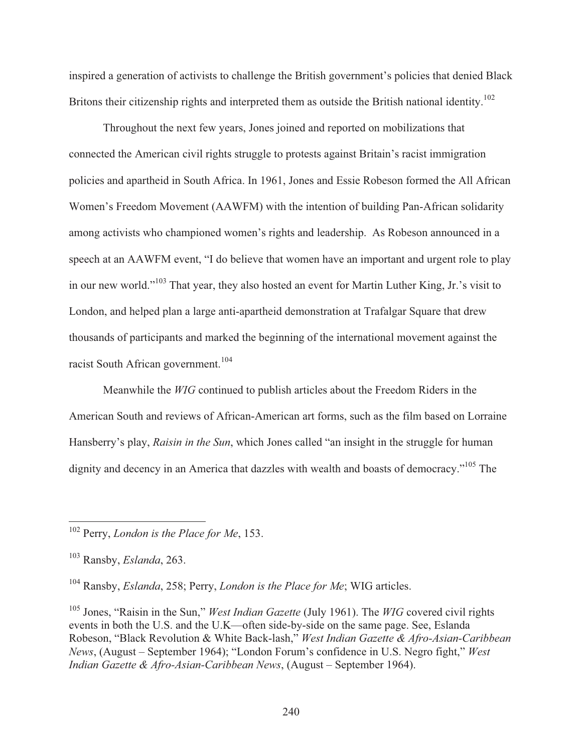inspired a generation of activists to challenge the British government's policies that denied Black Britons their citizenship rights and interpreted them as outside the British national identity.[102]

Throughout the next few years, Jones joined and reported on mobilizations that connected the American civil rights struggle to protests against Britain's racist immigration policies and apartheid in South Africa. In 1961, Jones and Essie Robeson formed the All African Women's Freedom Movement (AAWFM) with the intention of building Pan-African solidarity among activists who championed women's rights and leadership. As Robeson announced in a speech at an AAWFM event, "I do believe that women have an important and urgent role to play in our new world."[103] That year, they also hosted an event for Martin Luther King, Jr.'s visit to London, and helped plan a large anti-apartheid demonstration at Trafalgar Square that drew thousands of participants and marked the beginning of the international movement against the racist South African government.[104]

Meanwhile the *WIG* continued to publish articles about the Freedom Riders in the American South and reviews of African-American art forms, such as the film based on Lorraine Hansberry's play, *Raisin in the Sun*, which Jones called "an insight in the struggle for human dignity and decency in an America that dazzles with wealth and boasts of democracy."[105] The

---

[102] Perry, *London is the Place for Me*, 153.

[103] Ransby, *Eslanda*, 263.

[104] Ransby, *Eslanda*, 258; Perry, *London is the Place for Me*; WIG articles.

[105] Jones, "Raisin in the Sun," *West Indian Gazette* (July 1961). The *WIG* covered civil rights events in both the U.S. and the U.K—often side-by-side on the same page. See, Eslanda Robeson, "Black Revolution & White Back-lash," *West Indian Gazette & Afro-Asian-Caribbean News*, (August – September 1964); "London Forum's confidence in U.S. Negro fight," *West Indian Gazette & Afro-Asian-Caribbean News*, (August – September 1964).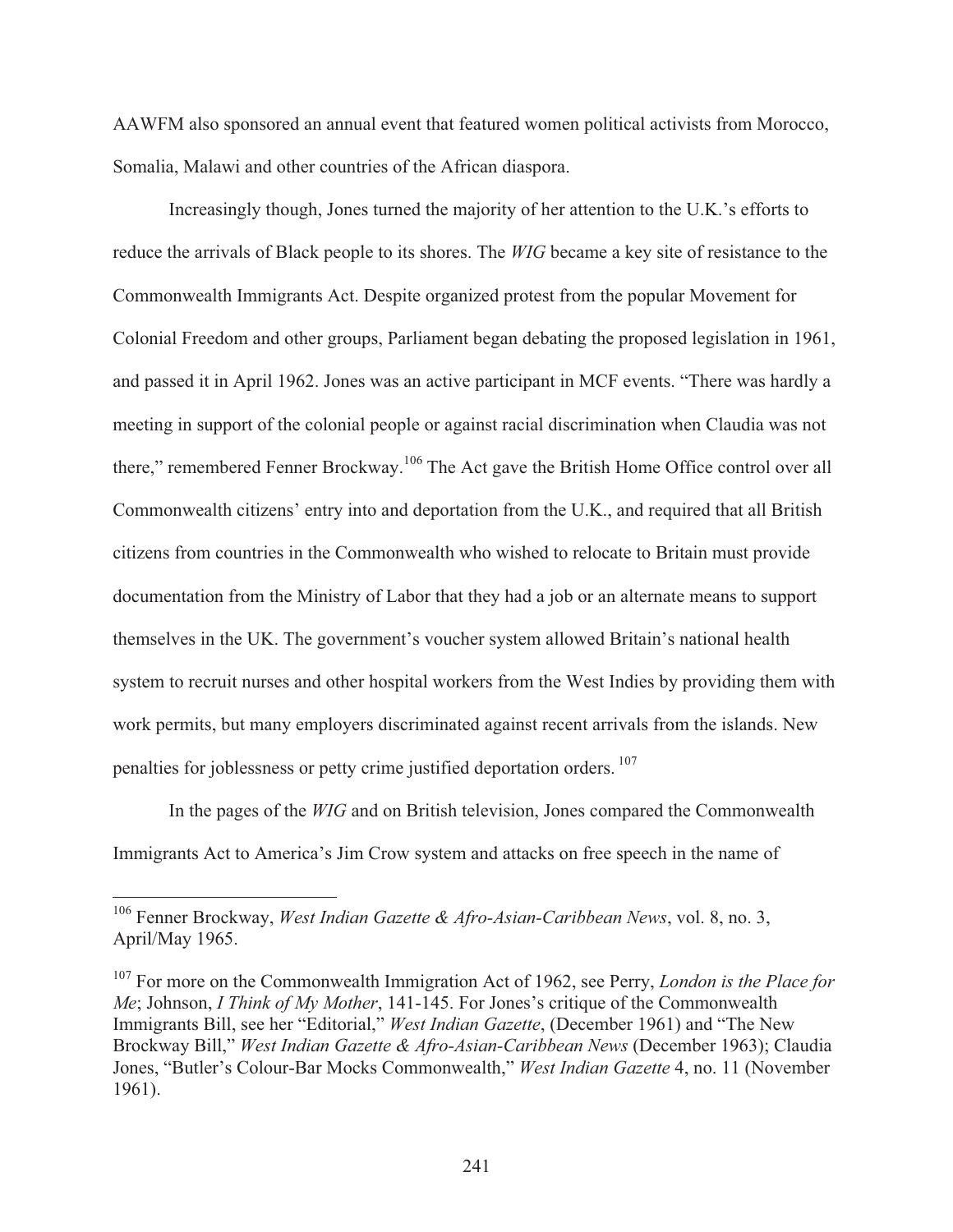AAWFM also sponsored an annual event that featured women political activists from Morocco, Somalia, Malawi and other countries of the African diaspora.

Increasingly though, Jones turned the majority of her attention to the U.K.'s efforts to reduce the arrivals of Black people to its shores. The *WIG* became a key site of resistance to the Commonwealth Immigrants Act. Despite organized protest from the popular Movement for Colonial Freedom and other groups, Parliament began debating the proposed legislation in 1961, and passed it in April 1962. Jones was an active participant in MCF events. "There was hardly a meeting in support of the colonial people or against racial discrimination when Claudia was not there," remembered Fenner Brockway.[106] The Act gave the British Home Office control over all Commonwealth citizens' entry into and deportation from the U.K., and required that all British citizens from countries in the Commonwealth who wished to relocate to Britain must provide documentation from the Ministry of Labor that they had a job or an alternate means to support themselves in the UK. The government's voucher system allowed Britain's national health system to recruit nurses and other hospital workers from the West Indies by providing them with work permits, but many employers discriminated against recent arrivals from the islands. New penalties for joblessness or petty crime justified deportation orders.[107]

In the pages of the *WIG* and on British television, Jones compared the Commonwealth Immigrants Act to America's Jim Crow system and attacks on free speech in the name of

---

[106] Fenner Brockway, *West Indian Gazette & Afro-Asian-Caribbean News*, vol. 8, no. 3, April/May 1965.

[107] For more on the Commonwealth Immigration Act of 1962, see Perry, *London is the Place for Me*; Johnson, *I Think of My Mother*, 141-145. For Jones's critique of the Commonwealth Immigrants Bill, see her "Editorial," *West Indian Gazette*, (December 1961) and "The New Brockway Bill," *West Indian Gazette & Afro-Asian-Caribbean News* (December 1963); Claudia Jones, "Butler's Colour-Bar Mocks Commonwealth," *West Indian Gazette* 4, no. 11 (November 1961).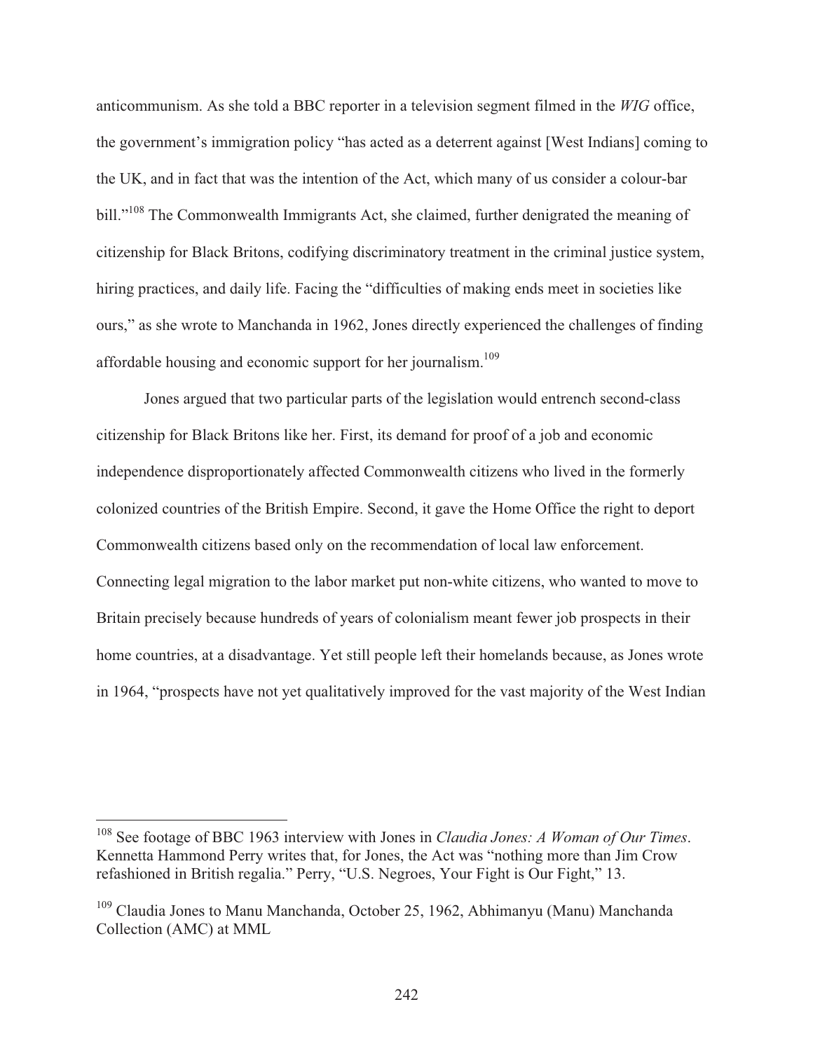anticommunism. As she told a BBC reporter in a television segment filmed in the *WIG* office, the government's immigration policy "has acted as a deterrent against [West Indians] coming to the UK, and in fact that was the intention of the Act, which many of us consider a colour-bar bill."[108] The Commonwealth Immigrants Act, she claimed, further denigrated the meaning of citizenship for Black Britons, codifying discriminatory treatment in the criminal justice system, hiring practices, and daily life. Facing the "difficulties of making ends meet in societies like ours," as she wrote to Manchanda in 1962, Jones directly experienced the challenges of finding affordable housing and economic support for her journalism.[109]

Jones argued that two particular parts of the legislation would entrench second-class citizenship for Black Britons like her. First, its demand for proof of a job and economic independence disproportionately affected Commonwealth citizens who lived in the formerly colonized countries of the British Empire. Second, it gave the Home Office the right to deport Commonwealth citizens based only on the recommendation of local law enforcement. Connecting legal migration to the labor market put non-white citizens, who wanted to move to Britain precisely because hundreds of years of colonialism meant fewer job prospects in their home countries, at a disadvantage. Yet still people left their homelands because, as Jones wrote in 1964, "prospects have not yet qualitatively improved for the vast majority of the West Indian

---

[108] See footage of BBC 1963 interview with Jones in *Claudia Jones: A Woman of Our Times*. Kennetta Hammond Perry writes that, for Jones, the Act was "nothing more than Jim Crow refashioned in British regalia." Perry, "U.S. Negroes, Your Fight is Our Fight," 13.

[109] Claudia Jones to Manu Manchanda, October 25, 1962, Abhimanyu (Manu) Manchanda Collection (AMC) at MML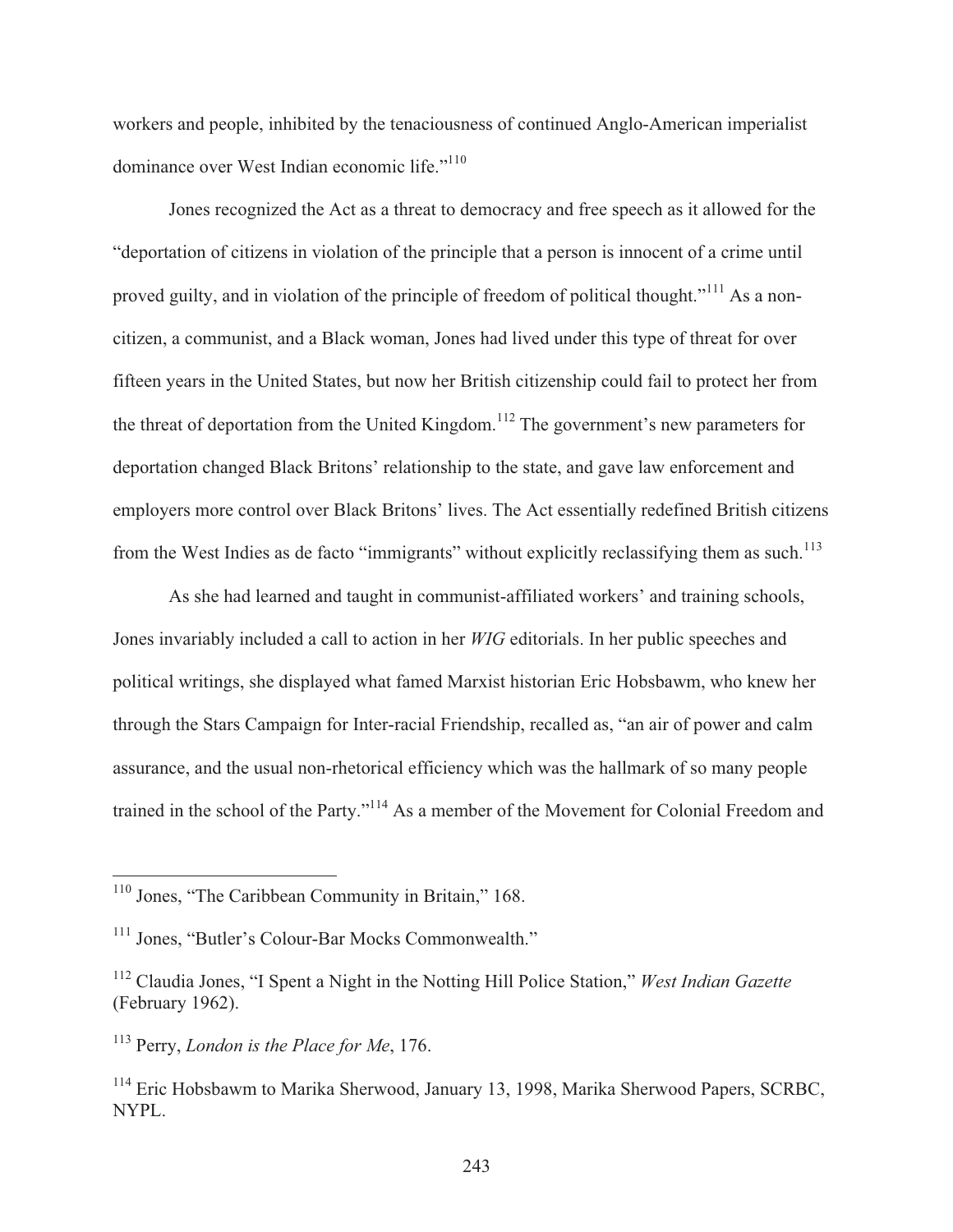workers and people, inhibited by the tenaciousness of continued Anglo-American imperialist dominance over West Indian economic life."[110]

Jones recognized the Act as a threat to democracy and free speech as it allowed for the "deportation of citizens in violation of the principle that a person is innocent of a crime until proved guilty, and in violation of the principle of freedom of political thought."[111] As a non-citizen, a communist, and a Black woman, Jones had lived under this type of threat for over fifteen years in the United States, but now her British citizenship could fail to protect her from the threat of deportation from the United Kingdom.[112] The government's new parameters for deportation changed Black Britons' relationship to the state, and gave law enforcement and employers more control over Black Britons' lives. The Act essentially redefined British citizens from the West Indies as de facto "immigrants" without explicitly reclassifying them as such.[113]

As she had learned and taught in communist-affiliated workers' and training schools, Jones invariably included a call to action in her *WIG* editorials. In her public speeches and political writings, she displayed what famed Marxist historian Eric Hobsbawm, who knew her through the Stars Campaign for Inter-racial Friendship, recalled as, "an air of power and calm assurance, and the usual non-rhetorical efficiency which was the hallmark of so many people trained in the school of the Party."[114] As a member of the Movement for Colonial Freedom and

---

[110] Jones, "The Caribbean Community in Britain," 168.

[111] Jones, "Butler's Colour-Bar Mocks Commonwealth."

[112] Claudia Jones, "I Spent a Night in the Notting Hill Police Station," *West Indian Gazette* (February 1962).

[113] Perry, *London is the Place for Me*, 176.

[114] Eric Hobsbawm to Marika Sherwood, January 13, 1998, Marika Sherwood Papers, SCRBC, NYPL.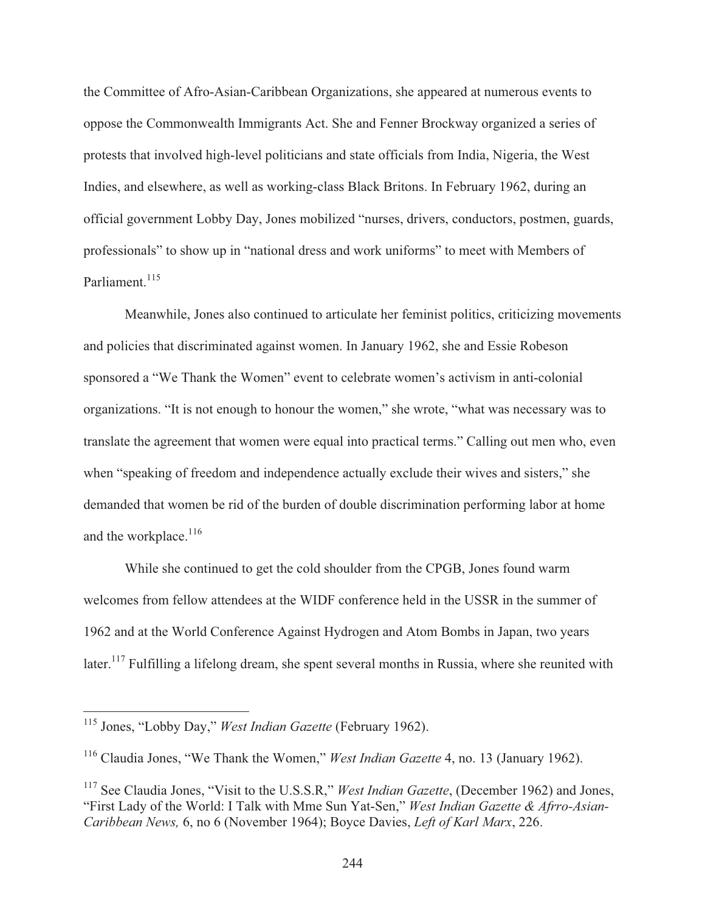the Committee of Afro-Asian-Caribbean Organizations, she appeared at numerous events to oppose the Commonwealth Immigrants Act. She and Fenner Brockway organized a series of protests that involved high-level politicians and state officials from India, Nigeria, the West Indies, and elsewhere, as well as working-class Black Britons. In February 1962, during an official government Lobby Day, Jones mobilized "nurses, drivers, conductors, postmen, guards, professionals" to show up in "national dress and work uniforms" to meet with Members of Parliament.[115]

Meanwhile, Jones also continued to articulate her feminist politics, criticizing movements and policies that discriminated against women. In January 1962, she and Essie Robeson sponsored a "We Thank the Women" event to celebrate women's activism in anti-colonial organizations. "It is not enough to honour the women," she wrote, "what was necessary was to translate the agreement that women were equal into practical terms." Calling out men who, even when "speaking of freedom and independence actually exclude their wives and sisters," she demanded that women be rid of the burden of double discrimination performing labor at home and the workplace.[116]

While she continued to get the cold shoulder from the CPGB, Jones found warm welcomes from fellow attendees at the WIDF conference held in the USSR in the summer of 1962 and at the World Conference Against Hydrogen and Atom Bombs in Japan, two years later.[117] Fulfilling a lifelong dream, she spent several months in Russia, where she reunited with

---

[115] Jones, "Lobby Day," *West Indian Gazette* (February 1962).

[116] Claudia Jones, "We Thank the Women," *West Indian Gazette* 4, no. 13 (January 1962).

[117] See Claudia Jones, "Visit to the U.S.S.R," *West Indian Gazette*, (December 1962) and Jones, "First Lady of the World: I Talk with Mme Sun Yat-Sen," *West Indian Gazette & Afrro-Asian-Caribbean News,* 6, no 6 (November 1964); Boyce Davies, *Left of Karl Marx*, 226.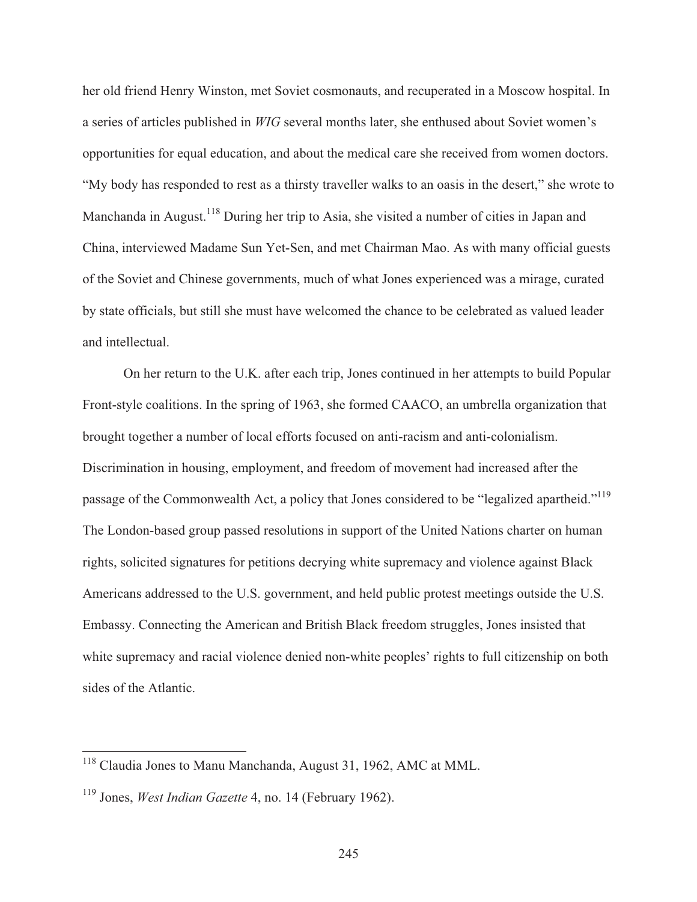her old friend Henry Winston, met Soviet cosmonauts, and recuperated in a Moscow hospital. In a series of articles published in *WIG* several months later, she enthused about Soviet women's opportunities for equal education, and about the medical care she received from women doctors. "My body has responded to rest as a thirsty traveller walks to an oasis in the desert," she wrote to Manchanda in August.[118] During her trip to Asia, she visited a number of cities in Japan and China, interviewed Madame Sun Yet-Sen, and met Chairman Mao. As with many official guests of the Soviet and Chinese governments, much of what Jones experienced was a mirage, curated by state officials, but still she must have welcomed the chance to be celebrated as valued leader and intellectual.

On her return to the U.K. after each trip, Jones continued in her attempts to build Popular Front-style coalitions. In the spring of 1963, she formed CAACO, an umbrella organization that brought together a number of local efforts focused on anti-racism and anti-colonialism. Discrimination in housing, employment, and freedom of movement had increased after the passage of the Commonwealth Act, a policy that Jones considered to be "legalized apartheid."[119] The London-based group passed resolutions in support of the United Nations charter on human rights, solicited signatures for petitions decrying white supremacy and violence against Black Americans addressed to the U.S. government, and held public protest meetings outside the U.S. Embassy. Connecting the American and British Black freedom struggles, Jones insisted that white supremacy and racial violence denied non-white peoples' rights to full citizenship on both sides of the Atlantic.

---

[118] Claudia Jones to Manu Manchanda, August 31, 1962, AMC at MML.

[119] Jones, *West Indian Gazette* 4, no. 14 (February 1962).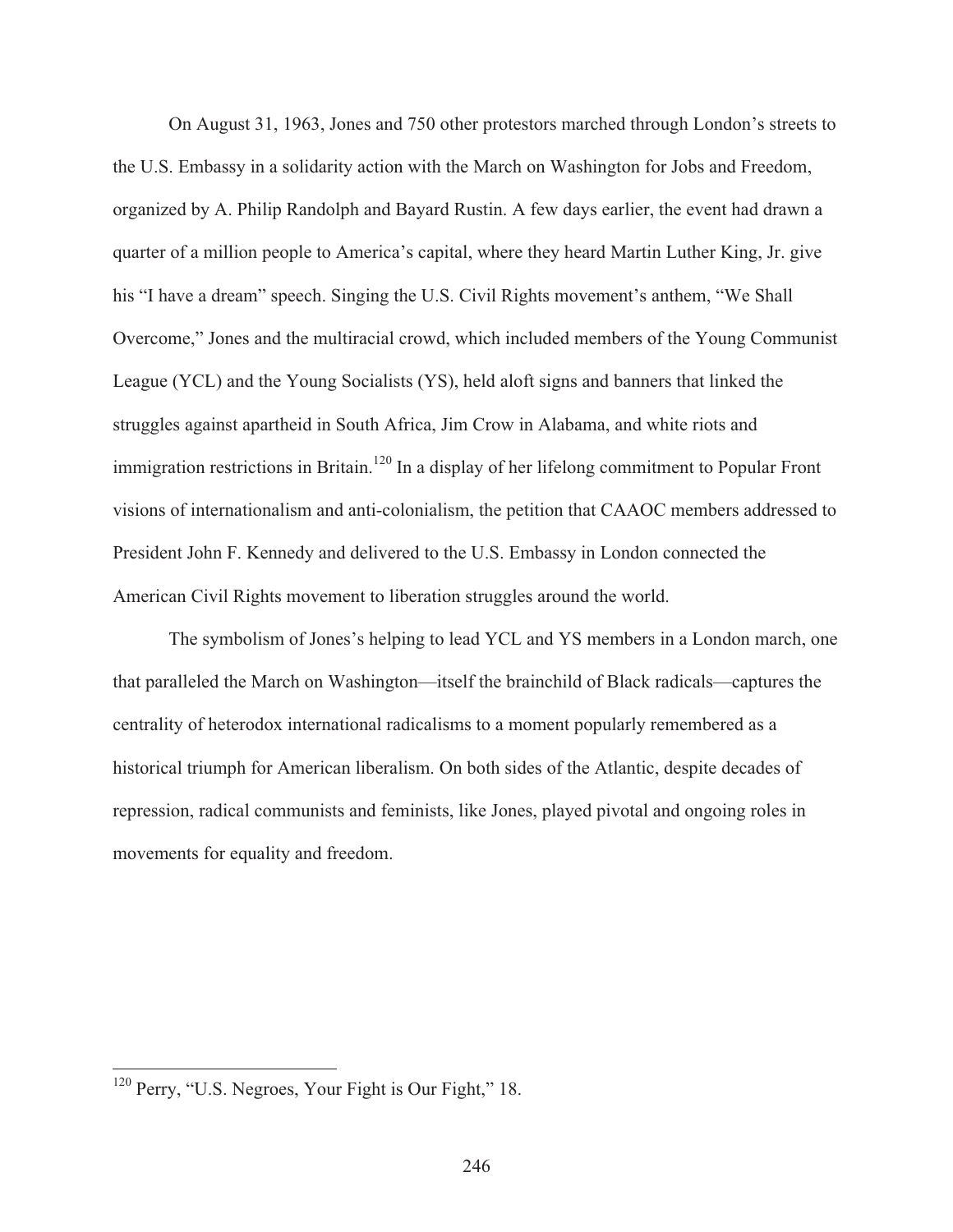On August 31, 1963, Jones and 750 other protestors marched through London's streets to the U.S. Embassy in a solidarity action with the March on Washington for Jobs and Freedom, organized by A. Philip Randolph and Bayard Rustin. A few days earlier, the event had drawn a quarter of a million people to America's capital, where they heard Martin Luther King, Jr. give his "I have a dream" speech. Singing the U.S. Civil Rights movement's anthem, "We Shall Overcome," Jones and the multiracial crowd, which included members of the Young Communist League (YCL) and the Young Socialists (YS), held aloft signs and banners that linked the struggles against apartheid in South Africa, Jim Crow in Alabama, and white riots and immigration restrictions in Britain.[120] In a display of her lifelong commitment to Popular Front visions of internationalism and anti-colonialism, the petition that CAAOC members addressed to President John F. Kennedy and delivered to the U.S. Embassy in London connected the American Civil Rights movement to liberation struggles around the world.

The symbolism of Jones's helping to lead YCL and YS members in a London march, one that paralleled the March on Washington—itself the brainchild of Black radicals—captures the centrality of heterodox international radicalisms to a moment popularly remembered as a historical triumph for American liberalism. On both sides of the Atlantic, despite decades of repression, radical communists and feminists, like Jones, played pivotal and ongoing roles in movements for equality and freedom.

[120] Perry, "U.S. Negroes, Your Fight is Our Fight," 18.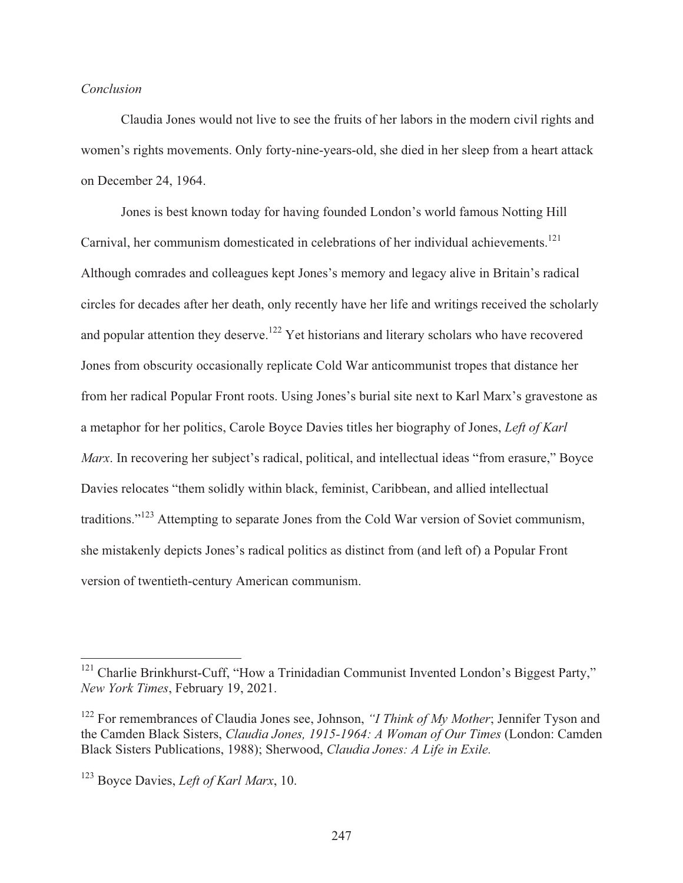*Conclusion*

Claudia Jones would not live to see the fruits of her labors in the modern civil rights and women's rights movements. Only forty-nine-years-old, she died in her sleep from a heart attack on December 24, 1964.

Jones is best known today for having founded London's world famous Notting Hill Carnival, her communism domesticated in celebrations of her individual achievements.[121] Although comrades and colleagues kept Jones's memory and legacy alive in Britain's radical circles for decades after her death, only recently have her life and writings received the scholarly and popular attention they deserve.[122] Yet historians and literary scholars who have recovered Jones from obscurity occasionally replicate Cold War anticommunist tropes that distance her from her radical Popular Front roots. Using Jones's burial site next to Karl Marx's gravestone as a metaphor for her politics, Carole Boyce Davies titles her biography of Jones, *Left of Karl Marx*. In recovering her subject's radical, political, and intellectual ideas "from erasure," Boyce Davies relocates "them solidly within black, feminist, Caribbean, and allied intellectual traditions."[123] Attempting to separate Jones from the Cold War version of Soviet communism, she mistakenly depicts Jones's radical politics as distinct from (and left of) a Popular Front version of twentieth-century American communism.

---

[121] Charlie Brinkhurst-Cuff, "How a Trinidadian Communist Invented London's Biggest Party," *New York Times*, February 19, 2021.

[122] For remembrances of Claudia Jones see, Johnson, *"I Think of My Mother*; Jennifer Tyson and the Camden Black Sisters, *Claudia Jones, 1915-1964: A Woman of Our Times* (London: Camden Black Sisters Publications, 1988); Sherwood, *Claudia Jones: A Life in Exile.*

[123] Boyce Davies, *Left of Karl Marx*, 10.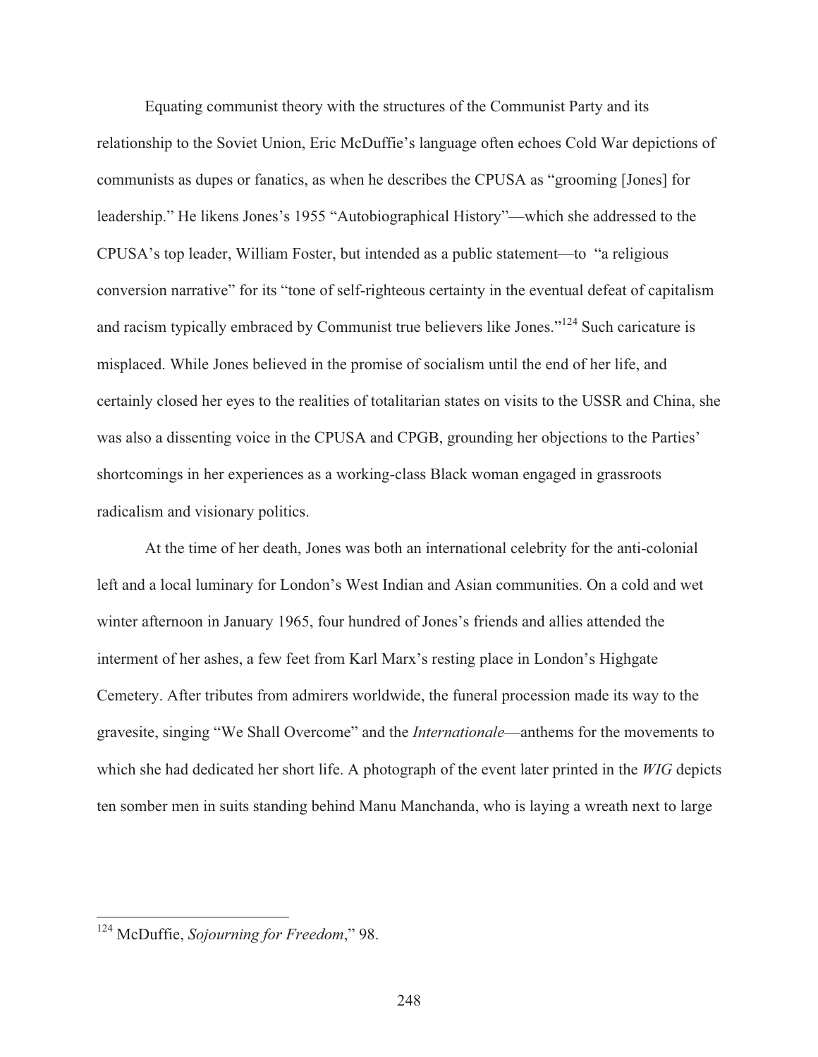Equating communist theory with the structures of the Communist Party and its relationship to the Soviet Union, Eric McDuffie's language often echoes Cold War depictions of communists as dupes or fanatics, as when he describes the CPUSA as "grooming [Jones] for leadership." He likens Jones's 1955 "Autobiographical History"—which she addressed to the CPUSA's top leader, William Foster, but intended as a public statement—to "a religious conversion narrative" for its "tone of self-righteous certainty in the eventual defeat of capitalism and racism typically embraced by Communist true believers like Jones."[124] Such caricature is misplaced. While Jones believed in the promise of socialism until the end of her life, and certainly closed her eyes to the realities of totalitarian states on visits to the USSR and China, she was also a dissenting voice in the CPUSA and CPGB, grounding her objections to the Parties' shortcomings in her experiences as a working-class Black woman engaged in grassroots radicalism and visionary politics.

At the time of her death, Jones was both an international celebrity for the anti-colonial left and a local luminary for London's West Indian and Asian communities. On a cold and wet winter afternoon in January 1965, four hundred of Jones's friends and allies attended the interment of her ashes, a few feet from Karl Marx's resting place in London's Highgate Cemetery. After tributes from admirers worldwide, the funeral procession made its way to the gravesite, singing "We Shall Overcome" and the *Internationale*—anthems for the movements to which she had dedicated her short life. A photograph of the event later printed in the *WIG* depicts ten somber men in suits standing behind Manu Manchanda, who is laying a wreath next to large

---

[124] McDuffie, *Sojourning for Freedom*," 98.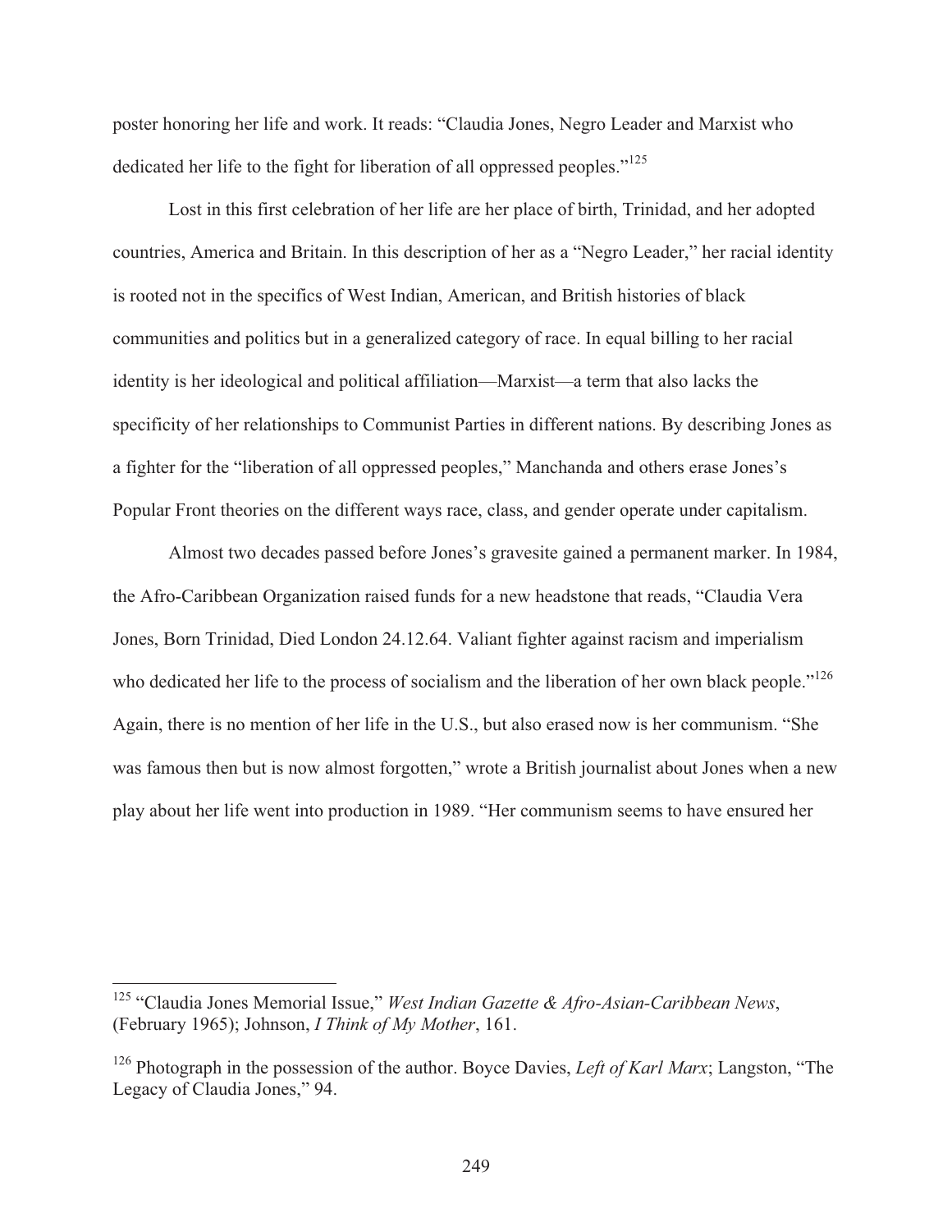poster honoring her life and work. It reads: "Claudia Jones, Negro Leader and Marxist who dedicated her life to the fight for liberation of all oppressed peoples."[125]

Lost in this first celebration of her life are her place of birth, Trinidad, and her adopted countries, America and Britain. In this description of her as a "Negro Leader," her racial identity is rooted not in the specifics of West Indian, American, and British histories of black communities and politics but in a generalized category of race. In equal billing to her racial identity is her ideological and political affiliation—Marxist—a term that also lacks the specificity of her relationships to Communist Parties in different nations. By describing Jones as a fighter for the "liberation of all oppressed peoples," Manchanda and others erase Jones's Popular Front theories on the different ways race, class, and gender operate under capitalism.

Almost two decades passed before Jones's gravesite gained a permanent marker. In 1984, the Afro-Caribbean Organization raised funds for a new headstone that reads, "Claudia Vera Jones, Born Trinidad, Died London 24.12.64. Valiant fighter against racism and imperialism who dedicated her life to the process of socialism and the liberation of her own black people."[126] Again, there is no mention of her life in the U.S., but also erased now is her communism. "She was famous then but is now almost forgotten," wrote a British journalist about Jones when a new play about her life went into production in 1989. "Her communism seems to have ensured her

---

[125] "Claudia Jones Memorial Issue," *West Indian Gazette & Afro-Asian-Caribbean News*, (February 1965); Johnson, *I Think of My Mother*, 161.

[126] Photograph in the possession of the author. Boyce Davies, *Left of Karl Marx*; Langston, "The Legacy of Claudia Jones," 94.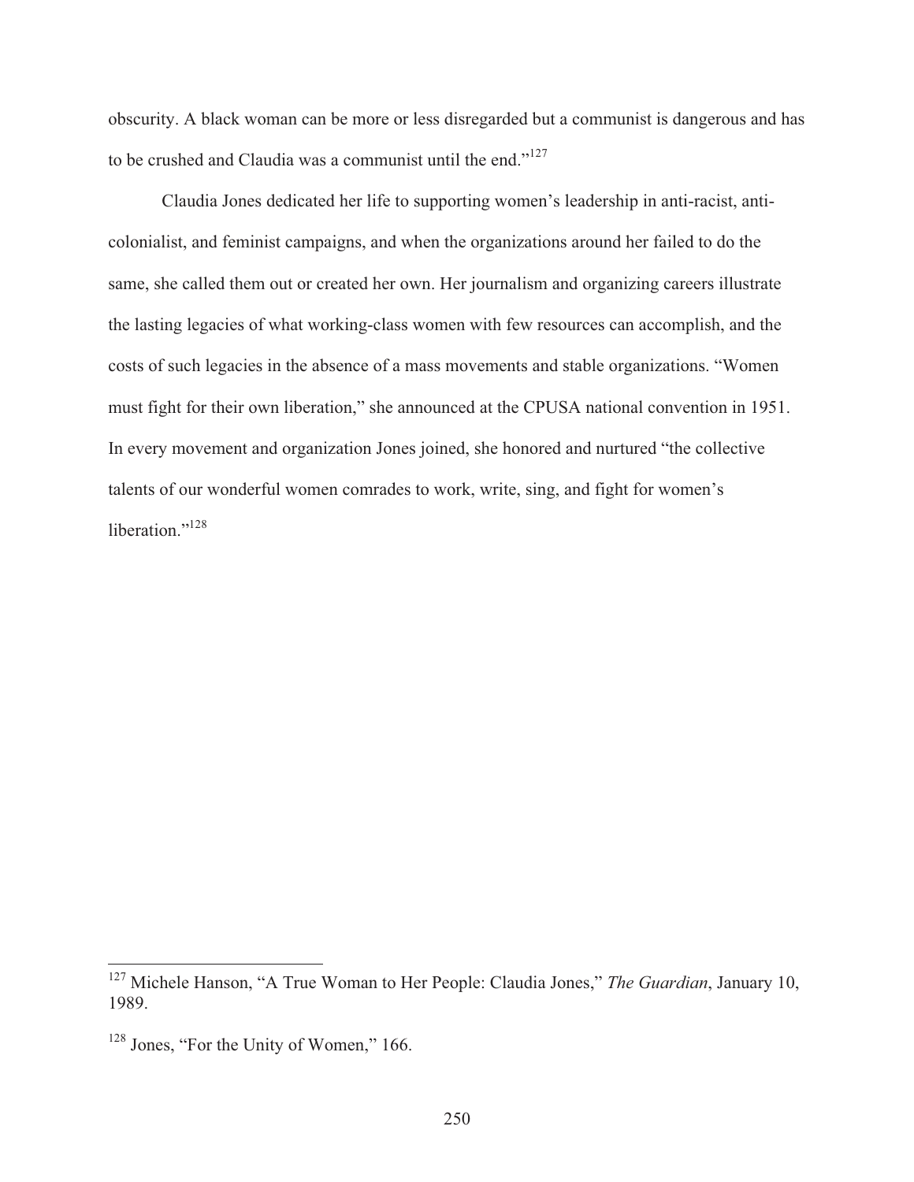obscurity. A black woman can be more or less disregarded but a communist is dangerous and has to be crushed and Claudia was a communist until the end."[127]

Claudia Jones dedicated her life to supporting women's leadership in anti-racist, anti-colonialist, and feminist campaigns, and when the organizations around her failed to do the same, she called them out or created her own. Her journalism and organizing careers illustrate the lasting legacies of what working-class women with few resources can accomplish, and the costs of such legacies in the absence of a mass movements and stable organizations. "Women must fight for their own liberation," she announced at the CPUSA national convention in 1951. In every movement and organization Jones joined, she honored and nurtured "the collective talents of our wonderful women comrades to work, write, sing, and fight for women's liberation."[128]

---

[127] Michele Hanson, "A True Woman to Her People: Claudia Jones," *The Guardian*, January 10, 1989.

[128] Jones, "For the Unity of Women," 166.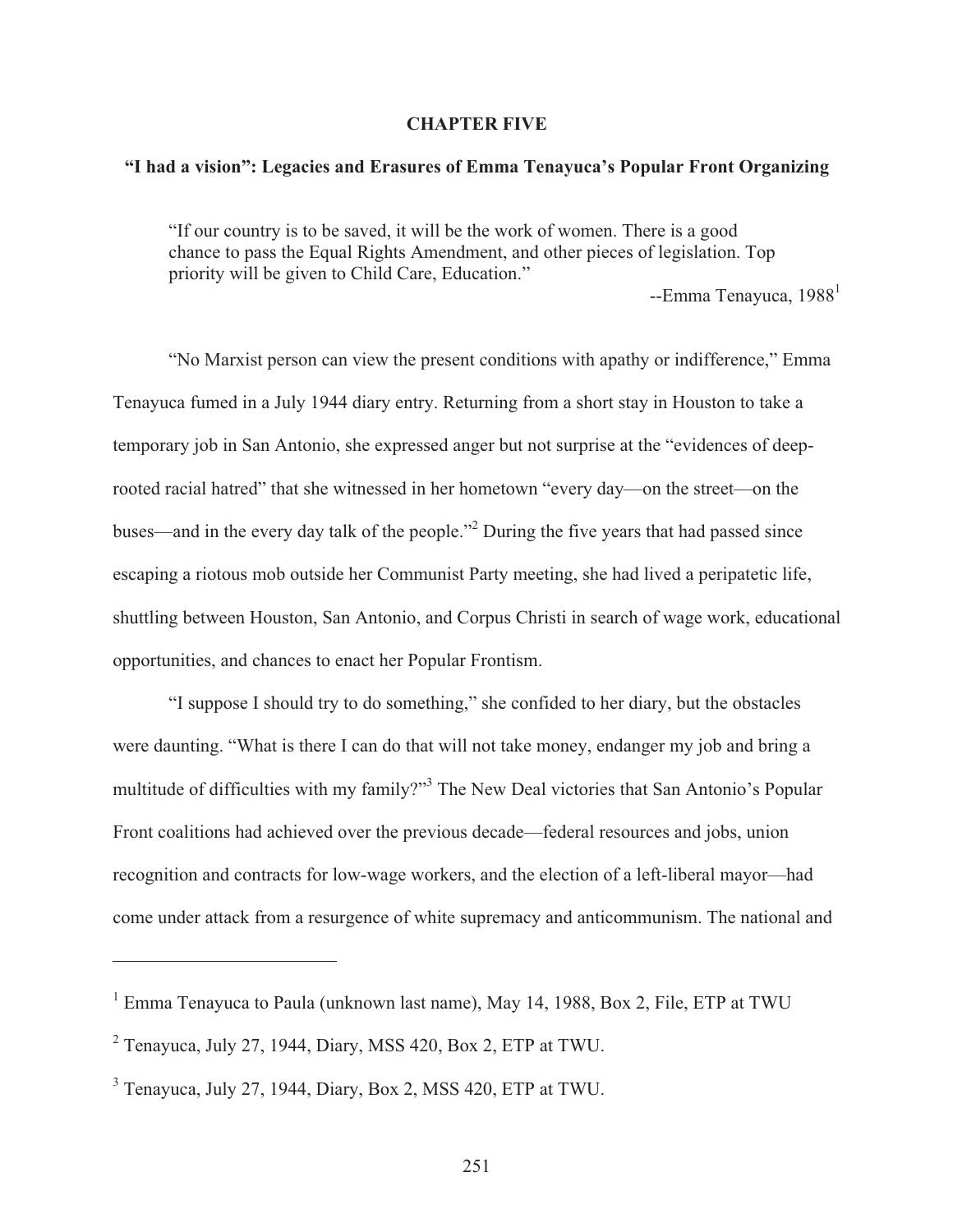# CHAPTER FIVE

## "I had a vision": Legacies and Erasures of Emma Tenayuca's Popular Front Organizing

> "If our country is to be saved, it will be the work of women. There is a good chance to pass the Equal Rights Amendment, and other pieces of legislation. Top priority will be given to Child Care, Education."
>
> --Emma Tenayuca, 1988[1]

"No Marxist person can view the present conditions with apathy or indifference," Emma Tenayuca fumed in a July 1944 diary entry. Returning from a short stay in Houston to take a temporary job in San Antonio, she expressed anger but not surprise at the "evidences of deep-rooted racial hatred" that she witnessed in her hometown "every day—on the street—on the buses—and in the every day talk of the people."[2] During the five years that had passed since escaping a riotous mob outside her Communist Party meeting, she had lived a peripatetic life, shuttling between Houston, San Antonio, and Corpus Christi in search of wage work, educational opportunities, and chances to enact her Popular Frontism.

"I suppose I should try to do something," she confided to her diary, but the obstacles were daunting. "What is there I can do that will not take money, endanger my job and bring a multitude of difficulties with my family?"[3] The New Deal victories that San Antonio's Popular Front coalitions had achieved over the previous decade—federal resources and jobs, union recognition and contracts for low-wage workers, and the election of a left-liberal mayor—had come under attack from a resurgence of white supremacy and anticommunism. The national and

---

[1] Emma Tenayuca to Paula (unknown last name), May 14, 1988, Box 2, File, ETP at TWU

[2] Tenayuca, July 27, 1944, Diary, MSS 420, Box 2, ETP at TWU.

[3] Tenayuca, July 27, 1944, Diary, Box 2, MSS 420, ETP at TWU.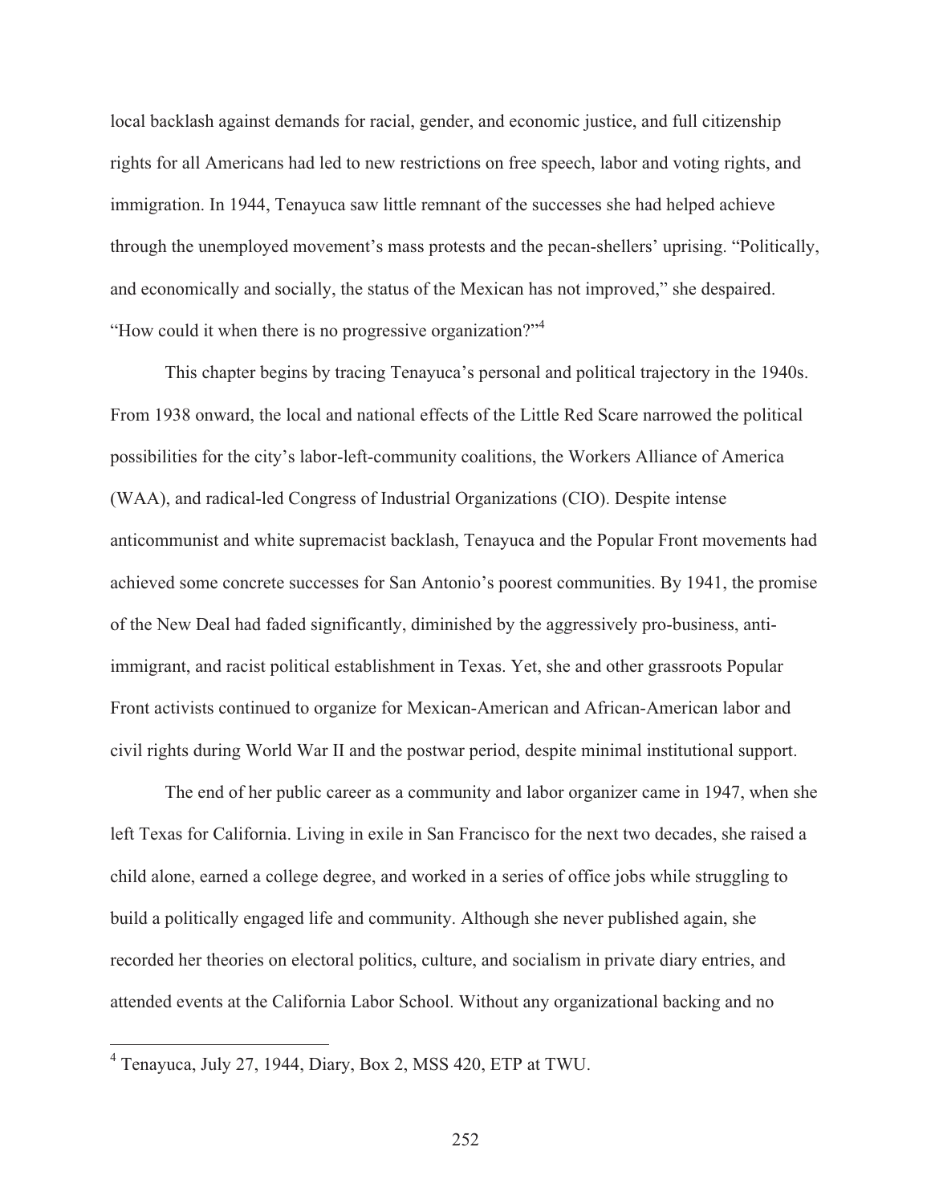local backlash against demands for racial, gender, and economic justice, and full citizenship rights for all Americans had led to new restrictions on free speech, labor and voting rights, and immigration. In 1944, Tenayuca saw little remnant of the successes she had helped achieve through the unemployed movement's mass protests and the pecan-shellers' uprising. "Politically, and economically and socially, the status of the Mexican has not improved," she despaired. "How could it when there is no progressive organization?"[4]

This chapter begins by tracing Tenayuca's personal and political trajectory in the 1940s. From 1938 onward, the local and national effects of the Little Red Scare narrowed the political possibilities for the city's labor-left-community coalitions, the Workers Alliance of America (WAA), and radical-led Congress of Industrial Organizations (CIO). Despite intense anticommunist and white supremacist backlash, Tenayuca and the Popular Front movements had achieved some concrete successes for San Antonio's poorest communities. By 1941, the promise of the New Deal had faded significantly, diminished by the aggressively pro-business, anti-immigrant, and racist political establishment in Texas. Yet, she and other grassroots Popular Front activists continued to organize for Mexican-American and African-American labor and civil rights during World War II and the postwar period, despite minimal institutional support.

The end of her public career as a community and labor organizer came in 1947, when she left Texas for California. Living in exile in San Francisco for the next two decades, she raised a child alone, earned a college degree, and worked in a series of office jobs while struggling to build a politically engaged life and community. Although she never published again, she recorded her theories on electoral politics, culture, and socialism in private diary entries, and attended events at the California Labor School. Without any organizational backing and no

[4] Tenayuca, July 27, 1944, Diary, Box 2, MSS 420, ETP at TWU.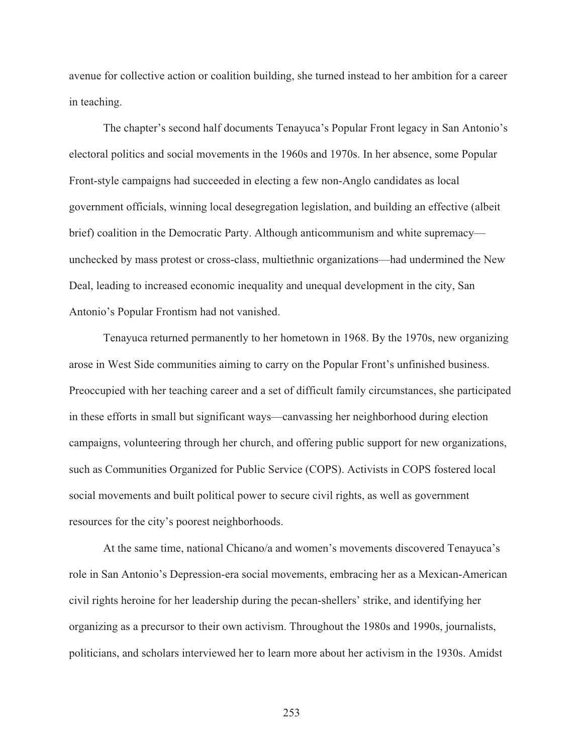avenue for collective action or coalition building, she turned instead to her ambition for a career in teaching.

The chapter's second half documents Tenayuca's Popular Front legacy in San Antonio's electoral politics and social movements in the 1960s and 1970s. In her absence, some Popular Front-style campaigns had succeeded in electing a few non-Anglo candidates as local government officials, winning local desegregation legislation, and building an effective (albeit brief) coalition in the Democratic Party. Although anticommunism and white supremacy—unchecked by mass protest or cross-class, multiethnic organizations—had undermined the New Deal, leading to increased economic inequality and unequal development in the city, San Antonio's Popular Frontism had not vanished.

Tenayuca returned permanently to her hometown in 1968. By the 1970s, new organizing arose in West Side communities aiming to carry on the Popular Front's unfinished business. Preoccupied with her teaching career and a set of difficult family circumstances, she participated in these efforts in small but significant ways—canvassing her neighborhood during election campaigns, volunteering through her church, and offering public support for new organizations, such as Communities Organized for Public Service (COPS). Activists in COPS fostered local social movements and built political power to secure civil rights, as well as government resources for the city's poorest neighborhoods.

At the same time, national Chicano/a and women's movements discovered Tenayuca's role in San Antonio's Depression-era social movements, embracing her as a Mexican-American civil rights heroine for her leadership during the pecan-shellers' strike, and identifying her organizing as a precursor to their own activism. Throughout the 1980s and 1990s, journalists, politicians, and scholars interviewed her to learn more about her activism in the 1930s. Amidst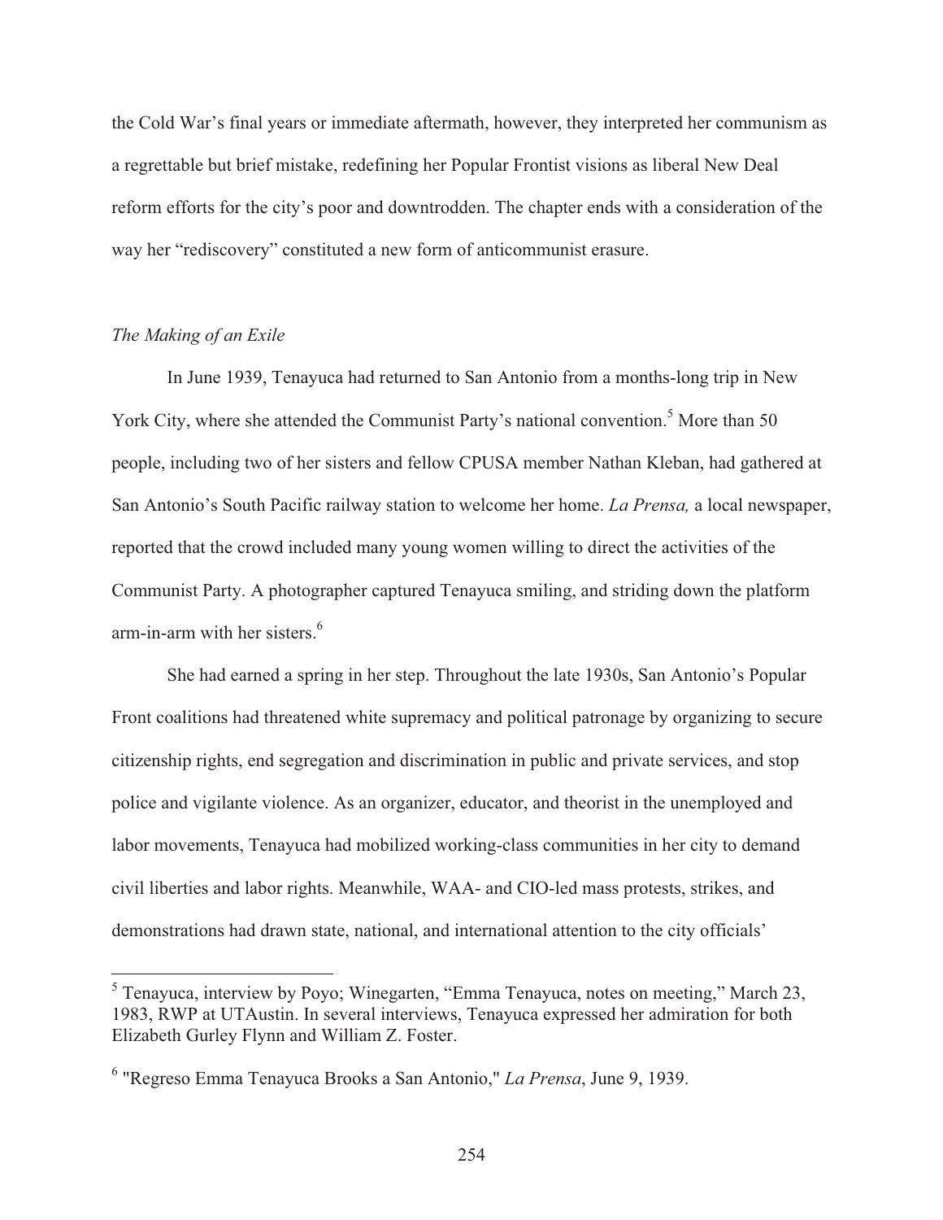the Cold War's final years or immediate aftermath, however, they interpreted her communism as a regrettable but brief mistake, redefining her Popular Frontist visions as liberal New Deal reform efforts for the city's poor and downtrodden. The chapter ends with a consideration of the way her "rediscovery" constituted a new form of anticommunist erasure.

### *The Making of an Exile*

In June 1939, Tenayuca had returned to San Antonio from a months-long trip in New York City, where she attended the Communist Party's national convention.[5] More than 50 people, including two of her sisters and fellow CPUSA member Nathan Kleban, had gathered at San Antonio's South Pacific railway station to welcome her home. *La Prensa,* a local newspaper, reported that the crowd included many young women willing to direct the activities of the Communist Party. A photographer captured Tenayuca smiling, and striding down the platform arm-in-arm with her sisters.[6]

She had earned a spring in her step. Throughout the late 1930s, San Antonio's Popular Front coalitions had threatened white supremacy and political patronage by organizing to secure citizenship rights, end segregation and discrimination in public and private services, and stop police and vigilante violence. As an organizer, educator, and theorist in the unemployed and labor movements, Tenayuca had mobilized working-class communities in her city to demand civil liberties and labor rights. Meanwhile, WAA- and CIO-led mass protests, strikes, and demonstrations had drawn state, national, and international attention to the city officials'

---

[5] Tenayuca, interview by Poyo; Winegarten, "Emma Tenayuca, notes on meeting," March 23, 1983, RWP at UTAustin. In several interviews, Tenayuca expressed her admiration for both Elizabeth Gurley Flynn and William Z. Foster.

[6] "Regreso Emma Tenayuca Brooks a San Antonio," *La Prensa*, June 9, 1939.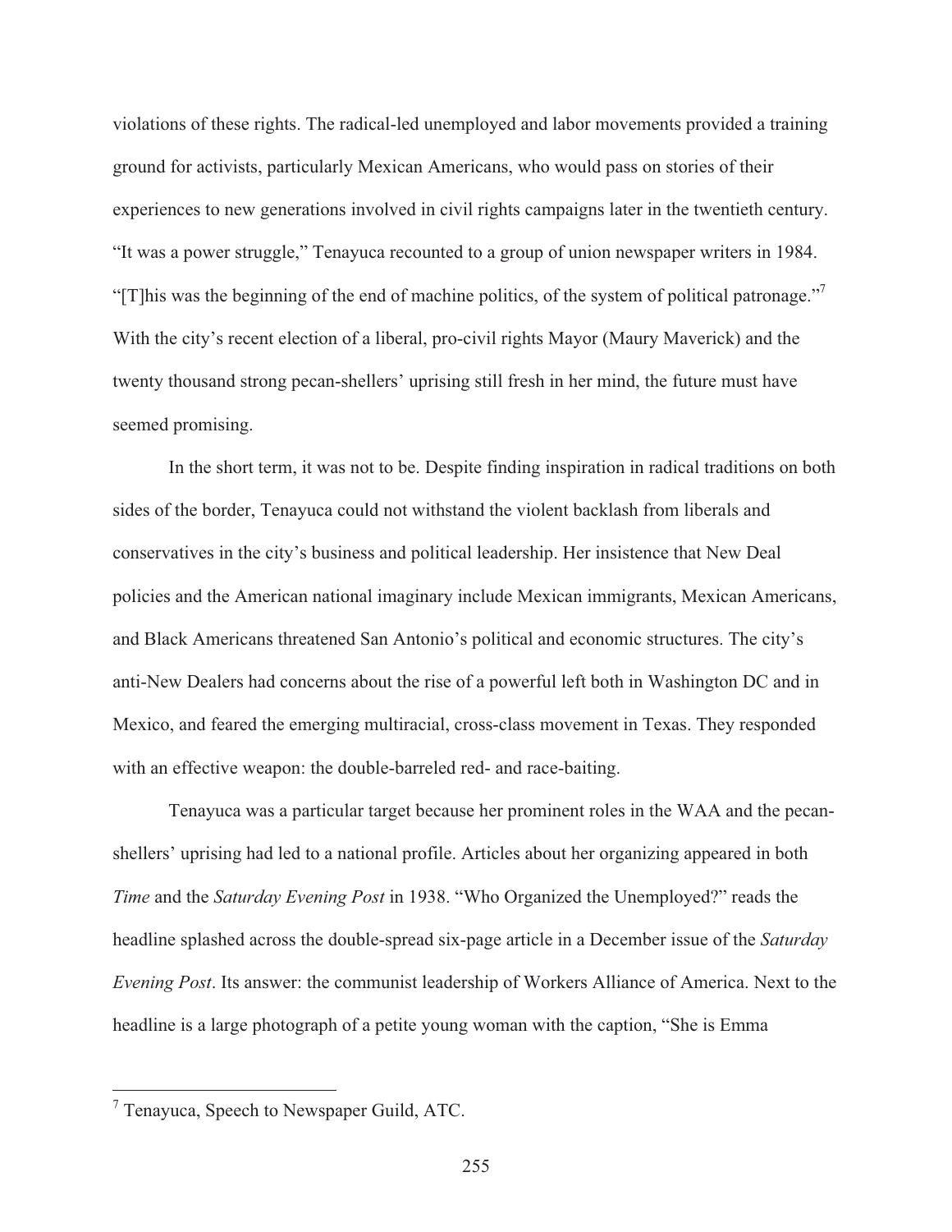violations of these rights. The radical-led unemployed and labor movements provided a training ground for activists, particularly Mexican Americans, who would pass on stories of their experiences to new generations involved in civil rights campaigns later in the twentieth century. "It was a power struggle," Tenayuca recounted to a group of union newspaper writers in 1984. "[T]his was the beginning of the end of machine politics, of the system of political patronage."[7] With the city's recent election of a liberal, pro-civil rights Mayor (Maury Maverick) and the twenty thousand strong pecan-shellers' uprising still fresh in her mind, the future must have seemed promising.

In the short term, it was not to be. Despite finding inspiration in radical traditions on both sides of the border, Tenayuca could not withstand the violent backlash from liberals and conservatives in the city's business and political leadership. Her insistence that New Deal policies and the American national imaginary include Mexican immigrants, Mexican Americans, and Black Americans threatened San Antonio's political and economic structures. The city's anti-New Dealers had concerns about the rise of a powerful left both in Washington DC and in Mexico, and feared the emerging multiracial, cross-class movement in Texas. They responded with an effective weapon: the double-barreled red- and race-baiting.

Tenayuca was a particular target because her prominent roles in the WAA and the pecan-shellers' uprising had led to a national profile. Articles about her organizing appeared in both *Time* and the *Saturday Evening Post* in 1938. "Who Organized the Unemployed?" reads the headline splashed across the double-spread six-page article in a December issue of the *Saturday Evening Post*. Its answer: the communist leadership of Workers Alliance of America. Next to the headline is a large photograph of a petite young woman with the caption, "She is Emma

---

[7] Tenayuca, Speech to Newspaper Guild, ATC.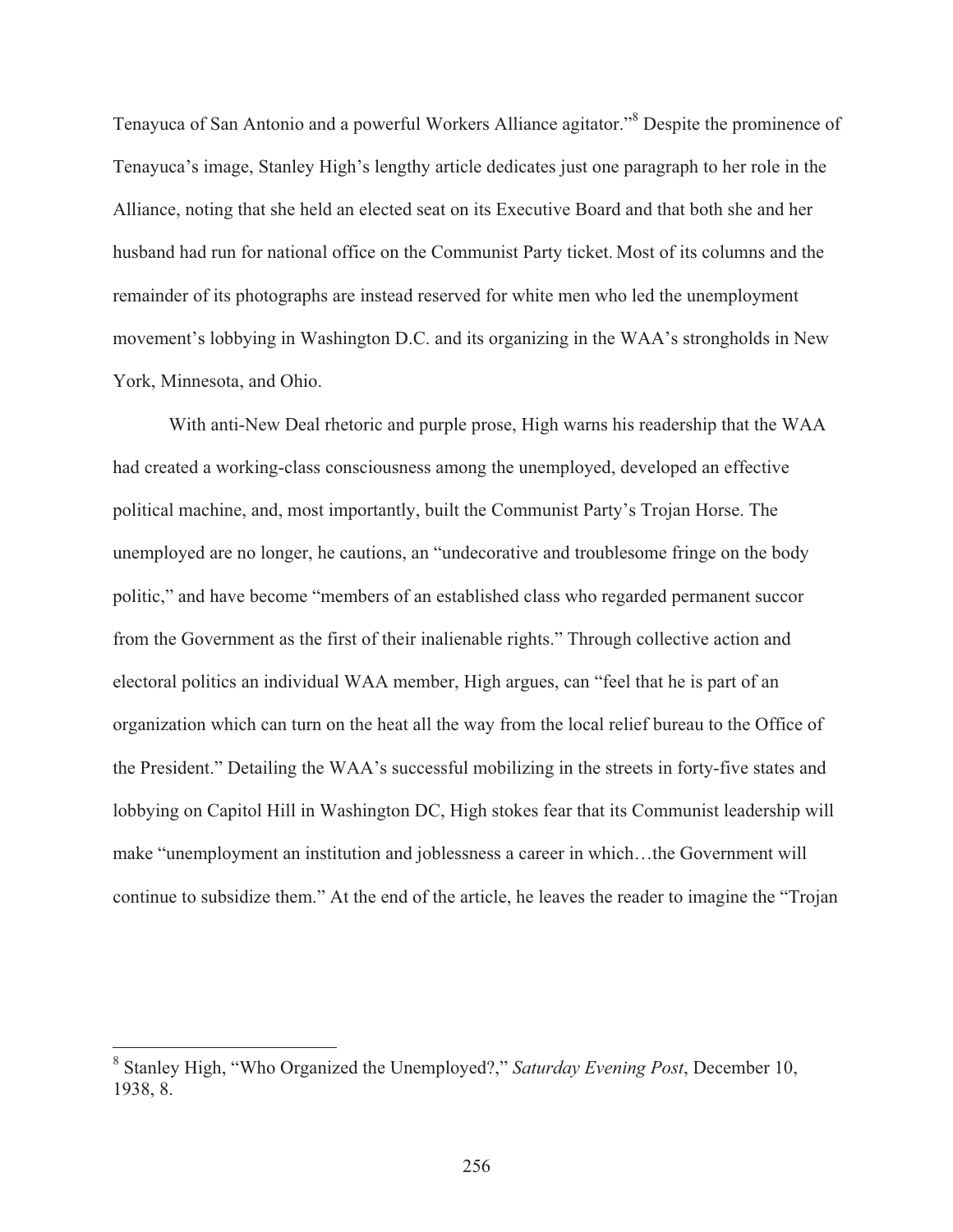Tenayuca of San Antonio and a powerful Workers Alliance agitator."[8] Despite the prominence of Tenayuca's image, Stanley High's lengthy article dedicates just one paragraph to her role in the Alliance, noting that she held an elected seat on its Executive Board and that both she and her husband had run for national office on the Communist Party ticket. Most of its columns and the remainder of its photographs are instead reserved for white men who led the unemployment movement's lobbying in Washington D.C. and its organizing in the WAA's strongholds in New York, Minnesota, and Ohio.

With anti-New Deal rhetoric and purple prose, High warns his readership that the WAA had created a working-class consciousness among the unemployed, developed an effective political machine, and, most importantly, built the Communist Party's Trojan Horse. The unemployed are no longer, he cautions, an "undecorative and troublesome fringe on the body politic," and have become "members of an established class who regarded permanent succor from the Government as the first of their inalienable rights." Through collective action and electoral politics an individual WAA member, High argues, can "feel that he is part of an organization which can turn on the heat all the way from the local relief bureau to the Office of the President." Detailing the WAA's successful mobilizing in the streets in forty-five states and lobbying on Capitol Hill in Washington DC, High stokes fear that its Communist leadership will make "unemployment an institution and joblessness a career in which…the Government will continue to subsidize them." At the end of the article, he leaves the reader to imagine the "Trojan

[8] Stanley High, "Who Organized the Unemployed?," *Saturday Evening Post*, December 10, 1938, 8.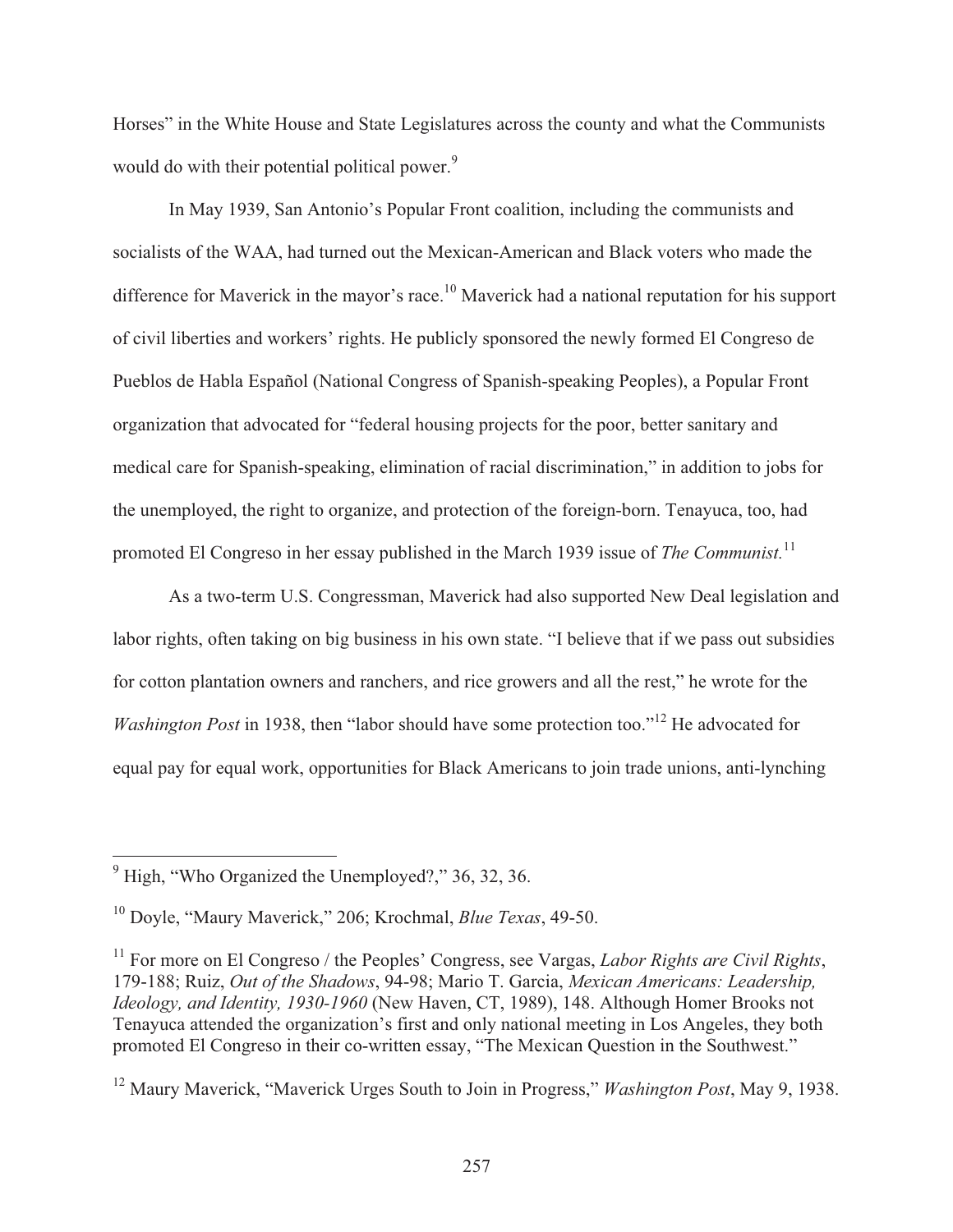Horses" in the White House and State Legislatures across the county and what the Communists would do with their potential political power.[9]

In May 1939, San Antonio's Popular Front coalition, including the communists and socialists of the WAA, had turned out the Mexican-American and Black voters who made the difference for Maverick in the mayor's race.[10] Maverick had a national reputation for his support of civil liberties and workers' rights. He publicly sponsored the newly formed El Congreso de Pueblos de Habla Español (National Congress of Spanish-speaking Peoples), a Popular Front organization that advocated for "federal housing projects for the poor, better sanitary and medical care for Spanish-speaking, elimination of racial discrimination," in addition to jobs for the unemployed, the right to organize, and protection of the foreign-born. Tenayuca, too, had promoted El Congreso in her essay published in the March 1939 issue of *The Communist.*[11]

As a two-term U.S. Congressman, Maverick had also supported New Deal legislation and labor rights, often taking on big business in his own state. "I believe that if we pass out subsidies for cotton plantation owners and ranchers, and rice growers and all the rest," he wrote for the *Washington Post* in 1938, then "labor should have some protection too."[12] He advocated for equal pay for equal work, opportunities for Black Americans to join trade unions, anti-lynching

---

[9] High, "Who Organized the Unemployed?," 36, 32, 36.

[10] Doyle, "Maury Maverick," 206; Krochmal, *Blue Texas*, 49-50.

[11] For more on El Congreso / the Peoples' Congress, see Vargas, *Labor Rights are Civil Rights*, 179-188; Ruiz, *Out of the Shadows*, 94-98; Mario T. Garcia, *Mexican Americans: Leadership, Ideology, and Identity, 1930-1960* (New Haven, CT, 1989), 148. Although Homer Brooks not Tenayuca attended the organization's first and only national meeting in Los Angeles, they both promoted El Congreso in their co-written essay, "The Mexican Question in the Southwest."

[12] Maury Maverick, "Maverick Urges South to Join in Progress," *Washington Post*, May 9, 1938.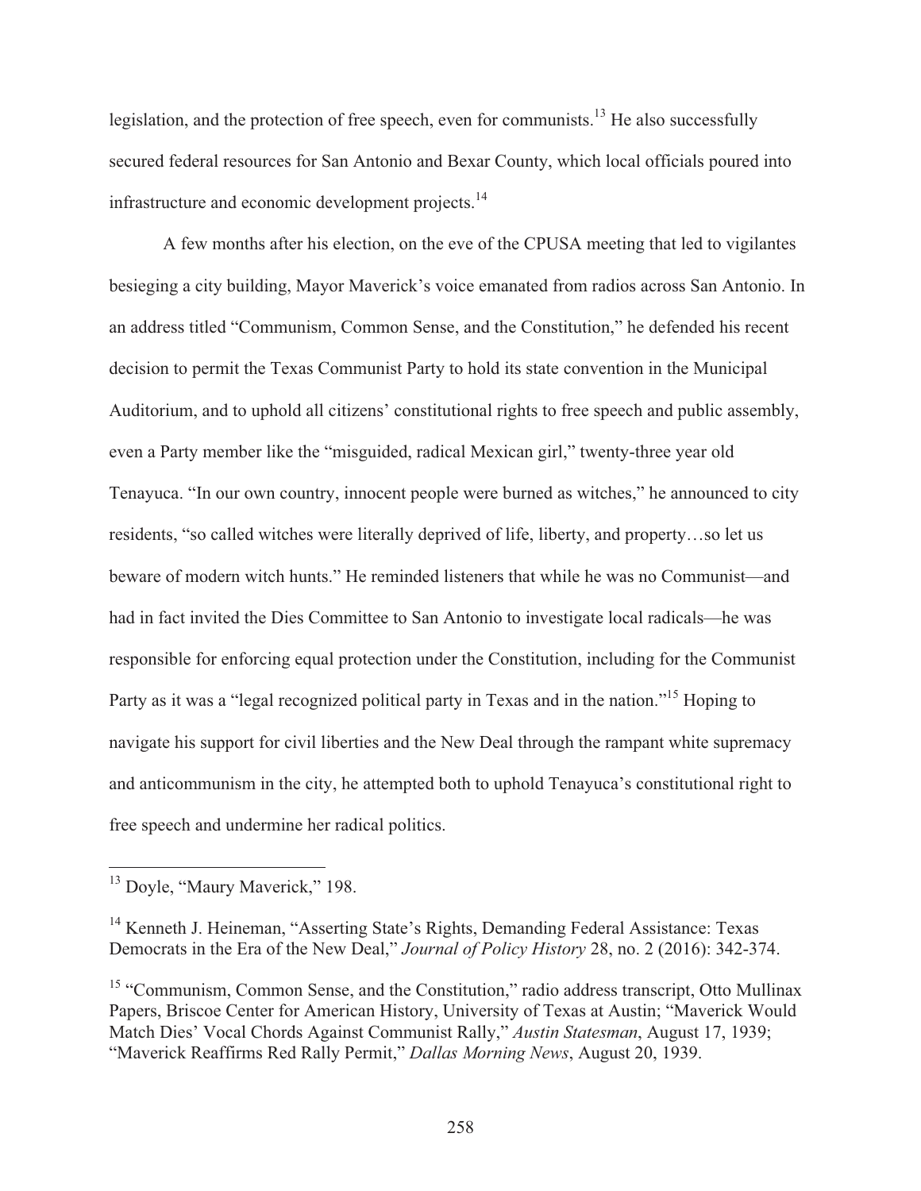legislation, and the protection of free speech, even for communists.[13] He also successfully secured federal resources for San Antonio and Bexar County, which local officials poured into infrastructure and economic development projects.[14]

A few months after his election, on the eve of the CPUSA meeting that led to vigilantes besieging a city building, Mayor Maverick's voice emanated from radios across San Antonio. In an address titled "Communism, Common Sense, and the Constitution," he defended his recent decision to permit the Texas Communist Party to hold its state convention in the Municipal Auditorium, and to uphold all citizens' constitutional rights to free speech and public assembly, even a Party member like the "misguided, radical Mexican girl," twenty-three year old Tenayuca. "In our own country, innocent people were burned as witches," he announced to city residents, "so called witches were literally deprived of life, liberty, and property…so let us beware of modern witch hunts." He reminded listeners that while he was no Communist—and had in fact invited the Dies Committee to San Antonio to investigate local radicals—he was responsible for enforcing equal protection under the Constitution, including for the Communist Party as it was a "legal recognized political party in Texas and in the nation."[15] Hoping to navigate his support for civil liberties and the New Deal through the rampant white supremacy and anticommunism in the city, he attempted both to uphold Tenayuca's constitutional right to free speech and undermine her radical politics.

---

[13] Doyle, "Maury Maverick," 198.

[14] Kenneth J. Heineman, "Asserting State's Rights, Demanding Federal Assistance: Texas Democrats in the Era of the New Deal," *Journal of Policy History* 28, no. 2 (2016): 342-374.

[15] "Communism, Common Sense, and the Constitution," radio address transcript, Otto Mullinax Papers, Briscoe Center for American History, University of Texas at Austin; "Maverick Would Match Dies' Vocal Chords Against Communist Rally," *Austin Statesman*, August 17, 1939; "Maverick Reaffirms Red Rally Permit," *Dallas Morning News*, August 20, 1939.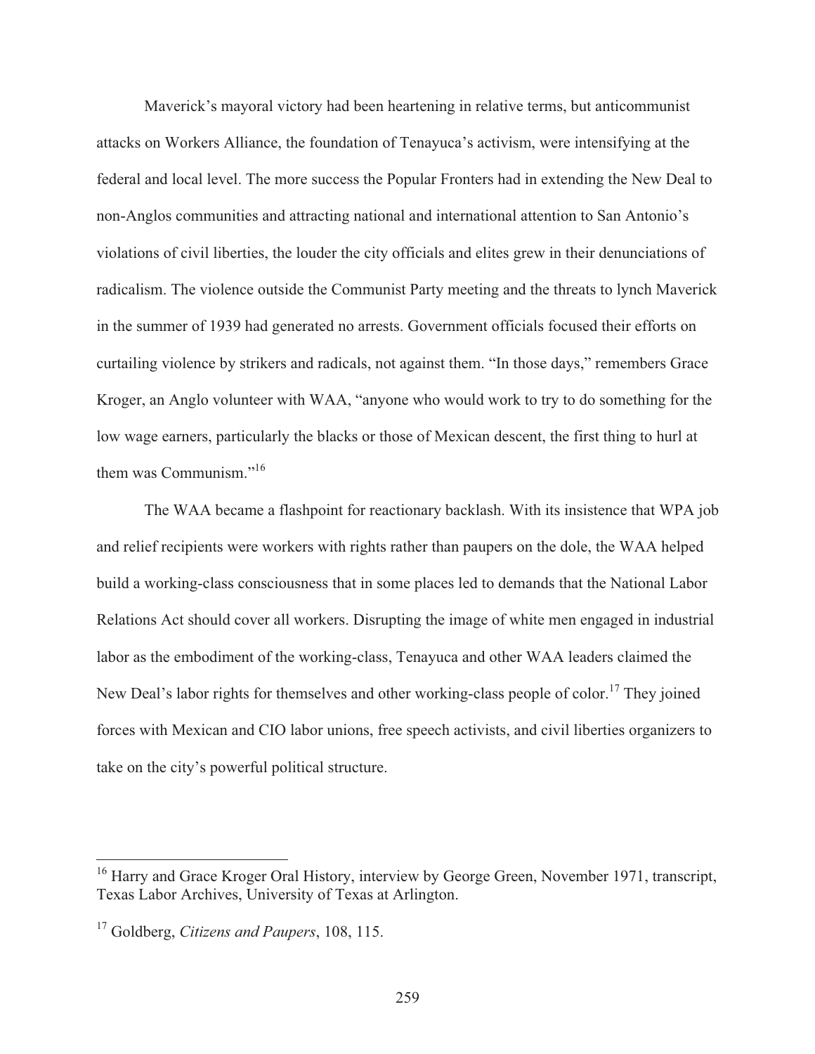Maverick's mayoral victory had been heartening in relative terms, but anticommunist attacks on Workers Alliance, the foundation of Tenayuca's activism, were intensifying at the federal and local level. The more success the Popular Fronters had in extending the New Deal to non-Anglos communities and attracting national and international attention to San Antonio's violations of civil liberties, the louder the city officials and elites grew in their denunciations of radicalism. The violence outside the Communist Party meeting and the threats to lynch Maverick in the summer of 1939 had generated no arrests. Government officials focused their efforts on curtailing violence by strikers and radicals, not against them. "In those days," remembers Grace Kroger, an Anglo volunteer with WAA, "anyone who would work to try to do something for the low wage earners, particularly the blacks or those of Mexican descent, the first thing to hurl at them was Communism."[16]

The WAA became a flashpoint for reactionary backlash. With its insistence that WPA job and relief recipients were workers with rights rather than paupers on the dole, the WAA helped build a working-class consciousness that in some places led to demands that the National Labor Relations Act should cover all workers. Disrupting the image of white men engaged in industrial labor as the embodiment of the working-class, Tenayuca and other WAA leaders claimed the New Deal's labor rights for themselves and other working-class people of color.[17] They joined forces with Mexican and CIO labor unions, free speech activists, and civil liberties organizers to take on the city's powerful political structure.

---

[16] Harry and Grace Kroger Oral History, interview by George Green, November 1971, transcript, Texas Labor Archives, University of Texas at Arlington.

[17] Goldberg, *Citizens and Paupers*, 108, 115.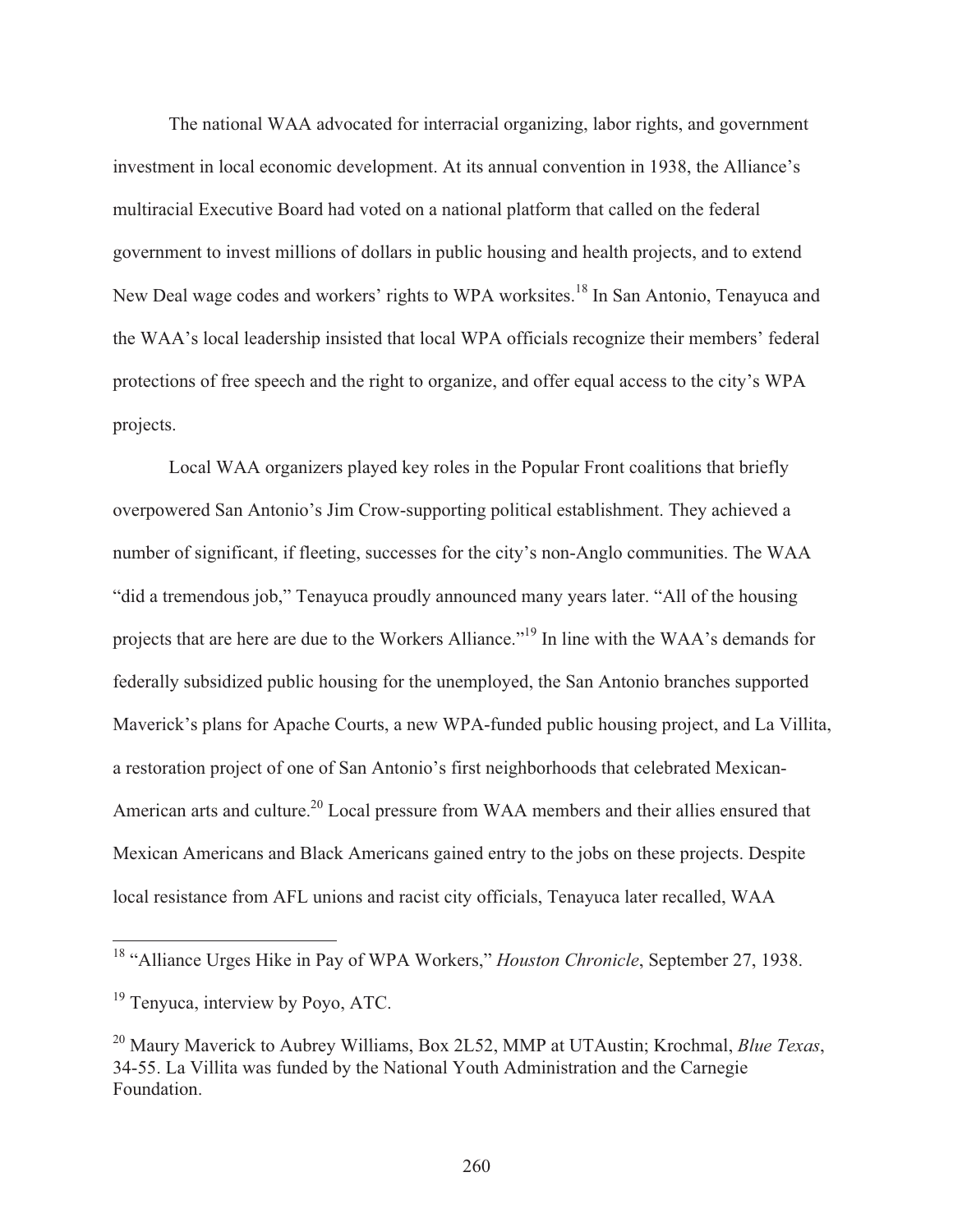The national WAA advocated for interracial organizing, labor rights, and government investment in local economic development. At its annual convention in 1938, the Alliance's multiracial Executive Board had voted on a national platform that called on the federal government to invest millions of dollars in public housing and health projects, and to extend New Deal wage codes and workers' rights to WPA worksites.[18] In San Antonio, Tenayuca and the WAA's local leadership insisted that local WPA officials recognize their members' federal protections of free speech and the right to organize, and offer equal access to the city's WPA projects.

Local WAA organizers played key roles in the Popular Front coalitions that briefly overpowered San Antonio's Jim Crow-supporting political establishment. They achieved a number of significant, if fleeting, successes for the city's non-Anglo communities. The WAA "did a tremendous job," Tenayuca proudly announced many years later. "All of the housing projects that are here are due to the Workers Alliance."[19] In line with the WAA's demands for federally subsidized public housing for the unemployed, the San Antonio branches supported Maverick's plans for Apache Courts, a new WPA-funded public housing project, and La Villita, a restoration project of one of San Antonio's first neighborhoods that celebrated Mexican-American arts and culture.[20] Local pressure from WAA members and their allies ensured that Mexican Americans and Black Americans gained entry to the jobs on these projects. Despite local resistance from AFL unions and racist city officials, Tenayuca later recalled, WAA

---

[18] "Alliance Urges Hike in Pay of WPA Workers," *Houston Chronicle*, September 27, 1938.

[19] Tenyuca, interview by Poyo, ATC.

[20] Maury Maverick to Aubrey Williams, Box 2L52, MMP at UTAustin; Krochmal, *Blue Texas*, 34-55. La Villita was funded by the National Youth Administration and the Carnegie Foundation.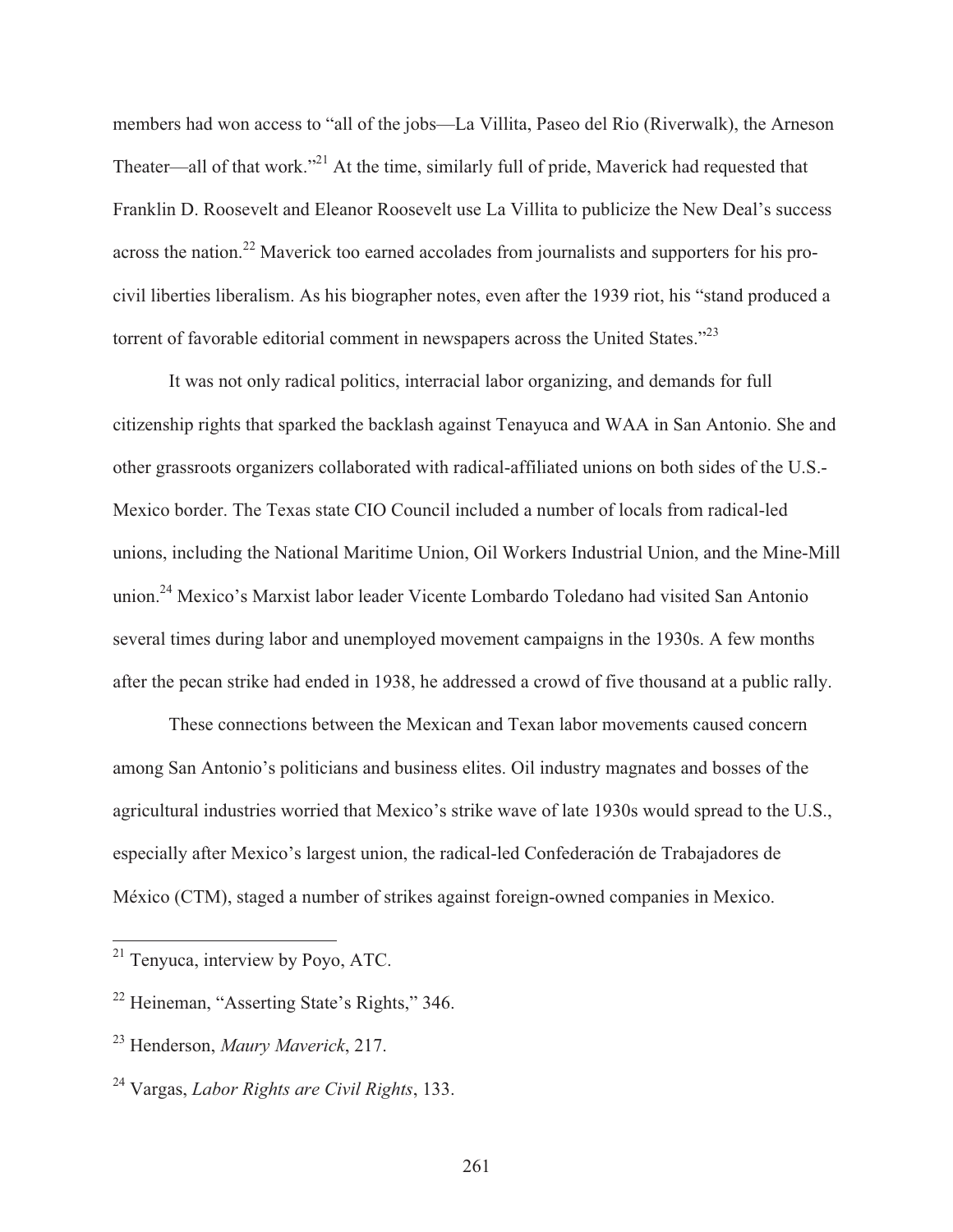members had won access to "all of the jobs—La Villita, Paseo del Rio (Riverwalk), the Arneson Theater—all of that work."[21] At the time, similarly full of pride, Maverick had requested that Franklin D. Roosevelt and Eleanor Roosevelt use La Villita to publicize the New Deal's success across the nation.[22] Maverick too earned accolades from journalists and supporters for his pro-civil liberties liberalism. As his biographer notes, even after the 1939 riot, his "stand produced a torrent of favorable editorial comment in newspapers across the United States."[23]

It was not only radical politics, interracial labor organizing, and demands for full citizenship rights that sparked the backlash against Tenayuca and WAA in San Antonio. She and other grassroots organizers collaborated with radical-affiliated unions on both sides of the U.S.-Mexico border. The Texas state CIO Council included a number of locals from radical-led unions, including the National Maritime Union, Oil Workers Industrial Union, and the Mine-Mill union.[24] Mexico's Marxist labor leader Vicente Lombardo Toledano had visited San Antonio several times during labor and unemployed movement campaigns in the 1930s. A few months after the pecan strike had ended in 1938, he addressed a crowd of five thousand at a public rally.

These connections between the Mexican and Texan labor movements caused concern among San Antonio's politicians and business elites. Oil industry magnates and bosses of the agricultural industries worried that Mexico's strike wave of late 1930s would spread to the U.S., especially after Mexico's largest union, the radical-led Confederación de Trabajadores de México (CTM), staged a number of strikes against foreign-owned companies in Mexico.

---

[21] Tenyuca, interview by Poyo, ATC.

[22] Heineman, "Asserting State's Rights," 346.

[23] Henderson, *Maury Maverick*, 217.

[24] Vargas, *Labor Rights are Civil Rights*, 133.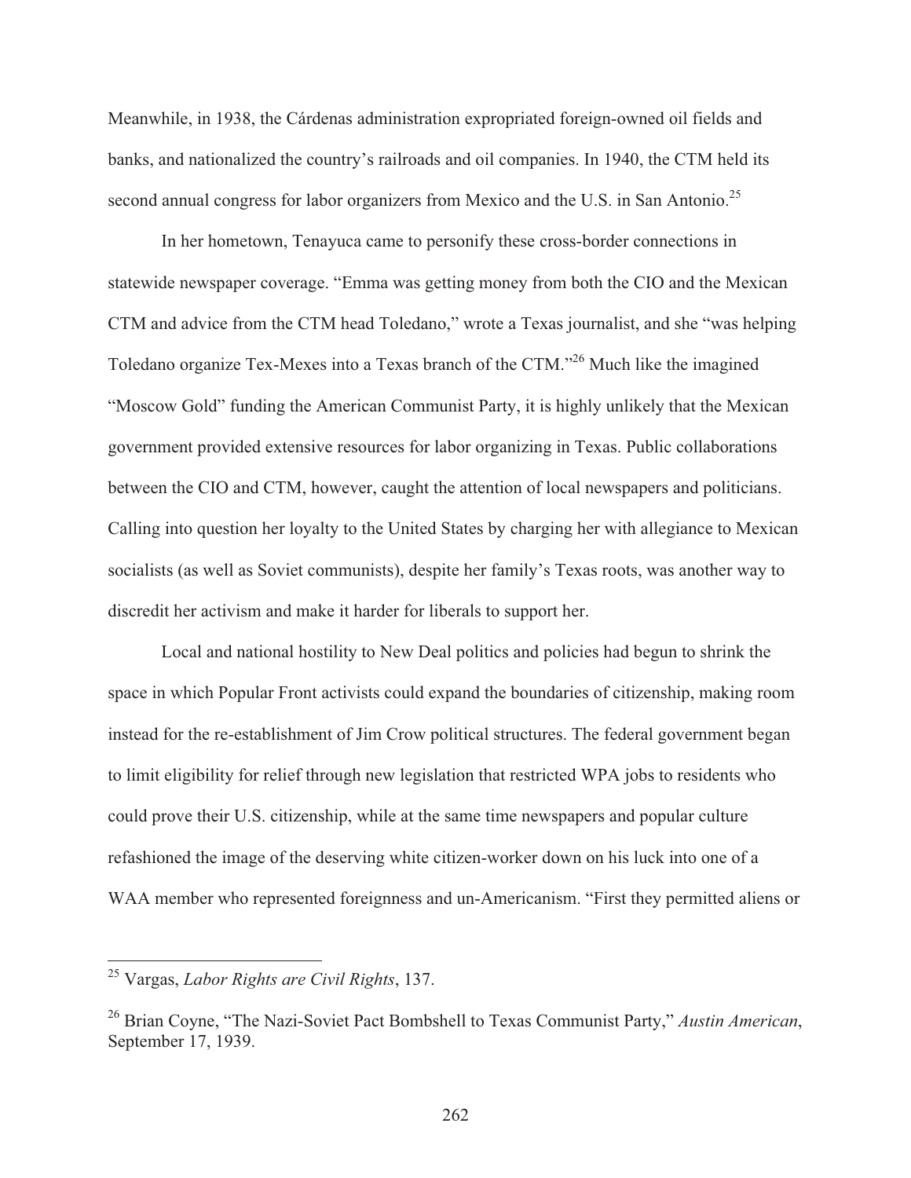Meanwhile, in 1938, the Cárdenas administration expropriated foreign-owned oil fields and banks, and nationalized the country's railroads and oil companies. In 1940, the CTM held its second annual congress for labor organizers from Mexico and the U.S. in San Antonio.[25]

In her hometown, Tenayuca came to personify these cross-border connections in statewide newspaper coverage. "Emma was getting money from both the CIO and the Mexican CTM and advice from the CTM head Toledano," wrote a Texas journalist, and she "was helping Toledano organize Tex-Mexes into a Texas branch of the CTM."[26] Much like the imagined "Moscow Gold" funding the American Communist Party, it is highly unlikely that the Mexican government provided extensive resources for labor organizing in Texas. Public collaborations between the CIO and CTM, however, caught the attention of local newspapers and politicians. Calling into question her loyalty to the United States by charging her with allegiance to Mexican socialists (as well as Soviet communists), despite her family's Texas roots, was another way to discredit her activism and make it harder for liberals to support her.

Local and national hostility to New Deal politics and policies had begun to shrink the space in which Popular Front activists could expand the boundaries of citizenship, making room instead for the re-establishment of Jim Crow political structures. The federal government began to limit eligibility for relief through new legislation that restricted WPA jobs to residents who could prove their U.S. citizenship, while at the same time newspapers and popular culture refashioned the image of the deserving white citizen-worker down on his luck into one of a WAA member who represented foreignness and un-Americanism. "First they permitted aliens or

---

[25] Vargas, *Labor Rights are Civil Rights*, 137.

[26] Brian Coyne, "The Nazi-Soviet Pact Bombshell to Texas Communist Party," *Austin American*, September 17, 1939.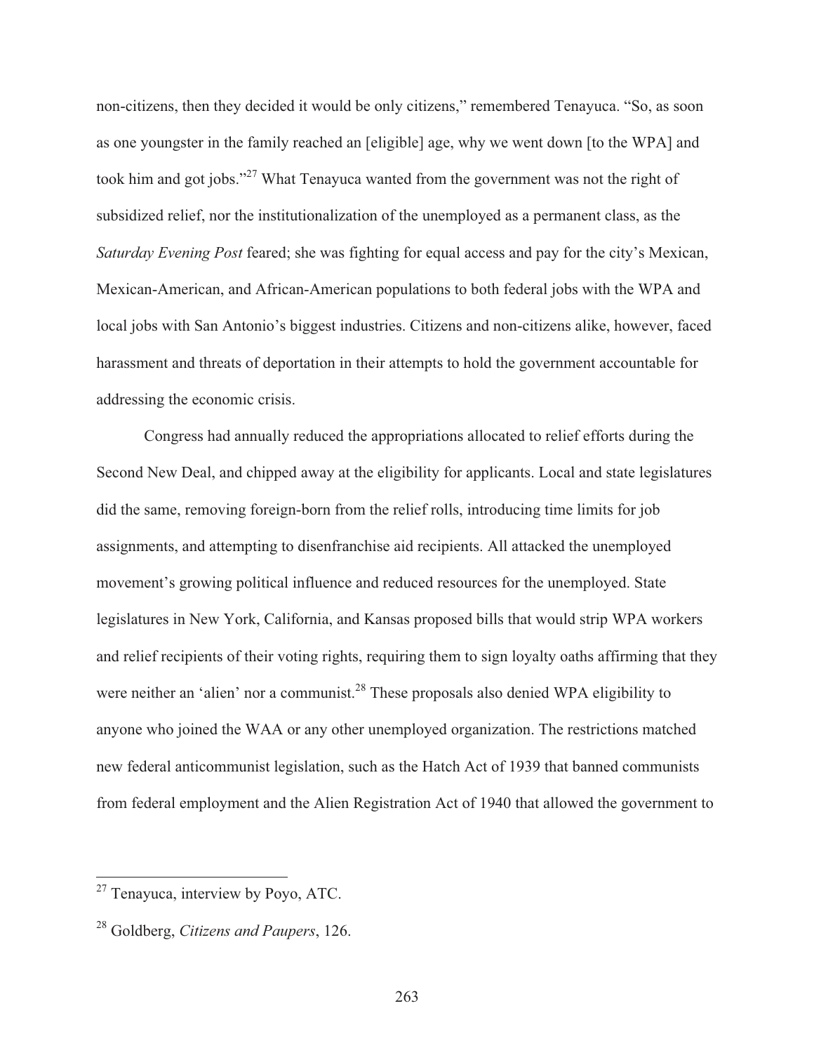non-citizens, then they decided it would be only citizens," remembered Tenayuca. "So, as soon as one youngster in the family reached an [eligible] age, why we went down [to the WPA] and took him and got jobs."[27] What Tenayuca wanted from the government was not the right of subsidized relief, nor the institutionalization of the unemployed as a permanent class, as the *Saturday Evening Post* feared; she was fighting for equal access and pay for the city's Mexican, Mexican-American, and African-American populations to both federal jobs with the WPA and local jobs with San Antonio's biggest industries. Citizens and non-citizens alike, however, faced harassment and threats of deportation in their attempts to hold the government accountable for addressing the economic crisis.

Congress had annually reduced the appropriations allocated to relief efforts during the Second New Deal, and chipped away at the eligibility for applicants. Local and state legislatures did the same, removing foreign-born from the relief rolls, introducing time limits for job assignments, and attempting to disenfranchise aid recipients. All attacked the unemployed movement's growing political influence and reduced resources for the unemployed. State legislatures in New York, California, and Kansas proposed bills that would strip WPA workers and relief recipients of their voting rights, requiring them to sign loyalty oaths affirming that they were neither an 'alien' nor a communist.[28] These proposals also denied WPA eligibility to anyone who joined the WAA or any other unemployed organization. The restrictions matched new federal anticommunist legislation, such as the Hatch Act of 1939 that banned communists from federal employment and the Alien Registration Act of 1940 that allowed the government to

---

[27] Tenayuca, interview by Poyo, ATC.

[28] Goldberg, *Citizens and Paupers*, 126.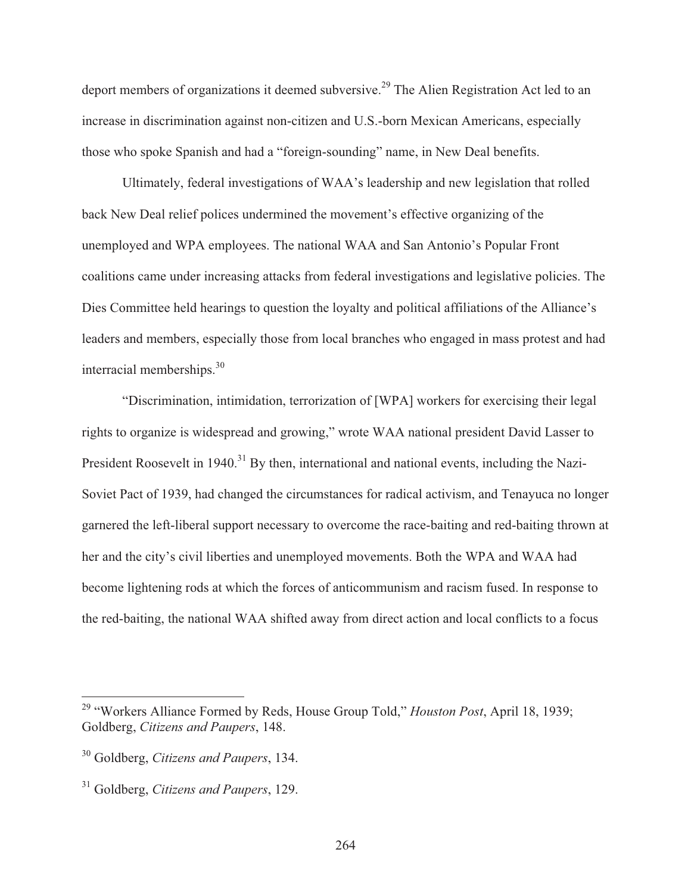deport members of organizations it deemed subversive.[29] The Alien Registration Act led to an increase in discrimination against non-citizen and U.S.-born Mexican Americans, especially those who spoke Spanish and had a "foreign-sounding" name, in New Deal benefits.

Ultimately, federal investigations of WAA's leadership and new legislation that rolled back New Deal relief polices undermined the movement's effective organizing of the unemployed and WPA employees. The national WAA and San Antonio's Popular Front coalitions came under increasing attacks from federal investigations and legislative policies. The Dies Committee held hearings to question the loyalty and political affiliations of the Alliance's leaders and members, especially those from local branches who engaged in mass protest and had interracial memberships.[30]

"Discrimination, intimidation, terrorization of [WPA] workers for exercising their legal rights to organize is widespread and growing," wrote WAA national president David Lasser to President Roosevelt in 1940.[31] By then, international and national events, including the Nazi-Soviet Pact of 1939, had changed the circumstances for radical activism, and Tenayuca no longer garnered the left-liberal support necessary to overcome the race-baiting and red-baiting thrown at her and the city's civil liberties and unemployed movements. Both the WPA and WAA had become lightening rods at which the forces of anticommunism and racism fused. In response to the red-baiting, the national WAA shifted away from direct action and local conflicts to a focus

---

[29] "Workers Alliance Formed by Reds, House Group Told," *Houston Post*, April 18, 1939; Goldberg, *Citizens and Paupers*, 148.

[30] Goldberg, *Citizens and Paupers*, 134.

[31] Goldberg, *Citizens and Paupers*, 129.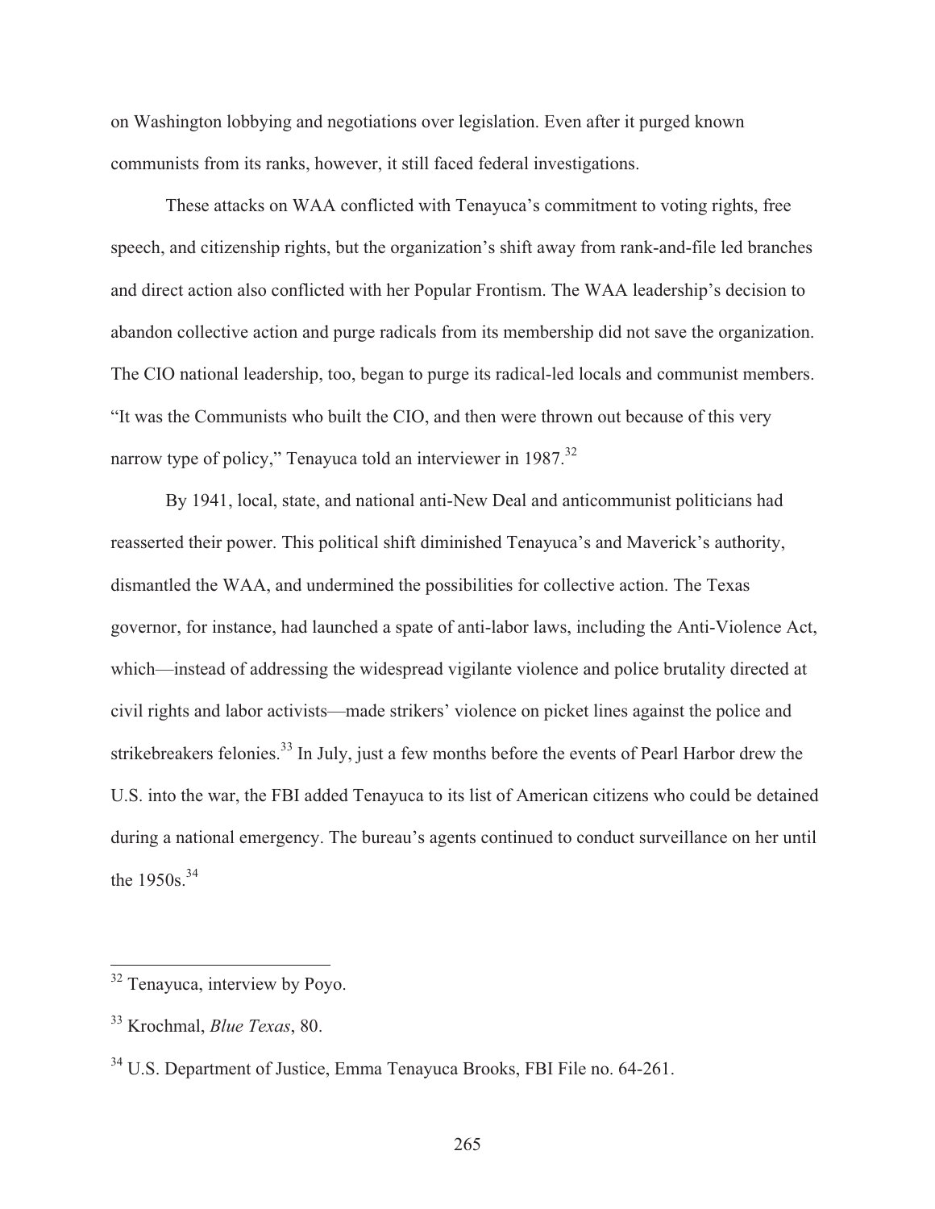on Washington lobbying and negotiations over legislation. Even after it purged known communists from its ranks, however, it still faced federal investigations.

These attacks on WAA conflicted with Tenayuca's commitment to voting rights, free speech, and citizenship rights, but the organization's shift away from rank-and-file led branches and direct action also conflicted with her Popular Frontism. The WAA leadership's decision to abandon collective action and purge radicals from its membership did not save the organization. The CIO national leadership, too, began to purge its radical-led locals and communist members. "It was the Communists who built the CIO, and then were thrown out because of this very narrow type of policy," Tenayuca told an interviewer in 1987.[32]

By 1941, local, state, and national anti-New Deal and anticommunist politicians had reasserted their power. This political shift diminished Tenayuca's and Maverick's authority, dismantled the WAA, and undermined the possibilities for collective action. The Texas governor, for instance, had launched a spate of anti-labor laws, including the Anti-Violence Act, which—instead of addressing the widespread vigilante violence and police brutality directed at civil rights and labor activists—made strikers' violence on picket lines against the police and strikebreakers felonies.[33] In July, just a few months before the events of Pearl Harbor drew the U.S. into the war, the FBI added Tenayuca to its list of American citizens who could be detained during a national emergency. The bureau's agents continued to conduct surveillance on her until the 1950s.[34]

---

[32] Tenayuca, interview by Poyo.

[33] Krochmal, *Blue Texas*, 80.

[34] U.S. Department of Justice, Emma Tenayuca Brooks, FBI File no. 64-261.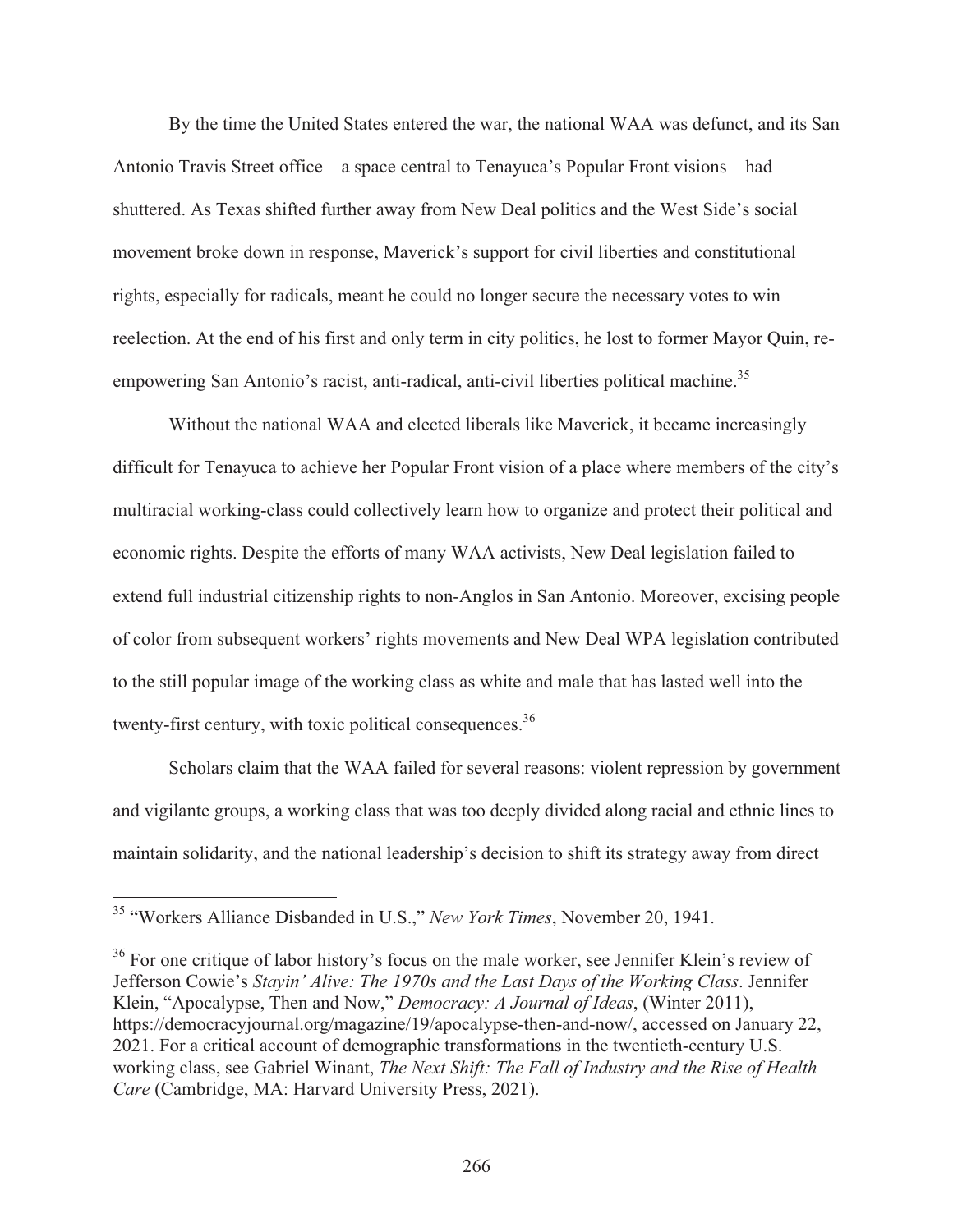By the time the United States entered the war, the national WAA was defunct, and its San Antonio Travis Street office—a space central to Tenayuca's Popular Front visions—had shuttered. As Texas shifted further away from New Deal politics and the West Side's social movement broke down in response, Maverick's support for civil liberties and constitutional rights, especially for radicals, meant he could no longer secure the necessary votes to win reelection. At the end of his first and only term in city politics, he lost to former Mayor Quin, re-empowering San Antonio's racist, anti-radical, anti-civil liberties political machine.[35]

Without the national WAA and elected liberals like Maverick, it became increasingly difficult for Tenayuca to achieve her Popular Front vision of a place where members of the city's multiracial working-class could collectively learn how to organize and protect their political and economic rights. Despite the efforts of many WAA activists, New Deal legislation failed to extend full industrial citizenship rights to non-Anglos in San Antonio. Moreover, excising people of color from subsequent workers' rights movements and New Deal WPA legislation contributed to the still popular image of the working class as white and male that has lasted well into the twenty-first century, with toxic political consequences.[36]

Scholars claim that the WAA failed for several reasons: violent repression by government and vigilante groups, a working class that was too deeply divided along racial and ethnic lines to maintain solidarity, and the national leadership's decision to shift its strategy away from direct

---

[35] "Workers Alliance Disbanded in U.S.," *New York Times*, November 20, 1941.

[36] For one critique of labor history's focus on the male worker, see Jennifer Klein's review of Jefferson Cowie's *Stayin' Alive: The 1970s and the Last Days of the Working Class*. Jennifer Klein, "Apocalypse, Then and Now," *Democracy: A Journal of Ideas*, (Winter 2011), https://democracyjournal.org/magazine/19/apocalypse-then-and-now/, accessed on January 22, 2021. For a critical account of demographic transformations in the twentieth-century U.S. working class, see Gabriel Winant, *The Next Shift: The Fall of Industry and the Rise of Health Care* (Cambridge, MA: Harvard University Press, 2021).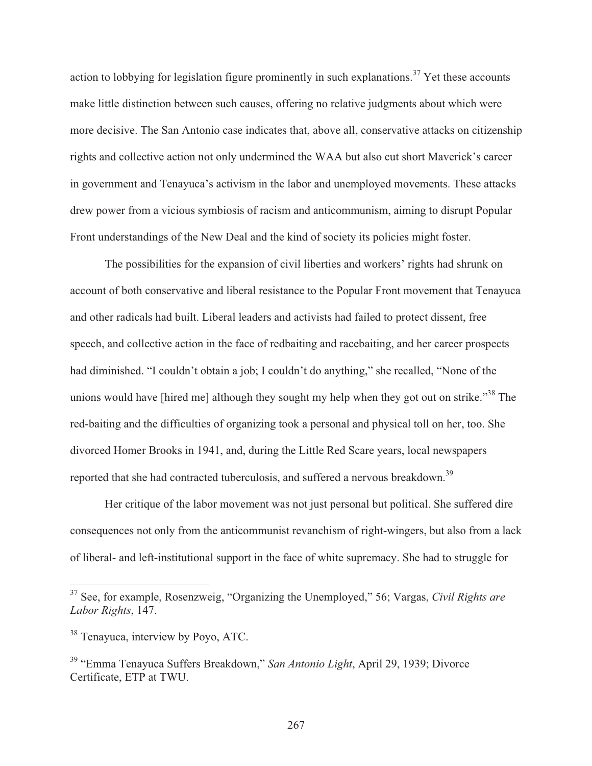action to lobbying for legislation figure prominently in such explanations.[37] Yet these accounts make little distinction between such causes, offering no relative judgments about which were more decisive. The San Antonio case indicates that, above all, conservative attacks on citizenship rights and collective action not only undermined the WAA but also cut short Maverick's career in government and Tenayuca's activism in the labor and unemployed movements. These attacks drew power from a vicious symbiosis of racism and anticommunism, aiming to disrupt Popular Front understandings of the New Deal and the kind of society its policies might foster.

The possibilities for the expansion of civil liberties and workers' rights had shrunk on account of both conservative and liberal resistance to the Popular Front movement that Tenayuca and other radicals had built. Liberal leaders and activists had failed to protect dissent, free speech, and collective action in the face of redbaiting and racebaiting, and her career prospects had diminished. "I couldn't obtain a job; I couldn't do anything," she recalled, "None of the unions would have [hired me] although they sought my help when they got out on strike."[38] The red-baiting and the difficulties of organizing took a personal and physical toll on her, too. She divorced Homer Brooks in 1941, and, during the Little Red Scare years, local newspapers reported that she had contracted tuberculosis, and suffered a nervous breakdown.[39]

Her critique of the labor movement was not just personal but political. She suffered dire consequences not only from the anticommunist revanchism of right-wingers, but also from a lack of liberal- and left-institutional support in the face of white supremacy. She had to struggle for

---

[37] See, for example, Rosenzweig, "Organizing the Unemployed," 56; Vargas, *Civil Rights are Labor Rights*, 147.

[38] Tenayuca, interview by Poyo, ATC.

[39] "Emma Tenayuca Suffers Breakdown," *San Antonio Light*, April 29, 1939; Divorce Certificate, ETP at TWU.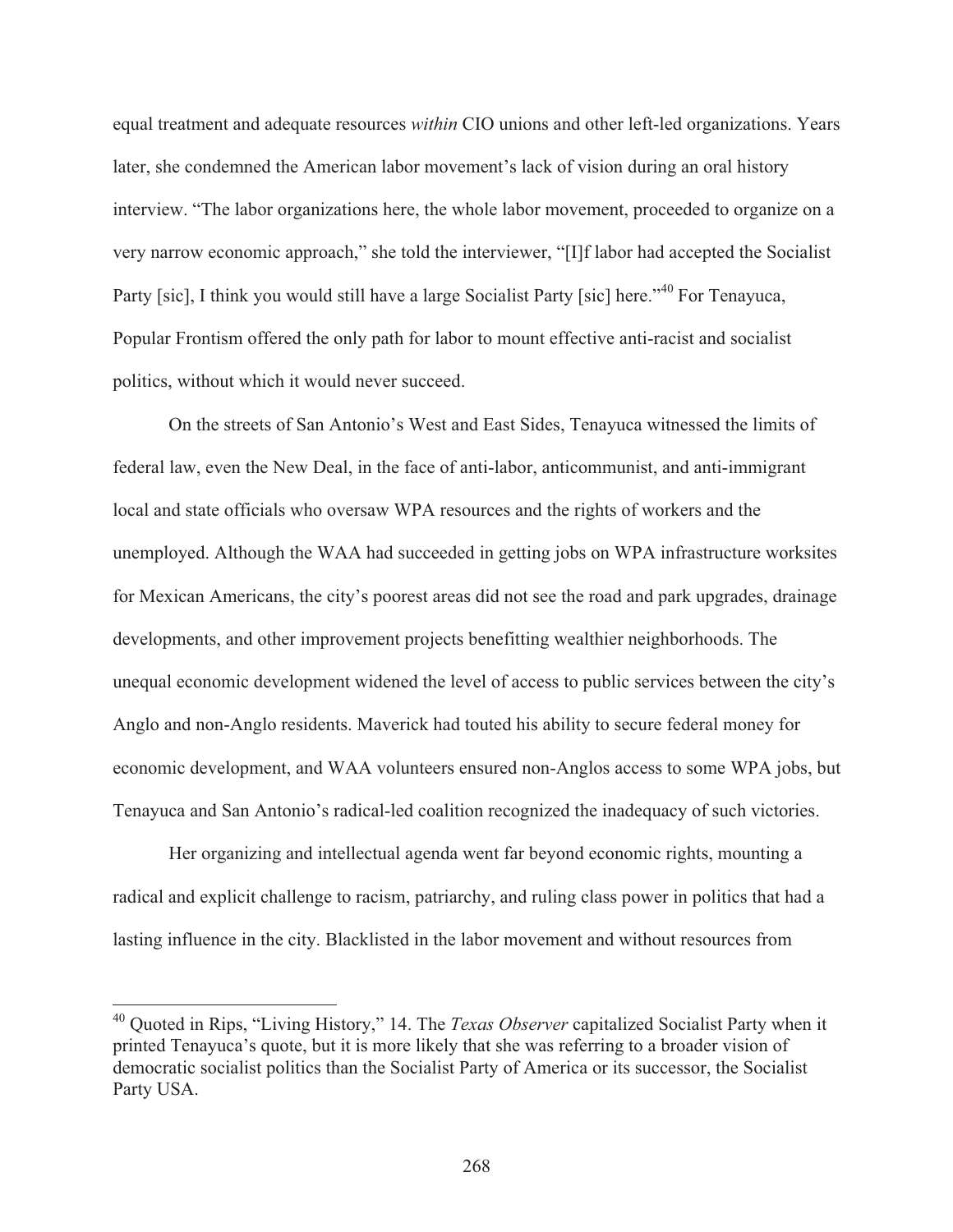equal treatment and adequate resources *within* CIO unions and other left-led organizations. Years later, she condemned the American labor movement's lack of vision during an oral history interview. "The labor organizations here, the whole labor movement, proceeded to organize on a very narrow economic approach," she told the interviewer, "[I]f labor had accepted the Socialist Party [sic], I think you would still have a large Socialist Party [sic] here."[40] For Tenayuca, Popular Frontism offered the only path for labor to mount effective anti-racist and socialist politics, without which it would never succeed.

On the streets of San Antonio's West and East Sides, Tenayuca witnessed the limits of federal law, even the New Deal, in the face of anti-labor, anticommunist, and anti-immigrant local and state officials who oversaw WPA resources and the rights of workers and the unemployed. Although the WAA had succeeded in getting jobs on WPA infrastructure worksites for Mexican Americans, the city's poorest areas did not see the road and park upgrades, drainage developments, and other improvement projects benefitting wealthier neighborhoods. The unequal economic development widened the level of access to public services between the city's Anglo and non-Anglo residents. Maverick had touted his ability to secure federal money for economic development, and WAA volunteers ensured non-Anglos access to some WPA jobs, but Tenayuca and San Antonio's radical-led coalition recognized the inadequacy of such victories.

Her organizing and intellectual agenda went far beyond economic rights, mounting a radical and explicit challenge to racism, patriarchy, and ruling class power in politics that had a lasting influence in the city. Blacklisted in the labor movement and without resources from

---

[40] Quoted in Rips, "Living History," 14. The *Texas Observer* capitalized Socialist Party when it printed Tenayuca's quote, but it is more likely that she was referring to a broader vision of democratic socialist politics than the Socialist Party of America or its successor, the Socialist Party USA.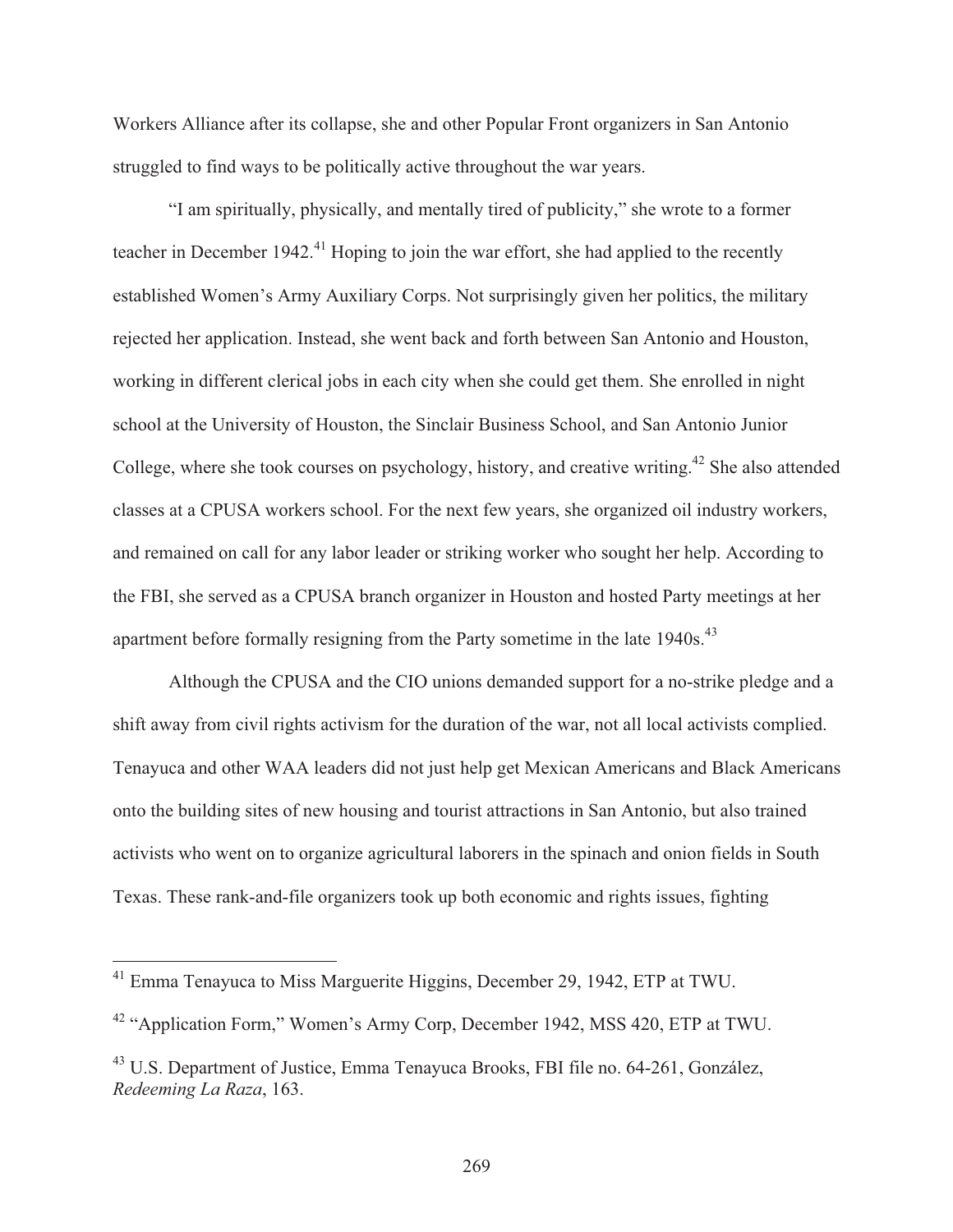Workers Alliance after its collapse, she and other Popular Front organizers in San Antonio struggled to find ways to be politically active throughout the war years.

"I am spiritually, physically, and mentally tired of publicity," she wrote to a former teacher in December 1942.[41] Hoping to join the war effort, she had applied to the recently established Women's Army Auxiliary Corps. Not surprisingly given her politics, the military rejected her application. Instead, she went back and forth between San Antonio and Houston, working in different clerical jobs in each city when she could get them. She enrolled in night school at the University of Houston, the Sinclair Business School, and San Antonio Junior College, where she took courses on psychology, history, and creative writing.[42] She also attended classes at a CPUSA workers school. For the next few years, she organized oil industry workers, and remained on call for any labor leader or striking worker who sought her help. According to the FBI, she served as a CPUSA branch organizer in Houston and hosted Party meetings at her apartment before formally resigning from the Party sometime in the late 1940s.[43]

Although the CPUSA and the CIO unions demanded support for a no-strike pledge and a shift away from civil rights activism for the duration of the war, not all local activists complied. Tenayuca and other WAA leaders did not just help get Mexican Americans and Black Americans onto the building sites of new housing and tourist attractions in San Antonio, but also trained activists who went on to organize agricultural laborers in the spinach and onion fields in South Texas. These rank-and-file organizers took up both economic and rights issues, fighting

---

[41] Emma Tenayuca to Miss Marguerite Higgins, December 29, 1942, ETP at TWU.

[42] "Application Form," Women's Army Corp, December 1942, MSS 420, ETP at TWU.

[43] U.S. Department of Justice, Emma Tenayuca Brooks, FBI file no. 64-261, González, *Redeeming La Raza*, 163.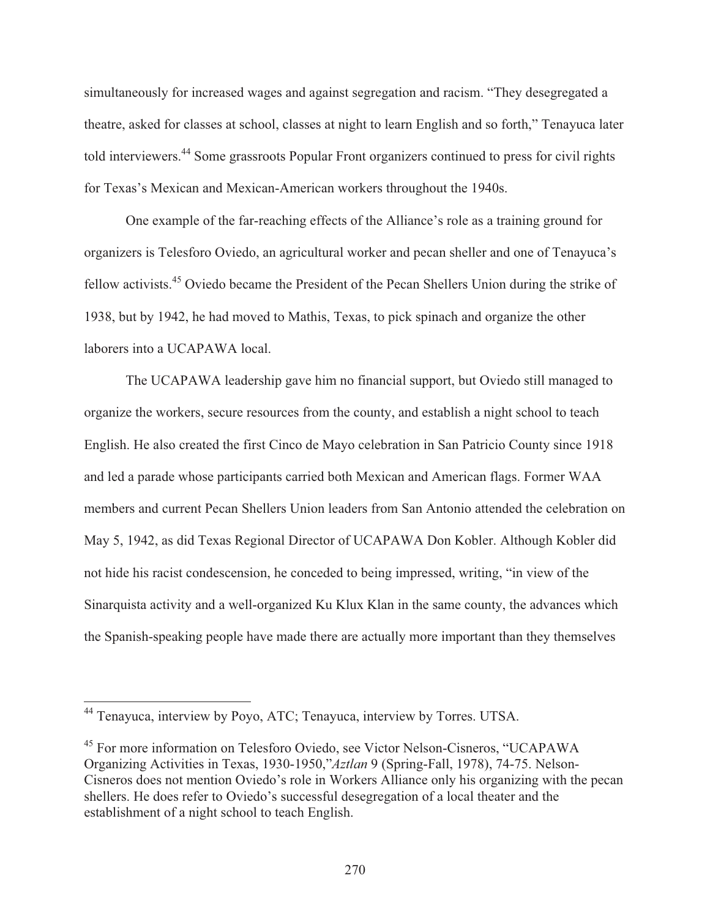simultaneously for increased wages and against segregation and racism. "They desegregated a theatre, asked for classes at school, classes at night to learn English and so forth," Tenayuca later told interviewers.[44] Some grassroots Popular Front organizers continued to press for civil rights for Texas's Mexican and Mexican-American workers throughout the 1940s.

One example of the far-reaching effects of the Alliance's role as a training ground for organizers is Telesforo Oviedo, an agricultural worker and pecan sheller and one of Tenayuca's fellow activists.[45] Oviedo became the President of the Pecan Shellers Union during the strike of 1938, but by 1942, he had moved to Mathis, Texas, to pick spinach and organize the other laborers into a UCAPAWA local.

The UCAPAWA leadership gave him no financial support, but Oviedo still managed to organize the workers, secure resources from the county, and establish a night school to teach English. He also created the first Cinco de Mayo celebration in San Patricio County since 1918 and led a parade whose participants carried both Mexican and American flags. Former WAA members and current Pecan Shellers Union leaders from San Antonio attended the celebration on May 5, 1942, as did Texas Regional Director of UCAPAWA Don Kobler. Although Kobler did not hide his racist condescension, he conceded to being impressed, writing, "in view of the Sinarquista activity and a well-organized Ku Klux Klan in the same county, the advances which the Spanish-speaking people have made there are actually more important than they themselves

---

[44] Tenayuca, interview by Poyo, ATC; Tenayuca, interview by Torres. UTSA.

[45] For more information on Telesforo Oviedo, see Victor Nelson-Cisneros, "UCAPAWA Organizing Activities in Texas, 1930-1950,"*Aztlan* 9 (Spring-Fall, 1978), 74-75. Nelson-Cisneros does not mention Oviedo's role in Workers Alliance only his organizing with the pecan shellers. He does refer to Oviedo's successful desegregation of a local theater and the establishment of a night school to teach English.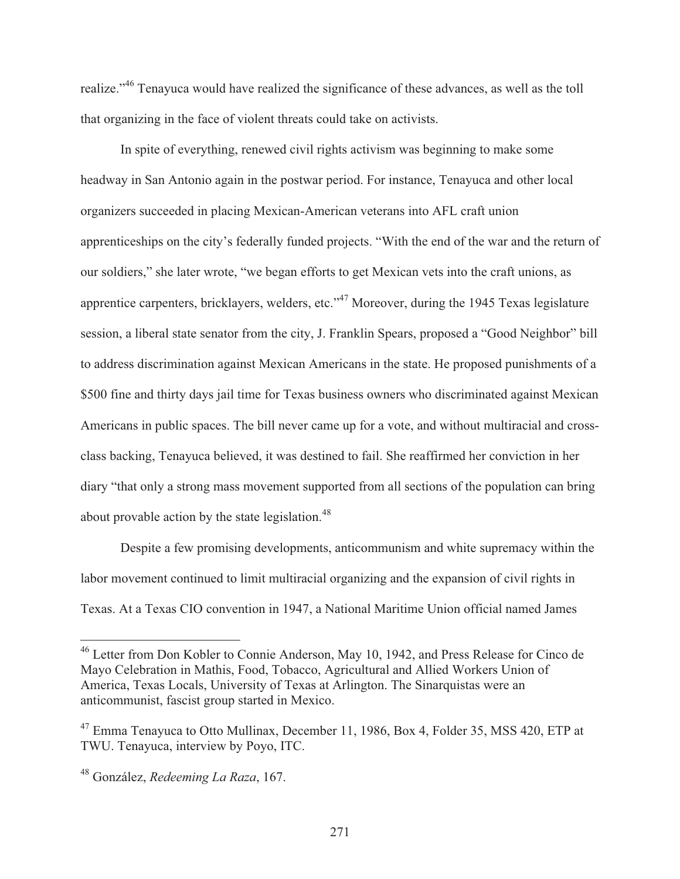realize."[46] Tenayuca would have realized the significance of these advances, as well as the toll that organizing in the face of violent threats could take on activists.

In spite of everything, renewed civil rights activism was beginning to make some headway in San Antonio again in the postwar period. For instance, Tenayuca and other local organizers succeeded in placing Mexican-American veterans into AFL craft union apprenticeships on the city's federally funded projects. "With the end of the war and the return of our soldiers," she later wrote, "we began efforts to get Mexican vets into the craft unions, as apprentice carpenters, bricklayers, welders, etc."[47] Moreover, during the 1945 Texas legislature session, a liberal state senator from the city, J. Franklin Spears, proposed a "Good Neighbor" bill to address discrimination against Mexican Americans in the state. He proposed punishments of a $500 fine and thirty days jail time for Texas business owners who discriminated against Mexican Americans in public spaces. The bill never came up for a vote, and without multiracial and cross-class backing, Tenayuca believed, it was destined to fail. She reaffirmed her conviction in her diary "that only a strong mass movement supported from all sections of the population can bring about provable action by the state legislation.[48]

Despite a few promising developments, anticommunism and white supremacy within the labor movement continued to limit multiracial organizing and the expansion of civil rights in Texas. At a Texas CIO convention in 1947, a National Maritime Union official named James

---

[46] Letter from Don Kobler to Connie Anderson, May 10, 1942, and Press Release for Cinco de Mayo Celebration in Mathis, Food, Tobacco, Agricultural and Allied Workers Union of America, Texas Locals, University of Texas at Arlington. The Sinarquistas were an anticommunist, fascist group started in Mexico.

[47] Emma Tenayuca to Otto Mullinax, December 11, 1986, Box 4, Folder 35, MSS 420, ETP at TWU. Tenayuca, interview by Poyo, ITC.

[48] González, *Redeeming La Raza*, 167.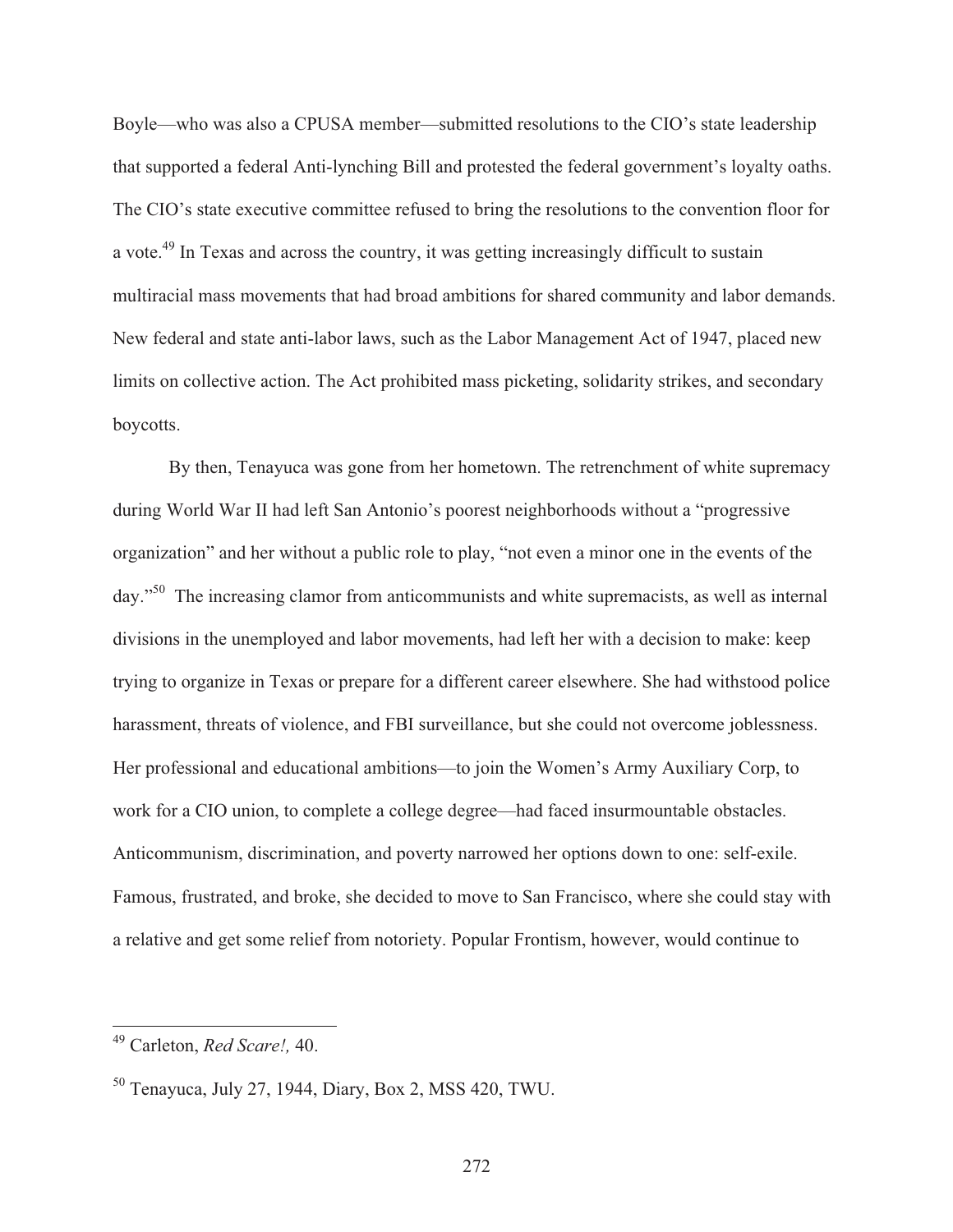Boyle—who was also a CPUSA member—submitted resolutions to the CIO's state leadership that supported a federal Anti-lynching Bill and protested the federal government's loyalty oaths. The CIO's state executive committee refused to bring the resolutions to the convention floor for a vote.[49] In Texas and across the country, it was getting increasingly difficult to sustain multiracial mass movements that had broad ambitions for shared community and labor demands. New federal and state anti-labor laws, such as the Labor Management Act of 1947, placed new limits on collective action. The Act prohibited mass picketing, solidarity strikes, and secondary boycotts.

By then, Tenayuca was gone from her hometown. The retrenchment of white supremacy during World War II had left San Antonio's poorest neighborhoods without a "progressive organization" and her without a public role to play, "not even a minor one in the events of the day."[50] The increasing clamor from anticommunists and white supremacists, as well as internal divisions in the unemployed and labor movements, had left her with a decision to make: keep trying to organize in Texas or prepare for a different career elsewhere. She had withstood police harassment, threats of violence, and FBI surveillance, but she could not overcome joblessness. Her professional and educational ambitions—to join the Women's Army Auxiliary Corp, to work for a CIO union, to complete a college degree—had faced insurmountable obstacles. Anticommunism, discrimination, and poverty narrowed her options down to one: self-exile. Famous, frustrated, and broke, she decided to move to San Francisco, where she could stay with a relative and get some relief from notoriety. Popular Frontism, however, would continue to

---

[49] Carleton, *Red Scare!,* 40.

[50] Tenayuca, July 27, 1944, Diary, Box 2, MSS 420, TWU.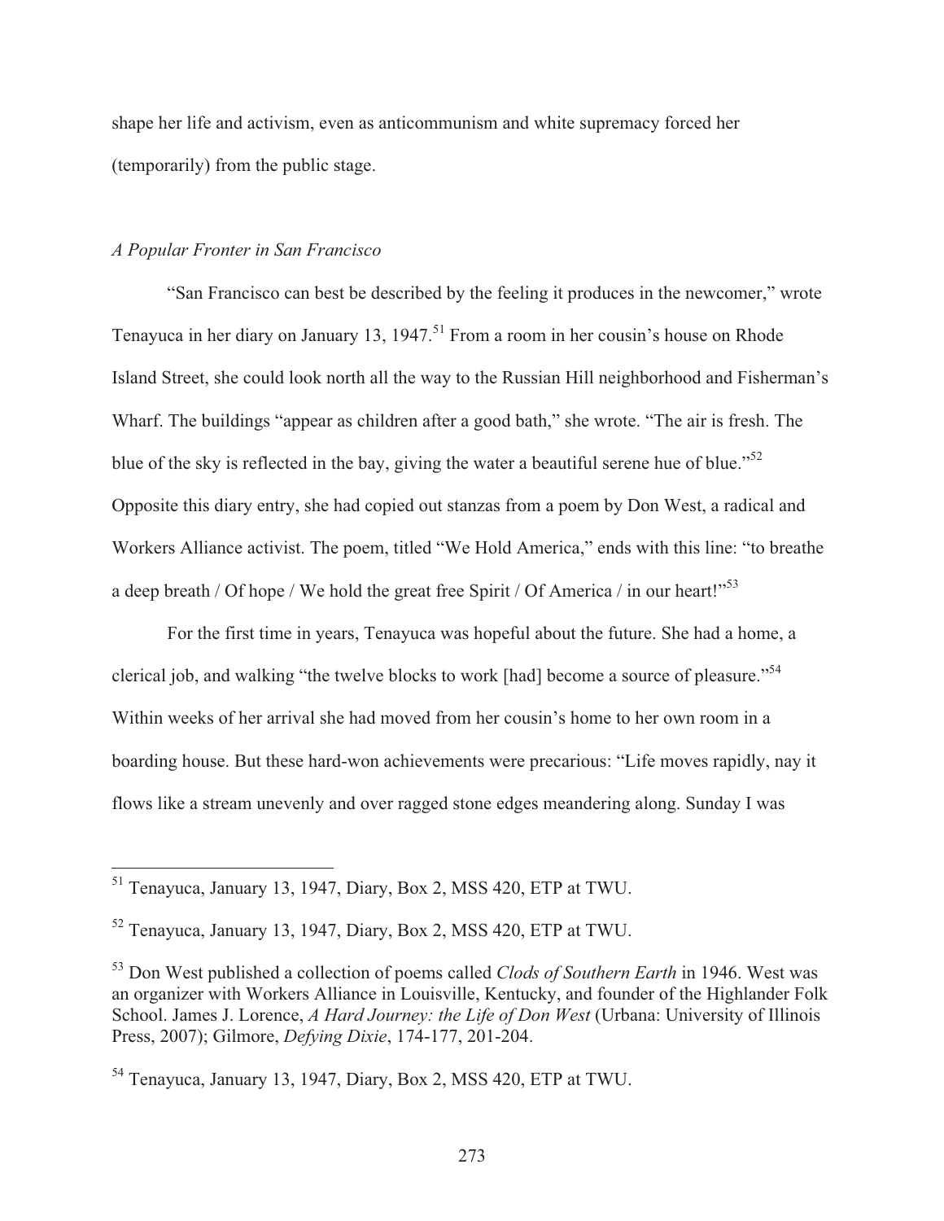shape her life and activism, even as anticommunism and white supremacy forced her (temporarily) from the public stage.

### *A Popular Fronter in San Francisco*

"San Francisco can best be described by the feeling it produces in the newcomer," wrote Tenayuca in her diary on January 13, 1947.[51] From a room in her cousin's house on Rhode Island Street, she could look north all the way to the Russian Hill neighborhood and Fisherman's Wharf. The buildings "appear as children after a good bath," she wrote. "The air is fresh. The blue of the sky is reflected in the bay, giving the water a beautiful serene hue of blue."[52] Opposite this diary entry, she had copied out stanzas from a poem by Don West, a radical and Workers Alliance activist. The poem, titled "We Hold America," ends with this line: "to breathe a deep breath / Of hope / We hold the great free Spirit / Of America / in our heart!"[53]

For the first time in years, Tenayuca was hopeful about the future. She had a home, a clerical job, and walking "the twelve blocks to work [had] become a source of pleasure."[54] Within weeks of her arrival she had moved from her cousin's home to her own room in a boarding house. But these hard-won achievements were precarious: "Life moves rapidly, nay it flows like a stream unevenly and over ragged stone edges meandering along. Sunday I was

---

[51] Tenayuca, January 13, 1947, Diary, Box 2, MSS 420, ETP at TWU.

[52] Tenayuca, January 13, 1947, Diary, Box 2, MSS 420, ETP at TWU.

[53] Don West published a collection of poems called *Clods of Southern Earth* in 1946. West was an organizer with Workers Alliance in Louisville, Kentucky, and founder of the Highlander Folk School. James J. Lorence, *A Hard Journey: the Life of Don West* (Urbana: University of Illinois Press, 2007); Gilmore, *Defying Dixie*, 174-177, 201-204.

[54] Tenayuca, January 13, 1947, Diary, Box 2, MSS 420, ETP at TWU.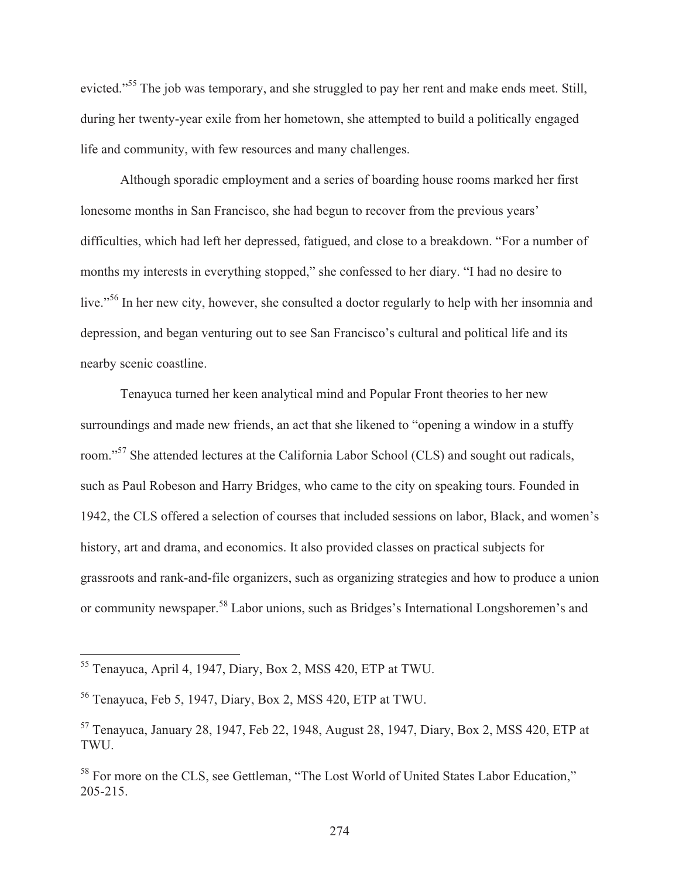evicted."[55] The job was temporary, and she struggled to pay her rent and make ends meet. Still, during her twenty-year exile from her hometown, she attempted to build a politically engaged life and community, with few resources and many challenges.

Although sporadic employment and a series of boarding house rooms marked her first lonesome months in San Francisco, she had begun to recover from the previous years' difficulties, which had left her depressed, fatigued, and close to a breakdown. "For a number of months my interests in everything stopped," she confessed to her diary. "I had no desire to live."[56] In her new city, however, she consulted a doctor regularly to help with her insomnia and depression, and began venturing out to see San Francisco's cultural and political life and its nearby scenic coastline.

Tenayuca turned her keen analytical mind and Popular Front theories to her new surroundings and made new friends, an act that she likened to "opening a window in a stuffy room."[57] She attended lectures at the California Labor School (CLS) and sought out radicals, such as Paul Robeson and Harry Bridges, who came to the city on speaking tours. Founded in 1942, the CLS offered a selection of courses that included sessions on labor, Black, and women's history, art and drama, and economics. It also provided classes on practical subjects for grassroots and rank-and-file organizers, such as organizing strategies and how to produce a union or community newspaper.[58] Labor unions, such as Bridges's International Longshoremen's and

---

[55] Tenayuca, April 4, 1947, Diary, Box 2, MSS 420, ETP at TWU.

[56] Tenayuca, Feb 5, 1947, Diary, Box 2, MSS 420, ETP at TWU.

[57] Tenayuca, January 28, 1947, Feb 22, 1948, August 28, 1947, Diary, Box 2, MSS 420, ETP at TWU.

[58] For more on the CLS, see Gettleman, "The Lost World of United States Labor Education," 205-215.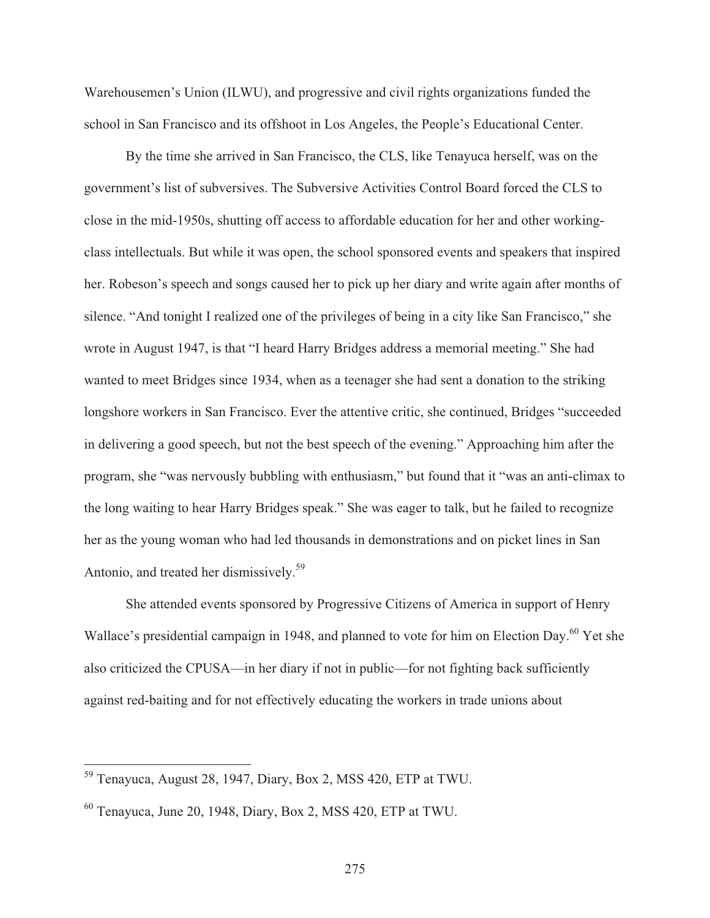Warehousemen's Union (ILWU), and progressive and civil rights organizations funded the school in San Francisco and its offshoot in Los Angeles, the People's Educational Center.

By the time she arrived in San Francisco, the CLS, like Tenayuca herself, was on the government's list of subversives. The Subversive Activities Control Board forced the CLS to close in the mid-1950s, shutting off access to affordable education for her and other working-class intellectuals. But while it was open, the school sponsored events and speakers that inspired her. Robeson's speech and songs caused her to pick up her diary and write again after months of silence. "And tonight I realized one of the privileges of being in a city like San Francisco," she wrote in August 1947, is that "I heard Harry Bridges address a memorial meeting." She had wanted to meet Bridges since 1934, when as a teenager she had sent a donation to the striking longshore workers in San Francisco. Ever the attentive critic, she continued, Bridges "succeeded in delivering a good speech, but not the best speech of the evening." Approaching him after the program, she "was nervously bubbling with enthusiasm," but found that it "was an anti-climax to the long waiting to hear Harry Bridges speak." She was eager to talk, but he failed to recognize her as the young woman who had led thousands in demonstrations and on picket lines in San Antonio, and treated her dismissively.[59]

She attended events sponsored by Progressive Citizens of America in support of Henry Wallace's presidential campaign in 1948, and planned to vote for him on Election Day.[60] Yet she also criticized the CPUSA—in her diary if not in public—for not fighting back sufficiently against red-baiting and for not effectively educating the workers in trade unions about

---

[59] Tenayuca, August 28, 1947, Diary, Box 2, MSS 420, ETP at TWU.

[60] Tenayuca, June 20, 1948, Diary, Box 2, MSS 420, ETP at TWU.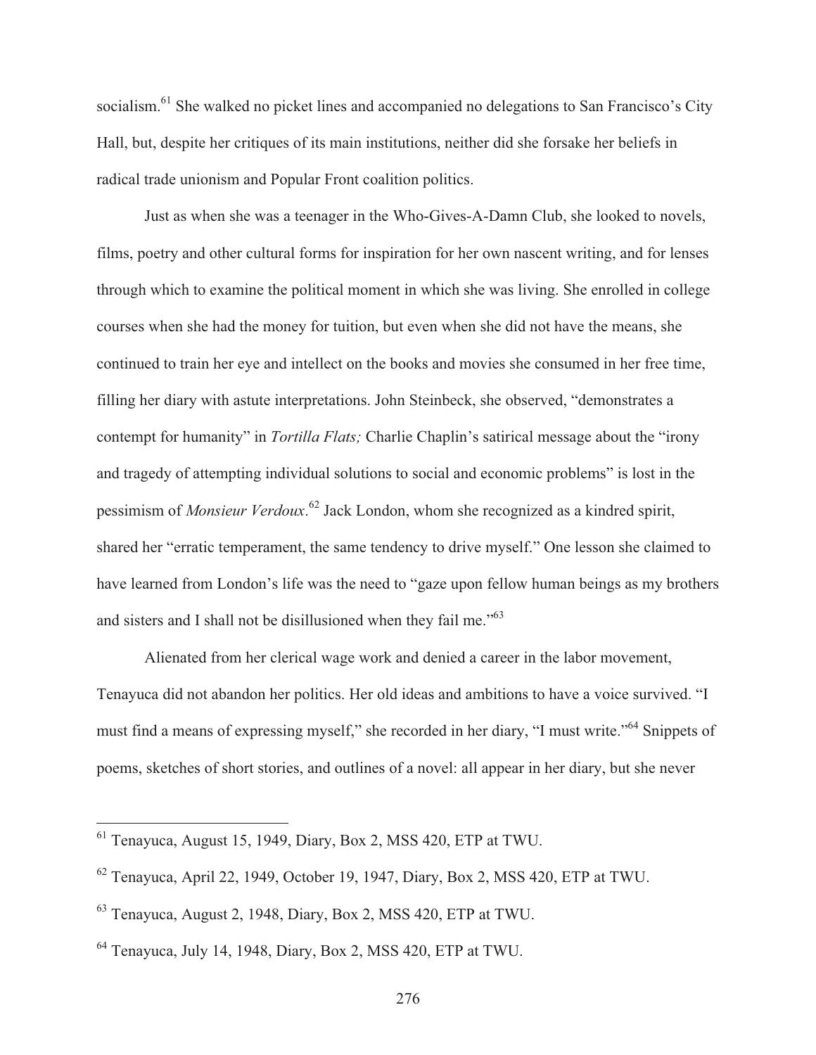socialism.[61] She walked no picket lines and accompanied no delegations to San Francisco's City Hall, but, despite her critiques of its main institutions, neither did she forsake her beliefs in radical trade unionism and Popular Front coalition politics.

Just as when she was a teenager in the Who-Gives-A-Damn Club, she looked to novels, films, poetry and other cultural forms for inspiration for her own nascent writing, and for lenses through which to examine the political moment in which she was living. She enrolled in college courses when she had the money for tuition, but even when she did not have the means, she continued to train her eye and intellect on the books and movies she consumed in her free time, filling her diary with astute interpretations. John Steinbeck, she observed, "demonstrates a contempt for humanity" in *Tortilla Flats;* Charlie Chaplin's satirical message about the "irony and tragedy of attempting individual solutions to social and economic problems" is lost in the pessimism of *Monsieur Verdoux*.[62] Jack London, whom she recognized as a kindred spirit, shared her "erratic temperament, the same tendency to drive myself." One lesson she claimed to have learned from London's life was the need to "gaze upon fellow human beings as my brothers and sisters and I shall not be disillusioned when they fail me."[63]

Alienated from her clerical wage work and denied a career in the labor movement, Tenayuca did not abandon her politics. Her old ideas and ambitions to have a voice survived. "I must find a means of expressing myself," she recorded in her diary, "I must write."[64] Snippets of poems, sketches of short stories, and outlines of a novel: all appear in her diary, but she never

---

[61] Tenayuca, August 15, 1949, Diary, Box 2, MSS 420, ETP at TWU.

[62] Tenayuca, April 22, 1949, October 19, 1947, Diary, Box 2, MSS 420, ETP at TWU.

[63] Tenayuca, August 2, 1948, Diary, Box 2, MSS 420, ETP at TWU.

[64] Tenayuca, July 14, 1948, Diary, Box 2, MSS 420, ETP at TWU.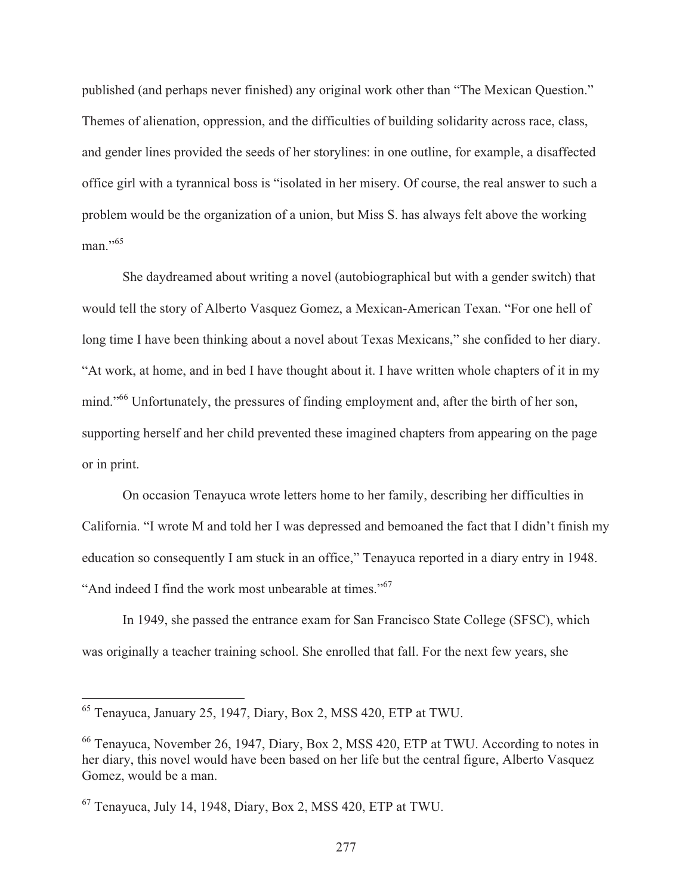published (and perhaps never finished) any original work other than "The Mexican Question." Themes of alienation, oppression, and the difficulties of building solidarity across race, class, and gender lines provided the seeds of her storylines: in one outline, for example, a disaffected office girl with a tyrannical boss is "isolated in her misery. Of course, the real answer to such a problem would be the organization of a union, but Miss S. has always felt above the working man."[65]

She daydreamed about writing a novel (autobiographical but with a gender switch) that would tell the story of Alberto Vasquez Gomez, a Mexican-American Texan. "For one hell of long time I have been thinking about a novel about Texas Mexicans," she confided to her diary. "At work, at home, and in bed I have thought about it. I have written whole chapters of it in my mind."[66] Unfortunately, the pressures of finding employment and, after the birth of her son, supporting herself and her child prevented these imagined chapters from appearing on the page or in print.

On occasion Tenayuca wrote letters home to her family, describing her difficulties in California. "I wrote M and told her I was depressed and bemoaned the fact that I didn't finish my education so consequently I am stuck in an office," Tenayuca reported in a diary entry in 1948. "And indeed I find the work most unbearable at times."[67]

In 1949, she passed the entrance exam for San Francisco State College (SFSC), which was originally a teacher training school. She enrolled that fall. For the next few years, she

---

[65] Tenayuca, January 25, 1947, Diary, Box 2, MSS 420, ETP at TWU.

[66] Tenayuca, November 26, 1947, Diary, Box 2, MSS 420, ETP at TWU. According to notes in her diary, this novel would have been based on her life but the central figure, Alberto Vasquez Gomez, would be a man.

[67] Tenayuca, July 14, 1948, Diary, Box 2, MSS 420, ETP at TWU.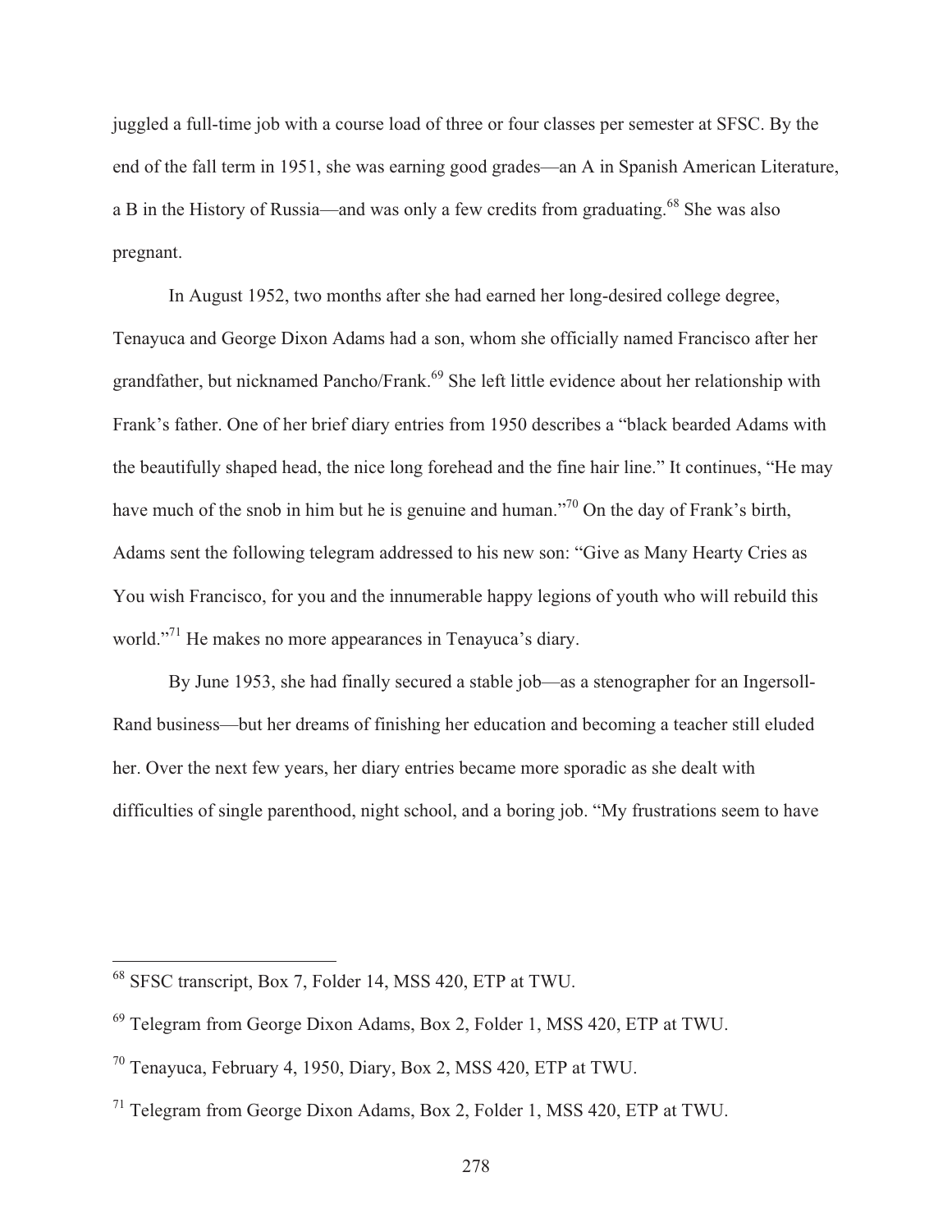juggled a full-time job with a course load of three or four classes per semester at SFSC. By the end of the fall term in 1951, she was earning good grades—an A in Spanish American Literature, a B in the History of Russia—and was only a few credits from graduating.[68] She was also pregnant.

In August 1952, two months after she had earned her long-desired college degree, Tenayuca and George Dixon Adams had a son, whom she officially named Francisco after her grandfather, but nicknamed Pancho/Frank.[69] She left little evidence about her relationship with Frank's father. One of her brief diary entries from 1950 describes a "black bearded Adams with the beautifully shaped head, the nice long forehead and the fine hair line." It continues, "He may have much of the snob in him but he is genuine and human."[70] On the day of Frank's birth, Adams sent the following telegram addressed to his new son: "Give as Many Hearty Cries as You wish Francisco, for you and the innumerable happy legions of youth who will rebuild this world."[71] He makes no more appearances in Tenayuca's diary.

By June 1953, she had finally secured a stable job—as a stenographer for an Ingersoll-Rand business—but her dreams of finishing her education and becoming a teacher still eluded her. Over the next few years, her diary entries became more sporadic as she dealt with difficulties of single parenthood, night school, and a boring job. "My frustrations seem to have

---

[68] SFSC transcript, Box 7, Folder 14, MSS 420, ETP at TWU.

[69] Telegram from George Dixon Adams, Box 2, Folder 1, MSS 420, ETP at TWU.

[70] Tenayuca, February 4, 1950, Diary, Box 2, MSS 420, ETP at TWU.

[71] Telegram from George Dixon Adams, Box 2, Folder 1, MSS 420, ETP at TWU.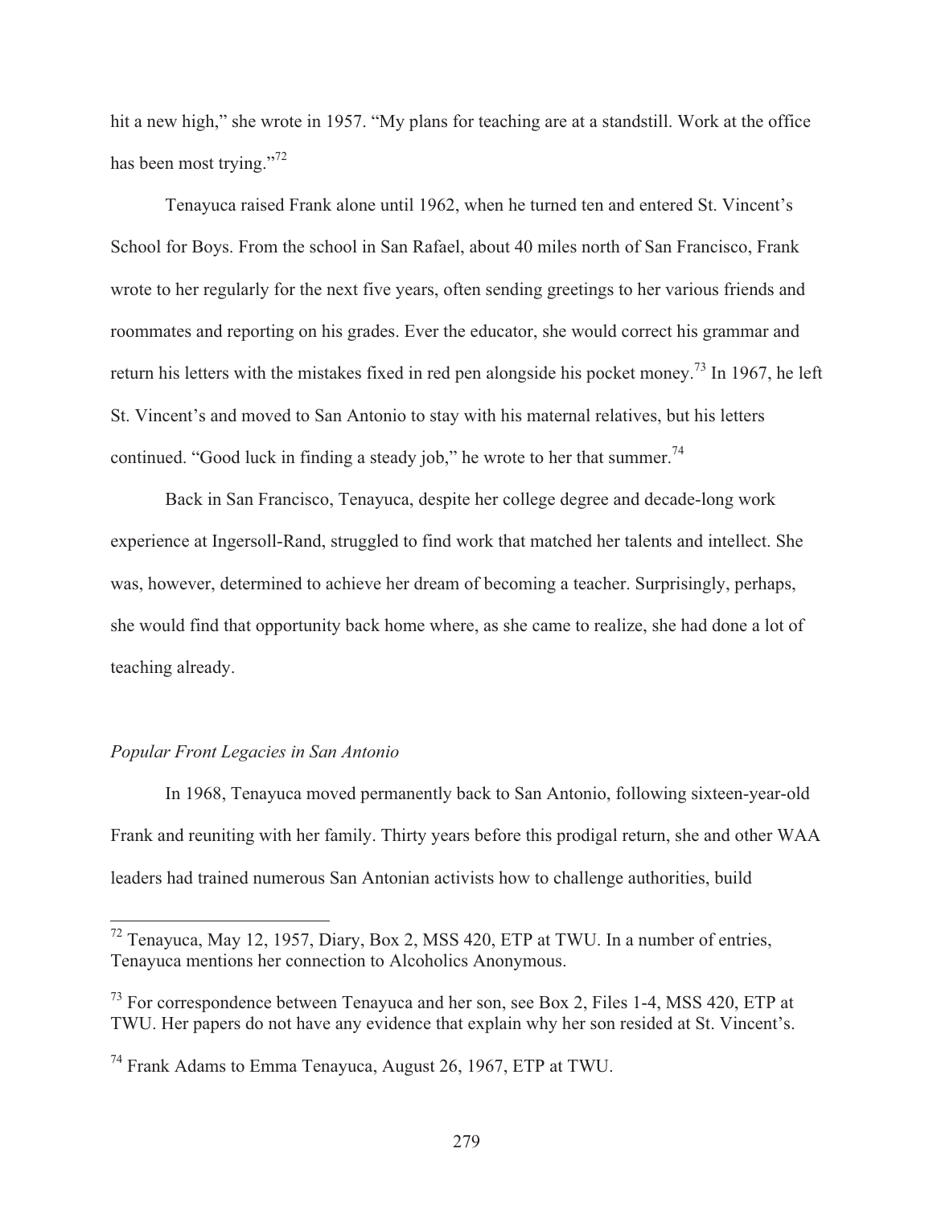hit a new high," she wrote in 1957. "My plans for teaching are at a standstill. Work at the office has been most trying."[72]

Tenayuca raised Frank alone until 1962, when he turned ten and entered St. Vincent's School for Boys. From the school in San Rafael, about 40 miles north of San Francisco, Frank wrote to her regularly for the next five years, often sending greetings to her various friends and roommates and reporting on his grades. Ever the educator, she would correct his grammar and return his letters with the mistakes fixed in red pen alongside his pocket money.[73] In 1967, he left St. Vincent's and moved to San Antonio to stay with his maternal relatives, but his letters continued. "Good luck in finding a steady job," he wrote to her that summer.[74]

Back in San Francisco, Tenayuca, despite her college degree and decade-long work experience at Ingersoll-Rand, struggled to find work that matched her talents and intellect. She was, however, determined to achieve her dream of becoming a teacher. Surprisingly, perhaps, she would find that opportunity back home where, as she came to realize, she had done a lot of teaching already.

### *Popular Front Legacies in San Antonio*

In 1968, Tenayuca moved permanently back to San Antonio, following sixteen-year-old Frank and reuniting with her family. Thirty years before this prodigal return, she and other WAA leaders had trained numerous San Antonian activists how to challenge authorities, build

---

[72] Tenayuca, May 12, 1957, Diary, Box 2, MSS 420, ETP at TWU. In a number of entries, Tenayuca mentions her connection to Alcoholics Anonymous.

[73] For correspondence between Tenayuca and her son, see Box 2, Files 1-4, MSS 420, ETP at TWU. Her papers do not have any evidence that explain why her son resided at St. Vincent's.

[74] Frank Adams to Emma Tenayuca, August 26, 1967, ETP at TWU.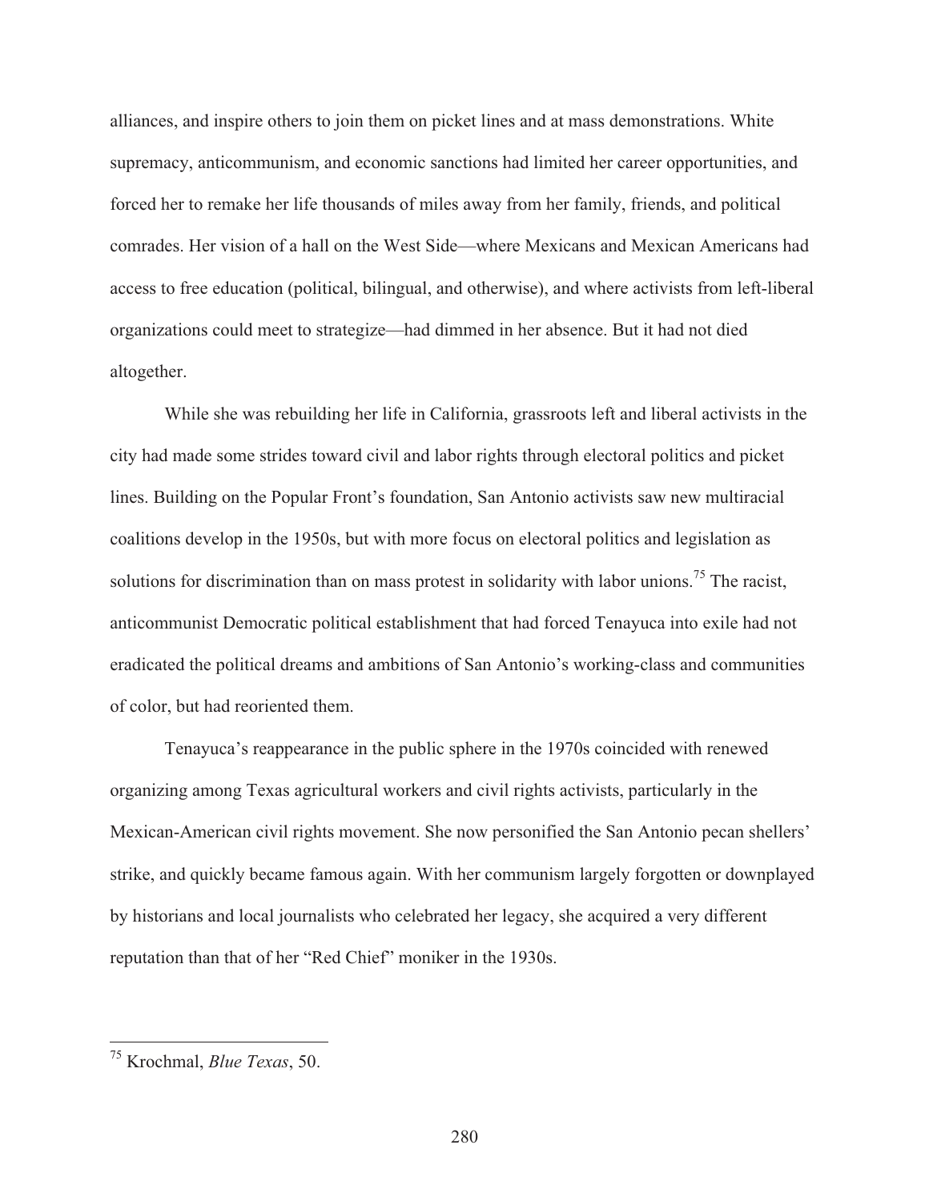alliances, and inspire others to join them on picket lines and at mass demonstrations. White supremacy, anticommunism, and economic sanctions had limited her career opportunities, and forced her to remake her life thousands of miles away from her family, friends, and political comrades. Her vision of a hall on the West Side—where Mexicans and Mexican Americans had access to free education (political, bilingual, and otherwise), and where activists from left-liberal organizations could meet to strategize—had dimmed in her absence. But it had not died altogether.

While she was rebuilding her life in California, grassroots left and liberal activists in the city had made some strides toward civil and labor rights through electoral politics and picket lines. Building on the Popular Front's foundation, San Antonio activists saw new multiracial coalitions develop in the 1950s, but with more focus on electoral politics and legislation as solutions for discrimination than on mass protest in solidarity with labor unions.[75] The racist, anticommunist Democratic political establishment that had forced Tenayuca into exile had not eradicated the political dreams and ambitions of San Antonio's working-class and communities of color, but had reoriented them.

Tenayuca's reappearance in the public sphere in the 1970s coincided with renewed organizing among Texas agricultural workers and civil rights activists, particularly in the Mexican-American civil rights movement. She now personified the San Antonio pecan shellers' strike, and quickly became famous again. With her communism largely forgotten or downplayed by historians and local journalists who celebrated her legacy, she acquired a very different reputation than that of her "Red Chief" moniker in the 1930s.

---

[75] Krochmal, *Blue Texas*, 50.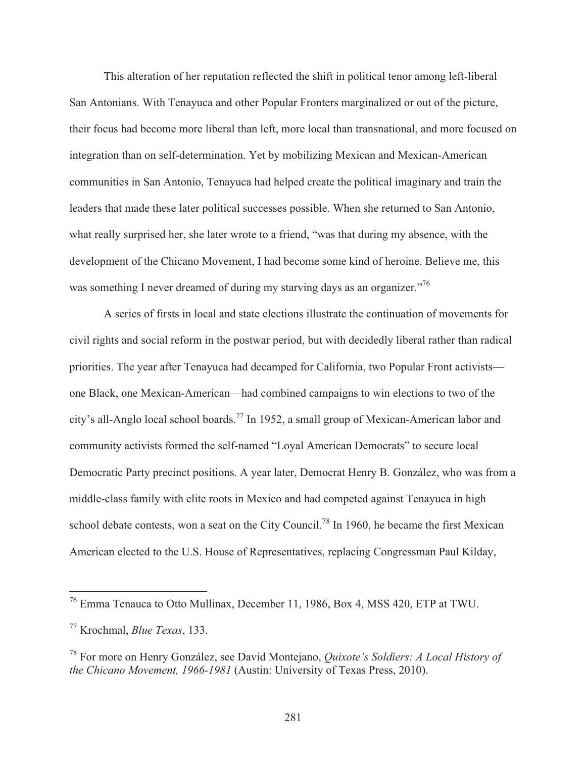This alteration of her reputation reflected the shift in political tenor among left-liberal San Antonians. With Tenayuca and other Popular Fronters marginalized or out of the picture, their focus had become more liberal than left, more local than transnational, and more focused on integration than on self-determination. Yet by mobilizing Mexican and Mexican-American communities in San Antonio, Tenayuca had helped create the political imaginary and train the leaders that made these later political successes possible. When she returned to San Antonio, what really surprised her, she later wrote to a friend, "was that during my absence, with the development of the Chicano Movement, I had become some kind of heroine. Believe me, this was something I never dreamed of during my starving days as an organizer."[76]

A series of firsts in local and state elections illustrate the continuation of movements for civil rights and social reform in the postwar period, but with decidedly liberal rather than radical priorities. The year after Tenayuca had decamped for California, two Popular Front activists—one Black, one Mexican-American—had combined campaigns to win elections to two of the city's all-Anglo local school boards.[77] In 1952, a small group of Mexican-American labor and community activists formed the self-named "Loyal American Democrats" to secure local Democratic Party precinct positions. A year later, Democrat Henry B. González, who was from a middle-class family with elite roots in Mexico and had competed against Tenayuca in high school debate contests, won a seat on the City Council.[78] In 1960, he became the first Mexican American elected to the U.S. House of Representatives, replacing Congressman Paul Kilday,

---

[76] Emma Tenauca to Otto Mullinax, December 11, 1986, Box 4, MSS 420, ETP at TWU.

[77] Krochmal, *Blue Texas*, 133.

[78] For more on Henry González, see David Montejano, *Quixote's Soldiers: A Local History of the Chicano Movement, 1966-1981* (Austin: University of Texas Press, 2010).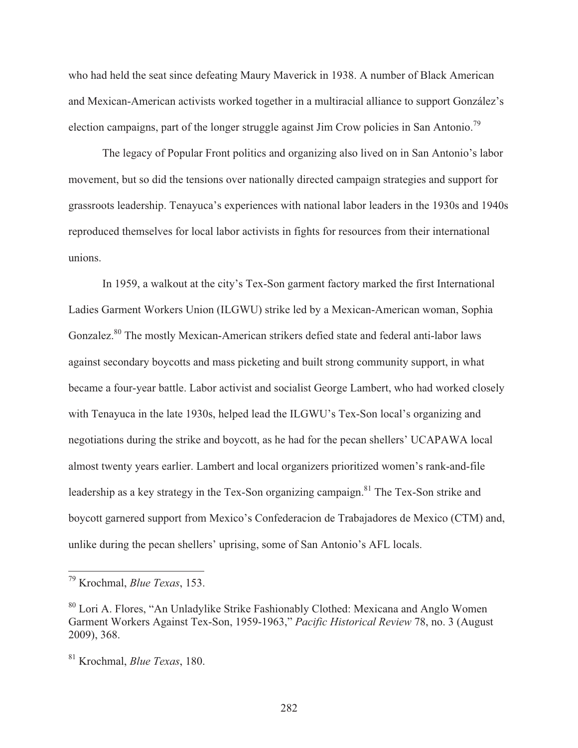who had held the seat since defeating Maury Maverick in 1938. A number of Black American and Mexican-American activists worked together in a multiracial alliance to support González's election campaigns, part of the longer struggle against Jim Crow policies in San Antonio.[79]

The legacy of Popular Front politics and organizing also lived on in San Antonio's labor movement, but so did the tensions over nationally directed campaign strategies and support for grassroots leadership. Tenayuca's experiences with national labor leaders in the 1930s and 1940s reproduced themselves for local labor activists in fights for resources from their international unions.

In 1959, a walkout at the city's Tex-Son garment factory marked the first International Ladies Garment Workers Union (ILGWU) strike led by a Mexican-American woman, Sophia Gonzalez.[80] The mostly Mexican-American strikers defied state and federal anti-labor laws against secondary boycotts and mass picketing and built strong community support, in what became a four-year battle. Labor activist and socialist George Lambert, who had worked closely with Tenayuca in the late 1930s, helped lead the ILGWU's Tex-Son local's organizing and negotiations during the strike and boycott, as he had for the pecan shellers' UCAPAWA local almost twenty years earlier. Lambert and local organizers prioritized women's rank-and-file leadership as a key strategy in the Tex-Son organizing campaign.[81] The Tex-Son strike and boycott garnered support from Mexico's Confederacion de Trabajadores de Mexico (CTM) and, unlike during the pecan shellers' uprising, some of San Antonio's AFL locals.

---

[79] Krochmal, *Blue Texas*, 153.

[80] Lori A. Flores, "An Unladylike Strike Fashionably Clothed: Mexicana and Anglo Women Garment Workers Against Tex-Son, 1959-1963," *Pacific Historical Review* 78, no. 3 (August 2009), 368.

[81] Krochmal, *Blue Texas*, 180.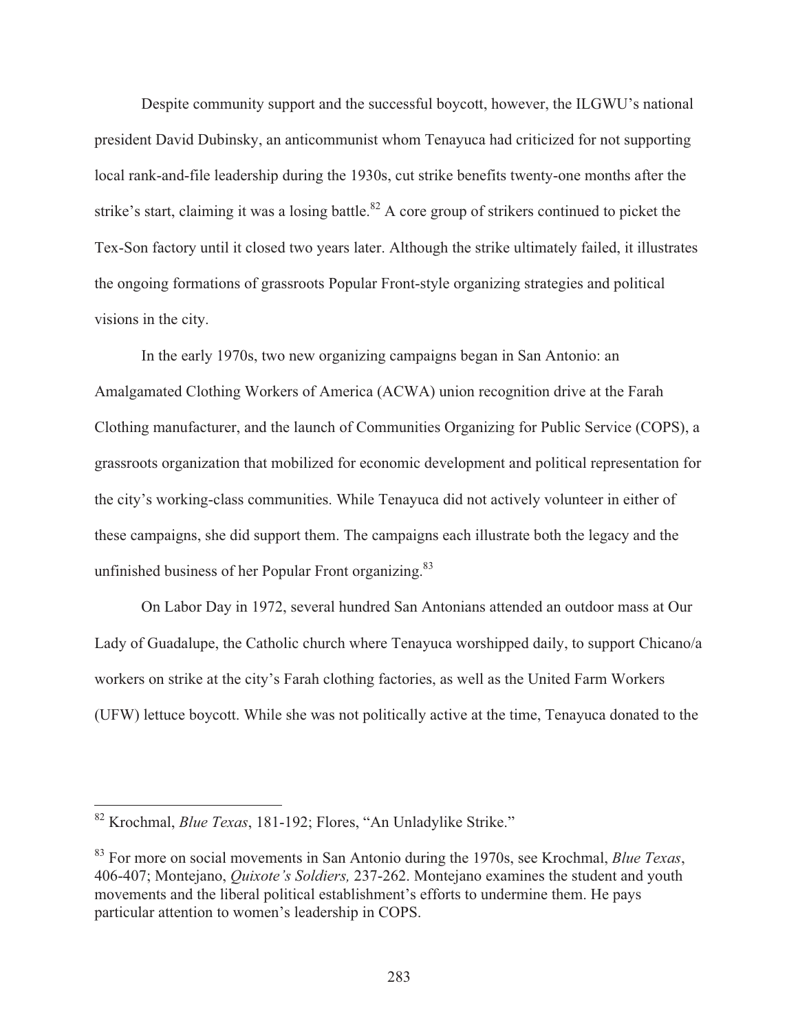Despite community support and the successful boycott, however, the ILGWU's national president David Dubinsky, an anticommunist whom Tenayuca had criticized for not supporting local rank-and-file leadership during the 1930s, cut strike benefits twenty-one months after the strike's start, claiming it was a losing battle.[82] A core group of strikers continued to picket the Tex-Son factory until it closed two years later. Although the strike ultimately failed, it illustrates the ongoing formations of grassroots Popular Front-style organizing strategies and political visions in the city.

In the early 1970s, two new organizing campaigns began in San Antonio: an Amalgamated Clothing Workers of America (ACWA) union recognition drive at the Farah Clothing manufacturer, and the launch of Communities Organizing for Public Service (COPS), a grassroots organization that mobilized for economic development and political representation for the city's working-class communities. While Tenayuca did not actively volunteer in either of these campaigns, she did support them. The campaigns each illustrate both the legacy and the unfinished business of her Popular Front organizing.[83]

On Labor Day in 1972, several hundred San Antonians attended an outdoor mass at Our Lady of Guadalupe, the Catholic church where Tenayuca worshipped daily, to support Chicano/a workers on strike at the city's Farah clothing factories, as well as the United Farm Workers (UFW) lettuce boycott. While she was not politically active at the time, Tenayuca donated to the

---

[82] Krochmal, *Blue Texas*, 181-192; Flores, "An Unladylike Strike."

[83] For more on social movements in San Antonio during the 1970s, see Krochmal, *Blue Texas*, 406-407; Montejano, *Quixote's Soldiers,* 237-262. Montejano examines the student and youth movements and the liberal political establishment's efforts to undermine them. He pays particular attention to women's leadership in COPS.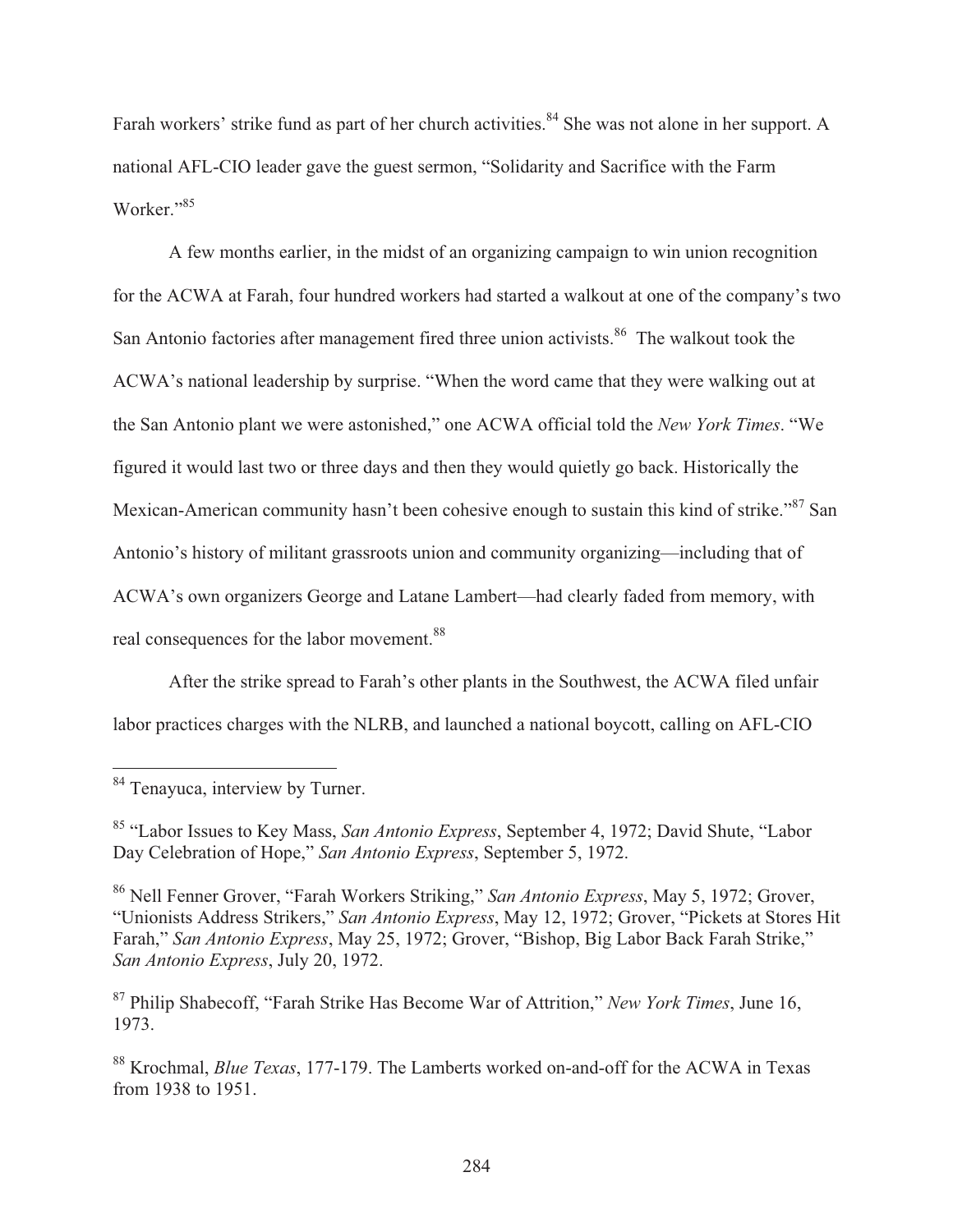Farah workers' strike fund as part of her church activities.[84] She was not alone in her support. A national AFL-CIO leader gave the guest sermon, "Solidarity and Sacrifice with the Farm Worker."[85]

A few months earlier, in the midst of an organizing campaign to win union recognition for the ACWA at Farah, four hundred workers had started a walkout at one of the company's two San Antonio factories after management fired three union activists.[86] The walkout took the ACWA's national leadership by surprise. "When the word came that they were walking out at the San Antonio plant we were astonished," one ACWA official told the *New York Times*. "We figured it would last two or three days and then they would quietly go back. Historically the Mexican-American community hasn't been cohesive enough to sustain this kind of strike."[87] San Antonio's history of militant grassroots union and community organizing—including that of ACWA's own organizers George and Latane Lambert—had clearly faded from memory, with real consequences for the labor movement.[88]

After the strike spread to Farah's other plants in the Southwest, the ACWA filed unfair labor practices charges with the NLRB, and launched a national boycott, calling on AFL-CIO

---

[84] Tenayuca, interview by Turner.

[85] "Labor Issues to Key Mass, *San Antonio Express*, September 4, 1972; David Shute, "Labor Day Celebration of Hope," *San Antonio Express*, September 5, 1972.

[86] Nell Fenner Grover, "Farah Workers Striking," *San Antonio Express*, May 5, 1972; Grover, "Unionists Address Strikers," *San Antonio Express*, May 12, 1972; Grover, "Pickets at Stores Hit Farah," *San Antonio Express*, May 25, 1972; Grover, "Bishop, Big Labor Back Farah Strike," *San Antonio Express*, July 20, 1972.

[87] Philip Shabecoff, "Farah Strike Has Become War of Attrition," *New York Times*, June 16, 1973.

[88] Krochmal, *Blue Texas*, 177-179. The Lamberts worked on-and-off for the ACWA in Texas from 1938 to 1951.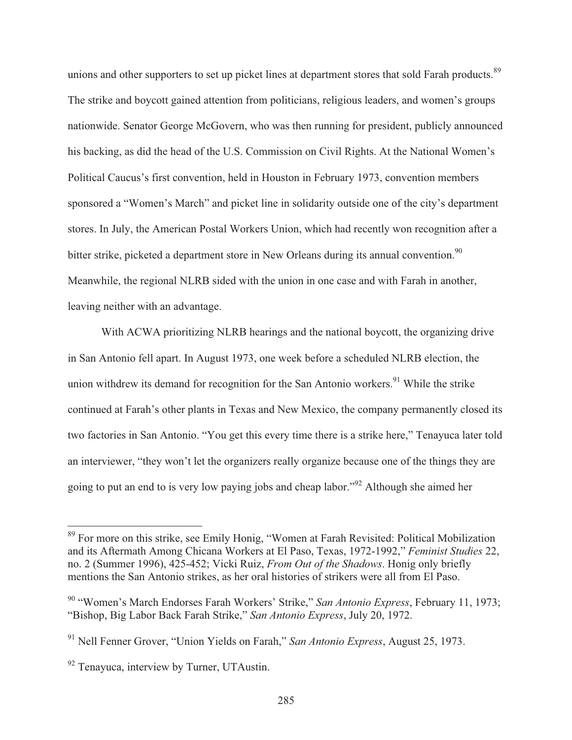unions and other supporters to set up picket lines at department stores that sold Farah products.[89] The strike and boycott gained attention from politicians, religious leaders, and women's groups nationwide. Senator George McGovern, who was then running for president, publicly announced his backing, as did the head of the U.S. Commission on Civil Rights. At the National Women's Political Caucus's first convention, held in Houston in February 1973, convention members sponsored a "Women's March" and picket line in solidarity outside one of the city's department stores. In July, the American Postal Workers Union, which had recently won recognition after a bitter strike, picketed a department store in New Orleans during its annual convention.[90] Meanwhile, the regional NLRB sided with the union in one case and with Farah in another, leaving neither with an advantage.

With ACWA prioritizing NLRB hearings and the national boycott, the organizing drive in San Antonio fell apart. In August 1973, one week before a scheduled NLRB election, the union withdrew its demand for recognition for the San Antonio workers.[91] While the strike continued at Farah's other plants in Texas and New Mexico, the company permanently closed its two factories in San Antonio. "You get this every time there is a strike here," Tenayuca later told an interviewer, "they won't let the organizers really organize because one of the things they are going to put an end to is very low paying jobs and cheap labor."[92] Although she aimed her

---

[89] For more on this strike, see Emily Honig, "Women at Farah Revisited: Political Mobilization and its Aftermath Among Chicana Workers at El Paso, Texas, 1972-1992," *Feminist Studies* 22, no. 2 (Summer 1996), 425-452; Vicki Ruiz, *From Out of the Shadows*. Honig only briefly mentions the San Antonio strikes, as her oral histories of strikers were all from El Paso.

[90] "Women's March Endorses Farah Workers' Strike," *San Antonio Express*, February 11, 1973; "Bishop, Big Labor Back Farah Strike," *San Antonio Express*, July 20, 1972.

[91] Nell Fenner Grover, "Union Yields on Farah," *San Antonio Express*, August 25, 1973.

[92] Tenayuca, interview by Turner, UTAustin.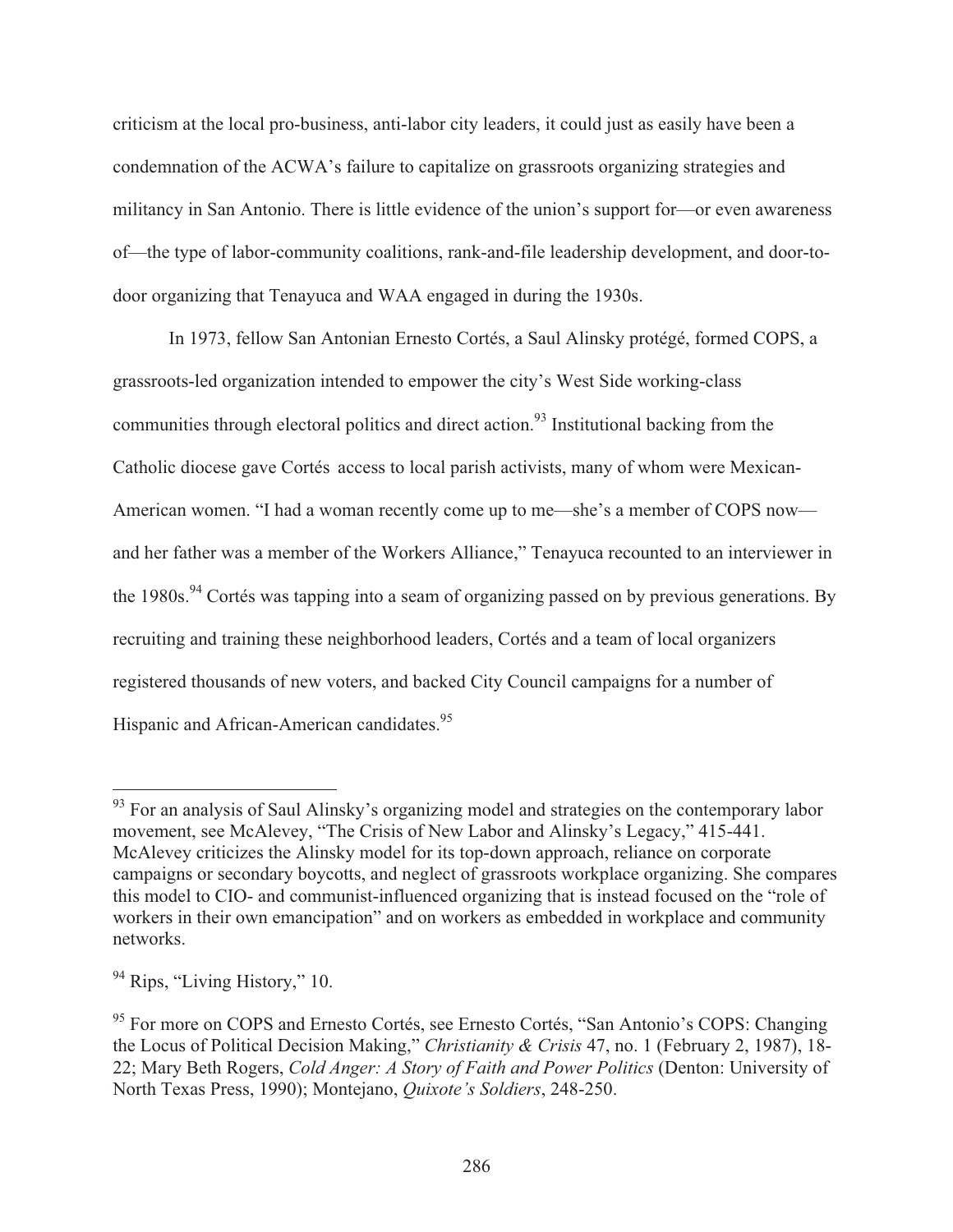criticism at the local pro-business, anti-labor city leaders, it could just as easily have been a condemnation of the ACWA's failure to capitalize on grassroots organizing strategies and militancy in San Antonio. There is little evidence of the union's support for—or even awareness of—the type of labor-community coalitions, rank-and-file leadership development, and door-to-door organizing that Tenayuca and WAA engaged in during the 1930s.

In 1973, fellow San Antonian Ernesto Cortés, a Saul Alinsky protégé, formed COPS, a grassroots-led organization intended to empower the city's West Side working-class communities through electoral politics and direct action.[93] Institutional backing from the Catholic diocese gave Cortés access to local parish activists, many of whom were Mexican-American women. "I had a woman recently come up to me—she's a member of COPS now—and her father was a member of the Workers Alliance," Tenayuca recounted to an interviewer in the 1980s.[94] Cortés was tapping into a seam of organizing passed on by previous generations. By recruiting and training these neighborhood leaders, Cortés and a team of local organizers registered thousands of new voters, and backed City Council campaigns for a number of Hispanic and African-American candidates.[95]

---

[93] For an analysis of Saul Alinsky's organizing model and strategies on the contemporary labor movement, see McAlevey, "The Crisis of New Labor and Alinsky's Legacy," 415-441. McAlevey criticizes the Alinsky model for its top-down approach, reliance on corporate campaigns or secondary boycotts, and neglect of grassroots workplace organizing. She compares this model to CIO- and communist-influenced organizing that is instead focused on the "role of workers in their own emancipation" and on workers as embedded in workplace and community networks.

[94] Rips, "Living History," 10.

[95] For more on COPS and Ernesto Cortés, see Ernesto Cortés, "San Antonio's COPS: Changing the Locus of Political Decision Making," *Christianity & Crisis* 47, no. 1 (February 2, 1987), 18-22; Mary Beth Rogers, *Cold Anger: A Story of Faith and Power Politics* (Denton: University of North Texas Press, 1990); Montejano, *Quixote's Soldiers*, 248-250.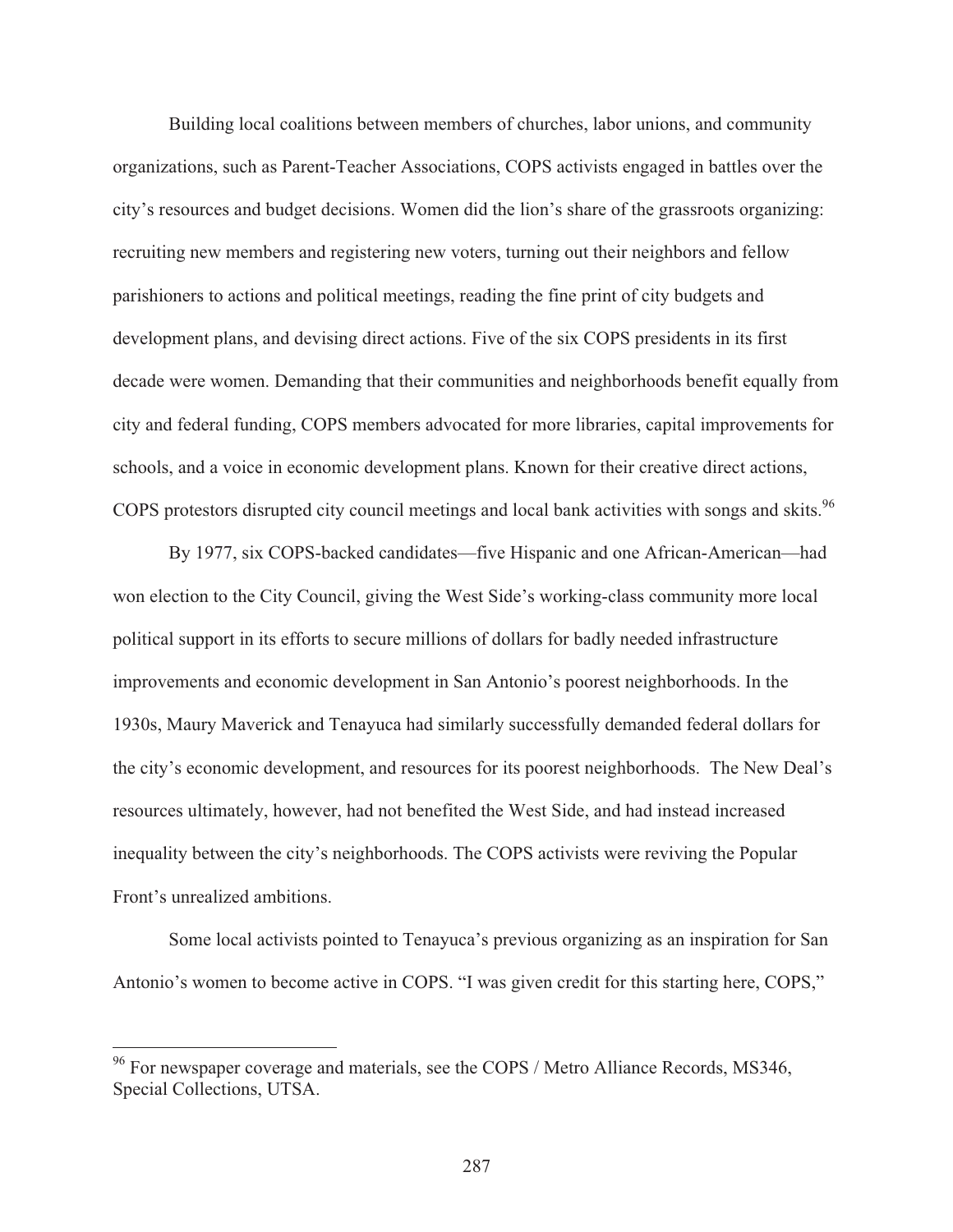Building local coalitions between members of churches, labor unions, and community organizations, such as Parent-Teacher Associations, COPS activists engaged in battles over the city's resources and budget decisions. Women did the lion's share of the grassroots organizing: recruiting new members and registering new voters, turning out their neighbors and fellow parishioners to actions and political meetings, reading the fine print of city budgets and development plans, and devising direct actions. Five of the six COPS presidents in its first decade were women. Demanding that their communities and neighborhoods benefit equally from city and federal funding, COPS members advocated for more libraries, capital improvements for schools, and a voice in economic development plans. Known for their creative direct actions, COPS protestors disrupted city council meetings and local bank activities with songs and skits.[96]

By 1977, six COPS-backed candidates—five Hispanic and one African-American—had won election to the City Council, giving the West Side's working-class community more local political support in its efforts to secure millions of dollars for badly needed infrastructure improvements and economic development in San Antonio's poorest neighborhoods. In the 1930s, Maury Maverick and Tenayuca had similarly successfully demanded federal dollars for the city's economic development, and resources for its poorest neighborhoods. The New Deal's resources ultimately, however, had not benefited the West Side, and had instead increased inequality between the city's neighborhoods. The COPS activists were reviving the Popular Front's unrealized ambitions.

Some local activists pointed to Tenayuca's previous organizing as an inspiration for San Antonio's women to become active in COPS. "I was given credit for this starting here, COPS,"

---

[96] For newspaper coverage and materials, see the COPS / Metro Alliance Records, MS346, Special Collections, UTSA.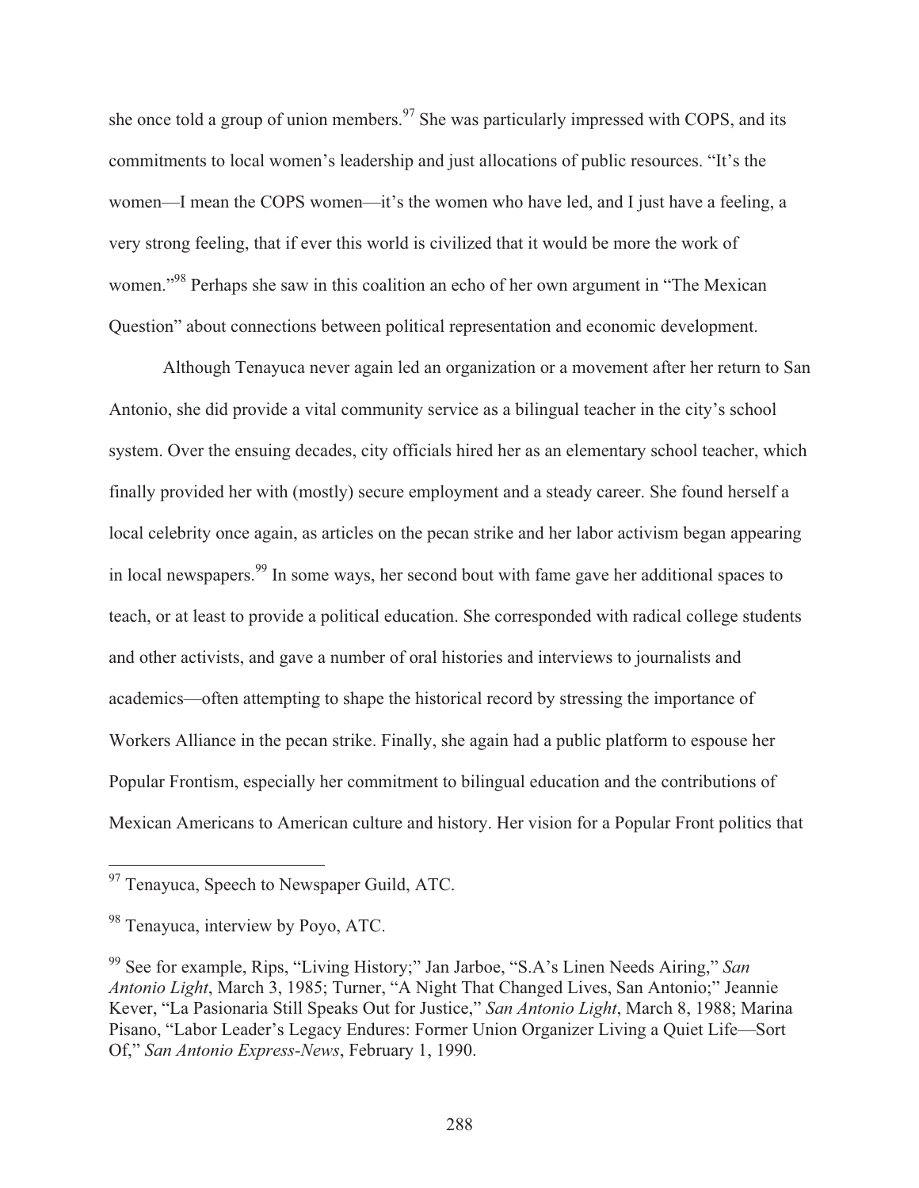she once told a group of union members.[97] She was particularly impressed with COPS, and its commitments to local women's leadership and just allocations of public resources. "It's the women—I mean the COPS women—it's the women who have led, and I just have a feeling, a very strong feeling, that if ever this world is civilized that it would be more the work of women."[98] Perhaps she saw in this coalition an echo of her own argument in "The Mexican Question" about connections between political representation and economic development.

Although Tenayuca never again led an organization or a movement after her return to San Antonio, she did provide a vital community service as a bilingual teacher in the city's school system. Over the ensuing decades, city officials hired her as an elementary school teacher, which finally provided her with (mostly) secure employment and a steady career. She found herself a local celebrity once again, as articles on the pecan strike and her labor activism began appearing in local newspapers.[99] In some ways, her second bout with fame gave her additional spaces to teach, or at least to provide a political education. She corresponded with radical college students and other activists, and gave a number of oral histories and interviews to journalists and academics—often attempting to shape the historical record by stressing the importance of Workers Alliance in the pecan strike. Finally, she again had a public platform to espouse her Popular Frontism, especially her commitment to bilingual education and the contributions of Mexican Americans to American culture and history. Her vision for a Popular Front politics that

---

[97] Tenayuca, Speech to Newspaper Guild, ATC.

[98] Tenayuca, interview by Poyo, ATC.

[99] See for example, Rips, "Living History;" Jan Jarboe, "S.A's Linen Needs Airing," *San Antonio Light*, March 3, 1985; Turner, "A Night That Changed Lives, San Antonio;" Jeannie Kever, "La Pasionaria Still Speaks Out for Justice," *San Antonio Light*, March 8, 1988; Marina Pisano, "Labor Leader's Legacy Endures: Former Union Organizer Living a Quiet Life—Sort Of," *San Antonio Express-News*, February 1, 1990.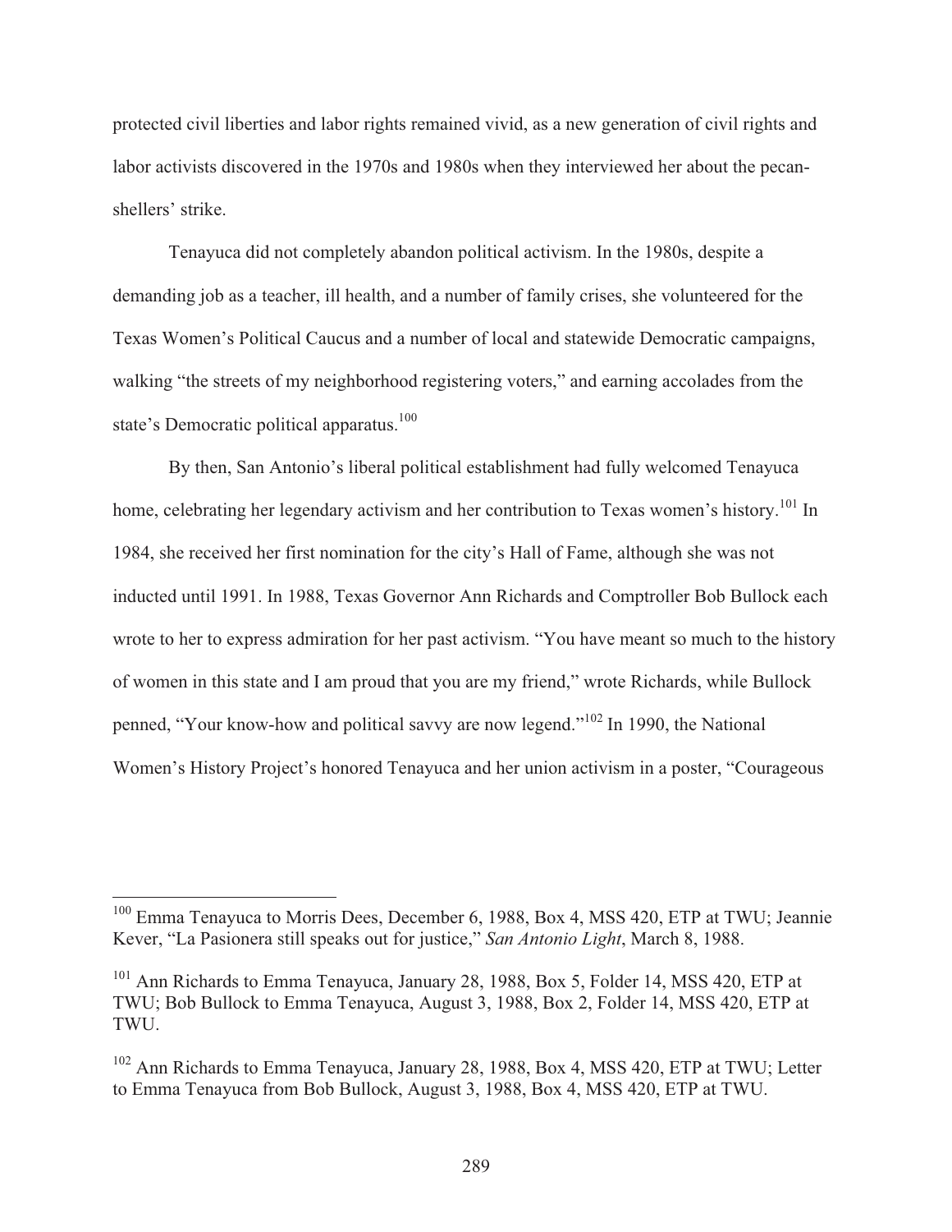protected civil liberties and labor rights remained vivid, as a new generation of civil rights and labor activists discovered in the 1970s and 1980s when they interviewed her about the pecan-shellers' strike.

Tenayuca did not completely abandon political activism. In the 1980s, despite a demanding job as a teacher, ill health, and a number of family crises, she volunteered for the Texas Women's Political Caucus and a number of local and statewide Democratic campaigns, walking "the streets of my neighborhood registering voters," and earning accolades from the state's Democratic political apparatus.[100]

By then, San Antonio's liberal political establishment had fully welcomed Tenayuca home, celebrating her legendary activism and her contribution to Texas women's history.[101] In 1984, she received her first nomination for the city's Hall of Fame, although she was not inducted until 1991. In 1988, Texas Governor Ann Richards and Comptroller Bob Bullock each wrote to her to express admiration for her past activism. "You have meant so much to the history of women in this state and I am proud that you are my friend," wrote Richards, while Bullock penned, "Your know-how and political savvy are now legend."[102] In 1990, the National Women's History Project's honored Tenayuca and her union activism in a poster, "Courageous

---

[100] Emma Tenayuca to Morris Dees, December 6, 1988, Box 4, MSS 420, ETP at TWU; Jeannie Kever, "La Pasionera still speaks out for justice," *San Antonio Light*, March 8, 1988.

[101] Ann Richards to Emma Tenayuca, January 28, 1988, Box 5, Folder 14, MSS 420, ETP at TWU; Bob Bullock to Emma Tenayuca, August 3, 1988, Box 2, Folder 14, MSS 420, ETP at TWU.

[102] Ann Richards to Emma Tenayuca, January 28, 1988, Box 4, MSS 420, ETP at TWU; Letter to Emma Tenayuca from Bob Bullock, August 3, 1988, Box 4, MSS 420, ETP at TWU.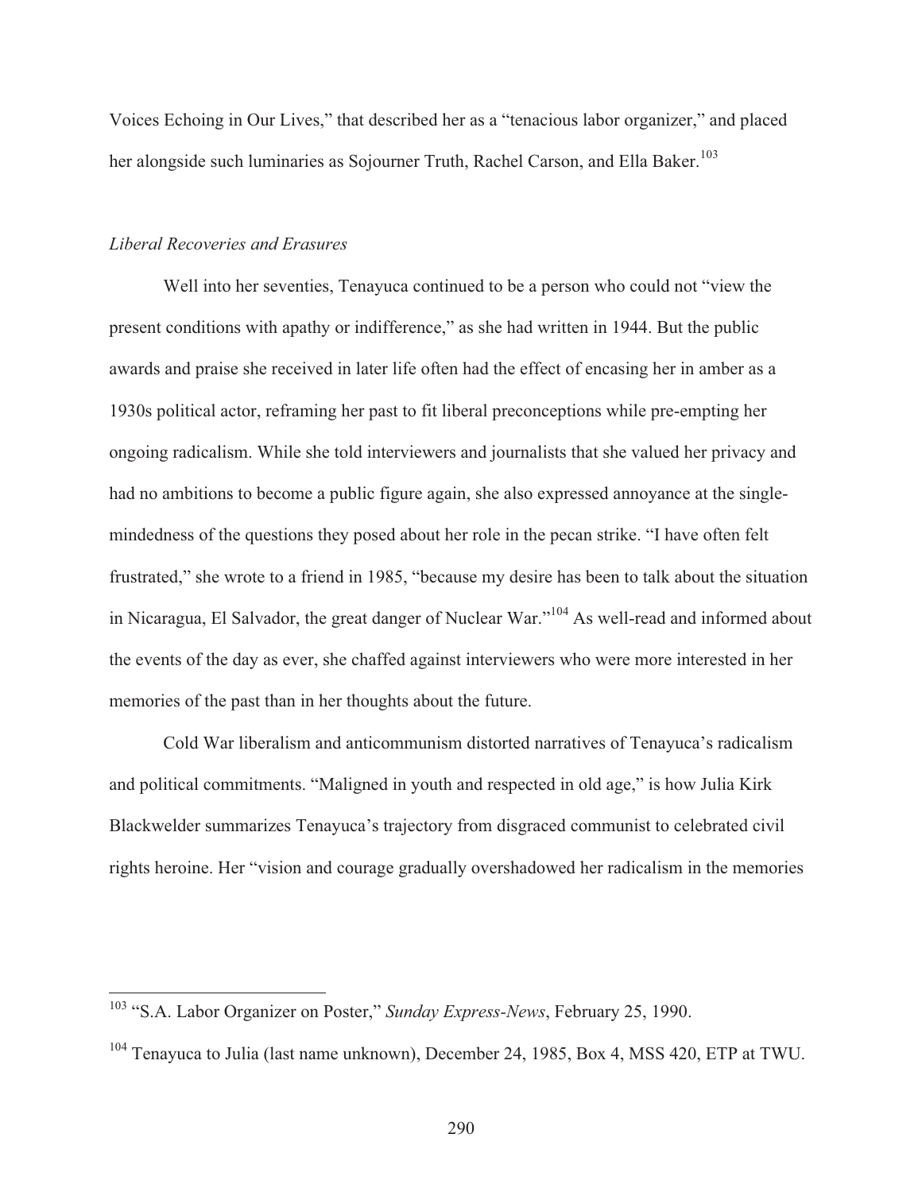Voices Echoing in Our Lives," that described her as a "tenacious labor organizer," and placed her alongside such luminaries as Sojourner Truth, Rachel Carson, and Ella Baker.[103]

### *Liberal Recoveries and Erasures*

Well into her seventies, Tenayuca continued to be a person who could not "view the present conditions with apathy or indifference," as she had written in 1944. But the public awards and praise she received in later life often had the effect of encasing her in amber as a 1930s political actor, reframing her past to fit liberal preconceptions while pre-empting her ongoing radicalism. While she told interviewers and journalists that she valued her privacy and had no ambitions to become a public figure again, she also expressed annoyance at the single-mindedness of the questions they posed about her role in the pecan strike. "I have often felt frustrated," she wrote to a friend in 1985, "because my desire has been to talk about the situation in Nicaragua, El Salvador, the great danger of Nuclear War."[104] As well-read and informed about the events of the day as ever, she chaffed against interviewers who were more interested in her memories of the past than in her thoughts about the future.

Cold War liberalism and anticommunism distorted narratives of Tenayuca's radicalism and political commitments. "Maligned in youth and respected in old age," is how Julia Kirk Blackwelder summarizes Tenayuca's trajectory from disgraced communist to celebrated civil rights heroine. Her "vision and courage gradually overshadowed her radicalism in the memories

---

[103] "S.A. Labor Organizer on Poster," *Sunday Express-News*, February 25, 1990.

[104] Tenayuca to Julia (last name unknown), December 24, 1985, Box 4, MSS 420, ETP at TWU.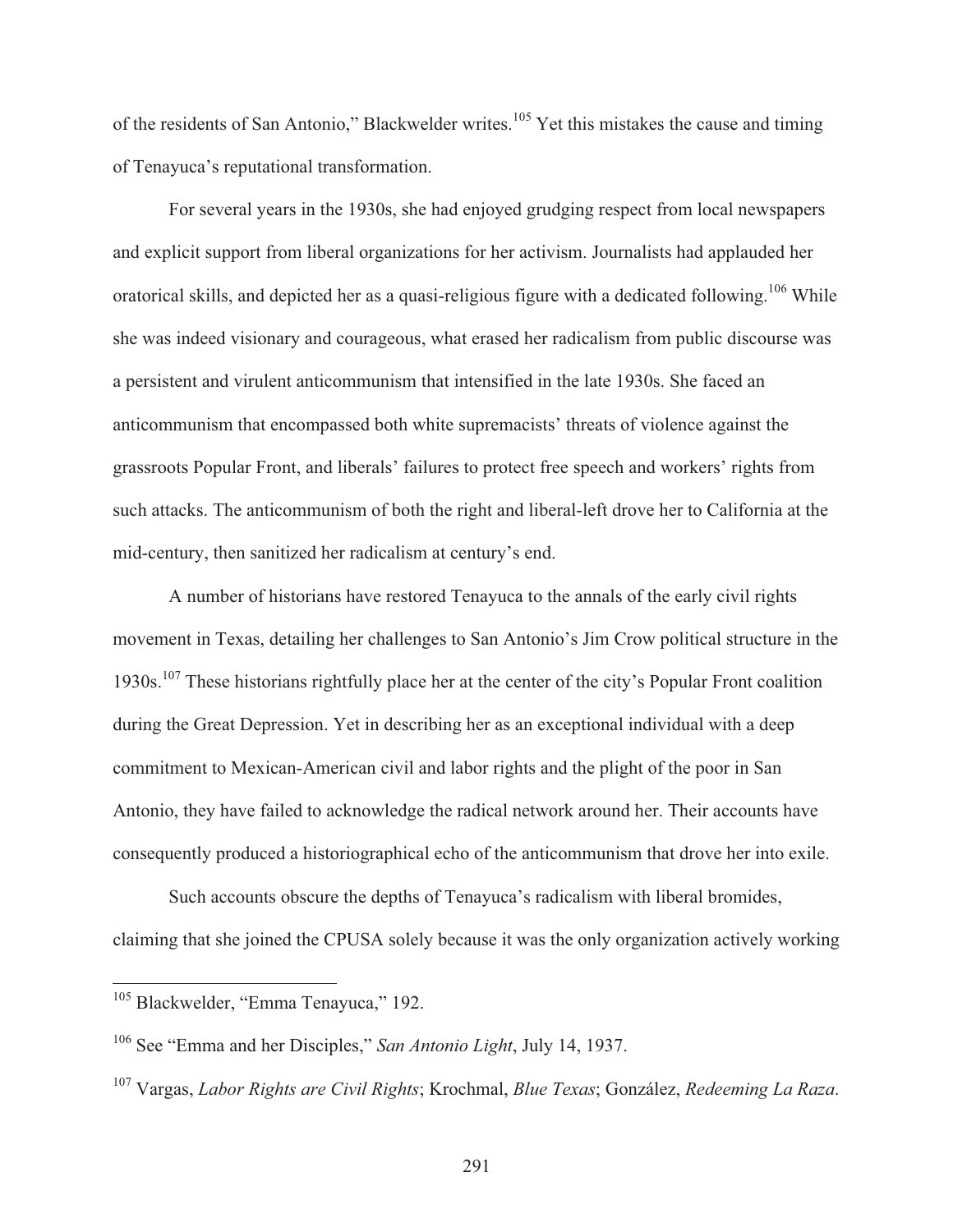of the residents of San Antonio," Blackwelder writes.[105] Yet this mistakes the cause and timing of Tenayuca's reputational transformation.

For several years in the 1930s, she had enjoyed grudging respect from local newspapers and explicit support from liberal organizations for her activism. Journalists had applauded her oratorical skills, and depicted her as a quasi-religious figure with a dedicated following.[106] While she was indeed visionary and courageous, what erased her radicalism from public discourse was a persistent and virulent anticommunism that intensified in the late 1930s. She faced an anticommunism that encompassed both white supremacists' threats of violence against the grassroots Popular Front, and liberals' failures to protect free speech and workers' rights from such attacks. The anticommunism of both the right and liberal-left drove her to California at the mid-century, then sanitized her radicalism at century's end.

A number of historians have restored Tenayuca to the annals of the early civil rights movement in Texas, detailing her challenges to San Antonio's Jim Crow political structure in the 1930s.[107] These historians rightfully place her at the center of the city's Popular Front coalition during the Great Depression. Yet in describing her as an exceptional individual with a deep commitment to Mexican-American civil and labor rights and the plight of the poor in San Antonio, they have failed to acknowledge the radical network around her. Their accounts have consequently produced a historiographical echo of the anticommunism that drove her into exile.

Such accounts obscure the depths of Tenayuca's radicalism with liberal bromides, claiming that she joined the CPUSA solely because it was the only organization actively working

---

[105] Blackwelder, "Emma Tenayuca," 192.

[106] See "Emma and her Disciples," *San Antonio Light*, July 14, 1937.

[107] Vargas, *Labor Rights are Civil Rights*; Krochmal, *Blue Texas*; González, *Redeeming La Raza*.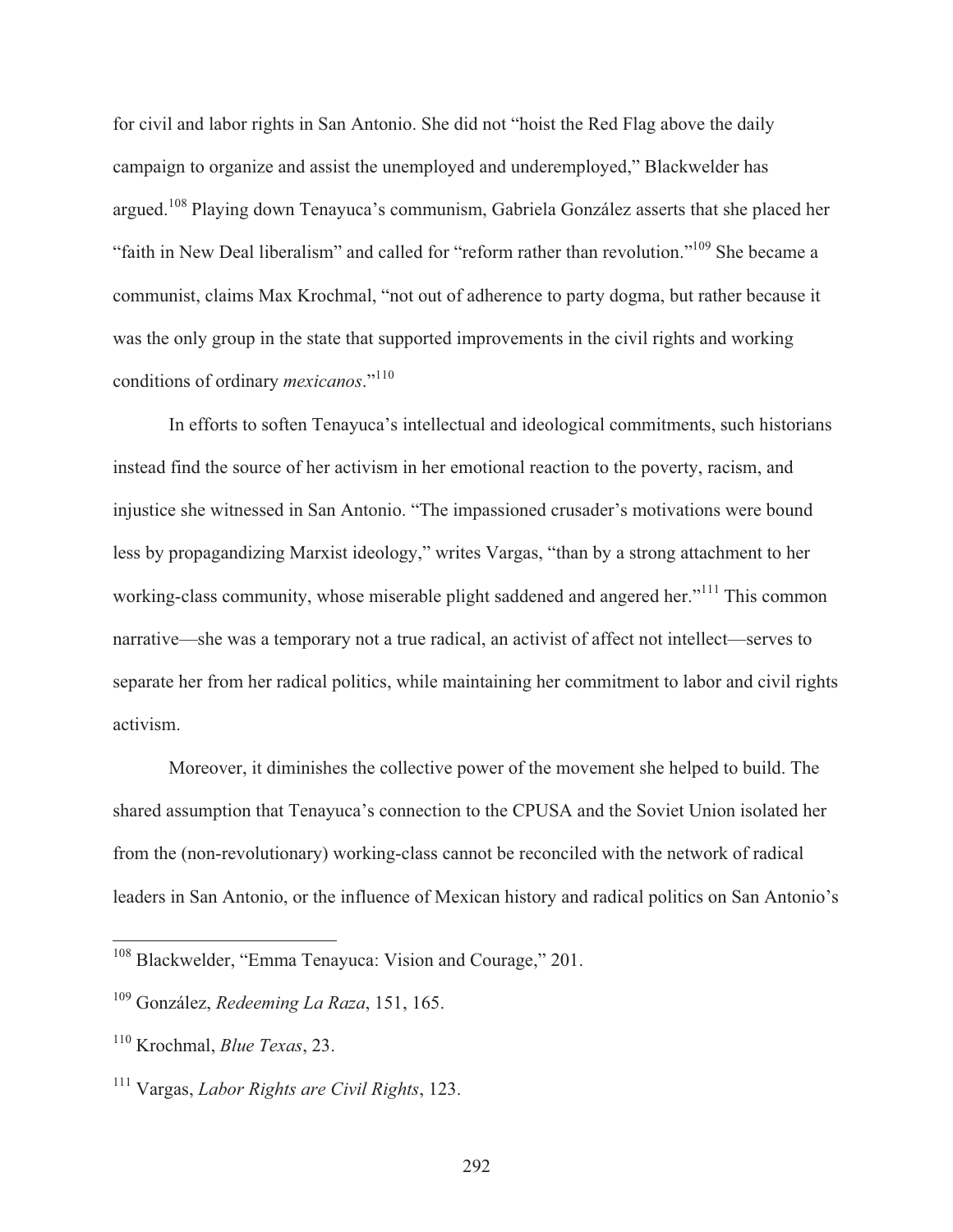for civil and labor rights in San Antonio. She did not "hoist the Red Flag above the daily campaign to organize and assist the unemployed and underemployed," Blackwelder has argued.[108] Playing down Tenayuca's communism, Gabriela González asserts that she placed her "faith in New Deal liberalism" and called for "reform rather than revolution."[109] She became a communist, claims Max Krochmal, "not out of adherence to party dogma, but rather because it was the only group in the state that supported improvements in the civil rights and working conditions of ordinary *mexicanos*."[110]

In efforts to soften Tenayuca's intellectual and ideological commitments, such historians instead find the source of her activism in her emotional reaction to the poverty, racism, and injustice she witnessed in San Antonio. "The impassioned crusader's motivations were bound less by propagandizing Marxist ideology," writes Vargas, "than by a strong attachment to her working-class community, whose miserable plight saddened and angered her."[111] This common narrative—she was a temporary not a true radical, an activist of affect not intellect—serves to separate her from her radical politics, while maintaining her commitment to labor and civil rights activism.

Moreover, it diminishes the collective power of the movement she helped to build. The shared assumption that Tenayuca's connection to the CPUSA and the Soviet Union isolated her from the (non-revolutionary) working-class cannot be reconciled with the network of radical leaders in San Antonio, or the influence of Mexican history and radical politics on San Antonio's

---

[108] Blackwelder, "Emma Tenayuca: Vision and Courage," 201.

[109] González, *Redeeming La Raza*, 151, 165.

[110] Krochmal, *Blue Texas*, 23.

[111] Vargas, *Labor Rights are Civil Rights*, 123.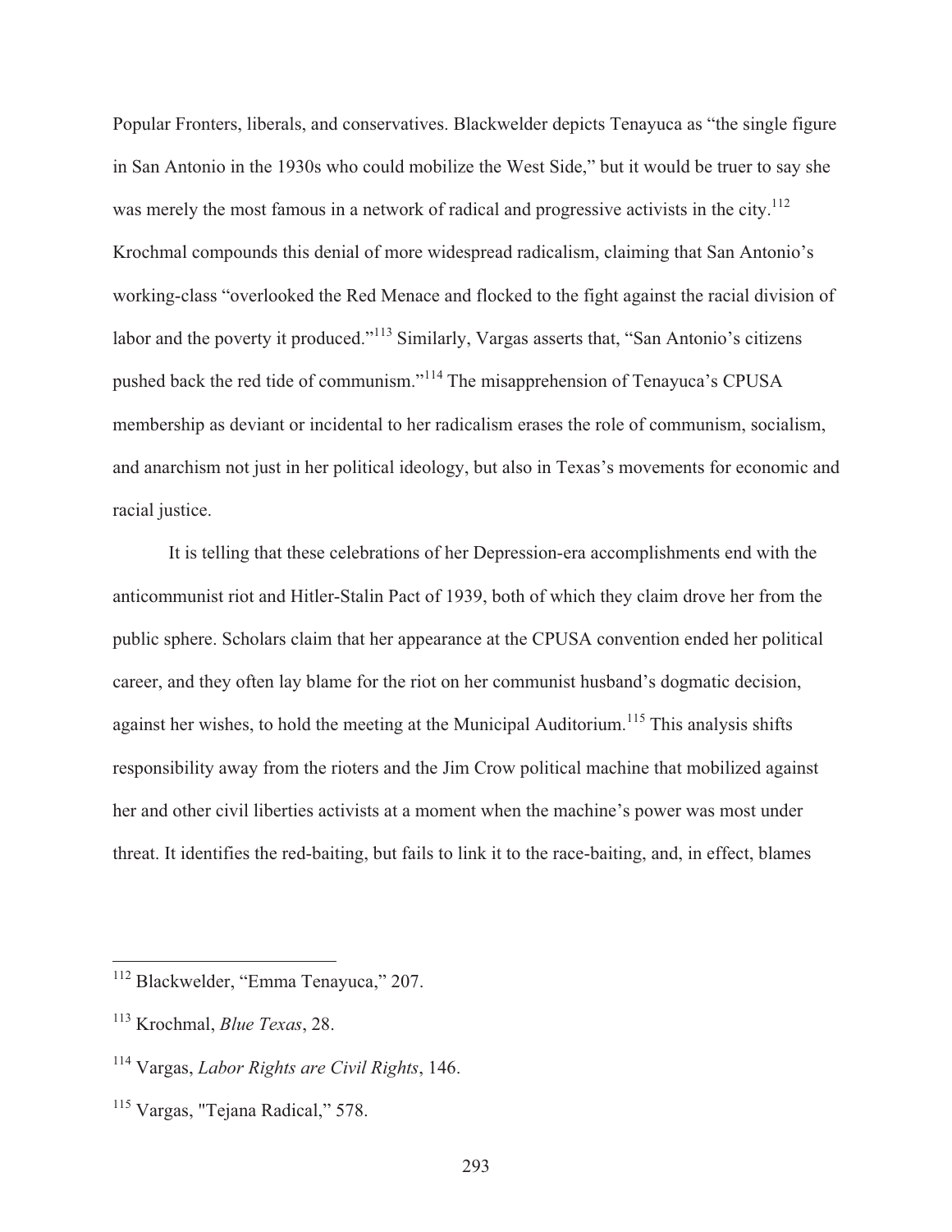Popular Fronters, liberals, and conservatives. Blackwelder depicts Tenayuca as "the single figure in San Antonio in the 1930s who could mobilize the West Side," but it would be truer to say she was merely the most famous in a network of radical and progressive activists in the city.[112] Krochmal compounds this denial of more widespread radicalism, claiming that San Antonio's working-class "overlooked the Red Menace and flocked to the fight against the racial division of labor and the poverty it produced."[113] Similarly, Vargas asserts that, "San Antonio's citizens pushed back the red tide of communism."[114] The misapprehension of Tenayuca's CPUSA membership as deviant or incidental to her radicalism erases the role of communism, socialism, and anarchism not just in her political ideology, but also in Texas's movements for economic and racial justice.

It is telling that these celebrations of her Depression-era accomplishments end with the anticommunist riot and Hitler-Stalin Pact of 1939, both of which they claim drove her from the public sphere. Scholars claim that her appearance at the CPUSA convention ended her political career, and they often lay blame for the riot on her communist husband's dogmatic decision, against her wishes, to hold the meeting at the Municipal Auditorium.[115] This analysis shifts responsibility away from the rioters and the Jim Crow political machine that mobilized against her and other civil liberties activists at a moment when the machine's power was most under threat. It identifies the red-baiting, but fails to link it to the race-baiting, and, in effect, blames

---

[112] Blackwelder, "Emma Tenayuca," 207.

[113] Krochmal, *Blue Texas*, 28.

[114] Vargas, *Labor Rights are Civil Rights*, 146.

[115] Vargas, "Tejana Radical," 578.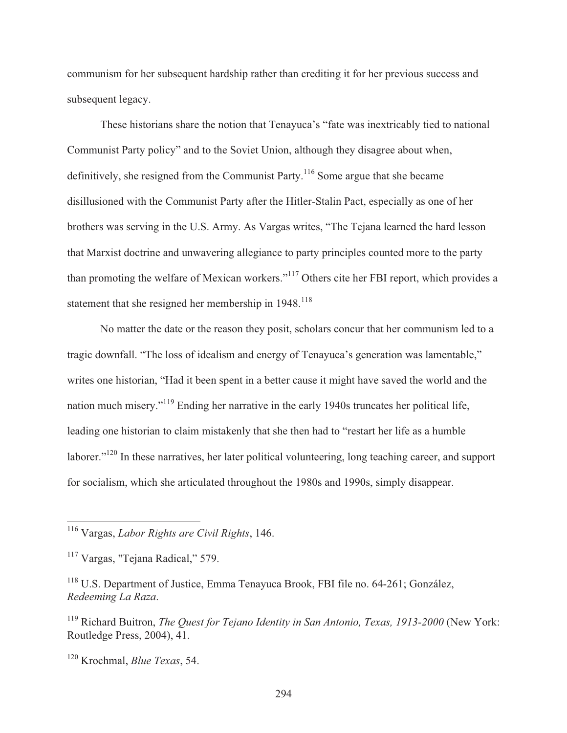communism for her subsequent hardship rather than crediting it for her previous success and subsequent legacy.

These historians share the notion that Tenayuca's "fate was inextricably tied to national Communist Party policy" and to the Soviet Union, although they disagree about when, definitively, she resigned from the Communist Party.[116] Some argue that she became disillusioned with the Communist Party after the Hitler-Stalin Pact, especially as one of her brothers was serving in the U.S. Army. As Vargas writes, "The Tejana learned the hard lesson that Marxist doctrine and unwavering allegiance to party principles counted more to the party than promoting the welfare of Mexican workers."[117] Others cite her FBI report, which provides a statement that she resigned her membership in 1948.[118]

No matter the date or the reason they posit, scholars concur that her communism led to a tragic downfall. "The loss of idealism and energy of Tenayuca's generation was lamentable," writes one historian, "Had it been spent in a better cause it might have saved the world and the nation much misery."[119] Ending her narrative in the early 1940s truncates her political life, leading one historian to claim mistakenly that she then had to "restart her life as a humble laborer."[120] In these narratives, her later political volunteering, long teaching career, and support for socialism, which she articulated throughout the 1980s and 1990s, simply disappear.

---

[116] Vargas, *Labor Rights are Civil Rights*, 146.

[117] Vargas, "Tejana Radical," 579.

[118] U.S. Department of Justice, Emma Tenayuca Brook, FBI file no. 64-261; González, *Redeeming La Raza*.

[119] Richard Buitron, *The Quest for Tejano Identity in San Antonio, Texas, 1913-2000* (New York: Routledge Press, 2004), 41.

[120] Krochmal, *Blue Texas*, 54.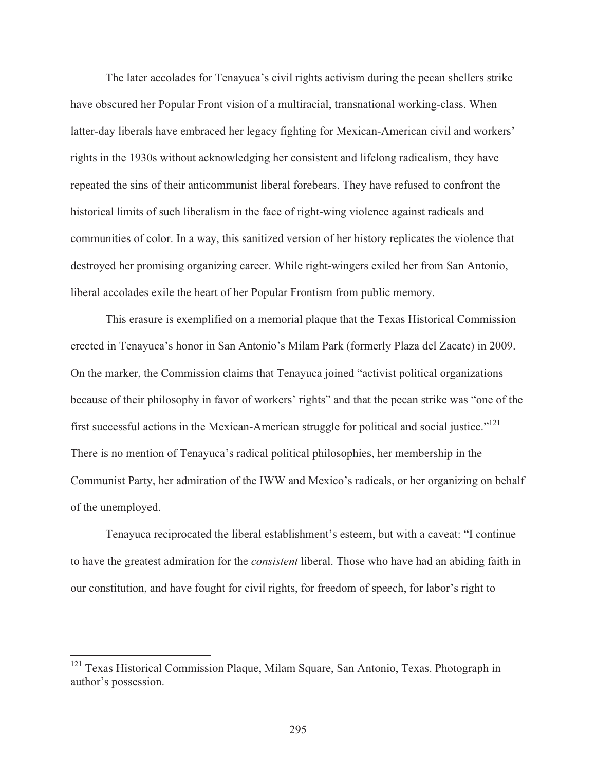The later accolades for Tenayuca's civil rights activism during the pecan shellers strike have obscured her Popular Front vision of a multiracial, transnational working-class. When latter-day liberals have embraced her legacy fighting for Mexican-American civil and workers' rights in the 1930s without acknowledging her consistent and lifelong radicalism, they have repeated the sins of their anticommunist liberal forebears. They have refused to confront the historical limits of such liberalism in the face of right-wing violence against radicals and communities of color. In a way, this sanitized version of her history replicates the violence that destroyed her promising organizing career. While right-wingers exiled her from San Antonio, liberal accolades exile the heart of her Popular Frontism from public memory.

This erasure is exemplified on a memorial plaque that the Texas Historical Commission erected in Tenayuca's honor in San Antonio's Milam Park (formerly Plaza del Zacate) in 2009. On the marker, the Commission claims that Tenayuca joined "activist political organizations because of their philosophy in favor of workers' rights" and that the pecan strike was "one of the first successful actions in the Mexican-American struggle for political and social justice."[121] There is no mention of Tenayuca's radical political philosophies, her membership in the Communist Party, her admiration of the IWW and Mexico's radicals, or her organizing on behalf of the unemployed.

Tenayuca reciprocated the liberal establishment's esteem, but with a caveat: "I continue to have the greatest admiration for the *consistent* liberal. Those who have had an abiding faith in our constitution, and have fought for civil rights, for freedom of speech, for labor's right to

---

[121] Texas Historical Commission Plaque, Milam Square, San Antonio, Texas. Photograph in author's possession.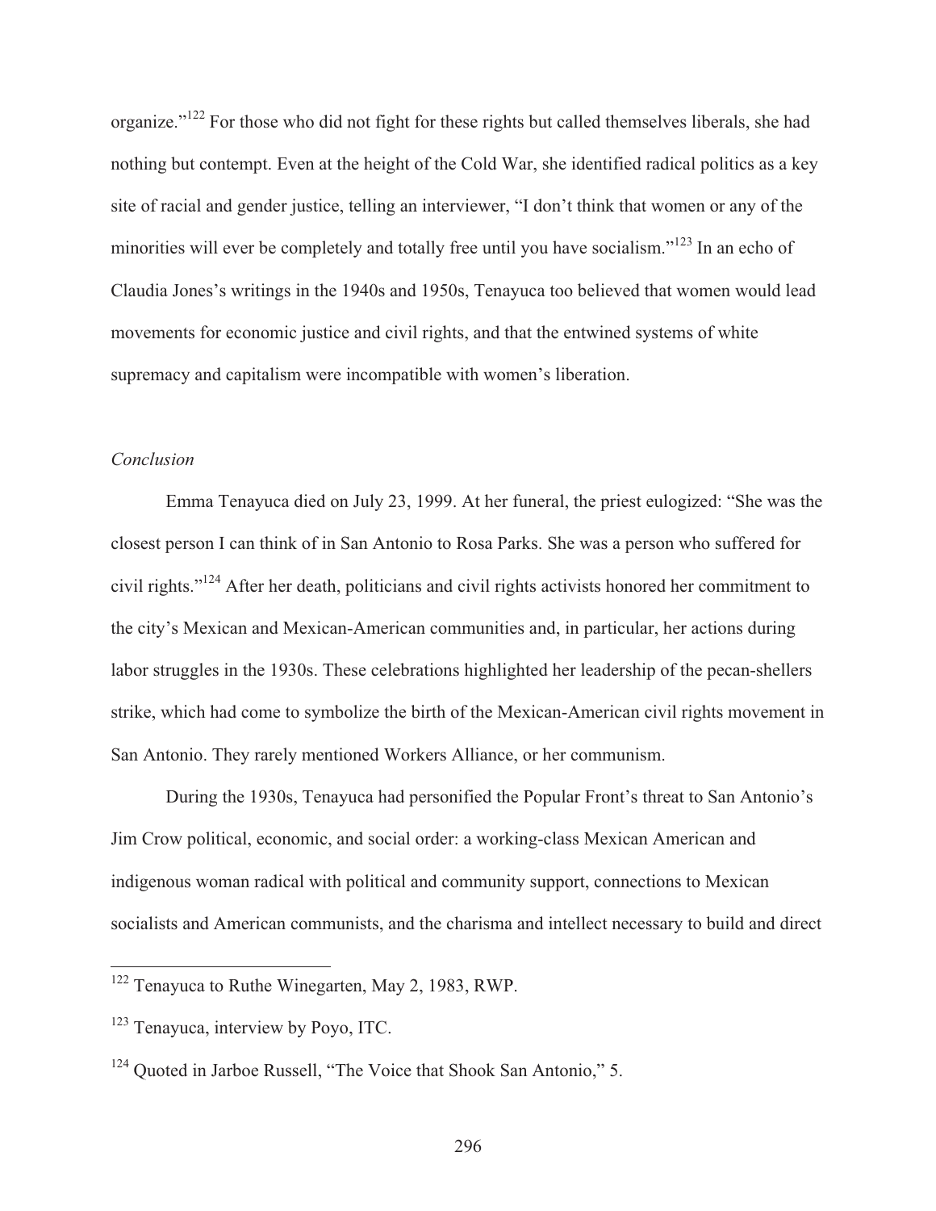organize."[122] For those who did not fight for these rights but called themselves liberals, she had nothing but contempt. Even at the height of the Cold War, she identified radical politics as a key site of racial and gender justice, telling an interviewer, "I don't think that women or any of the minorities will ever be completely and totally free until you have socialism."[123] In an echo of Claudia Jones's writings in the 1940s and 1950s, Tenayuca too believed that women would lead movements for economic justice and civil rights, and that the entwined systems of white supremacy and capitalism were incompatible with women's liberation.

### *Conclusion*

Emma Tenayuca died on July 23, 1999. At her funeral, the priest eulogized: "She was the closest person I can think of in San Antonio to Rosa Parks. She was a person who suffered for civil rights."[124] After her death, politicians and civil rights activists honored her commitment to the city's Mexican and Mexican-American communities and, in particular, her actions during labor struggles in the 1930s. These celebrations highlighted her leadership of the pecan-shellers strike, which had come to symbolize the birth of the Mexican-American civil rights movement in San Antonio. They rarely mentioned Workers Alliance, or her communism.

During the 1930s, Tenayuca had personified the Popular Front's threat to San Antonio's Jim Crow political, economic, and social order: a working-class Mexican American and indigenous woman radical with political and community support, connections to Mexican socialists and American communists, and the charisma and intellect necessary to build and direct

---

[122] Tenayuca to Ruthe Winegarten, May 2, 1983, RWP.

[123] Tenayuca, interview by Poyo, ITC.

[124] Quoted in Jarboe Russell, "The Voice that Shook San Antonio," 5.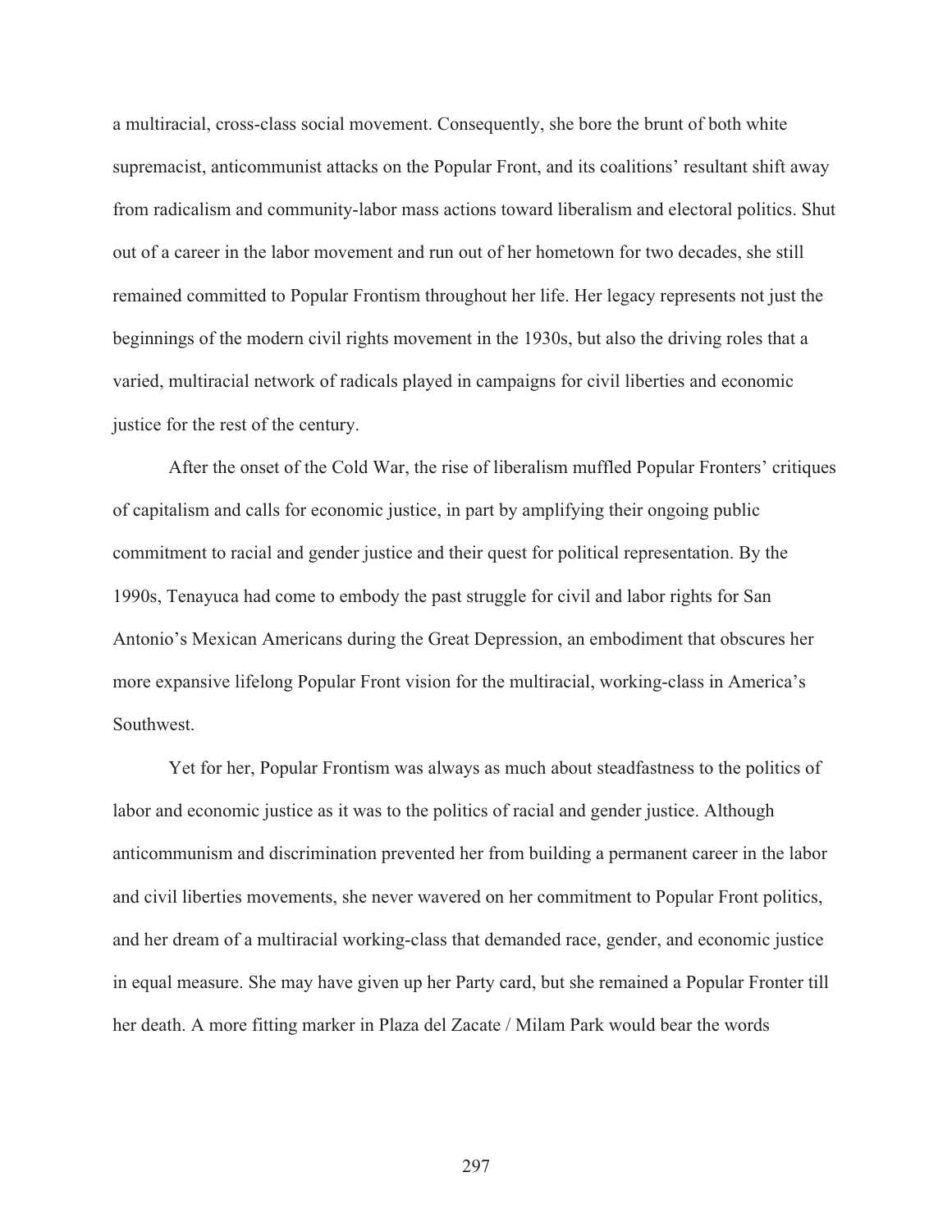a multiracial, cross-class social movement. Consequently, she bore the brunt of both white supremacist, anticommunist attacks on the Popular Front, and its coalitions' resultant shift away from radicalism and community-labor mass actions toward liberalism and electoral politics. Shut out of a career in the labor movement and run out of her hometown for two decades, she still remained committed to Popular Frontism throughout her life. Her legacy represents not just the beginnings of the modern civil rights movement in the 1930s, but also the driving roles that a varied, multiracial network of radicals played in campaigns for civil liberties and economic justice for the rest of the century.

After the onset of the Cold War, the rise of liberalism muffled Popular Fronters' critiques of capitalism and calls for economic justice, in part by amplifying their ongoing public commitment to racial and gender justice and their quest for political representation. By the 1990s, Tenayuca had come to embody the past struggle for civil and labor rights for San Antonio's Mexican Americans during the Great Depression, an embodiment that obscures her more expansive lifelong Popular Front vision for the multiracial, working-class in America's Southwest.

Yet for her, Popular Frontism was always as much about steadfastness to the politics of labor and economic justice as it was to the politics of racial and gender justice. Although anticommunism and discrimination prevented her from building a permanent career in the labor and civil liberties movements, she never wavered on her commitment to Popular Front politics, and her dream of a multiracial working-class that demanded race, gender, and economic justice in equal measure. She may have given up her Party card, but she remained a Popular Fronter till her death. A more fitting marker in Plaza del Zacate / Milam Park would bear the words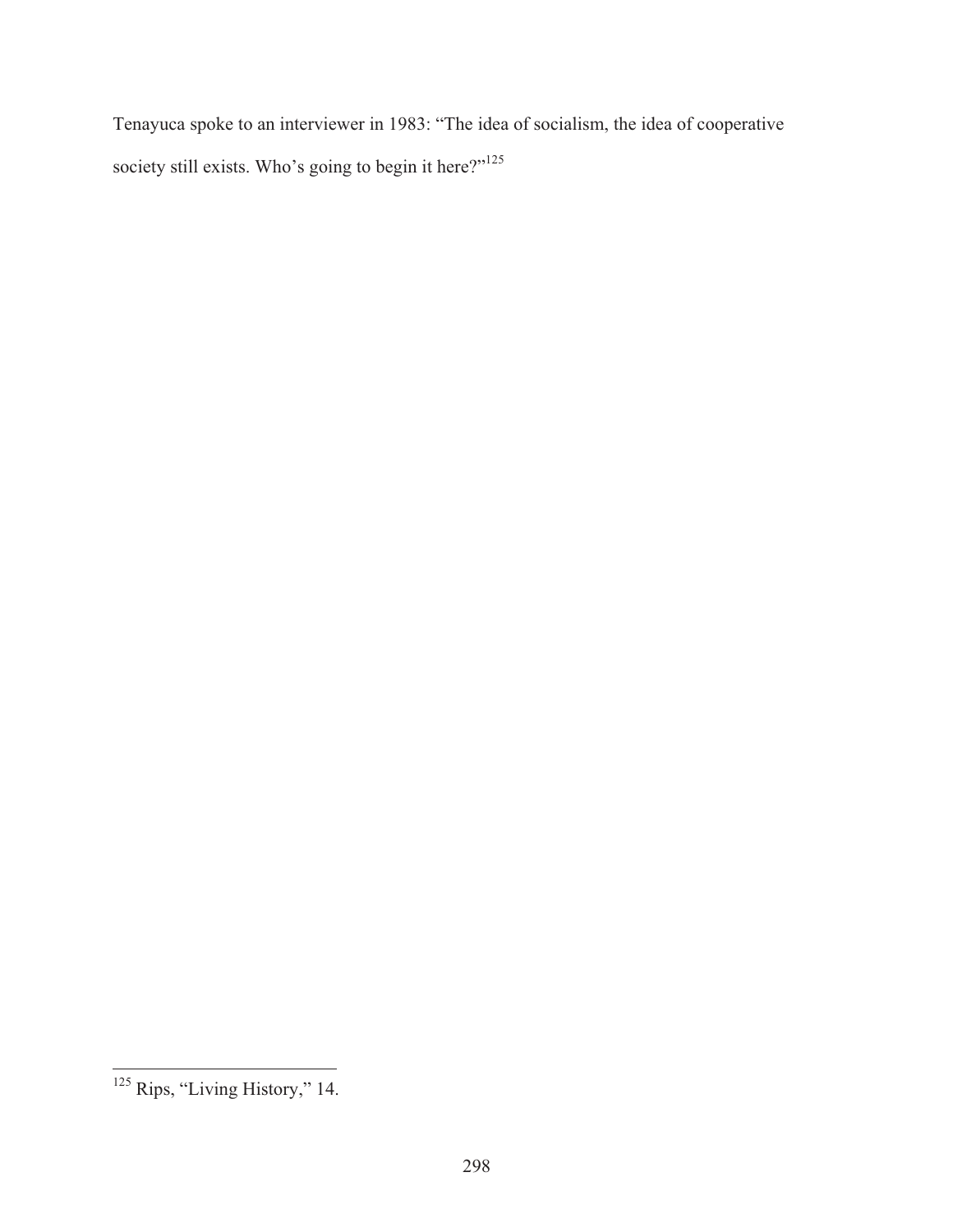Tenayuca spoke to an interviewer in 1983: "The idea of socialism, the idea of cooperative society still exists. Who's going to begin it here?"[125]

[125] Rips, "Living History," 14.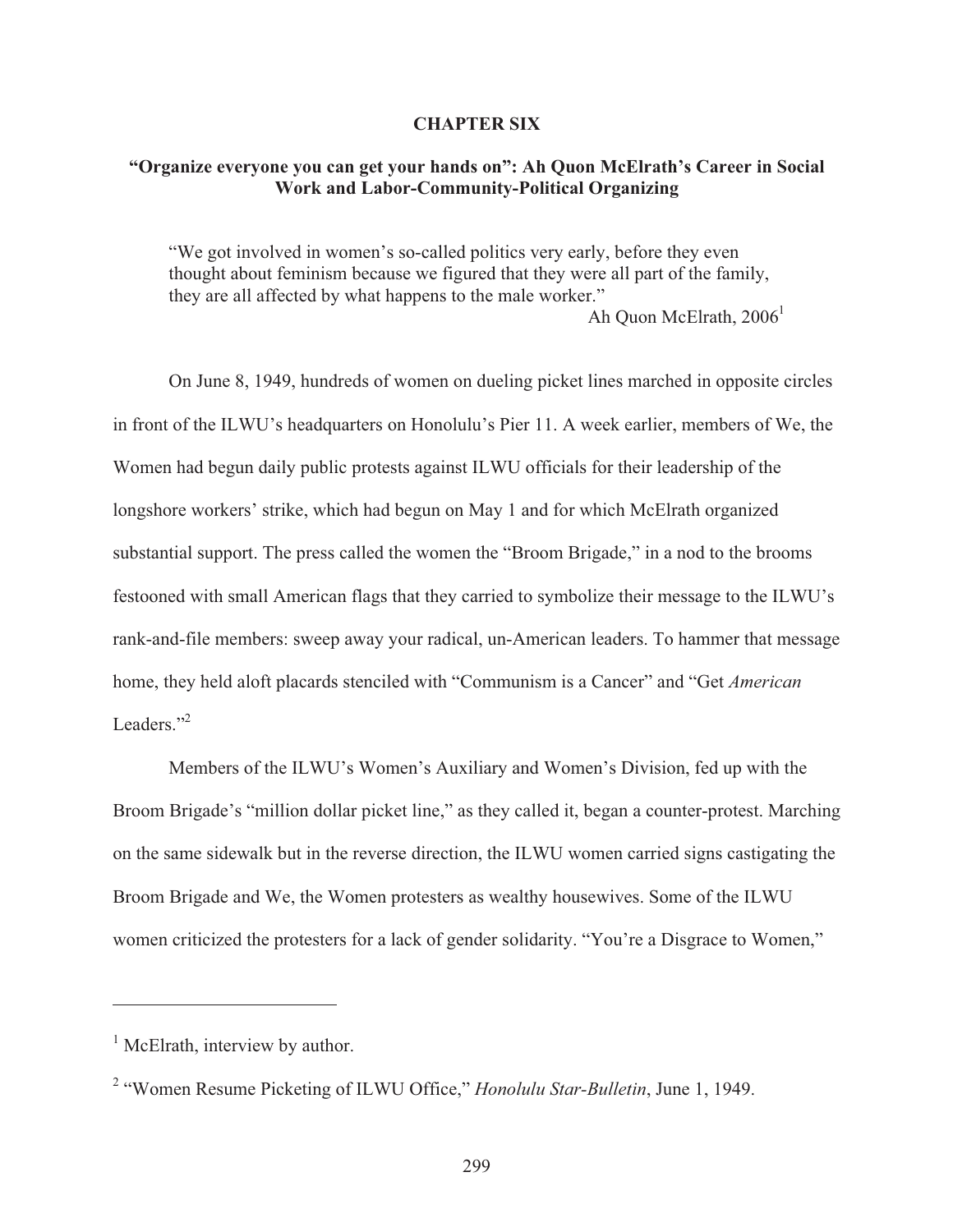## CHAPTER SIX

### "Organize everyone you can get your hands on": Ah Quon McElrath's Career in Social Work and Labor-Community-Political Organizing

> "We got involved in women's so-called politics very early, before they even thought about feminism because we figured that they were all part of the family, they are all affected by what happens to the male worker."
>
> Ah Quon McElrath, 2006[1]

On June 8, 1949, hundreds of women on dueling picket lines marched in opposite circles in front of the ILWU's headquarters on Honolulu's Pier 11. A week earlier, members of We, the Women had begun daily public protests against ILWU officials for their leadership of the longshore workers' strike, which had begun on May 1 and for which McElrath organized substantial support. The press called the women the "Broom Brigade," in a nod to the brooms festooned with small American flags that they carried to symbolize their message to the ILWU's rank-and-file members: sweep away your radical, un-American leaders. To hammer that message home, they held aloft placards stenciled with "Communism is a Cancer" and "Get *American* Leaders."[2]

Members of the ILWU's Women's Auxiliary and Women's Division, fed up with the Broom Brigade's "million dollar picket line," as they called it, began a counter-protest. Marching on the same sidewalk but in the reverse direction, the ILWU women carried signs castigating the Broom Brigade and We, the Women protesters as wealthy housewives. Some of the ILWU women criticized the protesters for a lack of gender solidarity. "You're a Disgrace to Women,"

---

[1] McElrath, interview by author.

[2] "Women Resume Picketing of ILWU Office," *Honolulu Star-Bulletin*, June 1, 1949.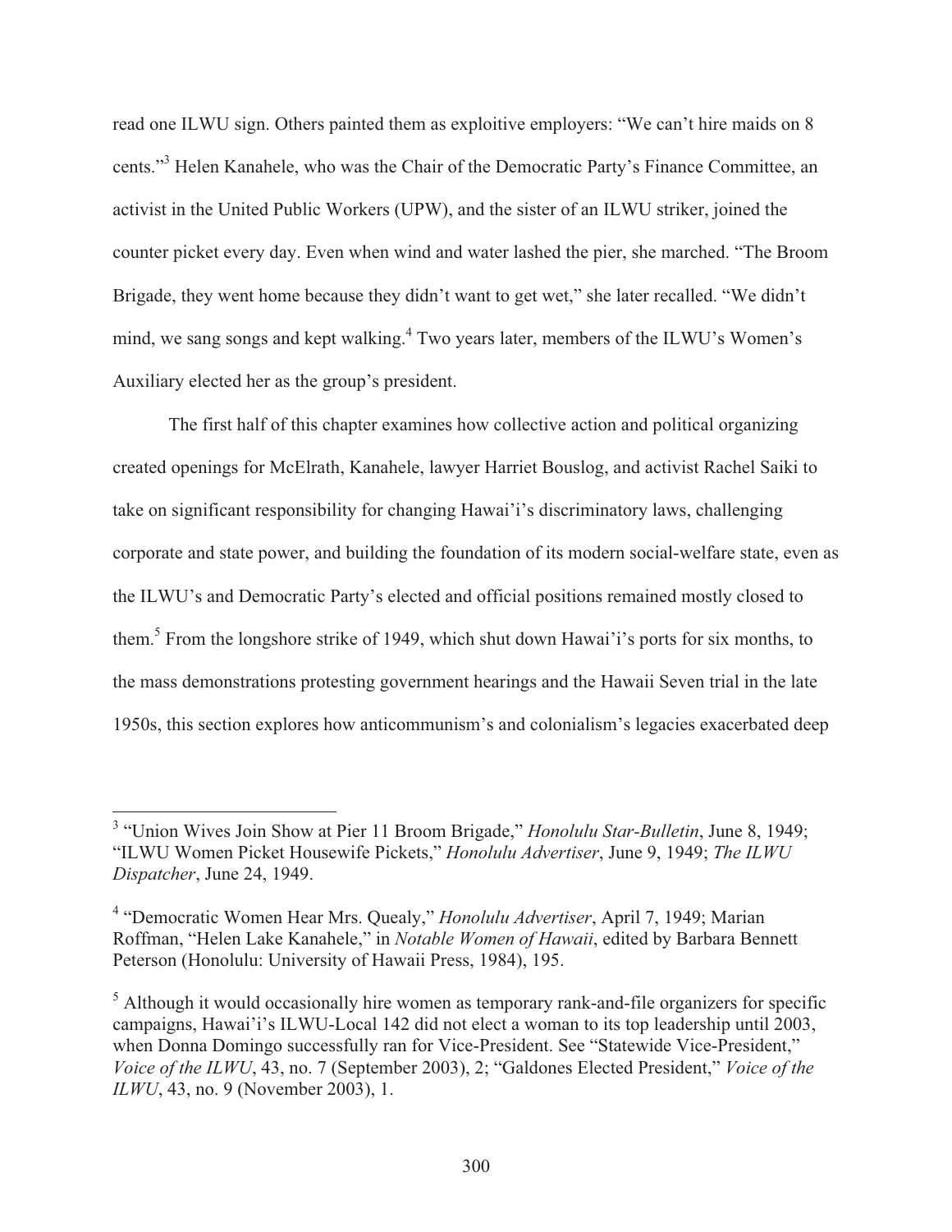read one ILWU sign. Others painted them as exploitive employers: “We can’t hire maids on 8 cents.”[3] Helen Kanahele, who was the Chair of the Democratic Party’s Finance Committee, an activist in the United Public Workers (UPW), and the sister of an ILWU striker, joined the counter picket every day. Even when wind and water lashed the pier, she marched. “The Broom Brigade, they went home because they didn’t want to get wet,” she later recalled. “We didn’t mind, we sang songs and kept walking.[4] Two years later, members of the ILWU’s Women’s Auxiliary elected her as the group’s president.

The first half of this chapter examines how collective action and political organizing created openings for McElrath, Kanahele, lawyer Harriet Bouslog, and activist Rachel Saiki to take on significant responsibility for changing Hawai'i’s discriminatory laws, challenging corporate and state power, and building the foundation of its modern social-welfare state, even as the ILWU’s and Democratic Party’s elected and official positions remained mostly closed to them.[5] From the longshore strike of 1949, which shut down Hawai'i’s ports for six months, to the mass demonstrations protesting government hearings and the Hawaii Seven trial in the late 1950s, this section explores how anticommunism’s and colonialism’s legacies exacerbated deep

---

[3] “Union Wives Join Show at Pier 11 Broom Brigade,” *Honolulu Star-Bulletin*, June 8, 1949; “ILWU Women Picket Housewife Pickets,” *Honolulu Advertiser*, June 9, 1949; *The ILWU Dispatcher*, June 24, 1949.

[4] “Democratic Women Hear Mrs. Quealy,” *Honolulu Advertiser*, April 7, 1949; Marian Roffman, “Helen Lake Kanahele,” in *Notable Women of Hawaii*, edited by Barbara Bennett Peterson (Honolulu: University of Hawaii Press, 1984), 195.

[5] Although it would occasionally hire women as temporary rank-and-file organizers for specific campaigns, Hawai'i’s ILWU-Local 142 did not elect a woman to its top leadership until 2003, when Donna Domingo successfully ran for Vice-President. See “Statewide Vice-President,” *Voice of the ILWU*, 43, no. 7 (September 2003), 2; “Galdones Elected President,” *Voice of the ILWU*, 43, no. 9 (November 2003), 1.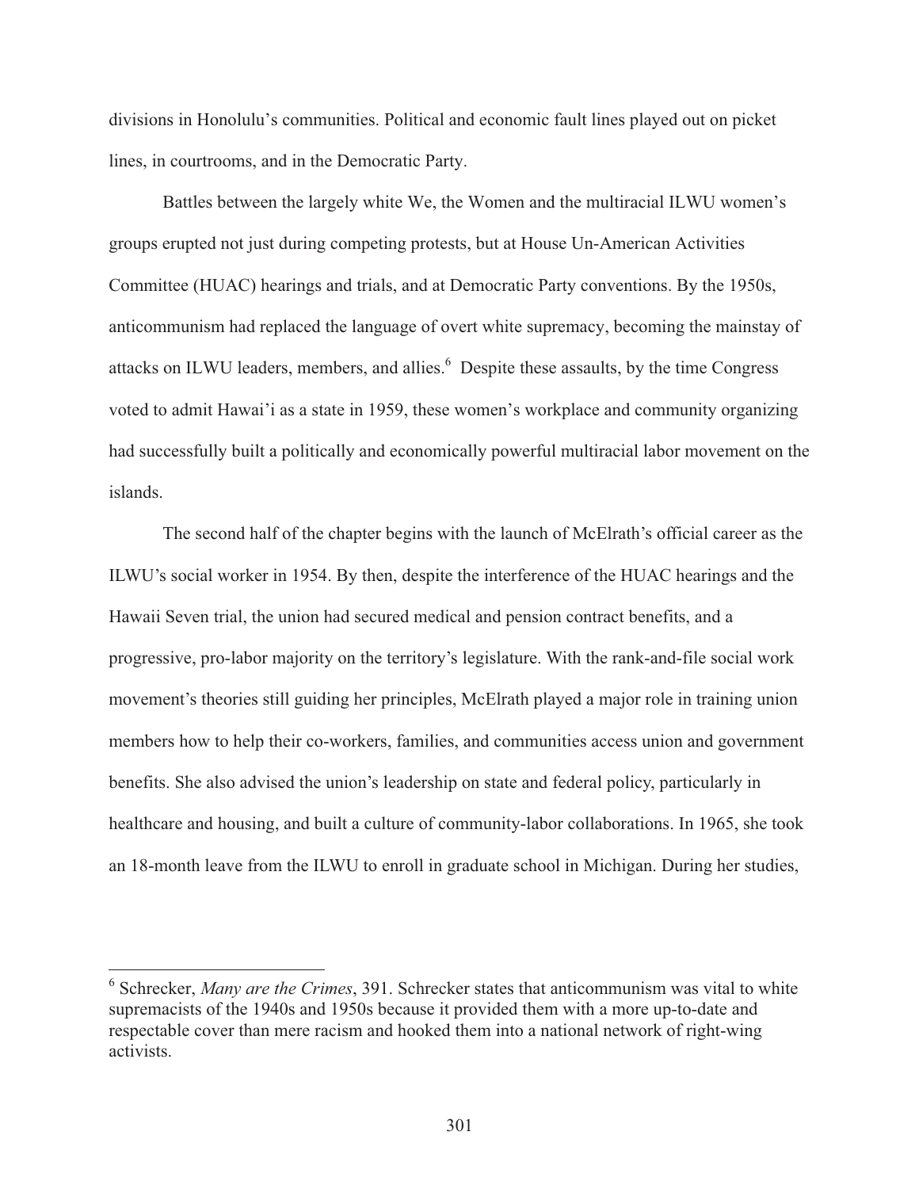divisions in Honolulu's communities. Political and economic fault lines played out on picket lines, in courtrooms, and in the Democratic Party.

Battles between the largely white We, the Women and the multiracial ILWU women's groups erupted not just during competing protests, but at House Un-American Activities Committee (HUAC) hearings and trials, and at Democratic Party conventions. By the 1950s, anticommunism had replaced the language of overt white supremacy, becoming the mainstay of attacks on ILWU leaders, members, and allies.[6] Despite these assaults, by the time Congress voted to admit Hawai'i as a state in 1959, these women's workplace and community organizing had successfully built a politically and economically powerful multiracial labor movement on the islands.

The second half of the chapter begins with the launch of McElrath's official career as the ILWU's social worker in 1954. By then, despite the interference of the HUAC hearings and the Hawaii Seven trial, the union had secured medical and pension contract benefits, and a progressive, pro-labor majority on the territory's legislature. With the rank-and-file social work movement's theories still guiding her principles, McElrath played a major role in training union members how to help their co-workers, families, and communities access union and government benefits. She also advised the union's leadership on state and federal policy, particularly in healthcare and housing, and built a culture of community-labor collaborations. In 1965, she took an 18-month leave from the ILWU to enroll in graduate school in Michigan. During her studies,

---

[6] Schrecker, *Many are the Crimes*, 391. Schrecker states that anticommunism was vital to white supremacists of the 1940s and 1950s because it provided them with a more up-to-date and respectable cover than mere racism and hooked them into a national network of right-wing activists.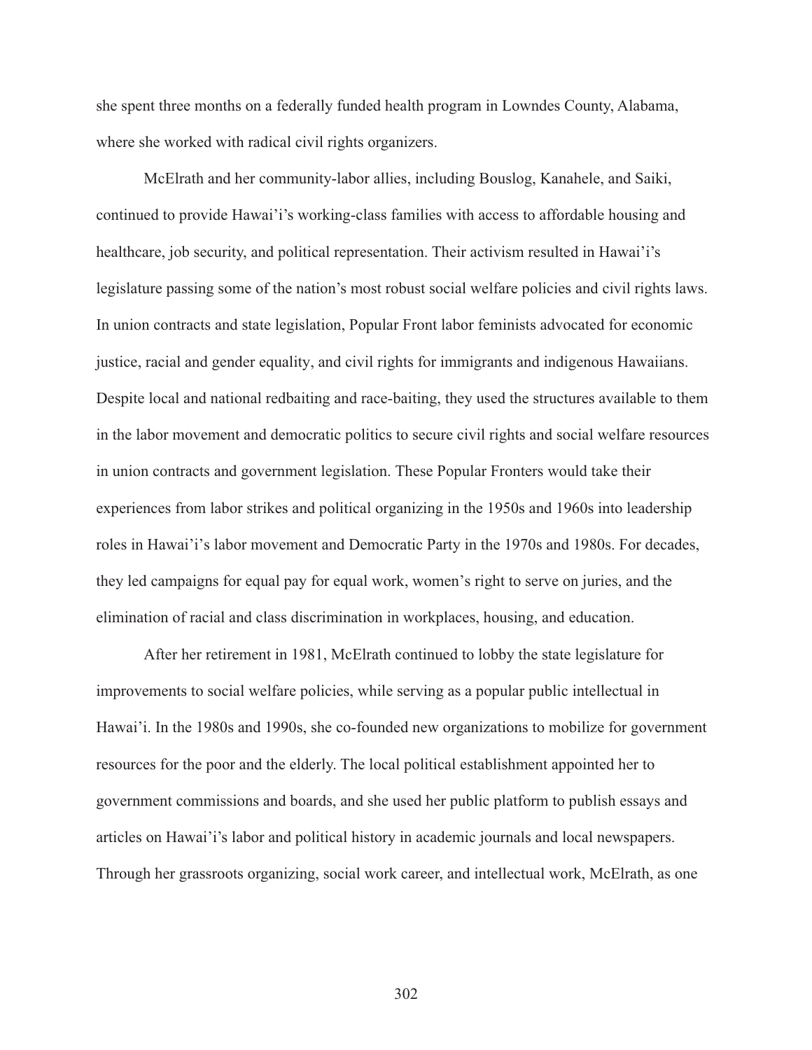she spent three months on a federally funded health program in Lowndes County, Alabama, where she worked with radical civil rights organizers.

McElrath and her community-labor allies, including Bouslog, Kanahele, and Saiki, continued to provide Hawai'i's working-class families with access to affordable housing and healthcare, job security, and political representation. Their activism resulted in Hawai'i's legislature passing some of the nation's most robust social welfare policies and civil rights laws. In union contracts and state legislation, Popular Front labor feminists advocated for economic justice, racial and gender equality, and civil rights for immigrants and indigenous Hawaiians. Despite local and national redbaiting and race-baiting, they used the structures available to them in the labor movement and democratic politics to secure civil rights and social welfare resources in union contracts and government legislation. These Popular Fronters would take their experiences from labor strikes and political organizing in the 1950s and 1960s into leadership roles in Hawai'i's labor movement and Democratic Party in the 1970s and 1980s. For decades, they led campaigns for equal pay for equal work, women's right to serve on juries, and the elimination of racial and class discrimination in workplaces, housing, and education.

After her retirement in 1981, McElrath continued to lobby the state legislature for improvements to social welfare policies, while serving as a popular public intellectual in Hawai'i. In the 1980s and 1990s, she co-founded new organizations to mobilize for government resources for the poor and the elderly. The local political establishment appointed her to government commissions and boards, and she used her public platform to publish essays and articles on Hawai'i's labor and political history in academic journals and local newspapers. Through her grassroots organizing, social work career, and intellectual work, McElrath, as one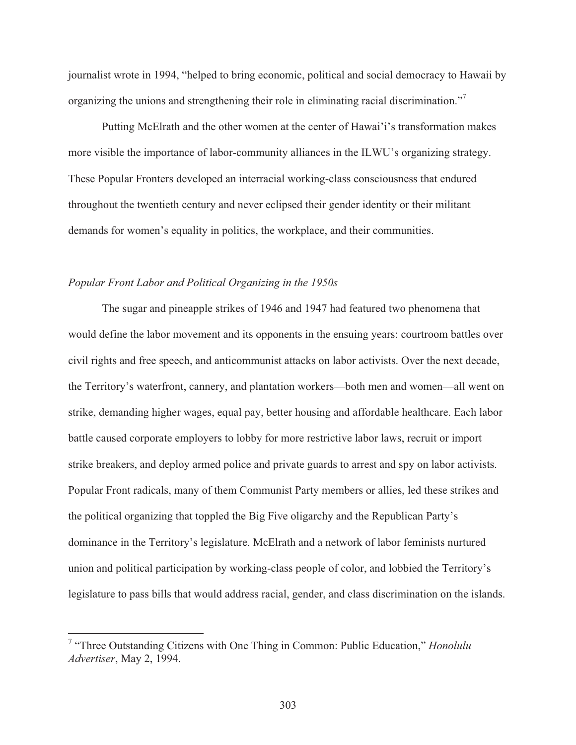journalist wrote in 1994, "helped to bring economic, political and social democracy to Hawaii by organizing the unions and strengthening their role in eliminating racial discrimination."[7]

Putting McElrath and the other women at the center of Hawai'i's transformation makes more visible the importance of labor-community alliances in the ILWU's organizing strategy. These Popular Fronters developed an interracial working-class consciousness that endured throughout the twentieth century and never eclipsed their gender identity or their militant demands for women's equality in politics, the workplace, and their communities.

### *Popular Front Labor and Political Organizing in the 1950s*

The sugar and pineapple strikes of 1946 and 1947 had featured two phenomena that would define the labor movement and its opponents in the ensuing years: courtroom battles over civil rights and free speech, and anticommunist attacks on labor activists. Over the next decade, the Territory's waterfront, cannery, and plantation workers—both men and women—all went on strike, demanding higher wages, equal pay, better housing and affordable healthcare. Each labor battle caused corporate employers to lobby for more restrictive labor laws, recruit or import strike breakers, and deploy armed police and private guards to arrest and spy on labor activists. Popular Front radicals, many of them Communist Party members or allies, led these strikes and the political organizing that toppled the Big Five oligarchy and the Republican Party's dominance in the Territory's legislature. McElrath and a network of labor feminists nurtured union and political participation by working-class people of color, and lobbied the Territory's legislature to pass bills that would address racial, gender, and class discrimination on the islands.

---

[7] "Three Outstanding Citizens with One Thing in Common: Public Education," *Honolulu Advertiser*, May 2, 1994.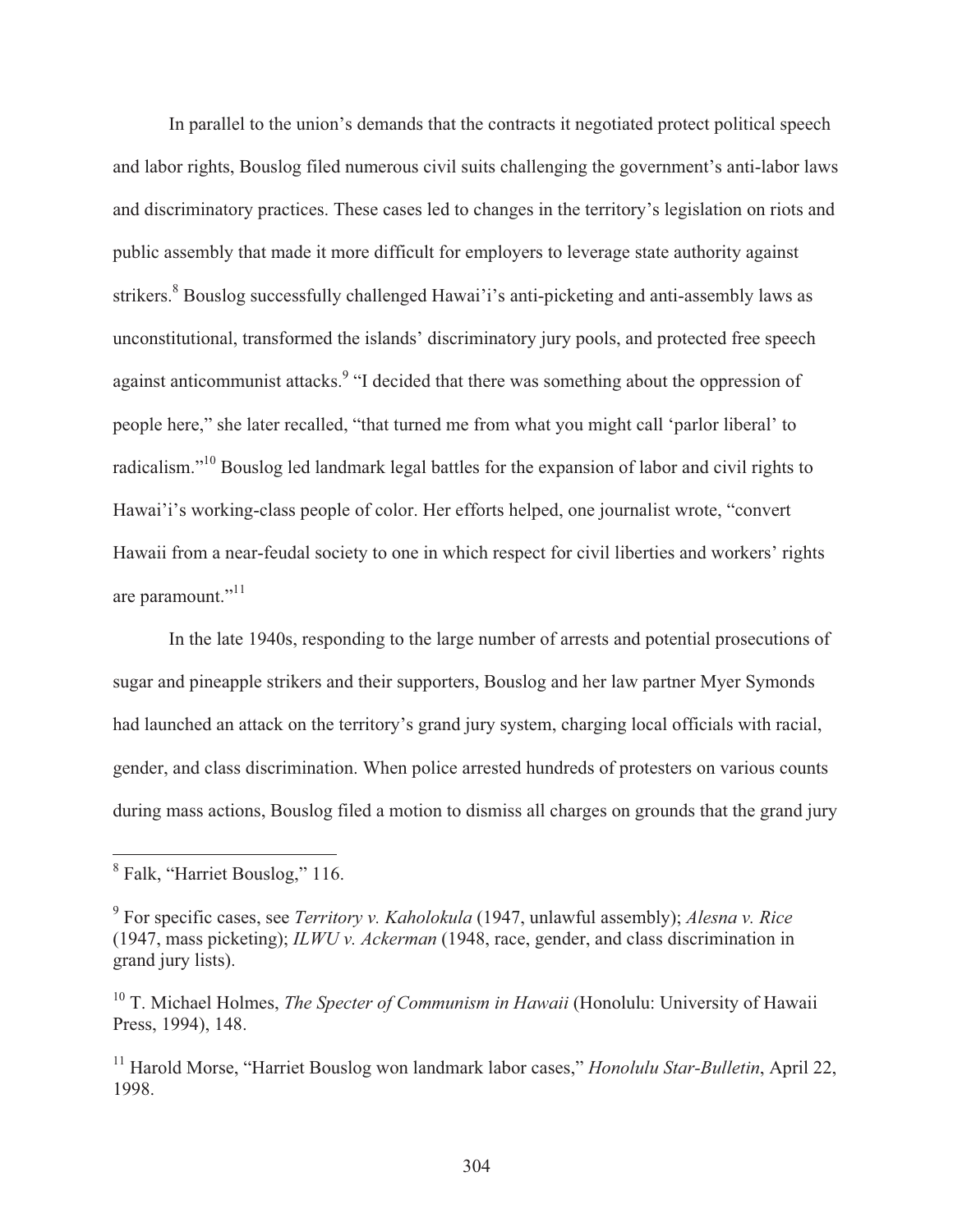In parallel to the union's demands that the contracts it negotiated protect political speech and labor rights, Bouslog filed numerous civil suits challenging the government's anti-labor laws and discriminatory practices. These cases led to changes in the territory's legislation on riots and public assembly that made it more difficult for employers to leverage state authority against strikers.[8] Bouslog successfully challenged Hawai'i's anti-picketing and anti-assembly laws as unconstitutional, transformed the islands' discriminatory jury pools, and protected free speech against anticommunist attacks.[9] "I decided that there was something about the oppression of people here," she later recalled, "that turned me from what you might call 'parlor liberal' to radicalism."[10] Bouslog led landmark legal battles for the expansion of labor and civil rights to Hawai'i's working-class people of color. Her efforts helped, one journalist wrote, "convert Hawaii from a near-feudal society to one in which respect for civil liberties and workers' rights are paramount."[11]

In the late 1940s, responding to the large number of arrests and potential prosecutions of sugar and pineapple strikers and their supporters, Bouslog and her law partner Myer Symonds had launched an attack on the territory's grand jury system, charging local officials with racial, gender, and class discrimination. When police arrested hundreds of protesters on various counts during mass actions, Bouslog filed a motion to dismiss all charges on grounds that the grand jury

---

[8] Falk, "Harriet Bouslog," 116.

[9] For specific cases, see *Territory v. Kaholokula* (1947, unlawful assembly); *Alesna v. Rice* (1947, mass picketing); *ILWU v. Ackerman* (1948, race, gender, and class discrimination in grand jury lists).

[10] T. Michael Holmes, *The Specter of Communism in Hawaii* (Honolulu: University of Hawaii Press, 1994), 148.

[11] Harold Morse, "Harriet Bouslog won landmark labor cases," *Honolulu Star-Bulletin*, April 22, 1998.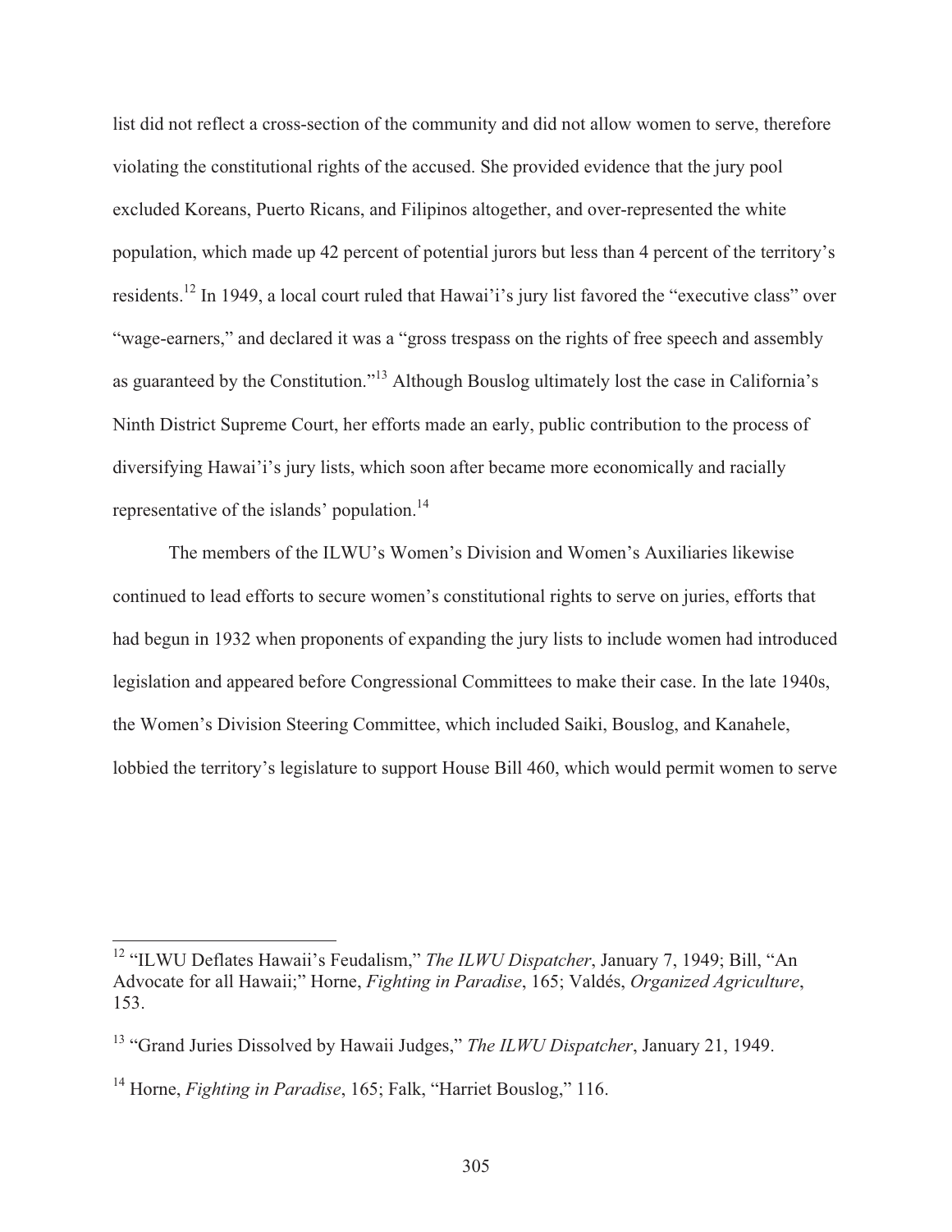list did not reflect a cross-section of the community and did not allow women to serve, therefore violating the constitutional rights of the accused. She provided evidence that the jury pool excluded Koreans, Puerto Ricans, and Filipinos altogether, and over-represented the white population, which made up 42 percent of potential jurors but less than 4 percent of the territory's residents.[12] In 1949, a local court ruled that Hawai'i's jury list favored the "executive class" over "wage-earners," and declared it was a "gross trespass on the rights of free speech and assembly as guaranteed by the Constitution."[13] Although Bouslog ultimately lost the case in California's Ninth District Supreme Court, her efforts made an early, public contribution to the process of diversifying Hawai'i's jury lists, which soon after became more economically and racially representative of the islands' population.[14]

The members of the ILWU's Women's Division and Women's Auxiliaries likewise continued to lead efforts to secure women's constitutional rights to serve on juries, efforts that had begun in 1932 when proponents of expanding the jury lists to include women had introduced legislation and appeared before Congressional Committees to make their case. In the late 1940s, the Women's Division Steering Committee, which included Saiki, Bouslog, and Kanahele, lobbied the territory's legislature to support House Bill 460, which would permit women to serve

---

[12] "ILWU Deflates Hawaii's Feudalism," *The ILWU Dispatcher*, January 7, 1949; Bill, "An Advocate for all Hawaii;" Horne, *Fighting in Paradise*, 165; Valdés, *Organized Agriculture*, 153.

[13] "Grand Juries Dissolved by Hawaii Judges," *The ILWU Dispatcher*, January 21, 1949.

[14] Horne, *Fighting in Paradise*, 165; Falk, "Harriet Bouslog," 116.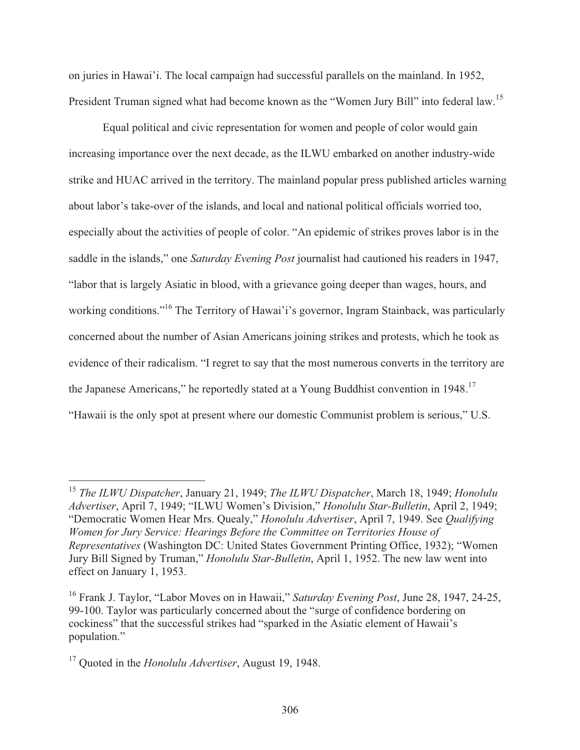on juries in Hawai'i. The local campaign had successful parallels on the mainland. In 1952, President Truman signed what had become known as the "Women Jury Bill" into federal law.[15]

Equal political and civic representation for women and people of color would gain increasing importance over the next decade, as the ILWU embarked on another industry-wide strike and HUAC arrived in the territory. The mainland popular press published articles warning about labor's take-over of the islands, and local and national political officials worried too, especially about the activities of people of color. "An epidemic of strikes proves labor is in the saddle in the islands," one *Saturday Evening Post* journalist had cautioned his readers in 1947, "labor that is largely Asiatic in blood, with a grievance going deeper than wages, hours, and working conditions."[16] The Territory of Hawai'i's governor, Ingram Stainback, was particularly concerned about the number of Asian Americans joining strikes and protests, which he took as evidence of their radicalism. "I regret to say that the most numerous converts in the territory are the Japanese Americans," he reportedly stated at a Young Buddhist convention in 1948.[17] "Hawaii is the only spot at present where our domestic Communist problem is serious," U.S.

---

[15] *The ILWU Dispatcher*, January 21, 1949; *The ILWU Dispatcher*, March 18, 1949; *Honolulu Advertiser*, April 7, 1949; "ILWU Women's Division," *Honolulu Star-Bulletin*, April 2, 1949; "Democratic Women Hear Mrs. Quealy," *Honolulu Advertiser*, April 7, 1949. See *Qualifying Women for Jury Service: Hearings Before the Committee on Territories House of Representatives* (Washington DC: United States Government Printing Office, 1932); "Women Jury Bill Signed by Truman," *Honolulu Star-Bulletin*, April 1, 1952. The new law went into effect on January 1, 1953.

[16] Frank J. Taylor, "Labor Moves on in Hawaii," *Saturday Evening Post*, June 28, 1947, 24-25, 99-100. Taylor was particularly concerned about the "surge of confidence bordering on cockiness" that the successful strikes had "sparked in the Asiatic element of Hawaii's population."

[17] Quoted in the *Honolulu Advertiser*, August 19, 1948.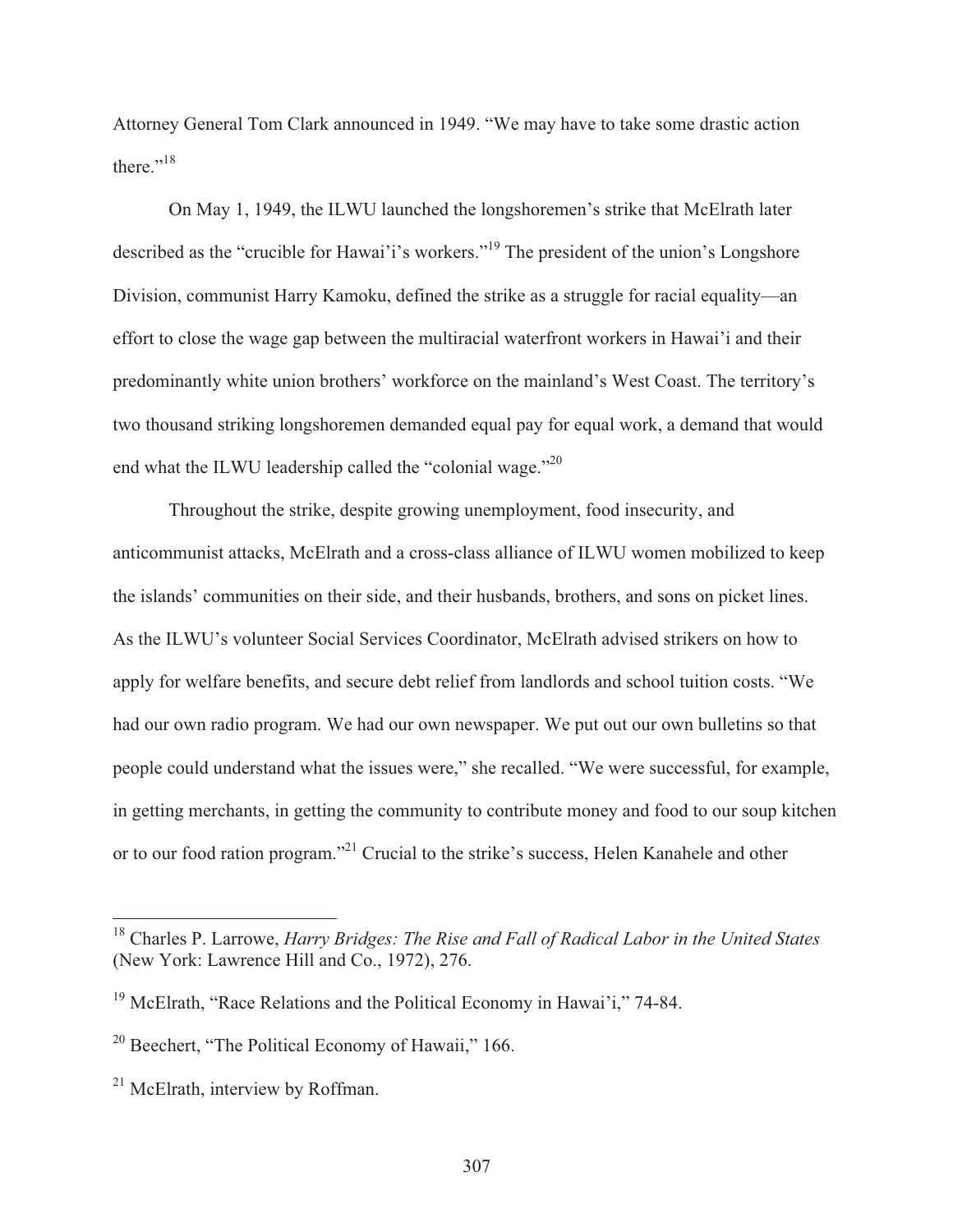Attorney General Tom Clark announced in 1949. "We may have to take some drastic action there."[18]

On May 1, 1949, the ILWU launched the longshoremen's strike that McElrath later described as the "crucible for Hawai'i's workers."[19] The president of the union's Longshore Division, communist Harry Kamoku, defined the strike as a struggle for racial equality—an effort to close the wage gap between the multiracial waterfront workers in Hawai'i and their predominantly white union brothers' workforce on the mainland's West Coast. The territory's two thousand striking longshoremen demanded equal pay for equal work, a demand that would end what the ILWU leadership called the "colonial wage."[20]

Throughout the strike, despite growing unemployment, food insecurity, and anticommunist attacks, McElrath and a cross-class alliance of ILWU women mobilized to keep the islands' communities on their side, and their husbands, brothers, and sons on picket lines. As the ILWU's volunteer Social Services Coordinator, McElrath advised strikers on how to apply for welfare benefits, and secure debt relief from landlords and school tuition costs. "We had our own radio program. We had our own newspaper. We put out our own bulletins so that people could understand what the issues were," she recalled. "We were successful, for example, in getting merchants, in getting the community to contribute money and food to our soup kitchen or to our food ration program."[21] Crucial to the strike's success, Helen Kanahele and other

---

[18] Charles P. Larrowe, *Harry Bridges: The Rise and Fall of Radical Labor in the United States* (New York: Lawrence Hill and Co., 1972), 276.

[19] McElrath, "Race Relations and the Political Economy in Hawai'i," 74-84.

[20] Beechert, "The Political Economy of Hawaii," 166.

[21] McElrath, interview by Roffman.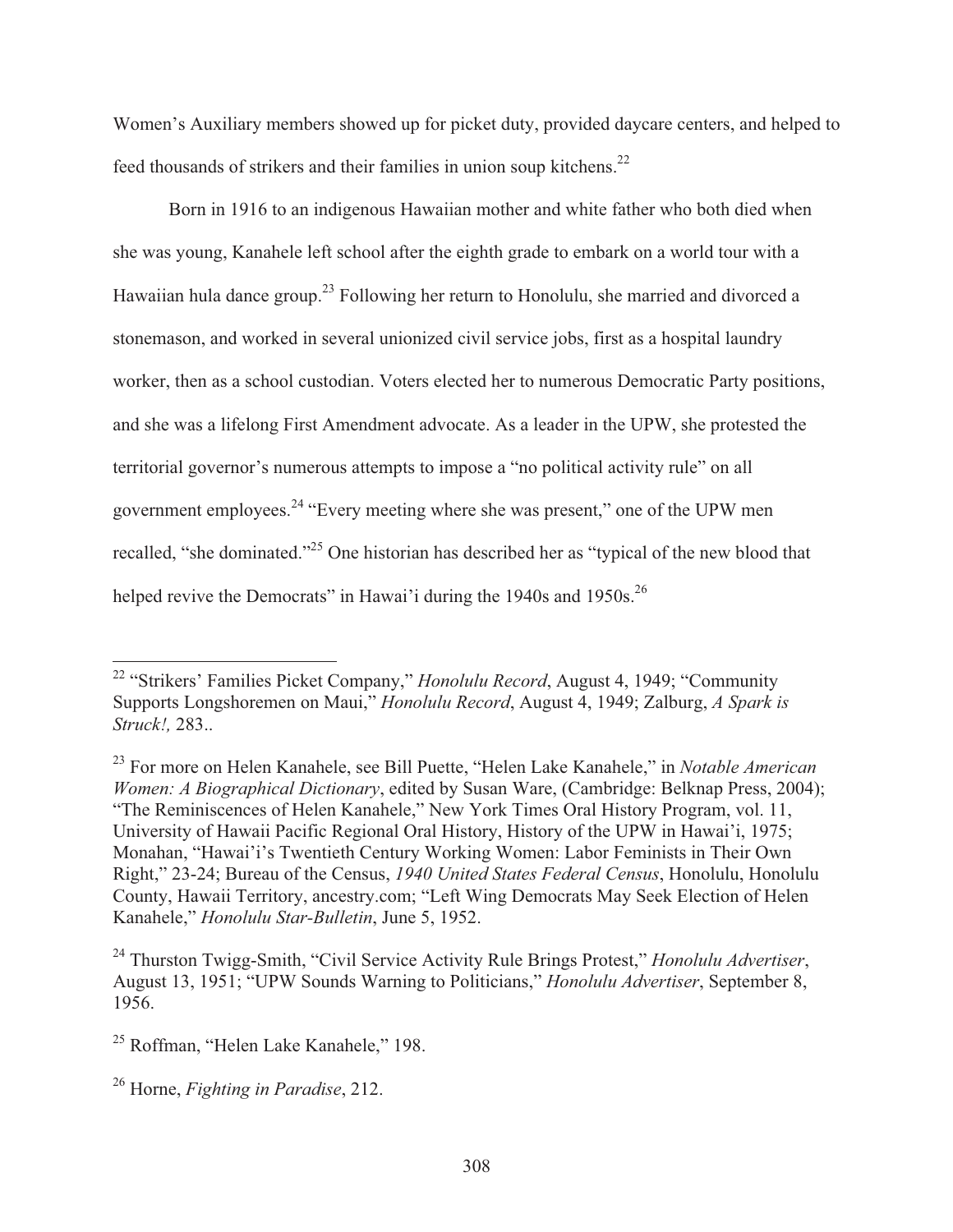Women's Auxiliary members showed up for picket duty, provided daycare centers, and helped to feed thousands of strikers and their families in union soup kitchens.[22]

Born in 1916 to an indigenous Hawaiian mother and white father who both died when she was young, Kanahele left school after the eighth grade to embark on a world tour with a Hawaiian hula dance group.[23] Following her return to Honolulu, she married and divorced a stonemason, and worked in several unionized civil service jobs, first as a hospital laundry worker, then as a school custodian. Voters elected her to numerous Democratic Party positions, and she was a lifelong First Amendment advocate. As a leader in the UPW, she protested the territorial governor's numerous attempts to impose a "no political activity rule" on all government employees.[24] "Every meeting where she was present," one of the UPW men recalled, "she dominated."[25] One historian has described her as "typical of the new blood that helped revive the Democrats" in Hawai'i during the 1940s and 1950s.[26]

---

[22] "Strikers' Families Picket Company," *Honolulu Record*, August 4, 1949; "Community Supports Longshoremen on Maui," *Honolulu Record*, August 4, 1949; Zalburg, *A Spark is Struck!,* 283..

[23] For more on Helen Kanahele, see Bill Puette, "Helen Lake Kanahele," in *Notable American Women: A Biographical Dictionary*, edited by Susan Ware, (Cambridge: Belknap Press, 2004); "The Reminiscences of Helen Kanahele," New York Times Oral History Program, vol. 11, University of Hawaii Pacific Regional Oral History, History of the UPW in Hawai'i, 1975; Monahan, "Hawai'i's Twentieth Century Working Women: Labor Feminists in Their Own Right," 23-24; Bureau of the Census, *1940 United States Federal Census*, Honolulu, Honolulu County, Hawaii Territory, ancestry.com; "Left Wing Democrats May Seek Election of Helen Kanahele," *Honolulu Star-Bulletin*, June 5, 1952.

[24] Thurston Twigg-Smith, "Civil Service Activity Rule Brings Protest," *Honolulu Advertiser*, August 13, 1951; "UPW Sounds Warning to Politicians," *Honolulu Advertiser*, September 8, 1956.

[25] Roffman, "Helen Lake Kanahele," 198.

[26] Horne, *Fighting in Paradise*, 212.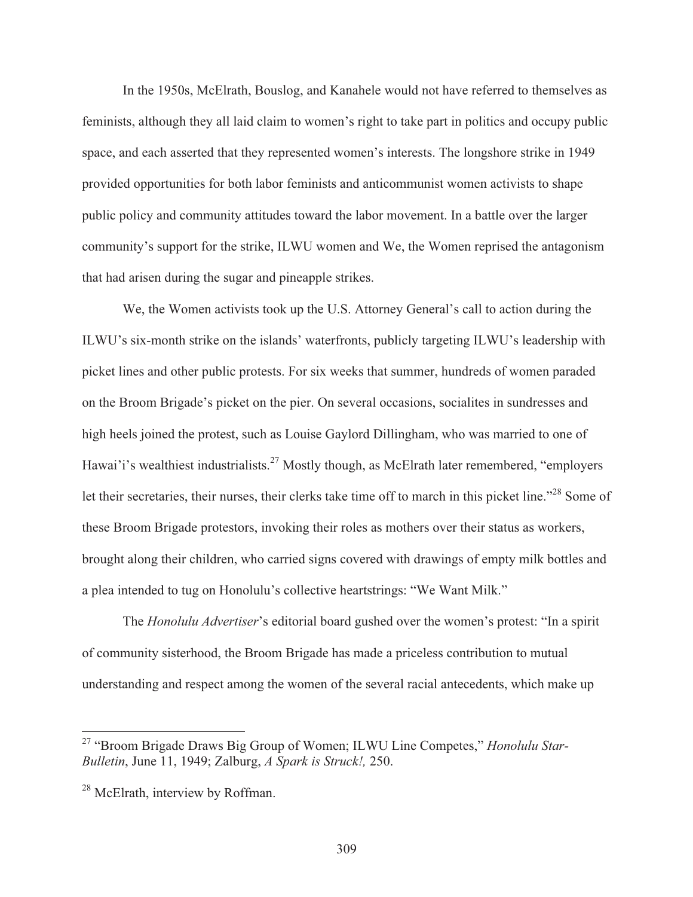In the 1950s, McElrath, Bouslog, and Kanahele would not have referred to themselves as feminists, although they all laid claim to women's right to take part in politics and occupy public space, and each asserted that they represented women's interests. The longshore strike in 1949 provided opportunities for both labor feminists and anticommunist women activists to shape public policy and community attitudes toward the labor movement. In a battle over the larger community's support for the strike, ILWU women and We, the Women reprised the antagonism that had arisen during the sugar and pineapple strikes.

We, the Women activists took up the U.S. Attorney General's call to action during the ILWU's six-month strike on the islands' waterfronts, publicly targeting ILWU's leadership with picket lines and other public protests. For six weeks that summer, hundreds of women paraded on the Broom Brigade's picket on the pier. On several occasions, socialites in sundresses and high heels joined the protest, such as Louise Gaylord Dillingham, who was married to one of Hawai'i's wealthiest industrialists.[27] Mostly though, as McElrath later remembered, "employers let their secretaries, their nurses, their clerks take time off to march in this picket line."[28] Some of these Broom Brigade protestors, invoking their roles as mothers over their status as workers, brought along their children, who carried signs covered with drawings of empty milk bottles and a plea intended to tug on Honolulu's collective heartstrings: "We Want Milk."

The *Honolulu Advertiser*'s editorial board gushed over the women's protest: "In a spirit of community sisterhood, the Broom Brigade has made a priceless contribution to mutual understanding and respect among the women of the several racial antecedents, which make up

---

[27] "Broom Brigade Draws Big Group of Women; ILWU Line Competes," *Honolulu Star-Bulletin*, June 11, 1949; Zalburg, *A Spark is Struck!,* 250.

[28] McElrath, interview by Roffman.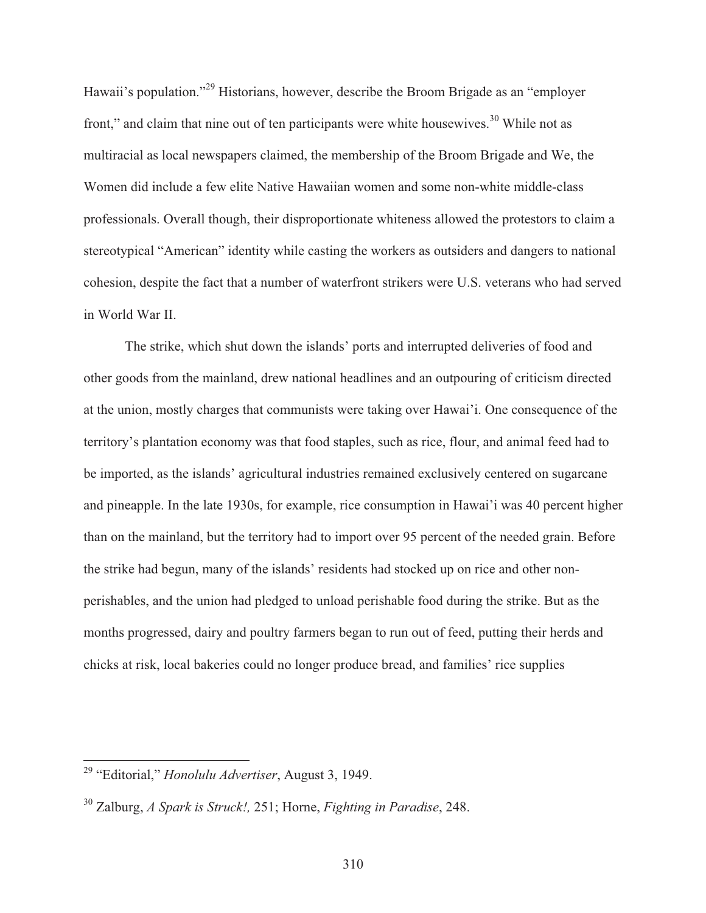Hawaii's population."[29] Historians, however, describe the Broom Brigade as an "employer front," and claim that nine out of ten participants were white housewives.[30] While not as multiracial as local newspapers claimed, the membership of the Broom Brigade and We, the Women did include a few elite Native Hawaiian women and some non-white middle-class professionals. Overall though, their disproportionate whiteness allowed the protestors to claim a stereotypical "American" identity while casting the workers as outsiders and dangers to national cohesion, despite the fact that a number of waterfront strikers were U.S. veterans who had served in World War II.

The strike, which shut down the islands' ports and interrupted deliveries of food and other goods from the mainland, drew national headlines and an outpouring of criticism directed at the union, mostly charges that communists were taking over Hawai'i. One consequence of the territory's plantation economy was that food staples, such as rice, flour, and animal feed had to be imported, as the islands' agricultural industries remained exclusively centered on sugarcane and pineapple. In the late 1930s, for example, rice consumption in Hawai'i was 40 percent higher than on the mainland, but the territory had to import over 95 percent of the needed grain. Before the strike had begun, many of the islands' residents had stocked up on rice and other non-perishables, and the union had pledged to unload perishable food during the strike. But as the months progressed, dairy and poultry farmers began to run out of feed, putting their herds and chicks at risk, local bakeries could no longer produce bread, and families' rice supplies

---

[29] "Editorial," *Honolulu Advertiser*, August 3, 1949.

[30] Zalburg, *A Spark is Struck!,* 251; Horne, *Fighting in Paradise*, 248.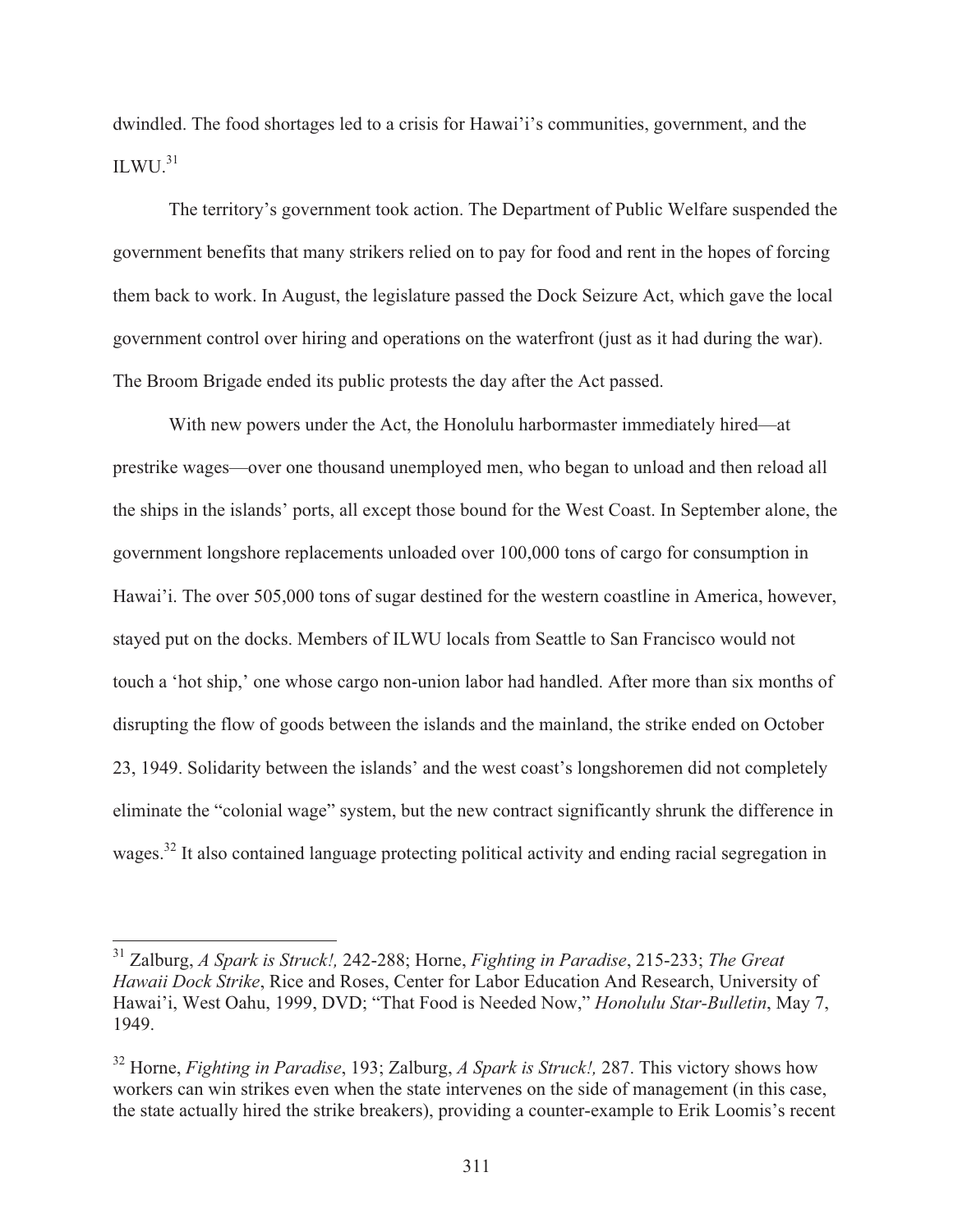dwindled. The food shortages led to a crisis for Hawai'i's communities, government, and the ILWU.[31]

The territory's government took action. The Department of Public Welfare suspended the government benefits that many strikers relied on to pay for food and rent in the hopes of forcing them back to work. In August, the legislature passed the Dock Seizure Act, which gave the local government control over hiring and operations on the waterfront (just as it had during the war). The Broom Brigade ended its public protests the day after the Act passed.

With new powers under the Act, the Honolulu harbormaster immediately hired—at prestrike wages—over one thousand unemployed men, who began to unload and then reload all the ships in the islands' ports, all except those bound for the West Coast. In September alone, the government longshore replacements unloaded over 100,000 tons of cargo for consumption in Hawai'i. The over 505,000 tons of sugar destined for the western coastline in America, however, stayed put on the docks. Members of ILWU locals from Seattle to San Francisco would not touch a 'hot ship,' one whose cargo non-union labor had handled. After more than six months of disrupting the flow of goods between the islands and the mainland, the strike ended on October 23, 1949. Solidarity between the islands' and the west coast's longshoremen did not completely eliminate the "colonial wage" system, but the new contract significantly shrunk the difference in wages.[32] It also contained language protecting political activity and ending racial segregation in

---

[31] Zalburg, *A Spark is Struck!,* 242-288; Horne, *Fighting in Paradise*, 215-233; *The Great Hawaii Dock Strike*, Rice and Roses, Center for Labor Education And Research, University of Hawai'i, West Oahu, 1999, DVD; "That Food is Needed Now," *Honolulu Star-Bulletin*, May 7, 1949.

[32] Horne, *Fighting in Paradise*, 193; Zalburg, *A Spark is Struck!,* 287. This victory shows how workers can win strikes even when the state intervenes on the side of management (in this case, the state actually hired the strike breakers), providing a counter-example to Erik Loomis's recent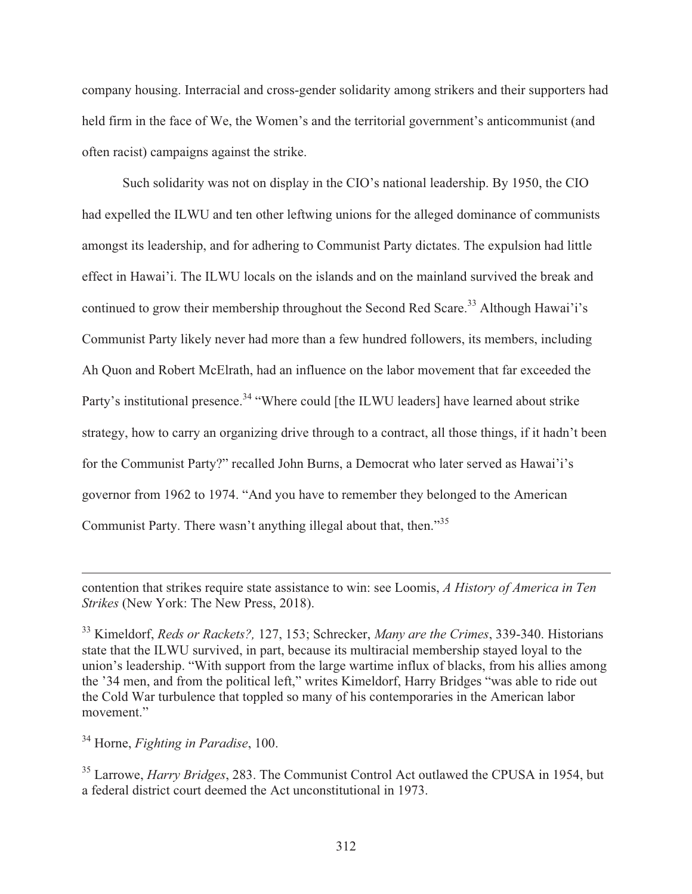company housing. Interracial and cross-gender solidarity among strikers and their supporters had held firm in the face of We, the Women's and the territorial government's anticommunist (and often racist) campaigns against the strike.

Such solidarity was not on display in the CIO's national leadership. By 1950, the CIO had expelled the ILWU and ten other leftwing unions for the alleged dominance of communists amongst its leadership, and for adhering to Communist Party dictates. The expulsion had little effect in Hawai'i. The ILWU locals on the islands and on the mainland survived the break and continued to grow their membership throughout the Second Red Scare.[33] Although Hawai'i's Communist Party likely never had more than a few hundred followers, its members, including Ah Quon and Robert McElrath, had an influence on the labor movement that far exceeded the Party's institutional presence.[34] "Where could [the ILWU leaders] have learned about strike strategy, how to carry an organizing drive through to a contract, all those things, if it hadn't been for the Communist Party?" recalled John Burns, a Democrat who later served as Hawai'i's governor from 1962 to 1974. "And you have to remember they belonged to the American Communist Party. There wasn't anything illegal about that, then."[35]

---

contention that strikes require state assistance to win: see Loomis, *A History of America in Ten Strikes* (New York: The New Press, 2018).

[33] Kimeldorf, *Reds or Rackets?,* 127, 153; Schrecker, *Many are the Crimes*, 339-340. Historians state that the ILWU survived, in part, because its multiracial membership stayed loyal to the union's leadership. "With support from the large wartime influx of blacks, from his allies among the '34 men, and from the political left," writes Kimeldorf, Harry Bridges "was able to ride out the Cold War turbulence that toppled so many of his contemporaries in the American labor movement."

[34] Horne, *Fighting in Paradise*, 100.

[35] Larrowe, *Harry Bridges*, 283. The Communist Control Act outlawed the CPUSA in 1954, but a federal district court deemed the Act unconstitutional in 1973.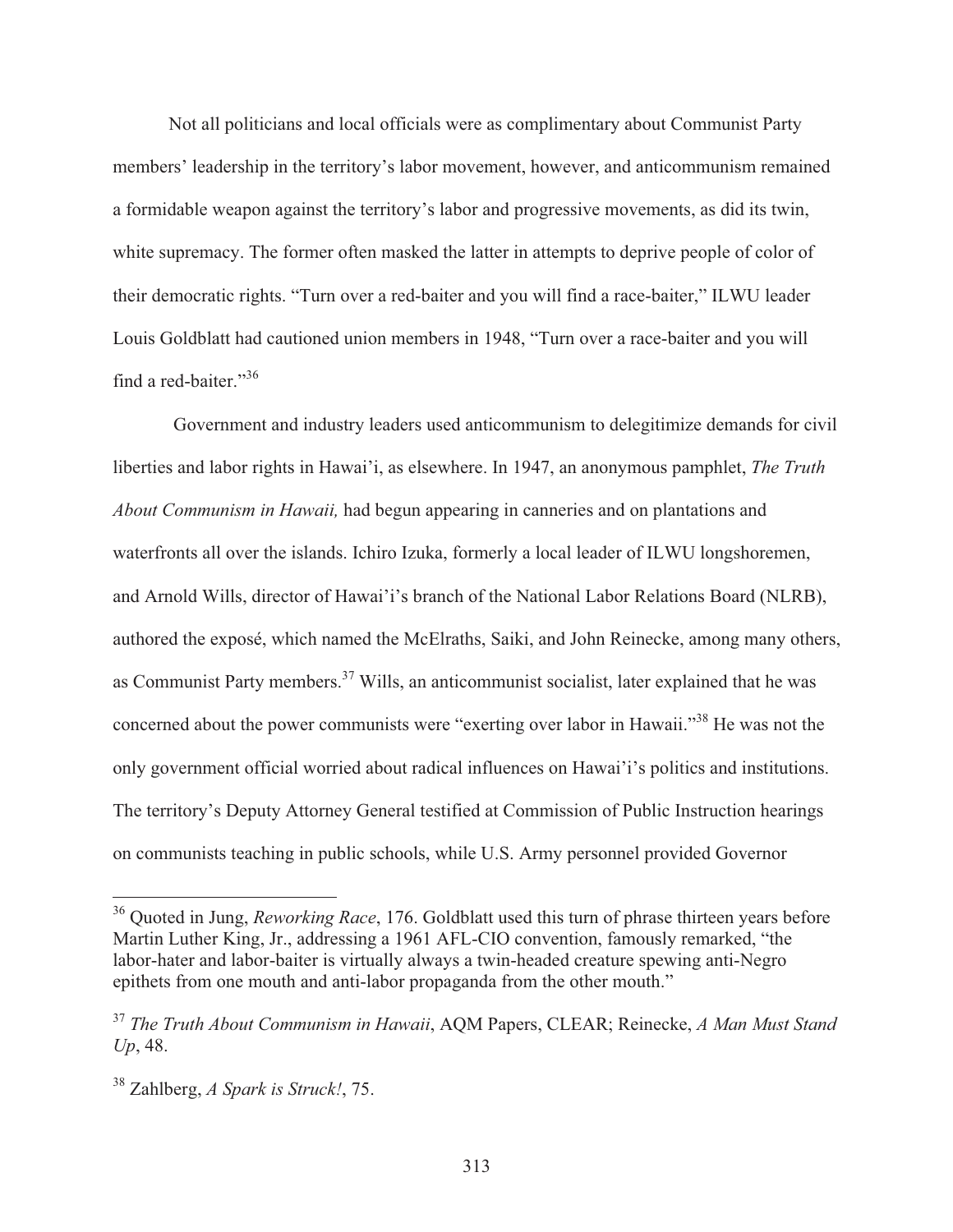Not all politicians and local officials were as complimentary about Communist Party members' leadership in the territory's labor movement, however, and anticommunism remained a formidable weapon against the territory's labor and progressive movements, as did its twin, white supremacy. The former often masked the latter in attempts to deprive people of color of their democratic rights. "Turn over a red-baiter and you will find a race-baiter," ILWU leader Louis Goldblatt had cautioned union members in 1948, "Turn over a race-baiter and you will find a red-baiter."[36]

Government and industry leaders used anticommunism to delegitimize demands for civil liberties and labor rights in Hawai'i, as elsewhere. In 1947, an anonymous pamphlet, *The Truth About Communism in Hawaii,* had begun appearing in canneries and on plantations and waterfronts all over the islands. Ichiro Izuka, formerly a local leader of ILWU longshoremen, and Arnold Wills, director of Hawai'i's branch of the National Labor Relations Board (NLRB), authored the exposé, which named the McElraths, Saiki, and John Reinecke, among many others, as Communist Party members.[37] Wills, an anticommunist socialist, later explained that he was concerned about the power communists were "exerting over labor in Hawaii."[38] He was not the only government official worried about radical influences on Hawai'i's politics and institutions. The territory's Deputy Attorney General testified at Commission of Public Instruction hearings on communists teaching in public schools, while U.S. Army personnel provided Governor

---

[36] Quoted in Jung, *Reworking Race*, 176. Goldblatt used this turn of phrase thirteen years before Martin Luther King, Jr., addressing a 1961 AFL-CIO convention, famously remarked, "the labor-hater and labor-baiter is virtually always a twin-headed creature spewing anti-Negro epithets from one mouth and anti-labor propaganda from the other mouth."

[37] *The Truth About Communism in Hawaii*, AQM Papers, CLEAR; Reinecke, *A Man Must Stand Up*, 48.

[38] Zahlberg, *A Spark is Struck!*, 75.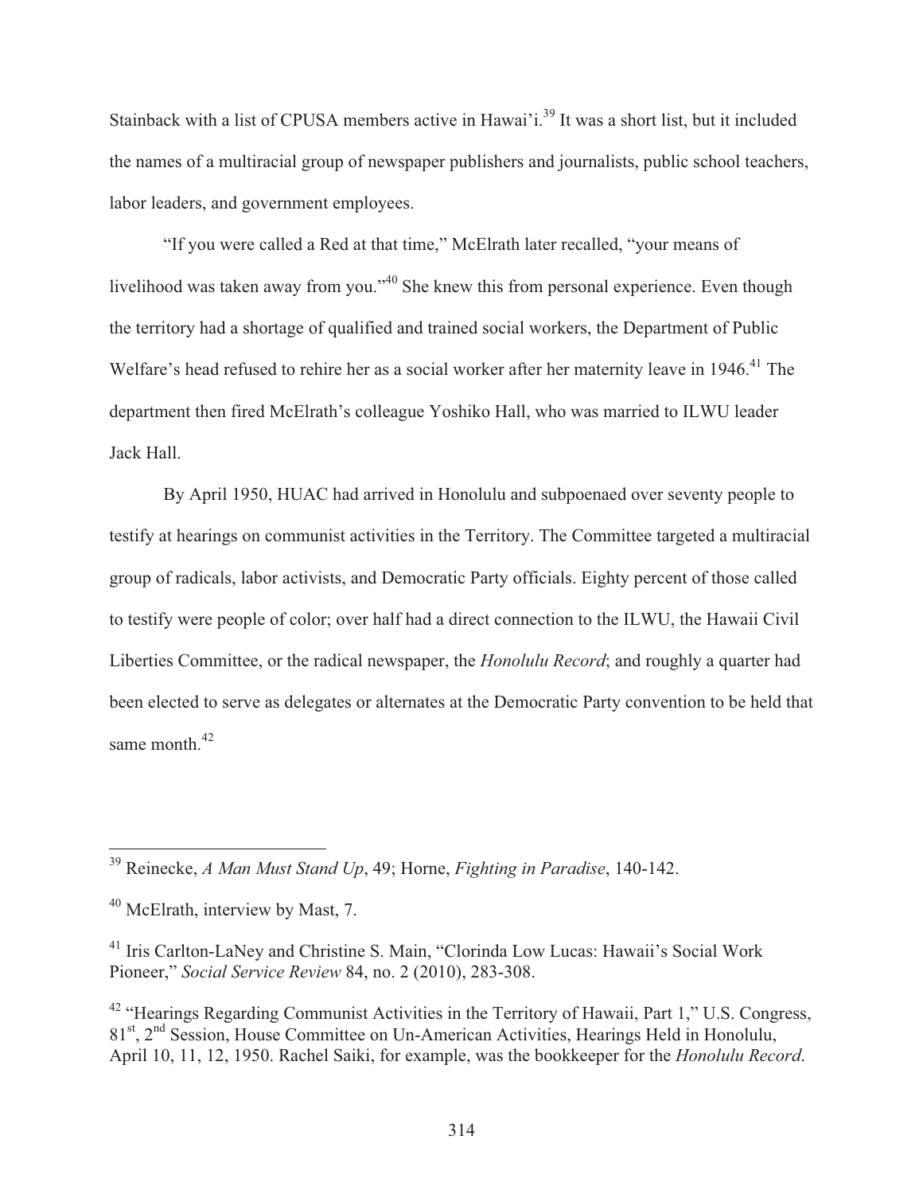Stainback with a list of CPUSA members active in Hawai'i.[39] It was a short list, but it included the names of a multiracial group of newspaper publishers and journalists, public school teachers, labor leaders, and government employees.

"If you were called a Red at that time," McElrath later recalled, "your means of livelihood was taken away from you."[40] She knew this from personal experience. Even though the territory had a shortage of qualified and trained social workers, the Department of Public Welfare's head refused to rehire her as a social worker after her maternity leave in 1946.[41] The department then fired McElrath's colleague Yoshiko Hall, who was married to ILWU leader Jack Hall.

By April 1950, HUAC had arrived in Honolulu and subpoenaed over seventy people to testify at hearings on communist activities in the Territory. The Committee targeted a multiracial group of radicals, labor activists, and Democratic Party officials. Eighty percent of those called to testify were people of color; over half had a direct connection to the ILWU, the Hawaii Civil Liberties Committee, or the radical newspaper, the *Honolulu Record*; and roughly a quarter had been elected to serve as delegates or alternates at the Democratic Party convention to be held that same month.[42]

---

[39] Reinecke, *A Man Must Stand Up*, 49; Horne, *Fighting in Paradise*, 140-142.

[40] McElrath, interview by Mast, 7.

[41] Iris Carlton-LaNey and Christine S. Main, "Clorinda Low Lucas: Hawaii's Social Work Pioneer," *Social Service Review* 84, no. 2 (2010), 283-308.

[42] "Hearings Regarding Communist Activities in the Territory of Hawaii, Part 1," U.S. Congress, 81st, 2nd Session, House Committee on Un-American Activities, Hearings Held in Honolulu, April 10, 11, 12, 1950. Rachel Saiki, for example, was the bookkeeper for the *Honolulu Record*.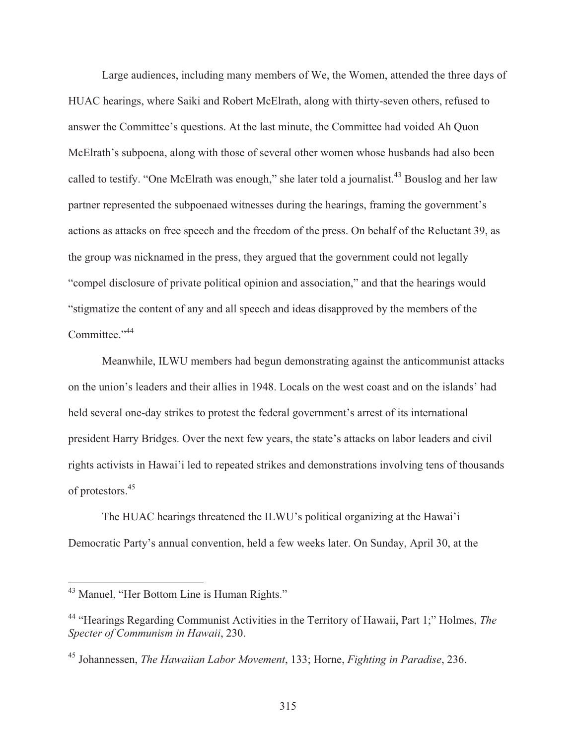Large audiences, including many members of We, the Women, attended the three days of HUAC hearings, where Saiki and Robert McElrath, along with thirty-seven others, refused to answer the Committee's questions. At the last minute, the Committee had voided Ah Quon McElrath's subpoena, along with those of several other women whose husbands had also been called to testify. "One McElrath was enough," she later told a journalist.[43] Bouslog and her law partner represented the subpoenaed witnesses during the hearings, framing the government's actions as attacks on free speech and the freedom of the press. On behalf of the Reluctant 39, as the group was nicknamed in the press, they argued that the government could not legally "compel disclosure of private political opinion and association," and that the hearings would "stigmatize the content of any and all speech and ideas disapproved by the members of the Committee."[44]

Meanwhile, ILWU members had begun demonstrating against the anticommunist attacks on the union's leaders and their allies in 1948. Locals on the west coast and on the islands' had held several one-day strikes to protest the federal government's arrest of its international president Harry Bridges. Over the next few years, the state's attacks on labor leaders and civil rights activists in Hawai'i led to repeated strikes and demonstrations involving tens of thousands of protestors.[45]

The HUAC hearings threatened the ILWU's political organizing at the Hawai'i Democratic Party's annual convention, held a few weeks later. On Sunday, April 30, at the

---

[43] Manuel, "Her Bottom Line is Human Rights."

[44] "Hearings Regarding Communist Activities in the Territory of Hawaii, Part 1;" Holmes, *The Specter of Communism in Hawaii*, 230.

[45] Johannessen, *The Hawaiian Labor Movement*, 133; Horne, *Fighting in Paradise*, 236.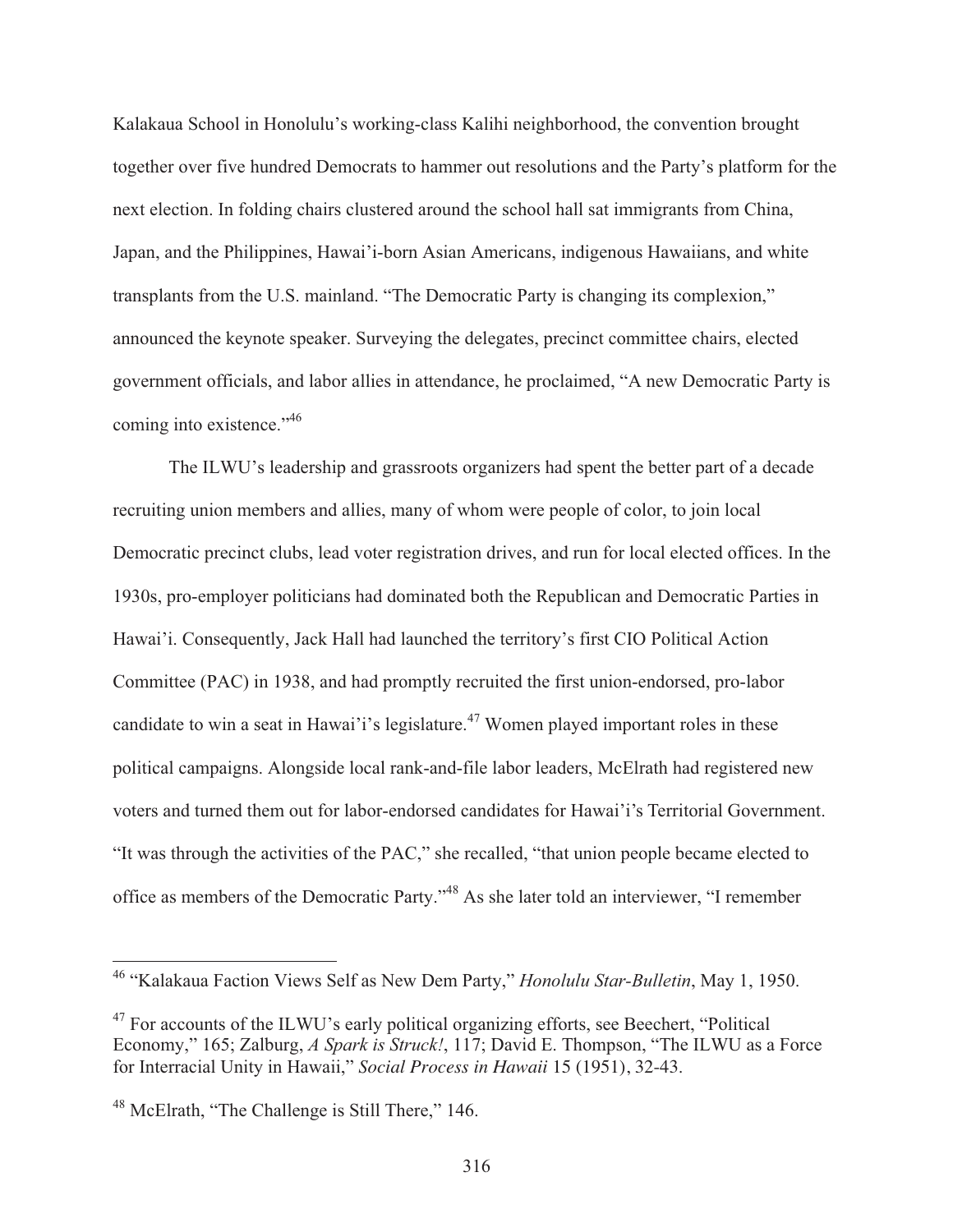Kalakaua School in Honolulu's working-class Kalihi neighborhood, the convention brought together over five hundred Democrats to hammer out resolutions and the Party's platform for the next election. In folding chairs clustered around the school hall sat immigrants from China, Japan, and the Philippines, Hawai'i-born Asian Americans, indigenous Hawaiians, and white transplants from the U.S. mainland. "The Democratic Party is changing its complexion," announced the keynote speaker. Surveying the delegates, precinct committee chairs, elected government officials, and labor allies in attendance, he proclaimed, "A new Democratic Party is coming into existence."[46]

The ILWU's leadership and grassroots organizers had spent the better part of a decade recruiting union members and allies, many of whom were people of color, to join local Democratic precinct clubs, lead voter registration drives, and run for local elected offices. In the 1930s, pro-employer politicians had dominated both the Republican and Democratic Parties in Hawai'i. Consequently, Jack Hall had launched the territory's first CIO Political Action Committee (PAC) in 1938, and had promptly recruited the first union-endorsed, pro-labor candidate to win a seat in Hawai'i's legislature.[47] Women played important roles in these political campaigns. Alongside local rank-and-file labor leaders, McElrath had registered new voters and turned them out for labor-endorsed candidates for Hawai'i's Territorial Government. "It was through the activities of the PAC," she recalled, "that union people became elected to office as members of the Democratic Party."[48] As she later told an interviewer, "I remember

---

[46] "Kalakaua Faction Views Self as New Dem Party," *Honolulu Star-Bulletin*, May 1, 1950.

[47] For accounts of the ILWU's early political organizing efforts, see Beechert, "Political Economy," 165; Zalburg, *A Spark is Struck!*, 117; David E. Thompson, "The ILWU as a Force for Interracial Unity in Hawaii," *Social Process in Hawaii* 15 (1951), 32-43.

[48] McElrath, "The Challenge is Still There," 146.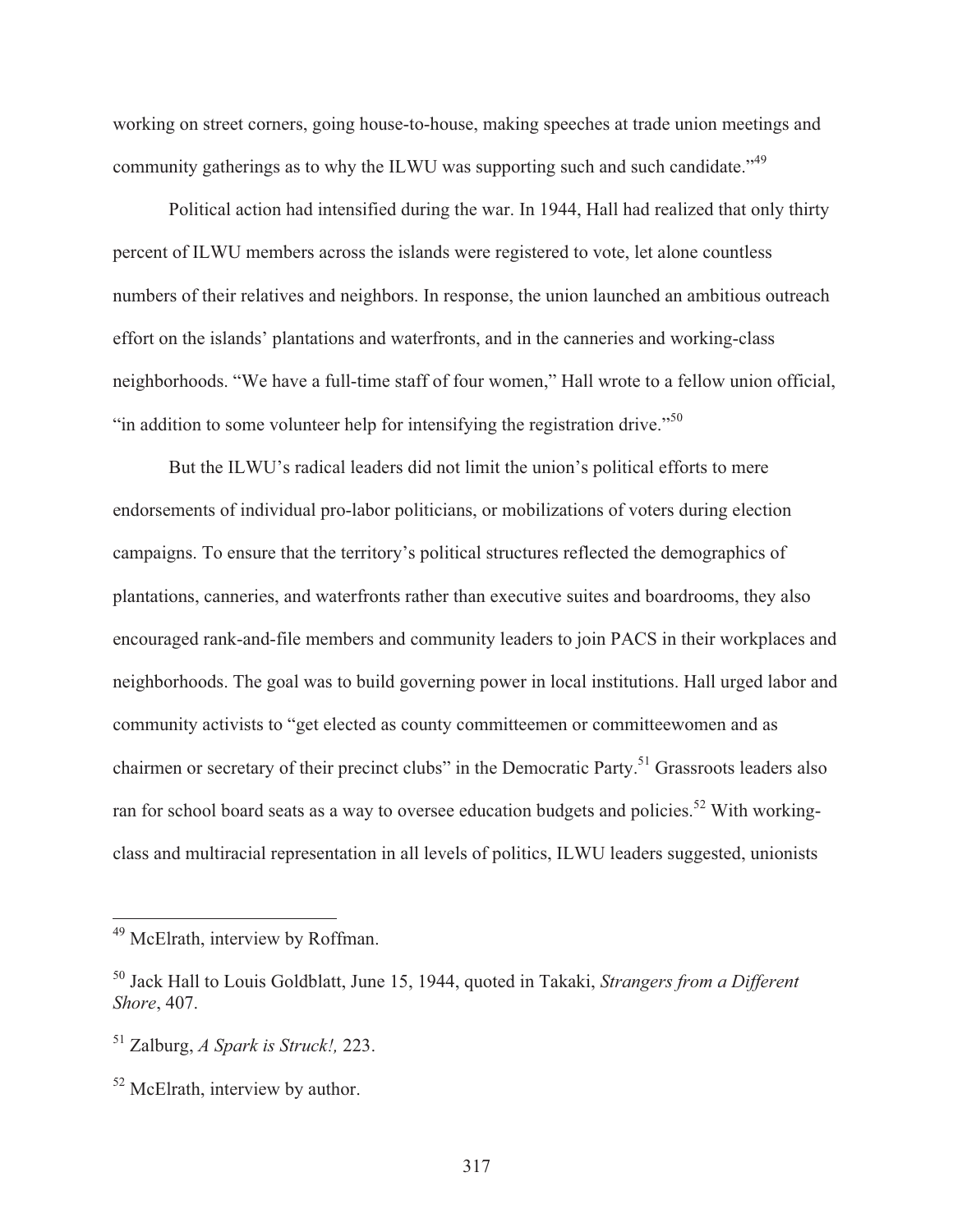working on street corners, going house-to-house, making speeches at trade union meetings and community gatherings as to why the ILWU was supporting such and such candidate."[49]

Political action had intensified during the war. In 1944, Hall had realized that only thirty percent of ILWU members across the islands were registered to vote, let alone countless numbers of their relatives and neighbors. In response, the union launched an ambitious outreach effort on the islands' plantations and waterfronts, and in the canneries and working-class neighborhoods. "We have a full-time staff of four women," Hall wrote to a fellow union official, "in addition to some volunteer help for intensifying the registration drive."[50]

But the ILWU's radical leaders did not limit the union's political efforts to mere endorsements of individual pro-labor politicians, or mobilizations of voters during election campaigns. To ensure that the territory's political structures reflected the demographics of plantations, canneries, and waterfronts rather than executive suites and boardrooms, they also encouraged rank-and-file members and community leaders to join PACS in their workplaces and neighborhoods. The goal was to build governing power in local institutions. Hall urged labor and community activists to "get elected as county committeemen or committeewomen and as chairmen or secretary of their precinct clubs" in the Democratic Party.[51] Grassroots leaders also ran for school board seats as a way to oversee education budgets and policies.[52] With working-class and multiracial representation in all levels of politics, ILWU leaders suggested, unionists

---

[49] McElrath, interview by Roffman.

[50] Jack Hall to Louis Goldblatt, June 15, 1944, quoted in Takaki, *Strangers from a Different Shore*, 407.

[51] Zalburg, *A Spark is Struck!,* 223.

[52] McElrath, interview by author.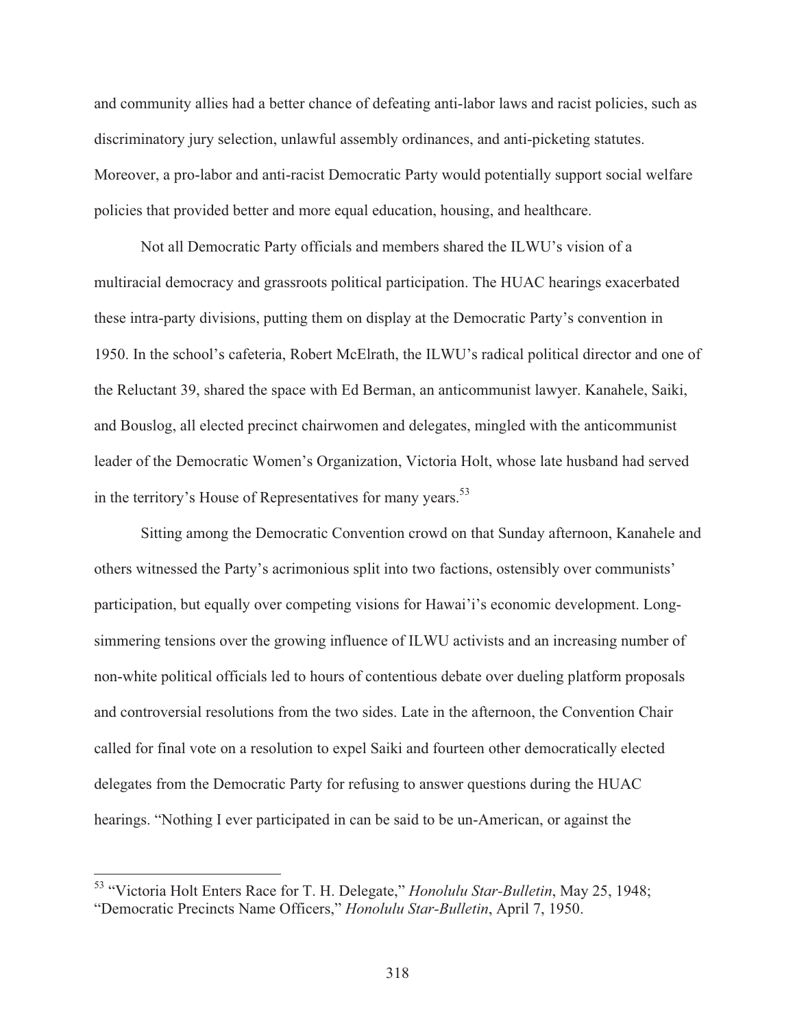and community allies had a better chance of defeating anti-labor laws and racist policies, such as discriminatory jury selection, unlawful assembly ordinances, and anti-picketing statutes. Moreover, a pro-labor and anti-racist Democratic Party would potentially support social welfare policies that provided better and more equal education, housing, and healthcare.

Not all Democratic Party officials and members shared the ILWU's vision of a multiracial democracy and grassroots political participation. The HUAC hearings exacerbated these intra-party divisions, putting them on display at the Democratic Party's convention in 1950. In the school's cafeteria, Robert McElrath, the ILWU's radical political director and one of the Reluctant 39, shared the space with Ed Berman, an anticommunist lawyer. Kanahele, Saiki, and Bouslog, all elected precinct chairwomen and delegates, mingled with the anticommunist leader of the Democratic Women's Organization, Victoria Holt, whose late husband had served in the territory's House of Representatives for many years.[53]

Sitting among the Democratic Convention crowd on that Sunday afternoon, Kanahele and others witnessed the Party's acrimonious split into two factions, ostensibly over communists' participation, but equally over competing visions for Hawai'i's economic development. Long-simmering tensions over the growing influence of ILWU activists and an increasing number of non-white political officials led to hours of contentious debate over dueling platform proposals and controversial resolutions from the two sides. Late in the afternoon, the Convention Chair called for final vote on a resolution to expel Saiki and fourteen other democratically elected delegates from the Democratic Party for refusing to answer questions during the HUAC hearings. "Nothing I ever participated in can be said to be un-American, or against the

---

[53] "Victoria Holt Enters Race for T. H. Delegate," *Honolulu Star-Bulletin*, May 25, 1948; "Democratic Precincts Name Officers," *Honolulu Star-Bulletin*, April 7, 1950.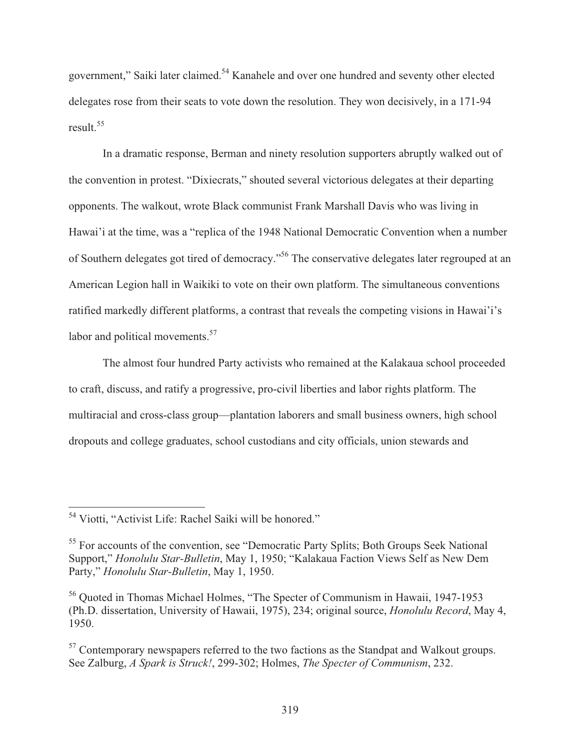government," Saiki later claimed.[54] Kanahele and over one hundred and seventy other elected delegates rose from their seats to vote down the resolution. They won decisively, in a 171-94 result.[55]

In a dramatic response, Berman and ninety resolution supporters abruptly walked out of the convention in protest. "Dixiecrats," shouted several victorious delegates at their departing opponents. The walkout, wrote Black communist Frank Marshall Davis who was living in Hawai'i at the time, was a "replica of the 1948 National Democratic Convention when a number of Southern delegates got tired of democracy."[56] The conservative delegates later regrouped at an American Legion hall in Waikiki to vote on their own platform. The simultaneous conventions ratified markedly different platforms, a contrast that reveals the competing visions in Hawai'i's labor and political movements.[57]

The almost four hundred Party activists who remained at the Kalakaua school proceeded to craft, discuss, and ratify a progressive, pro-civil liberties and labor rights platform. The multiracial and cross-class group—plantation laborers and small business owners, high school dropouts and college graduates, school custodians and city officials, union stewards and

---

[54] Viotti, "Activist Life: Rachel Saiki will be honored."

[55] For accounts of the convention, see "Democratic Party Splits; Both Groups Seek National Support," *Honolulu Star-Bulletin*, May 1, 1950; "Kalakaua Faction Views Self as New Dem Party," *Honolulu Star-Bulletin*, May 1, 1950.

[56] Quoted in Thomas Michael Holmes, "The Specter of Communism in Hawaii, 1947-1953 (Ph.D. dissertation, University of Hawaii, 1975), 234; original source, *Honolulu Record*, May 4, 1950.

[57] Contemporary newspapers referred to the two factions as the Standpat and Walkout groups. See Zalburg, *A Spark is Struck!*, 299-302; Holmes, *The Specter of Communism*, 232.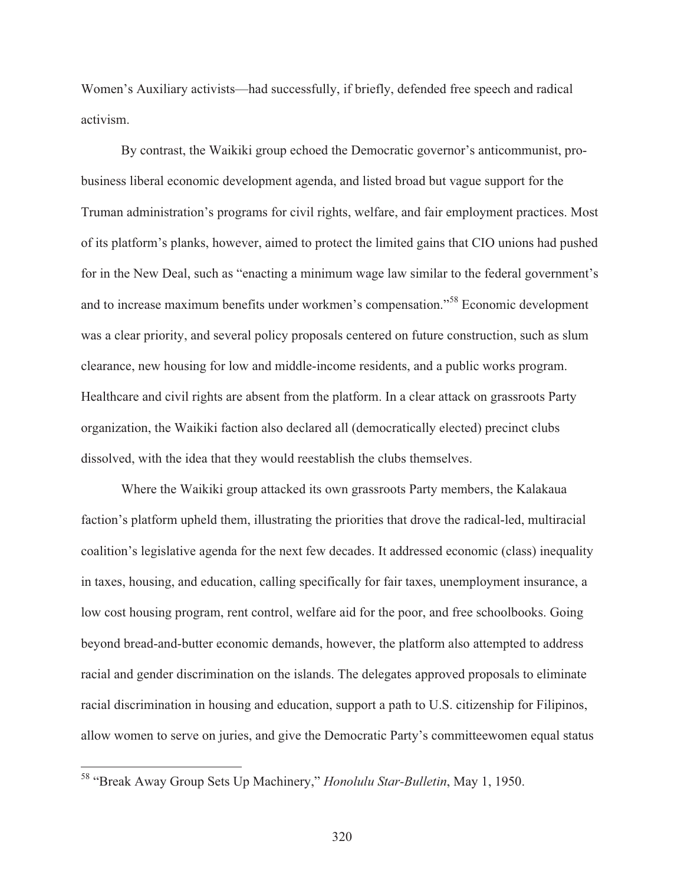Women's Auxiliary activists—had successfully, if briefly, defended free speech and radical activism.

By contrast, the Waikiki group echoed the Democratic governor's anticommunist, pro-business liberal economic development agenda, and listed broad but vague support for the Truman administration's programs for civil rights, welfare, and fair employment practices. Most of its platform's planks, however, aimed to protect the limited gains that CIO unions had pushed for in the New Deal, such as "enacting a minimum wage law similar to the federal government's and to increase maximum benefits under workmen's compensation."[58] Economic development was a clear priority, and several policy proposals centered on future construction, such as slum clearance, new housing for low and middle-income residents, and a public works program. Healthcare and civil rights are absent from the platform. In a clear attack on grassroots Party organization, the Waikiki faction also declared all (democratically elected) precinct clubs dissolved, with the idea that they would reestablish the clubs themselves.

Where the Waikiki group attacked its own grassroots Party members, the Kalakaua faction's platform upheld them, illustrating the priorities that drove the radical-led, multiracial coalition's legislative agenda for the next few decades. It addressed economic (class) inequality in taxes, housing, and education, calling specifically for fair taxes, unemployment insurance, a low cost housing program, rent control, welfare aid for the poor, and free schoolbooks. Going beyond bread-and-butter economic demands, however, the platform also attempted to address racial and gender discrimination on the islands. The delegates approved proposals to eliminate racial discrimination in housing and education, support a path to U.S. citizenship for Filipinos, allow women to serve on juries, and give the Democratic Party's committeewomen equal status

[58] "Break Away Group Sets Up Machinery," *Honolulu Star-Bulletin*, May 1, 1950.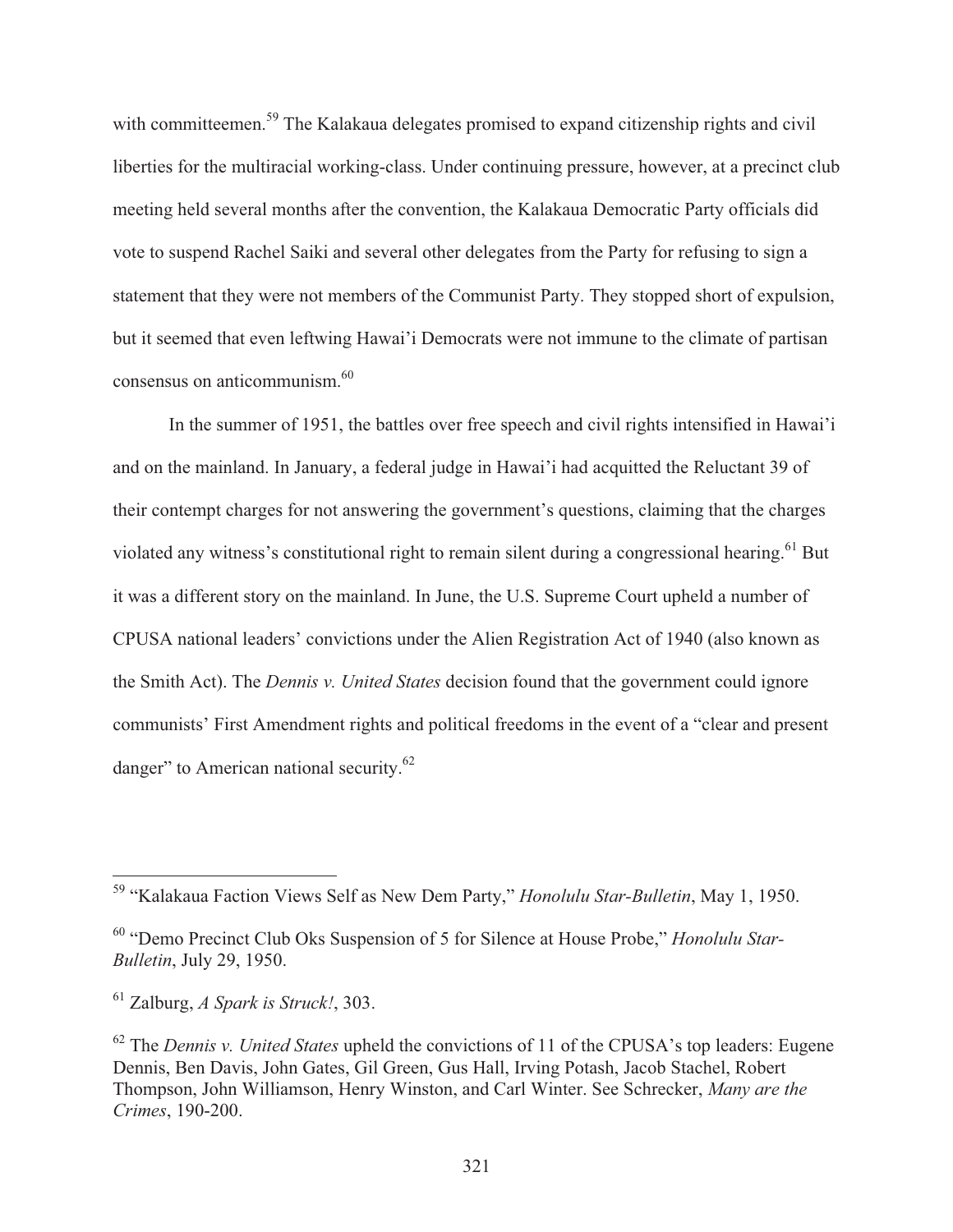with committeemen.[59] The Kalakaua delegates promised to expand citizenship rights and civil liberties for the multiracial working-class. Under continuing pressure, however, at a precinct club meeting held several months after the convention, the Kalakaua Democratic Party officials did vote to suspend Rachel Saiki and several other delegates from the Party for refusing to sign a statement that they were not members of the Communist Party. They stopped short of expulsion, but it seemed that even leftwing Hawai'i Democrats were not immune to the climate of partisan consensus on anticommunism.[60]

In the summer of 1951, the battles over free speech and civil rights intensified in Hawai'i and on the mainland. In January, a federal judge in Hawai'i had acquitted the Reluctant 39 of their contempt charges for not answering the government's questions, claiming that the charges violated any witness's constitutional right to remain silent during a congressional hearing.[61] But it was a different story on the mainland. In June, the U.S. Supreme Court upheld a number of CPUSA national leaders' convictions under the Alien Registration Act of 1940 (also known as the Smith Act). The *Dennis v. United States* decision found that the government could ignore communists' First Amendment rights and political freedoms in the event of a "clear and present danger" to American national security.[62]

---

[59] "Kalakaua Faction Views Self as New Dem Party," *Honolulu Star-Bulletin*, May 1, 1950.

[60] "Demo Precinct Club Oks Suspension of 5 for Silence at House Probe," *Honolulu Star-Bulletin*, July 29, 1950.

[61] Zalburg, *A Spark is Struck!*, 303.

[62] The *Dennis v. United States* upheld the convictions of 11 of the CPUSA's top leaders: Eugene Dennis, Ben Davis, John Gates, Gil Green, Gus Hall, Irving Potash, Jacob Stachel, Robert Thompson, John Williamson, Henry Winston, and Carl Winter. See Schrecker, *Many are the Crimes*, 190-200.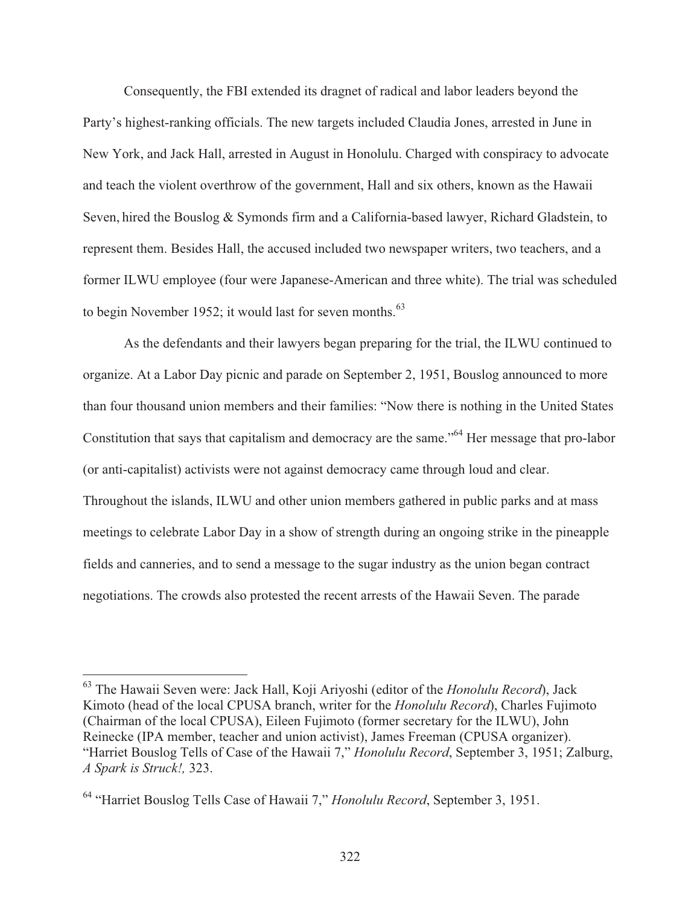Consequently, the FBI extended its dragnet of radical and labor leaders beyond the Party's highest-ranking officials. The new targets included Claudia Jones, arrested in June in New York, and Jack Hall, arrested in August in Honolulu. Charged with conspiracy to advocate and teach the violent overthrow of the government, Hall and six others, known as the Hawaii Seven, hired the Bouslog & Symonds firm and a California-based lawyer, Richard Gladstein, to represent them. Besides Hall, the accused included two newspaper writers, two teachers, and a former ILWU employee (four were Japanese-American and three white). The trial was scheduled to begin November 1952; it would last for seven months.[63]

As the defendants and their lawyers began preparing for the trial, the ILWU continued to organize. At a Labor Day picnic and parade on September 2, 1951, Bouslog announced to more than four thousand union members and their families: "Now there is nothing in the United States Constitution that says that capitalism and democracy are the same."[64] Her message that pro-labor (or anti-capitalist) activists were not against democracy came through loud and clear. Throughout the islands, ILWU and other union members gathered in public parks and at mass meetings to celebrate Labor Day in a show of strength during an ongoing strike in the pineapple fields and canneries, and to send a message to the sugar industry as the union began contract negotiations. The crowds also protested the recent arrests of the Hawaii Seven. The parade

---

[63] The Hawaii Seven were: Jack Hall, Koji Ariyoshi (editor of the *Honolulu Record*), Jack Kimoto (head of the local CPUSA branch, writer for the *Honolulu Record*), Charles Fujimoto (Chairman of the local CPUSA), Eileen Fujimoto (former secretary for the ILWU), John Reinecke (IPA member, teacher and union activist), James Freeman (CPUSA organizer). "Harriet Bouslog Tells of Case of the Hawaii 7," *Honolulu Record*, September 3, 1951; Zalburg, *A Spark is Struck!,* 323.

[64] "Harriet Bouslog Tells Case of Hawaii 7," *Honolulu Record*, September 3, 1951.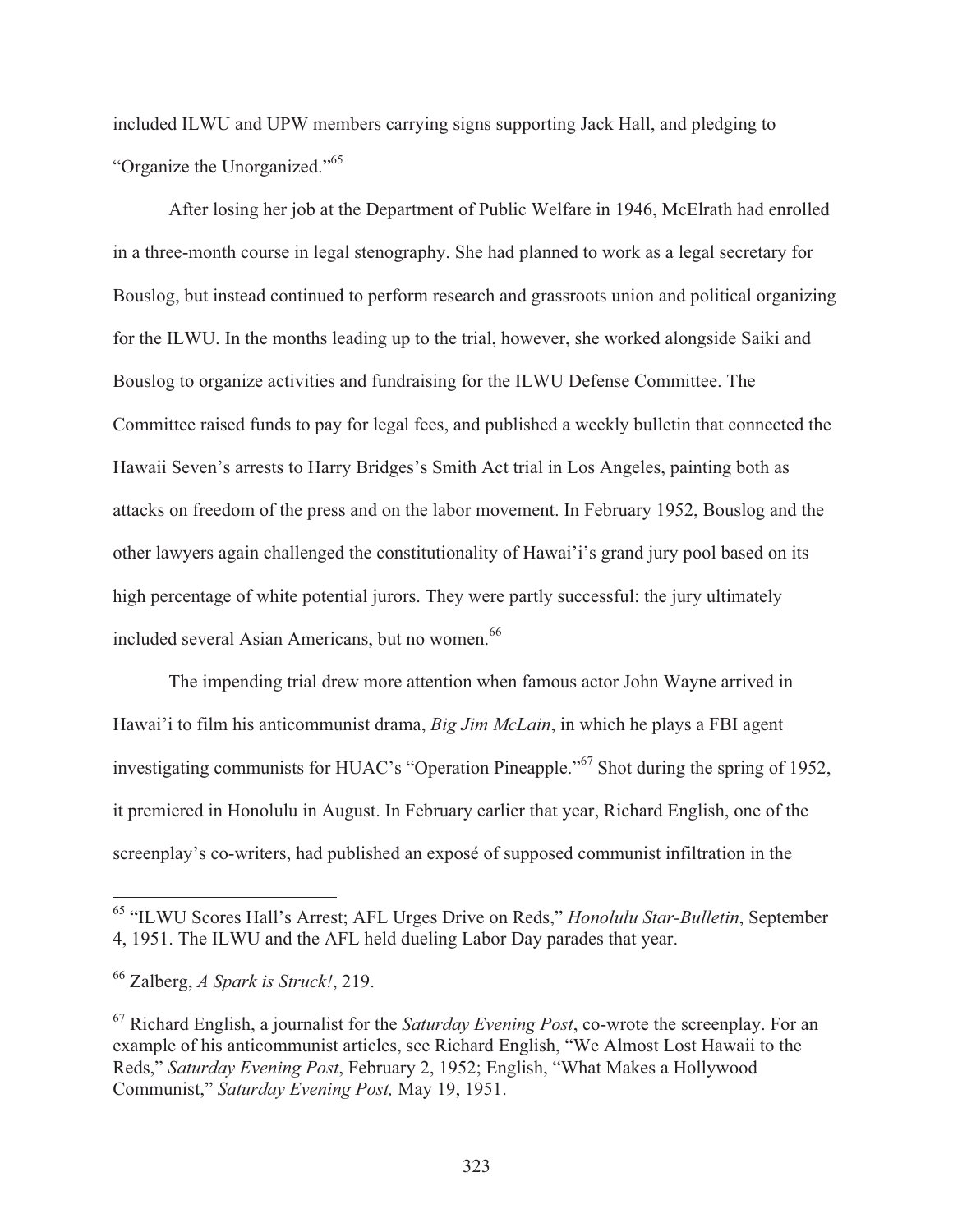included ILWU and UPW members carrying signs supporting Jack Hall, and pledging to "Organize the Unorganized."[65]

After losing her job at the Department of Public Welfare in 1946, McElrath had enrolled in a three-month course in legal stenography. She had planned to work as a legal secretary for Bouslog, but instead continued to perform research and grassroots union and political organizing for the ILWU. In the months leading up to the trial, however, she worked alongside Saiki and Bouslog to organize activities and fundraising for the ILWU Defense Committee. The Committee raised funds to pay for legal fees, and published a weekly bulletin that connected the Hawaii Seven's arrests to Harry Bridges's Smith Act trial in Los Angeles, painting both as attacks on freedom of the press and on the labor movement. In February 1952, Bouslog and the other lawyers again challenged the constitutionality of Hawai'i's grand jury pool based on its high percentage of white potential jurors. They were partly successful: the jury ultimately included several Asian Americans, but no women.[66]

The impending trial drew more attention when famous actor John Wayne arrived in Hawai'i to film his anticommunist drama, *Big Jim McLain*, in which he plays a FBI agent investigating communists for HUAC's "Operation Pineapple."[67] Shot during the spring of 1952, it premiered in Honolulu in August. In February earlier that year, Richard English, one of the screenplay's co-writers, had published an exposé of supposed communist infiltration in the

---

[65] "ILWU Scores Hall's Arrest; AFL Urges Drive on Reds," *Honolulu Star-Bulletin*, September 4, 1951. The ILWU and the AFL held dueling Labor Day parades that year.

[66] Zalberg, *A Spark is Struck!*, 219.

[67] Richard English, a journalist for the *Saturday Evening Post*, co-wrote the screenplay. For an example of his anticommunist articles, see Richard English, "We Almost Lost Hawaii to the Reds," *Saturday Evening Post*, February 2, 1952; English, "What Makes a Hollywood Communist," *Saturday Evening Post,* May 19, 1951.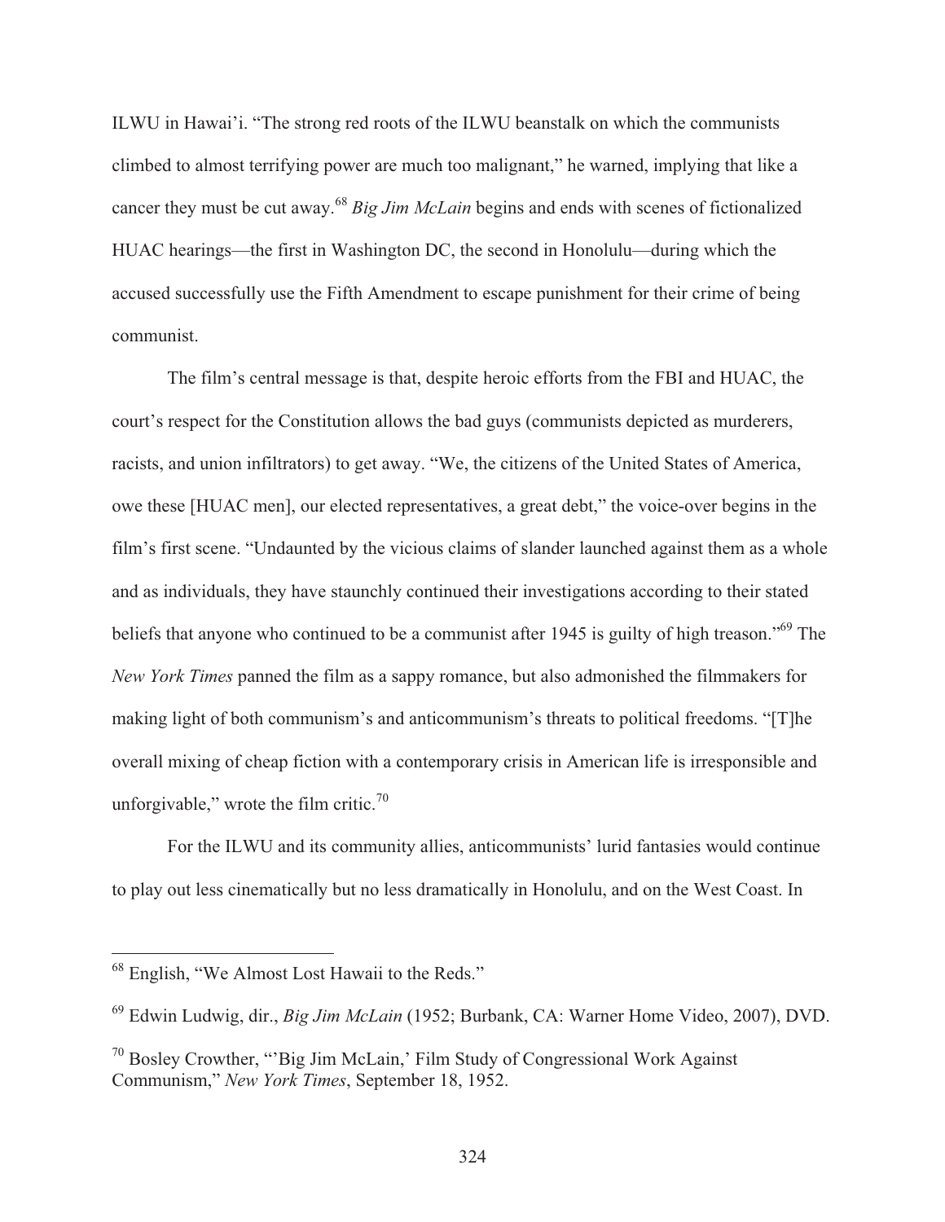ILWU in Hawai'i. "The strong red roots of the ILWU beanstalk on which the communists climbed to almost terrifying power are much too malignant," he warned, implying that like a cancer they must be cut away.[68] *Big Jim McLain* begins and ends with scenes of fictionalized HUAC hearings—the first in Washington DC, the second in Honolulu—during which the accused successfully use the Fifth Amendment to escape punishment for their crime of being communist.

The film's central message is that, despite heroic efforts from the FBI and HUAC, the court's respect for the Constitution allows the bad guys (communists depicted as murderers, racists, and union infiltrators) to get away. "We, the citizens of the United States of America, owe these [HUAC men], our elected representatives, a great debt," the voice-over begins in the film's first scene. "Undaunted by the vicious claims of slander launched against them as a whole and as individuals, they have staunchly continued their investigations according to their stated beliefs that anyone who continued to be a communist after 1945 is guilty of high treason."[69] The *New York Times* panned the film as a sappy romance, but also admonished the filmmakers for making light of both communism's and anticommunism's threats to political freedoms. "[T]he overall mixing of cheap fiction with a contemporary crisis in American life is irresponsible and unforgivable," wrote the film critic.[70]

For the ILWU and its community allies, anticommunists' lurid fantasies would continue to play out less cinematically but no less dramatically in Honolulu, and on the West Coast. In

---

[68] English, "We Almost Lost Hawaii to the Reds."

[69] Edwin Ludwig, dir., *Big Jim McLain* (1952; Burbank, CA: Warner Home Video, 2007), DVD.

[70] Bosley Crowther, "'Big Jim McLain,' Film Study of Congressional Work Against Communism," *New York Times*, September 18, 1952.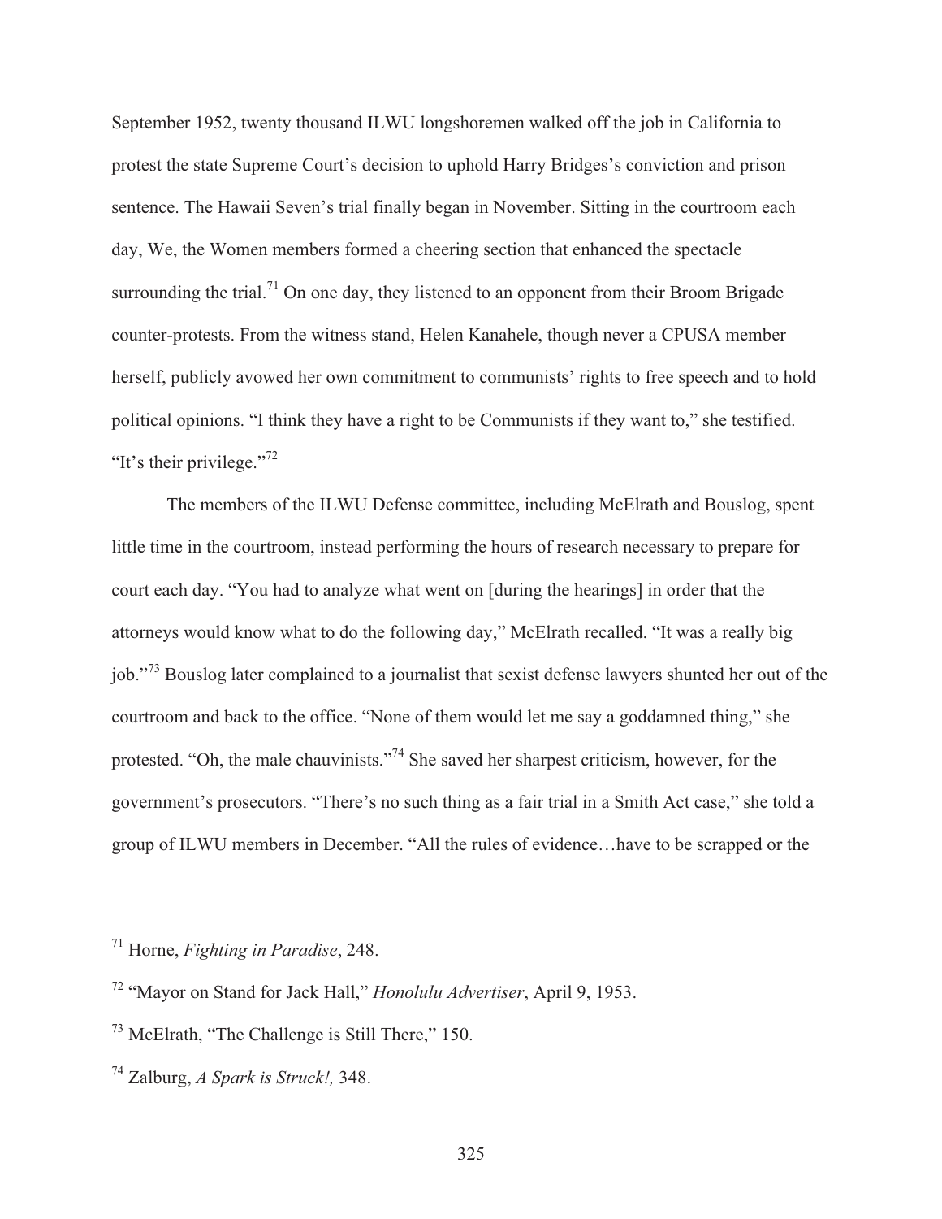September 1952, twenty thousand ILWU longshoremen walked off the job in California to protest the state Supreme Court's decision to uphold Harry Bridges's conviction and prison sentence. The Hawaii Seven's trial finally began in November. Sitting in the courtroom each day, We, the Women members formed a cheering section that enhanced the spectacle surrounding the trial.[71] On one day, they listened to an opponent from their Broom Brigade counter-protests. From the witness stand, Helen Kanahele, though never a CPUSA member herself, publicly avowed her own commitment to communists' rights to free speech and to hold political opinions. "I think they have a right to be Communists if they want to," she testified. "It's their privilege."[72]

The members of the ILWU Defense committee, including McElrath and Bouslog, spent little time in the courtroom, instead performing the hours of research necessary to prepare for court each day. "You had to analyze what went on [during the hearings] in order that the attorneys would know what to do the following day," McElrath recalled. "It was a really big job."[73] Bouslog later complained to a journalist that sexist defense lawyers shunted her out of the courtroom and back to the office. "None of them would let me say a goddamned thing," she protested. "Oh, the male chauvinists."[74] She saved her sharpest criticism, however, for the government's prosecutors. "There's no such thing as a fair trial in a Smith Act case," she told a group of ILWU members in December. "All the rules of evidence…have to be scrapped or the

---

[71] Horne, *Fighting in Paradise*, 248.

[72] "Mayor on Stand for Jack Hall," *Honolulu Advertiser*, April 9, 1953.

[73] McElrath, "The Challenge is Still There," 150.

[74] Zalburg, *A Spark is Struck!,* 348.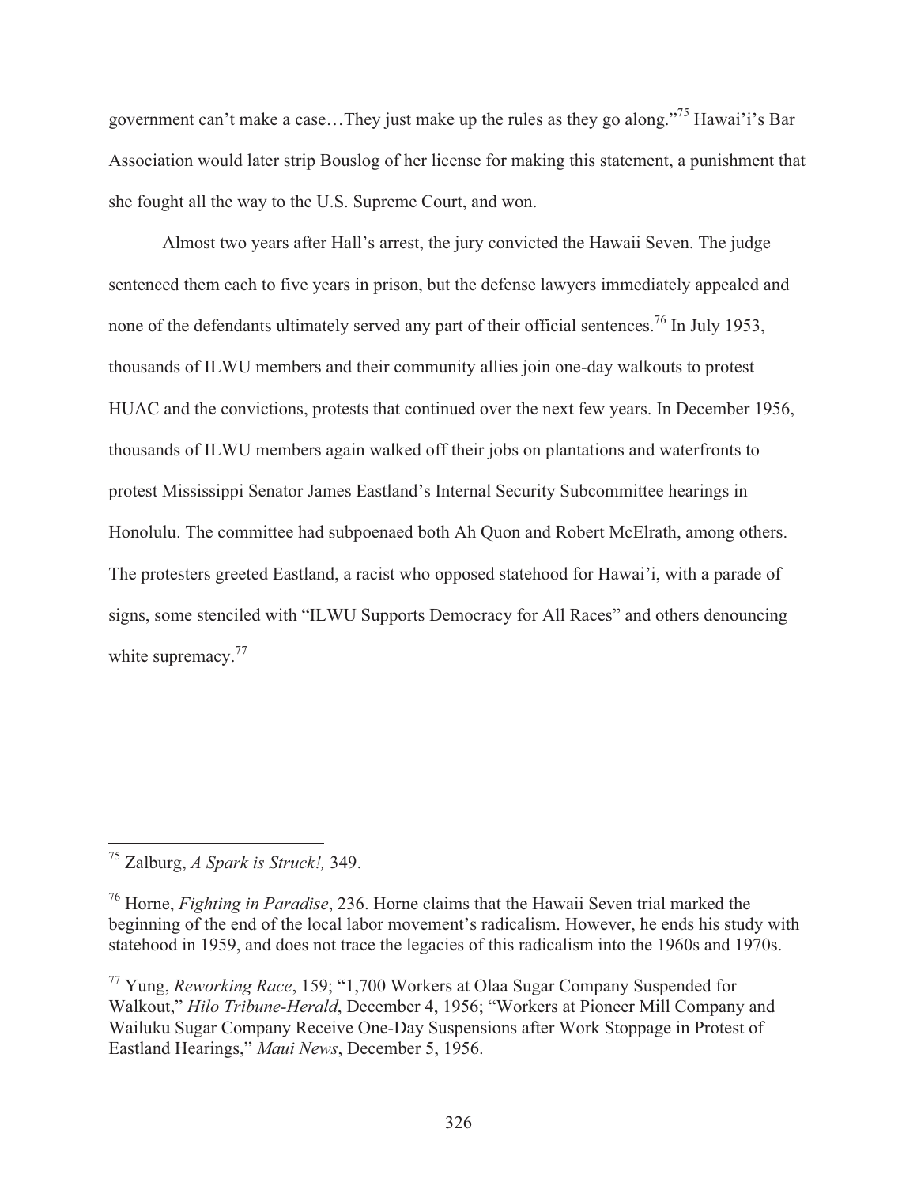government can't make a case…They just make up the rules as they go along."[75] Hawai'i's Bar Association would later strip Bouslog of her license for making this statement, a punishment that she fought all the way to the U.S. Supreme Court, and won.

Almost two years after Hall's arrest, the jury convicted the Hawaii Seven. The judge sentenced them each to five years in prison, but the defense lawyers immediately appealed and none of the defendants ultimately served any part of their official sentences.[76] In July 1953, thousands of ILWU members and their community allies join one-day walkouts to protest HUAC and the convictions, protests that continued over the next few years. In December 1956, thousands of ILWU members again walked off their jobs on plantations and waterfronts to protest Mississippi Senator James Eastland's Internal Security Subcommittee hearings in Honolulu. The committee had subpoenaed both Ah Quon and Robert McElrath, among others. The protesters greeted Eastland, a racist who opposed statehood for Hawai'i, with a parade of signs, some stenciled with "ILWU Supports Democracy for All Races" and others denouncing white supremacy.[77]

---

[75] Zalburg, *A Spark is Struck!,* 349.

[76] Horne, *Fighting in Paradise*, 236. Horne claims that the Hawaii Seven trial marked the beginning of the end of the local labor movement's radicalism. However, he ends his study with statehood in 1959, and does not trace the legacies of this radicalism into the 1960s and 1970s.

[77] Yung, *Reworking Race*, 159; "1,700 Workers at Olaa Sugar Company Suspended for Walkout," *Hilo Tribune-Herald*, December 4, 1956; "Workers at Pioneer Mill Company and Wailuku Sugar Company Receive One-Day Suspensions after Work Stoppage in Protest of Eastland Hearings," *Maui News*, December 5, 1956.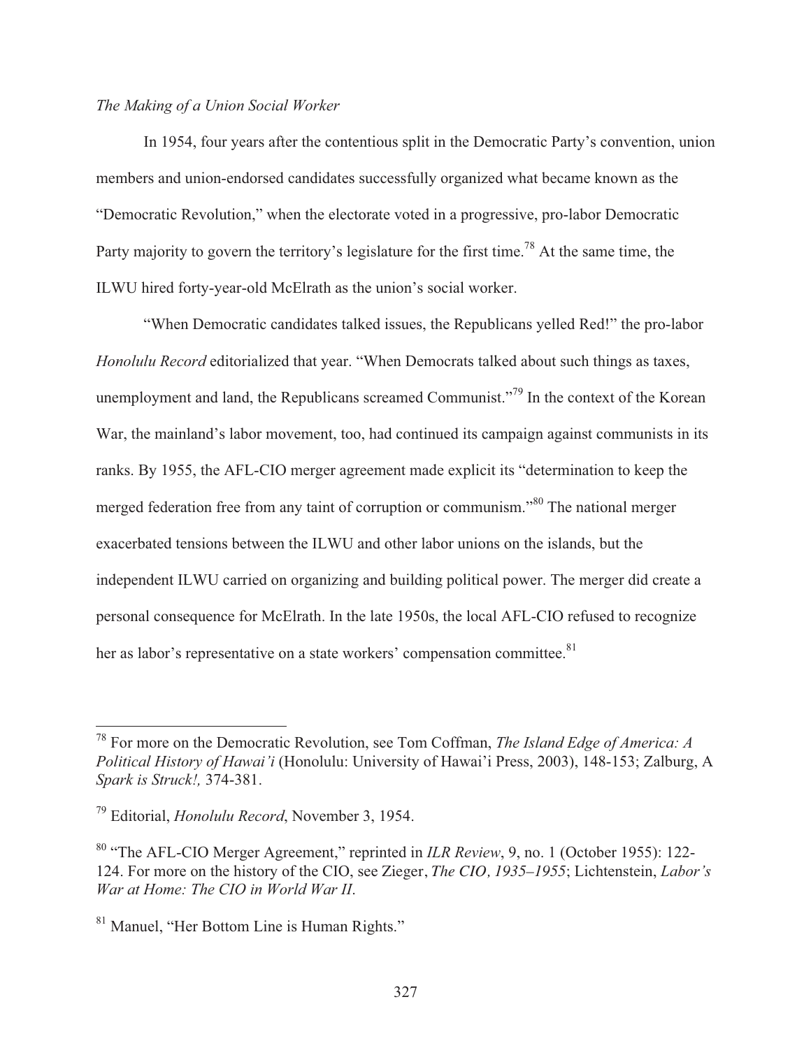*The Making of a Union Social Worker*

In 1954, four years after the contentious split in the Democratic Party's convention, union members and union-endorsed candidates successfully organized what became known as the "Democratic Revolution," when the electorate voted in a progressive, pro-labor Democratic Party majority to govern the territory's legislature for the first time.[78] At the same time, the ILWU hired forty-year-old McElrath as the union's social worker.

"When Democratic candidates talked issues, the Republicans yelled Red!" the pro-labor *Honolulu Record* editorialized that year. "When Democrats talked about such things as taxes, unemployment and land, the Republicans screamed Communist."[79] In the context of the Korean War, the mainland's labor movement, too, had continued its campaign against communists in its ranks. By 1955, the AFL-CIO merger agreement made explicit its "determination to keep the merged federation free from any taint of corruption or communism."[80] The national merger exacerbated tensions between the ILWU and other labor unions on the islands, but the independent ILWU carried on organizing and building political power. The merger did create a personal consequence for McElrath. In the late 1950s, the local AFL-CIO refused to recognize her as labor's representative on a state workers' compensation committee.[81]

---

[78] For more on the Democratic Revolution, see Tom Coffman, *The Island Edge of America: A Political History of Hawai'i* (Honolulu: University of Hawai'i Press, 2003), 148-153; Zalburg, A *Spark is Struck!,* 374-381.

[79] Editorial, *Honolulu Record*, November 3, 1954.

[80] "The AFL-CIO Merger Agreement," reprinted in *ILR Review*, 9, no. 1 (October 1955): 122-124. For more on the history of the CIO, see Zieger, *The CIO, 1935–1955*; Lichtenstein, *Labor's War at Home: The CIO in World War II*.

[81] Manuel, "Her Bottom Line is Human Rights."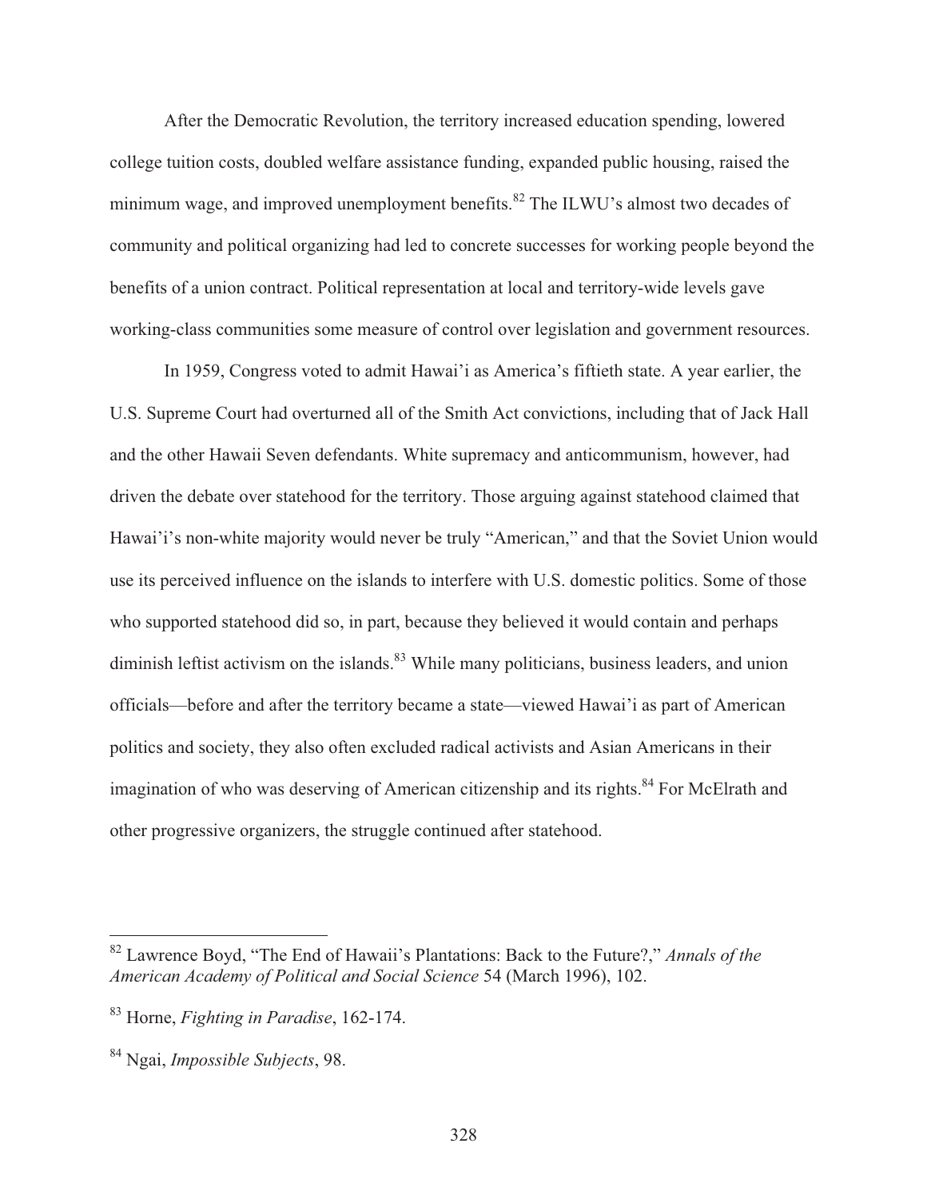After the Democratic Revolution, the territory increased education spending, lowered college tuition costs, doubled welfare assistance funding, expanded public housing, raised the minimum wage, and improved unemployment benefits.[82] The ILWU's almost two decades of community and political organizing had led to concrete successes for working people beyond the benefits of a union contract. Political representation at local and territory-wide levels gave working-class communities some measure of control over legislation and government resources.

In 1959, Congress voted to admit Hawai'i as America's fiftieth state. A year earlier, the U.S. Supreme Court had overturned all of the Smith Act convictions, including that of Jack Hall and the other Hawaii Seven defendants. White supremacy and anticommunism, however, had driven the debate over statehood for the territory. Those arguing against statehood claimed that Hawai'i's non-white majority would never be truly "American," and that the Soviet Union would use its perceived influence on the islands to interfere with U.S. domestic politics. Some of those who supported statehood did so, in part, because they believed it would contain and perhaps diminish leftist activism on the islands.[83] While many politicians, business leaders, and union officials—before and after the territory became a state—viewed Hawai'i as part of American politics and society, they also often excluded radical activists and Asian Americans in their imagination of who was deserving of American citizenship and its rights.[84] For McElrath and other progressive organizers, the struggle continued after statehood.

---

[82] Lawrence Boyd, "The End of Hawaii's Plantations: Back to the Future?," *Annals of the American Academy of Political and Social Science* 54 (March 1996), 102.

[83] Horne, *Fighting in Paradise*, 162-174.

[84] Ngai, *Impossible Subjects*, 98.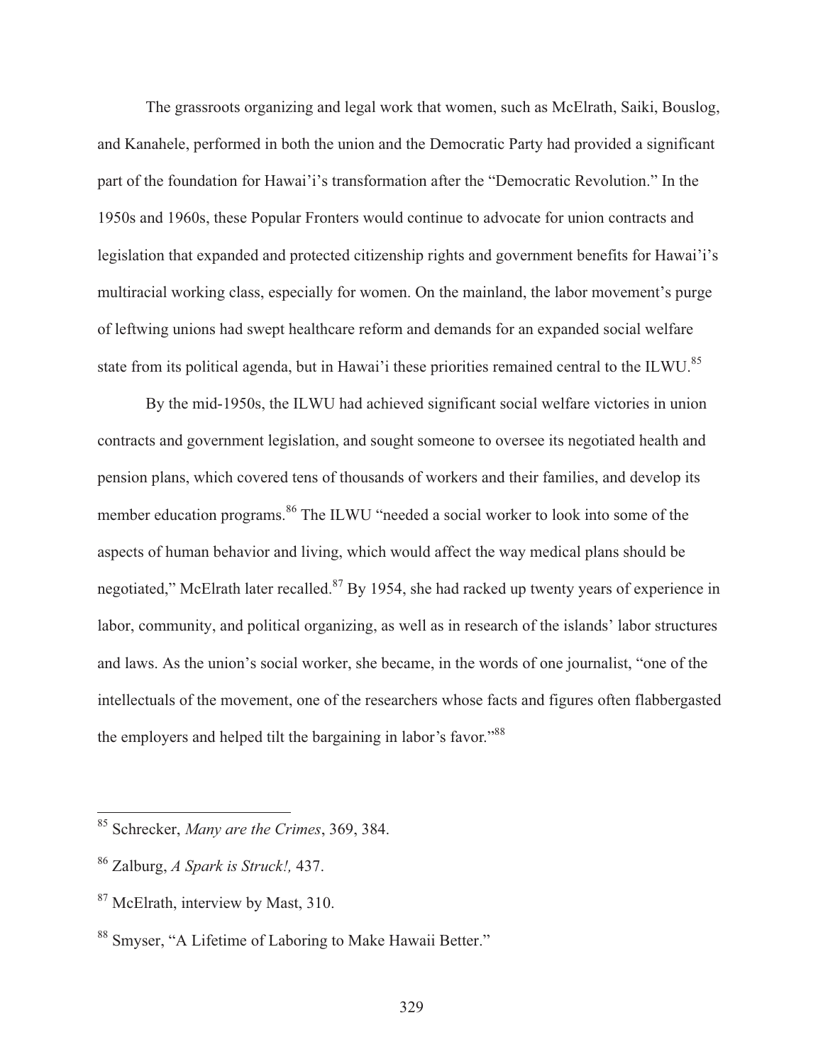The grassroots organizing and legal work that women, such as McElrath, Saiki, Bouslog, and Kanahele, performed in both the union and the Democratic Party had provided a significant part of the foundation for Hawai'i's transformation after the "Democratic Revolution." In the 1950s and 1960s, these Popular Fronters would continue to advocate for union contracts and legislation that expanded and protected citizenship rights and government benefits for Hawai'i's multiracial working class, especially for women. On the mainland, the labor movement's purge of leftwing unions had swept healthcare reform and demands for an expanded social welfare state from its political agenda, but in Hawai'i these priorities remained central to the ILWU.[85]

By the mid-1950s, the ILWU had achieved significant social welfare victories in union contracts and government legislation, and sought someone to oversee its negotiated health and pension plans, which covered tens of thousands of workers and their families, and develop its member education programs.[86] The ILWU "needed a social worker to look into some of the aspects of human behavior and living, which would affect the way medical plans should be negotiated," McElrath later recalled.[87] By 1954, she had racked up twenty years of experience in labor, community, and political organizing, as well as in research of the islands' labor structures and laws. As the union's social worker, she became, in the words of one journalist, "one of the intellectuals of the movement, one of the researchers whose facts and figures often flabbergasted the employers and helped tilt the bargaining in labor's favor."[88]

---

[85] Schrecker, *Many are the Crimes*, 369, 384.

[86] Zalburg, *A Spark is Struck!,* 437.

[87] McElrath, interview by Mast, 310.

[88] Smyser, "A Lifetime of Laboring to Make Hawaii Better."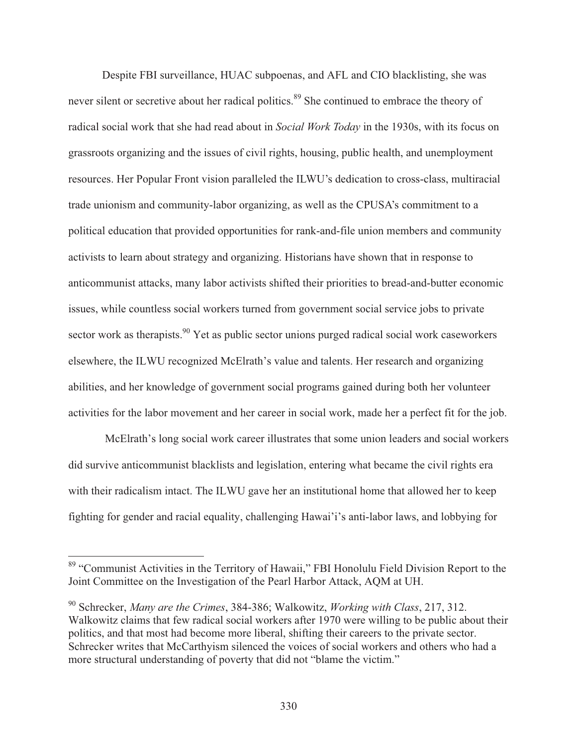Despite FBI surveillance, HUAC subpoenas, and AFL and CIO blacklisting, she was never silent or secretive about her radical politics.[89] She continued to embrace the theory of radical social work that she had read about in *Social Work Today* in the 1930s, with its focus on grassroots organizing and the issues of civil rights, housing, public health, and unemployment resources. Her Popular Front vision paralleled the ILWU's dedication to cross-class, multiracial trade unionism and community-labor organizing, as well as the CPUSA's commitment to a political education that provided opportunities for rank-and-file union members and community activists to learn about strategy and organizing. Historians have shown that in response to anticommunist attacks, many labor activists shifted their priorities to bread-and-butter economic issues, while countless social workers turned from government social service jobs to private sector work as therapists.[90] Yet as public sector unions purged radical social work caseworkers elsewhere, the ILWU recognized McElrath's value and talents. Her research and organizing abilities, and her knowledge of government social programs gained during both her volunteer activities for the labor movement and her career in social work, made her a perfect fit for the job.

McElrath's long social work career illustrates that some union leaders and social workers did survive anticommunist blacklists and legislation, entering what became the civil rights era with their radicalism intact. The ILWU gave her an institutional home that allowed her to keep fighting for gender and racial equality, challenging Hawai'i's anti-labor laws, and lobbying for

---

[89] "Communist Activities in the Territory of Hawaii," FBI Honolulu Field Division Report to the Joint Committee on the Investigation of the Pearl Harbor Attack, AQM at UH.

[90] Schrecker, *Many are the Crimes*, 384-386; Walkowitz, *Working with Class*, 217, 312. Walkowitz claims that few radical social workers after 1970 were willing to be public about their politics, and that most had become more liberal, shifting their careers to the private sector. Schrecker writes that McCarthyism silenced the voices of social workers and others who had a more structural understanding of poverty that did not "blame the victim."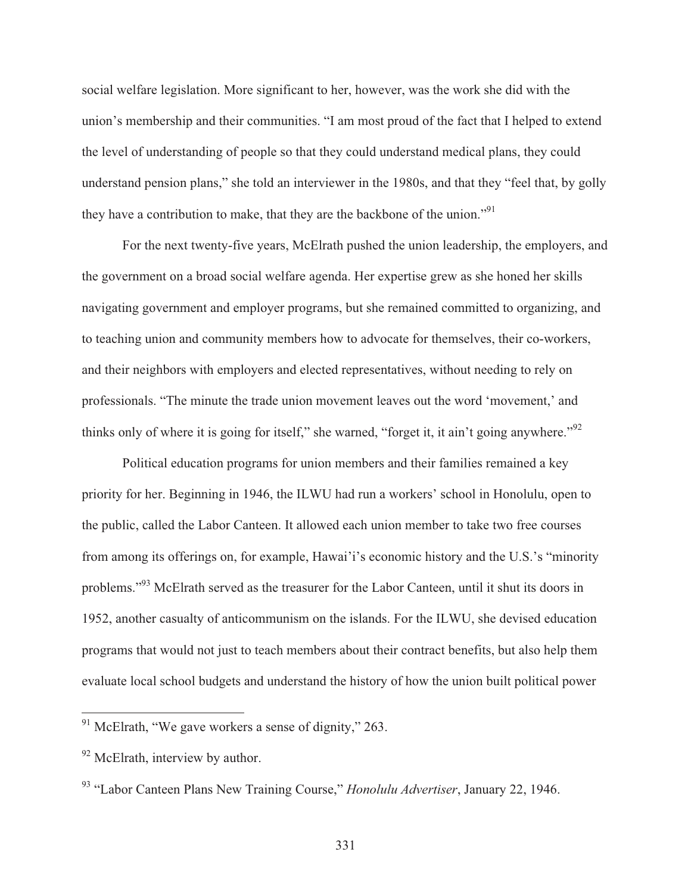social welfare legislation. More significant to her, however, was the work she did with the union's membership and their communities. "I am most proud of the fact that I helped to extend the level of understanding of people so that they could understand medical plans, they could understand pension plans," she told an interviewer in the 1980s, and that they "feel that, by golly they have a contribution to make, that they are the backbone of the union."[91]

For the next twenty-five years, McElrath pushed the union leadership, the employers, and the government on a broad social welfare agenda. Her expertise grew as she honed her skills navigating government and employer programs, but she remained committed to organizing, and to teaching union and community members how to advocate for themselves, their co-workers, and their neighbors with employers and elected representatives, without needing to rely on professionals. "The minute the trade union movement leaves out the word 'movement,' and thinks only of where it is going for itself," she warned, "forget it, it ain't going anywhere."[92]

Political education programs for union members and their families remained a key priority for her. Beginning in 1946, the ILWU had run a workers' school in Honolulu, open to the public, called the Labor Canteen. It allowed each union member to take two free courses from among its offerings on, for example, Hawai'i's economic history and the U.S.'s "minority problems."[93] McElrath served as the treasurer for the Labor Canteen, until it shut its doors in 1952, another casualty of anticommunism on the islands. For the ILWU, she devised education programs that would not just to teach members about their contract benefits, but also help them evaluate local school budgets and understand the history of how the union built political power

---

[91] McElrath, "We gave workers a sense of dignity," 263.

[92] McElrath, interview by author.

[93] "Labor Canteen Plans New Training Course," *Honolulu Advertiser*, January 22, 1946.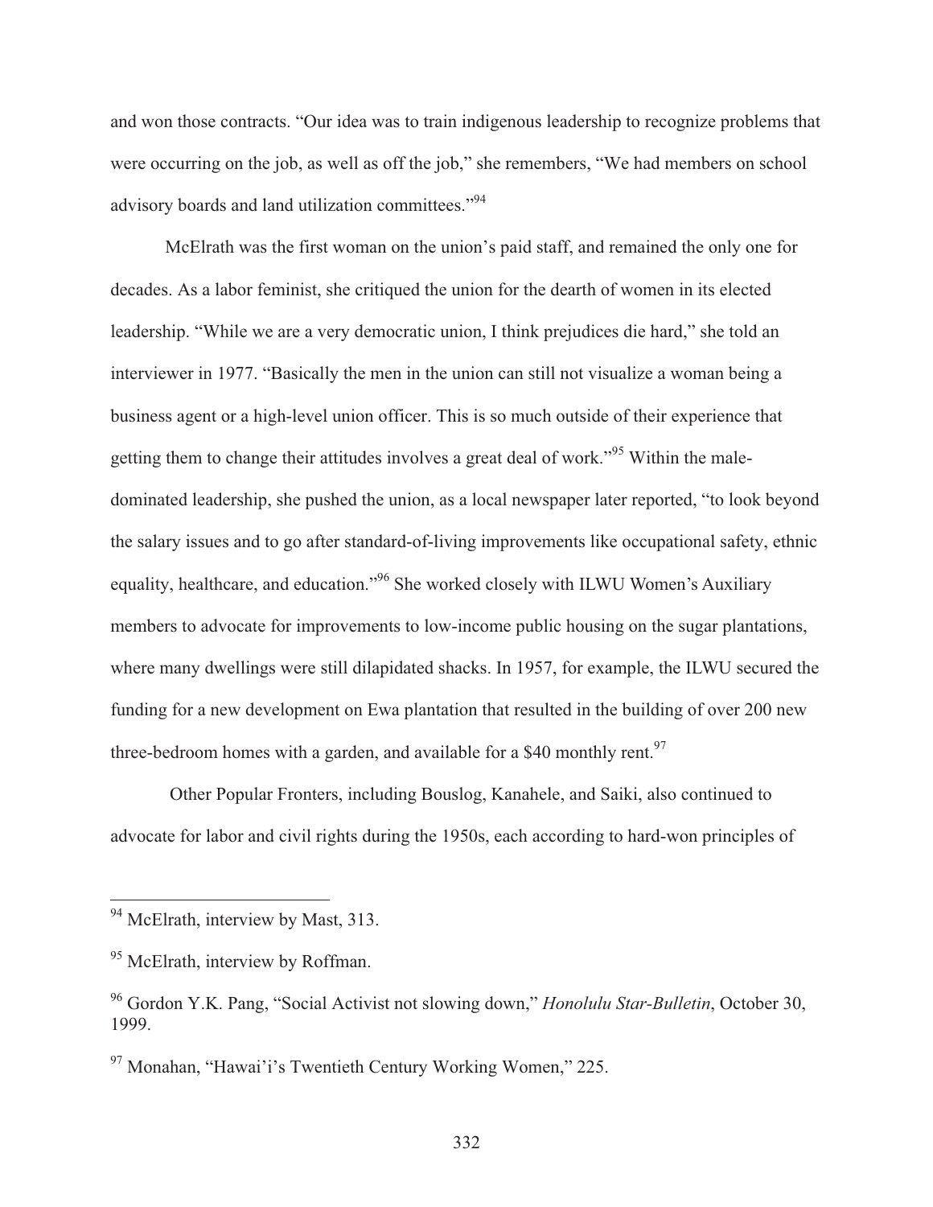and won those contracts. "Our idea was to train indigenous leadership to recognize problems that were occurring on the job, as well as off the job," she remembers, "We had members on school advisory boards and land utilization committees."[94]

McElrath was the first woman on the union's paid staff, and remained the only one for decades. As a labor feminist, she critiqued the union for the dearth of women in its elected leadership. "While we are a very democratic union, I think prejudices die hard," she told an interviewer in 1977. "Basically the men in the union can still not visualize a woman being a business agent or a high-level union officer. This is so much outside of their experience that getting them to change their attitudes involves a great deal of work."[95] Within the male-dominated leadership, she pushed the union, as a local newspaper later reported, "to look beyond the salary issues and to go after standard-of-living improvements like occupational safety, ethnic equality, healthcare, and education."[96] She worked closely with ILWU Women's Auxiliary members to advocate for improvements to low-income public housing on the sugar plantations, where many dwellings were still dilapidated shacks. In 1957, for example, the ILWU secured the funding for a new development on Ewa plantation that resulted in the building of over 200 new three-bedroom homes with a garden, and available for a $40 monthly rent.[97]

Other Popular Fronters, including Bouslog, Kanahele, and Saiki, also continued to advocate for labor and civil rights during the 1950s, each according to hard-won principles of

---

[94] McElrath, interview by Mast, 313.

[95] McElrath, interview by Roffman.

[96] Gordon Y.K. Pang, "Social Activist not slowing down," *Honolulu Star-Bulletin*, October 30, 1999.

[97] Monahan, "Hawai'i's Twentieth Century Working Women," 225.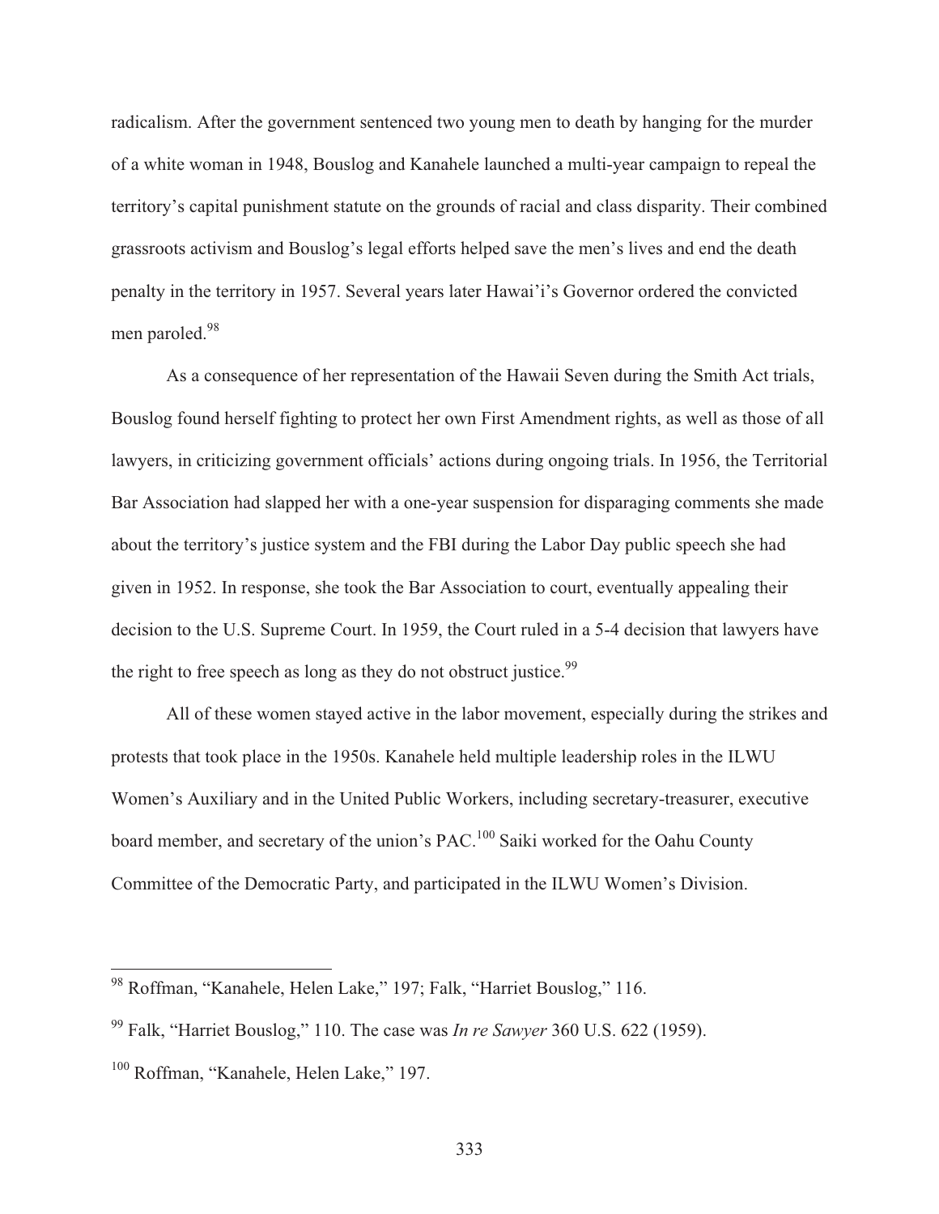radicalism. After the government sentenced two young men to death by hanging for the murder of a white woman in 1948, Bouslog and Kanahele launched a multi-year campaign to repeal the territory's capital punishment statute on the grounds of racial and class disparity. Their combined grassroots activism and Bouslog's legal efforts helped save the men's lives and end the death penalty in the territory in 1957. Several years later Hawai'i's Governor ordered the convicted men paroled.[98]

As a consequence of her representation of the Hawaii Seven during the Smith Act trials, Bouslog found herself fighting to protect her own First Amendment rights, as well as those of all lawyers, in criticizing government officials' actions during ongoing trials. In 1956, the Territorial Bar Association had slapped her with a one-year suspension for disparaging comments she made about the territory's justice system and the FBI during the Labor Day public speech she had given in 1952. In response, she took the Bar Association to court, eventually appealing their decision to the U.S. Supreme Court. In 1959, the Court ruled in a 5-4 decision that lawyers have the right to free speech as long as they do not obstruct justice.[99]

All of these women stayed active in the labor movement, especially during the strikes and protests that took place in the 1950s. Kanahele held multiple leadership roles in the ILWU Women's Auxiliary and in the United Public Workers, including secretary-treasurer, executive board member, and secretary of the union's PAC.[100] Saiki worked for the Oahu County Committee of the Democratic Party, and participated in the ILWU Women's Division.

---

[98] Roffman, "Kanahele, Helen Lake," 197; Falk, "Harriet Bouslog," 116.

[99] Falk, "Harriet Bouslog," 110. The case was *In re Sawyer* 360 U.S. 622 (1959).

[100] Roffman, "Kanahele, Helen Lake," 197.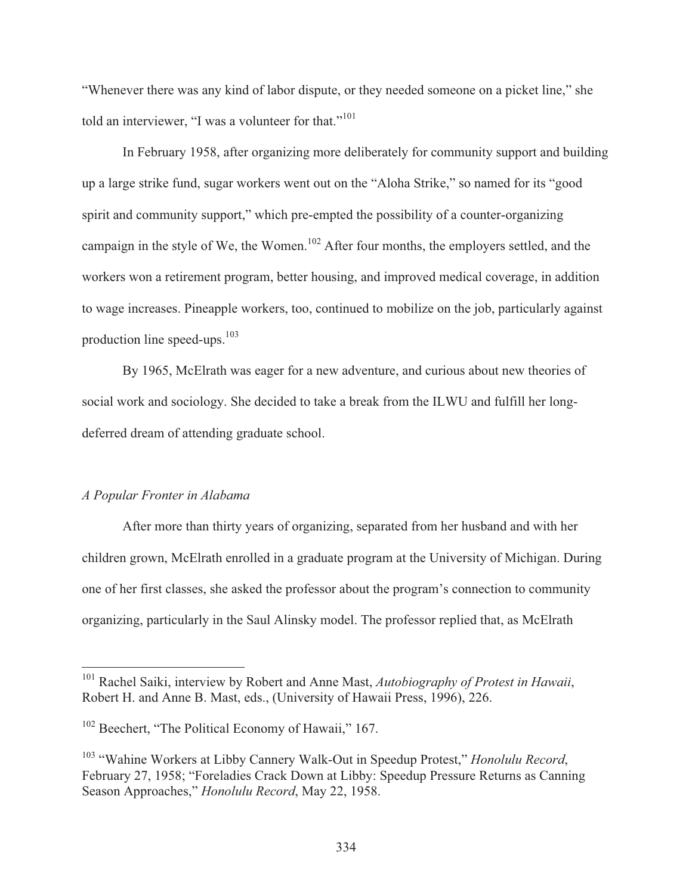"Whenever there was any kind of labor dispute, or they needed someone on a picket line," she told an interviewer, "I was a volunteer for that."[101]

In February 1958, after organizing more deliberately for community support and building up a large strike fund, sugar workers went out on the "Aloha Strike," so named for its "good spirit and community support," which pre-empted the possibility of a counter-organizing campaign in the style of We, the Women.[102] After four months, the employers settled, and the workers won a retirement program, better housing, and improved medical coverage, in addition to wage increases. Pineapple workers, too, continued to mobilize on the job, particularly against production line speed-ups.[103]

By 1965, McElrath was eager for a new adventure, and curious about new theories of social work and sociology. She decided to take a break from the ILWU and fulfill her long-deferred dream of attending graduate school.

### *A Popular Fronter in Alabama*

After more than thirty years of organizing, separated from her husband and with her children grown, McElrath enrolled in a graduate program at the University of Michigan. During one of her first classes, she asked the professor about the program's connection to community organizing, particularly in the Saul Alinsky model. The professor replied that, as McElrath

---

[101] Rachel Saiki, interview by Robert and Anne Mast, *Autobiography of Protest in Hawaii*, Robert H. and Anne B. Mast, eds., (University of Hawaii Press, 1996), 226.

[102] Beechert, "The Political Economy of Hawaii," 167.

[103] "Wahine Workers at Libby Cannery Walk-Out in Speedup Protest," *Honolulu Record*, February 27, 1958; "Foreladies Crack Down at Libby: Speedup Pressure Returns as Canning Season Approaches," *Honolulu Record*, May 22, 1958.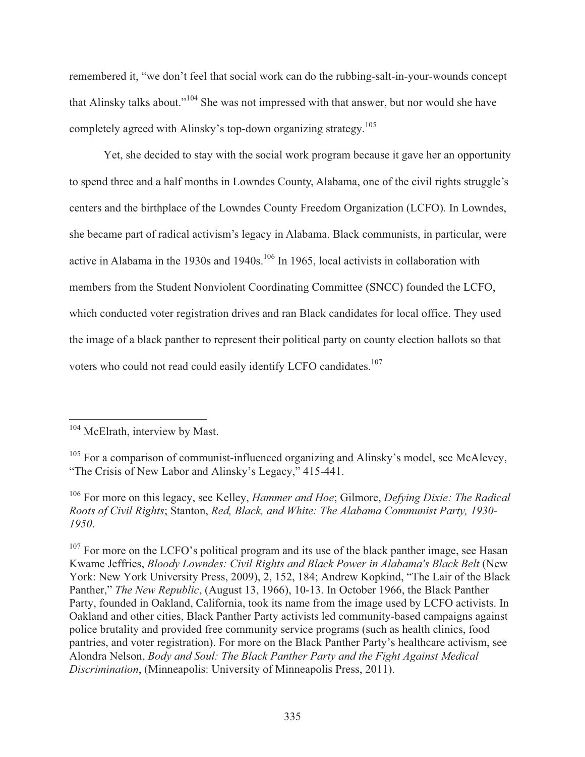remembered it, "we don't feel that social work can do the rubbing-salt-in-your-wounds concept that Alinsky talks about."[104] She was not impressed with that answer, but nor would she have completely agreed with Alinsky's top-down organizing strategy.[105]

Yet, she decided to stay with the social work program because it gave her an opportunity to spend three and a half months in Lowndes County, Alabama, one of the civil rights struggle's centers and the birthplace of the Lowndes County Freedom Organization (LCFO). In Lowndes, she became part of radical activism's legacy in Alabama. Black communists, in particular, were active in Alabama in the 1930s and 1940s.[106] In 1965, local activists in collaboration with members from the Student Nonviolent Coordinating Committee (SNCC) founded the LCFO, which conducted voter registration drives and ran Black candidates for local office. They used the image of a black panther to represent their political party on county election ballots so that voters who could not read could easily identify LCFO candidates.[107]

---

[104] McElrath, interview by Mast.

[105] For a comparison of communist-influenced organizing and Alinsky's model, see McAlevey, "The Crisis of New Labor and Alinsky's Legacy," 415-441.

[106] For more on this legacy, see Kelley, *Hammer and Hoe*; Gilmore, *Defying Dixie: The Radical Roots of Civil Rights*; Stanton, *Red, Black, and White: The Alabama Communist Party, 1930-1950*.

[107] For more on the LCFO's political program and its use of the black panther image, see Hasan Kwame Jeffries, *Bloody Lowndes: Civil Rights and Black Power in Alabama's Black Belt* (New York: New York University Press, 2009), 2, 152, 184; Andrew Kopkind, "The Lair of the Black Panther," *The New Republic*, (August 13, 1966), 10-13. In October 1966, the Black Panther Party, founded in Oakland, California, took its name from the image used by LCFO activists. In Oakland and other cities, Black Panther Party activists led community-based campaigns against police brutality and provided free community service programs (such as health clinics, food pantries, and voter registration). For more on the Black Panther Party's healthcare activism, see Alondra Nelson, *Body and Soul: The Black Panther Party and the Fight Against Medical Discrimination*, (Minneapolis: University of Minneapolis Press, 2011).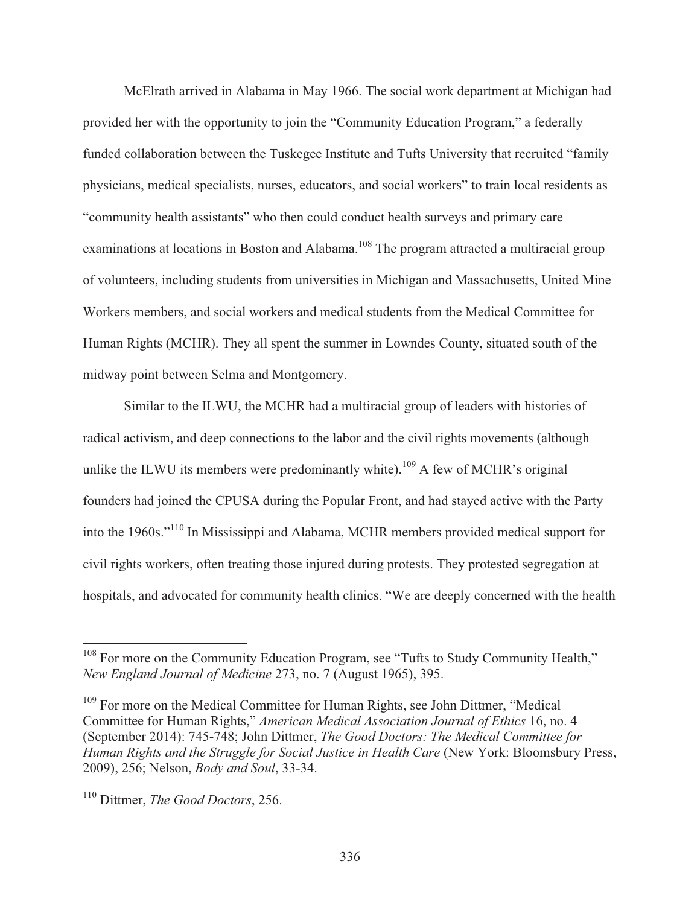McElrath arrived in Alabama in May 1966. The social work department at Michigan had provided her with the opportunity to join the "Community Education Program," a federally funded collaboration between the Tuskegee Institute and Tufts University that recruited "family physicians, medical specialists, nurses, educators, and social workers" to train local residents as "community health assistants" who then could conduct health surveys and primary care examinations at locations in Boston and Alabama.[108] The program attracted a multiracial group of volunteers, including students from universities in Michigan and Massachusetts, United Mine Workers members, and social workers and medical students from the Medical Committee for Human Rights (MCHR). They all spent the summer in Lowndes County, situated south of the midway point between Selma and Montgomery.

Similar to the ILWU, the MCHR had a multiracial group of leaders with histories of radical activism, and deep connections to the labor and the civil rights movements (although unlike the ILWU its members were predominantly white).[109] A few of MCHR's original founders had joined the CPUSA during the Popular Front, and had stayed active with the Party into the 1960s."[110] In Mississippi and Alabama, MCHR members provided medical support for civil rights workers, often treating those injured during protests. They protested segregation at hospitals, and advocated for community health clinics. "We are deeply concerned with the health

---

[108] For more on the Community Education Program, see "Tufts to Study Community Health," *New England Journal of Medicine* 273, no. 7 (August 1965), 395.

[109] For more on the Medical Committee for Human Rights, see John Dittmer, "Medical Committee for Human Rights," *American Medical Association Journal of Ethics* 16, no. 4 (September 2014): 745-748; John Dittmer, *The Good Doctors: The Medical Committee for Human Rights and the Struggle for Social Justice in Health Care* (New York: Bloomsbury Press, 2009), 256; Nelson, *Body and Soul*, 33-34.

[110] Dittmer, *The Good Doctors*, 256.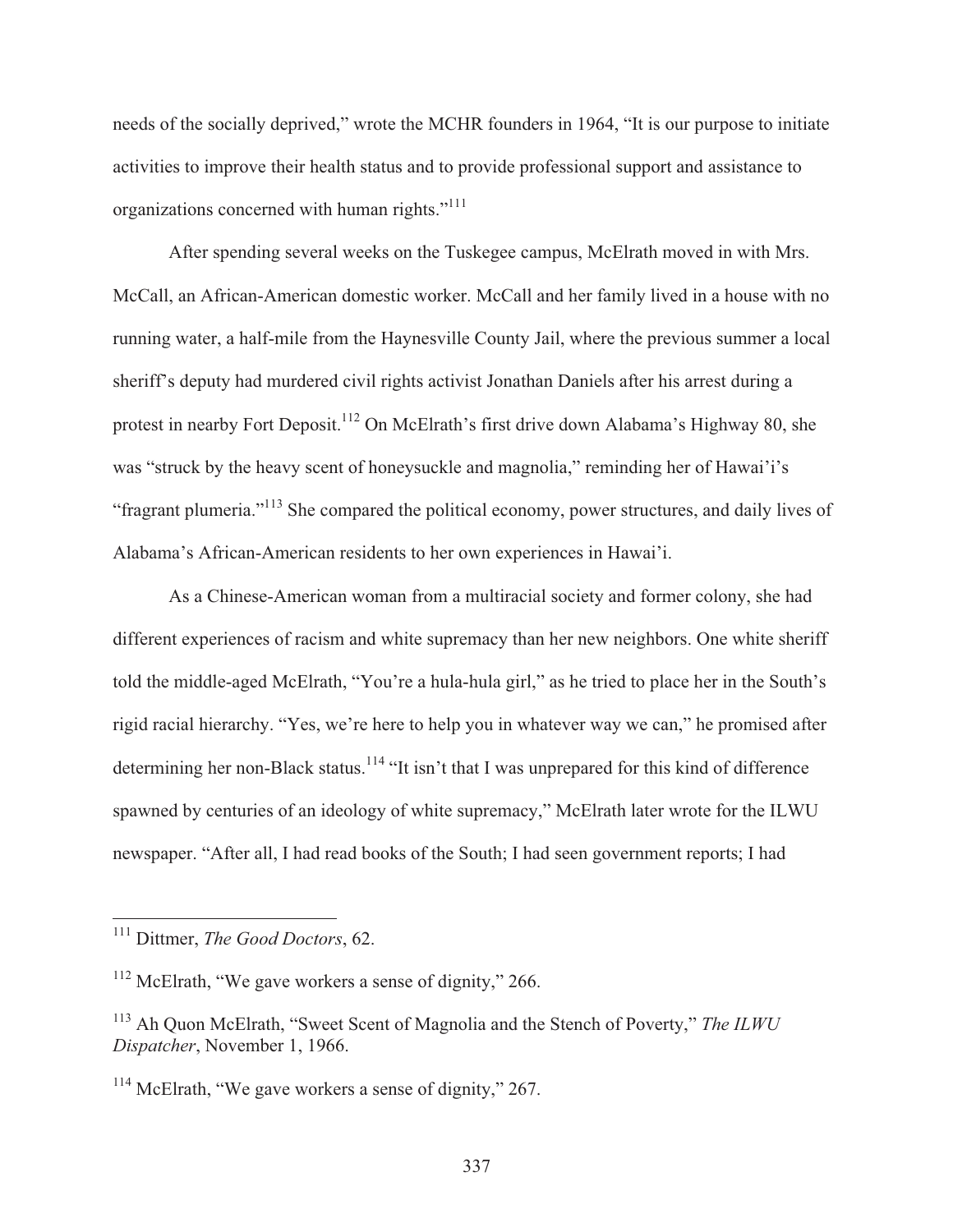needs of the socially deprived," wrote the MCHR founders in 1964, "It is our purpose to initiate activities to improve their health status and to provide professional support and assistance to organizations concerned with human rights."[111]

After spending several weeks on the Tuskegee campus, McElrath moved in with Mrs. McCall, an African-American domestic worker. McCall and her family lived in a house with no running water, a half-mile from the Haynesville County Jail, where the previous summer a local sheriff's deputy had murdered civil rights activist Jonathan Daniels after his arrest during a protest in nearby Fort Deposit.[112] On McElrath's first drive down Alabama's Highway 80, she was "struck by the heavy scent of honeysuckle and magnolia," reminding her of Hawai'i's "fragrant plumeria."[113] She compared the political economy, power structures, and daily lives of Alabama's African-American residents to her own experiences in Hawai'i.

As a Chinese-American woman from a multiracial society and former colony, she had different experiences of racism and white supremacy than her new neighbors. One white sheriff told the middle-aged McElrath, "You're a hula-hula girl," as he tried to place her in the South's rigid racial hierarchy. "Yes, we're here to help you in whatever way we can," he promised after determining her non-Black status.[114] "It isn't that I was unprepared for this kind of difference spawned by centuries of an ideology of white supremacy," McElrath later wrote for the ILWU newspaper. "After all, I had read books of the South; I had seen government reports; I had

---

[111] Dittmer, *The Good Doctors*, 62.

[112] McElrath, "We gave workers a sense of dignity," 266.

[113] Ah Quon McElrath, "Sweet Scent of Magnolia and the Stench of Poverty," *The ILWU Dispatcher*, November 1, 1966.

[114] McElrath, "We gave workers a sense of dignity," 267.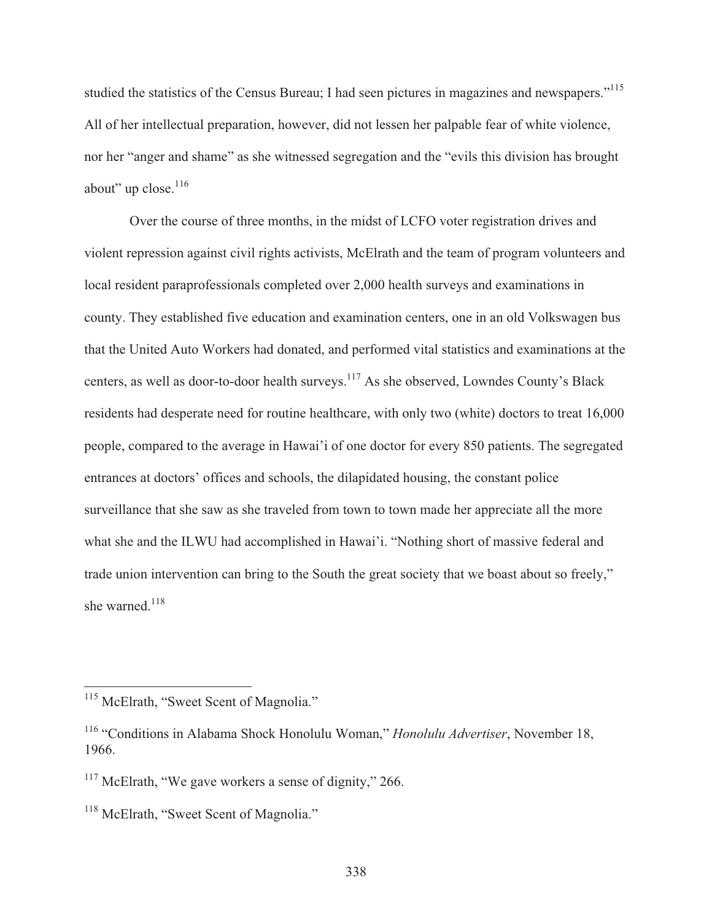studied the statistics of the Census Bureau; I had seen pictures in magazines and newspapers."[115] All of her intellectual preparation, however, did not lessen her palpable fear of white violence, nor her "anger and shame" as she witnessed segregation and the "evils this division has brought about" up close.[116]

Over the course of three months, in the midst of LCFO voter registration drives and violent repression against civil rights activists, McElrath and the team of program volunteers and local resident paraprofessionals completed over 2,000 health surveys and examinations in county. They established five education and examination centers, one in an old Volkswagen bus that the United Auto Workers had donated, and performed vital statistics and examinations at the centers, as well as door-to-door health surveys.[117] As she observed, Lowndes County's Black residents had desperate need for routine healthcare, with only two (white) doctors to treat 16,000 people, compared to the average in Hawai'i of one doctor for every 850 patients. The segregated entrances at doctors' offices and schools, the dilapidated housing, the constant police surveillance that she saw as she traveled from town to town made her appreciate all the more what she and the ILWU had accomplished in Hawai'i. "Nothing short of massive federal and trade union intervention can bring to the South the great society that we boast about so freely," she warned.[118]

---

[115] McElrath, "Sweet Scent of Magnolia."

[116] "Conditions in Alabama Shock Honolulu Woman," *Honolulu Advertiser*, November 18, 1966.

[117] McElrath, "We gave workers a sense of dignity," 266.

[118] McElrath, "Sweet Scent of Magnolia."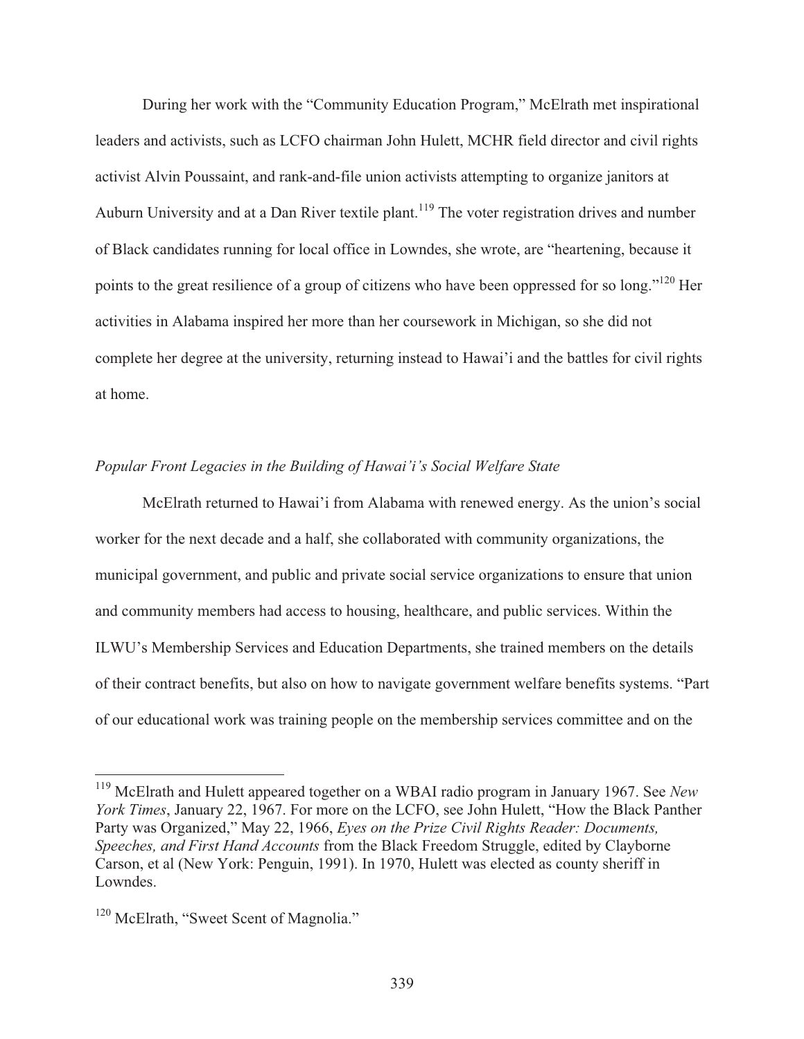During her work with the "Community Education Program," McElrath met inspirational leaders and activists, such as LCFO chairman John Hulett, MCHR field director and civil rights activist Alvin Poussaint, and rank-and-file union activists attempting to organize janitors at Auburn University and at a Dan River textile plant.[119] The voter registration drives and number of Black candidates running for local office in Lowndes, she wrote, are "heartening, because it points to the great resilience of a group of citizens who have been oppressed for so long."[120] Her activities in Alabama inspired her more than her coursework in Michigan, so she did not complete her degree at the university, returning instead to Hawai'i and the battles for civil rights at home.

### *Popular Front Legacies in the Building of Hawai'i's Social Welfare State*

McElrath returned to Hawai'i from Alabama with renewed energy. As the union's social worker for the next decade and a half, she collaborated with community organizations, the municipal government, and public and private social service organizations to ensure that union and community members had access to housing, healthcare, and public services. Within the ILWU's Membership Services and Education Departments, she trained members on the details of their contract benefits, but also on how to navigate government welfare benefits systems. "Part of our educational work was training people on the membership services committee and on the

---

[119] McElrath and Hulett appeared together on a WBAI radio program in January 1967. See *New York Times*, January 22, 1967. For more on the LCFO, see John Hulett, "How the Black Panther Party was Organized," May 22, 1966, *Eyes on the Prize Civil Rights Reader: Documents, Speeches, and First Hand Accounts* from the Black Freedom Struggle, edited by Clayborne Carson, et al (New York: Penguin, 1991). In 1970, Hulett was elected as county sheriff in Lowndes.

[120] McElrath, "Sweet Scent of Magnolia."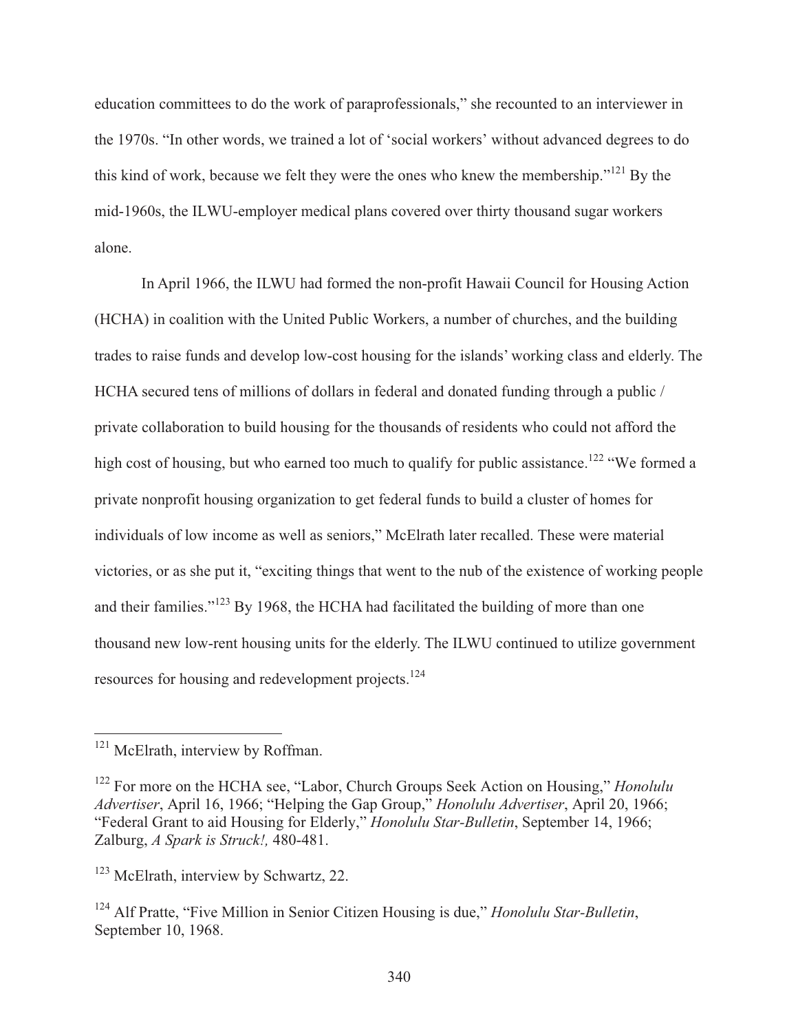education committees to do the work of paraprofessionals," she recounted to an interviewer in the 1970s. "In other words, we trained a lot of 'social workers' without advanced degrees to do this kind of work, because we felt they were the ones who knew the membership."[121] By the mid-1960s, the ILWU-employer medical plans covered over thirty thousand sugar workers alone.

In April 1966, the ILWU had formed the non-profit Hawaii Council for Housing Action (HCHA) in coalition with the United Public Workers, a number of churches, and the building trades to raise funds and develop low-cost housing for the islands' working class and elderly. The HCHA secured tens of millions of dollars in federal and donated funding through a public / private collaboration to build housing for the thousands of residents who could not afford the high cost of housing, but who earned too much to qualify for public assistance.[122] "We formed a private nonprofit housing organization to get federal funds to build a cluster of homes for individuals of low income as well as seniors," McElrath later recalled. These were material victories, or as she put it, "exciting things that went to the nub of the existence of working people and their families."[123] By 1968, the HCHA had facilitated the building of more than one thousand new low-rent housing units for the elderly. The ILWU continued to utilize government resources for housing and redevelopment projects.[124]

---

[121] McElrath, interview by Roffman.

[122] For more on the HCHA see, "Labor, Church Groups Seek Action on Housing," *Honolulu Advertiser*, April 16, 1966; "Helping the Gap Group," *Honolulu Advertiser*, April 20, 1966; "Federal Grant to aid Housing for Elderly," *Honolulu Star-Bulletin*, September 14, 1966; Zalburg, *A Spark is Struck!,* 480-481.

[123] McElrath, interview by Schwartz, 22.

[124] Alf Pratte, "Five Million in Senior Citizen Housing is due," *Honolulu Star-Bulletin*, September 10, 1968.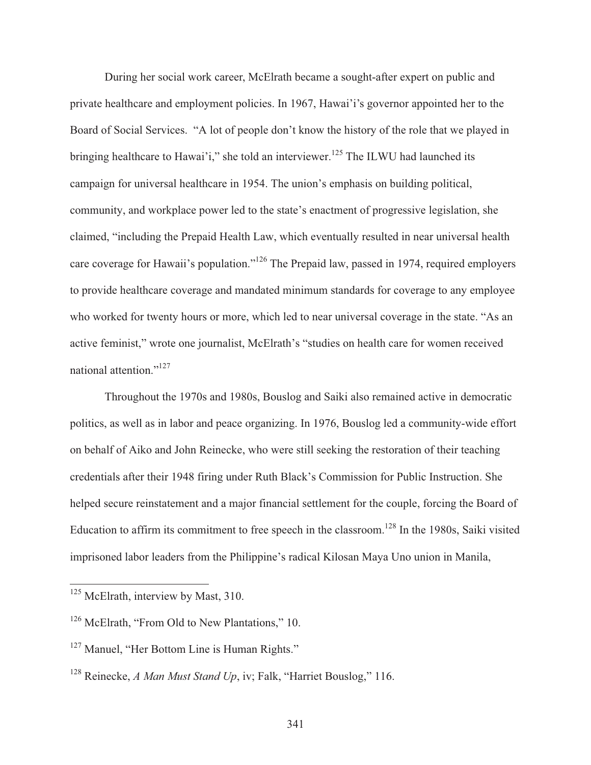During her social work career, McElrath became a sought-after expert on public and private healthcare and employment policies. In 1967, Hawai'i's governor appointed her to the Board of Social Services. "A lot of people don't know the history of the role that we played in bringing healthcare to Hawai'i," she told an interviewer.[125] The ILWU had launched its campaign for universal healthcare in 1954. The union's emphasis on building political, community, and workplace power led to the state's enactment of progressive legislation, she claimed, "including the Prepaid Health Law, which eventually resulted in near universal health care coverage for Hawaii's population."[126] The Prepaid law, passed in 1974, required employers to provide healthcare coverage and mandated minimum standards for coverage to any employee who worked for twenty hours or more, which led to near universal coverage in the state. "As an active feminist," wrote one journalist, McElrath's "studies on health care for women received national attention."[127]

Throughout the 1970s and 1980s, Bouslog and Saiki also remained active in democratic politics, as well as in labor and peace organizing. In 1976, Bouslog led a community-wide effort on behalf of Aiko and John Reinecke, who were still seeking the restoration of their teaching credentials after their 1948 firing under Ruth Black's Commission for Public Instruction. She helped secure reinstatement and a major financial settlement for the couple, forcing the Board of Education to affirm its commitment to free speech in the classroom.[128] In the 1980s, Saiki visited imprisoned labor leaders from the Philippine's radical Kilosan Maya Uno union in Manila,

---

[125] McElrath, interview by Mast, 310.

[126] McElrath, "From Old to New Plantations," 10.

[127] Manuel, "Her Bottom Line is Human Rights."

[128] Reinecke, *A Man Must Stand Up*, iv; Falk, "Harriet Bouslog," 116.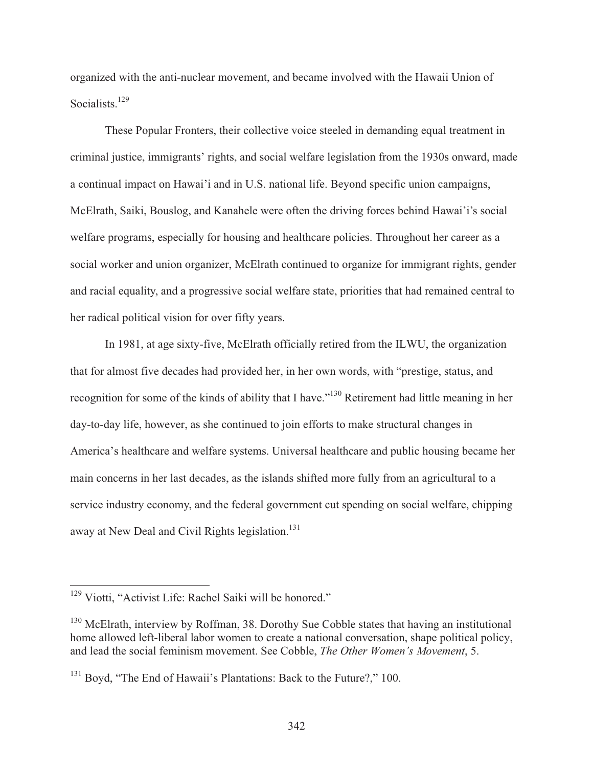organized with the anti-nuclear movement, and became involved with the Hawaii Union of Socialists.[129]

These Popular Fronters, their collective voice steeled in demanding equal treatment in criminal justice, immigrants' rights, and social welfare legislation from the 1930s onward, made a continual impact on Hawai'i and in U.S. national life. Beyond specific union campaigns, McElrath, Saiki, Bouslog, and Kanahele were often the driving forces behind Hawai'i's social welfare programs, especially for housing and healthcare policies. Throughout her career as a social worker and union organizer, McElrath continued to organize for immigrant rights, gender and racial equality, and a progressive social welfare state, priorities that had remained central to her radical political vision for over fifty years.

In 1981, at age sixty-five, McElrath officially retired from the ILWU, the organization that for almost five decades had provided her, in her own words, with "prestige, status, and recognition for some of the kinds of ability that I have."[130] Retirement had little meaning in her day-to-day life, however, as she continued to join efforts to make structural changes in America's healthcare and welfare systems. Universal healthcare and public housing became her main concerns in her last decades, as the islands shifted more fully from an agricultural to a service industry economy, and the federal government cut spending on social welfare, chipping away at New Deal and Civil Rights legislation.[131]

---

[129] Viotti, "Activist Life: Rachel Saiki will be honored."

[130] McElrath, interview by Roffman, 38. Dorothy Sue Cobble states that having an institutional home allowed left-liberal labor women to create a national conversation, shape political policy, and lead the social feminism movement. See Cobble, *The Other Women's Movement*, 5.

[131] Boyd, "The End of Hawaii's Plantations: Back to the Future?," 100.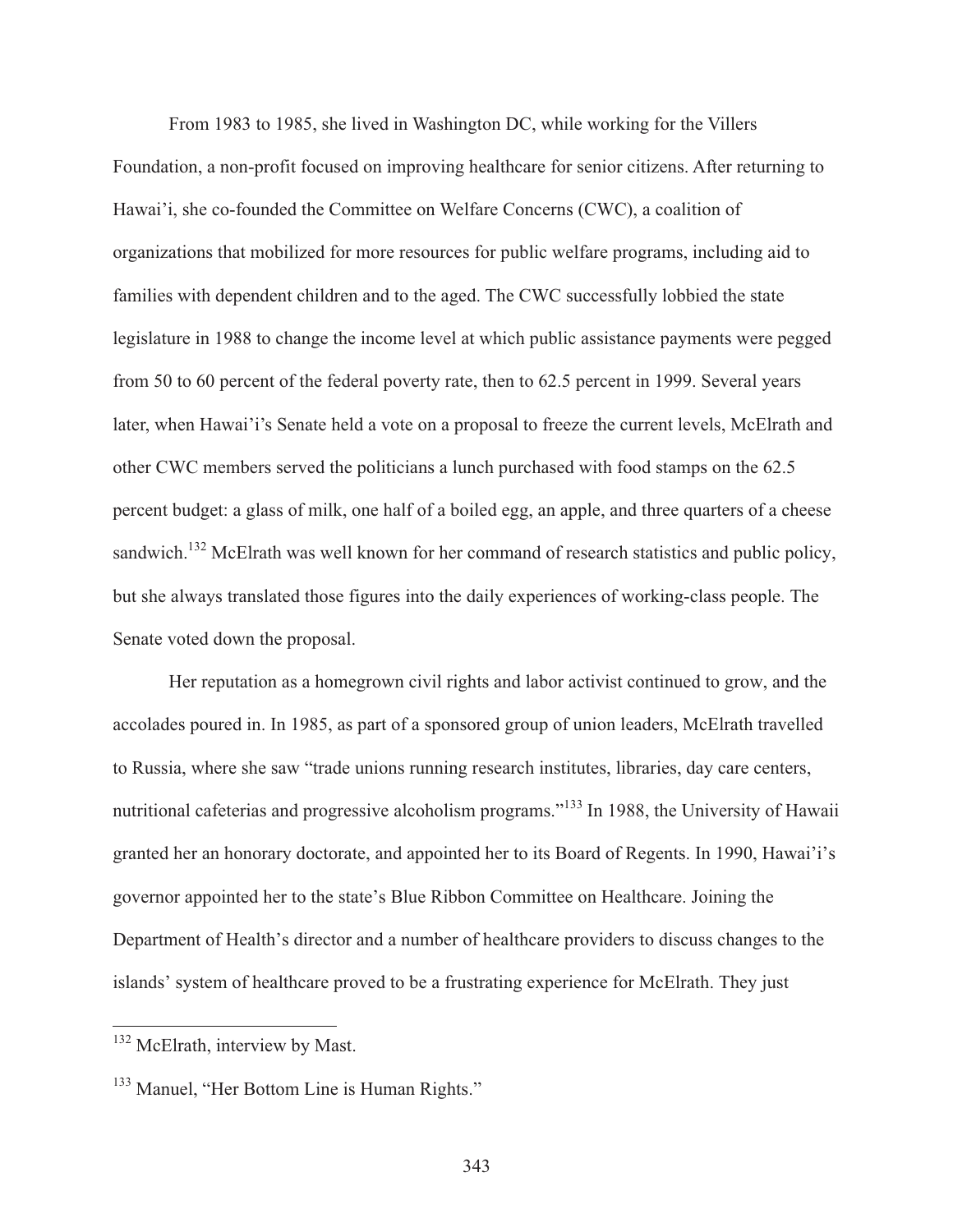From 1983 to 1985, she lived in Washington DC, while working for the Villers Foundation, a non-profit focused on improving healthcare for senior citizens. After returning to Hawai'i, she co-founded the Committee on Welfare Concerns (CWC), a coalition of organizations that mobilized for more resources for public welfare programs, including aid to families with dependent children and to the aged. The CWC successfully lobbied the state legislature in 1988 to change the income level at which public assistance payments were pegged from 50 to 60 percent of the federal poverty rate, then to 62.5 percent in 1999. Several years later, when Hawai'i's Senate held a vote on a proposal to freeze the current levels, McElrath and other CWC members served the politicians a lunch purchased with food stamps on the 62.5 percent budget: a glass of milk, one half of a boiled egg, an apple, and three quarters of a cheese sandwich.[132] McElrath was well known for her command of research statistics and public policy, but she always translated those figures into the daily experiences of working-class people. The Senate voted down the proposal.

Her reputation as a homegrown civil rights and labor activist continued to grow, and the accolades poured in. In 1985, as part of a sponsored group of union leaders, McElrath travelled to Russia, where she saw "trade unions running research institutes, libraries, day care centers, nutritional cafeterias and progressive alcoholism programs."[133] In 1988, the University of Hawaii granted her an honorary doctorate, and appointed her to its Board of Regents. In 1990, Hawai'i's governor appointed her to the state's Blue Ribbon Committee on Healthcare. Joining the Department of Health's director and a number of healthcare providers to discuss changes to the islands' system of healthcare proved to be a frustrating experience for McElrath. They just

---

[132] McElrath, interview by Mast.

[133] Manuel, "Her Bottom Line is Human Rights."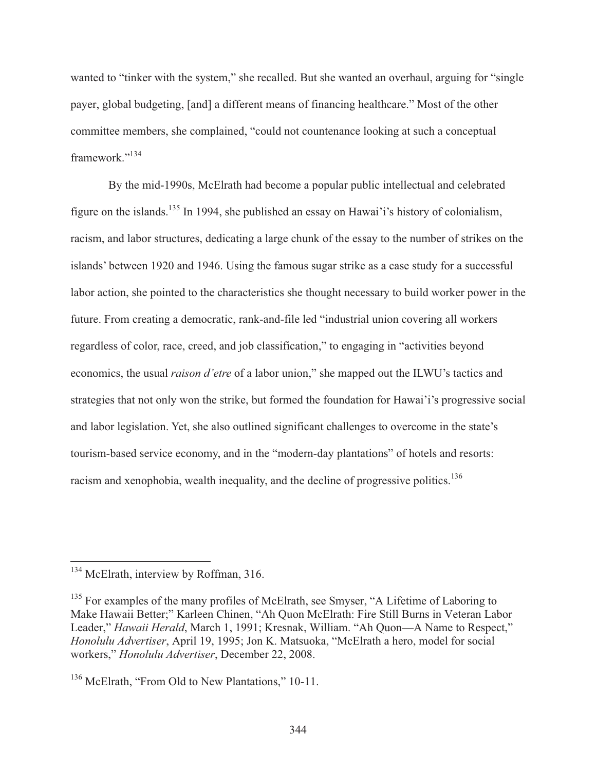wanted to "tinker with the system," she recalled. But she wanted an overhaul, arguing for "single payer, global budgeting, [and] a different means of financing healthcare." Most of the other committee members, she complained, "could not countenance looking at such a conceptual framework."[134]

By the mid-1990s, McElrath had become a popular public intellectual and celebrated figure on the islands.[135] In 1994, she published an essay on Hawai'i's history of colonialism, racism, and labor structures, dedicating a large chunk of the essay to the number of strikes on the islands' between 1920 and 1946. Using the famous sugar strike as a case study for a successful labor action, she pointed to the characteristics she thought necessary to build worker power in the future. From creating a democratic, rank-and-file led "industrial union covering all workers regardless of color, race, creed, and job classification," to engaging in "activities beyond economics, the usual *raison d'etre* of a labor union," she mapped out the ILWU's tactics and strategies that not only won the strike, but formed the foundation for Hawai'i's progressive social and labor legislation. Yet, she also outlined significant challenges to overcome in the state's tourism-based service economy, and in the "modern-day plantations" of hotels and resorts: racism and xenophobia, wealth inequality, and the decline of progressive politics.[136]

---

[134] McElrath, interview by Roffman, 316.

[135] For examples of the many profiles of McElrath, see Smyser, "A Lifetime of Laboring to Make Hawaii Better;" Karleen Chinen, "Ah Quon McElrath: Fire Still Burns in Veteran Labor Leader," *Hawaii Herald*, March 1, 1991; Kresnak, William. "Ah Quon—A Name to Respect," *Honolulu Advertiser*, April 19, 1995; Jon K. Matsuoka, "McElrath a hero, model for social workers," *Honolulu Advertiser*, December 22, 2008.

[136] McElrath, "From Old to New Plantations," 10-11.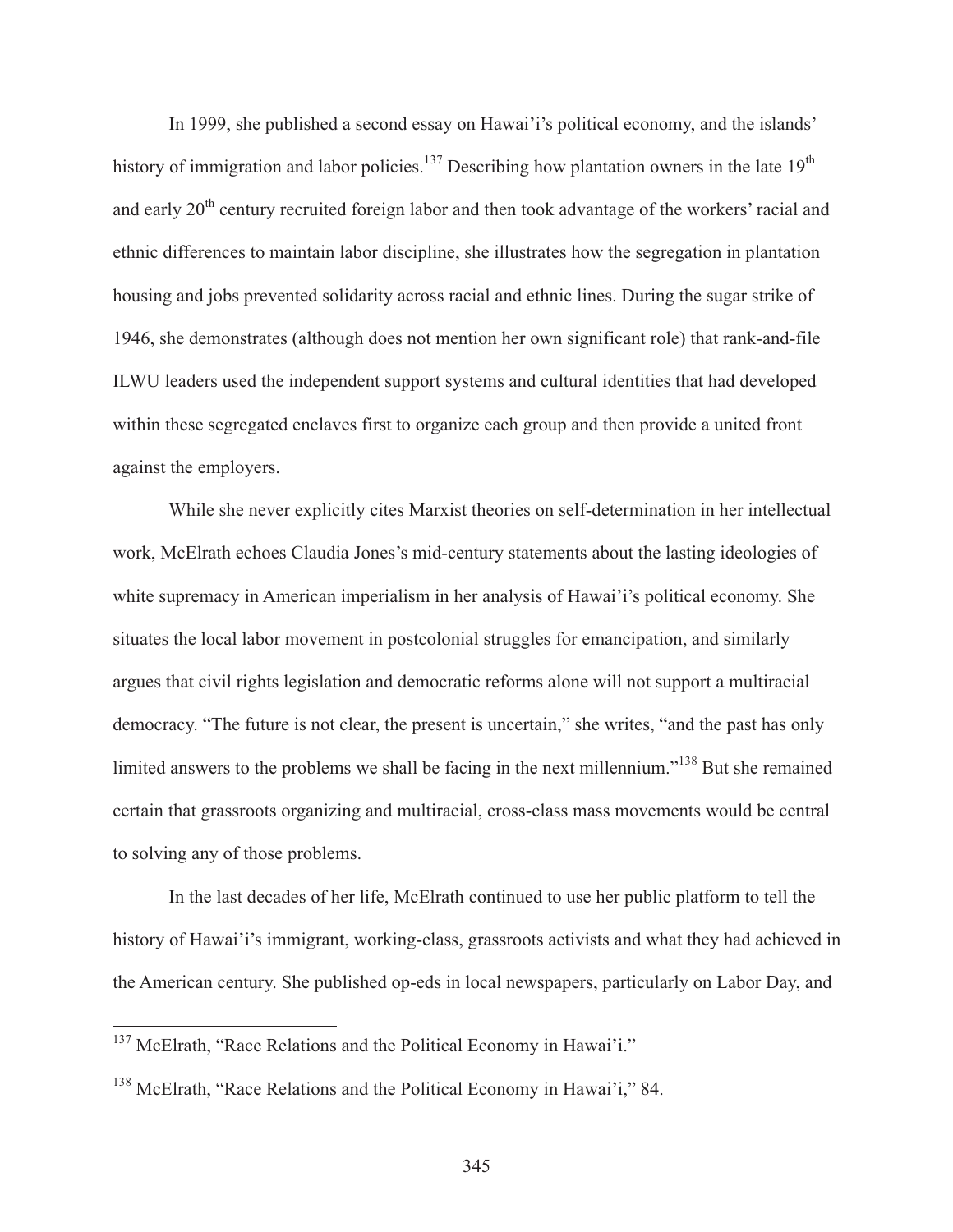In 1999, she published a second essay on Hawai'i's political economy, and the islands' history of immigration and labor policies.[137] Describing how plantation owners in the late 19th and early 20th century recruited foreign labor and then took advantage of the workers' racial and ethnic differences to maintain labor discipline, she illustrates how the segregation in plantation housing and jobs prevented solidarity across racial and ethnic lines. During the sugar strike of 1946, she demonstrates (although does not mention her own significant role) that rank-and-file ILWU leaders used the independent support systems and cultural identities that had developed within these segregated enclaves first to organize each group and then provide a united front against the employers.

While she never explicitly cites Marxist theories on self-determination in her intellectual work, McElrath echoes Claudia Jones's mid-century statements about the lasting ideologies of white supremacy in American imperialism in her analysis of Hawai'i's political economy. She situates the local labor movement in postcolonial struggles for emancipation, and similarly argues that civil rights legislation and democratic reforms alone will not support a multiracial democracy. "The future is not clear, the present is uncertain," she writes, "and the past has only limited answers to the problems we shall be facing in the next millennium."[138] But she remained certain that grassroots organizing and multiracial, cross-class mass movements would be central to solving any of those problems.

In the last decades of her life, McElrath continued to use her public platform to tell the history of Hawai'i's immigrant, working-class, grassroots activists and what they had achieved in the American century. She published op-eds in local newspapers, particularly on Labor Day, and

---

[137] McElrath, "Race Relations and the Political Economy in Hawai'i."

[138] McElrath, "Race Relations and the Political Economy in Hawai'i," 84.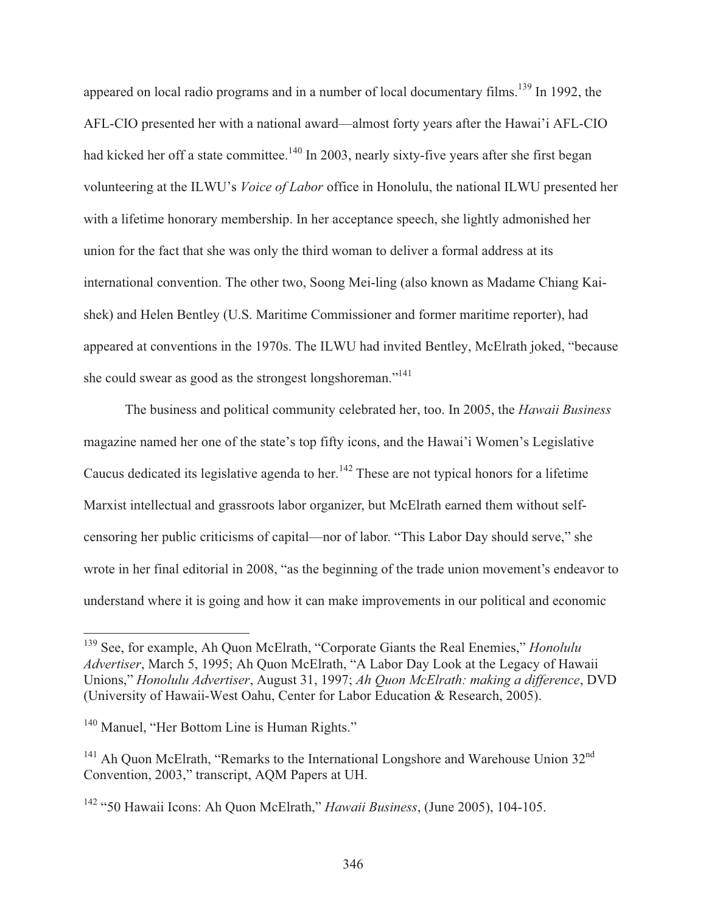appeared on local radio programs and in a number of local documentary films.[139] In 1992, the AFL-CIO presented her with a national award—almost forty years after the Hawai'i AFL-CIO had kicked her off a state committee.[140] In 2003, nearly sixty-five years after she first began volunteering at the ILWU's *Voice of Labor* office in Honolulu, the national ILWU presented her with a lifetime honorary membership. In her acceptance speech, she lightly admonished her union for the fact that she was only the third woman to deliver a formal address at its international convention. The other two, Soong Mei-ling (also known as Madame Chiang Kai-shek) and Helen Bentley (U.S. Maritime Commissioner and former maritime reporter), had appeared at conventions in the 1970s. The ILWU had invited Bentley, McElrath joked, "because she could swear as good as the strongest longshoreman."[141]

The business and political community celebrated her, too. In 2005, the *Hawaii Business* magazine named her one of the state's top fifty icons, and the Hawai'i Women's Legislative Caucus dedicated its legislative agenda to her.[142] These are not typical honors for a lifetime Marxist intellectual and grassroots labor organizer, but McElrath earned them without self-censoring her public criticisms of capital—nor of labor. "This Labor Day should serve," she wrote in her final editorial in 2008, "as the beginning of the trade union movement's endeavor to understand where it is going and how it can make improvements in our political and economic

---

[139] See, for example, Ah Quon McElrath, "Corporate Giants the Real Enemies," *Honolulu Advertiser*, March 5, 1995; Ah Quon McElrath, "A Labor Day Look at the Legacy of Hawaii Unions," *Honolulu Advertiser*, August 31, 1997; *Ah Quon McElrath: making a difference*, DVD (University of Hawaii-West Oahu, Center for Labor Education & Research, 2005).

[140] Manuel, "Her Bottom Line is Human Rights."

[141] Ah Quon McElrath, "Remarks to the International Longshore and Warehouse Union 32nd Convention, 2003," transcript, AQM Papers at UH.

[142] "50 Hawaii Icons: Ah Quon McElrath," *Hawaii Business*, (June 2005), 104-105.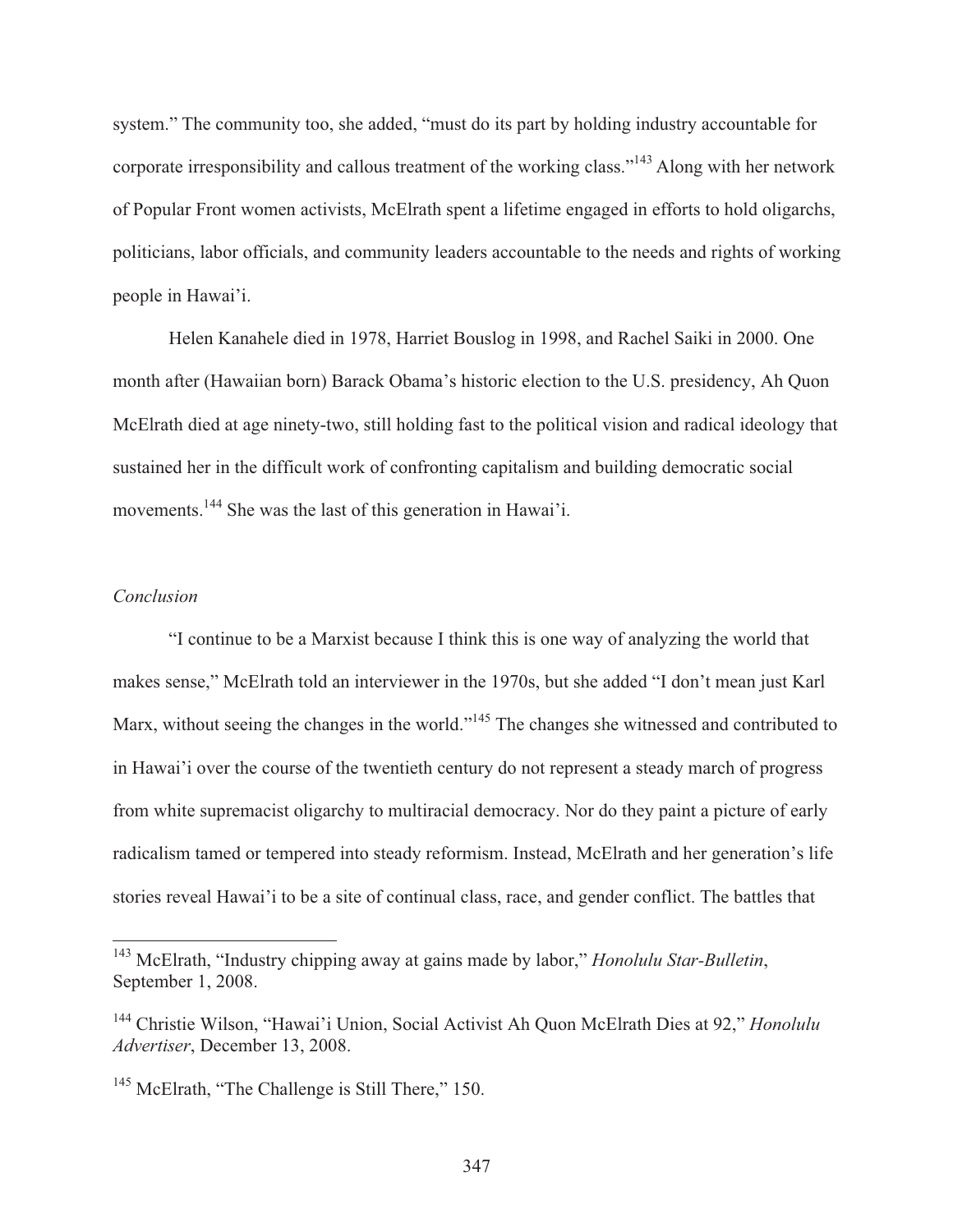system." The community too, she added, "must do its part by holding industry accountable for corporate irresponsibility and callous treatment of the working class."[143] Along with her network of Popular Front women activists, McElrath spent a lifetime engaged in efforts to hold oligarchs, politicians, labor officials, and community leaders accountable to the needs and rights of working people in Hawai'i.

Helen Kanahele died in 1978, Harriet Bouslog in 1998, and Rachel Saiki in 2000. One month after (Hawaiian born) Barack Obama's historic election to the U.S. presidency, Ah Quon McElrath died at age ninety-two, still holding fast to the political vision and radical ideology that sustained her in the difficult work of confronting capitalism and building democratic social movements.[144] She was the last of this generation in Hawai'i.

*Conclusion*

"I continue to be a Marxist because I think this is one way of analyzing the world that makes sense," McElrath told an interviewer in the 1970s, but she added "I don't mean just Karl Marx, without seeing the changes in the world."[145] The changes she witnessed and contributed to in Hawai'i over the course of the twentieth century do not represent a steady march of progress from white supremacist oligarchy to multiracial democracy. Nor do they paint a picture of early radicalism tamed or tempered into steady reformism. Instead, McElrath and her generation's life stories reveal Hawai'i to be a site of continual class, race, and gender conflict. The battles that

---

[143] McElrath, "Industry chipping away at gains made by labor," *Honolulu Star-Bulletin*, September 1, 2008.

[144] Christie Wilson, "Hawai'i Union, Social Activist Ah Quon McElrath Dies at 92," *Honolulu Advertiser*, December 13, 2008.

[145] McElrath, "The Challenge is Still There," 150.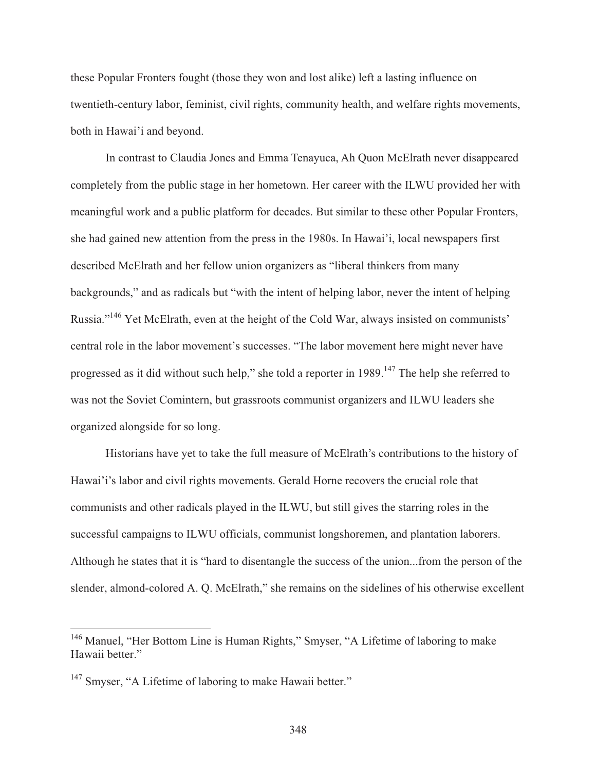these Popular Fronters fought (those they won and lost alike) left a lasting influence on twentieth-century labor, feminist, civil rights, community health, and welfare rights movements, both in Hawai'i and beyond.

In contrast to Claudia Jones and Emma Tenayuca, Ah Quon McElrath never disappeared completely from the public stage in her hometown. Her career with the ILWU provided her with meaningful work and a public platform for decades. But similar to these other Popular Fronters, she had gained new attention from the press in the 1980s. In Hawai'i, local newspapers first described McElrath and her fellow union organizers as "liberal thinkers from many backgrounds," and as radicals but "with the intent of helping labor, never the intent of helping Russia."[146] Yet McElrath, even at the height of the Cold War, always insisted on communists' central role in the labor movement's successes. "The labor movement here might never have progressed as it did without such help," she told a reporter in 1989.[147] The help she referred to was not the Soviet Comintern, but grassroots communist organizers and ILWU leaders she organized alongside for so long.

Historians have yet to take the full measure of McElrath's contributions to the history of Hawai'i's labor and civil rights movements. Gerald Horne recovers the crucial role that communists and other radicals played in the ILWU, but still gives the starring roles in the successful campaigns to ILWU officials, communist longshoremen, and plantation laborers. Although he states that it is "hard to disentangle the success of the union...from the person of the slender, almond-colored A. Q. McElrath," she remains on the sidelines of his otherwise excellent

[146] Manuel, "Her Bottom Line is Human Rights," Smyser, "A Lifetime of laboring to make Hawaii better."

[147] Smyser, "A Lifetime of laboring to make Hawaii better."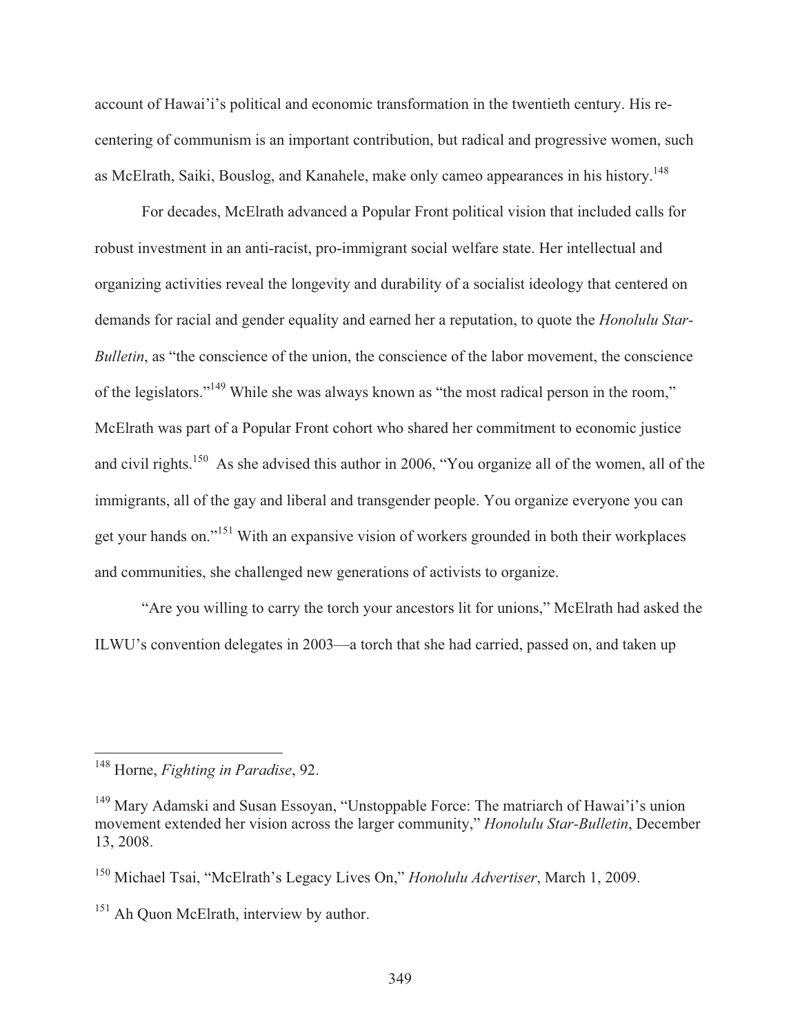account of Hawai'i's political and economic transformation in the twentieth century. His re-centering of communism is an important contribution, but radical and progressive women, such as McElrath, Saiki, Bouslog, and Kanahele, make only cameo appearances in his history.[148]

For decades, McElrath advanced a Popular Front political vision that included calls for robust investment in an anti-racist, pro-immigrant social welfare state. Her intellectual and organizing activities reveal the longevity and durability of a socialist ideology that centered on demands for racial and gender equality and earned her a reputation, to quote the *Honolulu Star-Bulletin*, as "the conscience of the union, the conscience of the labor movement, the conscience of the legislators."[149] While she was always known as "the most radical person in the room," McElrath was part of a Popular Front cohort who shared her commitment to economic justice and civil rights.[150] As she advised this author in 2006, "You organize all of the women, all of the immigrants, all of the gay and liberal and transgender people. You organize everyone you can get your hands on."[151] With an expansive vision of workers grounded in both their workplaces and communities, she challenged new generations of activists to organize.

"Are you willing to carry the torch your ancestors lit for unions," McElrath had asked the ILWU's convention delegates in 2003—a torch that she had carried, passed on, and taken up

---

[148] Horne, *Fighting in Paradise*, 92.

[149] Mary Adamski and Susan Essoyan, "Unstoppable Force: The matriarch of Hawai'i's union movement extended her vision across the larger community," *Honolulu Star-Bulletin*, December 13, 2008.

[150] Michael Tsai, "McElrath's Legacy Lives On," *Honolulu Advertiser*, March 1, 2009.

[151] Ah Quon McElrath, interview by author.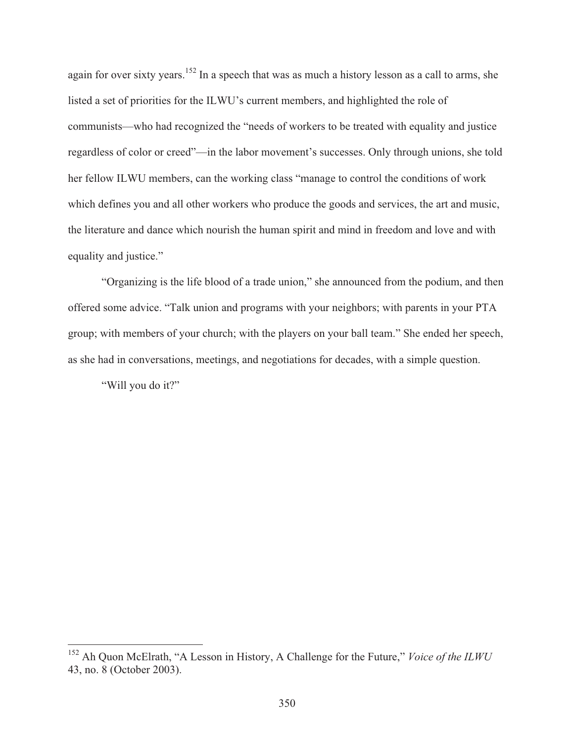again for over sixty years.[152] In a speech that was as much a history lesson as a call to arms, she listed a set of priorities for the ILWU's current members, and highlighted the role of communists—who had recognized the "needs of workers to be treated with equality and justice regardless of color or creed"—in the labor movement's successes. Only through unions, she told her fellow ILWU members, can the working class "manage to control the conditions of work which defines you and all other workers who produce the goods and services, the art and music, the literature and dance which nourish the human spirit and mind in freedom and love and with equality and justice."

"Organizing is the life blood of a trade union," she announced from the podium, and then offered some advice. "Talk union and programs with your neighbors; with parents in your PTA group; with members of your church; with the players on your ball team." She ended her speech, as she had in conversations, meetings, and negotiations for decades, with a simple question.

"Will you do it?"

---

[152] Ah Quon McElrath, "A Lesson in History, A Challenge for the Future," *Voice of the ILWU* 43, no. 8 (October 2003).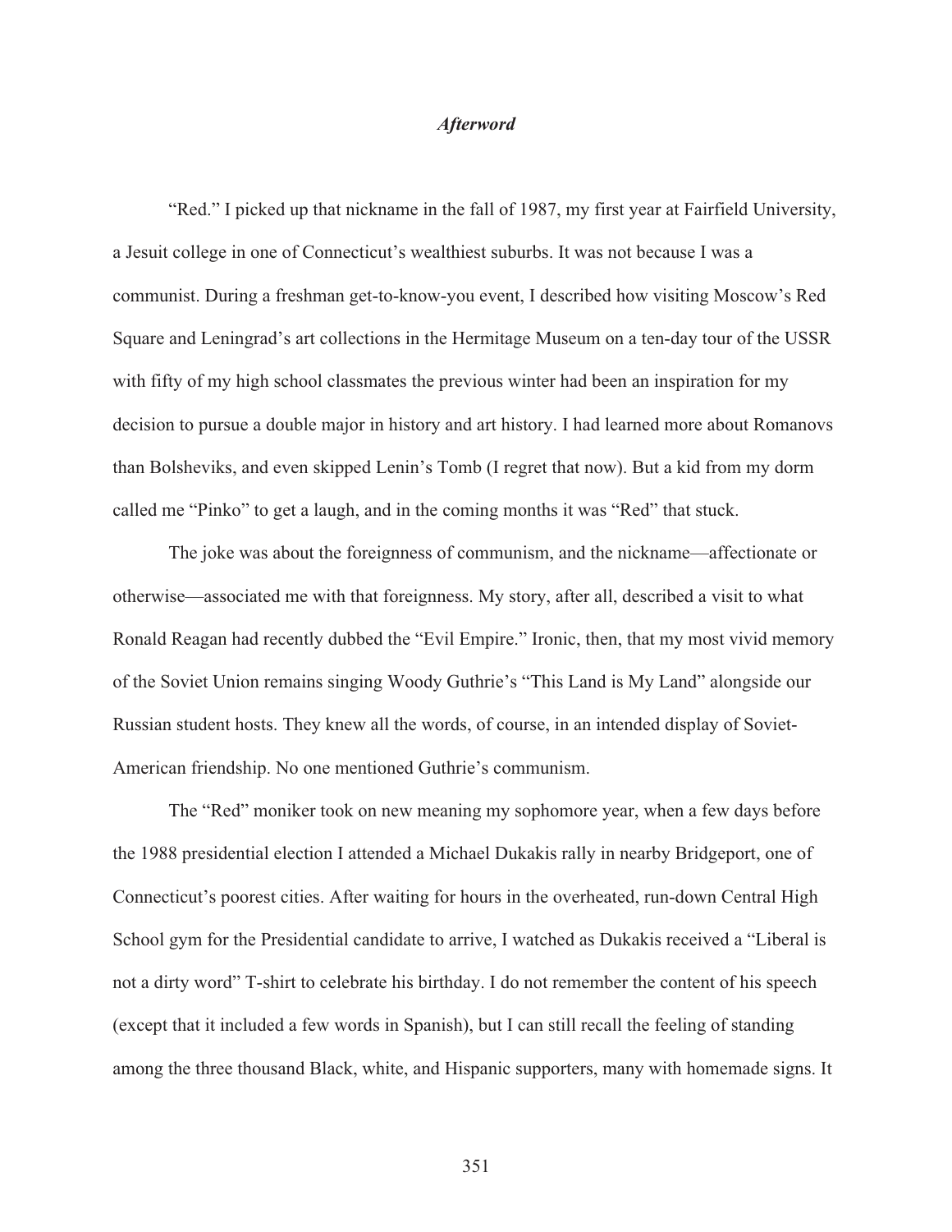## *Afterword*

"Red." I picked up that nickname in the fall of 1987, my first year at Fairfield University, a Jesuit college in one of Connecticut's wealthiest suburbs. It was not because I was a communist. During a freshman get-to-know-you event, I described how visiting Moscow's Red Square and Leningrad's art collections in the Hermitage Museum on a ten-day tour of the USSR with fifty of my high school classmates the previous winter had been an inspiration for my decision to pursue a double major in history and art history. I had learned more about Romanovs than Bolsheviks, and even skipped Lenin's Tomb (I regret that now). But a kid from my dorm called me "Pinko" to get a laugh, and in the coming months it was "Red" that stuck.

The joke was about the foreignness of communism, and the nickname—affectionate or otherwise—associated me with that foreignness. My story, after all, described a visit to what Ronald Reagan had recently dubbed the "Evil Empire." Ironic, then, that my most vivid memory of the Soviet Union remains singing Woody Guthrie's "This Land is My Land" alongside our Russian student hosts. They knew all the words, of course, in an intended display of Soviet-American friendship. No one mentioned Guthrie's communism.

The "Red" moniker took on new meaning my sophomore year, when a few days before the 1988 presidential election I attended a Michael Dukakis rally in nearby Bridgeport, one of Connecticut's poorest cities. After waiting for hours in the overheated, run-down Central High School gym for the Presidential candidate to arrive, I watched as Dukakis received a "Liberal is not a dirty word" T-shirt to celebrate his birthday. I do not remember the content of his speech (except that it included a few words in Spanish), but I can still recall the feeling of standing among the three thousand Black, white, and Hispanic supporters, many with homemade signs. It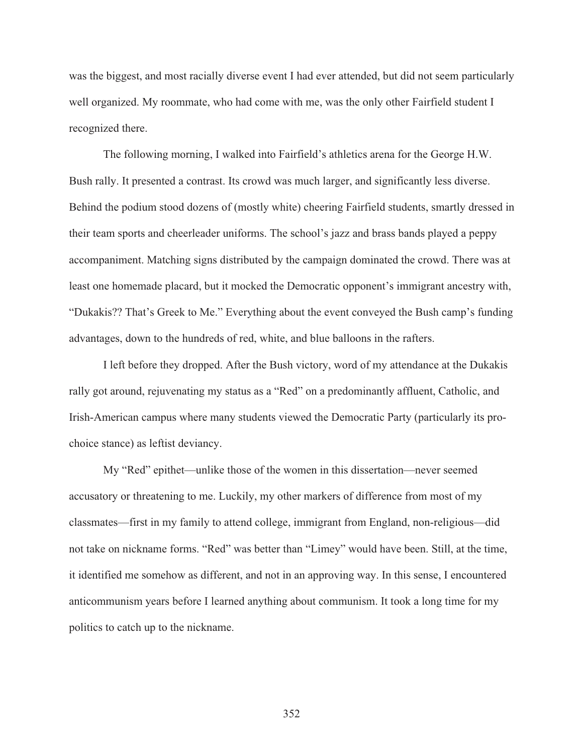was the biggest, and most racially diverse event I had ever attended, but did not seem particularly well organized. My roommate, who had come with me, was the only other Fairfield student I recognized there.

The following morning, I walked into Fairfield's athletics arena for the George H.W. Bush rally. It presented a contrast. Its crowd was much larger, and significantly less diverse. Behind the podium stood dozens of (mostly white) cheering Fairfield students, smartly dressed in their team sports and cheerleader uniforms. The school's jazz and brass bands played a peppy accompaniment. Matching signs distributed by the campaign dominated the crowd. There was at least one homemade placard, but it mocked the Democratic opponent's immigrant ancestry with, "Dukakis?? That's Greek to Me." Everything about the event conveyed the Bush camp's funding advantages, down to the hundreds of red, white, and blue balloons in the rafters.

I left before they dropped. After the Bush victory, word of my attendance at the Dukakis rally got around, rejuvenating my status as a "Red" on a predominantly affluent, Catholic, and Irish-American campus where many students viewed the Democratic Party (particularly its pro-choice stance) as leftist deviancy.

My "Red" epithet—unlike those of the women in this dissertation—never seemed accusatory or threatening to me. Luckily, my other markers of difference from most of my classmates—first in my family to attend college, immigrant from England, non-religious—did not take on nickname forms. "Red" was better than "Limey" would have been. Still, at the time, it identified me somehow as different, and not in an approving way. In this sense, I encountered anticommunism years before I learned anything about communism. It took a long time for my politics to catch up to the nickname.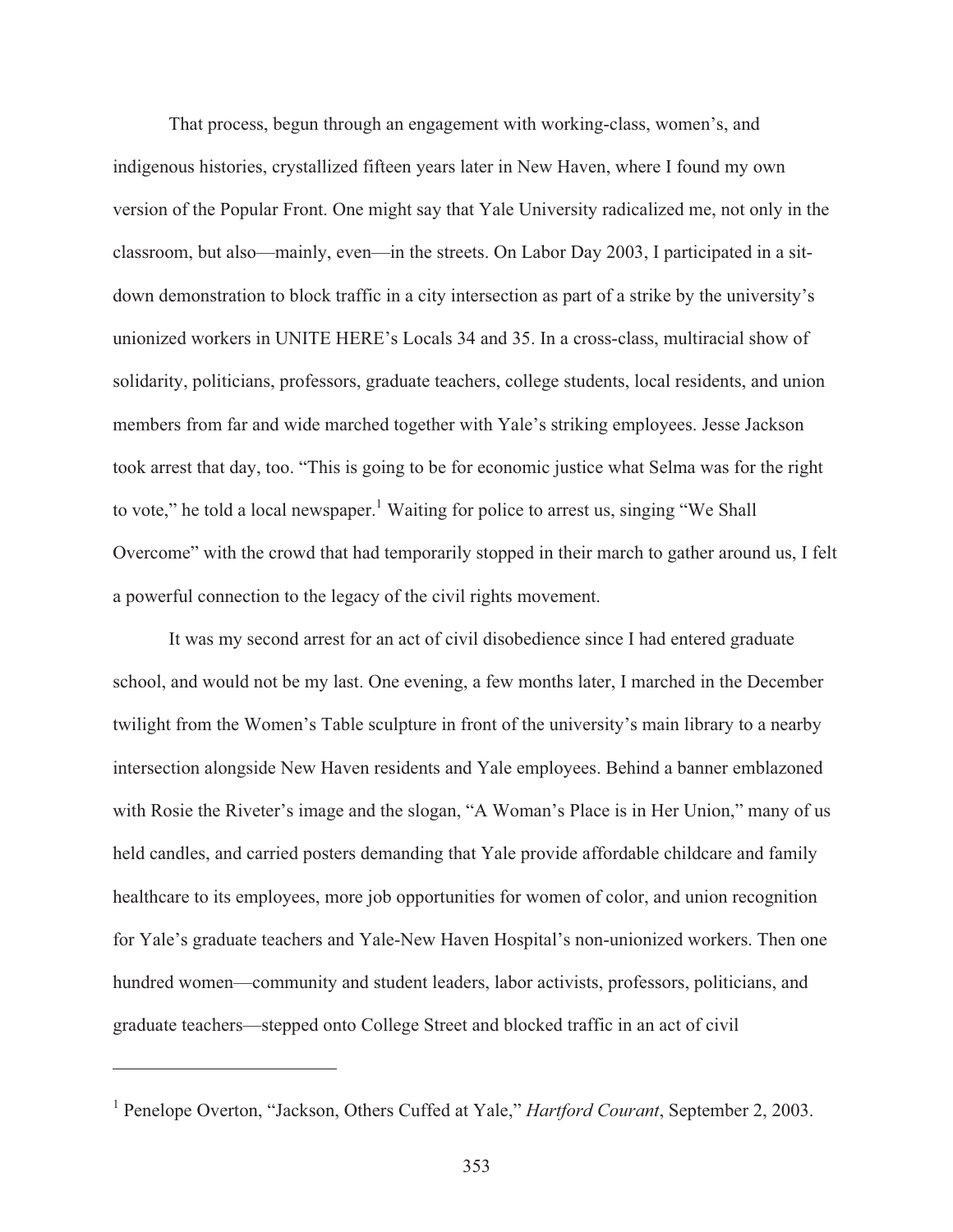That process, begun through an engagement with working-class, women's, and indigenous histories, crystallized fifteen years later in New Haven, where I found my own version of the Popular Front. One might say that Yale University radicalized me, not only in the classroom, but also—mainly, even—in the streets. On Labor Day 2003, I participated in a sit-down demonstration to block traffic in a city intersection as part of a strike by the university's unionized workers in UNITE HERE's Locals 34 and 35. In a cross-class, multiracial show of solidarity, politicians, professors, graduate teachers, college students, local residents, and union members from far and wide marched together with Yale's striking employees. Jesse Jackson took arrest that day, too. "This is going to be for economic justice what Selma was for the right to vote," he told a local newspaper.[1] Waiting for police to arrest us, singing "We Shall Overcome" with the crowd that had temporarily stopped in their march to gather around us, I felt a powerful connection to the legacy of the civil rights movement.

It was my second arrest for an act of civil disobedience since I had entered graduate school, and would not be my last. One evening, a few months later, I marched in the December twilight from the Women's Table sculpture in front of the university's main library to a nearby intersection alongside New Haven residents and Yale employees. Behind a banner emblazoned with Rosie the Riveter's image and the slogan, "A Woman's Place is in Her Union," many of us held candles, and carried posters demanding that Yale provide affordable childcare and family healthcare to its employees, more job opportunities for women of color, and union recognition for Yale's graduate teachers and Yale-New Haven Hospital's non-unionized workers. Then one hundred women—community and student leaders, labor activists, professors, politicians, and graduate teachers—stepped onto College Street and blocked traffic in an act of civil

---

[1] Penelope Overton, "Jackson, Others Cuffed at Yale," *Hartford Courant*, September 2, 2003.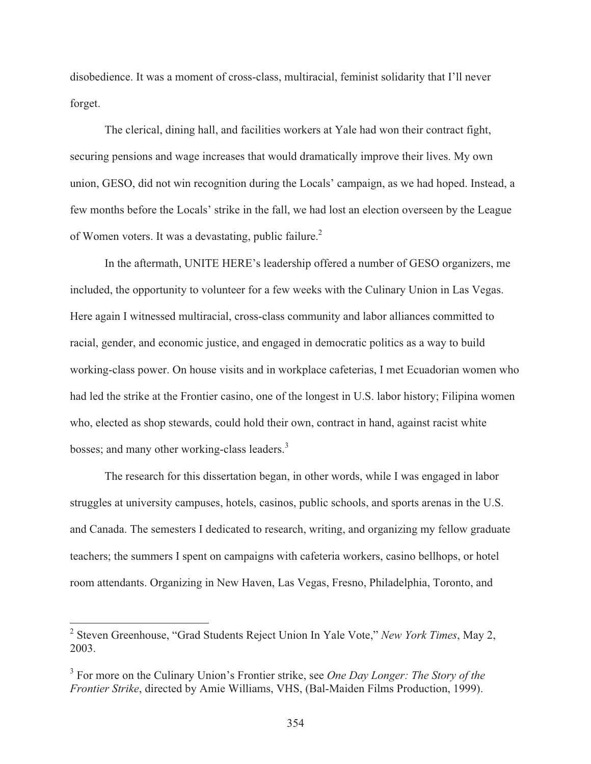disobedience. It was a moment of cross-class, multiracial, feminist solidarity that I'll never forget.

The clerical, dining hall, and facilities workers at Yale had won their contract fight, securing pensions and wage increases that would dramatically improve their lives. My own union, GESO, did not win recognition during the Locals' campaign, as we had hoped. Instead, a few months before the Locals' strike in the fall, we had lost an election overseen by the League of Women voters. It was a devastating, public failure.[2]

In the aftermath, UNITE HERE's leadership offered a number of GESO organizers, me included, the opportunity to volunteer for a few weeks with the Culinary Union in Las Vegas. Here again I witnessed multiracial, cross-class community and labor alliances committed to racial, gender, and economic justice, and engaged in democratic politics as a way to build working-class power. On house visits and in workplace cafeterias, I met Ecuadorian women who had led the strike at the Frontier casino, one of the longest in U.S. labor history; Filipina women who, elected as shop stewards, could hold their own, contract in hand, against racist white bosses; and many other working-class leaders.[3]

The research for this dissertation began, in other words, while I was engaged in labor struggles at university campuses, hotels, casinos, public schools, and sports arenas in the U.S. and Canada. The semesters I dedicated to research, writing, and organizing my fellow graduate teachers; the summers I spent on campaigns with cafeteria workers, casino bellhops, or hotel room attendants. Organizing in New Haven, Las Vegas, Fresno, Philadelphia, Toronto, and

---

[2] Steven Greenhouse, "Grad Students Reject Union In Yale Vote," *New York Times*, May 2, 2003.

[3] For more on the Culinary Union's Frontier strike, see *One Day Longer: The Story of the Frontier Strike*, directed by Amie Williams, VHS, (Bal-Maiden Films Production, 1999).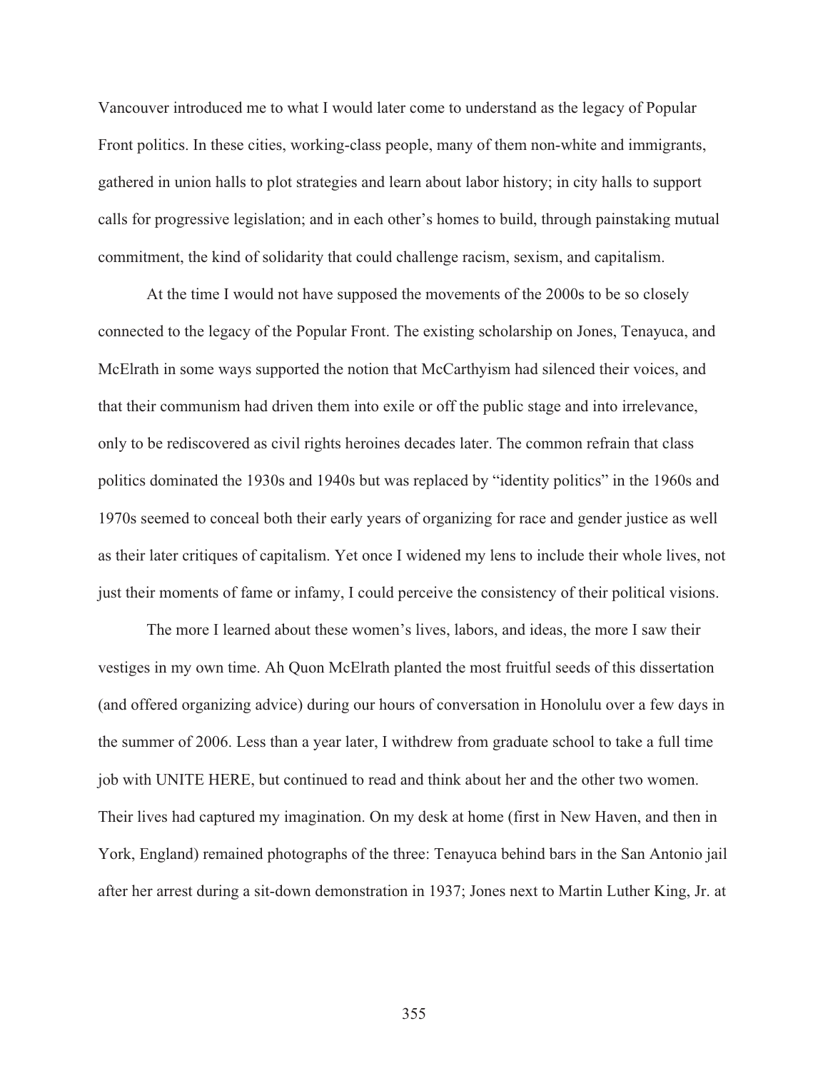Vancouver introduced me to what I would later come to understand as the legacy of Popular Front politics. In these cities, working-class people, many of them non-white and immigrants, gathered in union halls to plot strategies and learn about labor history; in city halls to support calls for progressive legislation; and in each other's homes to build, through painstaking mutual commitment, the kind of solidarity that could challenge racism, sexism, and capitalism.

At the time I would not have supposed the movements of the 2000s to be so closely connected to the legacy of the Popular Front. The existing scholarship on Jones, Tenayuca, and McElrath in some ways supported the notion that McCarthyism had silenced their voices, and that their communism had driven them into exile or off the public stage and into irrelevance, only to be rediscovered as civil rights heroines decades later. The common refrain that class politics dominated the 1930s and 1940s but was replaced by "identity politics" in the 1960s and 1970s seemed to conceal both their early years of organizing for race and gender justice as well as their later critiques of capitalism. Yet once I widened my lens to include their whole lives, not just their moments of fame or infamy, I could perceive the consistency of their political visions.

The more I learned about these women's lives, labors, and ideas, the more I saw their vestiges in my own time. Ah Quon McElrath planted the most fruitful seeds of this dissertation (and offered organizing advice) during our hours of conversation in Honolulu over a few days in the summer of 2006. Less than a year later, I withdrew from graduate school to take a full time job with UNITE HERE, but continued to read and think about her and the other two women. Their lives had captured my imagination. On my desk at home (first in New Haven, and then in York, England) remained photographs of the three: Tenayuca behind bars in the San Antonio jail after her arrest during a sit-down demonstration in 1937; Jones next to Martin Luther King, Jr. at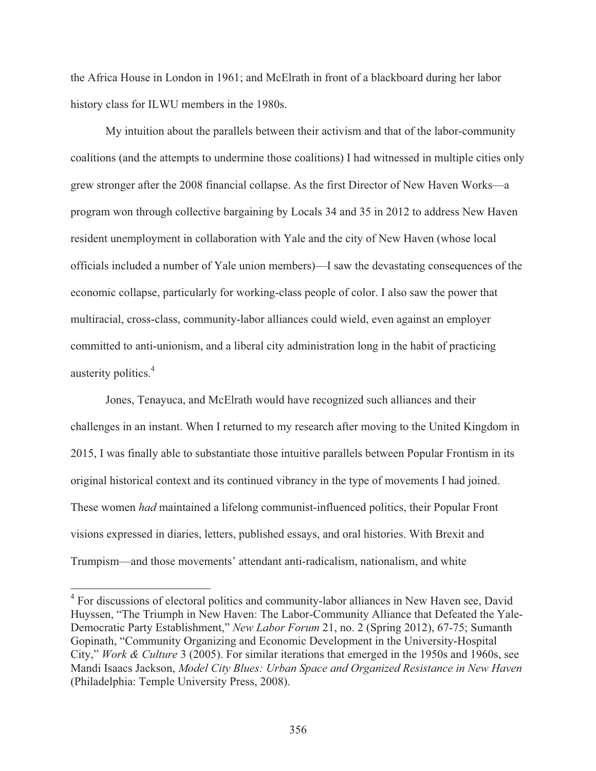the Africa House in London in 1961; and McElrath in front of a blackboard during her labor history class for ILWU members in the 1980s.

My intuition about the parallels between their activism and that of the labor-community coalitions (and the attempts to undermine those coalitions) I had witnessed in multiple cities only grew stronger after the 2008 financial collapse. As the first Director of New Haven Works—a program won through collective bargaining by Locals 34 and 35 in 2012 to address New Haven resident unemployment in collaboration with Yale and the city of New Haven (whose local officials included a number of Yale union members)—I saw the devastating consequences of the economic collapse, particularly for working-class people of color. I also saw the power that multiracial, cross-class, community-labor alliances could wield, even against an employer committed to anti-unionism, and a liberal city administration long in the habit of practicing austerity politics.[4]

Jones, Tenayuca, and McElrath would have recognized such alliances and their challenges in an instant. When I returned to my research after moving to the United Kingdom in 2015, I was finally able to substantiate those intuitive parallels between Popular Frontism in its original historical context and its continued vibrancy in the type of movements I had joined. These women *had* maintained a lifelong communist-influenced politics, their Popular Front visions expressed in diaries, letters, published essays, and oral histories. With Brexit and Trumpism—and those movements' attendant anti-radicalism, nationalism, and white

---

[4] For discussions of electoral politics and community-labor alliances in New Haven see, David Huyssen, "The Triumph in New Haven: The Labor-Community Alliance that Defeated the Yale-Democratic Party Establishment," *New Labor Forum* 21, no. 2 (Spring 2012), 67-75; Sumanth Gopinath, "Community Organizing and Economic Development in the University-Hospital City," *Work & Culture* 3 (2005). For similar iterations that emerged in the 1950s and 1960s, see Mandi Isaacs Jackson, *Model City Blues: Urban Space and Organized Resistance in New Haven* (Philadelphia: Temple University Press, 2008).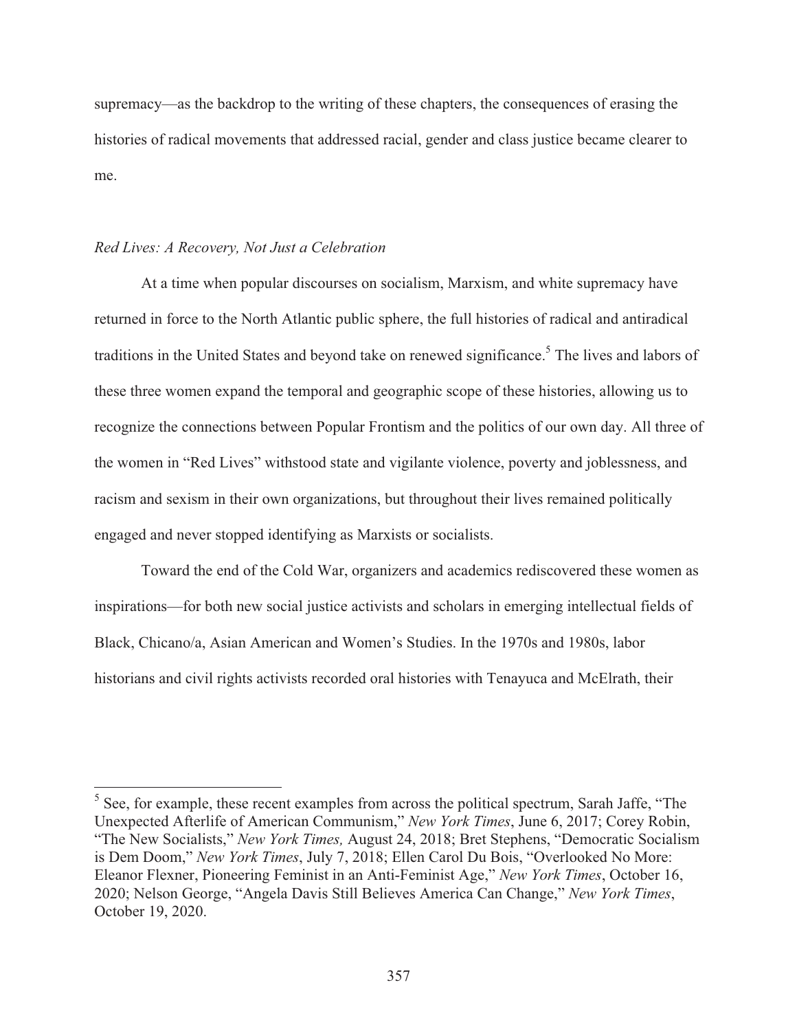supremacy—as the backdrop to the writing of these chapters, the consequences of erasing the histories of radical movements that addressed racial, gender and class justice became clearer to me.

### *Red Lives: A Recovery, Not Just a Celebration*

At a time when popular discourses on socialism, Marxism, and white supremacy have returned in force to the North Atlantic public sphere, the full histories of radical and antiradical traditions in the United States and beyond take on renewed significance.[5] The lives and labors of these three women expand the temporal and geographic scope of these histories, allowing us to recognize the connections between Popular Frontism and the politics of our own day. All three of the women in "Red Lives" withstood state and vigilante violence, poverty and joblessness, and racism and sexism in their own organizations, but throughout their lives remained politically engaged and never stopped identifying as Marxists or socialists.

Toward the end of the Cold War, organizers and academics rediscovered these women as inspirations—for both new social justice activists and scholars in emerging intellectual fields of Black, Chicano/a, Asian American and Women's Studies. In the 1970s and 1980s, labor historians and civil rights activists recorded oral histories with Tenayuca and McElrath, their

---

[5] See, for example, these recent examples from across the political spectrum, Sarah Jaffe, "The Unexpected Afterlife of American Communism," *New York Times*, June 6, 2017; Corey Robin, "The New Socialists," *New York Times,* August 24, 2018; Bret Stephens, "Democratic Socialism is Dem Doom," *New York Times*, July 7, 2018; Ellen Carol Du Bois, "Overlooked No More: Eleanor Flexner, Pioneering Feminist in an Anti-Feminist Age," *New York Times*, October 16, 2020; Nelson George, "Angela Davis Still Believes America Can Change," *New York Times*, October 19, 2020.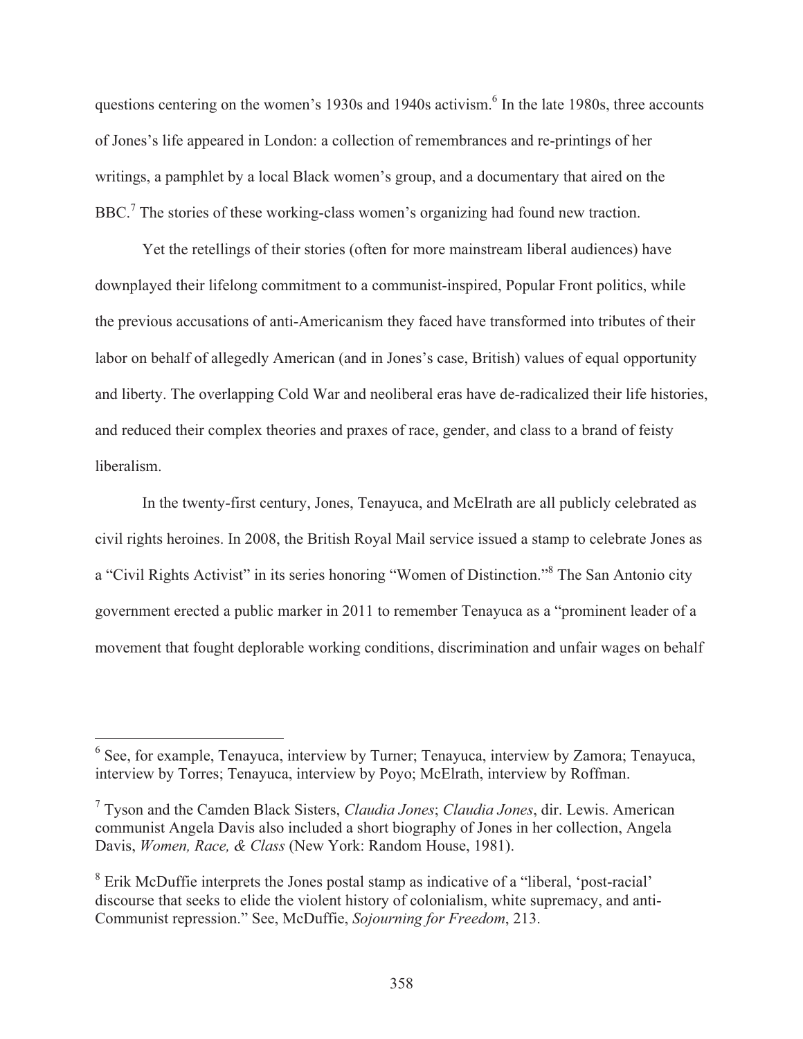questions centering on the women's 1930s and 1940s activism.[6] In the late 1980s, three accounts of Jones's life appeared in London: a collection of remembrances and re-printings of her writings, a pamphlet by a local Black women's group, and a documentary that aired on the BBC.[7] The stories of these working-class women's organizing had found new traction.

Yet the retellings of their stories (often for more mainstream liberal audiences) have downplayed their lifelong commitment to a communist-inspired, Popular Front politics, while the previous accusations of anti-Americanism they faced have transformed into tributes of their labor on behalf of allegedly American (and in Jones's case, British) values of equal opportunity and liberty. The overlapping Cold War and neoliberal eras have de-radicalized their life histories, and reduced their complex theories and praxes of race, gender, and class to a brand of feisty liberalism.

In the twenty-first century, Jones, Tenayuca, and McElrath are all publicly celebrated as civil rights heroines. In 2008, the British Royal Mail service issued a stamp to celebrate Jones as a "Civil Rights Activist" in its series honoring "Women of Distinction."[8] The San Antonio city government erected a public marker in 2011 to remember Tenayuca as a "prominent leader of a movement that fought deplorable working conditions, discrimination and unfair wages on behalf

---

[6] See, for example, Tenayuca, interview by Turner; Tenayuca, interview by Zamora; Tenayuca, interview by Torres; Tenayuca, interview by Poyo; McElrath, interview by Roffman.

[7] Tyson and the Camden Black Sisters, *Claudia Jones*; *Claudia Jones*, dir. Lewis. American communist Angela Davis also included a short biography of Jones in her collection, Angela Davis, *Women, Race, & Class* (New York: Random House, 1981).

[8] Erik McDuffie interprets the Jones postal stamp as indicative of a "liberal, 'post-racial' discourse that seeks to elide the violent history of colonialism, white supremacy, and anti-Communist repression." See, McDuffie, *Sojourning for Freedom*, 213.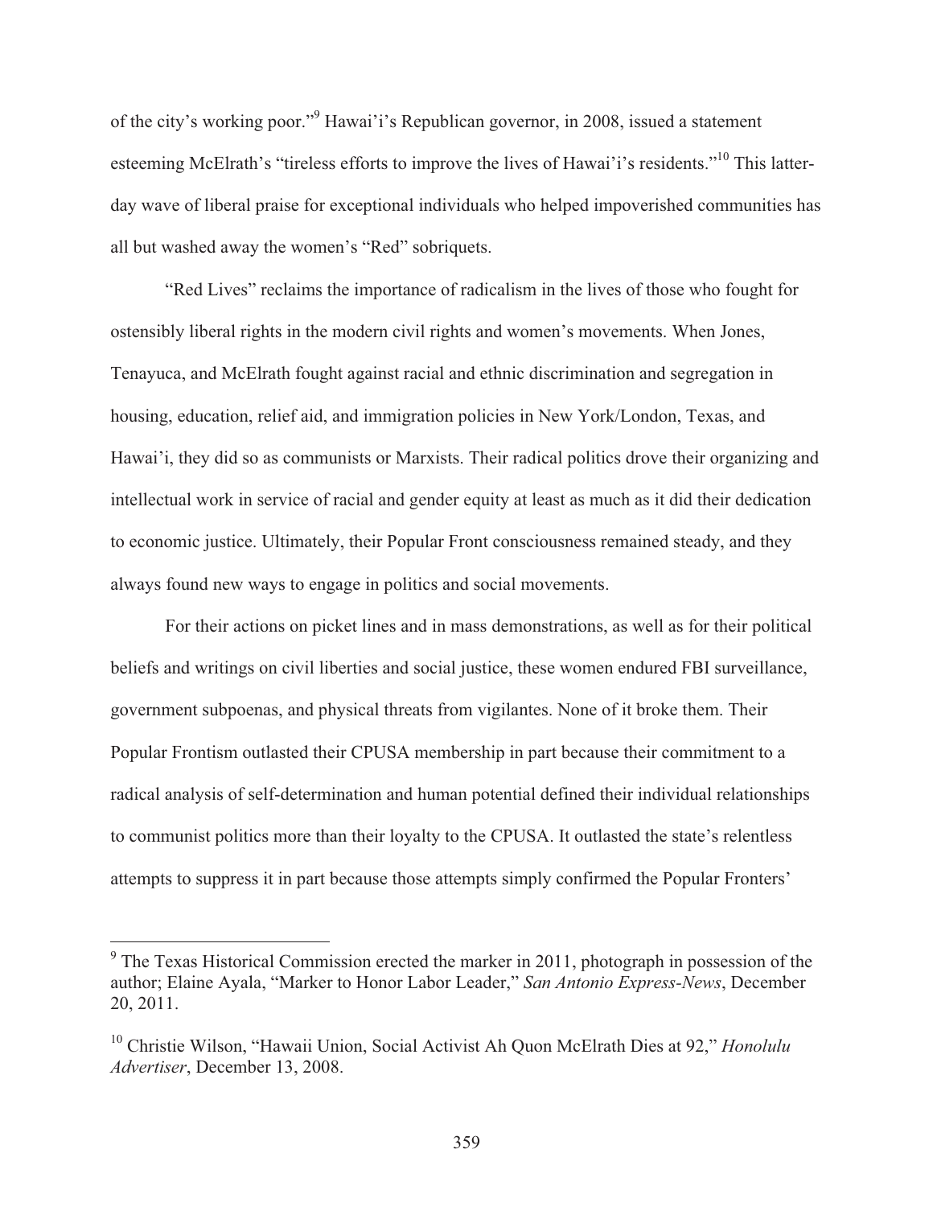of the city's working poor."[9] Hawai'i's Republican governor, in 2008, issued a statement esteeming McElrath's "tireless efforts to improve the lives of Hawai'i's residents."[10] This latter-day wave of liberal praise for exceptional individuals who helped impoverished communities has all but washed away the women's "Red" sobriquets.

"Red Lives" reclaims the importance of radicalism in the lives of those who fought for ostensibly liberal rights in the modern civil rights and women's movements. When Jones, Tenayuca, and McElrath fought against racial and ethnic discrimination and segregation in housing, education, relief aid, and immigration policies in New York/London, Texas, and Hawai'i, they did so as communists or Marxists. Their radical politics drove their organizing and intellectual work in service of racial and gender equity at least as much as it did their dedication to economic justice. Ultimately, their Popular Front consciousness remained steady, and they always found new ways to engage in politics and social movements.

For their actions on picket lines and in mass demonstrations, as well as for their political beliefs and writings on civil liberties and social justice, these women endured FBI surveillance, government subpoenas, and physical threats from vigilantes. None of it broke them. Their Popular Frontism outlasted their CPUSA membership in part because their commitment to a radical analysis of self-determination and human potential defined their individual relationships to communist politics more than their loyalty to the CPUSA. It outlasted the state's relentless attempts to suppress it in part because those attempts simply confirmed the Popular Fronters'

---

[9] The Texas Historical Commission erected the marker in 2011, photograph in possession of the author; Elaine Ayala, "Marker to Honor Labor Leader," *San Antonio Express-News*, December 20, 2011.

[10] Christie Wilson, "Hawaii Union, Social Activist Ah Quon McElrath Dies at 92," *Honolulu Advertiser*, December 13, 2008.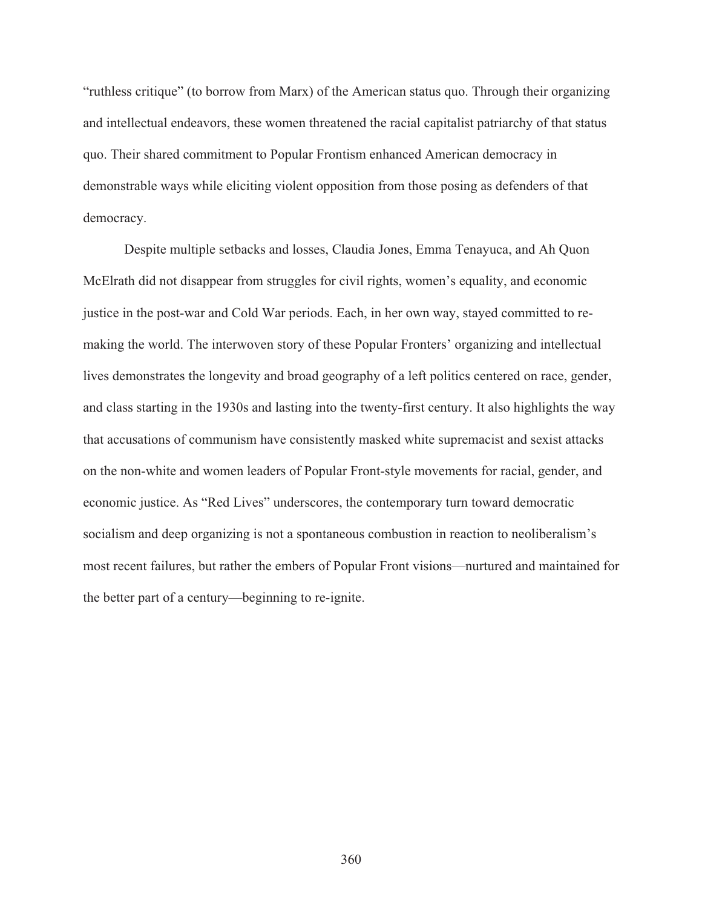"ruthless critique" (to borrow from Marx) of the American status quo. Through their organizing and intellectual endeavors, these women threatened the racial capitalist patriarchy of that status quo. Their shared commitment to Popular Frontism enhanced American democracy in demonstrable ways while eliciting violent opposition from those posing as defenders of that democracy.

Despite multiple setbacks and losses, Claudia Jones, Emma Tenayuca, and Ah Quon McElrath did not disappear from struggles for civil rights, women's equality, and economic justice in the post-war and Cold War periods. Each, in her own way, stayed committed to re-making the world. The interwoven story of these Popular Fronters' organizing and intellectual lives demonstrates the longevity and broad geography of a left politics centered on race, gender, and class starting in the 1930s and lasting into the twenty-first century. It also highlights the way that accusations of communism have consistently masked white supremacist and sexist attacks on the non-white and women leaders of Popular Front-style movements for racial, gender, and economic justice. As "Red Lives" underscores, the contemporary turn toward democratic socialism and deep organizing is not a spontaneous combustion in reaction to neoliberalism's most recent failures, but rather the embers of Popular Front visions—nurtured and maintained for the better part of a century—beginning to re-ignite.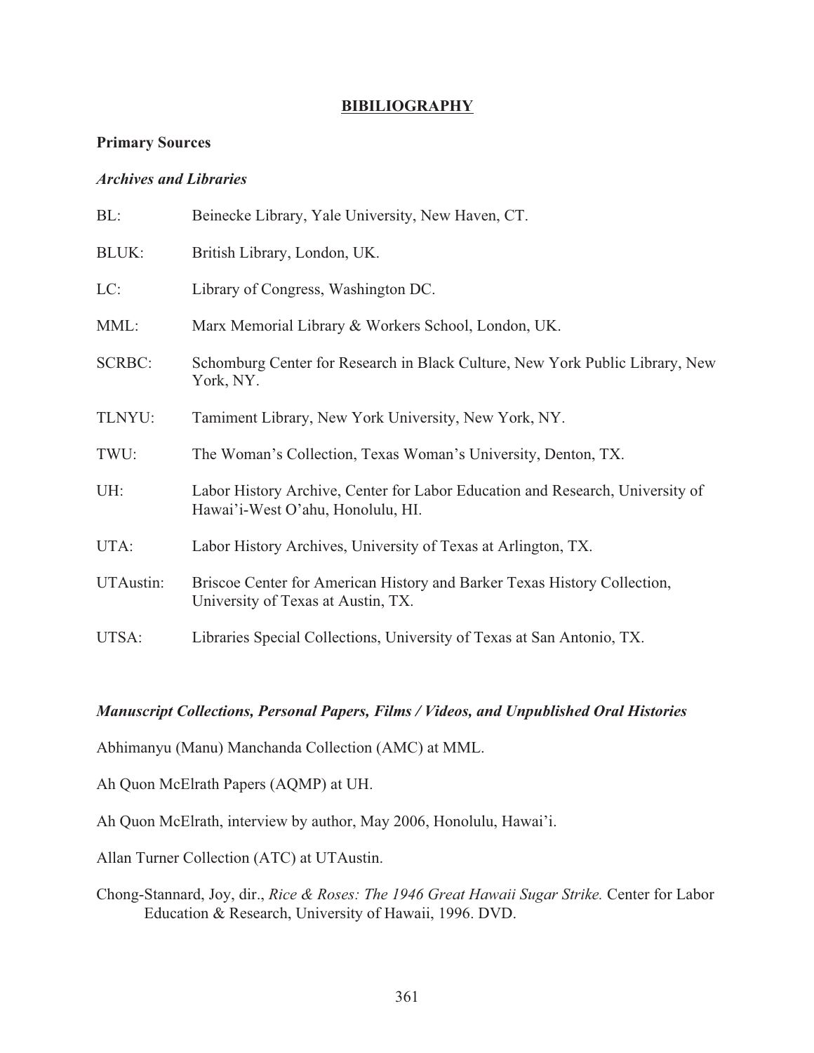# **BIBILIOGRAPHY**

## Primary Sources

### *Archives and Libraries*

| | |
|---|---|
| BL: | Beinecke Library, Yale University, New Haven, CT. |
| BLUK: | British Library, London, UK. |
| LC: | Library of Congress, Washington DC. |
| MML: | Marx Memorial Library & Workers School, London, UK. |
| SCRBC: | Schomburg Center for Research in Black Culture, New York Public Library, New York, NY. |
| TLNYU: | Tamiment Library, New York University, New York, NY. |
| TWU: | The Woman's Collection, Texas Woman's University, Denton, TX. |
| UH: | Labor History Archive, Center for Labor Education and Research, University of Hawai'i-West O'ahu, Honolulu, HI. |
| UTA: | Labor History Archives, University of Texas at Arlington, TX. |
| UTAustin: | Briscoe Center for American History and Barker Texas History Collection, University of Texas at Austin, TX. |
| UTSA: | Libraries Special Collections, University of Texas at San Antonio, TX. |

### *Manuscript Collections, Personal Papers, Films / Videos, and Unpublished Oral Histories*

Abhimanyu (Manu) Manchanda Collection (AMC) at MML.

Ah Quon McElrath Papers (AQMP) at UH.

Ah Quon McElrath, interview by author, May 2006, Honolulu, Hawai'i.

Allan Turner Collection (ATC) at UTAustin.

Chong-Stannard, Joy, dir., *Rice & Roses: The 1946 Great Hawaii Sugar Strike.* Center for Labor Education & Research, University of Hawaii, 1996. DVD.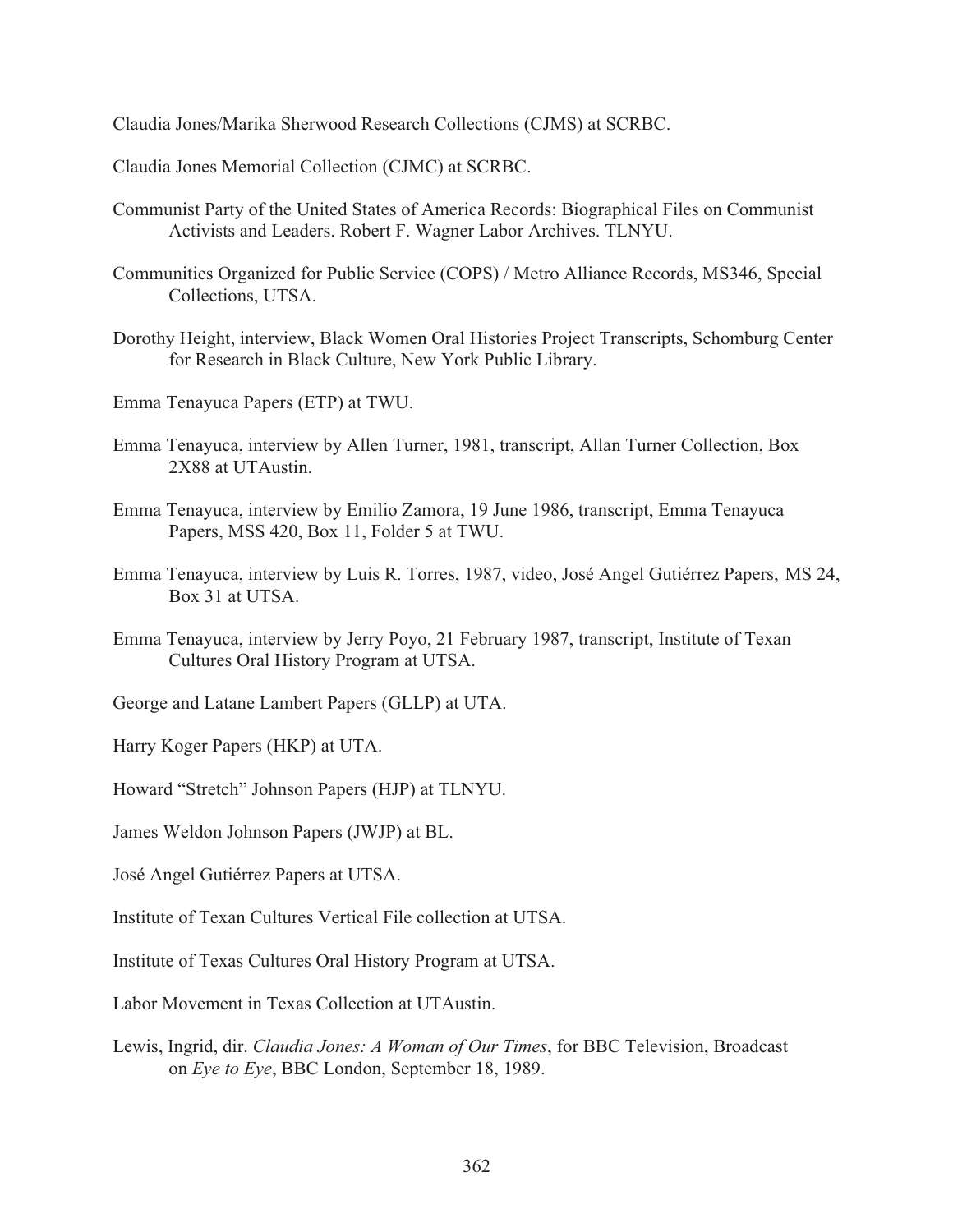Claudia Jones/Marika Sherwood Research Collections (CJMS) at SCRBC.

Claudia Jones Memorial Collection (CJMC) at SCRBC.

Communist Party of the United States of America Records: Biographical Files on Communist Activists and Leaders. Robert F. Wagner Labor Archives. TLNYU.

Communities Organized for Public Service (COPS) / Metro Alliance Records, MS346, Special Collections, UTSA.

Dorothy Height, interview, Black Women Oral Histories Project Transcripts, Schomburg Center for Research in Black Culture, New York Public Library.

Emma Tenayuca Papers (ETP) at TWU.

Emma Tenayuca, interview by Allen Turner, 1981, transcript, Allan Turner Collection, Box 2X88 at UTAustin.

Emma Tenayuca, interview by Emilio Zamora, 19 June 1986, transcript, Emma Tenayuca Papers, MSS 420, Box 11, Folder 5 at TWU.

Emma Tenayuca, interview by Luis R. Torres, 1987, video, José Angel Gutiérrez Papers, MS 24, Box 31 at UTSA.

Emma Tenayuca, interview by Jerry Poyo, 21 February 1987, transcript, Institute of Texan Cultures Oral History Program at UTSA.

George and Latane Lambert Papers (GLLP) at UTA.

Harry Koger Papers (HKP) at UTA.

Howard "Stretch" Johnson Papers (HJP) at TLNYU.

James Weldon Johnson Papers (JWJP) at BL.

José Angel Gutiérrez Papers at UTSA.

Institute of Texan Cultures Vertical File collection at UTSA.

Institute of Texas Cultures Oral History Program at UTSA.

Labor Movement in Texas Collection at UTAustin.

Lewis, Ingrid, dir. *Claudia Jones: A Woman of Our Times*, for BBC Television, Broadcast on *Eye to Eye*, BBC London, September 18, 1989.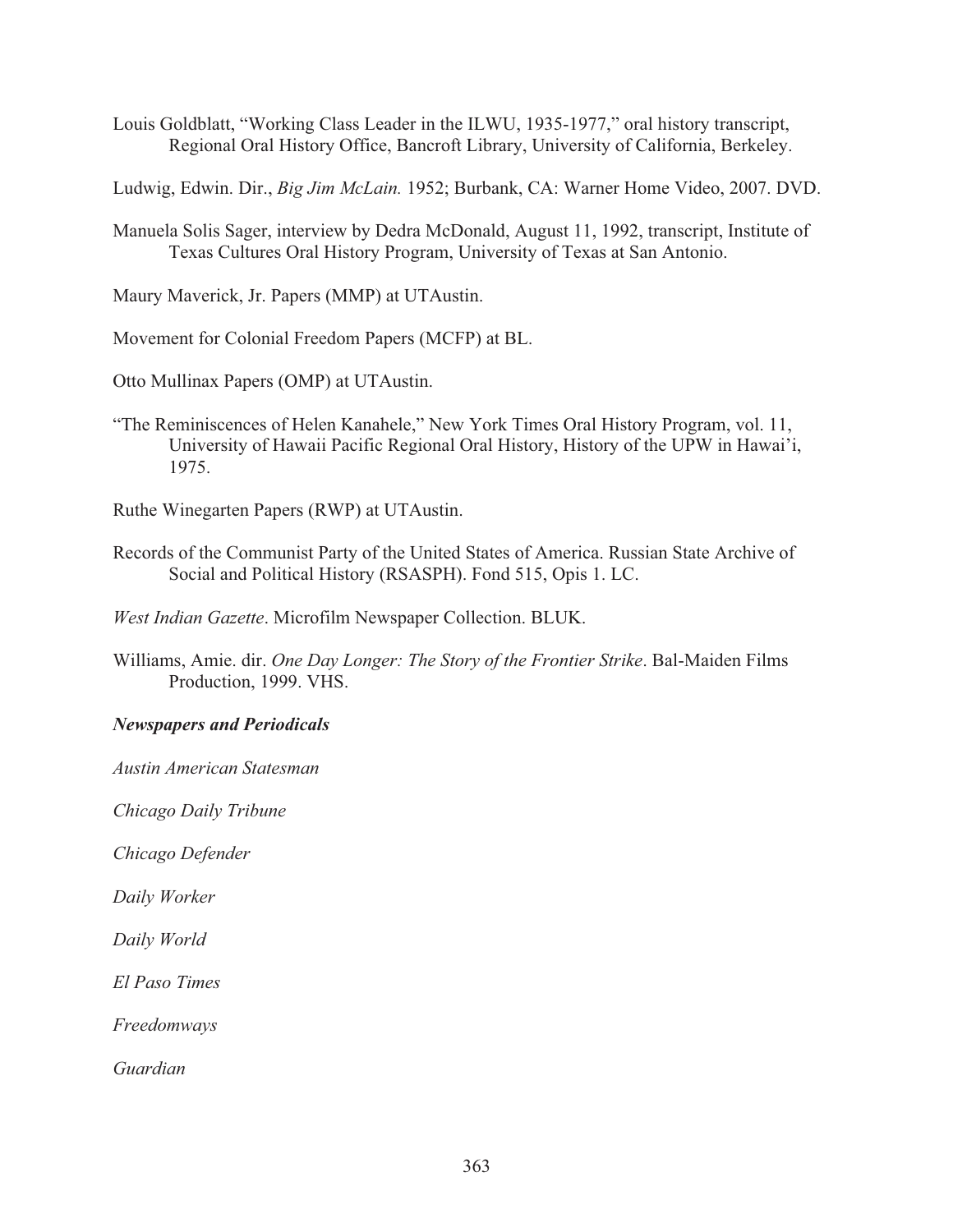Louis Goldblatt, "Working Class Leader in the ILWU, 1935-1977," oral history transcript, Regional Oral History Office, Bancroft Library, University of California, Berkeley.

Ludwig, Edwin. Dir., *Big Jim McLain.* 1952; Burbank, CA: Warner Home Video, 2007. DVD.

Manuela Solis Sager, interview by Dedra McDonald, August 11, 1992, transcript, Institute of Texas Cultures Oral History Program, University of Texas at San Antonio.

Maury Maverick, Jr. Papers (MMP) at UTAustin.

Movement for Colonial Freedom Papers (MCFP) at BL.

Otto Mullinax Papers (OMP) at UTAustin.

"The Reminiscences of Helen Kanahele," New York Times Oral History Program, vol. 11, University of Hawaii Pacific Regional Oral History, History of the UPW in Hawai'i, 1975.

Ruthe Winegarten Papers (RWP) at UTAustin.

Records of the Communist Party of the United States of America. Russian State Archive of Social and Political History (RSASPH). Fond 515, Opis 1. LC.

*West Indian Gazette*. Microfilm Newspaper Collection. BLUK.

Williams, Amie. dir. *One Day Longer: The Story of the Frontier Strike*. Bal-Maiden Films Production, 1999. VHS.

***Newspapers and Periodicals***

*Austin American Statesman*

*Chicago Daily Tribune*

*Chicago Defender*

*Daily Worker*

*Daily World*

*El Paso Times*

*Freedomways*

*Guardian*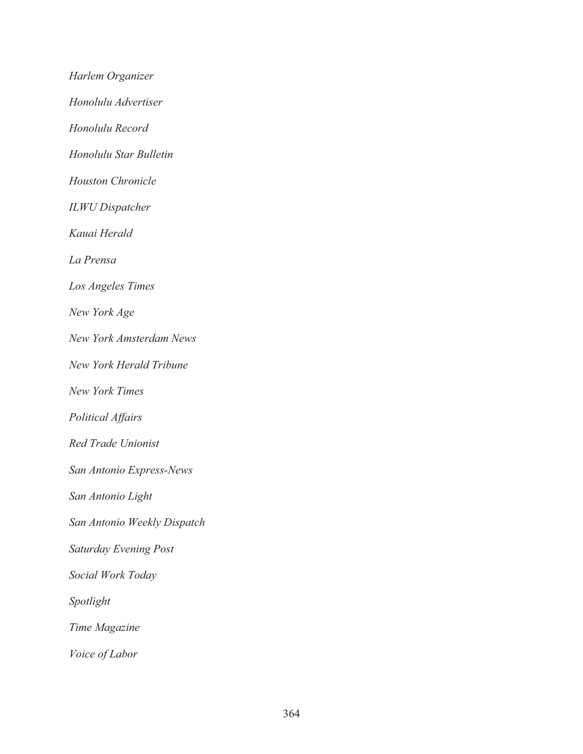*Harlem Organizer*

*Honolulu Advertiser*

*Honolulu Record*

*Honolulu Star Bulletin*

*Houston Chronicle*

*ILWU Dispatcher*

*Kauai Herald*

*La Prensa*

*Los Angeles Times*

*New York Age*

*New York Amsterdam News*

*New York Herald Tribune*

*New York Times*

*Political Affairs*

*Red Trade Unionist*

*San Antonio Express-News*

*San Antonio Light*

*San Antonio Weekly Dispatch*

*Saturday Evening Post*

*Social Work Today*

*Spotlight*

*Time Magazine*

*Voice of Labor*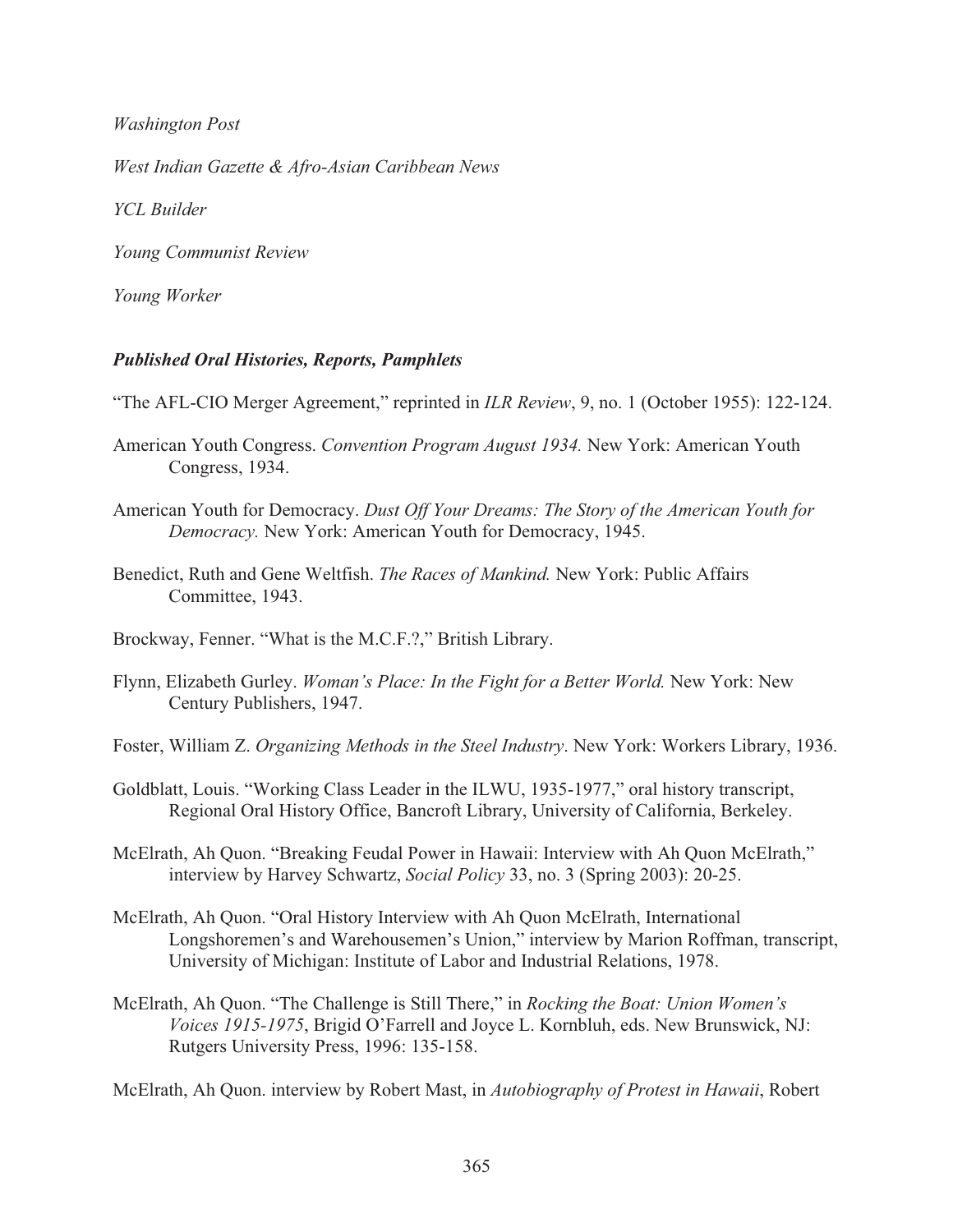*Washington Post*

*West Indian Gazette & Afro-Asian Caribbean News*

*YCL Builder*

*Young Communist Review*

*Young Worker*

### ***Published Oral Histories, Reports, Pamphlets***

"The AFL-CIO Merger Agreement," reprinted in *ILR Review*, 9, no. 1 (October 1955): 122-124.

American Youth Congress. *Convention Program August 1934.* New York: American Youth Congress, 1934.

American Youth for Democracy. *Dust Off Your Dreams: The Story of the American Youth for Democracy.* New York: American Youth for Democracy, 1945.

Benedict, Ruth and Gene Weltfish. *The Races of Mankind.* New York: Public Affairs Committee, 1943.

Brockway, Fenner. "What is the M.C.F.?," British Library.

Flynn, Elizabeth Gurley. *Woman's Place: In the Fight for a Better World.* New York: New Century Publishers, 1947.

Foster, William Z. *Organizing Methods in the Steel Industry*. New York: Workers Library, 1936.

Goldblatt, Louis. "Working Class Leader in the ILWU, 1935-1977," oral history transcript, Regional Oral History Office, Bancroft Library, University of California, Berkeley.

McElrath, Ah Quon. "Breaking Feudal Power in Hawaii: Interview with Ah Quon McElrath," interview by Harvey Schwartz, *Social Policy* 33, no. 3 (Spring 2003): 20-25.

McElrath, Ah Quon. "Oral History Interview with Ah Quon McElrath, International Longshoremen's and Warehousemen's Union," interview by Marion Roffman, transcript, University of Michigan: Institute of Labor and Industrial Relations, 1978.

McElrath, Ah Quon. "The Challenge is Still There," in *Rocking the Boat: Union Women's Voices 1915-1975*, Brigid O'Farrell and Joyce L. Kornbluh, eds. New Brunswick, NJ: Rutgers University Press, 1996: 135-158.

McElrath, Ah Quon. interview by Robert Mast, in *Autobiography of Protest in Hawaii*, Robert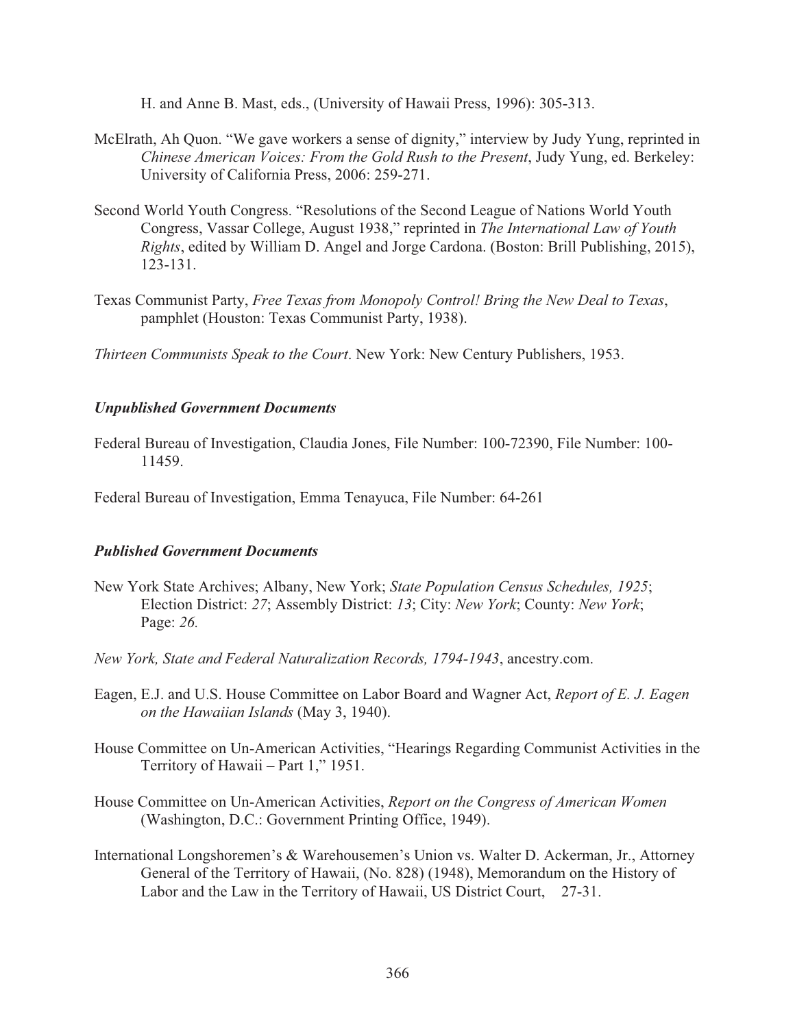H. and Anne B. Mast, eds., (University of Hawaii Press, 1996): 305-313.

McElrath, Ah Quon. "We gave workers a sense of dignity," interview by Judy Yung, reprinted in *Chinese American Voices: From the Gold Rush to the Present*, Judy Yung, ed. Berkeley: University of California Press, 2006: 259-271.

Second World Youth Congress. "Resolutions of the Second League of Nations World Youth Congress, Vassar College, August 1938," reprinted in *The International Law of Youth Rights*, edited by William D. Angel and Jorge Cardona. (Boston: Brill Publishing, 2015), 123-131.

Texas Communist Party, *Free Texas from Monopoly Control! Bring the New Deal to Texas*, pamphlet (Houston: Texas Communist Party, 1938).

*Thirteen Communists Speak to the Court*. New York: New Century Publishers, 1953.

### *Unpublished Government Documents*

Federal Bureau of Investigation, Claudia Jones, File Number: 100-72390, File Number: 100-11459.

Federal Bureau of Investigation, Emma Tenayuca, File Number: 64-261

### *Published Government Documents*

New York State Archives; Albany, New York; *State Population Census Schedules, 1925*; Election District: *27*; Assembly District: *13*; City: *New York*; County: *New York*; Page: *26.*

*New York, State and Federal Naturalization Records, 1794-1943*, ancestry.com.

Eagen, E.J. and U.S. House Committee on Labor Board and Wagner Act, *Report of E. J. Eagen on the Hawaiian Islands* (May 3, 1940).

House Committee on Un-American Activities, "Hearings Regarding Communist Activities in the Territory of Hawaii – Part 1," 1951.

House Committee on Un-American Activities, *Report on the Congress of American Women* (Washington, D.C.: Government Printing Office, 1949).

International Longshoremen's & Warehousemen's Union vs. Walter D. Ackerman, Jr., Attorney General of the Territory of Hawaii, (No. 828) (1948), Memorandum on the History of Labor and the Law in the Territory of Hawaii, US District Court, 27-31.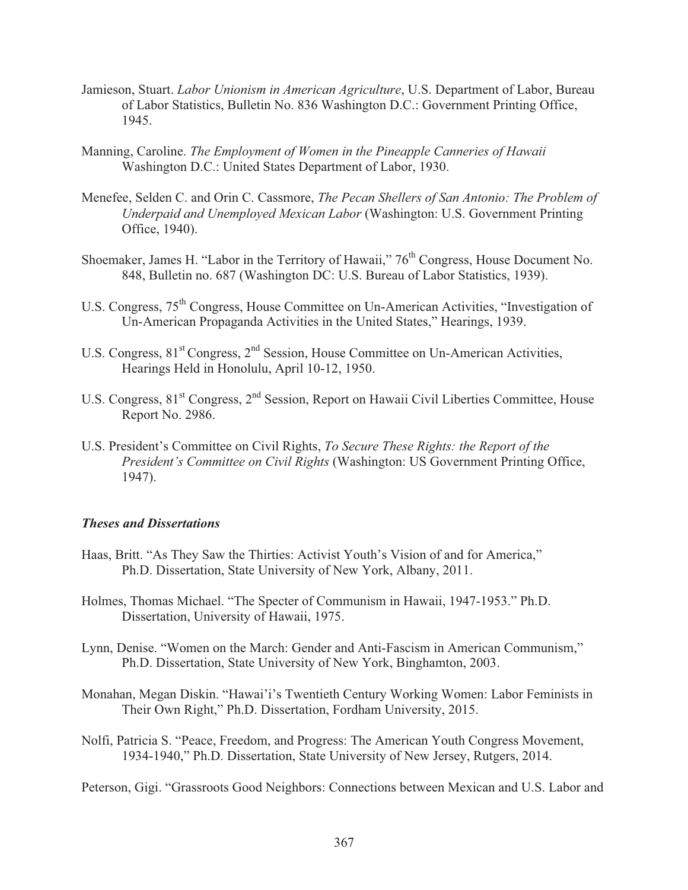Jamieson, Stuart. *Labor Unionism in American Agriculture*, U.S. Department of Labor, Bureau of Labor Statistics, Bulletin No. 836 Washington D.C.: Government Printing Office, 1945.

Manning, Caroline. *The Employment of Women in the Pineapple Canneries of Hawaii* Washington D.C.: United States Department of Labor, 1930.

Menefee, Selden C. and Orin C. Cassmore, *The Pecan Shellers of San Antonio: The Problem of Underpaid and Unemployed Mexican Labor* (Washington: U.S. Government Printing Office, 1940).

Shoemaker, James H. "Labor in the Territory of Hawaii," 76th Congress, House Document No. 848, Bulletin no. 687 (Washington DC: U.S. Bureau of Labor Statistics, 1939).

U.S. Congress, 75th Congress, House Committee on Un-American Activities, "Investigation of Un-American Propaganda Activities in the United States," Hearings, 1939.

U.S. Congress, 81st Congress, 2nd Session, House Committee on Un-American Activities, Hearings Held in Honolulu, April 10-12, 1950.

U.S. Congress, 81st Congress, 2nd Session, Report on Hawaii Civil Liberties Committee, House Report No. 2986.

U.S. President's Committee on Civil Rights, *To Secure These Rights: the Report of the President's Committee on Civil Rights* (Washington: US Government Printing Office, 1947).

### ***Theses and Dissertations***

Haas, Britt. "As They Saw the Thirties: Activist Youth's Vision of and for America," Ph.D. Dissertation, State University of New York, Albany, 2011.

Holmes, Thomas Michael. "The Specter of Communism in Hawaii, 1947-1953." Ph.D. Dissertation, University of Hawaii, 1975.

Lynn, Denise. "Women on the March: Gender and Anti-Fascism in American Communism," Ph.D. Dissertation, State University of New York, Binghamton, 2003.

Monahan, Megan Diskin. "Hawai'i's Twentieth Century Working Women: Labor Feminists in Their Own Right," Ph.D. Dissertation, Fordham University, 2015.

Nolfi, Patricia S. "Peace, Freedom, and Progress: The American Youth Congress Movement, 1934-1940," Ph.D. Dissertation, State University of New Jersey, Rutgers, 2014.

Peterson, Gigi. "Grassroots Good Neighbors: Connections between Mexican and U.S. Labor and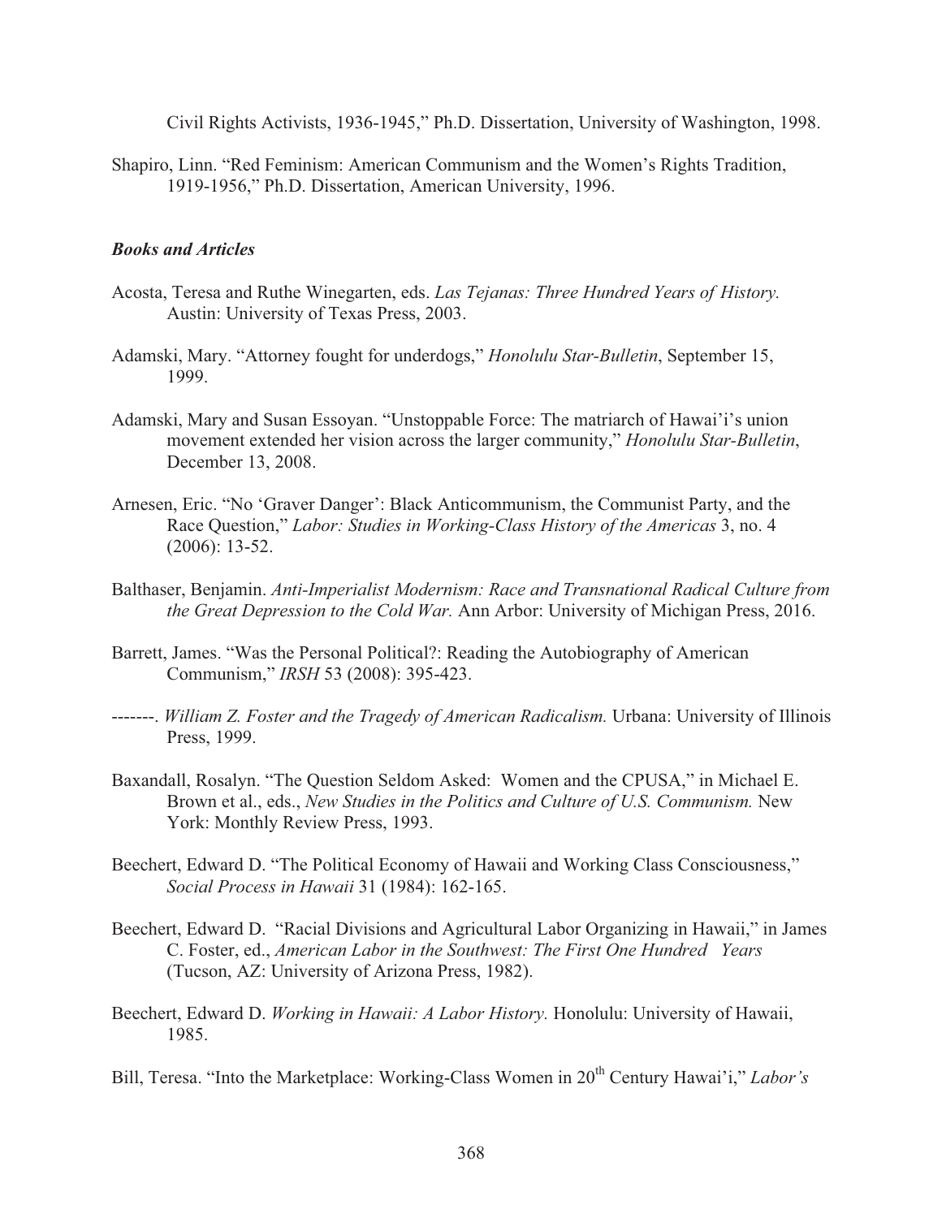Civil Rights Activists, 1936-1945," Ph.D. Dissertation, University of Washington, 1998.

Shapiro, Linn. "Red Feminism: American Communism and the Women's Rights Tradition, 1919-1956," Ph.D. Dissertation, American University, 1996.

### *Books and Articles*

Acosta, Teresa and Ruthe Winegarten, eds. *Las Tejanas: Three Hundred Years of History.* Austin: University of Texas Press, 2003.

Adamski, Mary. "Attorney fought for underdogs," *Honolulu Star-Bulletin*, September 15, 1999.

Adamski, Mary and Susan Essoyan. "Unstoppable Force: The matriarch of Hawai'i's union movement extended her vision across the larger community," *Honolulu Star-Bulletin*, December 13, 2008.

Arnesen, Eric. "No 'Graver Danger': Black Anticommunism, the Communist Party, and the Race Question," *Labor: Studies in Working-Class History of the Americas* 3, no. 4 (2006): 13-52.

Balthaser, Benjamin. *Anti-Imperialist Modernism: Race and Transnational Radical Culture from the Great Depression to the Cold War.* Ann Arbor: University of Michigan Press, 2016.

Barrett, James. "Was the Personal Political?: Reading the Autobiography of American Communism," *IRSH* 53 (2008): 395-423.

-------. *William Z. Foster and the Tragedy of American Radicalism.* Urbana: University of Illinois Press, 1999.

Baxandall, Rosalyn. "The Question Seldom Asked: Women and the CPUSA," in Michael E. Brown et al., eds., *New Studies in the Politics and Culture of U.S. Communism.* New York: Monthly Review Press, 1993.

Beechert, Edward D. "The Political Economy of Hawaii and Working Class Consciousness," *Social Process in Hawaii* 31 (1984): 162-165.

Beechert, Edward D. "Racial Divisions and Agricultural Labor Organizing in Hawaii," in James C. Foster, ed., *American Labor in the Southwest: The First One Hundred Years* (Tucson, AZ: University of Arizona Press, 1982).

Beechert, Edward D. *Working in Hawaii: A Labor History.* Honolulu: University of Hawaii, 1985.

Bill, Teresa. "Into the Marketplace: Working-Class Women in 20th Century Hawai'i," *Labor's*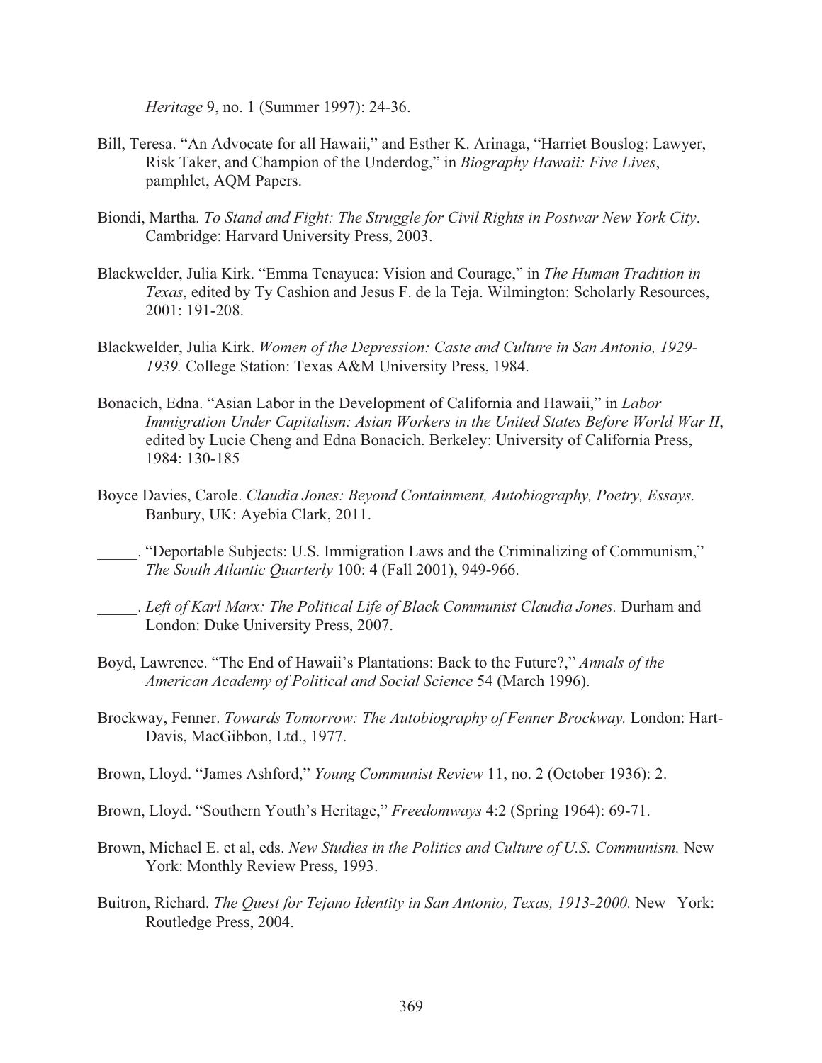*Heritage* 9, no. 1 (Summer 1997): 24-36.

Bill, Teresa. "An Advocate for all Hawaii," and Esther K. Arinaga, "Harriet Bouslog: Lawyer, Risk Taker, and Champion of the Underdog," in *Biography Hawaii: Five Lives*, pamphlet, AQM Papers.

Biondi, Martha. *To Stand and Fight: The Struggle for Civil Rights in Postwar New York City*. Cambridge: Harvard University Press, 2003.

Blackwelder, Julia Kirk. "Emma Tenayuca: Vision and Courage," in *The Human Tradition in Texas*, edited by Ty Cashion and Jesus F. de la Teja. Wilmington: Scholarly Resources, 2001: 191-208.

Blackwelder, Julia Kirk. *Women of the Depression: Caste and Culture in San Antonio, 1929-1939.* College Station: Texas A&M University Press, 1984.

Bonacich, Edna. "Asian Labor in the Development of California and Hawaii," in *Labor Immigration Under Capitalism: Asian Workers in the United States Before World War II*, edited by Lucie Cheng and Edna Bonacich. Berkeley: University of California Press, 1984: 130-185

Boyce Davies, Carole. *Claudia Jones: Beyond Containment, Autobiography, Poetry, Essays.* Banbury, UK: Ayebia Clark, 2011.

_____. "Deportable Subjects: U.S. Immigration Laws and the Criminalizing of Communism," *The South Atlantic Quarterly* 100: 4 (Fall 2001), 949-966.

_____. *Left of Karl Marx: The Political Life of Black Communist Claudia Jones.* Durham and London: Duke University Press, 2007.

Boyd, Lawrence. "The End of Hawaii's Plantations: Back to the Future?," *Annals of the American Academy of Political and Social Science* 54 (March 1996).

Brockway, Fenner. *Towards Tomorrow: The Autobiography of Fenner Brockway.* London: Hart-Davis, MacGibbon, Ltd., 1977.

Brown, Lloyd. "James Ashford," *Young Communist Review* 11, no. 2 (October 1936): 2.

Brown, Lloyd. "Southern Youth's Heritage," *Freedomways* 4:2 (Spring 1964): 69-71.

Brown, Michael E. et al, eds. *New Studies in the Politics and Culture of U.S. Communism.* New York: Monthly Review Press, 1993.

Buitron, Richard. *The Quest for Tejano Identity in San Antonio, Texas, 1913-2000.* New York: Routledge Press, 2004.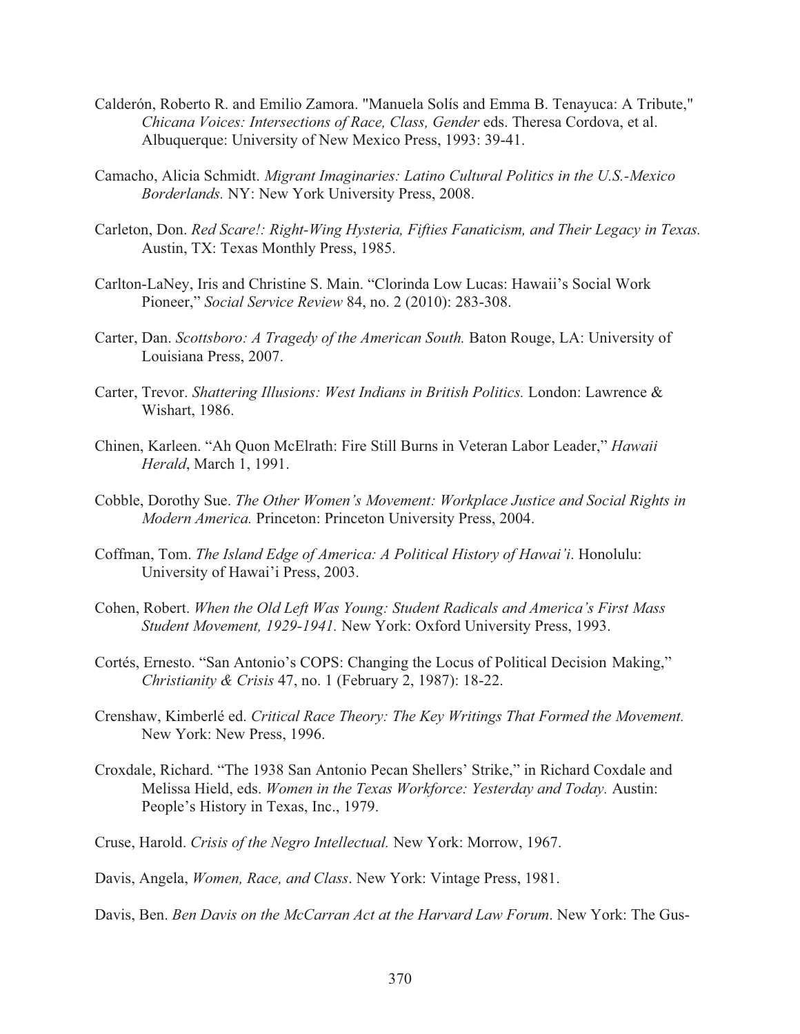Calderón, Roberto R. and Emilio Zamora. "Manuela Solís and Emma B. Tenayuca: A Tribute," *Chicana Voices: Intersections of Race, Class, Gender* eds. Theresa Cordova, et al. Albuquerque: University of New Mexico Press, 1993: 39-41.

Camacho, Alicia Schmidt. *Migrant Imaginaries: Latino Cultural Politics in the U.S.-Mexico Borderlands.* NY: New York University Press, 2008.

Carleton, Don. *Red Scare!: Right-Wing Hysteria, Fifties Fanaticism, and Their Legacy in Texas.* Austin, TX: Texas Monthly Press, 1985.

Carlton-LaNey, Iris and Christine S. Main. "Clorinda Low Lucas: Hawaii's Social Work Pioneer," *Social Service Review* 84, no. 2 (2010): 283-308.

Carter, Dan. *Scottsboro: A Tragedy of the American South.* Baton Rouge, LA: University of Louisiana Press, 2007.

Carter, Trevor. *Shattering Illusions: West Indians in British Politics.* London: Lawrence & Wishart, 1986.

Chinen, Karleen. "Ah Quon McElrath: Fire Still Burns in Veteran Labor Leader," *Hawaii Herald*, March 1, 1991.

Cobble, Dorothy Sue. *The Other Women's Movement: Workplace Justice and Social Rights in Modern America.* Princeton: Princeton University Press, 2004.

Coffman, Tom. *The Island Edge of America: A Political History of Hawai'i*. Honolulu: University of Hawai'i Press, 2003.

Cohen, Robert. *When the Old Left Was Young: Student Radicals and America's First Mass Student Movement, 1929-1941.* New York: Oxford University Press, 1993.

Cortés, Ernesto. "San Antonio's COPS: Changing the Locus of Political Decision Making," *Christianity & Crisis* 47, no. 1 (February 2, 1987): 18-22.

Crenshaw, Kimberlé ed. *Critical Race Theory: The Key Writings That Formed the Movement.* New York: New Press, 1996.

Croxdale, Richard. "The 1938 San Antonio Pecan Shellers' Strike," in Richard Coxdale and Melissa Hield, eds. *Women in the Texas Workforce: Yesterday and Today.* Austin: People's History in Texas, Inc., 1979.

Cruse, Harold. *Crisis of the Negro Intellectual.* New York: Morrow, 1967.

Davis, Angela, *Women, Race, and Class*. New York: Vintage Press, 1981.

Davis, Ben. *Ben Davis on the McCarran Act at the Harvard Law Forum*. New York: The Gus-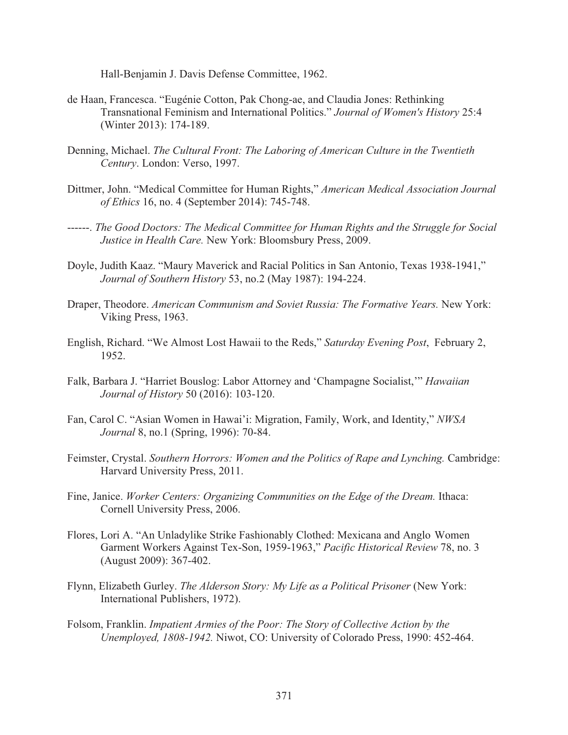Hall-Benjamin J. Davis Defense Committee, 1962.

de Haan, Francesca. "Eugénie Cotton, Pak Chong-ae, and Claudia Jones: Rethinking Transnational Feminism and International Politics." *Journal of Women's History* 25:4 (Winter 2013): 174-189.

Denning, Michael. *The Cultural Front: The Laboring of American Culture in the Twentieth Century*. London: Verso, 1997.

Dittmer, John. "Medical Committee for Human Rights," *American Medical Association Journal of Ethics* 16, no. 4 (September 2014): 745-748.

------. *The Good Doctors: The Medical Committee for Human Rights and the Struggle for Social Justice in Health Care.* New York: Bloomsbury Press, 2009.

Doyle, Judith Kaaz. "Maury Maverick and Racial Politics in San Antonio, Texas 1938-1941," *Journal of Southern History* 53, no.2 (May 1987): 194-224.

Draper, Theodore. *American Communism and Soviet Russia: The Formative Years.* New York: Viking Press, 1963.

English, Richard. "We Almost Lost Hawaii to the Reds," *Saturday Evening Post*, February 2, 1952.

Falk, Barbara J. "Harriet Bouslog: Labor Attorney and 'Champagne Socialist,'" *Hawaiian Journal of History* 50 (2016): 103-120.

Fan, Carol C. "Asian Women in Hawai'i: Migration, Family, Work, and Identity," *NWSA Journal* 8, no.1 (Spring, 1996): 70-84.

Feimster, Crystal. *Southern Horrors: Women and the Politics of Rape and Lynching.* Cambridge: Harvard University Press, 2011.

Fine, Janice. *Worker Centers: Organizing Communities on the Edge of the Dream.* Ithaca: Cornell University Press, 2006.

Flores, Lori A. "An Unladylike Strike Fashionably Clothed: Mexicana and Anglo Women Garment Workers Against Tex-Son, 1959-1963," *Pacific Historical Review* 78, no. 3 (August 2009): 367-402.

Flynn, Elizabeth Gurley. *The Alderson Story: My Life as a Political Prisoner* (New York: International Publishers, 1972).

Folsom, Franklin. *Impatient Armies of the Poor: The Story of Collective Action by the Unemployed, 1808-1942.* Niwot, CO: University of Colorado Press, 1990: 452-464.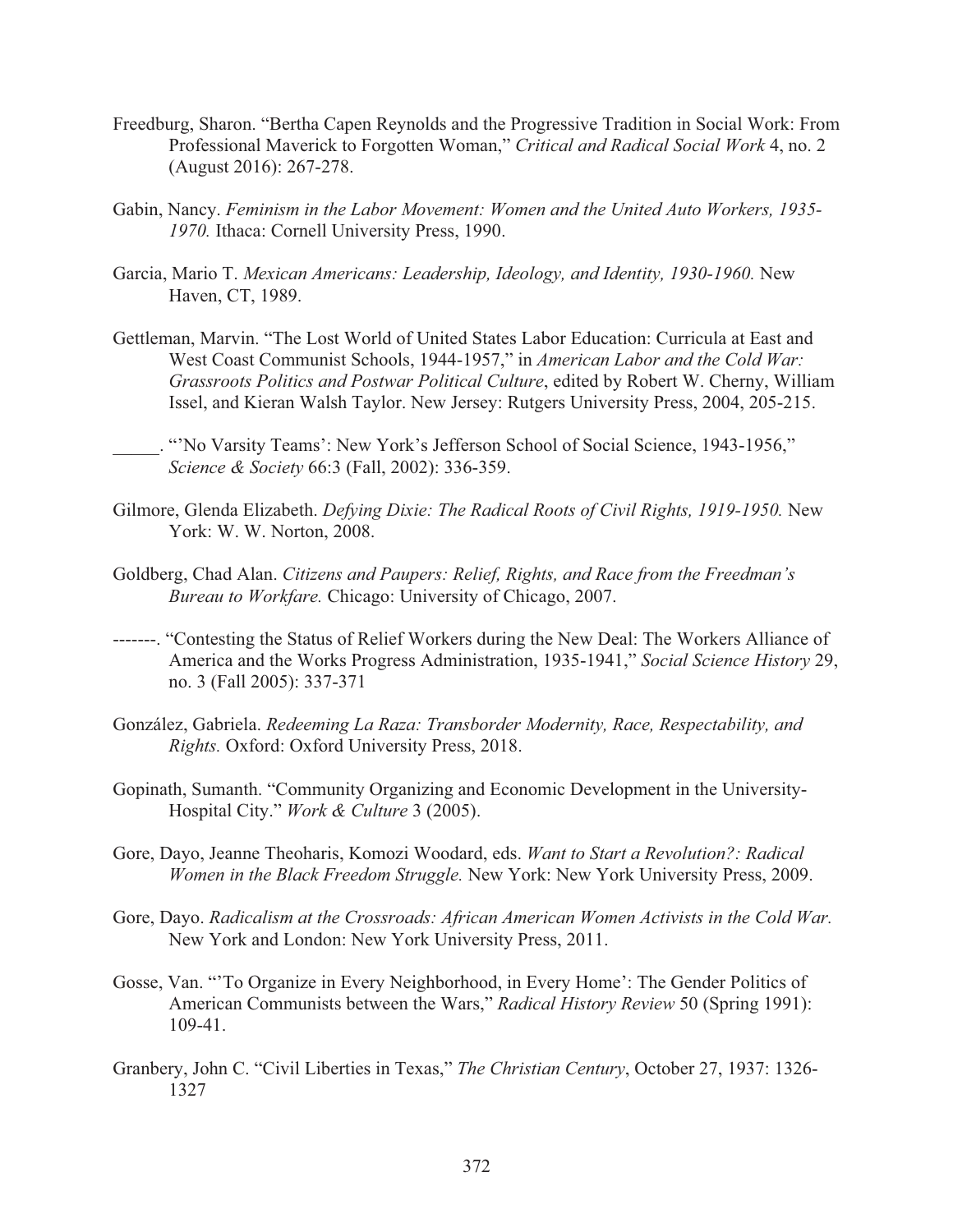Freedburg, Sharon. "Bertha Capen Reynolds and the Progressive Tradition in Social Work: From Professional Maverick to Forgotten Woman," *Critical and Radical Social Work* 4, no. 2 (August 2016): 267-278.

Gabin, Nancy. *Feminism in the Labor Movement: Women and the United Auto Workers, 1935-1970.* Ithaca: Cornell University Press, 1990.

Garcia, Mario T. *Mexican Americans: Leadership, Ideology, and Identity, 1930-1960.* New Haven, CT, 1989.

Gettleman, Marvin. "The Lost World of United States Labor Education: Curricula at East and West Coast Communist Schools, 1944-1957," in *American Labor and the Cold War: Grassroots Politics and Postwar Political Culture*, edited by Robert W. Cherny, William Issel, and Kieran Walsh Taylor. New Jersey: Rutgers University Press, 2004, 205-215.

_____. "'No Varsity Teams': New York's Jefferson School of Social Science, 1943-1956," *Science & Society* 66:3 (Fall, 2002): 336-359.

Gilmore, Glenda Elizabeth. *Defying Dixie: The Radical Roots of Civil Rights, 1919-1950.* New York: W. W. Norton, 2008.

Goldberg, Chad Alan. *Citizens and Paupers: Relief, Rights, and Race from the Freedman's Bureau to Workfare.* Chicago: University of Chicago, 2007.

-------. "Contesting the Status of Relief Workers during the New Deal: The Workers Alliance of America and the Works Progress Administration, 1935-1941," *Social Science History* 29, no. 3 (Fall 2005): 337-371

González, Gabriela. *Redeeming La Raza: Transborder Modernity, Race, Respectability, and Rights.* Oxford: Oxford University Press, 2018.

Gopinath, Sumanth. "Community Organizing and Economic Development in the University-Hospital City." *Work & Culture* 3 (2005).

Gore, Dayo, Jeanne Theoharis, Komozi Woodard, eds. *Want to Start a Revolution?: Radical Women in the Black Freedom Struggle.* New York: New York University Press, 2009.

Gore, Dayo. *Radicalism at the Crossroads: African American Women Activists in the Cold War.* New York and London: New York University Press, 2011.

Gosse, Van. "'To Organize in Every Neighborhood, in Every Home': The Gender Politics of American Communists between the Wars," *Radical History Review* 50 (Spring 1991): 109-41.

Granbery, John C. "Civil Liberties in Texas," *The Christian Century*, October 27, 1937: 1326-1327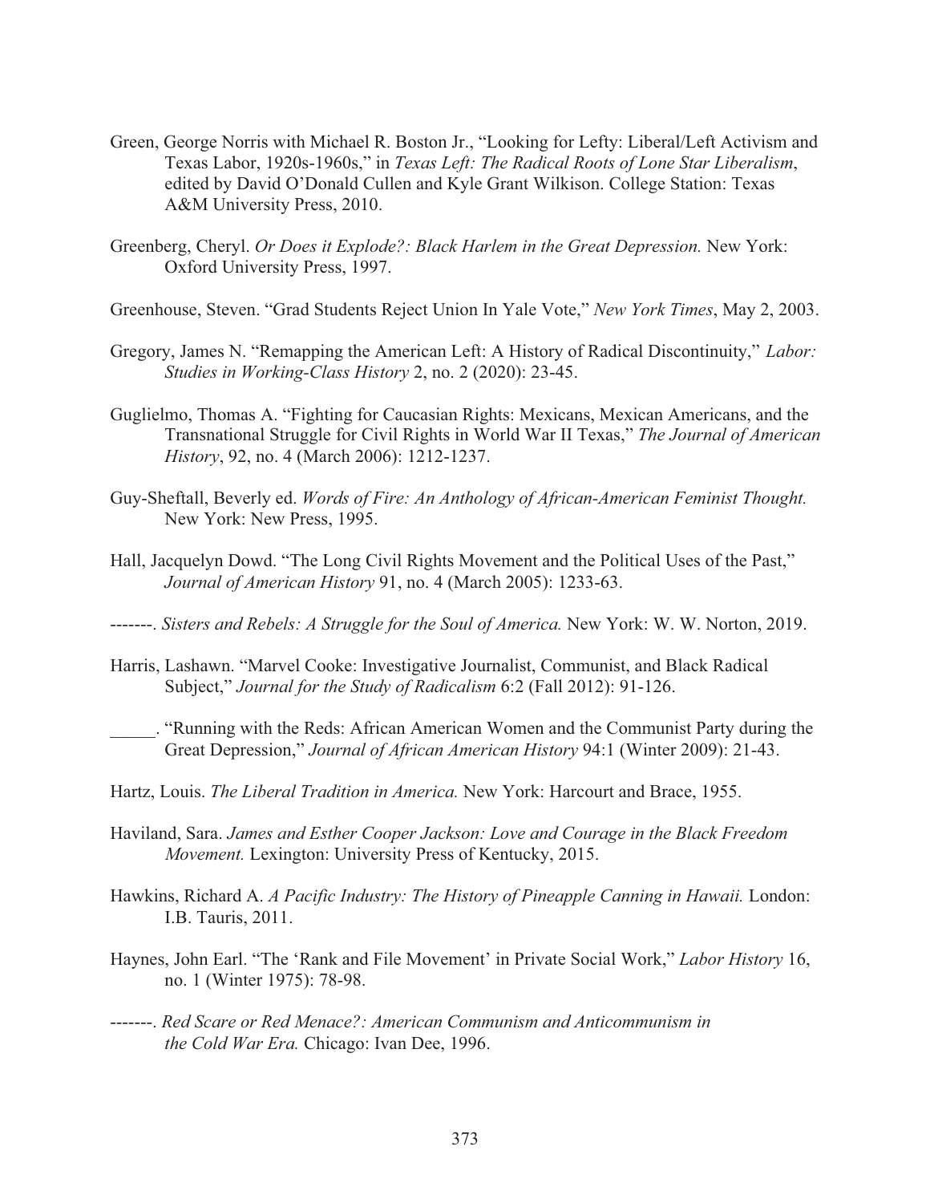Green, George Norris with Michael R. Boston Jr., "Looking for Lefty: Liberal/Left Activism and Texas Labor, 1920s-1960s," in *Texas Left: The Radical Roots of Lone Star Liberalism*, edited by David O'Donald Cullen and Kyle Grant Wilkison. College Station: Texas A&M University Press, 2010.

Greenberg, Cheryl. *Or Does it Explode?: Black Harlem in the Great Depression.* New York: Oxford University Press, 1997.

Greenhouse, Steven. "Grad Students Reject Union In Yale Vote," *New York Times*, May 2, 2003.

Gregory, James N. "Remapping the American Left: A History of Radical Discontinuity," *Labor: Studies in Working-Class History* 2, no. 2 (2020): 23-45.

Guglielmo, Thomas A. "Fighting for Caucasian Rights: Mexicans, Mexican Americans, and the Transnational Struggle for Civil Rights in World War II Texas," *The Journal of American History*, 92, no. 4 (March 2006): 1212-1237.

Guy-Sheftall, Beverly ed. *Words of Fire: An Anthology of African-American Feminist Thought.* New York: New Press, 1995.

Hall, Jacquelyn Dowd. "The Long Civil Rights Movement and the Political Uses of the Past," *Journal of American History* 91, no. 4 (March 2005): 1233-63.

-------. *Sisters and Rebels: A Struggle for the Soul of America.* New York: W. W. Norton, 2019.

Harris, Lashawn. "Marvel Cooke: Investigative Journalist, Communist, and Black Radical Subject," *Journal for the Study of Radicalism* 6:2 (Fall 2012): 91-126.

_____. "Running with the Reds: African American Women and the Communist Party during the Great Depression," *Journal of African American History* 94:1 (Winter 2009): 21-43.

Hartz, Louis. *The Liberal Tradition in America.* New York: Harcourt and Brace, 1955.

Haviland, Sara. *James and Esther Cooper Jackson: Love and Courage in the Black Freedom Movement.* Lexington: University Press of Kentucky, 2015.

Hawkins, Richard A. *A Pacific Industry: The History of Pineapple Canning in Hawaii.* London: I.B. Tauris, 2011.

Haynes, John Earl. "The 'Rank and File Movement' in Private Social Work," *Labor History* 16, no. 1 (Winter 1975): 78-98.

-------. *Red Scare or Red Menace?: American Communism and Anticommunism in the Cold War Era.* Chicago: Ivan Dee, 1996.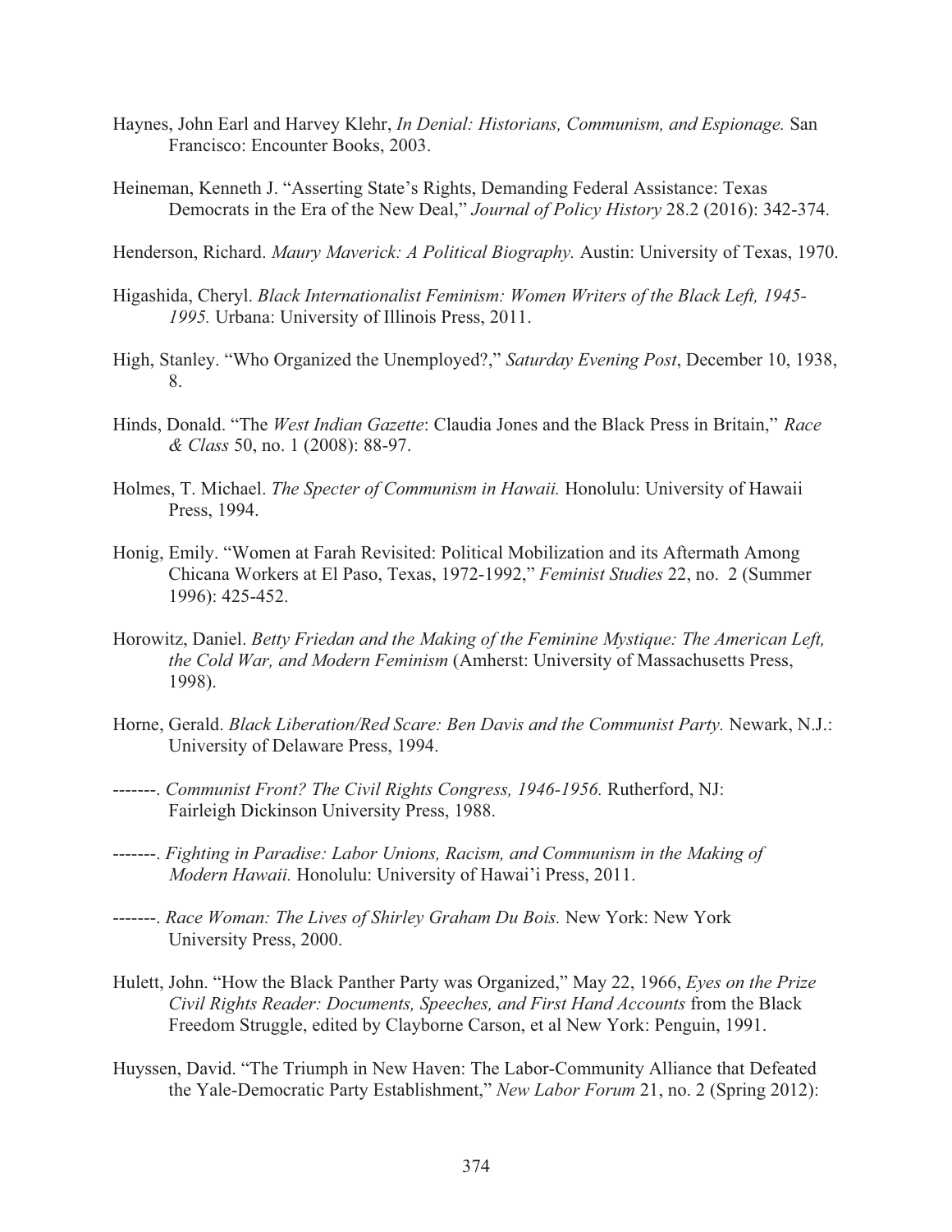Haynes, John Earl and Harvey Klehr, *In Denial: Historians, Communism, and Espionage.* San Francisco: Encounter Books, 2003.

Heineman, Kenneth J. "Asserting State's Rights, Demanding Federal Assistance: Texas Democrats in the Era of the New Deal," *Journal of Policy History* 28.2 (2016): 342-374.

Henderson, Richard. *Maury Maverick: A Political Biography.* Austin: University of Texas, 1970.

Higashida, Cheryl. *Black Internationalist Feminism: Women Writers of the Black Left, 1945-1995.* Urbana: University of Illinois Press, 2011.

High, Stanley. "Who Organized the Unemployed?," *Saturday Evening Post*, December 10, 1938, 8.

Hinds, Donald. "The *West Indian Gazette*: Claudia Jones and the Black Press in Britain," *Race & Class* 50, no. 1 (2008): 88-97.

Holmes, T. Michael. *The Specter of Communism in Hawaii.* Honolulu: University of Hawaii Press, 1994.

Honig, Emily. "Women at Farah Revisited: Political Mobilization and its Aftermath Among Chicana Workers at El Paso, Texas, 1972-1992," *Feminist Studies* 22, no. 2 (Summer 1996): 425-452.

Horowitz, Daniel. *Betty Friedan and the Making of the Feminine Mystique: The American Left, the Cold War, and Modern Feminism* (Amherst: University of Massachusetts Press, 1998).

Horne, Gerald. *Black Liberation/Red Scare: Ben Davis and the Communist Party.* Newark, N.J.: University of Delaware Press, 1994.

-------. *Communist Front? The Civil Rights Congress, 1946-1956.* Rutherford, NJ: Fairleigh Dickinson University Press, 1988.

-------. *Fighting in Paradise: Labor Unions, Racism, and Communism in the Making of Modern Hawaii.* Honolulu: University of Hawai'i Press, 2011.

-------. *Race Woman: The Lives of Shirley Graham Du Bois.* New York: New York University Press, 2000.

Hulett, John. "How the Black Panther Party was Organized," May 22, 1966, *Eyes on the Prize Civil Rights Reader: Documents, Speeches, and First Hand Accounts* from the Black Freedom Struggle, edited by Clayborne Carson, et al New York: Penguin, 1991.

Huyssen, David. "The Triumph in New Haven: The Labor-Community Alliance that Defeated the Yale-Democratic Party Establishment," *New Labor Forum* 21, no. 2 (Spring 2012):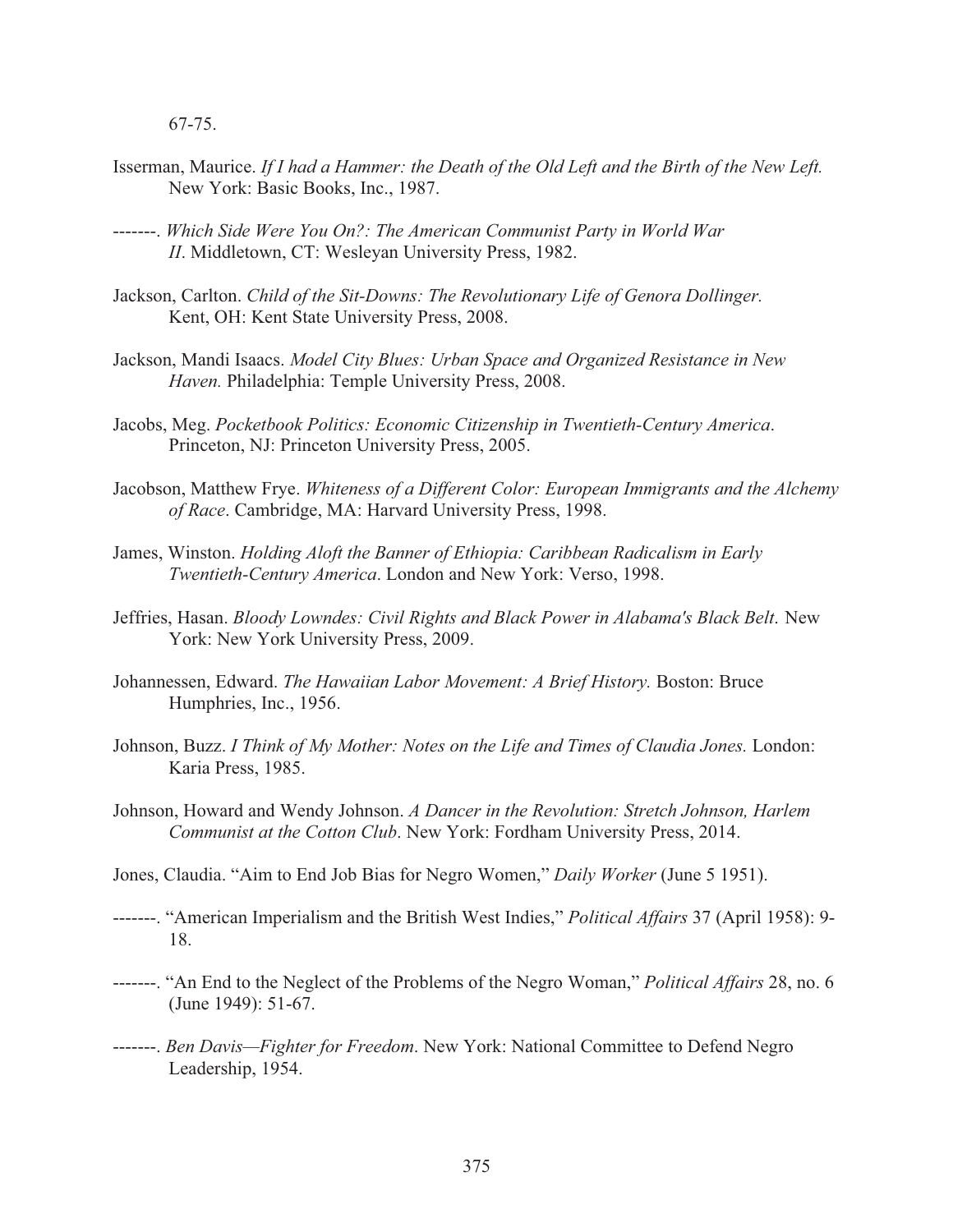67-75.

Isserman, Maurice. *If I had a Hammer: the Death of the Old Left and the Birth of the New Left.* New York: Basic Books, Inc., 1987.

-------. *Which Side Were You On?: The American Communist Party in World War II*. Middletown, CT: Wesleyan University Press, 1982.

Jackson, Carlton. *Child of the Sit-Downs: The Revolutionary Life of Genora Dollinger.* Kent, OH: Kent State University Press, 2008.

Jackson, Mandi Isaacs. *Model City Blues: Urban Space and Organized Resistance in New Haven.* Philadelphia: Temple University Press, 2008.

Jacobs, Meg. *Pocketbook Politics: Economic Citizenship in Twentieth-Century America*. Princeton, NJ: Princeton University Press, 2005.

Jacobson, Matthew Frye. *Whiteness of a Different Color: European Immigrants and the Alchemy of Race*. Cambridge, MA: Harvard University Press, 1998.

James, Winston. *Holding Aloft the Banner of Ethiopia: Caribbean Radicalism in Early Twentieth-Century America*. London and New York: Verso, 1998.

Jeffries, Hasan. *Bloody Lowndes: Civil Rights and Black Power in Alabama's Black Belt.* New York: New York University Press, 2009.

Johannessen, Edward. *The Hawaiian Labor Movement: A Brief History.* Boston: Bruce Humphries, Inc., 1956.

Johnson, Buzz. *I Think of My Mother: Notes on the Life and Times of Claudia Jones.* London: Karia Press, 1985.

Johnson, Howard and Wendy Johnson. *A Dancer in the Revolution: Stretch Johnson, Harlem Communist at the Cotton Club*. New York: Fordham University Press, 2014.

Jones, Claudia. "Aim to End Job Bias for Negro Women," *Daily Worker* (June 5 1951).

-------. "American Imperialism and the British West Indies," *Political Affairs* 37 (April 1958): 9-18.

-------. "An End to the Neglect of the Problems of the Negro Woman," *Political Affairs* 28, no. 6 (June 1949): 51-67.

-------. *Ben Davis—Fighter for Freedom*. New York: National Committee to Defend Negro Leadership, 1954.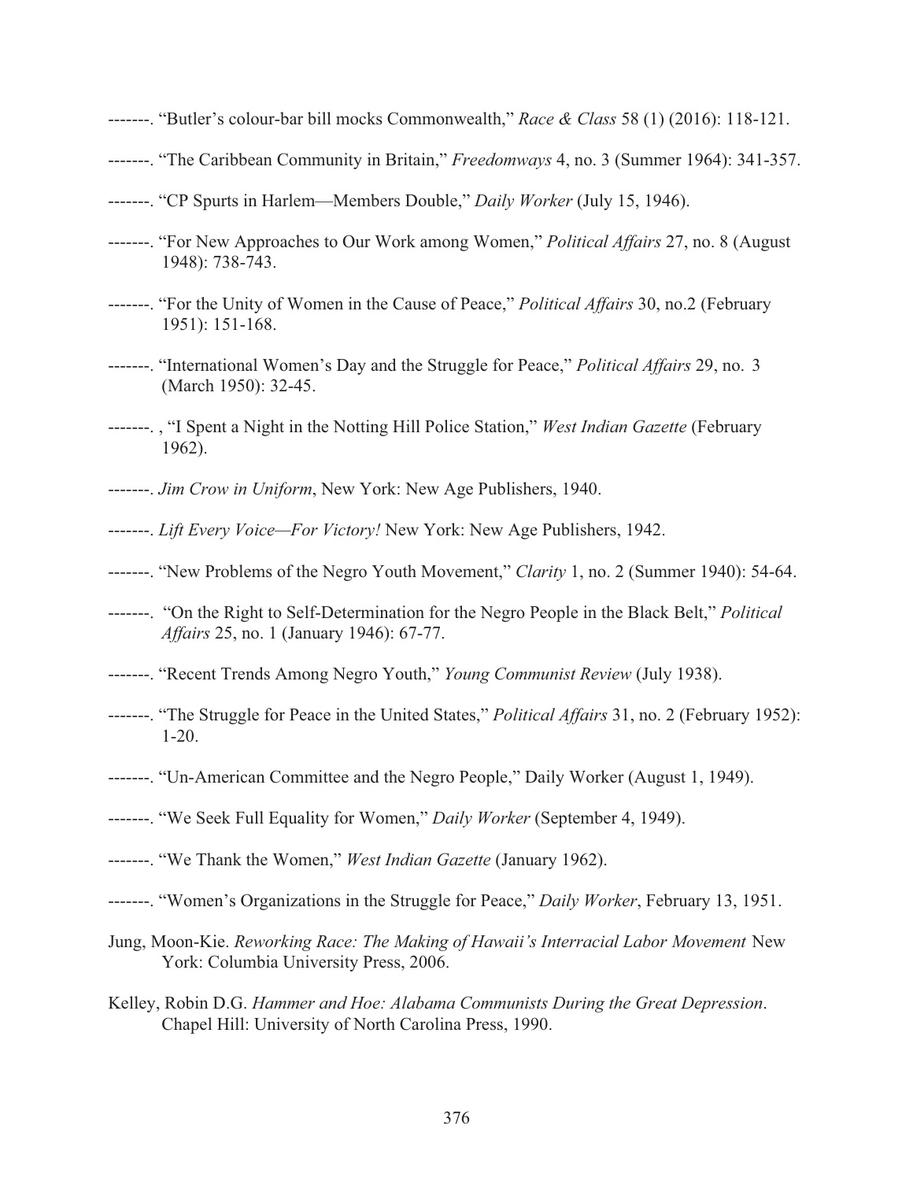-------. "Butler's colour-bar bill mocks Commonwealth," *Race & Class* 58 (1) (2016): 118-121.

-------. "The Caribbean Community in Britain," *Freedomways* 4, no. 3 (Summer 1964): 341-357.

-------. "CP Spurts in Harlem—Members Double," *Daily Worker* (July 15, 1946).

-------. "For New Approaches to Our Work among Women," *Political Affairs* 27, no. 8 (August 1948): 738-743.

-------. "For the Unity of Women in the Cause of Peace," *Political Affairs* 30, no.2 (February 1951): 151-168.

-------. "International Women's Day and the Struggle for Peace," *Political Affairs* 29, no. 3 (March 1950): 32-45.

-------. , "I Spent a Night in the Notting Hill Police Station," *West Indian Gazette* (February 1962).

-------. *Jim Crow in Uniform*, New York: New Age Publishers, 1940.

-------. *Lift Every Voice—For Victory!* New York: New Age Publishers, 1942.

-------. "New Problems of the Negro Youth Movement," *Clarity* 1, no. 2 (Summer 1940): 54-64.

-------. "On the Right to Self-Determination for the Negro People in the Black Belt," *Political Affairs* 25, no. 1 (January 1946): 67-77.

-------. "Recent Trends Among Negro Youth," *Young Communist Review* (July 1938).

-------. "The Struggle for Peace in the United States," *Political Affairs* 31, no. 2 (February 1952): 1-20.

-------. "Un-American Committee and the Negro People," Daily Worker (August 1, 1949).

-------. "We Seek Full Equality for Women," *Daily Worker* (September 4, 1949).

-------. "We Thank the Women," *West Indian Gazette* (January 1962).

-------. "Women's Organizations in the Struggle for Peace," *Daily Worker*, February 13, 1951.

Jung, Moon-Kie. *Reworking Race: The Making of Hawaii's Interracial Labor Movement* New York: Columbia University Press, 2006.

Kelley, Robin D.G. *Hammer and Hoe: Alabama Communists During the Great Depression*. Chapel Hill: University of North Carolina Press, 1990.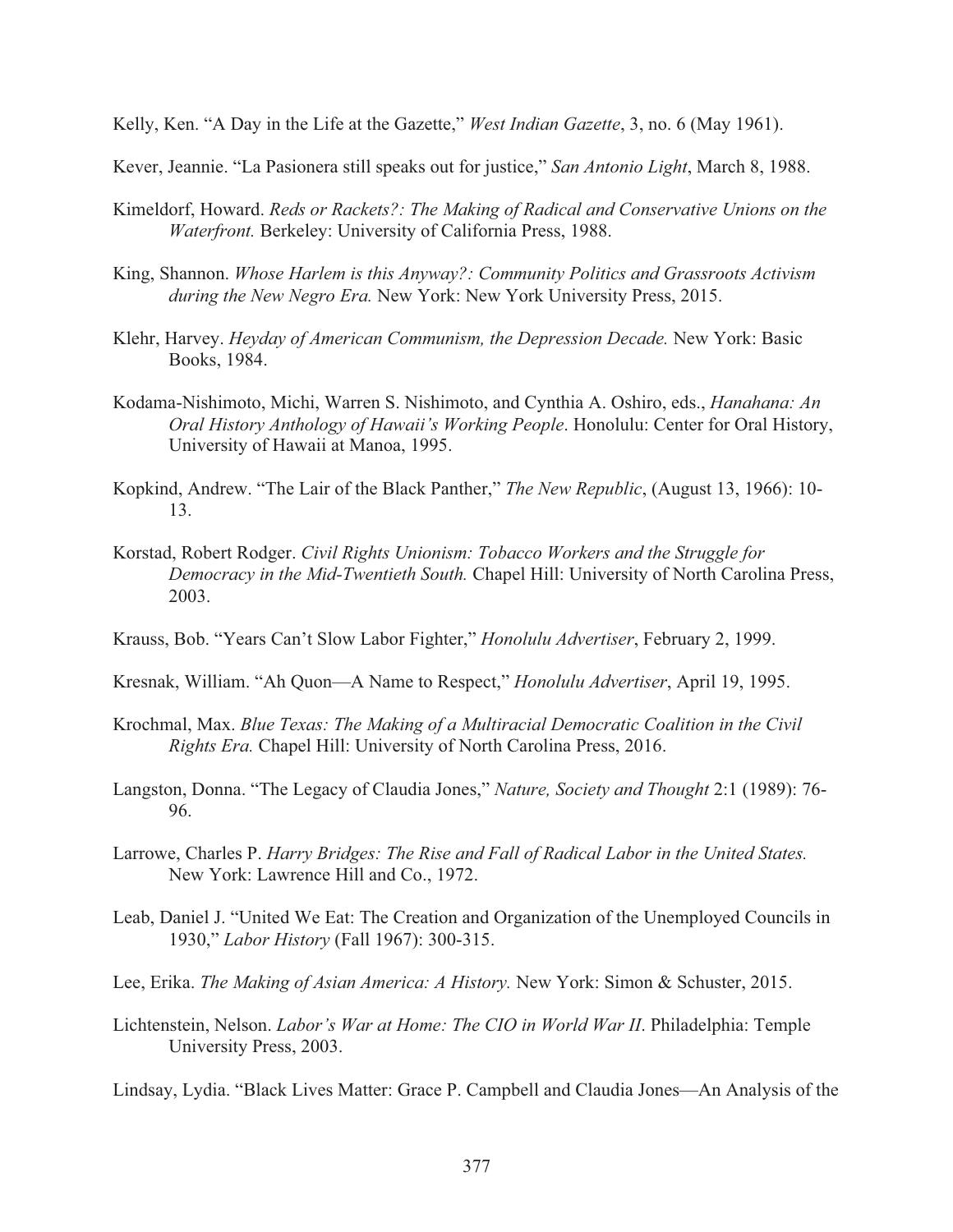Kelly, Ken. "A Day in the Life at the Gazette," *West Indian Gazette*, 3, no. 6 (May 1961).

Kever, Jeannie. "La Pasionera still speaks out for justice," *San Antonio Light*, March 8, 1988.

Kimeldorf, Howard. *Reds or Rackets?: The Making of Radical and Conservative Unions on the Waterfront.* Berkeley: University of California Press, 1988.

King, Shannon. *Whose Harlem is this Anyway?: Community Politics and Grassroots Activism during the New Negro Era.* New York: New York University Press, 2015.

Klehr, Harvey. *Heyday of American Communism, the Depression Decade.* New York: Basic Books, 1984.

Kodama-Nishimoto, Michi, Warren S. Nishimoto, and Cynthia A. Oshiro, eds., *Hanahana: An Oral History Anthology of Hawaii's Working People*. Honolulu: Center for Oral History, University of Hawaii at Manoa, 1995.

Kopkind, Andrew. "The Lair of the Black Panther," *The New Republic*, (August 13, 1966): 10-13.

Korstad, Robert Rodger. *Civil Rights Unionism: Tobacco Workers and the Struggle for Democracy in the Mid-Twentieth South.* Chapel Hill: University of North Carolina Press, 2003.

Krauss, Bob. "Years Can't Slow Labor Fighter," *Honolulu Advertiser*, February 2, 1999.

Kresnak, William. "Ah Quon—A Name to Respect," *Honolulu Advertiser*, April 19, 1995.

Krochmal, Max. *Blue Texas: The Making of a Multiracial Democratic Coalition in the Civil Rights Era.* Chapel Hill: University of North Carolina Press, 2016.

Langston, Donna. "The Legacy of Claudia Jones," *Nature, Society and Thought* 2:1 (1989): 76-96.

Larrowe, Charles P. *Harry Bridges: The Rise and Fall of Radical Labor in the United States.* New York: Lawrence Hill and Co., 1972.

Leab, Daniel J. "United We Eat: The Creation and Organization of the Unemployed Councils in 1930," *Labor History* (Fall 1967): 300-315.

Lee, Erika. *The Making of Asian America: A History.* New York: Simon & Schuster, 2015.

Lichtenstein, Nelson. *Labor's War at Home: The CIO in World War II*. Philadelphia: Temple University Press, 2003.

Lindsay, Lydia. "Black Lives Matter: Grace P. Campbell and Claudia Jones—An Analysis of the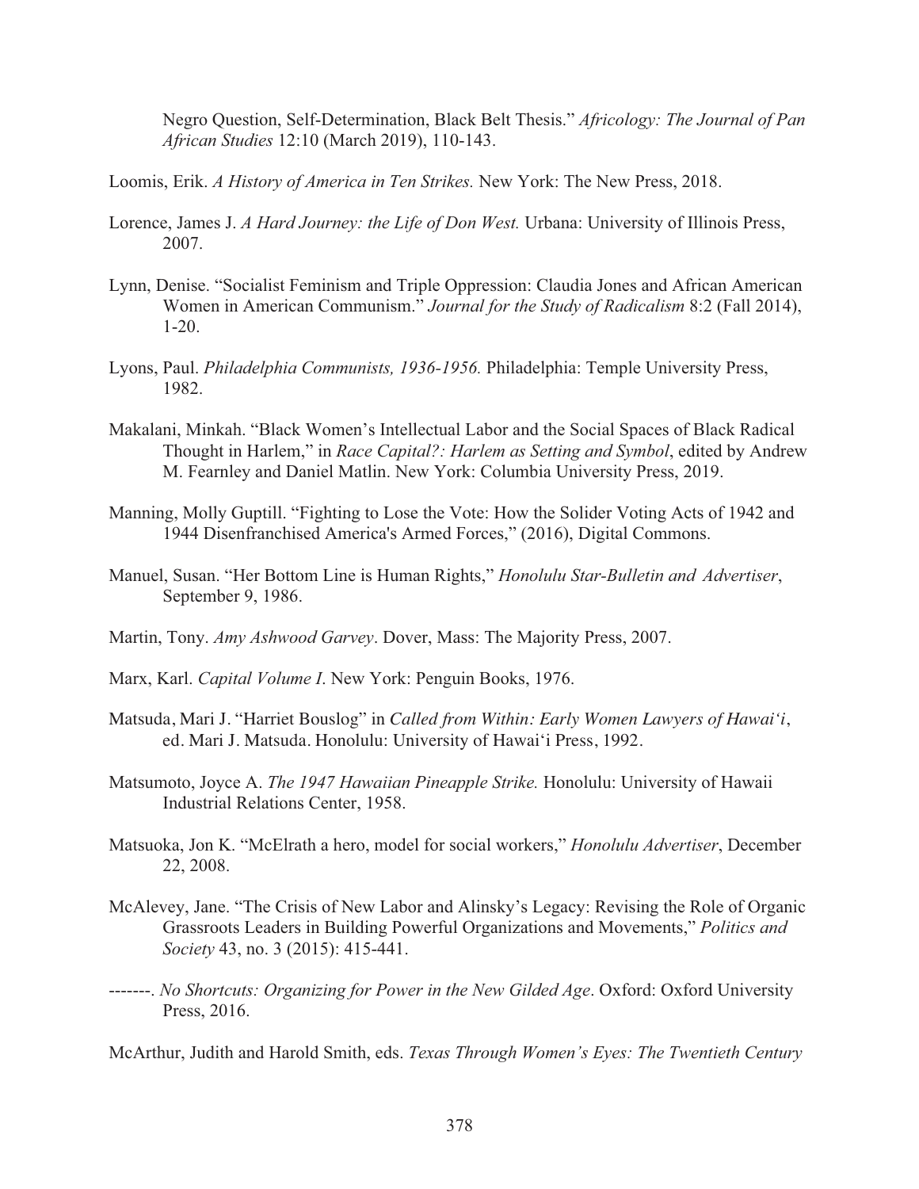Negro Question, Self-Determination, Black Belt Thesis." *Africology: The Journal of Pan African Studies* 12:10 (March 2019), 110-143.

Loomis, Erik. *A History of America in Ten Strikes.* New York: The New Press, 2018.

Lorence, James J. *A Hard Journey: the Life of Don West.* Urbana: University of Illinois Press, 2007.

Lynn, Denise. "Socialist Feminism and Triple Oppression: Claudia Jones and African American Women in American Communism." *Journal for the Study of Radicalism* 8:2 (Fall 2014), 1-20.

Lyons, Paul. *Philadelphia Communists, 1936-1956.* Philadelphia: Temple University Press, 1982.

Makalani, Minkah. "Black Women's Intellectual Labor and the Social Spaces of Black Radical Thought in Harlem," in *Race Capital?: Harlem as Setting and Symbol*, edited by Andrew M. Fearnley and Daniel Matlin. New York: Columbia University Press, 2019.

Manning, Molly Guptill. "Fighting to Lose the Vote: How the Solider Voting Acts of 1942 and 1944 Disenfranchised America's Armed Forces," (2016), Digital Commons.

Manuel, Susan. "Her Bottom Line is Human Rights," *Honolulu Star-Bulletin and Advertiser*, September 9, 1986.

Martin, Tony. *Amy Ashwood Garvey*. Dover, Mass: The Majority Press, 2007.

Marx, Karl. *Capital Volume I*. New York: Penguin Books, 1976.

Matsuda, Mari J. "Harriet Bouslog" in *Called from Within: Early Women Lawyers of Hawai'i*, ed. Mari J. Matsuda. Honolulu: University of Hawai'i Press, 1992.

Matsumoto, Joyce A. *The 1947 Hawaiian Pineapple Strike.* Honolulu: University of Hawaii Industrial Relations Center, 1958.

Matsuoka, Jon K. "McElrath a hero, model for social workers," *Honolulu Advertiser*, December 22, 2008.

McAlevey, Jane. "The Crisis of New Labor and Alinsky's Legacy: Revising the Role of Organic Grassroots Leaders in Building Powerful Organizations and Movements," *Politics and Society* 43, no. 3 (2015): 415-441.

-------. *No Shortcuts: Organizing for Power in the New Gilded Age*. Oxford: Oxford University Press, 2016.

McArthur, Judith and Harold Smith, eds. *Texas Through Women's Eyes: The Twentieth Century*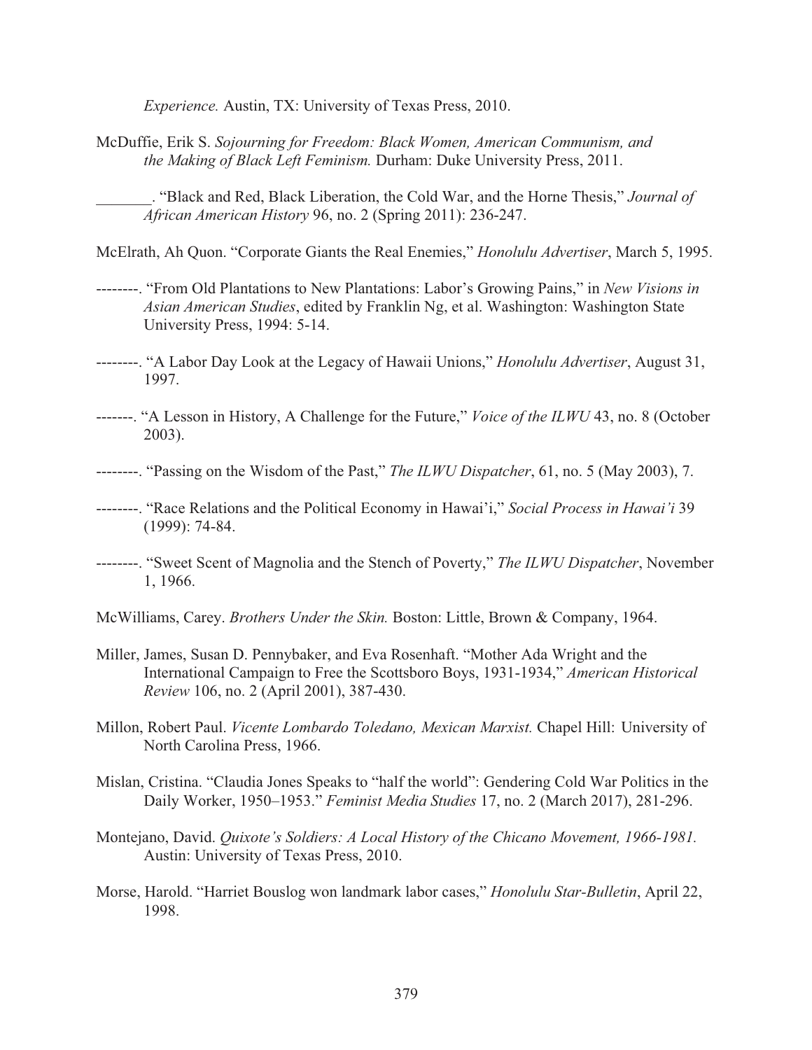*Experience.* Austin, TX: University of Texas Press, 2010.

McDuffie, Erik S. *Sojourning for Freedom: Black Women, American Communism, and the Making of Black Left Feminism.* Durham: Duke University Press, 2011.

_______. "Black and Red, Black Liberation, the Cold War, and the Horne Thesis," *Journal of African American History* 96, no. 2 (Spring 2011): 236-247.

McElrath, Ah Quon. "Corporate Giants the Real Enemies," *Honolulu Advertiser*, March 5, 1995.

--------. "From Old Plantations to New Plantations: Labor's Growing Pains," in *New Visions in Asian American Studies*, edited by Franklin Ng, et al. Washington: Washington State University Press, 1994: 5-14.

--------. "A Labor Day Look at the Legacy of Hawaii Unions," *Honolulu Advertiser*, August 31, 1997.

-------. "A Lesson in History, A Challenge for the Future," *Voice of the ILWU* 43, no. 8 (October 2003).

--------. "Passing on the Wisdom of the Past," *The ILWU Dispatcher*, 61, no. 5 (May 2003), 7.

--------. "Race Relations and the Political Economy in Hawai'i," *Social Process in Hawai'i* 39 (1999): 74-84.

--------. "Sweet Scent of Magnolia and the Stench of Poverty," *The ILWU Dispatcher*, November 1, 1966.

McWilliams, Carey. *Brothers Under the Skin.* Boston: Little, Brown & Company, 1964.

Miller, James, Susan D. Pennybaker, and Eva Rosenhaft. "Mother Ada Wright and the International Campaign to Free the Scottsboro Boys, 1931-1934," *American Historical Review* 106, no. 2 (April 2001), 387-430.

Millon, Robert Paul. *Vicente Lombardo Toledano, Mexican Marxist.* Chapel Hill: University of North Carolina Press, 1966.

Mislan, Cristina. "Claudia Jones Speaks to "half the world": Gendering Cold War Politics in the Daily Worker, 1950–1953." *Feminist Media Studies* 17, no. 2 (March 2017), 281-296.

Montejano, David. *Quixote's Soldiers: A Local History of the Chicano Movement, 1966-1981.* Austin: University of Texas Press, 2010.

Morse, Harold. "Harriet Bouslog won landmark labor cases," *Honolulu Star-Bulletin*, April 22, 1998.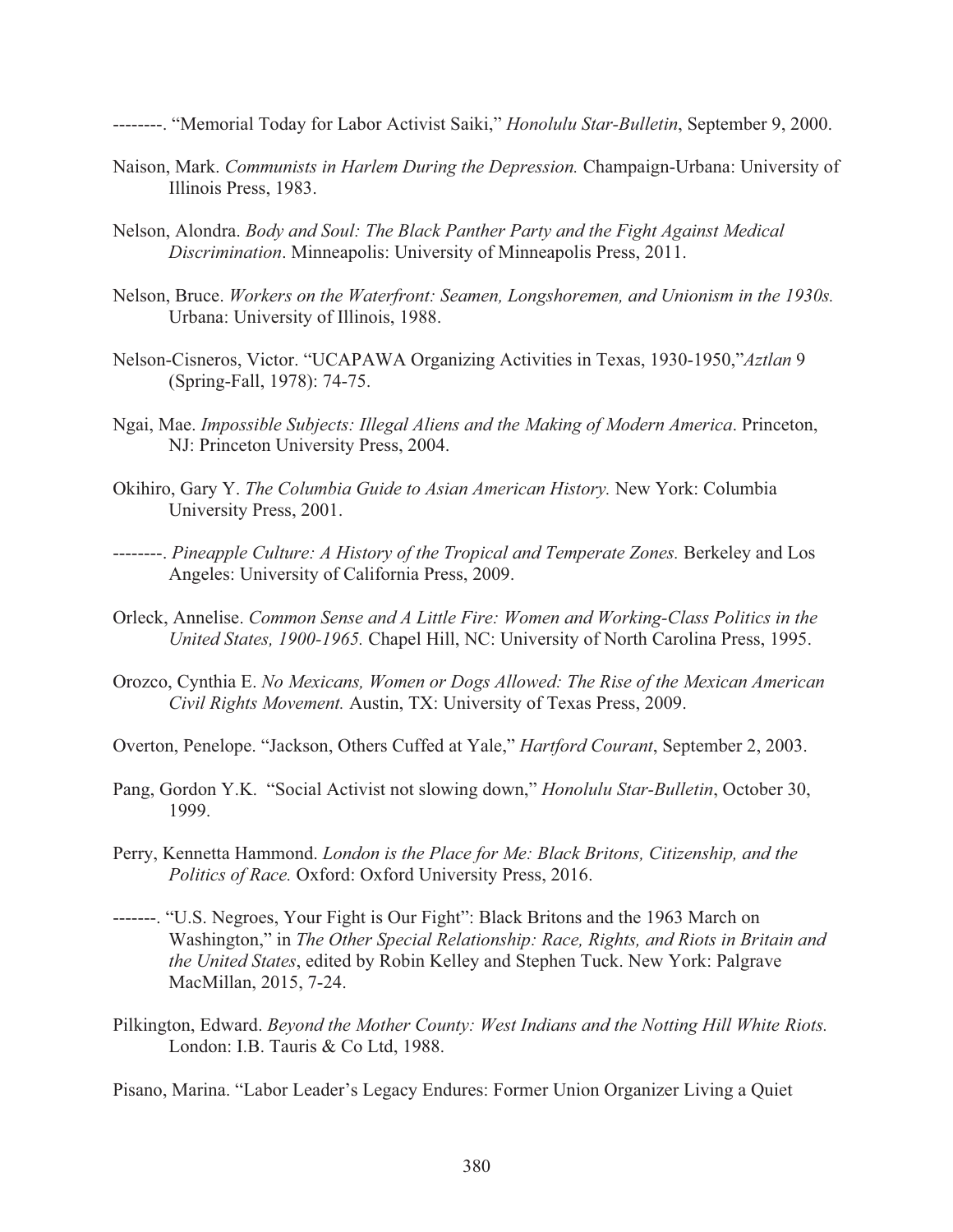--------. "Memorial Today for Labor Activist Saiki," *Honolulu Star-Bulletin*, September 9, 2000.

Naison, Mark. *Communists in Harlem During the Depression.* Champaign-Urbana: University of Illinois Press, 1983.

Nelson, Alondra. *Body and Soul: The Black Panther Party and the Fight Against Medical Discrimination*. Minneapolis: University of Minneapolis Press, 2011.

Nelson, Bruce. *Workers on the Waterfront: Seamen, Longshoremen, and Unionism in the 1930s.* Urbana: University of Illinois, 1988.

Nelson-Cisneros, Victor. "UCAPAWA Organizing Activities in Texas, 1930-1950,"*Aztlan* 9 (Spring-Fall, 1978): 74-75.

Ngai, Mae. *Impossible Subjects: Illegal Aliens and the Making of Modern America*. Princeton, NJ: Princeton University Press, 2004.

Okihiro, Gary Y. *The Columbia Guide to Asian American History.* New York: Columbia University Press, 2001.

--------. *Pineapple Culture: A History of the Tropical and Temperate Zones.* Berkeley and Los Angeles: University of California Press, 2009.

Orleck, Annelise. *Common Sense and A Little Fire: Women and Working-Class Politics in the United States, 1900-1965.* Chapel Hill, NC: University of North Carolina Press, 1995.

Orozco, Cynthia E. *No Mexicans, Women or Dogs Allowed: The Rise of the Mexican American Civil Rights Movement.* Austin, TX: University of Texas Press, 2009.

Overton, Penelope. "Jackson, Others Cuffed at Yale," *Hartford Courant*, September 2, 2003.

Pang, Gordon Y.K. "Social Activist not slowing down," *Honolulu Star-Bulletin*, October 30, 1999.

Perry, Kennetta Hammond. *London is the Place for Me: Black Britons, Citizenship, and the Politics of Race.* Oxford: Oxford University Press, 2016.

-------. "U.S. Negroes, Your Fight is Our Fight": Black Britons and the 1963 March on Washington," in *The Other Special Relationship: Race, Rights, and Riots in Britain and the United States*, edited by Robin Kelley and Stephen Tuck. New York: Palgrave MacMillan, 2015, 7-24.

Pilkington, Edward. *Beyond the Mother County: West Indians and the Notting Hill White Riots.* London: I.B. Tauris & Co Ltd, 1988.

Pisano, Marina. "Labor Leader's Legacy Endures: Former Union Organizer Living a Quiet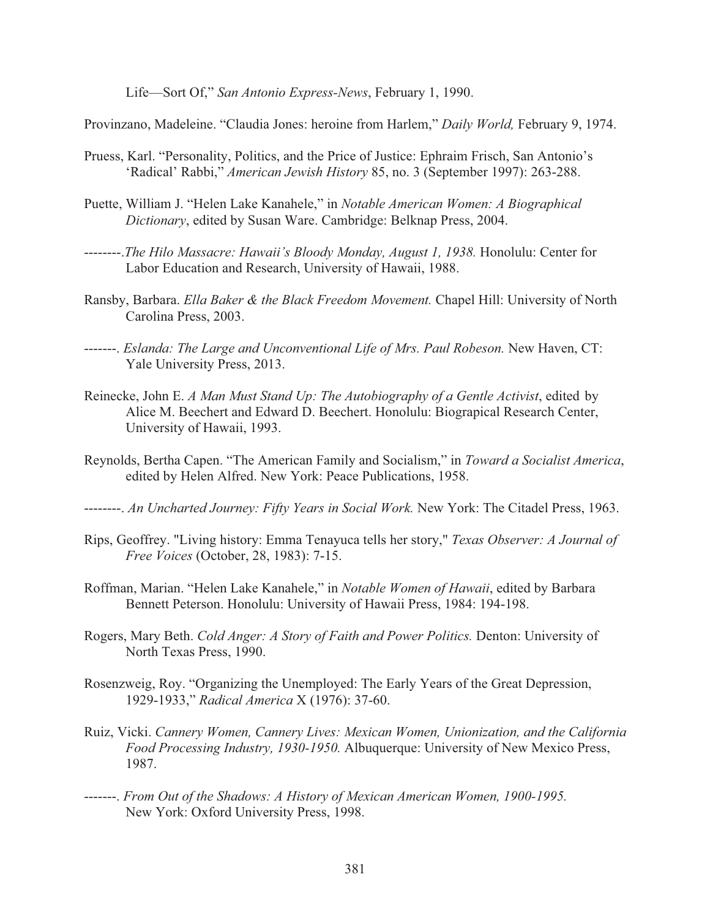Life—Sort Of," *San Antonio Express-News*, February 1, 1990.

Provinzano, Madeleine. "Claudia Jones: heroine from Harlem," *Daily World,* February 9, 1974.

Pruess, Karl. "Personality, Politics, and the Price of Justice: Ephraim Frisch, San Antonio's 'Radical' Rabbi," *American Jewish History* 85, no. 3 (September 1997): 263-288.

Puette, William J. "Helen Lake Kanahele," in *Notable American Women: A Biographical Dictionary*, edited by Susan Ware. Cambridge: Belknap Press, 2004.

--------.*The Hilo Massacre: Hawaii's Bloody Monday, August 1, 1938.* Honolulu: Center for Labor Education and Research, University of Hawaii, 1988.

Ransby, Barbara. *Ella Baker & the Black Freedom Movement.* Chapel Hill: University of North Carolina Press, 2003.

-------. *Eslanda: The Large and Unconventional Life of Mrs. Paul Robeson.* New Haven, CT: Yale University Press, 2013.

Reinecke, John E. *A Man Must Stand Up: The Autobiography of a Gentle Activist*, edited by Alice M. Beechert and Edward D. Beechert. Honolulu: Biograpical Research Center, University of Hawaii, 1993.

Reynolds, Bertha Capen. "The American Family and Socialism," in *Toward a Socialist America*, edited by Helen Alfred. New York: Peace Publications, 1958.

--------. *An Uncharted Journey: Fifty Years in Social Work.* New York: The Citadel Press, 1963.

Rips, Geoffrey. "Living history: Emma Tenayuca tells her story," *Texas Observer: A Journal of Free Voices* (October, 28, 1983): 7-15.

Roffman, Marian. "Helen Lake Kanahele," in *Notable Women of Hawaii*, edited by Barbara Bennett Peterson. Honolulu: University of Hawaii Press, 1984: 194-198.

Rogers, Mary Beth. *Cold Anger: A Story of Faith and Power Politics.* Denton: University of North Texas Press, 1990.

Rosenzweig, Roy. "Organizing the Unemployed: The Early Years of the Great Depression, 1929-1933," *Radical America* X (1976): 37-60.

Ruiz, Vicki. *Cannery Women, Cannery Lives: Mexican Women, Unionization, and the California Food Processing Industry, 1930-1950.* Albuquerque: University of New Mexico Press, 1987.

-------. *From Out of the Shadows: A History of Mexican American Women, 1900-1995.* New York: Oxford University Press, 1998.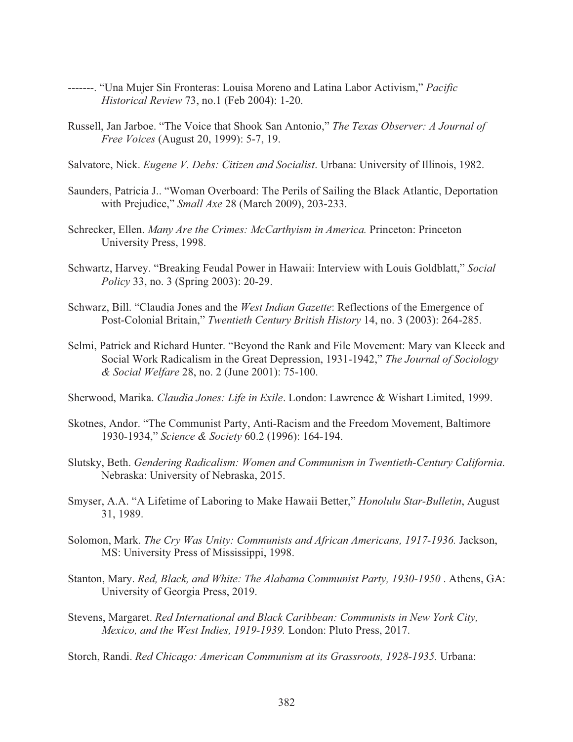-------. “Una Mujer Sin Fronteras: Louisa Moreno and Latina Labor Activism,” *Pacific Historical Review* 73, no.1 (Feb 2004): 1-20.

Russell, Jan Jarboe. “The Voice that Shook San Antonio,” *The Texas Observer: A Journal of Free Voices* (August 20, 1999): 5-7, 19.

Salvatore, Nick. *Eugene V. Debs: Citizen and Socialist*. Urbana: University of Illinois, 1982.

Saunders, Patricia J.. “Woman Overboard: The Perils of Sailing the Black Atlantic, Deportation with Prejudice,” *Small Axe* 28 (March 2009), 203-233.

Schrecker, Ellen. *Many Are the Crimes: McCarthyism in America.* Princeton: Princeton University Press, 1998.

Schwartz, Harvey. “Breaking Feudal Power in Hawaii: Interview with Louis Goldblatt,” *Social Policy* 33, no. 3 (Spring 2003): 20-29.

Schwarz, Bill. “Claudia Jones and the *West Indian Gazette*: Reflections of the Emergence of Post-Colonial Britain,” *Twentieth Century British History* 14, no. 3 (2003): 264-285.

Selmi, Patrick and Richard Hunter. “Beyond the Rank and File Movement: Mary van Kleeck and Social Work Radicalism in the Great Depression, 1931-1942,” *The Journal of Sociology & Social Welfare* 28, no. 2 (June 2001): 75-100.

Sherwood, Marika. *Claudia Jones: Life in Exile*. London: Lawrence & Wishart Limited, 1999.

Skotnes, Andor. “The Communist Party, Anti-Racism and the Freedom Movement, Baltimore 1930-1934,” *Science & Society* 60.2 (1996): 164-194.

Slutsky, Beth. *Gendering Radicalism: Women and Communism in Twentieth-Century California*. Nebraska: University of Nebraska, 2015.

Smyser, A.A. “A Lifetime of Laboring to Make Hawaii Better,” *Honolulu Star-Bulletin*, August 31, 1989.

Solomon, Mark. *The Cry Was Unity: Communists and African Americans, 1917-1936.* Jackson, MS: University Press of Mississippi, 1998.

Stanton, Mary. *Red, Black, and White: The Alabama Communist Party, 1930-1950* . Athens, GA: University of Georgia Press, 2019.

Stevens, Margaret. *Red International and Black Caribbean: Communists in New York City, Mexico, and the West Indies, 1919-1939.* London: Pluto Press, 2017.

Storch, Randi. *Red Chicago: American Communism at its Grassroots, 1928-1935.* Urbana: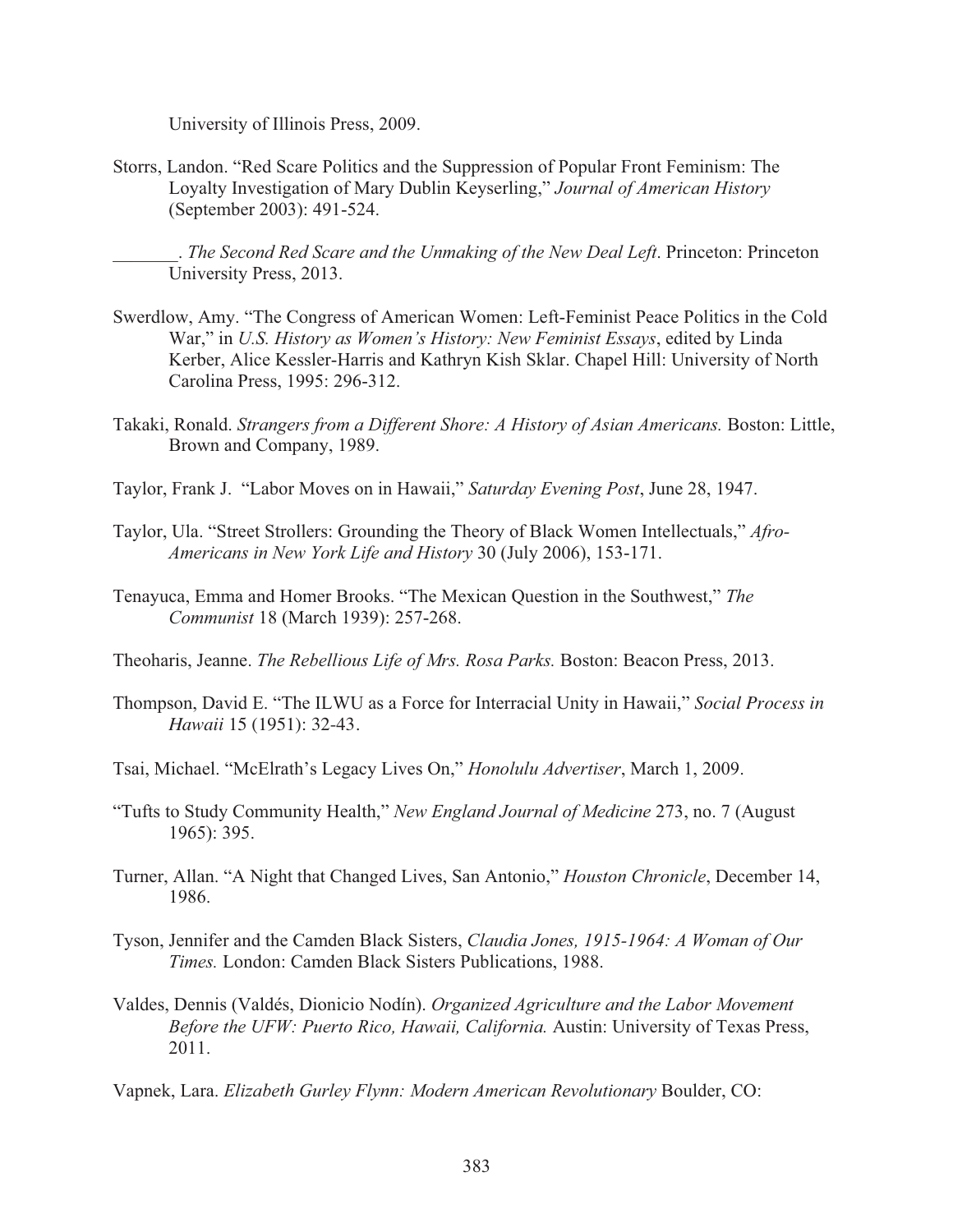University of Illinois Press, 2009.

Storrs, Landon. "Red Scare Politics and the Suppression of Popular Front Feminism: The Loyalty Investigation of Mary Dublin Keyserling," *Journal of American History* (September 2003): 491-524.

_______. *The Second Red Scare and the Unmaking of the New Deal Left*. Princeton: Princeton University Press, 2013.

Swerdlow, Amy. "The Congress of American Women: Left-Feminist Peace Politics in the Cold War," in *U.S. History as Women's History: New Feminist Essays*, edited by Linda Kerber, Alice Kessler-Harris and Kathryn Kish Sklar. Chapel Hill: University of North Carolina Press, 1995: 296-312.

Takaki, Ronald. *Strangers from a Different Shore: A History of Asian Americans.* Boston: Little, Brown and Company, 1989.

Taylor, Frank J. "Labor Moves on in Hawaii," *Saturday Evening Post*, June 28, 1947.

Taylor, Ula. "Street Strollers: Grounding the Theory of Black Women Intellectuals," *Afro-Americans in New York Life and History* 30 (July 2006), 153-171.

Tenayuca, Emma and Homer Brooks. "The Mexican Question in the Southwest," *The Communist* 18 (March 1939): 257-268.

Theoharis, Jeanne. *The Rebellious Life of Mrs. Rosa Parks.* Boston: Beacon Press, 2013.

Thompson, David E. "The ILWU as a Force for Interracial Unity in Hawaii," *Social Process in Hawaii* 15 (1951): 32-43.

Tsai, Michael. "McElrath's Legacy Lives On," *Honolulu Advertiser*, March 1, 2009.

"Tufts to Study Community Health," *New England Journal of Medicine* 273, no. 7 (August 1965): 395.

Turner, Allan. "A Night that Changed Lives, San Antonio," *Houston Chronicle*, December 14, 1986.

Tyson, Jennifer and the Camden Black Sisters, *Claudia Jones, 1915-1964: A Woman of Our Times.* London: Camden Black Sisters Publications, 1988.

Valdes, Dennis (Valdés, Dionicio Nodín). *Organized Agriculture and the Labor Movement Before the UFW: Puerto Rico, Hawaii, California.* Austin: University of Texas Press, 2011.

Vapnek, Lara. *Elizabeth Gurley Flynn: Modern American Revolutionary* Boulder, CO: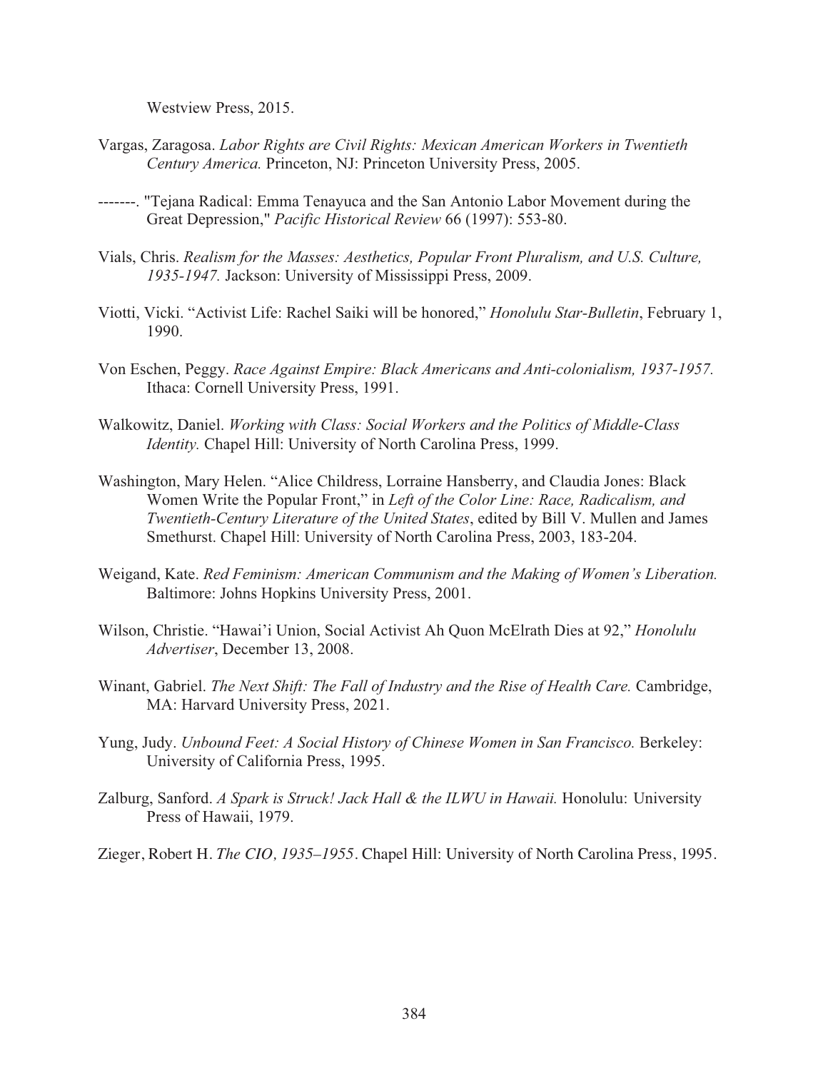Westview Press, 2015.

Vargas, Zaragosa. *Labor Rights are Civil Rights: Mexican American Workers in Twentieth Century America.* Princeton, NJ: Princeton University Press, 2005.

-------. "Tejana Radical: Emma Tenayuca and the San Antonio Labor Movement during the Great Depression," *Pacific Historical Review* 66 (1997): 553-80.

Vials, Chris. *Realism for the Masses: Aesthetics, Popular Front Pluralism, and U.S. Culture, 1935-1947.* Jackson: University of Mississippi Press, 2009.

Viotti, Vicki. "Activist Life: Rachel Saiki will be honored," *Honolulu Star-Bulletin*, February 1, 1990.

Von Eschen, Peggy. *Race Against Empire: Black Americans and Anti-colonialism, 1937-1957.* Ithaca: Cornell University Press, 1991.

Walkowitz, Daniel. *Working with Class: Social Workers and the Politics of Middle-Class Identity.* Chapel Hill: University of North Carolina Press, 1999.

Washington, Mary Helen. "Alice Childress, Lorraine Hansberry, and Claudia Jones: Black Women Write the Popular Front," in *Left of the Color Line: Race, Radicalism, and Twentieth-Century Literature of the United States*, edited by Bill V. Mullen and James Smethurst. Chapel Hill: University of North Carolina Press, 2003, 183-204.

Weigand, Kate. *Red Feminism: American Communism and the Making of Women's Liberation.* Baltimore: Johns Hopkins University Press, 2001.

Wilson, Christie. "Hawai'i Union, Social Activist Ah Quon McElrath Dies at 92," *Honolulu Advertiser*, December 13, 2008.

Winant, Gabriel. *The Next Shift: The Fall of Industry and the Rise of Health Care.* Cambridge, MA: Harvard University Press, 2021.

Yung, Judy. *Unbound Feet: A Social History of Chinese Women in San Francisco.* Berkeley: University of California Press, 1995.

Zalburg, Sanford. *A Spark is Struck! Jack Hall & the ILWU in Hawaii.* Honolulu: University Press of Hawaii, 1979.

Zieger, Robert H. *The CIO, 1935–1955*. Chapel Hill: University of North Carolina Press, 1995.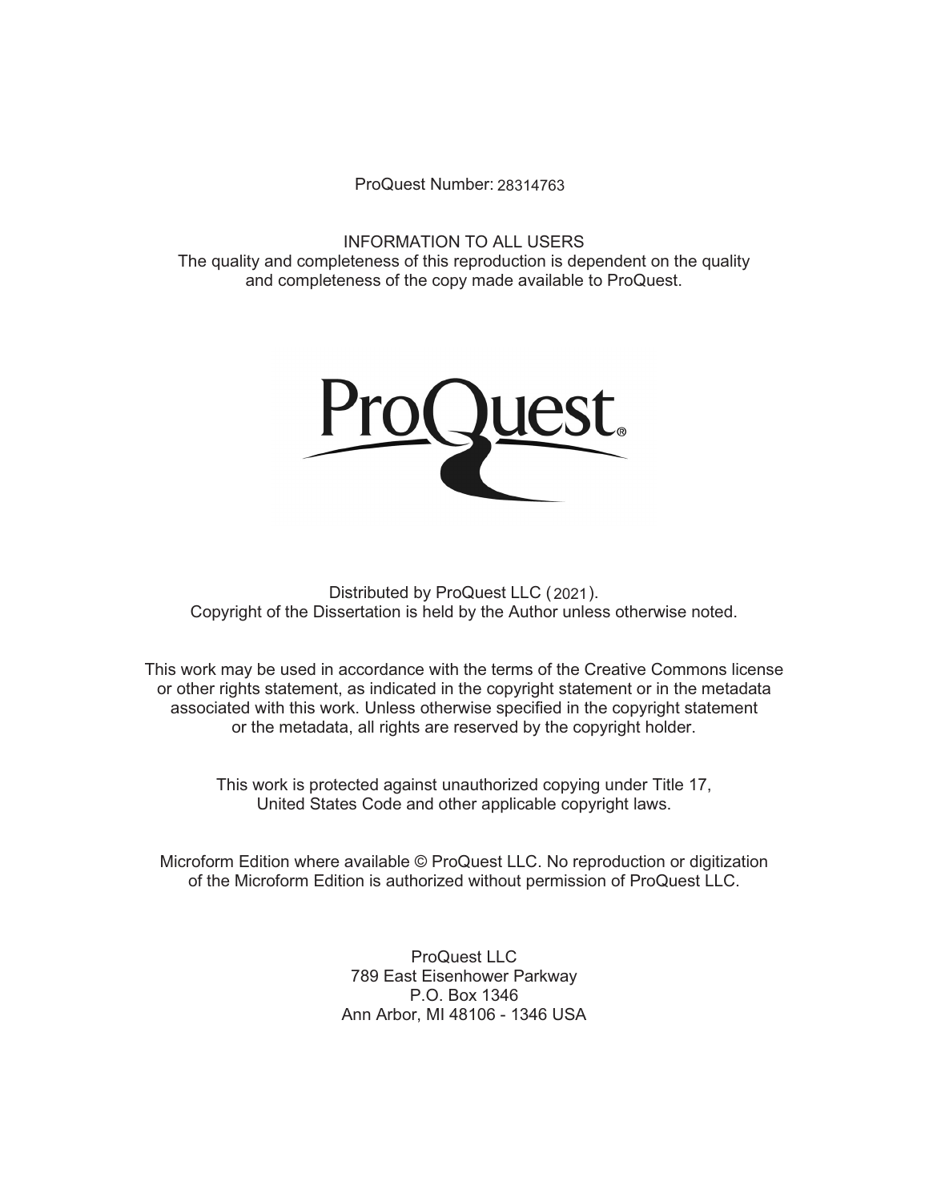ProQuest Number: 28314763

INFORMATION TO ALL USERS
The quality and completeness of this reproduction is dependent on the quality and completeness of the copy made available to ProQuest.

ProQuest.

Distributed by ProQuest LLC ( 2021 ).
Copyright of the Dissertation is held by the Author unless otherwise noted.

This work may be used in accordance with the terms of the Creative Commons license or other rights statement, as indicated in the copyright statement or in the metadata associated with this work. Unless otherwise specified in the copyright statement or the metadata, all rights are reserved by the copyright holder.

This work is protected against unauthorized copying under Title 17, United States Code and other applicable copyright laws.

Microform Edition where available © ProQuest LLC. No reproduction or digitization of the Microform Edition is authorized without permission of ProQuest LLC.

ProQuest LLC
789 East Eisenhower Parkway
P.O. Box 1346
Ann Arbor, MI 48106 - 1346 USA